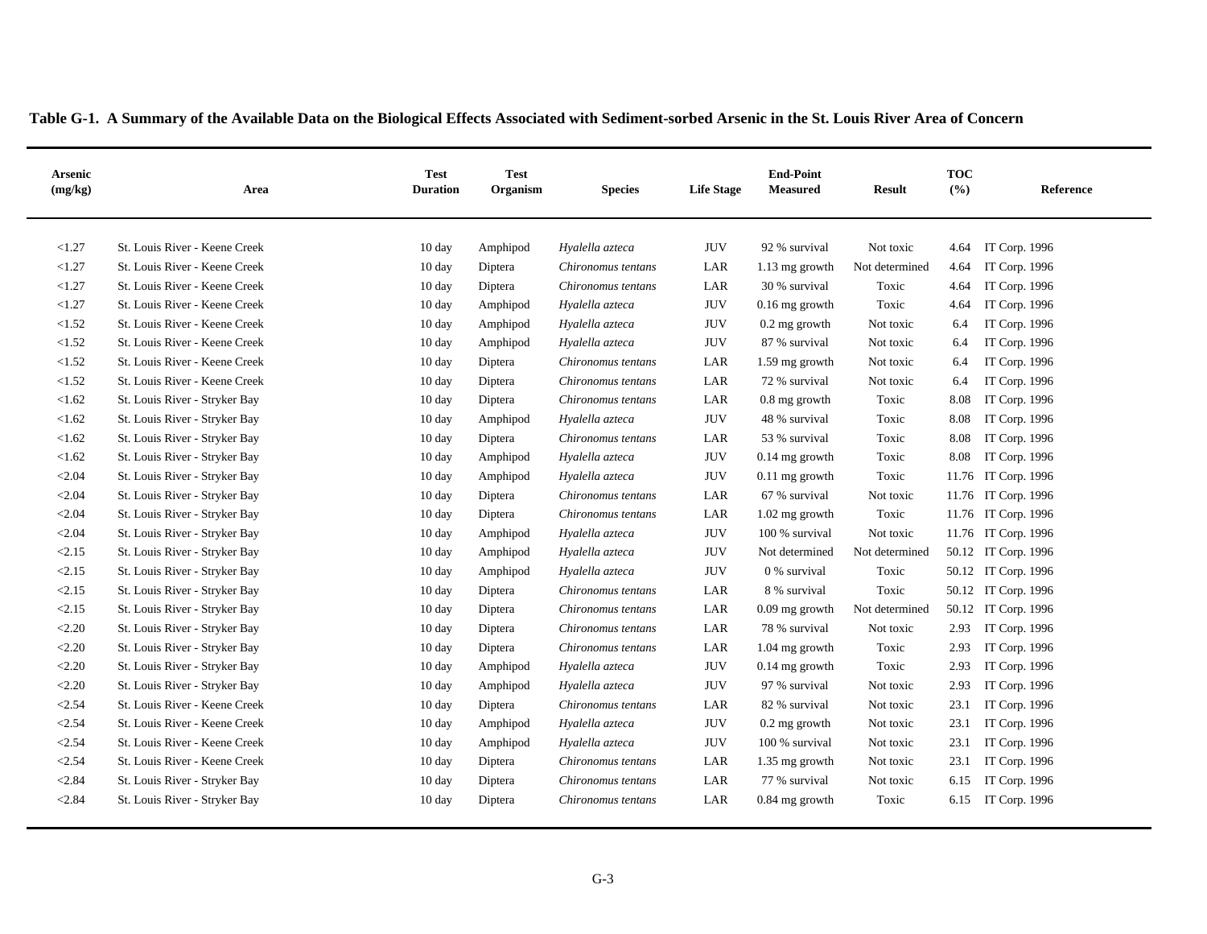**Table G-1. A Summary of the Available Data on the Biological Effects Associated with Sediment-sorbed Arsenic in the St. Louis River Area of Concern**

| Arsenic (mg/kg) | Area | Test Duration | Test Organism | Species | Life Stage | End-Point Measured | Result | TOC (%) | Reference |
|---|---|---|---|---|---|---|---|---|---|
| <1.27 | St. Louis River - Keene Creek | 10 day | Amphipod | *Hyalella azteca* | JUV | 92 % survival | Not toxic | 4.64 | IT Corp. 1996 |
| <1.27 | St. Louis River - Keene Creek | 10 day | Diptera | *Chironomus tentans* | LAR | 1.13 mg growth | Not determined | 4.64 | IT Corp. 1996 |
| <1.27 | St. Louis River - Keene Creek | 10 day | Diptera | *Chironomus tentans* | LAR | 30 % survival | Toxic | 4.64 | IT Corp. 1996 |
| <1.27 | St. Louis River - Keene Creek | 10 day | Amphipod | *Hyalella azteca* | JUV | 0.16 mg growth | Toxic | 4.64 | IT Corp. 1996 |
| <1.52 | St. Louis River - Keene Creek | 10 day | Amphipod | *Hyalella azteca* | JUV | 0.2 mg growth | Not toxic | 6.4 | IT Corp. 1996 |
| <1.52 | St. Louis River - Keene Creek | 10 day | Amphipod | *Hyalella azteca* | JUV | 87 % survival | Not toxic | 6.4 | IT Corp. 1996 |
| <1.52 | St. Louis River - Keene Creek | 10 day | Diptera | *Chironomus tentans* | LAR | 1.59 mg growth | Not toxic | 6.4 | IT Corp. 1996 |
| <1.52 | St. Louis River - Keene Creek | 10 day | Diptera | *Chironomus tentans* | LAR | 72 % survival | Not toxic | 6.4 | IT Corp. 1996 |
| <1.62 | St. Louis River - Stryker Bay | 10 day | Diptera | *Chironomus tentans* | LAR | 0.8 mg growth | Toxic | 8.08 | IT Corp. 1996 |
| <1.62 | St. Louis River - Stryker Bay | 10 day | Amphipod | *Hyalella azteca* | JUV | 48 % survival | Toxic | 8.08 | IT Corp. 1996 |
| <1.62 | St. Louis River - Stryker Bay | 10 day | Diptera | *Chironomus tentans* | LAR | 53 % survival | Toxic | 8.08 | IT Corp. 1996 |
| <1.62 | St. Louis River - Stryker Bay | 10 day | Amphipod | *Hyalella azteca* | JUV | 0.14 mg growth | Toxic | 8.08 | IT Corp. 1996 |
| <2.04 | St. Louis River - Stryker Bay | 10 day | Amphipod | *Hyalella azteca* | JUV | 0.11 mg growth | Toxic | 11.76 | IT Corp. 1996 |
| <2.04 | St. Louis River - Stryker Bay | 10 day | Diptera | *Chironomus tentans* | LAR | 67 % survival | Not toxic | 11.76 | IT Corp. 1996 |
| <2.04 | St. Louis River - Stryker Bay | 10 day | Diptera | *Chironomus tentans* | LAR | 1.02 mg growth | Toxic | 11.76 | IT Corp. 1996 |
| <2.04 | St. Louis River - Stryker Bay | 10 day | Amphipod | *Hyalella azteca* | JUV | 100 % survival | Not toxic | 11.76 | IT Corp. 1996 |
| <2.15 | St. Louis River - Stryker Bay | 10 day | Amphipod | *Hyalella azteca* | JUV | Not determined | Not determined | 50.12 | IT Corp. 1996 |
| <2.15 | St. Louis River - Stryker Bay | 10 day | Amphipod | *Hyalella azteca* | JUV | 0 % survival | Toxic | 50.12 | IT Corp. 1996 |
| <2.15 | St. Louis River - Stryker Bay | 10 day | Diptera | *Chironomus tentans* | LAR | 8 % survival | Toxic | 50.12 | IT Corp. 1996 |
| <2.15 | St. Louis River - Stryker Bay | 10 day | Diptera | *Chironomus tentans* | LAR | 0.09 mg growth | Not determined | 50.12 | IT Corp. 1996 |
| <2.20 | St. Louis River - Stryker Bay | 10 day | Diptera | *Chironomus tentans* | LAR | 78 % survival | Not toxic | 2.93 | IT Corp. 1996 |
| <2.20 | St. Louis River - Stryker Bay | 10 day | Diptera | *Chironomus tentans* | LAR | 1.04 mg growth | Toxic | 2.93 | IT Corp. 1996 |
| <2.20 | St. Louis River - Stryker Bay | 10 day | Amphipod | *Hyalella azteca* | JUV | 0.14 mg growth | Toxic | 2.93 | IT Corp. 1996 |
| <2.20 | St. Louis River - Stryker Bay | 10 day | Amphipod | *Hyalella azteca* | JUV | 97 % survival | Not toxic | 2.93 | IT Corp. 1996 |
| <2.54 | St. Louis River - Keene Creek | 10 day | Diptera | *Chironomus tentans* | LAR | 82 % survival | Not toxic | 23.1 | IT Corp. 1996 |
| <2.54 | St. Louis River - Keene Creek | 10 day | Amphipod | *Hyalella azteca* | JUV | 0.2 mg growth | Not toxic | 23.1 | IT Corp. 1996 |
| <2.54 | St. Louis River - Keene Creek | 10 day | Amphipod | *Hyalella azteca* | JUV | 100 % survival | Not toxic | 23.1 | IT Corp. 1996 |
| <2.54 | St. Louis River - Keene Creek | 10 day | Diptera | *Chironomus tentans* | LAR | 1.35 mg growth | Not toxic | 23.1 | IT Corp. 1996 |
| <2.84 | St. Louis River - Stryker Bay | 10 day | Diptera | *Chironomus tentans* | LAR | 77 % survival | Not toxic | 6.15 | IT Corp. 1996 |
| <2.84 | St. Louis River - Stryker Bay | 10 day | Diptera | *Chironomus tentans* | LAR | 0.84 mg growth | Toxic | 6.15 | IT Corp. 1996 |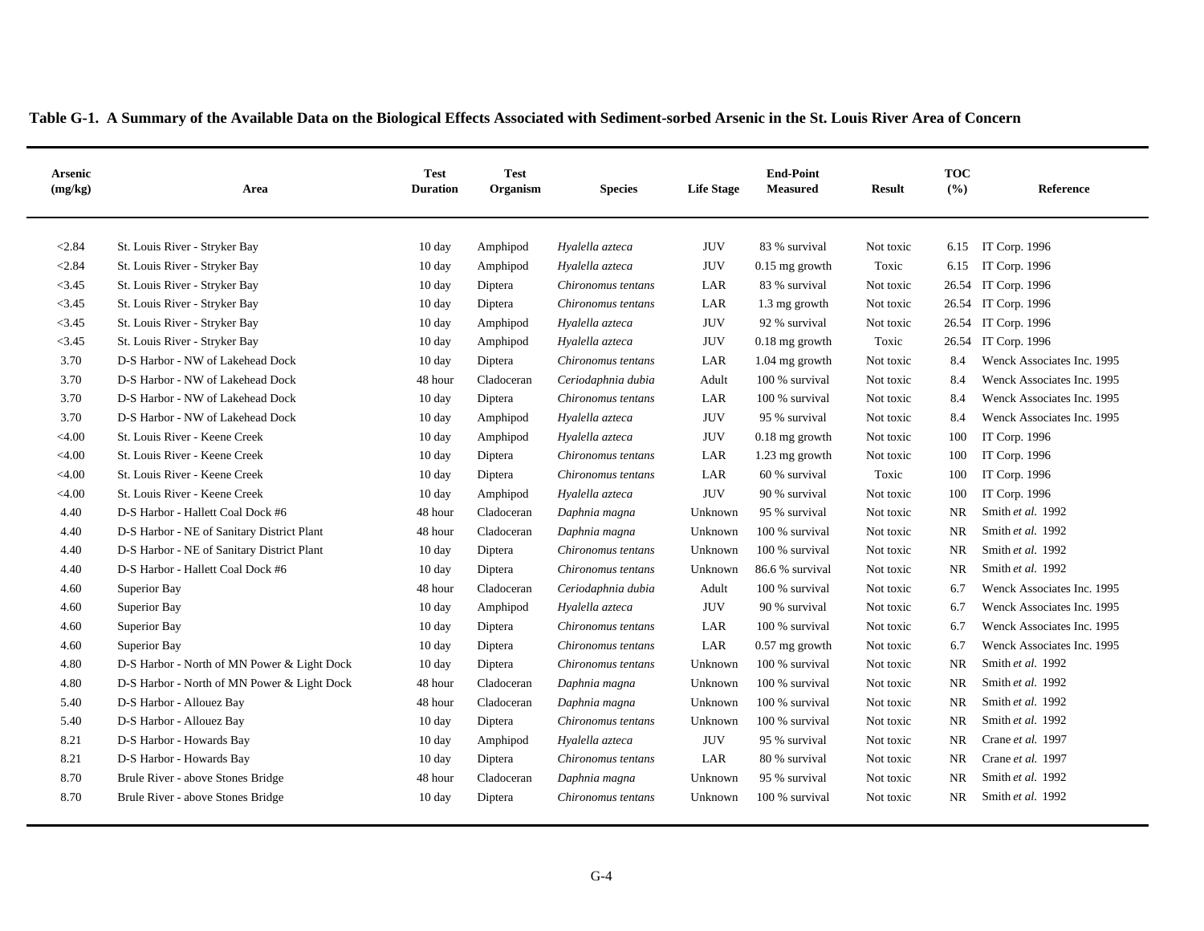**Table G-1. A Summary of the Available Data on the Biological Effects Associated with Sediment-sorbed Arsenic in the St. Louis River Area of Concern**

| Arsenic (mg/kg) | Area | Test Duration | Test Organism | Species | Life Stage | End-Point Measured | Result | TOC (%) | Reference |
|---|---|---|---|---|---|---|---|---|---|
| <2.84 | St. Louis River - Stryker Bay | 10 day | Amphipod | *Hyalella azteca* | JUV | 83 % survival | Not toxic | 6.15 | IT Corp. 1996 |
| <2.84 | St. Louis River - Stryker Bay | 10 day | Amphipod | *Hyalella azteca* | JUV | 0.15 mg growth | Toxic | 6.15 | IT Corp. 1996 |
| <3.45 | St. Louis River - Stryker Bay | 10 day | Diptera | *Chironomus tentans* | LAR | 83 % survival | Not toxic | 26.54 | IT Corp. 1996 |
| <3.45 | St. Louis River - Stryker Bay | 10 day | Diptera | *Chironomus tentans* | LAR | 1.3 mg growth | Not toxic | 26.54 | IT Corp. 1996 |
| <3.45 | St. Louis River - Stryker Bay | 10 day | Amphipod | *Hyalella azteca* | JUV | 92 % survival | Not toxic | 26.54 | IT Corp. 1996 |
| <3.45 | St. Louis River - Stryker Bay | 10 day | Amphipod | *Hyalella azteca* | JUV | 0.18 mg growth | Toxic | 26.54 | IT Corp. 1996 |
| 3.70 | D-S Harbor - NW of Lakehead Dock | 10 day | Diptera | *Chironomus tentans* | LAR | 1.04 mg growth | Not toxic | 8.4 | Wenck Associates Inc. 1995 |
| 3.70 | D-S Harbor - NW of Lakehead Dock | 48 hour | Cladoceran | *Ceriodaphnia dubia* | Adult | 100 % survival | Not toxic | 8.4 | Wenck Associates Inc. 1995 |
| 3.70 | D-S Harbor - NW of Lakehead Dock | 10 day | Diptera | *Chironomus tentans* | LAR | 100 % survival | Not toxic | 8.4 | Wenck Associates Inc. 1995 |
| 3.70 | D-S Harbor - NW of Lakehead Dock | 10 day | Amphipod | *Hyalella azteca* | JUV | 95 % survival | Not toxic | 8.4 | Wenck Associates Inc. 1995 |
| <4.00 | St. Louis River - Keene Creek | 10 day | Amphipod | *Hyalella azteca* | JUV | 0.18 mg growth | Not toxic | 100 | IT Corp. 1996 |
| <4.00 | St. Louis River - Keene Creek | 10 day | Diptera | *Chironomus tentans* | LAR | 1.23 mg growth | Not toxic | 100 | IT Corp. 1996 |
| <4.00 | St. Louis River - Keene Creek | 10 day | Diptera | *Chironomus tentans* | LAR | 60 % survival | Toxic | 100 | IT Corp. 1996 |
| <4.00 | St. Louis River - Keene Creek | 10 day | Amphipod | *Hyalella azteca* | JUV | 90 % survival | Not toxic | 100 | IT Corp. 1996 |
| 4.40 | D-S Harbor - Hallett Coal Dock #6 | 48 hour | Cladoceran | *Daphnia magna* | Unknown | 95 % survival | Not toxic | NR | Smith *et al.* 1992 |
| 4.40 | D-S Harbor - NE of Sanitary District Plant | 48 hour | Cladoceran | *Daphnia magna* | Unknown | 100 % survival | Not toxic | NR | Smith *et al.* 1992 |
| 4.40 | D-S Harbor - NE of Sanitary District Plant | 10 day | Diptera | *Chironomus tentans* | Unknown | 100 % survival | Not toxic | NR | Smith *et al.* 1992 |
| 4.40 | D-S Harbor - Hallett Coal Dock #6 | 10 day | Diptera | *Chironomus tentans* | Unknown | 86.6 % survival | Not toxic | NR | Smith *et al.* 1992 |
| 4.60 | Superior Bay | 48 hour | Cladoceran | *Ceriodaphnia dubia* | Adult | 100 % survival | Not toxic | 6.7 | Wenck Associates Inc. 1995 |
| 4.60 | Superior Bay | 10 day | Amphipod | *Hyalella azteca* | JUV | 90 % survival | Not toxic | 6.7 | Wenck Associates Inc. 1995 |
| 4.60 | Superior Bay | 10 day | Diptera | *Chironomus tentans* | LAR | 100 % survival | Not toxic | 6.7 | Wenck Associates Inc. 1995 |
| 4.60 | Superior Bay | 10 day | Diptera | *Chironomus tentans* | LAR | 0.57 mg growth | Not toxic | 6.7 | Wenck Associates Inc. 1995 |
| 4.80 | D-S Harbor - North of MN Power & Light Dock | 10 day | Diptera | *Chironomus tentans* | Unknown | 100 % survival | Not toxic | NR | Smith *et al.* 1992 |
| 4.80 | D-S Harbor - North of MN Power & Light Dock | 48 hour | Cladoceran | *Daphnia magna* | Unknown | 100 % survival | Not toxic | NR | Smith *et al.* 1992 |
| 5.40 | D-S Harbor - Allouez Bay | 48 hour | Cladoceran | *Daphnia magna* | Unknown | 100 % survival | Not toxic | NR | Smith *et al.* 1992 |
| 5.40 | D-S Harbor - Allouez Bay | 10 day | Diptera | *Chironomus tentans* | Unknown | 100 % survival | Not toxic | NR | Smith *et al.* 1992 |
| 8.21 | D-S Harbor - Howards Bay | 10 day | Amphipod | *Hyalella azteca* | JUV | 95 % survival | Not toxic | NR | Crane *et al.* 1997 |
| 8.21 | D-S Harbor - Howards Bay | 10 day | Diptera | *Chironomus tentans* | LAR | 80 % survival | Not toxic | NR | Crane *et al.* 1997 |
| 8.70 | Brule River - above Stones Bridge | 48 hour | Cladoceran | *Daphnia magna* | Unknown | 95 % survival | Not toxic | NR | Smith *et al.* 1992 |
| 8.70 | Brule River - above Stones Bridge | 10 day | Diptera | *Chironomus tentans* | Unknown | 100 % survival | Not toxic | NR | Smith *et al.* 1992 |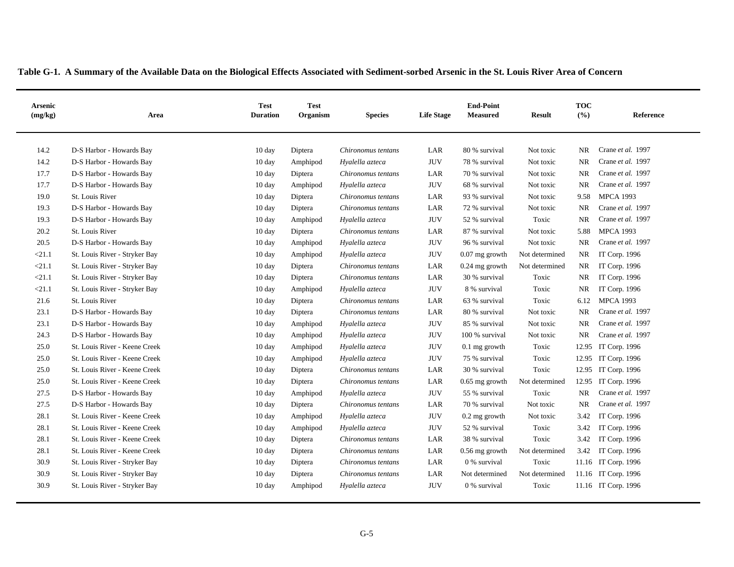**Table G-1. A Summary of the Available Data on the Biological Effects Associated with Sediment-sorbed Arsenic in the St. Louis River Area of Concern**

| Arsenic (mg/kg) | Area | Test Duration | Test Organism | Species | Life Stage | End-Point Measured | Result | TOC (%) | Reference |
|---|---|---|---|---|---|---|---|---|---|
| 14.2 | D-S Harbor - Howards Bay | 10 day | Diptera | *Chironomus tentans* | LAR | 80 % survival | Not toxic | NR | Crane *et al.* 1997 |
| 14.2 | D-S Harbor - Howards Bay | 10 day | Amphipod | *Hyalella azteca* | JUV | 78 % survival | Not toxic | NR | Crane *et al.* 1997 |
| 17.7 | D-S Harbor - Howards Bay | 10 day | Diptera | *Chironomus tentans* | LAR | 70 % survival | Not toxic | NR | Crane *et al.* 1997 |
| 17.7 | D-S Harbor - Howards Bay | 10 day | Amphipod | *Hyalella azteca* | JUV | 68 % survival | Not toxic | NR | Crane *et al.* 1997 |
| 19.0 | St. Louis River | 10 day | Diptera | *Chironomus tentans* | LAR | 93 % survival | Not toxic | 9.58 | MPCA 1993 |
| 19.3 | D-S Harbor - Howards Bay | 10 day | Diptera | *Chironomus tentans* | LAR | 72 % survival | Not toxic | NR | Crane *et al.* 1997 |
| 19.3 | D-S Harbor - Howards Bay | 10 day | Amphipod | *Hyalella azteca* | JUV | 52 % survival | Toxic | NR | Crane *et al.* 1997 |
| 20.2 | St. Louis River | 10 day | Diptera | *Chironomus tentans* | LAR | 87 % survival | Not toxic | 5.88 | MPCA 1993 |
| 20.5 | D-S Harbor - Howards Bay | 10 day | Amphipod | *Hyalella azteca* | JUV | 96 % survival | Not toxic | NR | Crane *et al.* 1997 |
| <21.1 | St. Louis River - Stryker Bay | 10 day | Amphipod | *Hyalella azteca* | JUV | 0.07 mg growth | Not determined | NR | IT Corp. 1996 |
| <21.1 | St. Louis River - Stryker Bay | 10 day | Diptera | *Chironomus tentans* | LAR | 0.24 mg growth | Not determined | NR | IT Corp. 1996 |
| <21.1 | St. Louis River - Stryker Bay | 10 day | Diptera | *Chironomus tentans* | LAR | 30 % survival | Toxic | NR | IT Corp. 1996 |
| <21.1 | St. Louis River - Stryker Bay | 10 day | Amphipod | *Hyalella azteca* | JUV | 8 % survival | Toxic | NR | IT Corp. 1996 |
| 21.6 | St. Louis River | 10 day | Diptera | *Chironomus tentans* | LAR | 63 % survival | Toxic | 6.12 | MPCA 1993 |
| 23.1 | D-S Harbor - Howards Bay | 10 day | Diptera | *Chironomus tentans* | LAR | 80 % survival | Not toxic | NR | Crane *et al.* 1997 |
| 23.1 | D-S Harbor - Howards Bay | 10 day | Amphipod | *Hyalella azteca* | JUV | 85 % survival | Not toxic | NR | Crane *et al.* 1997 |
| 24.3 | D-S Harbor - Howards Bay | 10 day | Amphipod | *Hyalella azteca* | JUV | 100 % survival | Not toxic | NR | Crane *et al.* 1997 |
| 25.0 | St. Louis River - Keene Creek | 10 day | Amphipod | *Hyalella azteca* | JUV | 0.1 mg growth | Toxic | 12.95 | IT Corp. 1996 |
| 25.0 | St. Louis River - Keene Creek | 10 day | Amphipod | *Hyalella azteca* | JUV | 75 % survival | Toxic | 12.95 | IT Corp. 1996 |
| 25.0 | St. Louis River - Keene Creek | 10 day | Diptera | *Chironomus tentans* | LAR | 30 % survival | Toxic | 12.95 | IT Corp. 1996 |
| 25.0 | St. Louis River - Keene Creek | 10 day | Diptera | *Chironomus tentans* | LAR | 0.65 mg growth | Not determined | 12.95 | IT Corp. 1996 |
| 27.5 | D-S Harbor - Howards Bay | 10 day | Amphipod | *Hyalella azteca* | JUV | 55 % survival | Toxic | NR | Crane *et al.* 1997 |
| 27.5 | D-S Harbor - Howards Bay | 10 day | Diptera | *Chironomus tentans* | LAR | 70 % survival | Not toxic | NR | Crane *et al.* 1997 |
| 28.1 | St. Louis River - Keene Creek | 10 day | Amphipod | *Hyalella azteca* | JUV | 0.2 mg growth | Not toxic | 3.42 | IT Corp. 1996 |
| 28.1 | St. Louis River - Keene Creek | 10 day | Amphipod | *Hyalella azteca* | JUV | 52 % survival | Toxic | 3.42 | IT Corp. 1996 |
| 28.1 | St. Louis River - Keene Creek | 10 day | Diptera | *Chironomus tentans* | LAR | 38 % survival | Toxic | 3.42 | IT Corp. 1996 |
| 28.1 | St. Louis River - Keene Creek | 10 day | Diptera | *Chironomus tentans* | LAR | 0.56 mg growth | Not determined | 3.42 | IT Corp. 1996 |
| 30.9 | St. Louis River - Stryker Bay | 10 day | Diptera | *Chironomus tentans* | LAR | 0 % survival | Toxic | 11.16 | IT Corp. 1996 |
| 30.9 | St. Louis River - Stryker Bay | 10 day | Diptera | *Chironomus tentans* | LAR | Not determined | Not determined | 11.16 | IT Corp. 1996 |
| 30.9 | St. Louis River - Stryker Bay | 10 day | Amphipod | *Hyalella azteca* | JUV | 0 % survival | Toxic | 11.16 | IT Corp. 1996 |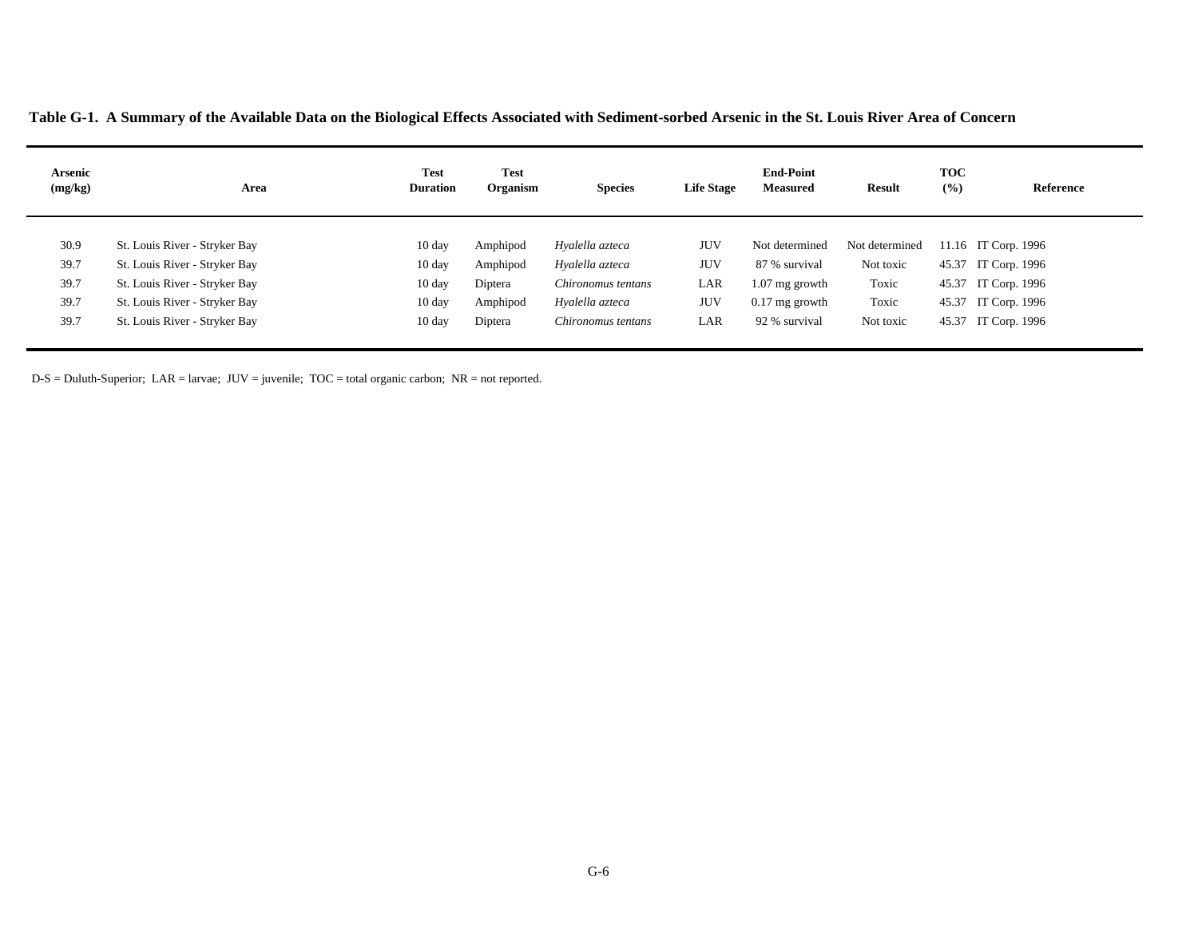**Table G-1. A Summary of the Available Data on the Biological Effects Associated with Sediment-sorbed Arsenic in the St. Louis River Area of Concern**

| Arsenic (mg/kg) | Area | Test Duration | Test Organism | Species | Life Stage | End-Point Measured | Result | TOC (%) | Reference |
|---|---|---|---|---|---|---|---|---|---|
| 30.9 | St. Louis River - Stryker Bay | 10 day | Amphipod | *Hyalella azteca* | JUV | Not determined | Not determined | 11.16 | IT Corp. 1996 |
| 39.7 | St. Louis River - Stryker Bay | 10 day | Amphipod | *Hyalella azteca* | JUV | 87 % survival | Not toxic | 45.37 | IT Corp. 1996 |
| 39.7 | St. Louis River - Stryker Bay | 10 day | Diptera | *Chironomus tentans* | LAR | 1.07 mg growth | Toxic | 45.37 | IT Corp. 1996 |
| 39.7 | St. Louis River - Stryker Bay | 10 day | Amphipod | *Hyalella azteca* | JUV | 0.17 mg growth | Toxic | 45.37 | IT Corp. 1996 |
| 39.7 | St. Louis River - Stryker Bay | 10 day | Diptera | *Chironomus tentans* | LAR | 92 % survival | Not toxic | 45.37 | IT Corp. 1996 |

D-S = Duluth-Superior; LAR = larvae; JUV = juvenile; TOC = total organic carbon; NR = not reported.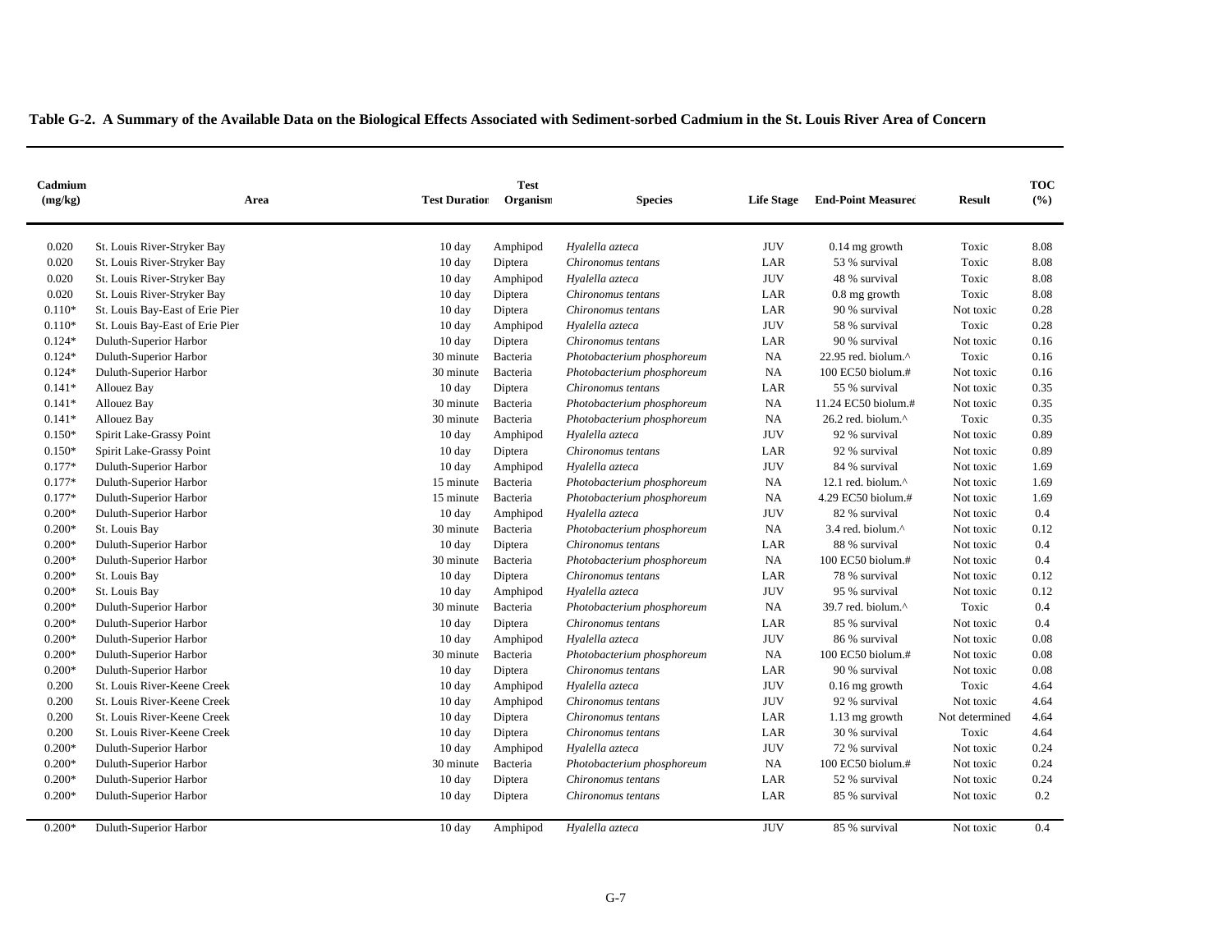**Table G-2. A Summary of the Available Data on the Biological Effects Associated with Sediment-sorbed Cadmium in the St. Louis River Area of Concern**

| Cadmium (mg/kg) | Area | Test Duration | Test Organism | Species | Life Stage | End-Point Measured | Result | TOC (%) |
|---|---|---|---|---|---|---|---|---|
| 0.020 | St. Louis River-Stryker Bay | 10 day | Amphipod | *Hyalella azteca* | JUV | 0.14 mg growth | Toxic | 8.08 |
| 0.020 | St. Louis River-Stryker Bay | 10 day | Diptera | *Chironomus tentans* | LAR | 53 % survival | Toxic | 8.08 |
| 0.020 | St. Louis River-Stryker Bay | 10 day | Amphipod | *Hyalella azteca* | JUV | 48 % survival | Toxic | 8.08 |
| 0.020 | St. Louis River-Stryker Bay | 10 day | Diptera | *Chironomus tentans* | LAR | 0.8 mg growth | Toxic | 8.08 |
| 0.110* | St. Louis Bay-East of Erie Pier | 10 day | Diptera | *Chironomus tentans* | LAR | 90 % survival | Not toxic | 0.28 |
| 0.110* | St. Louis Bay-East of Erie Pier | 10 day | Amphipod | *Hyalella azteca* | JUV | 58 % survival | Toxic | 0.28 |
| 0.124* | Duluth-Superior Harbor | 10 day | Diptera | *Chironomus tentans* | LAR | 90 % survival | Not toxic | 0.16 |
| 0.124* | Duluth-Superior Harbor | 30 minute | Bacteria | *Photobacterium phosphoreum* | NA | 22.95 red. biolum.^ | Toxic | 0.16 |
| 0.124* | Duluth-Superior Harbor | 30 minute | Bacteria | *Photobacterium phosphoreum* | NA | 100 EC50 biolum.# | Not toxic | 0.16 |
| 0.141* | Allouez Bay | 10 day | Diptera | *Chironomus tentans* | LAR | 55 % survival | Not toxic | 0.35 |
| 0.141* | Allouez Bay | 30 minute | Bacteria | *Photobacterium phosphoreum* | NA | 11.24 EC50 biolum.# | Not toxic | 0.35 |
| 0.141* | Allouez Bay | 30 minute | Bacteria | *Photobacterium phosphoreum* | NA | 26.2 red. biolum.^ | Toxic | 0.35 |
| 0.150* | Spirit Lake-Grassy Point | 10 day | Amphipod | *Hyalella azteca* | JUV | 92 % survival | Not toxic | 0.89 |
| 0.150* | Spirit Lake-Grassy Point | 10 day | Diptera | *Chironomus tentans* | LAR | 92 % survival | Not toxic | 0.89 |
| 0.177* | Duluth-Superior Harbor | 10 day | Amphipod | *Hyalella azteca* | JUV | 84 % survival | Not toxic | 1.69 |
| 0.177* | Duluth-Superior Harbor | 15 minute | Bacteria | *Photobacterium phosphoreum* | NA | 12.1 red. biolum.^ | Not toxic | 1.69 |
| 0.177* | Duluth-Superior Harbor | 15 minute | Bacteria | *Photobacterium phosphoreum* | NA | 4.29 EC50 biolum.# | Not toxic | 1.69 |
| 0.200* | Duluth-Superior Harbor | 10 day | Amphipod | *Hyalella azteca* | JUV | 82 % survival | Not toxic | 0.4 |
| 0.200* | St. Louis Bay | 30 minute | Bacteria | *Photobacterium phosphoreum* | NA | 3.4 red. biolum.^ | Not toxic | 0.12 |
| 0.200* | Duluth-Superior Harbor | 10 day | Diptera | *Chironomus tentans* | LAR | 88 % survival | Not toxic | 0.4 |
| 0.200* | Duluth-Superior Harbor | 30 minute | Bacteria | *Photobacterium phosphoreum* | NA | 100 EC50 biolum.# | Not toxic | 0.4 |
| 0.200* | St. Louis Bay | 10 day | Diptera | *Chironomus tentans* | LAR | 78 % survival | Not toxic | 0.12 |
| 0.200* | St. Louis Bay | 10 day | Amphipod | *Hyalella azteca* | JUV | 95 % survival | Not toxic | 0.12 |
| 0.200* | Duluth-Superior Harbor | 30 minute | Bacteria | *Photobacterium phosphoreum* | NA | 39.7 red. biolum.^ | Toxic | 0.4 |
| 0.200* | Duluth-Superior Harbor | 10 day | Diptera | *Chironomus tentans* | LAR | 85 % survival | Not toxic | 0.4 |
| 0.200* | Duluth-Superior Harbor | 10 day | Amphipod | *Hyalella azteca* | JUV | 86 % survival | Not toxic | 0.08 |
| 0.200* | Duluth-Superior Harbor | 30 minute | Bacteria | *Photobacterium phosphoreum* | NA | 100 EC50 biolum.# | Not toxic | 0.08 |
| 0.200* | Duluth-Superior Harbor | 10 day | Diptera | *Chironomus tentans* | LAR | 90 % survival | Not toxic | 0.08 |
| 0.200 | St. Louis River-Keene Creek | 10 day | Amphipod | *Hyalella azteca* | JUV | 0.16 mg growth | Toxic | 4.64 |
| 0.200 | St. Louis River-Keene Creek | 10 day | Amphipod | *Chironomus tentans* | JUV | 92 % survival | Not toxic | 4.64 |
| 0.200 | St. Louis River-Keene Creek | 10 day | Diptera | *Chironomus tentans* | LAR | 1.13 mg growth | Not determined | 4.64 |
| 0.200 | St. Louis River-Keene Creek | 10 day | Diptera | *Chironomus tentans* | LAR | 30 % survival | Toxic | 4.64 |
| 0.200* | Duluth-Superior Harbor | 10 day | Amphipod | *Hyalella azteca* | JUV | 72 % survival | Not toxic | 0.24 |
| 0.200* | Duluth-Superior Harbor | 30 minute | Bacteria | *Photobacterium phosphoreum* | NA | 100 EC50 biolum.# | Not toxic | 0.24 |
| 0.200* | Duluth-Superior Harbor | 10 day | Diptera | *Chironomus tentans* | LAR | 52 % survival | Not toxic | 0.24 |
| 0.200* | Duluth-Superior Harbor | 10 day | Diptera | *Chironomus tentans* | LAR | 85 % survival | Not toxic | 0.2 |
| 0.200* | Duluth-Superior Harbor | 10 day | Amphipod | *Hyalella azteca* | JUV | 85 % survival | Not toxic | 0.4 |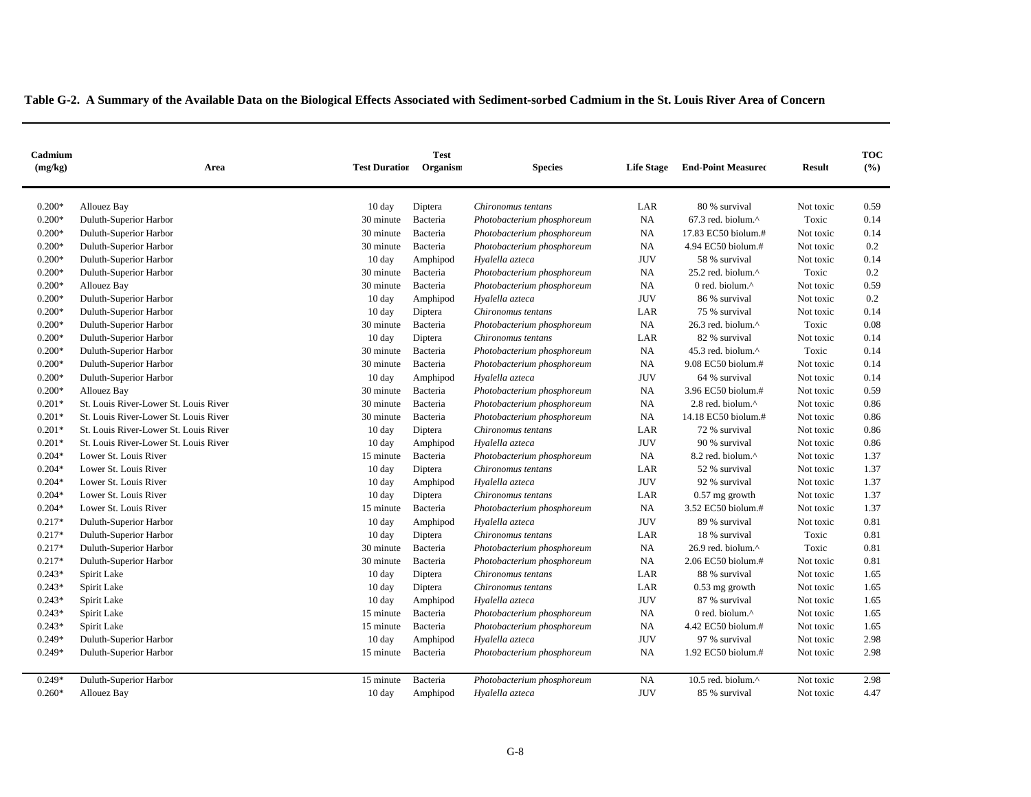**Table G-2. A Summary of the Available Data on the Biological Effects Associated with Sediment-sorbed Cadmium in the St. Louis River Area of Concern**

| Cadmium (mg/kg) | Area | Test Duration | Test Organism | Species | Life Stage | End-Point Measured | Result | TOC (%) |
|---|---|---|---|---|---|---|---|---|
| 0.200* | Allouez Bay | 10 day | Diptera | *Chironomus tentans* | LAR | 80 % survival | Not toxic | 0.59 |
| 0.200* | Duluth-Superior Harbor | 30 minute | Bacteria | *Photobacterium phosphoreum* | NA | 67.3 red. biolum.^ | Toxic | 0.14 |
| 0.200* | Duluth-Superior Harbor | 30 minute | Bacteria | *Photobacterium phosphoreum* | NA | 17.83 EC50 biolum.# | Not toxic | 0.14 |
| 0.200* | Duluth-Superior Harbor | 30 minute | Bacteria | *Photobacterium phosphoreum* | NA | 4.94 EC50 biolum.# | Not toxic | 0.2 |
| 0.200* | Duluth-Superior Harbor | 10 day | Amphipod | *Hyalella azteca* | JUV | 58 % survival | Not toxic | 0.14 |
| 0.200* | Duluth-Superior Harbor | 30 minute | Bacteria | *Photobacterium phosphoreum* | NA | 25.2 red. biolum.^ | Toxic | 0.2 |
| 0.200* | Allouez Bay | 30 minute | Bacteria | *Photobacterium phosphoreum* | NA | 0 red. biolum.^ | Not toxic | 0.59 |
| 0.200* | Duluth-Superior Harbor | 10 day | Amphipod | *Hyalella azteca* | JUV | 86 % survival | Not toxic | 0.2 |
| 0.200* | Duluth-Superior Harbor | 10 day | Diptera | *Chironomus tentans* | LAR | 75 % survival | Not toxic | 0.14 |
| 0.200* | Duluth-Superior Harbor | 30 minute | Bacteria | *Photobacterium phosphoreum* | NA | 26.3 red. biolum.^ | Toxic | 0.08 |
| 0.200* | Duluth-Superior Harbor | 10 day | Diptera | *Chironomus tentans* | LAR | 82 % survival | Not toxic | 0.14 |
| 0.200* | Duluth-Superior Harbor | 30 minute | Bacteria | *Photobacterium phosphoreum* | NA | 45.3 red. biolum.^ | Toxic | 0.14 |
| 0.200* | Duluth-Superior Harbor | 30 minute | Bacteria | *Photobacterium phosphoreum* | NA | 9.08 EC50 biolum.# | Not toxic | 0.14 |
| 0.200* | Duluth-Superior Harbor | 10 day | Amphipod | *Hyalella azteca* | JUV | 64 % survival | Not toxic | 0.14 |
| 0.200* | Allouez Bay | 30 minute | Bacteria | *Photobacterium phosphoreum* | NA | 3.96 EC50 biolum.# | Not toxic | 0.59 |
| 0.201* | St. Louis River-Lower St. Louis River | 30 minute | Bacteria | *Photobacterium phosphoreum* | NA | 2.8 red. biolum.^ | Not toxic | 0.86 |
| 0.201* | St. Louis River-Lower St. Louis River | 30 minute | Bacteria | *Photobacterium phosphoreum* | NA | 14.18 EC50 biolum.# | Not toxic | 0.86 |
| 0.201* | St. Louis River-Lower St. Louis River | 10 day | Diptera | *Chironomus tentans* | LAR | 72 % survival | Not toxic | 0.86 |
| 0.201* | St. Louis River-Lower St. Louis River | 10 day | Amphipod | *Hyalella azteca* | JUV | 90 % survival | Not toxic | 0.86 |
| 0.204* | Lower St. Louis River | 15 minute | Bacteria | *Photobacterium phosphoreum* | NA | 8.2 red. biolum.^ | Not toxic | 1.37 |
| 0.204* | Lower St. Louis River | 10 day | Diptera | *Chironomus tentans* | LAR | 52 % survival | Not toxic | 1.37 |
| 0.204* | Lower St. Louis River | 10 day | Amphipod | *Hyalella azteca* | JUV | 92 % survival | Not toxic | 1.37 |
| 0.204* | Lower St. Louis River | 10 day | Diptera | *Chironomus tentans* | LAR | 0.57 mg growth | Not toxic | 1.37 |
| 0.204* | Lower St. Louis River | 15 minute | Bacteria | *Photobacterium phosphoreum* | NA | 3.52 EC50 biolum.# | Not toxic | 1.37 |
| 0.217* | Duluth-Superior Harbor | 10 day | Amphipod | *Hyalella azteca* | JUV | 89 % survival | Not toxic | 0.81 |
| 0.217* | Duluth-Superior Harbor | 10 day | Diptera | *Chironomus tentans* | LAR | 18 % survival | Toxic | 0.81 |
| 0.217* | Duluth-Superior Harbor | 30 minute | Bacteria | *Photobacterium phosphoreum* | NA | 26.9 red. biolum.^ | Toxic | 0.81 |
| 0.217* | Duluth-Superior Harbor | 30 minute | Bacteria | *Photobacterium phosphoreum* | NA | 2.06 EC50 biolum.# | Not toxic | 0.81 |
| 0.243* | Spirit Lake | 10 day | Diptera | *Chironomus tentans* | LAR | 88 % survival | Not toxic | 1.65 |
| 0.243* | Spirit Lake | 10 day | Diptera | *Chironomus tentans* | LAR | 0.53 mg growth | Not toxic | 1.65 |
| 0.243* | Spirit Lake | 10 day | Amphipod | *Hyalella azteca* | JUV | 87 % survival | Not toxic | 1.65 |
| 0.243* | Spirit Lake | 15 minute | Bacteria | *Photobacterium phosphoreum* | NA | 0 red. biolum.^ | Not toxic | 1.65 |
| 0.243* | Spirit Lake | 15 minute | Bacteria | *Photobacterium phosphoreum* | NA | 4.42 EC50 biolum.# | Not toxic | 1.65 |
| 0.249* | Duluth-Superior Harbor | 10 day | Amphipod | *Hyalella azteca* | JUV | 97 % survival | Not toxic | 2.98 |
| 0.249* | Duluth-Superior Harbor | 15 minute | Bacteria | *Photobacterium phosphoreum* | NA | 1.92 EC50 biolum.# | Not toxic | 2.98 |
| 0.249* | Duluth-Superior Harbor | 15 minute | Bacteria | *Photobacterium phosphoreum* | NA | 10.5 red. biolum.^ | Not toxic | 2.98 |
| 0.260* | Allouez Bay | 10 day | Amphipod | *Hyalella azteca* | JUV | 85 % survival | Not toxic | 4.47 |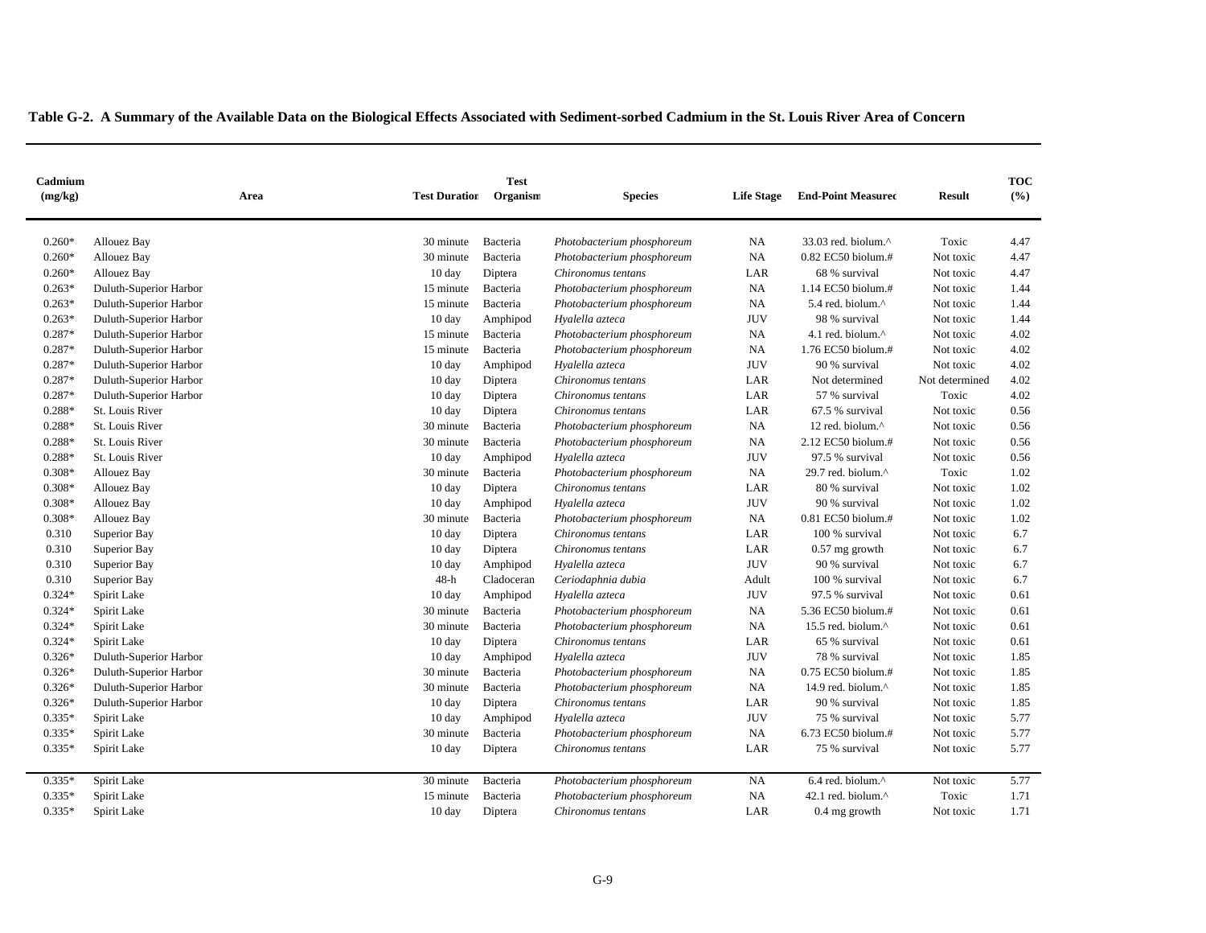**Table G-2. A Summary of the Available Data on the Biological Effects Associated with Sediment-sorbed Cadmium in the St. Louis River Area of Concern**

| Cadmium (mg/kg) | Area | Test Duration | Test Organism | Species | Life Stage | End-Point Measured | Result | TOC (%) |
|---|---|---|---|---|---|---|---|---|
| 0.260* | Allouez Bay | 30 minute | Bacteria | *Photobacterium phosphoreum* | NA | 33.03 red. biolum.^ | Toxic | 4.47 |
| 0.260* | Allouez Bay | 30 minute | Bacteria | *Photobacterium phosphoreum* | NA | 0.82 EC50 biolum.# | Not toxic | 4.47 |
| 0.260* | Allouez Bay | 10 day | Diptera | *Chironomus tentans* | LAR | 68 % survival | Not toxic | 4.47 |
| 0.263* | Duluth-Superior Harbor | 15 minute | Bacteria | *Photobacterium phosphoreum* | NA | 1.14 EC50 biolum.# | Not toxic | 1.44 |
| 0.263* | Duluth-Superior Harbor | 15 minute | Bacteria | *Photobacterium phosphoreum* | NA | 5.4 red. biolum.^ | Not toxic | 1.44 |
| 0.263* | Duluth-Superior Harbor | 10 day | Amphipod | *Hyalella azteca* | JUV | 98 % survival | Not toxic | 1.44 |
| 0.287* | Duluth-Superior Harbor | 15 minute | Bacteria | *Photobacterium phosphoreum* | NA | 4.1 red. biolum.^ | Not toxic | 4.02 |
| 0.287* | Duluth-Superior Harbor | 15 minute | Bacteria | *Photobacterium phosphoreum* | NA | 1.76 EC50 biolum.# | Not toxic | 4.02 |
| 0.287* | Duluth-Superior Harbor | 10 day | Amphipod | *Hyalella azteca* | JUV | 90 % survival | Not toxic | 4.02 |
| 0.287* | Duluth-Superior Harbor | 10 day | Diptera | *Chironomus tentans* | LAR | Not determined | Not determined | 4.02 |
| 0.287* | Duluth-Superior Harbor | 10 day | Diptera | *Chironomus tentans* | LAR | 57 % survival | Toxic | 4.02 |
| 0.288* | St. Louis River | 10 day | Diptera | *Chironomus tentans* | LAR | 67.5 % survival | Not toxic | 0.56 |
| 0.288* | St. Louis River | 30 minute | Bacteria | *Photobacterium phosphoreum* | NA | 12 red. biolum.^ | Not toxic | 0.56 |
| 0.288* | St. Louis River | 30 minute | Bacteria | *Photobacterium phosphoreum* | NA | 2.12 EC50 biolum.# | Not toxic | 0.56 |
| 0.288* | St. Louis River | 10 day | Amphipod | *Hyalella azteca* | JUV | 97.5 % survival | Not toxic | 0.56 |
| 0.308* | Allouez Bay | 30 minute | Bacteria | *Photobacterium phosphoreum* | NA | 29.7 red. biolum.^ | Toxic | 1.02 |
| 0.308* | Allouez Bay | 10 day | Diptera | *Chironomus tentans* | LAR | 80 % survival | Not toxic | 1.02 |
| 0.308* | Allouez Bay | 10 day | Amphipod | *Hyalella azteca* | JUV | 90 % survival | Not toxic | 1.02 |
| 0.308* | Allouez Bay | 30 minute | Bacteria | *Photobacterium phosphoreum* | NA | 0.81 EC50 biolum.# | Not toxic | 1.02 |
| 0.310 | Superior Bay | 10 day | Diptera | *Chironomus tentans* | LAR | 100 % survival | Not toxic | 6.7 |
| 0.310 | Superior Bay | 10 day | Diptera | *Chironomus tentans* | LAR | 0.57 mg growth | Not toxic | 6.7 |
| 0.310 | Superior Bay | 10 day | Amphipod | *Hyalella azteca* | JUV | 90 % survival | Not toxic | 6.7 |
| 0.310 | Superior Bay | 48-h | Cladoceran | *Ceriodaphnia dubia* | Adult | 100 % survival | Not toxic | 6.7 |
| 0.324* | Spirit Lake | 10 day | Amphipod | *Hyalella azteca* | JUV | 97.5 % survival | Not toxic | 0.61 |
| 0.324* | Spirit Lake | 30 minute | Bacteria | *Photobacterium phosphoreum* | NA | 5.36 EC50 biolum.# | Not toxic | 0.61 |
| 0.324* | Spirit Lake | 30 minute | Bacteria | *Photobacterium phosphoreum* | NA | 15.5 red. biolum.^ | Not toxic | 0.61 |
| 0.324* | Spirit Lake | 10 day | Diptera | *Chironomus tentans* | LAR | 65 % survival | Not toxic | 0.61 |
| 0.326* | Duluth-Superior Harbor | 10 day | Amphipod | *Hyalella azteca* | JUV | 78 % survival | Not toxic | 1.85 |
| 0.326* | Duluth-Superior Harbor | 30 minute | Bacteria | *Photobacterium phosphoreum* | NA | 0.75 EC50 biolum.# | Not toxic | 1.85 |
| 0.326* | Duluth-Superior Harbor | 30 minute | Bacteria | *Photobacterium phosphoreum* | NA | 14.9 red. biolum.^ | Not toxic | 1.85 |
| 0.326* | Duluth-Superior Harbor | 10 day | Diptera | *Chironomus tentans* | LAR | 90 % survival | Not toxic | 1.85 |
| 0.335* | Spirit Lake | 10 day | Amphipod | *Hyalella azteca* | JUV | 75 % survival | Not toxic | 5.77 |
| 0.335* | Spirit Lake | 30 minute | Bacteria | *Photobacterium phosphoreum* | NA | 6.73 EC50 biolum.# | Not toxic | 5.77 |
| 0.335* | Spirit Lake | 10 day | Diptera | *Chironomus tentans* | LAR | 75 % survival | Not toxic | 5.77 |
| 0.335* | Spirit Lake | 30 minute | Bacteria | *Photobacterium phosphoreum* | NA | 6.4 red. biolum.^ | Not toxic | 5.77 |
| 0.335* | Spirit Lake | 15 minute | Bacteria | *Photobacterium phosphoreum* | NA | 42.1 red. biolum.^ | Toxic | 1.71 |
| 0.335* | Spirit Lake | 10 day | Diptera | *Chironomus tentans* | LAR | 0.4 mg growth | Not toxic | 1.71 |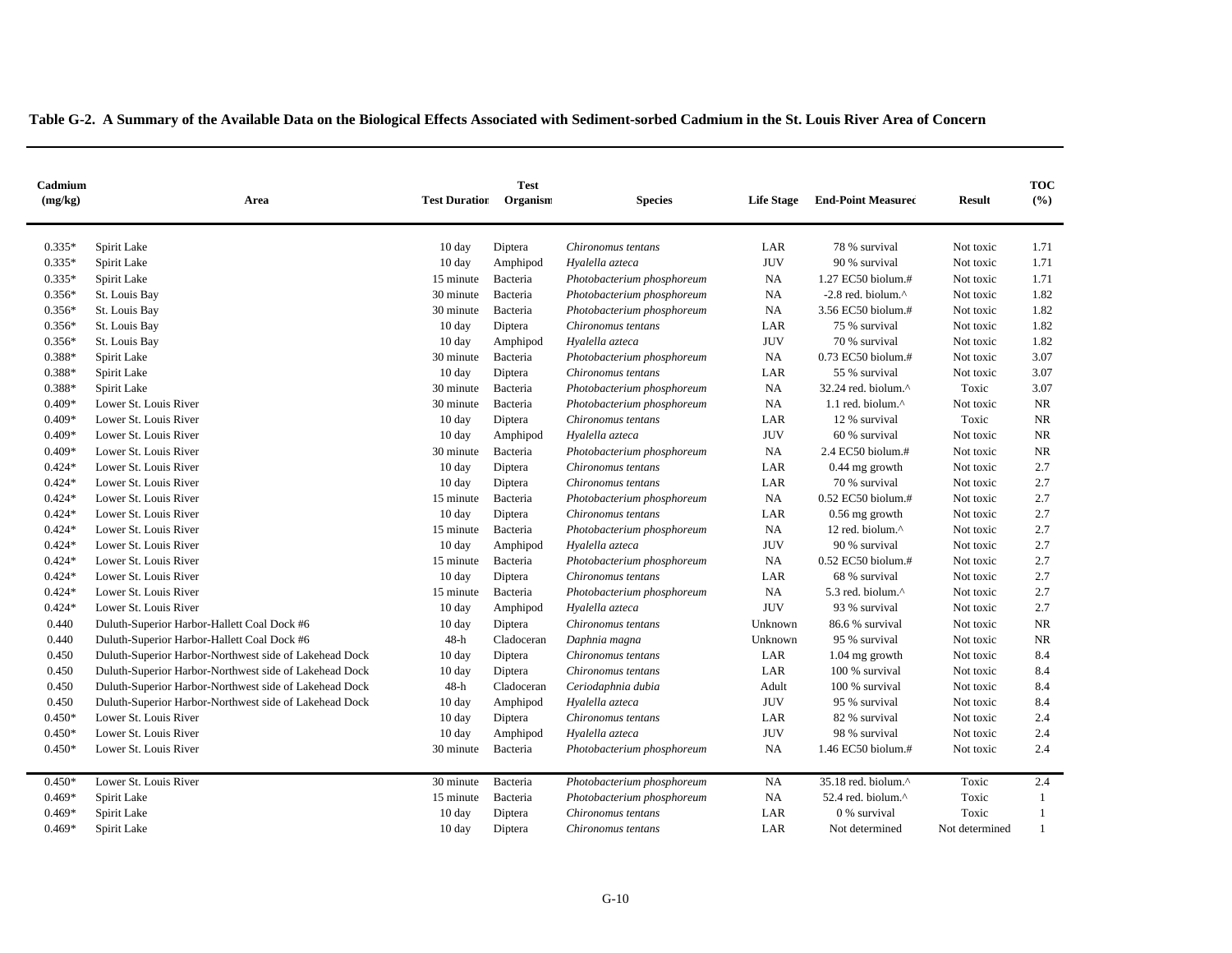**Table G-2. A Summary of the Available Data on the Biological Effects Associated with Sediment-sorbed Cadmium in the St. Louis River Area of Concern**

| Cadmium (mg/kg) | Area | Test Duration | Test Organism | Species | Life Stage | End-Point Measured | Result | TOC (%) |
|---|---|---|---|---|---|---|---|---|
| 0.335* | Spirit Lake | 10 day | Diptera | *Chironomus tentans* | LAR | 78 % survival | Not toxic | 1.71 |
| 0.335* | Spirit Lake | 10 day | Amphipod | *Hyalella azteca* | JUV | 90 % survival | Not toxic | 1.71 |
| 0.335* | Spirit Lake | 15 minute | Bacteria | *Photobacterium phosphoreum* | NA | 1.27 EC50 biolum.# | Not toxic | 1.71 |
| 0.356* | St. Louis Bay | 30 minute | Bacteria | *Photobacterium phosphoreum* | NA | -2.8 red. biolum.^ | Not toxic | 1.82 |
| 0.356* | St. Louis Bay | 30 minute | Bacteria | *Photobacterium phosphoreum* | NA | 3.56 EC50 biolum.# | Not toxic | 1.82 |
| 0.356* | St. Louis Bay | 10 day | Diptera | *Chironomus tentans* | LAR | 75 % survival | Not toxic | 1.82 |
| 0.356* | St. Louis Bay | 10 day | Amphipod | *Hyalella azteca* | JUV | 70 % survival | Not toxic | 1.82 |
| 0.388* | Spirit Lake | 30 minute | Bacteria | *Photobacterium phosphoreum* | NA | 0.73 EC50 biolum.# | Not toxic | 3.07 |
| 0.388* | Spirit Lake | 10 day | Diptera | *Chironomus tentans* | LAR | 55 % survival | Not toxic | 3.07 |
| 0.388* | Spirit Lake | 30 minute | Bacteria | *Photobacterium phosphoreum* | NA | 32.24 red. biolum.^ | Toxic | 3.07 |
| 0.409* | Lower St. Louis River | 30 minute | Bacteria | *Photobacterium phosphoreum* | NA | 1.1 red. biolum.^ | Not toxic | NR |
| 0.409* | Lower St. Louis River | 10 day | Diptera | *Chironomus tentans* | LAR | 12 % survival | Toxic | NR |
| 0.409* | Lower St. Louis River | 10 day | Amphipod | *Hyalella azteca* | JUV | 60 % survival | Not toxic | NR |
| 0.409* | Lower St. Louis River | 30 minute | Bacteria | *Photobacterium phosphoreum* | NA | 2.4 EC50 biolum.# | Not toxic | NR |
| 0.424* | Lower St. Louis River | 10 day | Diptera | *Chironomus tentans* | LAR | 0.44 mg growth | Not toxic | 2.7 |
| 0.424* | Lower St. Louis River | 10 day | Diptera | *Chironomus tentans* | LAR | 70 % survival | Not toxic | 2.7 |
| 0.424* | Lower St. Louis River | 15 minute | Bacteria | *Photobacterium phosphoreum* | NA | 0.52 EC50 biolum.# | Not toxic | 2.7 |
| 0.424* | Lower St. Louis River | 10 day | Diptera | *Chironomus tentans* | LAR | 0.56 mg growth | Not toxic | 2.7 |
| 0.424* | Lower St. Louis River | 15 minute | Bacteria | *Photobacterium phosphoreum* | NA | 12 red. biolum.^ | Not toxic | 2.7 |
| 0.424* | Lower St. Louis River | 10 day | Amphipod | *Hyalella azteca* | JUV | 90 % survival | Not toxic | 2.7 |
| 0.424* | Lower St. Louis River | 15 minute | Bacteria | *Photobacterium phosphoreum* | NA | 0.52 EC50 biolum.# | Not toxic | 2.7 |
| 0.424* | Lower St. Louis River | 10 day | Diptera | *Chironomus tentans* | LAR | 68 % survival | Not toxic | 2.7 |
| 0.424* | Lower St. Louis River | 15 minute | Bacteria | *Photobacterium phosphoreum* | NA | 5.3 red. biolum.^ | Not toxic | 2.7 |
| 0.424* | Lower St. Louis River | 10 day | Amphipod | *Hyalella azteca* | JUV | 93 % survival | Not toxic | 2.7 |
| 0.440 | Duluth-Superior Harbor-Hallett Coal Dock #6 | 10 day | Diptera | *Chironomus tentans* | Unknown | 86.6 % survival | Not toxic | NR |
| 0.440 | Duluth-Superior Harbor-Hallett Coal Dock #6 | 48-h | Cladoceran | *Daphnia magna* | Unknown | 95 % survival | Not toxic | NR |
| 0.450 | Duluth-Superior Harbor-Northwest side of Lakehead Dock | 10 day | Diptera | *Chironomus tentans* | LAR | 1.04 mg growth | Not toxic | 8.4 |
| 0.450 | Duluth-Superior Harbor-Northwest side of Lakehead Dock | 10 day | Diptera | *Chironomus tentans* | LAR | 100 % survival | Not toxic | 8.4 |
| 0.450 | Duluth-Superior Harbor-Northwest side of Lakehead Dock | 48-h | Cladoceran | *Ceriodaphnia dubia* | Adult | 100 % survival | Not toxic | 8.4 |
| 0.450 | Duluth-Superior Harbor-Northwest side of Lakehead Dock | 10 day | Amphipod | *Hyalella azteca* | JUV | 95 % survival | Not toxic | 8.4 |
| 0.450* | Lower St. Louis River | 10 day | Diptera | *Chironomus tentans* | LAR | 82 % survival | Not toxic | 2.4 |
| 0.450* | Lower St. Louis River | 10 day | Amphipod | *Hyalella azteca* | JUV | 98 % survival | Not toxic | 2.4 |
| 0.450* | Lower St. Louis River | 30 minute | Bacteria | *Photobacterium phosphoreum* | NA | 1.46 EC50 biolum.# | Not toxic | 2.4 |
| 0.450* | Lower St. Louis River | 30 minute | Bacteria | *Photobacterium phosphoreum* | NA | 35.18 red. biolum.^ | Toxic | 2.4 |
| 0.469* | Spirit Lake | 15 minute | Bacteria | *Photobacterium phosphoreum* | NA | 52.4 red. biolum.^ | Toxic | 1 |
| 0.469* | Spirit Lake | 10 day | Diptera | *Chironomus tentans* | LAR | 0 % survival | Toxic | 1 |
| 0.469* | Spirit Lake | 10 day | Diptera | *Chironomus tentans* | LAR | Not determined | Not determined | 1 |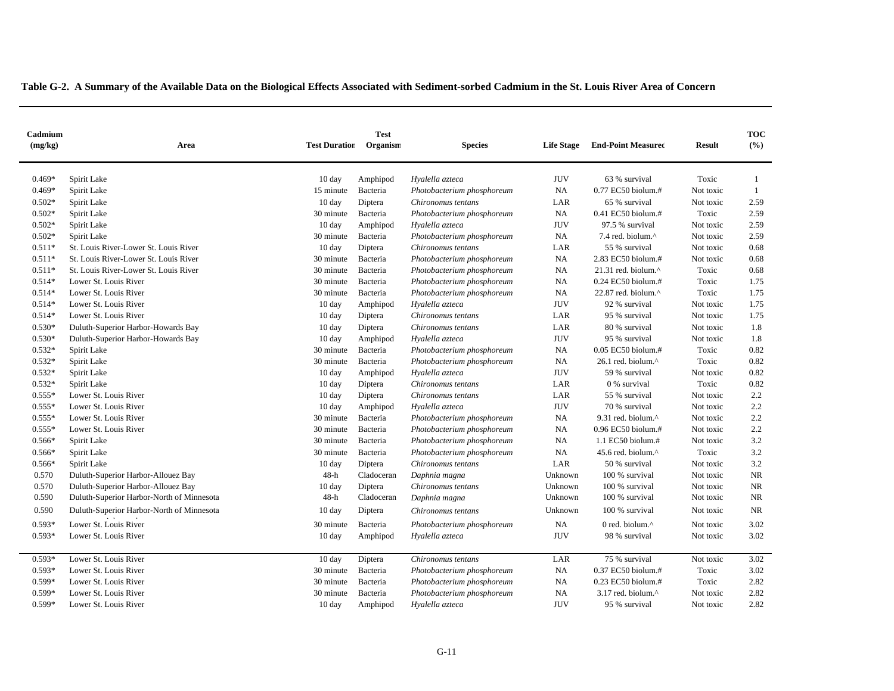**Table G-2. A Summary of the Available Data on the Biological Effects Associated with Sediment-sorbed Cadmium in the St. Louis River Area of Concern**

| Cadmium (mg/kg) | Area | Test Duration | Test Organism | Species | Life Stage | End-Point Measured | Result | TOC (%) |
|---|---|---|---|---|---|---|---|---|
| 0.469* | Spirit Lake | 10 day | Amphipod | *Hyalella azteca* | JUV | 63 % survival | Toxic | 1 |
| 0.469* | Spirit Lake | 15 minute | Bacteria | *Photobacterium phosphoreum* | NA | 0.77 EC50 biolum.# | Not toxic | 1 |
| 0.502* | Spirit Lake | 10 day | Diptera | *Chironomus tentans* | LAR | 65 % survival | Not toxic | 2.59 |
| 0.502* | Spirit Lake | 30 minute | Bacteria | *Photobacterium phosphoreum* | NA | 0.41 EC50 biolum.# | Toxic | 2.59 |
| 0.502* | Spirit Lake | 10 day | Amphipod | *Hyalella azteca* | JUV | 97.5 % survival | Not toxic | 2.59 |
| 0.502* | Spirit Lake | 30 minute | Bacteria | *Photobacterium phosphoreum* | NA | 7.4 red. biolum.^ | Not toxic | 2.59 |
| 0.511* | St. Louis River-Lower St. Louis River | 10 day | Diptera | *Chironomus tentans* | LAR | 55 % survival | Not toxic | 0.68 |
| 0.511* | St. Louis River-Lower St. Louis River | 30 minute | Bacteria | *Photobacterium phosphoreum* | NA | 2.83 EC50 biolum.# | Not toxic | 0.68 |
| 0.511* | St. Louis River-Lower St. Louis River | 30 minute | Bacteria | *Photobacterium phosphoreum* | NA | 21.31 red. biolum.^ | Toxic | 0.68 |
| 0.514* | Lower St. Louis River | 30 minute | Bacteria | *Photobacterium phosphoreum* | NA | 0.24 EC50 biolum.# | Toxic | 1.75 |
| 0.514* | Lower St. Louis River | 30 minute | Bacteria | *Photobacterium phosphoreum* | NA | 22.87 red. biolum.^ | Toxic | 1.75 |
| 0.514* | Lower St. Louis River | 10 day | Amphipod | *Hyalella azteca* | JUV | 92 % survival | Not toxic | 1.75 |
| 0.514* | Lower St. Louis River | 10 day | Diptera | *Chironomus tentans* | LAR | 95 % survival | Not toxic | 1.75 |
| 0.530* | Duluth-Superior Harbor-Howards Bay | 10 day | Diptera | *Chironomus tentans* | LAR | 80 % survival | Not toxic | 1.8 |
| 0.530* | Duluth-Superior Harbor-Howards Bay | 10 day | Amphipod | *Hyalella azteca* | JUV | 95 % survival | Not toxic | 1.8 |
| 0.532* | Spirit Lake | 30 minute | Bacteria | *Photobacterium phosphoreum* | NA | 0.05 EC50 biolum.# | Toxic | 0.82 |
| 0.532* | Spirit Lake | 30 minute | Bacteria | *Photobacterium phosphoreum* | NA | 26.1 red. biolum.^ | Toxic | 0.82 |
| 0.532* | Spirit Lake | 10 day | Amphipod | *Hyalella azteca* | JUV | 59 % survival | Not toxic | 0.82 |
| 0.532* | Spirit Lake | 10 day | Diptera | *Chironomus tentans* | LAR | 0 % survival | Toxic | 0.82 |
| 0.555* | Lower St. Louis River | 10 day | Diptera | *Chironomus tentans* | LAR | 55 % survival | Not toxic | 2.2 |
| 0.555* | Lower St. Louis River | 10 day | Amphipod | *Hyalella azteca* | JUV | 70 % survival | Not toxic | 2.2 |
| 0.555* | Lower St. Louis River | 30 minute | Bacteria | *Photobacterium phosphoreum* | NA | 9.31 red. biolum.^ | Not toxic | 2.2 |
| 0.555* | Lower St. Louis River | 30 minute | Bacteria | *Photobacterium phosphoreum* | NA | 0.96 EC50 biolum.# | Not toxic | 2.2 |
| 0.566* | Spirit Lake | 30 minute | Bacteria | *Photobacterium phosphoreum* | NA | 1.1 EC50 biolum.# | Not toxic | 3.2 |
| 0.566* | Spirit Lake | 30 minute | Bacteria | *Photobacterium phosphoreum* | NA | 45.6 red. biolum.^ | Toxic | 3.2 |
| 0.566* | Spirit Lake | 10 day | Diptera | *Chironomus tentans* | LAR | 50 % survival | Not toxic | 3.2 |
| 0.570 | Duluth-Superior Harbor-Allouez Bay | 48-h | Cladoceran | *Daphnia magna* | Unknown | 100 % survival | Not toxic | NR |
| 0.570 | Duluth-Superior Harbor-Allouez Bay | 10 day | Diptera | *Chironomus tentans* | Unknown | 100 % survival | Not toxic | NR |
| 0.590 | Duluth-Superior Harbor-North of Minnesota | 48-h | Cladoceran | *Daphnia magna* | Unknown | 100 % survival | Not toxic | NR |
| 0.590 | Duluth-Superior Harbor-North of Minnesota | 10 day | Diptera | *Chironomus tentans* | Unknown | 100 % survival | Not toxic | NR |
| 0.593* | Lower St. Louis River | 30 minute | Bacteria | *Photobacterium phosphoreum* | NA | 0 red. biolum.^ | Not toxic | 3.02 |
| 0.593* | Lower St. Louis River | 10 day | Amphipod | *Hyalella azteca* | JUV | 98 % survival | Not toxic | 3.02 |
| 0.593* | Lower St. Louis River | 10 day | Diptera | *Chironomus tentans* | LAR | 75 % survival | Not toxic | 3.02 |
| 0.593* | Lower St. Louis River | 30 minute | Bacteria | *Photobacterium phosphoreum* | NA | 0.37 EC50 biolum.# | Toxic | 3.02 |
| 0.599* | Lower St. Louis River | 30 minute | Bacteria | *Photobacterium phosphoreum* | NA | 0.23 EC50 biolum.# | Toxic | 2.82 |
| 0.599* | Lower St. Louis River | 30 minute | Bacteria | *Photobacterium phosphoreum* | NA | 3.17 red. biolum.^ | Not toxic | 2.82 |
| 0.599* | Lower St. Louis River | 10 day | Amphipod | *Hyalella azteca* | JUV | 95 % survival | Not toxic | 2.82 |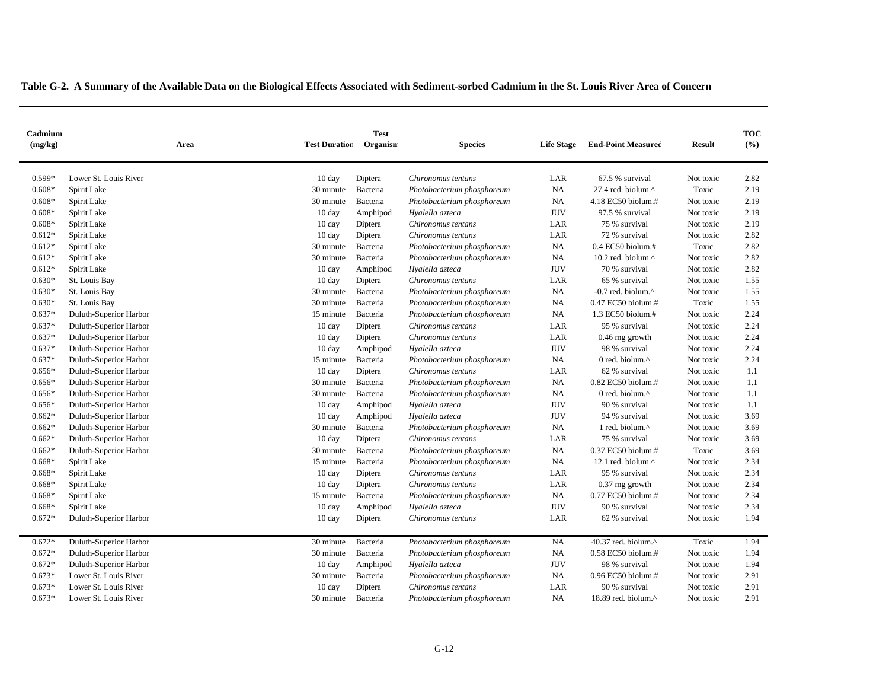**Table G-2. A Summary of the Available Data on the Biological Effects Associated with Sediment-sorbed Cadmium in the St. Louis River Area of Concern**

| Cadmium (mg/kg) | Area | Test Duration | Test Organism | Species | Life Stage | End-Point Measured | Result | TOC (%) |
|---|---|---|---|---|---|---|---|---|
| 0.599* | Lower St. Louis River | 10 day | Diptera | *Chironomus tentans* | LAR | 67.5 % survival | Not toxic | 2.82 |
| 0.608* | Spirit Lake | 30 minute | Bacteria | *Photobacterium phosphoreum* | NA | 27.4 red. biolum.^ | Toxic | 2.19 |
| 0.608* | Spirit Lake | 30 minute | Bacteria | *Photobacterium phosphoreum* | NA | 4.18 EC50 biolum.# | Not toxic | 2.19 |
| 0.608* | Spirit Lake | 10 day | Amphipod | *Hyalella azteca* | JUV | 97.5 % survival | Not toxic | 2.19 |
| 0.608* | Spirit Lake | 10 day | Diptera | *Chironomus tentans* | LAR | 75 % survival | Not toxic | 2.19 |
| 0.612* | Spirit Lake | 10 day | Diptera | *Chironomus tentans* | LAR | 72 % survival | Not toxic | 2.82 |
| 0.612* | Spirit Lake | 30 minute | Bacteria | *Photobacterium phosphoreum* | NA | 0.4 EC50 biolum.# | Toxic | 2.82 |
| 0.612* | Spirit Lake | 30 minute | Bacteria | *Photobacterium phosphoreum* | NA | 10.2 red. biolum.^ | Not toxic | 2.82 |
| 0.612* | Spirit Lake | 10 day | Amphipod | *Hyalella azteca* | JUV | 70 % survival | Not toxic | 2.82 |
| 0.630* | St. Louis Bay | 10 day | Diptera | *Chironomus tentans* | LAR | 65 % survival | Not toxic | 1.55 |
| 0.630* | St. Louis Bay | 30 minute | Bacteria | *Photobacterium phosphoreum* | NA | -0.7 red. biolum.^ | Not toxic | 1.55 |
| 0.630* | St. Louis Bay | 30 minute | Bacteria | *Photobacterium phosphoreum* | NA | 0.47 EC50 biolum.# | Toxic | 1.55 |
| 0.637* | Duluth-Superior Harbor | 15 minute | Bacteria | *Photobacterium phosphoreum* | NA | 1.3 EC50 biolum.# | Not toxic | 2.24 |
| 0.637* | Duluth-Superior Harbor | 10 day | Diptera | *Chironomus tentans* | LAR | 95 % survival | Not toxic | 2.24 |
| 0.637* | Duluth-Superior Harbor | 10 day | Diptera | *Chironomus tentans* | LAR | 0.46 mg growth | Not toxic | 2.24 |
| 0.637* | Duluth-Superior Harbor | 10 day | Amphipod | *Hyalella azteca* | JUV | 98 % survival | Not toxic | 2.24 |
| 0.637* | Duluth-Superior Harbor | 15 minute | Bacteria | *Photobacterium phosphoreum* | NA | 0 red. biolum.^ | Not toxic | 2.24 |
| 0.656* | Duluth-Superior Harbor | 10 day | Diptera | *Chironomus tentans* | LAR | 62 % survival | Not toxic | 1.1 |
| 0.656* | Duluth-Superior Harbor | 30 minute | Bacteria | *Photobacterium phosphoreum* | NA | 0.82 EC50 biolum.# | Not toxic | 1.1 |
| 0.656* | Duluth-Superior Harbor | 30 minute | Bacteria | *Photobacterium phosphoreum* | NA | 0 red. biolum.^ | Not toxic | 1.1 |
| 0.656* | Duluth-Superior Harbor | 10 day | Amphipod | *Hyalella azteca* | JUV | 90 % survival | Not toxic | 1.1 |
| 0.662* | Duluth-Superior Harbor | 10 day | Amphipod | *Hyalella azteca* | JUV | 94 % survival | Not toxic | 3.69 |
| 0.662* | Duluth-Superior Harbor | 30 minute | Bacteria | *Photobacterium phosphoreum* | NA | 1 red. biolum.^ | Not toxic | 3.69 |
| 0.662* | Duluth-Superior Harbor | 10 day | Diptera | *Chironomus tentans* | LAR | 75 % survival | Not toxic | 3.69 |
| 0.662* | Duluth-Superior Harbor | 30 minute | Bacteria | *Photobacterium phosphoreum* | NA | 0.37 EC50 biolum.# | Toxic | 3.69 |
| 0.668* | Spirit Lake | 15 minute | Bacteria | *Photobacterium phosphoreum* | NA | 12.1 red. biolum.^ | Not toxic | 2.34 |
| 0.668* | Spirit Lake | 10 day | Diptera | *Chironomus tentans* | LAR | 95 % survival | Not toxic | 2.34 |
| 0.668* | Spirit Lake | 10 day | Diptera | *Chironomus tentans* | LAR | 0.37 mg growth | Not toxic | 2.34 |
| 0.668* | Spirit Lake | 15 minute | Bacteria | *Photobacterium phosphoreum* | NA | 0.77 EC50 biolum.# | Not toxic | 2.34 |
| 0.668* | Spirit Lake | 10 day | Amphipod | *Hyalella azteca* | JUV | 90 % survival | Not toxic | 2.34 |
| 0.672* | Duluth-Superior Harbor | 10 day | Diptera | *Chironomus tentans* | LAR | 62 % survival | Not toxic | 1.94 |
| 0.672* | Duluth-Superior Harbor | 30 minute | Bacteria | *Photobacterium phosphoreum* | NA | 40.37 red. biolum.^ | Toxic | 1.94 |
| 0.672* | Duluth-Superior Harbor | 30 minute | Bacteria | *Photobacterium phosphoreum* | NA | 0.58 EC50 biolum.# | Not toxic | 1.94 |
| 0.672* | Duluth-Superior Harbor | 10 day | Amphipod | *Hyalella azteca* | JUV | 98 % survival | Not toxic | 1.94 |
| 0.673* | Lower St. Louis River | 30 minute | Bacteria | *Photobacterium phosphoreum* | NA | 0.96 EC50 biolum.# | Not toxic | 2.91 |
| 0.673* | Lower St. Louis River | 10 day | Diptera | *Chironomus tentans* | LAR | 90 % survival | Not toxic | 2.91 |
| 0.673* | Lower St. Louis River | 30 minute | Bacteria | *Photobacterium phosphoreum* | NA | 18.89 red. biolum.^ | Not toxic | 2.91 |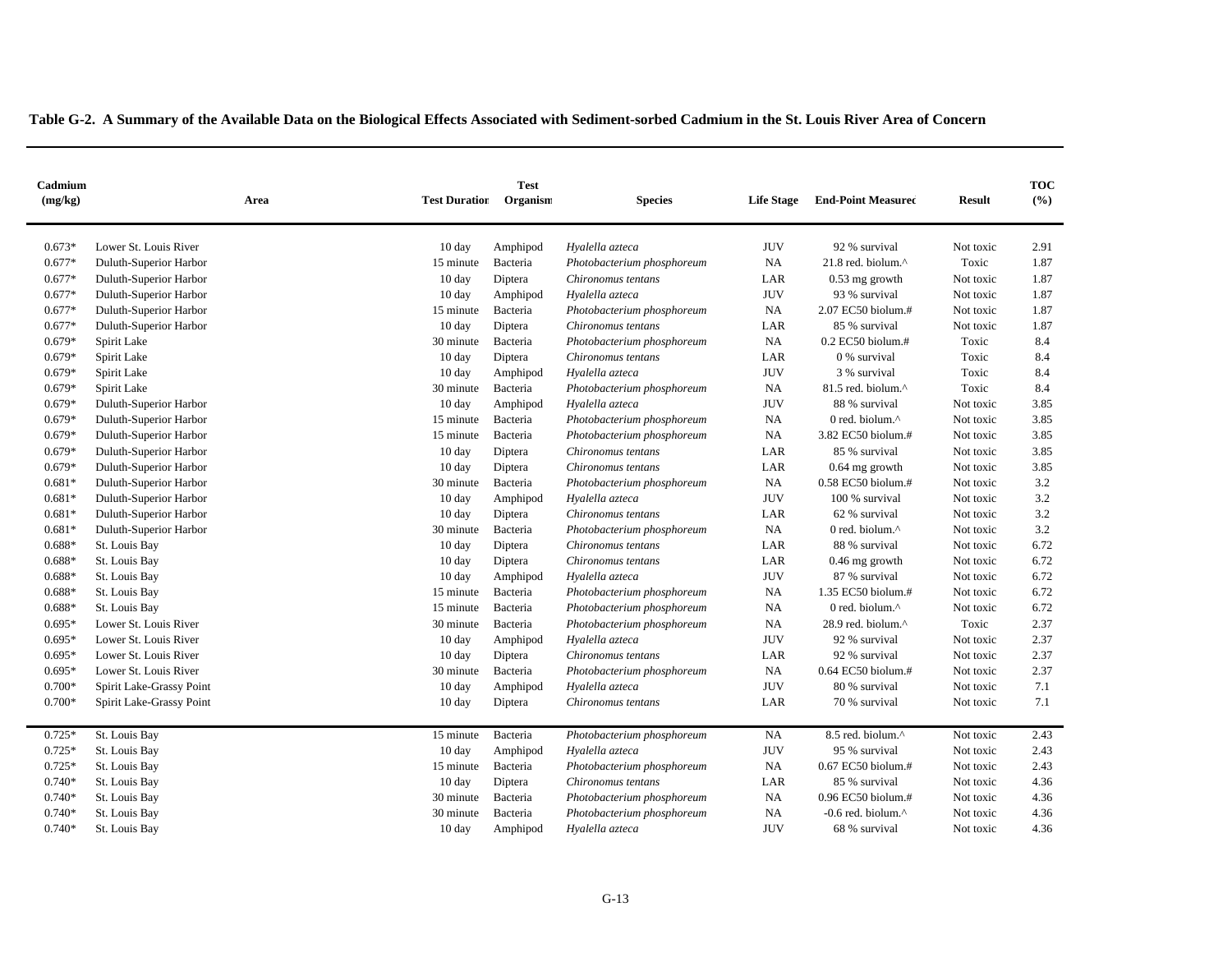**Table G-2. A Summary of the Available Data on the Biological Effects Associated with Sediment-sorbed Cadmium in the St. Louis River Area of Concern**

| Cadmium (mg/kg) | Area | Test Duration | Test Organism | Species | Life Stage | End-Point Measured | Result | TOC (%) |
|---|---|---|---|---|---|---|---|---|
| 0.673* | Lower St. Louis River | 10 day | Amphipod | *Hyalella azteca* | JUV | 92 % survival | Not toxic | 2.91 |
| 0.677* | Duluth-Superior Harbor | 15 minute | Bacteria | *Photobacterium phosphoreum* | NA | 21.8 red. biolum.^ | Toxic | 1.87 |
| 0.677* | Duluth-Superior Harbor | 10 day | Diptera | *Chironomus tentans* | LAR | 0.53 mg growth | Not toxic | 1.87 |
| 0.677* | Duluth-Superior Harbor | 10 day | Amphipod | *Hyalella azteca* | JUV | 93 % survival | Not toxic | 1.87 |
| 0.677* | Duluth-Superior Harbor | 15 minute | Bacteria | *Photobacterium phosphoreum* | NA | 2.07 EC50 biolum.# | Not toxic | 1.87 |
| 0.677* | Duluth-Superior Harbor | 10 day | Diptera | *Chironomus tentans* | LAR | 85 % survival | Not toxic | 1.87 |
| 0.679* | Spirit Lake | 30 minute | Bacteria | *Photobacterium phosphoreum* | NA | 0.2 EC50 biolum.# | Toxic | 8.4 |
| 0.679* | Spirit Lake | 10 day | Diptera | *Chironomus tentans* | LAR | 0 % survival | Toxic | 8.4 |
| 0.679* | Spirit Lake | 10 day | Amphipod | *Hyalella azteca* | JUV | 3 % survival | Toxic | 8.4 |
| 0.679* | Spirit Lake | 30 minute | Bacteria | *Photobacterium phosphoreum* | NA | 81.5 red. biolum.^ | Toxic | 8.4 |
| 0.679* | Duluth-Superior Harbor | 10 day | Amphipod | *Hyalella azteca* | JUV | 88 % survival | Not toxic | 3.85 |
| 0.679* | Duluth-Superior Harbor | 15 minute | Bacteria | *Photobacterium phosphoreum* | NA | 0 red. biolum.^ | Not toxic | 3.85 |
| 0.679* | Duluth-Superior Harbor | 15 minute | Bacteria | *Photobacterium phosphoreum* | NA | 3.82 EC50 biolum.# | Not toxic | 3.85 |
| 0.679* | Duluth-Superior Harbor | 10 day | Diptera | *Chironomus tentans* | LAR | 85 % survival | Not toxic | 3.85 |
| 0.679* | Duluth-Superior Harbor | 10 day | Diptera | *Chironomus tentans* | LAR | 0.64 mg growth | Not toxic | 3.85 |
| 0.681* | Duluth-Superior Harbor | 30 minute | Bacteria | *Photobacterium phosphoreum* | NA | 0.58 EC50 biolum.# | Not toxic | 3.2 |
| 0.681* | Duluth-Superior Harbor | 10 day | Amphipod | *Hyalella azteca* | JUV | 100 % survival | Not toxic | 3.2 |
| 0.681* | Duluth-Superior Harbor | 10 day | Diptera | *Chironomus tentans* | LAR | 62 % survival | Not toxic | 3.2 |
| 0.681* | Duluth-Superior Harbor | 30 minute | Bacteria | *Photobacterium phosphoreum* | NA | 0 red. biolum.^ | Not toxic | 3.2 |
| 0.688* | St. Louis Bay | 10 day | Diptera | *Chironomus tentans* | LAR | 88 % survival | Not toxic | 6.72 |
| 0.688* | St. Louis Bay | 10 day | Diptera | *Chironomus tentans* | LAR | 0.46 mg growth | Not toxic | 6.72 |
| 0.688* | St. Louis Bay | 10 day | Amphipod | *Hyalella azteca* | JUV | 87 % survival | Not toxic | 6.72 |
| 0.688* | St. Louis Bay | 15 minute | Bacteria | *Photobacterium phosphoreum* | NA | 1.35 EC50 biolum.# | Not toxic | 6.72 |
| 0.688* | St. Louis Bay | 15 minute | Bacteria | *Photobacterium phosphoreum* | NA | 0 red. biolum.^ | Not toxic | 6.72 |
| 0.695* | Lower St. Louis River | 30 minute | Bacteria | *Photobacterium phosphoreum* | NA | 28.9 red. biolum.^ | Toxic | 2.37 |
| 0.695* | Lower St. Louis River | 10 day | Amphipod | *Hyalella azteca* | JUV | 92 % survival | Not toxic | 2.37 |
| 0.695* | Lower St. Louis River | 10 day | Diptera | *Chironomus tentans* | LAR | 92 % survival | Not toxic | 2.37 |
| 0.695* | Lower St. Louis River | 30 minute | Bacteria | *Photobacterium phosphoreum* | NA | 0.64 EC50 biolum.# | Not toxic | 2.37 |
| 0.700* | Spirit Lake-Grassy Point | 10 day | Amphipod | *Hyalella azteca* | JUV | 80 % survival | Not toxic | 7.1 |
| 0.700* | Spirit Lake-Grassy Point | 10 day | Diptera | *Chironomus tentans* | LAR | 70 % survival | Not toxic | 7.1 |
| 0.725* | St. Louis Bay | 15 minute | Bacteria | *Photobacterium phosphoreum* | NA | 8.5 red. biolum.^ | Not toxic | 2.43 |
| 0.725* | St. Louis Bay | 10 day | Amphipod | *Hyalella azteca* | JUV | 95 % survival | Not toxic | 2.43 |
| 0.725* | St. Louis Bay | 15 minute | Bacteria | *Photobacterium phosphoreum* | NA | 0.67 EC50 biolum.# | Not toxic | 2.43 |
| 0.740* | St. Louis Bay | 10 day | Diptera | *Chironomus tentans* | LAR | 85 % survival | Not toxic | 4.36 |
| 0.740* | St. Louis Bay | 30 minute | Bacteria | *Photobacterium phosphoreum* | NA | 0.96 EC50 biolum.# | Not toxic | 4.36 |
| 0.740* | St. Louis Bay | 30 minute | Bacteria | *Photobacterium phosphoreum* | NA | -0.6 red. biolum.^ | Not toxic | 4.36 |
| 0.740* | St. Louis Bay | 10 day | Amphipod | *Hyalella azteca* | JUV | 68 % survival | Not toxic | 4.36 |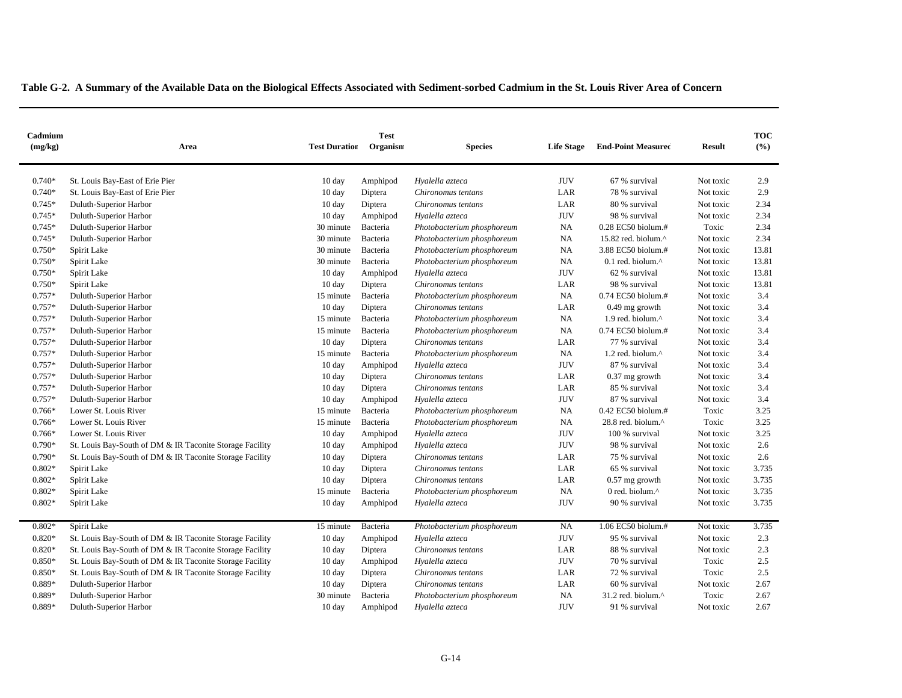**Table G-2. A Summary of the Available Data on the Biological Effects Associated with Sediment-sorbed Cadmium in the St. Louis River Area of Concern**

| Cadmium (mg/kg) | Area | Test Duration | Test Organism | Species | Life Stage | End-Point Measured | Result | TOC (%) |
|---|---|---|---|---|---|---|---|---|
| 0.740* | St. Louis Bay-East of Erie Pier | 10 day | Amphipod | *Hyalella azteca* | JUV | 67 % survival | Not toxic | 2.9 |
| 0.740* | St. Louis Bay-East of Erie Pier | 10 day | Diptera | *Chironomus tentans* | LAR | 78 % survival | Not toxic | 2.9 |
| 0.745* | Duluth-Superior Harbor | 10 day | Diptera | *Chironomus tentans* | LAR | 80 % survival | Not toxic | 2.34 |
| 0.745* | Duluth-Superior Harbor | 10 day | Amphipod | *Hyalella azteca* | JUV | 98 % survival | Not toxic | 2.34 |
| 0.745* | Duluth-Superior Harbor | 30 minute | Bacteria | *Photobacterium phosphoreum* | NA | 0.28 EC50 biolum.# | Toxic | 2.34 |
| 0.745* | Duluth-Superior Harbor | 30 minute | Bacteria | *Photobacterium phosphoreum* | NA | 15.82 red. biolum.^ | Not toxic | 2.34 |
| 0.750* | Spirit Lake | 30 minute | Bacteria | *Photobacterium phosphoreum* | NA | 3.88 EC50 biolum.# | Not toxic | 13.81 |
| 0.750* | Spirit Lake | 30 minute | Bacteria | *Photobacterium phosphoreum* | NA | 0.1 red. biolum.^ | Not toxic | 13.81 |
| 0.750* | Spirit Lake | 10 day | Amphipod | *Hyalella azteca* | JUV | 62 % survival | Not toxic | 13.81 |
| 0.750* | Spirit Lake | 10 day | Diptera | *Chironomus tentans* | LAR | 98 % survival | Not toxic | 13.81 |
| 0.757* | Duluth-Superior Harbor | 15 minute | Bacteria | *Photobacterium phosphoreum* | NA | 0.74 EC50 biolum.# | Not toxic | 3.4 |
| 0.757* | Duluth-Superior Harbor | 10 day | Diptera | *Chironomus tentans* | LAR | 0.49 mg growth | Not toxic | 3.4 |
| 0.757* | Duluth-Superior Harbor | 15 minute | Bacteria | *Photobacterium phosphoreum* | NA | 1.9 red. biolum.^ | Not toxic | 3.4 |
| 0.757* | Duluth-Superior Harbor | 15 minute | Bacteria | *Photobacterium phosphoreum* | NA | 0.74 EC50 biolum.# | Not toxic | 3.4 |
| 0.757* | Duluth-Superior Harbor | 10 day | Diptera | *Chironomus tentans* | LAR | 77 % survival | Not toxic | 3.4 |
| 0.757* | Duluth-Superior Harbor | 15 minute | Bacteria | *Photobacterium phosphoreum* | NA | 1.2 red. biolum.^ | Not toxic | 3.4 |
| 0.757* | Duluth-Superior Harbor | 10 day | Amphipod | *Hyalella azteca* | JUV | 87 % survival | Not toxic | 3.4 |
| 0.757* | Duluth-Superior Harbor | 10 day | Diptera | *Chironomus tentans* | LAR | 0.37 mg growth | Not toxic | 3.4 |
| 0.757* | Duluth-Superior Harbor | 10 day | Diptera | *Chironomus tentans* | LAR | 85 % survival | Not toxic | 3.4 |
| 0.757* | Duluth-Superior Harbor | 10 day | Amphipod | *Hyalella azteca* | JUV | 87 % survival | Not toxic | 3.4 |
| 0.766* | Lower St. Louis River | 15 minute | Bacteria | *Photobacterium phosphoreum* | NA | 0.42 EC50 biolum.# | Toxic | 3.25 |
| 0.766* | Lower St. Louis River | 15 minute | Bacteria | *Photobacterium phosphoreum* | NA | 28.8 red. biolum.^ | Toxic | 3.25 |
| 0.766* | Lower St. Louis River | 10 day | Amphipod | *Hyalella azteca* | JUV | 100 % survival | Not toxic | 3.25 |
| 0.790* | St. Louis Bay-South of DM & IR Taconite Storage Facility | 10 day | Amphipod | *Hyalella azteca* | JUV | 98 % survival | Not toxic | 2.6 |
| 0.790* | St. Louis Bay-South of DM & IR Taconite Storage Facility | 10 day | Diptera | *Chironomus tentans* | LAR | 75 % survival | Not toxic | 2.6 |
| 0.802* | Spirit Lake | 10 day | Diptera | *Chironomus tentans* | LAR | 65 % survival | Not toxic | 3.735 |
| 0.802* | Spirit Lake | 10 day | Diptera | *Chironomus tentans* | LAR | 0.57 mg growth | Not toxic | 3.735 |
| 0.802* | Spirit Lake | 15 minute | Bacteria | *Photobacterium phosphoreum* | NA | 0 red. biolum.^ | Not toxic | 3.735 |
| 0.802* | Spirit Lake | 10 day | Amphipod | *Hyalella azteca* | JUV | 90 % survival | Not toxic | 3.735 |
| 0.802* | Spirit Lake | 15 minute | Bacteria | *Photobacterium phosphoreum* | NA | 1.06 EC50 biolum.# | Not toxic | 3.735 |
| 0.820* | St. Louis Bay-South of DM & IR Taconite Storage Facility | 10 day | Amphipod | *Hyalella azteca* | JUV | 95 % survival | Not toxic | 2.3 |
| 0.820* | St. Louis Bay-South of DM & IR Taconite Storage Facility | 10 day | Diptera | *Chironomus tentans* | LAR | 88 % survival | Not toxic | 2.3 |
| 0.850* | St. Louis Bay-South of DM & IR Taconite Storage Facility | 10 day | Amphipod | *Hyalella azteca* | JUV | 70 % survival | Toxic | 2.5 |
| 0.850* | St. Louis Bay-South of DM & IR Taconite Storage Facility | 10 day | Diptera | *Chironomus tentans* | LAR | 72 % survival | Toxic | 2.5 |
| 0.889* | Duluth-Superior Harbor | 10 day | Diptera | *Chironomus tentans* | LAR | 60 % survival | Not toxic | 2.67 |
| 0.889* | Duluth-Superior Harbor | 30 minute | Bacteria | *Photobacterium phosphoreum* | NA | 31.2 red. biolum.^ | Toxic | 2.67 |
| 0.889* | Duluth-Superior Harbor | 10 day | Amphipod | *Hyalella azteca* | JUV | 91 % survival | Not toxic | 2.67 |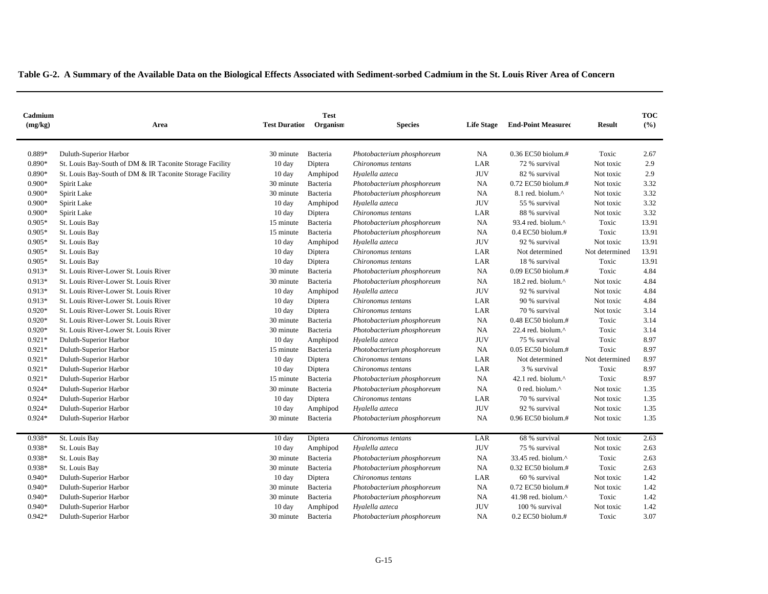**Table G-2. A Summary of the Available Data on the Biological Effects Associated with Sediment-sorbed Cadmium in the St. Louis River Area of Concern**

| Cadmium (mg/kg) | Area | Test Duration | Test Organism | Species | Life Stage | End-Point Measured | Result | TOC (%) |
|---|---|---|---|---|---|---|---|---|
| 0.889* | Duluth-Superior Harbor | 30 minute | Bacteria | *Photobacterium phosphoreum* | NA | 0.36 EC50 biolum.# | Toxic | 2.67 |
| 0.890* | St. Louis Bay-South of DM & IR Taconite Storage Facility | 10 day | Diptera | *Chironomus tentans* | LAR | 72 % survival | Not toxic | 2.9 |
| 0.890* | St. Louis Bay-South of DM & IR Taconite Storage Facility | 10 day | Amphipod | *Hyalella azteca* | JUV | 82 % survival | Not toxic | 2.9 |
| 0.900* | Spirit Lake | 30 minute | Bacteria | *Photobacterium phosphoreum* | NA | 0.72 EC50 biolum.# | Not toxic | 3.32 |
| 0.900* | Spirit Lake | 30 minute | Bacteria | *Photobacterium phosphoreum* | NA | 8.1 red. biolum.^ | Not toxic | 3.32 |
| 0.900* | Spirit Lake | 10 day | Amphipod | *Hyalella azteca* | JUV | 55 % survival | Not toxic | 3.32 |
| 0.900* | Spirit Lake | 10 day | Diptera | *Chironomus tentans* | LAR | 88 % survival | Not toxic | 3.32 |
| 0.905* | St. Louis Bay | 15 minute | Bacteria | *Photobacterium phosphoreum* | NA | 93.4 red. biolum.^ | Toxic | 13.91 |
| 0.905* | St. Louis Bay | 15 minute | Bacteria | *Photobacterium phosphoreum* | NA | 0.4 EC50 biolum.# | Toxic | 13.91 |
| 0.905* | St. Louis Bay | 10 day | Amphipod | *Hyalella azteca* | JUV | 92 % survival | Not toxic | 13.91 |
| 0.905* | St. Louis Bay | 10 day | Diptera | *Chironomus tentans* | LAR | Not determined | Not determined | 13.91 |
| 0.905* | St. Louis Bay | 10 day | Diptera | *Chironomus tentans* | LAR | 18 % survival | Toxic | 13.91 |
| 0.913* | St. Louis River-Lower St. Louis River | 30 minute | Bacteria | *Photobacterium phosphoreum* | NA | 0.09 EC50 biolum.# | Toxic | 4.84 |
| 0.913* | St. Louis River-Lower St. Louis River | 30 minute | Bacteria | *Photobacterium phosphoreum* | NA | 18.2 red. biolum.^ | Not toxic | 4.84 |
| 0.913* | St. Louis River-Lower St. Louis River | 10 day | Amphipod | *Hyalella azteca* | JUV | 92 % survival | Not toxic | 4.84 |
| 0.913* | St. Louis River-Lower St. Louis River | 10 day | Diptera | *Chironomus tentans* | LAR | 90 % survival | Not toxic | 4.84 |
| 0.920* | St. Louis River-Lower St. Louis River | 10 day | Diptera | *Chironomus tentans* | LAR | 70 % survival | Not toxic | 3.14 |
| 0.920* | St. Louis River-Lower St. Louis River | 30 minute | Bacteria | *Photobacterium phosphoreum* | NA | 0.48 EC50 biolum.# | Toxic | 3.14 |
| 0.920* | St. Louis River-Lower St. Louis River | 30 minute | Bacteria | *Photobacterium phosphoreum* | NA | 22.4 red. biolum.^ | Toxic | 3.14 |
| 0.921* | Duluth-Superior Harbor | 10 day | Amphipod | *Hyalella azteca* | JUV | 75 % survival | Toxic | 8.97 |
| 0.921* | Duluth-Superior Harbor | 15 minute | Bacteria | *Photobacterium phosphoreum* | NA | 0.05 EC50 biolum.# | Toxic | 8.97 |
| 0.921* | Duluth-Superior Harbor | 10 day | Diptera | *Chironomus tentans* | LAR | Not determined | Not determined | 8.97 |
| 0.921* | Duluth-Superior Harbor | 10 day | Diptera | *Chironomus tentans* | LAR | 3 % survival | Toxic | 8.97 |
| 0.921* | Duluth-Superior Harbor | 15 minute | Bacteria | *Photobacterium phosphoreum* | NA | 42.1 red. biolum.^ | Toxic | 8.97 |
| 0.924* | Duluth-Superior Harbor | 30 minute | Bacteria | *Photobacterium phosphoreum* | NA | 0 red. biolum.^ | Not toxic | 1.35 |
| 0.924* | Duluth-Superior Harbor | 10 day | Diptera | *Chironomus tentans* | LAR | 70 % survival | Not toxic | 1.35 |
| 0.924* | Duluth-Superior Harbor | 10 day | Amphipod | *Hyalella azteca* | JUV | 92 % survival | Not toxic | 1.35 |
| 0.924* | Duluth-Superior Harbor | 30 minute | Bacteria | *Photobacterium phosphoreum* | NA | 0.96 EC50 biolum.# | Not toxic | 1.35 |
| 0.938* | St. Louis Bay | 10 day | Diptera | *Chironomus tentans* | LAR | 68 % survival | Not toxic | 2.63 |
| 0.938* | St. Louis Bay | 10 day | Amphipod | *Hyalella azteca* | JUV | 75 % survival | Not toxic | 2.63 |
| 0.938* | St. Louis Bay | 30 minute | Bacteria | *Photobacterium phosphoreum* | NA | 33.45 red. biolum.^ | Toxic | 2.63 |
| 0.938* | St. Louis Bay | 30 minute | Bacteria | *Photobacterium phosphoreum* | NA | 0.32 EC50 biolum.# | Toxic | 2.63 |
| 0.940* | Duluth-Superior Harbor | 10 day | Diptera | *Chironomus tentans* | LAR | 60 % survival | Not toxic | 1.42 |
| 0.940* | Duluth-Superior Harbor | 30 minute | Bacteria | *Photobacterium phosphoreum* | NA | 0.72 EC50 biolum.# | Not toxic | 1.42 |
| 0.940* | Duluth-Superior Harbor | 30 minute | Bacteria | *Photobacterium phosphoreum* | NA | 41.98 red. biolum.^ | Toxic | 1.42 |
| 0.940* | Duluth-Superior Harbor | 10 day | Amphipod | *Hyalella azteca* | JUV | 100 % survival | Not toxic | 1.42 |
| 0.942* | Duluth-Superior Harbor | 30 minute | Bacteria | *Photobacterium phosphoreum* | NA | 0.2 EC50 biolum.# | Toxic | 3.07 |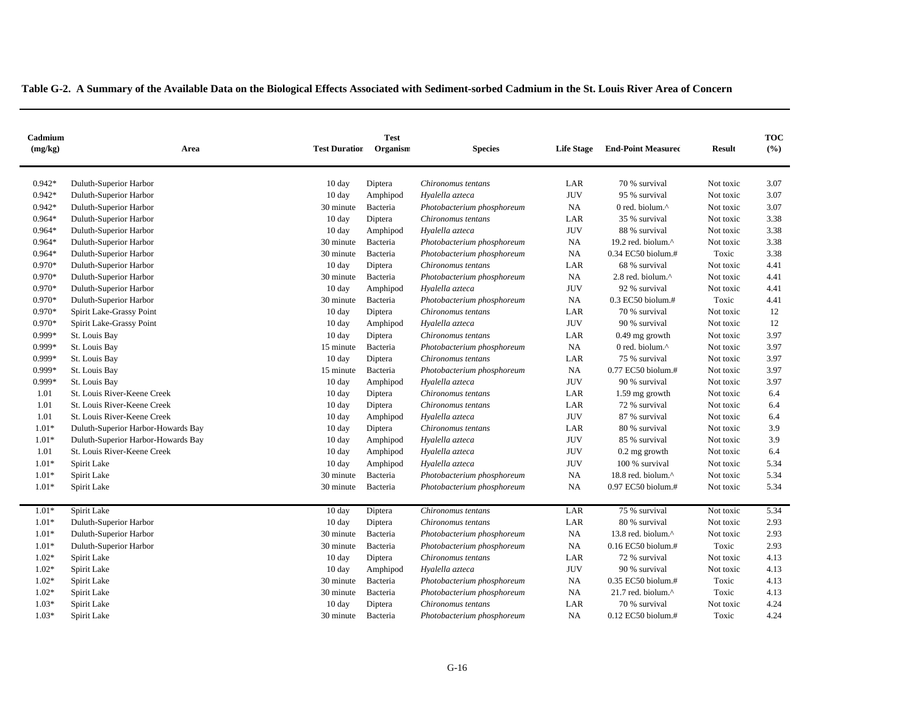**Table G-2. A Summary of the Available Data on the Biological Effects Associated with Sediment-sorbed Cadmium in the St. Louis River Area of Concern**

| Cadmium (mg/kg) | Area | Test Duration | Test Organism | Species | Life Stage | End-Point Measured | Result | TOC (%) |
|---|---|---|---|---|---|---|---|---|
| 0.942* | Duluth-Superior Harbor | 10 day | Diptera | *Chironomus tentans* | LAR | 70 % survival | Not toxic | 3.07 |
| 0.942* | Duluth-Superior Harbor | 10 day | Amphipod | *Hyalella azteca* | JUV | 95 % survival | Not toxic | 3.07 |
| 0.942* | Duluth-Superior Harbor | 30 minute | Bacteria | *Photobacterium phosphoreum* | NA | 0 red. biolum.^ | Not toxic | 3.07 |
| 0.964* | Duluth-Superior Harbor | 10 day | Diptera | *Chironomus tentans* | LAR | 35 % survival | Not toxic | 3.38 |
| 0.964* | Duluth-Superior Harbor | 10 day | Amphipod | *Hyalella azteca* | JUV | 88 % survival | Not toxic | 3.38 |
| 0.964* | Duluth-Superior Harbor | 30 minute | Bacteria | *Photobacterium phosphoreum* | NA | 19.2 red. biolum.^ | Not toxic | 3.38 |
| 0.964* | Duluth-Superior Harbor | 30 minute | Bacteria | *Photobacterium phosphoreum* | NA | 0.34 EC50 biolum.# | Toxic | 3.38 |
| 0.970* | Duluth-Superior Harbor | 10 day | Diptera | *Chironomus tentans* | LAR | 68 % survival | Not toxic | 4.41 |
| 0.970* | Duluth-Superior Harbor | 30 minute | Bacteria | *Photobacterium phosphoreum* | NA | 2.8 red. biolum.^ | Not toxic | 4.41 |
| 0.970* | Duluth-Superior Harbor | 10 day | Amphipod | *Hyalella azteca* | JUV | 92 % survival | Not toxic | 4.41 |
| 0.970* | Duluth-Superior Harbor | 30 minute | Bacteria | *Photobacterium phosphoreum* | NA | 0.3 EC50 biolum.# | Toxic | 4.41 |
| 0.970* | Spirit Lake-Grassy Point | 10 day | Diptera | *Chironomus tentans* | LAR | 70 % survival | Not toxic | 12 |
| 0.970* | Spirit Lake-Grassy Point | 10 day | Amphipod | *Hyalella azteca* | JUV | 90 % survival | Not toxic | 12 |
| 0.999* | St. Louis Bay | 10 day | Diptera | *Chironomus tentans* | LAR | 0.49 mg growth | Not toxic | 3.97 |
| 0.999* | St. Louis Bay | 15 minute | Bacteria | *Photobacterium phosphoreum* | NA | 0 red. biolum.^ | Not toxic | 3.97 |
| 0.999* | St. Louis Bay | 10 day | Diptera | *Chironomus tentans* | LAR | 75 % survival | Not toxic | 3.97 |
| 0.999* | St. Louis Bay | 15 minute | Bacteria | *Photobacterium phosphoreum* | NA | 0.77 EC50 biolum.# | Not toxic | 3.97 |
| 0.999* | St. Louis Bay | 10 day | Amphipod | *Hyalella azteca* | JUV | 90 % survival | Not toxic | 3.97 |
| 1.01 | St. Louis River-Keene Creek | 10 day | Diptera | *Chironomus tentans* | LAR | 1.59 mg growth | Not toxic | 6.4 |
| 1.01 | St. Louis River-Keene Creek | 10 day | Diptera | *Chironomus tentans* | LAR | 72 % survival | Not toxic | 6.4 |
| 1.01 | St. Louis River-Keene Creek | 10 day | Amphipod | *Hyalella azteca* | JUV | 87 % survival | Not toxic | 6.4 |
| 1.01* | Duluth-Superior Harbor-Howards Bay | 10 day | Diptera | *Chironomus tentans* | LAR | 80 % survival | Not toxic | 3.9 |
| 1.01* | Duluth-Superior Harbor-Howards Bay | 10 day | Amphipod | *Hyalella azteca* | JUV | 85 % survival | Not toxic | 3.9 |
| 1.01 | St. Louis River-Keene Creek | 10 day | Amphipod | *Hyalella azteca* | JUV | 0.2 mg growth | Not toxic | 6.4 |
| 1.01* | Spirit Lake | 10 day | Amphipod | *Hyalella azteca* | JUV | 100 % survival | Not toxic | 5.34 |
| 1.01* | Spirit Lake | 30 minute | Bacteria | *Photobacterium phosphoreum* | NA | 18.8 red. biolum.^ | Not toxic | 5.34 |
| 1.01* | Spirit Lake | 30 minute | Bacteria | *Photobacterium phosphoreum* | NA | 0.97 EC50 biolum.# | Not toxic | 5.34 |
| 1.01* | Spirit Lake | 10 day | Diptera | *Chironomus tentans* | LAR | 75 % survival | Not toxic | 5.34 |
| 1.01* | Duluth-Superior Harbor | 10 day | Diptera | *Chironomus tentans* | LAR | 80 % survival | Not toxic | 2.93 |
| 1.01* | Duluth-Superior Harbor | 30 minute | Bacteria | *Photobacterium phosphoreum* | NA | 13.8 red. biolum.^ | Not toxic | 2.93 |
| 1.01* | Duluth-Superior Harbor | 30 minute | Bacteria | *Photobacterium phosphoreum* | NA | 0.16 EC50 biolum.# | Toxic | 2.93 |
| 1.02* | Spirit Lake | 10 day | Diptera | *Chironomus tentans* | LAR | 72 % survival | Not toxic | 4.13 |
| 1.02* | Spirit Lake | 10 day | Amphipod | *Hyalella azteca* | JUV | 90 % survival | Not toxic | 4.13 |
| 1.02* | Spirit Lake | 30 minute | Bacteria | *Photobacterium phosphoreum* | NA | 0.35 EC50 biolum.# | Toxic | 4.13 |
| 1.02* | Spirit Lake | 30 minute | Bacteria | *Photobacterium phosphoreum* | NA | 21.7 red. biolum.^ | Toxic | 4.13 |
| 1.03* | Spirit Lake | 10 day | Diptera | *Chironomus tentans* | LAR | 70 % survival | Not toxic | 4.24 |
| 1.03* | Spirit Lake | 30 minute | Bacteria | *Photobacterium phosphoreum* | NA | 0.12 EC50 biolum.# | Toxic | 4.24 |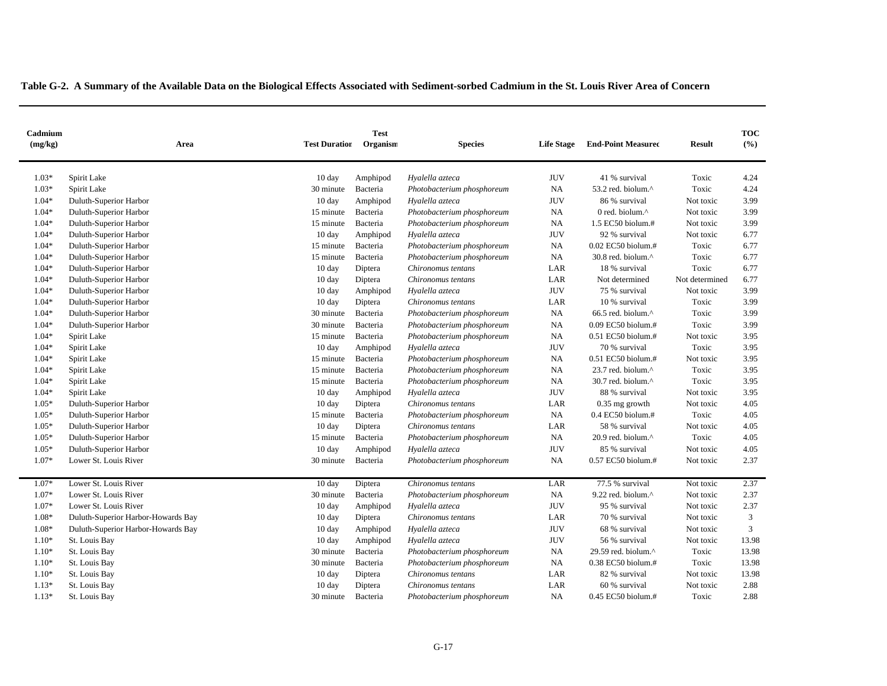**Table G-2. A Summary of the Available Data on the Biological Effects Associated with Sediment-sorbed Cadmium in the St. Louis River Area of Concern**

| Cadmium (mg/kg) | Area | Test Duration | Test Organism | Species | Life Stage | End-Point Measured | Result | TOC (%) |
|---|---|---|---|---|---|---|---|---|
| 1.03* | Spirit Lake | 10 day | Amphipod | *Hyalella azteca* | JUV | 41 % survival | Toxic | 4.24 |
| 1.03* | Spirit Lake | 30 minute | Bacteria | *Photobacterium phosphoreum* | NA | 53.2 red. biolum.^ | Toxic | 4.24 |
| 1.04* | Duluth-Superior Harbor | 10 day | Amphipod | *Hyalella azteca* | JUV | 86 % survival | Not toxic | 3.99 |
| 1.04* | Duluth-Superior Harbor | 15 minute | Bacteria | *Photobacterium phosphoreum* | NA | 0 red. biolum.^ | Not toxic | 3.99 |
| 1.04* | Duluth-Superior Harbor | 15 minute | Bacteria | *Photobacterium phosphoreum* | NA | 1.5 EC50 biolum.# | Not toxic | 3.99 |
| 1.04* | Duluth-Superior Harbor | 10 day | Amphipod | *Hyalella azteca* | JUV | 92 % survival | Not toxic | 6.77 |
| 1.04* | Duluth-Superior Harbor | 15 minute | Bacteria | *Photobacterium phosphoreum* | NA | 0.02 EC50 biolum.# | Toxic | 6.77 |
| 1.04* | Duluth-Superior Harbor | 15 minute | Bacteria | *Photobacterium phosphoreum* | NA | 30.8 red. biolum.^ | Toxic | 6.77 |
| 1.04* | Duluth-Superior Harbor | 10 day | Diptera | *Chironomus tentans* | LAR | 18 % survival | Toxic | 6.77 |
| 1.04* | Duluth-Superior Harbor | 10 day | Diptera | *Chironomus tentans* | LAR | Not determined | Not determined | 6.77 |
| 1.04* | Duluth-Superior Harbor | 10 day | Amphipod | *Hyalella azteca* | JUV | 75 % survival | Not toxic | 3.99 |
| 1.04* | Duluth-Superior Harbor | 10 day | Diptera | *Chironomus tentans* | LAR | 10 % survival | Toxic | 3.99 |
| 1.04* | Duluth-Superior Harbor | 30 minute | Bacteria | *Photobacterium phosphoreum* | NA | 66.5 red. biolum.^ | Toxic | 3.99 |
| 1.04* | Duluth-Superior Harbor | 30 minute | Bacteria | *Photobacterium phosphoreum* | NA | 0.09 EC50 biolum.# | Toxic | 3.99 |
| 1.04* | Spirit Lake | 15 minute | Bacteria | *Photobacterium phosphoreum* | NA | 0.51 EC50 biolum.# | Not toxic | 3.95 |
| 1.04* | Spirit Lake | 10 day | Amphipod | *Hyalella azteca* | JUV | 70 % survival | Toxic | 3.95 |
| 1.04* | Spirit Lake | 15 minute | Bacteria | *Photobacterium phosphoreum* | NA | 0.51 EC50 biolum.# | Not toxic | 3.95 |
| 1.04* | Spirit Lake | 15 minute | Bacteria | *Photobacterium phosphoreum* | NA | 23.7 red. biolum.^ | Toxic | 3.95 |
| 1.04* | Spirit Lake | 15 minute | Bacteria | *Photobacterium phosphoreum* | NA | 30.7 red. biolum.^ | Toxic | 3.95 |
| 1.04* | Spirit Lake | 10 day | Amphipod | *Hyalella azteca* | JUV | 88 % survival | Not toxic | 3.95 |
| 1.05* | Duluth-Superior Harbor | 10 day | Diptera | *Chironomus tentans* | LAR | 0.35 mg growth | Not toxic | 4.05 |
| 1.05* | Duluth-Superior Harbor | 15 minute | Bacteria | *Photobacterium phosphoreum* | NA | 0.4 EC50 biolum.# | Toxic | 4.05 |
| 1.05* | Duluth-Superior Harbor | 10 day | Diptera | *Chironomus tentans* | LAR | 58 % survival | Not toxic | 4.05 |
| 1.05* | Duluth-Superior Harbor | 15 minute | Bacteria | *Photobacterium phosphoreum* | NA | 20.9 red. biolum.^ | Toxic | 4.05 |
| 1.05* | Duluth-Superior Harbor | 10 day | Amphipod | *Hyalella azteca* | JUV | 85 % survival | Not toxic | 4.05 |
| 1.07* | Lower St. Louis River | 30 minute | Bacteria | *Photobacterium phosphoreum* | NA | 0.57 EC50 biolum.# | Not toxic | 2.37 |
| 1.07* | Lower St. Louis River | 10 day | Diptera | *Chironomus tentans* | LAR | 77.5 % survival | Not toxic | 2.37 |
| 1.07* | Lower St. Louis River | 30 minute | Bacteria | *Photobacterium phosphoreum* | NA | 9.22 red. biolum.^ | Not toxic | 2.37 |
| 1.07* | Lower St. Louis River | 10 day | Amphipod | *Hyalella azteca* | JUV | 95 % survival | Not toxic | 2.37 |
| 1.08* | Duluth-Superior Harbor-Howards Bay | 10 day | Diptera | *Chironomus tentans* | LAR | 70 % survival | Not toxic | 3 |
| 1.08* | Duluth-Superior Harbor-Howards Bay | 10 day | Amphipod | *Hyalella azteca* | JUV | 68 % survival | Not toxic | 3 |
| 1.10* | St. Louis Bay | 10 day | Amphipod | *Hyalella azteca* | JUV | 56 % survival | Not toxic | 13.98 |
| 1.10* | St. Louis Bay | 30 minute | Bacteria | *Photobacterium phosphoreum* | NA | 29.59 red. biolum.^ | Toxic | 13.98 |
| 1.10* | St. Louis Bay | 30 minute | Bacteria | *Photobacterium phosphoreum* | NA | 0.38 EC50 biolum.# | Toxic | 13.98 |
| 1.10* | St. Louis Bay | 10 day | Diptera | *Chironomus tentans* | LAR | 82 % survival | Not toxic | 13.98 |
| 1.13* | St. Louis Bay | 10 day | Diptera | *Chironomus tentans* | LAR | 60 % survival | Not toxic | 2.88 |
| 1.13* | St. Louis Bay | 30 minute | Bacteria | *Photobacterium phosphoreum* | NA | 0.45 EC50 biolum.# | Toxic | 2.88 |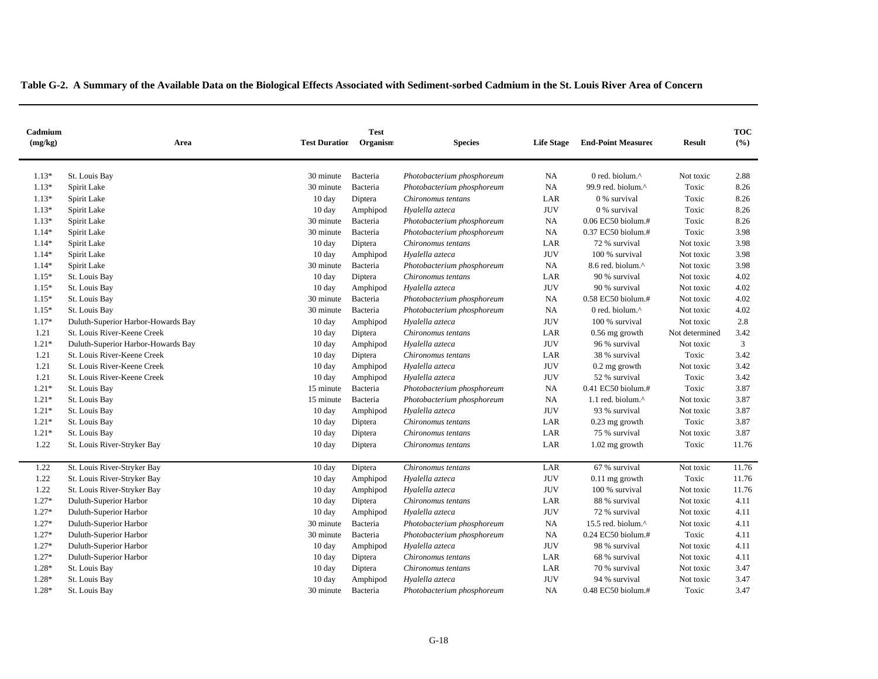**Table G-2. A Summary of the Available Data on the Biological Effects Associated with Sediment-sorbed Cadmium in the St. Louis River Area of Concern**

| Cadmium (mg/kg) | Area | Test Duration | Test Organism | Species | Life Stage | End-Point Measured | Result | TOC (%) |
|---|---|---|---|---|---|---|---|---|
| 1.13* | St. Louis Bay | 30 minute | Bacteria | *Photobacterium phosphoreum* | NA | 0 red. biolum.^ | Not toxic | 2.88 |
| 1.13* | Spirit Lake | 30 minute | Bacteria | *Photobacterium phosphoreum* | NA | 99.9 red. biolum.^ | Toxic | 8.26 |
| 1.13* | Spirit Lake | 10 day | Diptera | *Chironomus tentans* | LAR | 0 % survival | Toxic | 8.26 |
| 1.13* | Spirit Lake | 10 day | Amphipod | *Hyalella azteca* | JUV | 0 % survival | Toxic | 8.26 |
| 1.13* | Spirit Lake | 30 minute | Bacteria | *Photobacterium phosphoreum* | NA | 0.06 EC50 biolum.# | Toxic | 8.26 |
| 1.14* | Spirit Lake | 30 minute | Bacteria | *Photobacterium phosphoreum* | NA | 0.37 EC50 biolum.# | Toxic | 3.98 |
| 1.14* | Spirit Lake | 10 day | Diptera | *Chironomus tentans* | LAR | 72 % survival | Not toxic | 3.98 |
| 1.14* | Spirit Lake | 10 day | Amphipod | *Hyalella azteca* | JUV | 100 % survival | Not toxic | 3.98 |
| 1.14* | Spirit Lake | 30 minute | Bacteria | *Photobacterium phosphoreum* | NA | 8.6 red. biolum.^ | Not toxic | 3.98 |
| 1.15* | St. Louis Bay | 10 day | Diptera | *Chironomus tentans* | LAR | 90 % survival | Not toxic | 4.02 |
| 1.15* | St. Louis Bay | 10 day | Amphipod | *Hyalella azteca* | JUV | 90 % survival | Not toxic | 4.02 |
| 1.15* | St. Louis Bay | 30 minute | Bacteria | *Photobacterium phosphoreum* | NA | 0.58 EC50 biolum.# | Not toxic | 4.02 |
| 1.15* | St. Louis Bay | 30 minute | Bacteria | *Photobacterium phosphoreum* | NA | 0 red. biolum.^ | Not toxic | 4.02 |
| 1.17* | Duluth-Superior Harbor-Howards Bay | 10 day | Amphipod | *Hyalella azteca* | JUV | 100 % survival | Not toxic | 2.8 |
| 1.21 | St. Louis River-Keene Creek | 10 day | Diptera | *Chironomus tentans* | LAR | 0.56 mg growth | Not determined | 3.42 |
| 1.21* | Duluth-Superior Harbor-Howards Bay | 10 day | Amphipod | *Hyalella azteca* | JUV | 96 % survival | Not toxic | 3 |
| 1.21 | St. Louis River-Keene Creek | 10 day | Diptera | *Chironomus tentans* | LAR | 38 % survival | Toxic | 3.42 |
| 1.21 | St. Louis River-Keene Creek | 10 day | Amphipod | *Hyalella azteca* | JUV | 0.2 mg growth | Not toxic | 3.42 |
| 1.21 | St. Louis River-Keene Creek | 10 day | Amphipod | *Hyalella azteca* | JUV | 52 % survival | Toxic | 3.42 |
| 1.21* | St. Louis Bay | 15 minute | Bacteria | *Photobacterium phosphoreum* | NA | 0.41 EC50 biolum.# | Toxic | 3.87 |
| 1.21* | St. Louis Bay | 15 minute | Bacteria | *Photobacterium phosphoreum* | NA | 1.1 red. biolum.^ | Not toxic | 3.87 |
| 1.21* | St. Louis Bay | 10 day | Amphipod | *Hyalella azteca* | JUV | 93 % survival | Not toxic | 3.87 |
| 1.21* | St. Louis Bay | 10 day | Diptera | *Chironomus tentans* | LAR | 0.23 mg growth | Toxic | 3.87 |
| 1.21* | St. Louis Bay | 10 day | Diptera | *Chironomus tentans* | LAR | 75 % survival | Not toxic | 3.87 |
| 1.22 | St. Louis River-Stryker Bay | 10 day | Diptera | *Chironomus tentans* | LAR | 1.02 mg growth | Toxic | 11.76 |
| 1.22 | St. Louis River-Stryker Bay | 10 day | Diptera | *Chironomus tentans* | LAR | 67 % survival | Not toxic | 11.76 |
| 1.22 | St. Louis River-Stryker Bay | 10 day | Amphipod | *Hyalella azteca* | JUV | 0.11 mg growth | Toxic | 11.76 |
| 1.22 | St. Louis River-Stryker Bay | 10 day | Amphipod | *Hyalella azteca* | JUV | 100 % survival | Not toxic | 11.76 |
| 1.27* | Duluth-Superior Harbor | 10 day | Diptera | *Chironomus tentans* | LAR | 88 % survival | Not toxic | 4.11 |
| 1.27* | Duluth-Superior Harbor | 10 day | Amphipod | *Hyalella azteca* | JUV | 72 % survival | Not toxic | 4.11 |
| 1.27* | Duluth-Superior Harbor | 30 minute | Bacteria | *Photobacterium phosphoreum* | NA | 15.5 red. biolum.^ | Not toxic | 4.11 |
| 1.27* | Duluth-Superior Harbor | 30 minute | Bacteria | *Photobacterium phosphoreum* | NA | 0.24 EC50 biolum.# | Toxic | 4.11 |
| 1.27* | Duluth-Superior Harbor | 10 day | Amphipod | *Hyalella azteca* | JUV | 98 % survival | Not toxic | 4.11 |
| 1.27* | Duluth-Superior Harbor | 10 day | Diptera | *Chironomus tentans* | LAR | 68 % survival | Not toxic | 4.11 |
| 1.28* | St. Louis Bay | 10 day | Diptera | *Chironomus tentans* | LAR | 70 % survival | Not toxic | 3.47 |
| 1.28* | St. Louis Bay | 10 day | Amphipod | *Hyalella azteca* | JUV | 94 % survival | Not toxic | 3.47 |
| 1.28* | St. Louis Bay | 30 minute | Bacteria | *Photobacterium phosphoreum* | NA | 0.48 EC50 biolum.# | Toxic | 3.47 |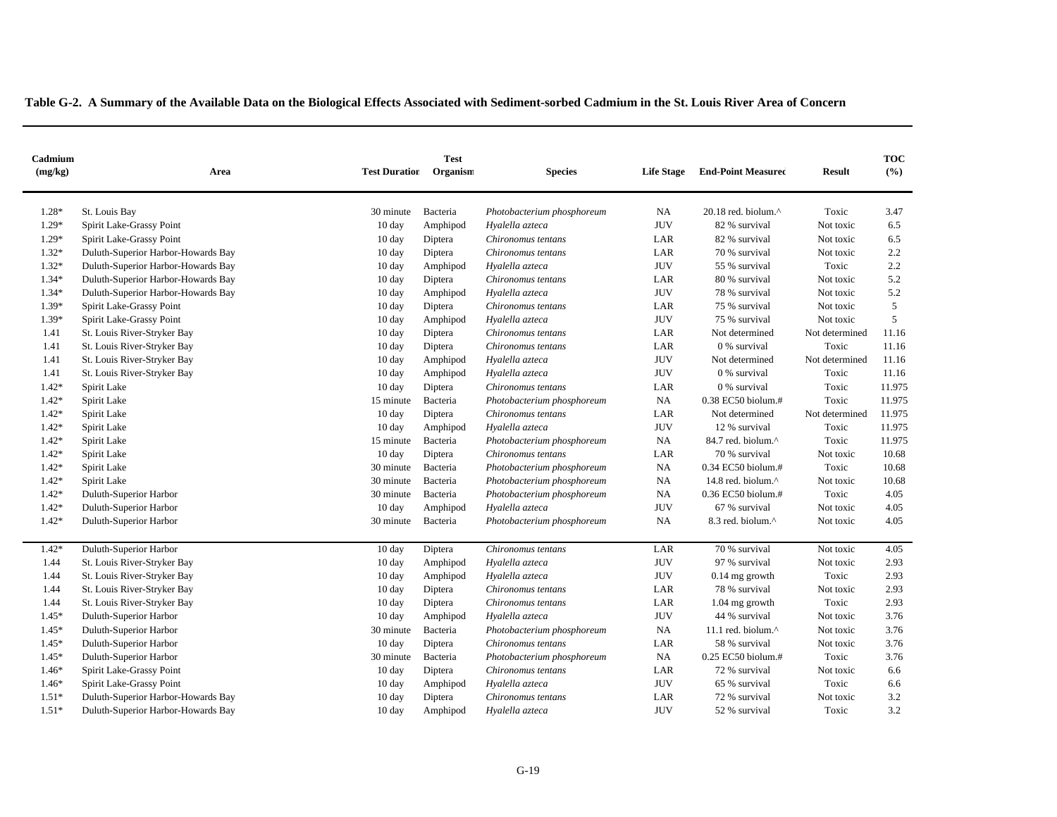**Table G-2. A Summary of the Available Data on the Biological Effects Associated with Sediment-sorbed Cadmium in the St. Louis River Area of Concern**

| Cadmium (mg/kg) | Area | Test Duration | Test Organism | Species | Life Stage | End-Point Measured | Result | TOC (%) |
|---|---|---|---|---|---|---|---|---|
| 1.28* | St. Louis Bay | 30 minute | Bacteria | *Photobacterium phosphoreum* | NA | 20.18 red. biolum.^ | Toxic | 3.47 |
| 1.29* | Spirit Lake-Grassy Point | 10 day | Amphipod | *Hyalella azteca* | JUV | 82 % survival | Not toxic | 6.5 |
| 1.29* | Spirit Lake-Grassy Point | 10 day | Diptera | *Chironomus tentans* | LAR | 82 % survival | Not toxic | 6.5 |
| 1.32* | Duluth-Superior Harbor-Howards Bay | 10 day | Diptera | *Chironomus tentans* | LAR | 70 % survival | Not toxic | 2.2 |
| 1.32* | Duluth-Superior Harbor-Howards Bay | 10 day | Amphipod | *Hyalella azteca* | JUV | 55 % survival | Toxic | 2.2 |
| 1.34* | Duluth-Superior Harbor-Howards Bay | 10 day | Diptera | *Chironomus tentans* | LAR | 80 % survival | Not toxic | 5.2 |
| 1.34* | Duluth-Superior Harbor-Howards Bay | 10 day | Amphipod | *Hyalella azteca* | JUV | 78 % survival | Not toxic | 5.2 |
| 1.39* | Spirit Lake-Grassy Point | 10 day | Diptera | *Chironomus tentans* | LAR | 75 % survival | Not toxic | 5 |
| 1.39* | Spirit Lake-Grassy Point | 10 day | Amphipod | *Hyalella azteca* | JUV | 75 % survival | Not toxic | 5 |
| 1.41 | St. Louis River-Stryker Bay | 10 day | Diptera | *Chironomus tentans* | LAR | Not determined | Not determined | 11.16 |
| 1.41 | St. Louis River-Stryker Bay | 10 day | Diptera | *Chironomus tentans* | LAR | 0 % survival | Toxic | 11.16 |
| 1.41 | St. Louis River-Stryker Bay | 10 day | Amphipod | *Hyalella azteca* | JUV | Not determined | Not determined | 11.16 |
| 1.41 | St. Louis River-Stryker Bay | 10 day | Amphipod | *Hyalella azteca* | JUV | 0 % survival | Toxic | 11.16 |
| 1.42* | Spirit Lake | 10 day | Diptera | *Chironomus tentans* | LAR | 0 % survival | Toxic | 11.975 |
| 1.42* | Spirit Lake | 15 minute | Bacteria | *Photobacterium phosphoreum* | NA | 0.38 EC50 biolum.# | Toxic | 11.975 |
| 1.42* | Spirit Lake | 10 day | Diptera | *Chironomus tentans* | LAR | Not determined | Not determined | 11.975 |
| 1.42* | Spirit Lake | 10 day | Amphipod | *Hyalella azteca* | JUV | 12 % survival | Toxic | 11.975 |
| 1.42* | Spirit Lake | 15 minute | Bacteria | *Photobacterium phosphoreum* | NA | 84.7 red. biolum.^ | Toxic | 11.975 |
| 1.42* | Spirit Lake | 10 day | Diptera | *Chironomus tentans* | LAR | 70 % survival | Not toxic | 10.68 |
| 1.42* | Spirit Lake | 30 minute | Bacteria | *Photobacterium phosphoreum* | NA | 0.34 EC50 biolum.# | Toxic | 10.68 |
| 1.42* | Spirit Lake | 30 minute | Bacteria | *Photobacterium phosphoreum* | NA | 14.8 red. biolum.^ | Not toxic | 10.68 |
| 1.42* | Duluth-Superior Harbor | 30 minute | Bacteria | *Photobacterium phosphoreum* | NA | 0.36 EC50 biolum.# | Toxic | 4.05 |
| 1.42* | Duluth-Superior Harbor | 10 day | Amphipod | *Hyalella azteca* | JUV | 67 % survival | Not toxic | 4.05 |
| 1.42* | Duluth-Superior Harbor | 30 minute | Bacteria | *Photobacterium phosphoreum* | NA | 8.3 red. biolum.^ | Not toxic | 4.05 |
| 1.42* | Duluth-Superior Harbor | 10 day | Diptera | *Chironomus tentans* | LAR | 70 % survival | Not toxic | 4.05 |
| 1.44 | St. Louis River-Stryker Bay | 10 day | Amphipod | *Hyalella azteca* | JUV | 97 % survival | Not toxic | 2.93 |
| 1.44 | St. Louis River-Stryker Bay | 10 day | Amphipod | *Hyalella azteca* | JUV | 0.14 mg growth | Toxic | 2.93 |
| 1.44 | St. Louis River-Stryker Bay | 10 day | Diptera | *Chironomus tentans* | LAR | 78 % survival | Not toxic | 2.93 |
| 1.44 | St. Louis River-Stryker Bay | 10 day | Diptera | *Chironomus tentans* | LAR | 1.04 mg growth | Toxic | 2.93 |
| 1.45* | Duluth-Superior Harbor | 10 day | Amphipod | *Hyalella azteca* | JUV | 44 % survival | Not toxic | 3.76 |
| 1.45* | Duluth-Superior Harbor | 30 minute | Bacteria | *Photobacterium phosphoreum* | NA | 11.1 red. biolum.^ | Not toxic | 3.76 |
| 1.45* | Duluth-Superior Harbor | 10 day | Diptera | *Chironomus tentans* | LAR | 58 % survival | Not toxic | 3.76 |
| 1.45* | Duluth-Superior Harbor | 30 minute | Bacteria | *Photobacterium phosphoreum* | NA | 0.25 EC50 biolum.# | Toxic | 3.76 |
| 1.46* | Spirit Lake-Grassy Point | 10 day | Diptera | *Chironomus tentans* | LAR | 72 % survival | Not toxic | 6.6 |
| 1.46* | Spirit Lake-Grassy Point | 10 day | Amphipod | *Hyalella azteca* | JUV | 65 % survival | Toxic | 6.6 |
| 1.51* | Duluth-Superior Harbor-Howards Bay | 10 day | Diptera | *Chironomus tentans* | LAR | 72 % survival | Not toxic | 3.2 |
| 1.51* | Duluth-Superior Harbor-Howards Bay | 10 day | Amphipod | *Hyalella azteca* | JUV | 52 % survival | Toxic | 3.2 |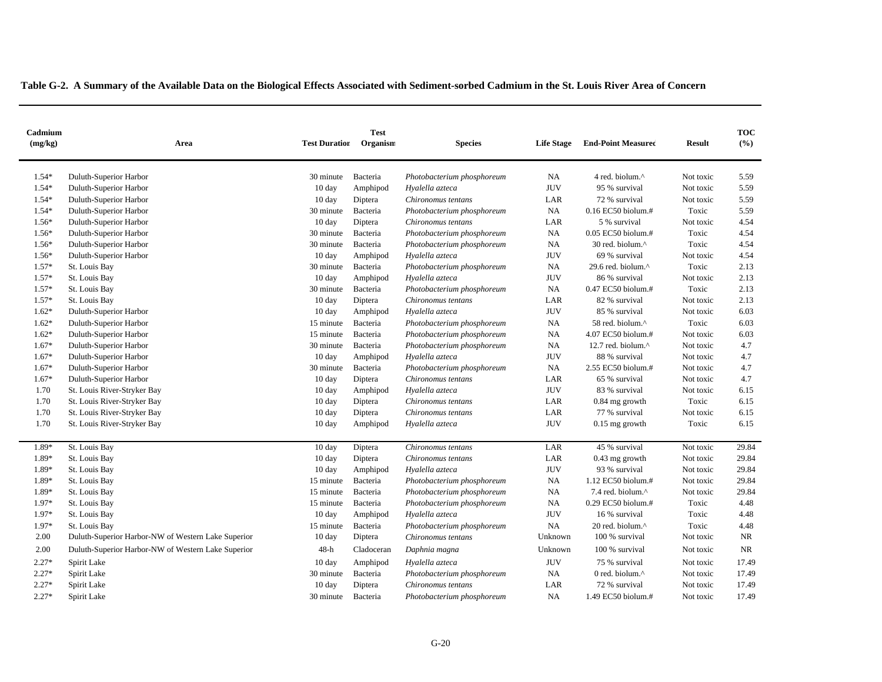**Table G-2. A Summary of the Available Data on the Biological Effects Associated with Sediment-sorbed Cadmium in the St. Louis River Area of Concern**

| Cadmium (mg/kg) | Area | Test Duration | Test Organism | Species | Life Stage | End-Point Measured | Result | TOC (%) |
|---|---|---|---|---|---|---|---|---|
| 1.54* | Duluth-Superior Harbor | 30 minute | Bacteria | *Photobacterium phosphoreum* | NA | 4 red. biolum.^ | Not toxic | 5.59 |
| 1.54* | Duluth-Superior Harbor | 10 day | Amphipod | *Hyalella azteca* | JUV | 95 % survival | Not toxic | 5.59 |
| 1.54* | Duluth-Superior Harbor | 10 day | Diptera | *Chironomus tentans* | LAR | 72 % survival | Not toxic | 5.59 |
| 1.54* | Duluth-Superior Harbor | 30 minute | Bacteria | *Photobacterium phosphoreum* | NA | 0.16 EC50 biolum.# | Toxic | 5.59 |
| 1.56* | Duluth-Superior Harbor | 10 day | Diptera | *Chironomus tentans* | LAR | 5 % survival | Not toxic | 4.54 |
| 1.56* | Duluth-Superior Harbor | 30 minute | Bacteria | *Photobacterium phosphoreum* | NA | 0.05 EC50 biolum.# | Toxic | 4.54 |
| 1.56* | Duluth-Superior Harbor | 30 minute | Bacteria | *Photobacterium phosphoreum* | NA | 30 red. biolum.^ | Toxic | 4.54 |
| 1.56* | Duluth-Superior Harbor | 10 day | Amphipod | *Hyalella azteca* | JUV | 69 % survival | Not toxic | 4.54 |
| 1.57* | St. Louis Bay | 30 minute | Bacteria | *Photobacterium phosphoreum* | NA | 29.6 red. biolum.^ | Toxic | 2.13 |
| 1.57* | St. Louis Bay | 10 day | Amphipod | *Hyalella azteca* | JUV | 86 % survival | Not toxic | 2.13 |
| 1.57* | St. Louis Bay | 30 minute | Bacteria | *Photobacterium phosphoreum* | NA | 0.47 EC50 biolum.# | Toxic | 2.13 |
| 1.57* | St. Louis Bay | 10 day | Diptera | *Chironomus tentans* | LAR | 82 % survival | Not toxic | 2.13 |
| 1.62* | Duluth-Superior Harbor | 10 day | Amphipod | *Hyalella azteca* | JUV | 85 % survival | Not toxic | 6.03 |
| 1.62* | Duluth-Superior Harbor | 15 minute | Bacteria | *Photobacterium phosphoreum* | NA | 58 red. biolum.^ | Toxic | 6.03 |
| 1.62* | Duluth-Superior Harbor | 15 minute | Bacteria | *Photobacterium phosphoreum* | NA | 4.07 EC50 biolum.# | Not toxic | 6.03 |
| 1.67* | Duluth-Superior Harbor | 30 minute | Bacteria | *Photobacterium phosphoreum* | NA | 12.7 red. biolum.^ | Not toxic | 4.7 |
| 1.67* | Duluth-Superior Harbor | 10 day | Amphipod | *Hyalella azteca* | JUV | 88 % survival | Not toxic | 4.7 |
| 1.67* | Duluth-Superior Harbor | 30 minute | Bacteria | *Photobacterium phosphoreum* | NA | 2.55 EC50 biolum.# | Not toxic | 4.7 |
| 1.67* | Duluth-Superior Harbor | 10 day | Diptera | *Chironomus tentans* | LAR | 65 % survival | Not toxic | 4.7 |
| 1.70 | St. Louis River-Stryker Bay | 10 day | Amphipod | *Hyalella azteca* | JUV | 83 % survival | Not toxic | 6.15 |
| 1.70 | St. Louis River-Stryker Bay | 10 day | Diptera | *Chironomus tentans* | LAR | 0.84 mg growth | Toxic | 6.15 |
| 1.70 | St. Louis River-Stryker Bay | 10 day | Diptera | *Chironomus tentans* | LAR | 77 % survival | Not toxic | 6.15 |
| 1.70 | St. Louis River-Stryker Bay | 10 day | Amphipod | *Hyalella azteca* | JUV | 0.15 mg growth | Toxic | 6.15 |
| 1.89* | St. Louis Bay | 10 day | Diptera | *Chironomus tentans* | LAR | 45 % survival | Not toxic | 29.84 |
| 1.89* | St. Louis Bay | 10 day | Diptera | *Chironomus tentans* | LAR | 0.43 mg growth | Not toxic | 29.84 |
| 1.89* | St. Louis Bay | 10 day | Amphipod | *Hyalella azteca* | JUV | 93 % survival | Not toxic | 29.84 |
| 1.89* | St. Louis Bay | 15 minute | Bacteria | *Photobacterium phosphoreum* | NA | 1.12 EC50 biolum.# | Not toxic | 29.84 |
| 1.89* | St. Louis Bay | 15 minute | Bacteria | *Photobacterium phosphoreum* | NA | 7.4 red. biolum.^ | Not toxic | 29.84 |
| 1.97* | St. Louis Bay | 15 minute | Bacteria | *Photobacterium phosphoreum* | NA | 0.29 EC50 biolum.# | Toxic | 4.48 |
| 1.97* | St. Louis Bay | 10 day | Amphipod | *Hyalella azteca* | JUV | 16 % survival | Toxic | 4.48 |
| 1.97* | St. Louis Bay | 15 minute | Bacteria | *Photobacterium phosphoreum* | NA | 20 red. biolum.^ | Toxic | 4.48 |
| 2.00 | Duluth-Superior Harbor-NW of Western Lake Superior | 10 day | Diptera | *Chironomus tentans* | Unknown | 100 % survival | Not toxic | NR |
| 2.00 | Duluth-Superior Harbor-NW of Western Lake Superior | 48-h | Cladoceran | *Daphnia magna* | Unknown | 100 % survival | Not toxic | NR |
| 2.27* | Spirit Lake | 10 day | Amphipod | *Hyalella azteca* | JUV | 75 % survival | Not toxic | 17.49 |
| 2.27* | Spirit Lake | 30 minute | Bacteria | *Photobacterium phosphoreum* | NA | 0 red. biolum.^ | Not toxic | 17.49 |
| 2.27* | Spirit Lake | 10 day | Diptera | *Chironomus tentans* | LAR | 72 % survival | Not toxic | 17.49 |
| 2.27* | Spirit Lake | 30 minute | Bacteria | *Photobacterium phosphoreum* | NA | 1.49 EC50 biolum.# | Not toxic | 17.49 |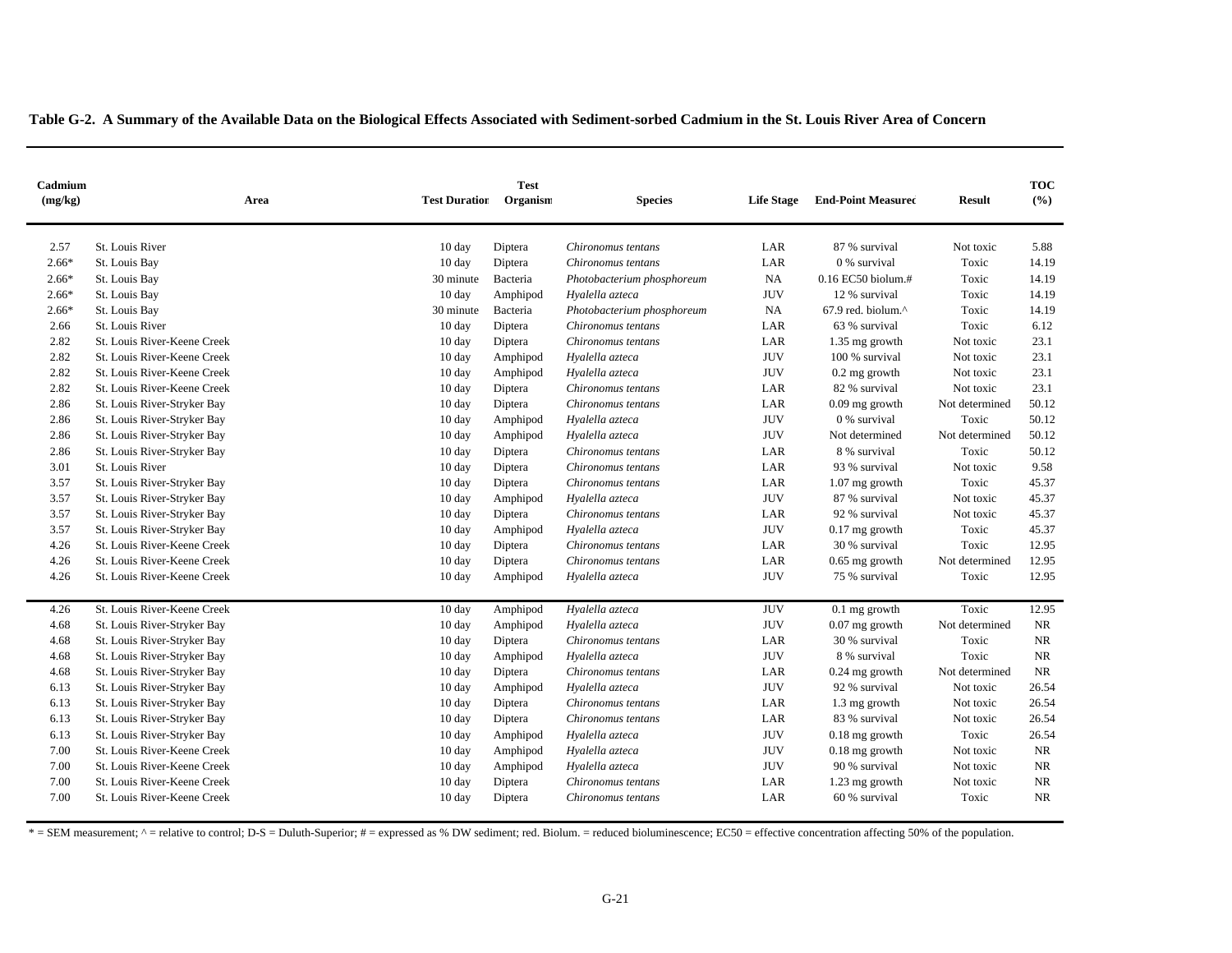**Table G-2. A Summary of the Available Data on the Biological Effects Associated with Sediment-sorbed Cadmium in the St. Louis River Area of Concern**

| Cadmium (mg/kg) | Area | Test Duration | Test Organism | Species | Life Stage | End-Point Measured | Result | TOC (%) |
|---|---|---|---|---|---|---|---|---|
| 2.57 | St. Louis River | 10 day | Diptera | *Chironomus tentans* | LAR | 87 % survival | Not toxic | 5.88 |
| 2.66* | St. Louis Bay | 10 day | Diptera | *Chironomus tentans* | LAR | 0 % survival | Toxic | 14.19 |
| 2.66* | St. Louis Bay | 30 minute | Bacteria | *Photobacterium phosphoreum* | NA | 0.16 EC50 biolum.# | Toxic | 14.19 |
| 2.66* | St. Louis Bay | 10 day | Amphipod | *Hyalella azteca* | JUV | 12 % survival | Toxic | 14.19 |
| 2.66* | St. Louis Bay | 30 minute | Bacteria | *Photobacterium phosphoreum* | NA | 67.9 red. biolum.^ | Toxic | 14.19 |
| 2.66 | St. Louis River | 10 day | Diptera | *Chironomus tentans* | LAR | 63 % survival | Toxic | 6.12 |
| 2.82 | St. Louis River-Keene Creek | 10 day | Diptera | *Chironomus tentans* | LAR | 1.35 mg growth | Not toxic | 23.1 |
| 2.82 | St. Louis River-Keene Creek | 10 day | Amphipod | *Hyalella azteca* | JUV | 100 % survival | Not toxic | 23.1 |
| 2.82 | St. Louis River-Keene Creek | 10 day | Amphipod | *Hyalella azteca* | JUV | 0.2 mg growth | Not toxic | 23.1 |
| 2.82 | St. Louis River-Keene Creek | 10 day | Diptera | *Chironomus tentans* | LAR | 82 % survival | Not toxic | 23.1 |
| 2.86 | St. Louis River-Stryker Bay | 10 day | Diptera | *Chironomus tentans* | LAR | 0.09 mg growth | Not determined | 50.12 |
| 2.86 | St. Louis River-Stryker Bay | 10 day | Amphipod | *Hyalella azteca* | JUV | 0 % survival | Toxic | 50.12 |
| 2.86 | St. Louis River-Stryker Bay | 10 day | Amphipod | *Hyalella azteca* | JUV | Not determined | Not determined | 50.12 |
| 2.86 | St. Louis River-Stryker Bay | 10 day | Diptera | *Chironomus tentans* | LAR | 8 % survival | Toxic | 50.12 |
| 3.01 | St. Louis River | 10 day | Diptera | *Chironomus tentans* | LAR | 93 % survival | Not toxic | 9.58 |
| 3.57 | St. Louis River-Stryker Bay | 10 day | Diptera | *Chironomus tentans* | LAR | 1.07 mg growth | Toxic | 45.37 |
| 3.57 | St. Louis River-Stryker Bay | 10 day | Amphipod | *Hyalella azteca* | JUV | 87 % survival | Not toxic | 45.37 |
| 3.57 | St. Louis River-Stryker Bay | 10 day | Diptera | *Chironomus tentans* | LAR | 92 % survival | Not toxic | 45.37 |
| 3.57 | St. Louis River-Stryker Bay | 10 day | Amphipod | *Hyalella azteca* | JUV | 0.17 mg growth | Toxic | 45.37 |
| 4.26 | St. Louis River-Keene Creek | 10 day | Diptera | *Chironomus tentans* | LAR | 30 % survival | Toxic | 12.95 |
| 4.26 | St. Louis River-Keene Creek | 10 day | Diptera | *Chironomus tentans* | LAR | 0.65 mg growth | Not determined | 12.95 |
| 4.26 | St. Louis River-Keene Creek | 10 day | Amphipod | *Hyalella azteca* | JUV | 75 % survival | Toxic | 12.95 |
| 4.26 | St. Louis River-Keene Creek | 10 day | Amphipod | *Hyalella azteca* | JUV | 0.1 mg growth | Toxic | 12.95 |
| 4.68 | St. Louis River-Stryker Bay | 10 day | Amphipod | *Hyalella azteca* | JUV | 0.07 mg growth | Not determined | NR |
| 4.68 | St. Louis River-Stryker Bay | 10 day | Diptera | *Chironomus tentans* | LAR | 30 % survival | Toxic | NR |
| 4.68 | St. Louis River-Stryker Bay | 10 day | Amphipod | *Hyalella azteca* | JUV | 8 % survival | Toxic | NR |
| 4.68 | St. Louis River-Stryker Bay | 10 day | Diptera | *Chironomus tentans* | LAR | 0.24 mg growth | Not determined | NR |
| 6.13 | St. Louis River-Stryker Bay | 10 day | Amphipod | *Hyalella azteca* | JUV | 92 % survival | Not toxic | 26.54 |
| 6.13 | St. Louis River-Stryker Bay | 10 day | Diptera | *Chironomus tentans* | LAR | 1.3 mg growth | Not toxic | 26.54 |
| 6.13 | St. Louis River-Stryker Bay | 10 day | Diptera | *Chironomus tentans* | LAR | 83 % survival | Not toxic | 26.54 |
| 6.13 | St. Louis River-Stryker Bay | 10 day | Amphipod | *Hyalella azteca* | JUV | 0.18 mg growth | Toxic | 26.54 |
| 7.00 | St. Louis River-Keene Creek | 10 day | Amphipod | *Hyalella azteca* | JUV | 0.18 mg growth | Not toxic | NR |
| 7.00 | St. Louis River-Keene Creek | 10 day | Amphipod | *Hyalella azteca* | JUV | 90 % survival | Not toxic | NR |
| 7.00 | St. Louis River-Keene Creek | 10 day | Diptera | *Chironomus tentans* | LAR | 1.23 mg growth | Not toxic | NR |
| 7.00 | St. Louis River-Keene Creek | 10 day | Diptera | *Chironomus tentans* | LAR | 60 % survival | Toxic | NR |

* = SEM measurement; ^ = relative to control; D-S = Duluth-Superior; # = expressed as % DW sediment; red. Biolum. = reduced bioluminescence; EC50 = effective concentration affecting 50% of the population.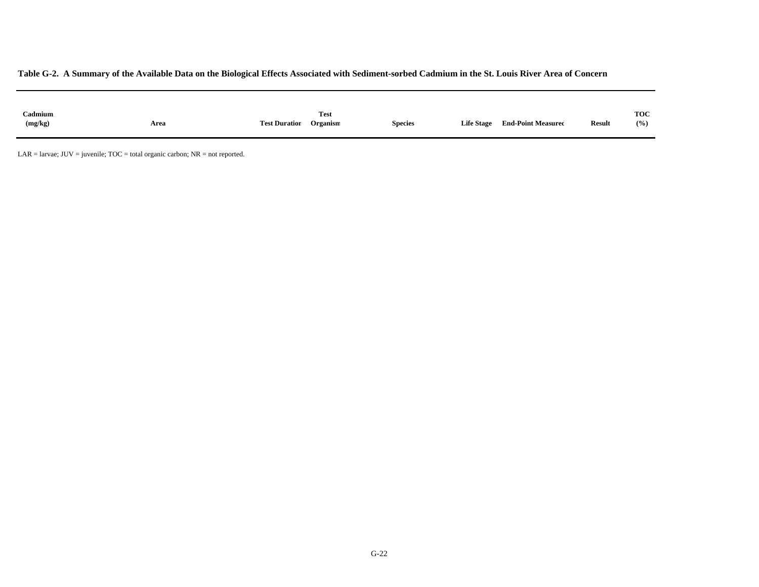**Table G-2. A Summary of the Available Data on the Biological Effects Associated with Sediment-sorbed Cadmium in the St. Louis River Area of Concern**

| Cadmium (mg/kg) | Area | Test Duration | Test Organism | Species | Life Stage | End-Point Measured | Result | TOC (%) |
|---|---|---|---|---|---|---|---|---|

LAR = larvae; JUV = juvenile; TOC = total organic carbon; NR = not reported.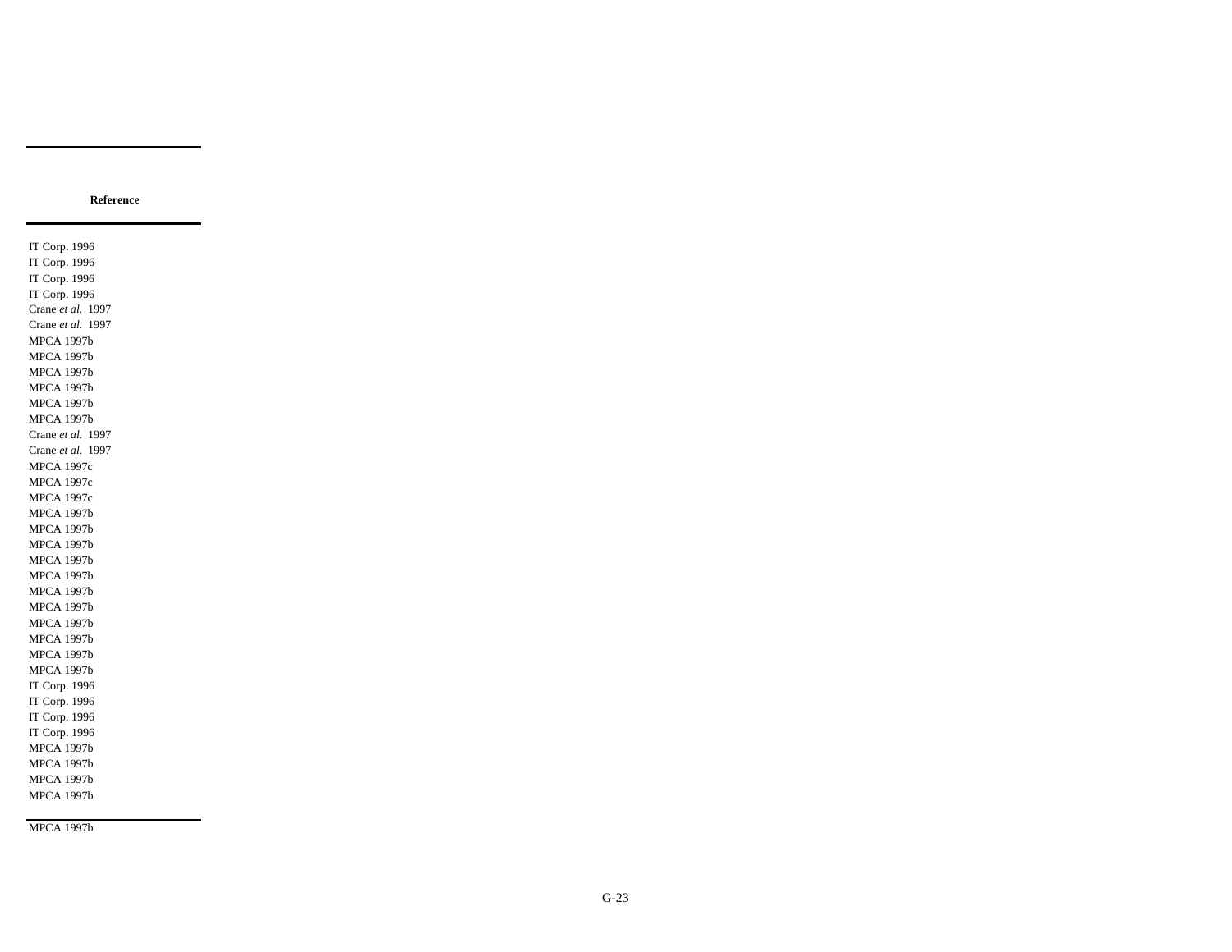| Reference |
| --- |
| IT Corp. 1996 |
| IT Corp. 1996 |
| IT Corp. 1996 |
| IT Corp. 1996 |
| Crane *et al.* 1997 |
| Crane *et al.* 1997 |
| MPCA 1997b |
| MPCA 1997b |
| MPCA 1997b |
| MPCA 1997b |
| MPCA 1997b |
| MPCA 1997b |
| Crane *et al.* 1997 |
| Crane *et al.* 1997 |
| MPCA 1997c |
| MPCA 1997c |
| MPCA 1997c |
| MPCA 1997b |
| MPCA 1997b |
| MPCA 1997b |
| MPCA 1997b |
| MPCA 1997b |
| MPCA 1997b |
| MPCA 1997b |
| MPCA 1997b |
| MPCA 1997b |
| MPCA 1997b |
| MPCA 1997b |
| IT Corp. 1996 |
| IT Corp. 1996 |
| IT Corp. 1996 |
| IT Corp. 1996 |
| MPCA 1997b |
| MPCA 1997b |
| MPCA 1997b |
| MPCA 1997b |

MPCA 1997b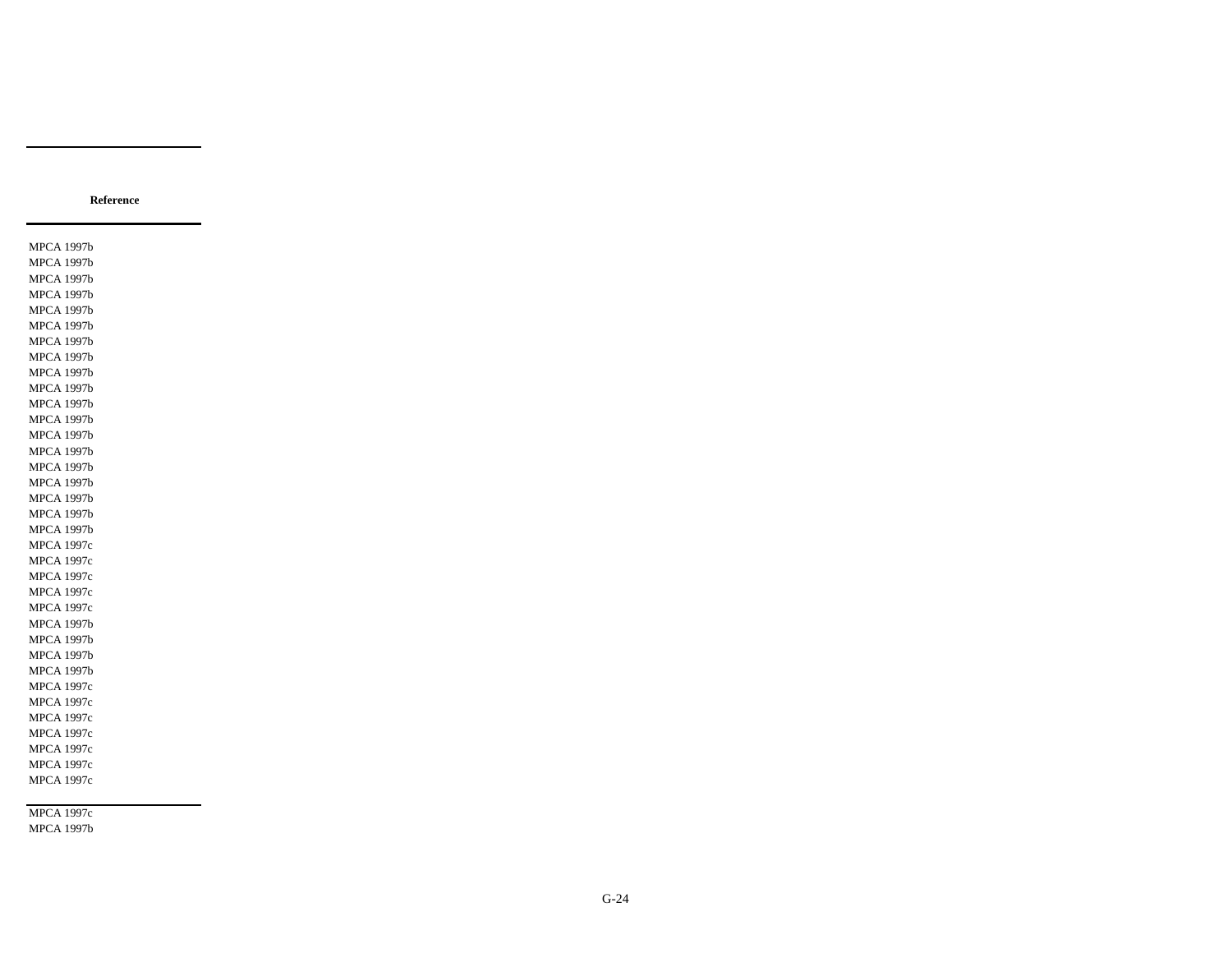| Reference |
| --- |
| MPCA 1997b |
| MPCA 1997b |
| MPCA 1997b |
| MPCA 1997b |
| MPCA 1997b |
| MPCA 1997b |
| MPCA 1997b |
| MPCA 1997b |
| MPCA 1997b |
| MPCA 1997b |
| MPCA 1997b |
| MPCA 1997b |
| MPCA 1997b |
| MPCA 1997b |
| MPCA 1997b |
| MPCA 1997b |
| MPCA 1997b |
| MPCA 1997b |
| MPCA 1997b |
| MPCA 1997c |
| MPCA 1997c |
| MPCA 1997c |
| MPCA 1997c |
| MPCA 1997c |
| MPCA 1997b |
| MPCA 1997b |
| MPCA 1997b |
| MPCA 1997b |
| MPCA 1997c |
| MPCA 1997c |
| MPCA 1997c |
| MPCA 1997c |
| MPCA 1997c |
| MPCA 1997c |
| MPCA 1997c |
| MPCA 1997c |
| MPCA 1997b |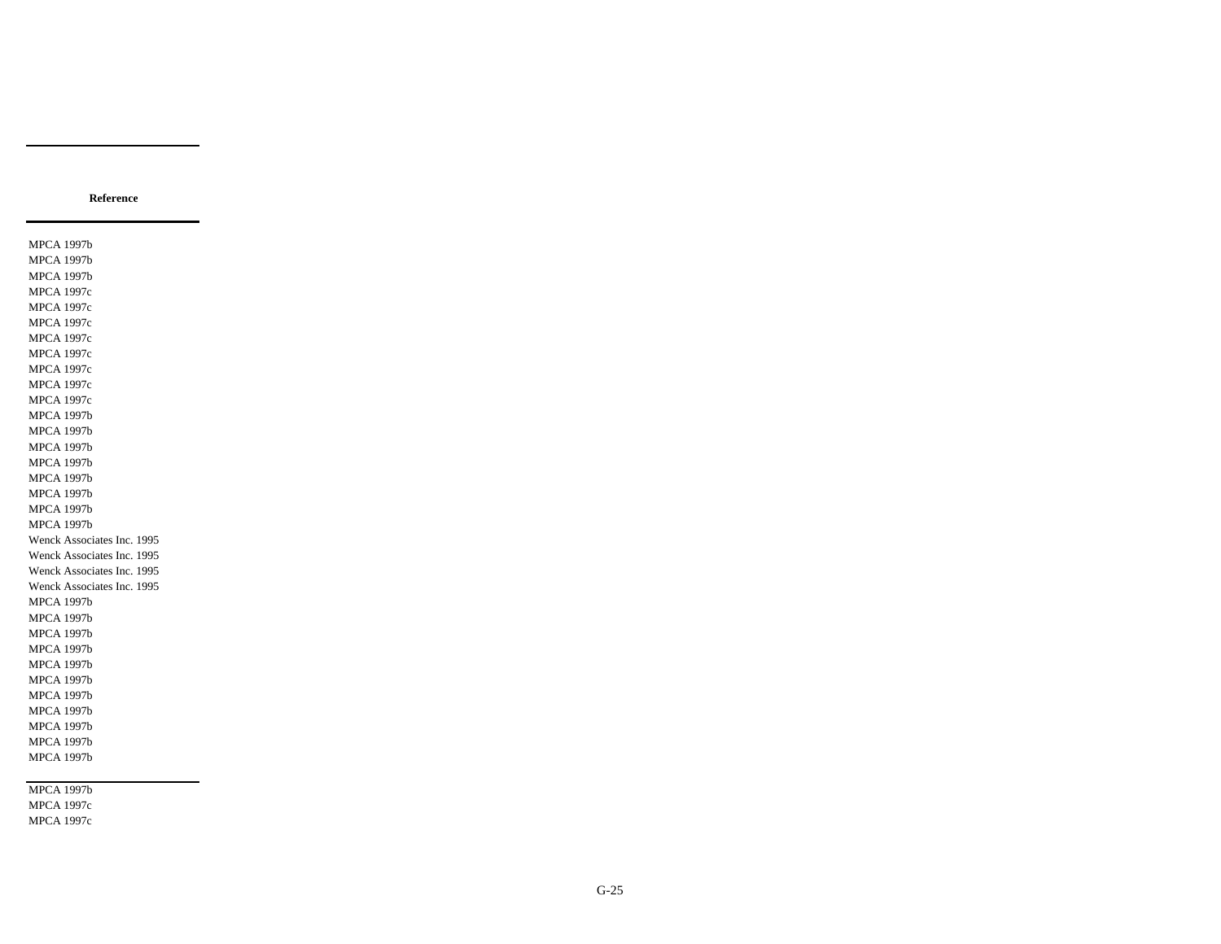| Reference |
|---|
| MPCA 1997b |
| MPCA 1997b |
| MPCA 1997b |
| MPCA 1997c |
| MPCA 1997c |
| MPCA 1997c |
| MPCA 1997c |
| MPCA 1997c |
| MPCA 1997c |
| MPCA 1997c |
| MPCA 1997c |
| MPCA 1997b |
| MPCA 1997b |
| MPCA 1997b |
| MPCA 1997b |
| MPCA 1997b |
| MPCA 1997b |
| MPCA 1997b |
| MPCA 1997b |
| Wenck Associates Inc. 1995 |
| Wenck Associates Inc. 1995 |
| Wenck Associates Inc. 1995 |
| Wenck Associates Inc. 1995 |
| MPCA 1997b |
| MPCA 1997b |
| MPCA 1997b |
| MPCA 1997b |
| MPCA 1997b |
| MPCA 1997b |
| MPCA 1997b |
| MPCA 1997b |
| MPCA 1997b |
| MPCA 1997b |
| MPCA 1997b |
| MPCA 1997b |
| MPCA 1997c |
| MPCA 1997c |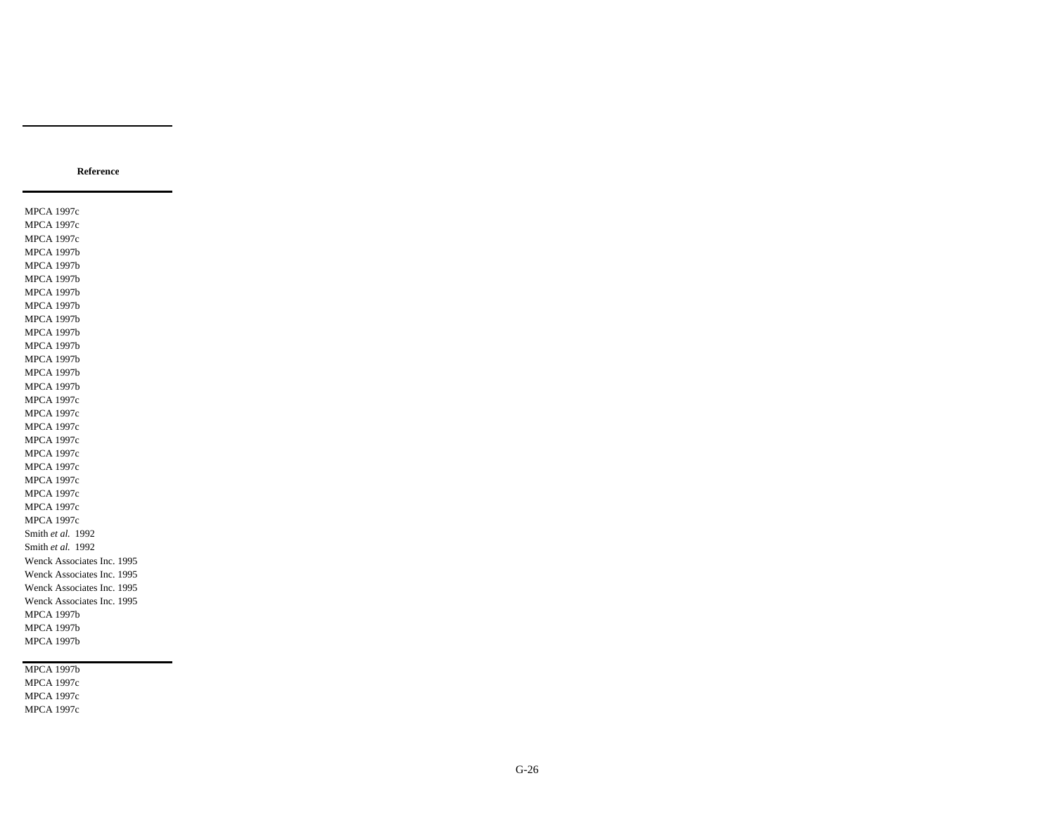| Reference |
|---|
| MPCA 1997c |
| MPCA 1997c |
| MPCA 1997c |
| MPCA 1997b |
| MPCA 1997b |
| MPCA 1997b |
| MPCA 1997b |
| MPCA 1997b |
| MPCA 1997b |
| MPCA 1997b |
| MPCA 1997b |
| MPCA 1997b |
| MPCA 1997b |
| MPCA 1997b |
| MPCA 1997c |
| MPCA 1997c |
| MPCA 1997c |
| MPCA 1997c |
| MPCA 1997c |
| MPCA 1997c |
| MPCA 1997c |
| MPCA 1997c |
| MPCA 1997c |
| MPCA 1997c |
| Smith *et al.* 1992 |
| Smith *et al.* 1992 |
| Wenck Associates Inc. 1995 |
| Wenck Associates Inc. 1995 |
| Wenck Associates Inc. 1995 |
| Wenck Associates Inc. 1995 |
| MPCA 1997b |
| MPCA 1997b |
| MPCA 1997b |
| MPCA 1997b |
| MPCA 1997c |
| MPCA 1997c |
| MPCA 1997c |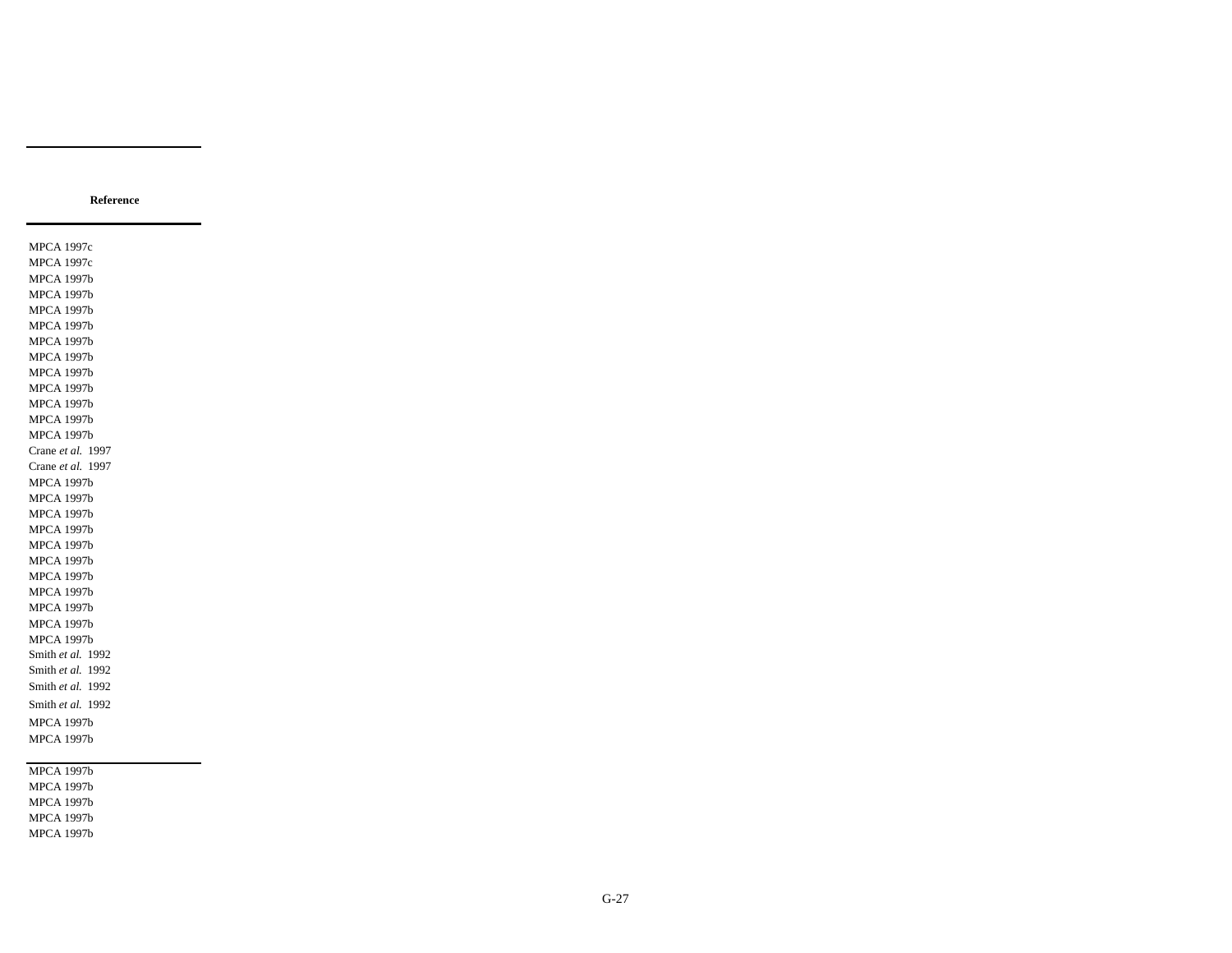| Reference |
|---|
| MPCA 1997c |
| MPCA 1997c |
| MPCA 1997b |
| MPCA 1997b |
| MPCA 1997b |
| MPCA 1997b |
| MPCA 1997b |
| MPCA 1997b |
| MPCA 1997b |
| MPCA 1997b |
| MPCA 1997b |
| MPCA 1997b |
| MPCA 1997b |
| Crane *et al.* 1997 |
| Crane *et al.* 1997 |
| MPCA 1997b |
| MPCA 1997b |
| MPCA 1997b |
| MPCA 1997b |
| MPCA 1997b |
| MPCA 1997b |
| MPCA 1997b |
| MPCA 1997b |
| MPCA 1997b |
| MPCA 1997b |
| MPCA 1997b |
| Smith *et al.* 1992 |
| Smith *et al.* 1992 |
| Smith *et al.* 1992 |
| Smith *et al.* 1992 |
| MPCA 1997b |
| MPCA 1997b |
| MPCA 1997b |
| MPCA 1997b |
| MPCA 1997b |
| MPCA 1997b |
| MPCA 1997b |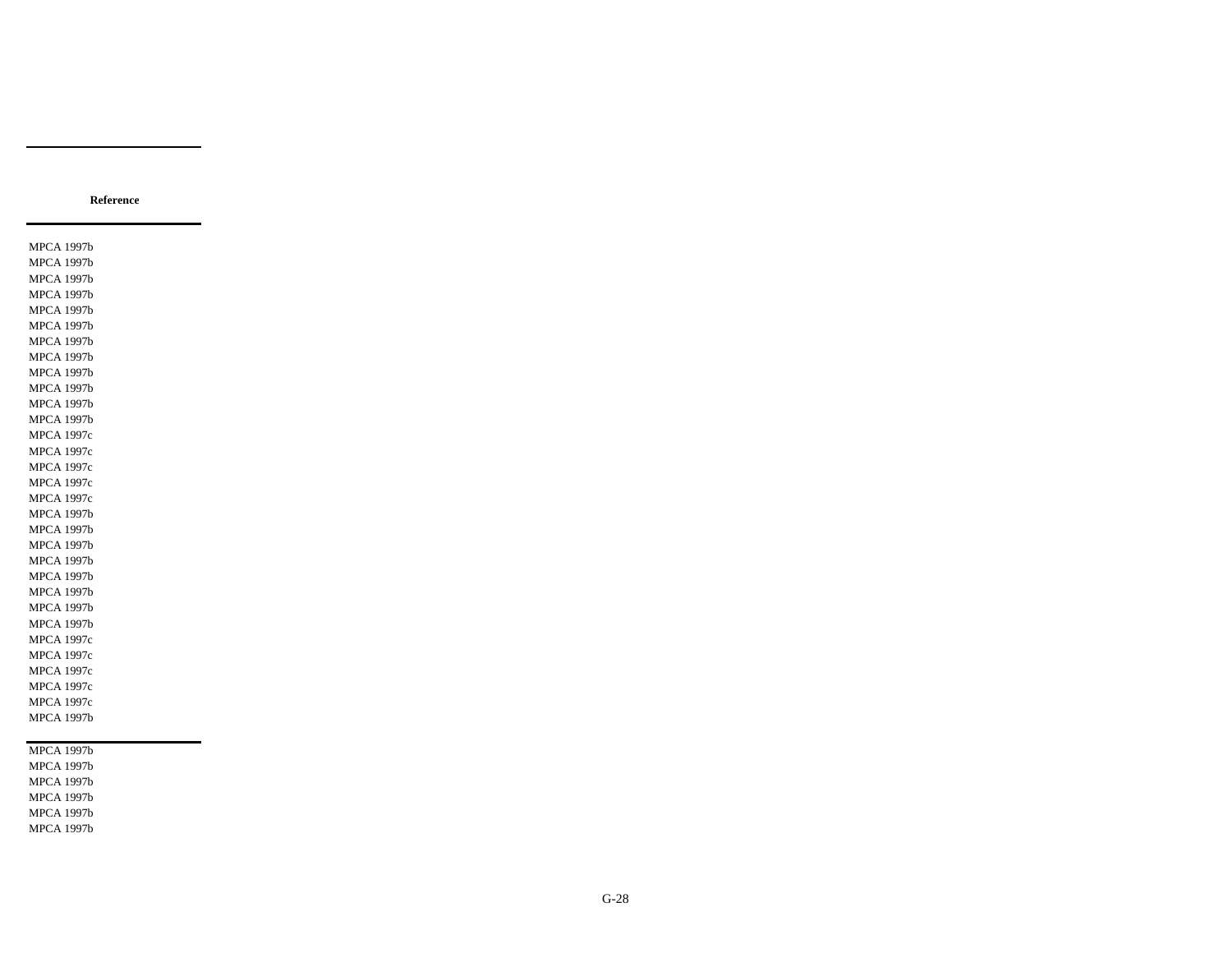| Reference |
| --- |
| MPCA 1997b |
| MPCA 1997b |
| MPCA 1997b |
| MPCA 1997b |
| MPCA 1997b |
| MPCA 1997b |
| MPCA 1997b |
| MPCA 1997b |
| MPCA 1997b |
| MPCA 1997b |
| MPCA 1997b |
| MPCA 1997b |
| MPCA 1997c |
| MPCA 1997c |
| MPCA 1997c |
| MPCA 1997c |
| MPCA 1997c |
| MPCA 1997b |
| MPCA 1997b |
| MPCA 1997b |
| MPCA 1997b |
| MPCA 1997b |
| MPCA 1997b |
| MPCA 1997b |
| MPCA 1997b |
| MPCA 1997c |
| MPCA 1997c |
| MPCA 1997c |
| MPCA 1997c |
| MPCA 1997c |
| MPCA 1997b |
| MPCA 1997b |
| MPCA 1997b |
| MPCA 1997b |
| MPCA 1997b |
| MPCA 1997b |
| MPCA 1997b |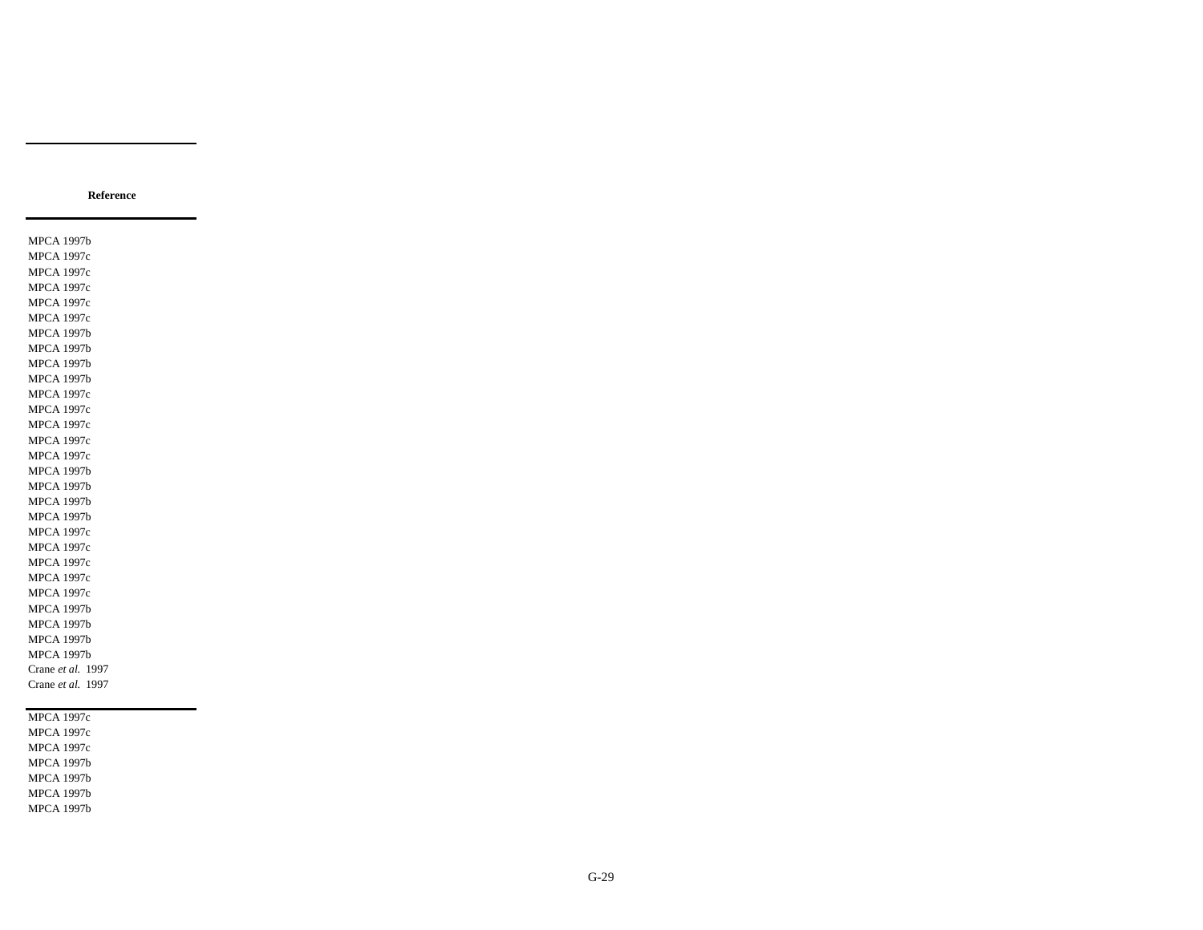| Reference |
|---|
| MPCA 1997b |
| MPCA 1997c |
| MPCA 1997c |
| MPCA 1997c |
| MPCA 1997c |
| MPCA 1997c |
| MPCA 1997b |
| MPCA 1997b |
| MPCA 1997b |
| MPCA 1997b |
| MPCA 1997c |
| MPCA 1997c |
| MPCA 1997c |
| MPCA 1997c |
| MPCA 1997c |
| MPCA 1997b |
| MPCA 1997b |
| MPCA 1997b |
| MPCA 1997b |
| MPCA 1997c |
| MPCA 1997c |
| MPCA 1997c |
| MPCA 1997c |
| MPCA 1997c |
| MPCA 1997b |
| MPCA 1997b |
| MPCA 1997b |
| MPCA 1997b |
| Crane *et al.* 1997 |
| Crane *et al.* 1997 |
| MPCA 1997c |
| MPCA 1997c |
| MPCA 1997c |
| MPCA 1997b |
| MPCA 1997b |
| MPCA 1997b |
| MPCA 1997b |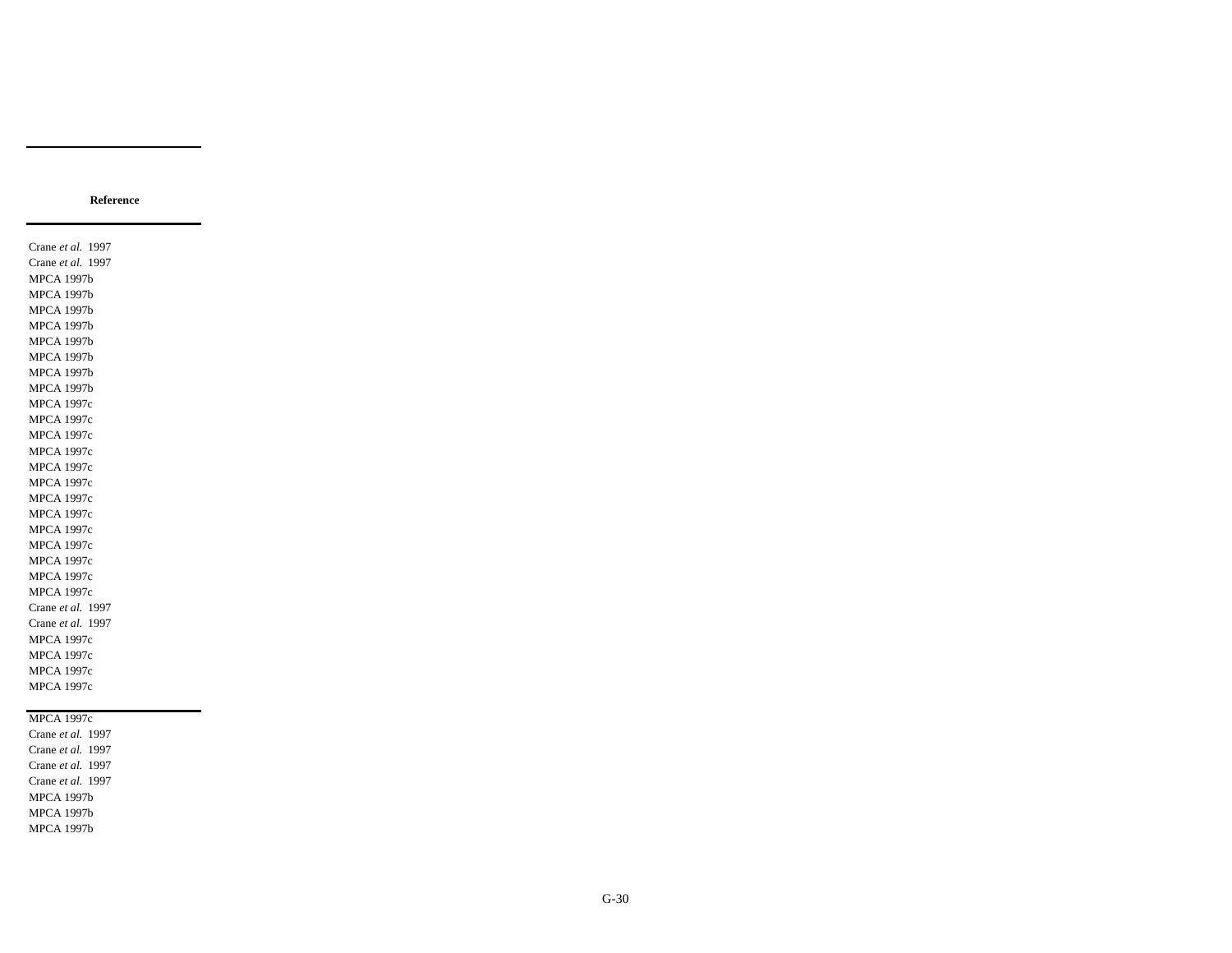| Reference |
| --- |
| Crane *et al.* 1997 |
| Crane *et al.* 1997 |
| MPCA 1997b |
| MPCA 1997b |
| MPCA 1997b |
| MPCA 1997b |
| MPCA 1997b |
| MPCA 1997b |
| MPCA 1997b |
| MPCA 1997b |
| MPCA 1997c |
| MPCA 1997c |
| MPCA 1997c |
| MPCA 1997c |
| MPCA 1997c |
| MPCA 1997c |
| MPCA 1997c |
| MPCA 1997c |
| MPCA 1997c |
| MPCA 1997c |
| MPCA 1997c |
| MPCA 1997c |
| MPCA 1997c |
| Crane *et al.* 1997 |
| Crane *et al.* 1997 |
| MPCA 1997c |
| MPCA 1997c |
| MPCA 1997c |
| MPCA 1997c |
| MPCA 1997c |
| Crane *et al.* 1997 |
| Crane *et al.* 1997 |
| Crane *et al.* 1997 |
| Crane *et al.* 1997 |
| MPCA 1997b |
| MPCA 1997b |
| MPCA 1997b |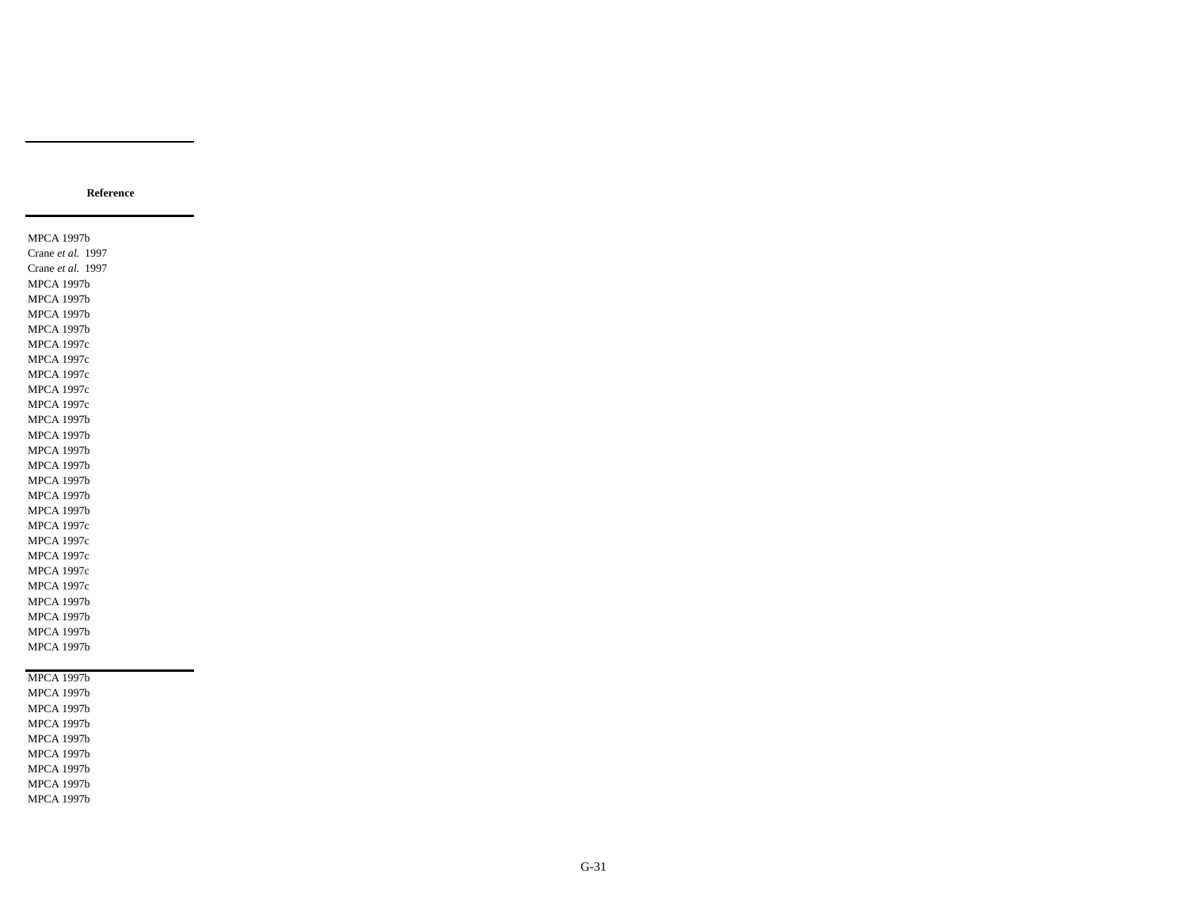| Reference |
| --- |
| MPCA 1997b |
| Crane *et al.* 1997 |
| Crane *et al.* 1997 |
| MPCA 1997b |
| MPCA 1997b |
| MPCA 1997b |
| MPCA 1997b |
| MPCA 1997c |
| MPCA 1997c |
| MPCA 1997c |
| MPCA 1997c |
| MPCA 1997c |
| MPCA 1997b |
| MPCA 1997b |
| MPCA 1997b |
| MPCA 1997b |
| MPCA 1997b |
| MPCA 1997b |
| MPCA 1997b |
| MPCA 1997c |
| MPCA 1997c |
| MPCA 1997c |
| MPCA 1997c |
| MPCA 1997c |
| MPCA 1997b |
| MPCA 1997b |
| MPCA 1997b |
| MPCA 1997b |
| MPCA 1997b |
| MPCA 1997b |
| MPCA 1997b |
| MPCA 1997b |
| MPCA 1997b |
| MPCA 1997b |
| MPCA 1997b |
| MPCA 1997b |
| MPCA 1997b |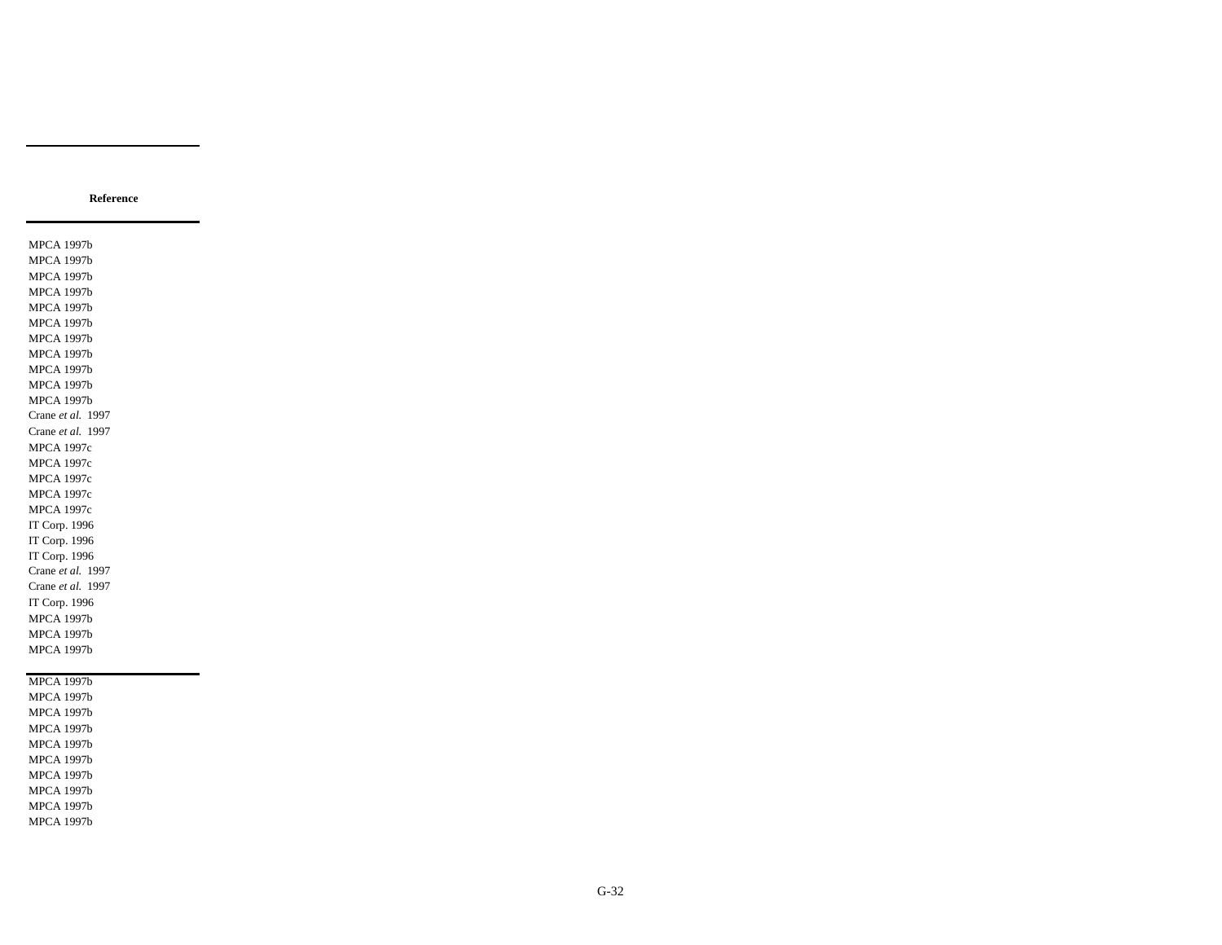| Reference |
|---|
| MPCA 1997b |
| MPCA 1997b |
| MPCA 1997b |
| MPCA 1997b |
| MPCA 1997b |
| MPCA 1997b |
| MPCA 1997b |
| MPCA 1997b |
| MPCA 1997b |
| MPCA 1997b |
| MPCA 1997b |
| Crane *et al.* 1997 |
| Crane *et al.* 1997 |
| MPCA 1997c |
| MPCA 1997c |
| MPCA 1997c |
| MPCA 1997c |
| MPCA 1997c |
| IT Corp. 1996 |
| IT Corp. 1996 |
| IT Corp. 1996 |
| Crane *et al.* 1997 |
| Crane *et al.* 1997 |
| IT Corp. 1996 |
| MPCA 1997b |
| MPCA 1997b |
| MPCA 1997b |
| MPCA 1997b |
| MPCA 1997b |
| MPCA 1997b |
| MPCA 1997b |
| MPCA 1997b |
| MPCA 1997b |
| MPCA 1997b |
| MPCA 1997b |
| MPCA 1997b |
| MPCA 1997b |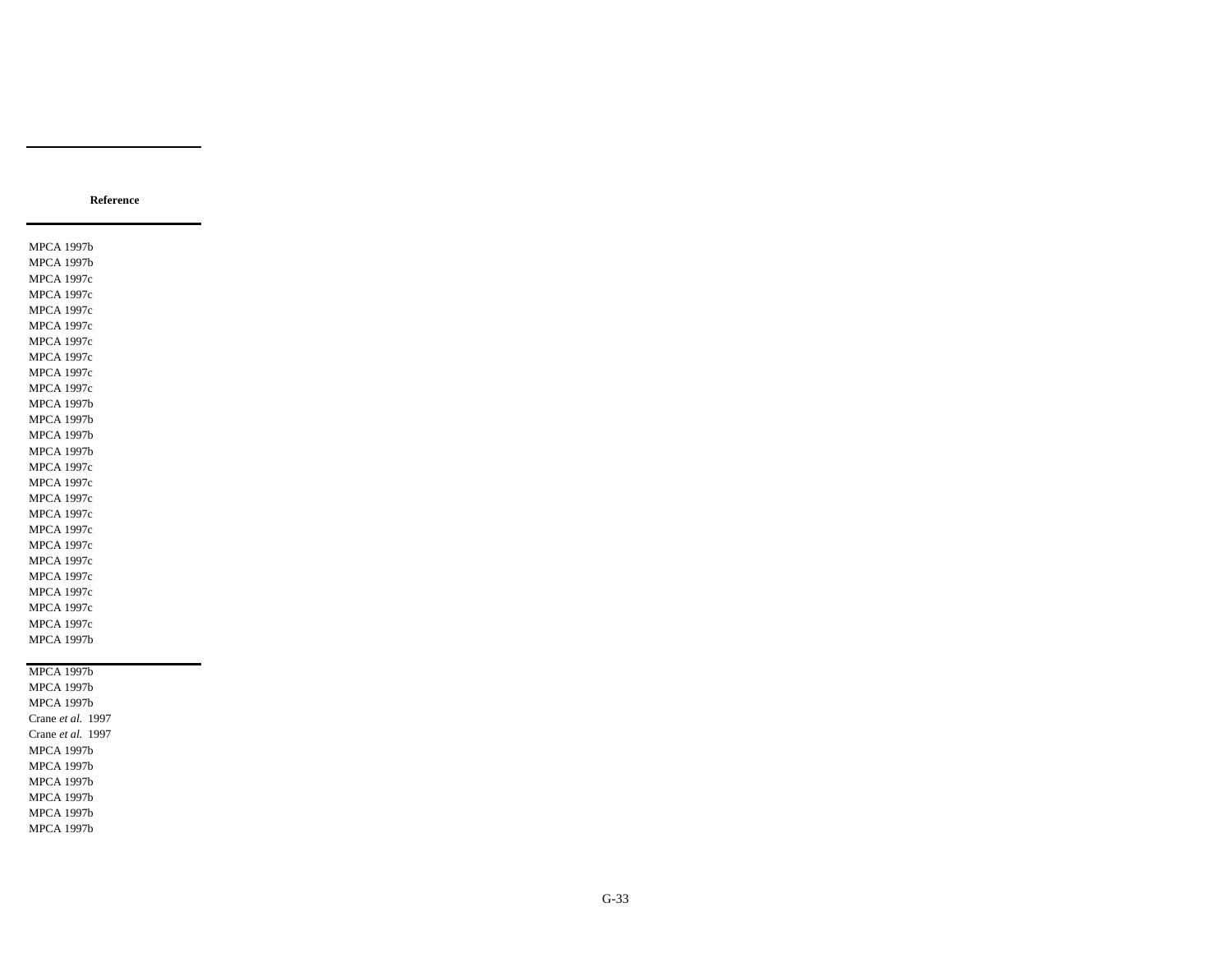| Reference |
|---|
| MPCA 1997b |
| MPCA 1997b |
| MPCA 1997c |
| MPCA 1997c |
| MPCA 1997c |
| MPCA 1997c |
| MPCA 1997c |
| MPCA 1997c |
| MPCA 1997c |
| MPCA 1997c |
| MPCA 1997b |
| MPCA 1997b |
| MPCA 1997b |
| MPCA 1997b |
| MPCA 1997c |
| MPCA 1997c |
| MPCA 1997c |
| MPCA 1997c |
| MPCA 1997c |
| MPCA 1997c |
| MPCA 1997c |
| MPCA 1997c |
| MPCA 1997c |
| MPCA 1997c |
| MPCA 1997c |
| MPCA 1997b |
| MPCA 1997b |
| MPCA 1997b |
| MPCA 1997b |
| Crane *et al.* 1997 |
| Crane *et al.* 1997 |
| MPCA 1997b |
| MPCA 1997b |
| MPCA 1997b |
| MPCA 1997b |
| MPCA 1997b |
| MPCA 1997b |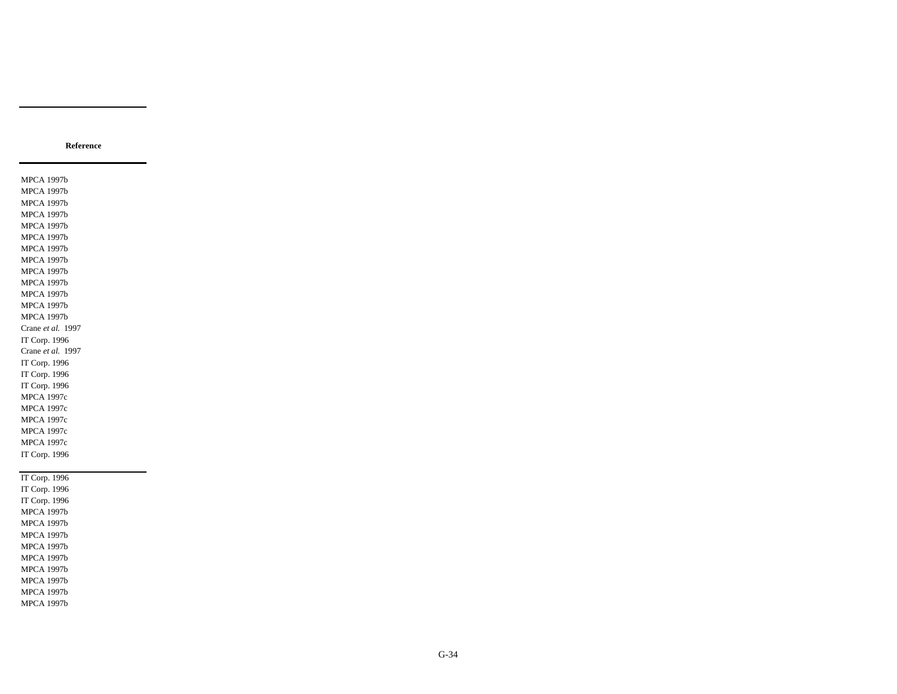| Reference |
| --- |
| MPCA 1997b |
| MPCA 1997b |
| MPCA 1997b |
| MPCA 1997b |
| MPCA 1997b |
| MPCA 1997b |
| MPCA 1997b |
| MPCA 1997b |
| MPCA 1997b |
| MPCA 1997b |
| MPCA 1997b |
| MPCA 1997b |
| MPCA 1997b |
| Crane *et al.* 1997 |
| IT Corp. 1996 |
| Crane *et al.* 1997 |
| IT Corp. 1996 |
| IT Corp. 1996 |
| IT Corp. 1996 |
| MPCA 1997c |
| MPCA 1997c |
| MPCA 1997c |
| MPCA 1997c |
| MPCA 1997c |
| IT Corp. 1996 |
| IT Corp. 1996 |
| IT Corp. 1996 |
| IT Corp. 1996 |
| MPCA 1997b |
| MPCA 1997b |
| MPCA 1997b |
| MPCA 1997b |
| MPCA 1997b |
| MPCA 1997b |
| MPCA 1997b |
| MPCA 1997b |
| MPCA 1997b |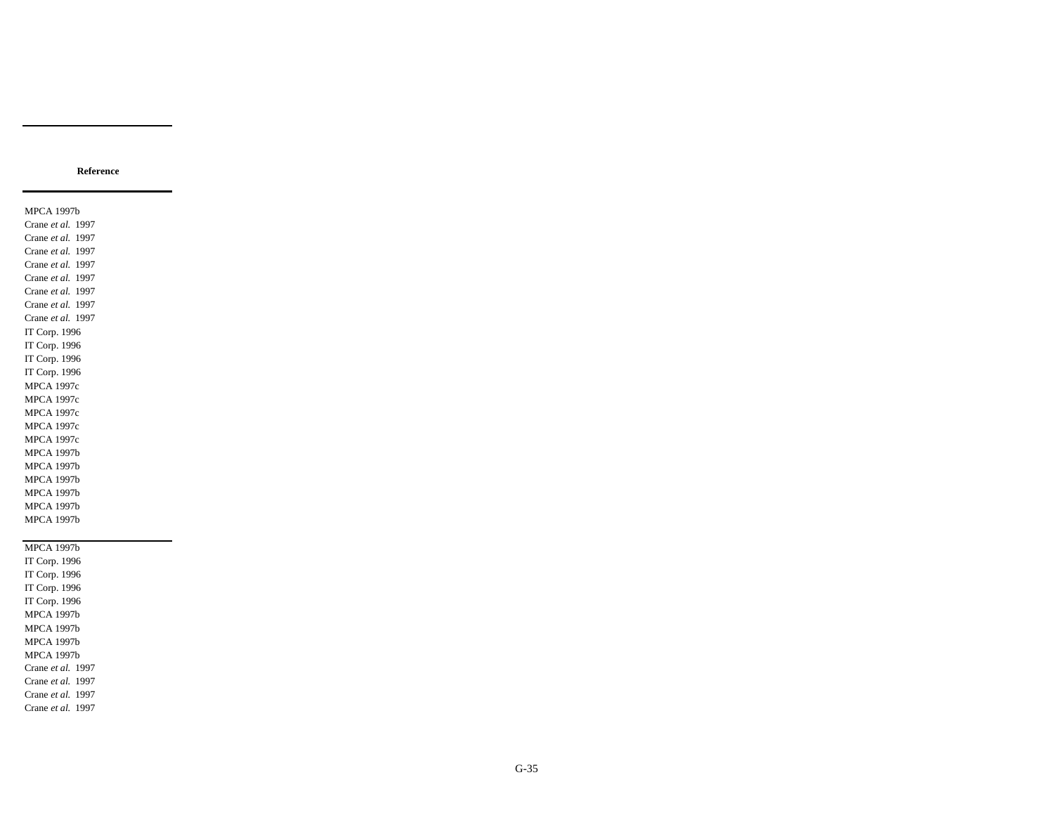| Reference |
|---|
| MPCA 1997b |
| Crane *et al.* 1997 |
| Crane *et al.* 1997 |
| Crane *et al.* 1997 |
| Crane *et al.* 1997 |
| Crane *et al.* 1997 |
| Crane *et al.* 1997 |
| Crane *et al.* 1997 |
| Crane *et al.* 1997 |
| IT Corp. 1996 |
| IT Corp. 1996 |
| IT Corp. 1996 |
| IT Corp. 1996 |
| MPCA 1997c |
| MPCA 1997c |
| MPCA 1997c |
| MPCA 1997c |
| MPCA 1997c |
| MPCA 1997b |
| MPCA 1997b |
| MPCA 1997b |
| MPCA 1997b |
| MPCA 1997b |
| MPCA 1997b |
| MPCA 1997b |
| IT Corp. 1996 |
| IT Corp. 1996 |
| IT Corp. 1996 |
| IT Corp. 1996 |
| MPCA 1997b |
| MPCA 1997b |
| MPCA 1997b |
| MPCA 1997b |
| Crane *et al.* 1997 |
| Crane *et al.* 1997 |
| Crane *et al.* 1997 |
| Crane *et al.* 1997 |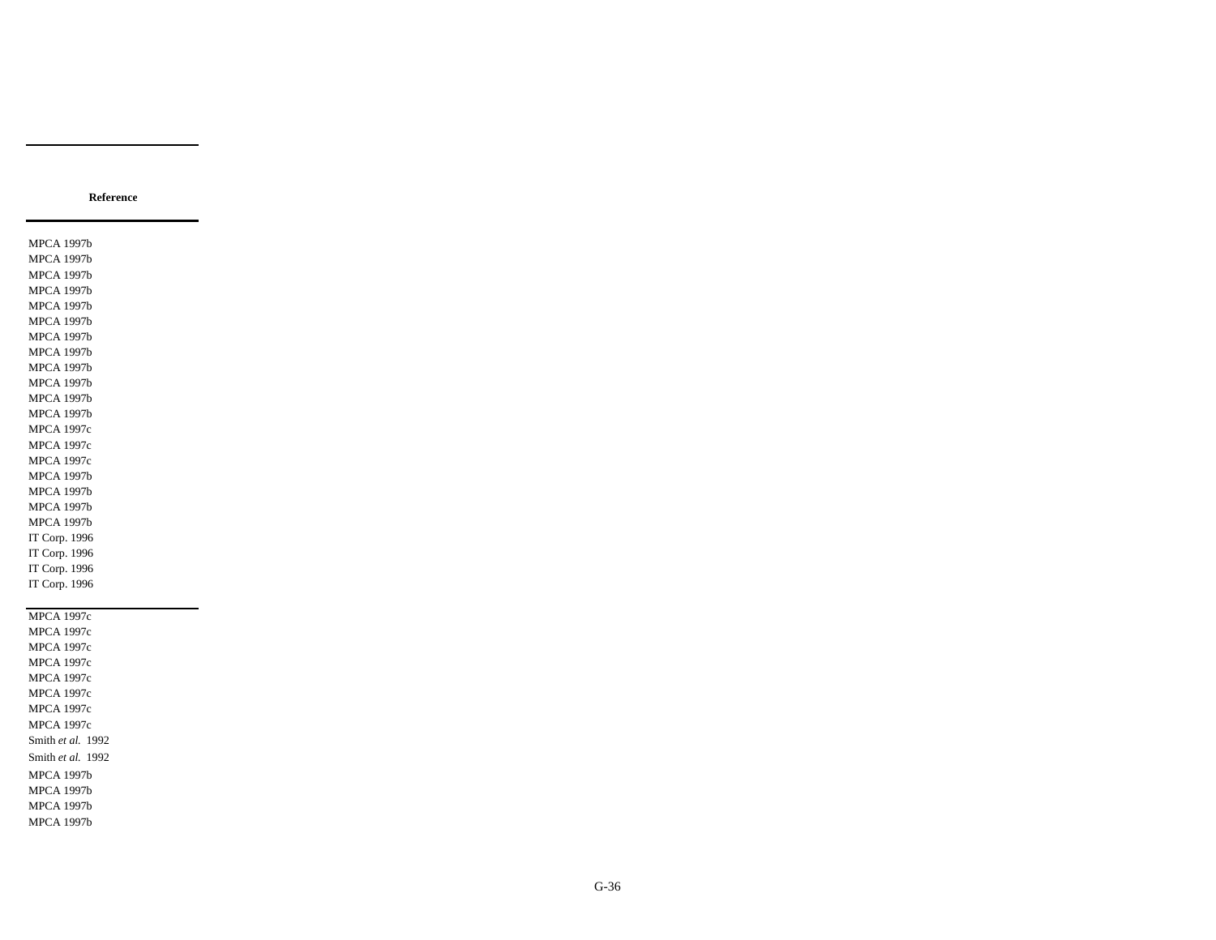| Reference |
|---|
| MPCA 1997b |
| MPCA 1997b |
| MPCA 1997b |
| MPCA 1997b |
| MPCA 1997b |
| MPCA 1997b |
| MPCA 1997b |
| MPCA 1997b |
| MPCA 1997b |
| MPCA 1997b |
| MPCA 1997b |
| MPCA 1997b |
| MPCA 1997c |
| MPCA 1997c |
| MPCA 1997c |
| MPCA 1997b |
| MPCA 1997b |
| MPCA 1997b |
| MPCA 1997b |
| IT Corp. 1996 |
| IT Corp. 1996 |
| IT Corp. 1996 |
| IT Corp. 1996 |
| MPCA 1997c |
| MPCA 1997c |
| MPCA 1997c |
| MPCA 1997c |
| MPCA 1997c |
| MPCA 1997c |
| MPCA 1997c |
| MPCA 1997c |
| Smith *et al.* 1992 |
| Smith *et al.* 1992 |
| MPCA 1997b |
| MPCA 1997b |
| MPCA 1997b |
| MPCA 1997b |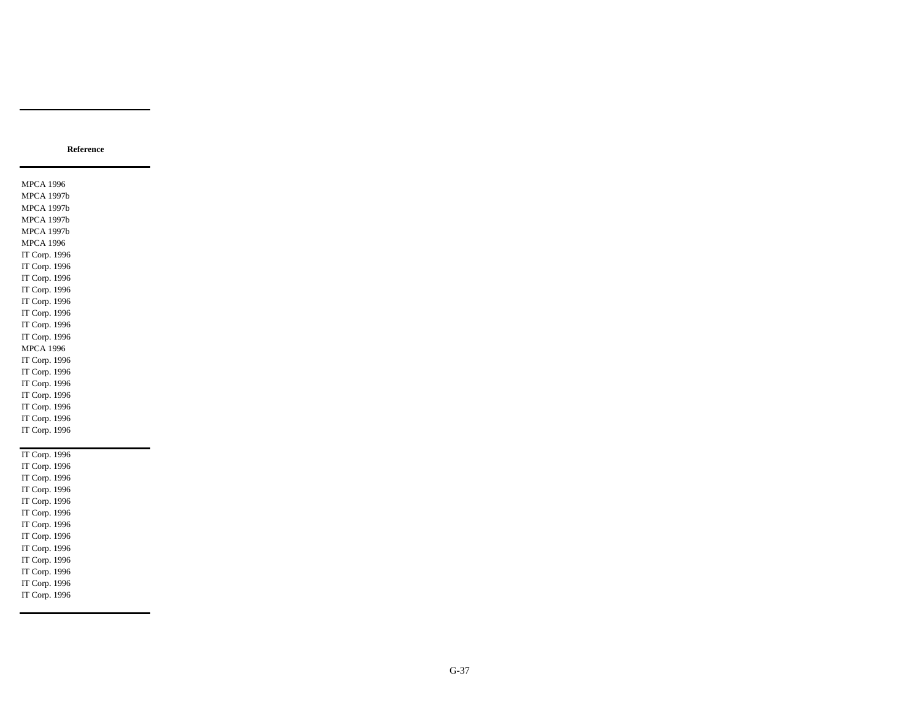| Reference |
|---|
| MPCA 1996 |
| MPCA 1997b |
| MPCA 1997b |
| MPCA 1997b |
| MPCA 1997b |
| MPCA 1996 |
| IT Corp. 1996 |
| IT Corp. 1996 |
| IT Corp. 1996 |
| IT Corp. 1996 |
| IT Corp. 1996 |
| IT Corp. 1996 |
| IT Corp. 1996 |
| IT Corp. 1996 |
| MPCA 1996 |
| IT Corp. 1996 |
| IT Corp. 1996 |
| IT Corp. 1996 |
| IT Corp. 1996 |
| IT Corp. 1996 |
| IT Corp. 1996 |
| IT Corp. 1996 |
| IT Corp. 1996 |
| IT Corp. 1996 |
| IT Corp. 1996 |
| IT Corp. 1996 |
| IT Corp. 1996 |
| IT Corp. 1996 |
| IT Corp. 1996 |
| IT Corp. 1996 |
| IT Corp. 1996 |
| IT Corp. 1996 |
| IT Corp. 1996 |
| IT Corp. 1996 |
| IT Corp. 1996 |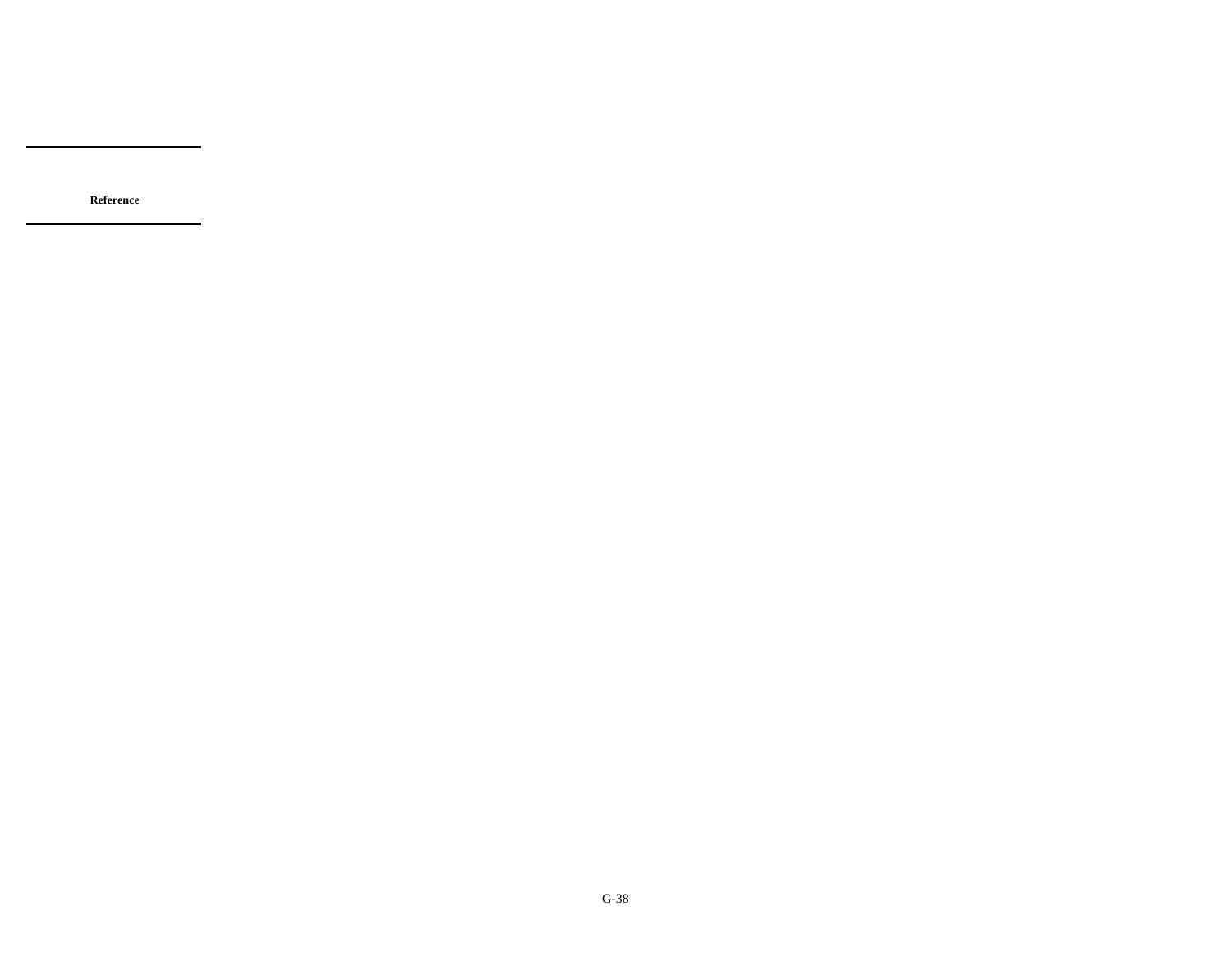**Reference**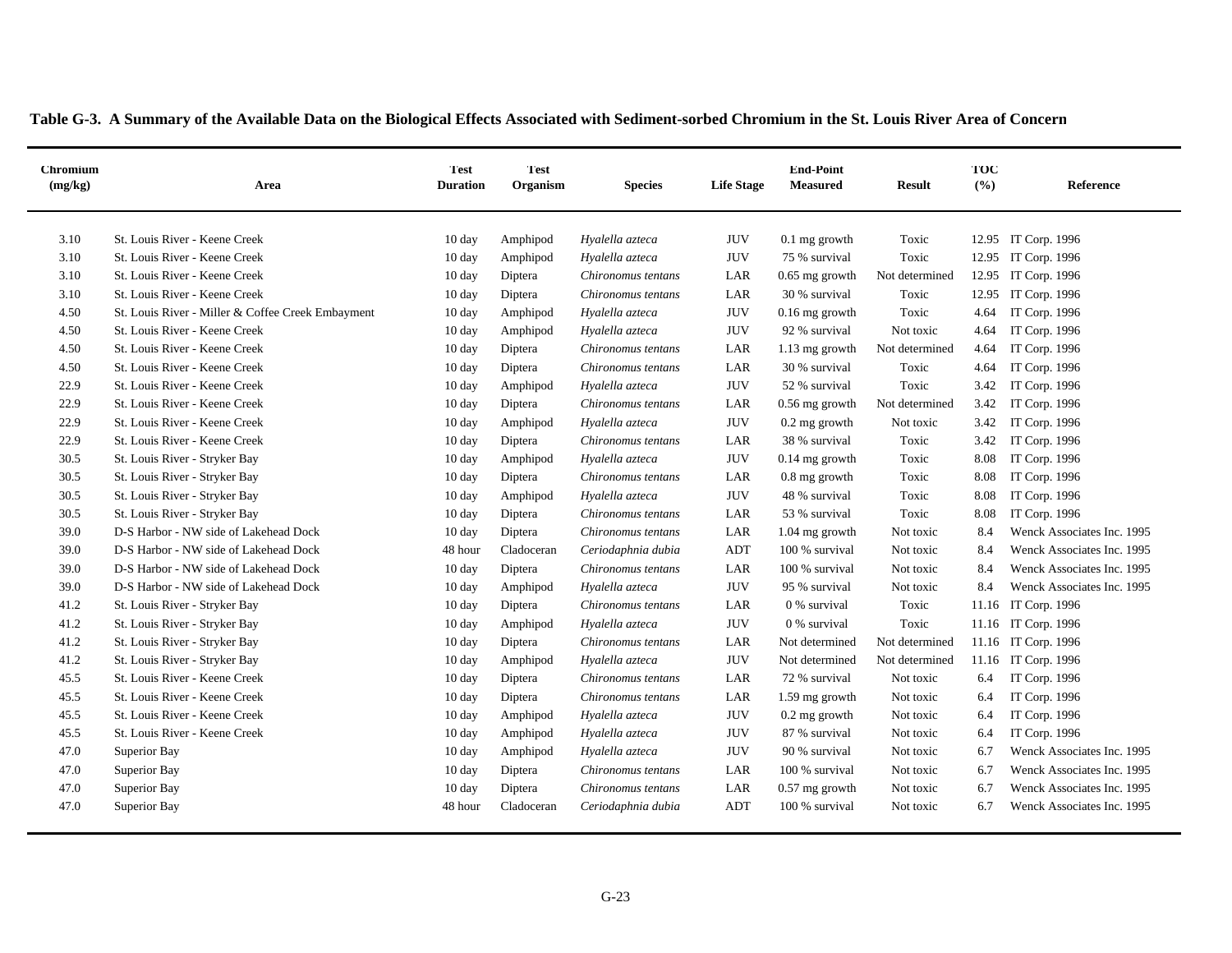**Table G-3. A Summary of the Available Data on the Biological Effects Associated with Sediment-sorbed Chromium in the St. Louis River Area of Concern**

| Chromium (mg/kg) | Area | Test Duration | Test Organism | Species | Life Stage | End-Point Measured | Result | TOC (%) | Reference |
|---|---|---|---|---|---|---|---|---|---|
| 3.10 | St. Louis River - Keene Creek | 10 day | Amphipod | *Hyalella azteca* | JUV | 0.1 mg growth | Toxic | 12.95 | IT Corp. 1996 |
| 3.10 | St. Louis River - Keene Creek | 10 day | Amphipod | *Hyalella azteca* | JUV | 75 % survival | Toxic | 12.95 | IT Corp. 1996 |
| 3.10 | St. Louis River - Keene Creek | 10 day | Diptera | *Chironomus tentans* | LAR | 0.65 mg growth | Not determined | 12.95 | IT Corp. 1996 |
| 3.10 | St. Louis River - Keene Creek | 10 day | Diptera | *Chironomus tentans* | LAR | 30 % survival | Toxic | 12.95 | IT Corp. 1996 |
| 4.50 | St. Louis River - Miller & Coffee Creek Embayment | 10 day | Amphipod | *Hyalella azteca* | JUV | 0.16 mg growth | Toxic | 4.64 | IT Corp. 1996 |
| 4.50 | St. Louis River - Keene Creek | 10 day | Amphipod | *Hyalella azteca* | JUV | 92 % survival | Not toxic | 4.64 | IT Corp. 1996 |
| 4.50 | St. Louis River - Keene Creek | 10 day | Diptera | *Chironomus tentans* | LAR | 1.13 mg growth | Not determined | 4.64 | IT Corp. 1996 |
| 4.50 | St. Louis River - Keene Creek | 10 day | Diptera | *Chironomus tentans* | LAR | 30 % survival | Toxic | 4.64 | IT Corp. 1996 |
| 22.9 | St. Louis River - Keene Creek | 10 day | Amphipod | *Hyalella azteca* | JUV | 52 % survival | Toxic | 3.42 | IT Corp. 1996 |
| 22.9 | St. Louis River - Keene Creek | 10 day | Diptera | *Chironomus tentans* | LAR | 0.56 mg growth | Not determined | 3.42 | IT Corp. 1996 |
| 22.9 | St. Louis River - Keene Creek | 10 day | Amphipod | *Hyalella azteca* | JUV | 0.2 mg growth | Not toxic | 3.42 | IT Corp. 1996 |
| 22.9 | St. Louis River - Keene Creek | 10 day | Diptera | *Chironomus tentans* | LAR | 38 % survival | Toxic | 3.42 | IT Corp. 1996 |
| 30.5 | St. Louis River - Stryker Bay | 10 day | Amphipod | *Hyalella azteca* | JUV | 0.14 mg growth | Toxic | 8.08 | IT Corp. 1996 |
| 30.5 | St. Louis River - Stryker Bay | 10 day | Diptera | *Chironomus tentans* | LAR | 0.8 mg growth | Toxic | 8.08 | IT Corp. 1996 |
| 30.5 | St. Louis River - Stryker Bay | 10 day | Amphipod | *Hyalella azteca* | JUV | 48 % survival | Toxic | 8.08 | IT Corp. 1996 |
| 30.5 | St. Louis River - Stryker Bay | 10 day | Diptera | *Chironomus tentans* | LAR | 53 % survival | Toxic | 8.08 | IT Corp. 1996 |
| 39.0 | D-S Harbor - NW side of Lakehead Dock | 10 day | Diptera | *Chironomus tentans* | LAR | 1.04 mg growth | Not toxic | 8.4 | Wenck Associates Inc. 1995 |
| 39.0 | D-S Harbor - NW side of Lakehead Dock | 48 hour | Cladoceran | *Ceriodaphnia dubia* | ADT | 100 % survival | Not toxic | 8.4 | Wenck Associates Inc. 1995 |
| 39.0 | D-S Harbor - NW side of Lakehead Dock | 10 day | Diptera | *Chironomus tentans* | LAR | 100 % survival | Not toxic | 8.4 | Wenck Associates Inc. 1995 |
| 39.0 | D-S Harbor - NW side of Lakehead Dock | 10 day | Amphipod | *Hyalella azteca* | JUV | 95 % survival | Not toxic | 8.4 | Wenck Associates Inc. 1995 |
| 41.2 | St. Louis River - Stryker Bay | 10 day | Diptera | *Chironomus tentans* | LAR | 0 % survival | Toxic | 11.16 | IT Corp. 1996 |
| 41.2 | St. Louis River - Stryker Bay | 10 day | Amphipod | *Hyalella azteca* | JUV | 0 % survival | Toxic | 11.16 | IT Corp. 1996 |
| 41.2 | St. Louis River - Stryker Bay | 10 day | Diptera | *Chironomus tentans* | LAR | Not determined | Not determined | 11.16 | IT Corp. 1996 |
| 41.2 | St. Louis River - Stryker Bay | 10 day | Amphipod | *Hyalella azteca* | JUV | Not determined | Not determined | 11.16 | IT Corp. 1996 |
| 45.5 | St. Louis River - Keene Creek | 10 day | Diptera | *Chironomus tentans* | LAR | 72 % survival | Not toxic | 6.4 | IT Corp. 1996 |
| 45.5 | St. Louis River - Keene Creek | 10 day | Diptera | *Chironomus tentans* | LAR | 1.59 mg growth | Not toxic | 6.4 | IT Corp. 1996 |
| 45.5 | St. Louis River - Keene Creek | 10 day | Amphipod | *Hyalella azteca* | JUV | 0.2 mg growth | Not toxic | 6.4 | IT Corp. 1996 |
| 45.5 | St. Louis River - Keene Creek | 10 day | Amphipod | *Hyalella azteca* | JUV | 87 % survival | Not toxic | 6.4 | IT Corp. 1996 |
| 47.0 | Superior Bay | 10 day | Amphipod | *Hyalella azteca* | JUV | 90 % survival | Not toxic | 6.7 | Wenck Associates Inc. 1995 |
| 47.0 | Superior Bay | 10 day | Diptera | *Chironomus tentans* | LAR | 100 % survival | Not toxic | 6.7 | Wenck Associates Inc. 1995 |
| 47.0 | Superior Bay | 10 day | Diptera | *Chironomus tentans* | LAR | 0.57 mg growth | Not toxic | 6.7 | Wenck Associates Inc. 1995 |
| 47.0 | Superior Bay | 48 hour | Cladoceran | *Ceriodaphnia dubia* | ADT | 100 % survival | Not toxic | 6.7 | Wenck Associates Inc. 1995 |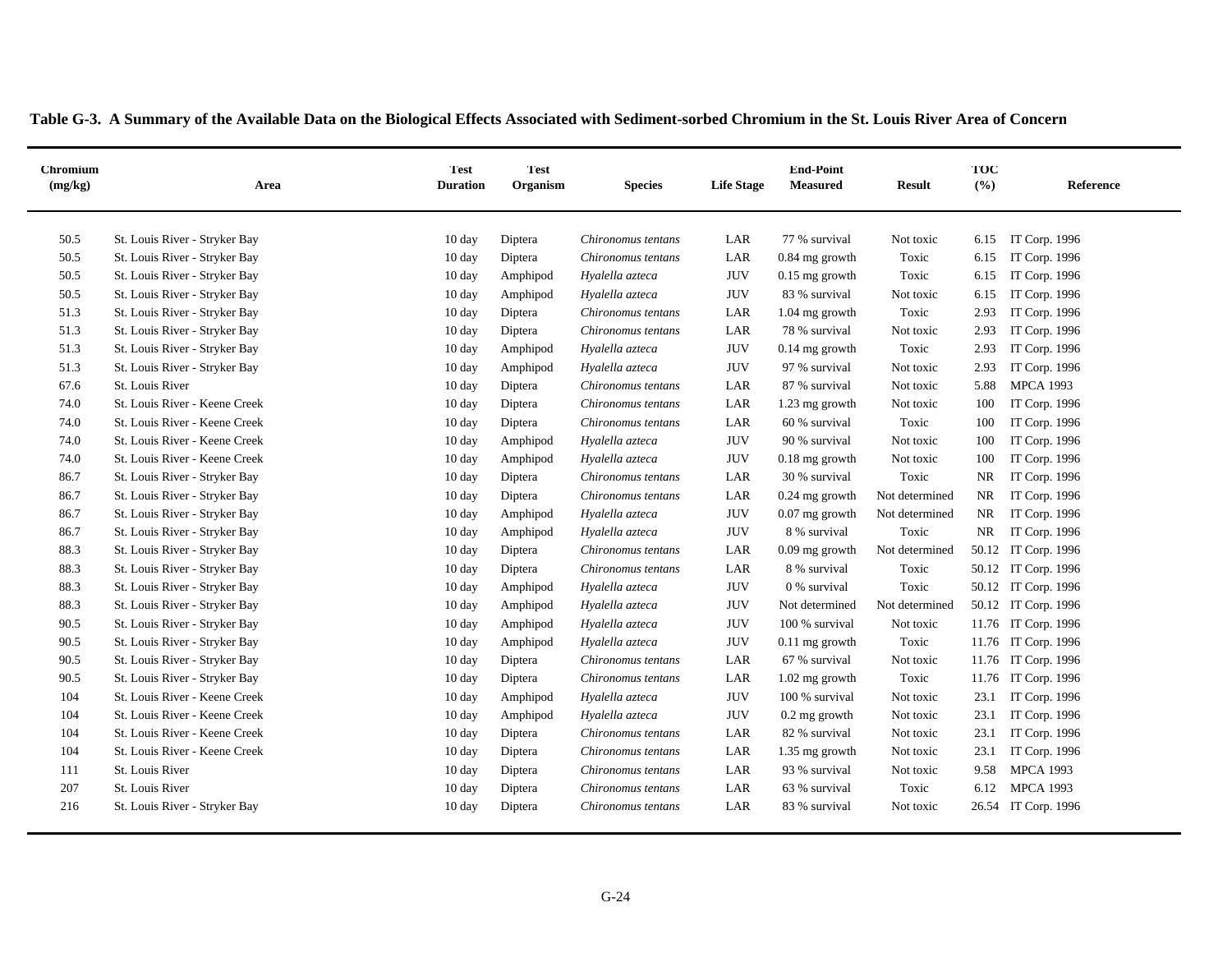**Table G-3. A Summary of the Available Data on the Biological Effects Associated with Sediment-sorbed Chromium in the St. Louis River Area of Concern**

| Chromium (mg/kg) | Area | Test Duration | Test Organism | Species | Life Stage | End-Point Measured | Result | TOC (%) | Reference |
|---|---|---|---|---|---|---|---|---|---|
| 50.5 | St. Louis River - Stryker Bay | 10 day | Diptera | *Chironomus tentans* | LAR | 77 % survival | Not toxic | 6.15 | IT Corp. 1996 |
| 50.5 | St. Louis River - Stryker Bay | 10 day | Diptera | *Chironomus tentans* | LAR | 0.84 mg growth | Toxic | 6.15 | IT Corp. 1996 |
| 50.5 | St. Louis River - Stryker Bay | 10 day | Amphipod | *Hyalella azteca* | JUV | 0.15 mg growth | Toxic | 6.15 | IT Corp. 1996 |
| 50.5 | St. Louis River - Stryker Bay | 10 day | Amphipod | *Hyalella azteca* | JUV | 83 % survival | Not toxic | 6.15 | IT Corp. 1996 |
| 51.3 | St. Louis River - Stryker Bay | 10 day | Diptera | *Chironomus tentans* | LAR | 1.04 mg growth | Toxic | 2.93 | IT Corp. 1996 |
| 51.3 | St. Louis River - Stryker Bay | 10 day | Diptera | *Chironomus tentans* | LAR | 78 % survival | Not toxic | 2.93 | IT Corp. 1996 |
| 51.3 | St. Louis River - Stryker Bay | 10 day | Amphipod | *Hyalella azteca* | JUV | 0.14 mg growth | Toxic | 2.93 | IT Corp. 1996 |
| 51.3 | St. Louis River - Stryker Bay | 10 day | Amphipod | *Hyalella azteca* | JUV | 97 % survival | Not toxic | 2.93 | IT Corp. 1996 |
| 67.6 | St. Louis River | 10 day | Diptera | *Chironomus tentans* | LAR | 87 % survival | Not toxic | 5.88 | MPCA 1993 |
| 74.0 | St. Louis River - Keene Creek | 10 day | Diptera | *Chironomus tentans* | LAR | 1.23 mg growth | Not toxic | 100 | IT Corp. 1996 |
| 74.0 | St. Louis River - Keene Creek | 10 day | Diptera | *Chironomus tentans* | LAR | 60 % survival | Toxic | 100 | IT Corp. 1996 |
| 74.0 | St. Louis River - Keene Creek | 10 day | Amphipod | *Hyalella azteca* | JUV | 90 % survival | Not toxic | 100 | IT Corp. 1996 |
| 74.0 | St. Louis River - Keene Creek | 10 day | Amphipod | *Hyalella azteca* | JUV | 0.18 mg growth | Not toxic | 100 | IT Corp. 1996 |
| 86.7 | St. Louis River - Stryker Bay | 10 day | Diptera | *Chironomus tentans* | LAR | 30 % survival | Toxic | NR | IT Corp. 1996 |
| 86.7 | St. Louis River - Stryker Bay | 10 day | Diptera | *Chironomus tentans* | LAR | 0.24 mg growth | Not determined | NR | IT Corp. 1996 |
| 86.7 | St. Louis River - Stryker Bay | 10 day | Amphipod | *Hyalella azteca* | JUV | 0.07 mg growth | Not determined | NR | IT Corp. 1996 |
| 86.7 | St. Louis River - Stryker Bay | 10 day | Amphipod | *Hyalella azteca* | JUV | 8 % survival | Toxic | NR | IT Corp. 1996 |
| 88.3 | St. Louis River - Stryker Bay | 10 day | Diptera | *Chironomus tentans* | LAR | 0.09 mg growth | Not determined | 50.12 | IT Corp. 1996 |
| 88.3 | St. Louis River - Stryker Bay | 10 day | Diptera | *Chironomus tentans* | LAR | 8 % survival | Toxic | 50.12 | IT Corp. 1996 |
| 88.3 | St. Louis River - Stryker Bay | 10 day | Amphipod | *Hyalella azteca* | JUV | 0 % survival | Toxic | 50.12 | IT Corp. 1996 |
| 88.3 | St. Louis River - Stryker Bay | 10 day | Amphipod | *Hyalella azteca* | JUV | Not determined | Not determined | 50.12 | IT Corp. 1996 |
| 90.5 | St. Louis River - Stryker Bay | 10 day | Amphipod | *Hyalella azteca* | JUV | 100 % survival | Not toxic | 11.76 | IT Corp. 1996 |
| 90.5 | St. Louis River - Stryker Bay | 10 day | Amphipod | *Hyalella azteca* | JUV | 0.11 mg growth | Toxic | 11.76 | IT Corp. 1996 |
| 90.5 | St. Louis River - Stryker Bay | 10 day | Diptera | *Chironomus tentans* | LAR | 67 % survival | Not toxic | 11.76 | IT Corp. 1996 |
| 90.5 | St. Louis River - Stryker Bay | 10 day | Diptera | *Chironomus tentans* | LAR | 1.02 mg growth | Toxic | 11.76 | IT Corp. 1996 |
| 104 | St. Louis River - Keene Creek | 10 day | Amphipod | *Hyalella azteca* | JUV | 100 % survival | Not toxic | 23.1 | IT Corp. 1996 |
| 104 | St. Louis River - Keene Creek | 10 day | Amphipod | *Hyalella azteca* | JUV | 0.2 mg growth | Not toxic | 23.1 | IT Corp. 1996 |
| 104 | St. Louis River - Keene Creek | 10 day | Diptera | *Chironomus tentans* | LAR | 82 % survival | Not toxic | 23.1 | IT Corp. 1996 |
| 104 | St. Louis River - Keene Creek | 10 day | Diptera | *Chironomus tentans* | LAR | 1.35 mg growth | Not toxic | 23.1 | IT Corp. 1996 |
| 111 | St. Louis River | 10 day | Diptera | *Chironomus tentans* | LAR | 93 % survival | Not toxic | 9.58 | MPCA 1993 |
| 207 | St. Louis River | 10 day | Diptera | *Chironomus tentans* | LAR | 63 % survival | Toxic | 6.12 | MPCA 1993 |
| 216 | St. Louis River - Stryker Bay | 10 day | Diptera | *Chironomus tentans* | LAR | 83 % survival | Not toxic | 26.54 | IT Corp. 1996 |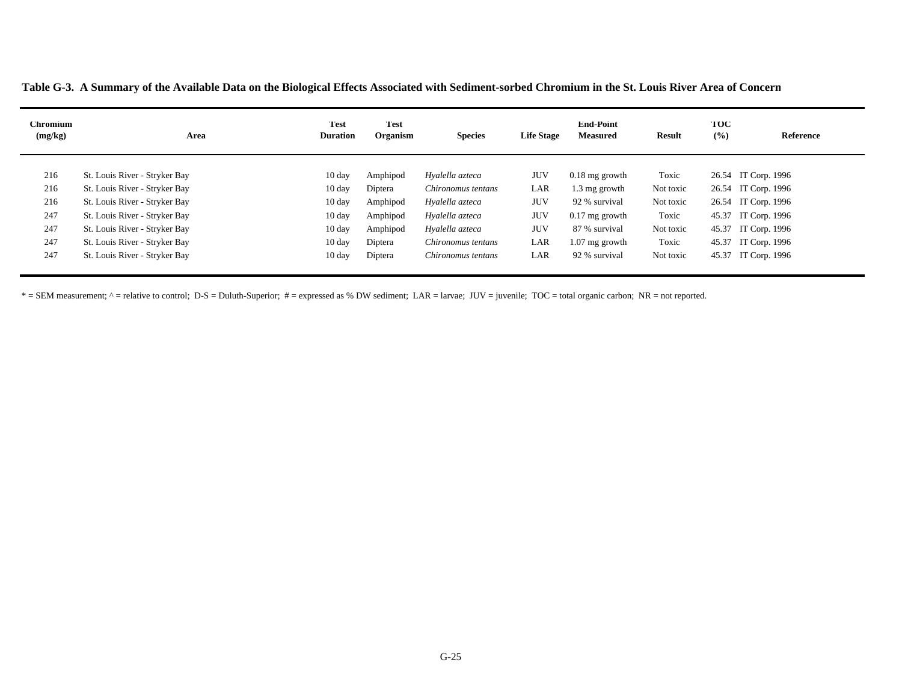**Table G-3. A Summary of the Available Data on the Biological Effects Associated with Sediment-sorbed Chromium in the St. Louis River Area of Concern**

| Chromium (mg/kg) | Area | Test Duration | Test Organism | Species | Life Stage | End-Point Measured | Result | TOC (%) | Reference |
|---|---|---|---|---|---|---|---|---|---|
| 216 | St. Louis River - Stryker Bay | 10 day | Amphipod | *Hyalella azteca* | JUV | 0.18 mg growth | Toxic | 26.54 | IT Corp. 1996 |
| 216 | St. Louis River - Stryker Bay | 10 day | Diptera | *Chironomus tentans* | LAR | 1.3 mg growth | Not toxic | 26.54 | IT Corp. 1996 |
| 216 | St. Louis River - Stryker Bay | 10 day | Amphipod | *Hyalella azteca* | JUV | 92 % survival | Not toxic | 26.54 | IT Corp. 1996 |
| 247 | St. Louis River - Stryker Bay | 10 day | Amphipod | *Hyalella azteca* | JUV | 0.17 mg growth | Toxic | 45.37 | IT Corp. 1996 |
| 247 | St. Louis River - Stryker Bay | 10 day | Amphipod | *Hyalella azteca* | JUV | 87 % survival | Not toxic | 45.37 | IT Corp. 1996 |
| 247 | St. Louis River - Stryker Bay | 10 day | Diptera | *Chironomus tentans* | LAR | 1.07 mg growth | Toxic | 45.37 | IT Corp. 1996 |
| 247 | St. Louis River - Stryker Bay | 10 day | Diptera | *Chironomus tentans* | LAR | 92 % survival | Not toxic | 45.37 | IT Corp. 1996 |

* = SEM measurement; ^ = relative to control; D-S = Duluth-Superior; # = expressed as % DW sediment; LAR = larvae; JUV = juvenile; TOC = total organic carbon; NR = not reported.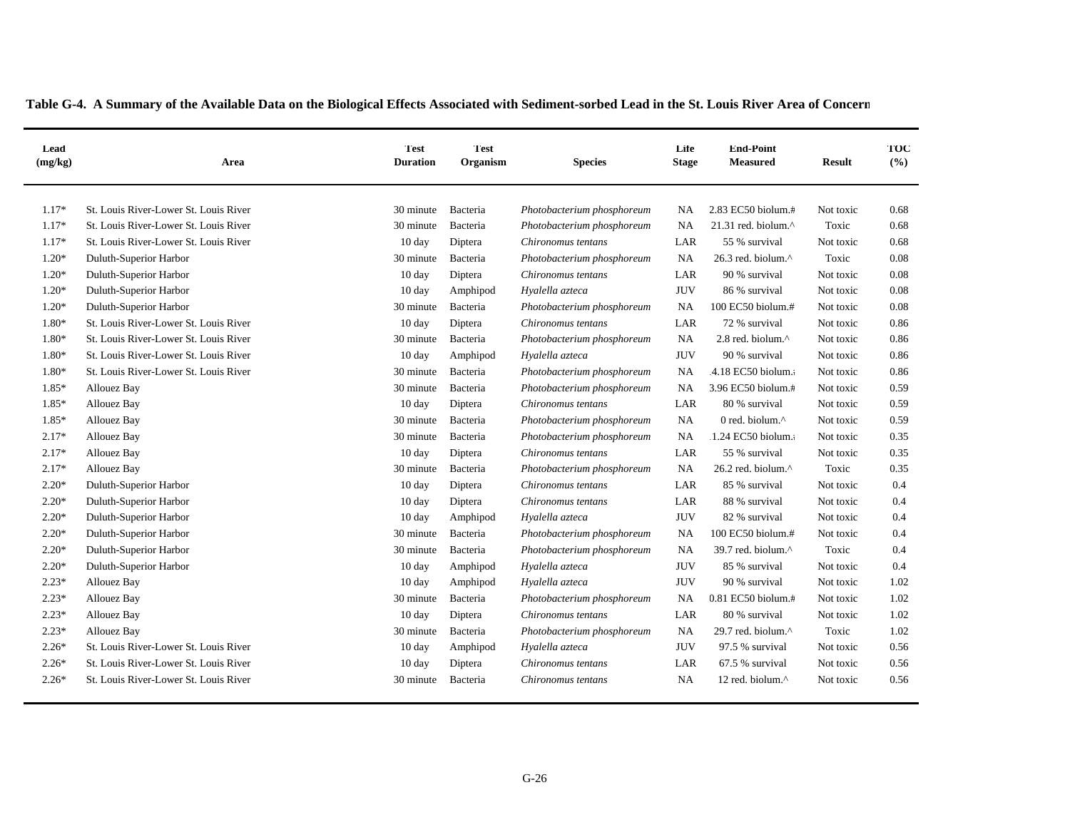**Table G-4. A Summary of the Available Data on the Biological Effects Associated with Sediment-sorbed Lead in the St. Louis River Area of Concern**

| Lead (mg/kg) | Area | Test Duration | Test Organism | Species | Life Stage | End-Point Measured | Result | TOC (%) |
|---|---|---|---|---|---|---|---|---|
| 1.17* | St. Louis River-Lower St. Louis River | 30 minute | Bacteria | *Photobacterium phosphoreum* | NA | 2.83 EC50 biolum.# | Not toxic | 0.68 |
| 1.17* | St. Louis River-Lower St. Louis River | 30 minute | Bacteria | *Photobacterium phosphoreum* | NA | 21.31 red. biolum.^ | Toxic | 0.68 |
| 1.17* | St. Louis River-Lower St. Louis River | 10 day | Diptera | *Chironomus tentans* | LAR | 55 % survival | Not toxic | 0.68 |
| 1.20* | Duluth-Superior Harbor | 30 minute | Bacteria | *Photobacterium phosphoreum* | NA | 26.3 red. biolum.^ | Toxic | 0.08 |
| 1.20* | Duluth-Superior Harbor | 10 day | Diptera | *Chironomus tentans* | LAR | 90 % survival | Not toxic | 0.08 |
| 1.20* | Duluth-Superior Harbor | 10 day | Amphipod | *Hyalella azteca* | JUV | 86 % survival | Not toxic | 0.08 |
| 1.20* | Duluth-Superior Harbor | 30 minute | Bacteria | *Photobacterium phosphoreum* | NA | 100 EC50 biolum.# | Not toxic | 0.08 |
| 1.80* | St. Louis River-Lower St. Louis River | 10 day | Diptera | *Chironomus tentans* | LAR | 72 % survival | Not toxic | 0.86 |
| 1.80* | St. Louis River-Lower St. Louis River | 30 minute | Bacteria | *Photobacterium phosphoreum* | NA | 2.8 red. biolum.^ | Not toxic | 0.86 |
| 1.80* | St. Louis River-Lower St. Louis River | 10 day | Amphipod | *Hyalella azteca* | JUV | 90 % survival | Not toxic | 0.86 |
| 1.80* | St. Louis River-Lower St. Louis River | 30 minute | Bacteria | *Photobacterium phosphoreum* | NA | 4.18 EC50 biolum.# | Not toxic | 0.86 |
| 1.85* | Allouez Bay | 30 minute | Bacteria | *Photobacterium phosphoreum* | NA | 3.96 EC50 biolum.# | Not toxic | 0.59 |
| 1.85* | Allouez Bay | 10 day | Diptera | *Chironomus tentans* | LAR | 80 % survival | Not toxic | 0.59 |
| 1.85* | Allouez Bay | 30 minute | Bacteria | *Photobacterium phosphoreum* | NA | 0 red. biolum.^ | Not toxic | 0.59 |
| 2.17* | Allouez Bay | 30 minute | Bacteria | *Photobacterium phosphoreum* | NA | 1.24 EC50 biolum.# | Not toxic | 0.35 |
| 2.17* | Allouez Bay | 10 day | Diptera | *Chironomus tentans* | LAR | 55 % survival | Not toxic | 0.35 |
| 2.17* | Allouez Bay | 30 minute | Bacteria | *Photobacterium phosphoreum* | NA | 26.2 red. biolum.^ | Toxic | 0.35 |
| 2.20* | Duluth-Superior Harbor | 10 day | Diptera | *Chironomus tentans* | LAR | 85 % survival | Not toxic | 0.4 |
| 2.20* | Duluth-Superior Harbor | 10 day | Diptera | *Chironomus tentans* | LAR | 88 % survival | Not toxic | 0.4 |
| 2.20* | Duluth-Superior Harbor | 10 day | Amphipod | *Hyalella azteca* | JUV | 82 % survival | Not toxic | 0.4 |
| 2.20* | Duluth-Superior Harbor | 30 minute | Bacteria | *Photobacterium phosphoreum* | NA | 100 EC50 biolum.# | Not toxic | 0.4 |
| 2.20* | Duluth-Superior Harbor | 30 minute | Bacteria | *Photobacterium phosphoreum* | NA | 39.7 red. biolum.^ | Toxic | 0.4 |
| 2.20* | Duluth-Superior Harbor | 10 day | Amphipod | *Hyalella azteca* | JUV | 85 % survival | Not toxic | 0.4 |
| 2.23* | Allouez Bay | 10 day | Amphipod | *Hyalella azteca* | JUV | 90 % survival | Not toxic | 1.02 |
| 2.23* | Allouez Bay | 30 minute | Bacteria | *Photobacterium phosphoreum* | NA | 0.81 EC50 biolum.# | Not toxic | 1.02 |
| 2.23* | Allouez Bay | 10 day | Diptera | *Chironomus tentans* | LAR | 80 % survival | Not toxic | 1.02 |
| 2.23* | Allouez Bay | 30 minute | Bacteria | *Photobacterium phosphoreum* | NA | 29.7 red. biolum.^ | Toxic | 1.02 |
| 2.26* | St. Louis River-Lower St. Louis River | 10 day | Amphipod | *Hyalella azteca* | JUV | 97.5 % survival | Not toxic | 0.56 |
| 2.26* | St. Louis River-Lower St. Louis River | 10 day | Diptera | *Chironomus tentans* | LAR | 67.5 % survival | Not toxic | 0.56 |
| 2.26* | St. Louis River-Lower St. Louis River | 30 minute | Bacteria | *Chironomus tentans* | NA | 12 red. biolum.^ | Not toxic | 0.56 |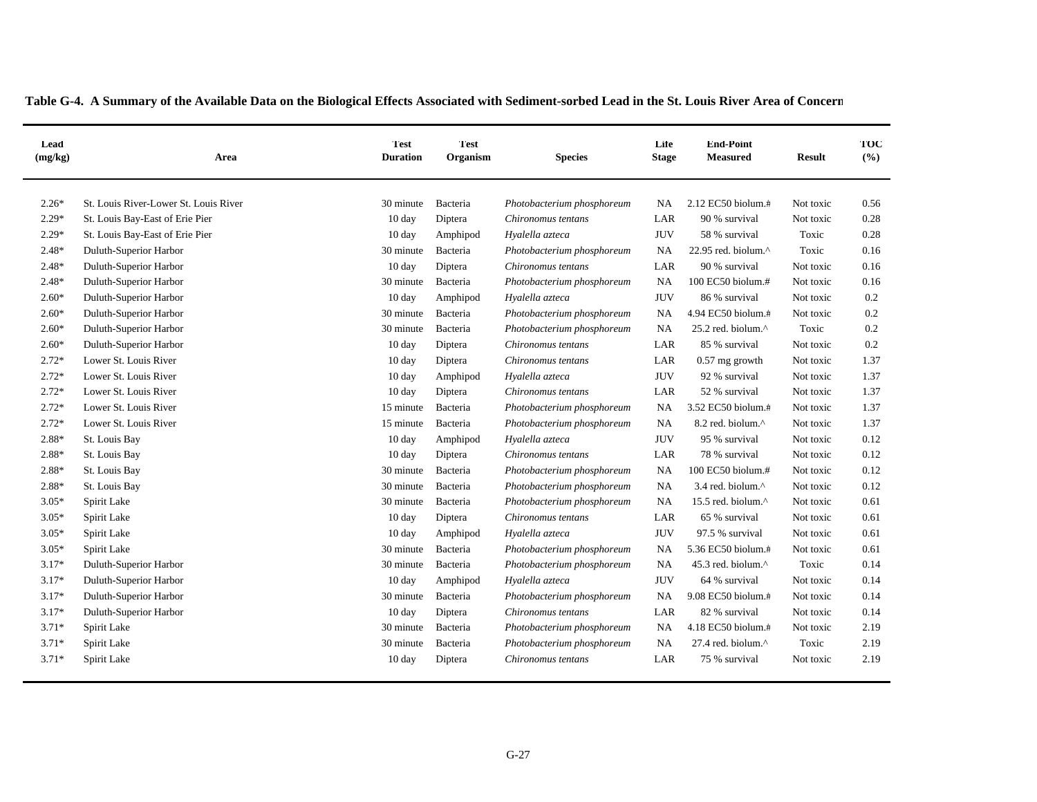**Table G-4. A Summary of the Available Data on the Biological Effects Associated with Sediment-sorbed Lead in the St. Louis River Area of Concern**

| Lead (mg/kg) | Area | Test Duration | Test Organism | Species | Life Stage | End-Point Measured | Result | TOC (%) |
|---|---|---|---|---|---|---|---|---|
| 2.26* | St. Louis River-Lower St. Louis River | 30 minute | Bacteria | *Photobacterium phosphoreum* | NA | 2.12 EC50 biolum.# | Not toxic | 0.56 |
| 2.29* | St. Louis Bay-East of Erie Pier | 10 day | Diptera | *Chironomus tentans* | LAR | 90 % survival | Not toxic | 0.28 |
| 2.29* | St. Louis Bay-East of Erie Pier | 10 day | Amphipod | *Hyalella azteca* | JUV | 58 % survival | Toxic | 0.28 |
| 2.48* | Duluth-Superior Harbor | 30 minute | Bacteria | *Photobacterium phosphoreum* | NA | 22.95 red. biolum.^ | Toxic | 0.16 |
| 2.48* | Duluth-Superior Harbor | 10 day | Diptera | *Chironomus tentans* | LAR | 90 % survival | Not toxic | 0.16 |
| 2.48* | Duluth-Superior Harbor | 30 minute | Bacteria | *Photobacterium phosphoreum* | NA | 100 EC50 biolum.# | Not toxic | 0.16 |
| 2.60* | Duluth-Superior Harbor | 10 day | Amphipod | *Hyalella azteca* | JUV | 86 % survival | Not toxic | 0.2 |
| 2.60* | Duluth-Superior Harbor | 30 minute | Bacteria | *Photobacterium phosphoreum* | NA | 4.94 EC50 biolum.# | Not toxic | 0.2 |
| 2.60* | Duluth-Superior Harbor | 30 minute | Bacteria | *Photobacterium phosphoreum* | NA | 25.2 red. biolum.^ | Toxic | 0.2 |
| 2.60* | Duluth-Superior Harbor | 10 day | Diptera | *Chironomus tentans* | LAR | 85 % survival | Not toxic | 0.2 |
| 2.72* | Lower St. Louis River | 10 day | Diptera | *Chironomus tentans* | LAR | 0.57 mg growth | Not toxic | 1.37 |
| 2.72* | Lower St. Louis River | 10 day | Amphipod | *Hyalella azteca* | JUV | 92 % survival | Not toxic | 1.37 |
| 2.72* | Lower St. Louis River | 10 day | Diptera | *Chironomus tentans* | LAR | 52 % survival | Not toxic | 1.37 |
| 2.72* | Lower St. Louis River | 15 minute | Bacteria | *Photobacterium phosphoreum* | NA | 3.52 EC50 biolum.# | Not toxic | 1.37 |
| 2.72* | Lower St. Louis River | 15 minute | Bacteria | *Photobacterium phosphoreum* | NA | 8.2 red. biolum.^ | Not toxic | 1.37 |
| 2.88* | St. Louis Bay | 10 day | Amphipod | *Hyalella azteca* | JUV | 95 % survival | Not toxic | 0.12 |
| 2.88* | St. Louis Bay | 10 day | Diptera | *Chironomus tentans* | LAR | 78 % survival | Not toxic | 0.12 |
| 2.88* | St. Louis Bay | 30 minute | Bacteria | *Photobacterium phosphoreum* | NA | 100 EC50 biolum.# | Not toxic | 0.12 |
| 2.88* | St. Louis Bay | 30 minute | Bacteria | *Photobacterium phosphoreum* | NA | 3.4 red. biolum.^ | Not toxic | 0.12 |
| 3.05* | Spirit Lake | 30 minute | Bacteria | *Photobacterium phosphoreum* | NA | 15.5 red. biolum.^ | Not toxic | 0.61 |
| 3.05* | Spirit Lake | 10 day | Diptera | *Chironomus tentans* | LAR | 65 % survival | Not toxic | 0.61 |
| 3.05* | Spirit Lake | 10 day | Amphipod | *Hyalella azteca* | JUV | 97.5 % survival | Not toxic | 0.61 |
| 3.05* | Spirit Lake | 30 minute | Bacteria | *Photobacterium phosphoreum* | NA | 5.36 EC50 biolum.# | Not toxic | 0.61 |
| 3.17* | Duluth-Superior Harbor | 30 minute | Bacteria | *Photobacterium phosphoreum* | NA | 45.3 red. biolum.^ | Toxic | 0.14 |
| 3.17* | Duluth-Superior Harbor | 10 day | Amphipod | *Hyalella azteca* | JUV | 64 % survival | Not toxic | 0.14 |
| 3.17* | Duluth-Superior Harbor | 30 minute | Bacteria | *Photobacterium phosphoreum* | NA | 9.08 EC50 biolum.# | Not toxic | 0.14 |
| 3.17* | Duluth-Superior Harbor | 10 day | Diptera | *Chironomus tentans* | LAR | 82 % survival | Not toxic | 0.14 |
| 3.71* | Spirit Lake | 30 minute | Bacteria | *Photobacterium phosphoreum* | NA | 4.18 EC50 biolum.# | Not toxic | 2.19 |
| 3.71* | Spirit Lake | 30 minute | Bacteria | *Photobacterium phosphoreum* | NA | 27.4 red. biolum.^ | Toxic | 2.19 |
| 3.71* | Spirit Lake | 10 day | Diptera | *Chironomus tentans* | LAR | 75 % survival | Not toxic | 2.19 |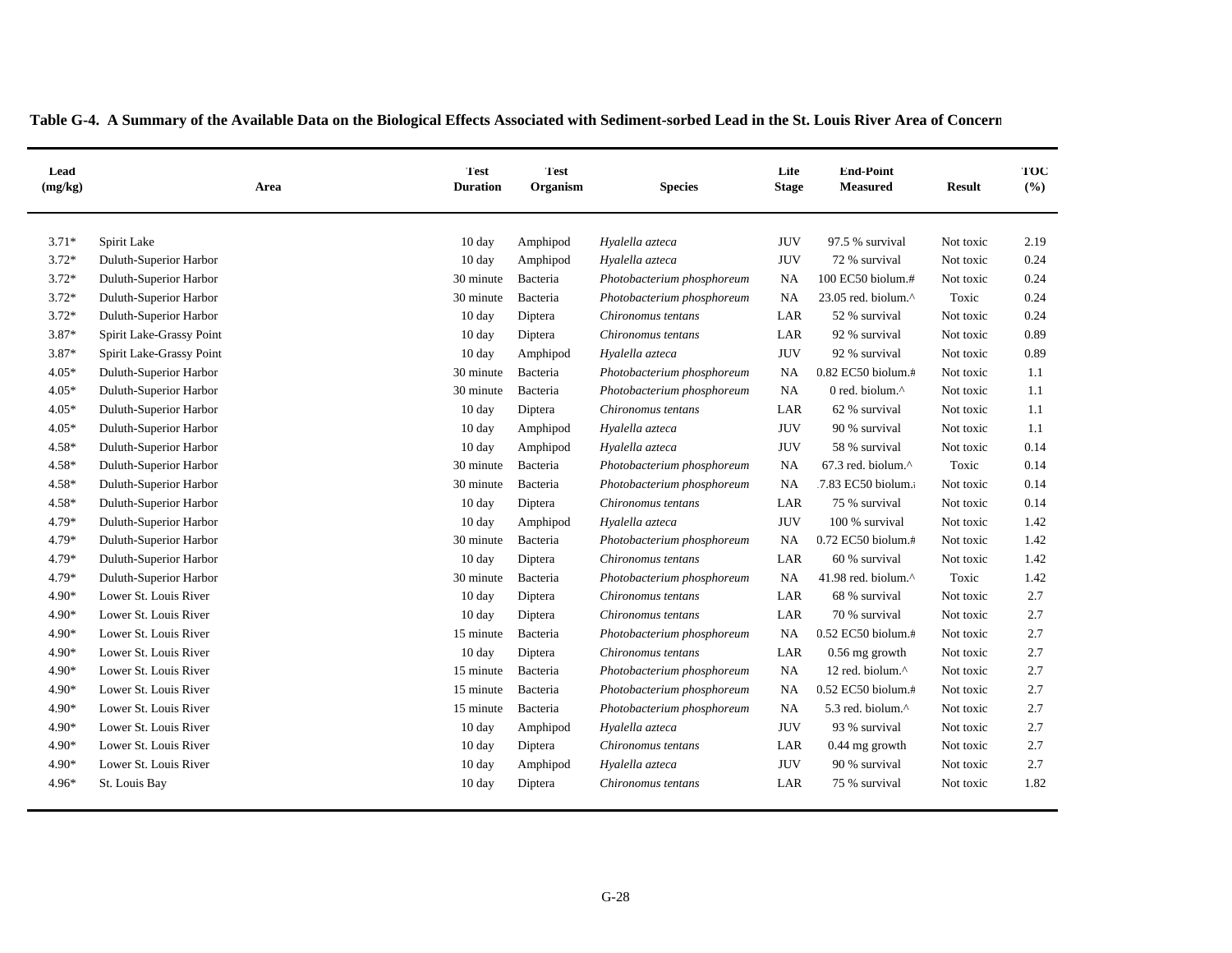**Table G-4. A Summary of the Available Data on the Biological Effects Associated with Sediment-sorbed Lead in the St. Louis River Area of Concern**

| Lead (mg/kg) | Area | Test Duration | Test Organism | Species | Life Stage | End-Point Measured | Result | TOC (%) |
|---|---|---|---|---|---|---|---|---|
| 3.71* | Spirit Lake | 10 day | Amphipod | *Hyalella azteca* | JUV | 97.5 % survival | Not toxic | 2.19 |
| 3.72* | Duluth-Superior Harbor | 10 day | Amphipod | *Hyalella azteca* | JUV | 72 % survival | Not toxic | 0.24 |
| 3.72* | Duluth-Superior Harbor | 30 minute | Bacteria | *Photobacterium phosphoreum* | NA | 100 EC50 biolum.# | Not toxic | 0.24 |
| 3.72* | Duluth-Superior Harbor | 30 minute | Bacteria | *Photobacterium phosphoreum* | NA | 23.05 red. biolum.^ | Toxic | 0.24 |
| 3.72* | Duluth-Superior Harbor | 10 day | Diptera | *Chironomus tentans* | LAR | 52 % survival | Not toxic | 0.24 |
| 3.87* | Spirit Lake-Grassy Point | 10 day | Diptera | *Chironomus tentans* | LAR | 92 % survival | Not toxic | 0.89 |
| 3.87* | Spirit Lake-Grassy Point | 10 day | Amphipod | *Hyalella azteca* | JUV | 92 % survival | Not toxic | 0.89 |
| 4.05* | Duluth-Superior Harbor | 30 minute | Bacteria | *Photobacterium phosphoreum* | NA | 0.82 EC50 biolum.# | Not toxic | 1.1 |
| 4.05* | Duluth-Superior Harbor | 30 minute | Bacteria | *Photobacterium phosphoreum* | NA | 0 red. biolum.^ | Not toxic | 1.1 |
| 4.05* | Duluth-Superior Harbor | 10 day | Diptera | *Chironomus tentans* | LAR | 62 % survival | Not toxic | 1.1 |
| 4.05* | Duluth-Superior Harbor | 10 day | Amphipod | *Hyalella azteca* | JUV | 90 % survival | Not toxic | 1.1 |
| 4.58* | Duluth-Superior Harbor | 10 day | Amphipod | *Hyalella azteca* | JUV | 58 % survival | Not toxic | 0.14 |
| 4.58* | Duluth-Superior Harbor | 30 minute | Bacteria | *Photobacterium phosphoreum* | NA | 67.3 red. biolum.^ | Toxic | 0.14 |
| 4.58* | Duluth-Superior Harbor | 30 minute | Bacteria | *Photobacterium phosphoreum* | NA | 7.83 EC50 biolum.# | Not toxic | 0.14 |
| 4.58* | Duluth-Superior Harbor | 10 day | Diptera | *Chironomus tentans* | LAR | 75 % survival | Not toxic | 0.14 |
| 4.79* | Duluth-Superior Harbor | 10 day | Amphipod | *Hyalella azteca* | JUV | 100 % survival | Not toxic | 1.42 |
| 4.79* | Duluth-Superior Harbor | 30 minute | Bacteria | *Photobacterium phosphoreum* | NA | 0.72 EC50 biolum.# | Not toxic | 1.42 |
| 4.79* | Duluth-Superior Harbor | 10 day | Diptera | *Chironomus tentans* | LAR | 60 % survival | Not toxic | 1.42 |
| 4.79* | Duluth-Superior Harbor | 30 minute | Bacteria | *Photobacterium phosphoreum* | NA | 41.98 red. biolum.^ | Toxic | 1.42 |
| 4.90* | Lower St. Louis River | 10 day | Diptera | *Chironomus tentans* | LAR | 68 % survival | Not toxic | 2.7 |
| 4.90* | Lower St. Louis River | 10 day | Diptera | *Chironomus tentans* | LAR | 70 % survival | Not toxic | 2.7 |
| 4.90* | Lower St. Louis River | 15 minute | Bacteria | *Photobacterium phosphoreum* | NA | 0.52 EC50 biolum.# | Not toxic | 2.7 |
| 4.90* | Lower St. Louis River | 10 day | Diptera | *Chironomus tentans* | LAR | 0.56 mg growth | Not toxic | 2.7 |
| 4.90* | Lower St. Louis River | 15 minute | Bacteria | *Photobacterium phosphoreum* | NA | 12 red. biolum.^ | Not toxic | 2.7 |
| 4.90* | Lower St. Louis River | 15 minute | Bacteria | *Photobacterium phosphoreum* | NA | 0.52 EC50 biolum.# | Not toxic | 2.7 |
| 4.90* | Lower St. Louis River | 15 minute | Bacteria | *Photobacterium phosphoreum* | NA | 5.3 red. biolum.^ | Not toxic | 2.7 |
| 4.90* | Lower St. Louis River | 10 day | Amphipod | *Hyalella azteca* | JUV | 93 % survival | Not toxic | 2.7 |
| 4.90* | Lower St. Louis River | 10 day | Diptera | *Chironomus tentans* | LAR | 0.44 mg growth | Not toxic | 2.7 |
| 4.90* | Lower St. Louis River | 10 day | Amphipod | *Hyalella azteca* | JUV | 90 % survival | Not toxic | 2.7 |
| 4.96* | St. Louis Bay | 10 day | Diptera | *Chironomus tentans* | LAR | 75 % survival | Not toxic | 1.82 |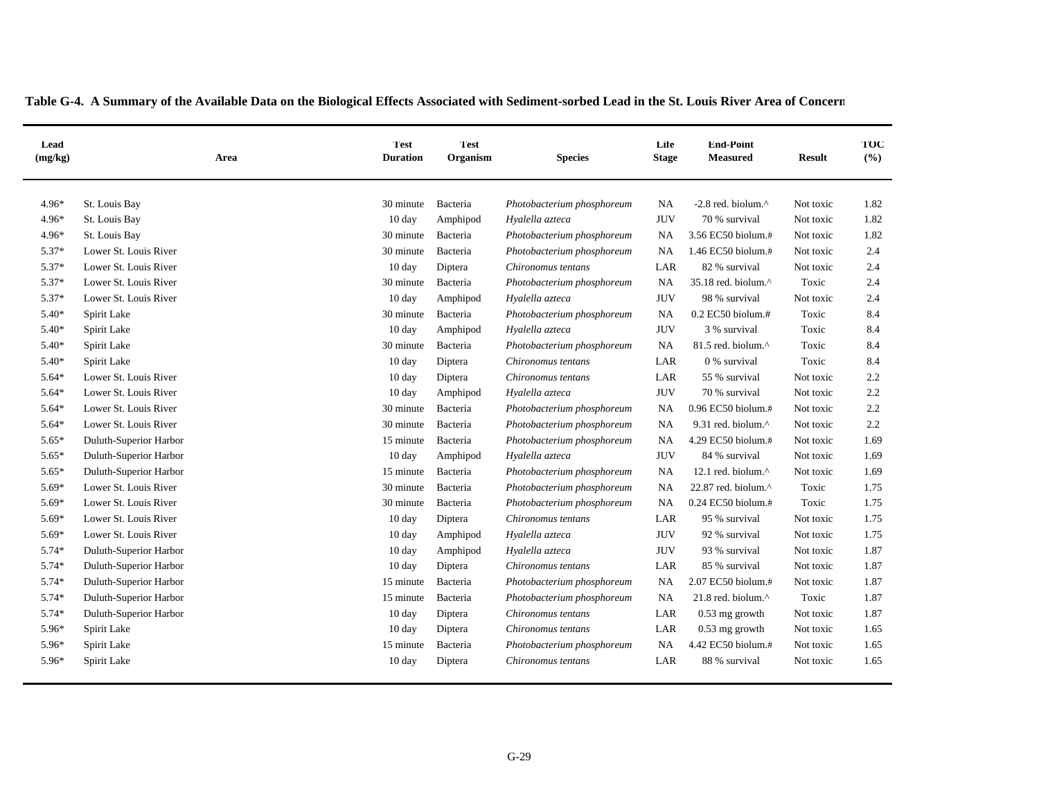**Table G-4. A Summary of the Available Data on the Biological Effects Associated with Sediment-sorbed Lead in the St. Louis River Area of Concern**

| Lead (mg/kg) | Area | Test Duration | Test Organism | Species | Life Stage | End-Point Measured | Result | TOC (%) |
|---|---|---|---|---|---|---|---|---|
| 4.96* | St. Louis Bay | 30 minute | Bacteria | *Photobacterium phosphoreum* | NA | -2.8 red. biolum.^ | Not toxic | 1.82 |
| 4.96* | St. Louis Bay | 10 day | Amphipod | *Hyalella azteca* | JUV | 70 % survival | Not toxic | 1.82 |
| 4.96* | St. Louis Bay | 30 minute | Bacteria | *Photobacterium phosphoreum* | NA | 3.56 EC50 biolum.# | Not toxic | 1.82 |
| 5.37* | Lower St. Louis River | 30 minute | Bacteria | *Photobacterium phosphoreum* | NA | 1.46 EC50 biolum.# | Not toxic | 2.4 |
| 5.37* | Lower St. Louis River | 10 day | Diptera | *Chironomus tentans* | LAR | 82 % survival | Not toxic | 2.4 |
| 5.37* | Lower St. Louis River | 30 minute | Bacteria | *Photobacterium phosphoreum* | NA | 35.18 red. biolum.^ | Toxic | 2.4 |
| 5.37* | Lower St. Louis River | 10 day | Amphipod | *Hyalella azteca* | JUV | 98 % survival | Not toxic | 2.4 |
| 5.40* | Spirit Lake | 30 minute | Bacteria | *Photobacterium phosphoreum* | NA | 0.2 EC50 biolum.# | Toxic | 8.4 |
| 5.40* | Spirit Lake | 10 day | Amphipod | *Hyalella azteca* | JUV | 3 % survival | Toxic | 8.4 |
| 5.40* | Spirit Lake | 30 minute | Bacteria | *Photobacterium phosphoreum* | NA | 81.5 red. biolum.^ | Toxic | 8.4 |
| 5.40* | Spirit Lake | 10 day | Diptera | *Chironomus tentans* | LAR | 0 % survival | Toxic | 8.4 |
| 5.64* | Lower St. Louis River | 10 day | Diptera | *Chironomus tentans* | LAR | 55 % survival | Not toxic | 2.2 |
| 5.64* | Lower St. Louis River | 10 day | Amphipod | *Hyalella azteca* | JUV | 70 % survival | Not toxic | 2.2 |
| 5.64* | Lower St. Louis River | 30 minute | Bacteria | *Photobacterium phosphoreum* | NA | 0.96 EC50 biolum.# | Not toxic | 2.2 |
| 5.64* | Lower St. Louis River | 30 minute | Bacteria | *Photobacterium phosphoreum* | NA | 9.31 red. biolum.^ | Not toxic | 2.2 |
| 5.65* | Duluth-Superior Harbor | 15 minute | Bacteria | *Photobacterium phosphoreum* | NA | 4.29 EC50 biolum.# | Not toxic | 1.69 |
| 5.65* | Duluth-Superior Harbor | 10 day | Amphipod | *Hyalella azteca* | JUV | 84 % survival | Not toxic | 1.69 |
| 5.65* | Duluth-Superior Harbor | 15 minute | Bacteria | *Photobacterium phosphoreum* | NA | 12.1 red. biolum.^ | Not toxic | 1.69 |
| 5.69* | Lower St. Louis River | 30 minute | Bacteria | *Photobacterium phosphoreum* | NA | 22.87 red. biolum.^ | Toxic | 1.75 |
| 5.69* | Lower St. Louis River | 30 minute | Bacteria | *Photobacterium phosphoreum* | NA | 0.24 EC50 biolum.# | Toxic | 1.75 |
| 5.69* | Lower St. Louis River | 10 day | Diptera | *Chironomus tentans* | LAR | 95 % survival | Not toxic | 1.75 |
| 5.69* | Lower St. Louis River | 10 day | Amphipod | *Hyalella azteca* | JUV | 92 % survival | Not toxic | 1.75 |
| 5.74* | Duluth-Superior Harbor | 10 day | Amphipod | *Hyalella azteca* | JUV | 93 % survival | Not toxic | 1.87 |
| 5.74* | Duluth-Superior Harbor | 10 day | Diptera | *Chironomus tentans* | LAR | 85 % survival | Not toxic | 1.87 |
| 5.74* | Duluth-Superior Harbor | 15 minute | Bacteria | *Photobacterium phosphoreum* | NA | 2.07 EC50 biolum.# | Not toxic | 1.87 |
| 5.74* | Duluth-Superior Harbor | 15 minute | Bacteria | *Photobacterium phosphoreum* | NA | 21.8 red. biolum.^ | Toxic | 1.87 |
| 5.74* | Duluth-Superior Harbor | 10 day | Diptera | *Chironomus tentans* | LAR | 0.53 mg growth | Not toxic | 1.87 |
| 5.96* | Spirit Lake | 10 day | Diptera | *Chironomus tentans* | LAR | 0.53 mg growth | Not toxic | 1.65 |
| 5.96* | Spirit Lake | 15 minute | Bacteria | *Photobacterium phosphoreum* | NA | 4.42 EC50 biolum.# | Not toxic | 1.65 |
| 5.96* | Spirit Lake | 10 day | Diptera | *Chironomus tentans* | LAR | 88 % survival | Not toxic | 1.65 |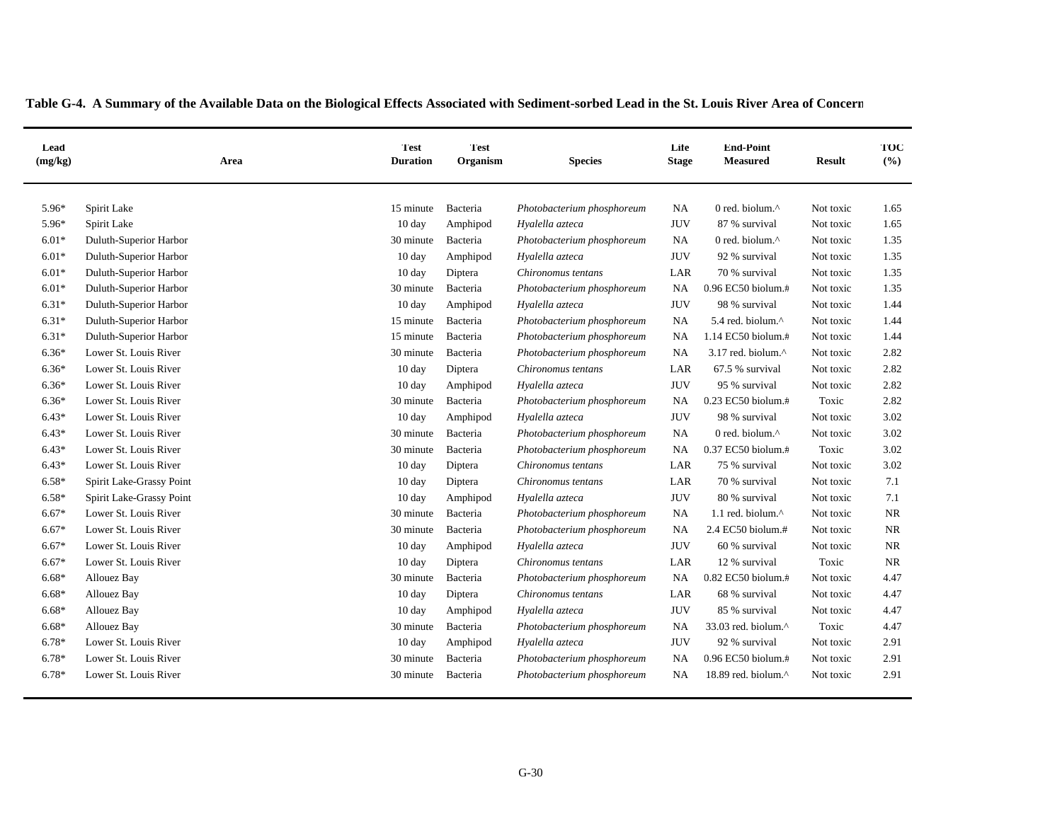**Table G-4. A Summary of the Available Data on the Biological Effects Associated with Sediment-sorbed Lead in the St. Louis River Area of Concern**

| Lead (mg/kg) | Area | Test Duration | Test Organism | Species | Life Stage | End-Point Measured | Result | TOC (%) |
|---|---|---|---|---|---|---|---|---|
| 5.96* | Spirit Lake | 15 minute | Bacteria | *Photobacterium phosphoreum* | NA | 0 red. biolum.^ | Not toxic | 1.65 |
| 5.96* | Spirit Lake | 10 day | Amphipod | *Hyalella azteca* | JUV | 87 % survival | Not toxic | 1.65 |
| 6.01* | Duluth-Superior Harbor | 30 minute | Bacteria | *Photobacterium phosphoreum* | NA | 0 red. biolum.^ | Not toxic | 1.35 |
| 6.01* | Duluth-Superior Harbor | 10 day | Amphipod | *Hyalella azteca* | JUV | 92 % survival | Not toxic | 1.35 |
| 6.01* | Duluth-Superior Harbor | 10 day | Diptera | *Chironomus tentans* | LAR | 70 % survival | Not toxic | 1.35 |
| 6.01* | Duluth-Superior Harbor | 30 minute | Bacteria | *Photobacterium phosphoreum* | NA | 0.96 EC50 biolum.# | Not toxic | 1.35 |
| 6.31* | Duluth-Superior Harbor | 10 day | Amphipod | *Hyalella azteca* | JUV | 98 % survival | Not toxic | 1.44 |
| 6.31* | Duluth-Superior Harbor | 15 minute | Bacteria | *Photobacterium phosphoreum* | NA | 5.4 red. biolum.^ | Not toxic | 1.44 |
| 6.31* | Duluth-Superior Harbor | 15 minute | Bacteria | *Photobacterium phosphoreum* | NA | 1.14 EC50 biolum.# | Not toxic | 1.44 |
| 6.36* | Lower St. Louis River | 30 minute | Bacteria | *Photobacterium phosphoreum* | NA | 3.17 red. biolum.^ | Not toxic | 2.82 |
| 6.36* | Lower St. Louis River | 10 day | Diptera | *Chironomus tentans* | LAR | 67.5 % survival | Not toxic | 2.82 |
| 6.36* | Lower St. Louis River | 10 day | Amphipod | *Hyalella azteca* | JUV | 95 % survival | Not toxic | 2.82 |
| 6.36* | Lower St. Louis River | 30 minute | Bacteria | *Photobacterium phosphoreum* | NA | 0.23 EC50 biolum.# | Toxic | 2.82 |
| 6.43* | Lower St. Louis River | 10 day | Amphipod | *Hyalella azteca* | JUV | 98 % survival | Not toxic | 3.02 |
| 6.43* | Lower St. Louis River | 30 minute | Bacteria | *Photobacterium phosphoreum* | NA | 0 red. biolum.^ | Not toxic | 3.02 |
| 6.43* | Lower St. Louis River | 30 minute | Bacteria | *Photobacterium phosphoreum* | NA | 0.37 EC50 biolum.# | Toxic | 3.02 |
| 6.43* | Lower St. Louis River | 10 day | Diptera | *Chironomus tentans* | LAR | 75 % survival | Not toxic | 3.02 |
| 6.58* | Spirit Lake-Grassy Point | 10 day | Diptera | *Chironomus tentans* | LAR | 70 % survival | Not toxic | 7.1 |
| 6.58* | Spirit Lake-Grassy Point | 10 day | Amphipod | *Hyalella azteca* | JUV | 80 % survival | Not toxic | 7.1 |
| 6.67* | Lower St. Louis River | 30 minute | Bacteria | *Photobacterium phosphoreum* | NA | 1.1 red. biolum.^ | Not toxic | NR |
| 6.67* | Lower St. Louis River | 30 minute | Bacteria | *Photobacterium phosphoreum* | NA | 2.4 EC50 biolum.# | Not toxic | NR |
| 6.67* | Lower St. Louis River | 10 day | Amphipod | *Hyalella azteca* | JUV | 60 % survival | Not toxic | NR |
| 6.67* | Lower St. Louis River | 10 day | Diptera | *Chironomus tentans* | LAR | 12 % survival | Toxic | NR |
| 6.68* | Allouez Bay | 30 minute | Bacteria | *Photobacterium phosphoreum* | NA | 0.82 EC50 biolum.# | Not toxic | 4.47 |
| 6.68* | Allouez Bay | 10 day | Diptera | *Chironomus tentans* | LAR | 68 % survival | Not toxic | 4.47 |
| 6.68* | Allouez Bay | 10 day | Amphipod | *Hyalella azteca* | JUV | 85 % survival | Not toxic | 4.47 |
| 6.68* | Allouez Bay | 30 minute | Bacteria | *Photobacterium phosphoreum* | NA | 33.03 red. biolum.^ | Toxic | 4.47 |
| 6.78* | Lower St. Louis River | 10 day | Amphipod | *Hyalella azteca* | JUV | 92 % survival | Not toxic | 2.91 |
| 6.78* | Lower St. Louis River | 30 minute | Bacteria | *Photobacterium phosphoreum* | NA | 0.96 EC50 biolum.# | Not toxic | 2.91 |
| 6.78* | Lower St. Louis River | 30 minute | Bacteria | *Photobacterium phosphoreum* | NA | 18.89 red. biolum.^ | Not toxic | 2.91 |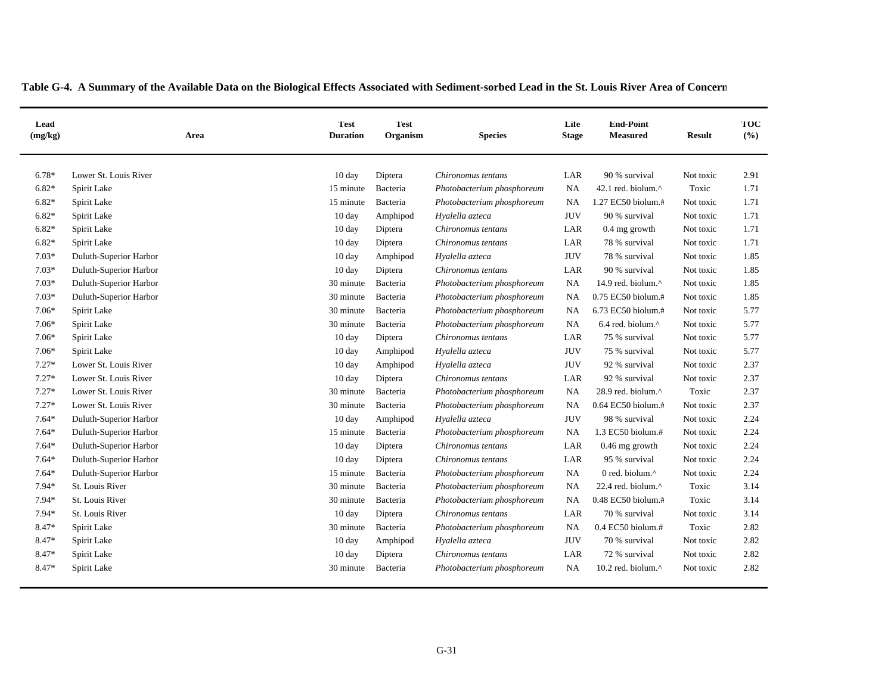**Table G-4. A Summary of the Available Data on the Biological Effects Associated with Sediment-sorbed Lead in the St. Louis River Area of Concern**

| Lead (mg/kg) | Area | Test Duration | Test Organism | Species | Life Stage | End-Point Measured | Result | TOC (%) |
|---|---|---|---|---|---|---|---|---|
| 6.78* | Lower St. Louis River | 10 day | Diptera | *Chironomus tentans* | LAR | 90 % survival | Not toxic | 2.91 |
| 6.82* | Spirit Lake | 15 minute | Bacteria | *Photobacterium phosphoreum* | NA | 42.1 red. biolum.^ | Toxic | 1.71 |
| 6.82* | Spirit Lake | 15 minute | Bacteria | *Photobacterium phosphoreum* | NA | 1.27 EC50 biolum.# | Not toxic | 1.71 |
| 6.82* | Spirit Lake | 10 day | Amphipod | *Hyalella azteca* | JUV | 90 % survival | Not toxic | 1.71 |
| 6.82* | Spirit Lake | 10 day | Diptera | *Chironomus tentans* | LAR | 0.4 mg growth | Not toxic | 1.71 |
| 6.82* | Spirit Lake | 10 day | Diptera | *Chironomus tentans* | LAR | 78 % survival | Not toxic | 1.71 |
| 7.03* | Duluth-Superior Harbor | 10 day | Amphipod | *Hyalella azteca* | JUV | 78 % survival | Not toxic | 1.85 |
| 7.03* | Duluth-Superior Harbor | 10 day | Diptera | *Chironomus tentans* | LAR | 90 % survival | Not toxic | 1.85 |
| 7.03* | Duluth-Superior Harbor | 30 minute | Bacteria | *Photobacterium phosphoreum* | NA | 14.9 red. biolum.^ | Not toxic | 1.85 |
| 7.03* | Duluth-Superior Harbor | 30 minute | Bacteria | *Photobacterium phosphoreum* | NA | 0.75 EC50 biolum.# | Not toxic | 1.85 |
| 7.06* | Spirit Lake | 30 minute | Bacteria | *Photobacterium phosphoreum* | NA | 6.73 EC50 biolum.# | Not toxic | 5.77 |
| 7.06* | Spirit Lake | 30 minute | Bacteria | *Photobacterium phosphoreum* | NA | 6.4 red. biolum.^ | Not toxic | 5.77 |
| 7.06* | Spirit Lake | 10 day | Diptera | *Chironomus tentans* | LAR | 75 % survival | Not toxic | 5.77 |
| 7.06* | Spirit Lake | 10 day | Amphipod | *Hyalella azteca* | JUV | 75 % survival | Not toxic | 5.77 |
| 7.27* | Lower St. Louis River | 10 day | Amphipod | *Hyalella azteca* | JUV | 92 % survival | Not toxic | 2.37 |
| 7.27* | Lower St. Louis River | 10 day | Diptera | *Chironomus tentans* | LAR | 92 % survival | Not toxic | 2.37 |
| 7.27* | Lower St. Louis River | 30 minute | Bacteria | *Photobacterium phosphoreum* | NA | 28.9 red. biolum.^ | Toxic | 2.37 |
| 7.27* | Lower St. Louis River | 30 minute | Bacteria | *Photobacterium phosphoreum* | NA | 0.64 EC50 biolum.# | Not toxic | 2.37 |
| 7.64* | Duluth-Superior Harbor | 10 day | Amphipod | *Hyalella azteca* | JUV | 98 % survival | Not toxic | 2.24 |
| 7.64* | Duluth-Superior Harbor | 15 minute | Bacteria | *Photobacterium phosphoreum* | NA | 1.3 EC50 biolum.# | Not toxic | 2.24 |
| 7.64* | Duluth-Superior Harbor | 10 day | Diptera | *Chironomus tentans* | LAR | 0.46 mg growth | Not toxic | 2.24 |
| 7.64* | Duluth-Superior Harbor | 10 day | Diptera | *Chironomus tentans* | LAR | 95 % survival | Not toxic | 2.24 |
| 7.64* | Duluth-Superior Harbor | 15 minute | Bacteria | *Photobacterium phosphoreum* | NA | 0 red. biolum.^ | Not toxic | 2.24 |
| 7.94* | St. Louis River | 30 minute | Bacteria | *Photobacterium phosphoreum* | NA | 22.4 red. biolum.^ | Toxic | 3.14 |
| 7.94* | St. Louis River | 30 minute | Bacteria | *Photobacterium phosphoreum* | NA | 0.48 EC50 biolum.# | Toxic | 3.14 |
| 7.94* | St. Louis River | 10 day | Diptera | *Chironomus tentans* | LAR | 70 % survival | Not toxic | 3.14 |
| 8.47* | Spirit Lake | 30 minute | Bacteria | *Photobacterium phosphoreum* | NA | 0.4 EC50 biolum.# | Toxic | 2.82 |
| 8.47* | Spirit Lake | 10 day | Amphipod | *Hyalella azteca* | JUV | 70 % survival | Not toxic | 2.82 |
| 8.47* | Spirit Lake | 10 day | Diptera | *Chironomus tentans* | LAR | 72 % survival | Not toxic | 2.82 |
| 8.47* | Spirit Lake | 30 minute | Bacteria | *Photobacterium phosphoreum* | NA | 10.2 red. biolum.^ | Not toxic | 2.82 |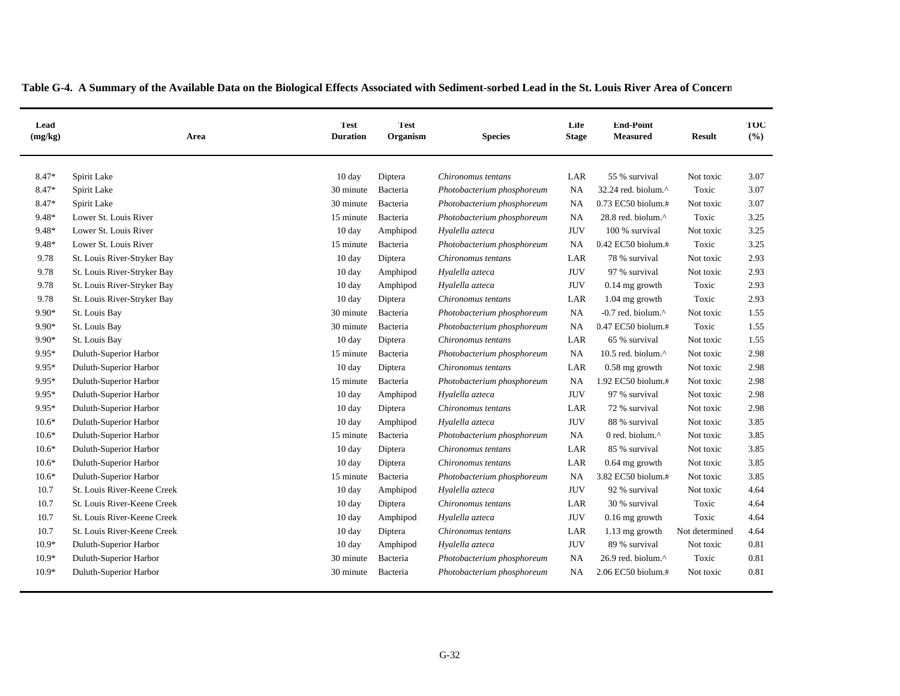**Table G-4. A Summary of the Available Data on the Biological Effects Associated with Sediment-sorbed Lead in the St. Louis River Area of Concern**

| Lead (mg/kg) | Area | Test Duration | Test Organism | Species | Life Stage | End-Point Measured | Result | TOC (%) |
|---|---|---|---|---|---|---|---|---|
| 8.47* | Spirit Lake | 10 day | Diptera | *Chironomus tentans* | LAR | 55 % survival | Not toxic | 3.07 |
| 8.47* | Spirit Lake | 30 minute | Bacteria | *Photobacterium phosphoreum* | NA | 32.24 red. biolum.^ | Toxic | 3.07 |
| 8.47* | Spirit Lake | 30 minute | Bacteria | *Photobacterium phosphoreum* | NA | 0.73 EC50 biolum.# | Not toxic | 3.07 |
| 9.48* | Lower St. Louis River | 15 minute | Bacteria | *Photobacterium phosphoreum* | NA | 28.8 red. biolum.^ | Toxic | 3.25 |
| 9.48* | Lower St. Louis River | 10 day | Amphipod | *Hyalella azteca* | JUV | 100 % survival | Not toxic | 3.25 |
| 9.48* | Lower St. Louis River | 15 minute | Bacteria | *Photobacterium phosphoreum* | NA | 0.42 EC50 biolum.# | Toxic | 3.25 |
| 9.78 | St. Louis River-Stryker Bay | 10 day | Diptera | *Chironomus tentans* | LAR | 78 % survival | Not toxic | 2.93 |
| 9.78 | St. Louis River-Stryker Bay | 10 day | Amphipod | *Hyalella azteca* | JUV | 97 % survival | Not toxic | 2.93 |
| 9.78 | St. Louis River-Stryker Bay | 10 day | Amphipod | *Hyalella azteca* | JUV | 0.14 mg growth | Toxic | 2.93 |
| 9.78 | St. Louis River-Stryker Bay | 10 day | Diptera | *Chironomus tentans* | LAR | 1.04 mg growth | Toxic | 2.93 |
| 9.90* | St. Louis Bay | 30 minute | Bacteria | *Photobacterium phosphoreum* | NA | -0.7 red. biolum.^ | Not toxic | 1.55 |
| 9.90* | St. Louis Bay | 30 minute | Bacteria | *Photobacterium phosphoreum* | NA | 0.47 EC50 biolum.# | Toxic | 1.55 |
| 9.90* | St. Louis Bay | 10 day | Diptera | *Chironomus tentans* | LAR | 65 % survival | Not toxic | 1.55 |
| 9.95* | Duluth-Superior Harbor | 15 minute | Bacteria | *Photobacterium phosphoreum* | NA | 10.5 red. biolum.^ | Not toxic | 2.98 |
| 9.95* | Duluth-Superior Harbor | 10 day | Diptera | *Chironomus tentans* | LAR | 0.58 mg growth | Not toxic | 2.98 |
| 9.95* | Duluth-Superior Harbor | 15 minute | Bacteria | *Photobacterium phosphoreum* | NA | 1.92 EC50 biolum.# | Not toxic | 2.98 |
| 9.95* | Duluth-Superior Harbor | 10 day | Amphipod | *Hyalella azteca* | JUV | 97 % survival | Not toxic | 2.98 |
| 9.95* | Duluth-Superior Harbor | 10 day | Diptera | *Chironomus tentans* | LAR | 72 % survival | Not toxic | 2.98 |
| 10.6* | Duluth-Superior Harbor | 10 day | Amphipod | *Hyalella azteca* | JUV | 88 % survival | Not toxic | 3.85 |
| 10.6* | Duluth-Superior Harbor | 15 minute | Bacteria | *Photobacterium phosphoreum* | NA | 0 red. biolum.^ | Not toxic | 3.85 |
| 10.6* | Duluth-Superior Harbor | 10 day | Diptera | *Chironomus tentans* | LAR | 85 % survival | Not toxic | 3.85 |
| 10.6* | Duluth-Superior Harbor | 10 day | Diptera | *Chironomus tentans* | LAR | 0.64 mg growth | Not toxic | 3.85 |
| 10.6* | Duluth-Superior Harbor | 15 minute | Bacteria | *Photobacterium phosphoreum* | NA | 3.82 EC50 biolum.# | Not toxic | 3.85 |
| 10.7 | St. Louis River-Keene Creek | 10 day | Amphipod | *Hyalella azteca* | JUV | 92 % survival | Not toxic | 4.64 |
| 10.7 | St. Louis River-Keene Creek | 10 day | Diptera | *Chironomus tentans* | LAR | 30 % survival | Toxic | 4.64 |
| 10.7 | St. Louis River-Keene Creek | 10 day | Amphipod | *Hyalella azteca* | JUV | 0.16 mg growth | Toxic | 4.64 |
| 10.7 | St. Louis River-Keene Creek | 10 day | Diptera | *Chironomus tentans* | LAR | 1.13 mg growth | Not determined | 4.64 |
| 10.9* | Duluth-Superior Harbor | 10 day | Amphipod | *Hyalella azteca* | JUV | 89 % survival | Not toxic | 0.81 |
| 10.9* | Duluth-Superior Harbor | 30 minute | Bacteria | *Photobacterium phosphoreum* | NA | 26.9 red. biolum.^ | Toxic | 0.81 |
| 10.9* | Duluth-Superior Harbor | 30 minute | Bacteria | *Photobacterium phosphoreum* | NA | 2.06 EC50 biolum.# | Not toxic | 0.81 |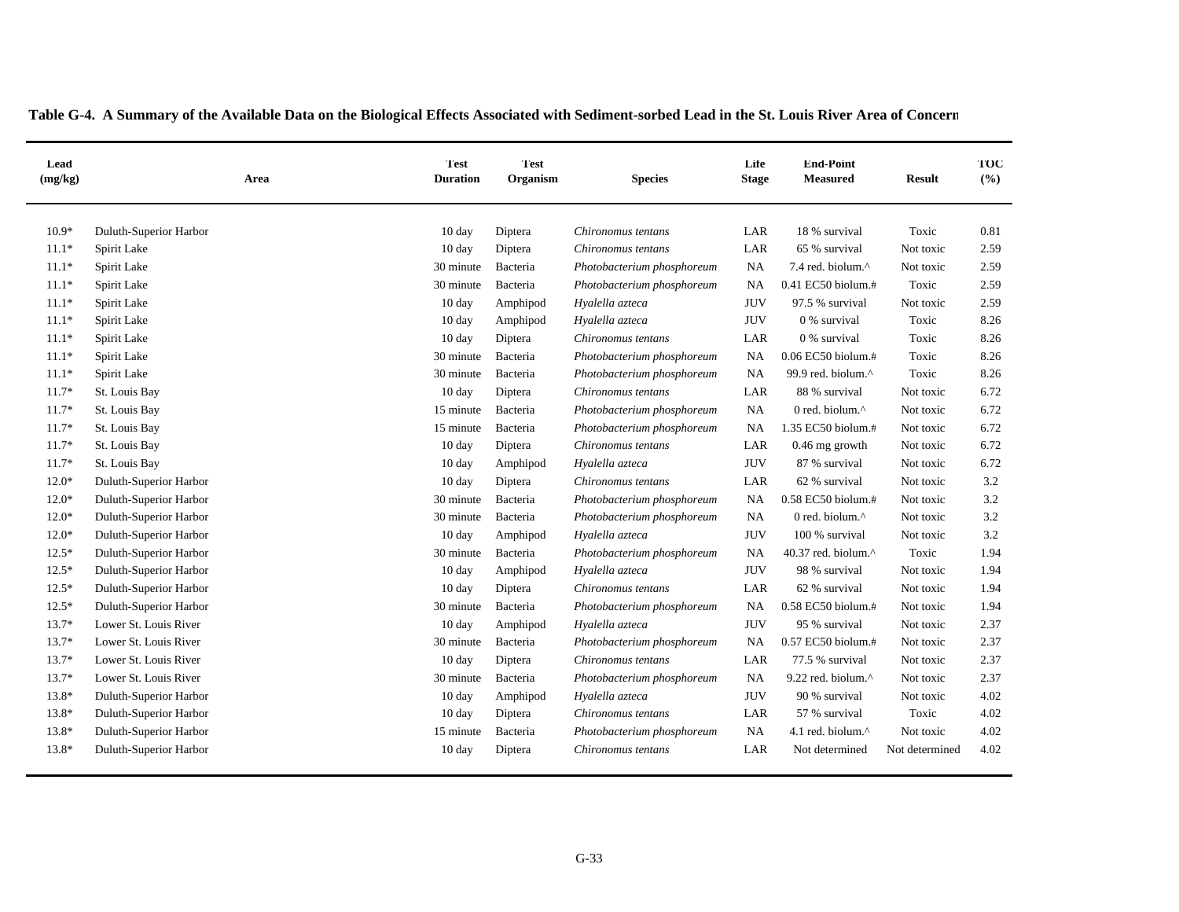**Table G-4. A Summary of the Available Data on the Biological Effects Associated with Sediment-sorbed Lead in the St. Louis River Area of Concern**

| Lead (mg/kg) | Area | Test Duration | Test Organism | Species | Life Stage | End-Point Measured | Result | TOC (%) |
|---|---|---|---|---|---|---|---|---|
| 10.9* | Duluth-Superior Harbor | 10 day | Diptera | *Chironomus tentans* | LAR | 18 % survival | Toxic | 0.81 |
| 11.1* | Spirit Lake | 10 day | Diptera | *Chironomus tentans* | LAR | 65 % survival | Not toxic | 2.59 |
| 11.1* | Spirit Lake | 30 minute | Bacteria | *Photobacterium phosphoreum* | NA | 7.4 red. biolum.^ | Not toxic | 2.59 |
| 11.1* | Spirit Lake | 30 minute | Bacteria | *Photobacterium phosphoreum* | NA | 0.41 EC50 biolum.# | Toxic | 2.59 |
| 11.1* | Spirit Lake | 10 day | Amphipod | *Hyalella azteca* | JUV | 97.5 % survival | Not toxic | 2.59 |
| 11.1* | Spirit Lake | 10 day | Amphipod | *Hyalella azteca* | JUV | 0 % survival | Toxic | 8.26 |
| 11.1* | Spirit Lake | 10 day | Diptera | *Chironomus tentans* | LAR | 0 % survival | Toxic | 8.26 |
| 11.1* | Spirit Lake | 30 minute | Bacteria | *Photobacterium phosphoreum* | NA | 0.06 EC50 biolum.# | Toxic | 8.26 |
| 11.1* | Spirit Lake | 30 minute | Bacteria | *Photobacterium phosphoreum* | NA | 99.9 red. biolum.^ | Toxic | 8.26 |
| 11.7* | St. Louis Bay | 10 day | Diptera | *Chironomus tentans* | LAR | 88 % survival | Not toxic | 6.72 |
| 11.7* | St. Louis Bay | 15 minute | Bacteria | *Photobacterium phosphoreum* | NA | 0 red. biolum.^ | Not toxic | 6.72 |
| 11.7* | St. Louis Bay | 15 minute | Bacteria | *Photobacterium phosphoreum* | NA | 1.35 EC50 biolum.# | Not toxic | 6.72 |
| 11.7* | St. Louis Bay | 10 day | Diptera | *Chironomus tentans* | LAR | 0.46 mg growth | Not toxic | 6.72 |
| 11.7* | St. Louis Bay | 10 day | Amphipod | *Hyalella azteca* | JUV | 87 % survival | Not toxic | 6.72 |
| 12.0* | Duluth-Superior Harbor | 10 day | Diptera | *Chironomus tentans* | LAR | 62 % survival | Not toxic | 3.2 |
| 12.0* | Duluth-Superior Harbor | 30 minute | Bacteria | *Photobacterium phosphoreum* | NA | 0.58 EC50 biolum.# | Not toxic | 3.2 |
| 12.0* | Duluth-Superior Harbor | 30 minute | Bacteria | *Photobacterium phosphoreum* | NA | 0 red. biolum.^ | Not toxic | 3.2 |
| 12.0* | Duluth-Superior Harbor | 10 day | Amphipod | *Hyalella azteca* | JUV | 100 % survival | Not toxic | 3.2 |
| 12.5* | Duluth-Superior Harbor | 30 minute | Bacteria | *Photobacterium phosphoreum* | NA | 40.37 red. biolum.^ | Toxic | 1.94 |
| 12.5* | Duluth-Superior Harbor | 10 day | Amphipod | *Hyalella azteca* | JUV | 98 % survival | Not toxic | 1.94 |
| 12.5* | Duluth-Superior Harbor | 10 day | Diptera | *Chironomus tentans* | LAR | 62 % survival | Not toxic | 1.94 |
| 12.5* | Duluth-Superior Harbor | 30 minute | Bacteria | *Photobacterium phosphoreum* | NA | 0.58 EC50 biolum.# | Not toxic | 1.94 |
| 13.7* | Lower St. Louis River | 10 day | Amphipod | *Hyalella azteca* | JUV | 95 % survival | Not toxic | 2.37 |
| 13.7* | Lower St. Louis River | 30 minute | Bacteria | *Photobacterium phosphoreum* | NA | 0.57 EC50 biolum.# | Not toxic | 2.37 |
| 13.7* | Lower St. Louis River | 10 day | Diptera | *Chironomus tentans* | LAR | 77.5 % survival | Not toxic | 2.37 |
| 13.7* | Lower St. Louis River | 30 minute | Bacteria | *Photobacterium phosphoreum* | NA | 9.22 red. biolum.^ | Not toxic | 2.37 |
| 13.8* | Duluth-Superior Harbor | 10 day | Amphipod | *Hyalella azteca* | JUV | 90 % survival | Not toxic | 4.02 |
| 13.8* | Duluth-Superior Harbor | 10 day | Diptera | *Chironomus tentans* | LAR | 57 % survival | Toxic | 4.02 |
| 13.8* | Duluth-Superior Harbor | 15 minute | Bacteria | *Photobacterium phosphoreum* | NA | 4.1 red. biolum.^ | Not toxic | 4.02 |
| 13.8* | Duluth-Superior Harbor | 10 day | Diptera | *Chironomus tentans* | LAR | Not determined | Not determined | 4.02 |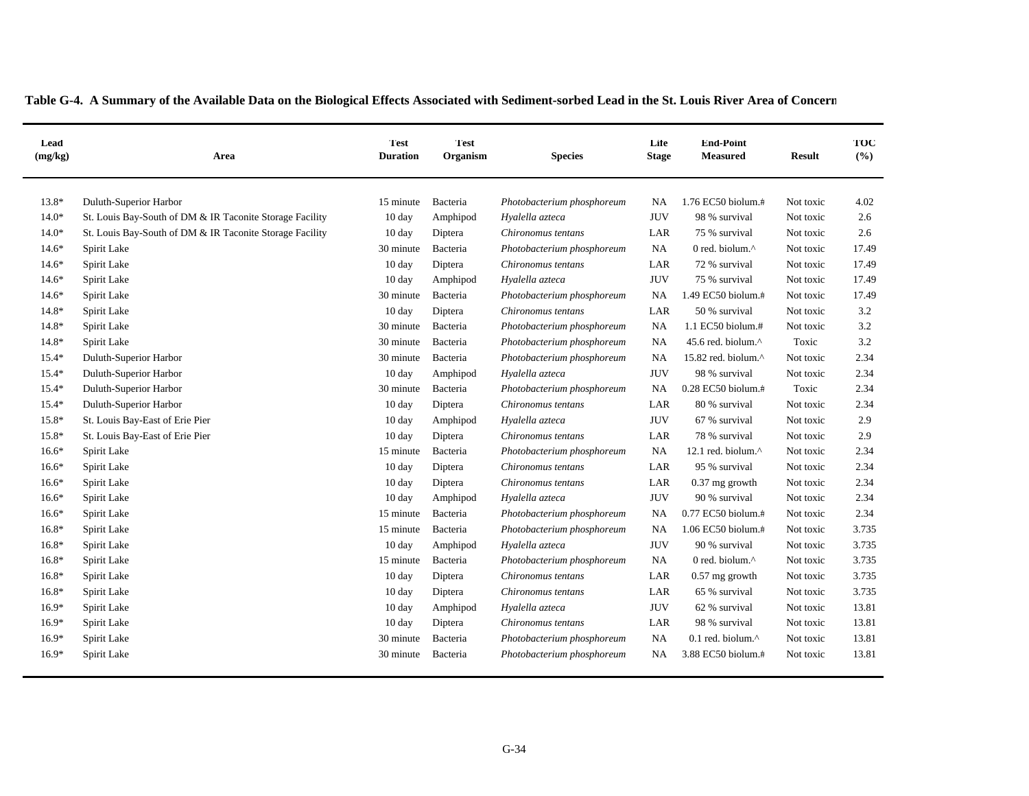**Table G-4. A Summary of the Available Data on the Biological Effects Associated with Sediment-sorbed Lead in the St. Louis River Area of Concern**

| Lead (mg/kg) | Area | Test Duration | Test Organism | Species | Life Stage | End-Point Measured | Result | TOC (%) |
|---|---|---|---|---|---|---|---|---|
| 13.8* | Duluth-Superior Harbor | 15 minute | Bacteria | *Photobacterium phosphoreum* | NA | 1.76 EC50 biolum.# | Not toxic | 4.02 |
| 14.0* | St. Louis Bay-South of DM & IR Taconite Storage Facility | 10 day | Amphipod | *Hyalella azteca* | JUV | 98 % survival | Not toxic | 2.6 |
| 14.0* | St. Louis Bay-South of DM & IR Taconite Storage Facility | 10 day | Diptera | *Chironomus tentans* | LAR | 75 % survival | Not toxic | 2.6 |
| 14.6* | Spirit Lake | 30 minute | Bacteria | *Photobacterium phosphoreum* | NA | 0 red. biolum.^ | Not toxic | 17.49 |
| 14.6* | Spirit Lake | 10 day | Diptera | *Chironomus tentans* | LAR | 72 % survival | Not toxic | 17.49 |
| 14.6* | Spirit Lake | 10 day | Amphipod | *Hyalella azteca* | JUV | 75 % survival | Not toxic | 17.49 |
| 14.6* | Spirit Lake | 30 minute | Bacteria | *Photobacterium phosphoreum* | NA | 1.49 EC50 biolum.# | Not toxic | 17.49 |
| 14.8* | Spirit Lake | 10 day | Diptera | *Chironomus tentans* | LAR | 50 % survival | Not toxic | 3.2 |
| 14.8* | Spirit Lake | 30 minute | Bacteria | *Photobacterium phosphoreum* | NA | 1.1 EC50 biolum.# | Not toxic | 3.2 |
| 14.8* | Spirit Lake | 30 minute | Bacteria | *Photobacterium phosphoreum* | NA | 45.6 red. biolum.^ | Toxic | 3.2 |
| 15.4* | Duluth-Superior Harbor | 30 minute | Bacteria | *Photobacterium phosphoreum* | NA | 15.82 red. biolum.^ | Not toxic | 2.34 |
| 15.4* | Duluth-Superior Harbor | 10 day | Amphipod | *Hyalella azteca* | JUV | 98 % survival | Not toxic | 2.34 |
| 15.4* | Duluth-Superior Harbor | 30 minute | Bacteria | *Photobacterium phosphoreum* | NA | 0.28 EC50 biolum.# | Toxic | 2.34 |
| 15.4* | Duluth-Superior Harbor | 10 day | Diptera | *Chironomus tentans* | LAR | 80 % survival | Not toxic | 2.34 |
| 15.8* | St. Louis Bay-East of Erie Pier | 10 day | Amphipod | *Hyalella azteca* | JUV | 67 % survival | Not toxic | 2.9 |
| 15.8* | St. Louis Bay-East of Erie Pier | 10 day | Diptera | *Chironomus tentans* | LAR | 78 % survival | Not toxic | 2.9 |
| 16.6* | Spirit Lake | 15 minute | Bacteria | *Photobacterium phosphoreum* | NA | 12.1 red. biolum.^ | Not toxic | 2.34 |
| 16.6* | Spirit Lake | 10 day | Diptera | *Chironomus tentans* | LAR | 95 % survival | Not toxic | 2.34 |
| 16.6* | Spirit Lake | 10 day | Diptera | *Chironomus tentans* | LAR | 0.37 mg growth | Not toxic | 2.34 |
| 16.6* | Spirit Lake | 10 day | Amphipod | *Hyalella azteca* | JUV | 90 % survival | Not toxic | 2.34 |
| 16.6* | Spirit Lake | 15 minute | Bacteria | *Photobacterium phosphoreum* | NA | 0.77 EC50 biolum.# | Not toxic | 2.34 |
| 16.8* | Spirit Lake | 15 minute | Bacteria | *Photobacterium phosphoreum* | NA | 1.06 EC50 biolum.# | Not toxic | 3.735 |
| 16.8* | Spirit Lake | 10 day | Amphipod | *Hyalella azteca* | JUV | 90 % survival | Not toxic | 3.735 |
| 16.8* | Spirit Lake | 15 minute | Bacteria | *Photobacterium phosphoreum* | NA | 0 red. biolum.^ | Not toxic | 3.735 |
| 16.8* | Spirit Lake | 10 day | Diptera | *Chironomus tentans* | LAR | 0.57 mg growth | Not toxic | 3.735 |
| 16.8* | Spirit Lake | 10 day | Diptera | *Chironomus tentans* | LAR | 65 % survival | Not toxic | 3.735 |
| 16.9* | Spirit Lake | 10 day | Amphipod | *Hyalella azteca* | JUV | 62 % survival | Not toxic | 13.81 |
| 16.9* | Spirit Lake | 10 day | Diptera | *Chironomus tentans* | LAR | 98 % survival | Not toxic | 13.81 |
| 16.9* | Spirit Lake | 30 minute | Bacteria | *Photobacterium phosphoreum* | NA | 0.1 red. biolum.^ | Not toxic | 13.81 |
| 16.9* | Spirit Lake | 30 minute | Bacteria | *Photobacterium phosphoreum* | NA | 3.88 EC50 biolum.# | Not toxic | 13.81 |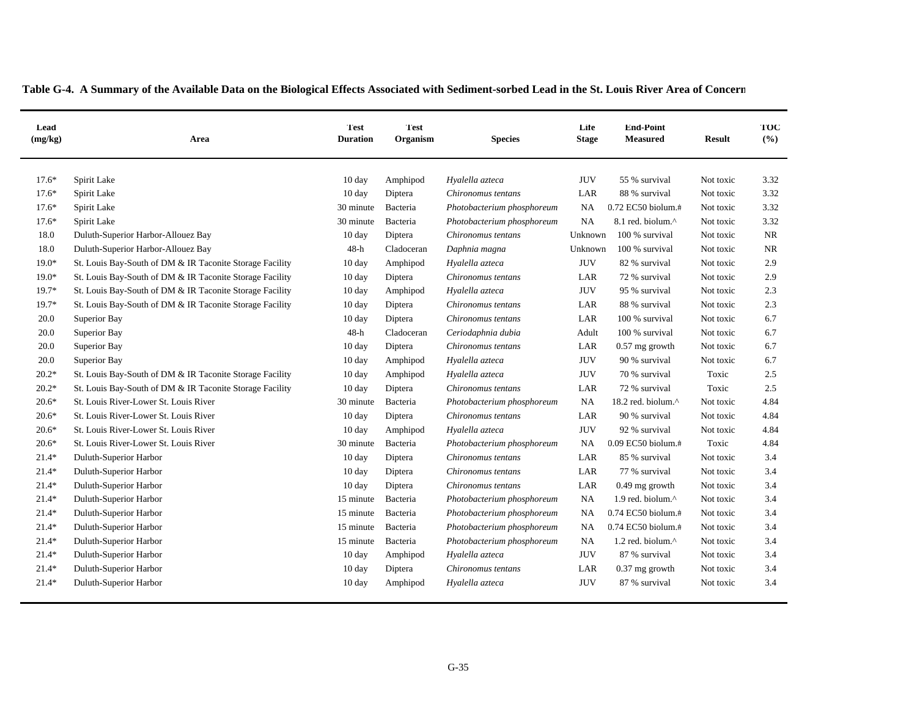**Table G-4. A Summary of the Available Data on the Biological Effects Associated with Sediment-sorbed Lead in the St. Louis River Area of Concern**

| Lead (mg/kg) | Area | Test Duration | Test Organism | Species | Life Stage | End-Point Measured | Result | TOC (%) |
|---|---|---|---|---|---|---|---|---|
| 17.6* | Spirit Lake | 10 day | Amphipod | *Hyalella azteca* | JUV | 55 % survival | Not toxic | 3.32 |
| 17.6* | Spirit Lake | 10 day | Diptera | *Chironomus tentans* | LAR | 88 % survival | Not toxic | 3.32 |
| 17.6* | Spirit Lake | 30 minute | Bacteria | *Photobacterium phosphoreum* | NA | 0.72 EC50 biolum.# | Not toxic | 3.32 |
| 17.6* | Spirit Lake | 30 minute | Bacteria | *Photobacterium phosphoreum* | NA | 8.1 red. biolum.^ | Not toxic | 3.32 |
| 18.0 | Duluth-Superior Harbor-Allouez Bay | 10 day | Diptera | *Chironomus tentans* | Unknown | 100 % survival | Not toxic | NR |
| 18.0 | Duluth-Superior Harbor-Allouez Bay | 48-h | Cladoceran | *Daphnia magna* | Unknown | 100 % survival | Not toxic | NR |
| 19.0* | St. Louis Bay-South of DM & IR Taconite Storage Facility | 10 day | Amphipod | *Hyalella azteca* | JUV | 82 % survival | Not toxic | 2.9 |
| 19.0* | St. Louis Bay-South of DM & IR Taconite Storage Facility | 10 day | Diptera | *Chironomus tentans* | LAR | 72 % survival | Not toxic | 2.9 |
| 19.7* | St. Louis Bay-South of DM & IR Taconite Storage Facility | 10 day | Amphipod | *Hyalella azteca* | JUV | 95 % survival | Not toxic | 2.3 |
| 19.7* | St. Louis Bay-South of DM & IR Taconite Storage Facility | 10 day | Diptera | *Chironomus tentans* | LAR | 88 % survival | Not toxic | 2.3 |
| 20.0 | Superior Bay | 10 day | Diptera | *Chironomus tentans* | LAR | 100 % survival | Not toxic | 6.7 |
| 20.0 | Superior Bay | 48-h | Cladoceran | *Ceriodaphnia dubia* | Adult | 100 % survival | Not toxic | 6.7 |
| 20.0 | Superior Bay | 10 day | Diptera | *Chironomus tentans* | LAR | 0.57 mg growth | Not toxic | 6.7 |
| 20.0 | Superior Bay | 10 day | Amphipod | *Hyalella azteca* | JUV | 90 % survival | Not toxic | 6.7 |
| 20.2* | St. Louis Bay-South of DM & IR Taconite Storage Facility | 10 day | Amphipod | *Hyalella azteca* | JUV | 70 % survival | Toxic | 2.5 |
| 20.2* | St. Louis Bay-South of DM & IR Taconite Storage Facility | 10 day | Diptera | *Chironomus tentans* | LAR | 72 % survival | Toxic | 2.5 |
| 20.6* | St. Louis River-Lower St. Louis River | 30 minute | Bacteria | *Photobacterium phosphoreum* | NA | 18.2 red. biolum.^ | Not toxic | 4.84 |
| 20.6* | St. Louis River-Lower St. Louis River | 10 day | Diptera | *Chironomus tentans* | LAR | 90 % survival | Not toxic | 4.84 |
| 20.6* | St. Louis River-Lower St. Louis River | 10 day | Amphipod | *Hyalella azteca* | JUV | 92 % survival | Not toxic | 4.84 |
| 20.6* | St. Louis River-Lower St. Louis River | 30 minute | Bacteria | *Photobacterium phosphoreum* | NA | 0.09 EC50 biolum.# | Toxic | 4.84 |
| 21.4* | Duluth-Superior Harbor | 10 day | Diptera | *Chironomus tentans* | LAR | 85 % survival | Not toxic | 3.4 |
| 21.4* | Duluth-Superior Harbor | 10 day | Diptera | *Chironomus tentans* | LAR | 77 % survival | Not toxic | 3.4 |
| 21.4* | Duluth-Superior Harbor | 10 day | Diptera | *Chironomus tentans* | LAR | 0.49 mg growth | Not toxic | 3.4 |
| 21.4* | Duluth-Superior Harbor | 15 minute | Bacteria | *Photobacterium phosphoreum* | NA | 1.9 red. biolum.^ | Not toxic | 3.4 |
| 21.4* | Duluth-Superior Harbor | 15 minute | Bacteria | *Photobacterium phosphoreum* | NA | 0.74 EC50 biolum.# | Not toxic | 3.4 |
| 21.4* | Duluth-Superior Harbor | 15 minute | Bacteria | *Photobacterium phosphoreum* | NA | 0.74 EC50 biolum.# | Not toxic | 3.4 |
| 21.4* | Duluth-Superior Harbor | 15 minute | Bacteria | *Photobacterium phosphoreum* | NA | 1.2 red. biolum.^ | Not toxic | 3.4 |
| 21.4* | Duluth-Superior Harbor | 10 day | Amphipod | *Hyalella azteca* | JUV | 87 % survival | Not toxic | 3.4 |
| 21.4* | Duluth-Superior Harbor | 10 day | Diptera | *Chironomus tentans* | LAR | 0.37 mg growth | Not toxic | 3.4 |
| 21.4* | Duluth-Superior Harbor | 10 day | Amphipod | *Hyalella azteca* | JUV | 87 % survival | Not toxic | 3.4 |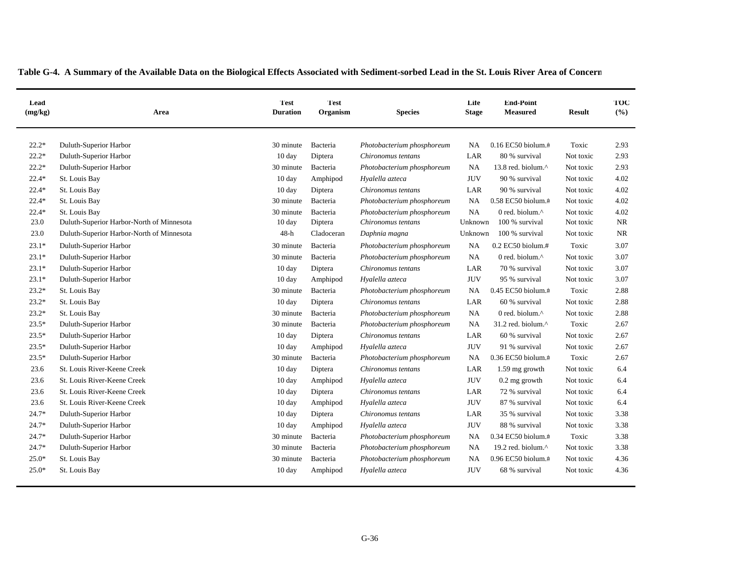**Table G-4. A Summary of the Available Data on the Biological Effects Associated with Sediment-sorbed Lead in the St. Louis River Area of Concern**

| Lead (mg/kg) | Area | Test Duration | Test Organism | Species | Life Stage | End-Point Measured | Result | TOC (%) |
|---|---|---|---|---|---|---|---|---|
| 22.2* | Duluth-Superior Harbor | 30 minute | Bacteria | *Photobacterium phosphoreum* | NA | 0.16 EC50 biolum.# | Toxic | 2.93 |
| 22.2* | Duluth-Superior Harbor | 10 day | Diptera | *Chironomus tentans* | LAR | 80 % survival | Not toxic | 2.93 |
| 22.2* | Duluth-Superior Harbor | 30 minute | Bacteria | *Photobacterium phosphoreum* | NA | 13.8 red. biolum.^ | Not toxic | 2.93 |
| 22.4* | St. Louis Bay | 10 day | Amphipod | *Hyalella azteca* | JUV | 90 % survival | Not toxic | 4.02 |
| 22.4* | St. Louis Bay | 10 day | Diptera | *Chironomus tentans* | LAR | 90 % survival | Not toxic | 4.02 |
| 22.4* | St. Louis Bay | 30 minute | Bacteria | *Photobacterium phosphoreum* | NA | 0.58 EC50 biolum.# | Not toxic | 4.02 |
| 22.4* | St. Louis Bay | 30 minute | Bacteria | *Photobacterium phosphoreum* | NA | 0 red. biolum.^ | Not toxic | 4.02 |
| 23.0 | Duluth-Superior Harbor-North of Minnesota | 10 day | Diptera | *Chironomus tentans* | Unknown | 100 % survival | Not toxic | NR |
| 23.0 | Duluth-Superior Harbor-North of Minnesota | 48-h | Cladoceran | *Daphnia magna* | Unknown | 100 % survival | Not toxic | NR |
| 23.1* | Duluth-Superior Harbor | 30 minute | Bacteria | *Photobacterium phosphoreum* | NA | 0.2 EC50 biolum.# | Toxic | 3.07 |
| 23.1* | Duluth-Superior Harbor | 30 minute | Bacteria | *Photobacterium phosphoreum* | NA | 0 red. biolum.^ | Not toxic | 3.07 |
| 23.1* | Duluth-Superior Harbor | 10 day | Diptera | *Chironomus tentans* | LAR | 70 % survival | Not toxic | 3.07 |
| 23.1* | Duluth-Superior Harbor | 10 day | Amphipod | *Hyalella azteca* | JUV | 95 % survival | Not toxic | 3.07 |
| 23.2* | St. Louis Bay | 30 minute | Bacteria | *Photobacterium phosphoreum* | NA | 0.45 EC50 biolum.# | Toxic | 2.88 |
| 23.2* | St. Louis Bay | 10 day | Diptera | *Chironomus tentans* | LAR | 60 % survival | Not toxic | 2.88 |
| 23.2* | St. Louis Bay | 30 minute | Bacteria | *Photobacterium phosphoreum* | NA | 0 red. biolum.^ | Not toxic | 2.88 |
| 23.5* | Duluth-Superior Harbor | 30 minute | Bacteria | *Photobacterium phosphoreum* | NA | 31.2 red. biolum.^ | Toxic | 2.67 |
| 23.5* | Duluth-Superior Harbor | 10 day | Diptera | *Chironomus tentans* | LAR | 60 % survival | Not toxic | 2.67 |
| 23.5* | Duluth-Superior Harbor | 10 day | Amphipod | *Hyalella azteca* | JUV | 91 % survival | Not toxic | 2.67 |
| 23.5* | Duluth-Superior Harbor | 30 minute | Bacteria | *Photobacterium phosphoreum* | NA | 0.36 EC50 biolum.# | Toxic | 2.67 |
| 23.6 | St. Louis River-Keene Creek | 10 day | Diptera | *Chironomus tentans* | LAR | 1.59 mg growth | Not toxic | 6.4 |
| 23.6 | St. Louis River-Keene Creek | 10 day | Amphipod | *Hyalella azteca* | JUV | 0.2 mg growth | Not toxic | 6.4 |
| 23.6 | St. Louis River-Keene Creek | 10 day | Diptera | *Chironomus tentans* | LAR | 72 % survival | Not toxic | 6.4 |
| 23.6 | St. Louis River-Keene Creek | 10 day | Amphipod | *Hyalella azteca* | JUV | 87 % survival | Not toxic | 6.4 |
| 24.7* | Duluth-Superior Harbor | 10 day | Diptera | *Chironomus tentans* | LAR | 35 % survival | Not toxic | 3.38 |
| 24.7* | Duluth-Superior Harbor | 10 day | Amphipod | *Hyalella azteca* | JUV | 88 % survival | Not toxic | 3.38 |
| 24.7* | Duluth-Superior Harbor | 30 minute | Bacteria | *Photobacterium phosphoreum* | NA | 0.34 EC50 biolum.# | Toxic | 3.38 |
| 24.7* | Duluth-Superior Harbor | 30 minute | Bacteria | *Photobacterium phosphoreum* | NA | 19.2 red. biolum.^ | Not toxic | 3.38 |
| 25.0* | St. Louis Bay | 30 minute | Bacteria | *Photobacterium phosphoreum* | NA | 0.96 EC50 biolum.# | Not toxic | 4.36 |
| 25.0* | St. Louis Bay | 10 day | Amphipod | *Hyalella azteca* | JUV | 68 % survival | Not toxic | 4.36 |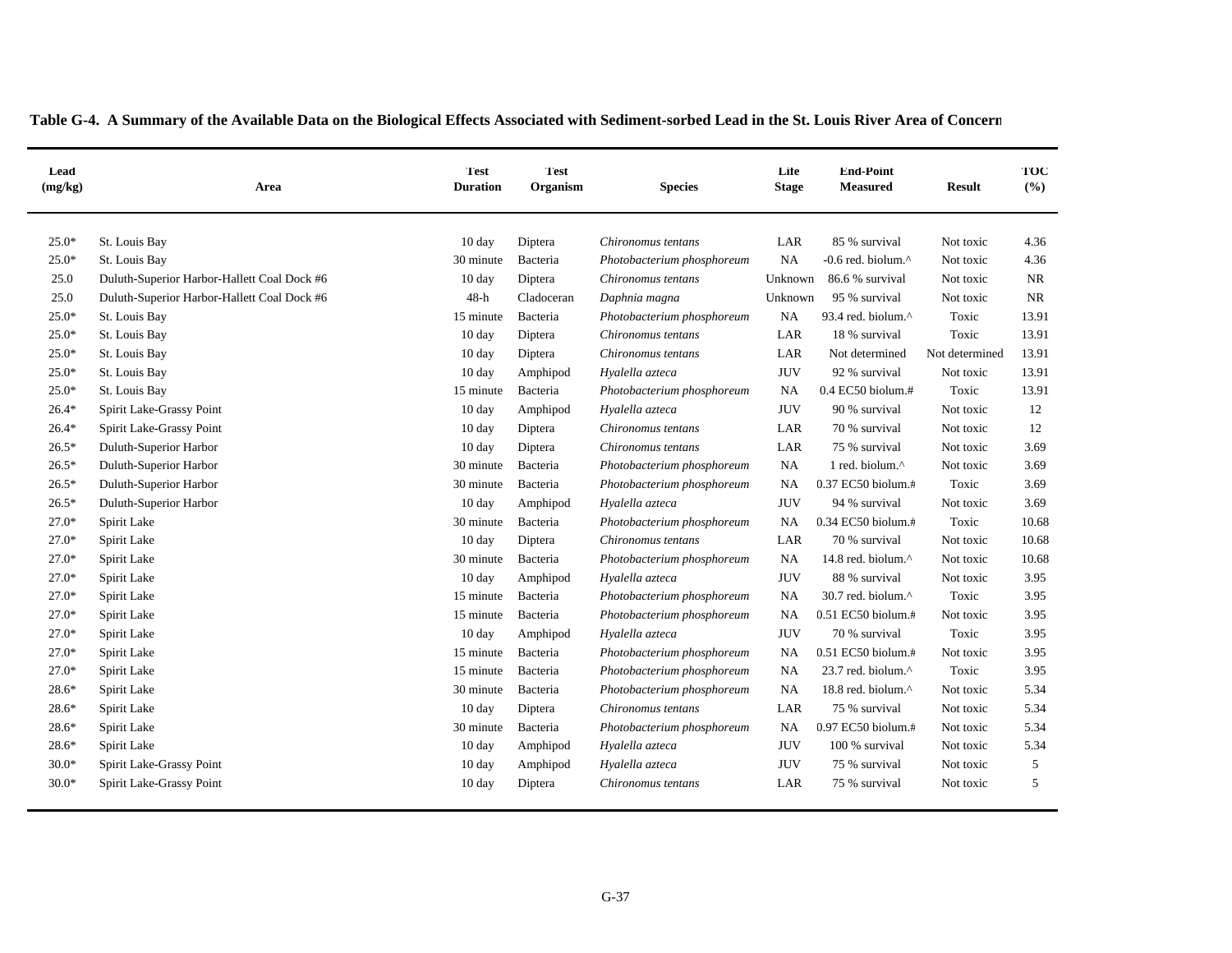**Table G-4. A Summary of the Available Data on the Biological Effects Associated with Sediment-sorbed Lead in the St. Louis River Area of Concern**

| Lead (mg/kg) | Area | Test Duration | Test Organism | Species | Life Stage | End-Point Measured | Result | TOC (%) |
|---|---|---|---|---|---|---|---|---|
| 25.0* | St. Louis Bay | 10 day | Diptera | *Chironomus tentans* | LAR | 85 % survival | Not toxic | 4.36 |
| 25.0* | St. Louis Bay | 30 minute | Bacteria | *Photobacterium phosphoreum* | NA | -0.6 red. biolum.^ | Not toxic | 4.36 |
| 25.0 | Duluth-Superior Harbor-Hallett Coal Dock #6 | 10 day | Diptera | *Chironomus tentans* | Unknown | 86.6 % survival | Not toxic | NR |
| 25.0 | Duluth-Superior Harbor-Hallett Coal Dock #6 | 48-h | Cladoceran | *Daphnia magna* | Unknown | 95 % survival | Not toxic | NR |
| 25.0* | St. Louis Bay | 15 minute | Bacteria | *Photobacterium phosphoreum* | NA | 93.4 red. biolum.^ | Toxic | 13.91 |
| 25.0* | St. Louis Bay | 10 day | Diptera | *Chironomus tentans* | LAR | 18 % survival | Toxic | 13.91 |
| 25.0* | St. Louis Bay | 10 day | Diptera | *Chironomus tentans* | LAR | Not determined | Not determined | 13.91 |
| 25.0* | St. Louis Bay | 10 day | Amphipod | *Hyalella azteca* | JUV | 92 % survival | Not toxic | 13.91 |
| 25.0* | St. Louis Bay | 15 minute | Bacteria | *Photobacterium phosphoreum* | NA | 0.4 EC50 biolum.# | Toxic | 13.91 |
| 26.4* | Spirit Lake-Grassy Point | 10 day | Amphipod | *Hyalella azteca* | JUV | 90 % survival | Not toxic | 12 |
| 26.4* | Spirit Lake-Grassy Point | 10 day | Diptera | *Chironomus tentans* | LAR | 70 % survival | Not toxic | 12 |
| 26.5* | Duluth-Superior Harbor | 10 day | Diptera | *Chironomus tentans* | LAR | 75 % survival | Not toxic | 3.69 |
| 26.5* | Duluth-Superior Harbor | 30 minute | Bacteria | *Photobacterium phosphoreum* | NA | 1 red. biolum.^ | Not toxic | 3.69 |
| 26.5* | Duluth-Superior Harbor | 30 minute | Bacteria | *Photobacterium phosphoreum* | NA | 0.37 EC50 biolum.# | Toxic | 3.69 |
| 26.5* | Duluth-Superior Harbor | 10 day | Amphipod | *Hyalella azteca* | JUV | 94 % survival | Not toxic | 3.69 |
| 27.0* | Spirit Lake | 30 minute | Bacteria | *Photobacterium phosphoreum* | NA | 0.34 EC50 biolum.# | Toxic | 10.68 |
| 27.0* | Spirit Lake | 10 day | Diptera | *Chironomus tentans* | LAR | 70 % survival | Not toxic | 10.68 |
| 27.0* | Spirit Lake | 30 minute | Bacteria | *Photobacterium phosphoreum* | NA | 14.8 red. biolum.^ | Not toxic | 10.68 |
| 27.0* | Spirit Lake | 10 day | Amphipod | *Hyalella azteca* | JUV | 88 % survival | Not toxic | 3.95 |
| 27.0* | Spirit Lake | 15 minute | Bacteria | *Photobacterium phosphoreum* | NA | 30.7 red. biolum.^ | Toxic | 3.95 |
| 27.0* | Spirit Lake | 15 minute | Bacteria | *Photobacterium phosphoreum* | NA | 0.51 EC50 biolum.# | Not toxic | 3.95 |
| 27.0* | Spirit Lake | 10 day | Amphipod | *Hyalella azteca* | JUV | 70 % survival | Toxic | 3.95 |
| 27.0* | Spirit Lake | 15 minute | Bacteria | *Photobacterium phosphoreum* | NA | 0.51 EC50 biolum.# | Not toxic | 3.95 |
| 27.0* | Spirit Lake | 15 minute | Bacteria | *Photobacterium phosphoreum* | NA | 23.7 red. biolum.^ | Toxic | 3.95 |
| 28.6* | Spirit Lake | 30 minute | Bacteria | *Photobacterium phosphoreum* | NA | 18.8 red. biolum.^ | Not toxic | 5.34 |
| 28.6* | Spirit Lake | 10 day | Diptera | *Chironomus tentans* | LAR | 75 % survival | Not toxic | 5.34 |
| 28.6* | Spirit Lake | 30 minute | Bacteria | *Photobacterium phosphoreum* | NA | 0.97 EC50 biolum.# | Not toxic | 5.34 |
| 28.6* | Spirit Lake | 10 day | Amphipod | *Hyalella azteca* | JUV | 100 % survival | Not toxic | 5.34 |
| 30.0* | Spirit Lake-Grassy Point | 10 day | Amphipod | *Hyalella azteca* | JUV | 75 % survival | Not toxic | 5 |
| 30.0* | Spirit Lake-Grassy Point | 10 day | Diptera | *Chironomus tentans* | LAR | 75 % survival | Not toxic | 5 |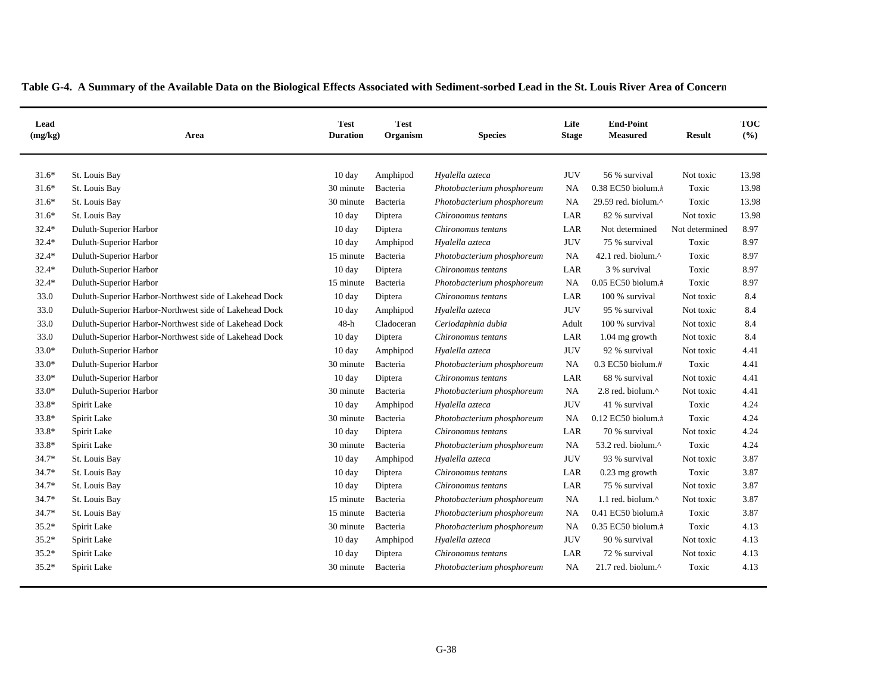**Table G-4. A Summary of the Available Data on the Biological Effects Associated with Sediment-sorbed Lead in the St. Louis River Area of Concern**

| Lead (mg/kg) | Area | Test Duration | Test Organism | Species | Life Stage | End-Point Measured | Result | TOC (%) |
|---|---|---|---|---|---|---|---|---|
| 31.6* | St. Louis Bay | 10 day | Amphipod | *Hyalella azteca* | JUV | 56 % survival | Not toxic | 13.98 |
| 31.6* | St. Louis Bay | 30 minute | Bacteria | *Photobacterium phosphoreum* | NA | 0.38 EC50 biolum.# | Toxic | 13.98 |
| 31.6* | St. Louis Bay | 30 minute | Bacteria | *Photobacterium phosphoreum* | NA | 29.59 red. biolum.^ | Toxic | 13.98 |
| 31.6* | St. Louis Bay | 10 day | Diptera | *Chironomus tentans* | LAR | 82 % survival | Not toxic | 13.98 |
| 32.4* | Duluth-Superior Harbor | 10 day | Diptera | *Chironomus tentans* | LAR | Not determined | Not determined | 8.97 |
| 32.4* | Duluth-Superior Harbor | 10 day | Amphipod | *Hyalella azteca* | JUV | 75 % survival | Toxic | 8.97 |
| 32.4* | Duluth-Superior Harbor | 15 minute | Bacteria | *Photobacterium phosphoreum* | NA | 42.1 red. biolum.^ | Toxic | 8.97 |
| 32.4* | Duluth-Superior Harbor | 10 day | Diptera | *Chironomus tentans* | LAR | 3 % survival | Toxic | 8.97 |
| 32.4* | Duluth-Superior Harbor | 15 minute | Bacteria | *Photobacterium phosphoreum* | NA | 0.05 EC50 biolum.# | Toxic | 8.97 |
| 33.0 | Duluth-Superior Harbor-Northwest side of Lakehead Dock | 10 day | Diptera | *Chironomus tentans* | LAR | 100 % survival | Not toxic | 8.4 |
| 33.0 | Duluth-Superior Harbor-Northwest side of Lakehead Dock | 10 day | Amphipod | *Hyalella azteca* | JUV | 95 % survival | Not toxic | 8.4 |
| 33.0 | Duluth-Superior Harbor-Northwest side of Lakehead Dock | 48-h | Cladoceran | *Ceriodaphnia dubia* | Adult | 100 % survival | Not toxic | 8.4 |
| 33.0 | Duluth-Superior Harbor-Northwest side of Lakehead Dock | 10 day | Diptera | *Chironomus tentans* | LAR | 1.04 mg growth | Not toxic | 8.4 |
| 33.0* | Duluth-Superior Harbor | 10 day | Amphipod | *Hyalella azteca* | JUV | 92 % survival | Not toxic | 4.41 |
| 33.0* | Duluth-Superior Harbor | 30 minute | Bacteria | *Photobacterium phosphoreum* | NA | 0.3 EC50 biolum.# | Toxic | 4.41 |
| 33.0* | Duluth-Superior Harbor | 10 day | Diptera | *Chironomus tentans* | LAR | 68 % survival | Not toxic | 4.41 |
| 33.0* | Duluth-Superior Harbor | 30 minute | Bacteria | *Photobacterium phosphoreum* | NA | 2.8 red. biolum.^ | Not toxic | 4.41 |
| 33.8* | Spirit Lake | 10 day | Amphipod | *Hyalella azteca* | JUV | 41 % survival | Toxic | 4.24 |
| 33.8* | Spirit Lake | 30 minute | Bacteria | *Photobacterium phosphoreum* | NA | 0.12 EC50 biolum.# | Toxic | 4.24 |
| 33.8* | Spirit Lake | 10 day | Diptera | *Chironomus tentans* | LAR | 70 % survival | Not toxic | 4.24 |
| 33.8* | Spirit Lake | 30 minute | Bacteria | *Photobacterium phosphoreum* | NA | 53.2 red. biolum.^ | Toxic | 4.24 |
| 34.7* | St. Louis Bay | 10 day | Amphipod | *Hyalella azteca* | JUV | 93 % survival | Not toxic | 3.87 |
| 34.7* | St. Louis Bay | 10 day | Diptera | *Chironomus tentans* | LAR | 0.23 mg growth | Toxic | 3.87 |
| 34.7* | St. Louis Bay | 10 day | Diptera | *Chironomus tentans* | LAR | 75 % survival | Not toxic | 3.87 |
| 34.7* | St. Louis Bay | 15 minute | Bacteria | *Photobacterium phosphoreum* | NA | 1.1 red. biolum.^ | Not toxic | 3.87 |
| 34.7* | St. Louis Bay | 15 minute | Bacteria | *Photobacterium phosphoreum* | NA | 0.41 EC50 biolum.# | Toxic | 3.87 |
| 35.2* | Spirit Lake | 30 minute | Bacteria | *Photobacterium phosphoreum* | NA | 0.35 EC50 biolum.# | Toxic | 4.13 |
| 35.2* | Spirit Lake | 10 day | Amphipod | *Hyalella azteca* | JUV | 90 % survival | Not toxic | 4.13 |
| 35.2* | Spirit Lake | 10 day | Diptera | *Chironomus tentans* | LAR | 72 % survival | Not toxic | 4.13 |
| 35.2* | Spirit Lake | 30 minute | Bacteria | *Photobacterium phosphoreum* | NA | 21.7 red. biolum.^ | Toxic | 4.13 |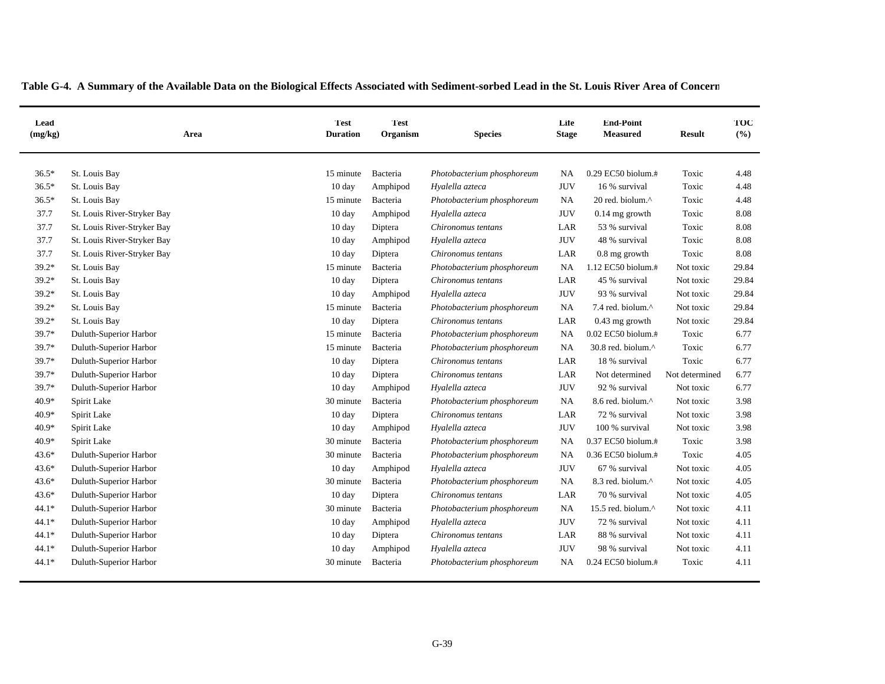**Table G-4. A Summary of the Available Data on the Biological Effects Associated with Sediment-sorbed Lead in the St. Louis River Area of Concern**

| Lead (mg/kg) | Area | Test Duration | Test Organism | Species | Life Stage | End-Point Measured | Result | TOC (%) |
|---|---|---|---|---|---|---|---|---|
| 36.5* | St. Louis Bay | 15 minute | Bacteria | *Photobacterium phosphoreum* | NA | 0.29 EC50 biolum.# | Toxic | 4.48 |
| 36.5* | St. Louis Bay | 10 day | Amphipod | *Hyalella azteca* | JUV | 16 % survival | Toxic | 4.48 |
| 36.5* | St. Louis Bay | 15 minute | Bacteria | *Photobacterium phosphoreum* | NA | 20 red. biolum.^ | Toxic | 4.48 |
| 37.7 | St. Louis River-Stryker Bay | 10 day | Amphipod | *Hyalella azteca* | JUV | 0.14 mg growth | Toxic | 8.08 |
| 37.7 | St. Louis River-Stryker Bay | 10 day | Diptera | *Chironomus tentans* | LAR | 53 % survival | Toxic | 8.08 |
| 37.7 | St. Louis River-Stryker Bay | 10 day | Amphipod | *Hyalella azteca* | JUV | 48 % survival | Toxic | 8.08 |
| 37.7 | St. Louis River-Stryker Bay | 10 day | Diptera | *Chironomus tentans* | LAR | 0.8 mg growth | Toxic | 8.08 |
| 39.2* | St. Louis Bay | 15 minute | Bacteria | *Photobacterium phosphoreum* | NA | 1.12 EC50 biolum.# | Not toxic | 29.84 |
| 39.2* | St. Louis Bay | 10 day | Diptera | *Chironomus tentans* | LAR | 45 % survival | Not toxic | 29.84 |
| 39.2* | St. Louis Bay | 10 day | Amphipod | *Hyalella azteca* | JUV | 93 % survival | Not toxic | 29.84 |
| 39.2* | St. Louis Bay | 15 minute | Bacteria | *Photobacterium phosphoreum* | NA | 7.4 red. biolum.^ | Not toxic | 29.84 |
| 39.2* | St. Louis Bay | 10 day | Diptera | *Chironomus tentans* | LAR | 0.43 mg growth | Not toxic | 29.84 |
| 39.7* | Duluth-Superior Harbor | 15 minute | Bacteria | *Photobacterium phosphoreum* | NA | 0.02 EC50 biolum.# | Toxic | 6.77 |
| 39.7* | Duluth-Superior Harbor | 15 minute | Bacteria | *Photobacterium phosphoreum* | NA | 30.8 red. biolum.^ | Toxic | 6.77 |
| 39.7* | Duluth-Superior Harbor | 10 day | Diptera | *Chironomus tentans* | LAR | 18 % survival | Toxic | 6.77 |
| 39.7* | Duluth-Superior Harbor | 10 day | Diptera | *Chironomus tentans* | LAR | Not determined | Not determined | 6.77 |
| 39.7* | Duluth-Superior Harbor | 10 day | Amphipod | *Hyalella azteca* | JUV | 92 % survival | Not toxic | 6.77 |
| 40.9* | Spirit Lake | 30 minute | Bacteria | *Photobacterium phosphoreum* | NA | 8.6 red. biolum.^ | Not toxic | 3.98 |
| 40.9* | Spirit Lake | 10 day | Diptera | *Chironomus tentans* | LAR | 72 % survival | Not toxic | 3.98 |
| 40.9* | Spirit Lake | 10 day | Amphipod | *Hyalella azteca* | JUV | 100 % survival | Not toxic | 3.98 |
| 40.9* | Spirit Lake | 30 minute | Bacteria | *Photobacterium phosphoreum* | NA | 0.37 EC50 biolum.# | Toxic | 3.98 |
| 43.6* | Duluth-Superior Harbor | 30 minute | Bacteria | *Photobacterium phosphoreum* | NA | 0.36 EC50 biolum.# | Toxic | 4.05 |
| 43.6* | Duluth-Superior Harbor | 10 day | Amphipod | *Hyalella azteca* | JUV | 67 % survival | Not toxic | 4.05 |
| 43.6* | Duluth-Superior Harbor | 30 minute | Bacteria | *Photobacterium phosphoreum* | NA | 8.3 red. biolum.^ | Not toxic | 4.05 |
| 43.6* | Duluth-Superior Harbor | 10 day | Diptera | *Chironomus tentans* | LAR | 70 % survival | Not toxic | 4.05 |
| 44.1* | Duluth-Superior Harbor | 30 minute | Bacteria | *Photobacterium phosphoreum* | NA | 15.5 red. biolum.^ | Not toxic | 4.11 |
| 44.1* | Duluth-Superior Harbor | 10 day | Amphipod | *Hyalella azteca* | JUV | 72 % survival | Not toxic | 4.11 |
| 44.1* | Duluth-Superior Harbor | 10 day | Diptera | *Chironomus tentans* | LAR | 88 % survival | Not toxic | 4.11 |
| 44.1* | Duluth-Superior Harbor | 10 day | Amphipod | *Hyalella azteca* | JUV | 98 % survival | Not toxic | 4.11 |
| 44.1* | Duluth-Superior Harbor | 30 minute | Bacteria | *Photobacterium phosphoreum* | NA | 0.24 EC50 biolum.# | Toxic | 4.11 |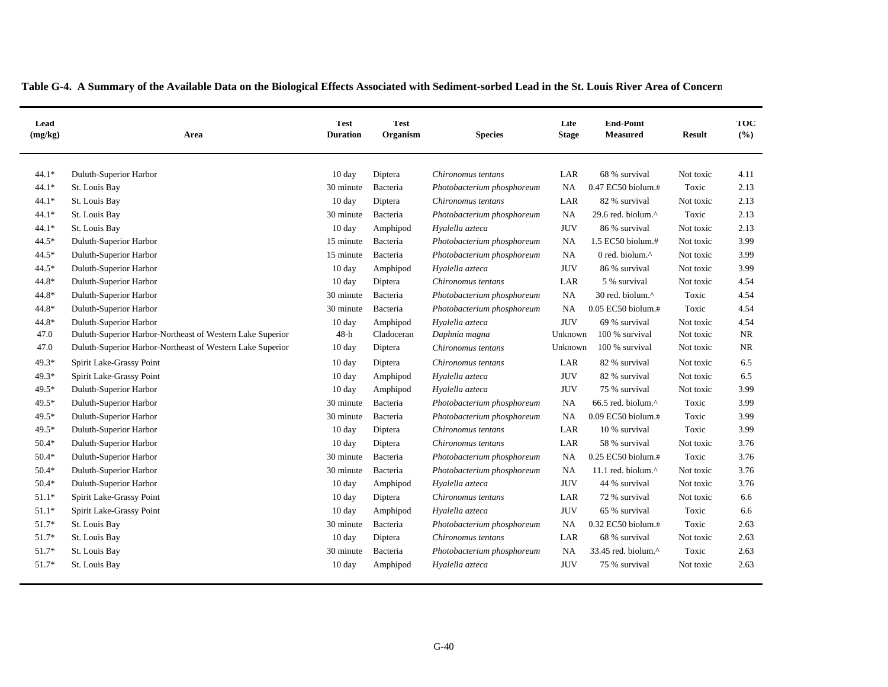**Table G-4. A Summary of the Available Data on the Biological Effects Associated with Sediment-sorbed Lead in the St. Louis River Area of Concern**

| Lead (mg/kg) | Area | Test Duration | Test Organism | Species | Life Stage | End-Point Measured | Result | TOC (%) |
|---|---|---|---|---|---|---|---|---|
| 44.1* | Duluth-Superior Harbor | 10 day | Diptera | *Chironomus tentans* | LAR | 68 % survival | Not toxic | 4.11 |
| 44.1* | St. Louis Bay | 30 minute | Bacteria | *Photobacterium phosphoreum* | NA | 0.47 EC50 biolum.# | Toxic | 2.13 |
| 44.1* | St. Louis Bay | 10 day | Diptera | *Chironomus tentans* | LAR | 82 % survival | Not toxic | 2.13 |
| 44.1* | St. Louis Bay | 30 minute | Bacteria | *Photobacterium phosphoreum* | NA | 29.6 red. biolum.^ | Toxic | 2.13 |
| 44.1* | St. Louis Bay | 10 day | Amphipod | *Hyalella azteca* | JUV | 86 % survival | Not toxic | 2.13 |
| 44.5* | Duluth-Superior Harbor | 15 minute | Bacteria | *Photobacterium phosphoreum* | NA | 1.5 EC50 biolum.# | Not toxic | 3.99 |
| 44.5* | Duluth-Superior Harbor | 15 minute | Bacteria | *Photobacterium phosphoreum* | NA | 0 red. biolum.^ | Not toxic | 3.99 |
| 44.5* | Duluth-Superior Harbor | 10 day | Amphipod | *Hyalella azteca* | JUV | 86 % survival | Not toxic | 3.99 |
| 44.8* | Duluth-Superior Harbor | 10 day | Diptera | *Chironomus tentans* | LAR | 5 % survival | Not toxic | 4.54 |
| 44.8* | Duluth-Superior Harbor | 30 minute | Bacteria | *Photobacterium phosphoreum* | NA | 30 red. biolum.^ | Toxic | 4.54 |
| 44.8* | Duluth-Superior Harbor | 30 minute | Bacteria | *Photobacterium phosphoreum* | NA | 0.05 EC50 biolum.# | Toxic | 4.54 |
| 44.8* | Duluth-Superior Harbor | 10 day | Amphipod | *Hyalella azteca* | JUV | 69 % survival | Not toxic | 4.54 |
| 47.0 | Duluth-Superior Harbor-Northeast of Western Lake Superior | 48-h | Cladoceran | *Daphnia magna* | Unknown | 100 % survival | Not toxic | NR |
| 47.0 | Duluth-Superior Harbor-Northeast of Western Lake Superior | 10 day | Diptera | *Chironomus tentans* | Unknown | 100 % survival | Not toxic | NR |
| 49.3* | Spirit Lake-Grassy Point | 10 day | Diptera | *Chironomus tentans* | LAR | 82 % survival | Not toxic | 6.5 |
| 49.3* | Spirit Lake-Grassy Point | 10 day | Amphipod | *Hyalella azteca* | JUV | 82 % survival | Not toxic | 6.5 |
| 49.5* | Duluth-Superior Harbor | 10 day | Amphipod | *Hyalella azteca* | JUV | 75 % survival | Not toxic | 3.99 |
| 49.5* | Duluth-Superior Harbor | 30 minute | Bacteria | *Photobacterium phosphoreum* | NA | 66.5 red. biolum.^ | Toxic | 3.99 |
| 49.5* | Duluth-Superior Harbor | 30 minute | Bacteria | *Photobacterium phosphoreum* | NA | 0.09 EC50 biolum.# | Toxic | 3.99 |
| 49.5* | Duluth-Superior Harbor | 10 day | Diptera | *Chironomus tentans* | LAR | 10 % survival | Toxic | 3.99 |
| 50.4* | Duluth-Superior Harbor | 10 day | Diptera | *Chironomus tentans* | LAR | 58 % survival | Not toxic | 3.76 |
| 50.4* | Duluth-Superior Harbor | 30 minute | Bacteria | *Photobacterium phosphoreum* | NA | 0.25 EC50 biolum.# | Toxic | 3.76 |
| 50.4* | Duluth-Superior Harbor | 30 minute | Bacteria | *Photobacterium phosphoreum* | NA | 11.1 red. biolum.^ | Not toxic | 3.76 |
| 50.4* | Duluth-Superior Harbor | 10 day | Amphipod | *Hyalella azteca* | JUV | 44 % survival | Not toxic | 3.76 |
| 51.1* | Spirit Lake-Grassy Point | 10 day | Diptera | *Chironomus tentans* | LAR | 72 % survival | Not toxic | 6.6 |
| 51.1* | Spirit Lake-Grassy Point | 10 day | Amphipod | *Hyalella azteca* | JUV | 65 % survival | Toxic | 6.6 |
| 51.7* | St. Louis Bay | 30 minute | Bacteria | *Photobacterium phosphoreum* | NA | 0.32 EC50 biolum.# | Toxic | 2.63 |
| 51.7* | St. Louis Bay | 10 day | Diptera | *Chironomus tentans* | LAR | 68 % survival | Not toxic | 2.63 |
| 51.7* | St. Louis Bay | 30 minute | Bacteria | *Photobacterium phosphoreum* | NA | 33.45 red. biolum.^ | Toxic | 2.63 |
| 51.7* | St. Louis Bay | 10 day | Amphipod | *Hyalella azteca* | JUV | 75 % survival | Not toxic | 2.63 |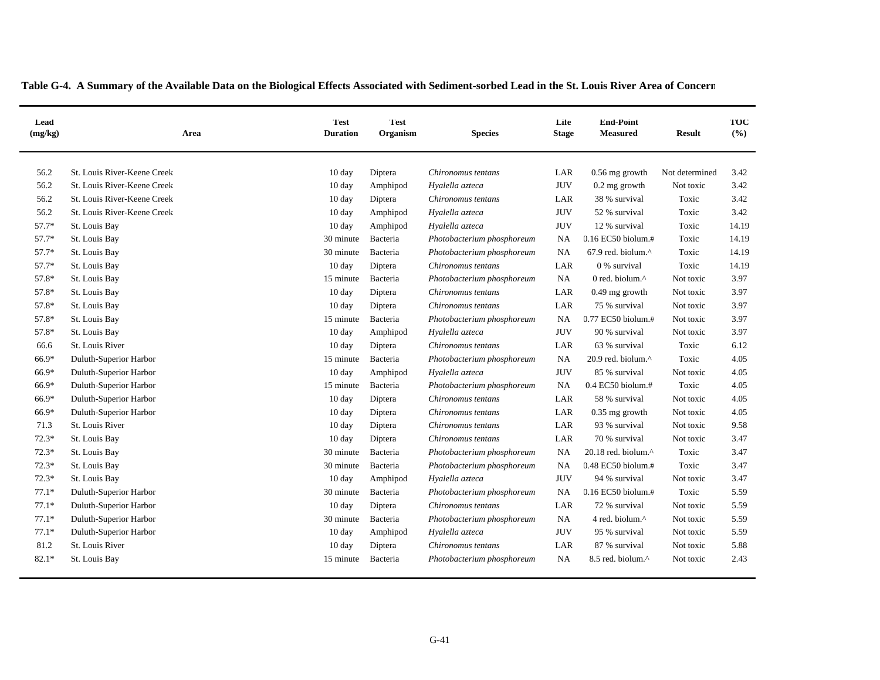**Table G-4. A Summary of the Available Data on the Biological Effects Associated with Sediment-sorbed Lead in the St. Louis River Area of Concern**

| Lead (mg/kg) | Area | Test Duration | Test Organism | Species | Life Stage | End-Point Measured | Result | TOC (%) |
|---|---|---|---|---|---|---|---|---|
| 56.2 | St. Louis River-Keene Creek | 10 day | Diptera | *Chironomus tentans* | LAR | 0.56 mg growth | Not determined | 3.42 |
| 56.2 | St. Louis River-Keene Creek | 10 day | Amphipod | *Hyalella azteca* | JUV | 0.2 mg growth | Not toxic | 3.42 |
| 56.2 | St. Louis River-Keene Creek | 10 day | Diptera | *Chironomus tentans* | LAR | 38 % survival | Toxic | 3.42 |
| 56.2 | St. Louis River-Keene Creek | 10 day | Amphipod | *Hyalella azteca* | JUV | 52 % survival | Toxic | 3.42 |
| 57.7* | St. Louis Bay | 10 day | Amphipod | *Hyalella azteca* | JUV | 12 % survival | Toxic | 14.19 |
| 57.7* | St. Louis Bay | 30 minute | Bacteria | *Photobacterium phosphoreum* | NA | 0.16 EC50 biolum.# | Toxic | 14.19 |
| 57.7* | St. Louis Bay | 30 minute | Bacteria | *Photobacterium phosphoreum* | NA | 67.9 red. biolum.^ | Toxic | 14.19 |
| 57.7* | St. Louis Bay | 10 day | Diptera | *Chironomus tentans* | LAR | 0 % survival | Toxic | 14.19 |
| 57.8* | St. Louis Bay | 15 minute | Bacteria | *Photobacterium phosphoreum* | NA | 0 red. biolum.^ | Not toxic | 3.97 |
| 57.8* | St. Louis Bay | 10 day | Diptera | *Chironomus tentans* | LAR | 0.49 mg growth | Not toxic | 3.97 |
| 57.8* | St. Louis Bay | 10 day | Diptera | *Chironomus tentans* | LAR | 75 % survival | Not toxic | 3.97 |
| 57.8* | St. Louis Bay | 15 minute | Bacteria | *Photobacterium phosphoreum* | NA | 0.77 EC50 biolum.# | Not toxic | 3.97 |
| 57.8* | St. Louis Bay | 10 day | Amphipod | *Hyalella azteca* | JUV | 90 % survival | Not toxic | 3.97 |
| 66.6 | St. Louis River | 10 day | Diptera | *Chironomus tentans* | LAR | 63 % survival | Toxic | 6.12 |
| 66.9* | Duluth-Superior Harbor | 15 minute | Bacteria | *Photobacterium phosphoreum* | NA | 20.9 red. biolum.^ | Toxic | 4.05 |
| 66.9* | Duluth-Superior Harbor | 10 day | Amphipod | *Hyalella azteca* | JUV | 85 % survival | Not toxic | 4.05 |
| 66.9* | Duluth-Superior Harbor | 15 minute | Bacteria | *Photobacterium phosphoreum* | NA | 0.4 EC50 biolum.# | Toxic | 4.05 |
| 66.9* | Duluth-Superior Harbor | 10 day | Diptera | *Chironomus tentans* | LAR | 58 % survival | Not toxic | 4.05 |
| 66.9* | Duluth-Superior Harbor | 10 day | Diptera | *Chironomus tentans* | LAR | 0.35 mg growth | Not toxic | 4.05 |
| 71.3 | St. Louis River | 10 day | Diptera | *Chironomus tentans* | LAR | 93 % survival | Not toxic | 9.58 |
| 72.3* | St. Louis Bay | 10 day | Diptera | *Chironomus tentans* | LAR | 70 % survival | Not toxic | 3.47 |
| 72.3* | St. Louis Bay | 30 minute | Bacteria | *Photobacterium phosphoreum* | NA | 20.18 red. biolum.^ | Toxic | 3.47 |
| 72.3* | St. Louis Bay | 30 minute | Bacteria | *Photobacterium phosphoreum* | NA | 0.48 EC50 biolum.# | Toxic | 3.47 |
| 72.3* | St. Louis Bay | 10 day | Amphipod | *Hyalella azteca* | JUV | 94 % survival | Not toxic | 3.47 |
| 77.1* | Duluth-Superior Harbor | 30 minute | Bacteria | *Photobacterium phosphoreum* | NA | 0.16 EC50 biolum.# | Toxic | 5.59 |
| 77.1* | Duluth-Superior Harbor | 10 day | Diptera | *Chironomus tentans* | LAR | 72 % survival | Not toxic | 5.59 |
| 77.1* | Duluth-Superior Harbor | 30 minute | Bacteria | *Photobacterium phosphoreum* | NA | 4 red. biolum.^ | Not toxic | 5.59 |
| 77.1* | Duluth-Superior Harbor | 10 day | Amphipod | *Hyalella azteca* | JUV | 95 % survival | Not toxic | 5.59 |
| 81.2 | St. Louis River | 10 day | Diptera | *Chironomus tentans* | LAR | 87 % survival | Not toxic | 5.88 |
| 82.1* | St. Louis Bay | 15 minute | Bacteria | *Photobacterium phosphoreum* | NA | 8.5 red. biolum.^ | Not toxic | 2.43 |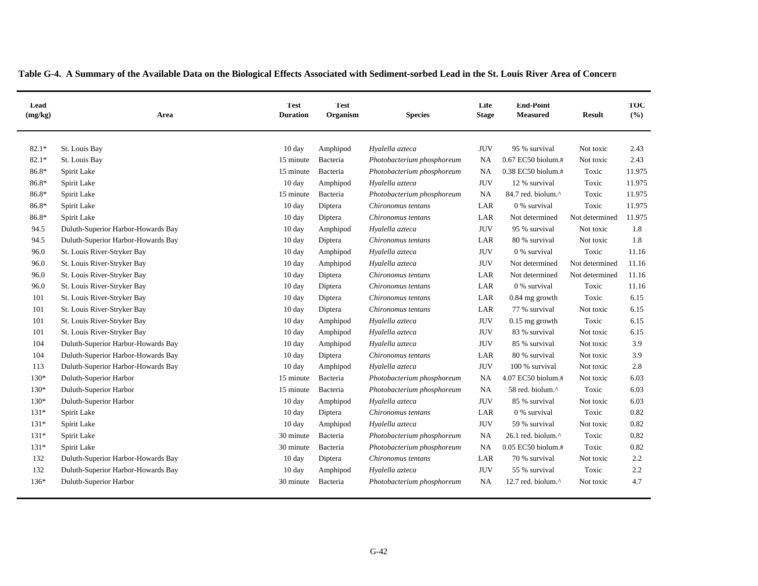**Table G-4. A Summary of the Available Data on the Biological Effects Associated with Sediment-sorbed Lead in the St. Louis River Area of Concern**

| Lead (mg/kg) | Area | Test Duration | Test Organism | Species | Life Stage | End-Point Measured | Result | TOC (%) |
|---|---|---|---|---|---|---|---|---|
| 82.1* | St. Louis Bay | 10 day | Amphipod | *Hyalella azteca* | JUV | 95 % survival | Not toxic | 2.43 |
| 82.1* | St. Louis Bay | 15 minute | Bacteria | *Photobacterium phosphoreum* | NA | 0.67 EC50 biolum.# | Not toxic | 2.43 |
| 86.8* | Spirit Lake | 15 minute | Bacteria | *Photobacterium phosphoreum* | NA | 0.38 EC50 biolum.# | Toxic | 11.975 |
| 86.8* | Spirit Lake | 10 day | Amphipod | *Hyalella azteca* | JUV | 12 % survival | Toxic | 11.975 |
| 86.8* | Spirit Lake | 15 minute | Bacteria | *Photobacterium phosphoreum* | NA | 84.7 red. biolum.^ | Toxic | 11.975 |
| 86.8* | Spirit Lake | 10 day | Diptera | *Chironomus tentans* | LAR | 0 % survival | Toxic | 11.975 |
| 86.8* | Spirit Lake | 10 day | Diptera | *Chironomus tentans* | LAR | Not determined | Not determined | 11.975 |
| 94.5 | Duluth-Superior Harbor-Howards Bay | 10 day | Amphipod | *Hyalella azteca* | JUV | 95 % survival | Not toxic | 1.8 |
| 94.5 | Duluth-Superior Harbor-Howards Bay | 10 day | Diptera | *Chironomus tentans* | LAR | 80 % survival | Not toxic | 1.8 |
| 96.0 | St. Louis River-Stryker Bay | 10 day | Amphipod | *Hyalella azteca* | JUV | 0 % survival | Toxic | 11.16 |
| 96.0 | St. Louis River-Stryker Bay | 10 day | Amphipod | *Hyalella azteca* | JUV | Not determined | Not determined | 11.16 |
| 96.0 | St. Louis River-Stryker Bay | 10 day | Diptera | *Chironomus tentans* | LAR | Not determined | Not determined | 11.16 |
| 96.0 | St. Louis River-Stryker Bay | 10 day | Diptera | *Chironomus tentans* | LAR | 0 % survival | Toxic | 11.16 |
| 101 | St. Louis River-Stryker Bay | 10 day | Diptera | *Chironomus tentans* | LAR | 0.84 mg growth | Toxic | 6.15 |
| 101 | St. Louis River-Stryker Bay | 10 day | Diptera | *Chironomus tentans* | LAR | 77 % survival | Not toxic | 6.15 |
| 101 | St. Louis River-Stryker Bay | 10 day | Amphipod | *Hyalella azteca* | JUV | 0.15 mg growth | Toxic | 6.15 |
| 101 | St. Louis River-Stryker Bay | 10 day | Amphipod | *Hyalella azteca* | JUV | 83 % survival | Not toxic | 6.15 |
| 104 | Duluth-Superior Harbor-Howards Bay | 10 day | Amphipod | *Hyalella azteca* | JUV | 85 % survival | Not toxic | 3.9 |
| 104 | Duluth-Superior Harbor-Howards Bay | 10 day | Diptera | *Chironomus tentans* | LAR | 80 % survival | Not toxic | 3.9 |
| 113 | Duluth-Superior Harbor-Howards Bay | 10 day | Amphipod | *Hyalella azteca* | JUV | 100 % survival | Not toxic | 2.8 |
| 130* | Duluth-Superior Harbor | 15 minute | Bacteria | *Photobacterium phosphoreum* | NA | 4.07 EC50 biolum.# | Not toxic | 6.03 |
| 130* | Duluth-Superior Harbor | 15 minute | Bacteria | *Photobacterium phosphoreum* | NA | 58 red. biolum.^ | Toxic | 6.03 |
| 130* | Duluth-Superior Harbor | 10 day | Amphipod | *Hyalella azteca* | JUV | 85 % survival | Not toxic | 6.03 |
| 131* | Spirit Lake | 10 day | Diptera | *Chironomus tentans* | LAR | 0 % survival | Toxic | 0.82 |
| 131* | Spirit Lake | 10 day | Amphipod | *Hyalella azteca* | JUV | 59 % survival | Not toxic | 0.82 |
| 131* | Spirit Lake | 30 minute | Bacteria | *Photobacterium phosphoreum* | NA | 26.1 red. biolum.^ | Toxic | 0.82 |
| 131* | Spirit Lake | 30 minute | Bacteria | *Photobacterium phosphoreum* | NA | 0.05 EC50 biolum.# | Toxic | 0.82 |
| 132 | Duluth-Superior Harbor-Howards Bay | 10 day | Diptera | *Chironomus tentans* | LAR | 70 % survival | Not toxic | 2.2 |
| 132 | Duluth-Superior Harbor-Howards Bay | 10 day | Amphipod | *Hyalella azteca* | JUV | 55 % survival | Toxic | 2.2 |
| 136* | Duluth-Superior Harbor | 30 minute | Bacteria | *Photobacterium phosphoreum* | NA | 12.7 red. biolum.^ | Not toxic | 4.7 |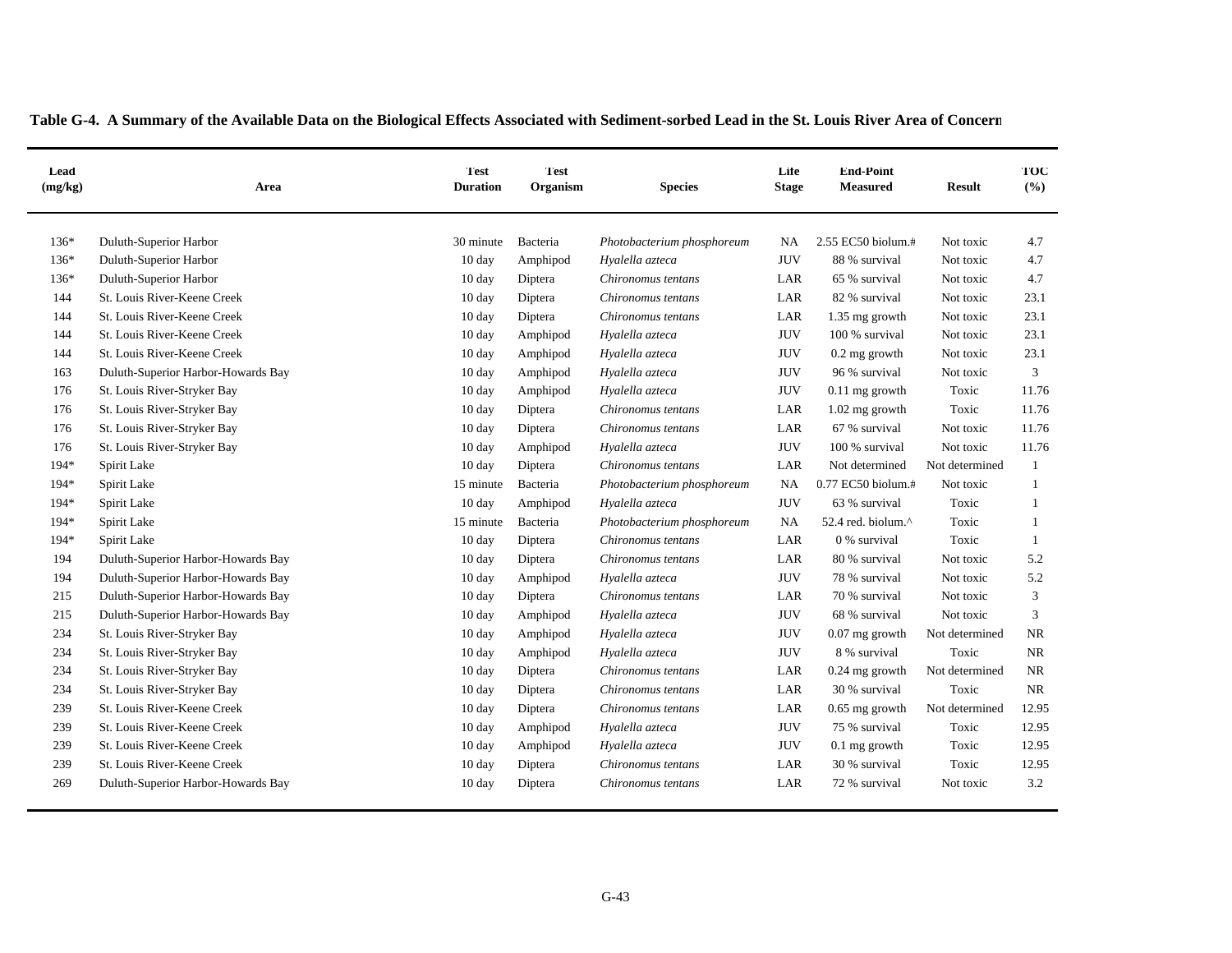**Table G-4. A Summary of the Available Data on the Biological Effects Associated with Sediment-sorbed Lead in the St. Louis River Area of Concern**

| Lead (mg/kg) | Area | Test Duration | Test Organism | Species | Life Stage | End-Point Measured | Result | TOC (%) |
|---|---|---|---|---|---|---|---|---|
| 136* | Duluth-Superior Harbor | 30 minute | Bacteria | *Photobacterium phosphoreum* | NA | 2.55 EC50 biolum.# | Not toxic | 4.7 |
| 136* | Duluth-Superior Harbor | 10 day | Amphipod | *Hyalella azteca* | JUV | 88 % survival | Not toxic | 4.7 |
| 136* | Duluth-Superior Harbor | 10 day | Diptera | *Chironomus tentans* | LAR | 65 % survival | Not toxic | 4.7 |
| 144 | St. Louis River-Keene Creek | 10 day | Diptera | *Chironomus tentans* | LAR | 82 % survival | Not toxic | 23.1 |
| 144 | St. Louis River-Keene Creek | 10 day | Diptera | *Chironomus tentans* | LAR | 1.35 mg growth | Not toxic | 23.1 |
| 144 | St. Louis River-Keene Creek | 10 day | Amphipod | *Hyalella azteca* | JUV | 100 % survival | Not toxic | 23.1 |
| 144 | St. Louis River-Keene Creek | 10 day | Amphipod | *Hyalella azteca* | JUV | 0.2 mg growth | Not toxic | 23.1 |
| 163 | Duluth-Superior Harbor-Howards Bay | 10 day | Amphipod | *Hyalella azteca* | JUV | 96 % survival | Not toxic | 3 |
| 176 | St. Louis River-Stryker Bay | 10 day | Amphipod | *Hyalella azteca* | JUV | 0.11 mg growth | Toxic | 11.76 |
| 176 | St. Louis River-Stryker Bay | 10 day | Diptera | *Chironomus tentans* | LAR | 1.02 mg growth | Toxic | 11.76 |
| 176 | St. Louis River-Stryker Bay | 10 day | Diptera | *Chironomus tentans* | LAR | 67 % survival | Not toxic | 11.76 |
| 176 | St. Louis River-Stryker Bay | 10 day | Amphipod | *Hyalella azteca* | JUV | 100 % survival | Not toxic | 11.76 |
| 194* | Spirit Lake | 10 day | Diptera | *Chironomus tentans* | LAR | Not determined | Not determined | 1 |
| 194* | Spirit Lake | 15 minute | Bacteria | *Photobacterium phosphoreum* | NA | 0.77 EC50 biolum.# | Not toxic | 1 |
| 194* | Spirit Lake | 10 day | Amphipod | *Hyalella azteca* | JUV | 63 % survival | Toxic | 1 |
| 194* | Spirit Lake | 15 minute | Bacteria | *Photobacterium phosphoreum* | NA | 52.4 red. biolum.^ | Toxic | 1 |
| 194* | Spirit Lake | 10 day | Diptera | *Chironomus tentans* | LAR | 0 % survival | Toxic | 1 |
| 194 | Duluth-Superior Harbor-Howards Bay | 10 day | Diptera | *Chironomus tentans* | LAR | 80 % survival | Not toxic | 5.2 |
| 194 | Duluth-Superior Harbor-Howards Bay | 10 day | Amphipod | *Hyalella azteca* | JUV | 78 % survival | Not toxic | 5.2 |
| 215 | Duluth-Superior Harbor-Howards Bay | 10 day | Diptera | *Chironomus tentans* | LAR | 70 % survival | Not toxic | 3 |
| 215 | Duluth-Superior Harbor-Howards Bay | 10 day | Amphipod | *Hyalella azteca* | JUV | 68 % survival | Not toxic | 3 |
| 234 | St. Louis River-Stryker Bay | 10 day | Amphipod | *Hyalella azteca* | JUV | 0.07 mg growth | Not determined | NR |
| 234 | St. Louis River-Stryker Bay | 10 day | Amphipod | *Hyalella azteca* | JUV | 8 % survival | Toxic | NR |
| 234 | St. Louis River-Stryker Bay | 10 day | Diptera | *Chironomus tentans* | LAR | 0.24 mg growth | Not determined | NR |
| 234 | St. Louis River-Stryker Bay | 10 day | Diptera | *Chironomus tentans* | LAR | 30 % survival | Toxic | NR |
| 239 | St. Louis River-Keene Creek | 10 day | Diptera | *Chironomus tentans* | LAR | 0.65 mg growth | Not determined | 12.95 |
| 239 | St. Louis River-Keene Creek | 10 day | Amphipod | *Hyalella azteca* | JUV | 75 % survival | Toxic | 12.95 |
| 239 | St. Louis River-Keene Creek | 10 day | Amphipod | *Hyalella azteca* | JUV | 0.1 mg growth | Toxic | 12.95 |
| 239 | St. Louis River-Keene Creek | 10 day | Diptera | *Chironomus tentans* | LAR | 30 % survival | Toxic | 12.95 |
| 269 | Duluth-Superior Harbor-Howards Bay | 10 day | Diptera | *Chironomus tentans* | LAR | 72 % survival | Not toxic | 3.2 |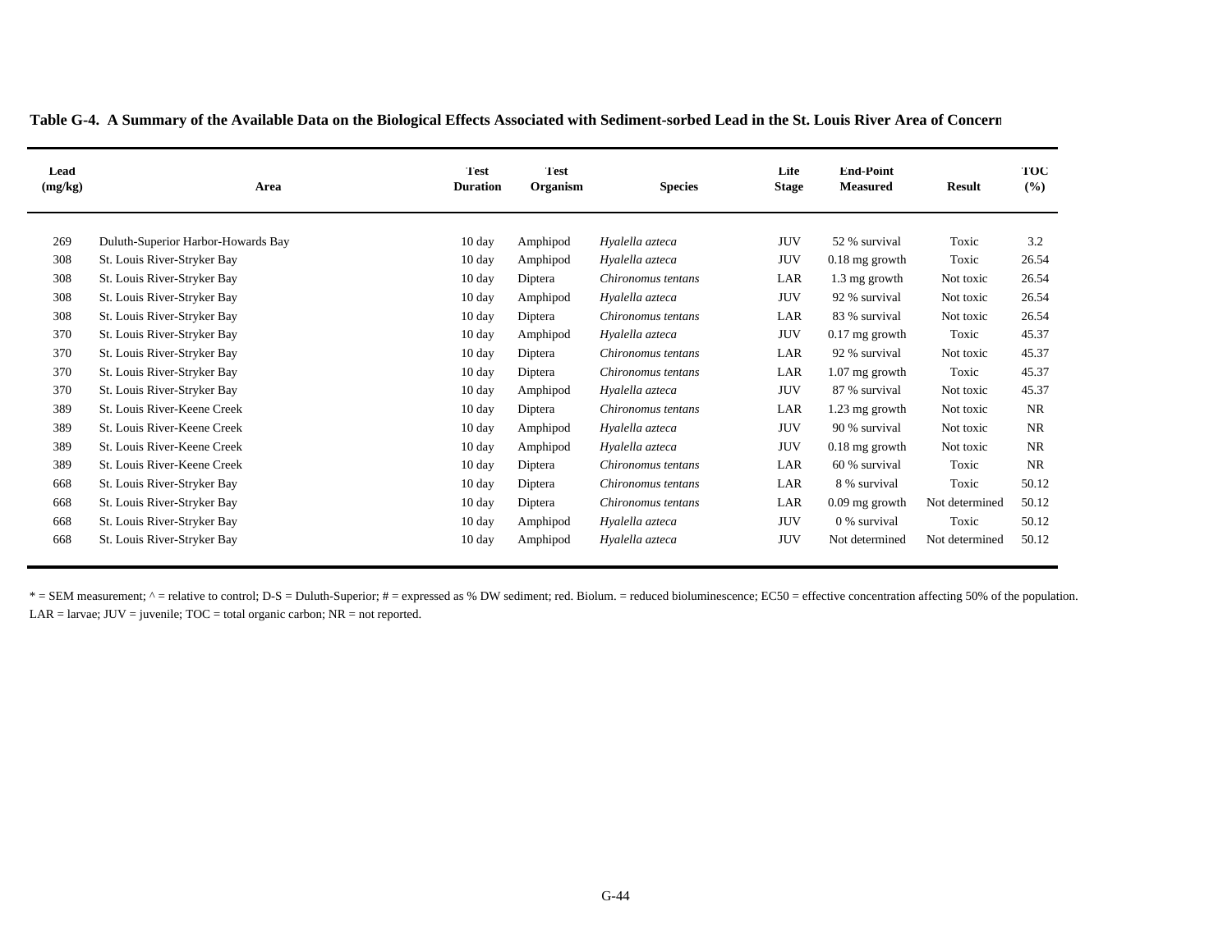**Table G-4. A Summary of the Available Data on the Biological Effects Associated with Sediment-sorbed Lead in the St. Louis River Area of Concern**

| Lead (mg/kg) | Area | Test Duration | Test Organism | Species | Life Stage | End-Point Measured | Result | TOC (%) |
|---|---|---|---|---|---|---|---|---|
| 269 | Duluth-Superior Harbor-Howards Bay | 10 day | Amphipod | *Hyalella azteca* | JUV | 52 % survival | Toxic | 3.2 |
| 308 | St. Louis River-Stryker Bay | 10 day | Amphipod | *Hyalella azteca* | JUV | 0.18 mg growth | Toxic | 26.54 |
| 308 | St. Louis River-Stryker Bay | 10 day | Diptera | *Chironomus tentans* | LAR | 1.3 mg growth | Not toxic | 26.54 |
| 308 | St. Louis River-Stryker Bay | 10 day | Amphipod | *Hyalella azteca* | JUV | 92 % survival | Not toxic | 26.54 |
| 308 | St. Louis River-Stryker Bay | 10 day | Diptera | *Chironomus tentans* | LAR | 83 % survival | Not toxic | 26.54 |
| 370 | St. Louis River-Stryker Bay | 10 day | Amphipod | *Hyalella azteca* | JUV | 0.17 mg growth | Toxic | 45.37 |
| 370 | St. Louis River-Stryker Bay | 10 day | Diptera | *Chironomus tentans* | LAR | 92 % survival | Not toxic | 45.37 |
| 370 | St. Louis River-Stryker Bay | 10 day | Diptera | *Chironomus tentans* | LAR | 1.07 mg growth | Toxic | 45.37 |
| 370 | St. Louis River-Stryker Bay | 10 day | Amphipod | *Hyalella azteca* | JUV | 87 % survival | Not toxic | 45.37 |
| 389 | St. Louis River-Keene Creek | 10 day | Diptera | *Chironomus tentans* | LAR | 1.23 mg growth | Not toxic | NR |
| 389 | St. Louis River-Keene Creek | 10 day | Amphipod | *Hyalella azteca* | JUV | 90 % survival | Not toxic | NR |
| 389 | St. Louis River-Keene Creek | 10 day | Amphipod | *Hyalella azteca* | JUV | 0.18 mg growth | Not toxic | NR |
| 389 | St. Louis River-Keene Creek | 10 day | Diptera | *Chironomus tentans* | LAR | 60 % survival | Toxic | NR |
| 668 | St. Louis River-Stryker Bay | 10 day | Diptera | *Chironomus tentans* | LAR | 8 % survival | Toxic | 50.12 |
| 668 | St. Louis River-Stryker Bay | 10 day | Diptera | *Chironomus tentans* | LAR | 0.09 mg growth | Not determined | 50.12 |
| 668 | St. Louis River-Stryker Bay | 10 day | Amphipod | *Hyalella azteca* | JUV | 0 % survival | Toxic | 50.12 |
| 668 | St. Louis River-Stryker Bay | 10 day | Amphipod | *Hyalella azteca* | JUV | Not determined | Not determined | 50.12 |

* = SEM measurement; ^ = relative to control; D-S = Duluth-Superior; # = expressed as % DW sediment; red. Biolum. = reduced bioluminescence; EC50 = effective concentration affecting 50% of the population.
LAR = larvae; JUV = juvenile; TOC = total organic carbon; NR = not reported.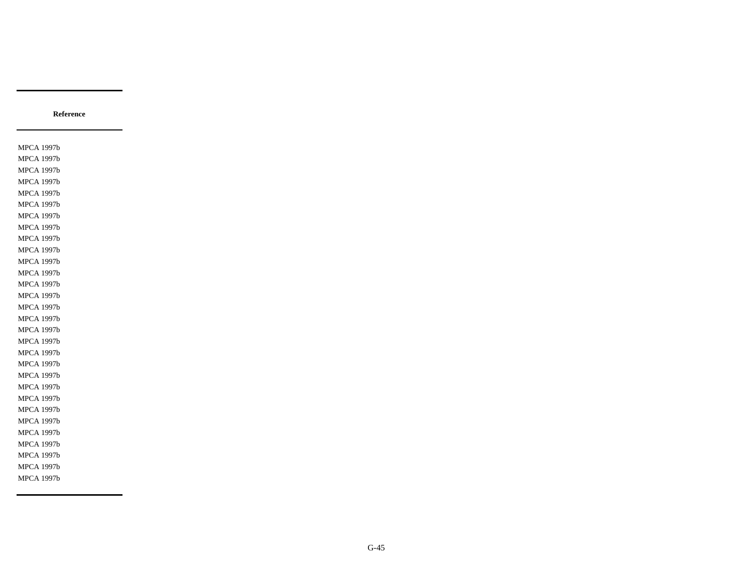| Reference |
|---|
| MPCA 1997b |
| MPCA 1997b |
| MPCA 1997b |
| MPCA 1997b |
| MPCA 1997b |
| MPCA 1997b |
| MPCA 1997b |
| MPCA 1997b |
| MPCA 1997b |
| MPCA 1997b |
| MPCA 1997b |
| MPCA 1997b |
| MPCA 1997b |
| MPCA 1997b |
| MPCA 1997b |
| MPCA 1997b |
| MPCA 1997b |
| MPCA 1997b |
| MPCA 1997b |
| MPCA 1997b |
| MPCA 1997b |
| MPCA 1997b |
| MPCA 1997b |
| MPCA 1997b |
| MPCA 1997b |
| MPCA 1997b |
| MPCA 1997b |
| MPCA 1997b |
| MPCA 1997b |
| MPCA 1997b |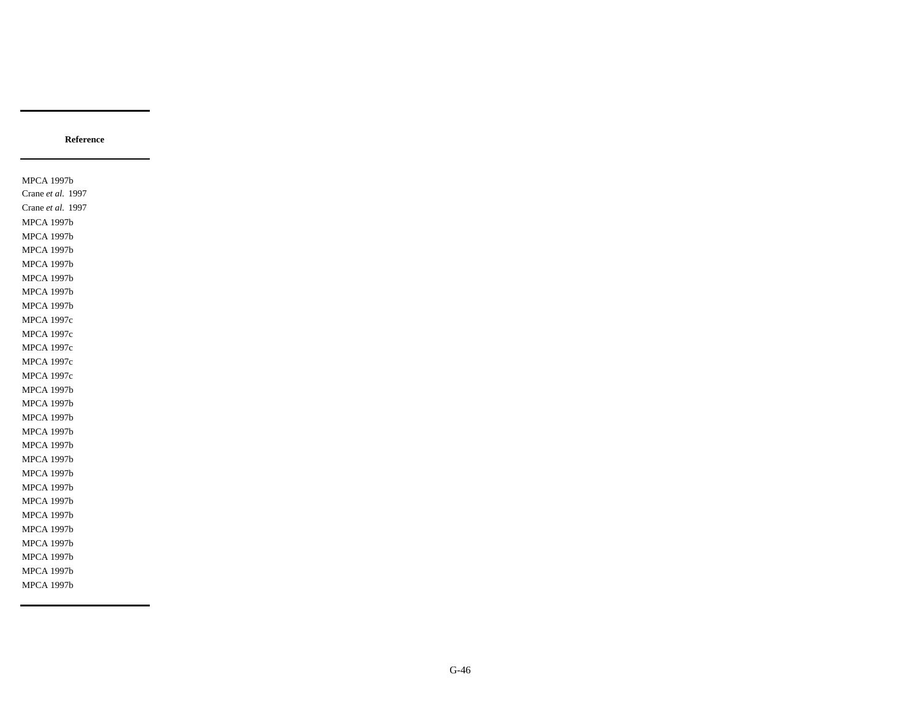| Reference |
| --- |
| MPCA 1997b |
| Crane *et al.* 1997 |
| Crane *et al.* 1997 |
| MPCA 1997b |
| MPCA 1997b |
| MPCA 1997b |
| MPCA 1997b |
| MPCA 1997b |
| MPCA 1997b |
| MPCA 1997b |
| MPCA 1997c |
| MPCA 1997c |
| MPCA 1997c |
| MPCA 1997c |
| MPCA 1997c |
| MPCA 1997b |
| MPCA 1997b |
| MPCA 1997b |
| MPCA 1997b |
| MPCA 1997b |
| MPCA 1997b |
| MPCA 1997b |
| MPCA 1997b |
| MPCA 1997b |
| MPCA 1997b |
| MPCA 1997b |
| MPCA 1997b |
| MPCA 1997b |
| MPCA 1997b |
| MPCA 1997b |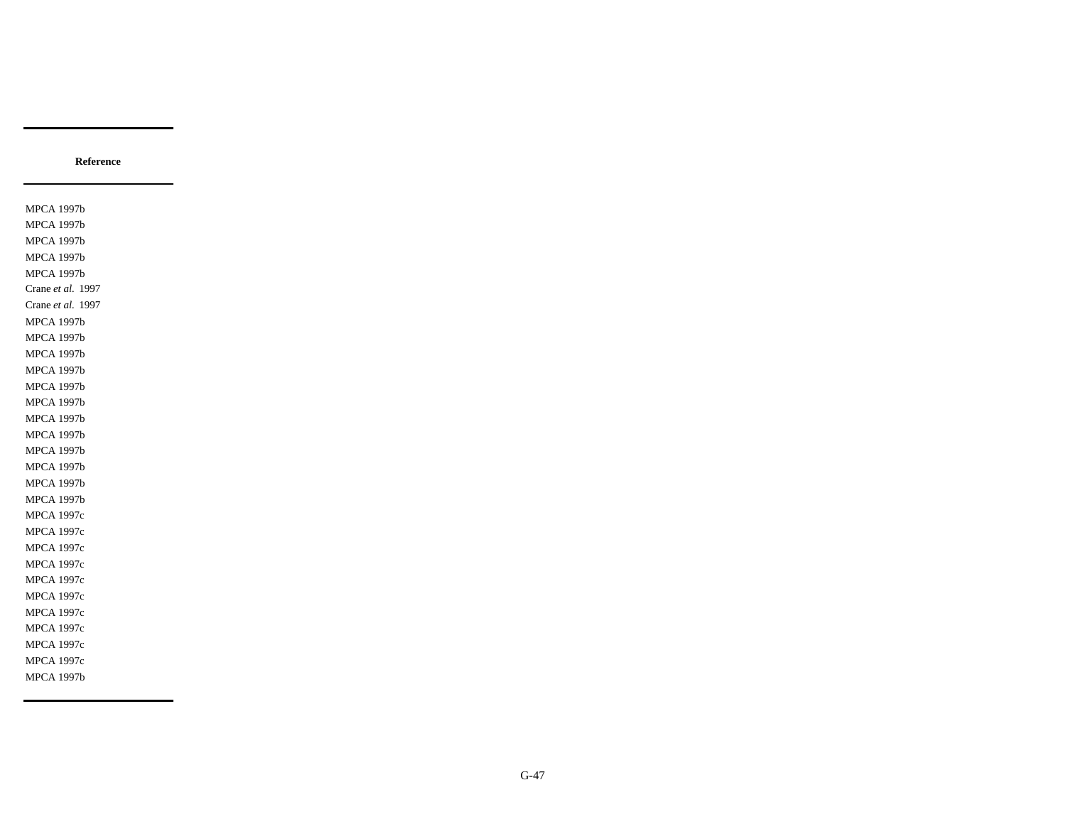| Reference |
| --- |
| MPCA 1997b |
| MPCA 1997b |
| MPCA 1997b |
| MPCA 1997b |
| MPCA 1997b |
| Crane *et al.* 1997 |
| Crane *et al.* 1997 |
| MPCA 1997b |
| MPCA 1997b |
| MPCA 1997b |
| MPCA 1997b |
| MPCA 1997b |
| MPCA 1997b |
| MPCA 1997b |
| MPCA 1997b |
| MPCA 1997b |
| MPCA 1997b |
| MPCA 1997b |
| MPCA 1997b |
| MPCA 1997c |
| MPCA 1997c |
| MPCA 1997c |
| MPCA 1997c |
| MPCA 1997c |
| MPCA 1997c |
| MPCA 1997c |
| MPCA 1997c |
| MPCA 1997c |
| MPCA 1997c |
| MPCA 1997b |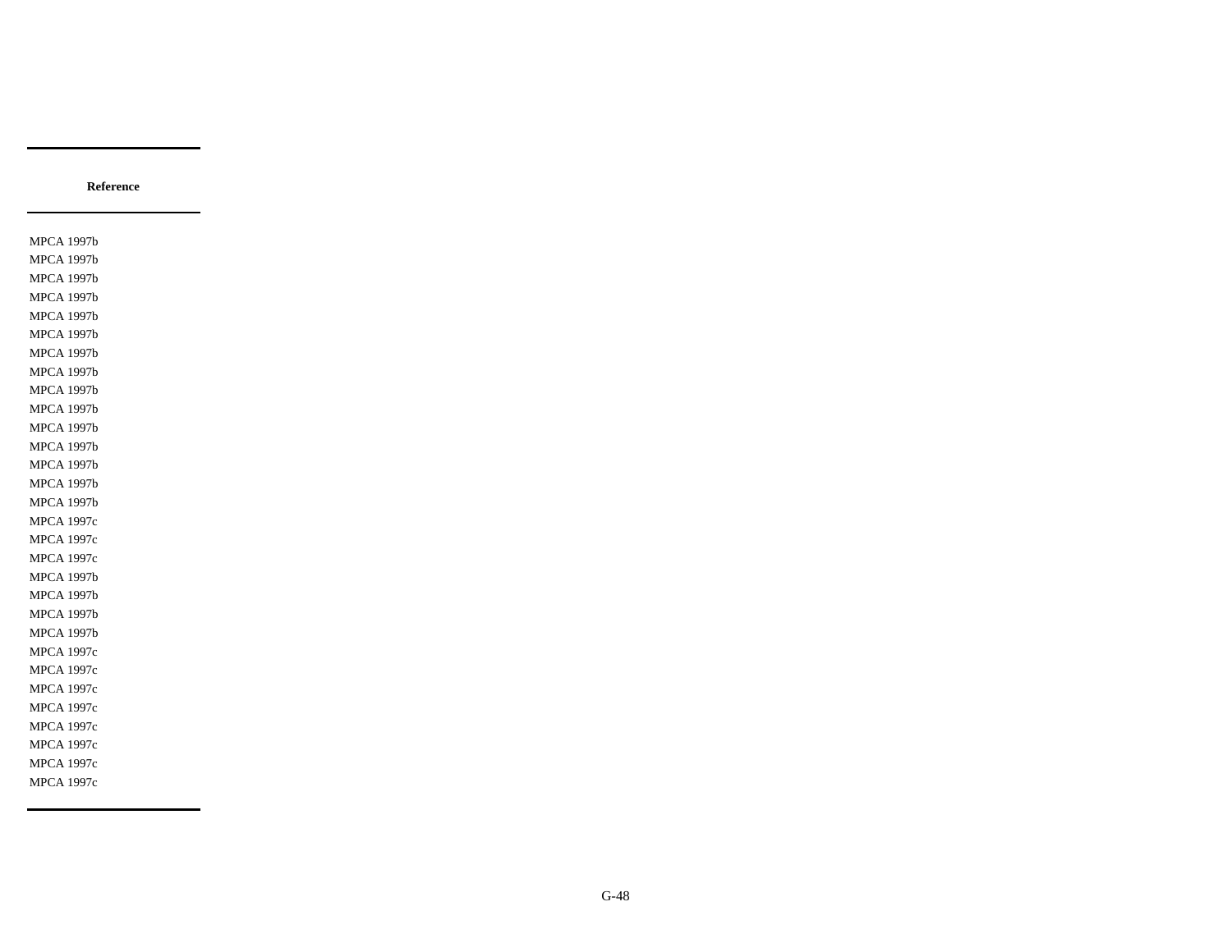| Reference |
|---|
| MPCA 1997b |
| MPCA 1997b |
| MPCA 1997b |
| MPCA 1997b |
| MPCA 1997b |
| MPCA 1997b |
| MPCA 1997b |
| MPCA 1997b |
| MPCA 1997b |
| MPCA 1997b |
| MPCA 1997b |
| MPCA 1997b |
| MPCA 1997b |
| MPCA 1997b |
| MPCA 1997b |
| MPCA 1997c |
| MPCA 1997c |
| MPCA 1997c |
| MPCA 1997b |
| MPCA 1997b |
| MPCA 1997b |
| MPCA 1997b |
| MPCA 1997c |
| MPCA 1997c |
| MPCA 1997c |
| MPCA 1997c |
| MPCA 1997c |
| MPCA 1997c |
| MPCA 1997c |
| MPCA 1997c |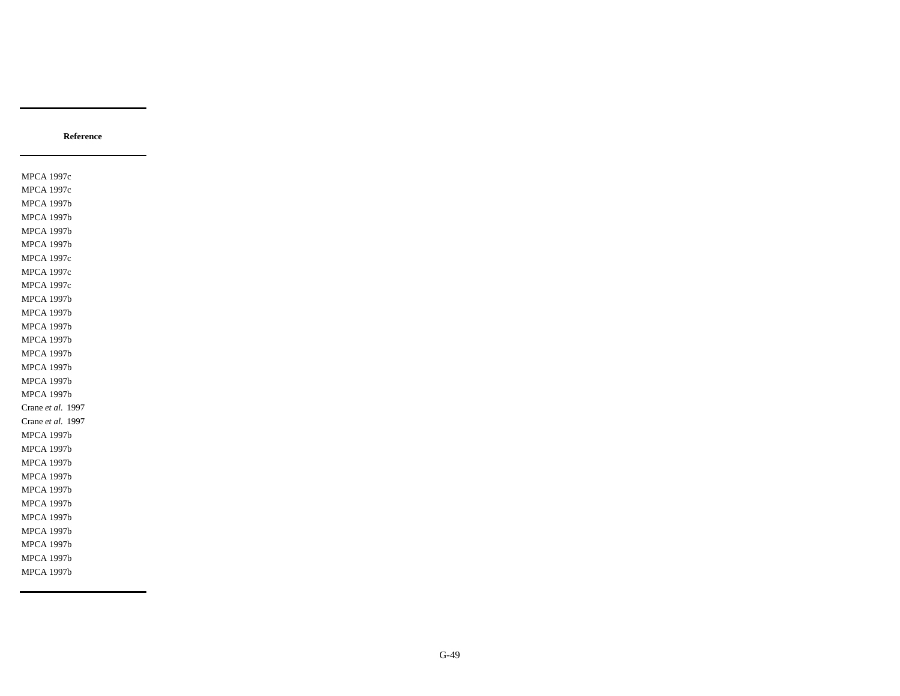| Reference |
|---|
| MPCA 1997c |
| MPCA 1997c |
| MPCA 1997b |
| MPCA 1997b |
| MPCA 1997b |
| MPCA 1997b |
| MPCA 1997c |
| MPCA 1997c |
| MPCA 1997c |
| MPCA 1997b |
| MPCA 1997b |
| MPCA 1997b |
| MPCA 1997b |
| MPCA 1997b |
| MPCA 1997b |
| MPCA 1997b |
| MPCA 1997b |
| Crane *et al.* 1997 |
| Crane *et al.* 1997 |
| MPCA 1997b |
| MPCA 1997b |
| MPCA 1997b |
| MPCA 1997b |
| MPCA 1997b |
| MPCA 1997b |
| MPCA 1997b |
| MPCA 1997b |
| MPCA 1997b |
| MPCA 1997b |
| MPCA 1997b |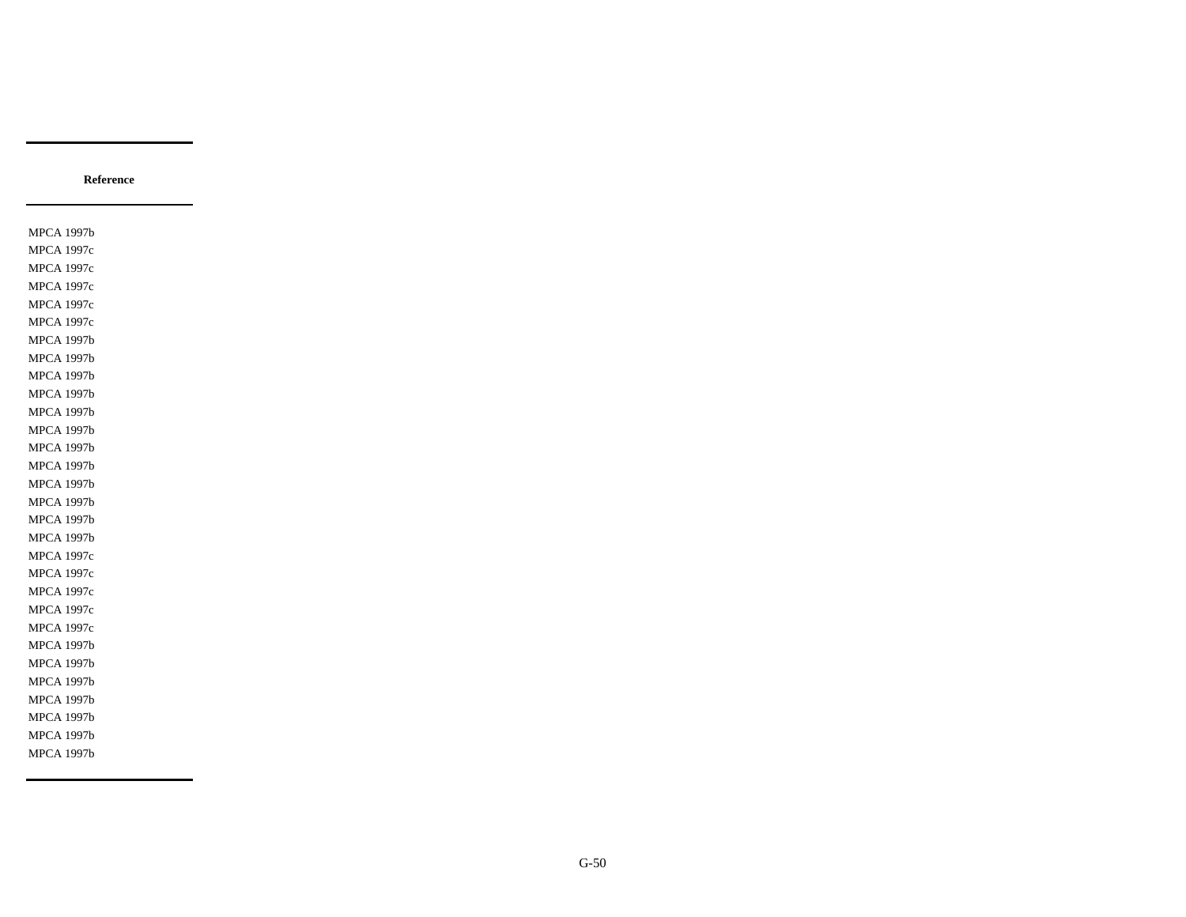| Reference |
|---|
| MPCA 1997b |
| MPCA 1997c |
| MPCA 1997c |
| MPCA 1997c |
| MPCA 1997c |
| MPCA 1997c |
| MPCA 1997b |
| MPCA 1997b |
| MPCA 1997b |
| MPCA 1997b |
| MPCA 1997b |
| MPCA 1997b |
| MPCA 1997b |
| MPCA 1997b |
| MPCA 1997b |
| MPCA 1997b |
| MPCA 1997b |
| MPCA 1997b |
| MPCA 1997c |
| MPCA 1997c |
| MPCA 1997c |
| MPCA 1997c |
| MPCA 1997c |
| MPCA 1997b |
| MPCA 1997b |
| MPCA 1997b |
| MPCA 1997b |
| MPCA 1997b |
| MPCA 1997b |
| MPCA 1997b |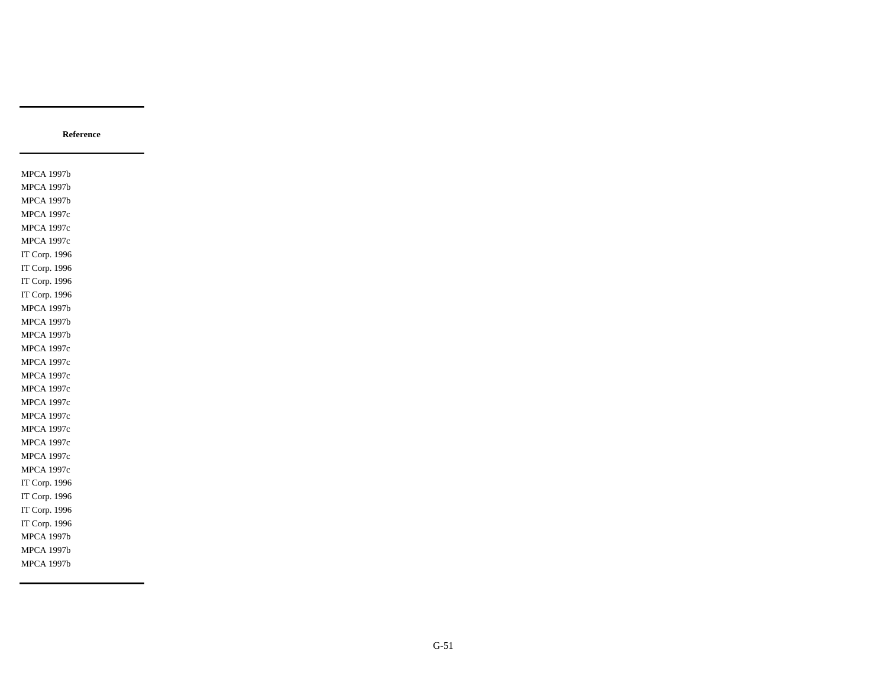| Reference |
| --- |
| MPCA 1997b |
| MPCA 1997b |
| MPCA 1997b |
| MPCA 1997c |
| MPCA 1997c |
| MPCA 1997c |
| IT Corp. 1996 |
| IT Corp. 1996 |
| IT Corp. 1996 |
| IT Corp. 1996 |
| MPCA 1997b |
| MPCA 1997b |
| MPCA 1997b |
| MPCA 1997c |
| MPCA 1997c |
| MPCA 1997c |
| MPCA 1997c |
| MPCA 1997c |
| MPCA 1997c |
| MPCA 1997c |
| MPCA 1997c |
| MPCA 1997c |
| MPCA 1997c |
| IT Corp. 1996 |
| IT Corp. 1996 |
| IT Corp. 1996 |
| IT Corp. 1996 |
| MPCA 1997b |
| MPCA 1997b |
| MPCA 1997b |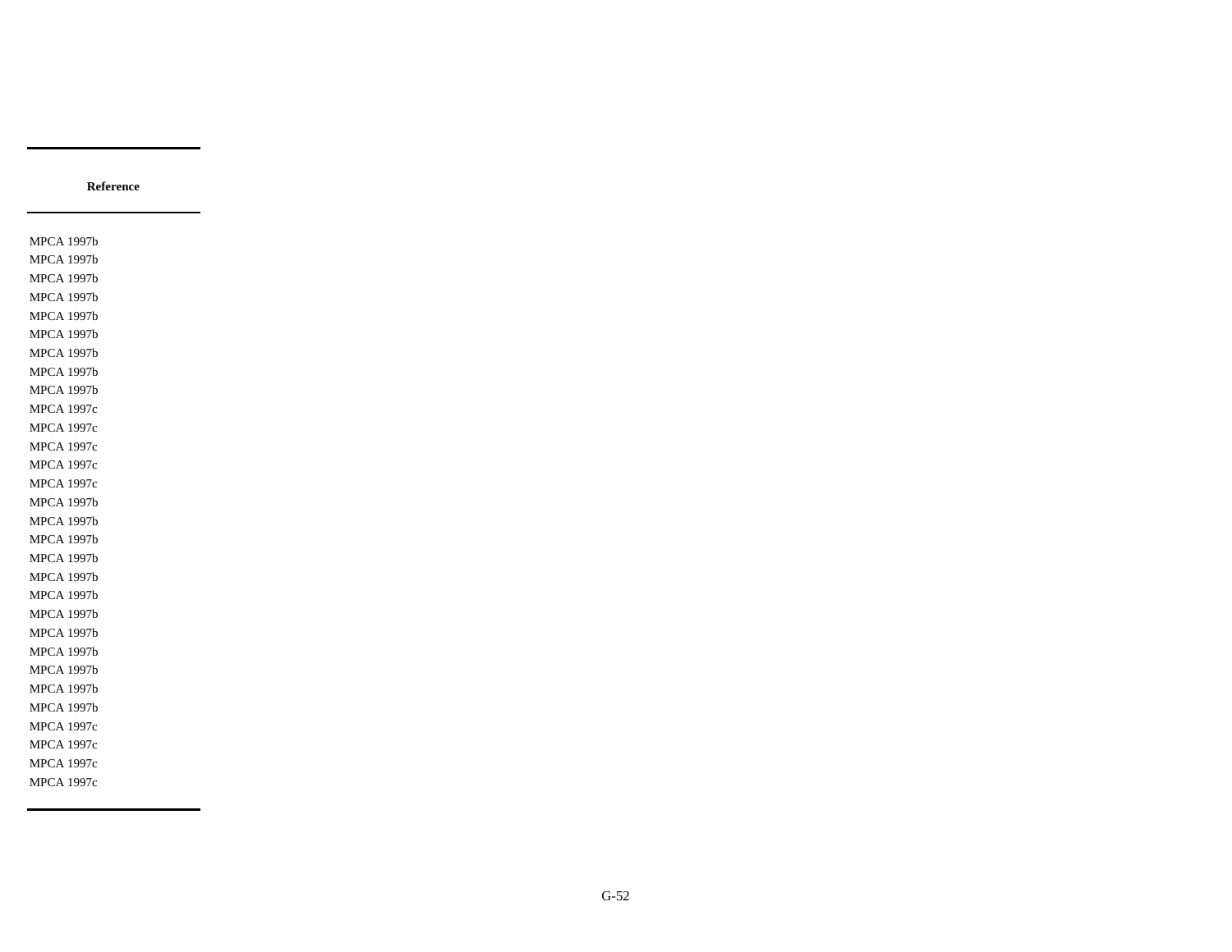| Reference |
|---|
| MPCA 1997b |
| MPCA 1997b |
| MPCA 1997b |
| MPCA 1997b |
| MPCA 1997b |
| MPCA 1997b |
| MPCA 1997b |
| MPCA 1997b |
| MPCA 1997b |
| MPCA 1997c |
| MPCA 1997c |
| MPCA 1997c |
| MPCA 1997c |
| MPCA 1997c |
| MPCA 1997b |
| MPCA 1997b |
| MPCA 1997b |
| MPCA 1997b |
| MPCA 1997b |
| MPCA 1997b |
| MPCA 1997b |
| MPCA 1997b |
| MPCA 1997b |
| MPCA 1997b |
| MPCA 1997b |
| MPCA 1997b |
| MPCA 1997c |
| MPCA 1997c |
| MPCA 1997c |
| MPCA 1997c |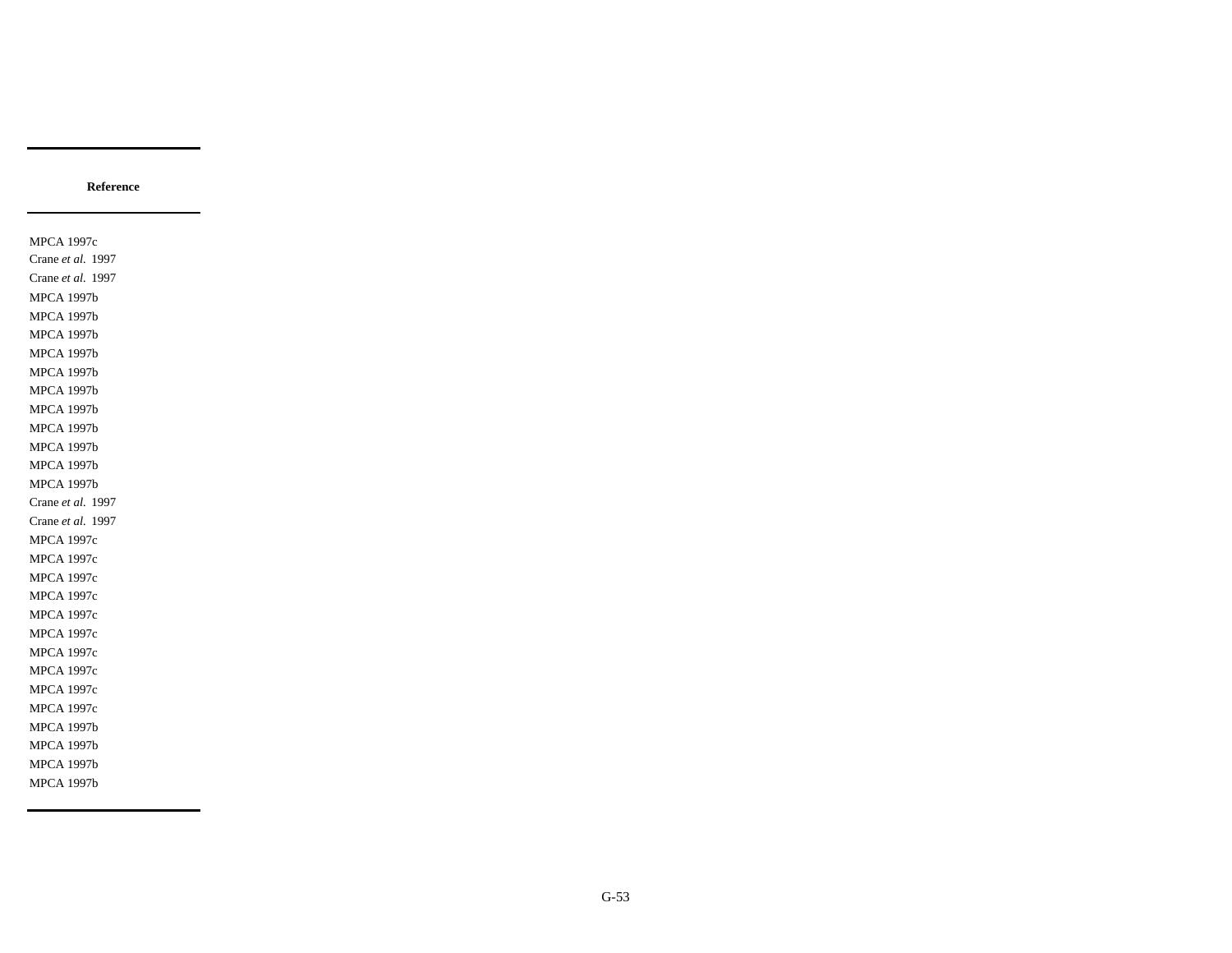| Reference |
| --- |
| MPCA 1997c |
| Crane *et al.* 1997 |
| Crane *et al.* 1997 |
| MPCA 1997b |
| MPCA 1997b |
| MPCA 1997b |
| MPCA 1997b |
| MPCA 1997b |
| MPCA 1997b |
| MPCA 1997b |
| MPCA 1997b |
| MPCA 1997b |
| MPCA 1997b |
| MPCA 1997b |
| Crane *et al.* 1997 |
| Crane *et al.* 1997 |
| MPCA 1997c |
| MPCA 1997c |
| MPCA 1997c |
| MPCA 1997c |
| MPCA 1997c |
| MPCA 1997c |
| MPCA 1997c |
| MPCA 1997c |
| MPCA 1997c |
| MPCA 1997c |
| MPCA 1997b |
| MPCA 1997b |
| MPCA 1997b |
| MPCA 1997b |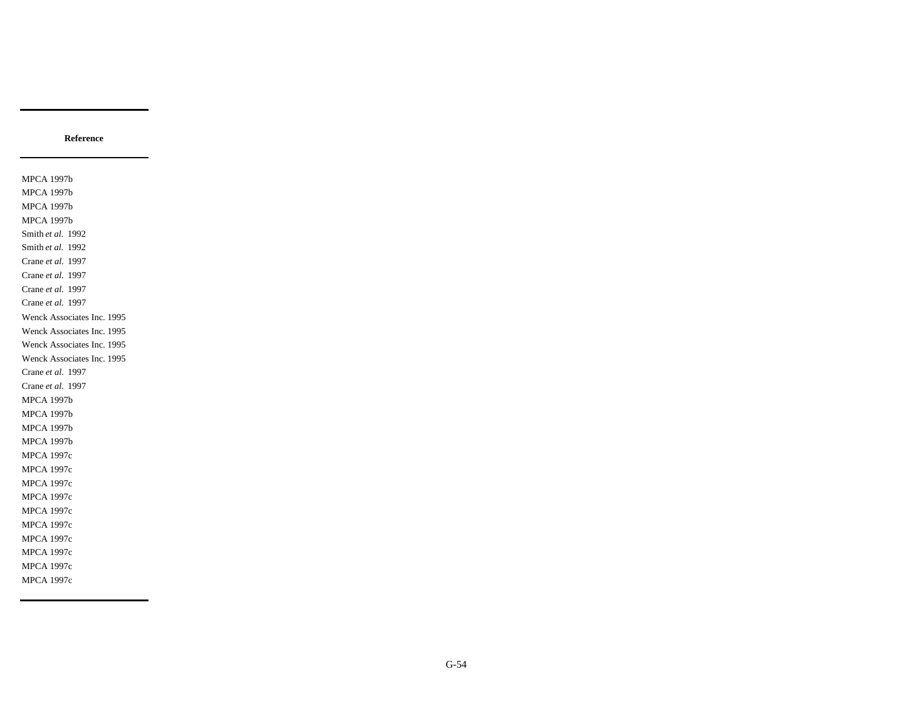| Reference |
| --- |
| MPCA 1997b |
| MPCA 1997b |
| MPCA 1997b |
| MPCA 1997b |
| Smith *et al.* 1992 |
| Smith *et al.* 1992 |
| Crane *et al.* 1997 |
| Crane *et al.* 1997 |
| Crane *et al.* 1997 |
| Crane *et al.* 1997 |
| Wenck Associates Inc. 1995 |
| Wenck Associates Inc. 1995 |
| Wenck Associates Inc. 1995 |
| Wenck Associates Inc. 1995 |
| Crane *et al.* 1997 |
| Crane *et al.* 1997 |
| MPCA 1997b |
| MPCA 1997b |
| MPCA 1997b |
| MPCA 1997b |
| MPCA 1997c |
| MPCA 1997c |
| MPCA 1997c |
| MPCA 1997c |
| MPCA 1997c |
| MPCA 1997c |
| MPCA 1997c |
| MPCA 1997c |
| MPCA 1997c |
| MPCA 1997c |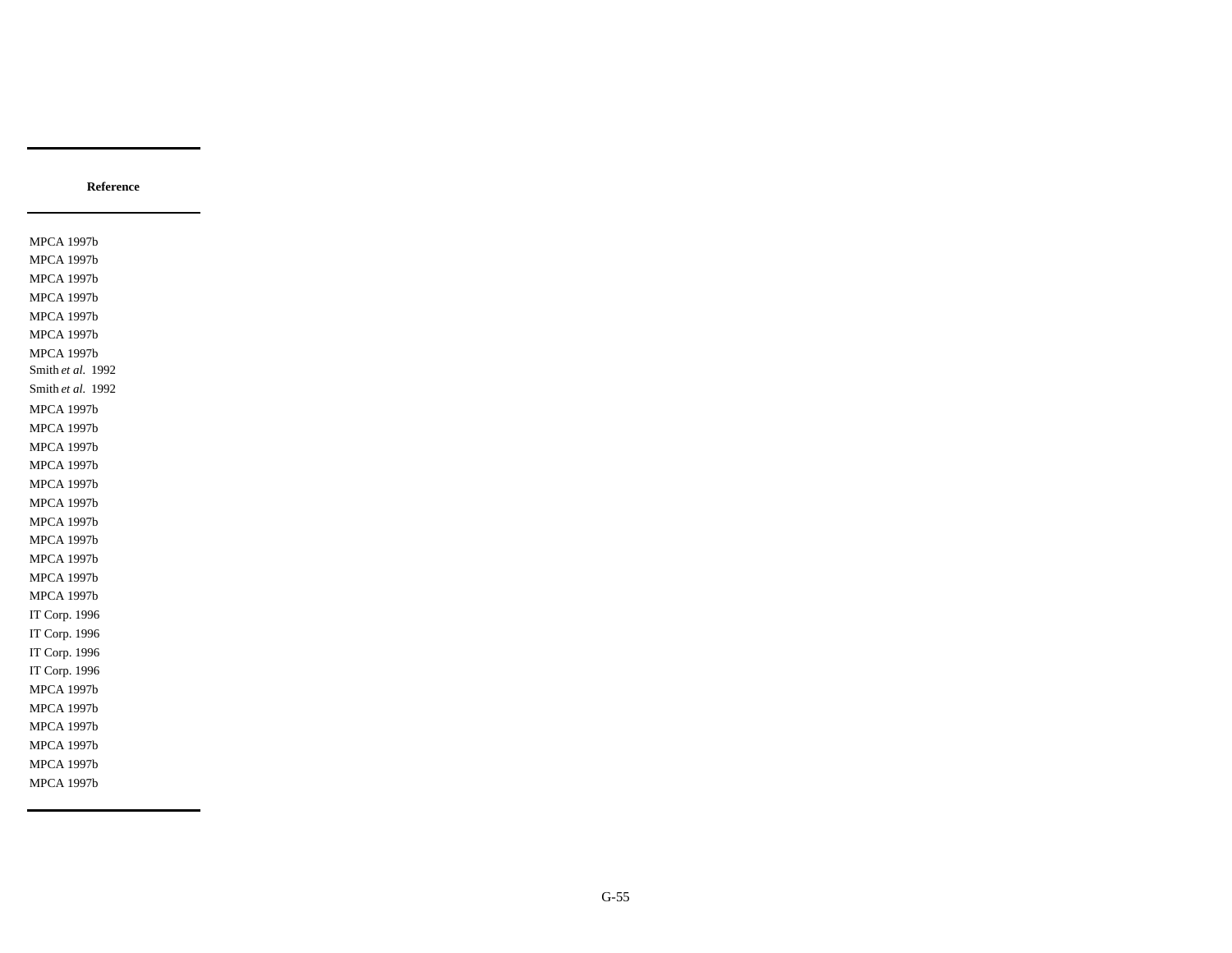| Reference |
| --- |
| MPCA 1997b |
| MPCA 1997b |
| MPCA 1997b |
| MPCA 1997b |
| MPCA 1997b |
| MPCA 1997b |
| MPCA 1997b |
| Smith *et al.* 1992 |
| Smith *et al.* 1992 |
| MPCA 1997b |
| MPCA 1997b |
| MPCA 1997b |
| MPCA 1997b |
| MPCA 1997b |
| MPCA 1997b |
| MPCA 1997b |
| MPCA 1997b |
| MPCA 1997b |
| MPCA 1997b |
| MPCA 1997b |
| IT Corp. 1996 |
| IT Corp. 1996 |
| IT Corp. 1996 |
| IT Corp. 1996 |
| MPCA 1997b |
| MPCA 1997b |
| MPCA 1997b |
| MPCA 1997b |
| MPCA 1997b |
| MPCA 1997b |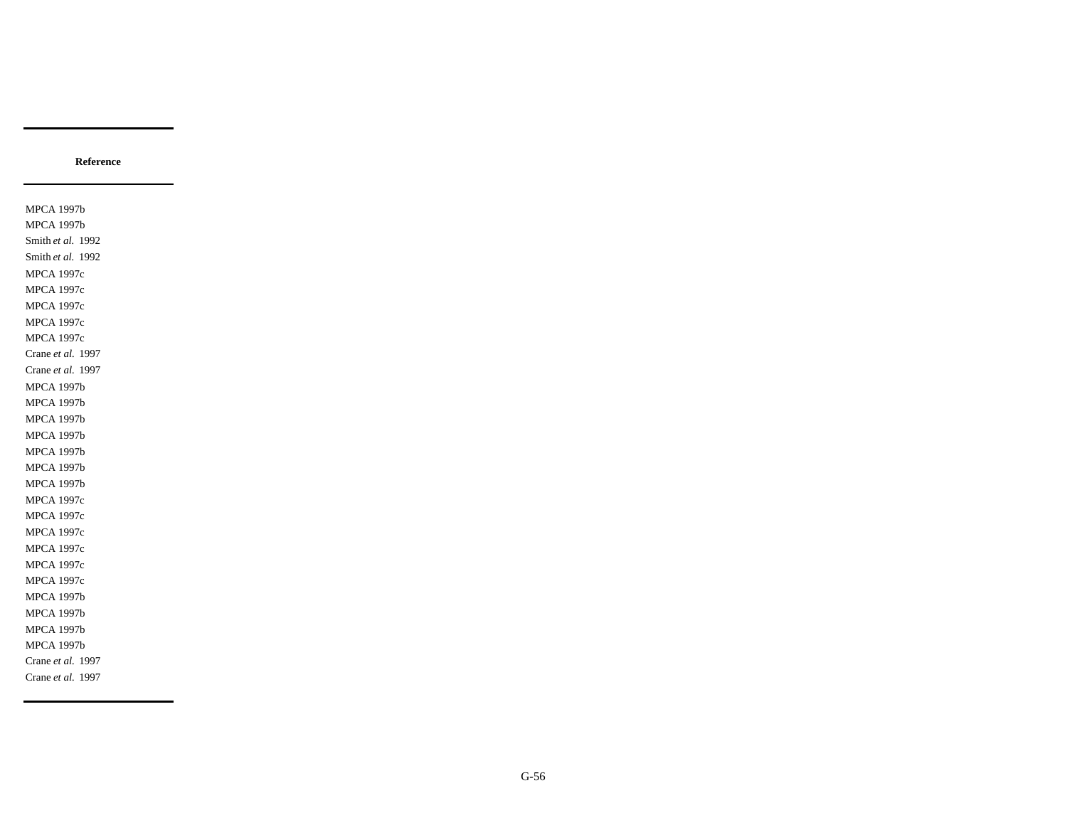| Reference |
|---|
| MPCA 1997b |
| MPCA 1997b |
| Smith *et al.* 1992 |
| Smith *et al.* 1992 |
| MPCA 1997c |
| MPCA 1997c |
| MPCA 1997c |
| MPCA 1997c |
| MPCA 1997c |
| Crane *et al.* 1997 |
| Crane *et al.* 1997 |
| MPCA 1997b |
| MPCA 1997b |
| MPCA 1997b |
| MPCA 1997b |
| MPCA 1997b |
| MPCA 1997b |
| MPCA 1997b |
| MPCA 1997c |
| MPCA 1997c |
| MPCA 1997c |
| MPCA 1997c |
| MPCA 1997c |
| MPCA 1997c |
| MPCA 1997b |
| MPCA 1997b |
| MPCA 1997b |
| MPCA 1997b |
| Crane *et al.* 1997 |
| Crane *et al.* 1997 |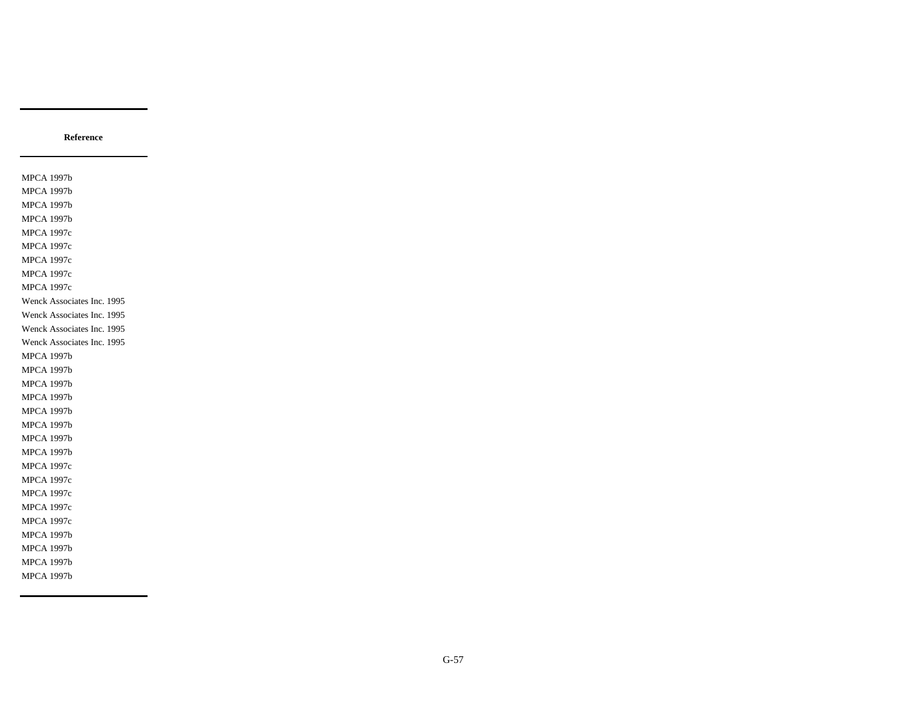| Reference |
|---|
| MPCA 1997b |
| MPCA 1997b |
| MPCA 1997b |
| MPCA 1997b |
| MPCA 1997c |
| MPCA 1997c |
| MPCA 1997c |
| MPCA 1997c |
| MPCA 1997c |
| Wenck Associates Inc. 1995 |
| Wenck Associates Inc. 1995 |
| Wenck Associates Inc. 1995 |
| Wenck Associates Inc. 1995 |
| MPCA 1997b |
| MPCA 1997b |
| MPCA 1997b |
| MPCA 1997b |
| MPCA 1997b |
| MPCA 1997b |
| MPCA 1997b |
| MPCA 1997b |
| MPCA 1997c |
| MPCA 1997c |
| MPCA 1997c |
| MPCA 1997c |
| MPCA 1997c |
| MPCA 1997b |
| MPCA 1997b |
| MPCA 1997b |
| MPCA 1997b |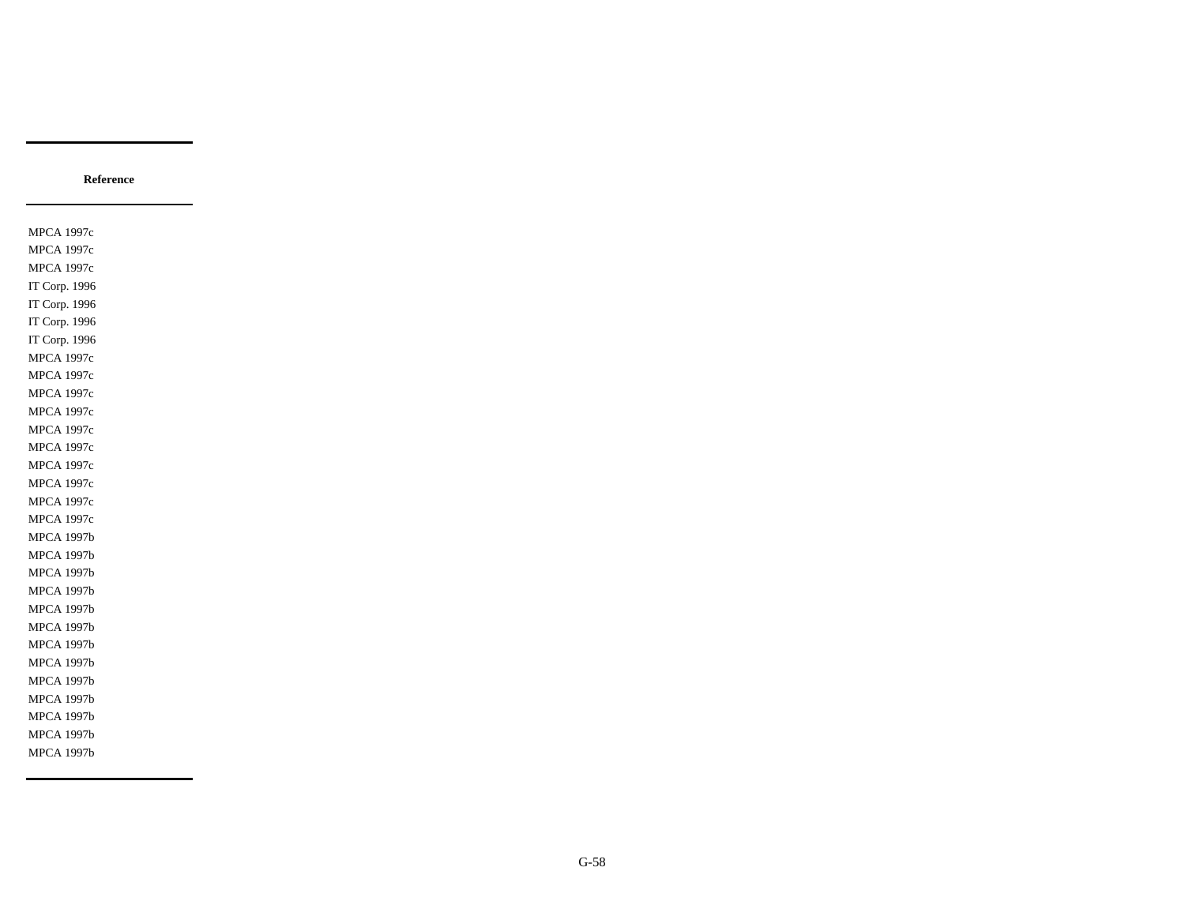| Reference |
| --- |
| MPCA 1997c |
| MPCA 1997c |
| MPCA 1997c |
| IT Corp. 1996 |
| IT Corp. 1996 |
| IT Corp. 1996 |
| IT Corp. 1996 |
| MPCA 1997c |
| MPCA 1997c |
| MPCA 1997c |
| MPCA 1997c |
| MPCA 1997c |
| MPCA 1997c |
| MPCA 1997c |
| MPCA 1997c |
| MPCA 1997c |
| MPCA 1997c |
| MPCA 1997b |
| MPCA 1997b |
| MPCA 1997b |
| MPCA 1997b |
| MPCA 1997b |
| MPCA 1997b |
| MPCA 1997b |
| MPCA 1997b |
| MPCA 1997b |
| MPCA 1997b |
| MPCA 1997b |
| MPCA 1997b |
| MPCA 1997b |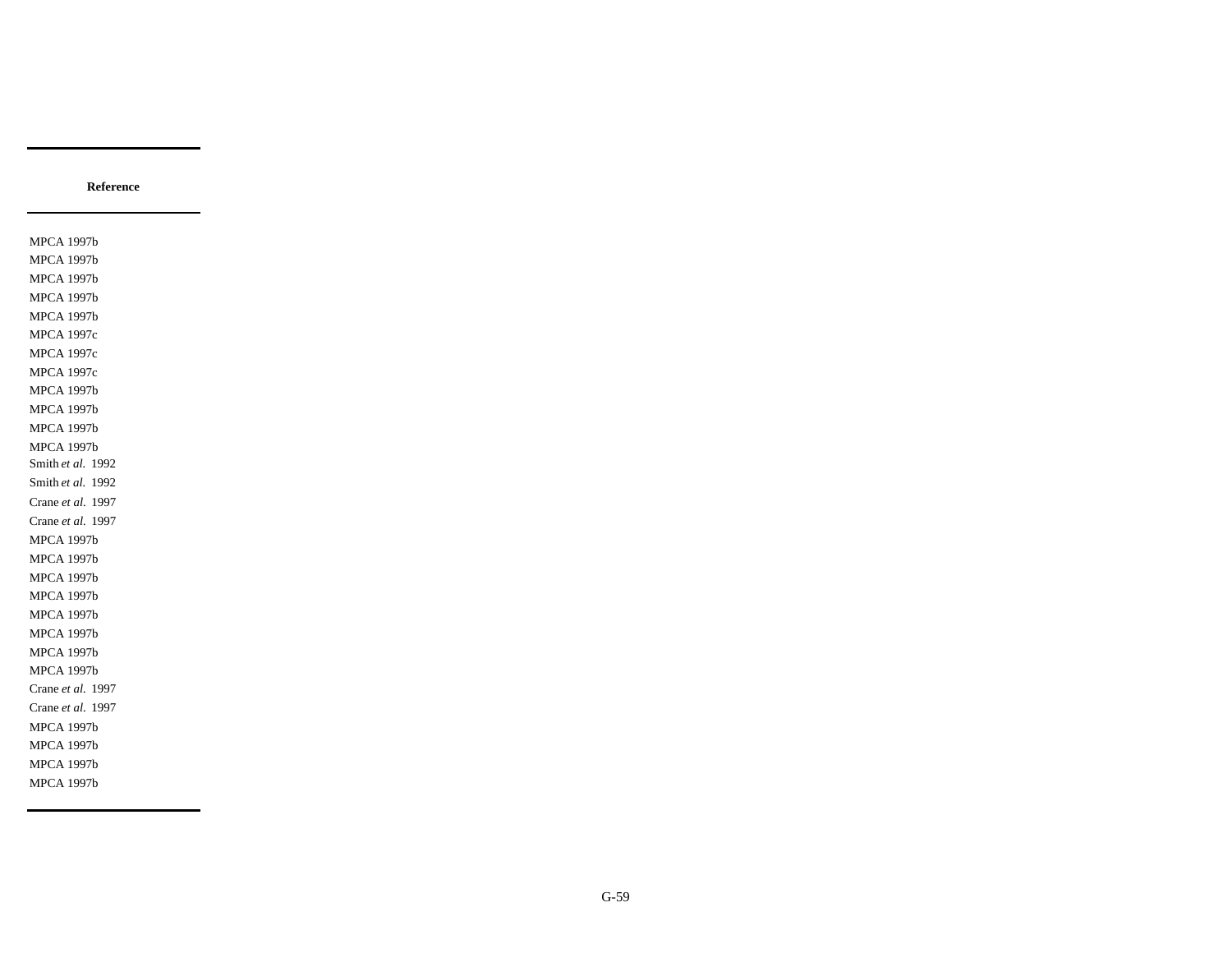| Reference |
|---|
| MPCA 1997b |
| MPCA 1997b |
| MPCA 1997b |
| MPCA 1997b |
| MPCA 1997b |
| MPCA 1997c |
| MPCA 1997c |
| MPCA 1997c |
| MPCA 1997b |
| MPCA 1997b |
| MPCA 1997b |
| MPCA 1997b |
| Smith *et al.* 1992 |
| Smith *et al.* 1992 |
| Crane *et al.* 1997 |
| Crane *et al.* 1997 |
| MPCA 1997b |
| MPCA 1997b |
| MPCA 1997b |
| MPCA 1997b |
| MPCA 1997b |
| MPCA 1997b |
| MPCA 1997b |
| MPCA 1997b |
| Crane *et al.* 1997 |
| Crane *et al.* 1997 |
| MPCA 1997b |
| MPCA 1997b |
| MPCA 1997b |
| MPCA 1997b |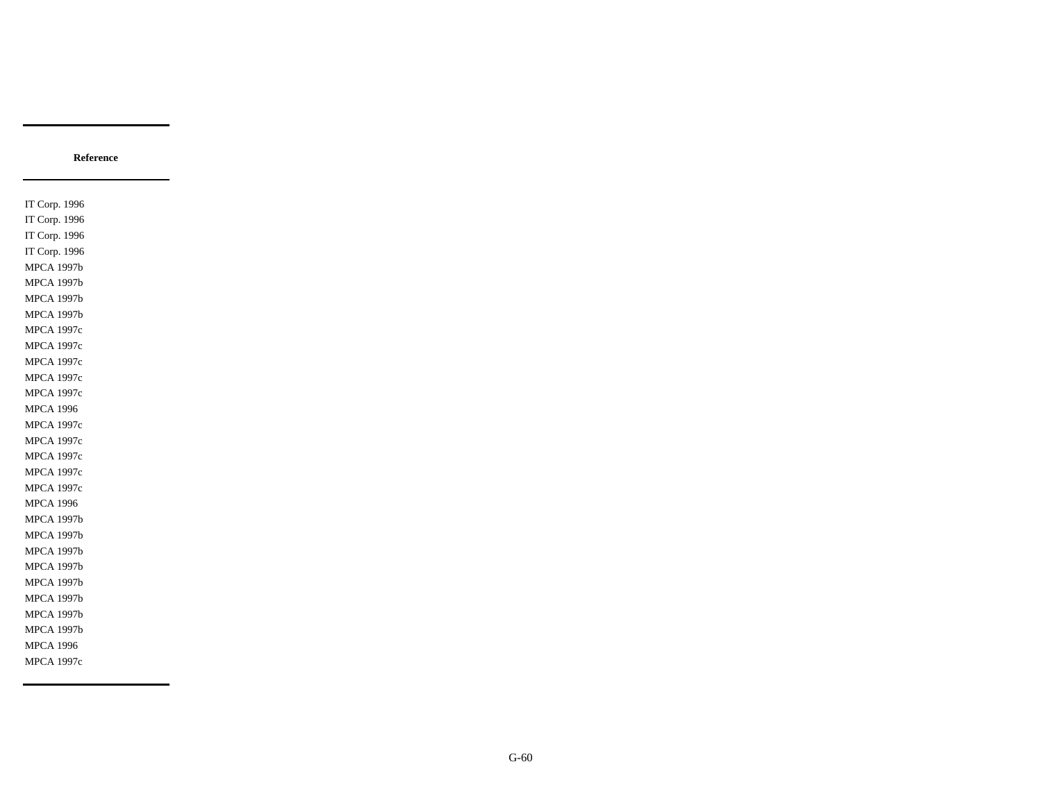| Reference |
|---|
| IT Corp. 1996 |
| IT Corp. 1996 |
| IT Corp. 1996 |
| IT Corp. 1996 |
| MPCA 1997b |
| MPCA 1997b |
| MPCA 1997b |
| MPCA 1997b |
| MPCA 1997c |
| MPCA 1997c |
| MPCA 1997c |
| MPCA 1997c |
| MPCA 1997c |
| MPCA 1996 |
| MPCA 1997c |
| MPCA 1997c |
| MPCA 1997c |
| MPCA 1997c |
| MPCA 1997c |
| MPCA 1996 |
| MPCA 1997b |
| MPCA 1997b |
| MPCA 1997b |
| MPCA 1997b |
| MPCA 1997b |
| MPCA 1997b |
| MPCA 1997b |
| MPCA 1997b |
| MPCA 1996 |
| MPCA 1997c |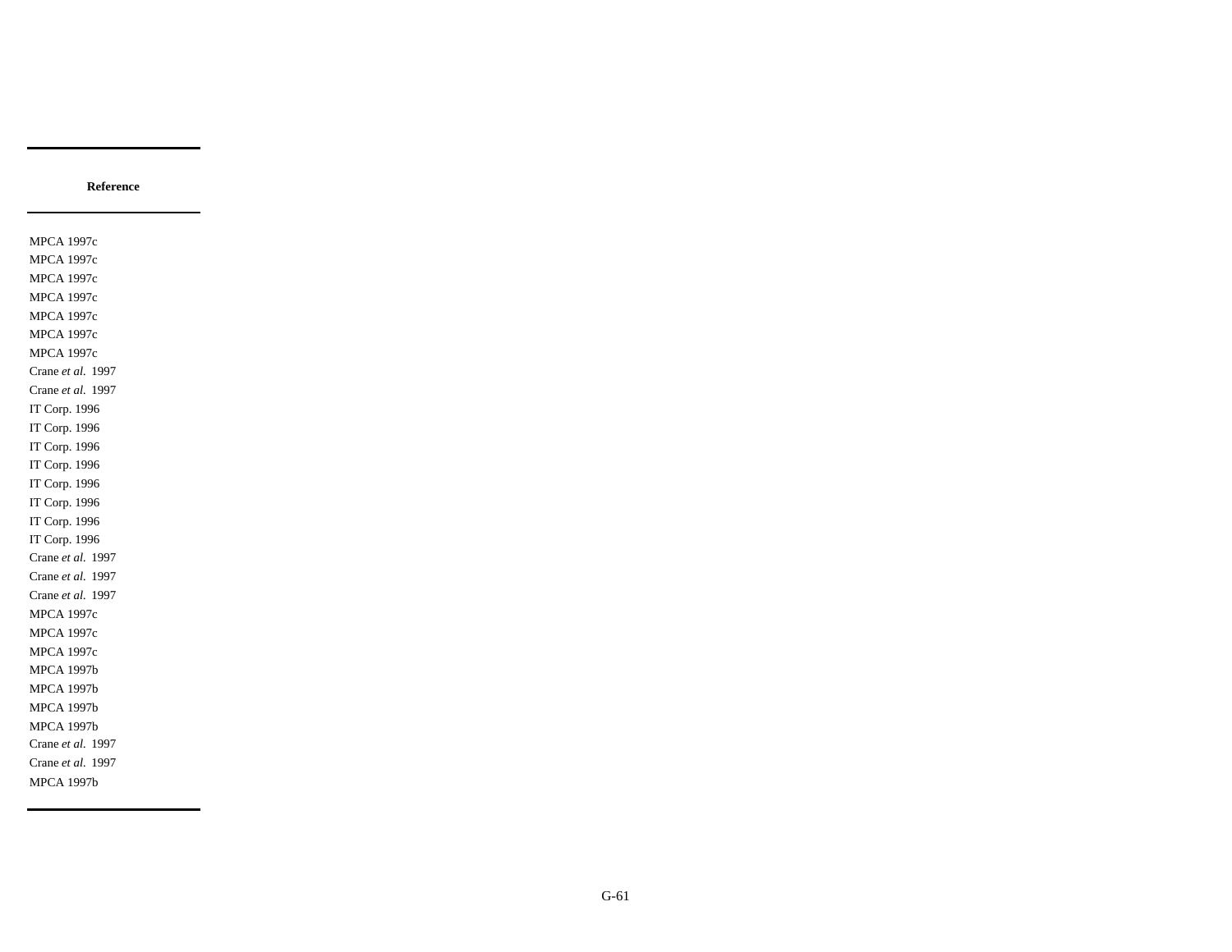| Reference |
| --- |
| MPCA 1997c |
| MPCA 1997c |
| MPCA 1997c |
| MPCA 1997c |
| MPCA 1997c |
| MPCA 1997c |
| MPCA 1997c |
| Crane *et al.* 1997 |
| Crane *et al.* 1997 |
| IT Corp. 1996 |
| IT Corp. 1996 |
| IT Corp. 1996 |
| IT Corp. 1996 |
| IT Corp. 1996 |
| IT Corp. 1996 |
| IT Corp. 1996 |
| IT Corp. 1996 |
| Crane *et al.* 1997 |
| Crane *et al.* 1997 |
| Crane *et al.* 1997 |
| MPCA 1997c |
| MPCA 1997c |
| MPCA 1997c |
| MPCA 1997b |
| MPCA 1997b |
| MPCA 1997b |
| MPCA 1997b |
| Crane *et al.* 1997 |
| Crane *et al.* 1997 |
| MPCA 1997b |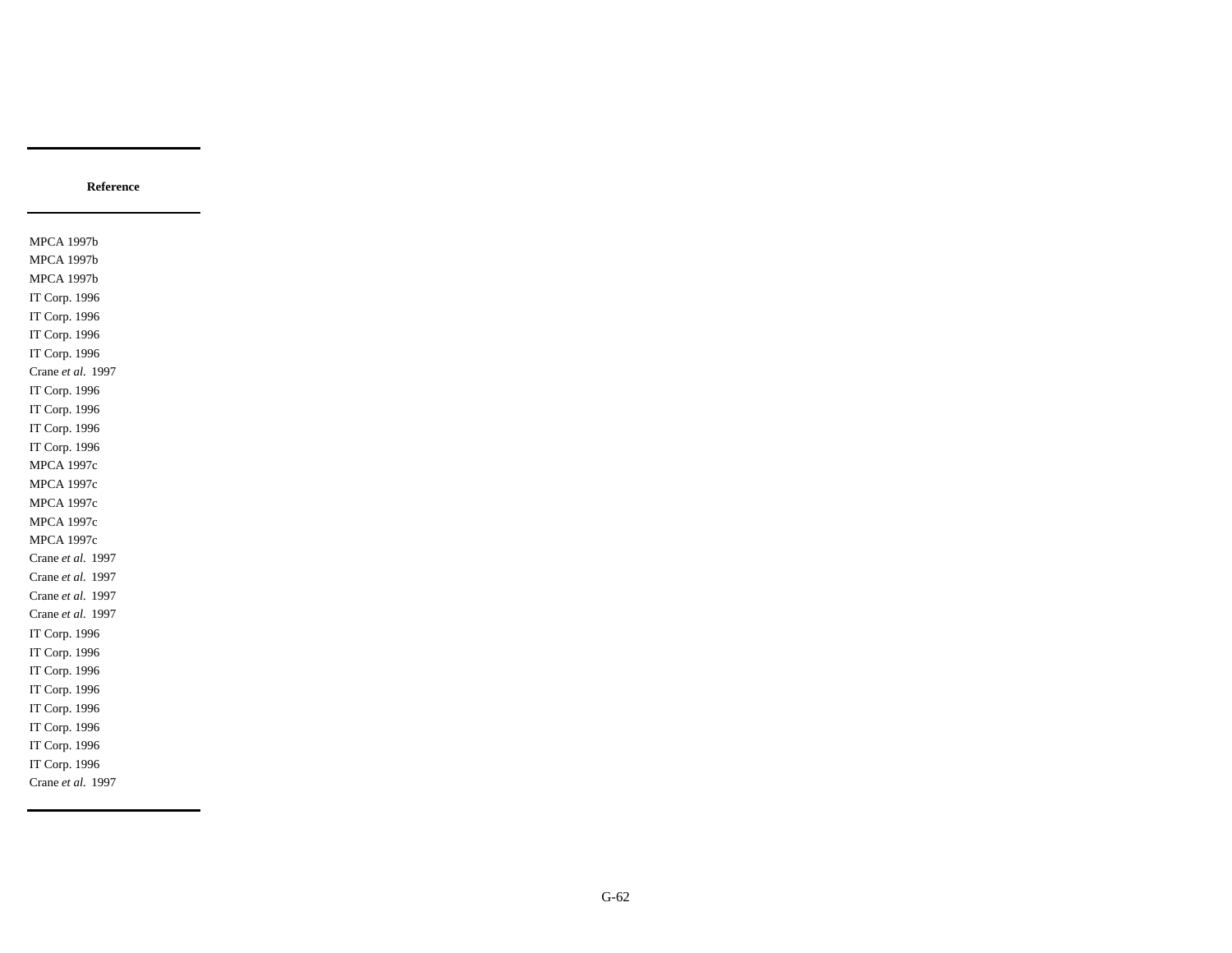| Reference |
|---|
| MPCA 1997b |
| MPCA 1997b |
| MPCA 1997b |
| IT Corp. 1996 |
| IT Corp. 1996 |
| IT Corp. 1996 |
| IT Corp. 1996 |
| Crane *et al.* 1997 |
| IT Corp. 1996 |
| IT Corp. 1996 |
| IT Corp. 1996 |
| IT Corp. 1996 |
| MPCA 1997c |
| MPCA 1997c |
| MPCA 1997c |
| MPCA 1997c |
| MPCA 1997c |
| Crane *et al.* 1997 |
| Crane *et al.* 1997 |
| Crane *et al.* 1997 |
| Crane *et al.* 1997 |
| IT Corp. 1996 |
| IT Corp. 1996 |
| IT Corp. 1996 |
| IT Corp. 1996 |
| IT Corp. 1996 |
| IT Corp. 1996 |
| IT Corp. 1996 |
| IT Corp. 1996 |
| Crane *et al.* 1997 |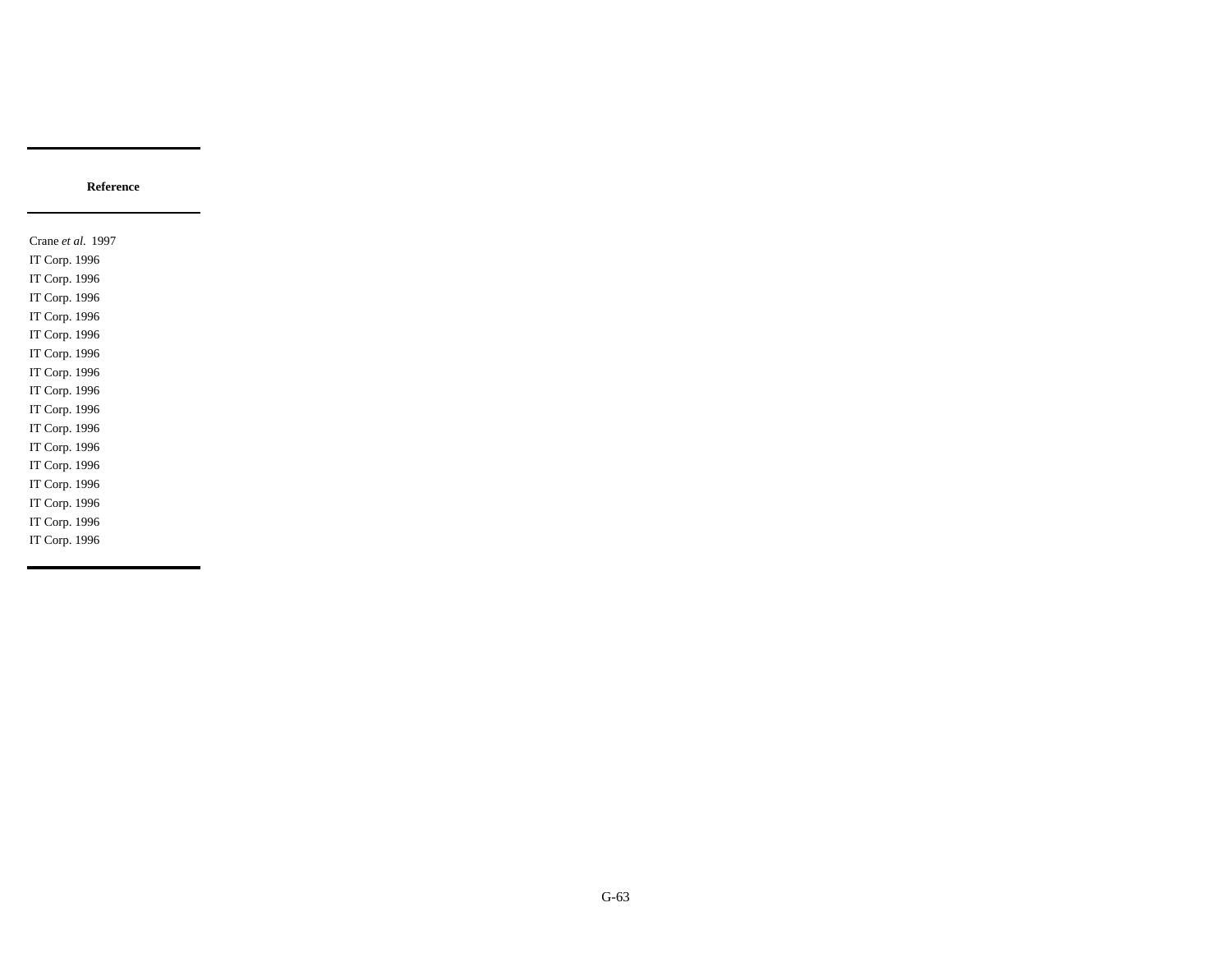| Reference |
|---|
| Crane *et al.* 1997 |
| IT Corp. 1996 |
| IT Corp. 1996 |
| IT Corp. 1996 |
| IT Corp. 1996 |
| IT Corp. 1996 |
| IT Corp. 1996 |
| IT Corp. 1996 |
| IT Corp. 1996 |
| IT Corp. 1996 |
| IT Corp. 1996 |
| IT Corp. 1996 |
| IT Corp. 1996 |
| IT Corp. 1996 |
| IT Corp. 1996 |
| IT Corp. 1996 |
| IT Corp. 1996 |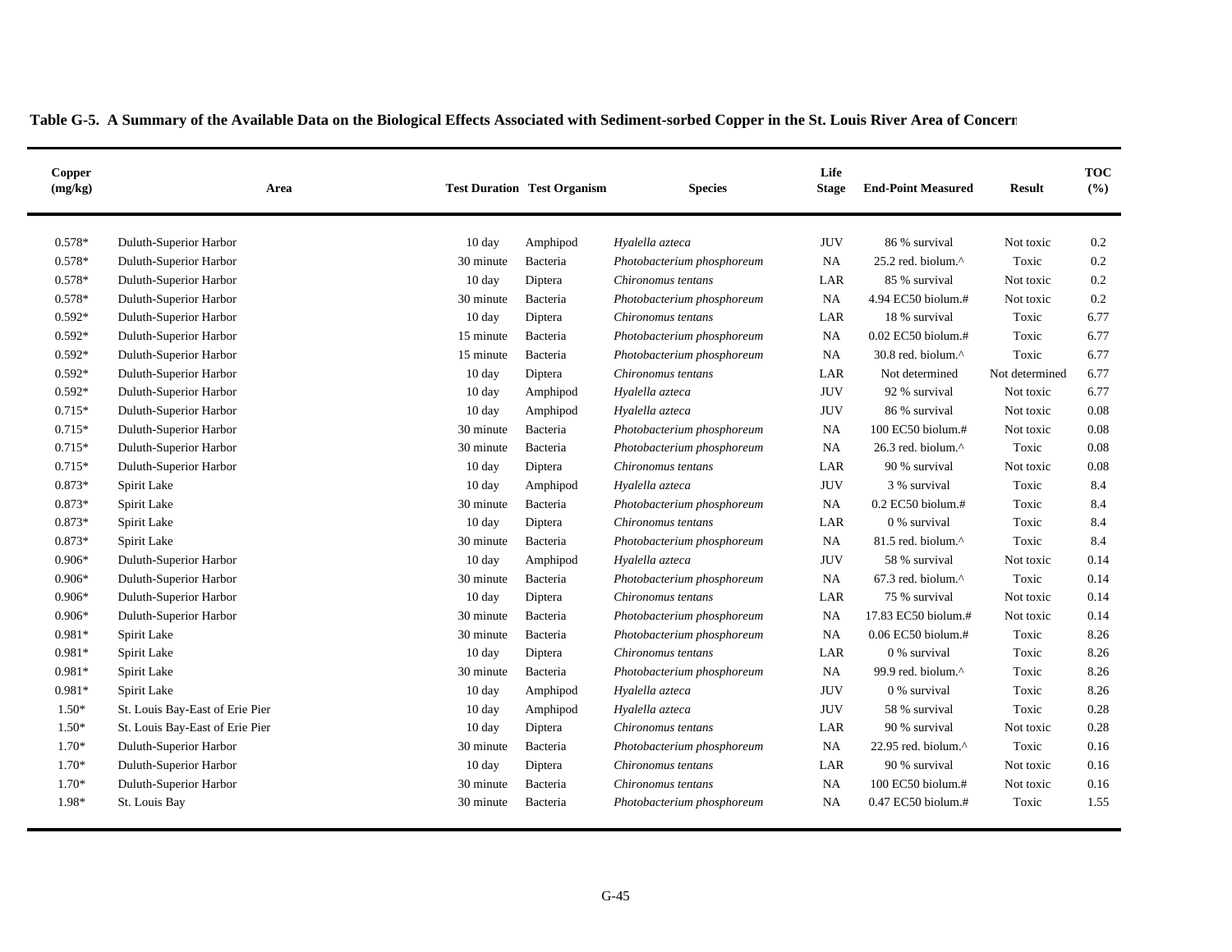**Table G-5. A Summary of the Available Data on the Biological Effects Associated with Sediment-sorbed Copper in the St. Louis River Area of Concern**

| Copper (mg/kg) | Area | Test Duration | Test Organism | Species | Life Stage | End-Point Measured | Result | TOC (%) |
|---|---|---|---|---|---|---|---|---|
| 0.578* | Duluth-Superior Harbor | 10 day | Amphipod | *Hyalella azteca* | JUV | 86 % survival | Not toxic | 0.2 |
| 0.578* | Duluth-Superior Harbor | 30 minute | Bacteria | *Photobacterium phosphoreum* | NA | 25.2 red. biolum.^ | Toxic | 0.2 |
| 0.578* | Duluth-Superior Harbor | 10 day | Diptera | *Chironomus tentans* | LAR | 85 % survival | Not toxic | 0.2 |
| 0.578* | Duluth-Superior Harbor | 30 minute | Bacteria | *Photobacterium phosphoreum* | NA | 4.94 EC50 biolum.# | Not toxic | 0.2 |
| 0.592* | Duluth-Superior Harbor | 10 day | Diptera | *Chironomus tentans* | LAR | 18 % survival | Toxic | 6.77 |
| 0.592* | Duluth-Superior Harbor | 15 minute | Bacteria | *Photobacterium phosphoreum* | NA | 0.02 EC50 biolum.# | Toxic | 6.77 |
| 0.592* | Duluth-Superior Harbor | 15 minute | Bacteria | *Photobacterium phosphoreum* | NA | 30.8 red. biolum.^ | Toxic | 6.77 |
| 0.592* | Duluth-Superior Harbor | 10 day | Diptera | *Chironomus tentans* | LAR | Not determined | Not determined | 6.77 |
| 0.592* | Duluth-Superior Harbor | 10 day | Amphipod | *Hyalella azteca* | JUV | 92 % survival | Not toxic | 6.77 |
| 0.715* | Duluth-Superior Harbor | 10 day | Amphipod | *Hyalella azteca* | JUV | 86 % survival | Not toxic | 0.08 |
| 0.715* | Duluth-Superior Harbor | 30 minute | Bacteria | *Photobacterium phosphoreum* | NA | 100 EC50 biolum.# | Not toxic | 0.08 |
| 0.715* | Duluth-Superior Harbor | 30 minute | Bacteria | *Photobacterium phosphoreum* | NA | 26.3 red. biolum.^ | Toxic | 0.08 |
| 0.715* | Duluth-Superior Harbor | 10 day | Diptera | *Chironomus tentans* | LAR | 90 % survival | Not toxic | 0.08 |
| 0.873* | Spirit Lake | 10 day | Amphipod | *Hyalella azteca* | JUV | 3 % survival | Toxic | 8.4 |
| 0.873* | Spirit Lake | 30 minute | Bacteria | *Photobacterium phosphoreum* | NA | 0.2 EC50 biolum.# | Toxic | 8.4 |
| 0.873* | Spirit Lake | 10 day | Diptera | *Chironomus tentans* | LAR | 0 % survival | Toxic | 8.4 |
| 0.873* | Spirit Lake | 30 minute | Bacteria | *Photobacterium phosphoreum* | NA | 81.5 red. biolum.^ | Toxic | 8.4 |
| 0.906* | Duluth-Superior Harbor | 10 day | Amphipod | *Hyalella azteca* | JUV | 58 % survival | Not toxic | 0.14 |
| 0.906* | Duluth-Superior Harbor | 30 minute | Bacteria | *Photobacterium phosphoreum* | NA | 67.3 red. biolum.^ | Toxic | 0.14 |
| 0.906* | Duluth-Superior Harbor | 10 day | Diptera | *Chironomus tentans* | LAR | 75 % survival | Not toxic | 0.14 |
| 0.906* | Duluth-Superior Harbor | 30 minute | Bacteria | *Photobacterium phosphoreum* | NA | 17.83 EC50 biolum.# | Not toxic | 0.14 |
| 0.981* | Spirit Lake | 30 minute | Bacteria | *Photobacterium phosphoreum* | NA | 0.06 EC50 biolum.# | Toxic | 8.26 |
| 0.981* | Spirit Lake | 10 day | Diptera | *Chironomus tentans* | LAR | 0 % survival | Toxic | 8.26 |
| 0.981* | Spirit Lake | 30 minute | Bacteria | *Photobacterium phosphoreum* | NA | 99.9 red. biolum.^ | Toxic | 8.26 |
| 0.981* | Spirit Lake | 10 day | Amphipod | *Hyalella azteca* | JUV | 0 % survival | Toxic | 8.26 |
| 1.50* | St. Louis Bay-East of Erie Pier | 10 day | Amphipod | *Hyalella azteca* | JUV | 58 % survival | Toxic | 0.28 |
| 1.50* | St. Louis Bay-East of Erie Pier | 10 day | Diptera | *Chironomus tentans* | LAR | 90 % survival | Not toxic | 0.28 |
| 1.70* | Duluth-Superior Harbor | 30 minute | Bacteria | *Photobacterium phosphoreum* | NA | 22.95 red. biolum.^ | Toxic | 0.16 |
| 1.70* | Duluth-Superior Harbor | 10 day | Diptera | *Chironomus tentans* | LAR | 90 % survival | Not toxic | 0.16 |
| 1.70* | Duluth-Superior Harbor | 30 minute | Bacteria | *Chironomus tentans* | NA | 100 EC50 biolum.# | Not toxic | 0.16 |
| 1.98* | St. Louis Bay | 30 minute | Bacteria | *Photobacterium phosphoreum* | NA | 0.47 EC50 biolum.# | Toxic | 1.55 |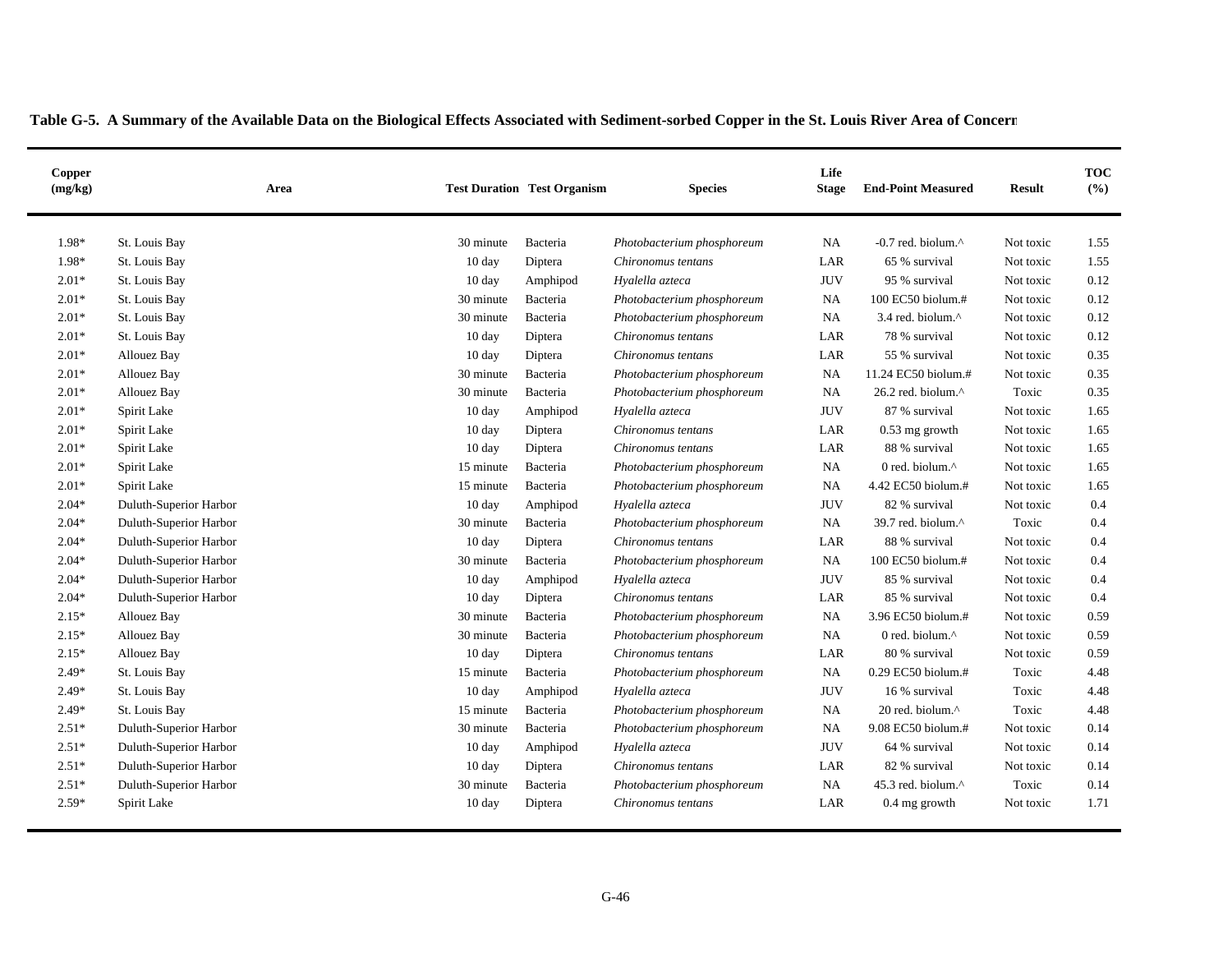**Table G-5. A Summary of the Available Data on the Biological Effects Associated with Sediment-sorbed Copper in the St. Louis River Area of Concern**

| Copper (mg/kg) | Area | Test Duration | Test Organism | Species | Life Stage | End-Point Measured | Result | TOC (%) |
|---|---|---|---|---|---|---|---|---|
| 1.98* | St. Louis Bay | 30 minute | Bacteria | *Photobacterium phosphoreum* | NA | -0.7 red. biolum.^ | Not toxic | 1.55 |
| 1.98* | St. Louis Bay | 10 day | Diptera | *Chironomus tentans* | LAR | 65 % survival | Not toxic | 1.55 |
| 2.01* | St. Louis Bay | 10 day | Amphipod | *Hyalella azteca* | JUV | 95 % survival | Not toxic | 0.12 |
| 2.01* | St. Louis Bay | 30 minute | Bacteria | *Photobacterium phosphoreum* | NA | 100 EC50 biolum.# | Not toxic | 0.12 |
| 2.01* | St. Louis Bay | 30 minute | Bacteria | *Photobacterium phosphoreum* | NA | 3.4 red. biolum.^ | Not toxic | 0.12 |
| 2.01* | St. Louis Bay | 10 day | Diptera | *Chironomus tentans* | LAR | 78 % survival | Not toxic | 0.12 |
| 2.01* | Allouez Bay | 10 day | Diptera | *Chironomus tentans* | LAR | 55 % survival | Not toxic | 0.35 |
| 2.01* | Allouez Bay | 30 minute | Bacteria | *Photobacterium phosphoreum* | NA | 11.24 EC50 biolum.# | Not toxic | 0.35 |
| 2.01* | Allouez Bay | 30 minute | Bacteria | *Photobacterium phosphoreum* | NA | 26.2 red. biolum.^ | Toxic | 0.35 |
| 2.01* | Spirit Lake | 10 day | Amphipod | *Hyalella azteca* | JUV | 87 % survival | Not toxic | 1.65 |
| 2.01* | Spirit Lake | 10 day | Diptera | *Chironomus tentans* | LAR | 0.53 mg growth | Not toxic | 1.65 |
| 2.01* | Spirit Lake | 10 day | Diptera | *Chironomus tentans* | LAR | 88 % survival | Not toxic | 1.65 |
| 2.01* | Spirit Lake | 15 minute | Bacteria | *Photobacterium phosphoreum* | NA | 0 red. biolum.^ | Not toxic | 1.65 |
| 2.01* | Spirit Lake | 15 minute | Bacteria | *Photobacterium phosphoreum* | NA | 4.42 EC50 biolum.# | Not toxic | 1.65 |
| 2.04* | Duluth-Superior Harbor | 10 day | Amphipod | *Hyalella azteca* | JUV | 82 % survival | Not toxic | 0.4 |
| 2.04* | Duluth-Superior Harbor | 30 minute | Bacteria | *Photobacterium phosphoreum* | NA | 39.7 red. biolum.^ | Toxic | 0.4 |
| 2.04* | Duluth-Superior Harbor | 10 day | Diptera | *Chironomus tentans* | LAR | 88 % survival | Not toxic | 0.4 |
| 2.04* | Duluth-Superior Harbor | 30 minute | Bacteria | *Photobacterium phosphoreum* | NA | 100 EC50 biolum.# | Not toxic | 0.4 |
| 2.04* | Duluth-Superior Harbor | 10 day | Amphipod | *Hyalella azteca* | JUV | 85 % survival | Not toxic | 0.4 |
| 2.04* | Duluth-Superior Harbor | 10 day | Diptera | *Chironomus tentans* | LAR | 85 % survival | Not toxic | 0.4 |
| 2.15* | Allouez Bay | 30 minute | Bacteria | *Photobacterium phosphoreum* | NA | 3.96 EC50 biolum.# | Not toxic | 0.59 |
| 2.15* | Allouez Bay | 30 minute | Bacteria | *Photobacterium phosphoreum* | NA | 0 red. biolum.^ | Not toxic | 0.59 |
| 2.15* | Allouez Bay | 10 day | Diptera | *Chironomus tentans* | LAR | 80 % survival | Not toxic | 0.59 |
| 2.49* | St. Louis Bay | 15 minute | Bacteria | *Photobacterium phosphoreum* | NA | 0.29 EC50 biolum.# | Toxic | 4.48 |
| 2.49* | St. Louis Bay | 10 day | Amphipod | *Hyalella azteca* | JUV | 16 % survival | Toxic | 4.48 |
| 2.49* | St. Louis Bay | 15 minute | Bacteria | *Photobacterium phosphoreum* | NA | 20 red. biolum.^ | Toxic | 4.48 |
| 2.51* | Duluth-Superior Harbor | 30 minute | Bacteria | *Photobacterium phosphoreum* | NA | 9.08 EC50 biolum.# | Not toxic | 0.14 |
| 2.51* | Duluth-Superior Harbor | 10 day | Amphipod | *Hyalella azteca* | JUV | 64 % survival | Not toxic | 0.14 |
| 2.51* | Duluth-Superior Harbor | 10 day | Diptera | *Chironomus tentans* | LAR | 82 % survival | Not toxic | 0.14 |
| 2.51* | Duluth-Superior Harbor | 30 minute | Bacteria | *Photobacterium phosphoreum* | NA | 45.3 red. biolum.^ | Toxic | 0.14 |
| 2.59* | Spirit Lake | 10 day | Diptera | *Chironomus tentans* | LAR | 0.4 mg growth | Not toxic | 1.71 |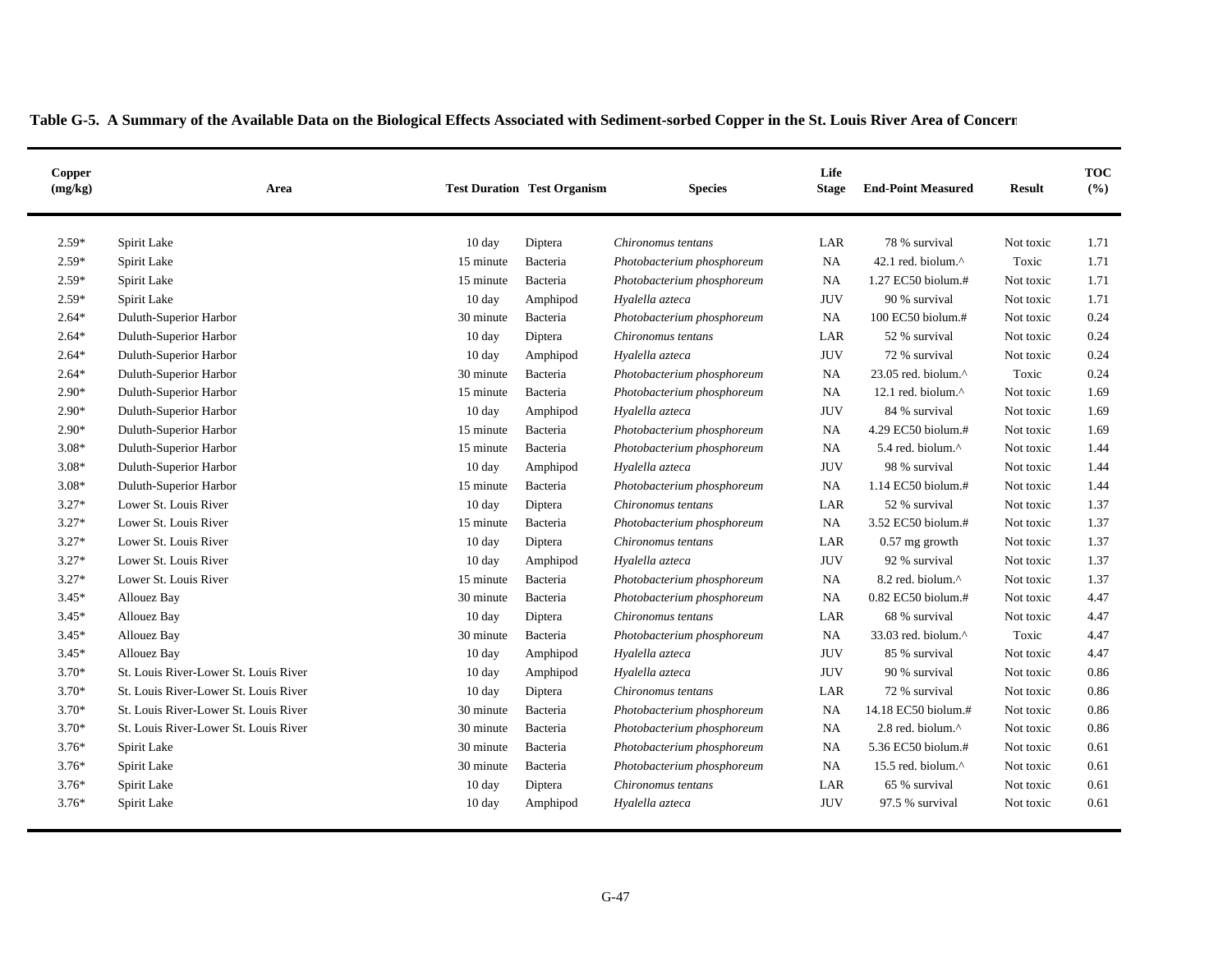**Table G-5. A Summary of the Available Data on the Biological Effects Associated with Sediment-sorbed Copper in the St. Louis River Area of Concern**

| Copper (mg/kg) | Area | Test Duration | Test Organism | Species | Life Stage | End-Point Measured | Result | TOC (%) |
|---|---|---|---|---|---|---|---|---|
| 2.59* | Spirit Lake | 10 day | Diptera | *Chironomus tentans* | LAR | 78 % survival | Not toxic | 1.71 |
| 2.59* | Spirit Lake | 15 minute | Bacteria | *Photobacterium phosphoreum* | NA | 42.1 red. biolum.^ | Toxic | 1.71 |
| 2.59* | Spirit Lake | 15 minute | Bacteria | *Photobacterium phosphoreum* | NA | 1.27 EC50 biolum.# | Not toxic | 1.71 |
| 2.59* | Spirit Lake | 10 day | Amphipod | *Hyalella azteca* | JUV | 90 % survival | Not toxic | 1.71 |
| 2.64* | Duluth-Superior Harbor | 30 minute | Bacteria | *Photobacterium phosphoreum* | NA | 100 EC50 biolum.# | Not toxic | 0.24 |
| 2.64* | Duluth-Superior Harbor | 10 day | Diptera | *Chironomus tentans* | LAR | 52 % survival | Not toxic | 0.24 |
| 2.64* | Duluth-Superior Harbor | 10 day | Amphipod | *Hyalella azteca* | JUV | 72 % survival | Not toxic | 0.24 |
| 2.64* | Duluth-Superior Harbor | 30 minute | Bacteria | *Photobacterium phosphoreum* | NA | 23.05 red. biolum.^ | Toxic | 0.24 |
| 2.90* | Duluth-Superior Harbor | 15 minute | Bacteria | *Photobacterium phosphoreum* | NA | 12.1 red. biolum.^ | Not toxic | 1.69 |
| 2.90* | Duluth-Superior Harbor | 10 day | Amphipod | *Hyalella azteca* | JUV | 84 % survival | Not toxic | 1.69 |
| 2.90* | Duluth-Superior Harbor | 15 minute | Bacteria | *Photobacterium phosphoreum* | NA | 4.29 EC50 biolum.# | Not toxic | 1.69 |
| 3.08* | Duluth-Superior Harbor | 15 minute | Bacteria | *Photobacterium phosphoreum* | NA | 5.4 red. biolum.^ | Not toxic | 1.44 |
| 3.08* | Duluth-Superior Harbor | 10 day | Amphipod | *Hyalella azteca* | JUV | 98 % survival | Not toxic | 1.44 |
| 3.08* | Duluth-Superior Harbor | 15 minute | Bacteria | *Photobacterium phosphoreum* | NA | 1.14 EC50 biolum.# | Not toxic | 1.44 |
| 3.27* | Lower St. Louis River | 10 day | Diptera | *Chironomus tentans* | LAR | 52 % survival | Not toxic | 1.37 |
| 3.27* | Lower St. Louis River | 15 minute | Bacteria | *Photobacterium phosphoreum* | NA | 3.52 EC50 biolum.# | Not toxic | 1.37 |
| 3.27* | Lower St. Louis River | 10 day | Diptera | *Chironomus tentans* | LAR | 0.57 mg growth | Not toxic | 1.37 |
| 3.27* | Lower St. Louis River | 10 day | Amphipod | *Hyalella azteca* | JUV | 92 % survival | Not toxic | 1.37 |
| 3.27* | Lower St. Louis River | 15 minute | Bacteria | *Photobacterium phosphoreum* | NA | 8.2 red. biolum.^ | Not toxic | 1.37 |
| 3.45* | Allouez Bay | 30 minute | Bacteria | *Photobacterium phosphoreum* | NA | 0.82 EC50 biolum.# | Not toxic | 4.47 |
| 3.45* | Allouez Bay | 10 day | Diptera | *Chironomus tentans* | LAR | 68 % survival | Not toxic | 4.47 |
| 3.45* | Allouez Bay | 30 minute | Bacteria | *Photobacterium phosphoreum* | NA | 33.03 red. biolum.^ | Toxic | 4.47 |
| 3.45* | Allouez Bay | 10 day | Amphipod | *Hyalella azteca* | JUV | 85 % survival | Not toxic | 4.47 |
| 3.70* | St. Louis River-Lower St. Louis River | 10 day | Amphipod | *Hyalella azteca* | JUV | 90 % survival | Not toxic | 0.86 |
| 3.70* | St. Louis River-Lower St. Louis River | 10 day | Diptera | *Chironomus tentans* | LAR | 72 % survival | Not toxic | 0.86 |
| 3.70* | St. Louis River-Lower St. Louis River | 30 minute | Bacteria | *Photobacterium phosphoreum* | NA | 14.18 EC50 biolum.# | Not toxic | 0.86 |
| 3.70* | St. Louis River-Lower St. Louis River | 30 minute | Bacteria | *Photobacterium phosphoreum* | NA | 2.8 red. biolum.^ | Not toxic | 0.86 |
| 3.76* | Spirit Lake | 30 minute | Bacteria | *Photobacterium phosphoreum* | NA | 5.36 EC50 biolum.# | Not toxic | 0.61 |
| 3.76* | Spirit Lake | 30 minute | Bacteria | *Photobacterium phosphoreum* | NA | 15.5 red. biolum.^ | Not toxic | 0.61 |
| 3.76* | Spirit Lake | 10 day | Diptera | *Chironomus tentans* | LAR | 65 % survival | Not toxic | 0.61 |
| 3.76* | Spirit Lake | 10 day | Amphipod | *Hyalella azteca* | JUV | 97.5 % survival | Not toxic | 0.61 |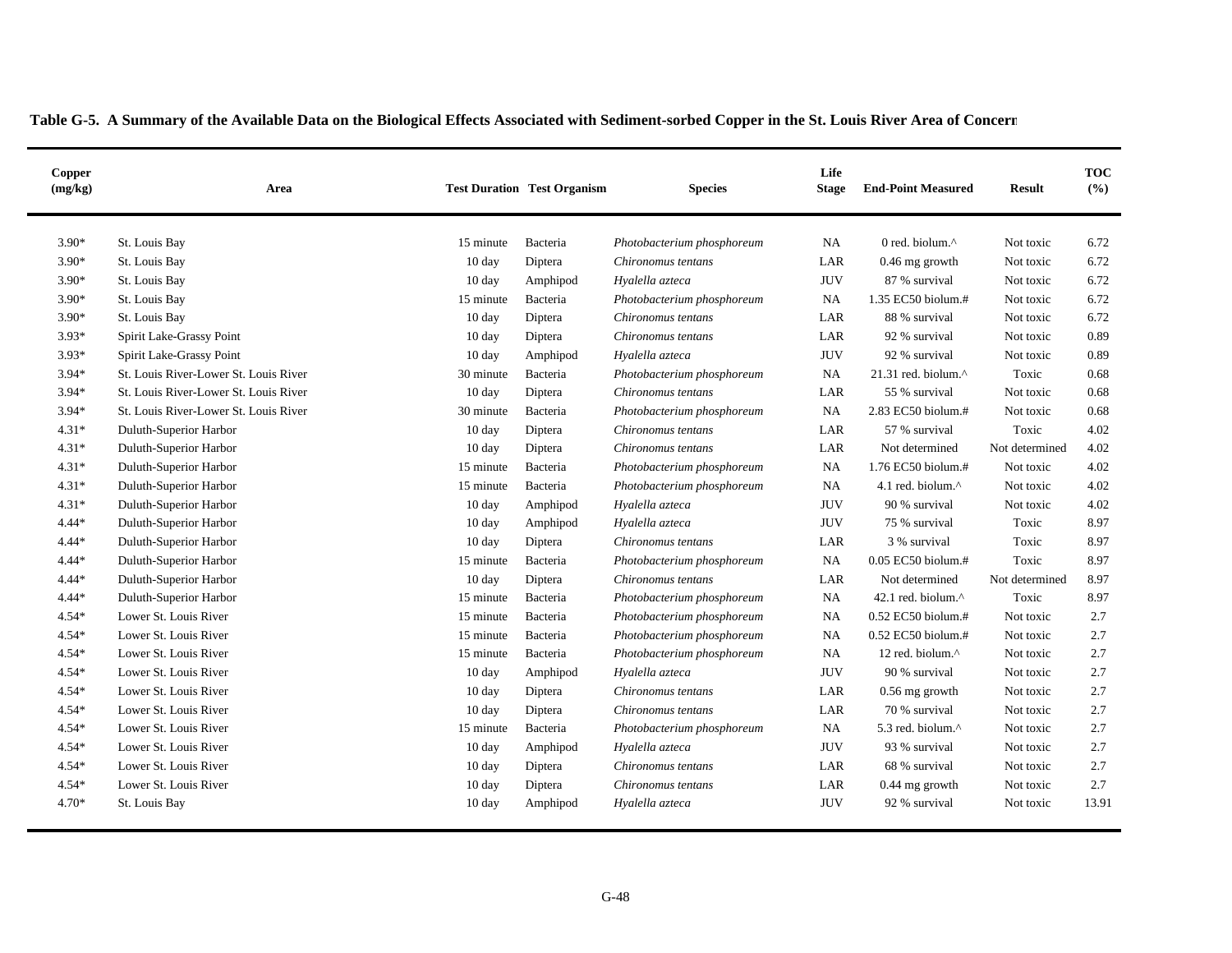**Table G-5. A Summary of the Available Data on the Biological Effects Associated with Sediment-sorbed Copper in the St. Louis River Area of Concern**

| Copper (mg/kg) | Area | Test Duration | Test Organism | Species | Life Stage | End-Point Measured | Result | TOC (%) |
|---|---|---|---|---|---|---|---|---|
| 3.90* | St. Louis Bay | 15 minute | Bacteria | *Photobacterium phosphoreum* | NA | 0 red. biolum.^ | Not toxic | 6.72 |
| 3.90* | St. Louis Bay | 10 day | Diptera | *Chironomus tentans* | LAR | 0.46 mg growth | Not toxic | 6.72 |
| 3.90* | St. Louis Bay | 10 day | Amphipod | *Hyalella azteca* | JUV | 87 % survival | Not toxic | 6.72 |
| 3.90* | St. Louis Bay | 15 minute | Bacteria | *Photobacterium phosphoreum* | NA | 1.35 EC50 biolum.# | Not toxic | 6.72 |
| 3.90* | St. Louis Bay | 10 day | Diptera | *Chironomus tentans* | LAR | 88 % survival | Not toxic | 6.72 |
| 3.93* | Spirit Lake-Grassy Point | 10 day | Diptera | *Chironomus tentans* | LAR | 92 % survival | Not toxic | 0.89 |
| 3.93* | Spirit Lake-Grassy Point | 10 day | Amphipod | *Hyalella azteca* | JUV | 92 % survival | Not toxic | 0.89 |
| 3.94* | St. Louis River-Lower St. Louis River | 30 minute | Bacteria | *Photobacterium phosphoreum* | NA | 21.31 red. biolum.^ | Toxic | 0.68 |
| 3.94* | St. Louis River-Lower St. Louis River | 10 day | Diptera | *Chironomus tentans* | LAR | 55 % survival | Not toxic | 0.68 |
| 3.94* | St. Louis River-Lower St. Louis River | 30 minute | Bacteria | *Photobacterium phosphoreum* | NA | 2.83 EC50 biolum.# | Not toxic | 0.68 |
| 4.31* | Duluth-Superior Harbor | 10 day | Diptera | *Chironomus tentans* | LAR | 57 % survival | Toxic | 4.02 |
| 4.31* | Duluth-Superior Harbor | 10 day | Diptera | *Chironomus tentans* | LAR | Not determined | Not determined | 4.02 |
| 4.31* | Duluth-Superior Harbor | 15 minute | Bacteria | *Photobacterium phosphoreum* | NA | 1.76 EC50 biolum.# | Not toxic | 4.02 |
| 4.31* | Duluth-Superior Harbor | 15 minute | Bacteria | *Photobacterium phosphoreum* | NA | 4.1 red. biolum.^ | Not toxic | 4.02 |
| 4.31* | Duluth-Superior Harbor | 10 day | Amphipod | *Hyalella azteca* | JUV | 90 % survival | Not toxic | 4.02 |
| 4.44* | Duluth-Superior Harbor | 10 day | Amphipod | *Hyalella azteca* | JUV | 75 % survival | Toxic | 8.97 |
| 4.44* | Duluth-Superior Harbor | 10 day | Diptera | *Chironomus tentans* | LAR | 3 % survival | Toxic | 8.97 |
| 4.44* | Duluth-Superior Harbor | 15 minute | Bacteria | *Photobacterium phosphoreum* | NA | 0.05 EC50 biolum.# | Toxic | 8.97 |
| 4.44* | Duluth-Superior Harbor | 10 day | Diptera | *Chironomus tentans* | LAR | Not determined | Not determined | 8.97 |
| 4.44* | Duluth-Superior Harbor | 15 minute | Bacteria | *Photobacterium phosphoreum* | NA | 42.1 red. biolum.^ | Toxic | 8.97 |
| 4.54* | Lower St. Louis River | 15 minute | Bacteria | *Photobacterium phosphoreum* | NA | 0.52 EC50 biolum.# | Not toxic | 2.7 |
| 4.54* | Lower St. Louis River | 15 minute | Bacteria | *Photobacterium phosphoreum* | NA | 0.52 EC50 biolum.# | Not toxic | 2.7 |
| 4.54* | Lower St. Louis River | 15 minute | Bacteria | *Photobacterium phosphoreum* | NA | 12 red. biolum.^ | Not toxic | 2.7 |
| 4.54* | Lower St. Louis River | 10 day | Amphipod | *Hyalella azteca* | JUV | 90 % survival | Not toxic | 2.7 |
| 4.54* | Lower St. Louis River | 10 day | Diptera | *Chironomus tentans* | LAR | 0.56 mg growth | Not toxic | 2.7 |
| 4.54* | Lower St. Louis River | 10 day | Diptera | *Chironomus tentans* | LAR | 70 % survival | Not toxic | 2.7 |
| 4.54* | Lower St. Louis River | 15 minute | Bacteria | *Photobacterium phosphoreum* | NA | 5.3 red. biolum.^ | Not toxic | 2.7 |
| 4.54* | Lower St. Louis River | 10 day | Amphipod | *Hyalella azteca* | JUV | 93 % survival | Not toxic | 2.7 |
| 4.54* | Lower St. Louis River | 10 day | Diptera | *Chironomus tentans* | LAR | 68 % survival | Not toxic | 2.7 |
| 4.54* | Lower St. Louis River | 10 day | Diptera | *Chironomus tentans* | LAR | 0.44 mg growth | Not toxic | 2.7 |
| 4.70* | St. Louis Bay | 10 day | Amphipod | *Hyalella azteca* | JUV | 92 % survival | Not toxic | 13.91 |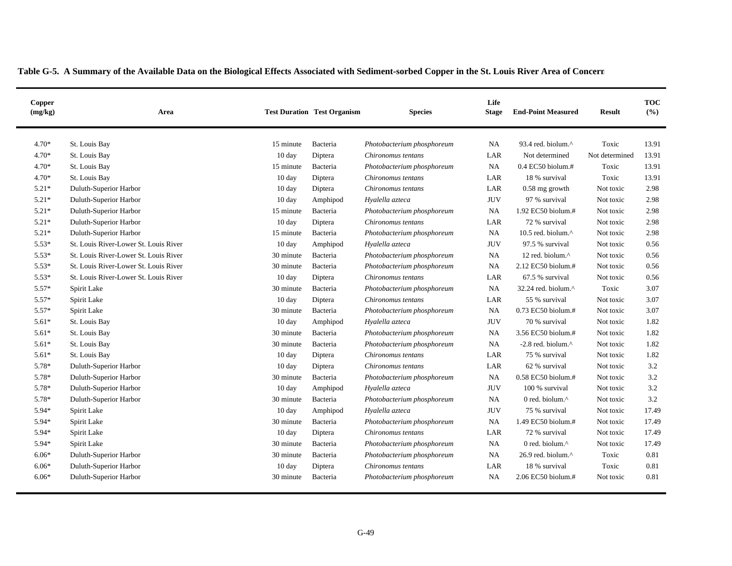**Table G-5. A Summary of the Available Data on the Biological Effects Associated with Sediment-sorbed Copper in the St. Louis River Area of Concern**

| Copper (mg/kg) | Area | Test Duration | Test Organism | Species | Life Stage | End-Point Measured | Result | TOC (%) |
|---|---|---|---|---|---|---|---|---|
| 4.70* | St. Louis Bay | 15 minute | Bacteria | *Photobacterium phosphoreum* | NA | 93.4 red. biolum.^ | Toxic | 13.91 |
| 4.70* | St. Louis Bay | 10 day | Diptera | *Chironomus tentans* | LAR | Not determined | Not determined | 13.91 |
| 4.70* | St. Louis Bay | 15 minute | Bacteria | *Photobacterium phosphoreum* | NA | 0.4 EC50 biolum.# | Toxic | 13.91 |
| 4.70* | St. Louis Bay | 10 day | Diptera | *Chironomus tentans* | LAR | 18 % survival | Toxic | 13.91 |
| 5.21* | Duluth-Superior Harbor | 10 day | Diptera | *Chironomus tentans* | LAR | 0.58 mg growth | Not toxic | 2.98 |
| 5.21* | Duluth-Superior Harbor | 10 day | Amphipod | *Hyalella azteca* | JUV | 97 % survival | Not toxic | 2.98 |
| 5.21* | Duluth-Superior Harbor | 15 minute | Bacteria | *Photobacterium phosphoreum* | NA | 1.92 EC50 biolum.# | Not toxic | 2.98 |
| 5.21* | Duluth-Superior Harbor | 10 day | Diptera | *Chironomus tentans* | LAR | 72 % survival | Not toxic | 2.98 |
| 5.21* | Duluth-Superior Harbor | 15 minute | Bacteria | *Photobacterium phosphoreum* | NA | 10.5 red. biolum.^ | Not toxic | 2.98 |
| 5.53* | St. Louis River-Lower St. Louis River | 10 day | Amphipod | *Hyalella azteca* | JUV | 97.5 % survival | Not toxic | 0.56 |
| 5.53* | St. Louis River-Lower St. Louis River | 30 minute | Bacteria | *Photobacterium phosphoreum* | NA | 12 red. biolum.^ | Not toxic | 0.56 |
| 5.53* | St. Louis River-Lower St. Louis River | 30 minute | Bacteria | *Photobacterium phosphoreum* | NA | 2.12 EC50 biolum.# | Not toxic | 0.56 |
| 5.53* | St. Louis River-Lower St. Louis River | 10 day | Diptera | *Chironomus tentans* | LAR | 67.5 % survival | Not toxic | 0.56 |
| 5.57* | Spirit Lake | 30 minute | Bacteria | *Photobacterium phosphoreum* | NA | 32.24 red. biolum.^ | Toxic | 3.07 |
| 5.57* | Spirit Lake | 10 day | Diptera | *Chironomus tentans* | LAR | 55 % survival | Not toxic | 3.07 |
| 5.57* | Spirit Lake | 30 minute | Bacteria | *Photobacterium phosphoreum* | NA | 0.73 EC50 biolum.# | Not toxic | 3.07 |
| 5.61* | St. Louis Bay | 10 day | Amphipod | *Hyalella azteca* | JUV | 70 % survival | Not toxic | 1.82 |
| 5.61* | St. Louis Bay | 30 minute | Bacteria | *Photobacterium phosphoreum* | NA | 3.56 EC50 biolum.# | Not toxic | 1.82 |
| 5.61* | St. Louis Bay | 30 minute | Bacteria | *Photobacterium phosphoreum* | NA | -2.8 red. biolum.^ | Not toxic | 1.82 |
| 5.61* | St. Louis Bay | 10 day | Diptera | *Chironomus tentans* | LAR | 75 % survival | Not toxic | 1.82 |
| 5.78* | Duluth-Superior Harbor | 10 day | Diptera | *Chironomus tentans* | LAR | 62 % survival | Not toxic | 3.2 |
| 5.78* | Duluth-Superior Harbor | 30 minute | Bacteria | *Photobacterium phosphoreum* | NA | 0.58 EC50 biolum.# | Not toxic | 3.2 |
| 5.78* | Duluth-Superior Harbor | 10 day | Amphipod | *Hyalella azteca* | JUV | 100 % survival | Not toxic | 3.2 |
| 5.78* | Duluth-Superior Harbor | 30 minute | Bacteria | *Photobacterium phosphoreum* | NA | 0 red. biolum.^ | Not toxic | 3.2 |
| 5.94* | Spirit Lake | 10 day | Amphipod | *Hyalella azteca* | JUV | 75 % survival | Not toxic | 17.49 |
| 5.94* | Spirit Lake | 30 minute | Bacteria | *Photobacterium phosphoreum* | NA | 1.49 EC50 biolum.# | Not toxic | 17.49 |
| 5.94* | Spirit Lake | 10 day | Diptera | *Chironomus tentans* | LAR | 72 % survival | Not toxic | 17.49 |
| 5.94* | Spirit Lake | 30 minute | Bacteria | *Photobacterium phosphoreum* | NA | 0 red. biolum.^ | Not toxic | 17.49 |
| 6.06* | Duluth-Superior Harbor | 30 minute | Bacteria | *Photobacterium phosphoreum* | NA | 26.9 red. biolum.^ | Toxic | 0.81 |
| 6.06* | Duluth-Superior Harbor | 10 day | Diptera | *Chironomus tentans* | LAR | 18 % survival | Toxic | 0.81 |
| 6.06* | Duluth-Superior Harbor | 30 minute | Bacteria | *Photobacterium phosphoreum* | NA | 2.06 EC50 biolum.# | Not toxic | 0.81 |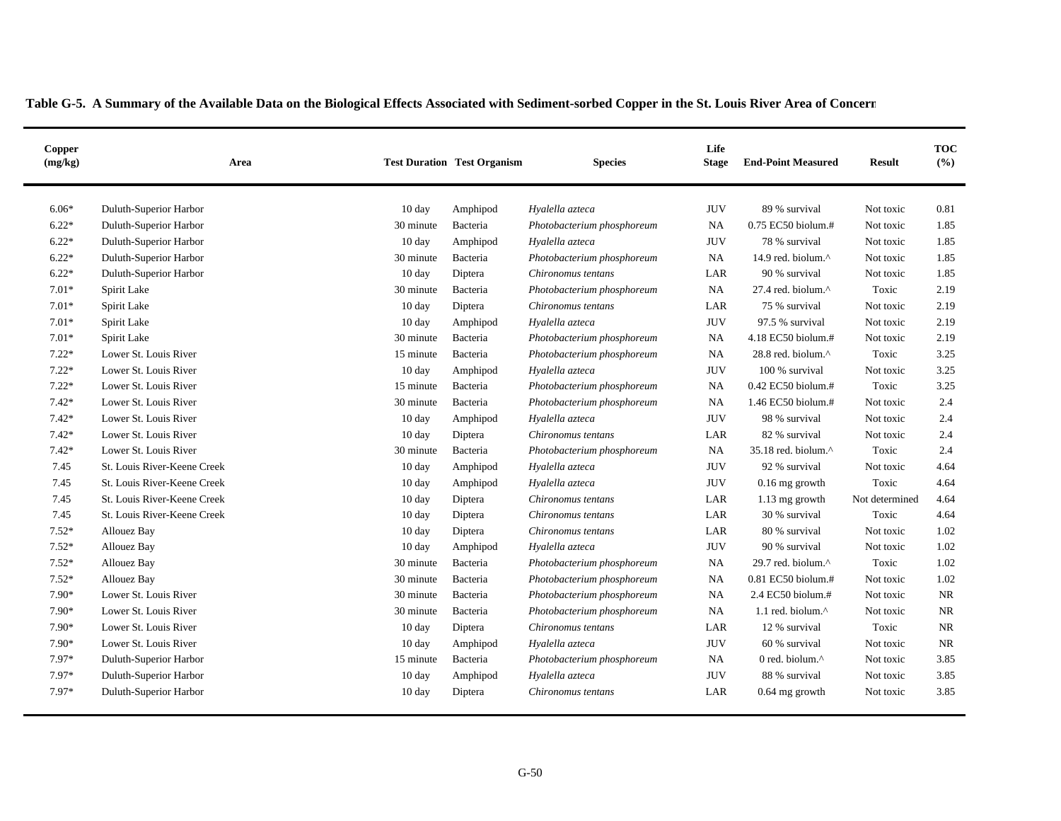**Table G-5. A Summary of the Available Data on the Biological Effects Associated with Sediment-sorbed Copper in the St. Louis River Area of Concern**

| Copper (mg/kg) | Area | Test Duration | Test Organism | Species | Life Stage | End-Point Measured | Result | TOC (%) |
|---|---|---|---|---|---|---|---|---|
| 6.06* | Duluth-Superior Harbor | 10 day | Amphipod | *Hyalella azteca* | JUV | 89 % survival | Not toxic | 0.81 |
| 6.22* | Duluth-Superior Harbor | 30 minute | Bacteria | *Photobacterium phosphoreum* | NA | 0.75 EC50 biolum.# | Not toxic | 1.85 |
| 6.22* | Duluth-Superior Harbor | 10 day | Amphipod | *Hyalella azteca* | JUV | 78 % survival | Not toxic | 1.85 |
| 6.22* | Duluth-Superior Harbor | 30 minute | Bacteria | *Photobacterium phosphoreum* | NA | 14.9 red. biolum.^ | Not toxic | 1.85 |
| 6.22* | Duluth-Superior Harbor | 10 day | Diptera | *Chironomus tentans* | LAR | 90 % survival | Not toxic | 1.85 |
| 7.01* | Spirit Lake | 30 minute | Bacteria | *Photobacterium phosphoreum* | NA | 27.4 red. biolum.^ | Toxic | 2.19 |
| 7.01* | Spirit Lake | 10 day | Diptera | *Chironomus tentans* | LAR | 75 % survival | Not toxic | 2.19 |
| 7.01* | Spirit Lake | 10 day | Amphipod | *Hyalella azteca* | JUV | 97.5 % survival | Not toxic | 2.19 |
| 7.01* | Spirit Lake | 30 minute | Bacteria | *Photobacterium phosphoreum* | NA | 4.18 EC50 biolum.# | Not toxic | 2.19 |
| 7.22* | Lower St. Louis River | 15 minute | Bacteria | *Photobacterium phosphoreum* | NA | 28.8 red. biolum.^ | Toxic | 3.25 |
| 7.22* | Lower St. Louis River | 10 day | Amphipod | *Hyalella azteca* | JUV | 100 % survival | Not toxic | 3.25 |
| 7.22* | Lower St. Louis River | 15 minute | Bacteria | *Photobacterium phosphoreum* | NA | 0.42 EC50 biolum.# | Toxic | 3.25 |
| 7.42* | Lower St. Louis River | 30 minute | Bacteria | *Photobacterium phosphoreum* | NA | 1.46 EC50 biolum.# | Not toxic | 2.4 |
| 7.42* | Lower St. Louis River | 10 day | Amphipod | *Hyalella azteca* | JUV | 98 % survival | Not toxic | 2.4 |
| 7.42* | Lower St. Louis River | 10 day | Diptera | *Chironomus tentans* | LAR | 82 % survival | Not toxic | 2.4 |
| 7.42* | Lower St. Louis River | 30 minute | Bacteria | *Photobacterium phosphoreum* | NA | 35.18 red. biolum.^ | Toxic | 2.4 |
| 7.45 | St. Louis River-Keene Creek | 10 day | Amphipod | *Hyalella azteca* | JUV | 92 % survival | Not toxic | 4.64 |
| 7.45 | St. Louis River-Keene Creek | 10 day | Amphipod | *Hyalella azteca* | JUV | 0.16 mg growth | Toxic | 4.64 |
| 7.45 | St. Louis River-Keene Creek | 10 day | Diptera | *Chironomus tentans* | LAR | 1.13 mg growth | Not determined | 4.64 |
| 7.45 | St. Louis River-Keene Creek | 10 day | Diptera | *Chironomus tentans* | LAR | 30 % survival | Toxic | 4.64 |
| 7.52* | Allouez Bay | 10 day | Diptera | *Chironomus tentans* | LAR | 80 % survival | Not toxic | 1.02 |
| 7.52* | Allouez Bay | 10 day | Amphipod | *Hyalella azteca* | JUV | 90 % survival | Not toxic | 1.02 |
| 7.52* | Allouez Bay | 30 minute | Bacteria | *Photobacterium phosphoreum* | NA | 29.7 red. biolum.^ | Toxic | 1.02 |
| 7.52* | Allouez Bay | 30 minute | Bacteria | *Photobacterium phosphoreum* | NA | 0.81 EC50 biolum.# | Not toxic | 1.02 |
| 7.90* | Lower St. Louis River | 30 minute | Bacteria | *Photobacterium phosphoreum* | NA | 2.4 EC50 biolum.# | Not toxic | NR |
| 7.90* | Lower St. Louis River | 30 minute | Bacteria | *Photobacterium phosphoreum* | NA | 1.1 red. biolum.^ | Not toxic | NR |
| 7.90* | Lower St. Louis River | 10 day | Diptera | *Chironomus tentans* | LAR | 12 % survival | Toxic | NR |
| 7.90* | Lower St. Louis River | 10 day | Amphipod | *Hyalella azteca* | JUV | 60 % survival | Not toxic | NR |
| 7.97* | Duluth-Superior Harbor | 15 minute | Bacteria | *Photobacterium phosphoreum* | NA | 0 red. biolum.^ | Not toxic | 3.85 |
| 7.97* | Duluth-Superior Harbor | 10 day | Amphipod | *Hyalella azteca* | JUV | 88 % survival | Not toxic | 3.85 |
| 7.97* | Duluth-Superior Harbor | 10 day | Diptera | *Chironomus tentans* | LAR | 0.64 mg growth | Not toxic | 3.85 |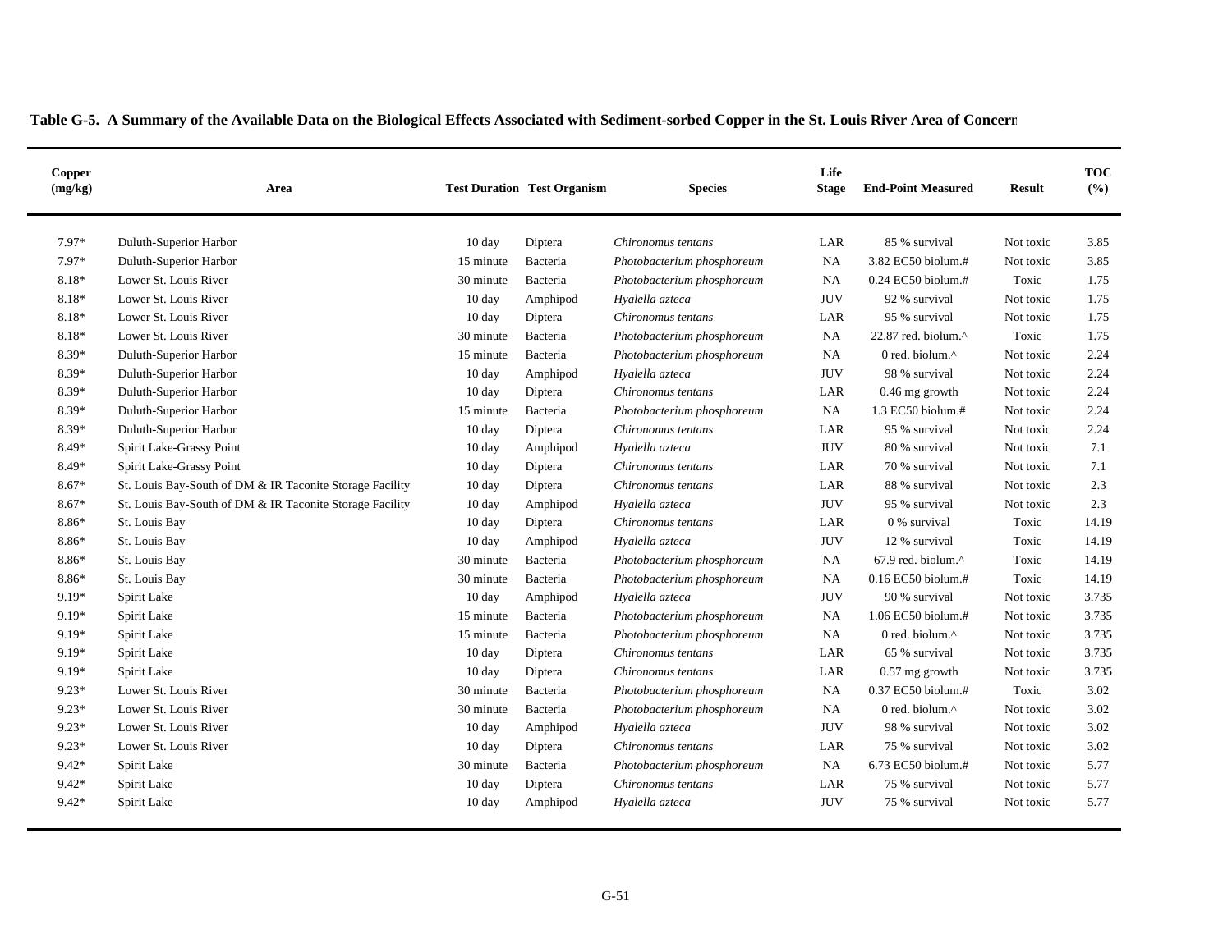**Table G-5. A Summary of the Available Data on the Biological Effects Associated with Sediment-sorbed Copper in the St. Louis River Area of Concern**

| Copper (mg/kg) | Area | Test Duration | Test Organism | Species | Life Stage | End-Point Measured | Result | TOC (%) |
|---|---|---|---|---|---|---|---|---|
| 7.97* | Duluth-Superior Harbor | 10 day | Diptera | *Chironomus tentans* | LAR | 85 % survival | Not toxic | 3.85 |
| 7.97* | Duluth-Superior Harbor | 15 minute | Bacteria | *Photobacterium phosphoreum* | NA | 3.82 EC50 biolum.# | Not toxic | 3.85 |
| 8.18* | Lower St. Louis River | 30 minute | Bacteria | *Photobacterium phosphoreum* | NA | 0.24 EC50 biolum.# | Toxic | 1.75 |
| 8.18* | Lower St. Louis River | 10 day | Amphipod | *Hyalella azteca* | JUV | 92 % survival | Not toxic | 1.75 |
| 8.18* | Lower St. Louis River | 10 day | Diptera | *Chironomus tentans* | LAR | 95 % survival | Not toxic | 1.75 |
| 8.18* | Lower St. Louis River | 30 minute | Bacteria | *Photobacterium phosphoreum* | NA | 22.87 red. biolum.^ | Toxic | 1.75 |
| 8.39* | Duluth-Superior Harbor | 15 minute | Bacteria | *Photobacterium phosphoreum* | NA | 0 red. biolum.^ | Not toxic | 2.24 |
| 8.39* | Duluth-Superior Harbor | 10 day | Amphipod | *Hyalella azteca* | JUV | 98 % survival | Not toxic | 2.24 |
| 8.39* | Duluth-Superior Harbor | 10 day | Diptera | *Chironomus tentans* | LAR | 0.46 mg growth | Not toxic | 2.24 |
| 8.39* | Duluth-Superior Harbor | 15 minute | Bacteria | *Photobacterium phosphoreum* | NA | 1.3 EC50 biolum.# | Not toxic | 2.24 |
| 8.39* | Duluth-Superior Harbor | 10 day | Diptera | *Chironomus tentans* | LAR | 95 % survival | Not toxic | 2.24 |
| 8.49* | Spirit Lake-Grassy Point | 10 day | Amphipod | *Hyalella azteca* | JUV | 80 % survival | Not toxic | 7.1 |
| 8.49* | Spirit Lake-Grassy Point | 10 day | Diptera | *Chironomus tentans* | LAR | 70 % survival | Not toxic | 7.1 |
| 8.67* | St. Louis Bay-South of DM & IR Taconite Storage Facility | 10 day | Diptera | *Chironomus tentans* | LAR | 88 % survival | Not toxic | 2.3 |
| 8.67* | St. Louis Bay-South of DM & IR Taconite Storage Facility | 10 day | Amphipod | *Hyalella azteca* | JUV | 95 % survival | Not toxic | 2.3 |
| 8.86* | St. Louis Bay | 10 day | Diptera | *Chironomus tentans* | LAR | 0 % survival | Toxic | 14.19 |
| 8.86* | St. Louis Bay | 10 day | Amphipod | *Hyalella azteca* | JUV | 12 % survival | Toxic | 14.19 |
| 8.86* | St. Louis Bay | 30 minute | Bacteria | *Photobacterium phosphoreum* | NA | 67.9 red. biolum.^ | Toxic | 14.19 |
| 8.86* | St. Louis Bay | 30 minute | Bacteria | *Photobacterium phosphoreum* | NA | 0.16 EC50 biolum.# | Toxic | 14.19 |
| 9.19* | Spirit Lake | 10 day | Amphipod | *Hyalella azteca* | JUV | 90 % survival | Not toxic | 3.735 |
| 9.19* | Spirit Lake | 15 minute | Bacteria | *Photobacterium phosphoreum* | NA | 1.06 EC50 biolum.# | Not toxic | 3.735 |
| 9.19* | Spirit Lake | 15 minute | Bacteria | *Photobacterium phosphoreum* | NA | 0 red. biolum.^ | Not toxic | 3.735 |
| 9.19* | Spirit Lake | 10 day | Diptera | *Chironomus tentans* | LAR | 65 % survival | Not toxic | 3.735 |
| 9.19* | Spirit Lake | 10 day | Diptera | *Chironomus tentans* | LAR | 0.57 mg growth | Not toxic | 3.735 |
| 9.23* | Lower St. Louis River | 30 minute | Bacteria | *Photobacterium phosphoreum* | NA | 0.37 EC50 biolum.# | Toxic | 3.02 |
| 9.23* | Lower St. Louis River | 30 minute | Bacteria | *Photobacterium phosphoreum* | NA | 0 red. biolum.^ | Not toxic | 3.02 |
| 9.23* | Lower St. Louis River | 10 day | Amphipod | *Hyalella azteca* | JUV | 98 % survival | Not toxic | 3.02 |
| 9.23* | Lower St. Louis River | 10 day | Diptera | *Chironomus tentans* | LAR | 75 % survival | Not toxic | 3.02 |
| 9.42* | Spirit Lake | 30 minute | Bacteria | *Photobacterium phosphoreum* | NA | 6.73 EC50 biolum.# | Not toxic | 5.77 |
| 9.42* | Spirit Lake | 10 day | Diptera | *Chironomus tentans* | LAR | 75 % survival | Not toxic | 5.77 |
| 9.42* | Spirit Lake | 10 day | Amphipod | *Hyalella azteca* | JUV | 75 % survival | Not toxic | 5.77 |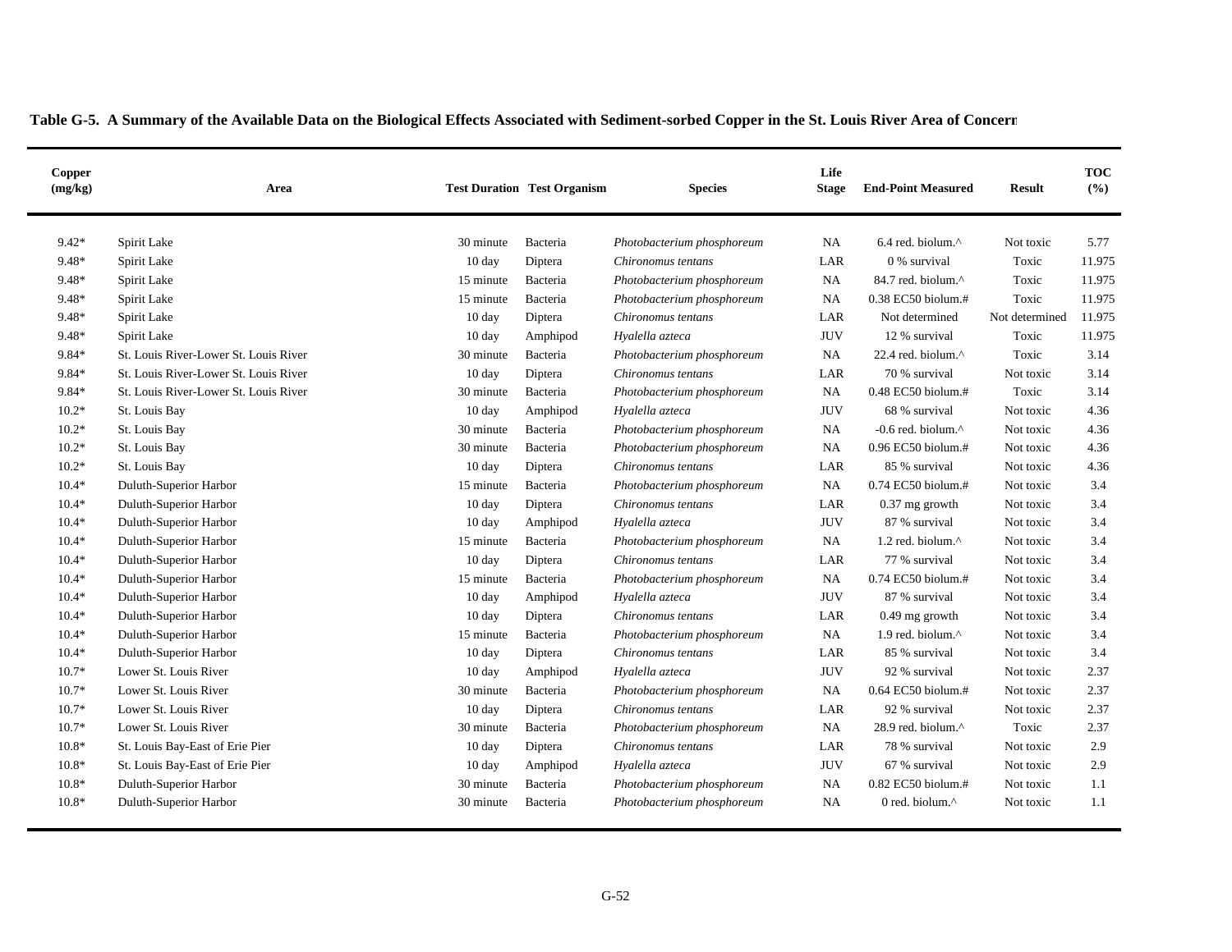**Table G-5. A Summary of the Available Data on the Biological Effects Associated with Sediment-sorbed Copper in the St. Louis River Area of Concern**

| Copper (mg/kg) | Area | Test Duration | Test Organism | Species | Life Stage | End-Point Measured | Result | TOC (%) |
|---|---|---|---|---|---|---|---|---|
| 9.42* | Spirit Lake | 30 minute | Bacteria | *Photobacterium phosphoreum* | NA | 6.4 red. biolum.^ | Not toxic | 5.77 |
| 9.48* | Spirit Lake | 10 day | Diptera | *Chironomus tentans* | LAR | 0 % survival | Toxic | 11.975 |
| 9.48* | Spirit Lake | 15 minute | Bacteria | *Photobacterium phosphoreum* | NA | 84.7 red. biolum.^ | Toxic | 11.975 |
| 9.48* | Spirit Lake | 15 minute | Bacteria | *Photobacterium phosphoreum* | NA | 0.38 EC50 biolum.# | Toxic | 11.975 |
| 9.48* | Spirit Lake | 10 day | Diptera | *Chironomus tentans* | LAR | Not determined | Not determined | 11.975 |
| 9.48* | Spirit Lake | 10 day | Amphipod | *Hyalella azteca* | JUV | 12 % survival | Toxic | 11.975 |
| 9.84* | St. Louis River-Lower St. Louis River | 30 minute | Bacteria | *Photobacterium phosphoreum* | NA | 22.4 red. biolum.^ | Toxic | 3.14 |
| 9.84* | St. Louis River-Lower St. Louis River | 10 day | Diptera | *Chironomus tentans* | LAR | 70 % survival | Not toxic | 3.14 |
| 9.84* | St. Louis River-Lower St. Louis River | 30 minute | Bacteria | *Photobacterium phosphoreum* | NA | 0.48 EC50 biolum.# | Toxic | 3.14 |
| 10.2* | St. Louis Bay | 10 day | Amphipod | *Hyalella azteca* | JUV | 68 % survival | Not toxic | 4.36 |
| 10.2* | St. Louis Bay | 30 minute | Bacteria | *Photobacterium phosphoreum* | NA | -0.6 red. biolum.^ | Not toxic | 4.36 |
| 10.2* | St. Louis Bay | 30 minute | Bacteria | *Photobacterium phosphoreum* | NA | 0.96 EC50 biolum.# | Not toxic | 4.36 |
| 10.2* | St. Louis Bay | 10 day | Diptera | *Chironomus tentans* | LAR | 85 % survival | Not toxic | 4.36 |
| 10.4* | Duluth-Superior Harbor | 15 minute | Bacteria | *Photobacterium phosphoreum* | NA | 0.74 EC50 biolum.# | Not toxic | 3.4 |
| 10.4* | Duluth-Superior Harbor | 10 day | Diptera | *Chironomus tentans* | LAR | 0.37 mg growth | Not toxic | 3.4 |
| 10.4* | Duluth-Superior Harbor | 10 day | Amphipod | *Hyalella azteca* | JUV | 87 % survival | Not toxic | 3.4 |
| 10.4* | Duluth-Superior Harbor | 15 minute | Bacteria | *Photobacterium phosphoreum* | NA | 1.2 red. biolum.^ | Not toxic | 3.4 |
| 10.4* | Duluth-Superior Harbor | 10 day | Diptera | *Chironomus tentans* | LAR | 77 % survival | Not toxic | 3.4 |
| 10.4* | Duluth-Superior Harbor | 15 minute | Bacteria | *Photobacterium phosphoreum* | NA | 0.74 EC50 biolum.# | Not toxic | 3.4 |
| 10.4* | Duluth-Superior Harbor | 10 day | Amphipod | *Hyalella azteca* | JUV | 87 % survival | Not toxic | 3.4 |
| 10.4* | Duluth-Superior Harbor | 10 day | Diptera | *Chironomus tentans* | LAR | 0.49 mg growth | Not toxic | 3.4 |
| 10.4* | Duluth-Superior Harbor | 15 minute | Bacteria | *Photobacterium phosphoreum* | NA | 1.9 red. biolum.^ | Not toxic | 3.4 |
| 10.4* | Duluth-Superior Harbor | 10 day | Diptera | *Chironomus tentans* | LAR | 85 % survival | Not toxic | 3.4 |
| 10.7* | Lower St. Louis River | 10 day | Amphipod | *Hyalella azteca* | JUV | 92 % survival | Not toxic | 2.37 |
| 10.7* | Lower St. Louis River | 30 minute | Bacteria | *Photobacterium phosphoreum* | NA | 0.64 EC50 biolum.# | Not toxic | 2.37 |
| 10.7* | Lower St. Louis River | 10 day | Diptera | *Chironomus tentans* | LAR | 92 % survival | Not toxic | 2.37 |
| 10.7* | Lower St. Louis River | 30 minute | Bacteria | *Photobacterium phosphoreum* | NA | 28.9 red. biolum.^ | Toxic | 2.37 |
| 10.8* | St. Louis Bay-East of Erie Pier | 10 day | Diptera | *Chironomus tentans* | LAR | 78 % survival | Not toxic | 2.9 |
| 10.8* | St. Louis Bay-East of Erie Pier | 10 day | Amphipod | *Hyalella azteca* | JUV | 67 % survival | Not toxic | 2.9 |
| 10.8* | Duluth-Superior Harbor | 30 minute | Bacteria | *Photobacterium phosphoreum* | NA | 0.82 EC50 biolum.# | Not toxic | 1.1 |
| 10.8* | Duluth-Superior Harbor | 30 minute | Bacteria | *Photobacterium phosphoreum* | NA | 0 red. biolum.^ | Not toxic | 1.1 |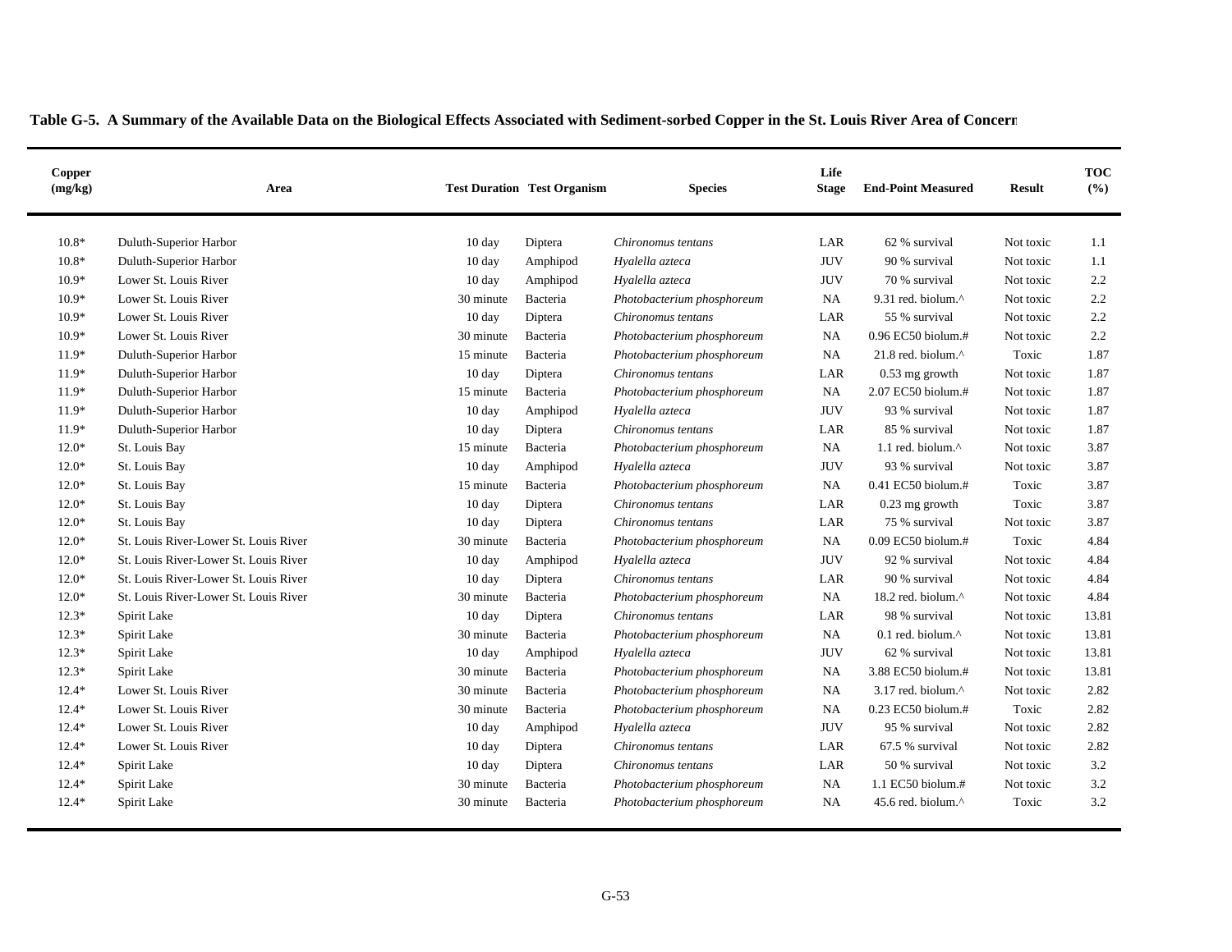**Table G-5. A Summary of the Available Data on the Biological Effects Associated with Sediment-sorbed Copper in the St. Louis River Area of Concern**

| Copper (mg/kg) | Area | Test Duration | Test Organism | Species | Life Stage | End-Point Measured | Result | TOC (%) |
|---|---|---|---|---|---|---|---|---|
| 10.8* | Duluth-Superior Harbor | 10 day | Diptera | *Chironomus tentans* | LAR | 62 % survival | Not toxic | 1.1 |
| 10.8* | Duluth-Superior Harbor | 10 day | Amphipod | *Hyalella azteca* | JUV | 90 % survival | Not toxic | 1.1 |
| 10.9* | Lower St. Louis River | 10 day | Amphipod | *Hyalella azteca* | JUV | 70 % survival | Not toxic | 2.2 |
| 10.9* | Lower St. Louis River | 30 minute | Bacteria | *Photobacterium phosphoreum* | NA | 9.31 red. biolum.^ | Not toxic | 2.2 |
| 10.9* | Lower St. Louis River | 10 day | Diptera | *Chironomus tentans* | LAR | 55 % survival | Not toxic | 2.2 |
| 10.9* | Lower St. Louis River | 30 minute | Bacteria | *Photobacterium phosphoreum* | NA | 0.96 EC50 biolum.# | Not toxic | 2.2 |
| 11.9* | Duluth-Superior Harbor | 15 minute | Bacteria | *Photobacterium phosphoreum* | NA | 21.8 red. biolum.^ | Toxic | 1.87 |
| 11.9* | Duluth-Superior Harbor | 10 day | Diptera | *Chironomus tentans* | LAR | 0.53 mg growth | Not toxic | 1.87 |
| 11.9* | Duluth-Superior Harbor | 15 minute | Bacteria | *Photobacterium phosphoreum* | NA | 2.07 EC50 biolum.# | Not toxic | 1.87 |
| 11.9* | Duluth-Superior Harbor | 10 day | Amphipod | *Hyalella azteca* | JUV | 93 % survival | Not toxic | 1.87 |
| 11.9* | Duluth-Superior Harbor | 10 day | Diptera | *Chironomus tentans* | LAR | 85 % survival | Not toxic | 1.87 |
| 12.0* | St. Louis Bay | 15 minute | Bacteria | *Photobacterium phosphoreum* | NA | 1.1 red. biolum.^ | Not toxic | 3.87 |
| 12.0* | St. Louis Bay | 10 day | Amphipod | *Hyalella azteca* | JUV | 93 % survival | Not toxic | 3.87 |
| 12.0* | St. Louis Bay | 15 minute | Bacteria | *Photobacterium phosphoreum* | NA | 0.41 EC50 biolum.# | Toxic | 3.87 |
| 12.0* | St. Louis Bay | 10 day | Diptera | *Chironomus tentans* | LAR | 0.23 mg growth | Toxic | 3.87 |
| 12.0* | St. Louis Bay | 10 day | Diptera | *Chironomus tentans* | LAR | 75 % survival | Not toxic | 3.87 |
| 12.0* | St. Louis River-Lower St. Louis River | 30 minute | Bacteria | *Photobacterium phosphoreum* | NA | 0.09 EC50 biolum.# | Toxic | 4.84 |
| 12.0* | St. Louis River-Lower St. Louis River | 10 day | Amphipod | *Hyalella azteca* | JUV | 92 % survival | Not toxic | 4.84 |
| 12.0* | St. Louis River-Lower St. Louis River | 10 day | Diptera | *Chironomus tentans* | LAR | 90 % survival | Not toxic | 4.84 |
| 12.0* | St. Louis River-Lower St. Louis River | 30 minute | Bacteria | *Photobacterium phosphoreum* | NA | 18.2 red. biolum.^ | Not toxic | 4.84 |
| 12.3* | Spirit Lake | 10 day | Diptera | *Chironomus tentans* | LAR | 98 % survival | Not toxic | 13.81 |
| 12.3* | Spirit Lake | 30 minute | Bacteria | *Photobacterium phosphoreum* | NA | 0.1 red. biolum.^ | Not toxic | 13.81 |
| 12.3* | Spirit Lake | 10 day | Amphipod | *Hyalella azteca* | JUV | 62 % survival | Not toxic | 13.81 |
| 12.3* | Spirit Lake | 30 minute | Bacteria | *Photobacterium phosphoreum* | NA | 3.88 EC50 biolum.# | Not toxic | 13.81 |
| 12.4* | Lower St. Louis River | 30 minute | Bacteria | *Photobacterium phosphoreum* | NA | 3.17 red. biolum.^ | Not toxic | 2.82 |
| 12.4* | Lower St. Louis River | 30 minute | Bacteria | *Photobacterium phosphoreum* | NA | 0.23 EC50 biolum.# | Toxic | 2.82 |
| 12.4* | Lower St. Louis River | 10 day | Amphipod | *Hyalella azteca* | JUV | 95 % survival | Not toxic | 2.82 |
| 12.4* | Lower St. Louis River | 10 day | Diptera | *Chironomus tentans* | LAR | 67.5 % survival | Not toxic | 2.82 |
| 12.4* | Spirit Lake | 10 day | Diptera | *Chironomus tentans* | LAR | 50 % survival | Not toxic | 3.2 |
| 12.4* | Spirit Lake | 30 minute | Bacteria | *Photobacterium phosphoreum* | NA | 1.1 EC50 biolum.# | Not toxic | 3.2 |
| 12.4* | Spirit Lake | 30 minute | Bacteria | *Photobacterium phosphoreum* | NA | 45.6 red. biolum.^ | Toxic | 3.2 |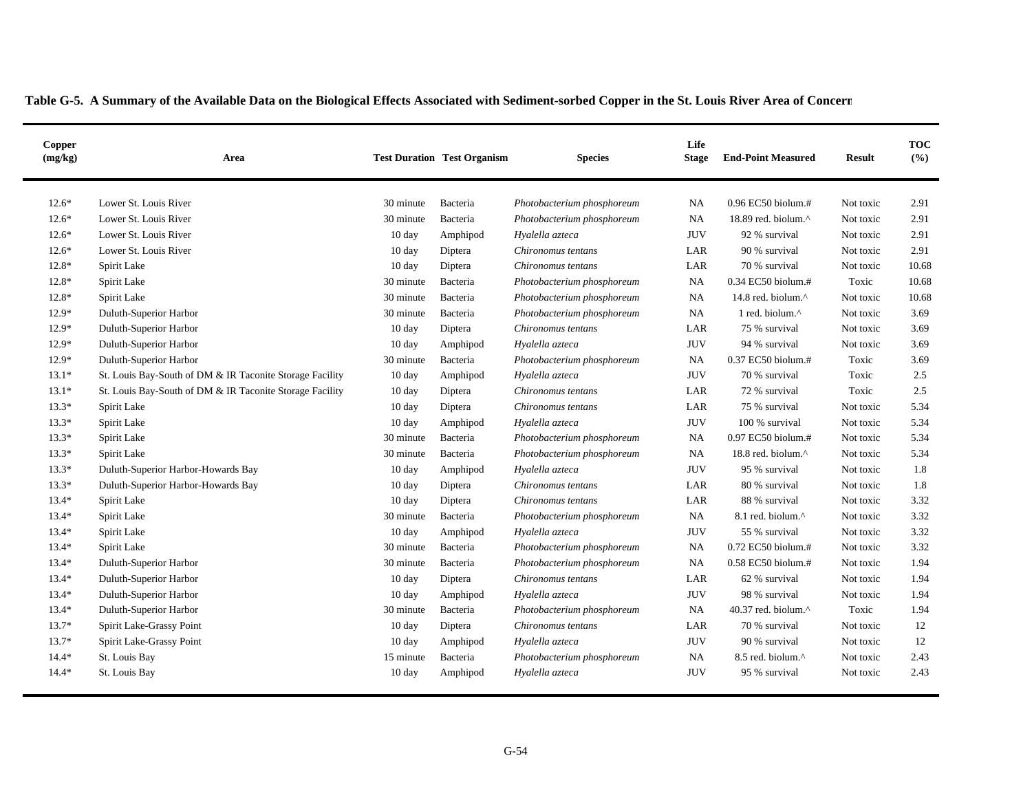**Table G-5. A Summary of the Available Data on the Biological Effects Associated with Sediment-sorbed Copper in the St. Louis River Area of Concern**

| Copper (mg/kg) | Area | Test Duration | Test Organism | Species | Life Stage | End-Point Measured | Result | TOC (%) |
|---|---|---|---|---|---|---|---|---|
| 12.6* | Lower St. Louis River | 30 minute | Bacteria | *Photobacterium phosphoreum* | NA | 0.96 EC50 biolum.# | Not toxic | 2.91 |
| 12.6* | Lower St. Louis River | 30 minute | Bacteria | *Photobacterium phosphoreum* | NA | 18.89 red. biolum.^ | Not toxic | 2.91 |
| 12.6* | Lower St. Louis River | 10 day | Amphipod | *Hyalella azteca* | JUV | 92 % survival | Not toxic | 2.91 |
| 12.6* | Lower St. Louis River | 10 day | Diptera | *Chironomus tentans* | LAR | 90 % survival | Not toxic | 2.91 |
| 12.8* | Spirit Lake | 10 day | Diptera | *Chironomus tentans* | LAR | 70 % survival | Not toxic | 10.68 |
| 12.8* | Spirit Lake | 30 minute | Bacteria | *Photobacterium phosphoreum* | NA | 0.34 EC50 biolum.# | Toxic | 10.68 |
| 12.8* | Spirit Lake | 30 minute | Bacteria | *Photobacterium phosphoreum* | NA | 14.8 red. biolum.^ | Not toxic | 10.68 |
| 12.9* | Duluth-Superior Harbor | 30 minute | Bacteria | *Photobacterium phosphoreum* | NA | 1 red. biolum.^ | Not toxic | 3.69 |
| 12.9* | Duluth-Superior Harbor | 10 day | Diptera | *Chironomus tentans* | LAR | 75 % survival | Not toxic | 3.69 |
| 12.9* | Duluth-Superior Harbor | 10 day | Amphipod | *Hyalella azteca* | JUV | 94 % survival | Not toxic | 3.69 |
| 12.9* | Duluth-Superior Harbor | 30 minute | Bacteria | *Photobacterium phosphoreum* | NA | 0.37 EC50 biolum.# | Toxic | 3.69 |
| 13.1* | St. Louis Bay-South of DM & IR Taconite Storage Facility | 10 day | Amphipod | *Hyalella azteca* | JUV | 70 % survival | Toxic | 2.5 |
| 13.1* | St. Louis Bay-South of DM & IR Taconite Storage Facility | 10 day | Diptera | *Chironomus tentans* | LAR | 72 % survival | Toxic | 2.5 |
| 13.3* | Spirit Lake | 10 day | Diptera | *Chironomus tentans* | LAR | 75 % survival | Not toxic | 5.34 |
| 13.3* | Spirit Lake | 10 day | Amphipod | *Hyalella azteca* | JUV | 100 % survival | Not toxic | 5.34 |
| 13.3* | Spirit Lake | 30 minute | Bacteria | *Photobacterium phosphoreum* | NA | 0.97 EC50 biolum.# | Not toxic | 5.34 |
| 13.3* | Spirit Lake | 30 minute | Bacteria | *Photobacterium phosphoreum* | NA | 18.8 red. biolum.^ | Not toxic | 5.34 |
| 13.3* | Duluth-Superior Harbor-Howards Bay | 10 day | Amphipod | *Hyalella azteca* | JUV | 95 % survival | Not toxic | 1.8 |
| 13.3* | Duluth-Superior Harbor-Howards Bay | 10 day | Diptera | *Chironomus tentans* | LAR | 80 % survival | Not toxic | 1.8 |
| 13.4* | Spirit Lake | 10 day | Diptera | *Chironomus tentans* | LAR | 88 % survival | Not toxic | 3.32 |
| 13.4* | Spirit Lake | 30 minute | Bacteria | *Photobacterium phosphoreum* | NA | 8.1 red. biolum.^ | Not toxic | 3.32 |
| 13.4* | Spirit Lake | 10 day | Amphipod | *Hyalella azteca* | JUV | 55 % survival | Not toxic | 3.32 |
| 13.4* | Spirit Lake | 30 minute | Bacteria | *Photobacterium phosphoreum* | NA | 0.72 EC50 biolum.# | Not toxic | 3.32 |
| 13.4* | Duluth-Superior Harbor | 30 minute | Bacteria | *Photobacterium phosphoreum* | NA | 0.58 EC50 biolum.# | Not toxic | 1.94 |
| 13.4* | Duluth-Superior Harbor | 10 day | Diptera | *Chironomus tentans* | LAR | 62 % survival | Not toxic | 1.94 |
| 13.4* | Duluth-Superior Harbor | 10 day | Amphipod | *Hyalella azteca* | JUV | 98 % survival | Not toxic | 1.94 |
| 13.4* | Duluth-Superior Harbor | 30 minute | Bacteria | *Photobacterium phosphoreum* | NA | 40.37 red. biolum.^ | Toxic | 1.94 |
| 13.7* | Spirit Lake-Grassy Point | 10 day | Diptera | *Chironomus tentans* | LAR | 70 % survival | Not toxic | 12 |
| 13.7* | Spirit Lake-Grassy Point | 10 day | Amphipod | *Hyalella azteca* | JUV | 90 % survival | Not toxic | 12 |
| 14.4* | St. Louis Bay | 15 minute | Bacteria | *Photobacterium phosphoreum* | NA | 8.5 red. biolum.^ | Not toxic | 2.43 |
| 14.4* | St. Louis Bay | 10 day | Amphipod | *Hyalella azteca* | JUV | 95 % survival | Not toxic | 2.43 |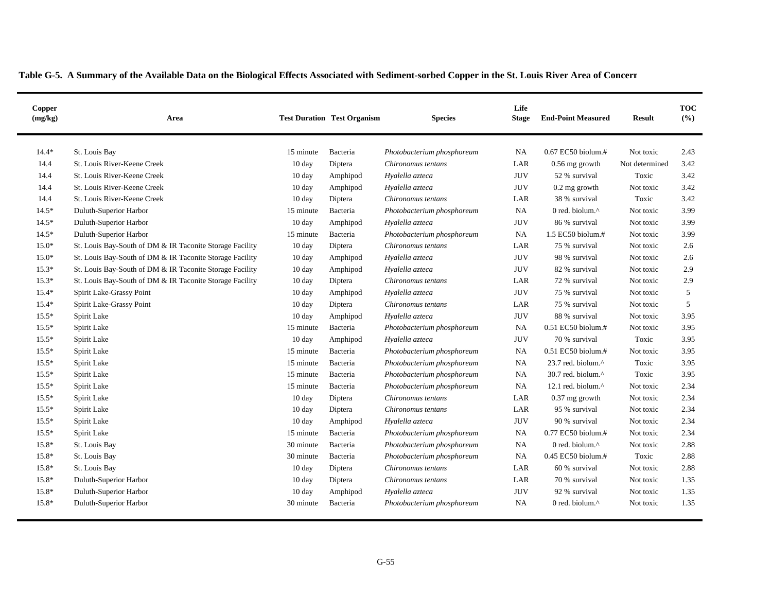**Table G-5. A Summary of the Available Data on the Biological Effects Associated with Sediment-sorbed Copper in the St. Louis River Area of Concern**

| Copper (mg/kg) | Area | Test Duration | Test Organism | Species | Life Stage | End-Point Measured | Result | TOC (%) |
|---|---|---|---|---|---|---|---|---|
| 14.4* | St. Louis Bay | 15 minute | Bacteria | *Photobacterium phosphoreum* | NA | 0.67 EC50 biolum.# | Not toxic | 2.43 |
| 14.4 | St. Louis River-Keene Creek | 10 day | Diptera | *Chironomus tentans* | LAR | 0.56 mg growth | Not determined | 3.42 |
| 14.4 | St. Louis River-Keene Creek | 10 day | Amphipod | *Hyalella azteca* | JUV | 52 % survival | Toxic | 3.42 |
| 14.4 | St. Louis River-Keene Creek | 10 day | Amphipod | *Hyalella azteca* | JUV | 0.2 mg growth | Not toxic | 3.42 |
| 14.4 | St. Louis River-Keene Creek | 10 day | Diptera | *Chironomus tentans* | LAR | 38 % survival | Toxic | 3.42 |
| 14.5* | Duluth-Superior Harbor | 15 minute | Bacteria | *Photobacterium phosphoreum* | NA | 0 red. biolum.^ | Not toxic | 3.99 |
| 14.5* | Duluth-Superior Harbor | 10 day | Amphipod | *Hyalella azteca* | JUV | 86 % survival | Not toxic | 3.99 |
| 14.5* | Duluth-Superior Harbor | 15 minute | Bacteria | *Photobacterium phosphoreum* | NA | 1.5 EC50 biolum.# | Not toxic | 3.99 |
| 15.0* | St. Louis Bay-South of DM & IR Taconite Storage Facility | 10 day | Diptera | *Chironomus tentans* | LAR | 75 % survival | Not toxic | 2.6 |
| 15.0* | St. Louis Bay-South of DM & IR Taconite Storage Facility | 10 day | Amphipod | *Hyalella azteca* | JUV | 98 % survival | Not toxic | 2.6 |
| 15.3* | St. Louis Bay-South of DM & IR Taconite Storage Facility | 10 day | Amphipod | *Hyalella azteca* | JUV | 82 % survival | Not toxic | 2.9 |
| 15.3* | St. Louis Bay-South of DM & IR Taconite Storage Facility | 10 day | Diptera | *Chironomus tentans* | LAR | 72 % survival | Not toxic | 2.9 |
| 15.4* | Spirit Lake-Grassy Point | 10 day | Amphipod | *Hyalella azteca* | JUV | 75 % survival | Not toxic | 5 |
| 15.4* | Spirit Lake-Grassy Point | 10 day | Diptera | *Chironomus tentans* | LAR | 75 % survival | Not toxic | 5 |
| 15.5* | Spirit Lake | 10 day | Amphipod | *Hyalella azteca* | JUV | 88 % survival | Not toxic | 3.95 |
| 15.5* | Spirit Lake | 15 minute | Bacteria | *Photobacterium phosphoreum* | NA | 0.51 EC50 biolum.# | Not toxic | 3.95 |
| 15.5* | Spirit Lake | 10 day | Amphipod | *Hyalella azteca* | JUV | 70 % survival | Toxic | 3.95 |
| 15.5* | Spirit Lake | 15 minute | Bacteria | *Photobacterium phosphoreum* | NA | 0.51 EC50 biolum.# | Not toxic | 3.95 |
| 15.5* | Spirit Lake | 15 minute | Bacteria | *Photobacterium phosphoreum* | NA | 23.7 red. biolum.^ | Toxic | 3.95 |
| 15.5* | Spirit Lake | 15 minute | Bacteria | *Photobacterium phosphoreum* | NA | 30.7 red. biolum.^ | Toxic | 3.95 |
| 15.5* | Spirit Lake | 15 minute | Bacteria | *Photobacterium phosphoreum* | NA | 12.1 red. biolum.^ | Not toxic | 2.34 |
| 15.5* | Spirit Lake | 10 day | Diptera | *Chironomus tentans* | LAR | 0.37 mg growth | Not toxic | 2.34 |
| 15.5* | Spirit Lake | 10 day | Diptera | *Chironomus tentans* | LAR | 95 % survival | Not toxic | 2.34 |
| 15.5* | Spirit Lake | 10 day | Amphipod | *Hyalella azteca* | JUV | 90 % survival | Not toxic | 2.34 |
| 15.5* | Spirit Lake | 15 minute | Bacteria | *Photobacterium phosphoreum* | NA | 0.77 EC50 biolum.# | Not toxic | 2.34 |
| 15.8* | St. Louis Bay | 30 minute | Bacteria | *Photobacterium phosphoreum* | NA | 0 red. biolum.^ | Not toxic | 2.88 |
| 15.8* | St. Louis Bay | 30 minute | Bacteria | *Photobacterium phosphoreum* | NA | 0.45 EC50 biolum.# | Toxic | 2.88 |
| 15.8* | St. Louis Bay | 10 day | Diptera | *Chironomus tentans* | LAR | 60 % survival | Not toxic | 2.88 |
| 15.8* | Duluth-Superior Harbor | 10 day | Diptera | *Chironomus tentans* | LAR | 70 % survival | Not toxic | 1.35 |
| 15.8* | Duluth-Superior Harbor | 10 day | Amphipod | *Hyalella azteca* | JUV | 92 % survival | Not toxic | 1.35 |
| 15.8* | Duluth-Superior Harbor | 30 minute | Bacteria | *Photobacterium phosphoreum* | NA | 0 red. biolum.^ | Not toxic | 1.35 |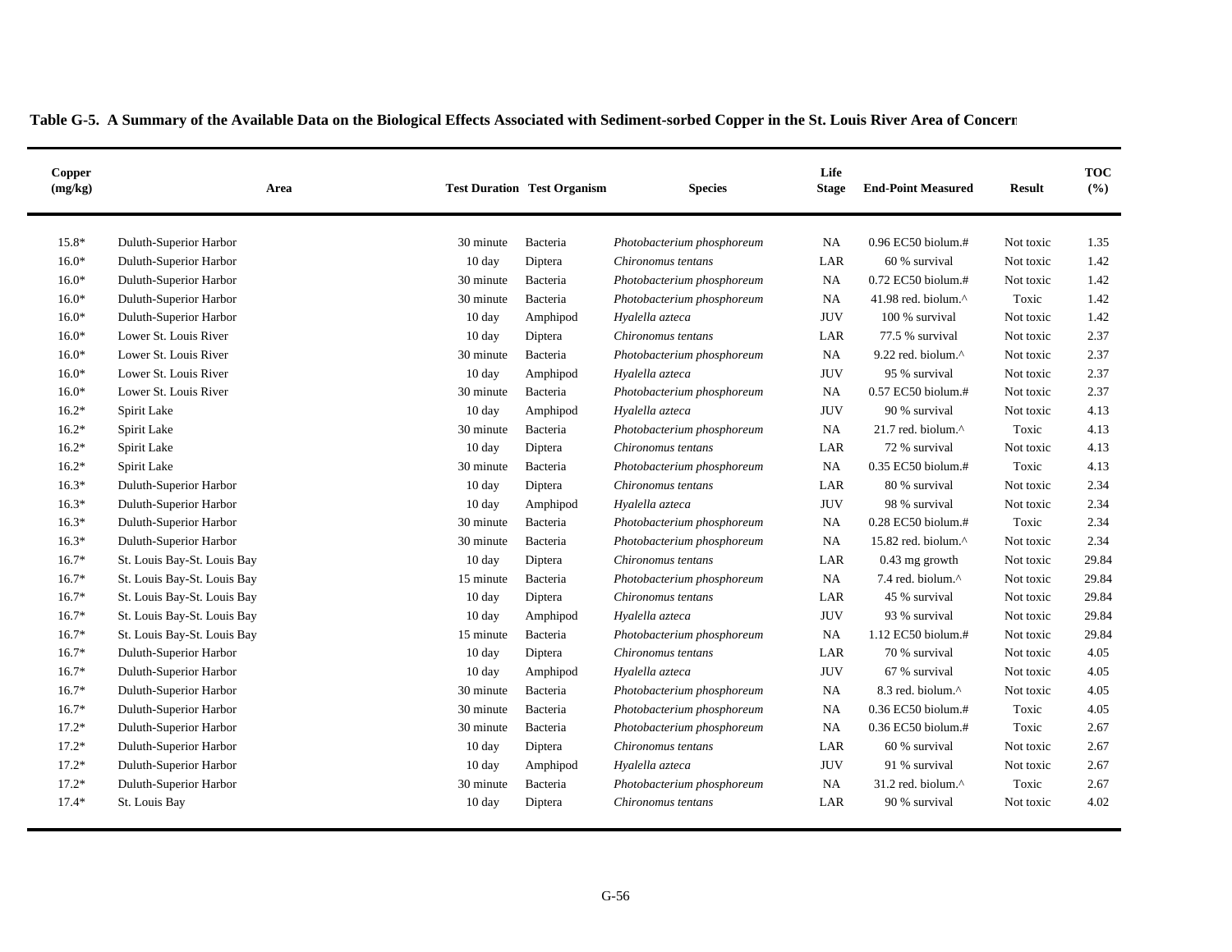**Table G-5. A Summary of the Available Data on the Biological Effects Associated with Sediment-sorbed Copper in the St. Louis River Area of Concern**

| Copper (mg/kg) | Area | Test Duration | Test Organism | Species | Life Stage | End-Point Measured | Result | TOC (%) |
|---|---|---|---|---|---|---|---|---|
| 15.8* | Duluth-Superior Harbor | 30 minute | Bacteria | *Photobacterium phosphoreum* | NA | 0.96 EC50 biolum.# | Not toxic | 1.35 |
| 16.0* | Duluth-Superior Harbor | 10 day | Diptera | *Chironomus tentans* | LAR | 60 % survival | Not toxic | 1.42 |
| 16.0* | Duluth-Superior Harbor | 30 minute | Bacteria | *Photobacterium phosphoreum* | NA | 0.72 EC50 biolum.# | Not toxic | 1.42 |
| 16.0* | Duluth-Superior Harbor | 30 minute | Bacteria | *Photobacterium phosphoreum* | NA | 41.98 red. biolum.^ | Toxic | 1.42 |
| 16.0* | Duluth-Superior Harbor | 10 day | Amphipod | *Hyalella azteca* | JUV | 100 % survival | Not toxic | 1.42 |
| 16.0* | Lower St. Louis River | 10 day | Diptera | *Chironomus tentans* | LAR | 77.5 % survival | Not toxic | 2.37 |
| 16.0* | Lower St. Louis River | 30 minute | Bacteria | *Photobacterium phosphoreum* | NA | 9.22 red. biolum.^ | Not toxic | 2.37 |
| 16.0* | Lower St. Louis River | 10 day | Amphipod | *Hyalella azteca* | JUV | 95 % survival | Not toxic | 2.37 |
| 16.0* | Lower St. Louis River | 30 minute | Bacteria | *Photobacterium phosphoreum* | NA | 0.57 EC50 biolum.# | Not toxic | 2.37 |
| 16.2* | Spirit Lake | 10 day | Amphipod | *Hyalella azteca* | JUV | 90 % survival | Not toxic | 4.13 |
| 16.2* | Spirit Lake | 30 minute | Bacteria | *Photobacterium phosphoreum* | NA | 21.7 red. biolum.^ | Toxic | 4.13 |
| 16.2* | Spirit Lake | 10 day | Diptera | *Chironomus tentans* | LAR | 72 % survival | Not toxic | 4.13 |
| 16.2* | Spirit Lake | 30 minute | Bacteria | *Photobacterium phosphoreum* | NA | 0.35 EC50 biolum.# | Toxic | 4.13 |
| 16.3* | Duluth-Superior Harbor | 10 day | Diptera | *Chironomus tentans* | LAR | 80 % survival | Not toxic | 2.34 |
| 16.3* | Duluth-Superior Harbor | 10 day | Amphipod | *Hyalella azteca* | JUV | 98 % survival | Not toxic | 2.34 |
| 16.3* | Duluth-Superior Harbor | 30 minute | Bacteria | *Photobacterium phosphoreum* | NA | 0.28 EC50 biolum.# | Toxic | 2.34 |
| 16.3* | Duluth-Superior Harbor | 30 minute | Bacteria | *Photobacterium phosphoreum* | NA | 15.82 red. biolum.^ | Not toxic | 2.34 |
| 16.7* | St. Louis Bay-St. Louis Bay | 10 day | Diptera | *Chironomus tentans* | LAR | 0.43 mg growth | Not toxic | 29.84 |
| 16.7* | St. Louis Bay-St. Louis Bay | 15 minute | Bacteria | *Photobacterium phosphoreum* | NA | 7.4 red. biolum.^ | Not toxic | 29.84 |
| 16.7* | St. Louis Bay-St. Louis Bay | 10 day | Diptera | *Chironomus tentans* | LAR | 45 % survival | Not toxic | 29.84 |
| 16.7* | St. Louis Bay-St. Louis Bay | 10 day | Amphipod | *Hyalella azteca* | JUV | 93 % survival | Not toxic | 29.84 |
| 16.7* | St. Louis Bay-St. Louis Bay | 15 minute | Bacteria | *Photobacterium phosphoreum* | NA | 1.12 EC50 biolum.# | Not toxic | 29.84 |
| 16.7* | Duluth-Superior Harbor | 10 day | Diptera | *Chironomus tentans* | LAR | 70 % survival | Not toxic | 4.05 |
| 16.7* | Duluth-Superior Harbor | 10 day | Amphipod | *Hyalella azteca* | JUV | 67 % survival | Not toxic | 4.05 |
| 16.7* | Duluth-Superior Harbor | 30 minute | Bacteria | *Photobacterium phosphoreum* | NA | 8.3 red. biolum.^ | Not toxic | 4.05 |
| 16.7* | Duluth-Superior Harbor | 30 minute | Bacteria | *Photobacterium phosphoreum* | NA | 0.36 EC50 biolum.# | Toxic | 4.05 |
| 17.2* | Duluth-Superior Harbor | 30 minute | Bacteria | *Photobacterium phosphoreum* | NA | 0.36 EC50 biolum.# | Toxic | 2.67 |
| 17.2* | Duluth-Superior Harbor | 10 day | Diptera | *Chironomus tentans* | LAR | 60 % survival | Not toxic | 2.67 |
| 17.2* | Duluth-Superior Harbor | 10 day | Amphipod | *Hyalella azteca* | JUV | 91 % survival | Not toxic | 2.67 |
| 17.2* | Duluth-Superior Harbor | 30 minute | Bacteria | *Photobacterium phosphoreum* | NA | 31.2 red. biolum.^ | Toxic | 2.67 |
| 17.4* | St. Louis Bay | 10 day | Diptera | *Chironomus tentans* | LAR | 90 % survival | Not toxic | 4.02 |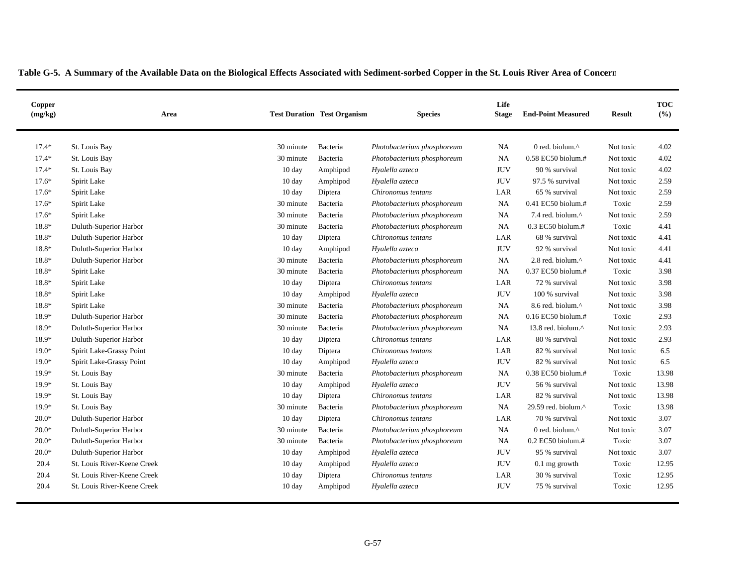**Table G-5. A Summary of the Available Data on the Biological Effects Associated with Sediment-sorbed Copper in the St. Louis River Area of Concern**

| Copper (mg/kg) | Area | Test Duration | Test Organism | Species | Life Stage | End-Point Measured | Result | TOC (%) |
|---|---|---|---|---|---|---|---|---|
| 17.4* | St. Louis Bay | 30 minute | Bacteria | *Photobacterium phosphoreum* | NA | 0 red. biolum.^ | Not toxic | 4.02 |
| 17.4* | St. Louis Bay | 30 minute | Bacteria | *Photobacterium phosphoreum* | NA | 0.58 EC50 biolum.# | Not toxic | 4.02 |
| 17.4* | St. Louis Bay | 10 day | Amphipod | *Hyalella azteca* | JUV | 90 % survival | Not toxic | 4.02 |
| 17.6* | Spirit Lake | 10 day | Amphipod | *Hyalella azteca* | JUV | 97.5 % survival | Not toxic | 2.59 |
| 17.6* | Spirit Lake | 10 day | Diptera | *Chironomus tentans* | LAR | 65 % survival | Not toxic | 2.59 |
| 17.6* | Spirit Lake | 30 minute | Bacteria | *Photobacterium phosphoreum* | NA | 0.41 EC50 biolum.# | Toxic | 2.59 |
| 17.6* | Spirit Lake | 30 minute | Bacteria | *Photobacterium phosphoreum* | NA | 7.4 red. biolum.^ | Not toxic | 2.59 |
| 18.8* | Duluth-Superior Harbor | 30 minute | Bacteria | *Photobacterium phosphoreum* | NA | 0.3 EC50 biolum.# | Toxic | 4.41 |
| 18.8* | Duluth-Superior Harbor | 10 day | Diptera | *Chironomus tentans* | LAR | 68 % survival | Not toxic | 4.41 |
| 18.8* | Duluth-Superior Harbor | 10 day | Amphipod | *Hyalella azteca* | JUV | 92 % survival | Not toxic | 4.41 |
| 18.8* | Duluth-Superior Harbor | 30 minute | Bacteria | *Photobacterium phosphoreum* | NA | 2.8 red. biolum.^ | Not toxic | 4.41 |
| 18.8* | Spirit Lake | 30 minute | Bacteria | *Photobacterium phosphoreum* | NA | 0.37 EC50 biolum.# | Toxic | 3.98 |
| 18.8* | Spirit Lake | 10 day | Diptera | *Chironomus tentans* | LAR | 72 % survival | Not toxic | 3.98 |
| 18.8* | Spirit Lake | 10 day | Amphipod | *Hyalella azteca* | JUV | 100 % survival | Not toxic | 3.98 |
| 18.8* | Spirit Lake | 30 minute | Bacteria | *Photobacterium phosphoreum* | NA | 8.6 red. biolum.^ | Not toxic | 3.98 |
| 18.9* | Duluth-Superior Harbor | 30 minute | Bacteria | *Photobacterium phosphoreum* | NA | 0.16 EC50 biolum.# | Toxic | 2.93 |
| 18.9* | Duluth-Superior Harbor | 30 minute | Bacteria | *Photobacterium phosphoreum* | NA | 13.8 red. biolum.^ | Not toxic | 2.93 |
| 18.9* | Duluth-Superior Harbor | 10 day | Diptera | *Chironomus tentans* | LAR | 80 % survival | Not toxic | 2.93 |
| 19.0* | Spirit Lake-Grassy Point | 10 day | Diptera | *Chironomus tentans* | LAR | 82 % survival | Not toxic | 6.5 |
| 19.0* | Spirit Lake-Grassy Point | 10 day | Amphipod | *Hyalella azteca* | JUV | 82 % survival | Not toxic | 6.5 |
| 19.9* | St. Louis Bay | 30 minute | Bacteria | *Photobacterium phosphoreum* | NA | 0.38 EC50 biolum.# | Toxic | 13.98 |
| 19.9* | St. Louis Bay | 10 day | Amphipod | *Hyalella azteca* | JUV | 56 % survival | Not toxic | 13.98 |
| 19.9* | St. Louis Bay | 10 day | Diptera | *Chironomus tentans* | LAR | 82 % survival | Not toxic | 13.98 |
| 19.9* | St. Louis Bay | 30 minute | Bacteria | *Photobacterium phosphoreum* | NA | 29.59 red. biolum.^ | Toxic | 13.98 |
| 20.0* | Duluth-Superior Harbor | 10 day | Diptera | *Chironomus tentans* | LAR | 70 % survival | Not toxic | 3.07 |
| 20.0* | Duluth-Superior Harbor | 30 minute | Bacteria | *Photobacterium phosphoreum* | NA | 0 red. biolum.^ | Not toxic | 3.07 |
| 20.0* | Duluth-Superior Harbor | 30 minute | Bacteria | *Photobacterium phosphoreum* | NA | 0.2 EC50 biolum.# | Toxic | 3.07 |
| 20.0* | Duluth-Superior Harbor | 10 day | Amphipod | *Hyalella azteca* | JUV | 95 % survival | Not toxic | 3.07 |
| 20.4 | St. Louis River-Keene Creek | 10 day | Amphipod | *Hyalella azteca* | JUV | 0.1 mg growth | Toxic | 12.95 |
| 20.4 | St. Louis River-Keene Creek | 10 day | Diptera | *Chironomus tentans* | LAR | 30 % survival | Toxic | 12.95 |
| 20.4 | St. Louis River-Keene Creek | 10 day | Amphipod | *Hyalella azteca* | JUV | 75 % survival | Toxic | 12.95 |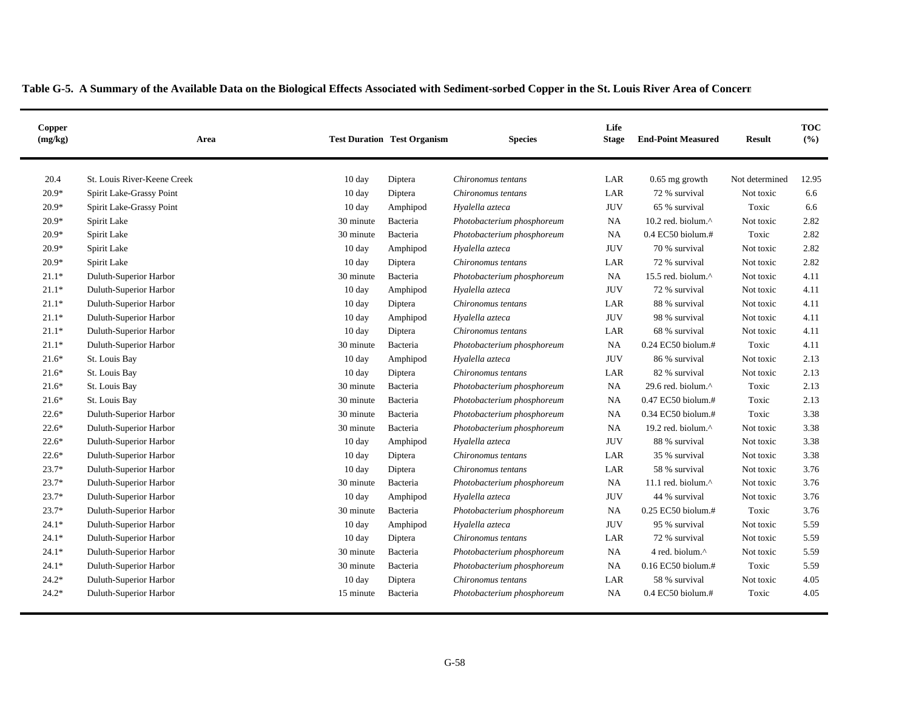**Table G-5. A Summary of the Available Data on the Biological Effects Associated with Sediment-sorbed Copper in the St. Louis River Area of Concern**

| Copper (mg/kg) | Area | Test Duration | Test Organism | Species | Life Stage | End-Point Measured | Result | TOC (%) |
|---|---|---|---|---|---|---|---|---|
| 20.4 | St. Louis River-Keene Creek | 10 day | Diptera | *Chironomus tentans* | LAR | 0.65 mg growth | Not determined | 12.95 |
| 20.9* | Spirit Lake-Grassy Point | 10 day | Diptera | *Chironomus tentans* | LAR | 72 % survival | Not toxic | 6.6 |
| 20.9* | Spirit Lake-Grassy Point | 10 day | Amphipod | *Hyalella azteca* | JUV | 65 % survival | Toxic | 6.6 |
| 20.9* | Spirit Lake | 30 minute | Bacteria | *Photobacterium phosphoreum* | NA | 10.2 red. biolum.^ | Not toxic | 2.82 |
| 20.9* | Spirit Lake | 30 minute | Bacteria | *Photobacterium phosphoreum* | NA | 0.4 EC50 biolum.# | Toxic | 2.82 |
| 20.9* | Spirit Lake | 10 day | Amphipod | *Hyalella azteca* | JUV | 70 % survival | Not toxic | 2.82 |
| 20.9* | Spirit Lake | 10 day | Diptera | *Chironomus tentans* | LAR | 72 % survival | Not toxic | 2.82 |
| 21.1* | Duluth-Superior Harbor | 30 minute | Bacteria | *Photobacterium phosphoreum* | NA | 15.5 red. biolum.^ | Not toxic | 4.11 |
| 21.1* | Duluth-Superior Harbor | 10 day | Amphipod | *Hyalella azteca* | JUV | 72 % survival | Not toxic | 4.11 |
| 21.1* | Duluth-Superior Harbor | 10 day | Diptera | *Chironomus tentans* | LAR | 88 % survival | Not toxic | 4.11 |
| 21.1* | Duluth-Superior Harbor | 10 day | Amphipod | *Hyalella azteca* | JUV | 98 % survival | Not toxic | 4.11 |
| 21.1* | Duluth-Superior Harbor | 10 day | Diptera | *Chironomus tentans* | LAR | 68 % survival | Not toxic | 4.11 |
| 21.1* | Duluth-Superior Harbor | 30 minute | Bacteria | *Photobacterium phosphoreum* | NA | 0.24 EC50 biolum.# | Toxic | 4.11 |
| 21.6* | St. Louis Bay | 10 day | Amphipod | *Hyalella azteca* | JUV | 86 % survival | Not toxic | 2.13 |
| 21.6* | St. Louis Bay | 10 day | Diptera | *Chironomus tentans* | LAR | 82 % survival | Not toxic | 2.13 |
| 21.6* | St. Louis Bay | 30 minute | Bacteria | *Photobacterium phosphoreum* | NA | 29.6 red. biolum.^ | Toxic | 2.13 |
| 21.6* | St. Louis Bay | 30 minute | Bacteria | *Photobacterium phosphoreum* | NA | 0.47 EC50 biolum.# | Toxic | 2.13 |
| 22.6* | Duluth-Superior Harbor | 30 minute | Bacteria | *Photobacterium phosphoreum* | NA | 0.34 EC50 biolum.# | Toxic | 3.38 |
| 22.6* | Duluth-Superior Harbor | 30 minute | Bacteria | *Photobacterium phosphoreum* | NA | 19.2 red. biolum.^ | Not toxic | 3.38 |
| 22.6* | Duluth-Superior Harbor | 10 day | Amphipod | *Hyalella azteca* | JUV | 88 % survival | Not toxic | 3.38 |
| 22.6* | Duluth-Superior Harbor | 10 day | Diptera | *Chironomus tentans* | LAR | 35 % survival | Not toxic | 3.38 |
| 23.7* | Duluth-Superior Harbor | 10 day | Diptera | *Chironomus tentans* | LAR | 58 % survival | Not toxic | 3.76 |
| 23.7* | Duluth-Superior Harbor | 30 minute | Bacteria | *Photobacterium phosphoreum* | NA | 11.1 red. biolum.^ | Not toxic | 3.76 |
| 23.7* | Duluth-Superior Harbor | 10 day | Amphipod | *Hyalella azteca* | JUV | 44 % survival | Not toxic | 3.76 |
| 23.7* | Duluth-Superior Harbor | 30 minute | Bacteria | *Photobacterium phosphoreum* | NA | 0.25 EC50 biolum.# | Toxic | 3.76 |
| 24.1* | Duluth-Superior Harbor | 10 day | Amphipod | *Hyalella azteca* | JUV | 95 % survival | Not toxic | 5.59 |
| 24.1* | Duluth-Superior Harbor | 10 day | Diptera | *Chironomus tentans* | LAR | 72 % survival | Not toxic | 5.59 |
| 24.1* | Duluth-Superior Harbor | 30 minute | Bacteria | *Photobacterium phosphoreum* | NA | 4 red. biolum.^ | Not toxic | 5.59 |
| 24.1* | Duluth-Superior Harbor | 30 minute | Bacteria | *Photobacterium phosphoreum* | NA | 0.16 EC50 biolum.# | Toxic | 5.59 |
| 24.2* | Duluth-Superior Harbor | 10 day | Diptera | *Chironomus tentans* | LAR | 58 % survival | Not toxic | 4.05 |
| 24.2* | Duluth-Superior Harbor | 15 minute | Bacteria | *Photobacterium phosphoreum* | NA | 0.4 EC50 biolum.# | Toxic | 4.05 |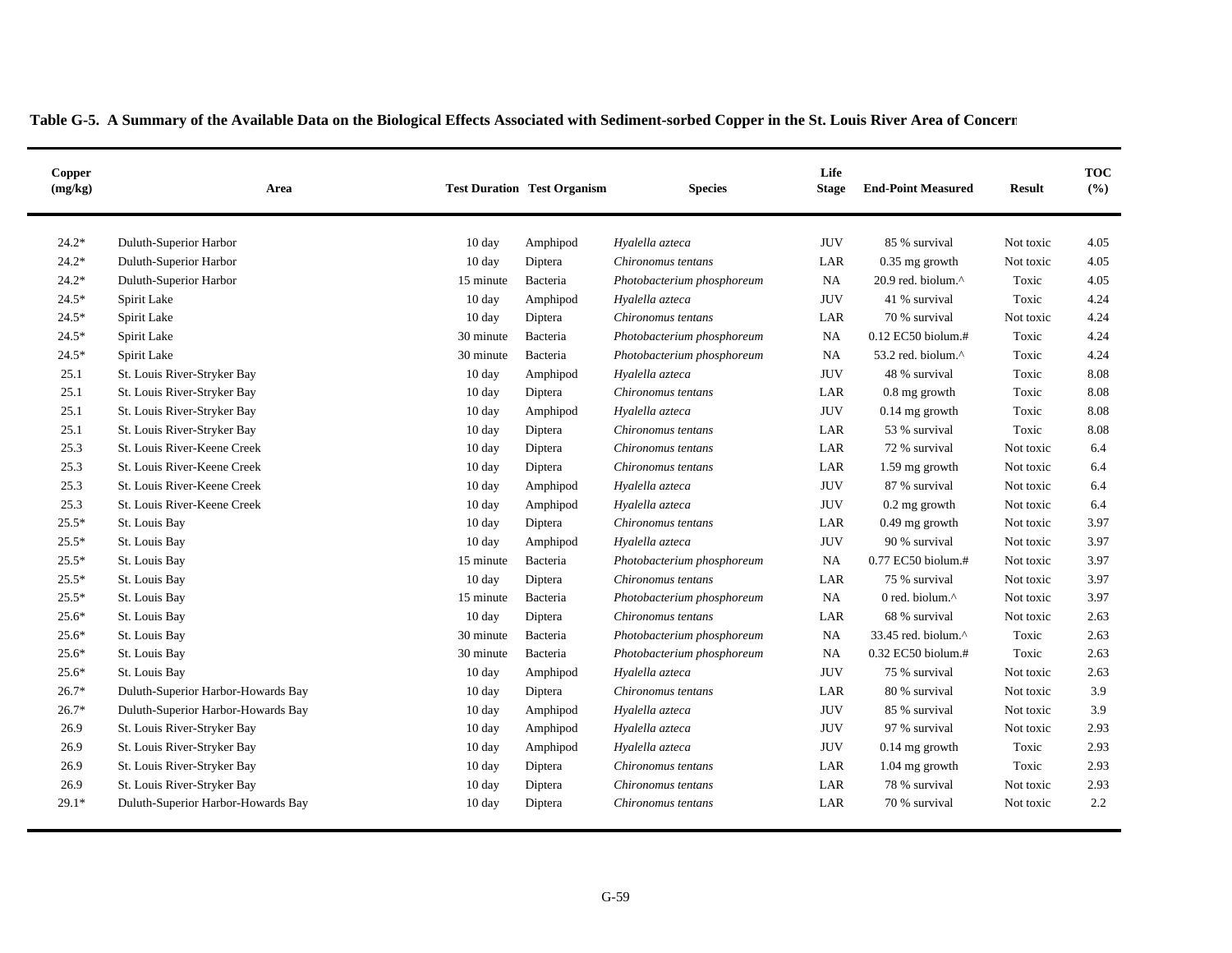**Table G-5. A Summary of the Available Data on the Biological Effects Associated with Sediment-sorbed Copper in the St. Louis River Area of Concern**

| Copper (mg/kg) | Area | Test Duration | Test Organism | Species | Life Stage | End-Point Measured | Result | TOC (%) |
|---|---|---|---|---|---|---|---|---|
| 24.2* | Duluth-Superior Harbor | 10 day | Amphipod | *Hyalella azteca* | JUV | 85 % survival | Not toxic | 4.05 |
| 24.2* | Duluth-Superior Harbor | 10 day | Diptera | *Chironomus tentans* | LAR | 0.35 mg growth | Not toxic | 4.05 |
| 24.2* | Duluth-Superior Harbor | 15 minute | Bacteria | *Photobacterium phosphoreum* | NA | 20.9 red. biolum.^ | Toxic | 4.05 |
| 24.5* | Spirit Lake | 10 day | Amphipod | *Hyalella azteca* | JUV | 41 % survival | Toxic | 4.24 |
| 24.5* | Spirit Lake | 10 day | Diptera | *Chironomus tentans* | LAR | 70 % survival | Not toxic | 4.24 |
| 24.5* | Spirit Lake | 30 minute | Bacteria | *Photobacterium phosphoreum* | NA | 0.12 EC50 biolum.# | Toxic | 4.24 |
| 24.5* | Spirit Lake | 30 minute | Bacteria | *Photobacterium phosphoreum* | NA | 53.2 red. biolum.^ | Toxic | 4.24 |
| 25.1 | St. Louis River-Stryker Bay | 10 day | Amphipod | *Hyalella azteca* | JUV | 48 % survival | Toxic | 8.08 |
| 25.1 | St. Louis River-Stryker Bay | 10 day | Diptera | *Chironomus tentans* | LAR | 0.8 mg growth | Toxic | 8.08 |
| 25.1 | St. Louis River-Stryker Bay | 10 day | Amphipod | *Hyalella azteca* | JUV | 0.14 mg growth | Toxic | 8.08 |
| 25.1 | St. Louis River-Stryker Bay | 10 day | Diptera | *Chironomus tentans* | LAR | 53 % survival | Toxic | 8.08 |
| 25.3 | St. Louis River-Keene Creek | 10 day | Diptera | *Chironomus tentans* | LAR | 72 % survival | Not toxic | 6.4 |
| 25.3 | St. Louis River-Keene Creek | 10 day | Diptera | *Chironomus tentans* | LAR | 1.59 mg growth | Not toxic | 6.4 |
| 25.3 | St. Louis River-Keene Creek | 10 day | Amphipod | *Hyalella azteca* | JUV | 87 % survival | Not toxic | 6.4 |
| 25.3 | St. Louis River-Keene Creek | 10 day | Amphipod | *Hyalella azteca* | JUV | 0.2 mg growth | Not toxic | 6.4 |
| 25.5* | St. Louis Bay | 10 day | Diptera | *Chironomus tentans* | LAR | 0.49 mg growth | Not toxic | 3.97 |
| 25.5* | St. Louis Bay | 10 day | Amphipod | *Hyalella azteca* | JUV | 90 % survival | Not toxic | 3.97 |
| 25.5* | St. Louis Bay | 15 minute | Bacteria | *Photobacterium phosphoreum* | NA | 0.77 EC50 biolum.# | Not toxic | 3.97 |
| 25.5* | St. Louis Bay | 10 day | Diptera | *Chironomus tentans* | LAR | 75 % survival | Not toxic | 3.97 |
| 25.5* | St. Louis Bay | 15 minute | Bacteria | *Photobacterium phosphoreum* | NA | 0 red. biolum.^ | Not toxic | 3.97 |
| 25.6* | St. Louis Bay | 10 day | Diptera | *Chironomus tentans* | LAR | 68 % survival | Not toxic | 2.63 |
| 25.6* | St. Louis Bay | 30 minute | Bacteria | *Photobacterium phosphoreum* | NA | 33.45 red. biolum.^ | Toxic | 2.63 |
| 25.6* | St. Louis Bay | 30 minute | Bacteria | *Photobacterium phosphoreum* | NA | 0.32 EC50 biolum.# | Toxic | 2.63 |
| 25.6* | St. Louis Bay | 10 day | Amphipod | *Hyalella azteca* | JUV | 75 % survival | Not toxic | 2.63 |
| 26.7* | Duluth-Superior Harbor-Howards Bay | 10 day | Diptera | *Chironomus tentans* | LAR | 80 % survival | Not toxic | 3.9 |
| 26.7* | Duluth-Superior Harbor-Howards Bay | 10 day | Amphipod | *Hyalella azteca* | JUV | 85 % survival | Not toxic | 3.9 |
| 26.9 | St. Louis River-Stryker Bay | 10 day | Amphipod | *Hyalella azteca* | JUV | 97 % survival | Not toxic | 2.93 |
| 26.9 | St. Louis River-Stryker Bay | 10 day | Amphipod | *Hyalella azteca* | JUV | 0.14 mg growth | Toxic | 2.93 |
| 26.9 | St. Louis River-Stryker Bay | 10 day | Diptera | *Chironomus tentans* | LAR | 1.04 mg growth | Toxic | 2.93 |
| 26.9 | St. Louis River-Stryker Bay | 10 day | Diptera | *Chironomus tentans* | LAR | 78 % survival | Not toxic | 2.93 |
| 29.1* | Duluth-Superior Harbor-Howards Bay | 10 day | Diptera | *Chironomus tentans* | LAR | 70 % survival | Not toxic | 2.2 |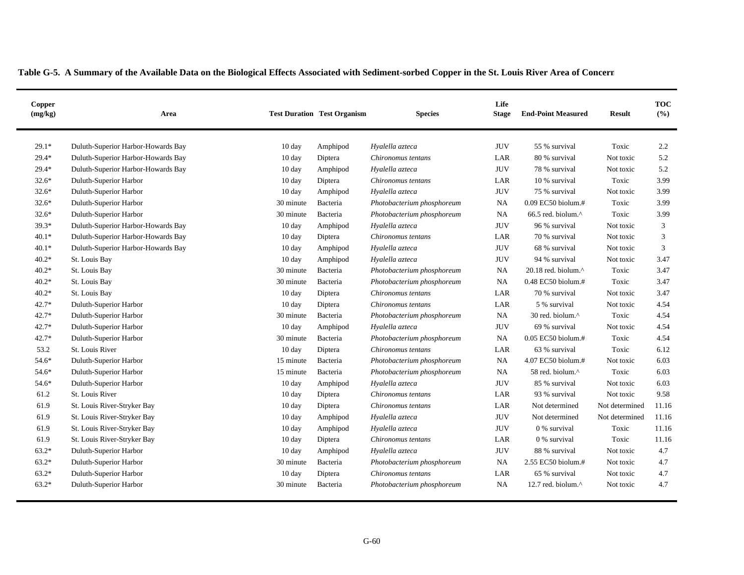**Table G-5. A Summary of the Available Data on the Biological Effects Associated with Sediment-sorbed Copper in the St. Louis River Area of Concern**

| Copper (mg/kg) | Area | Test Duration | Test Organism | Species | Life Stage | End-Point Measured | Result | TOC (%) |
|---|---|---|---|---|---|---|---|---|
| 29.1* | Duluth-Superior Harbor-Howards Bay | 10 day | Amphipod | *Hyalella azteca* | JUV | 55 % survival | Toxic | 2.2 |
| 29.4* | Duluth-Superior Harbor-Howards Bay | 10 day | Diptera | *Chironomus tentans* | LAR | 80 % survival | Not toxic | 5.2 |
| 29.4* | Duluth-Superior Harbor-Howards Bay | 10 day | Amphipod | *Hyalella azteca* | JUV | 78 % survival | Not toxic | 5.2 |
| 32.6* | Duluth-Superior Harbor | 10 day | Diptera | *Chironomus tentans* | LAR | 10 % survival | Toxic | 3.99 |
| 32.6* | Duluth-Superior Harbor | 10 day | Amphipod | *Hyalella azteca* | JUV | 75 % survival | Not toxic | 3.99 |
| 32.6* | Duluth-Superior Harbor | 30 minute | Bacteria | *Photobacterium phosphoreum* | NA | 0.09 EC50 biolum.# | Toxic | 3.99 |
| 32.6* | Duluth-Superior Harbor | 30 minute | Bacteria | *Photobacterium phosphoreum* | NA | 66.5 red. biolum.^ | Toxic | 3.99 |
| 39.3* | Duluth-Superior Harbor-Howards Bay | 10 day | Amphipod | *Hyalella azteca* | JUV | 96 % survival | Not toxic | 3 |
| 40.1* | Duluth-Superior Harbor-Howards Bay | 10 day | Diptera | *Chironomus tentans* | LAR | 70 % survival | Not toxic | 3 |
| 40.1* | Duluth-Superior Harbor-Howards Bay | 10 day | Amphipod | *Hyalella azteca* | JUV | 68 % survival | Not toxic | 3 |
| 40.2* | St. Louis Bay | 10 day | Amphipod | *Hyalella azteca* | JUV | 94 % survival | Not toxic | 3.47 |
| 40.2* | St. Louis Bay | 30 minute | Bacteria | *Photobacterium phosphoreum* | NA | 20.18 red. biolum.^ | Toxic | 3.47 |
| 40.2* | St. Louis Bay | 30 minute | Bacteria | *Photobacterium phosphoreum* | NA | 0.48 EC50 biolum.# | Toxic | 3.47 |
| 40.2* | St. Louis Bay | 10 day | Diptera | *Chironomus tentans* | LAR | 70 % survival | Not toxic | 3.47 |
| 42.7* | Duluth-Superior Harbor | 10 day | Diptera | *Chironomus tentans* | LAR | 5 % survival | Not toxic | 4.54 |
| 42.7* | Duluth-Superior Harbor | 30 minute | Bacteria | *Photobacterium phosphoreum* | NA | 30 red. biolum.^ | Toxic | 4.54 |
| 42.7* | Duluth-Superior Harbor | 10 day | Amphipod | *Hyalella azteca* | JUV | 69 % survival | Not toxic | 4.54 |
| 42.7* | Duluth-Superior Harbor | 30 minute | Bacteria | *Photobacterium phosphoreum* | NA | 0.05 EC50 biolum.# | Toxic | 4.54 |
| 53.2 | St. Louis River | 10 day | Diptera | *Chironomus tentans* | LAR | 63 % survival | Toxic | 6.12 |
| 54.6* | Duluth-Superior Harbor | 15 minute | Bacteria | *Photobacterium phosphoreum* | NA | 4.07 EC50 biolum.# | Not toxic | 6.03 |
| 54.6* | Duluth-Superior Harbor | 15 minute | Bacteria | *Photobacterium phosphoreum* | NA | 58 red. biolum.^ | Toxic | 6.03 |
| 54.6* | Duluth-Superior Harbor | 10 day | Amphipod | *Hyalella azteca* | JUV | 85 % survival | Not toxic | 6.03 |
| 61.2 | St. Louis River | 10 day | Diptera | *Chironomus tentans* | LAR | 93 % survival | Not toxic | 9.58 |
| 61.9 | St. Louis River-Stryker Bay | 10 day | Diptera | *Chironomus tentans* | LAR | Not determined | Not determined | 11.16 |
| 61.9 | St. Louis River-Stryker Bay | 10 day | Amphipod | *Hyalella azteca* | JUV | Not determined | Not determined | 11.16 |
| 61.9 | St. Louis River-Stryker Bay | 10 day | Amphipod | *Hyalella azteca* | JUV | 0 % survival | Toxic | 11.16 |
| 61.9 | St. Louis River-Stryker Bay | 10 day | Diptera | *Chironomus tentans* | LAR | 0 % survival | Toxic | 11.16 |
| 63.2* | Duluth-Superior Harbor | 10 day | Amphipod | *Hyalella azteca* | JUV | 88 % survival | Not toxic | 4.7 |
| 63.2* | Duluth-Superior Harbor | 30 minute | Bacteria | *Photobacterium phosphoreum* | NA | 2.55 EC50 biolum.# | Not toxic | 4.7 |
| 63.2* | Duluth-Superior Harbor | 10 day | Diptera | *Chironomus tentans* | LAR | 65 % survival | Not toxic | 4.7 |
| 63.2* | Duluth-Superior Harbor | 30 minute | Bacteria | *Photobacterium phosphoreum* | NA | 12.7 red. biolum.^ | Not toxic | 4.7 |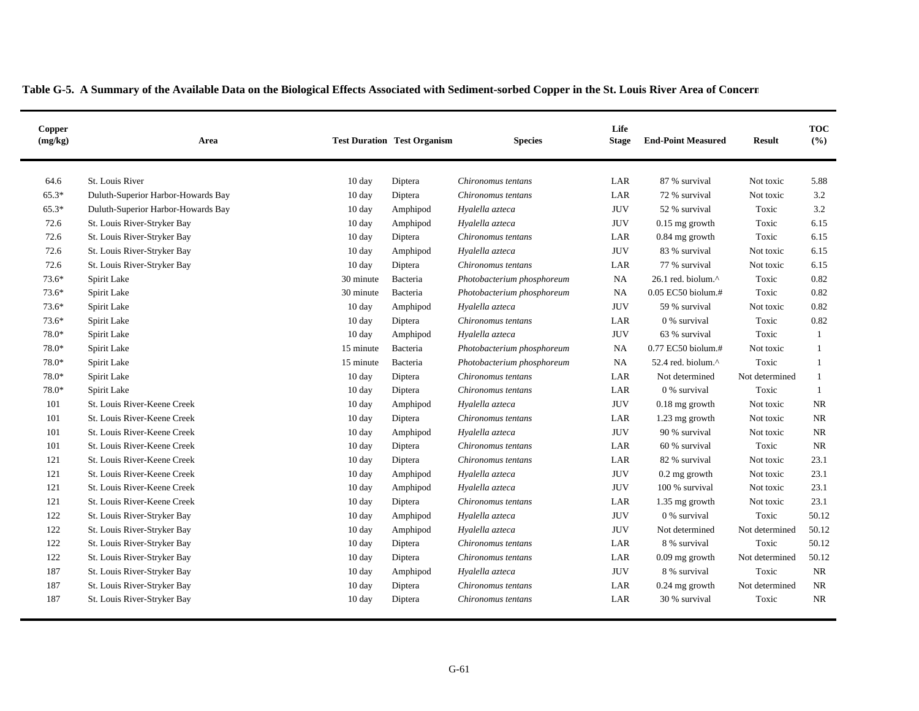**Table G-5. A Summary of the Available Data on the Biological Effects Associated with Sediment-sorbed Copper in the St. Louis River Area of Concern**

| Copper (mg/kg) | Area | Test Duration | Test Organism | Species | Life Stage | End-Point Measured | Result | TOC (%) |
|---|---|---|---|---|---|---|---|---|
| 64.6 | St. Louis River | 10 day | Diptera | *Chironomus tentans* | LAR | 87 % survival | Not toxic | 5.88 |
| 65.3* | Duluth-Superior Harbor-Howards Bay | 10 day | Diptera | *Chironomus tentans* | LAR | 72 % survival | Not toxic | 3.2 |
| 65.3* | Duluth-Superior Harbor-Howards Bay | 10 day | Amphipod | *Hyalella azteca* | JUV | 52 % survival | Toxic | 3.2 |
| 72.6 | St. Louis River-Stryker Bay | 10 day | Amphipod | *Hyalella azteca* | JUV | 0.15 mg growth | Toxic | 6.15 |
| 72.6 | St. Louis River-Stryker Bay | 10 day | Diptera | *Chironomus tentans* | LAR | 0.84 mg growth | Toxic | 6.15 |
| 72.6 | St. Louis River-Stryker Bay | 10 day | Amphipod | *Hyalella azteca* | JUV | 83 % survival | Not toxic | 6.15 |
| 72.6 | St. Louis River-Stryker Bay | 10 day | Diptera | *Chironomus tentans* | LAR | 77 % survival | Not toxic | 6.15 |
| 73.6* | Spirit Lake | 30 minute | Bacteria | *Photobacterium phosphoreum* | NA | 26.1 red. biolum.^ | Toxic | 0.82 |
| 73.6* | Spirit Lake | 30 minute | Bacteria | *Photobacterium phosphoreum* | NA | 0.05 EC50 biolum.# | Toxic | 0.82 |
| 73.6* | Spirit Lake | 10 day | Amphipod | *Hyalella azteca* | JUV | 59 % survival | Not toxic | 0.82 |
| 73.6* | Spirit Lake | 10 day | Diptera | *Chironomus tentans* | LAR | 0 % survival | Toxic | 0.82 |
| 78.0* | Spirit Lake | 10 day | Amphipod | *Hyalella azteca* | JUV | 63 % survival | Toxic | 1 |
| 78.0* | Spirit Lake | 15 minute | Bacteria | *Photobacterium phosphoreum* | NA | 0.77 EC50 biolum.# | Not toxic | 1 |
| 78.0* | Spirit Lake | 15 minute | Bacteria | *Photobacterium phosphoreum* | NA | 52.4 red. biolum.^ | Toxic | 1 |
| 78.0* | Spirit Lake | 10 day | Diptera | *Chironomus tentans* | LAR | Not determined | Not determined | 1 |
| 78.0* | Spirit Lake | 10 day | Diptera | *Chironomus tentans* | LAR | 0 % survival | Toxic | 1 |
| 101 | St. Louis River-Keene Creek | 10 day | Amphipod | *Hyalella azteca* | JUV | 0.18 mg growth | Not toxic | NR |
| 101 | St. Louis River-Keene Creek | 10 day | Diptera | *Chironomus tentans* | LAR | 1.23 mg growth | Not toxic | NR |
| 101 | St. Louis River-Keene Creek | 10 day | Amphipod | *Hyalella azteca* | JUV | 90 % survival | Not toxic | NR |
| 101 | St. Louis River-Keene Creek | 10 day | Diptera | *Chironomus tentans* | LAR | 60 % survival | Toxic | NR |
| 121 | St. Louis River-Keene Creek | 10 day | Diptera | *Chironomus tentans* | LAR | 82 % survival | Not toxic | 23.1 |
| 121 | St. Louis River-Keene Creek | 10 day | Amphipod | *Hyalella azteca* | JUV | 0.2 mg growth | Not toxic | 23.1 |
| 121 | St. Louis River-Keene Creek | 10 day | Amphipod | *Hyalella azteca* | JUV | 100 % survival | Not toxic | 23.1 |
| 121 | St. Louis River-Keene Creek | 10 day | Diptera | *Chironomus tentans* | LAR | 1.35 mg growth | Not toxic | 23.1 |
| 122 | St. Louis River-Stryker Bay | 10 day | Amphipod | *Hyalella azteca* | JUV | 0 % survival | Toxic | 50.12 |
| 122 | St. Louis River-Stryker Bay | 10 day | Amphipod | *Hyalella azteca* | JUV | Not determined | Not determined | 50.12 |
| 122 | St. Louis River-Stryker Bay | 10 day | Diptera | *Chironomus tentans* | LAR | 8 % survival | Toxic | 50.12 |
| 122 | St. Louis River-Stryker Bay | 10 day | Diptera | *Chironomus tentans* | LAR | 0.09 mg growth | Not determined | 50.12 |
| 187 | St. Louis River-Stryker Bay | 10 day | Amphipod | *Hyalella azteca* | JUV | 8 % survival | Toxic | NR |
| 187 | St. Louis River-Stryker Bay | 10 day | Diptera | *Chironomus tentans* | LAR | 0.24 mg growth | Not determined | NR |
| 187 | St. Louis River-Stryker Bay | 10 day | Diptera | *Chironomus tentans* | LAR | 30 % survival | Toxic | NR |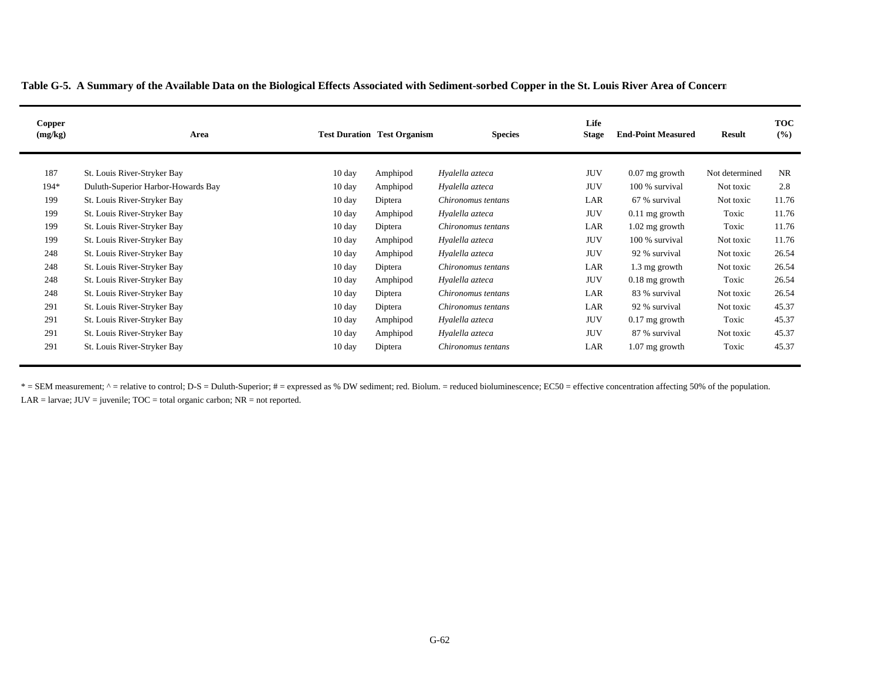**Table G-5. A Summary of the Available Data on the Biological Effects Associated with Sediment-sorbed Copper in the St. Louis River Area of Concern**

| Copper (mg/kg) | Area | Test Duration | Test Organism | Species | Life Stage | End-Point Measured | Result | TOC (%) |
|---|---|---|---|---|---|---|---|---|
| 187 | St. Louis River-Stryker Bay | 10 day | Amphipod | *Hyalella azteca* | JUV | 0.07 mg growth | Not determined | NR |
| 194* | Duluth-Superior Harbor-Howards Bay | 10 day | Amphipod | *Hyalella azteca* | JUV | 100 % survival | Not toxic | 2.8 |
| 199 | St. Louis River-Stryker Bay | 10 day | Diptera | *Chironomus tentans* | LAR | 67 % survival | Not toxic | 11.76 |
| 199 | St. Louis River-Stryker Bay | 10 day | Amphipod | *Hyalella azteca* | JUV | 0.11 mg growth | Toxic | 11.76 |
| 199 | St. Louis River-Stryker Bay | 10 day | Diptera | *Chironomus tentans* | LAR | 1.02 mg growth | Toxic | 11.76 |
| 199 | St. Louis River-Stryker Bay | 10 day | Amphipod | *Hyalella azteca* | JUV | 100 % survival | Not toxic | 11.76 |
| 248 | St. Louis River-Stryker Bay | 10 day | Amphipod | *Hyalella azteca* | JUV | 92 % survival | Not toxic | 26.54 |
| 248 | St. Louis River-Stryker Bay | 10 day | Diptera | *Chironomus tentans* | LAR | 1.3 mg growth | Not toxic | 26.54 |
| 248 | St. Louis River-Stryker Bay | 10 day | Amphipod | *Hyalella azteca* | JUV | 0.18 mg growth | Toxic | 26.54 |
| 248 | St. Louis River-Stryker Bay | 10 day | Diptera | *Chironomus tentans* | LAR | 83 % survival | Not toxic | 26.54 |
| 291 | St. Louis River-Stryker Bay | 10 day | Diptera | *Chironomus tentans* | LAR | 92 % survival | Not toxic | 45.37 |
| 291 | St. Louis River-Stryker Bay | 10 day | Amphipod | *Hyalella azteca* | JUV | 0.17 mg growth | Toxic | 45.37 |
| 291 | St. Louis River-Stryker Bay | 10 day | Amphipod | *Hyalella azteca* | JUV | 87 % survival | Not toxic | 45.37 |
| 291 | St. Louis River-Stryker Bay | 10 day | Diptera | *Chironomus tentans* | LAR | 1.07 mg growth | Toxic | 45.37 |

* = SEM measurement; ^ = relative to control; D-S = Duluth-Superior; # = expressed as % DW sediment; red. Biolum. = reduced bioluminescence; EC50 = effective concentration affecting 50% of the population.
LAR = larvae; JUV = juvenile; TOC = total organic carbon; NR = not reported.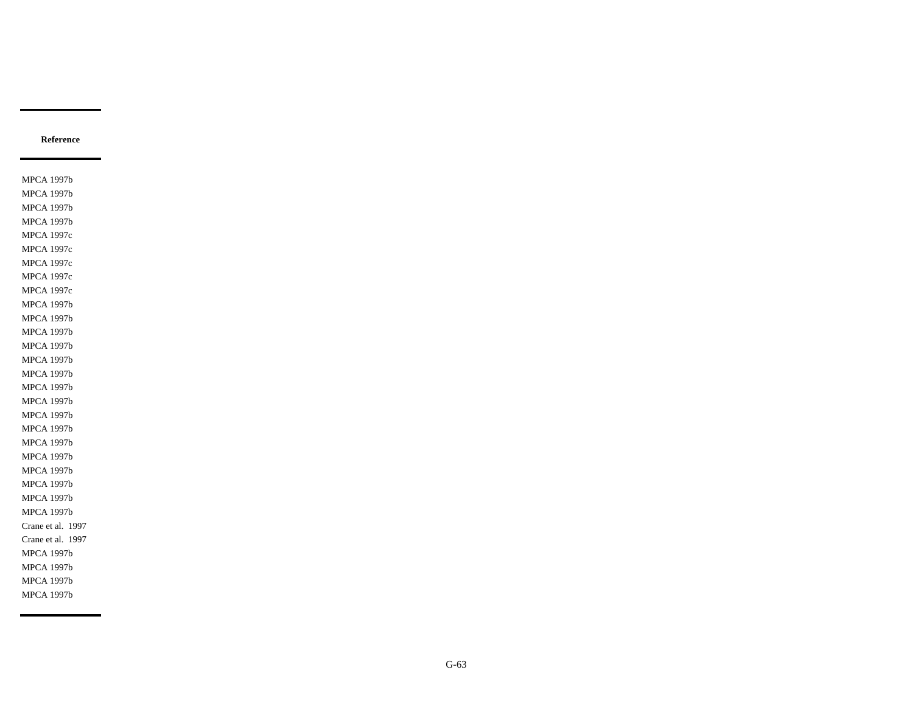| Reference |
|---|
| MPCA 1997b |
| MPCA 1997b |
| MPCA 1997b |
| MPCA 1997b |
| MPCA 1997c |
| MPCA 1997c |
| MPCA 1997c |
| MPCA 1997c |
| MPCA 1997c |
| MPCA 1997b |
| MPCA 1997b |
| MPCA 1997b |
| MPCA 1997b |
| MPCA 1997b |
| MPCA 1997b |
| MPCA 1997b |
| MPCA 1997b |
| MPCA 1997b |
| MPCA 1997b |
| MPCA 1997b |
| MPCA 1997b |
| MPCA 1997b |
| MPCA 1997b |
| MPCA 1997b |
| MPCA 1997b |
| Crane et al. 1997 |
| Crane et al. 1997 |
| MPCA 1997b |
| MPCA 1997b |
| MPCA 1997b |
| MPCA 1997b |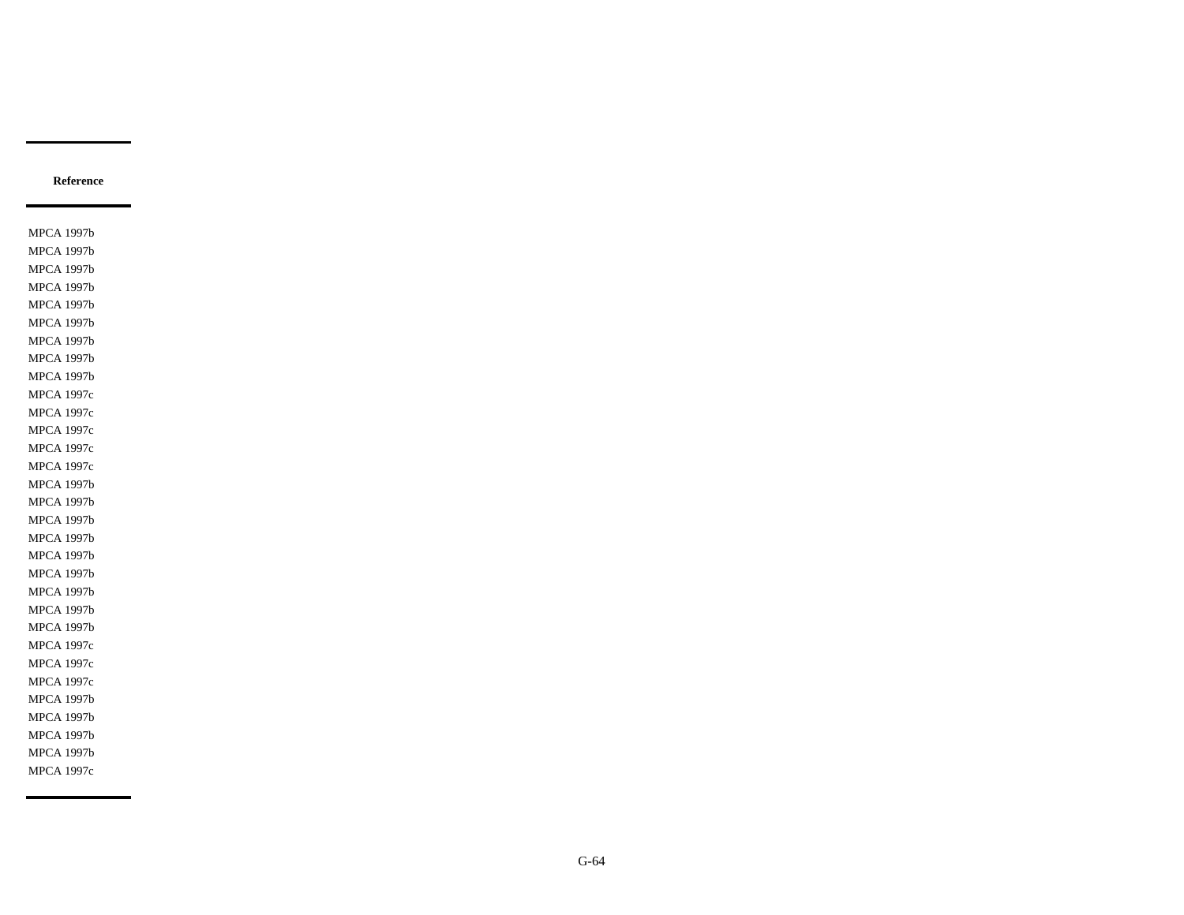| Reference |
| --- |
| MPCA 1997b |
| MPCA 1997b |
| MPCA 1997b |
| MPCA 1997b |
| MPCA 1997b |
| MPCA 1997b |
| MPCA 1997b |
| MPCA 1997b |
| MPCA 1997b |
| MPCA 1997c |
| MPCA 1997c |
| MPCA 1997c |
| MPCA 1997c |
| MPCA 1997c |
| MPCA 1997b |
| MPCA 1997b |
| MPCA 1997b |
| MPCA 1997b |
| MPCA 1997b |
| MPCA 1997b |
| MPCA 1997b |
| MPCA 1997b |
| MPCA 1997b |
| MPCA 1997c |
| MPCA 1997c |
| MPCA 1997c |
| MPCA 1997b |
| MPCA 1997b |
| MPCA 1997b |
| MPCA 1997b |
| MPCA 1997c |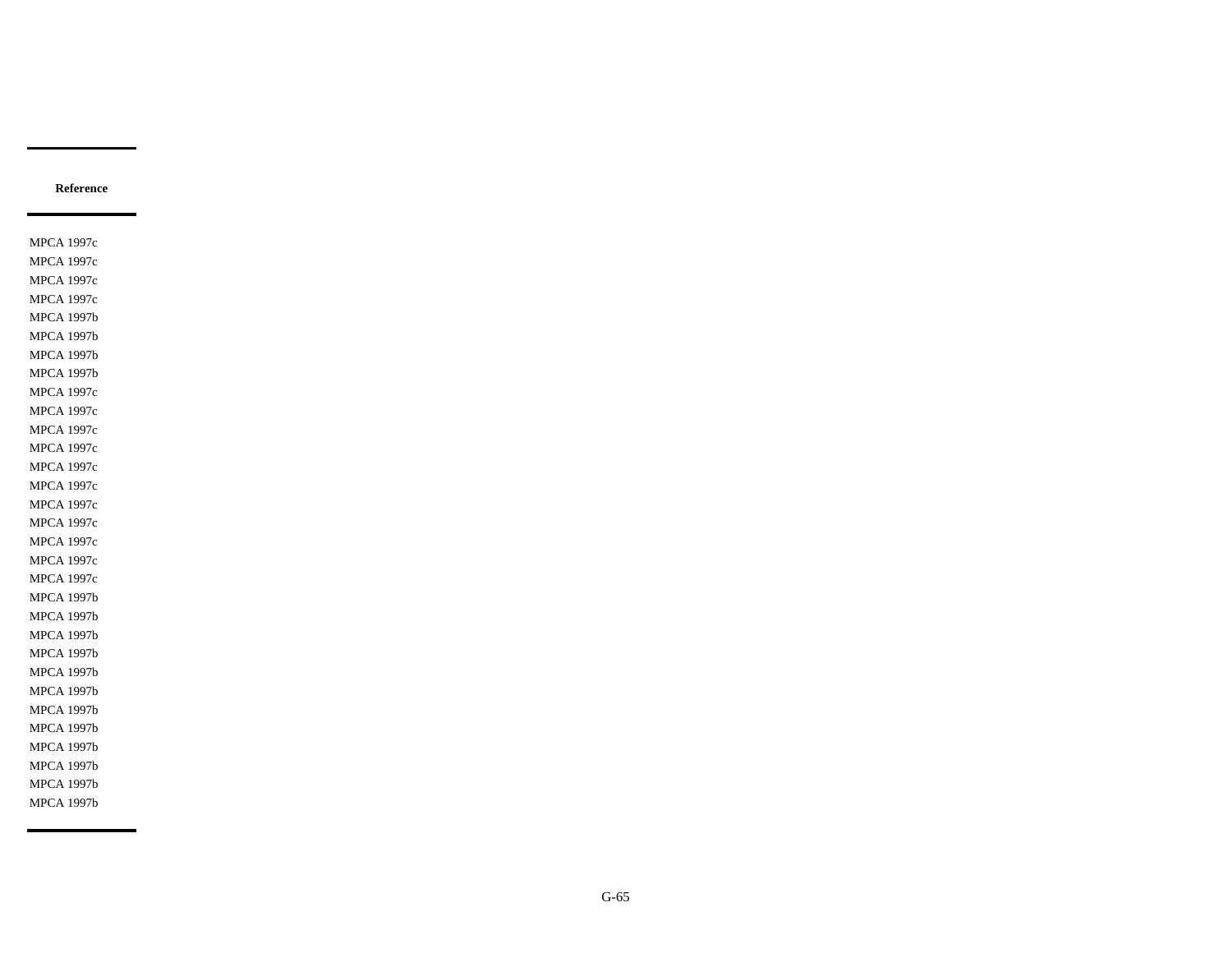| Reference |
| --- |
| MPCA 1997c |
| MPCA 1997c |
| MPCA 1997c |
| MPCA 1997c |
| MPCA 1997b |
| MPCA 1997b |
| MPCA 1997b |
| MPCA 1997b |
| MPCA 1997c |
| MPCA 1997c |
| MPCA 1997c |
| MPCA 1997c |
| MPCA 1997c |
| MPCA 1997c |
| MPCA 1997c |
| MPCA 1997c |
| MPCA 1997c |
| MPCA 1997c |
| MPCA 1997c |
| MPCA 1997b |
| MPCA 1997b |
| MPCA 1997b |
| MPCA 1997b |
| MPCA 1997b |
| MPCA 1997b |
| MPCA 1997b |
| MPCA 1997b |
| MPCA 1997b |
| MPCA 1997b |
| MPCA 1997b |
| MPCA 1997b |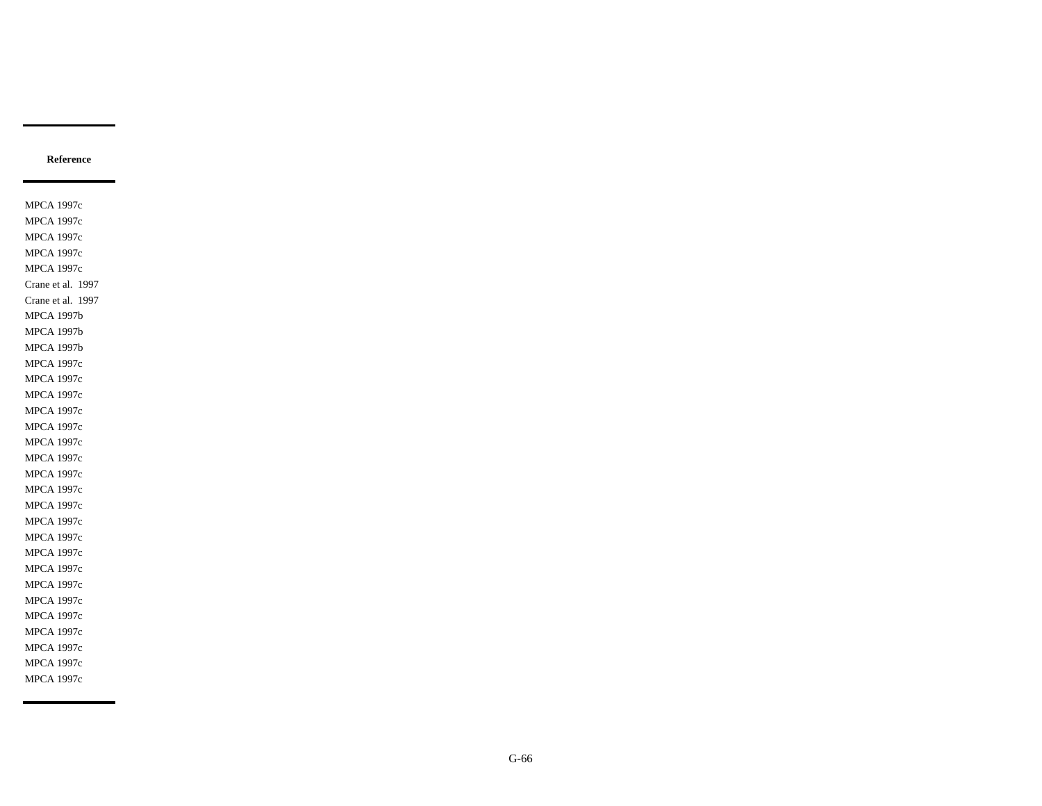| Reference |
|---|
| MPCA 1997c |
| MPCA 1997c |
| MPCA 1997c |
| MPCA 1997c |
| MPCA 1997c |
| Crane et al.  1997 |
| Crane et al.  1997 |
| MPCA 1997b |
| MPCA 1997b |
| MPCA 1997b |
| MPCA 1997c |
| MPCA 1997c |
| MPCA 1997c |
| MPCA 1997c |
| MPCA 1997c |
| MPCA 1997c |
| MPCA 1997c |
| MPCA 1997c |
| MPCA 1997c |
| MPCA 1997c |
| MPCA 1997c |
| MPCA 1997c |
| MPCA 1997c |
| MPCA 1997c |
| MPCA 1997c |
| MPCA 1997c |
| MPCA 1997c |
| MPCA 1997c |
| MPCA 1997c |
| MPCA 1997c |
| MPCA 1997c |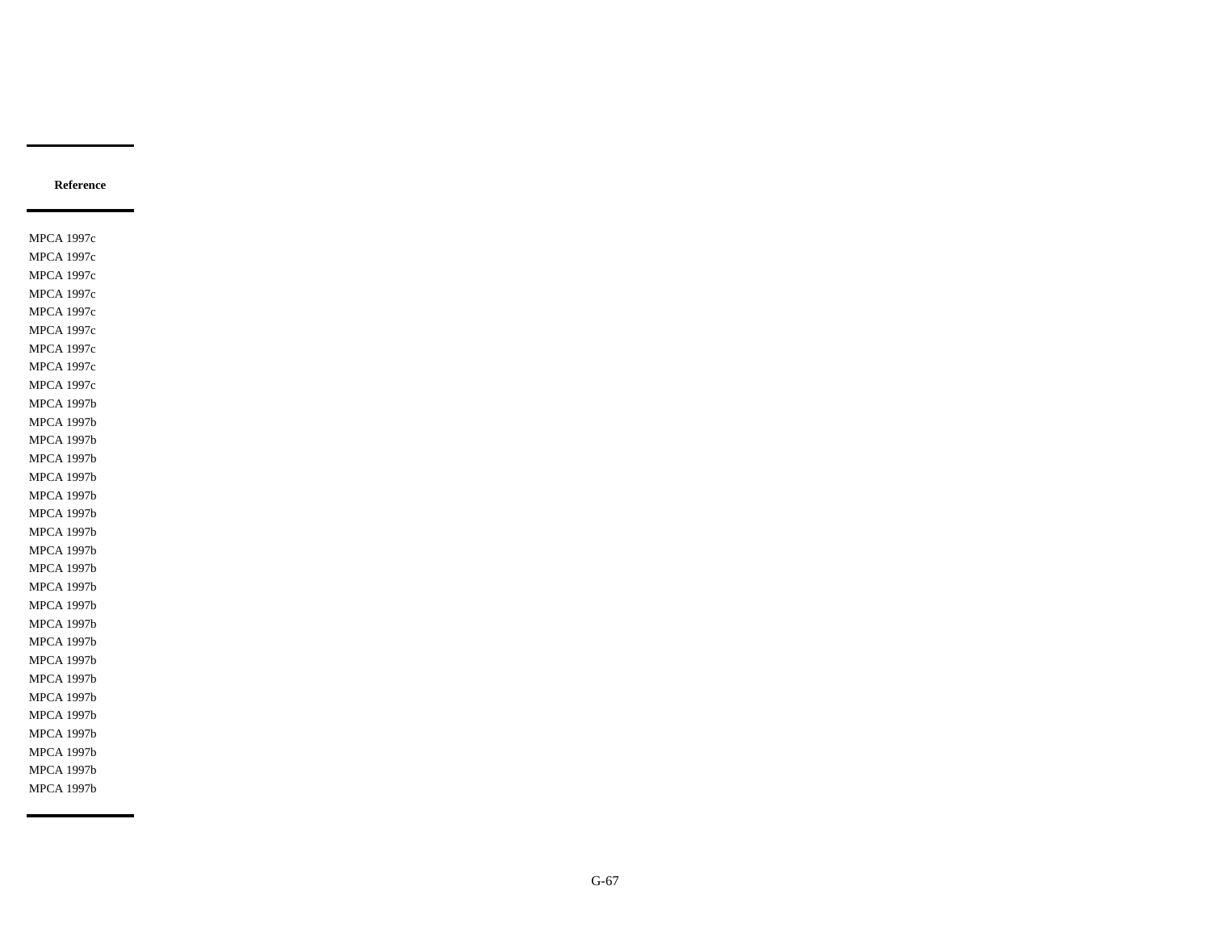| Reference |
|---|
| MPCA 1997c |
| MPCA 1997c |
| MPCA 1997c |
| MPCA 1997c |
| MPCA 1997c |
| MPCA 1997c |
| MPCA 1997c |
| MPCA 1997c |
| MPCA 1997c |
| MPCA 1997b |
| MPCA 1997b |
| MPCA 1997b |
| MPCA 1997b |
| MPCA 1997b |
| MPCA 1997b |
| MPCA 1997b |
| MPCA 1997b |
| MPCA 1997b |
| MPCA 1997b |
| MPCA 1997b |
| MPCA 1997b |
| MPCA 1997b |
| MPCA 1997b |
| MPCA 1997b |
| MPCA 1997b |
| MPCA 1997b |
| MPCA 1997b |
| MPCA 1997b |
| MPCA 1997b |
| MPCA 1997b |
| MPCA 1997b |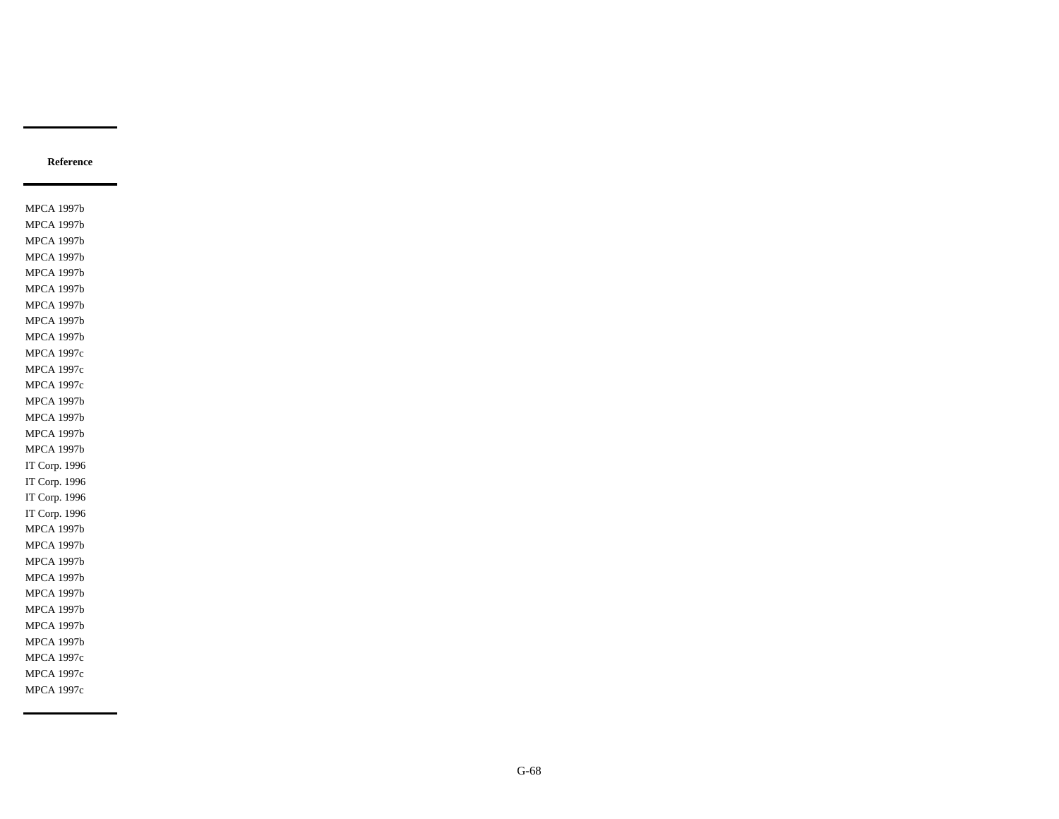| Reference |
| --- |
| MPCA 1997b |
| MPCA 1997b |
| MPCA 1997b |
| MPCA 1997b |
| MPCA 1997b |
| MPCA 1997b |
| MPCA 1997b |
| MPCA 1997b |
| MPCA 1997b |
| MPCA 1997c |
| MPCA 1997c |
| MPCA 1997c |
| MPCA 1997b |
| MPCA 1997b |
| MPCA 1997b |
| MPCA 1997b |
| IT Corp. 1996 |
| IT Corp. 1996 |
| IT Corp. 1996 |
| IT Corp. 1996 |
| MPCA 1997b |
| MPCA 1997b |
| MPCA 1997b |
| MPCA 1997b |
| MPCA 1997b |
| MPCA 1997b |
| MPCA 1997b |
| MPCA 1997b |
| MPCA 1997c |
| MPCA 1997c |
| MPCA 1997c |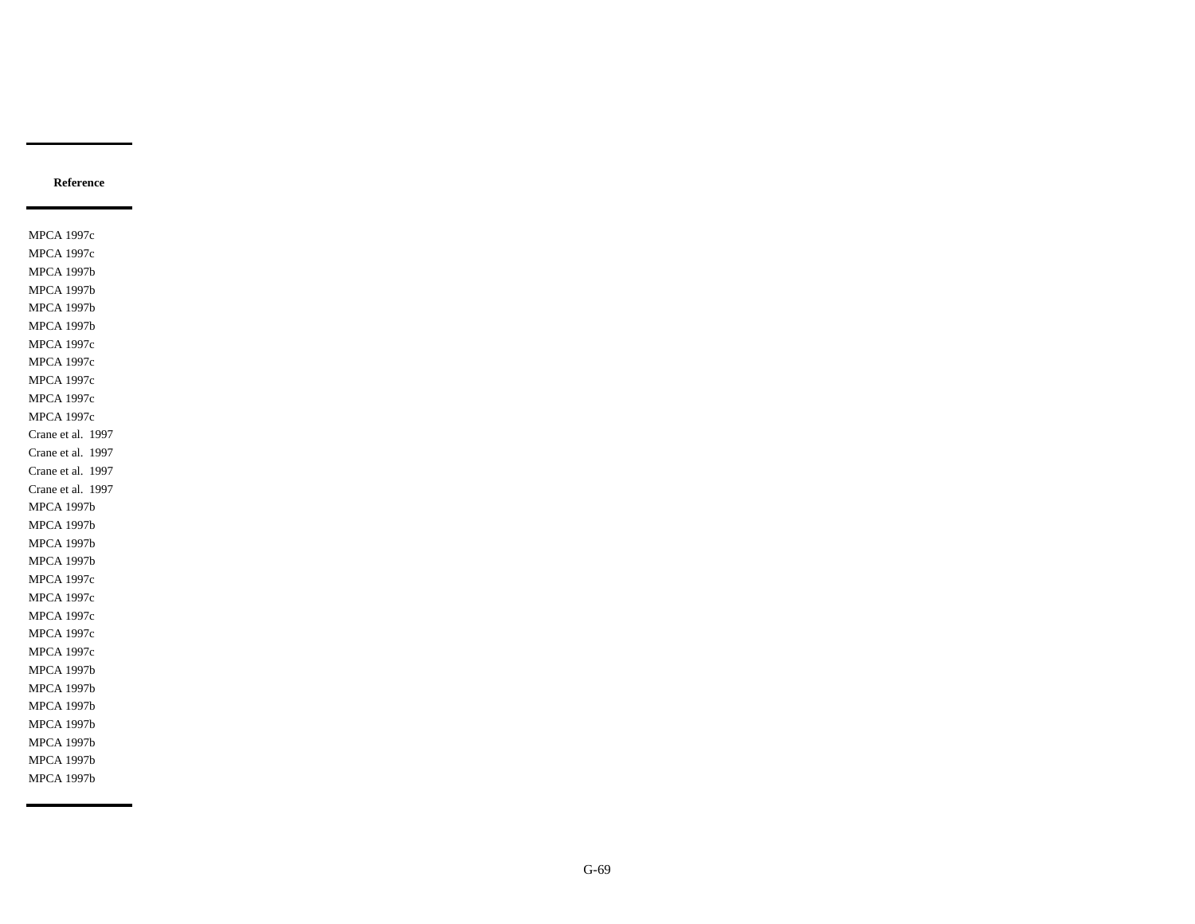| Reference |
|---|
| MPCA 1997c |
| MPCA 1997c |
| MPCA 1997b |
| MPCA 1997b |
| MPCA 1997b |
| MPCA 1997b |
| MPCA 1997c |
| MPCA 1997c |
| MPCA 1997c |
| MPCA 1997c |
| MPCA 1997c |
| Crane et al.  1997 |
| Crane et al.  1997 |
| Crane et al.  1997 |
| Crane et al.  1997 |
| MPCA 1997b |
| MPCA 1997b |
| MPCA 1997b |
| MPCA 1997b |
| MPCA 1997c |
| MPCA 1997c |
| MPCA 1997c |
| MPCA 1997c |
| MPCA 1997c |
| MPCA 1997b |
| MPCA 1997b |
| MPCA 1997b |
| MPCA 1997b |
| MPCA 1997b |
| MPCA 1997b |
| MPCA 1997b |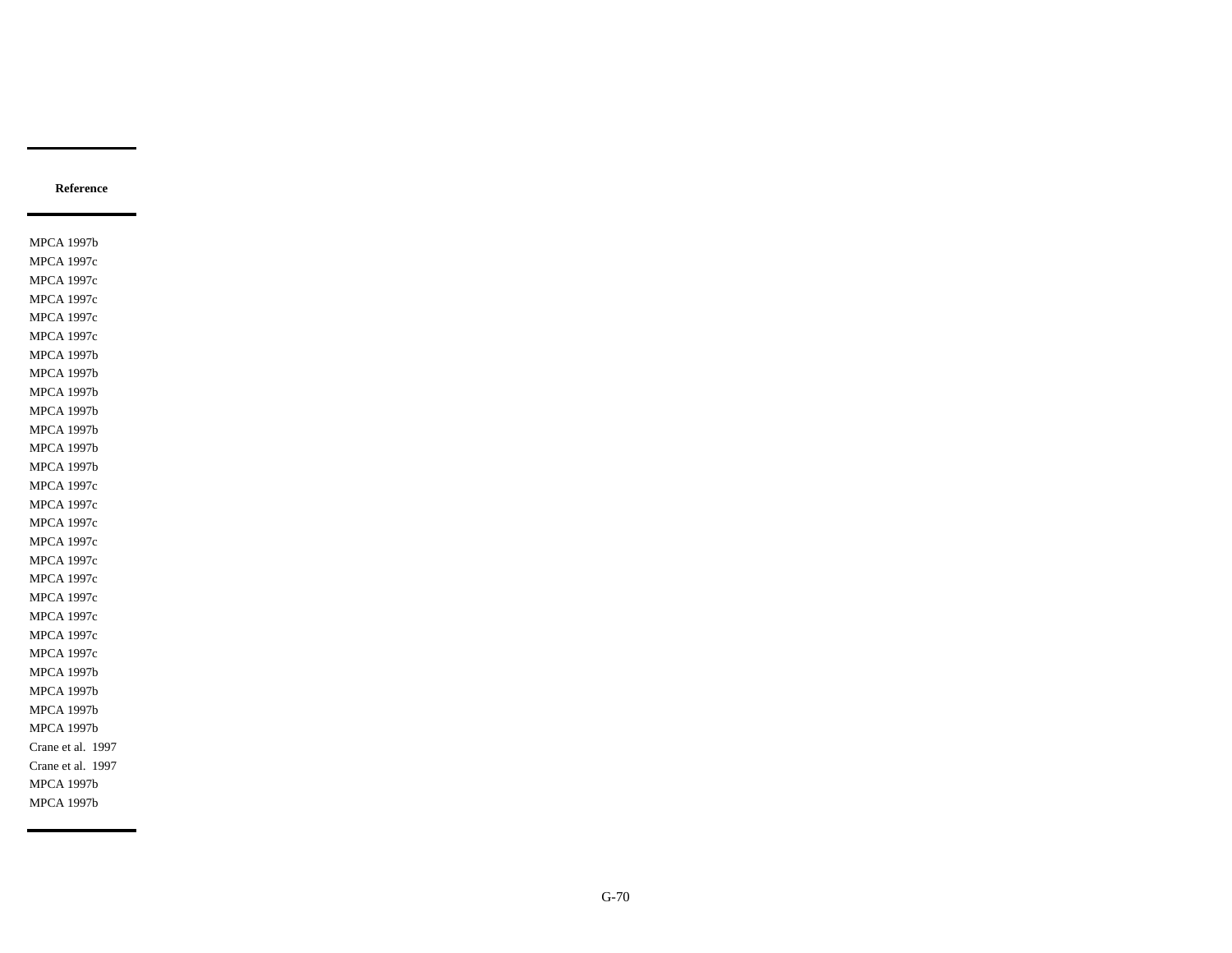| Reference |
|---|
| MPCA 1997b |
| MPCA 1997c |
| MPCA 1997c |
| MPCA 1997c |
| MPCA 1997c |
| MPCA 1997c |
| MPCA 1997b |
| MPCA 1997b |
| MPCA 1997b |
| MPCA 1997b |
| MPCA 1997b |
| MPCA 1997b |
| MPCA 1997b |
| MPCA 1997c |
| MPCA 1997c |
| MPCA 1997c |
| MPCA 1997c |
| MPCA 1997c |
| MPCA 1997c |
| MPCA 1997c |
| MPCA 1997c |
| MPCA 1997c |
| MPCA 1997c |
| MPCA 1997b |
| MPCA 1997b |
| MPCA 1997b |
| MPCA 1997b |
| Crane et al. 1997 |
| Crane et al. 1997 |
| MPCA 1997b |
| MPCA 1997b |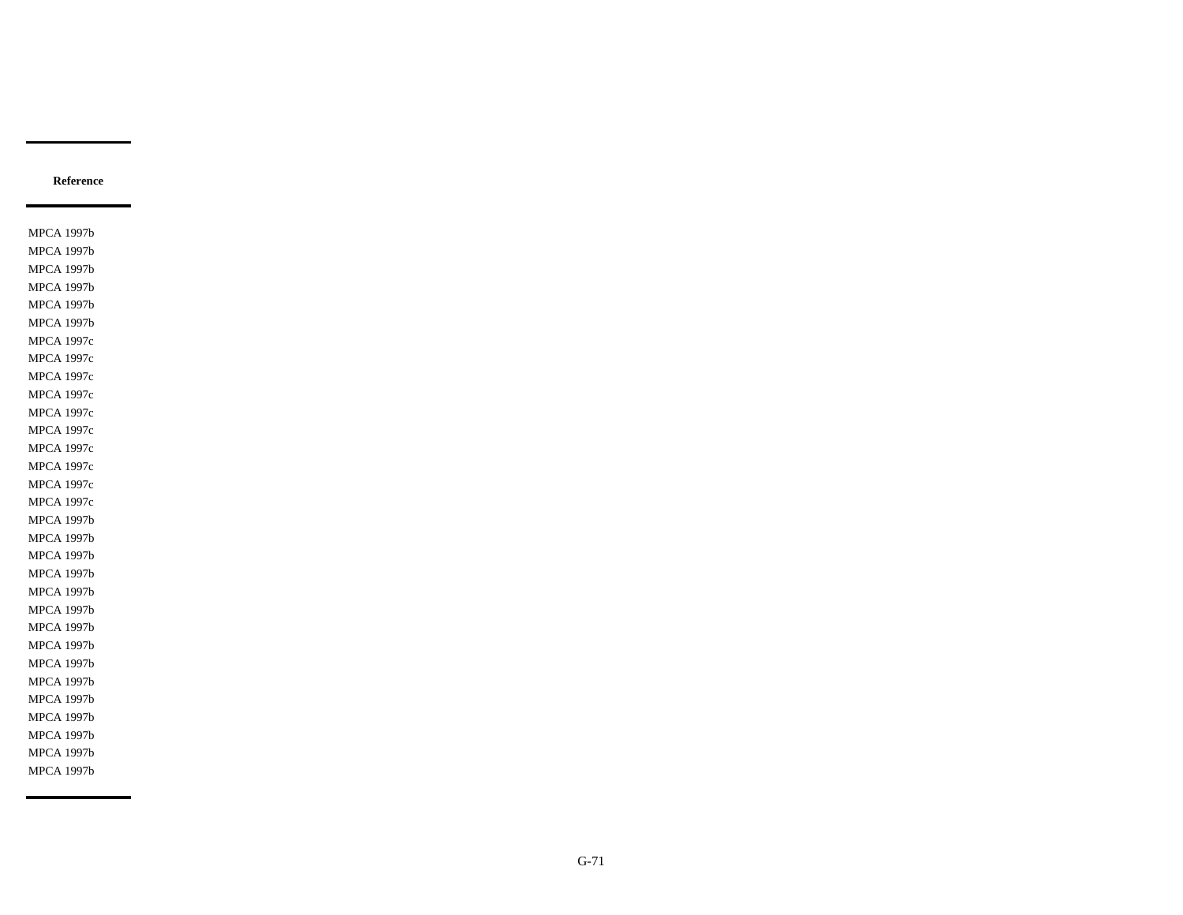| Reference |
| --- |
| MPCA 1997b |
| MPCA 1997b |
| MPCA 1997b |
| MPCA 1997b |
| MPCA 1997b |
| MPCA 1997b |
| MPCA 1997c |
| MPCA 1997c |
| MPCA 1997c |
| MPCA 1997c |
| MPCA 1997c |
| MPCA 1997c |
| MPCA 1997c |
| MPCA 1997c |
| MPCA 1997c |
| MPCA 1997c |
| MPCA 1997b |
| MPCA 1997b |
| MPCA 1997b |
| MPCA 1997b |
| MPCA 1997b |
| MPCA 1997b |
| MPCA 1997b |
| MPCA 1997b |
| MPCA 1997b |
| MPCA 1997b |
| MPCA 1997b |
| MPCA 1997b |
| MPCA 1997b |
| MPCA 1997b |
| MPCA 1997b |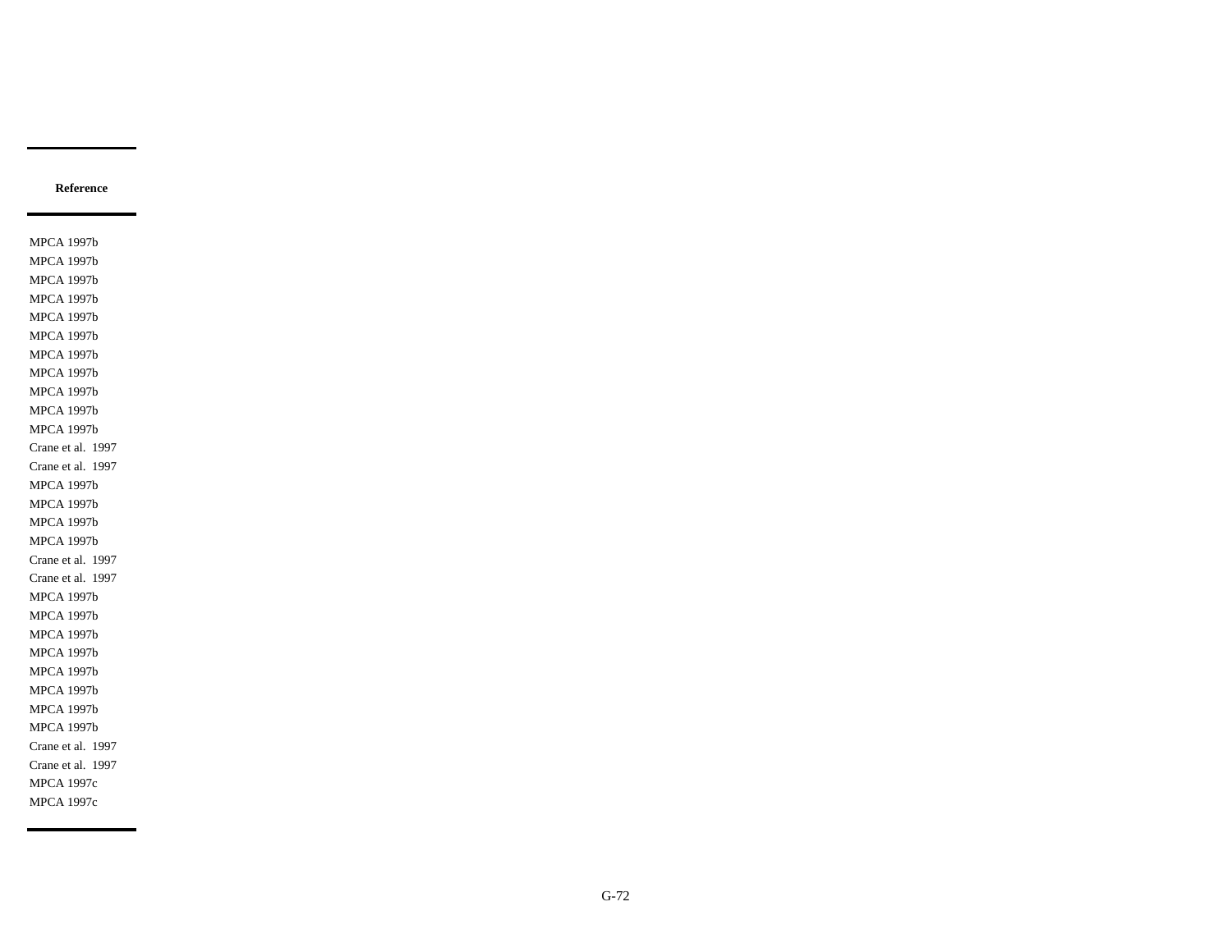| Reference |
| --- |
| MPCA 1997b |
| MPCA 1997b |
| MPCA 1997b |
| MPCA 1997b |
| MPCA 1997b |
| MPCA 1997b |
| MPCA 1997b |
| MPCA 1997b |
| MPCA 1997b |
| MPCA 1997b |
| MPCA 1997b |
| Crane et al. 1997 |
| Crane et al. 1997 |
| MPCA 1997b |
| MPCA 1997b |
| MPCA 1997b |
| MPCA 1997b |
| Crane et al. 1997 |
| Crane et al. 1997 |
| MPCA 1997b |
| MPCA 1997b |
| MPCA 1997b |
| MPCA 1997b |
| MPCA 1997b |
| MPCA 1997b |
| MPCA 1997b |
| MPCA 1997b |
| MPCA 1997b |
| Crane et al. 1997 |
| Crane et al. 1997 |
| MPCA 1997c |
| MPCA 1997c |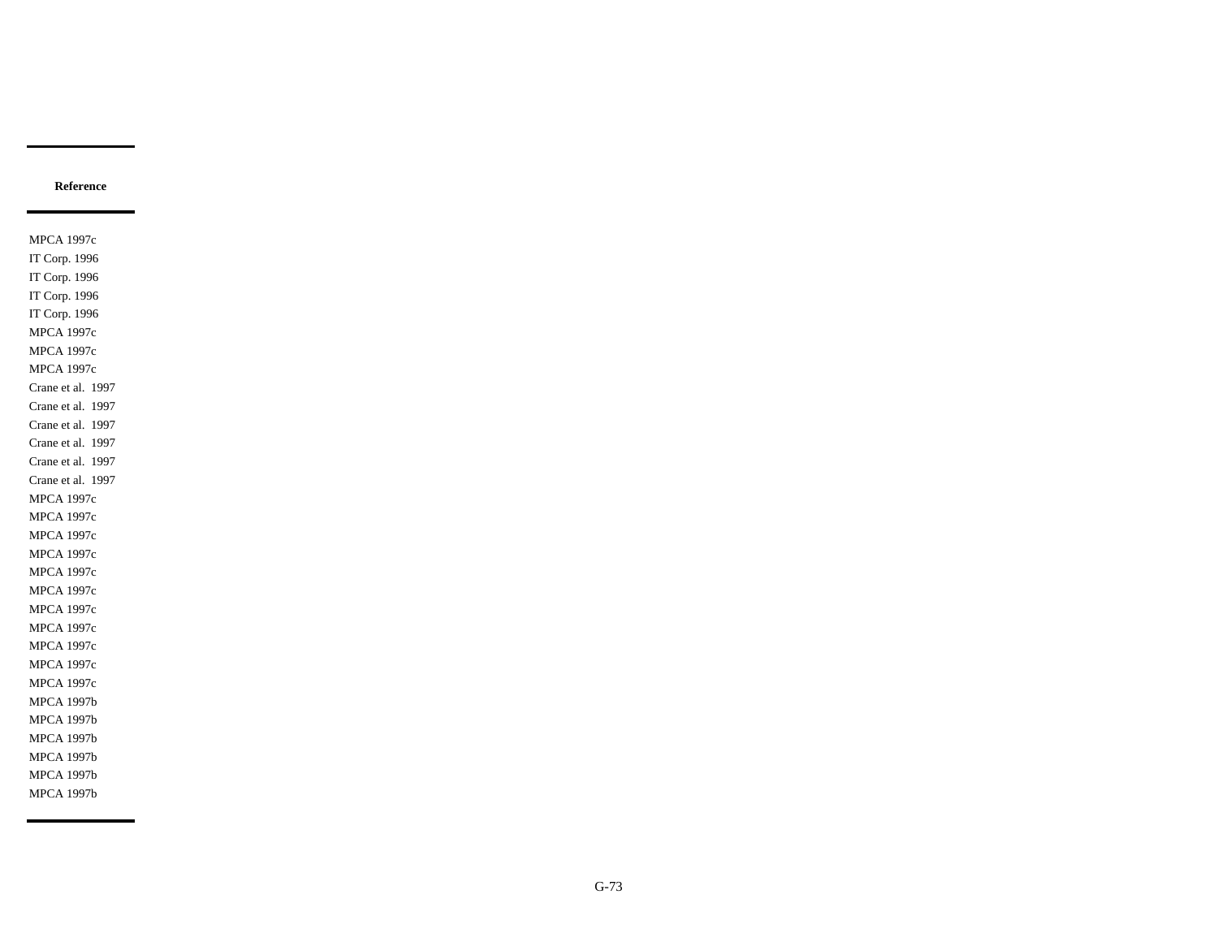| Reference |
| --- |
| MPCA 1997c |
| IT Corp. 1996 |
| IT Corp. 1996 |
| IT Corp. 1996 |
| IT Corp. 1996 |
| MPCA 1997c |
| MPCA 1997c |
| MPCA 1997c |
| Crane et al. 1997 |
| Crane et al. 1997 |
| Crane et al. 1997 |
| Crane et al. 1997 |
| Crane et al. 1997 |
| Crane et al. 1997 |
| MPCA 1997c |
| MPCA 1997c |
| MPCA 1997c |
| MPCA 1997c |
| MPCA 1997c |
| MPCA 1997c |
| MPCA 1997c |
| MPCA 1997c |
| MPCA 1997c |
| MPCA 1997c |
| MPCA 1997c |
| MPCA 1997b |
| MPCA 1997b |
| MPCA 1997b |
| MPCA 1997b |
| MPCA 1997b |
| MPCA 1997b |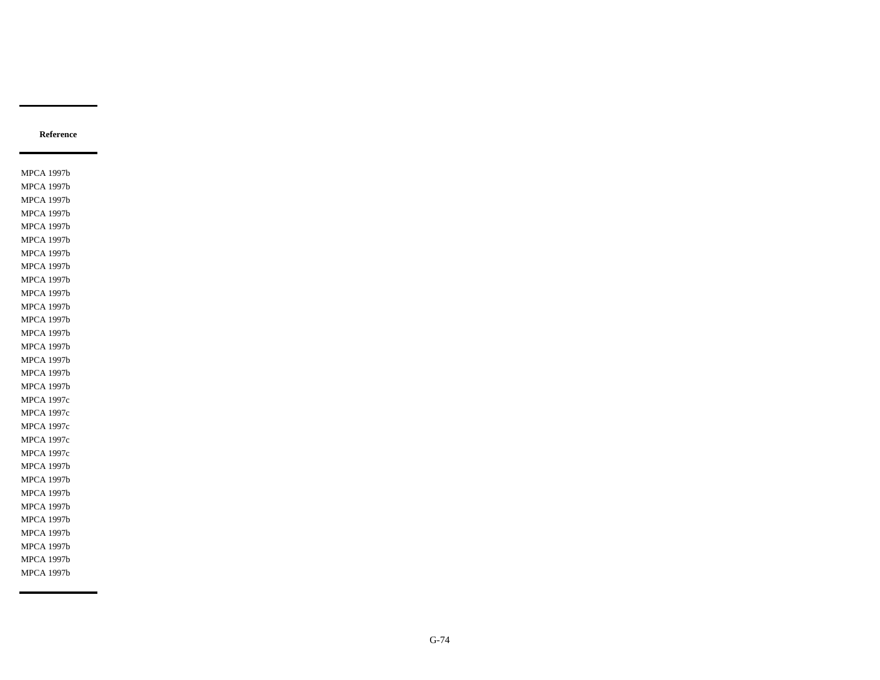| Reference |
| --- |
| MPCA 1997b |
| MPCA 1997b |
| MPCA 1997b |
| MPCA 1997b |
| MPCA 1997b |
| MPCA 1997b |
| MPCA 1997b |
| MPCA 1997b |
| MPCA 1997b |
| MPCA 1997b |
| MPCA 1997b |
| MPCA 1997b |
| MPCA 1997b |
| MPCA 1997b |
| MPCA 1997b |
| MPCA 1997b |
| MPCA 1997b |
| MPCA 1997c |
| MPCA 1997c |
| MPCA 1997c |
| MPCA 1997c |
| MPCA 1997c |
| MPCA 1997b |
| MPCA 1997b |
| MPCA 1997b |
| MPCA 1997b |
| MPCA 1997b |
| MPCA 1997b |
| MPCA 1997b |
| MPCA 1997b |
| MPCA 1997b |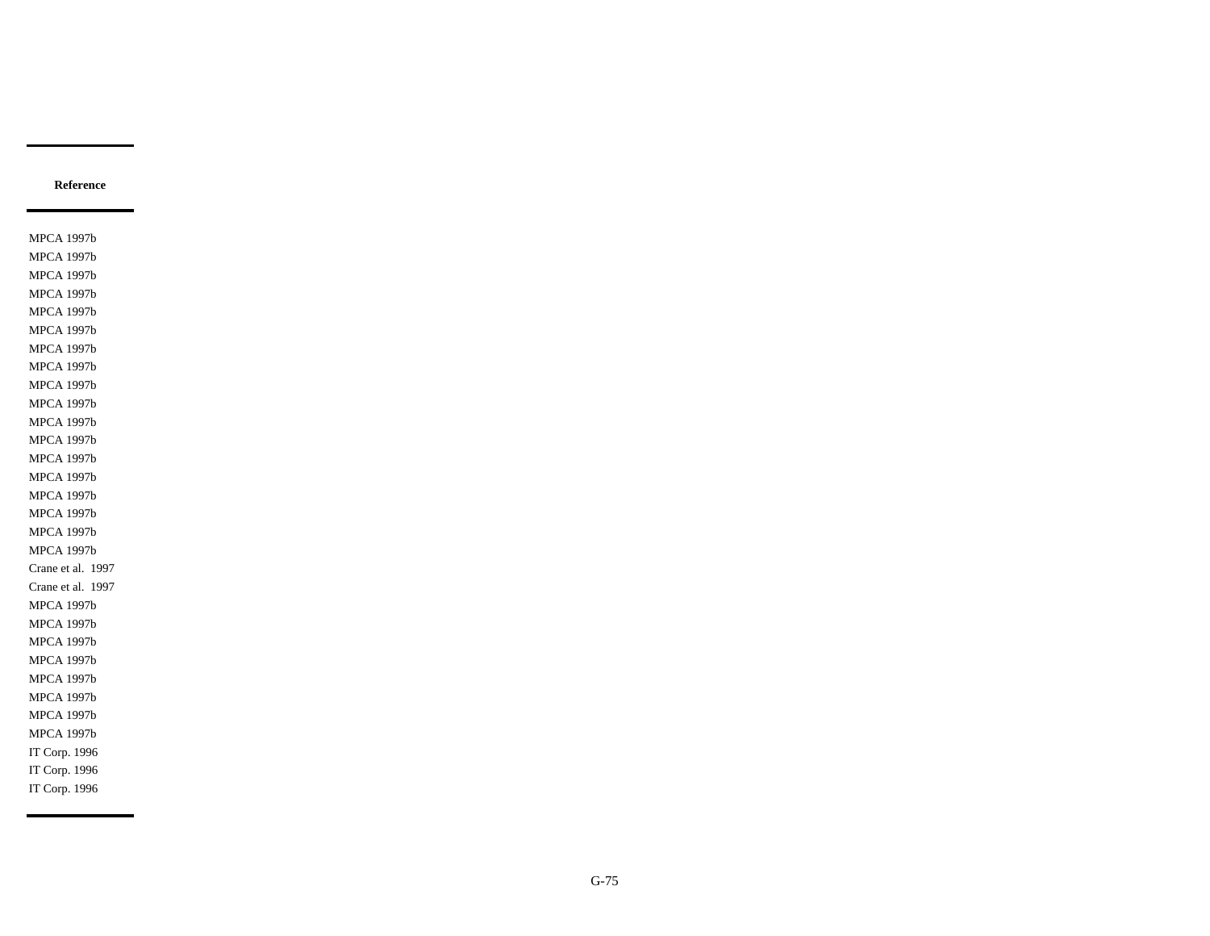| Reference |
| --- |
| MPCA 1997b |
| MPCA 1997b |
| MPCA 1997b |
| MPCA 1997b |
| MPCA 1997b |
| MPCA 1997b |
| MPCA 1997b |
| MPCA 1997b |
| MPCA 1997b |
| MPCA 1997b |
| MPCA 1997b |
| MPCA 1997b |
| MPCA 1997b |
| MPCA 1997b |
| MPCA 1997b |
| MPCA 1997b |
| MPCA 1997b |
| MPCA 1997b |
| Crane et al. 1997 |
| Crane et al. 1997 |
| MPCA 1997b |
| MPCA 1997b |
| MPCA 1997b |
| MPCA 1997b |
| MPCA 1997b |
| MPCA 1997b |
| MPCA 1997b |
| MPCA 1997b |
| IT Corp. 1996 |
| IT Corp. 1996 |
| IT Corp. 1996 |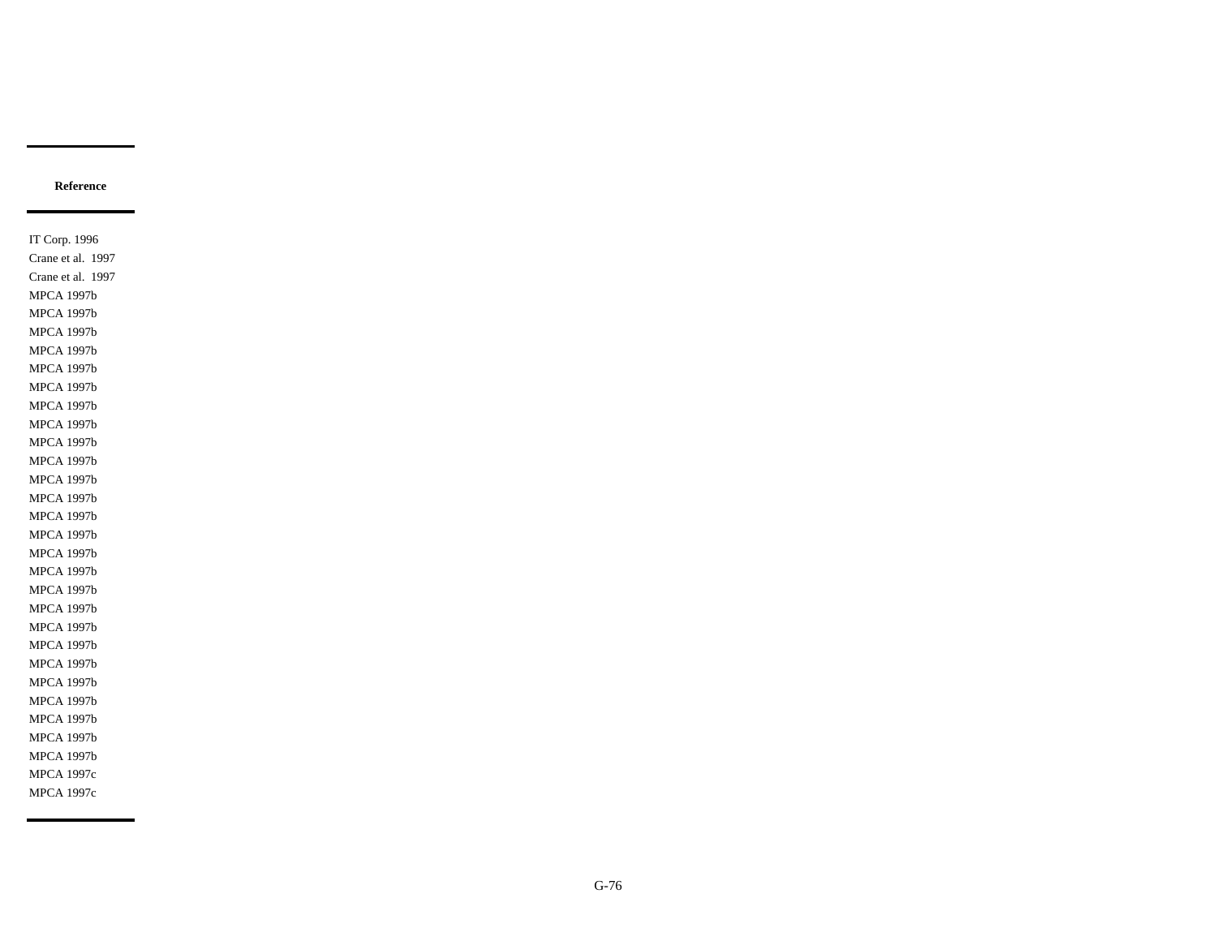| Reference |
| --- |
| IT Corp. 1996 |
| Crane et al.  1997 |
| Crane et al.  1997 |
| MPCA 1997b |
| MPCA 1997b |
| MPCA 1997b |
| MPCA 1997b |
| MPCA 1997b |
| MPCA 1997b |
| MPCA 1997b |
| MPCA 1997b |
| MPCA 1997b |
| MPCA 1997b |
| MPCA 1997b |
| MPCA 1997b |
| MPCA 1997b |
| MPCA 1997b |
| MPCA 1997b |
| MPCA 1997b |
| MPCA 1997b |
| MPCA 1997b |
| MPCA 1997b |
| MPCA 1997b |
| MPCA 1997b |
| MPCA 1997b |
| MPCA 1997b |
| MPCA 1997b |
| MPCA 1997b |
| MPCA 1997b |
| MPCA 1997c |
| MPCA 1997c |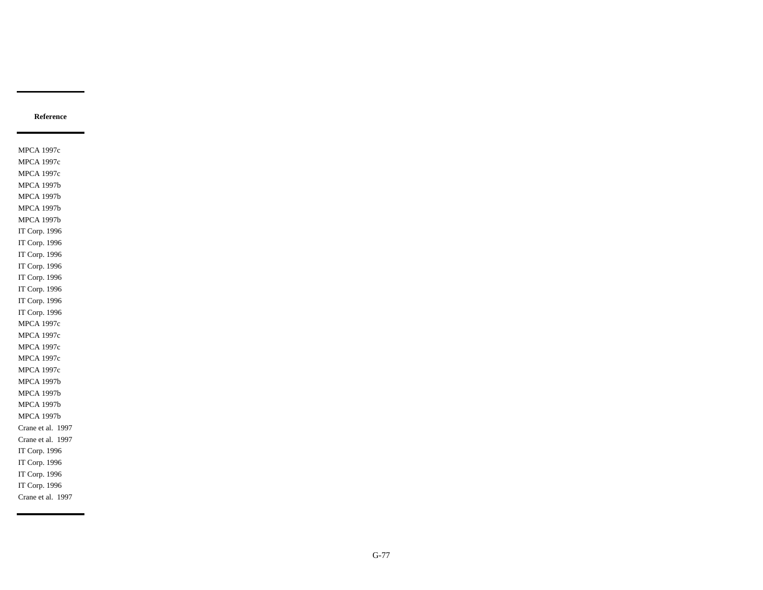| Reference |
| --- |
| MPCA 1997c |
| MPCA 1997c |
| MPCA 1997c |
| MPCA 1997b |
| MPCA 1997b |
| MPCA 1997b |
| MPCA 1997b |
| IT Corp. 1996 |
| IT Corp. 1996 |
| IT Corp. 1996 |
| IT Corp. 1996 |
| IT Corp. 1996 |
| IT Corp. 1996 |
| IT Corp. 1996 |
| IT Corp. 1996 |
| MPCA 1997c |
| MPCA 1997c |
| MPCA 1997c |
| MPCA 1997c |
| MPCA 1997c |
| MPCA 1997b |
| MPCA 1997b |
| MPCA 1997b |
| MPCA 1997b |
| Crane et al. 1997 |
| Crane et al. 1997 |
| IT Corp. 1996 |
| IT Corp. 1996 |
| IT Corp. 1996 |
| IT Corp. 1996 |
| Crane et al. 1997 |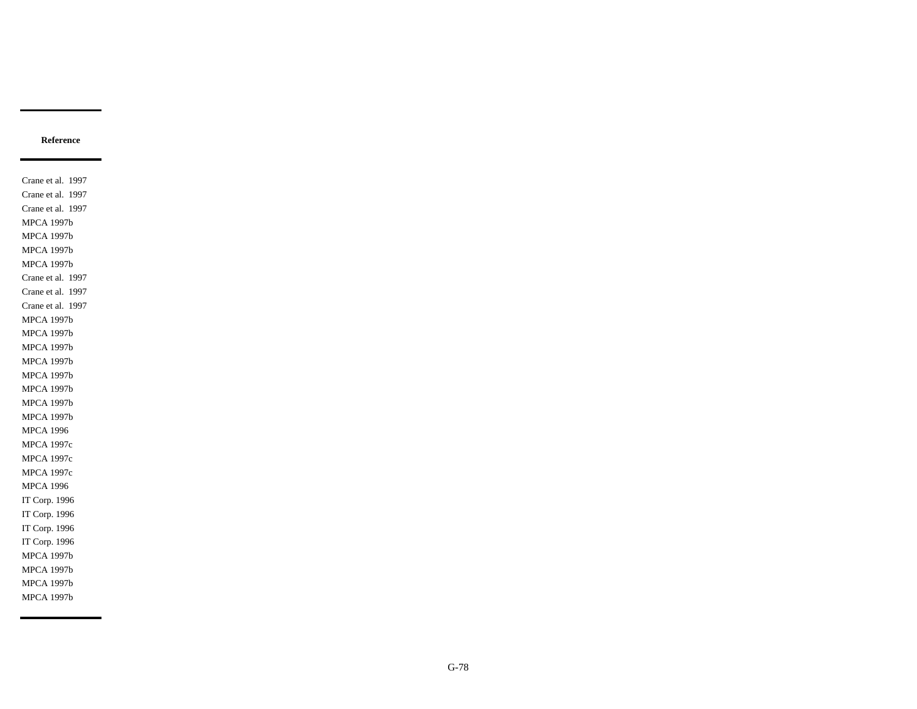| Reference |
| --- |
| Crane et al. 1997 |
| Crane et al. 1997 |
| Crane et al. 1997 |
| MPCA 1997b |
| MPCA 1997b |
| MPCA 1997b |
| MPCA 1997b |
| Crane et al. 1997 |
| Crane et al. 1997 |
| Crane et al. 1997 |
| MPCA 1997b |
| MPCA 1997b |
| MPCA 1997b |
| MPCA 1997b |
| MPCA 1997b |
| MPCA 1997b |
| MPCA 1997b |
| MPCA 1997b |
| MPCA 1996 |
| MPCA 1997c |
| MPCA 1997c |
| MPCA 1997c |
| MPCA 1996 |
| IT Corp. 1996 |
| IT Corp. 1996 |
| IT Corp. 1996 |
| IT Corp. 1996 |
| MPCA 1997b |
| MPCA 1997b |
| MPCA 1997b |
| MPCA 1997b |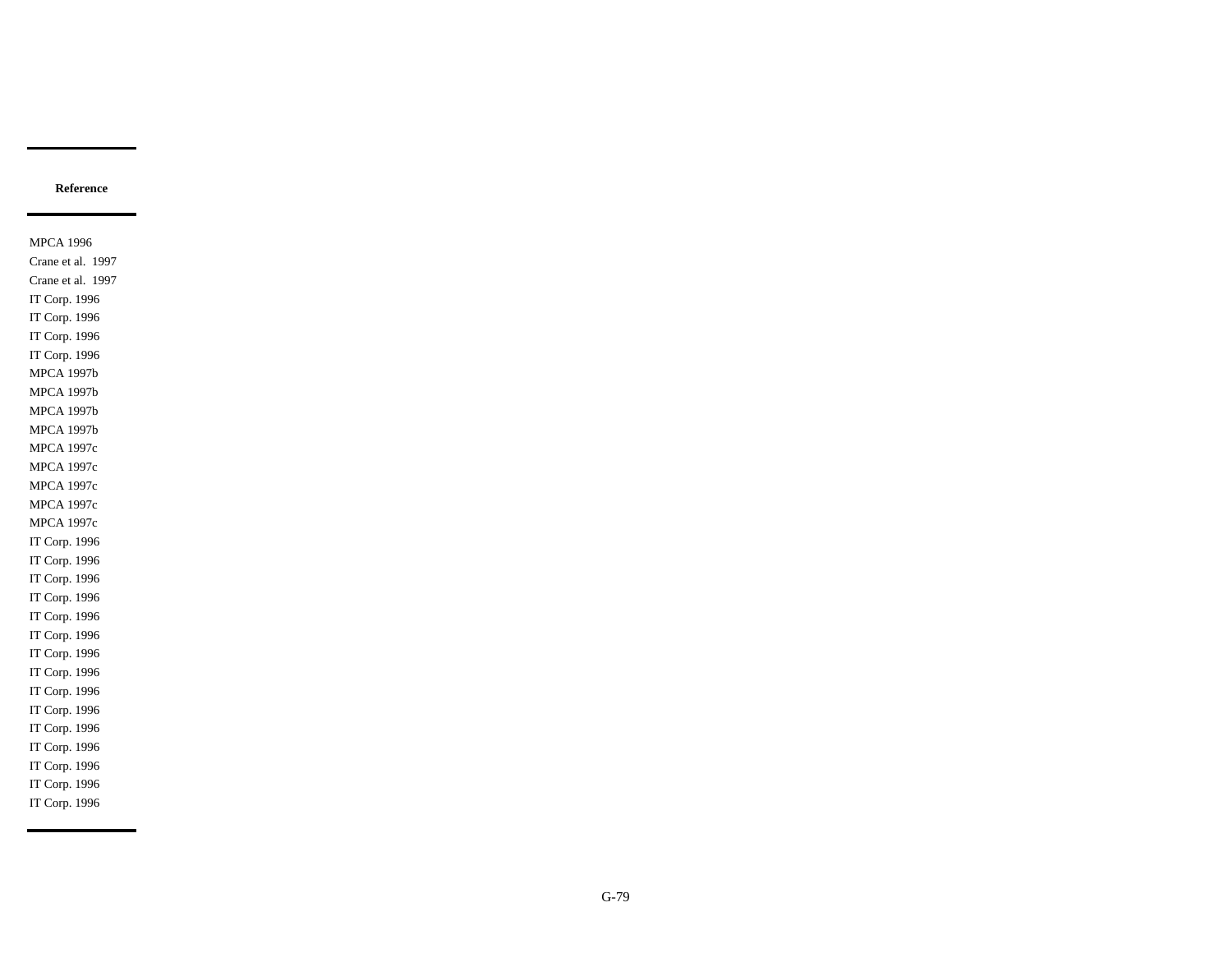| Reference |
|---|
| MPCA 1996 |
| Crane et al.  1997 |
| Crane et al.  1997 |
| IT Corp. 1996 |
| IT Corp. 1996 |
| IT Corp. 1996 |
| IT Corp. 1996 |
| MPCA 1997b |
| MPCA 1997b |
| MPCA 1997b |
| MPCA 1997b |
| MPCA 1997c |
| MPCA 1997c |
| MPCA 1997c |
| MPCA 1997c |
| MPCA 1997c |
| IT Corp. 1996 |
| IT Corp. 1996 |
| IT Corp. 1996 |
| IT Corp. 1996 |
| IT Corp. 1996 |
| IT Corp. 1996 |
| IT Corp. 1996 |
| IT Corp. 1996 |
| IT Corp. 1996 |
| IT Corp. 1996 |
| IT Corp. 1996 |
| IT Corp. 1996 |
| IT Corp. 1996 |
| IT Corp. 1996 |
| IT Corp. 1996 |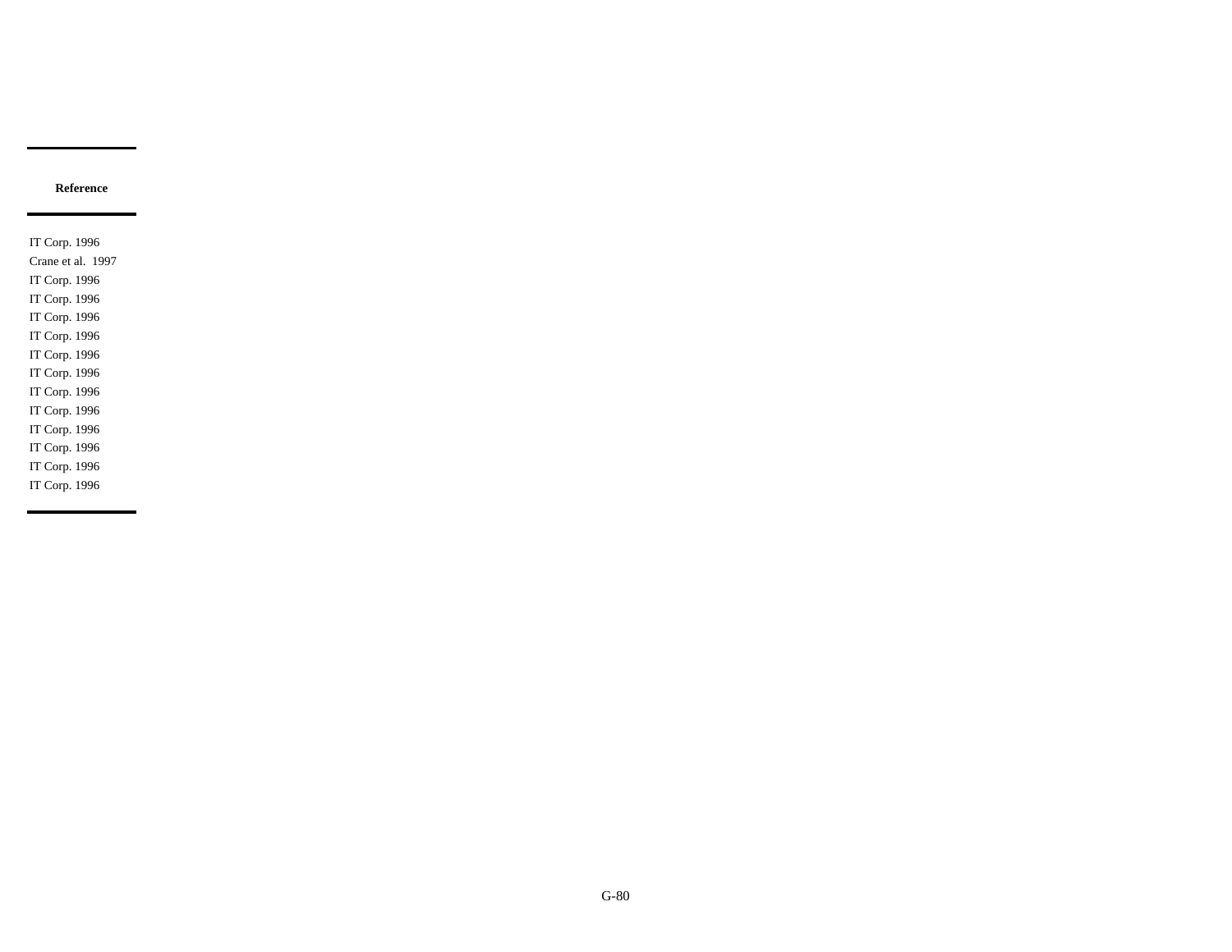| Reference |
| --- |
| IT Corp. 1996 |
| Crane et al.  1997 |
| IT Corp. 1996 |
| IT Corp. 1996 |
| IT Corp. 1996 |
| IT Corp. 1996 |
| IT Corp. 1996 |
| IT Corp. 1996 |
| IT Corp. 1996 |
| IT Corp. 1996 |
| IT Corp. 1996 |
| IT Corp. 1996 |
| IT Corp. 1996 |
| IT Corp. 1996 |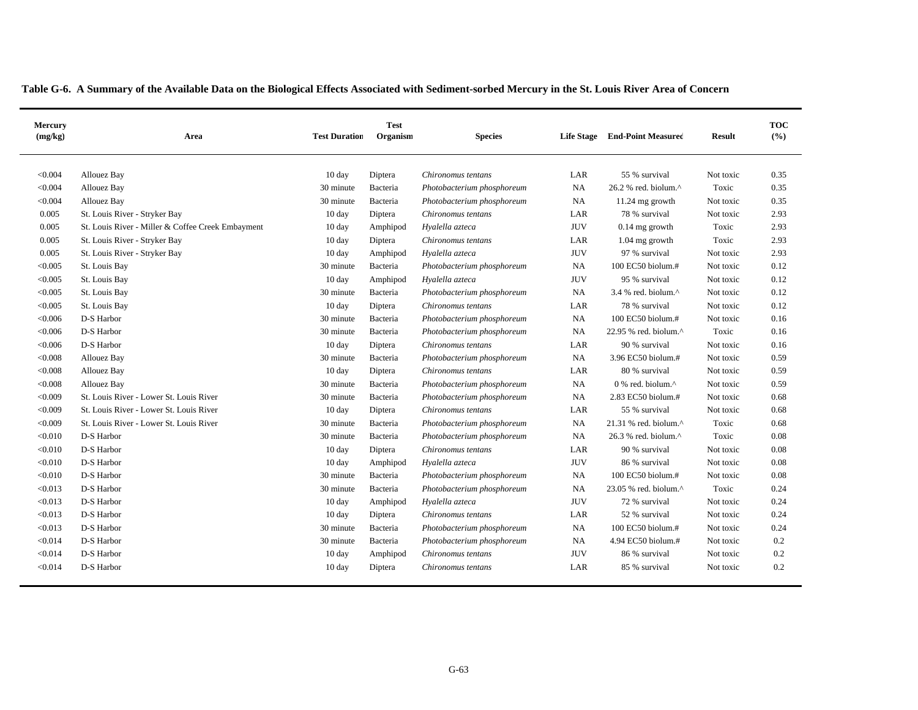**Table G-6. A Summary of the Available Data on the Biological Effects Associated with Sediment-sorbed Mercury in the St. Louis River Area of Concern**

| Mercury (mg/kg) | Area | Test Duration | Test Organism | Species | Life Stage | End-Point Measured | Result | TOC (%) |
|---|---|---|---|---|---|---|---|---|
| <0.004 | Allouez Bay | 10 day | Diptera | *Chironomus tentans* | LAR | 55 % survival | Not toxic | 0.35 |
| <0.004 | Allouez Bay | 30 minute | Bacteria | *Photobacterium phosphoreum* | NA | 26.2 % red. biolum.^ | Toxic | 0.35 |
| <0.004 | Allouez Bay | 30 minute | Bacteria | *Photobacterium phosphoreum* | NA | 11.24 mg growth | Not toxic | 0.35 |
| 0.005 | St. Louis River - Stryker Bay | 10 day | Diptera | *Chironomus tentans* | LAR | 78 % survival | Not toxic | 2.93 |
| 0.005 | St. Louis River - Miller & Coffee Creek Embayment | 10 day | Amphipod | *Hyalella azteca* | JUV | 0.14 mg growth | Toxic | 2.93 |
| 0.005 | St. Louis River - Stryker Bay | 10 day | Diptera | *Chironomus tentans* | LAR | 1.04 mg growth | Toxic | 2.93 |
| 0.005 | St. Louis River - Stryker Bay | 10 day | Amphipod | *Hyalella azteca* | JUV | 97 % survival | Not toxic | 2.93 |
| <0.005 | St. Louis Bay | 30 minute | Bacteria | *Photobacterium phosphoreum* | NA | 100 EC50 biolum.# | Not toxic | 0.12 |
| <0.005 | St. Louis Bay | 10 day | Amphipod | *Hyalella azteca* | JUV | 95 % survival | Not toxic | 0.12 |
| <0.005 | St. Louis Bay | 30 minute | Bacteria | *Photobacterium phosphoreum* | NA | 3.4 % red. biolum.^ | Not toxic | 0.12 |
| <0.005 | St. Louis Bay | 10 day | Diptera | *Chironomus tentans* | LAR | 78 % survival | Not toxic | 0.12 |
| <0.006 | D-S Harbor | 30 minute | Bacteria | *Photobacterium phosphoreum* | NA | 100 EC50 biolum.# | Not toxic | 0.16 |
| <0.006 | D-S Harbor | 30 minute | Bacteria | *Photobacterium phosphoreum* | NA | 22.95 % red. biolum.^ | Toxic | 0.16 |
| <0.006 | D-S Harbor | 10 day | Diptera | *Chironomus tentans* | LAR | 90 % survival | Not toxic | 0.16 |
| <0.008 | Allouez Bay | 30 minute | Bacteria | *Photobacterium phosphoreum* | NA | 3.96 EC50 biolum.# | Not toxic | 0.59 |
| <0.008 | Allouez Bay | 10 day | Diptera | *Chironomus tentans* | LAR | 80 % survival | Not toxic | 0.59 |
| <0.008 | Allouez Bay | 30 minute | Bacteria | *Photobacterium phosphoreum* | NA | 0 % red. biolum.^ | Not toxic | 0.59 |
| <0.009 | St. Louis River - Lower St. Louis River | 30 minute | Bacteria | *Photobacterium phosphoreum* | NA | 2.83 EC50 biolum.# | Not toxic | 0.68 |
| <0.009 | St. Louis River - Lower St. Louis River | 10 day | Diptera | *Chironomus tentans* | LAR | 55 % survival | Not toxic | 0.68 |
| <0.009 | St. Louis River - Lower St. Louis River | 30 minute | Bacteria | *Photobacterium phosphoreum* | NA | 21.31 % red. biolum.^ | Toxic | 0.68 |
| <0.010 | D-S Harbor | 30 minute | Bacteria | *Photobacterium phosphoreum* | NA | 26.3 % red. biolum.^ | Toxic | 0.08 |
| <0.010 | D-S Harbor | 10 day | Diptera | *Chironomus tentans* | LAR | 90 % survival | Not toxic | 0.08 |
| <0.010 | D-S Harbor | 10 day | Amphipod | *Hyalella azteca* | JUV | 86 % survival | Not toxic | 0.08 |
| <0.010 | D-S Harbor | 30 minute | Bacteria | *Photobacterium phosphoreum* | NA | 100 EC50 biolum.# | Not toxic | 0.08 |
| <0.013 | D-S Harbor | 30 minute | Bacteria | *Photobacterium phosphoreum* | NA | 23.05 % red. biolum.^ | Toxic | 0.24 |
| <0.013 | D-S Harbor | 10 day | Amphipod | *Hyalella azteca* | JUV | 72 % survival | Not toxic | 0.24 |
| <0.013 | D-S Harbor | 10 day | Diptera | *Chironomus tentans* | LAR | 52 % survival | Not toxic | 0.24 |
| <0.013 | D-S Harbor | 30 minute | Bacteria | *Photobacterium phosphoreum* | NA | 100 EC50 biolum.# | Not toxic | 0.24 |
| <0.014 | D-S Harbor | 30 minute | Bacteria | *Photobacterium phosphoreum* | NA | 4.94 EC50 biolum.# | Not toxic | 0.2 |
| <0.014 | D-S Harbor | 10 day | Amphipod | *Chironomus tentans* | JUV | 86 % survival | Not toxic | 0.2 |
| <0.014 | D-S Harbor | 10 day | Diptera | *Chironomus tentans* | LAR | 85 % survival | Not toxic | 0.2 |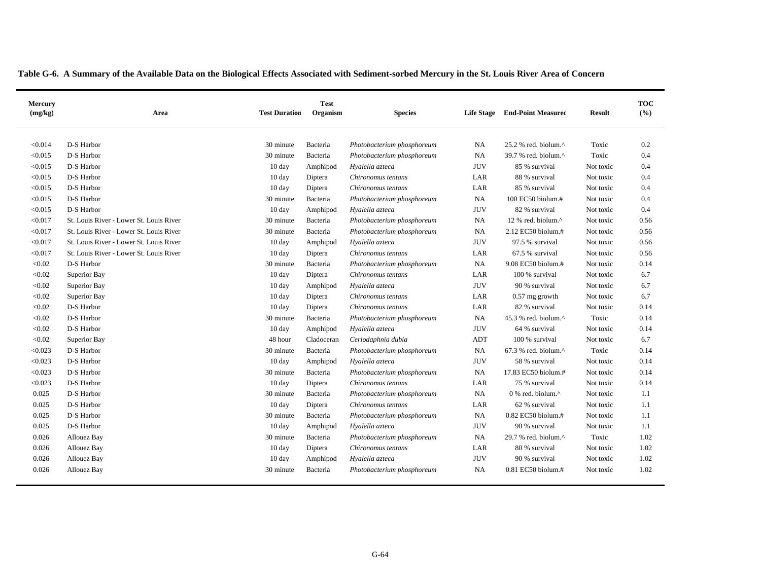**Table G-6. A Summary of the Available Data on the Biological Effects Associated with Sediment-sorbed Mercury in the St. Louis River Area of Concern**

| Mercury (mg/kg) | Area | Test Duration | Test Organism | Species | Life Stage | End-Point Measured | Result | TOC (%) |
|---|---|---|---|---|---|---|---|---|
| <0.014 | D-S Harbor | 30 minute | Bacteria | *Photobacterium phosphoreum* | NA | 25.2 % red. biolum.^ | Toxic | 0.2 |
| <0.015 | D-S Harbor | 30 minute | Bacteria | *Photobacterium phosphoreum* | NA | 39.7 % red. biolum.^ | Toxic | 0.4 |
| <0.015 | D-S Harbor | 10 day | Amphipod | *Hyalella azteca* | JUV | 85 % survival | Not toxic | 0.4 |
| <0.015 | D-S Harbor | 10 day | Diptera | *Chironomus tentans* | LAR | 88 % survival | Not toxic | 0.4 |
| <0.015 | D-S Harbor | 10 day | Diptera | *Chironomus tentans* | LAR | 85 % survival | Not toxic | 0.4 |
| <0.015 | D-S Harbor | 30 minute | Bacteria | *Photobacterium phosphoreum* | NA | 100 EC50 biolum.# | Not toxic | 0.4 |
| <0.015 | D-S Harbor | 10 day | Amphipod | *Hyalella azteca* | JUV | 82 % survival | Not toxic | 0.4 |
| <0.017 | St. Louis River - Lower St. Louis River | 30 minute | Bacteria | *Photobacterium phosphoreum* | NA | 12 % red. biolum.^ | Not toxic | 0.56 |
| <0.017 | St. Louis River - Lower St. Louis River | 30 minute | Bacteria | *Photobacterium phosphoreum* | NA | 2.12 EC50 biolum.# | Not toxic | 0.56 |
| <0.017 | St. Louis River - Lower St. Louis River | 10 day | Amphipod | *Hyalella azteca* | JUV | 97.5 % survival | Not toxic | 0.56 |
| <0.017 | St. Louis River - Lower St. Louis River | 10 day | Diptera | *Chironomus tentans* | LAR | 67.5 % survival | Not toxic | 0.56 |
| <0.02 | D-S Harbor | 30 minute | Bacteria | *Photobacterium phosphoreum* | NA | 9.08 EC50 biolum.# | Not toxic | 0.14 |
| <0.02 | Superior Bay | 10 day | Diptera | *Chironomus tentans* | LAR | 100 % survival | Not toxic | 6.7 |
| <0.02 | Superior Bay | 10 day | Amphipod | *Hyalella azteca* | JUV | 90 % survival | Not toxic | 6.7 |
| <0.02 | Superior Bay | 10 day | Diptera | *Chironomus tentans* | LAR | 0.57 mg growth | Not toxic | 6.7 |
| <0.02 | D-S Harbor | 10 day | Diptera | *Chironomus tentans* | LAR | 82 % survival | Not toxic | 0.14 |
| <0.02 | D-S Harbor | 30 minute | Bacteria | *Photobacterium phosphoreum* | NA | 45.3 % red. biolum.^ | Toxic | 0.14 |
| <0.02 | D-S Harbor | 10 day | Amphipod | *Hyalella azteca* | JUV | 64 % survival | Not toxic | 0.14 |
| <0.02 | Superior Bay | 48 hour | Cladoceran | *Ceriodaphnia dubia* | ADT | 100 % survival | Not toxic | 6.7 |
| <0.023 | D-S Harbor | 30 minute | Bacteria | *Photobacterium phosphoreum* | NA | 67.3 % red. biolum.^ | Toxic | 0.14 |
| <0.023 | D-S Harbor | 10 day | Amphipod | *Hyalella azteca* | JUV | 58 % survival | Not toxic | 0.14 |
| <0.023 | D-S Harbor | 30 minute | Bacteria | *Photobacterium phosphoreum* | NA | 17.83 EC50 biolum.# | Not toxic | 0.14 |
| <0.023 | D-S Harbor | 10 day | Diptera | *Chironomus tentans* | LAR | 75 % survival | Not toxic | 0.14 |
| 0.025 | D-S Harbor | 30 minute | Bacteria | *Photobacterium phosphoreum* | NA | 0 % red. biolum.^ | Not toxic | 1.1 |
| 0.025 | D-S Harbor | 10 day | Diptera | *Chironomus tentans* | LAR | 62 % survival | Not toxic | 1.1 |
| 0.025 | D-S Harbor | 30 minute | Bacteria | *Photobacterium phosphoreum* | NA | 0.82 EC50 biolum.# | Not toxic | 1.1 |
| 0.025 | D-S Harbor | 10 day | Amphipod | *Hyalella azteca* | JUV | 90 % survival | Not toxic | 1.1 |
| 0.026 | Allouez Bay | 30 minute | Bacteria | *Photobacterium phosphoreum* | NA | 29.7 % red. biolum.^ | Toxic | 1.02 |
| 0.026 | Allouez Bay | 10 day | Diptera | *Chironomus tentans* | LAR | 80 % survival | Not toxic | 1.02 |
| 0.026 | Allouez Bay | 10 day | Amphipod | *Hyalella azteca* | JUV | 90 % survival | Not toxic | 1.02 |
| 0.026 | Allouez Bay | 30 minute | Bacteria | *Photobacterium phosphoreum* | NA | 0.81 EC50 biolum.# | Not toxic | 1.02 |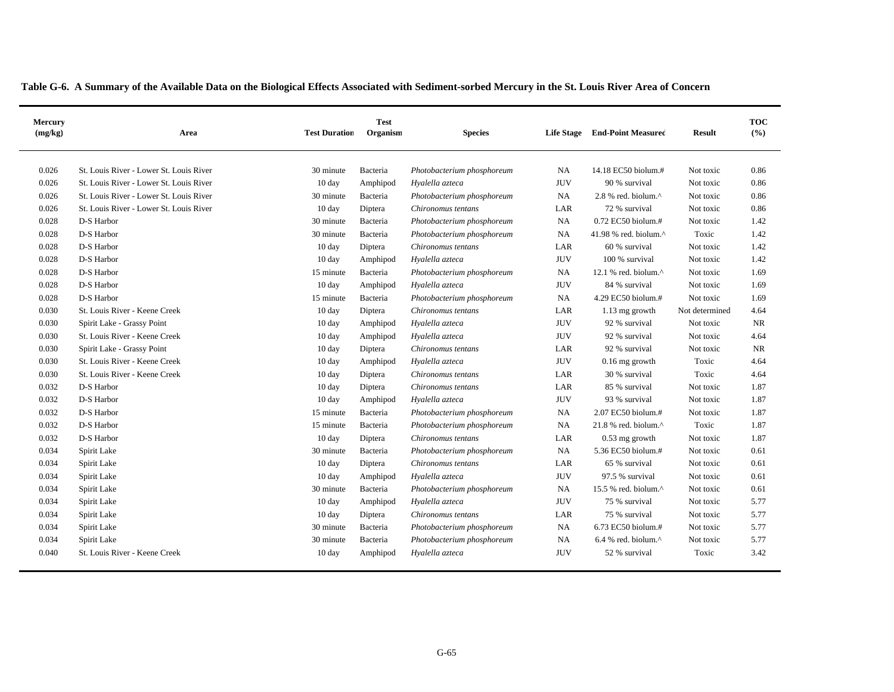**Table G-6. A Summary of the Available Data on the Biological Effects Associated with Sediment-sorbed Mercury in the St. Louis River Area of Concern**

| Mercury (mg/kg) | Area | Test Duration | Test Organism | Species | Life Stage | End-Point Measured | Result | TOC (%) |
|---|---|---|---|---|---|---|---|---|
| 0.026 | St. Louis River - Lower St. Louis River | 30 minute | Bacteria | *Photobacterium phosphoreum* | NA | 14.18 EC50 biolum.# | Not toxic | 0.86 |
| 0.026 | St. Louis River - Lower St. Louis River | 10 day | Amphipod | *Hyalella azteca* | JUV | 90 % survival | Not toxic | 0.86 |
| 0.026 | St. Louis River - Lower St. Louis River | 30 minute | Bacteria | *Photobacterium phosphoreum* | NA | 2.8 % red. biolum.^ | Not toxic | 0.86 |
| 0.026 | St. Louis River - Lower St. Louis River | 10 day | Diptera | *Chironomus tentans* | LAR | 72 % survival | Not toxic | 0.86 |
| 0.028 | D-S Harbor | 30 minute | Bacteria | *Photobacterium phosphoreum* | NA | 0.72 EC50 biolum.# | Not toxic | 1.42 |
| 0.028 | D-S Harbor | 30 minute | Bacteria | *Photobacterium phosphoreum* | NA | 41.98 % red. biolum.^ | Toxic | 1.42 |
| 0.028 | D-S Harbor | 10 day | Diptera | *Chironomus tentans* | LAR | 60 % survival | Not toxic | 1.42 |
| 0.028 | D-S Harbor | 10 day | Amphipod | *Hyalella azteca* | JUV | 100 % survival | Not toxic | 1.42 |
| 0.028 | D-S Harbor | 15 minute | Bacteria | *Photobacterium phosphoreum* | NA | 12.1 % red. biolum.^ | Not toxic | 1.69 |
| 0.028 | D-S Harbor | 10 day | Amphipod | *Hyalella azteca* | JUV | 84 % survival | Not toxic | 1.69 |
| 0.028 | D-S Harbor | 15 minute | Bacteria | *Photobacterium phosphoreum* | NA | 4.29 EC50 biolum.# | Not toxic | 1.69 |
| 0.030 | St. Louis River - Keene Creek | 10 day | Diptera | *Chironomus tentans* | LAR | 1.13 mg growth | Not determined | 4.64 |
| 0.030 | Spirit Lake - Grassy Point | 10 day | Amphipod | *Hyalella azteca* | JUV | 92 % survival | Not toxic | NR |
| 0.030 | St. Louis River - Keene Creek | 10 day | Amphipod | *Hyalella azteca* | JUV | 92 % survival | Not toxic | 4.64 |
| 0.030 | Spirit Lake - Grassy Point | 10 day | Diptera | *Chironomus tentans* | LAR | 92 % survival | Not toxic | NR |
| 0.030 | St. Louis River - Keene Creek | 10 day | Amphipod | *Hyalella azteca* | JUV | 0.16 mg growth | Toxic | 4.64 |
| 0.030 | St. Louis River - Keene Creek | 10 day | Diptera | *Chironomus tentans* | LAR | 30 % survival | Toxic | 4.64 |
| 0.032 | D-S Harbor | 10 day | Diptera | *Chironomus tentans* | LAR | 85 % survival | Not toxic | 1.87 |
| 0.032 | D-S Harbor | 10 day | Amphipod | *Hyalella azteca* | JUV | 93 % survival | Not toxic | 1.87 |
| 0.032 | D-S Harbor | 15 minute | Bacteria | *Photobacterium phosphoreum* | NA | 2.07 EC50 biolum.# | Not toxic | 1.87 |
| 0.032 | D-S Harbor | 15 minute | Bacteria | *Photobacterium phosphoreum* | NA | 21.8 % red. biolum.^ | Toxic | 1.87 |
| 0.032 | D-S Harbor | 10 day | Diptera | *Chironomus tentans* | LAR | 0.53 mg growth | Not toxic | 1.87 |
| 0.034 | Spirit Lake | 30 minute | Bacteria | *Photobacterium phosphoreum* | NA | 5.36 EC50 biolum.# | Not toxic | 0.61 |
| 0.034 | Spirit Lake | 10 day | Diptera | *Chironomus tentans* | LAR | 65 % survival | Not toxic | 0.61 |
| 0.034 | Spirit Lake | 10 day | Amphipod | *Hyalella azteca* | JUV | 97.5 % survival | Not toxic | 0.61 |
| 0.034 | Spirit Lake | 30 minute | Bacteria | *Photobacterium phosphoreum* | NA | 15.5 % red. biolum.^ | Not toxic | 0.61 |
| 0.034 | Spirit Lake | 10 day | Amphipod | *Hyalella azteca* | JUV | 75 % survival | Not toxic | 5.77 |
| 0.034 | Spirit Lake | 10 day | Diptera | *Chironomus tentans* | LAR | 75 % survival | Not toxic | 5.77 |
| 0.034 | Spirit Lake | 30 minute | Bacteria | *Photobacterium phosphoreum* | NA | 6.73 EC50 biolum.# | Not toxic | 5.77 |
| 0.034 | Spirit Lake | 30 minute | Bacteria | *Photobacterium phosphoreum* | NA | 6.4 % red. biolum.^ | Not toxic | 5.77 |
| 0.040 | St. Louis River - Keene Creek | 10 day | Amphipod | *Hyalella azteca* | JUV | 52 % survival | Toxic | 3.42 |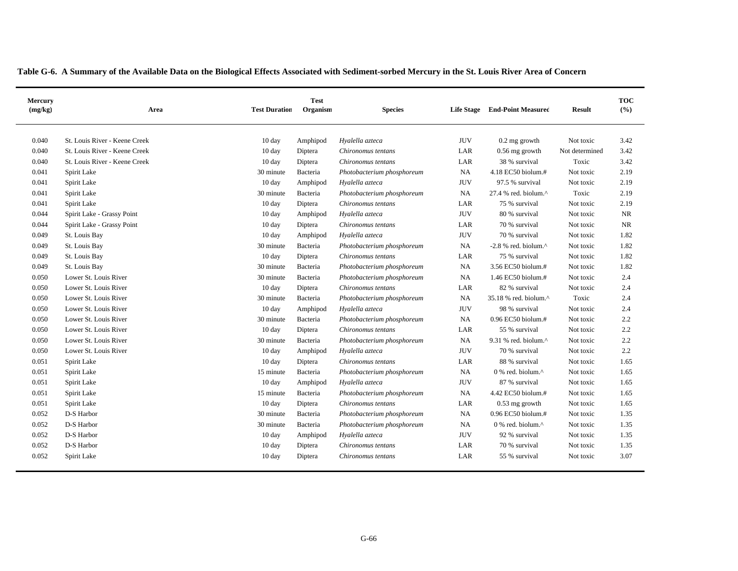**Table G-6. A Summary of the Available Data on the Biological Effects Associated with Sediment-sorbed Mercury in the St. Louis River Area of Concern**

| Mercury (mg/kg) | Area | Test Duration | Test Organism | Species | Life Stage | End-Point Measured | Result | TOC (%) |
|---|---|---|---|---|---|---|---|---|
| 0.040 | St. Louis River - Keene Creek | 10 day | Amphipod | *Hyalella azteca* | JUV | 0.2 mg growth | Not toxic | 3.42 |
| 0.040 | St. Louis River - Keene Creek | 10 day | Diptera | *Chironomus tentans* | LAR | 0.56 mg growth | Not determined | 3.42 |
| 0.040 | St. Louis River - Keene Creek | 10 day | Diptera | *Chironomus tentans* | LAR | 38 % survival | Toxic | 3.42 |
| 0.041 | Spirit Lake | 30 minute | Bacteria | *Photobacterium phosphoreum* | NA | 4.18 EC50 biolum.# | Not toxic | 2.19 |
| 0.041 | Spirit Lake | 10 day | Amphipod | *Hyalella azteca* | JUV | 97.5 % survival | Not toxic | 2.19 |
| 0.041 | Spirit Lake | 30 minute | Bacteria | *Photobacterium phosphoreum* | NA | 27.4 % red. biolum.^ | Toxic | 2.19 |
| 0.041 | Spirit Lake | 10 day | Diptera | *Chironomus tentans* | LAR | 75 % survival | Not toxic | 2.19 |
| 0.044 | Spirit Lake - Grassy Point | 10 day | Amphipod | *Hyalella azteca* | JUV | 80 % survival | Not toxic | NR |
| 0.044 | Spirit Lake - Grassy Point | 10 day | Diptera | *Chironomus tentans* | LAR | 70 % survival | Not toxic | NR |
| 0.049 | St. Louis Bay | 10 day | Amphipod | *Hyalella azteca* | JUV | 70 % survival | Not toxic | 1.82 |
| 0.049 | St. Louis Bay | 30 minute | Bacteria | *Photobacterium phosphoreum* | NA | -2.8 % red. biolum.^ | Not toxic | 1.82 |
| 0.049 | St. Louis Bay | 10 day | Diptera | *Chironomus tentans* | LAR | 75 % survival | Not toxic | 1.82 |
| 0.049 | St. Louis Bay | 30 minute | Bacteria | *Photobacterium phosphoreum* | NA | 3.56 EC50 biolum.# | Not toxic | 1.82 |
| 0.050 | Lower St. Louis River | 30 minute | Bacteria | *Photobacterium phosphoreum* | NA | 1.46 EC50 biolum.# | Not toxic | 2.4 |
| 0.050 | Lower St. Louis River | 10 day | Diptera | *Chironomus tentans* | LAR | 82 % survival | Not toxic | 2.4 |
| 0.050 | Lower St. Louis River | 30 minute | Bacteria | *Photobacterium phosphoreum* | NA | 35.18 % red. biolum.^ | Toxic | 2.4 |
| 0.050 | Lower St. Louis River | 10 day | Amphipod | *Hyalella azteca* | JUV | 98 % survival | Not toxic | 2.4 |
| 0.050 | Lower St. Louis River | 30 minute | Bacteria | *Photobacterium phosphoreum* | NA | 0.96 EC50 biolum.# | Not toxic | 2.2 |
| 0.050 | Lower St. Louis River | 10 day | Diptera | *Chironomus tentans* | LAR | 55 % survival | Not toxic | 2.2 |
| 0.050 | Lower St. Louis River | 30 minute | Bacteria | *Photobacterium phosphoreum* | NA | 9.31 % red. biolum.^ | Not toxic | 2.2 |
| 0.050 | Lower St. Louis River | 10 day | Amphipod | *Hyalella azteca* | JUV | 70 % survival | Not toxic | 2.2 |
| 0.051 | Spirit Lake | 10 day | Diptera | *Chironomus tentans* | LAR | 88 % survival | Not toxic | 1.65 |
| 0.051 | Spirit Lake | 15 minute | Bacteria | *Photobacterium phosphoreum* | NA | 0 % red. biolum.^ | Not toxic | 1.65 |
| 0.051 | Spirit Lake | 10 day | Amphipod | *Hyalella azteca* | JUV | 87 % survival | Not toxic | 1.65 |
| 0.051 | Spirit Lake | 15 minute | Bacteria | *Photobacterium phosphoreum* | NA | 4.42 EC50 biolum.# | Not toxic | 1.65 |
| 0.051 | Spirit Lake | 10 day | Diptera | *Chironomus tentans* | LAR | 0.53 mg growth | Not toxic | 1.65 |
| 0.052 | D-S Harbor | 30 minute | Bacteria | *Photobacterium phosphoreum* | NA | 0.96 EC50 biolum.# | Not toxic | 1.35 |
| 0.052 | D-S Harbor | 30 minute | Bacteria | *Photobacterium phosphoreum* | NA | 0 % red. biolum.^ | Not toxic | 1.35 |
| 0.052 | D-S Harbor | 10 day | Amphipod | *Hyalella azteca* | JUV | 92 % survival | Not toxic | 1.35 |
| 0.052 | D-S Harbor | 10 day | Diptera | *Chironomus tentans* | LAR | 70 % survival | Not toxic | 1.35 |
| 0.052 | Spirit Lake | 10 day | Diptera | *Chironomus tentans* | LAR | 55 % survival | Not toxic | 3.07 |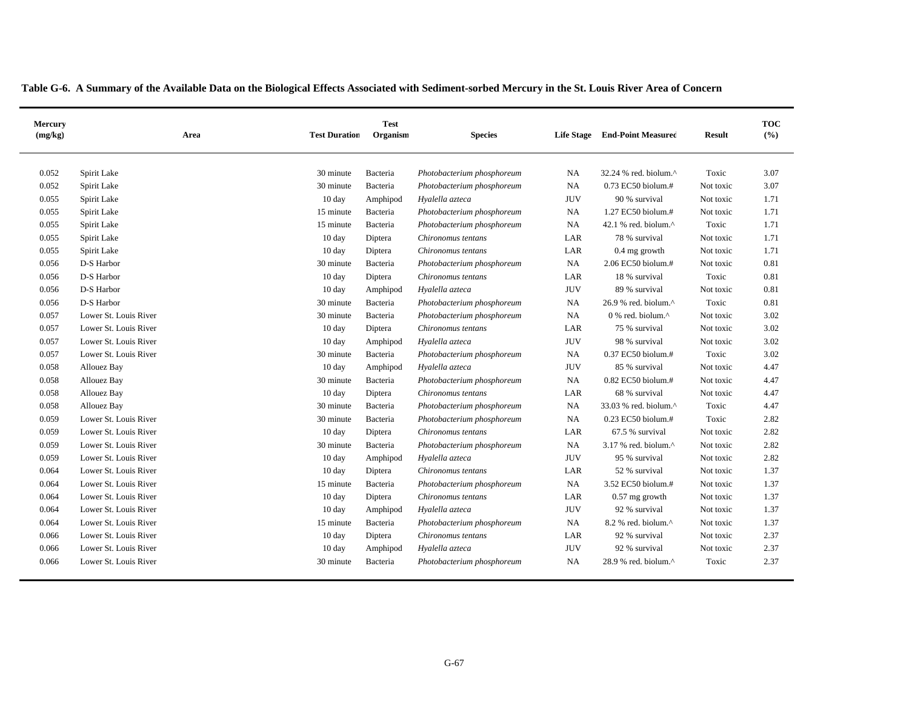**Table G-6. A Summary of the Available Data on the Biological Effects Associated with Sediment-sorbed Mercury in the St. Louis River Area of Concern**

| Mercury (mg/kg) | Area | Test Duration | Test Organism | Species | Life Stage | End-Point Measured | Result | TOC (%) |
|---|---|---|---|---|---|---|---|---|
| 0.052 | Spirit Lake | 30 minute | Bacteria | *Photobacterium phosphoreum* | NA | 32.24 % red. biolum.^ | Toxic | 3.07 |
| 0.052 | Spirit Lake | 30 minute | Bacteria | *Photobacterium phosphoreum* | NA | 0.73 EC50 biolum.# | Not toxic | 3.07 |
| 0.055 | Spirit Lake | 10 day | Amphipod | *Hyalella azteca* | JUV | 90 % survival | Not toxic | 1.71 |
| 0.055 | Spirit Lake | 15 minute | Bacteria | *Photobacterium phosphoreum* | NA | 1.27 EC50 biolum.# | Not toxic | 1.71 |
| 0.055 | Spirit Lake | 15 minute | Bacteria | *Photobacterium phosphoreum* | NA | 42.1 % red. biolum.^ | Toxic | 1.71 |
| 0.055 | Spirit Lake | 10 day | Diptera | *Chironomus tentans* | LAR | 78 % survival | Not toxic | 1.71 |
| 0.055 | Spirit Lake | 10 day | Diptera | *Chironomus tentans* | LAR | 0.4 mg growth | Not toxic | 1.71 |
| 0.056 | D-S Harbor | 30 minute | Bacteria | *Photobacterium phosphoreum* | NA | 2.06 EC50 biolum.# | Not toxic | 0.81 |
| 0.056 | D-S Harbor | 10 day | Diptera | *Chironomus tentans* | LAR | 18 % survival | Toxic | 0.81 |
| 0.056 | D-S Harbor | 10 day | Amphipod | *Hyalella azteca* | JUV | 89 % survival | Not toxic | 0.81 |
| 0.056 | D-S Harbor | 30 minute | Bacteria | *Photobacterium phosphoreum* | NA | 26.9 % red. biolum.^ | Toxic | 0.81 |
| 0.057 | Lower St. Louis River | 30 minute | Bacteria | *Photobacterium phosphoreum* | NA | 0 % red. biolum.^ | Not toxic | 3.02 |
| 0.057 | Lower St. Louis River | 10 day | Diptera | *Chironomus tentans* | LAR | 75 % survival | Not toxic | 3.02 |
| 0.057 | Lower St. Louis River | 10 day | Amphipod | *Hyalella azteca* | JUV | 98 % survival | Not toxic | 3.02 |
| 0.057 | Lower St. Louis River | 30 minute | Bacteria | *Photobacterium phosphoreum* | NA | 0.37 EC50 biolum.# | Toxic | 3.02 |
| 0.058 | Allouez Bay | 10 day | Amphipod | *Hyalella azteca* | JUV | 85 % survival | Not toxic | 4.47 |
| 0.058 | Allouez Bay | 30 minute | Bacteria | *Photobacterium phosphoreum* | NA | 0.82 EC50 biolum.# | Not toxic | 4.47 |
| 0.058 | Allouez Bay | 10 day | Diptera | *Chironomus tentans* | LAR | 68 % survival | Not toxic | 4.47 |
| 0.058 | Allouez Bay | 30 minute | Bacteria | *Photobacterium phosphoreum* | NA | 33.03 % red. biolum.^ | Toxic | 4.47 |
| 0.059 | Lower St. Louis River | 30 minute | Bacteria | *Photobacterium phosphoreum* | NA | 0.23 EC50 biolum.# | Toxic | 2.82 |
| 0.059 | Lower St. Louis River | 10 day | Diptera | *Chironomus tentans* | LAR | 67.5 % survival | Not toxic | 2.82 |
| 0.059 | Lower St. Louis River | 30 minute | Bacteria | *Photobacterium phosphoreum* | NA | 3.17 % red. biolum.^ | Not toxic | 2.82 |
| 0.059 | Lower St. Louis River | 10 day | Amphipod | *Hyalella azteca* | JUV | 95 % survival | Not toxic | 2.82 |
| 0.064 | Lower St. Louis River | 10 day | Diptera | *Chironomus tentans* | LAR | 52 % survival | Not toxic | 1.37 |
| 0.064 | Lower St. Louis River | 15 minute | Bacteria | *Photobacterium phosphoreum* | NA | 3.52 EC50 biolum.# | Not toxic | 1.37 |
| 0.064 | Lower St. Louis River | 10 day | Diptera | *Chironomus tentans* | LAR | 0.57 mg growth | Not toxic | 1.37 |
| 0.064 | Lower St. Louis River | 10 day | Amphipod | *Hyalella azteca* | JUV | 92 % survival | Not toxic | 1.37 |
| 0.064 | Lower St. Louis River | 15 minute | Bacteria | *Photobacterium phosphoreum* | NA | 8.2 % red. biolum.^ | Not toxic | 1.37 |
| 0.066 | Lower St. Louis River | 10 day | Diptera | *Chironomus tentans* | LAR | 92 % survival | Not toxic | 2.37 |
| 0.066 | Lower St. Louis River | 10 day | Amphipod | *Hyalella azteca* | JUV | 92 % survival | Not toxic | 2.37 |
| 0.066 | Lower St. Louis River | 30 minute | Bacteria | *Photobacterium phosphoreum* | NA | 28.9 % red. biolum.^ | Toxic | 2.37 |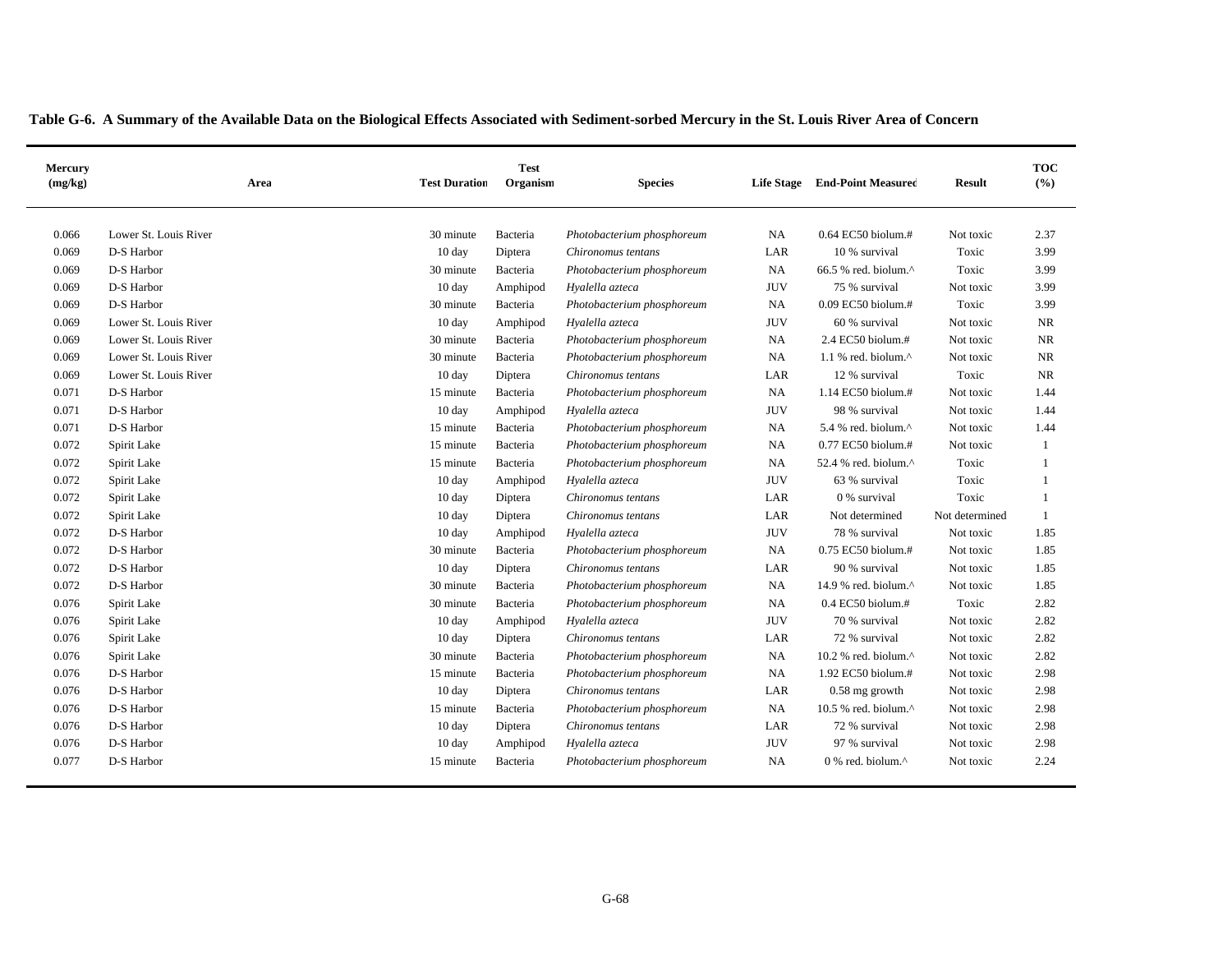**Table G-6. A Summary of the Available Data on the Biological Effects Associated with Sediment-sorbed Mercury in the St. Louis River Area of Concern**

| Mercury (mg/kg) | Area | Test Duration | Test Organism | Species | Life Stage | End-Point Measured | Result | TOC (%) |
|---|---|---|---|---|---|---|---|---|
| 0.066 | Lower St. Louis River | 30 minute | Bacteria | *Photobacterium phosphoreum* | NA | 0.64 EC50 biolum.# | Not toxic | 2.37 |
| 0.069 | D-S Harbor | 10 day | Diptera | *Chironomus tentans* | LAR | 10 % survival | Toxic | 3.99 |
| 0.069 | D-S Harbor | 30 minute | Bacteria | *Photobacterium phosphoreum* | NA | 66.5 % red. biolum.^ | Toxic | 3.99 |
| 0.069 | D-S Harbor | 10 day | Amphipod | *Hyalella azteca* | JUV | 75 % survival | Not toxic | 3.99 |
| 0.069 | D-S Harbor | 30 minute | Bacteria | *Photobacterium phosphoreum* | NA | 0.09 EC50 biolum.# | Toxic | 3.99 |
| 0.069 | Lower St. Louis River | 10 day | Amphipod | *Hyalella azteca* | JUV | 60 % survival | Not toxic | NR |
| 0.069 | Lower St. Louis River | 30 minute | Bacteria | *Photobacterium phosphoreum* | NA | 2.4 EC50 biolum.# | Not toxic | NR |
| 0.069 | Lower St. Louis River | 30 minute | Bacteria | *Photobacterium phosphoreum* | NA | 1.1 % red. biolum.^ | Not toxic | NR |
| 0.069 | Lower St. Louis River | 10 day | Diptera | *Chironomus tentans* | LAR | 12 % survival | Toxic | NR |
| 0.071 | D-S Harbor | 15 minute | Bacteria | *Photobacterium phosphoreum* | NA | 1.14 EC50 biolum.# | Not toxic | 1.44 |
| 0.071 | D-S Harbor | 10 day | Amphipod | *Hyalella azteca* | JUV | 98 % survival | Not toxic | 1.44 |
| 0.071 | D-S Harbor | 15 minute | Bacteria | *Photobacterium phosphoreum* | NA | 5.4 % red. biolum.^ | Not toxic | 1.44 |
| 0.072 | Spirit Lake | 15 minute | Bacteria | *Photobacterium phosphoreum* | NA | 0.77 EC50 biolum.# | Not toxic | 1 |
| 0.072 | Spirit Lake | 15 minute | Bacteria | *Photobacterium phosphoreum* | NA | 52.4 % red. biolum.^ | Toxic | 1 |
| 0.072 | Spirit Lake | 10 day | Amphipod | *Hyalella azteca* | JUV | 63 % survival | Toxic | 1 |
| 0.072 | Spirit Lake | 10 day | Diptera | *Chironomus tentans* | LAR | 0 % survival | Toxic | 1 |
| 0.072 | Spirit Lake | 10 day | Diptera | *Chironomus tentans* | LAR | Not determined | Not determined | 1 |
| 0.072 | D-S Harbor | 10 day | Amphipod | *Hyalella azteca* | JUV | 78 % survival | Not toxic | 1.85 |
| 0.072 | D-S Harbor | 30 minute | Bacteria | *Photobacterium phosphoreum* | NA | 0.75 EC50 biolum.# | Not toxic | 1.85 |
| 0.072 | D-S Harbor | 10 day | Diptera | *Chironomus tentans* | LAR | 90 % survival | Not toxic | 1.85 |
| 0.072 | D-S Harbor | 30 minute | Bacteria | *Photobacterium phosphoreum* | NA | 14.9 % red. biolum.^ | Not toxic | 1.85 |
| 0.076 | Spirit Lake | 30 minute | Bacteria | *Photobacterium phosphoreum* | NA | 0.4 EC50 biolum.# | Toxic | 2.82 |
| 0.076 | Spirit Lake | 10 day | Amphipod | *Hyalella azteca* | JUV | 70 % survival | Not toxic | 2.82 |
| 0.076 | Spirit Lake | 10 day | Diptera | *Chironomus tentans* | LAR | 72 % survival | Not toxic | 2.82 |
| 0.076 | Spirit Lake | 30 minute | Bacteria | *Photobacterium phosphoreum* | NA | 10.2 % red. biolum.^ | Not toxic | 2.82 |
| 0.076 | D-S Harbor | 15 minute | Bacteria | *Photobacterium phosphoreum* | NA | 1.92 EC50 biolum.# | Not toxic | 2.98 |
| 0.076 | D-S Harbor | 10 day | Diptera | *Chironomus tentans* | LAR | 0.58 mg growth | Not toxic | 2.98 |
| 0.076 | D-S Harbor | 15 minute | Bacteria | *Photobacterium phosphoreum* | NA | 10.5 % red. biolum.^ | Not toxic | 2.98 |
| 0.076 | D-S Harbor | 10 day | Diptera | *Chironomus tentans* | LAR | 72 % survival | Not toxic | 2.98 |
| 0.076 | D-S Harbor | 10 day | Amphipod | *Hyalella azteca* | JUV | 97 % survival | Not toxic | 2.98 |
| 0.077 | D-S Harbor | 15 minute | Bacteria | *Photobacterium phosphoreum* | NA | 0 % red. biolum.^ | Not toxic | 2.24 |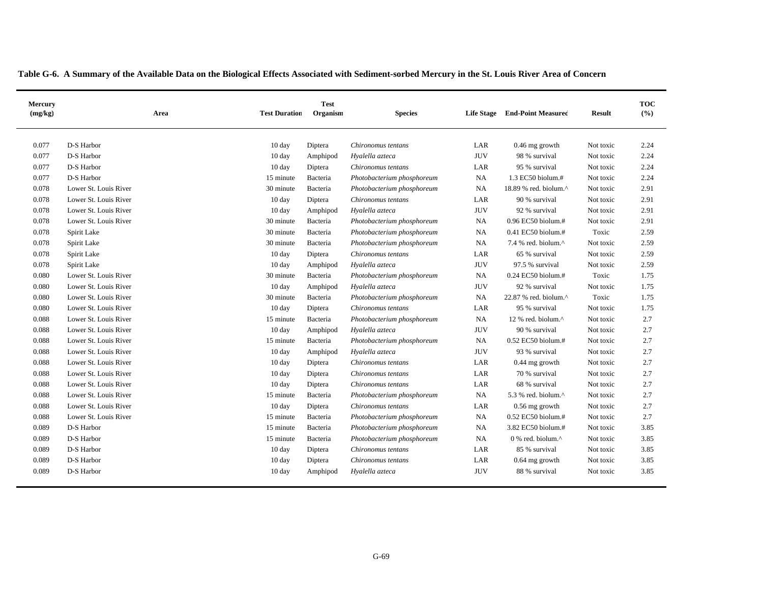**Table G-6. A Summary of the Available Data on the Biological Effects Associated with Sediment-sorbed Mercury in the St. Louis River Area of Concern**

| Mercury (mg/kg) | Area | Test Duration | Test Organism | Species | Life Stage | End-Point Measured | Result | TOC (%) |
|---|---|---|---|---|---|---|---|---|
| 0.077 | D-S Harbor | 10 day | Diptera | *Chironomus tentans* | LAR | 0.46 mg growth | Not toxic | 2.24 |
| 0.077 | D-S Harbor | 10 day | Amphipod | *Hyalella azteca* | JUV | 98 % survival | Not toxic | 2.24 |
| 0.077 | D-S Harbor | 10 day | Diptera | *Chironomus tentans* | LAR | 95 % survival | Not toxic | 2.24 |
| 0.077 | D-S Harbor | 15 minute | Bacteria | *Photobacterium phosphoreum* | NA | 1.3 EC50 biolum.# | Not toxic | 2.24 |
| 0.078 | Lower St. Louis River | 30 minute | Bacteria | *Photobacterium phosphoreum* | NA | 18.89 % red. biolum.^ | Not toxic | 2.91 |
| 0.078 | Lower St. Louis River | 10 day | Diptera | *Chironomus tentans* | LAR | 90 % survival | Not toxic | 2.91 |
| 0.078 | Lower St. Louis River | 10 day | Amphipod | *Hyalella azteca* | JUV | 92 % survival | Not toxic | 2.91 |
| 0.078 | Lower St. Louis River | 30 minute | Bacteria | *Photobacterium phosphoreum* | NA | 0.96 EC50 biolum.# | Not toxic | 2.91 |
| 0.078 | Spirit Lake | 30 minute | Bacteria | *Photobacterium phosphoreum* | NA | 0.41 EC50 biolum.# | Toxic | 2.59 |
| 0.078 | Spirit Lake | 30 minute | Bacteria | *Photobacterium phosphoreum* | NA | 7.4 % red. biolum.^ | Not toxic | 2.59 |
| 0.078 | Spirit Lake | 10 day | Diptera | *Chironomus tentans* | LAR | 65 % survival | Not toxic | 2.59 |
| 0.078 | Spirit Lake | 10 day | Amphipod | *Hyalella azteca* | JUV | 97.5 % survival | Not toxic | 2.59 |
| 0.080 | Lower St. Louis River | 30 minute | Bacteria | *Photobacterium phosphoreum* | NA | 0.24 EC50 biolum.# | Toxic | 1.75 |
| 0.080 | Lower St. Louis River | 10 day | Amphipod | *Hyalella azteca* | JUV | 92 % survival | Not toxic | 1.75 |
| 0.080 | Lower St. Louis River | 30 minute | Bacteria | *Photobacterium phosphoreum* | NA | 22.87 % red. biolum.^ | Toxic | 1.75 |
| 0.080 | Lower St. Louis River | 10 day | Diptera | *Chironomus tentans* | LAR | 95 % survival | Not toxic | 1.75 |
| 0.088 | Lower St. Louis River | 15 minute | Bacteria | *Photobacterium phosphoreum* | NA | 12 % red. biolum.^ | Not toxic | 2.7 |
| 0.088 | Lower St. Louis River | 10 day | Amphipod | *Hyalella azteca* | JUV | 90 % survival | Not toxic | 2.7 |
| 0.088 | Lower St. Louis River | 15 minute | Bacteria | *Photobacterium phosphoreum* | NA | 0.52 EC50 biolum.# | Not toxic | 2.7 |
| 0.088 | Lower St. Louis River | 10 day | Amphipod | *Hyalella azteca* | JUV | 93 % survival | Not toxic | 2.7 |
| 0.088 | Lower St. Louis River | 10 day | Diptera | *Chironomus tentans* | LAR | 0.44 mg growth | Not toxic | 2.7 |
| 0.088 | Lower St. Louis River | 10 day | Diptera | *Chironomus tentans* | LAR | 70 % survival | Not toxic | 2.7 |
| 0.088 | Lower St. Louis River | 10 day | Diptera | *Chironomus tentans* | LAR | 68 % survival | Not toxic | 2.7 |
| 0.088 | Lower St. Louis River | 15 minute | Bacteria | *Photobacterium phosphoreum* | NA | 5.3 % red. biolum.^ | Not toxic | 2.7 |
| 0.088 | Lower St. Louis River | 10 day | Diptera | *Chironomus tentans* | LAR | 0.56 mg growth | Not toxic | 2.7 |
| 0.088 | Lower St. Louis River | 15 minute | Bacteria | *Photobacterium phosphoreum* | NA | 0.52 EC50 biolum.# | Not toxic | 2.7 |
| 0.089 | D-S Harbor | 15 minute | Bacteria | *Photobacterium phosphoreum* | NA | 3.82 EC50 biolum.# | Not toxic | 3.85 |
| 0.089 | D-S Harbor | 15 minute | Bacteria | *Photobacterium phosphoreum* | NA | 0 % red. biolum.^ | Not toxic | 3.85 |
| 0.089 | D-S Harbor | 10 day | Diptera | *Chironomus tentans* | LAR | 85 % survival | Not toxic | 3.85 |
| 0.089 | D-S Harbor | 10 day | Diptera | *Chironomus tentans* | LAR | 0.64 mg growth | Not toxic | 3.85 |
| 0.089 | D-S Harbor | 10 day | Amphipod | *Hyalella azteca* | JUV | 88 % survival | Not toxic | 3.85 |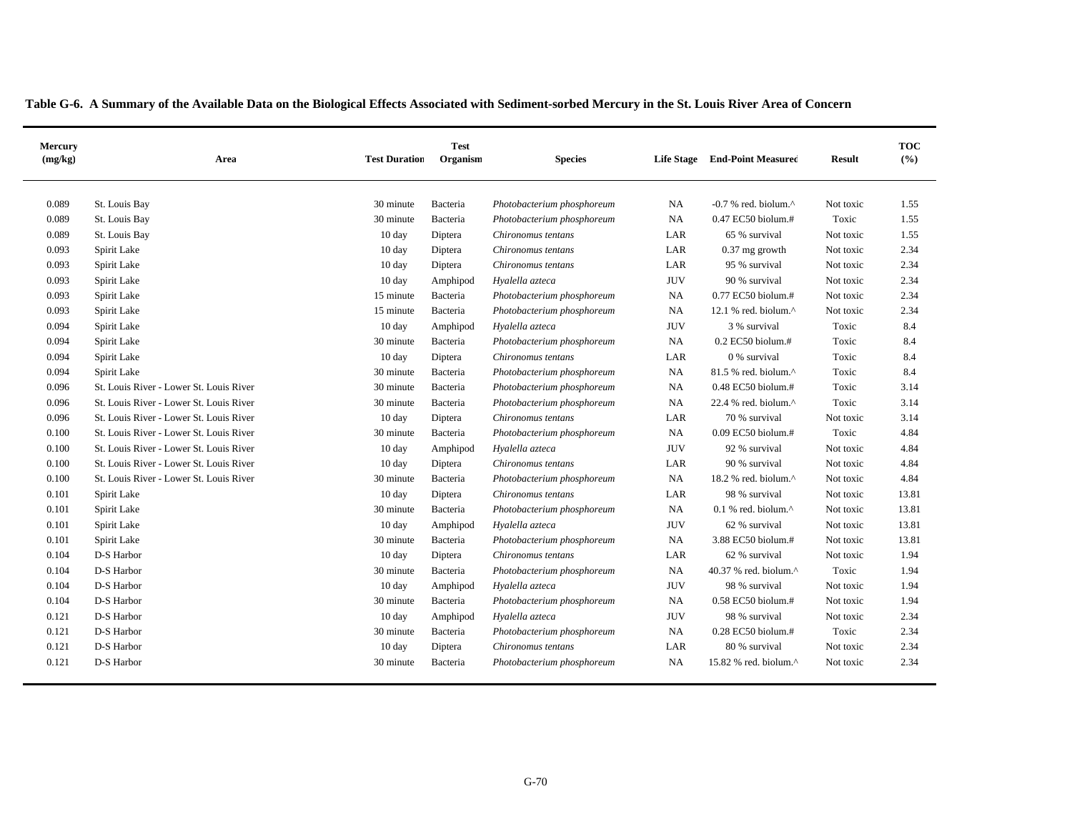**Table G-6. A Summary of the Available Data on the Biological Effects Associated with Sediment-sorbed Mercury in the St. Louis River Area of Concern**

| Mercury (mg/kg) | Area | Test Duration | Test Organism | Species | Life Stage | End-Point Measured | Result | TOC (%) |
|---|---|---|---|---|---|---|---|---|
| 0.089 | St. Louis Bay | 30 minute | Bacteria | *Photobacterium phosphoreum* | NA | -0.7 % red. biolum.^ | Not toxic | 1.55 |
| 0.089 | St. Louis Bay | 30 minute | Bacteria | *Photobacterium phosphoreum* | NA | 0.47 EC50 biolum.# | Toxic | 1.55 |
| 0.089 | St. Louis Bay | 10 day | Diptera | *Chironomus tentans* | LAR | 65 % survival | Not toxic | 1.55 |
| 0.093 | Spirit Lake | 10 day | Diptera | *Chironomus tentans* | LAR | 0.37 mg growth | Not toxic | 2.34 |
| 0.093 | Spirit Lake | 10 day | Diptera | *Chironomus tentans* | LAR | 95 % survival | Not toxic | 2.34 |
| 0.093 | Spirit Lake | 10 day | Amphipod | *Hyalella azteca* | JUV | 90 % survival | Not toxic | 2.34 |
| 0.093 | Spirit Lake | 15 minute | Bacteria | *Photobacterium phosphoreum* | NA | 0.77 EC50 biolum.# | Not toxic | 2.34 |
| 0.093 | Spirit Lake | 15 minute | Bacteria | *Photobacterium phosphoreum* | NA | 12.1 % red. biolum.^ | Not toxic | 2.34 |
| 0.094 | Spirit Lake | 10 day | Amphipod | *Hyalella azteca* | JUV | 3 % survival | Toxic | 8.4 |
| 0.094 | Spirit Lake | 30 minute | Bacteria | *Photobacterium phosphoreum* | NA | 0.2 EC50 biolum.# | Toxic | 8.4 |
| 0.094 | Spirit Lake | 10 day | Diptera | *Chironomus tentans* | LAR | 0 % survival | Toxic | 8.4 |
| 0.094 | Spirit Lake | 30 minute | Bacteria | *Photobacterium phosphoreum* | NA | 81.5 % red. biolum.^ | Toxic | 8.4 |
| 0.096 | St. Louis River - Lower St. Louis River | 30 minute | Bacteria | *Photobacterium phosphoreum* | NA | 0.48 EC50 biolum.# | Toxic | 3.14 |
| 0.096 | St. Louis River - Lower St. Louis River | 30 minute | Bacteria | *Photobacterium phosphoreum* | NA | 22.4 % red. biolum.^ | Toxic | 3.14 |
| 0.096 | St. Louis River - Lower St. Louis River | 10 day | Diptera | *Chironomus tentans* | LAR | 70 % survival | Not toxic | 3.14 |
| 0.100 | St. Louis River - Lower St. Louis River | 30 minute | Bacteria | *Photobacterium phosphoreum* | NA | 0.09 EC50 biolum.# | Toxic | 4.84 |
| 0.100 | St. Louis River - Lower St. Louis River | 10 day | Amphipod | *Hyalella azteca* | JUV | 92 % survival | Not toxic | 4.84 |
| 0.100 | St. Louis River - Lower St. Louis River | 10 day | Diptera | *Chironomus tentans* | LAR | 90 % survival | Not toxic | 4.84 |
| 0.100 | St. Louis River - Lower St. Louis River | 30 minute | Bacteria | *Photobacterium phosphoreum* | NA | 18.2 % red. biolum.^ | Not toxic | 4.84 |
| 0.101 | Spirit Lake | 10 day | Diptera | *Chironomus tentans* | LAR | 98 % survival | Not toxic | 13.81 |
| 0.101 | Spirit Lake | 30 minute | Bacteria | *Photobacterium phosphoreum* | NA | 0.1 % red. biolum.^ | Not toxic | 13.81 |
| 0.101 | Spirit Lake | 10 day | Amphipod | *Hyalella azteca* | JUV | 62 % survival | Not toxic | 13.81 |
| 0.101 | Spirit Lake | 30 minute | Bacteria | *Photobacterium phosphoreum* | NA | 3.88 EC50 biolum.# | Not toxic | 13.81 |
| 0.104 | D-S Harbor | 10 day | Diptera | *Chironomus tentans* | LAR | 62 % survival | Not toxic | 1.94 |
| 0.104 | D-S Harbor | 30 minute | Bacteria | *Photobacterium phosphoreum* | NA | 40.37 % red. biolum.^ | Toxic | 1.94 |
| 0.104 | D-S Harbor | 10 day | Amphipod | *Hyalella azteca* | JUV | 98 % survival | Not toxic | 1.94 |
| 0.104 | D-S Harbor | 30 minute | Bacteria | *Photobacterium phosphoreum* | NA | 0.58 EC50 biolum.# | Not toxic | 1.94 |
| 0.121 | D-S Harbor | 10 day | Amphipod | *Hyalella azteca* | JUV | 98 % survival | Not toxic | 2.34 |
| 0.121 | D-S Harbor | 30 minute | Bacteria | *Photobacterium phosphoreum* | NA | 0.28 EC50 biolum.# | Toxic | 2.34 |
| 0.121 | D-S Harbor | 10 day | Diptera | *Chironomus tentans* | LAR | 80 % survival | Not toxic | 2.34 |
| 0.121 | D-S Harbor | 30 minute | Bacteria | *Photobacterium phosphoreum* | NA | 15.82 % red. biolum.^ | Not toxic | 2.34 |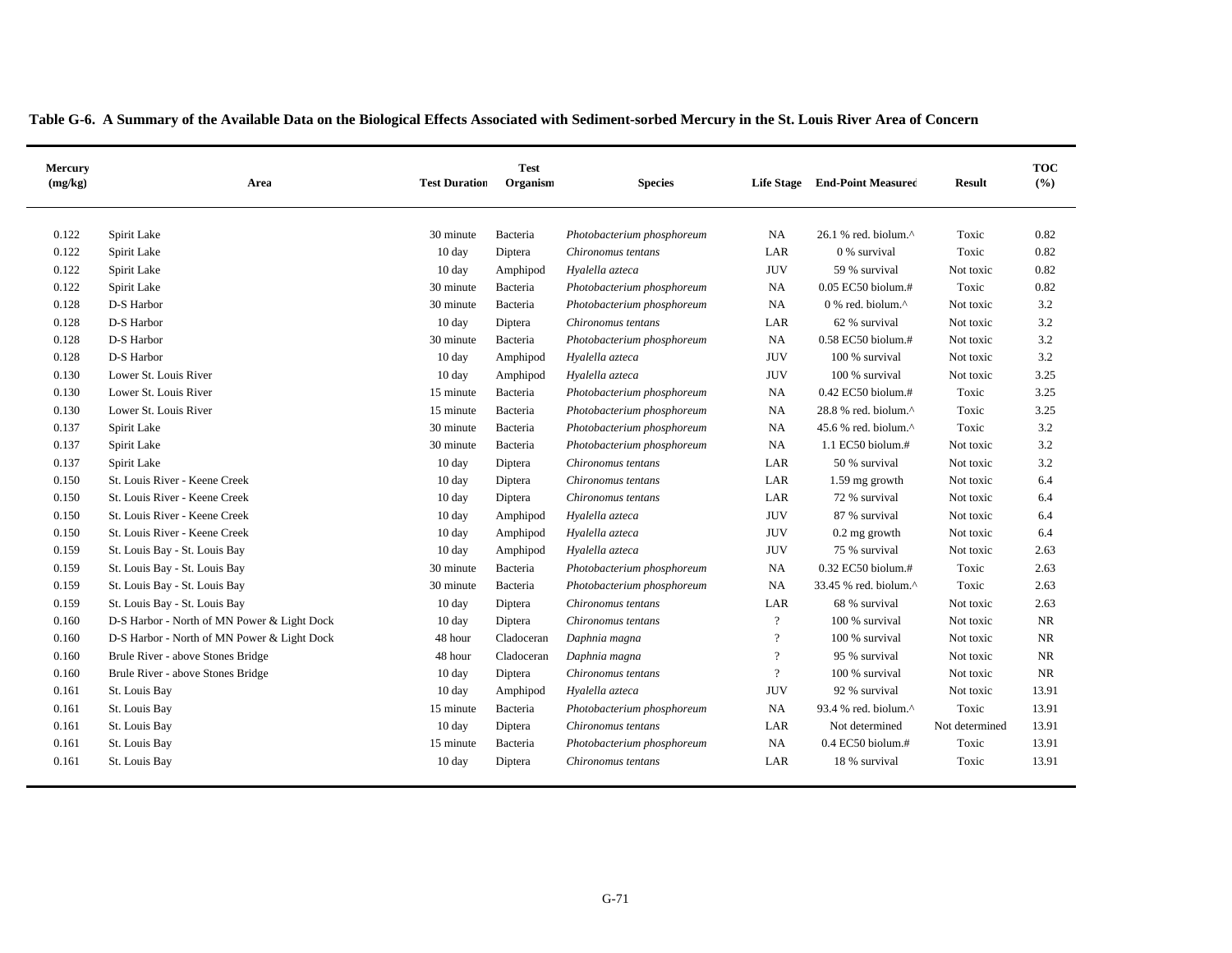**Table G-6. A Summary of the Available Data on the Biological Effects Associated with Sediment-sorbed Mercury in the St. Louis River Area of Concern**

| Mercury (mg/kg) | Area | Test Duration | Test Organism | Species | Life Stage | End-Point Measured | Result | TOC (%) |
|---|---|---|---|---|---|---|---|---|
| 0.122 | Spirit Lake | 30 minute | Bacteria | *Photobacterium phosphoreum* | NA | 26.1 % red. biolum.^ | Toxic | 0.82 |
| 0.122 | Spirit Lake | 10 day | Diptera | *Chironomus tentans* | LAR | 0 % survival | Toxic | 0.82 |
| 0.122 | Spirit Lake | 10 day | Amphipod | *Hyalella azteca* | JUV | 59 % survival | Not toxic | 0.82 |
| 0.122 | Spirit Lake | 30 minute | Bacteria | *Photobacterium phosphoreum* | NA | 0.05 EC50 biolum.# | Toxic | 0.82 |
| 0.128 | D-S Harbor | 30 minute | Bacteria | *Photobacterium phosphoreum* | NA | 0 % red. biolum.^ | Not toxic | 3.2 |
| 0.128 | D-S Harbor | 10 day | Diptera | *Chironomus tentans* | LAR | 62 % survival | Not toxic | 3.2 |
| 0.128 | D-S Harbor | 30 minute | Bacteria | *Photobacterium phosphoreum* | NA | 0.58 EC50 biolum.# | Not toxic | 3.2 |
| 0.128 | D-S Harbor | 10 day | Amphipod | *Hyalella azteca* | JUV | 100 % survival | Not toxic | 3.2 |
| 0.130 | Lower St. Louis River | 10 day | Amphipod | *Hyalella azteca* | JUV | 100 % survival | Not toxic | 3.25 |
| 0.130 | Lower St. Louis River | 15 minute | Bacteria | *Photobacterium phosphoreum* | NA | 0.42 EC50 biolum.# | Toxic | 3.25 |
| 0.130 | Lower St. Louis River | 15 minute | Bacteria | *Photobacterium phosphoreum* | NA | 28.8 % red. biolum.^ | Toxic | 3.25 |
| 0.137 | Spirit Lake | 30 minute | Bacteria | *Photobacterium phosphoreum* | NA | 45.6 % red. biolum.^ | Toxic | 3.2 |
| 0.137 | Spirit Lake | 30 minute | Bacteria | *Photobacterium phosphoreum* | NA | 1.1 EC50 biolum.# | Not toxic | 3.2 |
| 0.137 | Spirit Lake | 10 day | Diptera | *Chironomus tentans* | LAR | 50 % survival | Not toxic | 3.2 |
| 0.150 | St. Louis River - Keene Creek | 10 day | Diptera | *Chironomus tentans* | LAR | 1.59 mg growth | Not toxic | 6.4 |
| 0.150 | St. Louis River - Keene Creek | 10 day | Diptera | *Chironomus tentans* | LAR | 72 % survival | Not toxic | 6.4 |
| 0.150 | St. Louis River - Keene Creek | 10 day | Amphipod | *Hyalella azteca* | JUV | 87 % survival | Not toxic | 6.4 |
| 0.150 | St. Louis River - Keene Creek | 10 day | Amphipod | *Hyalella azteca* | JUV | 0.2 mg growth | Not toxic | 6.4 |
| 0.159 | St. Louis Bay - St. Louis Bay | 10 day | Amphipod | *Hyalella azteca* | JUV | 75 % survival | Not toxic | 2.63 |
| 0.159 | St. Louis Bay - St. Louis Bay | 30 minute | Bacteria | *Photobacterium phosphoreum* | NA | 0.32 EC50 biolum.# | Toxic | 2.63 |
| 0.159 | St. Louis Bay - St. Louis Bay | 30 minute | Bacteria | *Photobacterium phosphoreum* | NA | 33.45 % red. biolum.^ | Toxic | 2.63 |
| 0.159 | St. Louis Bay - St. Louis Bay | 10 day | Diptera | *Chironomus tentans* | LAR | 68 % survival | Not toxic | 2.63 |
| 0.160 | D-S Harbor - North of MN Power & Light Dock | 10 day | Diptera | *Chironomus tentans* | ? | 100 % survival | Not toxic | NR |
| 0.160 | D-S Harbor - North of MN Power & Light Dock | 48 hour | Cladoceran | *Daphnia magna* | ? | 100 % survival | Not toxic | NR |
| 0.160 | Brule River - above Stones Bridge | 48 hour | Cladoceran | *Daphnia magna* | ? | 95 % survival | Not toxic | NR |
| 0.160 | Brule River - above Stones Bridge | 10 day | Diptera | *Chironomus tentans* | ? | 100 % survival | Not toxic | NR |
| 0.161 | St. Louis Bay | 10 day | Amphipod | *Hyalella azteca* | JUV | 92 % survival | Not toxic | 13.91 |
| 0.161 | St. Louis Bay | 15 minute | Bacteria | *Photobacterium phosphoreum* | NA | 93.4 % red. biolum.^ | Toxic | 13.91 |
| 0.161 | St. Louis Bay | 10 day | Diptera | *Chironomus tentans* | LAR | Not determined | Not determined | 13.91 |
| 0.161 | St. Louis Bay | 15 minute | Bacteria | *Photobacterium phosphoreum* | NA | 0.4 EC50 biolum.# | Toxic | 13.91 |
| 0.161 | St. Louis Bay | 10 day | Diptera | *Chironomus tentans* | LAR | 18 % survival | Toxic | 13.91 |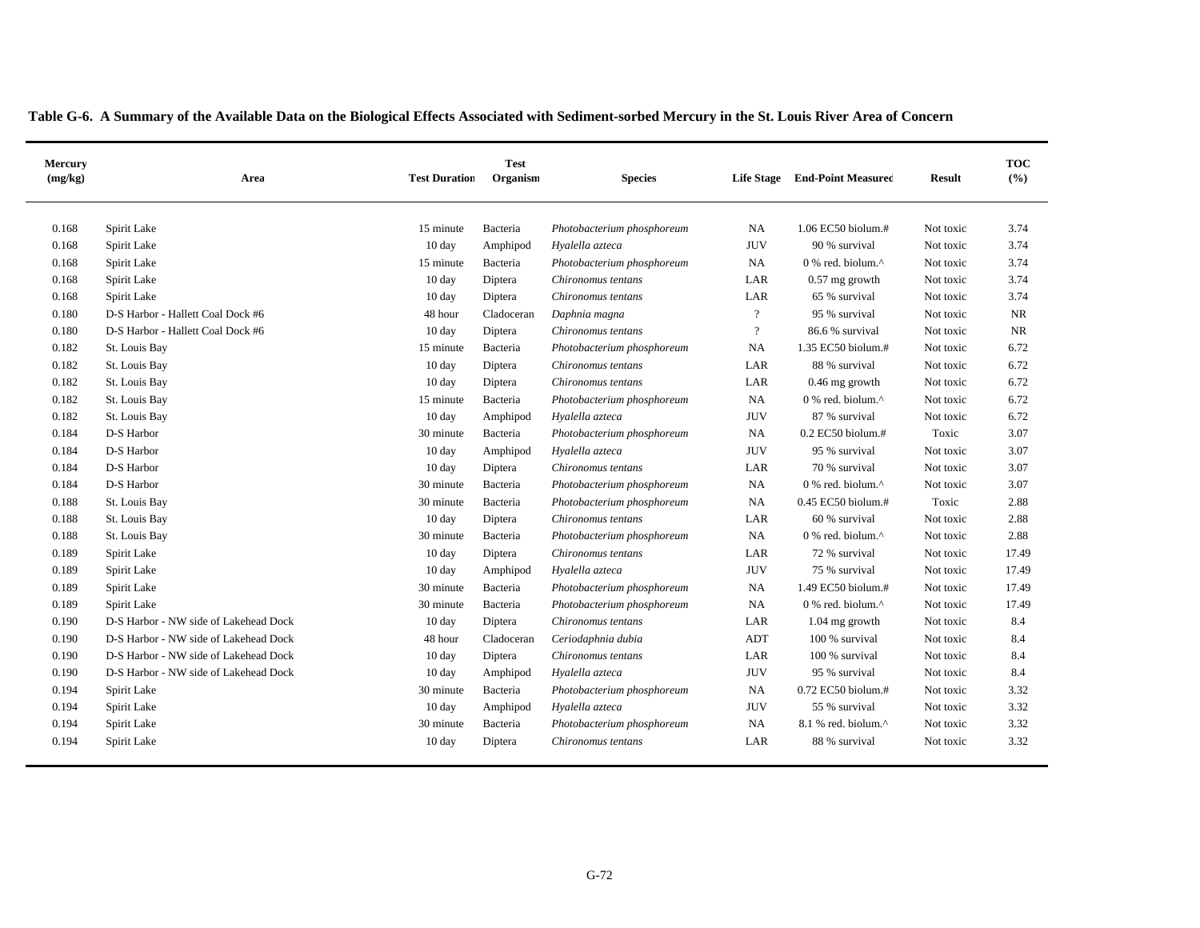**Table G-6. A Summary of the Available Data on the Biological Effects Associated with Sediment-sorbed Mercury in the St. Louis River Area of Concern**

| Mercury (mg/kg) | Area | Test Duration | Test Organism | Species | Life Stage | End-Point Measured | Result | TOC (%) |
|---|---|---|---|---|---|---|---|---|
| 0.168 | Spirit Lake | 15 minute | Bacteria | *Photobacterium phosphoreum* | NA | 1.06 EC50 biolum.# | Not toxic | 3.74 |
| 0.168 | Spirit Lake | 10 day | Amphipod | *Hyalella azteca* | JUV | 90 % survival | Not toxic | 3.74 |
| 0.168 | Spirit Lake | 15 minute | Bacteria | *Photobacterium phosphoreum* | NA | 0 % red. biolum.^ | Not toxic | 3.74 |
| 0.168 | Spirit Lake | 10 day | Diptera | *Chironomus tentans* | LAR | 0.57 mg growth | Not toxic | 3.74 |
| 0.168 | Spirit Lake | 10 day | Diptera | *Chironomus tentans* | LAR | 65 % survival | Not toxic | 3.74 |
| 0.180 | D-S Harbor - Hallett Coal Dock #6 | 48 hour | Cladoceran | *Daphnia magna* | ? | 95 % survival | Not toxic | NR |
| 0.180 | D-S Harbor - Hallett Coal Dock #6 | 10 day | Diptera | *Chironomus tentans* | ? | 86.6 % survival | Not toxic | NR |
| 0.182 | St. Louis Bay | 15 minute | Bacteria | *Photobacterium phosphoreum* | NA | 1.35 EC50 biolum.# | Not toxic | 6.72 |
| 0.182 | St. Louis Bay | 10 day | Diptera | *Chironomus tentans* | LAR | 88 % survival | Not toxic | 6.72 |
| 0.182 | St. Louis Bay | 10 day | Diptera | *Chironomus tentans* | LAR | 0.46 mg growth | Not toxic | 6.72 |
| 0.182 | St. Louis Bay | 15 minute | Bacteria | *Photobacterium phosphoreum* | NA | 0 % red. biolum.^ | Not toxic | 6.72 |
| 0.182 | St. Louis Bay | 10 day | Amphipod | *Hyalella azteca* | JUV | 87 % survival | Not toxic | 6.72 |
| 0.184 | D-S Harbor | 30 minute | Bacteria | *Photobacterium phosphoreum* | NA | 0.2 EC50 biolum.# | Toxic | 3.07 |
| 0.184 | D-S Harbor | 10 day | Amphipod | *Hyalella azteca* | JUV | 95 % survival | Not toxic | 3.07 |
| 0.184 | D-S Harbor | 10 day | Diptera | *Chironomus tentans* | LAR | 70 % survival | Not toxic | 3.07 |
| 0.184 | D-S Harbor | 30 minute | Bacteria | *Photobacterium phosphoreum* | NA | 0 % red. biolum.^ | Not toxic | 3.07 |
| 0.188 | St. Louis Bay | 30 minute | Bacteria | *Photobacterium phosphoreum* | NA | 0.45 EC50 biolum.# | Toxic | 2.88 |
| 0.188 | St. Louis Bay | 10 day | Diptera | *Chironomus tentans* | LAR | 60 % survival | Not toxic | 2.88 |
| 0.188 | St. Louis Bay | 30 minute | Bacteria | *Photobacterium phosphoreum* | NA | 0 % red. biolum.^ | Not toxic | 2.88 |
| 0.189 | Spirit Lake | 10 day | Diptera | *Chironomus tentans* | LAR | 72 % survival | Not toxic | 17.49 |
| 0.189 | Spirit Lake | 10 day | Amphipod | *Hyalella azteca* | JUV | 75 % survival | Not toxic | 17.49 |
| 0.189 | Spirit Lake | 30 minute | Bacteria | *Photobacterium phosphoreum* | NA | 1.49 EC50 biolum.# | Not toxic | 17.49 |
| 0.189 | Spirit Lake | 30 minute | Bacteria | *Photobacterium phosphoreum* | NA | 0 % red. biolum.^ | Not toxic | 17.49 |
| 0.190 | D-S Harbor - NW side of Lakehead Dock | 10 day | Diptera | *Chironomus tentans* | LAR | 1.04 mg growth | Not toxic | 8.4 |
| 0.190 | D-S Harbor - NW side of Lakehead Dock | 48 hour | Cladoceran | *Ceriodaphnia dubia* | ADT | 100 % survival | Not toxic | 8.4 |
| 0.190 | D-S Harbor - NW side of Lakehead Dock | 10 day | Diptera | *Chironomus tentans* | LAR | 100 % survival | Not toxic | 8.4 |
| 0.190 | D-S Harbor - NW side of Lakehead Dock | 10 day | Amphipod | *Hyalella azteca* | JUV | 95 % survival | Not toxic | 8.4 |
| 0.194 | Spirit Lake | 30 minute | Bacteria | *Photobacterium phosphoreum* | NA | 0.72 EC50 biolum.# | Not toxic | 3.32 |
| 0.194 | Spirit Lake | 10 day | Amphipod | *Hyalella azteca* | JUV | 55 % survival | Not toxic | 3.32 |
| 0.194 | Spirit Lake | 30 minute | Bacteria | *Photobacterium phosphoreum* | NA | 8.1 % red. biolum.^ | Not toxic | 3.32 |
| 0.194 | Spirit Lake | 10 day | Diptera | *Chironomus tentans* | LAR | 88 % survival | Not toxic | 3.32 |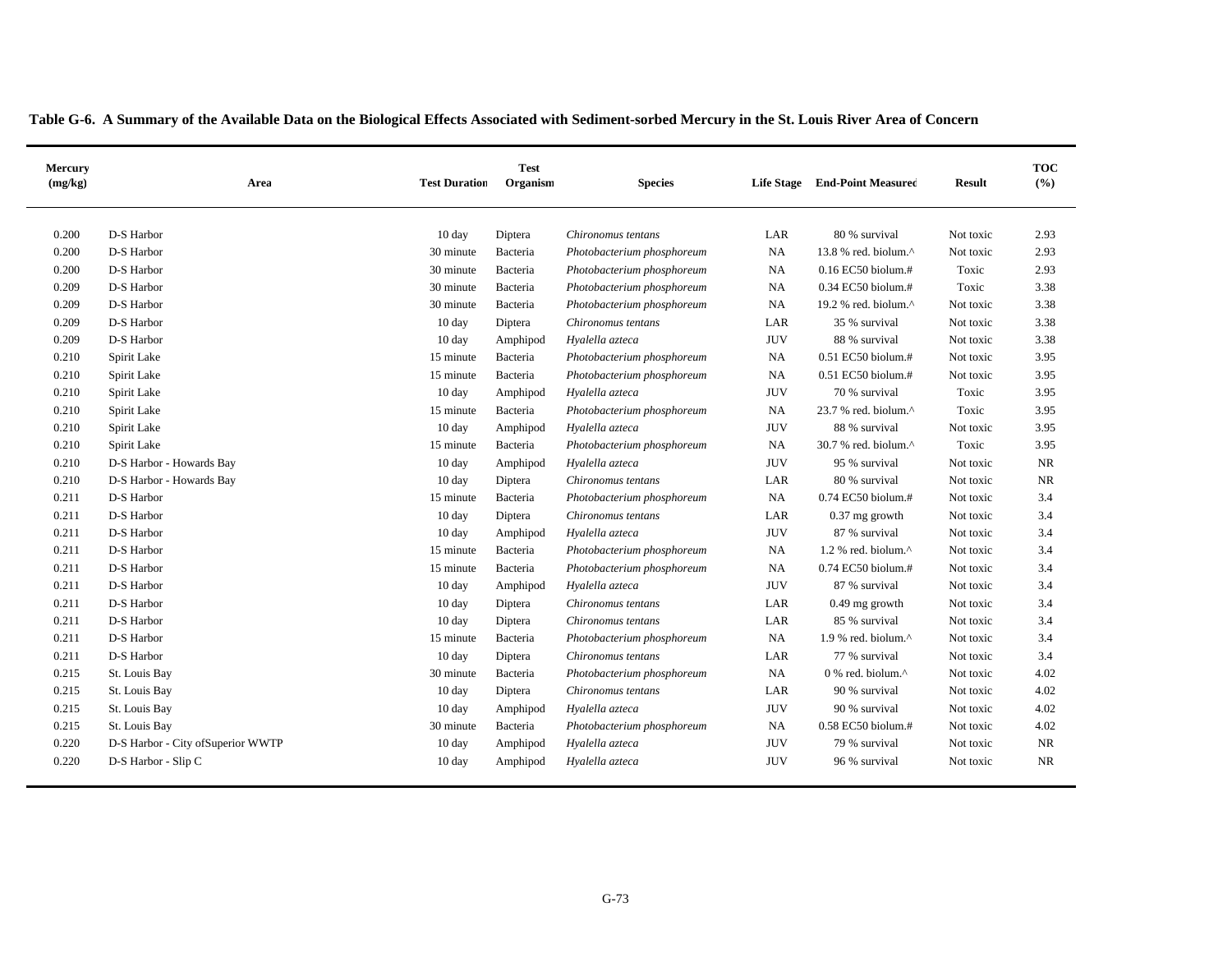**Table G-6. A Summary of the Available Data on the Biological Effects Associated with Sediment-sorbed Mercury in the St. Louis River Area of Concern**

| Mercury (mg/kg) | Area | Test Duration | Test Organism | Species | Life Stage | End-Point Measured | Result | TOC (%) |
|---|---|---|---|---|---|---|---|---|
| 0.200 | D-S Harbor | 10 day | Diptera | *Chironomus tentans* | LAR | 80 % survival | Not toxic | 2.93 |
| 0.200 | D-S Harbor | 30 minute | Bacteria | *Photobacterium phosphoreum* | NA | 13.8 % red. biolum.^ | Not toxic | 2.93 |
| 0.200 | D-S Harbor | 30 minute | Bacteria | *Photobacterium phosphoreum* | NA | 0.16 EC50 biolum.# | Toxic | 2.93 |
| 0.209 | D-S Harbor | 30 minute | Bacteria | *Photobacterium phosphoreum* | NA | 0.34 EC50 biolum.# | Toxic | 3.38 |
| 0.209 | D-S Harbor | 30 minute | Bacteria | *Photobacterium phosphoreum* | NA | 19.2 % red. biolum.^ | Not toxic | 3.38 |
| 0.209 | D-S Harbor | 10 day | Diptera | *Chironomus tentans* | LAR | 35 % survival | Not toxic | 3.38 |
| 0.209 | D-S Harbor | 10 day | Amphipod | *Hyalella azteca* | JUV | 88 % survival | Not toxic | 3.38 |
| 0.210 | Spirit Lake | 15 minute | Bacteria | *Photobacterium phosphoreum* | NA | 0.51 EC50 biolum.# | Not toxic | 3.95 |
| 0.210 | Spirit Lake | 15 minute | Bacteria | *Photobacterium phosphoreum* | NA | 0.51 EC50 biolum.# | Not toxic | 3.95 |
| 0.210 | Spirit Lake | 10 day | Amphipod | *Hyalella azteca* | JUV | 70 % survival | Toxic | 3.95 |
| 0.210 | Spirit Lake | 15 minute | Bacteria | *Photobacterium phosphoreum* | NA | 23.7 % red. biolum.^ | Toxic | 3.95 |
| 0.210 | Spirit Lake | 10 day | Amphipod | *Hyalella azteca* | JUV | 88 % survival | Not toxic | 3.95 |
| 0.210 | Spirit Lake | 15 minute | Bacteria | *Photobacterium phosphoreum* | NA | 30.7 % red. biolum.^ | Toxic | 3.95 |
| 0.210 | D-S Harbor - Howards Bay | 10 day | Amphipod | *Hyalella azteca* | JUV | 95 % survival | Not toxic | NR |
| 0.210 | D-S Harbor - Howards Bay | 10 day | Diptera | *Chironomus tentans* | LAR | 80 % survival | Not toxic | NR |
| 0.211 | D-S Harbor | 15 minute | Bacteria | *Photobacterium phosphoreum* | NA | 0.74 EC50 biolum.# | Not toxic | 3.4 |
| 0.211 | D-S Harbor | 10 day | Diptera | *Chironomus tentans* | LAR | 0.37 mg growth | Not toxic | 3.4 |
| 0.211 | D-S Harbor | 10 day | Amphipod | *Hyalella azteca* | JUV | 87 % survival | Not toxic | 3.4 |
| 0.211 | D-S Harbor | 15 minute | Bacteria | *Photobacterium phosphoreum* | NA | 1.2 % red. biolum.^ | Not toxic | 3.4 |
| 0.211 | D-S Harbor | 15 minute | Bacteria | *Photobacterium phosphoreum* | NA | 0.74 EC50 biolum.# | Not toxic | 3.4 |
| 0.211 | D-S Harbor | 10 day | Amphipod | *Hyalella azteca* | JUV | 87 % survival | Not toxic | 3.4 |
| 0.211 | D-S Harbor | 10 day | Diptera | *Chironomus tentans* | LAR | 0.49 mg growth | Not toxic | 3.4 |
| 0.211 | D-S Harbor | 10 day | Diptera | *Chironomus tentans* | LAR | 85 % survival | Not toxic | 3.4 |
| 0.211 | D-S Harbor | 15 minute | Bacteria | *Photobacterium phosphoreum* | NA | 1.9 % red. biolum.^ | Not toxic | 3.4 |
| 0.211 | D-S Harbor | 10 day | Diptera | *Chironomus tentans* | LAR | 77 % survival | Not toxic | 3.4 |
| 0.215 | St. Louis Bay | 30 minute | Bacteria | *Photobacterium phosphoreum* | NA | 0 % red. biolum.^ | Not toxic | 4.02 |
| 0.215 | St. Louis Bay | 10 day | Diptera | *Chironomus tentans* | LAR | 90 % survival | Not toxic | 4.02 |
| 0.215 | St. Louis Bay | 10 day | Amphipod | *Hyalella azteca* | JUV | 90 % survival | Not toxic | 4.02 |
| 0.215 | St. Louis Bay | 30 minute | Bacteria | *Photobacterium phosphoreum* | NA | 0.58 EC50 biolum.# | Not toxic | 4.02 |
| 0.220 | D-S Harbor - City ofSuperior WWTP | 10 day | Amphipod | *Hyalella azteca* | JUV | 79 % survival | Not toxic | NR |
| 0.220 | D-S Harbor - Slip C | 10 day | Amphipod | *Hyalella azteca* | JUV | 96 % survival | Not toxic | NR |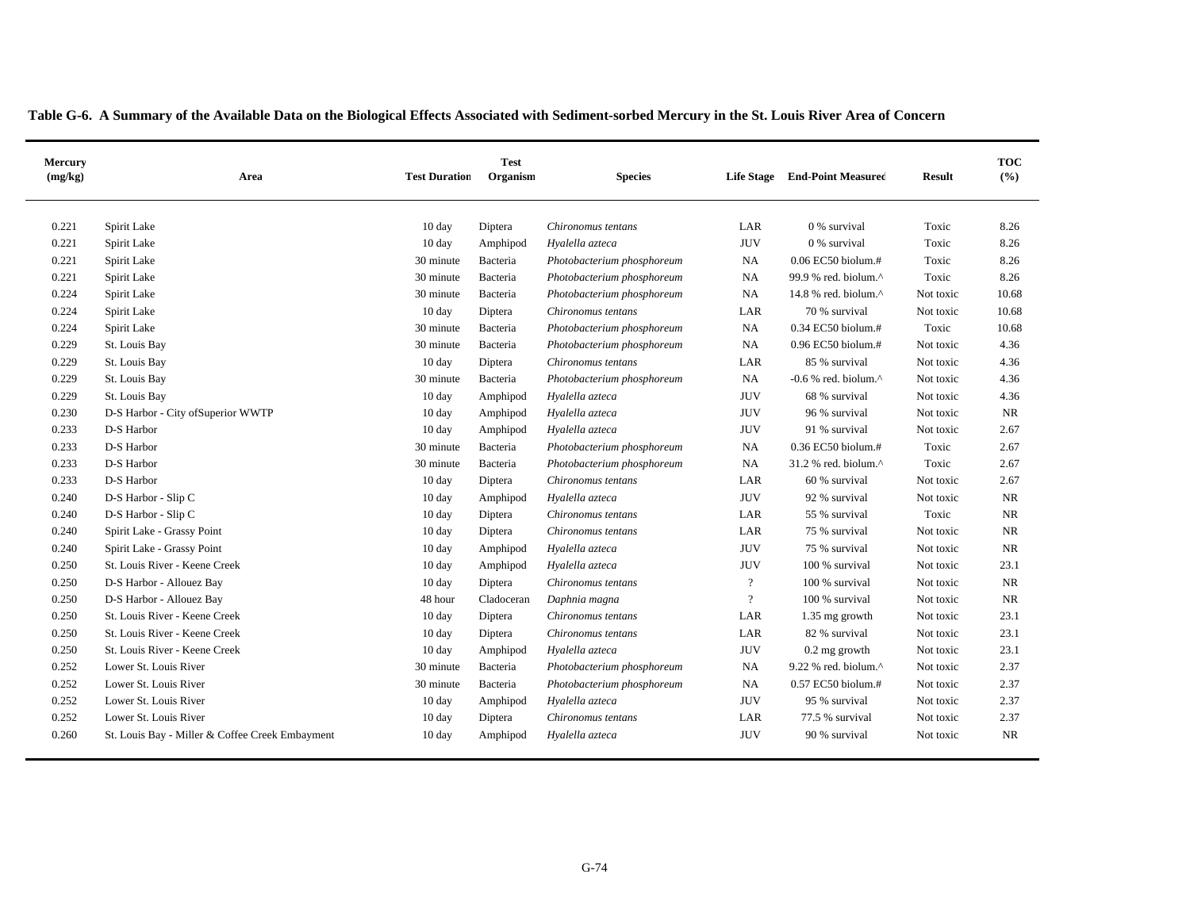**Table G-6. A Summary of the Available Data on the Biological Effects Associated with Sediment-sorbed Mercury in the St. Louis River Area of Concern**

| Mercury (mg/kg) | Area | Test Duration | Test Organism | Species | Life Stage | End-Point Measured | Result | TOC (%) |
|---|---|---|---|---|---|---|---|---|
| 0.221 | Spirit Lake | 10 day | Diptera | *Chironomus tentans* | LAR | 0 % survival | Toxic | 8.26 |
| 0.221 | Spirit Lake | 10 day | Amphipod | *Hyalella azteca* | JUV | 0 % survival | Toxic | 8.26 |
| 0.221 | Spirit Lake | 30 minute | Bacteria | *Photobacterium phosphoreum* | NA | 0.06 EC50 biolum.# | Toxic | 8.26 |
| 0.221 | Spirit Lake | 30 minute | Bacteria | *Photobacterium phosphoreum* | NA | 99.9 % red. biolum.^ | Toxic | 8.26 |
| 0.224 | Spirit Lake | 30 minute | Bacteria | *Photobacterium phosphoreum* | NA | 14.8 % red. biolum.^ | Not toxic | 10.68 |
| 0.224 | Spirit Lake | 10 day | Diptera | *Chironomus tentans* | LAR | 70 % survival | Not toxic | 10.68 |
| 0.224 | Spirit Lake | 30 minute | Bacteria | *Photobacterium phosphoreum* | NA | 0.34 EC50 biolum.# | Toxic | 10.68 |
| 0.229 | St. Louis Bay | 30 minute | Bacteria | *Photobacterium phosphoreum* | NA | 0.96 EC50 biolum.# | Not toxic | 4.36 |
| 0.229 | St. Louis Bay | 10 day | Diptera | *Chironomus tentans* | LAR | 85 % survival | Not toxic | 4.36 |
| 0.229 | St. Louis Bay | 30 minute | Bacteria | *Photobacterium phosphoreum* | NA | -0.6 % red. biolum.^ | Not toxic | 4.36 |
| 0.229 | St. Louis Bay | 10 day | Amphipod | *Hyalella azteca* | JUV | 68 % survival | Not toxic | 4.36 |
| 0.230 | D-S Harbor - City ofSuperior WWTP | 10 day | Amphipod | *Hyalella azteca* | JUV | 96 % survival | Not toxic | NR |
| 0.233 | D-S Harbor | 10 day | Amphipod | *Hyalella azteca* | JUV | 91 % survival | Not toxic | 2.67 |
| 0.233 | D-S Harbor | 30 minute | Bacteria | *Photobacterium phosphoreum* | NA | 0.36 EC50 biolum.# | Toxic | 2.67 |
| 0.233 | D-S Harbor | 30 minute | Bacteria | *Photobacterium phosphoreum* | NA | 31.2 % red. biolum.^ | Toxic | 2.67 |
| 0.233 | D-S Harbor | 10 day | Diptera | *Chironomus tentans* | LAR | 60 % survival | Not toxic | 2.67 |
| 0.240 | D-S Harbor - Slip C | 10 day | Amphipod | *Hyalella azteca* | JUV | 92 % survival | Not toxic | NR |
| 0.240 | D-S Harbor - Slip C | 10 day | Diptera | *Chironomus tentans* | LAR | 55 % survival | Toxic | NR |
| 0.240 | Spirit Lake - Grassy Point | 10 day | Diptera | *Chironomus tentans* | LAR | 75 % survival | Not toxic | NR |
| 0.240 | Spirit Lake - Grassy Point | 10 day | Amphipod | *Hyalella azteca* | JUV | 75 % survival | Not toxic | NR |
| 0.250 | St. Louis River - Keene Creek | 10 day | Amphipod | *Hyalella azteca* | JUV | 100 % survival | Not toxic | 23.1 |
| 0.250 | D-S Harbor - Allouez Bay | 10 day | Diptera | *Chironomus tentans* | ? | 100 % survival | Not toxic | NR |
| 0.250 | D-S Harbor - Allouez Bay | 48 hour | Cladoceran | *Daphnia magna* | ? | 100 % survival | Not toxic | NR |
| 0.250 | St. Louis River - Keene Creek | 10 day | Diptera | *Chironomus tentans* | LAR | 1.35 mg growth | Not toxic | 23.1 |
| 0.250 | St. Louis River - Keene Creek | 10 day | Diptera | *Chironomus tentans* | LAR | 82 % survival | Not toxic | 23.1 |
| 0.250 | St. Louis River - Keene Creek | 10 day | Amphipod | *Hyalella azteca* | JUV | 0.2 mg growth | Not toxic | 23.1 |
| 0.252 | Lower St. Louis River | 30 minute | Bacteria | *Photobacterium phosphoreum* | NA | 9.22 % red. biolum.^ | Not toxic | 2.37 |
| 0.252 | Lower St. Louis River | 30 minute | Bacteria | *Photobacterium phosphoreum* | NA | 0.57 EC50 biolum.# | Not toxic | 2.37 |
| 0.252 | Lower St. Louis River | 10 day | Amphipod | *Hyalella azteca* | JUV | 95 % survival | Not toxic | 2.37 |
| 0.252 | Lower St. Louis River | 10 day | Diptera | *Chironomus tentans* | LAR | 77.5 % survival | Not toxic | 2.37 |
| 0.260 | St. Louis Bay - Miller & Coffee Creek Embayment | 10 day | Amphipod | *Hyalella azteca* | JUV | 90 % survival | Not toxic | NR |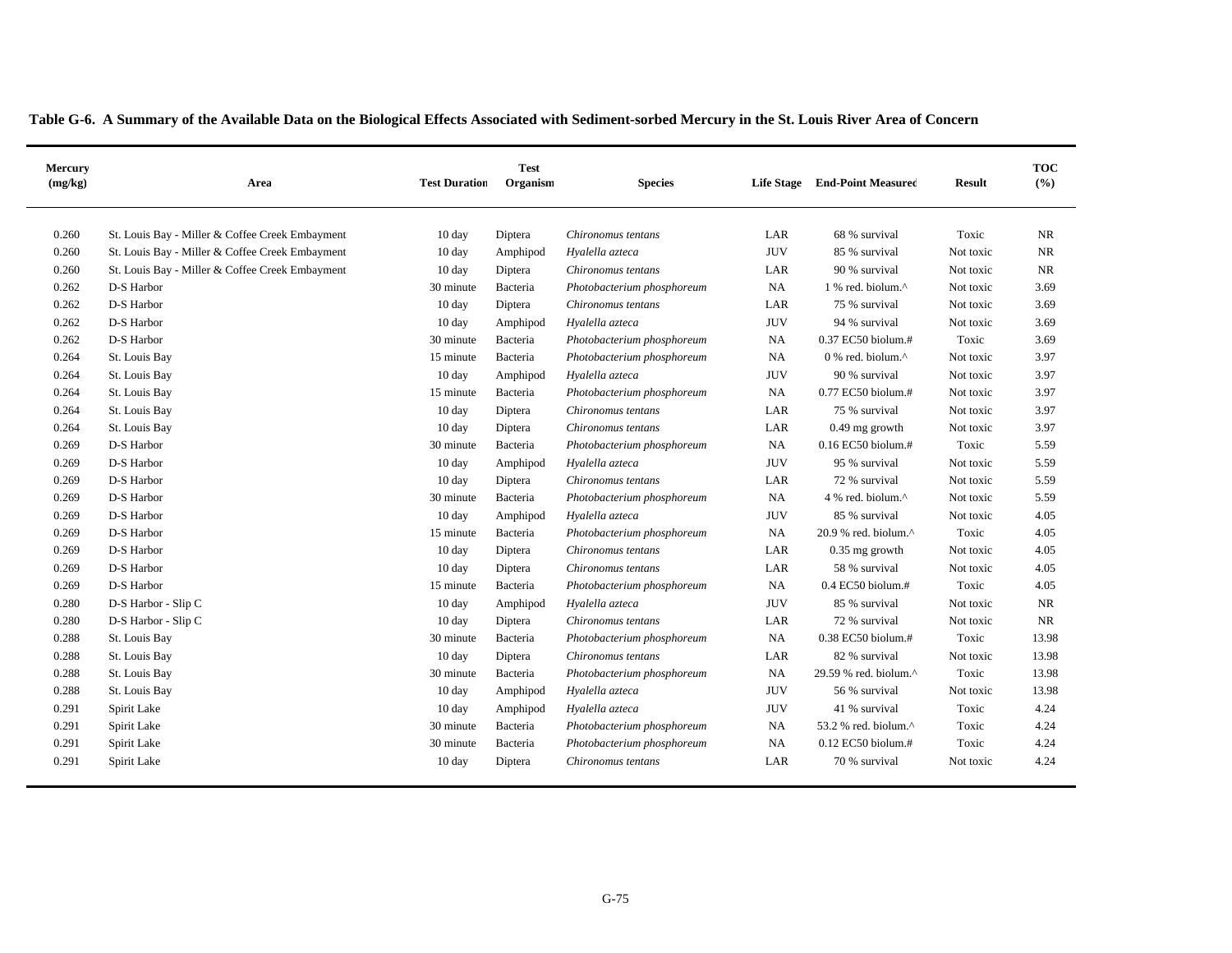**Table G-6. A Summary of the Available Data on the Biological Effects Associated with Sediment-sorbed Mercury in the St. Louis River Area of Concern**

| Mercury (mg/kg) | Area | Test Duration | Test Organism | Species | Life Stage | End-Point Measured | Result | TOC (%) |
|---|---|---|---|---|---|---|---|---|
| 0.260 | St. Louis Bay - Miller & Coffee Creek Embayment | 10 day | Diptera | *Chironomus tentans* | LAR | 68 % survival | Toxic | NR |
| 0.260 | St. Louis Bay - Miller & Coffee Creek Embayment | 10 day | Amphipod | *Hyalella azteca* | JUV | 85 % survival | Not toxic | NR |
| 0.260 | St. Louis Bay - Miller & Coffee Creek Embayment | 10 day | Diptera | *Chironomus tentans* | LAR | 90 % survival | Not toxic | NR |
| 0.262 | D-S Harbor | 30 minute | Bacteria | *Photobacterium phosphoreum* | NA | 1 % red. biolum.^ | Not toxic | 3.69 |
| 0.262 | D-S Harbor | 10 day | Diptera | *Chironomus tentans* | LAR | 75 % survival | Not toxic | 3.69 |
| 0.262 | D-S Harbor | 10 day | Amphipod | *Hyalella azteca* | JUV | 94 % survival | Not toxic | 3.69 |
| 0.262 | D-S Harbor | 30 minute | Bacteria | *Photobacterium phosphoreum* | NA | 0.37 EC50 biolum.# | Toxic | 3.69 |
| 0.264 | St. Louis Bay | 15 minute | Bacteria | *Photobacterium phosphoreum* | NA | 0 % red. biolum.^ | Not toxic | 3.97 |
| 0.264 | St. Louis Bay | 10 day | Amphipod | *Hyalella azteca* | JUV | 90 % survival | Not toxic | 3.97 |
| 0.264 | St. Louis Bay | 15 minute | Bacteria | *Photobacterium phosphoreum* | NA | 0.77 EC50 biolum.# | Not toxic | 3.97 |
| 0.264 | St. Louis Bay | 10 day | Diptera | *Chironomus tentans* | LAR | 75 % survival | Not toxic | 3.97 |
| 0.264 | St. Louis Bay | 10 day | Diptera | *Chironomus tentans* | LAR | 0.49 mg growth | Not toxic | 3.97 |
| 0.269 | D-S Harbor | 30 minute | Bacteria | *Photobacterium phosphoreum* | NA | 0.16 EC50 biolum.# | Toxic | 5.59 |
| 0.269 | D-S Harbor | 10 day | Amphipod | *Hyalella azteca* | JUV | 95 % survival | Not toxic | 5.59 |
| 0.269 | D-S Harbor | 10 day | Diptera | *Chironomus tentans* | LAR | 72 % survival | Not toxic | 5.59 |
| 0.269 | D-S Harbor | 30 minute | Bacteria | *Photobacterium phosphoreum* | NA | 4 % red. biolum.^ | Not toxic | 5.59 |
| 0.269 | D-S Harbor | 10 day | Amphipod | *Hyalella azteca* | JUV | 85 % survival | Not toxic | 4.05 |
| 0.269 | D-S Harbor | 15 minute | Bacteria | *Photobacterium phosphoreum* | NA | 20.9 % red. biolum.^ | Toxic | 4.05 |
| 0.269 | D-S Harbor | 10 day | Diptera | *Chironomus tentans* | LAR | 0.35 mg growth | Not toxic | 4.05 |
| 0.269 | D-S Harbor | 10 day | Diptera | *Chironomus tentans* | LAR | 58 % survival | Not toxic | 4.05 |
| 0.269 | D-S Harbor | 15 minute | Bacteria | *Photobacterium phosphoreum* | NA | 0.4 EC50 biolum.# | Toxic | 4.05 |
| 0.280 | D-S Harbor - Slip C | 10 day | Amphipod | *Hyalella azteca* | JUV | 85 % survival | Not toxic | NR |
| 0.280 | D-S Harbor - Slip C | 10 day | Diptera | *Chironomus tentans* | LAR | 72 % survival | Not toxic | NR |
| 0.288 | St. Louis Bay | 30 minute | Bacteria | *Photobacterium phosphoreum* | NA | 0.38 EC50 biolum.# | Toxic | 13.98 |
| 0.288 | St. Louis Bay | 10 day | Diptera | *Chironomus tentans* | LAR | 82 % survival | Not toxic | 13.98 |
| 0.288 | St. Louis Bay | 30 minute | Bacteria | *Photobacterium phosphoreum* | NA | 29.59 % red. biolum.^ | Toxic | 13.98 |
| 0.288 | St. Louis Bay | 10 day | Amphipod | *Hyalella azteca* | JUV | 56 % survival | Not toxic | 13.98 |
| 0.291 | Spirit Lake | 10 day | Amphipod | *Hyalella azteca* | JUV | 41 % survival | Toxic | 4.24 |
| 0.291 | Spirit Lake | 30 minute | Bacteria | *Photobacterium phosphoreum* | NA | 53.2 % red. biolum.^ | Toxic | 4.24 |
| 0.291 | Spirit Lake | 30 minute | Bacteria | *Photobacterium phosphoreum* | NA | 0.12 EC50 biolum.# | Toxic | 4.24 |
| 0.291 | Spirit Lake | 10 day | Diptera | *Chironomus tentans* | LAR | 70 % survival | Not toxic | 4.24 |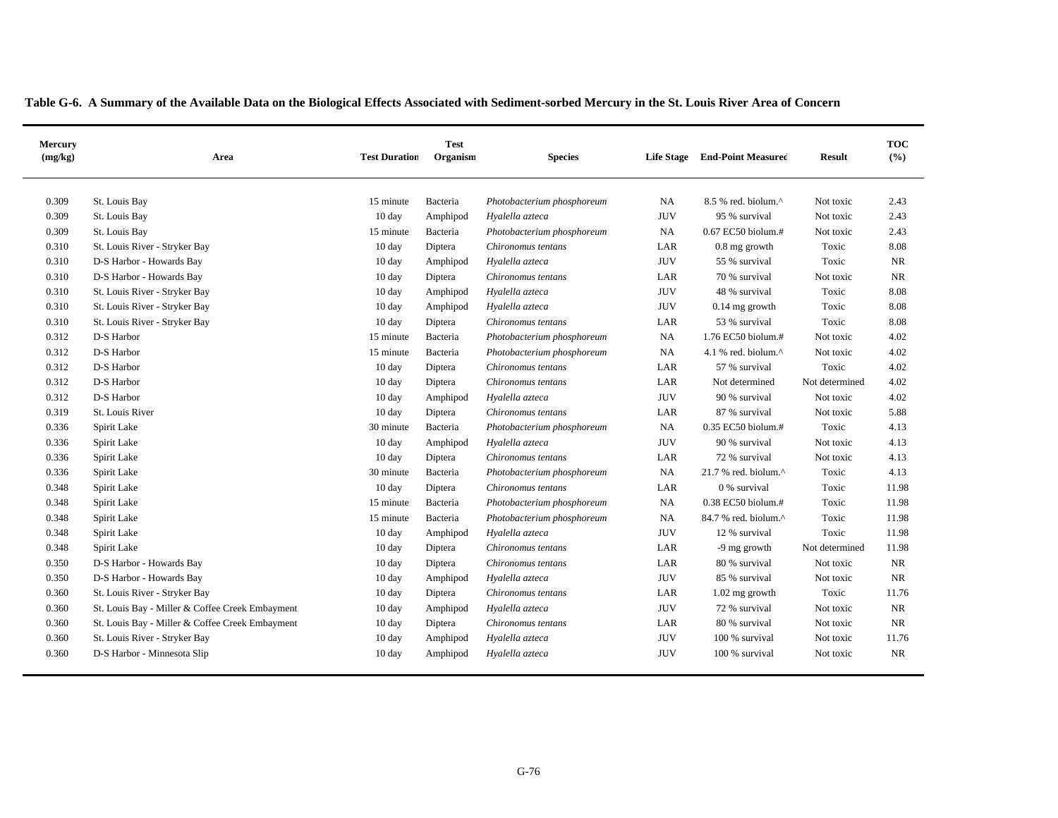**Table G-6. A Summary of the Available Data on the Biological Effects Associated with Sediment-sorbed Mercury in the St. Louis River Area of Concern**

| Mercury (mg/kg) | Area | Test Duration | Test Organism | Species | Life Stage | End-Point Measured | Result | TOC (%) |
|---|---|---|---|---|---|---|---|---|
| 0.309 | St. Louis Bay | 15 minute | Bacteria | *Photobacterium phosphoreum* | NA | 8.5 % red. biolum.^ | Not toxic | 2.43 |
| 0.309 | St. Louis Bay | 10 day | Amphipod | *Hyalella azteca* | JUV | 95 % survival | Not toxic | 2.43 |
| 0.309 | St. Louis Bay | 15 minute | Bacteria | *Photobacterium phosphoreum* | NA | 0.67 EC50 biolum.# | Not toxic | 2.43 |
| 0.310 | St. Louis River - Stryker Bay | 10 day | Diptera | *Chironomus tentans* | LAR | 0.8 mg growth | Toxic | 8.08 |
| 0.310 | D-S Harbor - Howards Bay | 10 day | Amphipod | *Hyalella azteca* | JUV | 55 % survival | Toxic | NR |
| 0.310 | D-S Harbor - Howards Bay | 10 day | Diptera | *Chironomus tentans* | LAR | 70 % survival | Not toxic | NR |
| 0.310 | St. Louis River - Stryker Bay | 10 day | Amphipod | *Hyalella azteca* | JUV | 48 % survival | Toxic | 8.08 |
| 0.310 | St. Louis River - Stryker Bay | 10 day | Amphipod | *Hyalella azteca* | JUV | 0.14 mg growth | Toxic | 8.08 |
| 0.310 | St. Louis River - Stryker Bay | 10 day | Diptera | *Chironomus tentans* | LAR | 53 % survival | Toxic | 8.08 |
| 0.312 | D-S Harbor | 15 minute | Bacteria | *Photobacterium phosphoreum* | NA | 1.76 EC50 biolum.# | Not toxic | 4.02 |
| 0.312 | D-S Harbor | 15 minute | Bacteria | *Photobacterium phosphoreum* | NA | 4.1 % red. biolum.^ | Not toxic | 4.02 |
| 0.312 | D-S Harbor | 10 day | Diptera | *Chironomus tentans* | LAR | 57 % survival | Toxic | 4.02 |
| 0.312 | D-S Harbor | 10 day | Diptera | *Chironomus tentans* | LAR | Not determined | Not determined | 4.02 |
| 0.312 | D-S Harbor | 10 day | Amphipod | *Hyalella azteca* | JUV | 90 % survival | Not toxic | 4.02 |
| 0.319 | St. Louis River | 10 day | Diptera | *Chironomus tentans* | LAR | 87 % survival | Not toxic | 5.88 |
| 0.336 | Spirit Lake | 30 minute | Bacteria | *Photobacterium phosphoreum* | NA | 0.35 EC50 biolum.# | Toxic | 4.13 |
| 0.336 | Spirit Lake | 10 day | Amphipod | *Hyalella azteca* | JUV | 90 % survival | Not toxic | 4.13 |
| 0.336 | Spirit Lake | 10 day | Diptera | *Chironomus tentans* | LAR | 72 % survival | Not toxic | 4.13 |
| 0.336 | Spirit Lake | 30 minute | Bacteria | *Photobacterium phosphoreum* | NA | 21.7 % red. biolum.^ | Toxic | 4.13 |
| 0.348 | Spirit Lake | 10 day | Diptera | *Chironomus tentans* | LAR | 0 % survival | Toxic | 11.98 |
| 0.348 | Spirit Lake | 15 minute | Bacteria | *Photobacterium phosphoreum* | NA | 0.38 EC50 biolum.# | Toxic | 11.98 |
| 0.348 | Spirit Lake | 15 minute | Bacteria | *Photobacterium phosphoreum* | NA | 84.7 % red. biolum.^ | Toxic | 11.98 |
| 0.348 | Spirit Lake | 10 day | Amphipod | *Hyalella azteca* | JUV | 12 % survival | Toxic | 11.98 |
| 0.348 | Spirit Lake | 10 day | Diptera | *Chironomus tentans* | LAR | -9 mg growth | Not determined | 11.98 |
| 0.350 | D-S Harbor - Howards Bay | 10 day | Diptera | *Chironomus tentans* | LAR | 80 % survival | Not toxic | NR |
| 0.350 | D-S Harbor - Howards Bay | 10 day | Amphipod | *Hyalella azteca* | JUV | 85 % survival | Not toxic | NR |
| 0.360 | St. Louis River - Stryker Bay | 10 day | Diptera | *Chironomus tentans* | LAR | 1.02 mg growth | Toxic | 11.76 |
| 0.360 | St. Louis Bay - Miller & Coffee Creek Embayment | 10 day | Amphipod | *Hyalella azteca* | JUV | 72 % survival | Not toxic | NR |
| 0.360 | St. Louis Bay - Miller & Coffee Creek Embayment | 10 day | Diptera | *Chironomus tentans* | LAR | 80 % survival | Not toxic | NR |
| 0.360 | St. Louis River - Stryker Bay | 10 day | Amphipod | *Hyalella azteca* | JUV | 100 % survival | Not toxic | 11.76 |
| 0.360 | D-S Harbor - Minnesota Slip | 10 day | Amphipod | *Hyalella azteca* | JUV | 100 % survival | Not toxic | NR |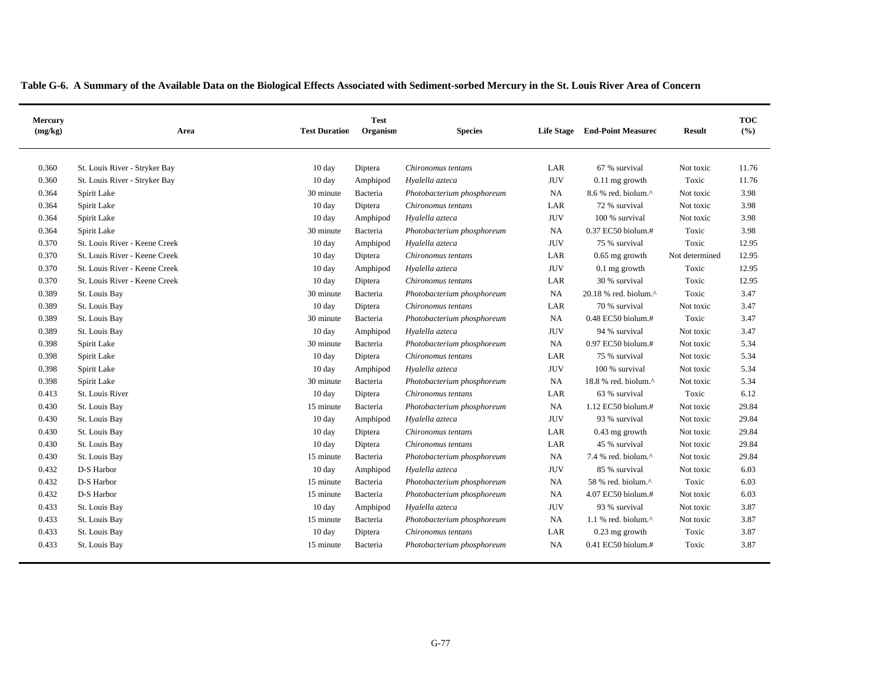**Table G-6. A Summary of the Available Data on the Biological Effects Associated with Sediment-sorbed Mercury in the St. Louis River Area of Concern**

| Mercury (mg/kg) | Area | Test Duration | Test Organism | Species | Life Stage | End-Point Measured | Result | TOC (%) |
|---|---|---|---|---|---|---|---|---|
| 0.360 | St. Louis River - Stryker Bay | 10 day | Diptera | *Chironomus tentans* | LAR | 67 % survival | Not toxic | 11.76 |
| 0.360 | St. Louis River - Stryker Bay | 10 day | Amphipod | *Hyalella azteca* | JUV | 0.11 mg growth | Toxic | 11.76 |
| 0.364 | Spirit Lake | 30 minute | Bacteria | *Photobacterium phosphoreum* | NA | 8.6 % red. biolum.^ | Not toxic | 3.98 |
| 0.364 | Spirit Lake | 10 day | Diptera | *Chironomus tentans* | LAR | 72 % survival | Not toxic | 3.98 |
| 0.364 | Spirit Lake | 10 day | Amphipod | *Hyalella azteca* | JUV | 100 % survival | Not toxic | 3.98 |
| 0.364 | Spirit Lake | 30 minute | Bacteria | *Photobacterium phosphoreum* | NA | 0.37 EC50 biolum.# | Toxic | 3.98 |
| 0.370 | St. Louis River - Keene Creek | 10 day | Amphipod | *Hyalella azteca* | JUV | 75 % survival | Toxic | 12.95 |
| 0.370 | St. Louis River - Keene Creek | 10 day | Diptera | *Chironomus tentans* | LAR | 0.65 mg growth | Not determined | 12.95 |
| 0.370 | St. Louis River - Keene Creek | 10 day | Amphipod | *Hyalella azteca* | JUV | 0.1 mg growth | Toxic | 12.95 |
| 0.370 | St. Louis River - Keene Creek | 10 day | Diptera | *Chironomus tentans* | LAR | 30 % survival | Toxic | 12.95 |
| 0.389 | St. Louis Bay | 30 minute | Bacteria | *Photobacterium phosphoreum* | NA | 20.18 % red. biolum.^ | Toxic | 3.47 |
| 0.389 | St. Louis Bay | 10 day | Diptera | *Chironomus tentans* | LAR | 70 % survival | Not toxic | 3.47 |
| 0.389 | St. Louis Bay | 30 minute | Bacteria | *Photobacterium phosphoreum* | NA | 0.48 EC50 biolum.# | Toxic | 3.47 |
| 0.389 | St. Louis Bay | 10 day | Amphipod | *Hyalella azteca* | JUV | 94 % survival | Not toxic | 3.47 |
| 0.398 | Spirit Lake | 30 minute | Bacteria | *Photobacterium phosphoreum* | NA | 0.97 EC50 biolum.# | Not toxic | 5.34 |
| 0.398 | Spirit Lake | 10 day | Diptera | *Chironomus tentans* | LAR | 75 % survival | Not toxic | 5.34 |
| 0.398 | Spirit Lake | 10 day | Amphipod | *Hyalella azteca* | JUV | 100 % survival | Not toxic | 5.34 |
| 0.398 | Spirit Lake | 30 minute | Bacteria | *Photobacterium phosphoreum* | NA | 18.8 % red. biolum.^ | Not toxic | 5.34 |
| 0.413 | St. Louis River | 10 day | Diptera | *Chironomus tentans* | LAR | 63 % survival | Toxic | 6.12 |
| 0.430 | St. Louis Bay | 15 minute | Bacteria | *Photobacterium phosphoreum* | NA | 1.12 EC50 biolum.# | Not toxic | 29.84 |
| 0.430 | St. Louis Bay | 10 day | Amphipod | *Hyalella azteca* | JUV | 93 % survival | Not toxic | 29.84 |
| 0.430 | St. Louis Bay | 10 day | Diptera | *Chironomus tentans* | LAR | 0.43 mg growth | Not toxic | 29.84 |
| 0.430 | St. Louis Bay | 10 day | Diptera | *Chironomus tentans* | LAR | 45 % survival | Not toxic | 29.84 |
| 0.430 | St. Louis Bay | 15 minute | Bacteria | *Photobacterium phosphoreum* | NA | 7.4 % red. biolum.^ | Not toxic | 29.84 |
| 0.432 | D-S Harbor | 10 day | Amphipod | *Hyalella azteca* | JUV | 85 % survival | Not toxic | 6.03 |
| 0.432 | D-S Harbor | 15 minute | Bacteria | *Photobacterium phosphoreum* | NA | 58 % red. biolum.^ | Toxic | 6.03 |
| 0.432 | D-S Harbor | 15 minute | Bacteria | *Photobacterium phosphoreum* | NA | 4.07 EC50 biolum.# | Not toxic | 6.03 |
| 0.433 | St. Louis Bay | 10 day | Amphipod | *Hyalella azteca* | JUV | 93 % survival | Not toxic | 3.87 |
| 0.433 | St. Louis Bay | 15 minute | Bacteria | *Photobacterium phosphoreum* | NA | 1.1 % red. biolum.^ | Not toxic | 3.87 |
| 0.433 | St. Louis Bay | 10 day | Diptera | *Chironomus tentans* | LAR | 0.23 mg growth | Toxic | 3.87 |
| 0.433 | St. Louis Bay | 15 minute | Bacteria | *Photobacterium phosphoreum* | NA | 0.41 EC50 biolum.# | Toxic | 3.87 |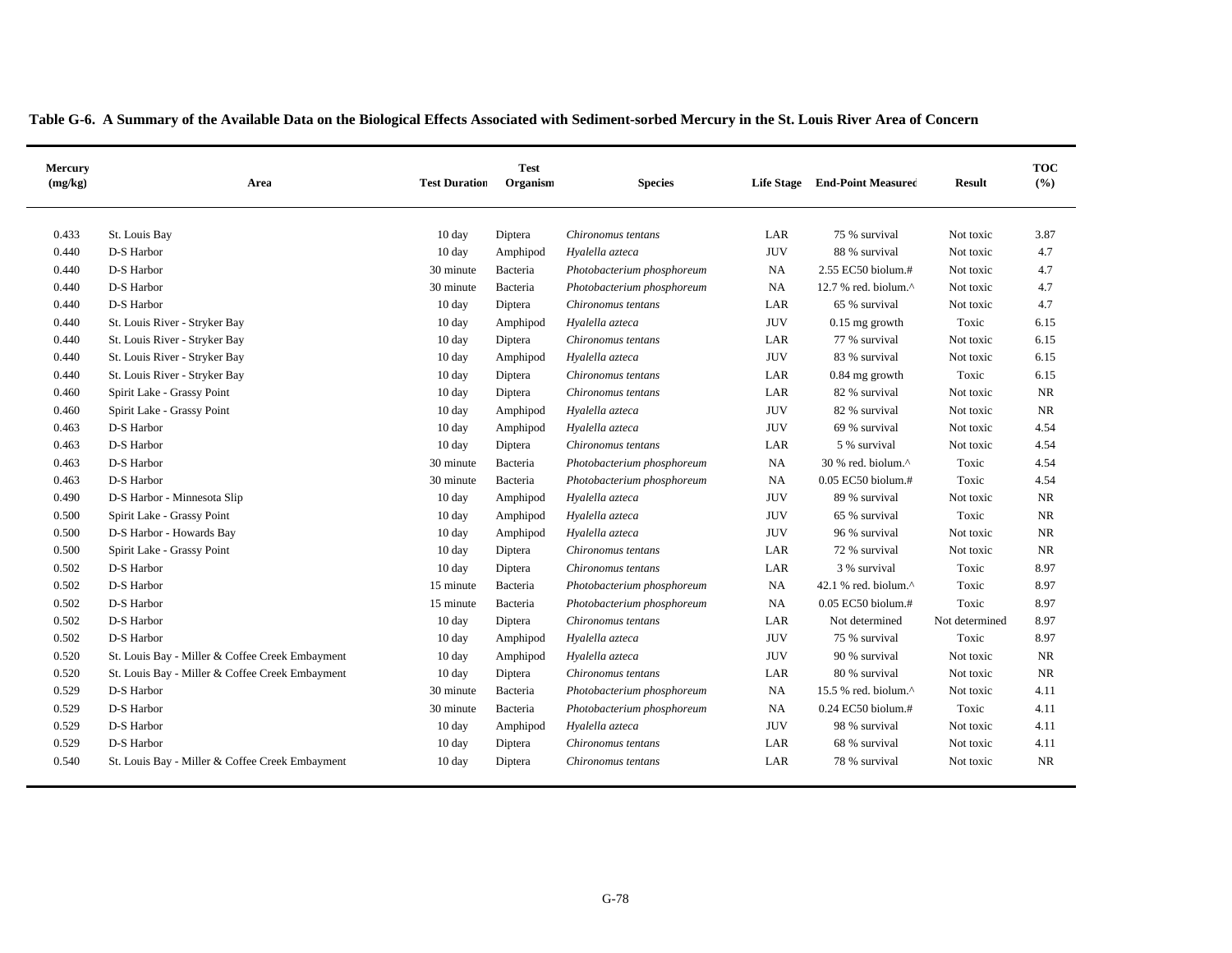**Table G-6. A Summary of the Available Data on the Biological Effects Associated with Sediment-sorbed Mercury in the St. Louis River Area of Concern**

| Mercury (mg/kg) | Area | Test Duration | Test Organism | Species | Life Stage | End-Point Measured | Result | TOC (%) |
|---|---|---|---|---|---|---|---|---|
| 0.433 | St. Louis Bay | 10 day | Diptera | *Chironomus tentans* | LAR | 75 % survival | Not toxic | 3.87 |
| 0.440 | D-S Harbor | 10 day | Amphipod | *Hyalella azteca* | JUV | 88 % survival | Not toxic | 4.7 |
| 0.440 | D-S Harbor | 30 minute | Bacteria | *Photobacterium phosphoreum* | NA | 2.55 EC50 biolum.# | Not toxic | 4.7 |
| 0.440 | D-S Harbor | 30 minute | Bacteria | *Photobacterium phosphoreum* | NA | 12.7 % red. biolum.^ | Not toxic | 4.7 |
| 0.440 | D-S Harbor | 10 day | Diptera | *Chironomus tentans* | LAR | 65 % survival | Not toxic | 4.7 |
| 0.440 | St. Louis River - Stryker Bay | 10 day | Amphipod | *Hyalella azteca* | JUV | 0.15 mg growth | Toxic | 6.15 |
| 0.440 | St. Louis River - Stryker Bay | 10 day | Diptera | *Chironomus tentans* | LAR | 77 % survival | Not toxic | 6.15 |
| 0.440 | St. Louis River - Stryker Bay | 10 day | Amphipod | *Hyalella azteca* | JUV | 83 % survival | Not toxic | 6.15 |
| 0.440 | St. Louis River - Stryker Bay | 10 day | Diptera | *Chironomus tentans* | LAR | 0.84 mg growth | Toxic | 6.15 |
| 0.460 | Spirit Lake - Grassy Point | 10 day | Diptera | *Chironomus tentans* | LAR | 82 % survival | Not toxic | NR |
| 0.460 | Spirit Lake - Grassy Point | 10 day | Amphipod | *Hyalella azteca* | JUV | 82 % survival | Not toxic | NR |
| 0.463 | D-S Harbor | 10 day | Amphipod | *Hyalella azteca* | JUV | 69 % survival | Not toxic | 4.54 |
| 0.463 | D-S Harbor | 10 day | Diptera | *Chironomus tentans* | LAR | 5 % survival | Not toxic | 4.54 |
| 0.463 | D-S Harbor | 30 minute | Bacteria | *Photobacterium phosphoreum* | NA | 30 % red. biolum.^ | Toxic | 4.54 |
| 0.463 | D-S Harbor | 30 minute | Bacteria | *Photobacterium phosphoreum* | NA | 0.05 EC50 biolum.# | Toxic | 4.54 |
| 0.490 | D-S Harbor - Minnesota Slip | 10 day | Amphipod | *Hyalella azteca* | JUV | 89 % survival | Not toxic | NR |
| 0.500 | Spirit Lake - Grassy Point | 10 day | Amphipod | *Hyalella azteca* | JUV | 65 % survival | Toxic | NR |
| 0.500 | D-S Harbor - Howards Bay | 10 day | Amphipod | *Hyalella azteca* | JUV | 96 % survival | Not toxic | NR |
| 0.500 | Spirit Lake - Grassy Point | 10 day | Diptera | *Chironomus tentans* | LAR | 72 % survival | Not toxic | NR |
| 0.502 | D-S Harbor | 10 day | Diptera | *Chironomus tentans* | LAR | 3 % survival | Toxic | 8.97 |
| 0.502 | D-S Harbor | 15 minute | Bacteria | *Photobacterium phosphoreum* | NA | 42.1 % red. biolum.^ | Toxic | 8.97 |
| 0.502 | D-S Harbor | 15 minute | Bacteria | *Photobacterium phosphoreum* | NA | 0.05 EC50 biolum.# | Toxic | 8.97 |
| 0.502 | D-S Harbor | 10 day | Diptera | *Chironomus tentans* | LAR | Not determined | Not determined | 8.97 |
| 0.502 | D-S Harbor | 10 day | Amphipod | *Hyalella azteca* | JUV | 75 % survival | Toxic | 8.97 |
| 0.520 | St. Louis Bay - Miller & Coffee Creek Embayment | 10 day | Amphipod | *Hyalella azteca* | JUV | 90 % survival | Not toxic | NR |
| 0.520 | St. Louis Bay - Miller & Coffee Creek Embayment | 10 day | Diptera | *Chironomus tentans* | LAR | 80 % survival | Not toxic | NR |
| 0.529 | D-S Harbor | 30 minute | Bacteria | *Photobacterium phosphoreum* | NA | 15.5 % red. biolum.^ | Not toxic | 4.11 |
| 0.529 | D-S Harbor | 30 minute | Bacteria | *Photobacterium phosphoreum* | NA | 0.24 EC50 biolum.# | Toxic | 4.11 |
| 0.529 | D-S Harbor | 10 day | Amphipod | *Hyalella azteca* | JUV | 98 % survival | Not toxic | 4.11 |
| 0.529 | D-S Harbor | 10 day | Diptera | *Chironomus tentans* | LAR | 68 % survival | Not toxic | 4.11 |
| 0.540 | St. Louis Bay - Miller & Coffee Creek Embayment | 10 day | Diptera | *Chironomus tentans* | LAR | 78 % survival | Not toxic | NR |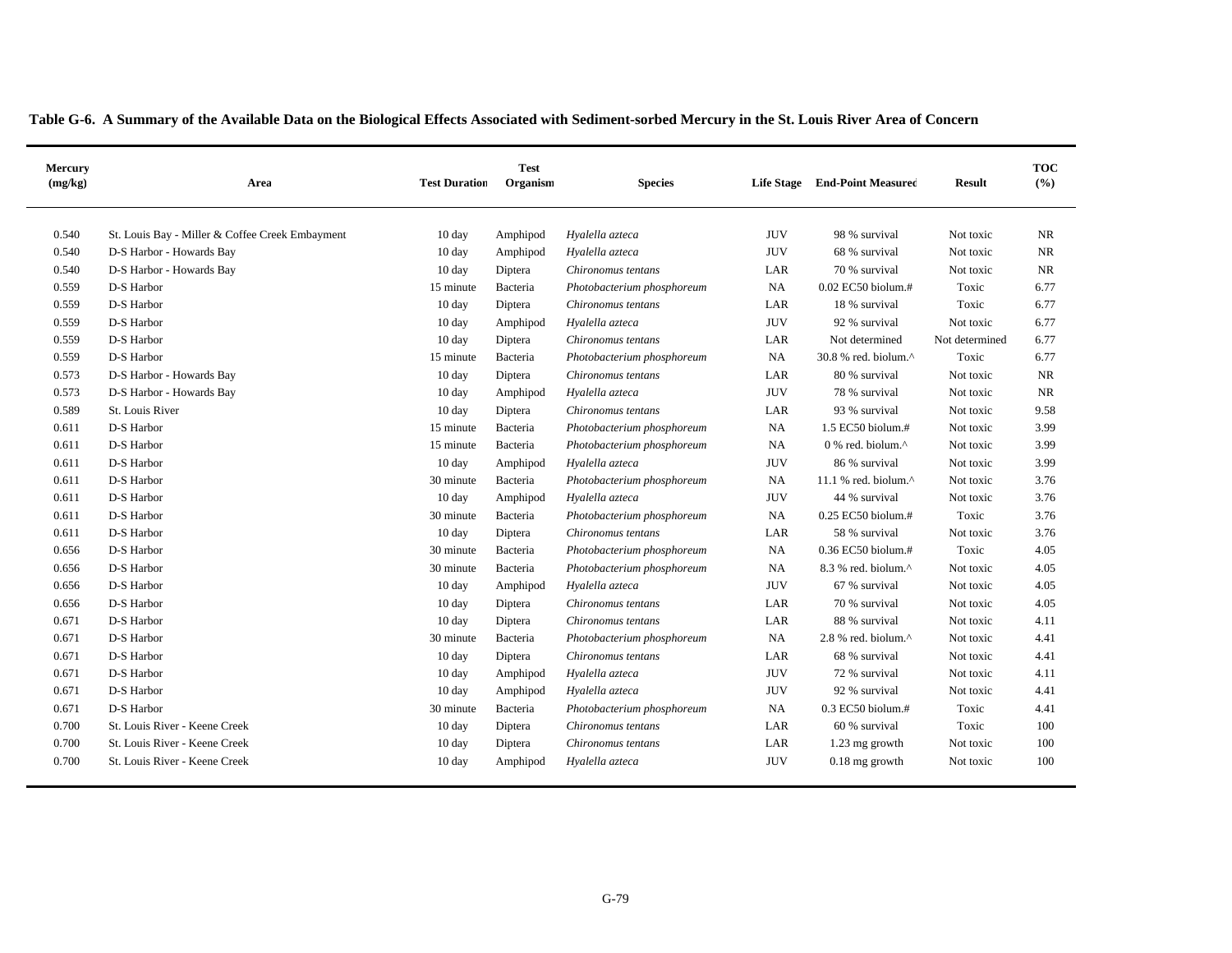**Table G-6. A Summary of the Available Data on the Biological Effects Associated with Sediment-sorbed Mercury in the St. Louis River Area of Concern**

| Mercury (mg/kg) | Area | Test Duration | Test Organism | Species | Life Stage | End-Point Measured | Result | TOC (%) |
|---|---|---|---|---|---|---|---|---|
| 0.540 | St. Louis Bay - Miller & Coffee Creek Embayment | 10 day | Amphipod | *Hyalella azteca* | JUV | 98 % survival | Not toxic | NR |
| 0.540 | D-S Harbor - Howards Bay | 10 day | Amphipod | *Hyalella azteca* | JUV | 68 % survival | Not toxic | NR |
| 0.540 | D-S Harbor - Howards Bay | 10 day | Diptera | *Chironomus tentans* | LAR | 70 % survival | Not toxic | NR |
| 0.559 | D-S Harbor | 15 minute | Bacteria | *Photobacterium phosphoreum* | NA | 0.02 EC50 biolum.# | Toxic | 6.77 |
| 0.559 | D-S Harbor | 10 day | Diptera | *Chironomus tentans* | LAR | 18 % survival | Toxic | 6.77 |
| 0.559 | D-S Harbor | 10 day | Amphipod | *Hyalella azteca* | JUV | 92 % survival | Not toxic | 6.77 |
| 0.559 | D-S Harbor | 10 day | Diptera | *Chironomus tentans* | LAR | Not determined | Not determined | 6.77 |
| 0.559 | D-S Harbor | 15 minute | Bacteria | *Photobacterium phosphoreum* | NA | 30.8 % red. biolum.^ | Toxic | 6.77 |
| 0.573 | D-S Harbor - Howards Bay | 10 day | Diptera | *Chironomus tentans* | LAR | 80 % survival | Not toxic | NR |
| 0.573 | D-S Harbor - Howards Bay | 10 day | Amphipod | *Hyalella azteca* | JUV | 78 % survival | Not toxic | NR |
| 0.589 | St. Louis River | 10 day | Diptera | *Chironomus tentans* | LAR | 93 % survival | Not toxic | 9.58 |
| 0.611 | D-S Harbor | 15 minute | Bacteria | *Photobacterium phosphoreum* | NA | 1.5 EC50 biolum.# | Not toxic | 3.99 |
| 0.611 | D-S Harbor | 15 minute | Bacteria | *Photobacterium phosphoreum* | NA | 0 % red. biolum.^ | Not toxic | 3.99 |
| 0.611 | D-S Harbor | 10 day | Amphipod | *Hyalella azteca* | JUV | 86 % survival | Not toxic | 3.99 |
| 0.611 | D-S Harbor | 30 minute | Bacteria | *Photobacterium phosphoreum* | NA | 11.1 % red. biolum.^ | Not toxic | 3.76 |
| 0.611 | D-S Harbor | 10 day | Amphipod | *Hyalella azteca* | JUV | 44 % survival | Not toxic | 3.76 |
| 0.611 | D-S Harbor | 30 minute | Bacteria | *Photobacterium phosphoreum* | NA | 0.25 EC50 biolum.# | Toxic | 3.76 |
| 0.611 | D-S Harbor | 10 day | Diptera | *Chironomus tentans* | LAR | 58 % survival | Not toxic | 3.76 |
| 0.656 | D-S Harbor | 30 minute | Bacteria | *Photobacterium phosphoreum* | NA | 0.36 EC50 biolum.# | Toxic | 4.05 |
| 0.656 | D-S Harbor | 30 minute | Bacteria | *Photobacterium phosphoreum* | NA | 8.3 % red. biolum.^ | Not toxic | 4.05 |
| 0.656 | D-S Harbor | 10 day | Amphipod | *Hyalella azteca* | JUV | 67 % survival | Not toxic | 4.05 |
| 0.656 | D-S Harbor | 10 day | Diptera | *Chironomus tentans* | LAR | 70 % survival | Not toxic | 4.05 |
| 0.671 | D-S Harbor | 10 day | Diptera | *Chironomus tentans* | LAR | 88 % survival | Not toxic | 4.11 |
| 0.671 | D-S Harbor | 30 minute | Bacteria | *Photobacterium phosphoreum* | NA | 2.8 % red. biolum.^ | Not toxic | 4.41 |
| 0.671 | D-S Harbor | 10 day | Diptera | *Chironomus tentans* | LAR | 68 % survival | Not toxic | 4.41 |
| 0.671 | D-S Harbor | 10 day | Amphipod | *Hyalella azteca* | JUV | 72 % survival | Not toxic | 4.11 |
| 0.671 | D-S Harbor | 10 day | Amphipod | *Hyalella azteca* | JUV | 92 % survival | Not toxic | 4.41 |
| 0.671 | D-S Harbor | 30 minute | Bacteria | *Photobacterium phosphoreum* | NA | 0.3 EC50 biolum.# | Toxic | 4.41 |
| 0.700 | St. Louis River - Keene Creek | 10 day | Diptera | *Chironomus tentans* | LAR | 60 % survival | Toxic | 100 |
| 0.700 | St. Louis River - Keene Creek | 10 day | Diptera | *Chironomus tentans* | LAR | 1.23 mg growth | Not toxic | 100 |
| 0.700 | St. Louis River - Keene Creek | 10 day | Amphipod | *Hyalella azteca* | JUV | 0.18 mg growth | Not toxic | 100 |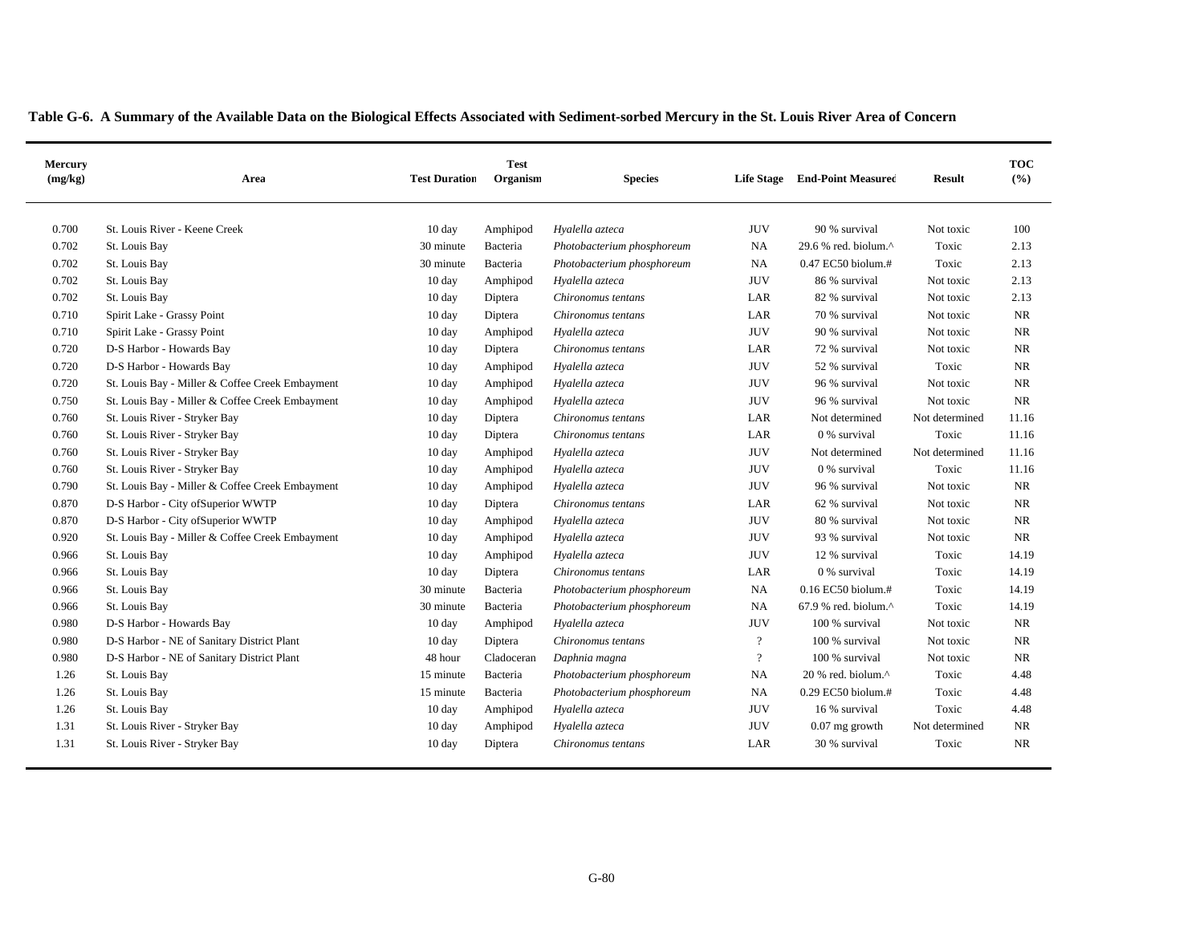**Table G-6. A Summary of the Available Data on the Biological Effects Associated with Sediment-sorbed Mercury in the St. Louis River Area of Concern**

| Mercury (mg/kg) | Area | Test Duration | Test Organism | Species | Life Stage | End-Point Measured | Result | TOC (%) |
|---|---|---|---|---|---|---|---|---|
| 0.700 | St. Louis River - Keene Creek | 10 day | Amphipod | *Hyalella azteca* | JUV | 90 % survival | Not toxic | 100 |
| 0.702 | St. Louis Bay | 30 minute | Bacteria | *Photobacterium phosphoreum* | NA | 29.6 % red. biolum.^ | Toxic | 2.13 |
| 0.702 | St. Louis Bay | 30 minute | Bacteria | *Photobacterium phosphoreum* | NA | 0.47 EC50 biolum.# | Toxic | 2.13 |
| 0.702 | St. Louis Bay | 10 day | Amphipod | *Hyalella azteca* | JUV | 86 % survival | Not toxic | 2.13 |
| 0.702 | St. Louis Bay | 10 day | Diptera | *Chironomus tentans* | LAR | 82 % survival | Not toxic | 2.13 |
| 0.710 | Spirit Lake - Grassy Point | 10 day | Diptera | *Chironomus tentans* | LAR | 70 % survival | Not toxic | NR |
| 0.710 | Spirit Lake - Grassy Point | 10 day | Amphipod | *Hyalella azteca* | JUV | 90 % survival | Not toxic | NR |
| 0.720 | D-S Harbor - Howards Bay | 10 day | Diptera | *Chironomus tentans* | LAR | 72 % survival | Not toxic | NR |
| 0.720 | D-S Harbor - Howards Bay | 10 day | Amphipod | *Hyalella azteca* | JUV | 52 % survival | Toxic | NR |
| 0.720 | St. Louis Bay - Miller & Coffee Creek Embayment | 10 day | Amphipod | *Hyalella azteca* | JUV | 96 % survival | Not toxic | NR |
| 0.750 | St. Louis Bay - Miller & Coffee Creek Embayment | 10 day | Amphipod | *Hyalella azteca* | JUV | 96 % survival | Not toxic | NR |
| 0.760 | St. Louis River - Stryker Bay | 10 day | Diptera | *Chironomus tentans* | LAR | Not determined | Not determined | 11.16 |
| 0.760 | St. Louis River - Stryker Bay | 10 day | Diptera | *Chironomus tentans* | LAR | 0 % survival | Toxic | 11.16 |
| 0.760 | St. Louis River - Stryker Bay | 10 day | Amphipod | *Hyalella azteca* | JUV | Not determined | Not determined | 11.16 |
| 0.760 | St. Louis River - Stryker Bay | 10 day | Amphipod | *Hyalella azteca* | JUV | 0 % survival | Toxic | 11.16 |
| 0.790 | St. Louis Bay - Miller & Coffee Creek Embayment | 10 day | Amphipod | *Hyalella azteca* | JUV | 96 % survival | Not toxic | NR |
| 0.870 | D-S Harbor - City ofSuperior WWTP | 10 day | Diptera | *Chironomus tentans* | LAR | 62 % survival | Not toxic | NR |
| 0.870 | D-S Harbor - City ofSuperior WWTP | 10 day | Amphipod | *Hyalella azteca* | JUV | 80 % survival | Not toxic | NR |
| 0.920 | St. Louis Bay - Miller & Coffee Creek Embayment | 10 day | Amphipod | *Hyalella azteca* | JUV | 93 % survival | Not toxic | NR |
| 0.966 | St. Louis Bay | 10 day | Amphipod | *Hyalella azteca* | JUV | 12 % survival | Toxic | 14.19 |
| 0.966 | St. Louis Bay | 10 day | Diptera | *Chironomus tentans* | LAR | 0 % survival | Toxic | 14.19 |
| 0.966 | St. Louis Bay | 30 minute | Bacteria | *Photobacterium phosphoreum* | NA | 0.16 EC50 biolum.# | Toxic | 14.19 |
| 0.966 | St. Louis Bay | 30 minute | Bacteria | *Photobacterium phosphoreum* | NA | 67.9 % red. biolum.^ | Toxic | 14.19 |
| 0.980 | D-S Harbor - Howards Bay | 10 day | Amphipod | *Hyalella azteca* | JUV | 100 % survival | Not toxic | NR |
| 0.980 | D-S Harbor - NE of Sanitary District Plant | 10 day | Diptera | *Chironomus tentans* | ? | 100 % survival | Not toxic | NR |
| 0.980 | D-S Harbor - NE of Sanitary District Plant | 48 hour | Cladoceran | *Daphnia magna* | ? | 100 % survival | Not toxic | NR |
| 1.26 | St. Louis Bay | 15 minute | Bacteria | *Photobacterium phosphoreum* | NA | 20 % red. biolum.^ | Toxic | 4.48 |
| 1.26 | St. Louis Bay | 15 minute | Bacteria | *Photobacterium phosphoreum* | NA | 0.29 EC50 biolum.# | Toxic | 4.48 |
| 1.26 | St. Louis Bay | 10 day | Amphipod | *Hyalella azteca* | JUV | 16 % survival | Toxic | 4.48 |
| 1.31 | St. Louis River - Stryker Bay | 10 day | Amphipod | *Hyalella azteca* | JUV | 0.07 mg growth | Not determined | NR |
| 1.31 | St. Louis River - Stryker Bay | 10 day | Diptera | *Chironomus tentans* | LAR | 30 % survival | Toxic | NR |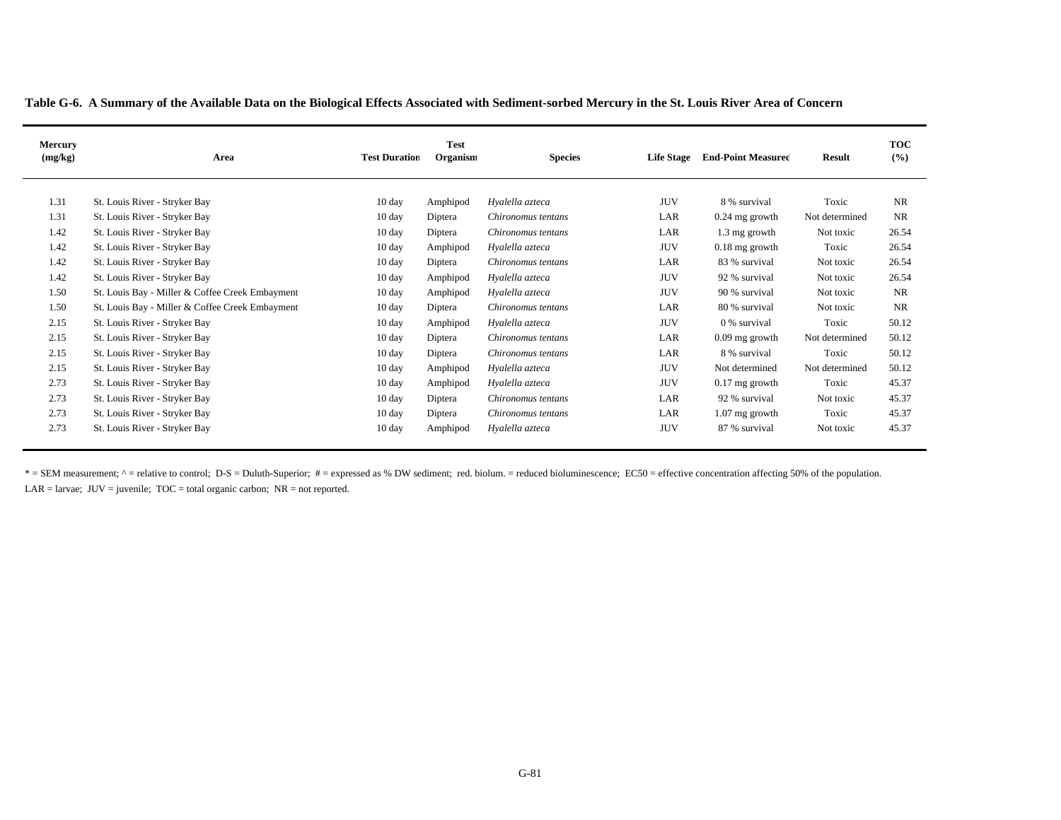**Table G-6. A Summary of the Available Data on the Biological Effects Associated with Sediment-sorbed Mercury in the St. Louis River Area of Concern**

| Mercury (mg/kg) | Area | Test Duration | Test Organism | Species | Life Stage | End-Point Measured | Result | TOC (%) |
|---|---|---|---|---|---|---|---|---|
| 1.31 | St. Louis River - Stryker Bay | 10 day | Amphipod | *Hyalella azteca* | JUV | 8 % survival | Toxic | NR |
| 1.31 | St. Louis River - Stryker Bay | 10 day | Diptera | *Chironomus tentans* | LAR | 0.24 mg growth | Not determined | NR |
| 1.42 | St. Louis River - Stryker Bay | 10 day | Diptera | *Chironomus tentans* | LAR | 1.3 mg growth | Not toxic | 26.54 |
| 1.42 | St. Louis River - Stryker Bay | 10 day | Amphipod | *Hyalella azteca* | JUV | 0.18 mg growth | Toxic | 26.54 |
| 1.42 | St. Louis River - Stryker Bay | 10 day | Diptera | *Chironomus tentans* | LAR | 83 % survival | Not toxic | 26.54 |
| 1.42 | St. Louis River - Stryker Bay | 10 day | Amphipod | *Hyalella azteca* | JUV | 92 % survival | Not toxic | 26.54 |
| 1.50 | St. Louis Bay - Miller & Coffee Creek Embayment | 10 day | Amphipod | *Hyalella azteca* | JUV | 90 % survival | Not toxic | NR |
| 1.50 | St. Louis Bay - Miller & Coffee Creek Embayment | 10 day | Diptera | *Chironomus tentans* | LAR | 80 % survival | Not toxic | NR |
| 2.15 | St. Louis River - Stryker Bay | 10 day | Amphipod | *Hyalella azteca* | JUV | 0 % survival | Toxic | 50.12 |
| 2.15 | St. Louis River - Stryker Bay | 10 day | Diptera | *Chironomus tentans* | LAR | 0.09 mg growth | Not determined | 50.12 |
| 2.15 | St. Louis River - Stryker Bay | 10 day | Diptera | *Chironomus tentans* | LAR | 8 % survival | Toxic | 50.12 |
| 2.15 | St. Louis River - Stryker Bay | 10 day | Amphipod | *Hyalella azteca* | JUV | Not determined | Not determined | 50.12 |
| 2.73 | St. Louis River - Stryker Bay | 10 day | Amphipod | *Hyalella azteca* | JUV | 0.17 mg growth | Toxic | 45.37 |
| 2.73 | St. Louis River - Stryker Bay | 10 day | Diptera | *Chironomus tentans* | LAR | 92 % survival | Not toxic | 45.37 |
| 2.73 | St. Louis River - Stryker Bay | 10 day | Diptera | *Chironomus tentans* | LAR | 1.07 mg growth | Toxic | 45.37 |
| 2.73 | St. Louis River - Stryker Bay | 10 day | Amphipod | *Hyalella azteca* | JUV | 87 % survival | Not toxic | 45.37 |

* = SEM measurement; ^ = relative to control; D-S = Duluth-Superior; # = expressed as % DW sediment; red. biolum. = reduced bioluminescence; EC50 = effective concentration affecting 50% of the population.
LAR = larvae; JUV = juvenile; TOC = total organic carbon; NR = not reported.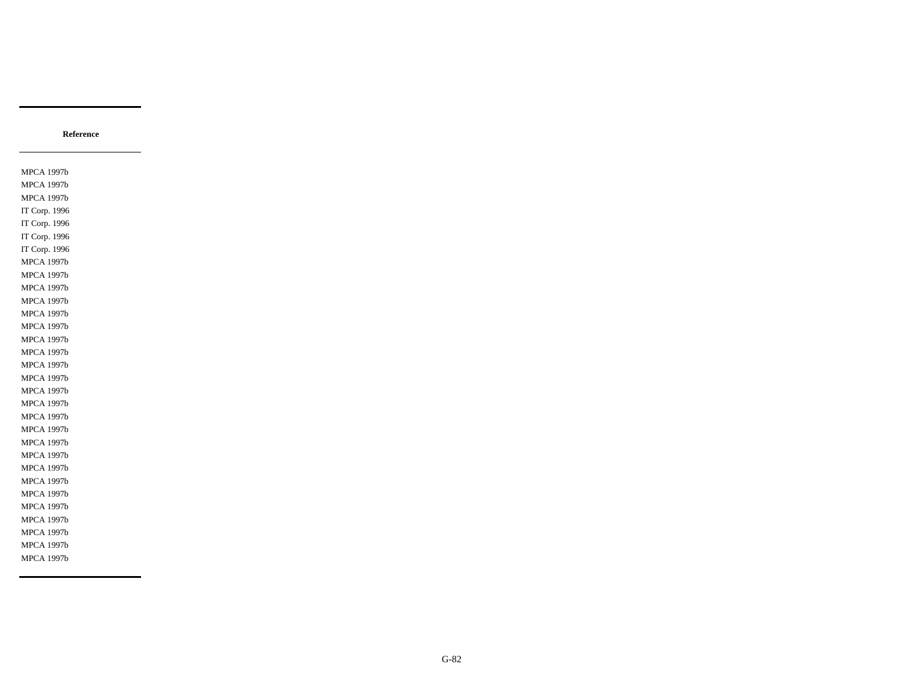| Reference |
| --- |
| MPCA 1997b |
| MPCA 1997b |
| MPCA 1997b |
| IT Corp. 1996 |
| IT Corp. 1996 |
| IT Corp. 1996 |
| IT Corp. 1996 |
| MPCA 1997b |
| MPCA 1997b |
| MPCA 1997b |
| MPCA 1997b |
| MPCA 1997b |
| MPCA 1997b |
| MPCA 1997b |
| MPCA 1997b |
| MPCA 1997b |
| MPCA 1997b |
| MPCA 1997b |
| MPCA 1997b |
| MPCA 1997b |
| MPCA 1997b |
| MPCA 1997b |
| MPCA 1997b |
| MPCA 1997b |
| MPCA 1997b |
| MPCA 1997b |
| MPCA 1997b |
| MPCA 1997b |
| MPCA 1997b |
| MPCA 1997b |
| MPCA 1997b |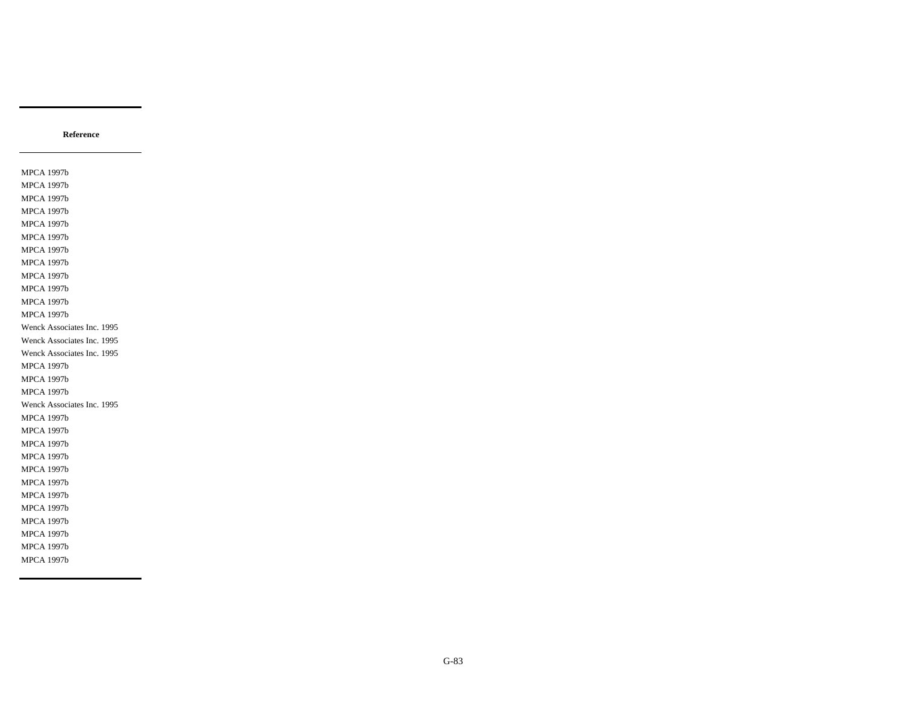| Reference |
| --- |
| MPCA 1997b |
| MPCA 1997b |
| MPCA 1997b |
| MPCA 1997b |
| MPCA 1997b |
| MPCA 1997b |
| MPCA 1997b |
| MPCA 1997b |
| MPCA 1997b |
| MPCA 1997b |
| MPCA 1997b |
| MPCA 1997b |
| Wenck Associates Inc. 1995 |
| Wenck Associates Inc. 1995 |
| Wenck Associates Inc. 1995 |
| MPCA 1997b |
| MPCA 1997b |
| MPCA 1997b |
| Wenck Associates Inc. 1995 |
| MPCA 1997b |
| MPCA 1997b |
| MPCA 1997b |
| MPCA 1997b |
| MPCA 1997b |
| MPCA 1997b |
| MPCA 1997b |
| MPCA 1997b |
| MPCA 1997b |
| MPCA 1997b |
| MPCA 1997b |
| MPCA 1997b |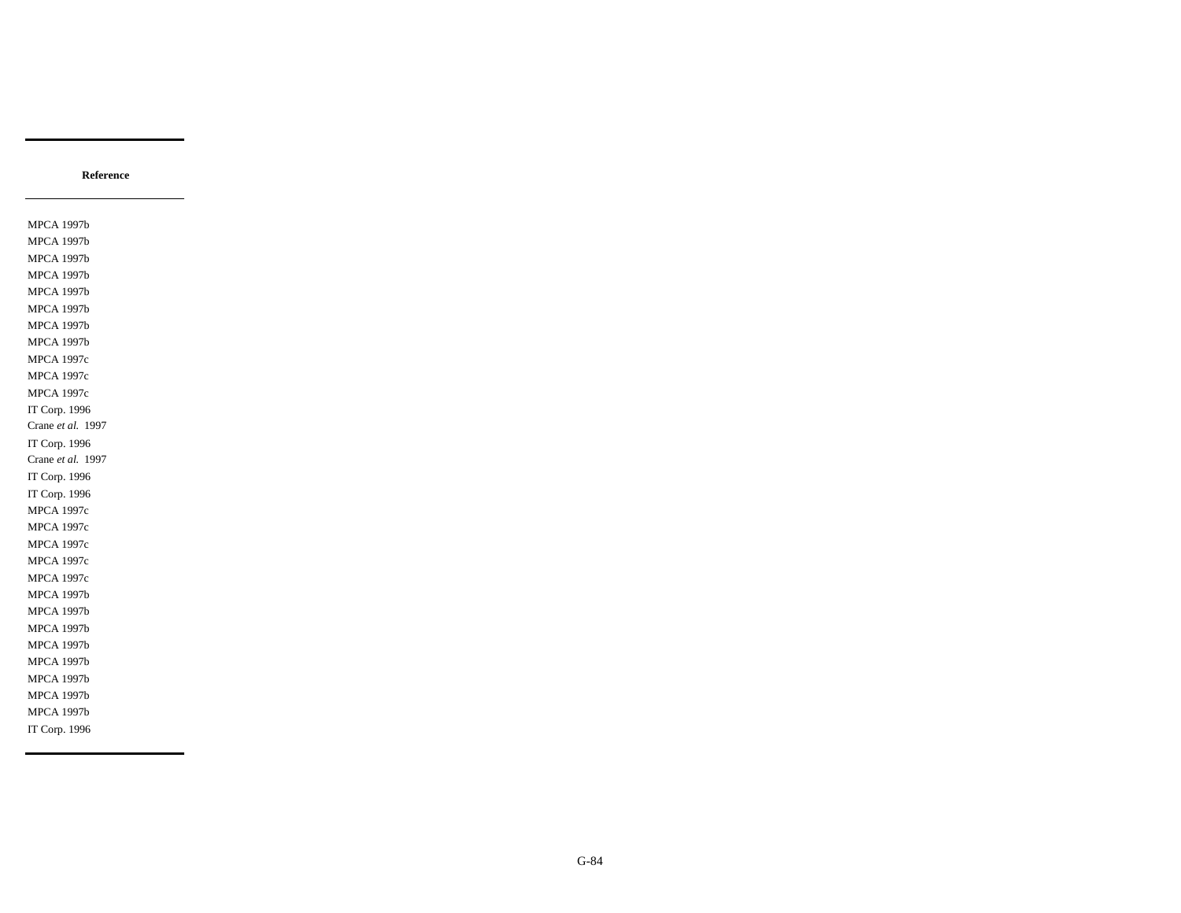| Reference |
|---|
| MPCA 1997b |
| MPCA 1997b |
| MPCA 1997b |
| MPCA 1997b |
| MPCA 1997b |
| MPCA 1997b |
| MPCA 1997b |
| MPCA 1997b |
| MPCA 1997c |
| MPCA 1997c |
| MPCA 1997c |
| IT Corp. 1996 |
| Crane *et al.* 1997 |
| IT Corp. 1996 |
| Crane *et al.* 1997 |
| IT Corp. 1996 |
| IT Corp. 1996 |
| MPCA 1997c |
| MPCA 1997c |
| MPCA 1997c |
| MPCA 1997c |
| MPCA 1997c |
| MPCA 1997b |
| MPCA 1997b |
| MPCA 1997b |
| MPCA 1997b |
| MPCA 1997b |
| MPCA 1997b |
| MPCA 1997b |
| MPCA 1997b |
| IT Corp. 1996 |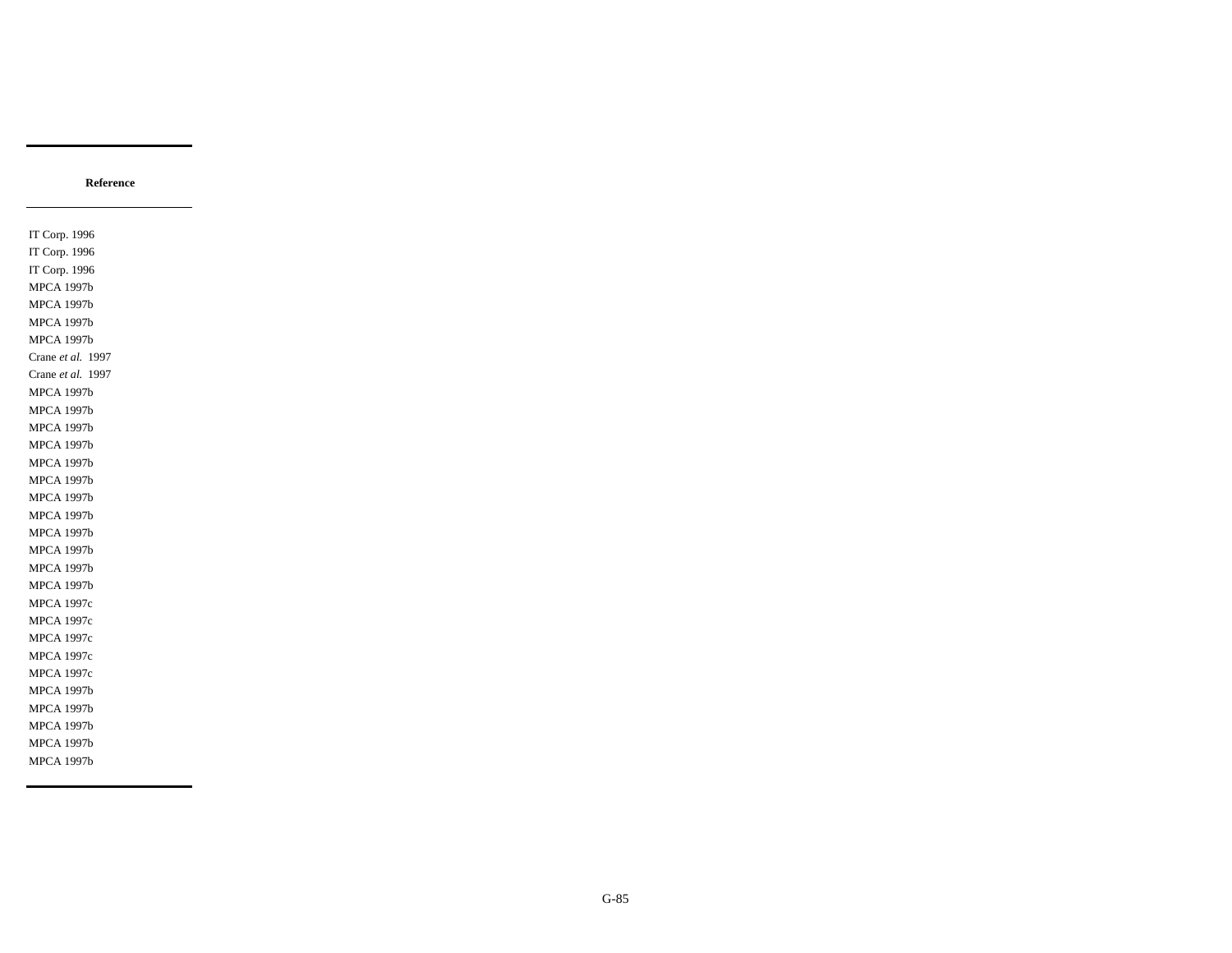| Reference |
|---|
| IT Corp. 1996 |
| IT Corp. 1996 |
| IT Corp. 1996 |
| MPCA 1997b |
| MPCA 1997b |
| MPCA 1997b |
| MPCA 1997b |
| Crane *et al.* 1997 |
| Crane *et al.* 1997 |
| MPCA 1997b |
| MPCA 1997b |
| MPCA 1997b |
| MPCA 1997b |
| MPCA 1997b |
| MPCA 1997b |
| MPCA 1997b |
| MPCA 1997b |
| MPCA 1997b |
| MPCA 1997b |
| MPCA 1997b |
| MPCA 1997b |
| MPCA 1997c |
| MPCA 1997c |
| MPCA 1997c |
| MPCA 1997c |
| MPCA 1997c |
| MPCA 1997b |
| MPCA 1997b |
| MPCA 1997b |
| MPCA 1997b |
| MPCA 1997b |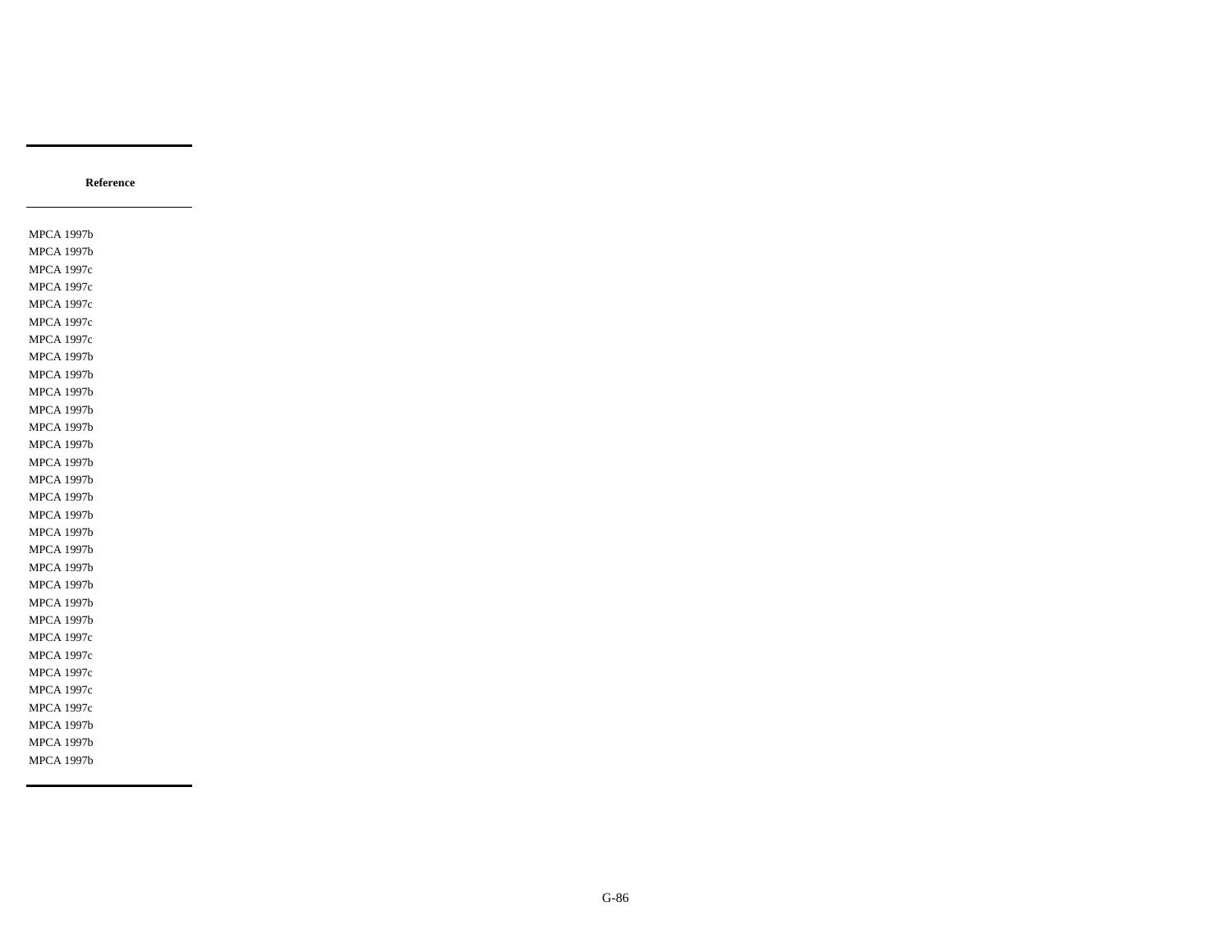| Reference |
|---|
| MPCA 1997b |
| MPCA 1997b |
| MPCA 1997c |
| MPCA 1997c |
| MPCA 1997c |
| MPCA 1997c |
| MPCA 1997c |
| MPCA 1997b |
| MPCA 1997b |
| MPCA 1997b |
| MPCA 1997b |
| MPCA 1997b |
| MPCA 1997b |
| MPCA 1997b |
| MPCA 1997b |
| MPCA 1997b |
| MPCA 1997b |
| MPCA 1997b |
| MPCA 1997b |
| MPCA 1997b |
| MPCA 1997b |
| MPCA 1997b |
| MPCA 1997b |
| MPCA 1997c |
| MPCA 1997c |
| MPCA 1997c |
| MPCA 1997c |
| MPCA 1997c |
| MPCA 1997b |
| MPCA 1997b |
| MPCA 1997b |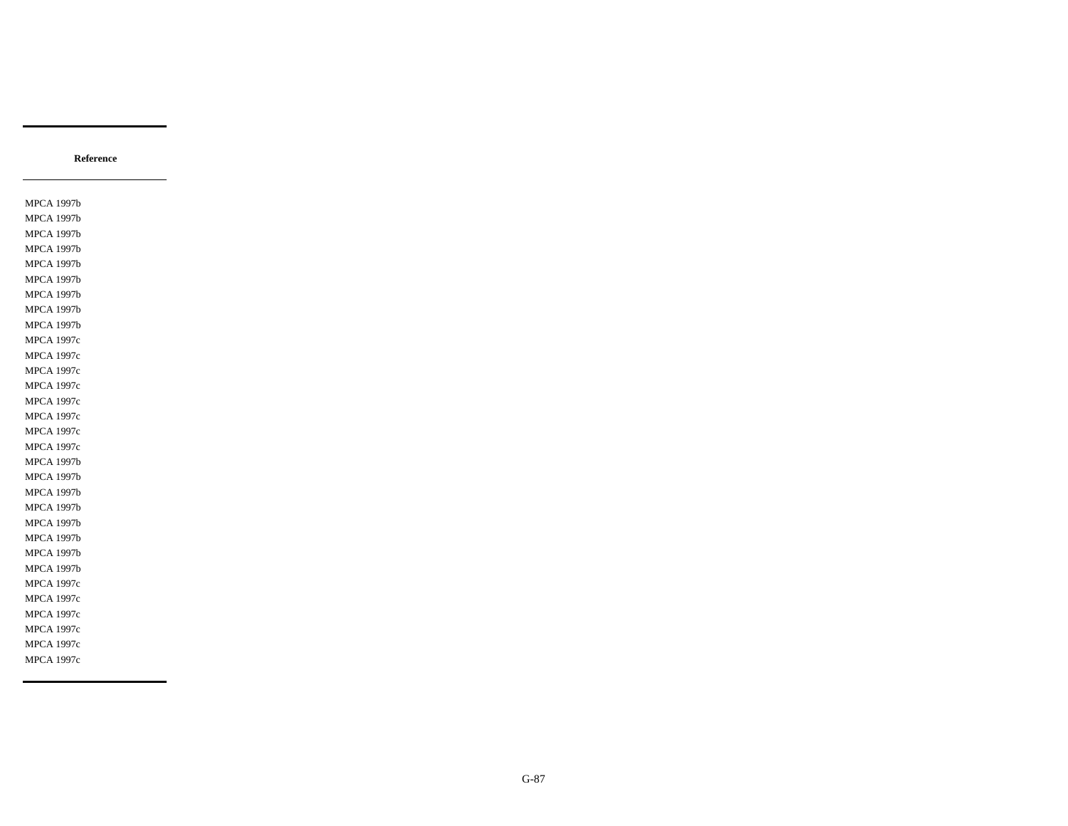| Reference |
| --- |
| MPCA 1997b |
| MPCA 1997b |
| MPCA 1997b |
| MPCA 1997b |
| MPCA 1997b |
| MPCA 1997b |
| MPCA 1997b |
| MPCA 1997b |
| MPCA 1997b |
| MPCA 1997c |
| MPCA 1997c |
| MPCA 1997c |
| MPCA 1997c |
| MPCA 1997c |
| MPCA 1997c |
| MPCA 1997c |
| MPCA 1997c |
| MPCA 1997b |
| MPCA 1997b |
| MPCA 1997b |
| MPCA 1997b |
| MPCA 1997b |
| MPCA 1997b |
| MPCA 1997b |
| MPCA 1997b |
| MPCA 1997c |
| MPCA 1997c |
| MPCA 1997c |
| MPCA 1997c |
| MPCA 1997c |
| MPCA 1997c |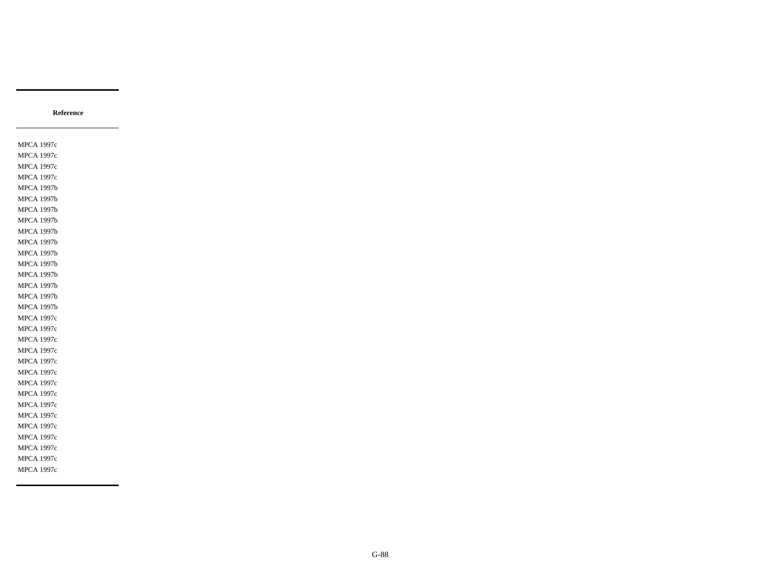| Reference |
|---|
| MPCA 1997c |
| MPCA 1997c |
| MPCA 1997c |
| MPCA 1997c |
| MPCA 1997b |
| MPCA 1997b |
| MPCA 1997b |
| MPCA 1997b |
| MPCA 1997b |
| MPCA 1997b |
| MPCA 1997b |
| MPCA 1997b |
| MPCA 1997b |
| MPCA 1997b |
| MPCA 1997b |
| MPCA 1997b |
| MPCA 1997c |
| MPCA 1997c |
| MPCA 1997c |
| MPCA 1997c |
| MPCA 1997c |
| MPCA 1997c |
| MPCA 1997c |
| MPCA 1997c |
| MPCA 1997c |
| MPCA 1997c |
| MPCA 1997c |
| MPCA 1997c |
| MPCA 1997c |
| MPCA 1997c |
| MPCA 1997c |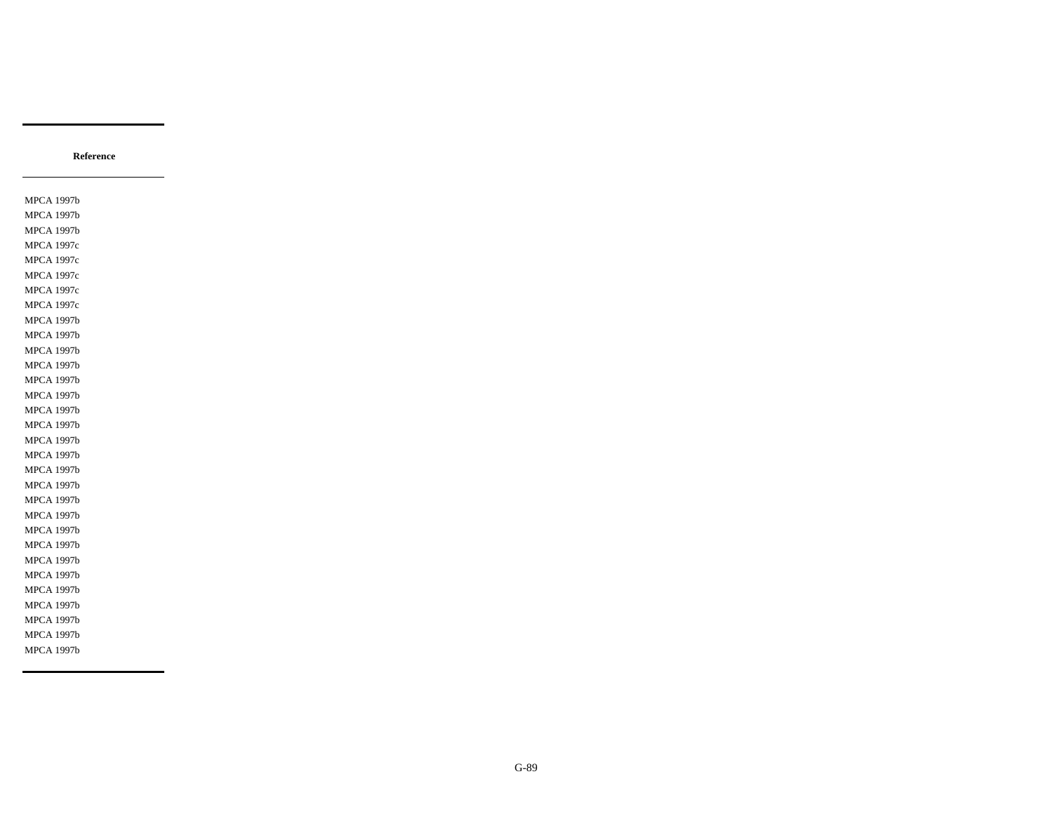| Reference |
|---|
| MPCA 1997b |
| MPCA 1997b |
| MPCA 1997b |
| MPCA 1997c |
| MPCA 1997c |
| MPCA 1997c |
| MPCA 1997c |
| MPCA 1997c |
| MPCA 1997b |
| MPCA 1997b |
| MPCA 1997b |
| MPCA 1997b |
| MPCA 1997b |
| MPCA 1997b |
| MPCA 1997b |
| MPCA 1997b |
| MPCA 1997b |
| MPCA 1997b |
| MPCA 1997b |
| MPCA 1997b |
| MPCA 1997b |
| MPCA 1997b |
| MPCA 1997b |
| MPCA 1997b |
| MPCA 1997b |
| MPCA 1997b |
| MPCA 1997b |
| MPCA 1997b |
| MPCA 1997b |
| MPCA 1997b |
| MPCA 1997b |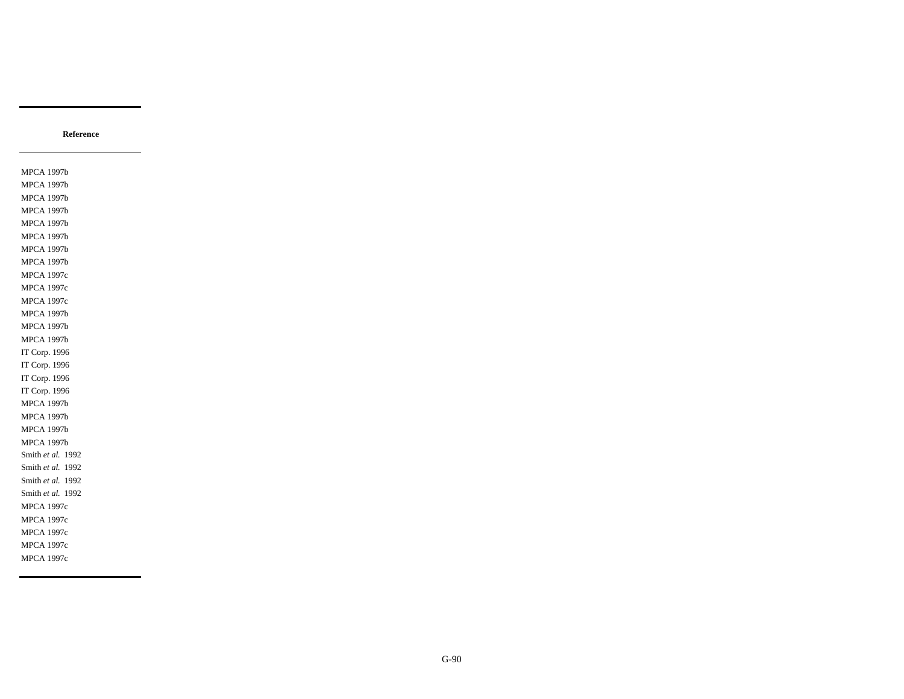| Reference |
| --- |
| MPCA 1997b |
| MPCA 1997b |
| MPCA 1997b |
| MPCA 1997b |
| MPCA 1997b |
| MPCA 1997b |
| MPCA 1997b |
| MPCA 1997b |
| MPCA 1997c |
| MPCA 1997c |
| MPCA 1997c |
| MPCA 1997b |
| MPCA 1997b |
| MPCA 1997b |
| IT Corp. 1996 |
| IT Corp. 1996 |
| IT Corp. 1996 |
| IT Corp. 1996 |
| MPCA 1997b |
| MPCA 1997b |
| MPCA 1997b |
| MPCA 1997b |
| Smith *et al.* 1992 |
| Smith *et al.* 1992 |
| Smith *et al.* 1992 |
| Smith *et al.* 1992 |
| MPCA 1997c |
| MPCA 1997c |
| MPCA 1997c |
| MPCA 1997c |
| MPCA 1997c |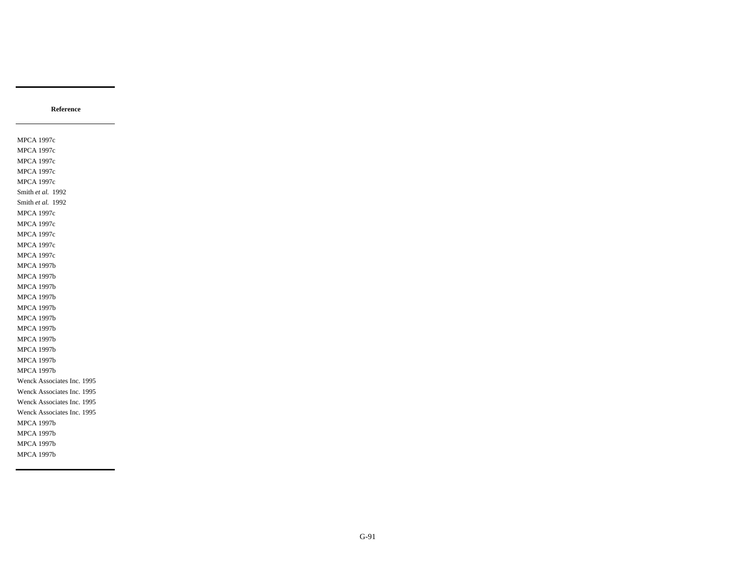| Reference |
| --- |
| MPCA 1997c |
| MPCA 1997c |
| MPCA 1997c |
| MPCA 1997c |
| MPCA 1997c |
| Smith *et al.* 1992 |
| Smith *et al.* 1992 |
| MPCA 1997c |
| MPCA 1997c |
| MPCA 1997c |
| MPCA 1997c |
| MPCA 1997c |
| MPCA 1997b |
| MPCA 1997b |
| MPCA 1997b |
| MPCA 1997b |
| MPCA 1997b |
| MPCA 1997b |
| MPCA 1997b |
| MPCA 1997b |
| MPCA 1997b |
| MPCA 1997b |
| MPCA 1997b |
| Wenck Associates Inc. 1995 |
| Wenck Associates Inc. 1995 |
| Wenck Associates Inc. 1995 |
| Wenck Associates Inc. 1995 |
| MPCA 1997b |
| MPCA 1997b |
| MPCA 1997b |
| MPCA 1997b |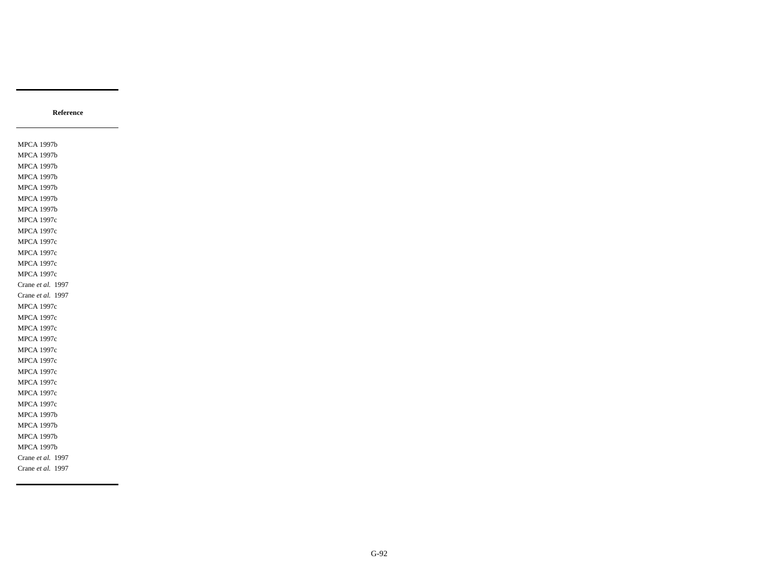| Reference |
| --- |
| MPCA 1997b |
| MPCA 1997b |
| MPCA 1997b |
| MPCA 1997b |
| MPCA 1997b |
| MPCA 1997b |
| MPCA 1997b |
| MPCA 1997c |
| MPCA 1997c |
| MPCA 1997c |
| MPCA 1997c |
| MPCA 1997c |
| MPCA 1997c |
| Crane *et al.* 1997 |
| Crane *et al.* 1997 |
| MPCA 1997c |
| MPCA 1997c |
| MPCA 1997c |
| MPCA 1997c |
| MPCA 1997c |
| MPCA 1997c |
| MPCA 1997c |
| MPCA 1997c |
| MPCA 1997c |
| MPCA 1997c |
| MPCA 1997b |
| MPCA 1997b |
| MPCA 1997b |
| MPCA 1997b |
| Crane *et al.* 1997 |
| Crane *et al.* 1997 |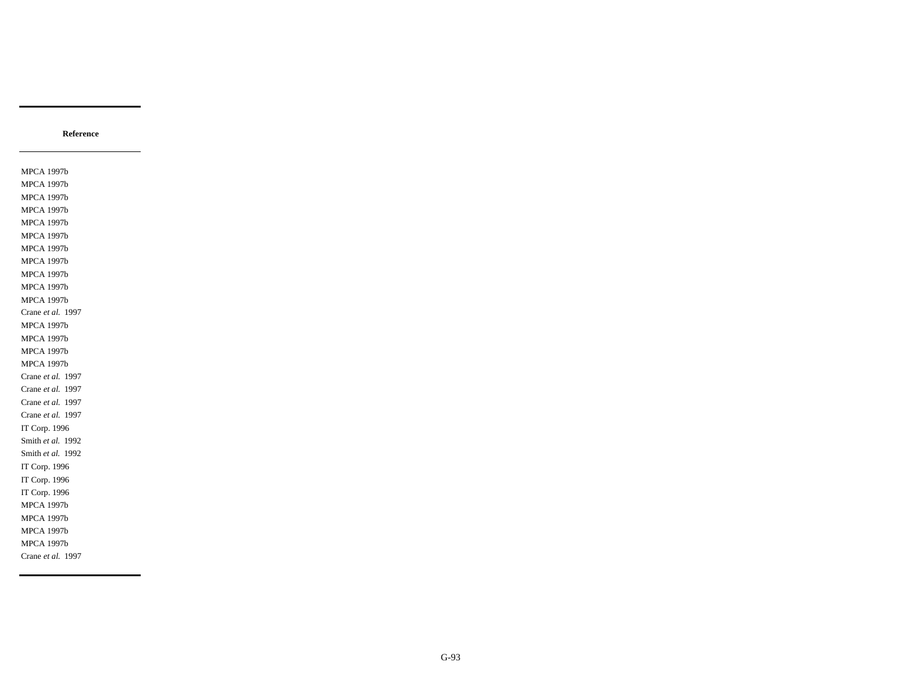| Reference |
| --- |
| MPCA 1997b |
| MPCA 1997b |
| MPCA 1997b |
| MPCA 1997b |
| MPCA 1997b |
| MPCA 1997b |
| MPCA 1997b |
| MPCA 1997b |
| MPCA 1997b |
| MPCA 1997b |
| MPCA 1997b |
| Crane *et al.* 1997 |
| MPCA 1997b |
| MPCA 1997b |
| MPCA 1997b |
| MPCA 1997b |
| Crane *et al.* 1997 |
| Crane *et al.* 1997 |
| Crane *et al.* 1997 |
| Crane *et al.* 1997 |
| IT Corp. 1996 |
| Smith *et al.* 1992 |
| Smith *et al.* 1992 |
| IT Corp. 1996 |
| IT Corp. 1996 |
| IT Corp. 1996 |
| MPCA 1997b |
| MPCA 1997b |
| MPCA 1997b |
| MPCA 1997b |
| Crane *et al.* 1997 |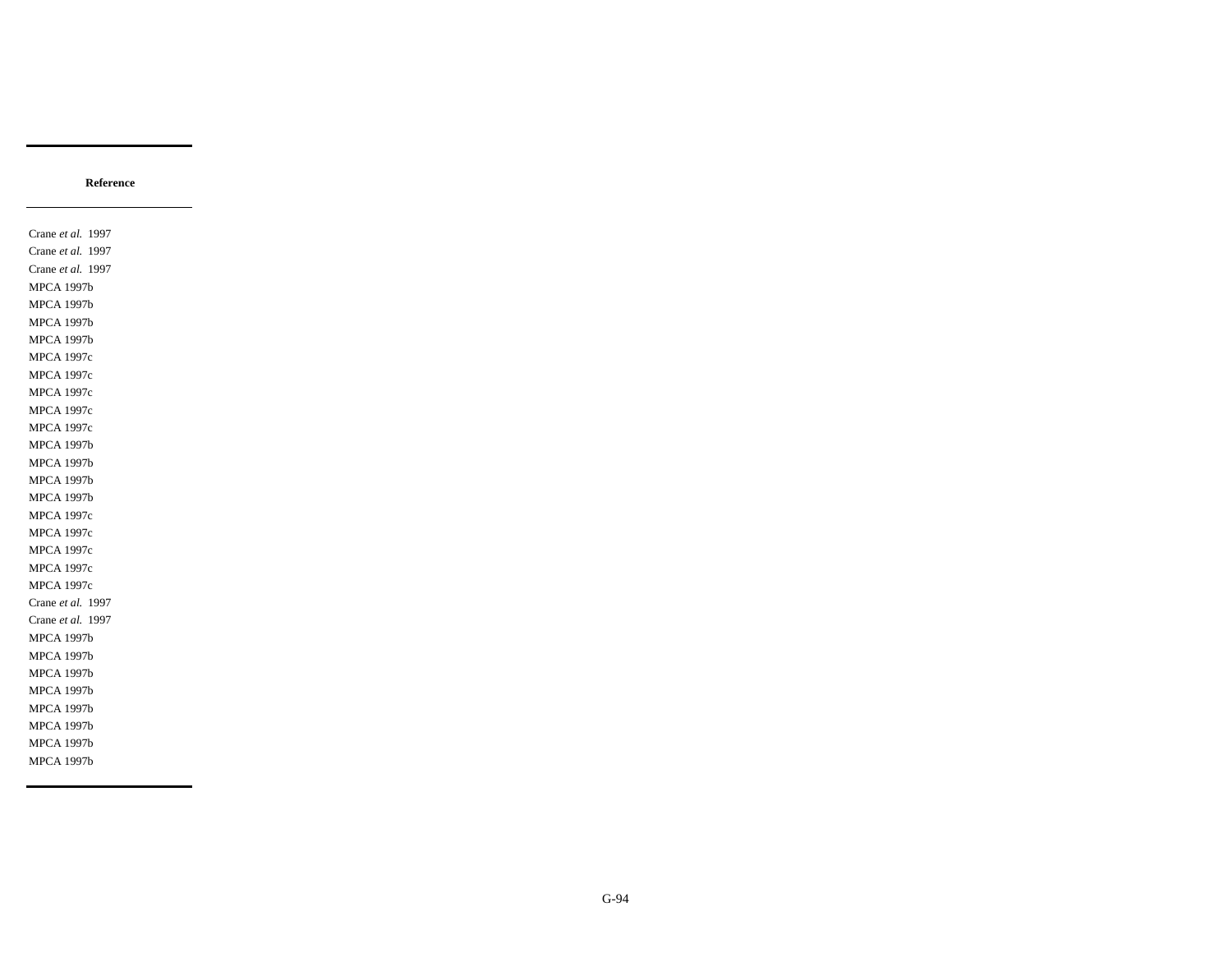| Reference |
|---|
| Crane *et al.* 1997 |
| Crane *et al.* 1997 |
| Crane *et al.* 1997 |
| MPCA 1997b |
| MPCA 1997b |
| MPCA 1997b |
| MPCA 1997b |
| MPCA 1997c |
| MPCA 1997c |
| MPCA 1997c |
| MPCA 1997c |
| MPCA 1997c |
| MPCA 1997b |
| MPCA 1997b |
| MPCA 1997b |
| MPCA 1997b |
| MPCA 1997c |
| MPCA 1997c |
| MPCA 1997c |
| MPCA 1997c |
| MPCA 1997c |
| Crane *et al.* 1997 |
| Crane *et al.* 1997 |
| MPCA 1997b |
| MPCA 1997b |
| MPCA 1997b |
| MPCA 1997b |
| MPCA 1997b |
| MPCA 1997b |
| MPCA 1997b |
| MPCA 1997b |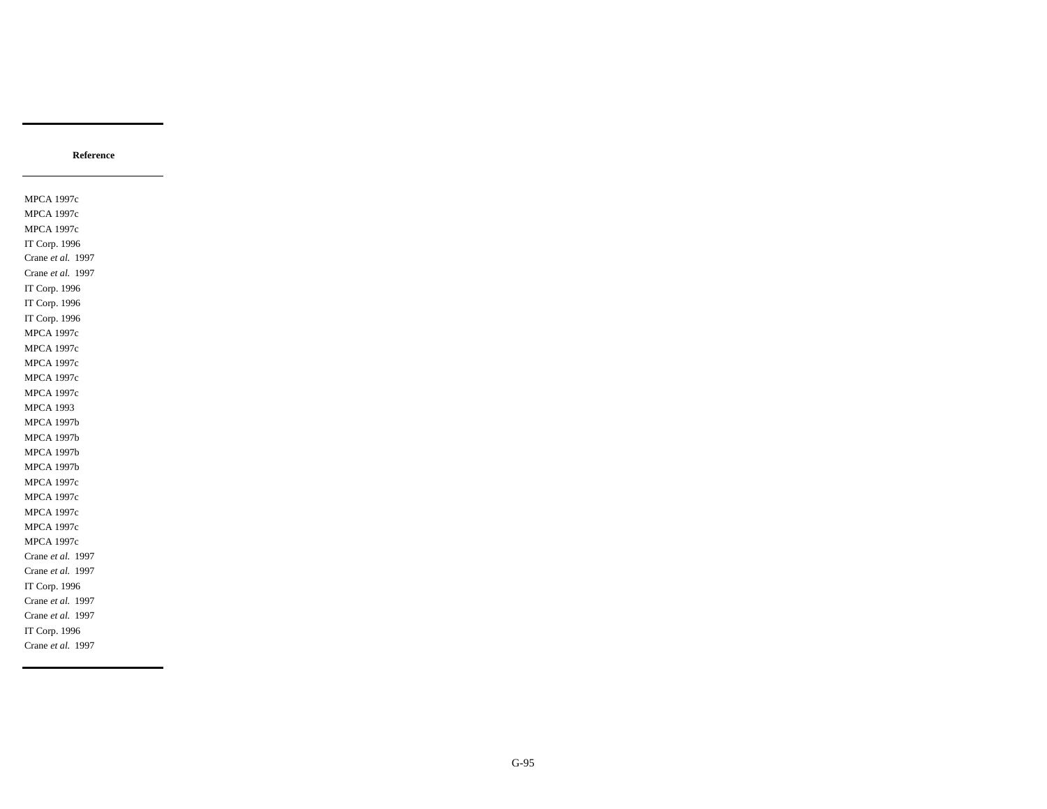| Reference |
| --- |
| MPCA 1997c |
| MPCA 1997c |
| MPCA 1997c |
| IT Corp. 1996 |
| Crane *et al.* 1997 |
| Crane *et al.* 1997 |
| IT Corp. 1996 |
| IT Corp. 1996 |
| IT Corp. 1996 |
| MPCA 1997c |
| MPCA 1997c |
| MPCA 1997c |
| MPCA 1997c |
| MPCA 1997c |
| MPCA 1993 |
| MPCA 1997b |
| MPCA 1997b |
| MPCA 1997b |
| MPCA 1997b |
| MPCA 1997c |
| MPCA 1997c |
| MPCA 1997c |
| MPCA 1997c |
| MPCA 1997c |
| Crane *et al.* 1997 |
| Crane *et al.* 1997 |
| IT Corp. 1996 |
| Crane *et al.* 1997 |
| Crane *et al.* 1997 |
| IT Corp. 1996 |
| Crane *et al.* 1997 |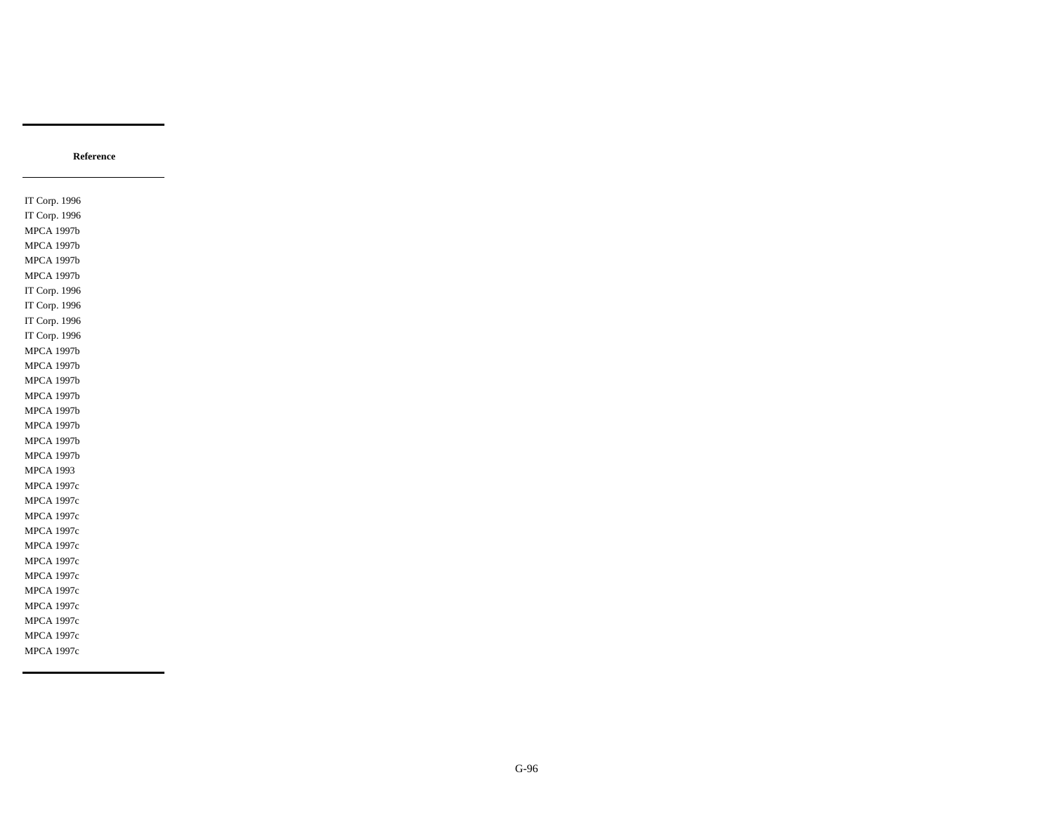| Reference |
|---|
| IT Corp. 1996 |
| IT Corp. 1996 |
| MPCA 1997b |
| MPCA 1997b |
| MPCA 1997b |
| MPCA 1997b |
| IT Corp. 1996 |
| IT Corp. 1996 |
| IT Corp. 1996 |
| IT Corp. 1996 |
| MPCA 1997b |
| MPCA 1997b |
| MPCA 1997b |
| MPCA 1997b |
| MPCA 1997b |
| MPCA 1997b |
| MPCA 1997b |
| MPCA 1997b |
| MPCA 1993 |
| MPCA 1997c |
| MPCA 1997c |
| MPCA 1997c |
| MPCA 1997c |
| MPCA 1997c |
| MPCA 1997c |
| MPCA 1997c |
| MPCA 1997c |
| MPCA 1997c |
| MPCA 1997c |
| MPCA 1997c |
| MPCA 1997c |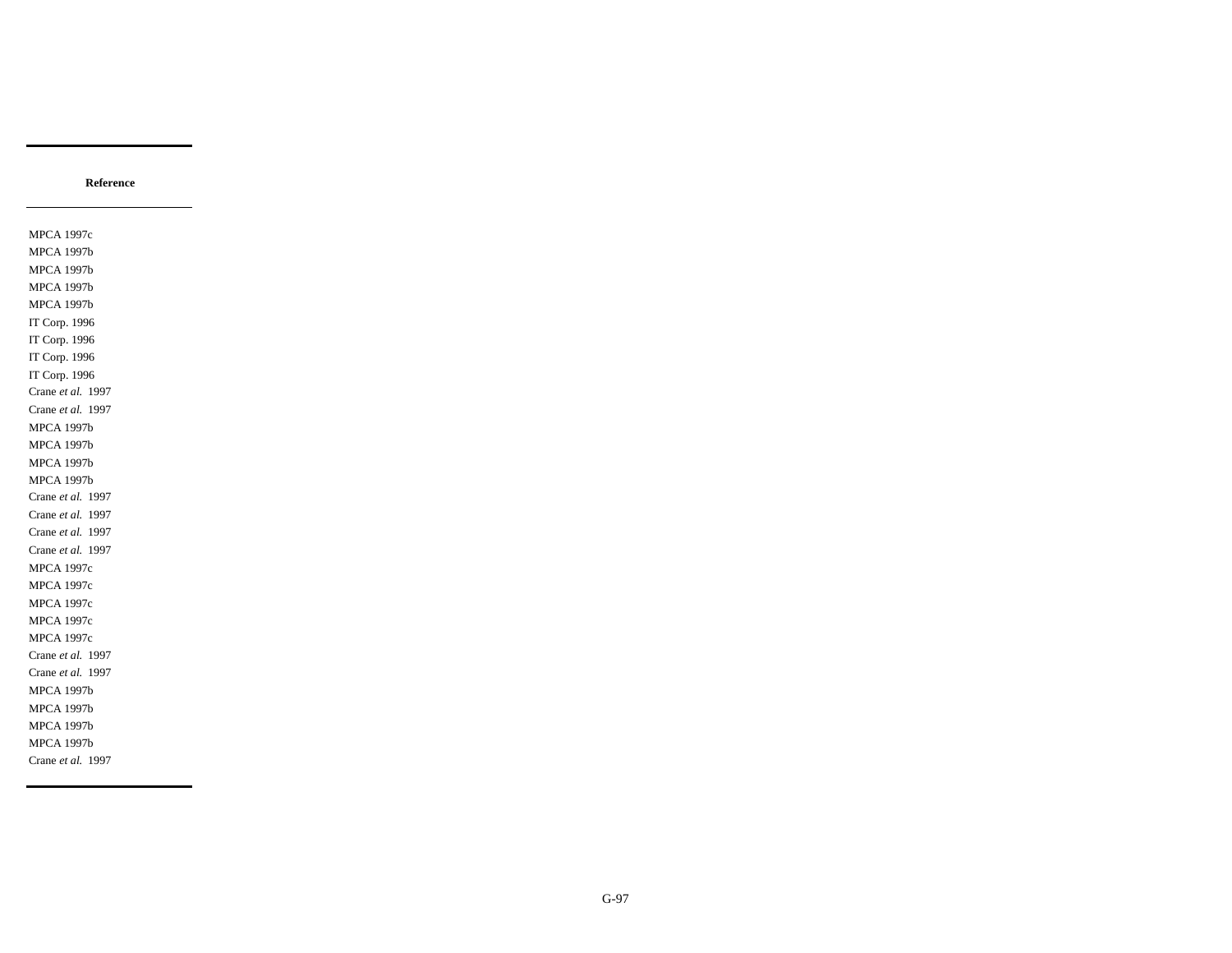| Reference |
|---|
| MPCA 1997c |
| MPCA 1997b |
| MPCA 1997b |
| MPCA 1997b |
| MPCA 1997b |
| IT Corp. 1996 |
| IT Corp. 1996 |
| IT Corp. 1996 |
| IT Corp. 1996 |
| Crane *et al.* 1997 |
| Crane *et al.* 1997 |
| MPCA 1997b |
| MPCA 1997b |
| MPCA 1997b |
| MPCA 1997b |
| Crane *et al.* 1997 |
| Crane *et al.* 1997 |
| Crane *et al.* 1997 |
| Crane *et al.* 1997 |
| MPCA 1997c |
| MPCA 1997c |
| MPCA 1997c |
| MPCA 1997c |
| MPCA 1997c |
| Crane *et al.* 1997 |
| Crane *et al.* 1997 |
| MPCA 1997b |
| MPCA 1997b |
| MPCA 1997b |
| MPCA 1997b |
| Crane *et al.* 1997 |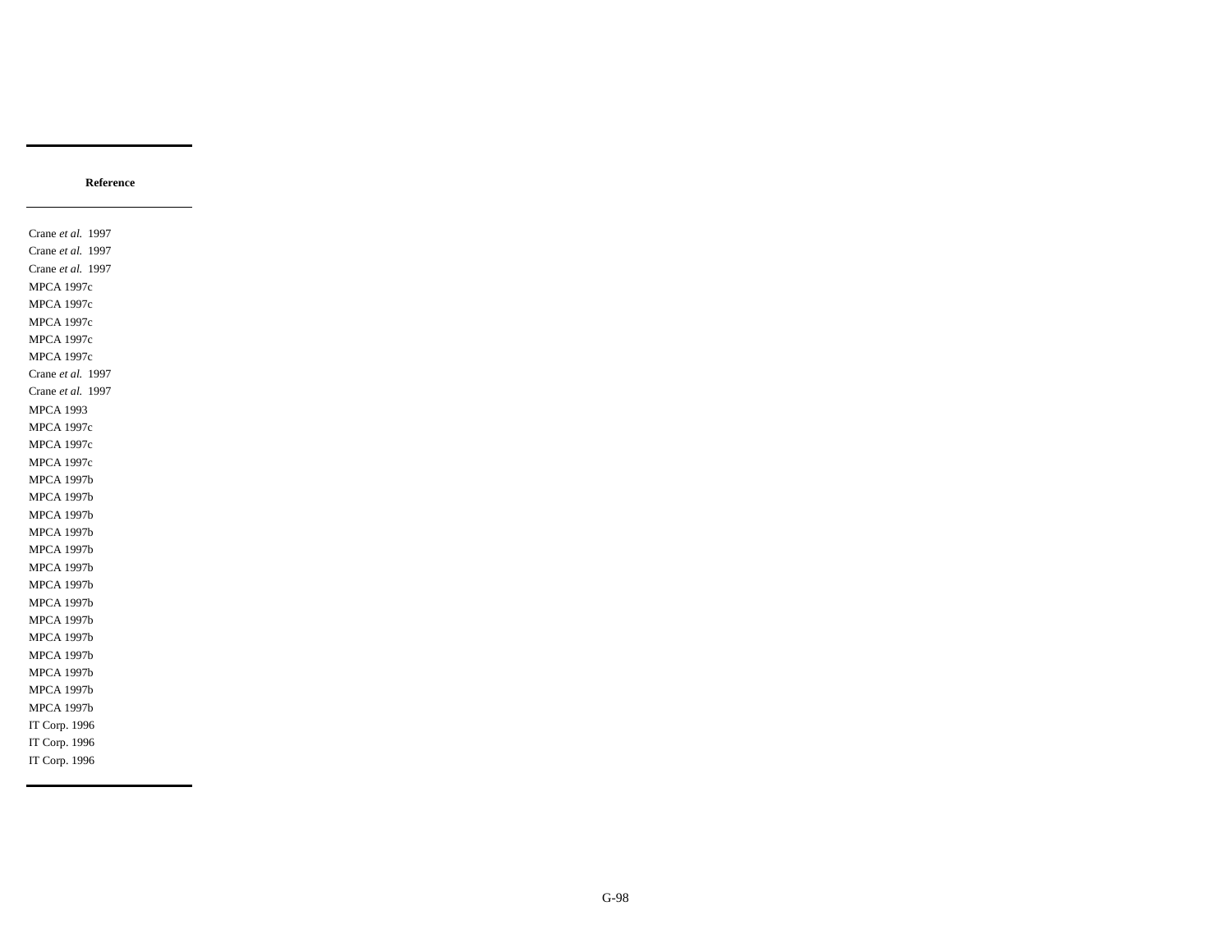| Reference |
|---|
| Crane *et al.* 1997 |
| Crane *et al.* 1997 |
| Crane *et al.* 1997 |
| MPCA 1997c |
| MPCA 1997c |
| MPCA 1997c |
| MPCA 1997c |
| MPCA 1997c |
| Crane *et al.* 1997 |
| Crane *et al.* 1997 |
| MPCA 1993 |
| MPCA 1997c |
| MPCA 1997c |
| MPCA 1997c |
| MPCA 1997b |
| MPCA 1997b |
| MPCA 1997b |
| MPCA 1997b |
| MPCA 1997b |
| MPCA 1997b |
| MPCA 1997b |
| MPCA 1997b |
| MPCA 1997b |
| MPCA 1997b |
| MPCA 1997b |
| MPCA 1997b |
| MPCA 1997b |
| MPCA 1997b |
| IT Corp. 1996 |
| IT Corp. 1996 |
| IT Corp. 1996 |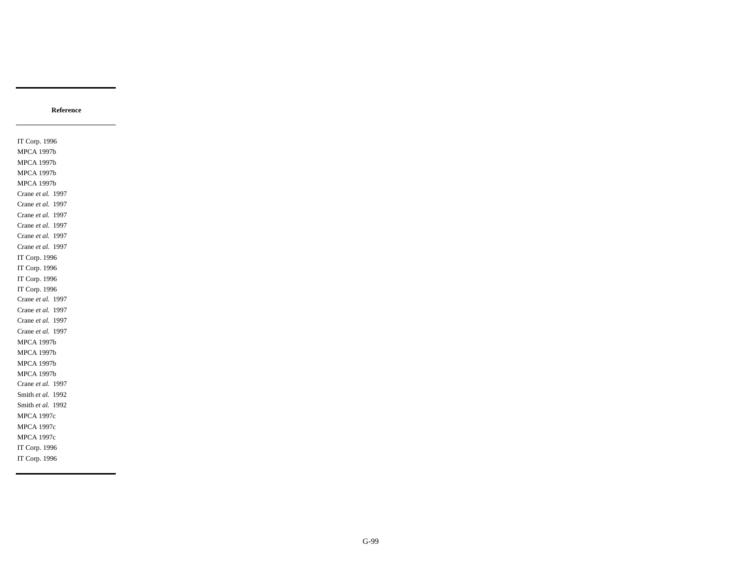| Reference |
|---|
| IT Corp. 1996 |
| MPCA 1997b |
| MPCA 1997b |
| MPCA 1997b |
| MPCA 1997b |
| Crane *et al.* 1997 |
| Crane *et al.* 1997 |
| Crane *et al.* 1997 |
| Crane *et al.* 1997 |
| Crane *et al.* 1997 |
| Crane *et al.* 1997 |
| IT Corp. 1996 |
| IT Corp. 1996 |
| IT Corp. 1996 |
| IT Corp. 1996 |
| Crane *et al.* 1997 |
| Crane *et al.* 1997 |
| Crane *et al.* 1997 |
| Crane *et al.* 1997 |
| MPCA 1997b |
| MPCA 1997b |
| MPCA 1997b |
| MPCA 1997b |
| Crane *et al.* 1997 |
| Smith *et al.* 1992 |
| Smith *et al.* 1992 |
| MPCA 1997c |
| MPCA 1997c |
| MPCA 1997c |
| IT Corp. 1996 |
| IT Corp. 1996 |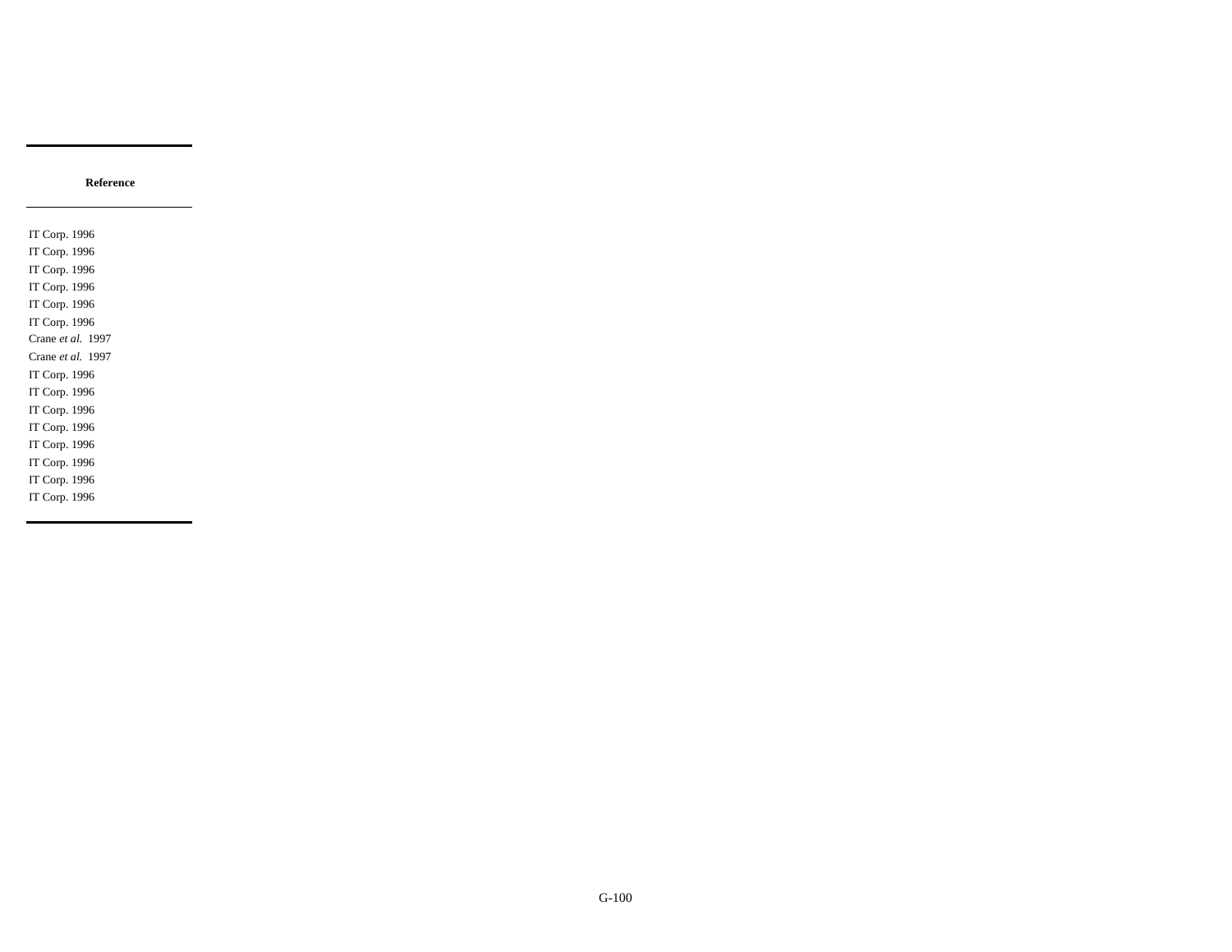| Reference |
|---|
| IT Corp. 1996 |
| IT Corp. 1996 |
| IT Corp. 1996 |
| IT Corp. 1996 |
| IT Corp. 1996 |
| IT Corp. 1996 |
| Crane *et al.* 1997 |
| Crane *et al.* 1997 |
| IT Corp. 1996 |
| IT Corp. 1996 |
| IT Corp. 1996 |
| IT Corp. 1996 |
| IT Corp. 1996 |
| IT Corp. 1996 |
| IT Corp. 1996 |
| IT Corp. 1996 |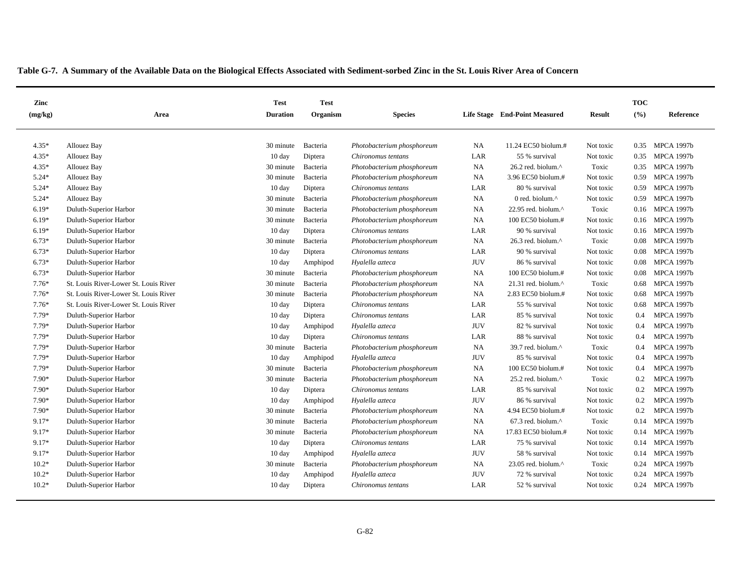**Table G-7. A Summary of the Available Data on the Biological Effects Associated with Sediment-sorbed Zinc in the St. Louis River Area of Concern**

| Zinc (mg/kg) | Area | Test Duration | Test Organism | Species | Life Stage | End-Point Measured | Result | TOC (%) | Reference |
|---|---|---|---|---|---|---|---|---|---|
| 4.35* | Allouez Bay | 30 minute | Bacteria | *Photobacterium phosphoreum* | NA | 11.24 EC50 biolum.# | Not toxic | 0.35 | MPCA 1997b |
| 4.35* | Allouez Bay | 10 day | Diptera | *Chironomus tentans* | LAR | 55 % survival | Not toxic | 0.35 | MPCA 1997b |
| 4.35* | Allouez Bay | 30 minute | Bacteria | *Photobacterium phosphoreum* | NA | 26.2 red. biolum.^ | Toxic | 0.35 | MPCA 1997b |
| 5.24* | Allouez Bay | 30 minute | Bacteria | *Photobacterium phosphoreum* | NA | 3.96 EC50 biolum.# | Not toxic | 0.59 | MPCA 1997b |
| 5.24* | Allouez Bay | 10 day | Diptera | *Chironomus tentans* | LAR | 80 % survival | Not toxic | 0.59 | MPCA 1997b |
| 5.24* | Allouez Bay | 30 minute | Bacteria | *Photobacterium phosphoreum* | NA | 0 red. biolum.^ | Not toxic | 0.59 | MPCA 1997b |
| 6.19* | Duluth-Superior Harbor | 30 minute | Bacteria | *Photobacterium phosphoreum* | NA | 22.95 red. biolum.^ | Toxic | 0.16 | MPCA 1997b |
| 6.19* | Duluth-Superior Harbor | 30 minute | Bacteria | *Photobacterium phosphoreum* | NA | 100 EC50 biolum.# | Not toxic | 0.16 | MPCA 1997b |
| 6.19* | Duluth-Superior Harbor | 10 day | Diptera | *Chironomus tentans* | LAR | 90 % survival | Not toxic | 0.16 | MPCA 1997b |
| 6.73* | Duluth-Superior Harbor | 30 minute | Bacteria | *Photobacterium phosphoreum* | NA | 26.3 red. biolum.^ | Toxic | 0.08 | MPCA 1997b |
| 6.73* | Duluth-Superior Harbor | 10 day | Diptera | *Chironomus tentans* | LAR | 90 % survival | Not toxic | 0.08 | MPCA 1997b |
| 6.73* | Duluth-Superior Harbor | 10 day | Amphipod | *Hyalella azteca* | JUV | 86 % survival | Not toxic | 0.08 | MPCA 1997b |
| 6.73* | Duluth-Superior Harbor | 30 minute | Bacteria | *Photobacterium phosphoreum* | NA | 100 EC50 biolum.# | Not toxic | 0.08 | MPCA 1997b |
| 7.76* | St. Louis River-Lower St. Louis River | 30 minute | Bacteria | *Photobacterium phosphoreum* | NA | 21.31 red. biolum.^ | Toxic | 0.68 | MPCA 1997b |
| 7.76* | St. Louis River-Lower St. Louis River | 30 minute | Bacteria | *Photobacterium phosphoreum* | NA | 2.83 EC50 biolum.# | Not toxic | 0.68 | MPCA 1997b |
| 7.76* | St. Louis River-Lower St. Louis River | 10 day | Diptera | *Chironomus tentans* | LAR | 55 % survival | Not toxic | 0.68 | MPCA 1997b |
| 7.79* | Duluth-Superior Harbor | 10 day | Diptera | *Chironomus tentans* | LAR | 85 % survival | Not toxic | 0.4 | MPCA 1997b |
| 7.79* | Duluth-Superior Harbor | 10 day | Amphipod | *Hyalella azteca* | JUV | 82 % survival | Not toxic | 0.4 | MPCA 1997b |
| 7.79* | Duluth-Superior Harbor | 10 day | Diptera | *Chironomus tentans* | LAR | 88 % survival | Not toxic | 0.4 | MPCA 1997b |
| 7.79* | Duluth-Superior Harbor | 30 minute | Bacteria | *Photobacterium phosphoreum* | NA | 39.7 red. biolum.^ | Toxic | 0.4 | MPCA 1997b |
| 7.79* | Duluth-Superior Harbor | 10 day | Amphipod | *Hyalella azteca* | JUV | 85 % survival | Not toxic | 0.4 | MPCA 1997b |
| 7.79* | Duluth-Superior Harbor | 30 minute | Bacteria | *Photobacterium phosphoreum* | NA | 100 EC50 biolum.# | Not toxic | 0.4 | MPCA 1997b |
| 7.90* | Duluth-Superior Harbor | 30 minute | Bacteria | *Photobacterium phosphoreum* | NA | 25.2 red. biolum.^ | Toxic | 0.2 | MPCA 1997b |
| 7.90* | Duluth-Superior Harbor | 10 day | Diptera | *Chironomus tentans* | LAR | 85 % survival | Not toxic | 0.2 | MPCA 1997b |
| 7.90* | Duluth-Superior Harbor | 10 day | Amphipod | *Hyalella azteca* | JUV | 86 % survival | Not toxic | 0.2 | MPCA 1997b |
| 7.90* | Duluth-Superior Harbor | 30 minute | Bacteria | *Photobacterium phosphoreum* | NA | 4.94 EC50 biolum.# | Not toxic | 0.2 | MPCA 1997b |
| 9.17* | Duluth-Superior Harbor | 30 minute | Bacteria | *Photobacterium phosphoreum* | NA | 67.3 red. biolum.^ | Toxic | 0.14 | MPCA 1997b |
| 9.17* | Duluth-Superior Harbor | 30 minute | Bacteria | *Photobacterium phosphoreum* | NA | 17.83 EC50 biolum.# | Not toxic | 0.14 | MPCA 1997b |
| 9.17* | Duluth-Superior Harbor | 10 day | Diptera | *Chironomus tentans* | LAR | 75 % survival | Not toxic | 0.14 | MPCA 1997b |
| 9.17* | Duluth-Superior Harbor | 10 day | Amphipod | *Hyalella azteca* | JUV | 58 % survival | Not toxic | 0.14 | MPCA 1997b |
| 10.2* | Duluth-Superior Harbor | 30 minute | Bacteria | *Photobacterium phosphoreum* | NA | 23.05 red. biolum.^ | Toxic | 0.24 | MPCA 1997b |
| 10.2* | Duluth-Superior Harbor | 10 day | Amphipod | *Hyalella azteca* | JUV | 72 % survival | Not toxic | 0.24 | MPCA 1997b |
| 10.2* | Duluth-Superior Harbor | 10 day | Diptera | *Chironomus tentans* | LAR | 52 % survival | Not toxic | 0.24 | MPCA 1997b |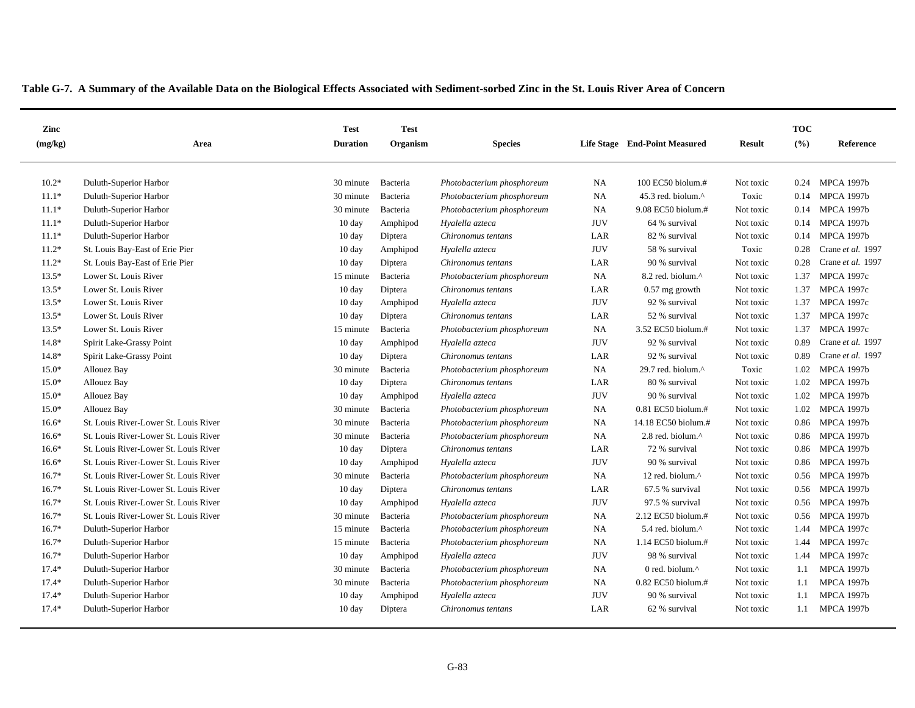**Table G-7. A Summary of the Available Data on the Biological Effects Associated with Sediment-sorbed Zinc in the St. Louis River Area of Concern**

| Zinc (mg/kg) | Area | Test Duration | Test Organism | Species | Life Stage | End-Point Measured | Result | TOC (%) | Reference |
|---|---|---|---|---|---|---|---|---|---|
| 10.2* | Duluth-Superior Harbor | 30 minute | Bacteria | *Photobacterium phosphoreum* | NA | 100 EC50 biolum.# | Not toxic | 0.24 | MPCA 1997b |
| 11.1* | Duluth-Superior Harbor | 30 minute | Bacteria | *Photobacterium phosphoreum* | NA | 45.3 red. biolum.^ | Toxic | 0.14 | MPCA 1997b |
| 11.1* | Duluth-Superior Harbor | 30 minute | Bacteria | *Photobacterium phosphoreum* | NA | 9.08 EC50 biolum.# | Not toxic | 0.14 | MPCA 1997b |
| 11.1* | Duluth-Superior Harbor | 10 day | Amphipod | *Hyalella azteca* | JUV | 64 % survival | Not toxic | 0.14 | MPCA 1997b |
| 11.1* | Duluth-Superior Harbor | 10 day | Diptera | *Chironomus tentans* | LAR | 82 % survival | Not toxic | 0.14 | MPCA 1997b |
| 11.2* | St. Louis Bay-East of Erie Pier | 10 day | Amphipod | *Hyalella azteca* | JUV | 58 % survival | Toxic | 0.28 | Crane *et al.* 1997 |
| 11.2* | St. Louis Bay-East of Erie Pier | 10 day | Diptera | *Chironomus tentans* | LAR | 90 % survival | Not toxic | 0.28 | Crane *et al.* 1997 |
| 13.5* | Lower St. Louis River | 15 minute | Bacteria | *Photobacterium phosphoreum* | NA | 8.2 red. biolum.^ | Not toxic | 1.37 | MPCA 1997c |
| 13.5* | Lower St. Louis River | 10 day | Diptera | *Chironomus tentans* | LAR | 0.57 mg growth | Not toxic | 1.37 | MPCA 1997c |
| 13.5* | Lower St. Louis River | 10 day | Amphipod | *Hyalella azteca* | JUV | 92 % survival | Not toxic | 1.37 | MPCA 1997c |
| 13.5* | Lower St. Louis River | 10 day | Diptera | *Chironomus tentans* | LAR | 52 % survival | Not toxic | 1.37 | MPCA 1997c |
| 13.5* | Lower St. Louis River | 15 minute | Bacteria | *Photobacterium phosphoreum* | NA | 3.52 EC50 biolum.# | Not toxic | 1.37 | MPCA 1997c |
| 14.8* | Spirit Lake-Grassy Point | 10 day | Amphipod | *Hyalella azteca* | JUV | 92 % survival | Not toxic | 0.89 | Crane *et al.* 1997 |
| 14.8* | Spirit Lake-Grassy Point | 10 day | Diptera | *Chironomus tentans* | LAR | 92 % survival | Not toxic | 0.89 | Crane *et al.* 1997 |
| 15.0* | Allouez Bay | 30 minute | Bacteria | *Photobacterium phosphoreum* | NA | 29.7 red. biolum.^ | Toxic | 1.02 | MPCA 1997b |
| 15.0* | Allouez Bay | 10 day | Diptera | *Chironomus tentans* | LAR | 80 % survival | Not toxic | 1.02 | MPCA 1997b |
| 15.0* | Allouez Bay | 10 day | Amphipod | *Hyalella azteca* | JUV | 90 % survival | Not toxic | 1.02 | MPCA 1997b |
| 15.0* | Allouez Bay | 30 minute | Bacteria | *Photobacterium phosphoreum* | NA | 0.81 EC50 biolum.# | Not toxic | 1.02 | MPCA 1997b |
| 16.6* | St. Louis River-Lower St. Louis River | 30 minute | Bacteria | *Photobacterium phosphoreum* | NA | 14.18 EC50 biolum.# | Not toxic | 0.86 | MPCA 1997b |
| 16.6* | St. Louis River-Lower St. Louis River | 30 minute | Bacteria | *Photobacterium phosphoreum* | NA | 2.8 red. biolum.^ | Not toxic | 0.86 | MPCA 1997b |
| 16.6* | St. Louis River-Lower St. Louis River | 10 day | Diptera | *Chironomus tentans* | LAR | 72 % survival | Not toxic | 0.86 | MPCA 1997b |
| 16.6* | St. Louis River-Lower St. Louis River | 10 day | Amphipod | *Hyalella azteca* | JUV | 90 % survival | Not toxic | 0.86 | MPCA 1997b |
| 16.7* | St. Louis River-Lower St. Louis River | 30 minute | Bacteria | *Photobacterium phosphoreum* | NA | 12 red. biolum.^ | Not toxic | 0.56 | MPCA 1997b |
| 16.7* | St. Louis River-Lower St. Louis River | 10 day | Diptera | *Chironomus tentans* | LAR | 67.5 % survival | Not toxic | 0.56 | MPCA 1997b |
| 16.7* | St. Louis River-Lower St. Louis River | 10 day | Amphipod | *Hyalella azteca* | JUV | 97.5 % survival | Not toxic | 0.56 | MPCA 1997b |
| 16.7* | St. Louis River-Lower St. Louis River | 30 minute | Bacteria | *Photobacterium phosphoreum* | NA | 2.12 EC50 biolum.# | Not toxic | 0.56 | MPCA 1997b |
| 16.7* | Duluth-Superior Harbor | 15 minute | Bacteria | *Photobacterium phosphoreum* | NA | 5.4 red. biolum.^ | Not toxic | 1.44 | MPCA 1997c |
| 16.7* | Duluth-Superior Harbor | 15 minute | Bacteria | *Photobacterium phosphoreum* | NA | 1.14 EC50 biolum.# | Not toxic | 1.44 | MPCA 1997c |
| 16.7* | Duluth-Superior Harbor | 10 day | Amphipod | *Hyalella azteca* | JUV | 98 % survival | Not toxic | 1.44 | MPCA 1997c |
| 17.4* | Duluth-Superior Harbor | 30 minute | Bacteria | *Photobacterium phosphoreum* | NA | 0 red. biolum.^ | Not toxic | 1.1 | MPCA 1997b |
| 17.4* | Duluth-Superior Harbor | 30 minute | Bacteria | *Photobacterium phosphoreum* | NA | 0.82 EC50 biolum.# | Not toxic | 1.1 | MPCA 1997b |
| 17.4* | Duluth-Superior Harbor | 10 day | Amphipod | *Hyalella azteca* | JUV | 90 % survival | Not toxic | 1.1 | MPCA 1997b |
| 17.4* | Duluth-Superior Harbor | 10 day | Diptera | *Chironomus tentans* | LAR | 62 % survival | Not toxic | 1.1 | MPCA 1997b |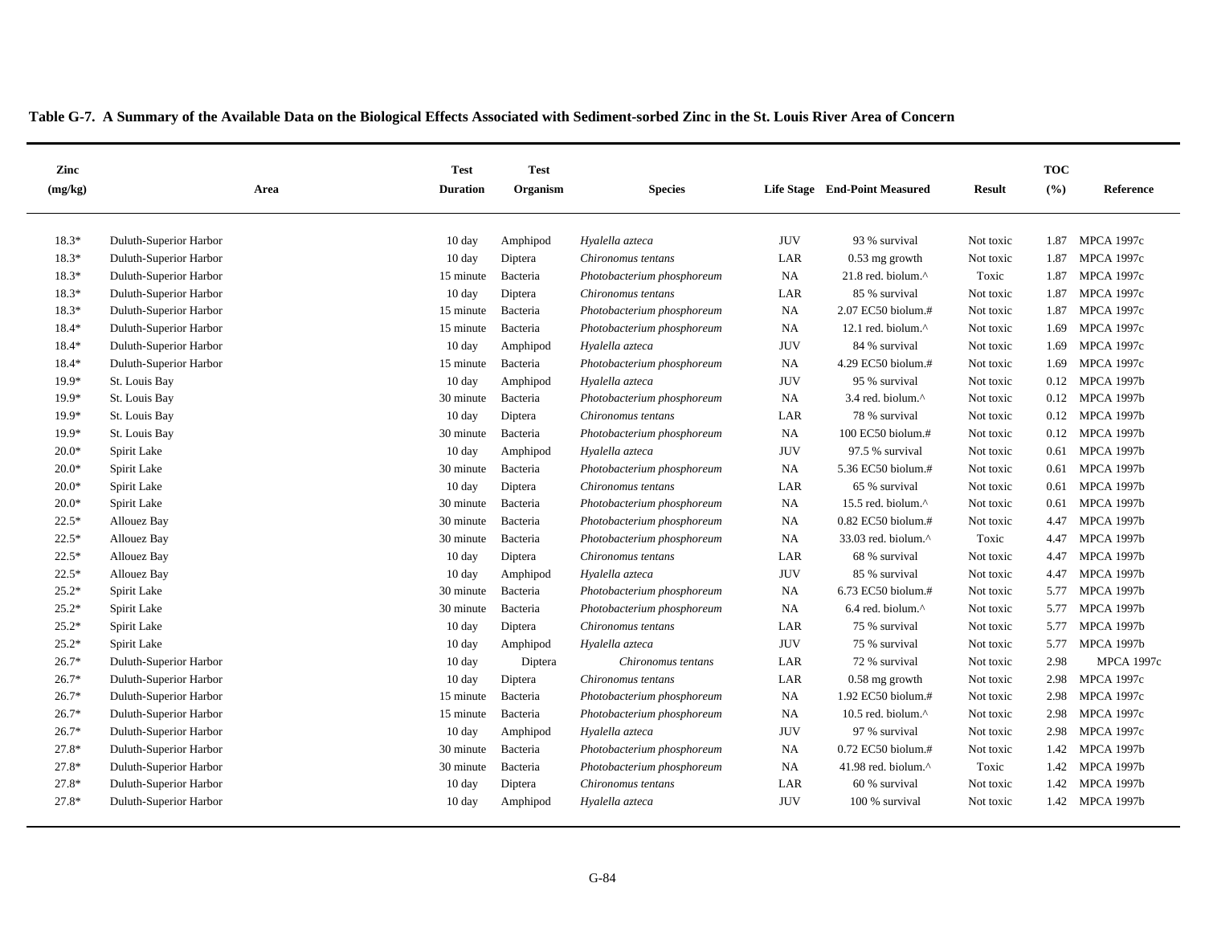**Table G-7. A Summary of the Available Data on the Biological Effects Associated with Sediment-sorbed Zinc in the St. Louis River Area of Concern**

| Zinc (mg/kg) | Area | Test Duration | Test Organism | Species | Life Stage | End-Point Measured | Result | TOC (%) | Reference |
|---|---|---|---|---|---|---|---|---|---|
| 18.3* | Duluth-Superior Harbor | 10 day | Amphipod | *Hyalella azteca* | JUV | 93 % survival | Not toxic | 1.87 | MPCA 1997c |
| 18.3* | Duluth-Superior Harbor | 10 day | Diptera | *Chironomus tentans* | LAR | 0.53 mg growth | Not toxic | 1.87 | MPCA 1997c |
| 18.3* | Duluth-Superior Harbor | 15 minute | Bacteria | *Photobacterium phosphoreum* | NA | 21.8 red. biolum.^ | Toxic | 1.87 | MPCA 1997c |
| 18.3* | Duluth-Superior Harbor | 10 day | Diptera | *Chironomus tentans* | LAR | 85 % survival | Not toxic | 1.87 | MPCA 1997c |
| 18.3* | Duluth-Superior Harbor | 15 minute | Bacteria | *Photobacterium phosphoreum* | NA | 2.07 EC50 biolum.# | Not toxic | 1.87 | MPCA 1997c |
| 18.4* | Duluth-Superior Harbor | 15 minute | Bacteria | *Photobacterium phosphoreum* | NA | 12.1 red. biolum.^ | Not toxic | 1.69 | MPCA 1997c |
| 18.4* | Duluth-Superior Harbor | 10 day | Amphipod | *Hyalella azteca* | JUV | 84 % survival | Not toxic | 1.69 | MPCA 1997c |
| 18.4* | Duluth-Superior Harbor | 15 minute | Bacteria | *Photobacterium phosphoreum* | NA | 4.29 EC50 biolum.# | Not toxic | 1.69 | MPCA 1997c |
| 19.9* | St. Louis Bay | 10 day | Amphipod | *Hyalella azteca* | JUV | 95 % survival | Not toxic | 0.12 | MPCA 1997b |
| 19.9* | St. Louis Bay | 30 minute | Bacteria | *Photobacterium phosphoreum* | NA | 3.4 red. biolum.^ | Not toxic | 0.12 | MPCA 1997b |
| 19.9* | St. Louis Bay | 10 day | Diptera | *Chironomus tentans* | LAR | 78 % survival | Not toxic | 0.12 | MPCA 1997b |
| 19.9* | St. Louis Bay | 30 minute | Bacteria | *Photobacterium phosphoreum* | NA | 100 EC50 biolum.# | Not toxic | 0.12 | MPCA 1997b |
| 20.0* | Spirit Lake | 10 day | Amphipod | *Hyalella azteca* | JUV | 97.5 % survival | Not toxic | 0.61 | MPCA 1997b |
| 20.0* | Spirit Lake | 30 minute | Bacteria | *Photobacterium phosphoreum* | NA | 5.36 EC50 biolum.# | Not toxic | 0.61 | MPCA 1997b |
| 20.0* | Spirit Lake | 10 day | Diptera | *Chironomus tentans* | LAR | 65 % survival | Not toxic | 0.61 | MPCA 1997b |
| 20.0* | Spirit Lake | 30 minute | Bacteria | *Photobacterium phosphoreum* | NA | 15.5 red. biolum.^ | Not toxic | 0.61 | MPCA 1997b |
| 22.5* | Allouez Bay | 30 minute | Bacteria | *Photobacterium phosphoreum* | NA | 0.82 EC50 biolum.# | Not toxic | 4.47 | MPCA 1997b |
| 22.5* | Allouez Bay | 30 minute | Bacteria | *Photobacterium phosphoreum* | NA | 33.03 red. biolum.^ | Toxic | 4.47 | MPCA 1997b |
| 22.5* | Allouez Bay | 10 day | Diptera | *Chironomus tentans* | LAR | 68 % survival | Not toxic | 4.47 | MPCA 1997b |
| 22.5* | Allouez Bay | 10 day | Amphipod | *Hyalella azteca* | JUV | 85 % survival | Not toxic | 4.47 | MPCA 1997b |
| 25.2* | Spirit Lake | 30 minute | Bacteria | *Photobacterium phosphoreum* | NA | 6.73 EC50 biolum.# | Not toxic | 5.77 | MPCA 1997b |
| 25.2* | Spirit Lake | 30 minute | Bacteria | *Photobacterium phosphoreum* | NA | 6.4 red. biolum.^ | Not toxic | 5.77 | MPCA 1997b |
| 25.2* | Spirit Lake | 10 day | Diptera | *Chironomus tentans* | LAR | 75 % survival | Not toxic | 5.77 | MPCA 1997b |
| 25.2* | Spirit Lake | 10 day | Amphipod | *Hyalella azteca* | JUV | 75 % survival | Not toxic | 5.77 | MPCA 1997b |
| 26.7* | Duluth-Superior Harbor | 10 day | Diptera | *Chironomus tentans* | LAR | 72 % survival | Not toxic | 2.98 | MPCA 1997c |
| 26.7* | Duluth-Superior Harbor | 10 day | Diptera | *Chironomus tentans* | LAR | 0.58 mg growth | Not toxic | 2.98 | MPCA 1997c |
| 26.7* | Duluth-Superior Harbor | 15 minute | Bacteria | *Photobacterium phosphoreum* | NA | 1.92 EC50 biolum.# | Not toxic | 2.98 | MPCA 1997c |
| 26.7* | Duluth-Superior Harbor | 15 minute | Bacteria | *Photobacterium phosphoreum* | NA | 10.5 red. biolum.^ | Not toxic | 2.98 | MPCA 1997c |
| 26.7* | Duluth-Superior Harbor | 10 day | Amphipod | *Hyalella azteca* | JUV | 97 % survival | Not toxic | 2.98 | MPCA 1997c |
| 27.8* | Duluth-Superior Harbor | 30 minute | Bacteria | *Photobacterium phosphoreum* | NA | 0.72 EC50 biolum.# | Not toxic | 1.42 | MPCA 1997b |
| 27.8* | Duluth-Superior Harbor | 30 minute | Bacteria | *Photobacterium phosphoreum* | NA | 41.98 red. biolum.^ | Toxic | 1.42 | MPCA 1997b |
| 27.8* | Duluth-Superior Harbor | 10 day | Diptera | *Chironomus tentans* | LAR | 60 % survival | Not toxic | 1.42 | MPCA 1997b |
| 27.8* | Duluth-Superior Harbor | 10 day | Amphipod | *Hyalella azteca* | JUV | 100 % survival | Not toxic | 1.42 | MPCA 1997b |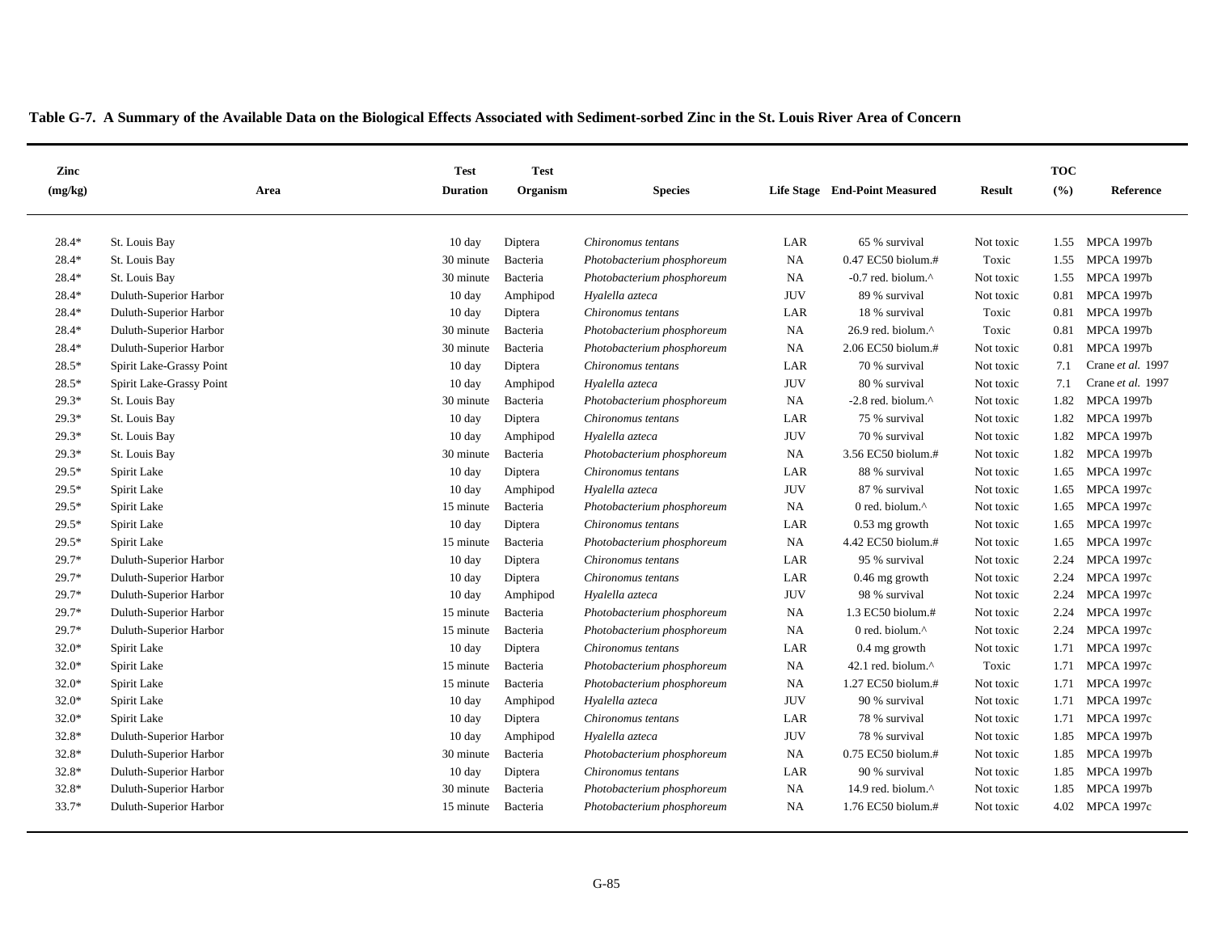**Table G-7. A Summary of the Available Data on the Biological Effects Associated with Sediment-sorbed Zinc in the St. Louis River Area of Concern**

| Zinc (mg/kg) | Area | Test Duration | Test Organism | Species | Life Stage | End-Point Measured | Result | TOC (%) | Reference |
|---|---|---|---|---|---|---|---|---|---|
| 28.4* | St. Louis Bay | 10 day | Diptera | *Chironomus tentans* | LAR | 65 % survival | Not toxic | 1.55 | MPCA 1997b |
| 28.4* | St. Louis Bay | 30 minute | Bacteria | *Photobacterium phosphoreum* | NA | 0.47 EC50 biolum.# | Toxic | 1.55 | MPCA 1997b |
| 28.4* | St. Louis Bay | 30 minute | Bacteria | *Photobacterium phosphoreum* | NA | -0.7 red. biolum.^ | Not toxic | 1.55 | MPCA 1997b |
| 28.4* | Duluth-Superior Harbor | 10 day | Amphipod | *Hyalella azteca* | JUV | 89 % survival | Not toxic | 0.81 | MPCA 1997b |
| 28.4* | Duluth-Superior Harbor | 10 day | Diptera | *Chironomus tentans* | LAR | 18 % survival | Toxic | 0.81 | MPCA 1997b |
| 28.4* | Duluth-Superior Harbor | 30 minute | Bacteria | *Photobacterium phosphoreum* | NA | 26.9 red. biolum.^ | Toxic | 0.81 | MPCA 1997b |
| 28.4* | Duluth-Superior Harbor | 30 minute | Bacteria | *Photobacterium phosphoreum* | NA | 2.06 EC50 biolum.# | Not toxic | 0.81 | MPCA 1997b |
| 28.5* | Spirit Lake-Grassy Point | 10 day | Diptera | *Chironomus tentans* | LAR | 70 % survival | Not toxic | 7.1 | Crane *et al.* 1997 |
| 28.5* | Spirit Lake-Grassy Point | 10 day | Amphipod | *Hyalella azteca* | JUV | 80 % survival | Not toxic | 7.1 | Crane *et al.* 1997 |
| 29.3* | St. Louis Bay | 30 minute | Bacteria | *Photobacterium phosphoreum* | NA | -2.8 red. biolum.^ | Not toxic | 1.82 | MPCA 1997b |
| 29.3* | St. Louis Bay | 10 day | Diptera | *Chironomus tentans* | LAR | 75 % survival | Not toxic | 1.82 | MPCA 1997b |
| 29.3* | St. Louis Bay | 10 day | Amphipod | *Hyalella azteca* | JUV | 70 % survival | Not toxic | 1.82 | MPCA 1997b |
| 29.3* | St. Louis Bay | 30 minute | Bacteria | *Photobacterium phosphoreum* | NA | 3.56 EC50 biolum.# | Not toxic | 1.82 | MPCA 1997b |
| 29.5* | Spirit Lake | 10 day | Diptera | *Chironomus tentans* | LAR | 88 % survival | Not toxic | 1.65 | MPCA 1997c |
| 29.5* | Spirit Lake | 10 day | Amphipod | *Hyalella azteca* | JUV | 87 % survival | Not toxic | 1.65 | MPCA 1997c |
| 29.5* | Spirit Lake | 15 minute | Bacteria | *Photobacterium phosphoreum* | NA | 0 red. biolum.^ | Not toxic | 1.65 | MPCA 1997c |
| 29.5* | Spirit Lake | 10 day | Diptera | *Chironomus tentans* | LAR | 0.53 mg growth | Not toxic | 1.65 | MPCA 1997c |
| 29.5* | Spirit Lake | 15 minute | Bacteria | *Photobacterium phosphoreum* | NA | 4.42 EC50 biolum.# | Not toxic | 1.65 | MPCA 1997c |
| 29.7* | Duluth-Superior Harbor | 10 day | Diptera | *Chironomus tentans* | LAR | 95 % survival | Not toxic | 2.24 | MPCA 1997c |
| 29.7* | Duluth-Superior Harbor | 10 day | Diptera | *Chironomus tentans* | LAR | 0.46 mg growth | Not toxic | 2.24 | MPCA 1997c |
| 29.7* | Duluth-Superior Harbor | 10 day | Amphipod | *Hyalella azteca* | JUV | 98 % survival | Not toxic | 2.24 | MPCA 1997c |
| 29.7* | Duluth-Superior Harbor | 15 minute | Bacteria | *Photobacterium phosphoreum* | NA | 1.3 EC50 biolum.# | Not toxic | 2.24 | MPCA 1997c |
| 29.7* | Duluth-Superior Harbor | 15 minute | Bacteria | *Photobacterium phosphoreum* | NA | 0 red. biolum.^ | Not toxic | 2.24 | MPCA 1997c |
| 32.0* | Spirit Lake | 10 day | Diptera | *Chironomus tentans* | LAR | 0.4 mg growth | Not toxic | 1.71 | MPCA 1997c |
| 32.0* | Spirit Lake | 15 minute | Bacteria | *Photobacterium phosphoreum* | NA | 42.1 red. biolum.^ | Toxic | 1.71 | MPCA 1997c |
| 32.0* | Spirit Lake | 15 minute | Bacteria | *Photobacterium phosphoreum* | NA | 1.27 EC50 biolum.# | Not toxic | 1.71 | MPCA 1997c |
| 32.0* | Spirit Lake | 10 day | Amphipod | *Hyalella azteca* | JUV | 90 % survival | Not toxic | 1.71 | MPCA 1997c |
| 32.0* | Spirit Lake | 10 day | Diptera | *Chironomus tentans* | LAR | 78 % survival | Not toxic | 1.71 | MPCA 1997c |
| 32.8* | Duluth-Superior Harbor | 10 day | Amphipod | *Hyalella azteca* | JUV | 78 % survival | Not toxic | 1.85 | MPCA 1997b |
| 32.8* | Duluth-Superior Harbor | 30 minute | Bacteria | *Photobacterium phosphoreum* | NA | 0.75 EC50 biolum.# | Not toxic | 1.85 | MPCA 1997b |
| 32.8* | Duluth-Superior Harbor | 10 day | Diptera | *Chironomus tentans* | LAR | 90 % survival | Not toxic | 1.85 | MPCA 1997b |
| 32.8* | Duluth-Superior Harbor | 30 minute | Bacteria | *Photobacterium phosphoreum* | NA | 14.9 red. biolum.^ | Not toxic | 1.85 | MPCA 1997b |
| 33.7* | Duluth-Superior Harbor | 15 minute | Bacteria | *Photobacterium phosphoreum* | NA | 1.76 EC50 biolum.# | Not toxic | 4.02 | MPCA 1997c |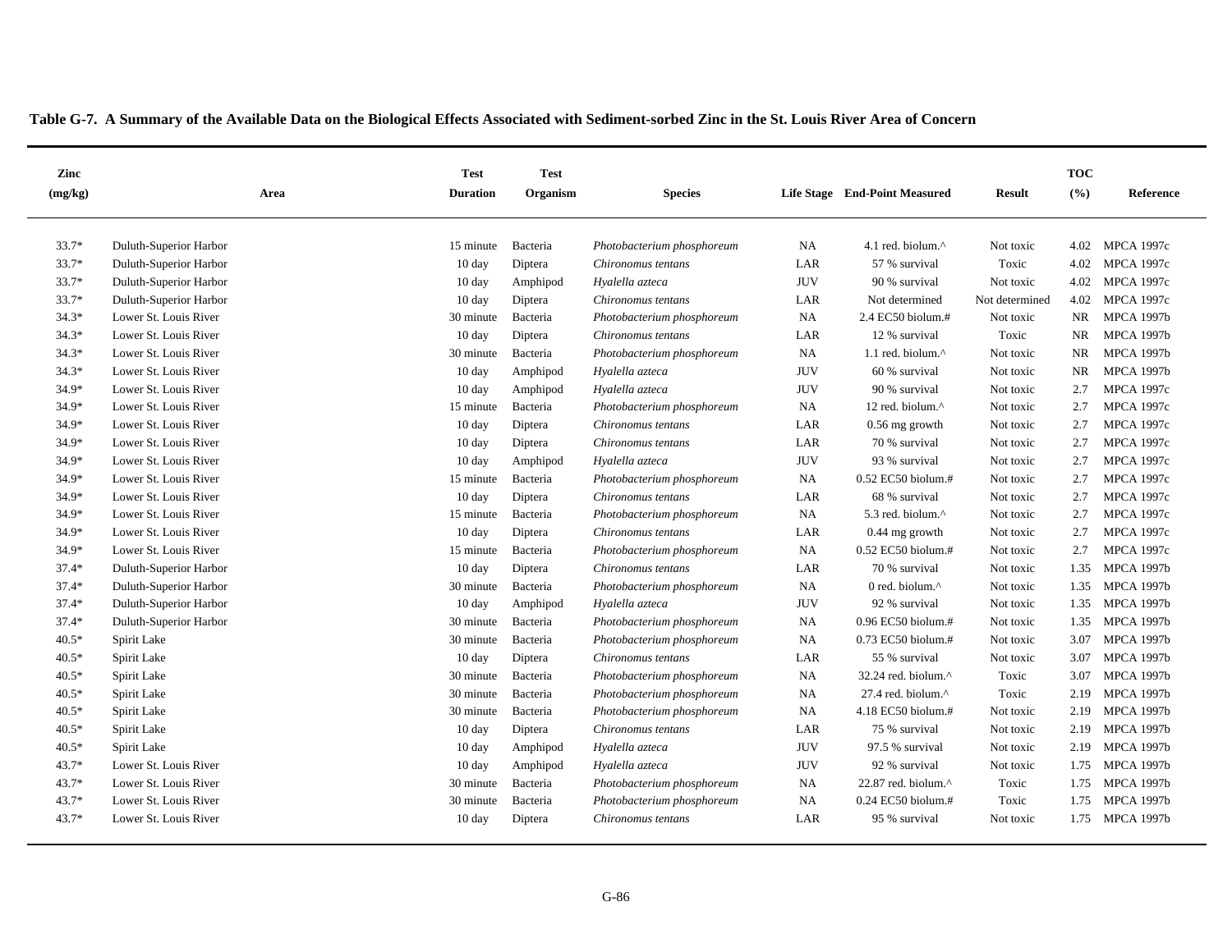**Table G-7. A Summary of the Available Data on the Biological Effects Associated with Sediment-sorbed Zinc in the St. Louis River Area of Concern**

| Zinc (mg/kg) | Area | Test Duration | Test Organism | Species | Life Stage | End-Point Measured | Result | TOC (%) | Reference |
|---|---|---|---|---|---|---|---|---|---|
| 33.7* | Duluth-Superior Harbor | 15 minute | Bacteria | *Photobacterium phosphoreum* | NA | 4.1 red. biolum.^ | Not toxic | 4.02 | MPCA 1997c |
| 33.7* | Duluth-Superior Harbor | 10 day | Diptera | *Chironomus tentans* | LAR | 57 % survival | Toxic | 4.02 | MPCA 1997c |
| 33.7* | Duluth-Superior Harbor | 10 day | Amphipod | *Hyalella azteca* | JUV | 90 % survival | Not toxic | 4.02 | MPCA 1997c |
| 33.7* | Duluth-Superior Harbor | 10 day | Diptera | *Chironomus tentans* | LAR | Not determined | Not determined | 4.02 | MPCA 1997c |
| 34.3* | Lower St. Louis River | 30 minute | Bacteria | *Photobacterium phosphoreum* | NA | 2.4 EC50 biolum.# | Not toxic | NR | MPCA 1997b |
| 34.3* | Lower St. Louis River | 10 day | Diptera | *Chironomus tentans* | LAR | 12 % survival | Toxic | NR | MPCA 1997b |
| 34.3* | Lower St. Louis River | 30 minute | Bacteria | *Photobacterium phosphoreum* | NA | 1.1 red. biolum.^ | Not toxic | NR | MPCA 1997b |
| 34.3* | Lower St. Louis River | 10 day | Amphipod | *Hyalella azteca* | JUV | 60 % survival | Not toxic | NR | MPCA 1997b |
| 34.9* | Lower St. Louis River | 10 day | Amphipod | *Hyalella azteca* | JUV | 90 % survival | Not toxic | 2.7 | MPCA 1997c |
| 34.9* | Lower St. Louis River | 15 minute | Bacteria | *Photobacterium phosphoreum* | NA | 12 red. biolum.^ | Not toxic | 2.7 | MPCA 1997c |
| 34.9* | Lower St. Louis River | 10 day | Diptera | *Chironomus tentans* | LAR | 0.56 mg growth | Not toxic | 2.7 | MPCA 1997c |
| 34.9* | Lower St. Louis River | 10 day | Diptera | *Chironomus tentans* | LAR | 70 % survival | Not toxic | 2.7 | MPCA 1997c |
| 34.9* | Lower St. Louis River | 10 day | Amphipod | *Hyalella azteca* | JUV | 93 % survival | Not toxic | 2.7 | MPCA 1997c |
| 34.9* | Lower St. Louis River | 15 minute | Bacteria | *Photobacterium phosphoreum* | NA | 0.52 EC50 biolum.# | Not toxic | 2.7 | MPCA 1997c |
| 34.9* | Lower St. Louis River | 10 day | Diptera | *Chironomus tentans* | LAR | 68 % survival | Not toxic | 2.7 | MPCA 1997c |
| 34.9* | Lower St. Louis River | 15 minute | Bacteria | *Photobacterium phosphoreum* | NA | 5.3 red. biolum.^ | Not toxic | 2.7 | MPCA 1997c |
| 34.9* | Lower St. Louis River | 10 day | Diptera | *Chironomus tentans* | LAR | 0.44 mg growth | Not toxic | 2.7 | MPCA 1997c |
| 34.9* | Lower St. Louis River | 15 minute | Bacteria | *Photobacterium phosphoreum* | NA | 0.52 EC50 biolum.# | Not toxic | 2.7 | MPCA 1997c |
| 37.4* | Duluth-Superior Harbor | 10 day | Diptera | *Chironomus tentans* | LAR | 70 % survival | Not toxic | 1.35 | MPCA 1997b |
| 37.4* | Duluth-Superior Harbor | 30 minute | Bacteria | *Photobacterium phosphoreum* | NA | 0 red. biolum.^ | Not toxic | 1.35 | MPCA 1997b |
| 37.4* | Duluth-Superior Harbor | 10 day | Amphipod | *Hyalella azteca* | JUV | 92 % survival | Not toxic | 1.35 | MPCA 1997b |
| 37.4* | Duluth-Superior Harbor | 30 minute | Bacteria | *Photobacterium phosphoreum* | NA | 0.96 EC50 biolum.# | Not toxic | 1.35 | MPCA 1997b |
| 40.5* | Spirit Lake | 30 minute | Bacteria | *Photobacterium phosphoreum* | NA | 0.73 EC50 biolum.# | Not toxic | 3.07 | MPCA 1997b |
| 40.5* | Spirit Lake | 10 day | Diptera | *Chironomus tentans* | LAR | 55 % survival | Not toxic | 3.07 | MPCA 1997b |
| 40.5* | Spirit Lake | 30 minute | Bacteria | *Photobacterium phosphoreum* | NA | 32.24 red. biolum.^ | Toxic | 3.07 | MPCA 1997b |
| 40.5* | Spirit Lake | 30 minute | Bacteria | *Photobacterium phosphoreum* | NA | 27.4 red. biolum.^ | Toxic | 2.19 | MPCA 1997b |
| 40.5* | Spirit Lake | 30 minute | Bacteria | *Photobacterium phosphoreum* | NA | 4.18 EC50 biolum.# | Not toxic | 2.19 | MPCA 1997b |
| 40.5* | Spirit Lake | 10 day | Diptera | *Chironomus tentans* | LAR | 75 % survival | Not toxic | 2.19 | MPCA 1997b |
| 40.5* | Spirit Lake | 10 day | Amphipod | *Hyalella azteca* | JUV | 97.5 % survival | Not toxic | 2.19 | MPCA 1997b |
| 43.7* | Lower St. Louis River | 10 day | Amphipod | *Hyalella azteca* | JUV | 92 % survival | Not toxic | 1.75 | MPCA 1997b |
| 43.7* | Lower St. Louis River | 30 minute | Bacteria | *Photobacterium phosphoreum* | NA | 22.87 red. biolum.^ | Toxic | 1.75 | MPCA 1997b |
| 43.7* | Lower St. Louis River | 30 minute | Bacteria | *Photobacterium phosphoreum* | NA | 0.24 EC50 biolum.# | Toxic | 1.75 | MPCA 1997b |
| 43.7* | Lower St. Louis River | 10 day | Diptera | *Chironomus tentans* | LAR | 95 % survival | Not toxic | 1.75 | MPCA 1997b |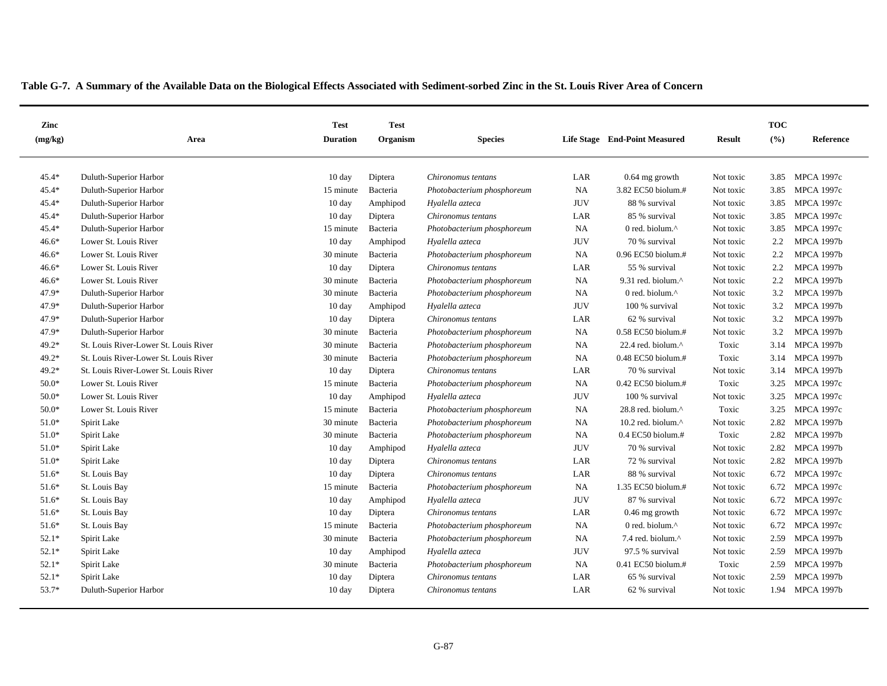**Table G-7. A Summary of the Available Data on the Biological Effects Associated with Sediment-sorbed Zinc in the St. Louis River Area of Concern**

| Zinc (mg/kg) | Area | Test Duration | Test Organism | Species | Life Stage | End-Point Measured | Result | TOC (%) | Reference |
|---|---|---|---|---|---|---|---|---|---|
| 45.4* | Duluth-Superior Harbor | 10 day | Diptera | *Chironomus tentans* | LAR | 0.64 mg growth | Not toxic | 3.85 | MPCA 1997c |
| 45.4* | Duluth-Superior Harbor | 15 minute | Bacteria | *Photobacterium phosphoreum* | NA | 3.82 EC50 biolum.# | Not toxic | 3.85 | MPCA 1997c |
| 45.4* | Duluth-Superior Harbor | 10 day | Amphipod | *Hyalella azteca* | JUV | 88 % survival | Not toxic | 3.85 | MPCA 1997c |
| 45.4* | Duluth-Superior Harbor | 10 day | Diptera | *Chironomus tentans* | LAR | 85 % survival | Not toxic | 3.85 | MPCA 1997c |
| 45.4* | Duluth-Superior Harbor | 15 minute | Bacteria | *Photobacterium phosphoreum* | NA | 0 red. biolum.^ | Not toxic | 3.85 | MPCA 1997c |
| 46.6* | Lower St. Louis River | 10 day | Amphipod | *Hyalella azteca* | JUV | 70 % survival | Not toxic | 2.2 | MPCA 1997b |
| 46.6* | Lower St. Louis River | 30 minute | Bacteria | *Photobacterium phosphoreum* | NA | 0.96 EC50 biolum.# | Not toxic | 2.2 | MPCA 1997b |
| 46.6* | Lower St. Louis River | 10 day | Diptera | *Chironomus tentans* | LAR | 55 % survival | Not toxic | 2.2 | MPCA 1997b |
| 46.6* | Lower St. Louis River | 30 minute | Bacteria | *Photobacterium phosphoreum* | NA | 9.31 red. biolum.^ | Not toxic | 2.2 | MPCA 1997b |
| 47.9* | Duluth-Superior Harbor | 30 minute | Bacteria | *Photobacterium phosphoreum* | NA | 0 red. biolum.^ | Not toxic | 3.2 | MPCA 1997b |
| 47.9* | Duluth-Superior Harbor | 10 day | Amphipod | *Hyalella azteca* | JUV | 100 % survival | Not toxic | 3.2 | MPCA 1997b |
| 47.9* | Duluth-Superior Harbor | 10 day | Diptera | *Chironomus tentans* | LAR | 62 % survival | Not toxic | 3.2 | MPCA 1997b |
| 47.9* | Duluth-Superior Harbor | 30 minute | Bacteria | *Photobacterium phosphoreum* | NA | 0.58 EC50 biolum.# | Not toxic | 3.2 | MPCA 1997b |
| 49.2* | St. Louis River-Lower St. Louis River | 30 minute | Bacteria | *Photobacterium phosphoreum* | NA | 22.4 red. biolum.^ | Toxic | 3.14 | MPCA 1997b |
| 49.2* | St. Louis River-Lower St. Louis River | 30 minute | Bacteria | *Photobacterium phosphoreum* | NA | 0.48 EC50 biolum.# | Toxic | 3.14 | MPCA 1997b |
| 49.2* | St. Louis River-Lower St. Louis River | 10 day | Diptera | *Chironomus tentans* | LAR | 70 % survival | Not toxic | 3.14 | MPCA 1997b |
| 50.0* | Lower St. Louis River | 15 minute | Bacteria | *Photobacterium phosphoreum* | NA | 0.42 EC50 biolum.# | Toxic | 3.25 | MPCA 1997c |
| 50.0* | Lower St. Louis River | 10 day | Amphipod | *Hyalella azteca* | JUV | 100 % survival | Not toxic | 3.25 | MPCA 1997c |
| 50.0* | Lower St. Louis River | 15 minute | Bacteria | *Photobacterium phosphoreum* | NA | 28.8 red. biolum.^ | Toxic | 3.25 | MPCA 1997c |
| 51.0* | Spirit Lake | 30 minute | Bacteria | *Photobacterium phosphoreum* | NA | 10.2 red. biolum.^ | Not toxic | 2.82 | MPCA 1997b |
| 51.0* | Spirit Lake | 30 minute | Bacteria | *Photobacterium phosphoreum* | NA | 0.4 EC50 biolum.# | Toxic | 2.82 | MPCA 1997b |
| 51.0* | Spirit Lake | 10 day | Amphipod | *Hyalella azteca* | JUV | 70 % survival | Not toxic | 2.82 | MPCA 1997b |
| 51.0* | Spirit Lake | 10 day | Diptera | *Chironomus tentans* | LAR | 72 % survival | Not toxic | 2.82 | MPCA 1997b |
| 51.6* | St. Louis Bay | 10 day | Diptera | *Chironomus tentans* | LAR | 88 % survival | Not toxic | 6.72 | MPCA 1997c |
| 51.6* | St. Louis Bay | 15 minute | Bacteria | *Photobacterium phosphoreum* | NA | 1.35 EC50 biolum.# | Not toxic | 6.72 | MPCA 1997c |
| 51.6* | St. Louis Bay | 10 day | Amphipod | *Hyalella azteca* | JUV | 87 % survival | Not toxic | 6.72 | MPCA 1997c |
| 51.6* | St. Louis Bay | 10 day | Diptera | *Chironomus tentans* | LAR | 0.46 mg growth | Not toxic | 6.72 | MPCA 1997c |
| 51.6* | St. Louis Bay | 15 minute | Bacteria | *Photobacterium phosphoreum* | NA | 0 red. biolum.^ | Not toxic | 6.72 | MPCA 1997c |
| 52.1* | Spirit Lake | 30 minute | Bacteria | *Photobacterium phosphoreum* | NA | 7.4 red. biolum.^ | Not toxic | 2.59 | MPCA 1997b |
| 52.1* | Spirit Lake | 10 day | Amphipod | *Hyalella azteca* | JUV | 97.5 % survival | Not toxic | 2.59 | MPCA 1997b |
| 52.1* | Spirit Lake | 30 minute | Bacteria | *Photobacterium phosphoreum* | NA | 0.41 EC50 biolum.# | Toxic | 2.59 | MPCA 1997b |
| 52.1* | Spirit Lake | 10 day | Diptera | *Chironomus tentans* | LAR | 65 % survival | Not toxic | 2.59 | MPCA 1997b |
| 53.7* | Duluth-Superior Harbor | 10 day | Diptera | *Chironomus tentans* | LAR | 62 % survival | Not toxic | 1.94 | MPCA 1997b |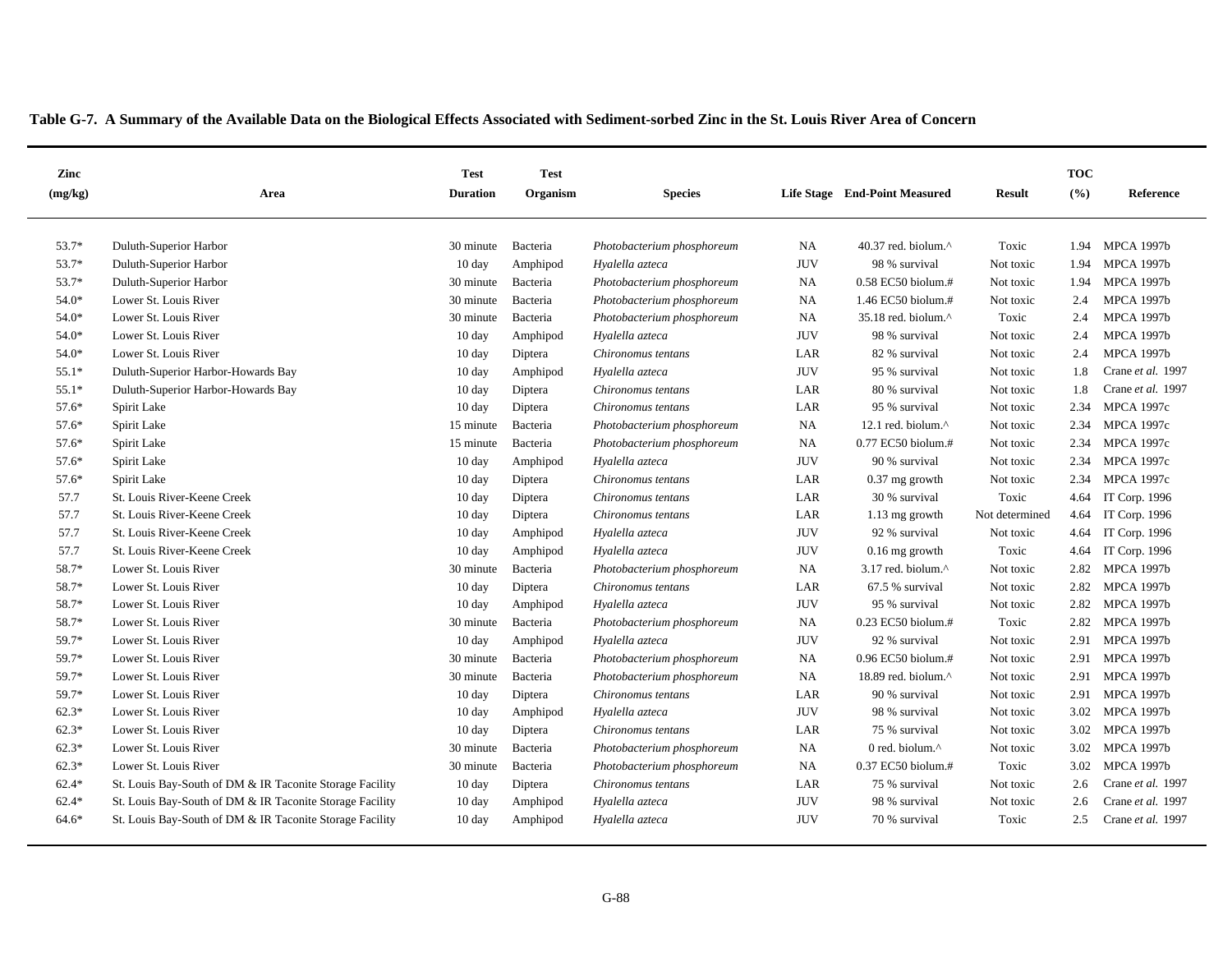**Table G-7. A Summary of the Available Data on the Biological Effects Associated with Sediment-sorbed Zinc in the St. Louis River Area of Concern**

| Zinc (mg/kg) | Area | Test Duration | Test Organism | Species | Life Stage | End-Point Measured | Result | TOC (%) | Reference |
|---|---|---|---|---|---|---|---|---|---|
| 53.7* | Duluth-Superior Harbor | 30 minute | Bacteria | *Photobacterium phosphoreum* | NA | 40.37 red. biolum.^ | Toxic | 1.94 | MPCA 1997b |
| 53.7* | Duluth-Superior Harbor | 10 day | Amphipod | *Hyalella azteca* | JUV | 98 % survival | Not toxic | 1.94 | MPCA 1997b |
| 53.7* | Duluth-Superior Harbor | 30 minute | Bacteria | *Photobacterium phosphoreum* | NA | 0.58 EC50 biolum.# | Not toxic | 1.94 | MPCA 1997b |
| 54.0* | Lower St. Louis River | 30 minute | Bacteria | *Photobacterium phosphoreum* | NA | 1.46 EC50 biolum.# | Not toxic | 2.4 | MPCA 1997b |
| 54.0* | Lower St. Louis River | 30 minute | Bacteria | *Photobacterium phosphoreum* | NA | 35.18 red. biolum.^ | Toxic | 2.4 | MPCA 1997b |
| 54.0* | Lower St. Louis River | 10 day | Amphipod | *Hyalella azteca* | JUV | 98 % survival | Not toxic | 2.4 | MPCA 1997b |
| 54.0* | Lower St. Louis River | 10 day | Diptera | *Chironomus tentans* | LAR | 82 % survival | Not toxic | 2.4 | MPCA 1997b |
| 55.1* | Duluth-Superior Harbor-Howards Bay | 10 day | Amphipod | *Hyalella azteca* | JUV | 95 % survival | Not toxic | 1.8 | Crane *et al.* 1997 |
| 55.1* | Duluth-Superior Harbor-Howards Bay | 10 day | Diptera | *Chironomus tentans* | LAR | 80 % survival | Not toxic | 1.8 | Crane *et al.* 1997 |
| 57.6* | Spirit Lake | 10 day | Diptera | *Chironomus tentans* | LAR | 95 % survival | Not toxic | 2.34 | MPCA 1997c |
| 57.6* | Spirit Lake | 15 minute | Bacteria | *Photobacterium phosphoreum* | NA | 12.1 red. biolum.^ | Not toxic | 2.34 | MPCA 1997c |
| 57.6* | Spirit Lake | 15 minute | Bacteria | *Photobacterium phosphoreum* | NA | 0.77 EC50 biolum.# | Not toxic | 2.34 | MPCA 1997c |
| 57.6* | Spirit Lake | 10 day | Amphipod | *Hyalella azteca* | JUV | 90 % survival | Not toxic | 2.34 | MPCA 1997c |
| 57.6* | Spirit Lake | 10 day | Diptera | *Chironomus tentans* | LAR | 0.37 mg growth | Not toxic | 2.34 | MPCA 1997c |
| 57.7 | St. Louis River-Keene Creek | 10 day | Diptera | *Chironomus tentans* | LAR | 30 % survival | Toxic | 4.64 | IT Corp. 1996 |
| 57.7 | St. Louis River-Keene Creek | 10 day | Diptera | *Chironomus tentans* | LAR | 1.13 mg growth | Not determined | 4.64 | IT Corp. 1996 |
| 57.7 | St. Louis River-Keene Creek | 10 day | Amphipod | *Hyalella azteca* | JUV | 92 % survival | Not toxic | 4.64 | IT Corp. 1996 |
| 57.7 | St. Louis River-Keene Creek | 10 day | Amphipod | *Hyalella azteca* | JUV | 0.16 mg growth | Toxic | 4.64 | IT Corp. 1996 |
| 58.7* | Lower St. Louis River | 30 minute | Bacteria | *Photobacterium phosphoreum* | NA | 3.17 red. biolum.^ | Not toxic | 2.82 | MPCA 1997b |
| 58.7* | Lower St. Louis River | 10 day | Diptera | *Chironomus tentans* | LAR | 67.5 % survival | Not toxic | 2.82 | MPCA 1997b |
| 58.7* | Lower St. Louis River | 10 day | Amphipod | *Hyalella azteca* | JUV | 95 % survival | Not toxic | 2.82 | MPCA 1997b |
| 58.7* | Lower St. Louis River | 30 minute | Bacteria | *Photobacterium phosphoreum* | NA | 0.23 EC50 biolum.# | Toxic | 2.82 | MPCA 1997b |
| 59.7* | Lower St. Louis River | 10 day | Amphipod | *Hyalella azteca* | JUV | 92 % survival | Not toxic | 2.91 | MPCA 1997b |
| 59.7* | Lower St. Louis River | 30 minute | Bacteria | *Photobacterium phosphoreum* | NA | 0.96 EC50 biolum.# | Not toxic | 2.91 | MPCA 1997b |
| 59.7* | Lower St. Louis River | 30 minute | Bacteria | *Photobacterium phosphoreum* | NA | 18.89 red. biolum.^ | Not toxic | 2.91 | MPCA 1997b |
| 59.7* | Lower St. Louis River | 10 day | Diptera | *Chironomus tentans* | LAR | 90 % survival | Not toxic | 2.91 | MPCA 1997b |
| 62.3* | Lower St. Louis River | 10 day | Amphipod | *Hyalella azteca* | JUV | 98 % survival | Not toxic | 3.02 | MPCA 1997b |
| 62.3* | Lower St. Louis River | 10 day | Diptera | *Chironomus tentans* | LAR | 75 % survival | Not toxic | 3.02 | MPCA 1997b |
| 62.3* | Lower St. Louis River | 30 minute | Bacteria | *Photobacterium phosphoreum* | NA | 0 red. biolum.^ | Not toxic | 3.02 | MPCA 1997b |
| 62.3* | Lower St. Louis River | 30 minute | Bacteria | *Photobacterium phosphoreum* | NA | 0.37 EC50 biolum.# | Toxic | 3.02 | MPCA 1997b |
| 62.4* | St. Louis Bay-South of DM & IR Taconite Storage Facility | 10 day | Diptera | *Chironomus tentans* | LAR | 75 % survival | Not toxic | 2.6 | Crane *et al.* 1997 |
| 62.4* | St. Louis Bay-South of DM & IR Taconite Storage Facility | 10 day | Amphipod | *Hyalella azteca* | JUV | 98 % survival | Not toxic | 2.6 | Crane *et al.* 1997 |
| 64.6* | St. Louis Bay-South of DM & IR Taconite Storage Facility | 10 day | Amphipod | *Hyalella azteca* | JUV | 70 % survival | Toxic | 2.5 | Crane *et al.* 1997 |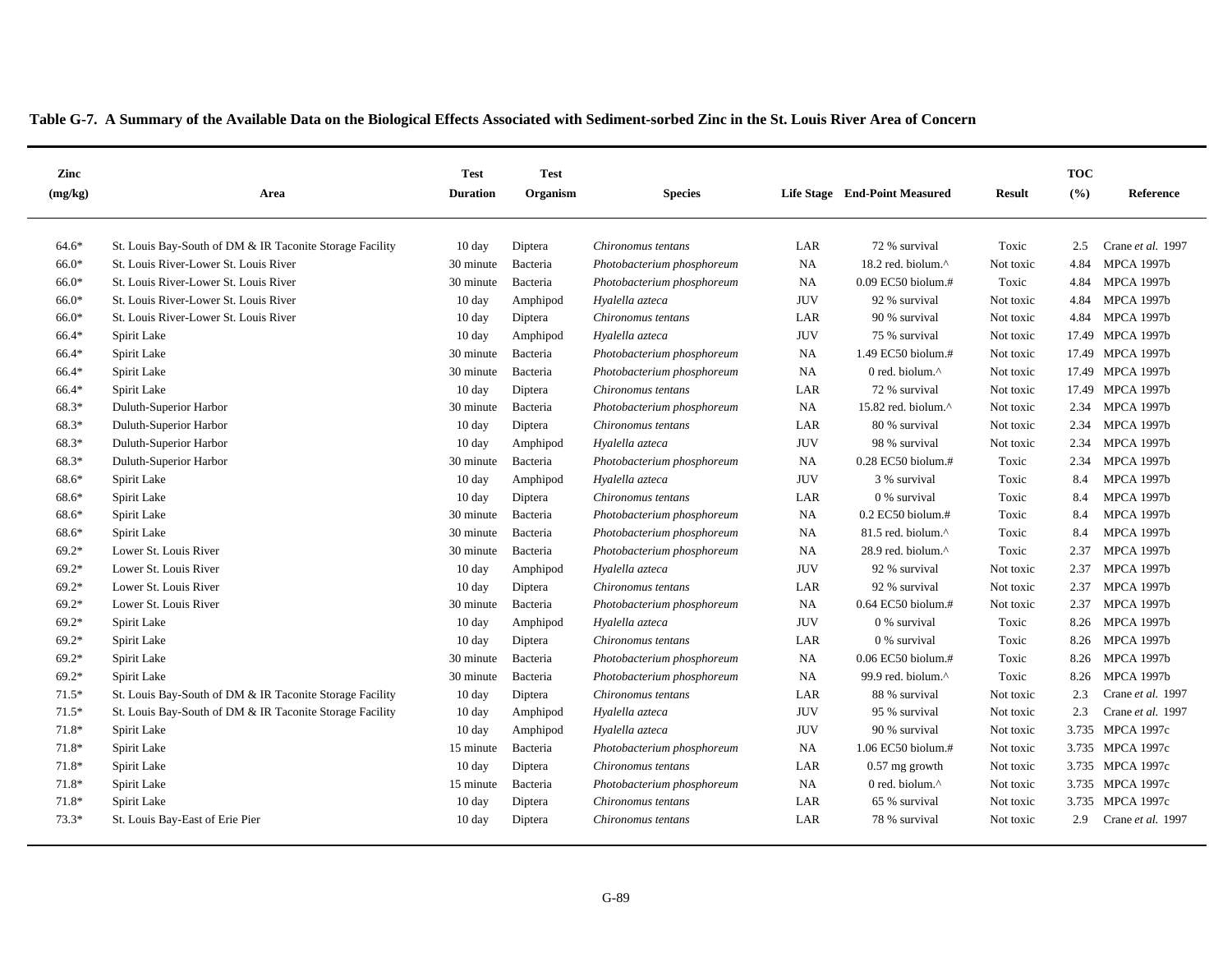**Table G-7. A Summary of the Available Data on the Biological Effects Associated with Sediment-sorbed Zinc in the St. Louis River Area of Concern**

| Zinc (mg/kg) | Area | Test Duration | Test Organism | Species | Life Stage | End-Point Measured | Result | TOC (%) | Reference |
|---|---|---|---|---|---|---|---|---|---|
| 64.6* | St. Louis Bay-South of DM & IR Taconite Storage Facility | 10 day | Diptera | *Chironomus tentans* | LAR | 72 % survival | Toxic | 2.5 | Crane *et al.* 1997 |
| 66.0* | St. Louis River-Lower St. Louis River | 30 minute | Bacteria | *Photobacterium phosphoreum* | NA | 18.2 red. biolum.^ | Not toxic | 4.84 | MPCA 1997b |
| 66.0* | St. Louis River-Lower St. Louis River | 30 minute | Bacteria | *Photobacterium phosphoreum* | NA | 0.09 EC50 biolum.# | Toxic | 4.84 | MPCA 1997b |
| 66.0* | St. Louis River-Lower St. Louis River | 10 day | Amphipod | *Hyalella azteca* | JUV | 92 % survival | Not toxic | 4.84 | MPCA 1997b |
| 66.0* | St. Louis River-Lower St. Louis River | 10 day | Diptera | *Chironomus tentans* | LAR | 90 % survival | Not toxic | 4.84 | MPCA 1997b |
| 66.4* | Spirit Lake | 10 day | Amphipod | *Hyalella azteca* | JUV | 75 % survival | Not toxic | 17.49 | MPCA 1997b |
| 66.4* | Spirit Lake | 30 minute | Bacteria | *Photobacterium phosphoreum* | NA | 1.49 EC50 biolum.# | Not toxic | 17.49 | MPCA 1997b |
| 66.4* | Spirit Lake | 30 minute | Bacteria | *Photobacterium phosphoreum* | NA | 0 red. biolum.^ | Not toxic | 17.49 | MPCA 1997b |
| 66.4* | Spirit Lake | 10 day | Diptera | *Chironomus tentans* | LAR | 72 % survival | Not toxic | 17.49 | MPCA 1997b |
| 68.3* | Duluth-Superior Harbor | 30 minute | Bacteria | *Photobacterium phosphoreum* | NA | 15.82 red. biolum.^ | Not toxic | 2.34 | MPCA 1997b |
| 68.3* | Duluth-Superior Harbor | 10 day | Diptera | *Chironomus tentans* | LAR | 80 % survival | Not toxic | 2.34 | MPCA 1997b |
| 68.3* | Duluth-Superior Harbor | 10 day | Amphipod | *Hyalella azteca* | JUV | 98 % survival | Not toxic | 2.34 | MPCA 1997b |
| 68.3* | Duluth-Superior Harbor | 30 minute | Bacteria | *Photobacterium phosphoreum* | NA | 0.28 EC50 biolum.# | Toxic | 2.34 | MPCA 1997b |
| 68.6* | Spirit Lake | 10 day | Amphipod | *Hyalella azteca* | JUV | 3 % survival | Toxic | 8.4 | MPCA 1997b |
| 68.6* | Spirit Lake | 10 day | Diptera | *Chironomus tentans* | LAR | 0 % survival | Toxic | 8.4 | MPCA 1997b |
| 68.6* | Spirit Lake | 30 minute | Bacteria | *Photobacterium phosphoreum* | NA | 0.2 EC50 biolum.# | Toxic | 8.4 | MPCA 1997b |
| 68.6* | Spirit Lake | 30 minute | Bacteria | *Photobacterium phosphoreum* | NA | 81.5 red. biolum.^ | Toxic | 8.4 | MPCA 1997b |
| 69.2* | Lower St. Louis River | 30 minute | Bacteria | *Photobacterium phosphoreum* | NA | 28.9 red. biolum.^ | Toxic | 2.37 | MPCA 1997b |
| 69.2* | Lower St. Louis River | 10 day | Amphipod | *Hyalella azteca* | JUV | 92 % survival | Not toxic | 2.37 | MPCA 1997b |
| 69.2* | Lower St. Louis River | 10 day | Diptera | *Chironomus tentans* | LAR | 92 % survival | Not toxic | 2.37 | MPCA 1997b |
| 69.2* | Lower St. Louis River | 30 minute | Bacteria | *Photobacterium phosphoreum* | NA | 0.64 EC50 biolum.# | Not toxic | 2.37 | MPCA 1997b |
| 69.2* | Spirit Lake | 10 day | Amphipod | *Hyalella azteca* | JUV | 0 % survival | Toxic | 8.26 | MPCA 1997b |
| 69.2* | Spirit Lake | 10 day | Diptera | *Chironomus tentans* | LAR | 0 % survival | Toxic | 8.26 | MPCA 1997b |
| 69.2* | Spirit Lake | 30 minute | Bacteria | *Photobacterium phosphoreum* | NA | 0.06 EC50 biolum.# | Toxic | 8.26 | MPCA 1997b |
| 69.2* | Spirit Lake | 30 minute | Bacteria | *Photobacterium phosphoreum* | NA | 99.9 red. biolum.^ | Toxic | 8.26 | MPCA 1997b |
| 71.5* | St. Louis Bay-South of DM & IR Taconite Storage Facility | 10 day | Diptera | *Chironomus tentans* | LAR | 88 % survival | Not toxic | 2.3 | Crane *et al.* 1997 |
| 71.5* | St. Louis Bay-South of DM & IR Taconite Storage Facility | 10 day | Amphipod | *Hyalella azteca* | JUV | 95 % survival | Not toxic | 2.3 | Crane *et al.* 1997 |
| 71.8* | Spirit Lake | 10 day | Amphipod | *Hyalella azteca* | JUV | 90 % survival | Not toxic | 3.735 | MPCA 1997c |
| 71.8* | Spirit Lake | 15 minute | Bacteria | *Photobacterium phosphoreum* | NA | 1.06 EC50 biolum.# | Not toxic | 3.735 | MPCA 1997c |
| 71.8* | Spirit Lake | 10 day | Diptera | *Chironomus tentans* | LAR | 0.57 mg growth | Not toxic | 3.735 | MPCA 1997c |
| 71.8* | Spirit Lake | 15 minute | Bacteria | *Photobacterium phosphoreum* | NA | 0 red. biolum.^ | Not toxic | 3.735 | MPCA 1997c |
| 71.8* | Spirit Lake | 10 day | Diptera | *Chironomus tentans* | LAR | 65 % survival | Not toxic | 3.735 | MPCA 1997c |
| 73.3* | St. Louis Bay-East of Erie Pier | 10 day | Diptera | *Chironomus tentans* | LAR | 78 % survival | Not toxic | 2.9 | Crane *et al.* 1997 |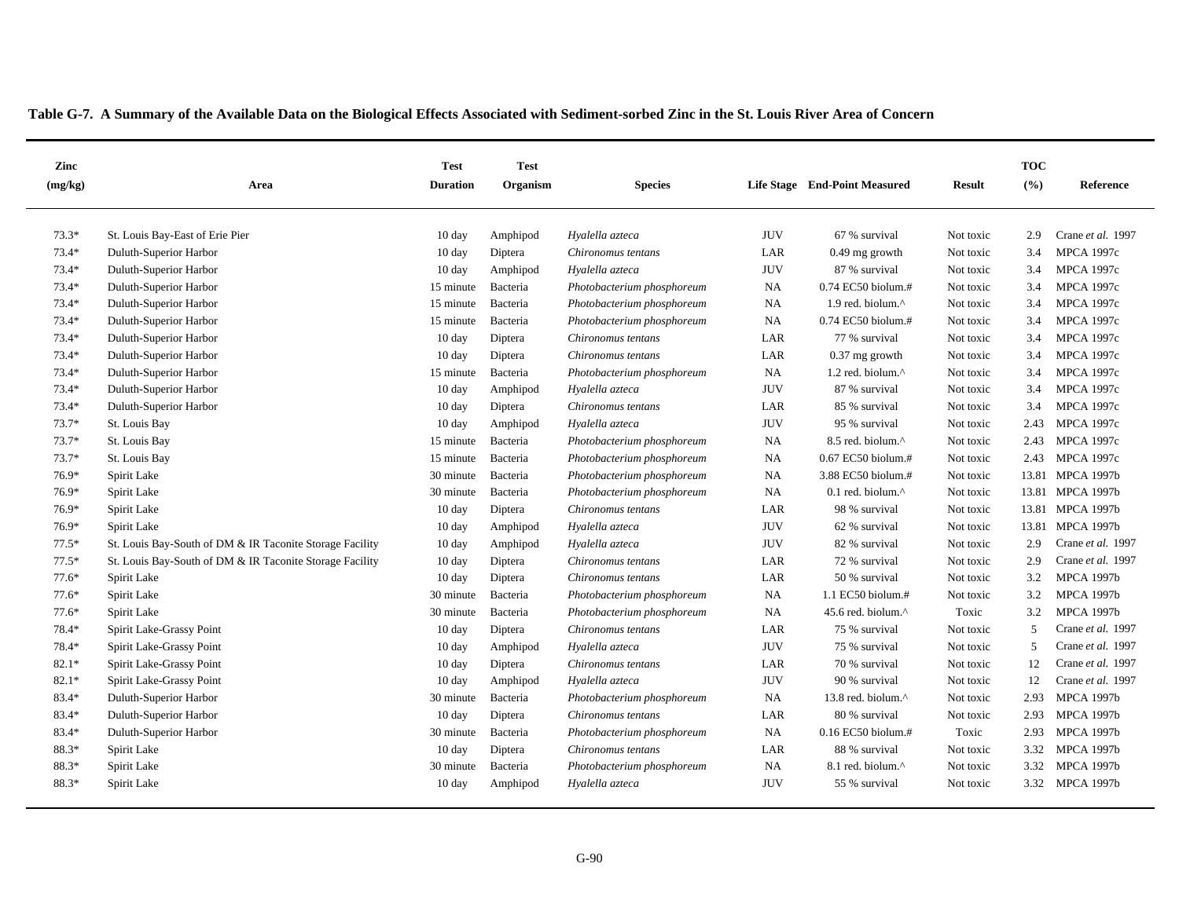**Table G-7. A Summary of the Available Data on the Biological Effects Associated with Sediment-sorbed Zinc in the St. Louis River Area of Concern**

| Zinc (mg/kg) | Area | Test Duration | Test Organism | Species | Life Stage | End-Point Measured | Result | TOC (%) | Reference |
|---|---|---|---|---|---|---|---|---|---|
| 73.3* | St. Louis Bay-East of Erie Pier | 10 day | Amphipod | *Hyalella azteca* | JUV | 67 % survival | Not toxic | 2.9 | Crane *et al.* 1997 |
| 73.4* | Duluth-Superior Harbor | 10 day | Diptera | *Chironomus tentans* | LAR | 0.49 mg growth | Not toxic | 3.4 | MPCA 1997c |
| 73.4* | Duluth-Superior Harbor | 10 day | Amphipod | *Hyalella azteca* | JUV | 87 % survival | Not toxic | 3.4 | MPCA 1997c |
| 73.4* | Duluth-Superior Harbor | 15 minute | Bacteria | *Photobacterium phosphoreum* | NA | 0.74 EC50 biolum.# | Not toxic | 3.4 | MPCA 1997c |
| 73.4* | Duluth-Superior Harbor | 15 minute | Bacteria | *Photobacterium phosphoreum* | NA | 1.9 red. biolum.^ | Not toxic | 3.4 | MPCA 1997c |
| 73.4* | Duluth-Superior Harbor | 15 minute | Bacteria | *Photobacterium phosphoreum* | NA | 0.74 EC50 biolum.# | Not toxic | 3.4 | MPCA 1997c |
| 73.4* | Duluth-Superior Harbor | 10 day | Diptera | *Chironomus tentans* | LAR | 77 % survival | Not toxic | 3.4 | MPCA 1997c |
| 73.4* | Duluth-Superior Harbor | 10 day | Diptera | *Chironomus tentans* | LAR | 0.37 mg growth | Not toxic | 3.4 | MPCA 1997c |
| 73.4* | Duluth-Superior Harbor | 15 minute | Bacteria | *Photobacterium phosphoreum* | NA | 1.2 red. biolum.^ | Not toxic | 3.4 | MPCA 1997c |
| 73.4* | Duluth-Superior Harbor | 10 day | Amphipod | *Hyalella azteca* | JUV | 87 % survival | Not toxic | 3.4 | MPCA 1997c |
| 73.4* | Duluth-Superior Harbor | 10 day | Diptera | *Chironomus tentans* | LAR | 85 % survival | Not toxic | 3.4 | MPCA 1997c |
| 73.7* | St. Louis Bay | 10 day | Amphipod | *Hyalella azteca* | JUV | 95 % survival | Not toxic | 2.43 | MPCA 1997c |
| 73.7* | St. Louis Bay | 15 minute | Bacteria | *Photobacterium phosphoreum* | NA | 8.5 red. biolum.^ | Not toxic | 2.43 | MPCA 1997c |
| 73.7* | St. Louis Bay | 15 minute | Bacteria | *Photobacterium phosphoreum* | NA | 0.67 EC50 biolum.# | Not toxic | 2.43 | MPCA 1997c |
| 76.9* | Spirit Lake | 30 minute | Bacteria | *Photobacterium phosphoreum* | NA | 3.88 EC50 biolum.# | Not toxic | 13.81 | MPCA 1997b |
| 76.9* | Spirit Lake | 30 minute | Bacteria | *Photobacterium phosphoreum* | NA | 0.1 red. biolum.^ | Not toxic | 13.81 | MPCA 1997b |
| 76.9* | Spirit Lake | 10 day | Diptera | *Chironomus tentans* | LAR | 98 % survival | Not toxic | 13.81 | MPCA 1997b |
| 76.9* | Spirit Lake | 10 day | Amphipod | *Hyalella azteca* | JUV | 62 % survival | Not toxic | 13.81 | MPCA 1997b |
| 77.5* | St. Louis Bay-South of DM & IR Taconite Storage Facility | 10 day | Amphipod | *Hyalella azteca* | JUV | 82 % survival | Not toxic | 2.9 | Crane *et al.* 1997 |
| 77.5* | St. Louis Bay-South of DM & IR Taconite Storage Facility | 10 day | Diptera | *Chironomus tentans* | LAR | 72 % survival | Not toxic | 2.9 | Crane *et al.* 1997 |
| 77.6* | Spirit Lake | 10 day | Diptera | *Chironomus tentans* | LAR | 50 % survival | Not toxic | 3.2 | MPCA 1997b |
| 77.6* | Spirit Lake | 30 minute | Bacteria | *Photobacterium phosphoreum* | NA | 1.1 EC50 biolum.# | Not toxic | 3.2 | MPCA 1997b |
| 77.6* | Spirit Lake | 30 minute | Bacteria | *Photobacterium phosphoreum* | NA | 45.6 red. biolum.^ | Toxic | 3.2 | MPCA 1997b |
| 78.4* | Spirit Lake-Grassy Point | 10 day | Diptera | *Chironomus tentans* | LAR | 75 % survival | Not toxic | 5 | Crane *et al.* 1997 |
| 78.4* | Spirit Lake-Grassy Point | 10 day | Amphipod | *Hyalella azteca* | JUV | 75 % survival | Not toxic | 5 | Crane *et al.* 1997 |
| 82.1* | Spirit Lake-Grassy Point | 10 day | Diptera | *Chironomus tentans* | LAR | 70 % survival | Not toxic | 12 | Crane *et al.* 1997 |
| 82.1* | Spirit Lake-Grassy Point | 10 day | Amphipod | *Hyalella azteca* | JUV | 90 % survival | Not toxic | 12 | Crane *et al.* 1997 |
| 83.4* | Duluth-Superior Harbor | 30 minute | Bacteria | *Photobacterium phosphoreum* | NA | 13.8 red. biolum.^ | Not toxic | 2.93 | MPCA 1997b |
| 83.4* | Duluth-Superior Harbor | 10 day | Diptera | *Chironomus tentans* | LAR | 80 % survival | Not toxic | 2.93 | MPCA 1997b |
| 83.4* | Duluth-Superior Harbor | 30 minute | Bacteria | *Photobacterium phosphoreum* | NA | 0.16 EC50 biolum.# | Toxic | 2.93 | MPCA 1997b |
| 88.3* | Spirit Lake | 10 day | Diptera | *Chironomus tentans* | LAR | 88 % survival | Not toxic | 3.32 | MPCA 1997b |
| 88.3* | Spirit Lake | 30 minute | Bacteria | *Photobacterium phosphoreum* | NA | 8.1 red. biolum.^ | Not toxic | 3.32 | MPCA 1997b |
| 88.3* | Spirit Lake | 10 day | Amphipod | *Hyalella azteca* | JUV | 55 % survival | Not toxic | 3.32 | MPCA 1997b |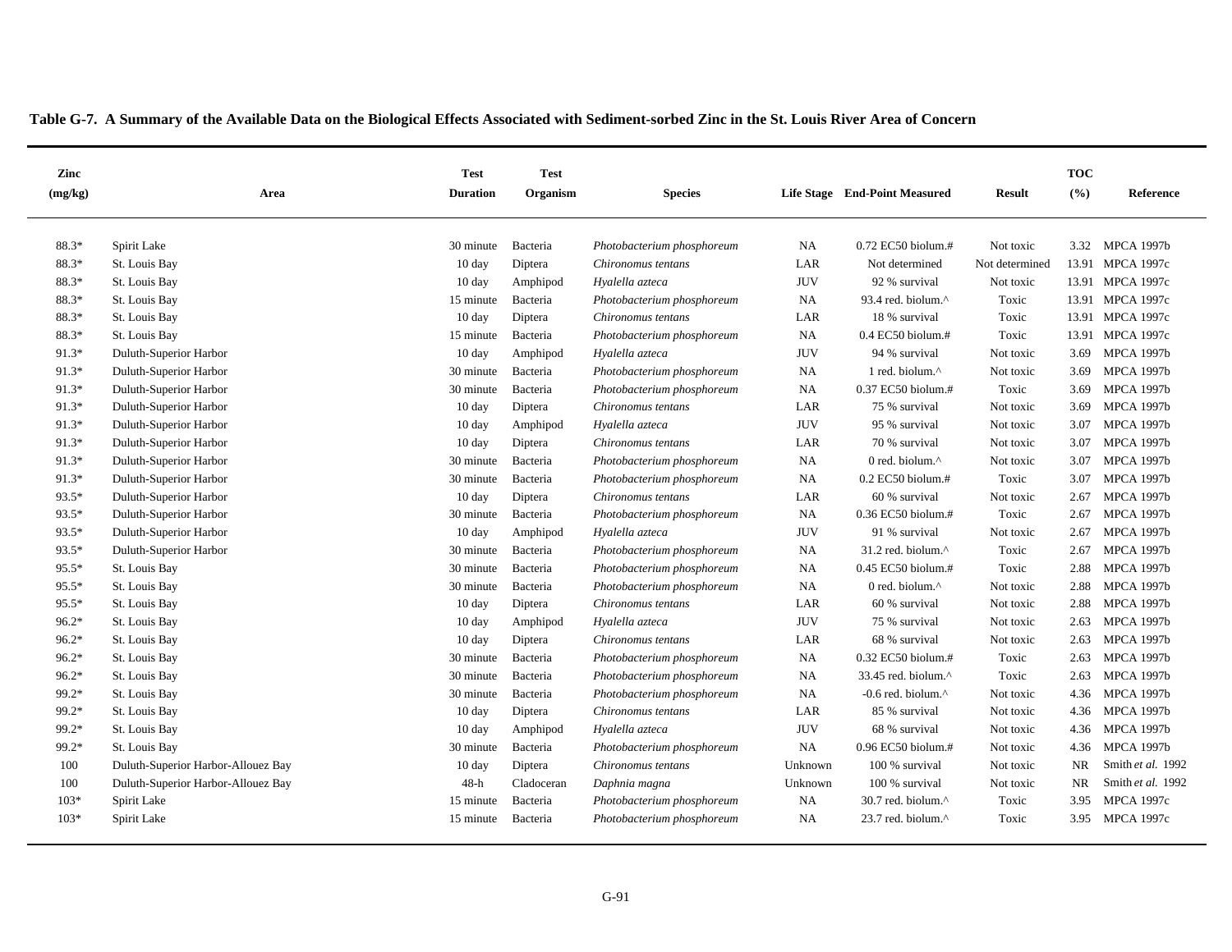**Table G-7. A Summary of the Available Data on the Biological Effects Associated with Sediment-sorbed Zinc in the St. Louis River Area of Concern**

| Zinc (mg/kg) | Area | Test Duration | Test Organism | Species | Life Stage | End-Point Measured | Result | TOC (%) | Reference |
|---|---|---|---|---|---|---|---|---|---|
| 88.3* | Spirit Lake | 30 minute | Bacteria | *Photobacterium phosphoreum* | NA | 0.72 EC50 biolum.# | Not toxic | 3.32 | MPCA 1997b |
| 88.3* | St. Louis Bay | 10 day | Diptera | *Chironomus tentans* | LAR | Not determined | Not determined | 13.91 | MPCA 1997c |
| 88.3* | St. Louis Bay | 10 day | Amphipod | *Hyalella azteca* | JUV | 92 % survival | Not toxic | 13.91 | MPCA 1997c |
| 88.3* | St. Louis Bay | 15 minute | Bacteria | *Photobacterium phosphoreum* | NA | 93.4 red. biolum.^ | Toxic | 13.91 | MPCA 1997c |
| 88.3* | St. Louis Bay | 10 day | Diptera | *Chironomus tentans* | LAR | 18 % survival | Toxic | 13.91 | MPCA 1997c |
| 88.3* | St. Louis Bay | 15 minute | Bacteria | *Photobacterium phosphoreum* | NA | 0.4 EC50 biolum.# | Toxic | 13.91 | MPCA 1997c |
| 91.3* | Duluth-Superior Harbor | 10 day | Amphipod | *Hyalella azteca* | JUV | 94 % survival | Not toxic | 3.69 | MPCA 1997b |
| 91.3* | Duluth-Superior Harbor | 30 minute | Bacteria | *Photobacterium phosphoreum* | NA | 1 red. biolum.^ | Not toxic | 3.69 | MPCA 1997b |
| 91.3* | Duluth-Superior Harbor | 30 minute | Bacteria | *Photobacterium phosphoreum* | NA | 0.37 EC50 biolum.# | Toxic | 3.69 | MPCA 1997b |
| 91.3* | Duluth-Superior Harbor | 10 day | Diptera | *Chironomus tentans* | LAR | 75 % survival | Not toxic | 3.69 | MPCA 1997b |
| 91.3* | Duluth-Superior Harbor | 10 day | Amphipod | *Hyalella azteca* | JUV | 95 % survival | Not toxic | 3.07 | MPCA 1997b |
| 91.3* | Duluth-Superior Harbor | 10 day | Diptera | *Chironomus tentans* | LAR | 70 % survival | Not toxic | 3.07 | MPCA 1997b |
| 91.3* | Duluth-Superior Harbor | 30 minute | Bacteria | *Photobacterium phosphoreum* | NA | 0 red. biolum.^ | Not toxic | 3.07 | MPCA 1997b |
| 91.3* | Duluth-Superior Harbor | 30 minute | Bacteria | *Photobacterium phosphoreum* | NA | 0.2 EC50 biolum.# | Toxic | 3.07 | MPCA 1997b |
| 93.5* | Duluth-Superior Harbor | 10 day | Diptera | *Chironomus tentans* | LAR | 60 % survival | Not toxic | 2.67 | MPCA 1997b |
| 93.5* | Duluth-Superior Harbor | 30 minute | Bacteria | *Photobacterium phosphoreum* | NA | 0.36 EC50 biolum.# | Toxic | 2.67 | MPCA 1997b |
| 93.5* | Duluth-Superior Harbor | 10 day | Amphipod | *Hyalella azteca* | JUV | 91 % survival | Not toxic | 2.67 | MPCA 1997b |
| 93.5* | Duluth-Superior Harbor | 30 minute | Bacteria | *Photobacterium phosphoreum* | NA | 31.2 red. biolum.^ | Toxic | 2.67 | MPCA 1997b |
| 95.5* | St. Louis Bay | 30 minute | Bacteria | *Photobacterium phosphoreum* | NA | 0.45 EC50 biolum.# | Toxic | 2.88 | MPCA 1997b |
| 95.5* | St. Louis Bay | 30 minute | Bacteria | *Photobacterium phosphoreum* | NA | 0 red. biolum.^ | Not toxic | 2.88 | MPCA 1997b |
| 95.5* | St. Louis Bay | 10 day | Diptera | *Chironomus tentans* | LAR | 60 % survival | Not toxic | 2.88 | MPCA 1997b |
| 96.2* | St. Louis Bay | 10 day | Amphipod | *Hyalella azteca* | JUV | 75 % survival | Not toxic | 2.63 | MPCA 1997b |
| 96.2* | St. Louis Bay | 10 day | Diptera | *Chironomus tentans* | LAR | 68 % survival | Not toxic | 2.63 | MPCA 1997b |
| 96.2* | St. Louis Bay | 30 minute | Bacteria | *Photobacterium phosphoreum* | NA | 0.32 EC50 biolum.# | Toxic | 2.63 | MPCA 1997b |
| 96.2* | St. Louis Bay | 30 minute | Bacteria | *Photobacterium phosphoreum* | NA | 33.45 red. biolum.^ | Toxic | 2.63 | MPCA 1997b |
| 99.2* | St. Louis Bay | 30 minute | Bacteria | *Photobacterium phosphoreum* | NA | -0.6 red. biolum.^ | Not toxic | 4.36 | MPCA 1997b |
| 99.2* | St. Louis Bay | 10 day | Diptera | *Chironomus tentans* | LAR | 85 % survival | Not toxic | 4.36 | MPCA 1997b |
| 99.2* | St. Louis Bay | 10 day | Amphipod | *Hyalella azteca* | JUV | 68 % survival | Not toxic | 4.36 | MPCA 1997b |
| 99.2* | St. Louis Bay | 30 minute | Bacteria | *Photobacterium phosphoreum* | NA | 0.96 EC50 biolum.# | Not toxic | 4.36 | MPCA 1997b |
| 100 | Duluth-Superior Harbor-Allouez Bay | 10 day | Diptera | *Chironomus tentans* | Unknown | 100 % survival | Not toxic | NR | Smith *et al.* 1992 |
| 100 | Duluth-Superior Harbor-Allouez Bay | 48-h | Cladoceran | *Daphnia magna* | Unknown | 100 % survival | Not toxic | NR | Smith *et al.* 1992 |
| 103* | Spirit Lake | 15 minute | Bacteria | *Photobacterium phosphoreum* | NA | 30.7 red. biolum.^ | Toxic | 3.95 | MPCA 1997c |
| 103* | Spirit Lake | 15 minute | Bacteria | *Photobacterium phosphoreum* | NA | 23.7 red. biolum.^ | Toxic | 3.95 | MPCA 1997c |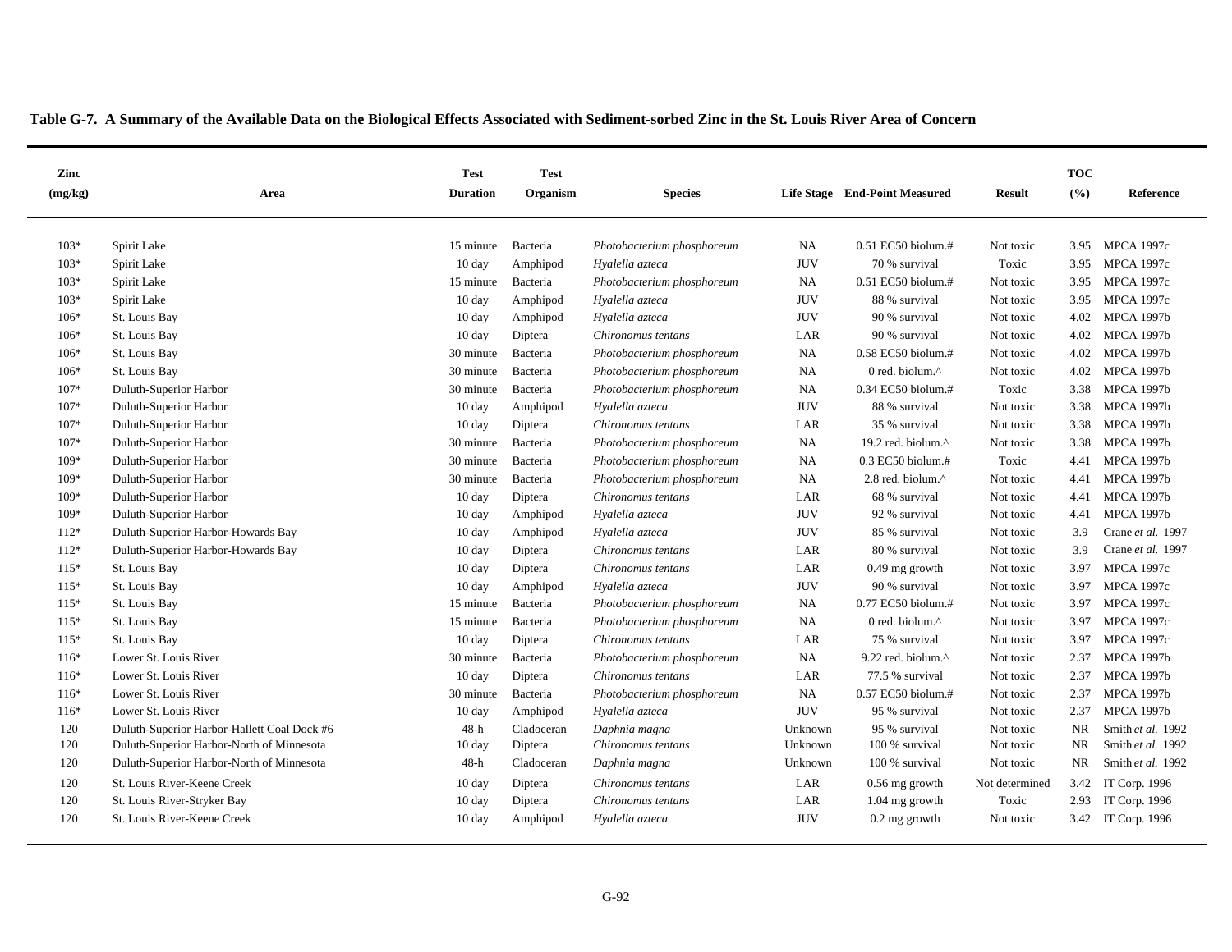**Table G-7. A Summary of the Available Data on the Biological Effects Associated with Sediment-sorbed Zinc in the St. Louis River Area of Concern**

| Zinc (mg/kg) | Area | Test Duration | Test Organism | Species | Life Stage | End-Point Measured | Result | TOC (%) | Reference |
|---|---|---|---|---|---|---|---|---|---|
| 103* | Spirit Lake | 15 minute | Bacteria | *Photobacterium phosphoreum* | NA | 0.51 EC50 biolum.# | Not toxic | 3.95 | MPCA 1997c |
| 103* | Spirit Lake | 10 day | Amphipod | *Hyalella azteca* | JUV | 70 % survival | Toxic | 3.95 | MPCA 1997c |
| 103* | Spirit Lake | 15 minute | Bacteria | *Photobacterium phosphoreum* | NA | 0.51 EC50 biolum.# | Not toxic | 3.95 | MPCA 1997c |
| 103* | Spirit Lake | 10 day | Amphipod | *Hyalella azteca* | JUV | 88 % survival | Not toxic | 3.95 | MPCA 1997c |
| 106* | St. Louis Bay | 10 day | Amphipod | *Hyalella azteca* | JUV | 90 % survival | Not toxic | 4.02 | MPCA 1997b |
| 106* | St. Louis Bay | 10 day | Diptera | *Chironomus tentans* | LAR | 90 % survival | Not toxic | 4.02 | MPCA 1997b |
| 106* | St. Louis Bay | 30 minute | Bacteria | *Photobacterium phosphoreum* | NA | 0.58 EC50 biolum.# | Not toxic | 4.02 | MPCA 1997b |
| 106* | St. Louis Bay | 30 minute | Bacteria | *Photobacterium phosphoreum* | NA | 0 red. biolum.^ | Not toxic | 4.02 | MPCA 1997b |
| 107* | Duluth-Superior Harbor | 30 minute | Bacteria | *Photobacterium phosphoreum* | NA | 0.34 EC50 biolum.# | Toxic | 3.38 | MPCA 1997b |
| 107* | Duluth-Superior Harbor | 10 day | Amphipod | *Hyalella azteca* | JUV | 88 % survival | Not toxic | 3.38 | MPCA 1997b |
| 107* | Duluth-Superior Harbor | 10 day | Diptera | *Chironomus tentans* | LAR | 35 % survival | Not toxic | 3.38 | MPCA 1997b |
| 107* | Duluth-Superior Harbor | 30 minute | Bacteria | *Photobacterium phosphoreum* | NA | 19.2 red. biolum.^ | Not toxic | 3.38 | MPCA 1997b |
| 109* | Duluth-Superior Harbor | 30 minute | Bacteria | *Photobacterium phosphoreum* | NA | 0.3 EC50 biolum.# | Toxic | 4.41 | MPCA 1997b |
| 109* | Duluth-Superior Harbor | 30 minute | Bacteria | *Photobacterium phosphoreum* | NA | 2.8 red. biolum.^ | Not toxic | 4.41 | MPCA 1997b |
| 109* | Duluth-Superior Harbor | 10 day | Diptera | *Chironomus tentans* | LAR | 68 % survival | Not toxic | 4.41 | MPCA 1997b |
| 109* | Duluth-Superior Harbor | 10 day | Amphipod | *Hyalella azteca* | JUV | 92 % survival | Not toxic | 4.41 | MPCA 1997b |
| 112* | Duluth-Superior Harbor-Howards Bay | 10 day | Amphipod | *Hyalella azteca* | JUV | 85 % survival | Not toxic | 3.9 | Crane *et al.* 1997 |
| 112* | Duluth-Superior Harbor-Howards Bay | 10 day | Diptera | *Chironomus tentans* | LAR | 80 % survival | Not toxic | 3.9 | Crane *et al.* 1997 |
| 115* | St. Louis Bay | 10 day | Diptera | *Chironomus tentans* | LAR | 0.49 mg growth | Not toxic | 3.97 | MPCA 1997c |
| 115* | St. Louis Bay | 10 day | Amphipod | *Hyalella azteca* | JUV | 90 % survival | Not toxic | 3.97 | MPCA 1997c |
| 115* | St. Louis Bay | 15 minute | Bacteria | *Photobacterium phosphoreum* | NA | 0.77 EC50 biolum.# | Not toxic | 3.97 | MPCA 1997c |
| 115* | St. Louis Bay | 15 minute | Bacteria | *Photobacterium phosphoreum* | NA | 0 red. biolum.^ | Not toxic | 3.97 | MPCA 1997c |
| 115* | St. Louis Bay | 10 day | Diptera | *Chironomus tentans* | LAR | 75 % survival | Not toxic | 3.97 | MPCA 1997c |
| 116* | Lower St. Louis River | 30 minute | Bacteria | *Photobacterium phosphoreum* | NA | 9.22 red. biolum.^ | Not toxic | 2.37 | MPCA 1997b |
| 116* | Lower St. Louis River | 10 day | Diptera | *Chironomus tentans* | LAR | 77.5 % survival | Not toxic | 2.37 | MPCA 1997b |
| 116* | Lower St. Louis River | 30 minute | Bacteria | *Photobacterium phosphoreum* | NA | 0.57 EC50 biolum.# | Not toxic | 2.37 | MPCA 1997b |
| 116* | Lower St. Louis River | 10 day | Amphipod | *Hyalella azteca* | JUV | 95 % survival | Not toxic | 2.37 | MPCA 1997b |
| 120 | Duluth-Superior Harbor-Hallett Coal Dock #6 | 48-h | Cladoceran | *Daphnia magna* | Unknown | 95 % survival | Not toxic | NR | Smith *et al.* 1992 |
| 120 | Duluth-Superior Harbor-North of Minnesota | 10 day | Diptera | *Chironomus tentans* | Unknown | 100 % survival | Not toxic | NR | Smith *et al.* 1992 |
| 120 | Duluth-Superior Harbor-North of Minnesota | 48-h | Cladoceran | *Daphnia magna* | Unknown | 100 % survival | Not toxic | NR | Smith *et al.* 1992 |
| 120 | St. Louis River-Keene Creek | 10 day | Diptera | *Chironomus tentans* | LAR | 0.56 mg growth | Not determined | 3.42 | IT Corp. 1996 |
| 120 | St. Louis River-Stryker Bay | 10 day | Diptera | *Chironomus tentans* | LAR | 1.04 mg growth | Toxic | 2.93 | IT Corp. 1996 |
| 120 | St. Louis River-Keene Creek | 10 day | Amphipod | *Hyalella azteca* | JUV | 0.2 mg growth | Not toxic | 3.42 | IT Corp. 1996 |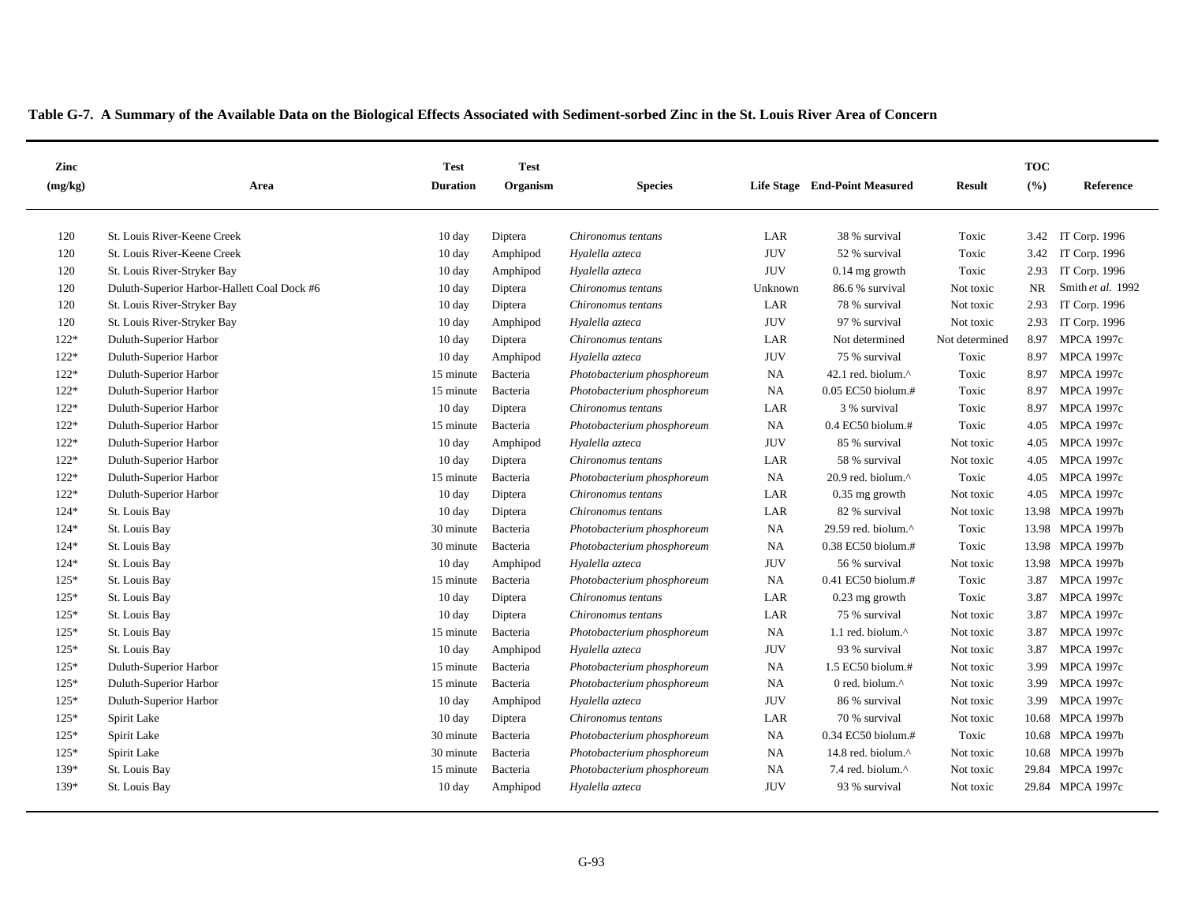**Table G-7. A Summary of the Available Data on the Biological Effects Associated with Sediment-sorbed Zinc in the St. Louis River Area of Concern**

| Zinc (mg/kg) | Area | Test Duration | Test Organism | Species | Life Stage | End-Point Measured | Result | TOC (%) | Reference |
|---|---|---|---|---|---|---|---|---|---|
| 120 | St. Louis River-Keene Creek | 10 day | Diptera | *Chironomus tentans* | LAR | 38 % survival | Toxic | 3.42 | IT Corp. 1996 |
| 120 | St. Louis River-Keene Creek | 10 day | Amphipod | *Hyalella azteca* | JUV | 52 % survival | Toxic | 3.42 | IT Corp. 1996 |
| 120 | St. Louis River-Stryker Bay | 10 day | Amphipod | *Hyalella azteca* | JUV | 0.14 mg growth | Toxic | 2.93 | IT Corp. 1996 |
| 120 | Duluth-Superior Harbor-Hallett Coal Dock #6 | 10 day | Diptera | *Chironomus tentans* | Unknown | 86.6 % survival | Not toxic | NR | Smith *et al.* 1992 |
| 120 | St. Louis River-Stryker Bay | 10 day | Diptera | *Chironomus tentans* | LAR | 78 % survival | Not toxic | 2.93 | IT Corp. 1996 |
| 120 | St. Louis River-Stryker Bay | 10 day | Amphipod | *Hyalella azteca* | JUV | 97 % survival | Not toxic | 2.93 | IT Corp. 1996 |
| 122* | Duluth-Superior Harbor | 10 day | Diptera | *Chironomus tentans* | LAR | Not determined | Not determined | 8.97 | MPCA 1997c |
| 122* | Duluth-Superior Harbor | 10 day | Amphipod | *Hyalella azteca* | JUV | 75 % survival | Toxic | 8.97 | MPCA 1997c |
| 122* | Duluth-Superior Harbor | 15 minute | Bacteria | *Photobacterium phosphoreum* | NA | 42.1 red. biolum.^ | Toxic | 8.97 | MPCA 1997c |
| 122* | Duluth-Superior Harbor | 15 minute | Bacteria | *Photobacterium phosphoreum* | NA | 0.05 EC50 biolum.# | Toxic | 8.97 | MPCA 1997c |
| 122* | Duluth-Superior Harbor | 10 day | Diptera | *Chironomus tentans* | LAR | 3 % survival | Toxic | 8.97 | MPCA 1997c |
| 122* | Duluth-Superior Harbor | 15 minute | Bacteria | *Photobacterium phosphoreum* | NA | 0.4 EC50 biolum.# | Toxic | 4.05 | MPCA 1997c |
| 122* | Duluth-Superior Harbor | 10 day | Amphipod | *Hyalella azteca* | JUV | 85 % survival | Not toxic | 4.05 | MPCA 1997c |
| 122* | Duluth-Superior Harbor | 10 day | Diptera | *Chironomus tentans* | LAR | 58 % survival | Not toxic | 4.05 | MPCA 1997c |
| 122* | Duluth-Superior Harbor | 15 minute | Bacteria | *Photobacterium phosphoreum* | NA | 20.9 red. biolum.^ | Toxic | 4.05 | MPCA 1997c |
| 122* | Duluth-Superior Harbor | 10 day | Diptera | *Chironomus tentans* | LAR | 0.35 mg growth | Not toxic | 4.05 | MPCA 1997c |
| 124* | St. Louis Bay | 10 day | Diptera | *Chironomus tentans* | LAR | 82 % survival | Not toxic | 13.98 | MPCA 1997b |
| 124* | St. Louis Bay | 30 minute | Bacteria | *Photobacterium phosphoreum* | NA | 29.59 red. biolum.^ | Toxic | 13.98 | MPCA 1997b |
| 124* | St. Louis Bay | 30 minute | Bacteria | *Photobacterium phosphoreum* | NA | 0.38 EC50 biolum.# | Toxic | 13.98 | MPCA 1997b |
| 124* | St. Louis Bay | 10 day | Amphipod | *Hyalella azteca* | JUV | 56 % survival | Not toxic | 13.98 | MPCA 1997b |
| 125* | St. Louis Bay | 15 minute | Bacteria | *Photobacterium phosphoreum* | NA | 0.41 EC50 biolum.# | Toxic | 3.87 | MPCA 1997c |
| 125* | St. Louis Bay | 10 day | Diptera | *Chironomus tentans* | LAR | 0.23 mg growth | Toxic | 3.87 | MPCA 1997c |
| 125* | St. Louis Bay | 10 day | Diptera | *Chironomus tentans* | LAR | 75 % survival | Not toxic | 3.87 | MPCA 1997c |
| 125* | St. Louis Bay | 15 minute | Bacteria | *Photobacterium phosphoreum* | NA | 1.1 red. biolum.^ | Not toxic | 3.87 | MPCA 1997c |
| 125* | St. Louis Bay | 10 day | Amphipod | *Hyalella azteca* | JUV | 93 % survival | Not toxic | 3.87 | MPCA 1997c |
| 125* | Duluth-Superior Harbor | 15 minute | Bacteria | *Photobacterium phosphoreum* | NA | 1.5 EC50 biolum.# | Not toxic | 3.99 | MPCA 1997c |
| 125* | Duluth-Superior Harbor | 15 minute | Bacteria | *Photobacterium phosphoreum* | NA | 0 red. biolum.^ | Not toxic | 3.99 | MPCA 1997c |
| 125* | Duluth-Superior Harbor | 10 day | Amphipod | *Hyalella azteca* | JUV | 86 % survival | Not toxic | 3.99 | MPCA 1997c |
| 125* | Spirit Lake | 10 day | Diptera | *Chironomus tentans* | LAR | 70 % survival | Not toxic | 10.68 | MPCA 1997b |
| 125* | Spirit Lake | 30 minute | Bacteria | *Photobacterium phosphoreum* | NA | 0.34 EC50 biolum.# | Toxic | 10.68 | MPCA 1997b |
| 125* | Spirit Lake | 30 minute | Bacteria | *Photobacterium phosphoreum* | NA | 14.8 red. biolum.^ | Not toxic | 10.68 | MPCA 1997b |
| 139* | St. Louis Bay | 15 minute | Bacteria | *Photobacterium phosphoreum* | NA | 7.4 red. biolum.^ | Not toxic | 29.84 | MPCA 1997c |
| 139* | St. Louis Bay | 10 day | Amphipod | *Hyalella azteca* | JUV | 93 % survival | Not toxic | 29.84 | MPCA 1997c |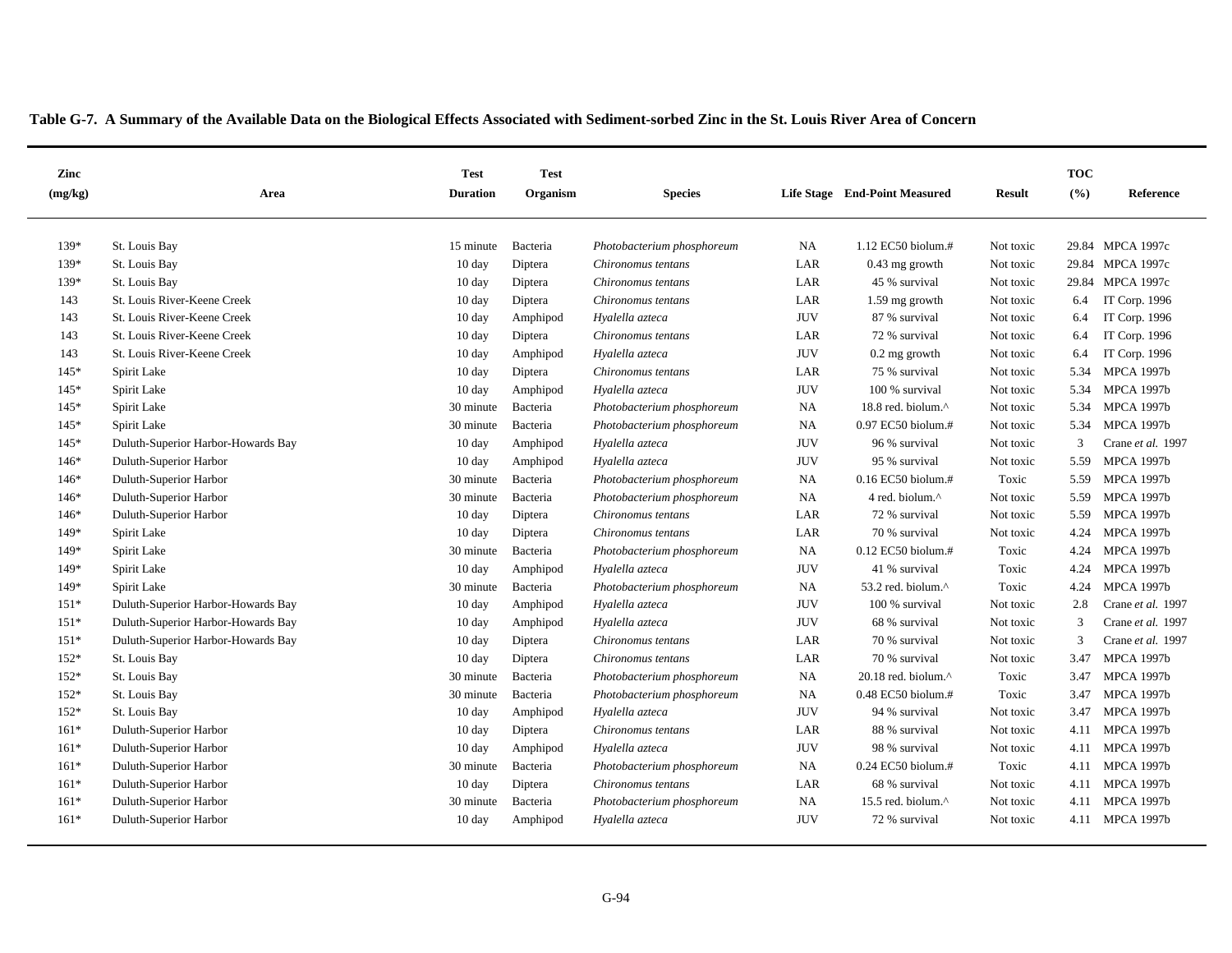**Table G-7. A Summary of the Available Data on the Biological Effects Associated with Sediment-sorbed Zinc in the St. Louis River Area of Concern**

| Zinc (mg/kg) | Area | Test Duration | Test Organism | Species | Life Stage | End-Point Measured | Result | TOC (%) | Reference |
|---|---|---|---|---|---|---|---|---|---|
| 139* | St. Louis Bay | 15 minute | Bacteria | *Photobacterium phosphoreum* | NA | 1.12 EC50 biolum.# | Not toxic | 29.84 | MPCA 1997c |
| 139* | St. Louis Bay | 10 day | Diptera | *Chironomus tentans* | LAR | 0.43 mg growth | Not toxic | 29.84 | MPCA 1997c |
| 139* | St. Louis Bay | 10 day | Diptera | *Chironomus tentans* | LAR | 45 % survival | Not toxic | 29.84 | MPCA 1997c |
| 143 | St. Louis River-Keene Creek | 10 day | Diptera | *Chironomus tentans* | LAR | 1.59 mg growth | Not toxic | 6.4 | IT Corp. 1996 |
| 143 | St. Louis River-Keene Creek | 10 day | Amphipod | *Hyalella azteca* | JUV | 87 % survival | Not toxic | 6.4 | IT Corp. 1996 |
| 143 | St. Louis River-Keene Creek | 10 day | Diptera | *Chironomus tentans* | LAR | 72 % survival | Not toxic | 6.4 | IT Corp. 1996 |
| 143 | St. Louis River-Keene Creek | 10 day | Amphipod | *Hyalella azteca* | JUV | 0.2 mg growth | Not toxic | 6.4 | IT Corp. 1996 |
| 145* | Spirit Lake | 10 day | Diptera | *Chironomus tentans* | LAR | 75 % survival | Not toxic | 5.34 | MPCA 1997b |
| 145* | Spirit Lake | 10 day | Amphipod | *Hyalella azteca* | JUV | 100 % survival | Not toxic | 5.34 | MPCA 1997b |
| 145* | Spirit Lake | 30 minute | Bacteria | *Photobacterium phosphoreum* | NA | 18.8 red. biolum.^ | Not toxic | 5.34 | MPCA 1997b |
| 145* | Spirit Lake | 30 minute | Bacteria | *Photobacterium phosphoreum* | NA | 0.97 EC50 biolum.# | Not toxic | 5.34 | MPCA 1997b |
| 145* | Duluth-Superior Harbor-Howards Bay | 10 day | Amphipod | *Hyalella azteca* | JUV | 96 % survival | Not toxic | 3 | Crane *et al.* 1997 |
| 146* | Duluth-Superior Harbor | 10 day | Amphipod | *Hyalella azteca* | JUV | 95 % survival | Not toxic | 5.59 | MPCA 1997b |
| 146* | Duluth-Superior Harbor | 30 minute | Bacteria | *Photobacterium phosphoreum* | NA | 0.16 EC50 biolum.# | Toxic | 5.59 | MPCA 1997b |
| 146* | Duluth-Superior Harbor | 30 minute | Bacteria | *Photobacterium phosphoreum* | NA | 4 red. biolum.^ | Not toxic | 5.59 | MPCA 1997b |
| 146* | Duluth-Superior Harbor | 10 day | Diptera | *Chironomus tentans* | LAR | 72 % survival | Not toxic | 5.59 | MPCA 1997b |
| 149* | Spirit Lake | 10 day | Diptera | *Chironomus tentans* | LAR | 70 % survival | Not toxic | 4.24 | MPCA 1997b |
| 149* | Spirit Lake | 30 minute | Bacteria | *Photobacterium phosphoreum* | NA | 0.12 EC50 biolum.# | Toxic | 4.24 | MPCA 1997b |
| 149* | Spirit Lake | 10 day | Amphipod | *Hyalella azteca* | JUV | 41 % survival | Toxic | 4.24 | MPCA 1997b |
| 149* | Spirit Lake | 30 minute | Bacteria | *Photobacterium phosphoreum* | NA | 53.2 red. biolum.^ | Toxic | 4.24 | MPCA 1997b |
| 151* | Duluth-Superior Harbor-Howards Bay | 10 day | Amphipod | *Hyalella azteca* | JUV | 100 % survival | Not toxic | 2.8 | Crane *et al.* 1997 |
| 151* | Duluth-Superior Harbor-Howards Bay | 10 day | Amphipod | *Hyalella azteca* | JUV | 68 % survival | Not toxic | 3 | Crane *et al.* 1997 |
| 151* | Duluth-Superior Harbor-Howards Bay | 10 day | Diptera | *Chironomus tentans* | LAR | 70 % survival | Not toxic | 3 | Crane *et al.* 1997 |
| 152* | St. Louis Bay | 10 day | Diptera | *Chironomus tentans* | LAR | 70 % survival | Not toxic | 3.47 | MPCA 1997b |
| 152* | St. Louis Bay | 30 minute | Bacteria | *Photobacterium phosphoreum* | NA | 20.18 red. biolum.^ | Toxic | 3.47 | MPCA 1997b |
| 152* | St. Louis Bay | 30 minute | Bacteria | *Photobacterium phosphoreum* | NA | 0.48 EC50 biolum.# | Toxic | 3.47 | MPCA 1997b |
| 152* | St. Louis Bay | 10 day | Amphipod | *Hyalella azteca* | JUV | 94 % survival | Not toxic | 3.47 | MPCA 1997b |
| 161* | Duluth-Superior Harbor | 10 day | Diptera | *Chironomus tentans* | LAR | 88 % survival | Not toxic | 4.11 | MPCA 1997b |
| 161* | Duluth-Superior Harbor | 10 day | Amphipod | *Hyalella azteca* | JUV | 98 % survival | Not toxic | 4.11 | MPCA 1997b |
| 161* | Duluth-Superior Harbor | 30 minute | Bacteria | *Photobacterium phosphoreum* | NA | 0.24 EC50 biolum.# | Toxic | 4.11 | MPCA 1997b |
| 161* | Duluth-Superior Harbor | 10 day | Diptera | *Chironomus tentans* | LAR | 68 % survival | Not toxic | 4.11 | MPCA 1997b |
| 161* | Duluth-Superior Harbor | 30 minute | Bacteria | *Photobacterium phosphoreum* | NA | 15.5 red. biolum.^ | Not toxic | 4.11 | MPCA 1997b |
| 161* | Duluth-Superior Harbor | 10 day | Amphipod | *Hyalella azteca* | JUV | 72 % survival | Not toxic | 4.11 | MPCA 1997b |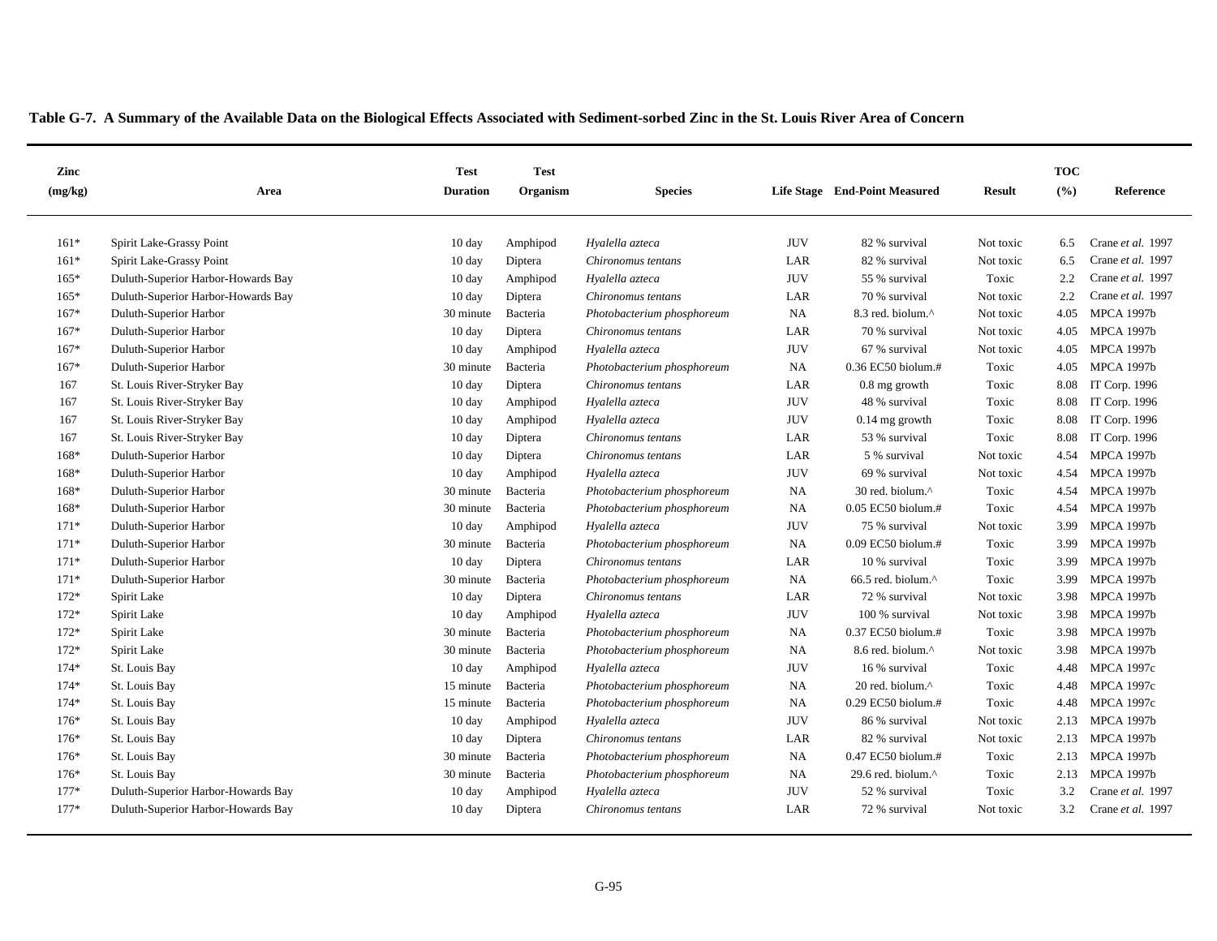**Table G-7. A Summary of the Available Data on the Biological Effects Associated with Sediment-sorbed Zinc in the St. Louis River Area of Concern**

| Zinc (mg/kg) | Area | Test Duration | Test Organism | Species | Life Stage | End-Point Measured | Result | TOC (%) | Reference |
|---|---|---|---|---|---|---|---|---|---|
| 161* | Spirit Lake-Grassy Point | 10 day | Amphipod | *Hyalella azteca* | JUV | 82 % survival | Not toxic | 6.5 | Crane *et al.* 1997 |
| 161* | Spirit Lake-Grassy Point | 10 day | Diptera | *Chironomus tentans* | LAR | 82 % survival | Not toxic | 6.5 | Crane *et al.* 1997 |
| 165* | Duluth-Superior Harbor-Howards Bay | 10 day | Amphipod | *Hyalella azteca* | JUV | 55 % survival | Toxic | 2.2 | Crane *et al.* 1997 |
| 165* | Duluth-Superior Harbor-Howards Bay | 10 day | Diptera | *Chironomus tentans* | LAR | 70 % survival | Not toxic | 2.2 | Crane *et al.* 1997 |
| 167* | Duluth-Superior Harbor | 30 minute | Bacteria | *Photobacterium phosphoreum* | NA | 8.3 red. biolum.^ | Not toxic | 4.05 | MPCA 1997b |
| 167* | Duluth-Superior Harbor | 10 day | Diptera | *Chironomus tentans* | LAR | 70 % survival | Not toxic | 4.05 | MPCA 1997b |
| 167* | Duluth-Superior Harbor | 10 day | Amphipod | *Hyalella azteca* | JUV | 67 % survival | Not toxic | 4.05 | MPCA 1997b |
| 167* | Duluth-Superior Harbor | 30 minute | Bacteria | *Photobacterium phosphoreum* | NA | 0.36 EC50 biolum.# | Toxic | 4.05 | MPCA 1997b |
| 167 | St. Louis River-Stryker Bay | 10 day | Diptera | *Chironomus tentans* | LAR | 0.8 mg growth | Toxic | 8.08 | IT Corp. 1996 |
| 167 | St. Louis River-Stryker Bay | 10 day | Amphipod | *Hyalella azteca* | JUV | 48 % survival | Toxic | 8.08 | IT Corp. 1996 |
| 167 | St. Louis River-Stryker Bay | 10 day | Amphipod | *Hyalella azteca* | JUV | 0.14 mg growth | Toxic | 8.08 | IT Corp. 1996 |
| 167 | St. Louis River-Stryker Bay | 10 day | Diptera | *Chironomus tentans* | LAR | 53 % survival | Toxic | 8.08 | IT Corp. 1996 |
| 168* | Duluth-Superior Harbor | 10 day | Diptera | *Chironomus tentans* | LAR | 5 % survival | Not toxic | 4.54 | MPCA 1997b |
| 168* | Duluth-Superior Harbor | 10 day | Amphipod | *Hyalella azteca* | JUV | 69 % survival | Not toxic | 4.54 | MPCA 1997b |
| 168* | Duluth-Superior Harbor | 30 minute | Bacteria | *Photobacterium phosphoreum* | NA | 30 red. biolum.^ | Toxic | 4.54 | MPCA 1997b |
| 168* | Duluth-Superior Harbor | 30 minute | Bacteria | *Photobacterium phosphoreum* | NA | 0.05 EC50 biolum.# | Toxic | 4.54 | MPCA 1997b |
| 171* | Duluth-Superior Harbor | 10 day | Amphipod | *Hyalella azteca* | JUV | 75 % survival | Not toxic | 3.99 | MPCA 1997b |
| 171* | Duluth-Superior Harbor | 30 minute | Bacteria | *Photobacterium phosphoreum* | NA | 0.09 EC50 biolum.# | Toxic | 3.99 | MPCA 1997b |
| 171* | Duluth-Superior Harbor | 10 day | Diptera | *Chironomus tentans* | LAR | 10 % survival | Toxic | 3.99 | MPCA 1997b |
| 171* | Duluth-Superior Harbor | 30 minute | Bacteria | *Photobacterium phosphoreum* | NA | 66.5 red. biolum.^ | Toxic | 3.99 | MPCA 1997b |
| 172* | Spirit Lake | 10 day | Diptera | *Chironomus tentans* | LAR | 72 % survival | Not toxic | 3.98 | MPCA 1997b |
| 172* | Spirit Lake | 10 day | Amphipod | *Hyalella azteca* | JUV | 100 % survival | Not toxic | 3.98 | MPCA 1997b |
| 172* | Spirit Lake | 30 minute | Bacteria | *Photobacterium phosphoreum* | NA | 0.37 EC50 biolum.# | Toxic | 3.98 | MPCA 1997b |
| 172* | Spirit Lake | 30 minute | Bacteria | *Photobacterium phosphoreum* | NA | 8.6 red. biolum.^ | Not toxic | 3.98 | MPCA 1997b |
| 174* | St. Louis Bay | 10 day | Amphipod | *Hyalella azteca* | JUV | 16 % survival | Toxic | 4.48 | MPCA 1997c |
| 174* | St. Louis Bay | 15 minute | Bacteria | *Photobacterium phosphoreum* | NA | 20 red. biolum.^ | Toxic | 4.48 | MPCA 1997c |
| 174* | St. Louis Bay | 15 minute | Bacteria | *Photobacterium phosphoreum* | NA | 0.29 EC50 biolum.# | Toxic | 4.48 | MPCA 1997c |
| 176* | St. Louis Bay | 10 day | Amphipod | *Hyalella azteca* | JUV | 86 % survival | Not toxic | 2.13 | MPCA 1997b |
| 176* | St. Louis Bay | 10 day | Diptera | *Chironomus tentans* | LAR | 82 % survival | Not toxic | 2.13 | MPCA 1997b |
| 176* | St. Louis Bay | 30 minute | Bacteria | *Photobacterium phosphoreum* | NA | 0.47 EC50 biolum.# | Toxic | 2.13 | MPCA 1997b |
| 176* | St. Louis Bay | 30 minute | Bacteria | *Photobacterium phosphoreum* | NA | 29.6 red. biolum.^ | Toxic | 2.13 | MPCA 1997b |
| 177* | Duluth-Superior Harbor-Howards Bay | 10 day | Amphipod | *Hyalella azteca* | JUV | 52 % survival | Toxic | 3.2 | Crane *et al.* 1997 |
| 177* | Duluth-Superior Harbor-Howards Bay | 10 day | Diptera | *Chironomus tentans* | LAR | 72 % survival | Not toxic | 3.2 | Crane *et al.* 1997 |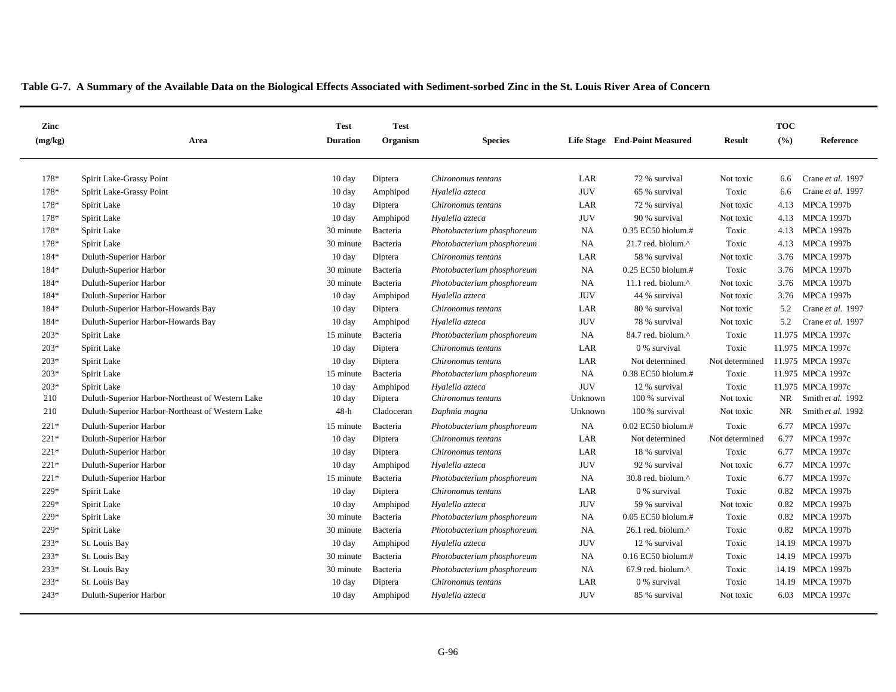**Table G-7. A Summary of the Available Data on the Biological Effects Associated with Sediment-sorbed Zinc in the St. Louis River Area of Concern**

| Zinc (mg/kg) | Area | Test Duration | Test Organism | Species | Life Stage | End-Point Measured | Result | TOC (%) | Reference |
|---|---|---|---|---|---|---|---|---|---|
| 178* | Spirit Lake-Grassy Point | 10 day | Diptera | *Chironomus tentans* | LAR | 72 % survival | Not toxic | 6.6 | Crane *et al.* 1997 |
| 178* | Spirit Lake-Grassy Point | 10 day | Amphipod | *Hyalella azteca* | JUV | 65 % survival | Toxic | 6.6 | Crane *et al.* 1997 |
| 178* | Spirit Lake | 10 day | Diptera | *Chironomus tentans* | LAR | 72 % survival | Not toxic | 4.13 | MPCA 1997b |
| 178* | Spirit Lake | 10 day | Amphipod | *Hyalella azteca* | JUV | 90 % survival | Not toxic | 4.13 | MPCA 1997b |
| 178* | Spirit Lake | 30 minute | Bacteria | *Photobacterium phosphoreum* | NA | 0.35 EC50 biolum.# | Toxic | 4.13 | MPCA 1997b |
| 178* | Spirit Lake | 30 minute | Bacteria | *Photobacterium phosphoreum* | NA | 21.7 red. biolum.^ | Toxic | 4.13 | MPCA 1997b |
| 184* | Duluth-Superior Harbor | 10 day | Diptera | *Chironomus tentans* | LAR | 58 % survival | Not toxic | 3.76 | MPCA 1997b |
| 184* | Duluth-Superior Harbor | 30 minute | Bacteria | *Photobacterium phosphoreum* | NA | 0.25 EC50 biolum.# | Toxic | 3.76 | MPCA 1997b |
| 184* | Duluth-Superior Harbor | 30 minute | Bacteria | *Photobacterium phosphoreum* | NA | 11.1 red. biolum.^ | Not toxic | 3.76 | MPCA 1997b |
| 184* | Duluth-Superior Harbor | 10 day | Amphipod | *Hyalella azteca* | JUV | 44 % survival | Not toxic | 3.76 | MPCA 1997b |
| 184* | Duluth-Superior Harbor-Howards Bay | 10 day | Diptera | *Chironomus tentans* | LAR | 80 % survival | Not toxic | 5.2 | Crane *et al.* 1997 |
| 184* | Duluth-Superior Harbor-Howards Bay | 10 day | Amphipod | *Hyalella azteca* | JUV | 78 % survival | Not toxic | 5.2 | Crane *et al.* 1997 |
| 203* | Spirit Lake | 15 minute | Bacteria | *Photobacterium phosphoreum* | NA | 84.7 red. biolum.^ | Toxic | 11.975 | MPCA 1997c |
| 203* | Spirit Lake | 10 day | Diptera | *Chironomus tentans* | LAR | 0 % survival | Toxic | 11.975 | MPCA 1997c |
| 203* | Spirit Lake | 10 day | Diptera | *Chironomus tentans* | LAR | Not determined | Not determined | 11.975 | MPCA 1997c |
| 203* | Spirit Lake | 15 minute | Bacteria | *Photobacterium phosphoreum* | NA | 0.38 EC50 biolum.# | Toxic | 11.975 | MPCA 1997c |
| 203* | Spirit Lake | 10 day | Amphipod | *Hyalella azteca* | JUV | 12 % survival | Toxic | 11.975 | MPCA 1997c |
| 210 | Duluth-Superior Harbor-Northeast of Western Lake | 10 day | Diptera | *Chironomus tentans* | Unknown | 100 % survival | Not toxic | NR | Smith *et al.* 1992 |
| 210 | Duluth-Superior Harbor-Northeast of Western Lake | 48-h | Cladoceran | *Daphnia magna* | Unknown | 100 % survival | Not toxic | NR | Smith *et al.* 1992 |
| 221* | Duluth-Superior Harbor | 15 minute | Bacteria | *Photobacterium phosphoreum* | NA | 0.02 EC50 biolum.# | Toxic | 6.77 | MPCA 1997c |
| 221* | Duluth-Superior Harbor | 10 day | Diptera | *Chironomus tentans* | LAR | Not determined | Not determined | 6.77 | MPCA 1997c |
| 221* | Duluth-Superior Harbor | 10 day | Diptera | *Chironomus tentans* | LAR | 18 % survival | Toxic | 6.77 | MPCA 1997c |
| 221* | Duluth-Superior Harbor | 10 day | Amphipod | *Hyalella azteca* | JUV | 92 % survival | Not toxic | 6.77 | MPCA 1997c |
| 221* | Duluth-Superior Harbor | 15 minute | Bacteria | *Photobacterium phosphoreum* | NA | 30.8 red. biolum.^ | Toxic | 6.77 | MPCA 1997c |
| 229* | Spirit Lake | 10 day | Diptera | *Chironomus tentans* | LAR | 0 % survival | Toxic | 0.82 | MPCA 1997b |
| 229* | Spirit Lake | 10 day | Amphipod | *Hyalella azteca* | JUV | 59 % survival | Not toxic | 0.82 | MPCA 1997b |
| 229* | Spirit Lake | 30 minute | Bacteria | *Photobacterium phosphoreum* | NA | 0.05 EC50 biolum.# | Toxic | 0.82 | MPCA 1997b |
| 229* | Spirit Lake | 30 minute | Bacteria | *Photobacterium phosphoreum* | NA | 26.1 red. biolum.^ | Toxic | 0.82 | MPCA 1997b |
| 233* | St. Louis Bay | 10 day | Amphipod | *Hyalella azteca* | JUV | 12 % survival | Toxic | 14.19 | MPCA 1997b |
| 233* | St. Louis Bay | 30 minute | Bacteria | *Photobacterium phosphoreum* | NA | 0.16 EC50 biolum.# | Toxic | 14.19 | MPCA 1997b |
| 233* | St. Louis Bay | 30 minute | Bacteria | *Photobacterium phosphoreum* | NA | 67.9 red. biolum.^ | Toxic | 14.19 | MPCA 1997b |
| 233* | St. Louis Bay | 10 day | Diptera | *Chironomus tentans* | LAR | 0 % survival | Toxic | 14.19 | MPCA 1997b |
| 243* | Duluth-Superior Harbor | 10 day | Amphipod | *Hyalella azteca* | JUV | 85 % survival | Not toxic | 6.03 | MPCA 1997c |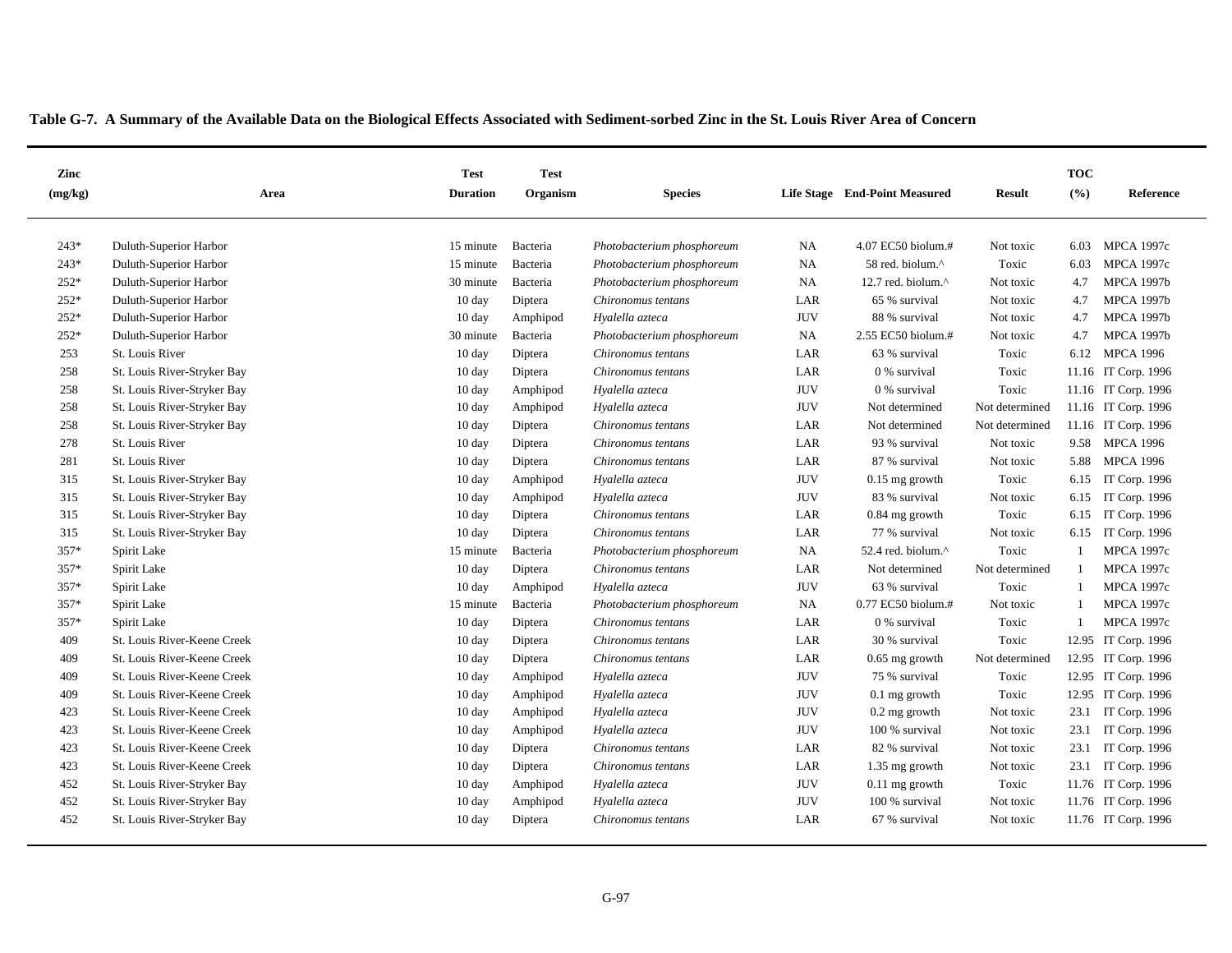**Table G-7. A Summary of the Available Data on the Biological Effects Associated with Sediment-sorbed Zinc in the St. Louis River Area of Concern**

| Zinc (mg/kg) | Area | Test Duration | Test Organism | Species | Life Stage | End-Point Measured | Result | TOC (%) | Reference |
|---|---|---|---|---|---|---|---|---|---|
| 243* | Duluth-Superior Harbor | 15 minute | Bacteria | *Photobacterium phosphoreum* | NA | 4.07 EC50 biolum.# | Not toxic | 6.03 | MPCA 1997c |
| 243* | Duluth-Superior Harbor | 15 minute | Bacteria | *Photobacterium phosphoreum* | NA | 58 red. biolum.^ | Toxic | 6.03 | MPCA 1997c |
| 252* | Duluth-Superior Harbor | 30 minute | Bacteria | *Photobacterium phosphoreum* | NA | 12.7 red. biolum.^ | Not toxic | 4.7 | MPCA 1997b |
| 252* | Duluth-Superior Harbor | 10 day | Diptera | *Chironomus tentans* | LAR | 65 % survival | Not toxic | 4.7 | MPCA 1997b |
| 252* | Duluth-Superior Harbor | 10 day | Amphipod | *Hyalella azteca* | JUV | 88 % survival | Not toxic | 4.7 | MPCA 1997b |
| 252* | Duluth-Superior Harbor | 30 minute | Bacteria | *Photobacterium phosphoreum* | NA | 2.55 EC50 biolum.# | Not toxic | 4.7 | MPCA 1997b |
| 253 | St. Louis River | 10 day | Diptera | *Chironomus tentans* | LAR | 63 % survival | Toxic | 6.12 | MPCA 1996 |
| 258 | St. Louis River-Stryker Bay | 10 day | Diptera | *Chironomus tentans* | LAR | 0 % survival | Toxic | 11.16 | IT Corp. 1996 |
| 258 | St. Louis River-Stryker Bay | 10 day | Amphipod | *Hyalella azteca* | JUV | 0 % survival | Toxic | 11.16 | IT Corp. 1996 |
| 258 | St. Louis River-Stryker Bay | 10 day | Amphipod | *Hyalella azteca* | JUV | Not determined | Not determined | 11.16 | IT Corp. 1996 |
| 258 | St. Louis River-Stryker Bay | 10 day | Diptera | *Chironomus tentans* | LAR | Not determined | Not determined | 11.16 | IT Corp. 1996 |
| 278 | St. Louis River | 10 day | Diptera | *Chironomus tentans* | LAR | 93 % survival | Not toxic | 9.58 | MPCA 1996 |
| 281 | St. Louis River | 10 day | Diptera | *Chironomus tentans* | LAR | 87 % survival | Not toxic | 5.88 | MPCA 1996 |
| 315 | St. Louis River-Stryker Bay | 10 day | Amphipod | *Hyalella azteca* | JUV | 0.15 mg growth | Toxic | 6.15 | IT Corp. 1996 |
| 315 | St. Louis River-Stryker Bay | 10 day | Amphipod | *Hyalella azteca* | JUV | 83 % survival | Not toxic | 6.15 | IT Corp. 1996 |
| 315 | St. Louis River-Stryker Bay | 10 day | Diptera | *Chironomus tentans* | LAR | 0.84 mg growth | Toxic | 6.15 | IT Corp. 1996 |
| 315 | St. Louis River-Stryker Bay | 10 day | Diptera | *Chironomus tentans* | LAR | 77 % survival | Not toxic | 6.15 | IT Corp. 1996 |
| 357* | Spirit Lake | 15 minute | Bacteria | *Photobacterium phosphoreum* | NA | 52.4 red. biolum.^ | Toxic | 1 | MPCA 1997c |
| 357* | Spirit Lake | 10 day | Diptera | *Chironomus tentans* | LAR | Not determined | Not determined | 1 | MPCA 1997c |
| 357* | Spirit Lake | 10 day | Amphipod | *Hyalella azteca* | JUV | 63 % survival | Toxic | 1 | MPCA 1997c |
| 357* | Spirit Lake | 15 minute | Bacteria | *Photobacterium phosphoreum* | NA | 0.77 EC50 biolum.# | Not toxic | 1 | MPCA 1997c |
| 357* | Spirit Lake | 10 day | Diptera | *Chironomus tentans* | LAR | 0 % survival | Toxic | 1 | MPCA 1997c |
| 409 | St. Louis River-Keene Creek | 10 day | Diptera | *Chironomus tentans* | LAR | 30 % survival | Toxic | 12.95 | IT Corp. 1996 |
| 409 | St. Louis River-Keene Creek | 10 day | Diptera | *Chironomus tentans* | LAR | 0.65 mg growth | Not determined | 12.95 | IT Corp. 1996 |
| 409 | St. Louis River-Keene Creek | 10 day | Amphipod | *Hyalella azteca* | JUV | 75 % survival | Toxic | 12.95 | IT Corp. 1996 |
| 409 | St. Louis River-Keene Creek | 10 day | Amphipod | *Hyalella azteca* | JUV | 0.1 mg growth | Toxic | 12.95 | IT Corp. 1996 |
| 423 | St. Louis River-Keene Creek | 10 day | Amphipod | *Hyalella azteca* | JUV | 0.2 mg growth | Not toxic | 23.1 | IT Corp. 1996 |
| 423 | St. Louis River-Keene Creek | 10 day | Amphipod | *Hyalella azteca* | JUV | 100 % survival | Not toxic | 23.1 | IT Corp. 1996 |
| 423 | St. Louis River-Keene Creek | 10 day | Diptera | *Chironomus tentans* | LAR | 82 % survival | Not toxic | 23.1 | IT Corp. 1996 |
| 423 | St. Louis River-Keene Creek | 10 day | Diptera | *Chironomus tentans* | LAR | 1.35 mg growth | Not toxic | 23.1 | IT Corp. 1996 |
| 452 | St. Louis River-Stryker Bay | 10 day | Amphipod | *Hyalella azteca* | JUV | 0.11 mg growth | Toxic | 11.76 | IT Corp. 1996 |
| 452 | St. Louis River-Stryker Bay | 10 day | Amphipod | *Hyalella azteca* | JUV | 100 % survival | Not toxic | 11.76 | IT Corp. 1996 |
| 452 | St. Louis River-Stryker Bay | 10 day | Diptera | *Chironomus tentans* | LAR | 67 % survival | Not toxic | 11.76 | IT Corp. 1996 |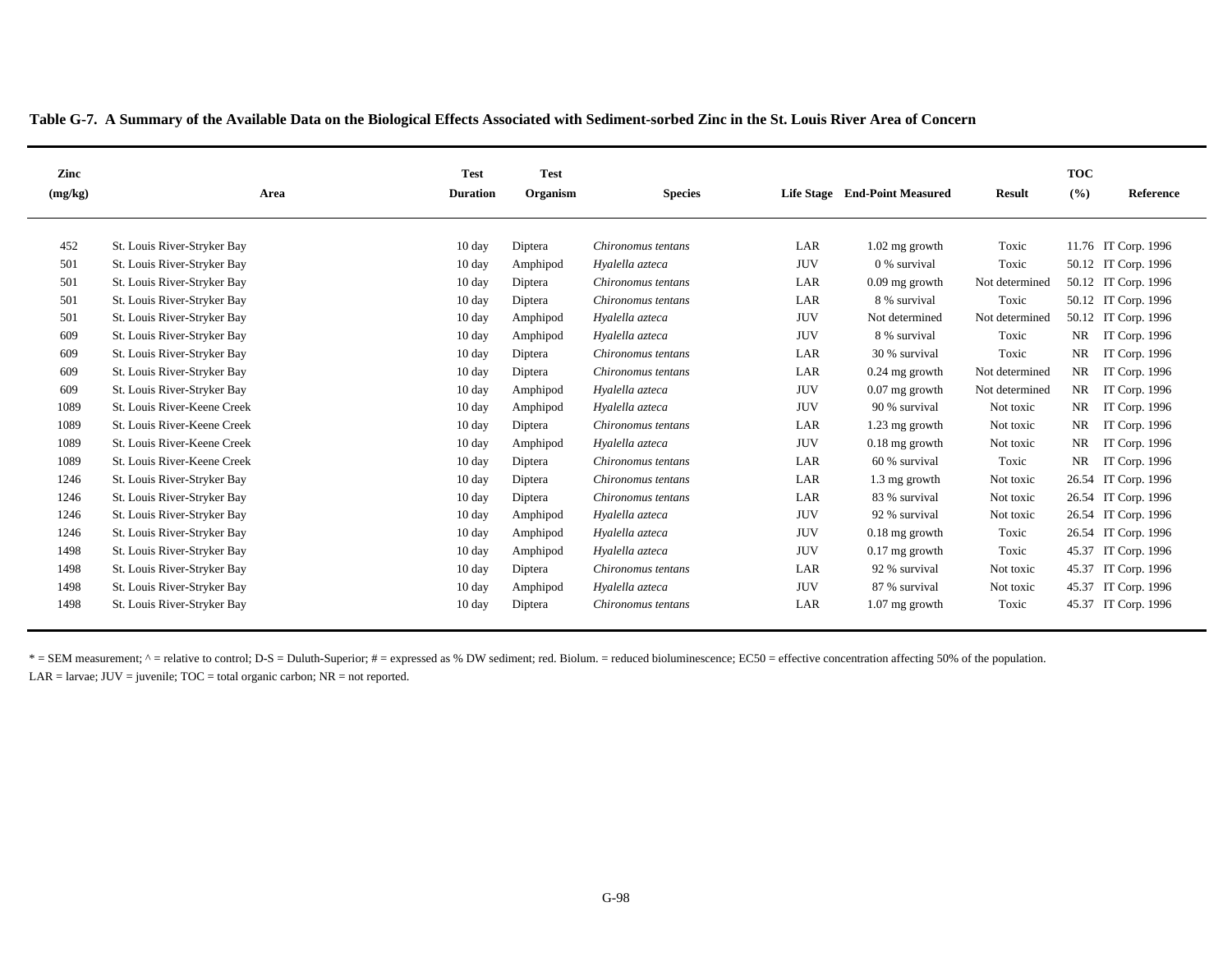**Table G-7. A Summary of the Available Data on the Biological Effects Associated with Sediment-sorbed Zinc in the St. Louis River Area of Concern**

| Zinc (mg/kg) | Area | Test Duration | Test Organism | Species | Life Stage | End-Point Measured | Result | TOC (%) | Reference |
|---|---|---|---|---|---|---|---|---|---|
| 452 | St. Louis River-Stryker Bay | 10 day | Diptera | *Chironomus tentans* | LAR | 1.02 mg growth | Toxic | 11.76 | IT Corp. 1996 |
| 501 | St. Louis River-Stryker Bay | 10 day | Amphipod | *Hyalella azteca* | JUV | 0 % survival | Toxic | 50.12 | IT Corp. 1996 |
| 501 | St. Louis River-Stryker Bay | 10 day | Diptera | *Chironomus tentans* | LAR | 0.09 mg growth | Not determined | 50.12 | IT Corp. 1996 |
| 501 | St. Louis River-Stryker Bay | 10 day | Diptera | *Chironomus tentans* | LAR | 8 % survival | Toxic | 50.12 | IT Corp. 1996 |
| 501 | St. Louis River-Stryker Bay | 10 day | Amphipod | *Hyalella azteca* | JUV | Not determined | Not determined | 50.12 | IT Corp. 1996 |
| 609 | St. Louis River-Stryker Bay | 10 day | Amphipod | *Hyalella azteca* | JUV | 8 % survival | Toxic | NR | IT Corp. 1996 |
| 609 | St. Louis River-Stryker Bay | 10 day | Diptera | *Chironomus tentans* | LAR | 30 % survival | Toxic | NR | IT Corp. 1996 |
| 609 | St. Louis River-Stryker Bay | 10 day | Diptera | *Chironomus tentans* | LAR | 0.24 mg growth | Not determined | NR | IT Corp. 1996 |
| 609 | St. Louis River-Stryker Bay | 10 day | Amphipod | *Hyalella azteca* | JUV | 0.07 mg growth | Not determined | NR | IT Corp. 1996 |
| 1089 | St. Louis River-Keene Creek | 10 day | Amphipod | *Hyalella azteca* | JUV | 90 % survival | Not toxic | NR | IT Corp. 1996 |
| 1089 | St. Louis River-Keene Creek | 10 day | Diptera | *Chironomus tentans* | LAR | 1.23 mg growth | Not toxic | NR | IT Corp. 1996 |
| 1089 | St. Louis River-Keene Creek | 10 day | Amphipod | *Hyalella azteca* | JUV | 0.18 mg growth | Not toxic | NR | IT Corp. 1996 |
| 1089 | St. Louis River-Keene Creek | 10 day | Diptera | *Chironomus tentans* | LAR | 60 % survival | Toxic | NR | IT Corp. 1996 |
| 1246 | St. Louis River-Stryker Bay | 10 day | Diptera | *Chironomus tentans* | LAR | 1.3 mg growth | Not toxic | 26.54 | IT Corp. 1996 |
| 1246 | St. Louis River-Stryker Bay | 10 day | Diptera | *Chironomus tentans* | LAR | 83 % survival | Not toxic | 26.54 | IT Corp. 1996 |
| 1246 | St. Louis River-Stryker Bay | 10 day | Amphipod | *Hyalella azteca* | JUV | 92 % survival | Not toxic | 26.54 | IT Corp. 1996 |
| 1246 | St. Louis River-Stryker Bay | 10 day | Amphipod | *Hyalella azteca* | JUV | 0.18 mg growth | Toxic | 26.54 | IT Corp. 1996 |
| 1498 | St. Louis River-Stryker Bay | 10 day | Amphipod | *Hyalella azteca* | JUV | 0.17 mg growth | Toxic | 45.37 | IT Corp. 1996 |
| 1498 | St. Louis River-Stryker Bay | 10 day | Diptera | *Chironomus tentans* | LAR | 92 % survival | Not toxic | 45.37 | IT Corp. 1996 |
| 1498 | St. Louis River-Stryker Bay | 10 day | Amphipod | *Hyalella azteca* | JUV | 87 % survival | Not toxic | 45.37 | IT Corp. 1996 |
| 1498 | St. Louis River-Stryker Bay | 10 day | Diptera | *Chironomus tentans* | LAR | 1.07 mg growth | Toxic | 45.37 | IT Corp. 1996 |

* = SEM measurement; ^ = relative to control; D-S = Duluth-Superior; # = expressed as % DW sediment; red. Biolum. = reduced bioluminescence; EC50 = effective concentration affecting 50% of the population.
LAR = larvae; JUV = juvenile; TOC = total organic carbon; NR = not reported.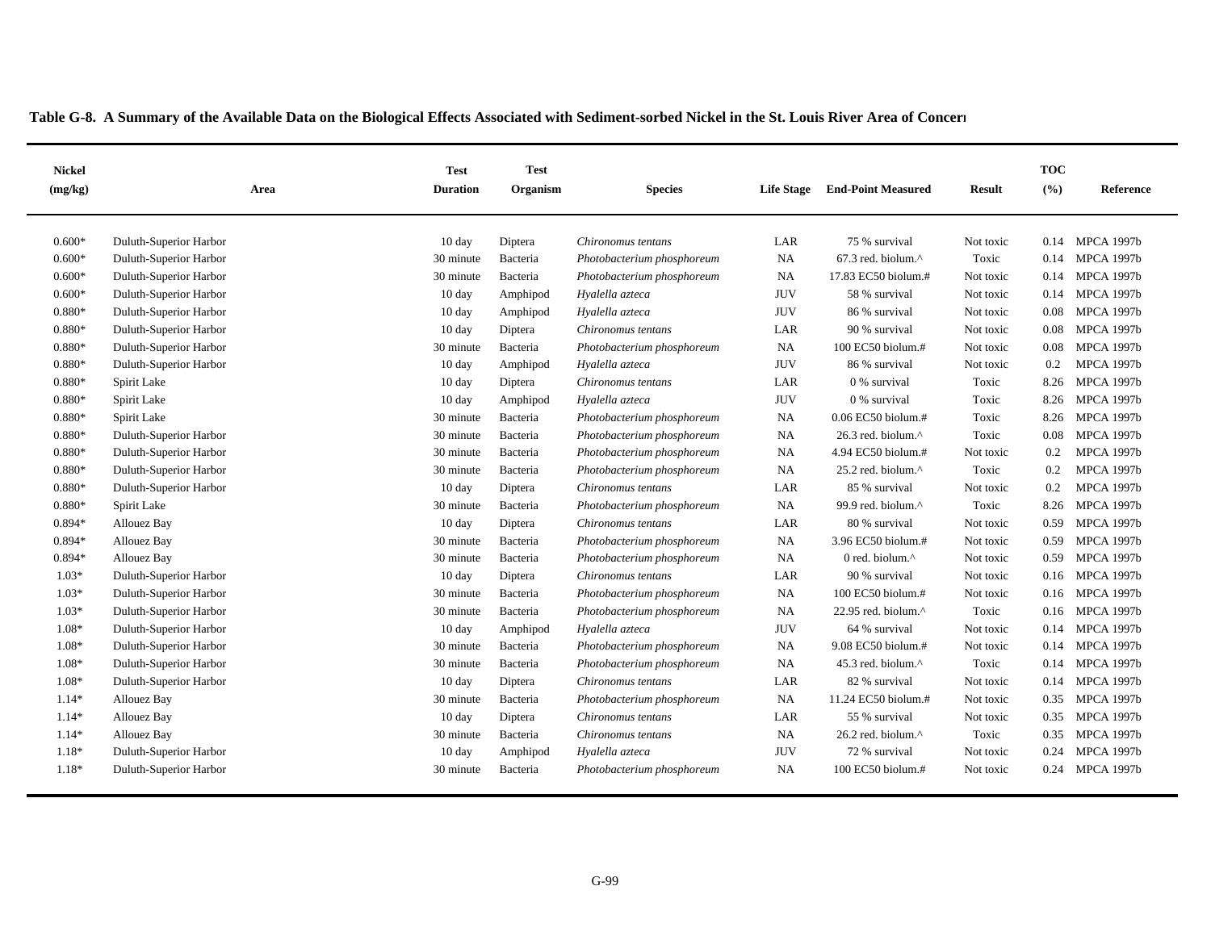**Table G-8. A Summary of the Available Data on the Biological Effects Associated with Sediment-sorbed Nickel in the St. Louis River Area of Concern**

| Nickel (mg/kg) | Area | Test Duration | Test Organism | Species | Life Stage | End-Point Measured | Result | TOC (%) | Reference |
|---|---|---|---|---|---|---|---|---|---|
| 0.600* | Duluth-Superior Harbor | 10 day | Diptera | *Chironomus tentans* | LAR | 75 % survival | Not toxic | 0.14 | MPCA 1997b |
| 0.600* | Duluth-Superior Harbor | 30 minute | Bacteria | *Photobacterium phosphoreum* | NA | 67.3 red. biolum.^ | Toxic | 0.14 | MPCA 1997b |
| 0.600* | Duluth-Superior Harbor | 30 minute | Bacteria | *Photobacterium phosphoreum* | NA | 17.83 EC50 biolum.# | Not toxic | 0.14 | MPCA 1997b |
| 0.600* | Duluth-Superior Harbor | 10 day | Amphipod | *Hyalella azteca* | JUV | 58 % survival | Not toxic | 0.14 | MPCA 1997b |
| 0.880* | Duluth-Superior Harbor | 10 day | Amphipod | *Hyalella azteca* | JUV | 86 % survival | Not toxic | 0.08 | MPCA 1997b |
| 0.880* | Duluth-Superior Harbor | 10 day | Diptera | *Chironomus tentans* | LAR | 90 % survival | Not toxic | 0.08 | MPCA 1997b |
| 0.880* | Duluth-Superior Harbor | 30 minute | Bacteria | *Photobacterium phosphoreum* | NA | 100 EC50 biolum.# | Not toxic | 0.08 | MPCA 1997b |
| 0.880* | Duluth-Superior Harbor | 10 day | Amphipod | *Hyalella azteca* | JUV | 86 % survival | Not toxic | 0.2 | MPCA 1997b |
| 0.880* | Spirit Lake | 10 day | Diptera | *Chironomus tentans* | LAR | 0 % survival | Toxic | 8.26 | MPCA 1997b |
| 0.880* | Spirit Lake | 10 day | Amphipod | *Hyalella azteca* | JUV | 0 % survival | Toxic | 8.26 | MPCA 1997b |
| 0.880* | Spirit Lake | 30 minute | Bacteria | *Photobacterium phosphoreum* | NA | 0.06 EC50 biolum.# | Toxic | 8.26 | MPCA 1997b |
| 0.880* | Duluth-Superior Harbor | 30 minute | Bacteria | *Photobacterium phosphoreum* | NA | 26.3 red. biolum.^ | Toxic | 0.08 | MPCA 1997b |
| 0.880* | Duluth-Superior Harbor | 30 minute | Bacteria | *Photobacterium phosphoreum* | NA | 4.94 EC50 biolum.# | Not toxic | 0.2 | MPCA 1997b |
| 0.880* | Duluth-Superior Harbor | 30 minute | Bacteria | *Photobacterium phosphoreum* | NA | 25.2 red. biolum.^ | Toxic | 0.2 | MPCA 1997b |
| 0.880* | Duluth-Superior Harbor | 10 day | Diptera | *Chironomus tentans* | LAR | 85 % survival | Not toxic | 0.2 | MPCA 1997b |
| 0.880* | Spirit Lake | 30 minute | Bacteria | *Photobacterium phosphoreum* | NA | 99.9 red. biolum.^ | Toxic | 8.26 | MPCA 1997b |
| 0.894* | Allouez Bay | 10 day | Diptera | *Chironomus tentans* | LAR | 80 % survival | Not toxic | 0.59 | MPCA 1997b |
| 0.894* | Allouez Bay | 30 minute | Bacteria | *Photobacterium phosphoreum* | NA | 3.96 EC50 biolum.# | Not toxic | 0.59 | MPCA 1997b |
| 0.894* | Allouez Bay | 30 minute | Bacteria | *Photobacterium phosphoreum* | NA | 0 red. biolum.^ | Not toxic | 0.59 | MPCA 1997b |
| 1.03* | Duluth-Superior Harbor | 10 day | Diptera | *Chironomus tentans* | LAR | 90 % survival | Not toxic | 0.16 | MPCA 1997b |
| 1.03* | Duluth-Superior Harbor | 30 minute | Bacteria | *Photobacterium phosphoreum* | NA | 100 EC50 biolum.# | Not toxic | 0.16 | MPCA 1997b |
| 1.03* | Duluth-Superior Harbor | 30 minute | Bacteria | *Photobacterium phosphoreum* | NA | 22.95 red. biolum.^ | Toxic | 0.16 | MPCA 1997b |
| 1.08* | Duluth-Superior Harbor | 10 day | Amphipod | *Hyalella azteca* | JUV | 64 % survival | Not toxic | 0.14 | MPCA 1997b |
| 1.08* | Duluth-Superior Harbor | 30 minute | Bacteria | *Photobacterium phosphoreum* | NA | 9.08 EC50 biolum.# | Not toxic | 0.14 | MPCA 1997b |
| 1.08* | Duluth-Superior Harbor | 30 minute | Bacteria | *Photobacterium phosphoreum* | NA | 45.3 red. biolum.^ | Toxic | 0.14 | MPCA 1997b |
| 1.08* | Duluth-Superior Harbor | 10 day | Diptera | *Chironomus tentans* | LAR | 82 % survival | Not toxic | 0.14 | MPCA 1997b |
| 1.14* | Allouez Bay | 30 minute | Bacteria | *Photobacterium phosphoreum* | NA | 11.24 EC50 biolum.# | Not toxic | 0.35 | MPCA 1997b |
| 1.14* | Allouez Bay | 10 day | Diptera | *Chironomus tentans* | LAR | 55 % survival | Not toxic | 0.35 | MPCA 1997b |
| 1.14* | Allouez Bay | 30 minute | Bacteria | *Chironomus tentans* | NA | 26.2 red. biolum.^ | Toxic | 0.35 | MPCA 1997b |
| 1.18* | Duluth-Superior Harbor | 10 day | Amphipod | *Hyalella azteca* | JUV | 72 % survival | Not toxic | 0.24 | MPCA 1997b |
| 1.18* | Duluth-Superior Harbor | 30 minute | Bacteria | *Photobacterium phosphoreum* | NA | 100 EC50 biolum.# | Not toxic | 0.24 | MPCA 1997b |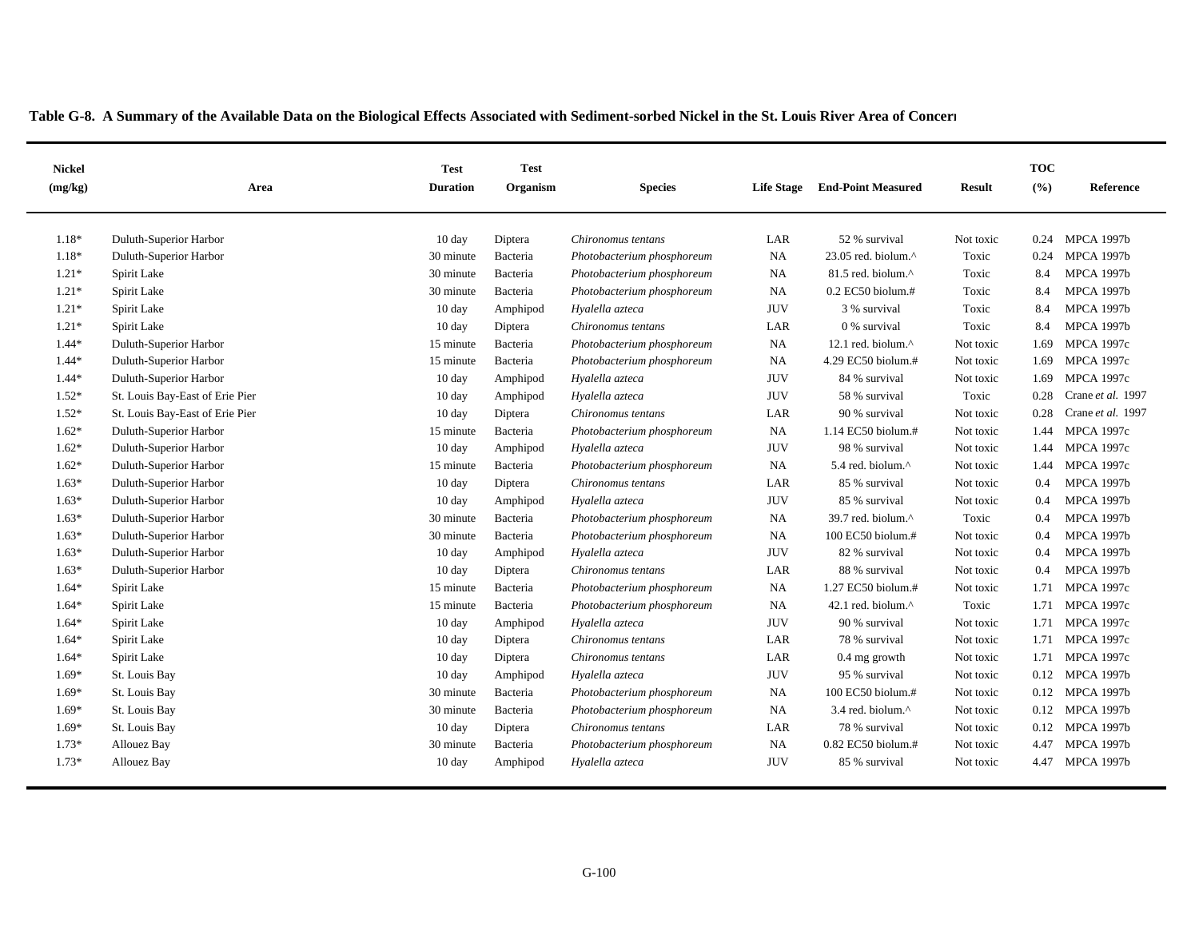**Table G-8. A Summary of the Available Data on the Biological Effects Associated with Sediment-sorbed Nickel in the St. Louis River Area of Concern**

| Nickel (mg/kg) | Area | Test Duration | Test Organism | Species | Life Stage | End-Point Measured | Result | TOC (%) | Reference |
|---|---|---|---|---|---|---|---|---|---|
| 1.18* | Duluth-Superior Harbor | 10 day | Diptera | *Chironomus tentans* | LAR | 52 % survival | Not toxic | 0.24 | MPCA 1997b |
| 1.18* | Duluth-Superior Harbor | 30 minute | Bacteria | *Photobacterium phosphoreum* | NA | 23.05 red. biolum.^ | Toxic | 0.24 | MPCA 1997b |
| 1.21* | Spirit Lake | 30 minute | Bacteria | *Photobacterium phosphoreum* | NA | 81.5 red. biolum.^ | Toxic | 8.4 | MPCA 1997b |
| 1.21* | Spirit Lake | 30 minute | Bacteria | *Photobacterium phosphoreum* | NA | 0.2 EC50 biolum.# | Toxic | 8.4 | MPCA 1997b |
| 1.21* | Spirit Lake | 10 day | Amphipod | *Hyalella azteca* | JUV | 3 % survival | Toxic | 8.4 | MPCA 1997b |
| 1.21* | Spirit Lake | 10 day | Diptera | *Chironomus tentans* | LAR | 0 % survival | Toxic | 8.4 | MPCA 1997b |
| 1.44* | Duluth-Superior Harbor | 15 minute | Bacteria | *Photobacterium phosphoreum* | NA | 12.1 red. biolum.^ | Not toxic | 1.69 | MPCA 1997c |
| 1.44* | Duluth-Superior Harbor | 15 minute | Bacteria | *Photobacterium phosphoreum* | NA | 4.29 EC50 biolum.# | Not toxic | 1.69 | MPCA 1997c |
| 1.44* | Duluth-Superior Harbor | 10 day | Amphipod | *Hyalella azteca* | JUV | 84 % survival | Not toxic | 1.69 | MPCA 1997c |
| 1.52* | St. Louis Bay-East of Erie Pier | 10 day | Amphipod | *Hyalella azteca* | JUV | 58 % survival | Toxic | 0.28 | Crane *et al.* 1997 |
| 1.52* | St. Louis Bay-East of Erie Pier | 10 day | Diptera | *Chironomus tentans* | LAR | 90 % survival | Not toxic | 0.28 | Crane *et al.* 1997 |
| 1.62* | Duluth-Superior Harbor | 15 minute | Bacteria | *Photobacterium phosphoreum* | NA | 1.14 EC50 biolum.# | Not toxic | 1.44 | MPCA 1997c |
| 1.62* | Duluth-Superior Harbor | 10 day | Amphipod | *Hyalella azteca* | JUV | 98 % survival | Not toxic | 1.44 | MPCA 1997c |
| 1.62* | Duluth-Superior Harbor | 15 minute | Bacteria | *Photobacterium phosphoreum* | NA | 5.4 red. biolum.^ | Not toxic | 1.44 | MPCA 1997c |
| 1.63* | Duluth-Superior Harbor | 10 day | Diptera | *Chironomus tentans* | LAR | 85 % survival | Not toxic | 0.4 | MPCA 1997b |
| 1.63* | Duluth-Superior Harbor | 10 day | Amphipod | *Hyalella azteca* | JUV | 85 % survival | Not toxic | 0.4 | MPCA 1997b |
| 1.63* | Duluth-Superior Harbor | 30 minute | Bacteria | *Photobacterium phosphoreum* | NA | 39.7 red. biolum.^ | Toxic | 0.4 | MPCA 1997b |
| 1.63* | Duluth-Superior Harbor | 30 minute | Bacteria | *Photobacterium phosphoreum* | NA | 100 EC50 biolum.# | Not toxic | 0.4 | MPCA 1997b |
| 1.63* | Duluth-Superior Harbor | 10 day | Amphipod | *Hyalella azteca* | JUV | 82 % survival | Not toxic | 0.4 | MPCA 1997b |
| 1.63* | Duluth-Superior Harbor | 10 day | Diptera | *Chironomus tentans* | LAR | 88 % survival | Not toxic | 0.4 | MPCA 1997b |
| 1.64* | Spirit Lake | 15 minute | Bacteria | *Photobacterium phosphoreum* | NA | 1.27 EC50 biolum.# | Not toxic | 1.71 | MPCA 1997c |
| 1.64* | Spirit Lake | 15 minute | Bacteria | *Photobacterium phosphoreum* | NA | 42.1 red. biolum.^ | Toxic | 1.71 | MPCA 1997c |
| 1.64* | Spirit Lake | 10 day | Amphipod | *Hyalella azteca* | JUV | 90 % survival | Not toxic | 1.71 | MPCA 1997c |
| 1.64* | Spirit Lake | 10 day | Diptera | *Chironomus tentans* | LAR | 78 % survival | Not toxic | 1.71 | MPCA 1997c |
| 1.64* | Spirit Lake | 10 day | Diptera | *Chironomus tentans* | LAR | 0.4 mg growth | Not toxic | 1.71 | MPCA 1997c |
| 1.69* | St. Louis Bay | 10 day | Amphipod | *Hyalella azteca* | JUV | 95 % survival | Not toxic | 0.12 | MPCA 1997b |
| 1.69* | St. Louis Bay | 30 minute | Bacteria | *Photobacterium phosphoreum* | NA | 100 EC50 biolum.# | Not toxic | 0.12 | MPCA 1997b |
| 1.69* | St. Louis Bay | 30 minute | Bacteria | *Photobacterium phosphoreum* | NA | 3.4 red. biolum.^ | Not toxic | 0.12 | MPCA 1997b |
| 1.69* | St. Louis Bay | 10 day | Diptera | *Chironomus tentans* | LAR | 78 % survival | Not toxic | 0.12 | MPCA 1997b |
| 1.73* | Allouez Bay | 30 minute | Bacteria | *Photobacterium phosphoreum* | NA | 0.82 EC50 biolum.# | Not toxic | 4.47 | MPCA 1997b |
| 1.73* | Allouez Bay | 10 day | Amphipod | *Hyalella azteca* | JUV | 85 % survival | Not toxic | 4.47 | MPCA 1997b |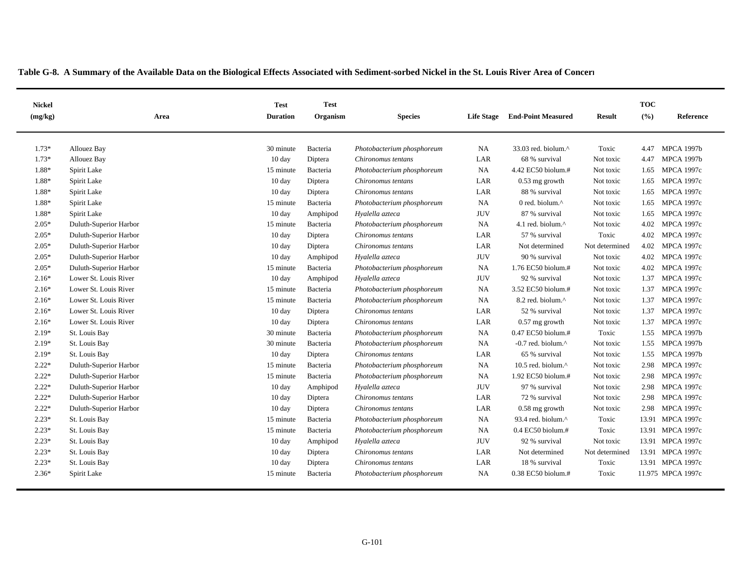**Table G-8. A Summary of the Available Data on the Biological Effects Associated with Sediment-sorbed Nickel in the St. Louis River Area of Concern**

| Nickel (mg/kg) | Area | Test Duration | Test Organism | Species | Life Stage | End-Point Measured | Result | TOC (%) | Reference |
|---|---|---|---|---|---|---|---|---|---|
| 1.73* | Allouez Bay | 30 minute | Bacteria | *Photobacterium phosphoreum* | NA | 33.03 red. biolum.^ | Toxic | 4.47 | MPCA 1997b |
| 1.73* | Allouez Bay | 10 day | Diptera | *Chironomus tentans* | LAR | 68 % survival | Not toxic | 4.47 | MPCA 1997b |
| 1.88* | Spirit Lake | 15 minute | Bacteria | *Photobacterium phosphoreum* | NA | 4.42 EC50 biolum.# | Not toxic | 1.65 | MPCA 1997c |
| 1.88* | Spirit Lake | 10 day | Diptera | *Chironomus tentans* | LAR | 0.53 mg growth | Not toxic | 1.65 | MPCA 1997c |
| 1.88* | Spirit Lake | 10 day | Diptera | *Chironomus tentans* | LAR | 88 % survival | Not toxic | 1.65 | MPCA 1997c |
| 1.88* | Spirit Lake | 15 minute | Bacteria | *Photobacterium phosphoreum* | NA | 0 red. biolum.^ | Not toxic | 1.65 | MPCA 1997c |
| 1.88* | Spirit Lake | 10 day | Amphipod | *Hyalella azteca* | JUV | 87 % survival | Not toxic | 1.65 | MPCA 1997c |
| 2.05* | Duluth-Superior Harbor | 15 minute | Bacteria | *Photobacterium phosphoreum* | NA | 4.1 red. biolum.^ | Not toxic | 4.02 | MPCA 1997c |
| 2.05* | Duluth-Superior Harbor | 10 day | Diptera | *Chironomus tentans* | LAR | 57 % survival | Toxic | 4.02 | MPCA 1997c |
| 2.05* | Duluth-Superior Harbor | 10 day | Diptera | *Chironomus tentans* | LAR | Not determined | Not determined | 4.02 | MPCA 1997c |
| 2.05* | Duluth-Superior Harbor | 10 day | Amphipod | *Hyalella azteca* | JUV | 90 % survival | Not toxic | 4.02 | MPCA 1997c |
| 2.05* | Duluth-Superior Harbor | 15 minute | Bacteria | *Photobacterium phosphoreum* | NA | 1.76 EC50 biolum.# | Not toxic | 4.02 | MPCA 1997c |
| 2.16* | Lower St. Louis River | 10 day | Amphipod | *Hyalella azteca* | JUV | 92 % survival | Not toxic | 1.37 | MPCA 1997c |
| 2.16* | Lower St. Louis River | 15 minute | Bacteria | *Photobacterium phosphoreum* | NA | 3.52 EC50 biolum.# | Not toxic | 1.37 | MPCA 1997c |
| 2.16* | Lower St. Louis River | 15 minute | Bacteria | *Photobacterium phosphoreum* | NA | 8.2 red. biolum.^ | Not toxic | 1.37 | MPCA 1997c |
| 2.16* | Lower St. Louis River | 10 day | Diptera | *Chironomus tentans* | LAR | 52 % survival | Not toxic | 1.37 | MPCA 1997c |
| 2.16* | Lower St. Louis River | 10 day | Diptera | *Chironomus tentans* | LAR | 0.57 mg growth | Not toxic | 1.37 | MPCA 1997c |
| 2.19* | St. Louis Bay | 30 minute | Bacteria | *Photobacterium phosphoreum* | NA | 0.47 EC50 biolum.# | Toxic | 1.55 | MPCA 1997b |
| 2.19* | St. Louis Bay | 30 minute | Bacteria | *Photobacterium phosphoreum* | NA | -0.7 red. biolum.^ | Not toxic | 1.55 | MPCA 1997b |
| 2.19* | St. Louis Bay | 10 day | Diptera | *Chironomus tentans* | LAR | 65 % survival | Not toxic | 1.55 | MPCA 1997b |
| 2.22* | Duluth-Superior Harbor | 15 minute | Bacteria | *Photobacterium phosphoreum* | NA | 10.5 red. biolum.^ | Not toxic | 2.98 | MPCA 1997c |
| 2.22* | Duluth-Superior Harbor | 15 minute | Bacteria | *Photobacterium phosphoreum* | NA | 1.92 EC50 biolum.# | Not toxic | 2.98 | MPCA 1997c |
| 2.22* | Duluth-Superior Harbor | 10 day | Amphipod | *Hyalella azteca* | JUV | 97 % survival | Not toxic | 2.98 | MPCA 1997c |
| 2.22* | Duluth-Superior Harbor | 10 day | Diptera | *Chironomus tentans* | LAR | 72 % survival | Not toxic | 2.98 | MPCA 1997c |
| 2.22* | Duluth-Superior Harbor | 10 day | Diptera | *Chironomus tentans* | LAR | 0.58 mg growth | Not toxic | 2.98 | MPCA 1997c |
| 2.23* | St. Louis Bay | 15 minute | Bacteria | *Photobacterium phosphoreum* | NA | 93.4 red. biolum.^ | Toxic | 13.91 | MPCA 1997c |
| 2.23* | St. Louis Bay | 15 minute | Bacteria | *Photobacterium phosphoreum* | NA | 0.4 EC50 biolum.# | Toxic | 13.91 | MPCA 1997c |
| 2.23* | St. Louis Bay | 10 day | Amphipod | *Hyalella azteca* | JUV | 92 % survival | Not toxic | 13.91 | MPCA 1997c |
| 2.23* | St. Louis Bay | 10 day | Diptera | *Chironomus tentans* | LAR | Not determined | Not determined | 13.91 | MPCA 1997c |
| 2.23* | St. Louis Bay | 10 day | Diptera | *Chironomus tentans* | LAR | 18 % survival | Toxic | 13.91 | MPCA 1997c |
| 2.36* | Spirit Lake | 15 minute | Bacteria | *Photobacterium phosphoreum* | NA | 0.38 EC50 biolum.# | Toxic | 11.975 | MPCA 1997c |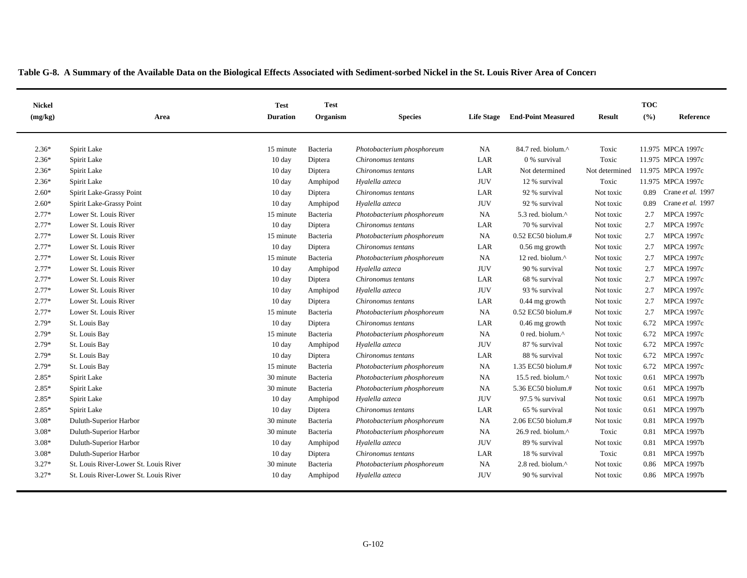**Table G-8. A Summary of the Available Data on the Biological Effects Associated with Sediment-sorbed Nickel in the St. Louis River Area of Concern**

| Nickel (mg/kg) | Area | Test Duration | Test Organism | Species | Life Stage | End-Point Measured | Result | TOC (%) | Reference |
|---|---|---|---|---|---|---|---|---|---|
| 2.36* | Spirit Lake | 15 minute | Bacteria | *Photobacterium phosphoreum* | NA | 84.7 red. biolum.^ | Toxic | 11.975 | MPCA 1997c |
| 2.36* | Spirit Lake | 10 day | Diptera | *Chironomus tentans* | LAR | 0 % survival | Toxic | 11.975 | MPCA 1997c |
| 2.36* | Spirit Lake | 10 day | Diptera | *Chironomus tentans* | LAR | Not determined | Not determined | 11.975 | MPCA 1997c |
| 2.36* | Spirit Lake | 10 day | Amphipod | *Hyalella azteca* | JUV | 12 % survival | Toxic | 11.975 | MPCA 1997c |
| 2.60* | Spirit Lake-Grassy Point | 10 day | Diptera | *Chironomus tentans* | LAR | 92 % survival | Not toxic | 0.89 | Crane *et al.* 1997 |
| 2.60* | Spirit Lake-Grassy Point | 10 day | Amphipod | *Hyalella azteca* | JUV | 92 % survival | Not toxic | 0.89 | Crane *et al.* 1997 |
| 2.77* | Lower St. Louis River | 15 minute | Bacteria | *Photobacterium phosphoreum* | NA | 5.3 red. biolum.^ | Not toxic | 2.7 | MPCA 1997c |
| 2.77* | Lower St. Louis River | 10 day | Diptera | *Chironomus tentans* | LAR | 70 % survival | Not toxic | 2.7 | MPCA 1997c |
| 2.77* | Lower St. Louis River | 15 minute | Bacteria | *Photobacterium phosphoreum* | NA | 0.52 EC50 biolum.# | Not toxic | 2.7 | MPCA 1997c |
| 2.77* | Lower St. Louis River | 10 day | Diptera | *Chironomus tentans* | LAR | 0.56 mg growth | Not toxic | 2.7 | MPCA 1997c |
| 2.77* | Lower St. Louis River | 15 minute | Bacteria | *Photobacterium phosphoreum* | NA | 12 red. biolum.^ | Not toxic | 2.7 | MPCA 1997c |
| 2.77* | Lower St. Louis River | 10 day | Amphipod | *Hyalella azteca* | JUV | 90 % survival | Not toxic | 2.7 | MPCA 1997c |
| 2.77* | Lower St. Louis River | 10 day | Diptera | *Chironomus tentans* | LAR | 68 % survival | Not toxic | 2.7 | MPCA 1997c |
| 2.77* | Lower St. Louis River | 10 day | Amphipod | *Hyalella azteca* | JUV | 93 % survival | Not toxic | 2.7 | MPCA 1997c |
| 2.77* | Lower St. Louis River | 10 day | Diptera | *Chironomus tentans* | LAR | 0.44 mg growth | Not toxic | 2.7 | MPCA 1997c |
| 2.77* | Lower St. Louis River | 15 minute | Bacteria | *Photobacterium phosphoreum* | NA | 0.52 EC50 biolum.# | Not toxic | 2.7 | MPCA 1997c |
| 2.79* | St. Louis Bay | 10 day | Diptera | *Chironomus tentans* | LAR | 0.46 mg growth | Not toxic | 6.72 | MPCA 1997c |
| 2.79* | St. Louis Bay | 15 minute | Bacteria | *Photobacterium phosphoreum* | NA | 0 red. biolum.^ | Not toxic | 6.72 | MPCA 1997c |
| 2.79* | St. Louis Bay | 10 day | Amphipod | *Hyalella azteca* | JUV | 87 % survival | Not toxic | 6.72 | MPCA 1997c |
| 2.79* | St. Louis Bay | 10 day | Diptera | *Chironomus tentans* | LAR | 88 % survival | Not toxic | 6.72 | MPCA 1997c |
| 2.79* | St. Louis Bay | 15 minute | Bacteria | *Photobacterium phosphoreum* | NA | 1.35 EC50 biolum.# | Not toxic | 6.72 | MPCA 1997c |
| 2.85* | Spirit Lake | 30 minute | Bacteria | *Photobacterium phosphoreum* | NA | 15.5 red. biolum.^ | Not toxic | 0.61 | MPCA 1997b |
| 2.85* | Spirit Lake | 30 minute | Bacteria | *Photobacterium phosphoreum* | NA | 5.36 EC50 biolum.# | Not toxic | 0.61 | MPCA 1997b |
| 2.85* | Spirit Lake | 10 day | Amphipod | *Hyalella azteca* | JUV | 97.5 % survival | Not toxic | 0.61 | MPCA 1997b |
| 2.85* | Spirit Lake | 10 day | Diptera | *Chironomus tentans* | LAR | 65 % survival | Not toxic | 0.61 | MPCA 1997b |
| 3.08* | Duluth-Superior Harbor | 30 minute | Bacteria | *Photobacterium phosphoreum* | NA | 2.06 EC50 biolum.# | Not toxic | 0.81 | MPCA 1997b |
| 3.08* | Duluth-Superior Harbor | 30 minute | Bacteria | *Photobacterium phosphoreum* | NA | 26.9 red. biolum.^ | Toxic | 0.81 | MPCA 1997b |
| 3.08* | Duluth-Superior Harbor | 10 day | Amphipod | *Hyalella azteca* | JUV | 89 % survival | Not toxic | 0.81 | MPCA 1997b |
| 3.08* | Duluth-Superior Harbor | 10 day | Diptera | *Chironomus tentans* | LAR | 18 % survival | Toxic | 0.81 | MPCA 1997b |
| 3.27* | St. Louis River-Lower St. Louis River | 30 minute | Bacteria | *Photobacterium phosphoreum* | NA | 2.8 red. biolum.^ | Not toxic | 0.86 | MPCA 1997b |
| 3.27* | St. Louis River-Lower St. Louis River | 10 day | Amphipod | *Hyalella azteca* | JUV | 90 % survival | Not toxic | 0.86 | MPCA 1997b |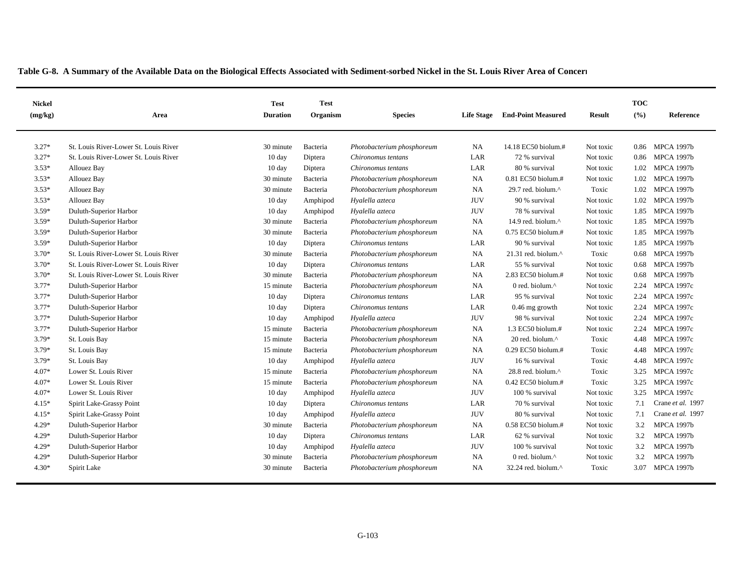**Table G-8. A Summary of the Available Data on the Biological Effects Associated with Sediment-sorbed Nickel in the St. Louis River Area of Concern**

| Nickel (mg/kg) | Area | Test Duration | Test Organism | Species | Life Stage | End-Point Measured | Result | TOC (%) | Reference |
|---|---|---|---|---|---|---|---|---|---|
| 3.27* | St. Louis River-Lower St. Louis River | 30 minute | Bacteria | *Photobacterium phosphoreum* | NA | 14.18 EC50 biolum.# | Not toxic | 0.86 | MPCA 1997b |
| 3.27* | St. Louis River-Lower St. Louis River | 10 day | Diptera | *Chironomus tentans* | LAR | 72 % survival | Not toxic | 0.86 | MPCA 1997b |
| 3.53* | Allouez Bay | 10 day | Diptera | *Chironomus tentans* | LAR | 80 % survival | Not toxic | 1.02 | MPCA 1997b |
| 3.53* | Allouez Bay | 30 minute | Bacteria | *Photobacterium phosphoreum* | NA | 0.81 EC50 biolum.# | Not toxic | 1.02 | MPCA 1997b |
| 3.53* | Allouez Bay | 30 minute | Bacteria | *Photobacterium phosphoreum* | NA | 29.7 red. biolum.^ | Toxic | 1.02 | MPCA 1997b |
| 3.53* | Allouez Bay | 10 day | Amphipod | *Hyalella azteca* | JUV | 90 % survival | Not toxic | 1.02 | MPCA 1997b |
| 3.59* | Duluth-Superior Harbor | 10 day | Amphipod | *Hyalella azteca* | JUV | 78 % survival | Not toxic | 1.85 | MPCA 1997b |
| 3.59* | Duluth-Superior Harbor | 30 minute | Bacteria | *Photobacterium phosphoreum* | NA | 14.9 red. biolum.^ | Not toxic | 1.85 | MPCA 1997b |
| 3.59* | Duluth-Superior Harbor | 30 minute | Bacteria | *Photobacterium phosphoreum* | NA | 0.75 EC50 biolum.# | Not toxic | 1.85 | MPCA 1997b |
| 3.59* | Duluth-Superior Harbor | 10 day | Diptera | *Chironomus tentans* | LAR | 90 % survival | Not toxic | 1.85 | MPCA 1997b |
| 3.70* | St. Louis River-Lower St. Louis River | 30 minute | Bacteria | *Photobacterium phosphoreum* | NA | 21.31 red. biolum.^ | Toxic | 0.68 | MPCA 1997b |
| 3.70* | St. Louis River-Lower St. Louis River | 10 day | Diptera | *Chironomus tentans* | LAR | 55 % survival | Not toxic | 0.68 | MPCA 1997b |
| 3.70* | St. Louis River-Lower St. Louis River | 30 minute | Bacteria | *Photobacterium phosphoreum* | NA | 2.83 EC50 biolum.# | Not toxic | 0.68 | MPCA 1997b |
| 3.77* | Duluth-Superior Harbor | 15 minute | Bacteria | *Photobacterium phosphoreum* | NA | 0 red. biolum.^ | Not toxic | 2.24 | MPCA 1997c |
| 3.77* | Duluth-Superior Harbor | 10 day | Diptera | *Chironomus tentans* | LAR | 95 % survival | Not toxic | 2.24 | MPCA 1997c |
| 3.77* | Duluth-Superior Harbor | 10 day | Diptera | *Chironomus tentans* | LAR | 0.46 mg growth | Not toxic | 2.24 | MPCA 1997c |
| 3.77* | Duluth-Superior Harbor | 10 day | Amphipod | *Hyalella azteca* | JUV | 98 % survival | Not toxic | 2.24 | MPCA 1997c |
| 3.77* | Duluth-Superior Harbor | 15 minute | Bacteria | *Photobacterium phosphoreum* | NA | 1.3 EC50 biolum.# | Not toxic | 2.24 | MPCA 1997c |
| 3.79* | St. Louis Bay | 15 minute | Bacteria | *Photobacterium phosphoreum* | NA | 20 red. biolum.^ | Toxic | 4.48 | MPCA 1997c |
| 3.79* | St. Louis Bay | 15 minute | Bacteria | *Photobacterium phosphoreum* | NA | 0.29 EC50 biolum.# | Toxic | 4.48 | MPCA 1997c |
| 3.79* | St. Louis Bay | 10 day | Amphipod | *Hyalella azteca* | JUV | 16 % survival | Toxic | 4.48 | MPCA 1997c |
| 4.07* | Lower St. Louis River | 15 minute | Bacteria | *Photobacterium phosphoreum* | NA | 28.8 red. biolum.^ | Toxic | 3.25 | MPCA 1997c |
| 4.07* | Lower St. Louis River | 15 minute | Bacteria | *Photobacterium phosphoreum* | NA | 0.42 EC50 biolum.# | Toxic | 3.25 | MPCA 1997c |
| 4.07* | Lower St. Louis River | 10 day | Amphipod | *Hyalella azteca* | JUV | 100 % survival | Not toxic | 3.25 | MPCA 1997c |
| 4.15* | Spirit Lake-Grassy Point | 10 day | Diptera | *Chironomus tentans* | LAR | 70 % survival | Not toxic | 7.1 | Crane *et al.* 1997 |
| 4.15* | Spirit Lake-Grassy Point | 10 day | Amphipod | *Hyalella azteca* | JUV | 80 % survival | Not toxic | 7.1 | Crane *et al.* 1997 |
| 4.29* | Duluth-Superior Harbor | 30 minute | Bacteria | *Photobacterium phosphoreum* | NA | 0.58 EC50 biolum.# | Not toxic | 3.2 | MPCA 1997b |
| 4.29* | Duluth-Superior Harbor | 10 day | Diptera | *Chironomus tentans* | LAR | 62 % survival | Not toxic | 3.2 | MPCA 1997b |
| 4.29* | Duluth-Superior Harbor | 10 day | Amphipod | *Hyalella azteca* | JUV | 100 % survival | Not toxic | 3.2 | MPCA 1997b |
| 4.29* | Duluth-Superior Harbor | 30 minute | Bacteria | *Photobacterium phosphoreum* | NA | 0 red. biolum.^ | Not toxic | 3.2 | MPCA 1997b |
| 4.30* | Spirit Lake | 30 minute | Bacteria | *Photobacterium phosphoreum* | NA | 32.24 red. biolum.^ | Toxic | 3.07 | MPCA 1997b |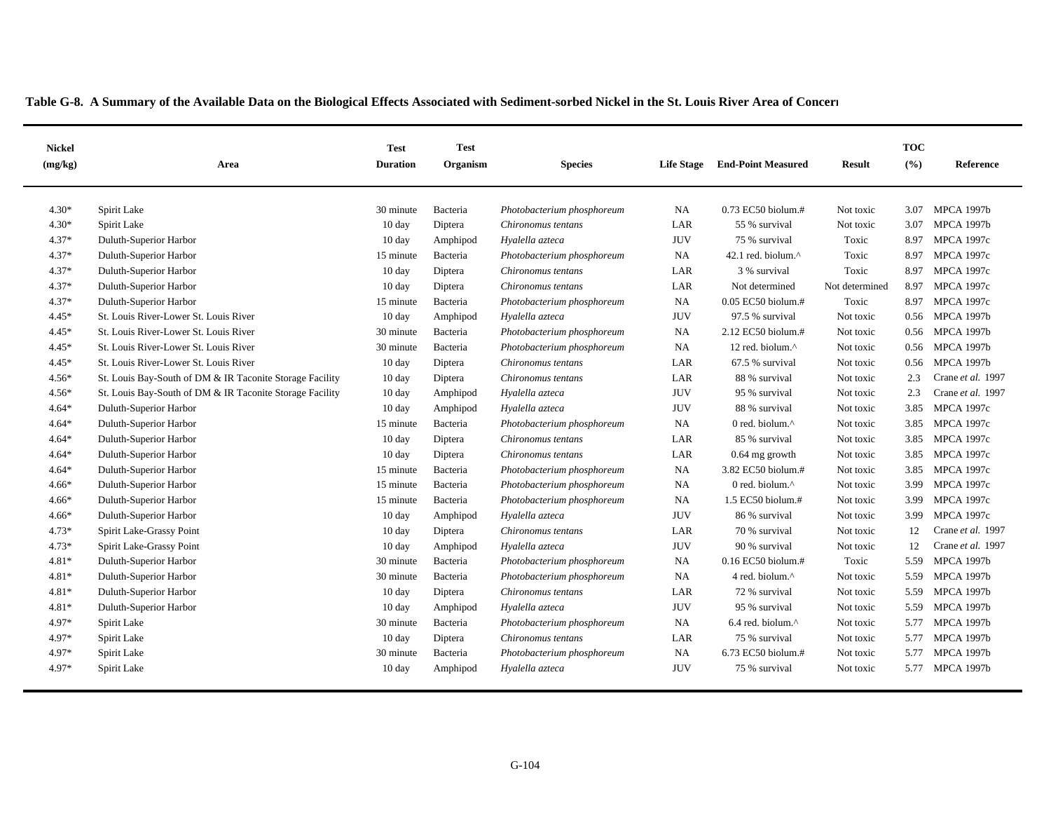**Table G-8. A Summary of the Available Data on the Biological Effects Associated with Sediment-sorbed Nickel in the St. Louis River Area of Concern**

| Nickel (mg/kg) | Area | Test Duration | Test Organism | Species | Life Stage | End-Point Measured | Result | TOC (%) | Reference |
|---|---|---|---|---|---|---|---|---|---|
| 4.30* | Spirit Lake | 30 minute | Bacteria | *Photobacterium phosphoreum* | NA | 0.73 EC50 biolum.# | Not toxic | 3.07 | MPCA 1997b |
| 4.30* | Spirit Lake | 10 day | Diptera | *Chironomus tentans* | LAR | 55 % survival | Not toxic | 3.07 | MPCA 1997b |
| 4.37* | Duluth-Superior Harbor | 10 day | Amphipod | *Hyalella azteca* | JUV | 75 % survival | Toxic | 8.97 | MPCA 1997c |
| 4.37* | Duluth-Superior Harbor | 15 minute | Bacteria | *Photobacterium phosphoreum* | NA | 42.1 red. biolum.^ | Toxic | 8.97 | MPCA 1997c |
| 4.37* | Duluth-Superior Harbor | 10 day | Diptera | *Chironomus tentans* | LAR | 3 % survival | Toxic | 8.97 | MPCA 1997c |
| 4.37* | Duluth-Superior Harbor | 10 day | Diptera | *Chironomus tentans* | LAR | Not determined | Not determined | 8.97 | MPCA 1997c |
| 4.37* | Duluth-Superior Harbor | 15 minute | Bacteria | *Photobacterium phosphoreum* | NA | 0.05 EC50 biolum.# | Toxic | 8.97 | MPCA 1997c |
| 4.45* | St. Louis River-Lower St. Louis River | 10 day | Amphipod | *Hyalella azteca* | JUV | 97.5 % survival | Not toxic | 0.56 | MPCA 1997b |
| 4.45* | St. Louis River-Lower St. Louis River | 30 minute | Bacteria | *Photobacterium phosphoreum* | NA | 2.12 EC50 biolum.# | Not toxic | 0.56 | MPCA 1997b |
| 4.45* | St. Louis River-Lower St. Louis River | 30 minute | Bacteria | *Photobacterium phosphoreum* | NA | 12 red. biolum.^ | Not toxic | 0.56 | MPCA 1997b |
| 4.45* | St. Louis River-Lower St. Louis River | 10 day | Diptera | *Chironomus tentans* | LAR | 67.5 % survival | Not toxic | 0.56 | MPCA 1997b |
| 4.56* | St. Louis Bay-South of DM & IR Taconite Storage Facility | 10 day | Diptera | *Chironomus tentans* | LAR | 88 % survival | Not toxic | 2.3 | Crane *et al.* 1997 |
| 4.56* | St. Louis Bay-South of DM & IR Taconite Storage Facility | 10 day | Amphipod | *Hyalella azteca* | JUV | 95 % survival | Not toxic | 2.3 | Crane *et al.* 1997 |
| 4.64* | Duluth-Superior Harbor | 10 day | Amphipod | *Hyalella azteca* | JUV | 88 % survival | Not toxic | 3.85 | MPCA 1997c |
| 4.64* | Duluth-Superior Harbor | 15 minute | Bacteria | *Photobacterium phosphoreum* | NA | 0 red. biolum.^ | Not toxic | 3.85 | MPCA 1997c |
| 4.64* | Duluth-Superior Harbor | 10 day | Diptera | *Chironomus tentans* | LAR | 85 % survival | Not toxic | 3.85 | MPCA 1997c |
| 4.64* | Duluth-Superior Harbor | 10 day | Diptera | *Chironomus tentans* | LAR | 0.64 mg growth | Not toxic | 3.85 | MPCA 1997c |
| 4.64* | Duluth-Superior Harbor | 15 minute | Bacteria | *Photobacterium phosphoreum* | NA | 3.82 EC50 biolum.# | Not toxic | 3.85 | MPCA 1997c |
| 4.66* | Duluth-Superior Harbor | 15 minute | Bacteria | *Photobacterium phosphoreum* | NA | 0 red. biolum.^ | Not toxic | 3.99 | MPCA 1997c |
| 4.66* | Duluth-Superior Harbor | 15 minute | Bacteria | *Photobacterium phosphoreum* | NA | 1.5 EC50 biolum.# | Not toxic | 3.99 | MPCA 1997c |
| 4.66* | Duluth-Superior Harbor | 10 day | Amphipod | *Hyalella azteca* | JUV | 86 % survival | Not toxic | 3.99 | MPCA 1997c |
| 4.73* | Spirit Lake-Grassy Point | 10 day | Diptera | *Chironomus tentans* | LAR | 70 % survival | Not toxic | 12 | Crane *et al.* 1997 |
| 4.73* | Spirit Lake-Grassy Point | 10 day | Amphipod | *Hyalella azteca* | JUV | 90 % survival | Not toxic | 12 | Crane *et al.* 1997 |
| 4.81* | Duluth-Superior Harbor | 30 minute | Bacteria | *Photobacterium phosphoreum* | NA | 0.16 EC50 biolum.# | Toxic | 5.59 | MPCA 1997b |
| 4.81* | Duluth-Superior Harbor | 30 minute | Bacteria | *Photobacterium phosphoreum* | NA | 4 red. biolum.^ | Not toxic | 5.59 | MPCA 1997b |
| 4.81* | Duluth-Superior Harbor | 10 day | Diptera | *Chironomus tentans* | LAR | 72 % survival | Not toxic | 5.59 | MPCA 1997b |
| 4.81* | Duluth-Superior Harbor | 10 day | Amphipod | *Hyalella azteca* | JUV | 95 % survival | Not toxic | 5.59 | MPCA 1997b |
| 4.97* | Spirit Lake | 30 minute | Bacteria | *Photobacterium phosphoreum* | NA | 6.4 red. biolum.^ | Not toxic | 5.77 | MPCA 1997b |
| 4.97* | Spirit Lake | 10 day | Diptera | *Chironomus tentans* | LAR | 75 % survival | Not toxic | 5.77 | MPCA 1997b |
| 4.97* | Spirit Lake | 30 minute | Bacteria | *Photobacterium phosphoreum* | NA | 6.73 EC50 biolum.# | Not toxic | 5.77 | MPCA 1997b |
| 4.97* | Spirit Lake | 10 day | Amphipod | *Hyalella azteca* | JUV | 75 % survival | Not toxic | 5.77 | MPCA 1997b |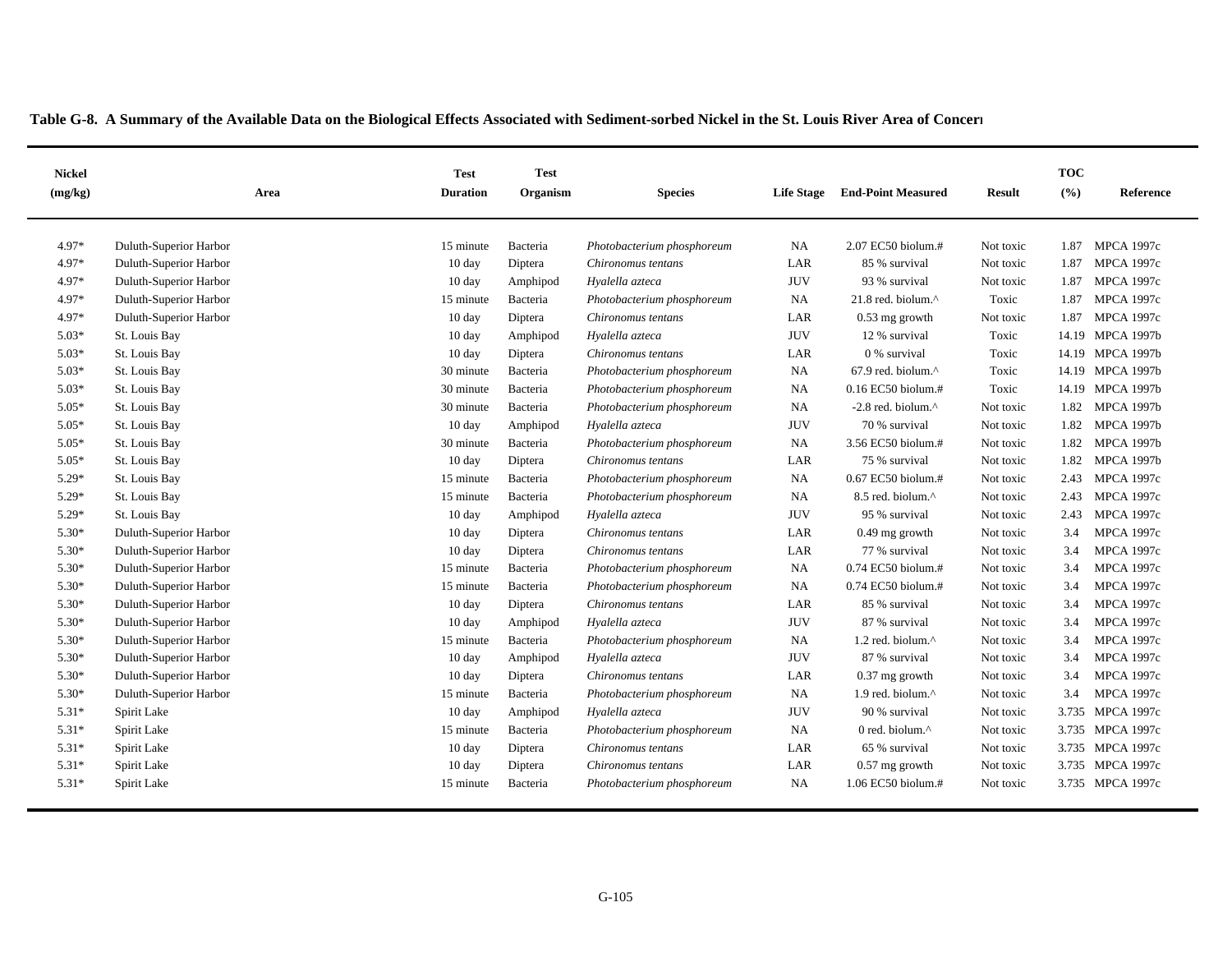**Table G-8. A Summary of the Available Data on the Biological Effects Associated with Sediment-sorbed Nickel in the St. Louis River Area of Concern**

| Nickel (mg/kg) | Area | Test Duration | Test Organism | Species | Life Stage | End-Point Measured | Result | TOC (%) | Reference |
|---|---|---|---|---|---|---|---|---|---|
| 4.97* | Duluth-Superior Harbor | 15 minute | Bacteria | *Photobacterium phosphoreum* | NA | 2.07 EC50 biolum.# | Not toxic | 1.87 | MPCA 1997c |
| 4.97* | Duluth-Superior Harbor | 10 day | Diptera | *Chironomus tentans* | LAR | 85 % survival | Not toxic | 1.87 | MPCA 1997c |
| 4.97* | Duluth-Superior Harbor | 10 day | Amphipod | *Hyalella azteca* | JUV | 93 % survival | Not toxic | 1.87 | MPCA 1997c |
| 4.97* | Duluth-Superior Harbor | 15 minute | Bacteria | *Photobacterium phosphoreum* | NA | 21.8 red. biolum.^ | Toxic | 1.87 | MPCA 1997c |
| 4.97* | Duluth-Superior Harbor | 10 day | Diptera | *Chironomus tentans* | LAR | 0.53 mg growth | Not toxic | 1.87 | MPCA 1997c |
| 5.03* | St. Louis Bay | 10 day | Amphipod | *Hyalella azteca* | JUV | 12 % survival | Toxic | 14.19 | MPCA 1997b |
| 5.03* | St. Louis Bay | 10 day | Diptera | *Chironomus tentans* | LAR | 0 % survival | Toxic | 14.19 | MPCA 1997b |
| 5.03* | St. Louis Bay | 30 minute | Bacteria | *Photobacterium phosphoreum* | NA | 67.9 red. biolum.^ | Toxic | 14.19 | MPCA 1997b |
| 5.03* | St. Louis Bay | 30 minute | Bacteria | *Photobacterium phosphoreum* | NA | 0.16 EC50 biolum.# | Toxic | 14.19 | MPCA 1997b |
| 5.05* | St. Louis Bay | 30 minute | Bacteria | *Photobacterium phosphoreum* | NA | -2.8 red. biolum.^ | Not toxic | 1.82 | MPCA 1997b |
| 5.05* | St. Louis Bay | 10 day | Amphipod | *Hyalella azteca* | JUV | 70 % survival | Not toxic | 1.82 | MPCA 1997b |
| 5.05* | St. Louis Bay | 30 minute | Bacteria | *Photobacterium phosphoreum* | NA | 3.56 EC50 biolum.# | Not toxic | 1.82 | MPCA 1997b |
| 5.05* | St. Louis Bay | 10 day | Diptera | *Chironomus tentans* | LAR | 75 % survival | Not toxic | 1.82 | MPCA 1997b |
| 5.29* | St. Louis Bay | 15 minute | Bacteria | *Photobacterium phosphoreum* | NA | 0.67 EC50 biolum.# | Not toxic | 2.43 | MPCA 1997c |
| 5.29* | St. Louis Bay | 15 minute | Bacteria | *Photobacterium phosphoreum* | NA | 8.5 red. biolum.^ | Not toxic | 2.43 | MPCA 1997c |
| 5.29* | St. Louis Bay | 10 day | Amphipod | *Hyalella azteca* | JUV | 95 % survival | Not toxic | 2.43 | MPCA 1997c |
| 5.30* | Duluth-Superior Harbor | 10 day | Diptera | *Chironomus tentans* | LAR | 0.49 mg growth | Not toxic | 3.4 | MPCA 1997c |
| 5.30* | Duluth-Superior Harbor | 10 day | Diptera | *Chironomus tentans* | LAR | 77 % survival | Not toxic | 3.4 | MPCA 1997c |
| 5.30* | Duluth-Superior Harbor | 15 minute | Bacteria | *Photobacterium phosphoreum* | NA | 0.74 EC50 biolum.# | Not toxic | 3.4 | MPCA 1997c |
| 5.30* | Duluth-Superior Harbor | 15 minute | Bacteria | *Photobacterium phosphoreum* | NA | 0.74 EC50 biolum.# | Not toxic | 3.4 | MPCA 1997c |
| 5.30* | Duluth-Superior Harbor | 10 day | Diptera | *Chironomus tentans* | LAR | 85 % survival | Not toxic | 3.4 | MPCA 1997c |
| 5.30* | Duluth-Superior Harbor | 10 day | Amphipod | *Hyalella azteca* | JUV | 87 % survival | Not toxic | 3.4 | MPCA 1997c |
| 5.30* | Duluth-Superior Harbor | 15 minute | Bacteria | *Photobacterium phosphoreum* | NA | 1.2 red. biolum.^ | Not toxic | 3.4 | MPCA 1997c |
| 5.30* | Duluth-Superior Harbor | 10 day | Amphipod | *Hyalella azteca* | JUV | 87 % survival | Not toxic | 3.4 | MPCA 1997c |
| 5.30* | Duluth-Superior Harbor | 10 day | Diptera | *Chironomus tentans* | LAR | 0.37 mg growth | Not toxic | 3.4 | MPCA 1997c |
| 5.30* | Duluth-Superior Harbor | 15 minute | Bacteria | *Photobacterium phosphoreum* | NA | 1.9 red. biolum.^ | Not toxic | 3.4 | MPCA 1997c |
| 5.31* | Spirit Lake | 10 day | Amphipod | *Hyalella azteca* | JUV | 90 % survival | Not toxic | 3.735 | MPCA 1997c |
| 5.31* | Spirit Lake | 15 minute | Bacteria | *Photobacterium phosphoreum* | NA | 0 red. biolum.^ | Not toxic | 3.735 | MPCA 1997c |
| 5.31* | Spirit Lake | 10 day | Diptera | *Chironomus tentans* | LAR | 65 % survival | Not toxic | 3.735 | MPCA 1997c |
| 5.31* | Spirit Lake | 10 day | Diptera | *Chironomus tentans* | LAR | 0.57 mg growth | Not toxic | 3.735 | MPCA 1997c |
| 5.31* | Spirit Lake | 15 minute | Bacteria | *Photobacterium phosphoreum* | NA | 1.06 EC50 biolum.# | Not toxic | 3.735 | MPCA 1997c |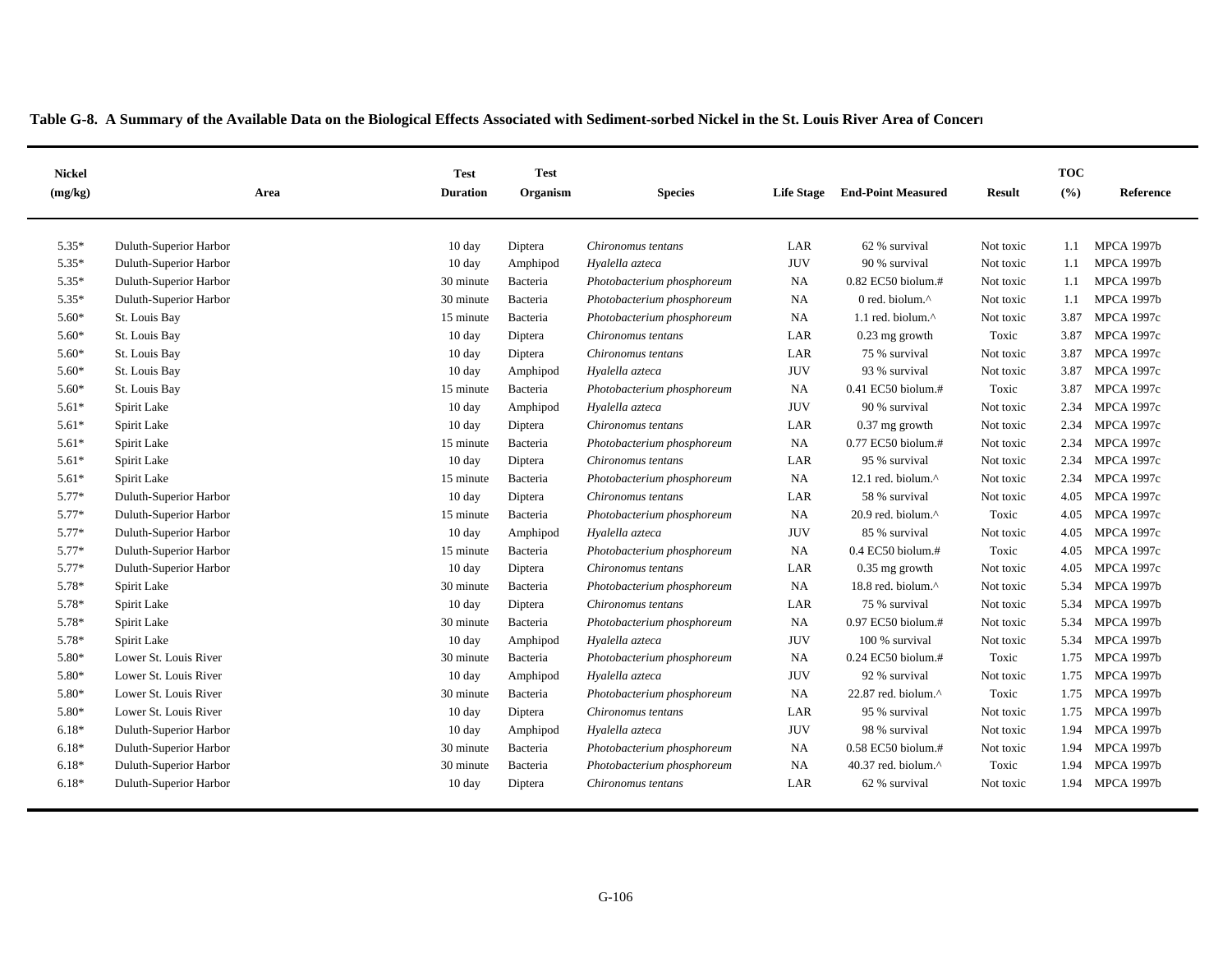**Table G-8. A Summary of the Available Data on the Biological Effects Associated with Sediment-sorbed Nickel in the St. Louis River Area of Concern**

| Nickel (mg/kg) | Area | Test Duration | Test Organism | Species | Life Stage | End-Point Measured | Result | TOC (%) | Reference |
|---|---|---|---|---|---|---|---|---|---|
| 5.35* | Duluth-Superior Harbor | 10 day | Diptera | *Chironomus tentans* | LAR | 62 % survival | Not toxic | 1.1 | MPCA 1997b |
| 5.35* | Duluth-Superior Harbor | 10 day | Amphipod | *Hyalella azteca* | JUV | 90 % survival | Not toxic | 1.1 | MPCA 1997b |
| 5.35* | Duluth-Superior Harbor | 30 minute | Bacteria | *Photobacterium phosphoreum* | NA | 0.82 EC50 biolum.# | Not toxic | 1.1 | MPCA 1997b |
| 5.35* | Duluth-Superior Harbor | 30 minute | Bacteria | *Photobacterium phosphoreum* | NA | 0 red. biolum.^ | Not toxic | 1.1 | MPCA 1997b |
| 5.60* | St. Louis Bay | 15 minute | Bacteria | *Photobacterium phosphoreum* | NA | 1.1 red. biolum.^ | Not toxic | 3.87 | MPCA 1997c |
| 5.60* | St. Louis Bay | 10 day | Diptera | *Chironomus tentans* | LAR | 0.23 mg growth | Toxic | 3.87 | MPCA 1997c |
| 5.60* | St. Louis Bay | 10 day | Diptera | *Chironomus tentans* | LAR | 75 % survival | Not toxic | 3.87 | MPCA 1997c |
| 5.60* | St. Louis Bay | 10 day | Amphipod | *Hyalella azteca* | JUV | 93 % survival | Not toxic | 3.87 | MPCA 1997c |
| 5.60* | St. Louis Bay | 15 minute | Bacteria | *Photobacterium phosphoreum* | NA | 0.41 EC50 biolum.# | Toxic | 3.87 | MPCA 1997c |
| 5.61* | Spirit Lake | 10 day | Amphipod | *Hyalella azteca* | JUV | 90 % survival | Not toxic | 2.34 | MPCA 1997c |
| 5.61* | Spirit Lake | 10 day | Diptera | *Chironomus tentans* | LAR | 0.37 mg growth | Not toxic | 2.34 | MPCA 1997c |
| 5.61* | Spirit Lake | 15 minute | Bacteria | *Photobacterium phosphoreum* | NA | 0.77 EC50 biolum.# | Not toxic | 2.34 | MPCA 1997c |
| 5.61* | Spirit Lake | 10 day | Diptera | *Chironomus tentans* | LAR | 95 % survival | Not toxic | 2.34 | MPCA 1997c |
| 5.61* | Spirit Lake | 15 minute | Bacteria | *Photobacterium phosphoreum* | NA | 12.1 red. biolum.^ | Not toxic | 2.34 | MPCA 1997c |
| 5.77* | Duluth-Superior Harbor | 10 day | Diptera | *Chironomus tentans* | LAR | 58 % survival | Not toxic | 4.05 | MPCA 1997c |
| 5.77* | Duluth-Superior Harbor | 15 minute | Bacteria | *Photobacterium phosphoreum* | NA | 20.9 red. biolum.^ | Toxic | 4.05 | MPCA 1997c |
| 5.77* | Duluth-Superior Harbor | 10 day | Amphipod | *Hyalella azteca* | JUV | 85 % survival | Not toxic | 4.05 | MPCA 1997c |
| 5.77* | Duluth-Superior Harbor | 15 minute | Bacteria | *Photobacterium phosphoreum* | NA | 0.4 EC50 biolum.# | Toxic | 4.05 | MPCA 1997c |
| 5.77* | Duluth-Superior Harbor | 10 day | Diptera | *Chironomus tentans* | LAR | 0.35 mg growth | Not toxic | 4.05 | MPCA 1997c |
| 5.78* | Spirit Lake | 30 minute | Bacteria | *Photobacterium phosphoreum* | NA | 18.8 red. biolum.^ | Not toxic | 5.34 | MPCA 1997b |
| 5.78* | Spirit Lake | 10 day | Diptera | *Chironomus tentans* | LAR | 75 % survival | Not toxic | 5.34 | MPCA 1997b |
| 5.78* | Spirit Lake | 30 minute | Bacteria | *Photobacterium phosphoreum* | NA | 0.97 EC50 biolum.# | Not toxic | 5.34 | MPCA 1997b |
| 5.78* | Spirit Lake | 10 day | Amphipod | *Hyalella azteca* | JUV | 100 % survival | Not toxic | 5.34 | MPCA 1997b |
| 5.80* | Lower St. Louis River | 30 minute | Bacteria | *Photobacterium phosphoreum* | NA | 0.24 EC50 biolum.# | Toxic | 1.75 | MPCA 1997b |
| 5.80* | Lower St. Louis River | 10 day | Amphipod | *Hyalella azteca* | JUV | 92 % survival | Not toxic | 1.75 | MPCA 1997b |
| 5.80* | Lower St. Louis River | 30 minute | Bacteria | *Photobacterium phosphoreum* | NA | 22.87 red. biolum.^ | Toxic | 1.75 | MPCA 1997b |
| 5.80* | Lower St. Louis River | 10 day | Diptera | *Chironomus tentans* | LAR | 95 % survival | Not toxic | 1.75 | MPCA 1997b |
| 6.18* | Duluth-Superior Harbor | 10 day | Amphipod | *Hyalella azteca* | JUV | 98 % survival | Not toxic | 1.94 | MPCA 1997b |
| 6.18* | Duluth-Superior Harbor | 30 minute | Bacteria | *Photobacterium phosphoreum* | NA | 0.58 EC50 biolum.# | Not toxic | 1.94 | MPCA 1997b |
| 6.18* | Duluth-Superior Harbor | 30 minute | Bacteria | *Photobacterium phosphoreum* | NA | 40.37 red. biolum.^ | Toxic | 1.94 | MPCA 1997b |
| 6.18* | Duluth-Superior Harbor | 10 day | Diptera | *Chironomus tentans* | LAR | 62 % survival | Not toxic | 1.94 | MPCA 1997b |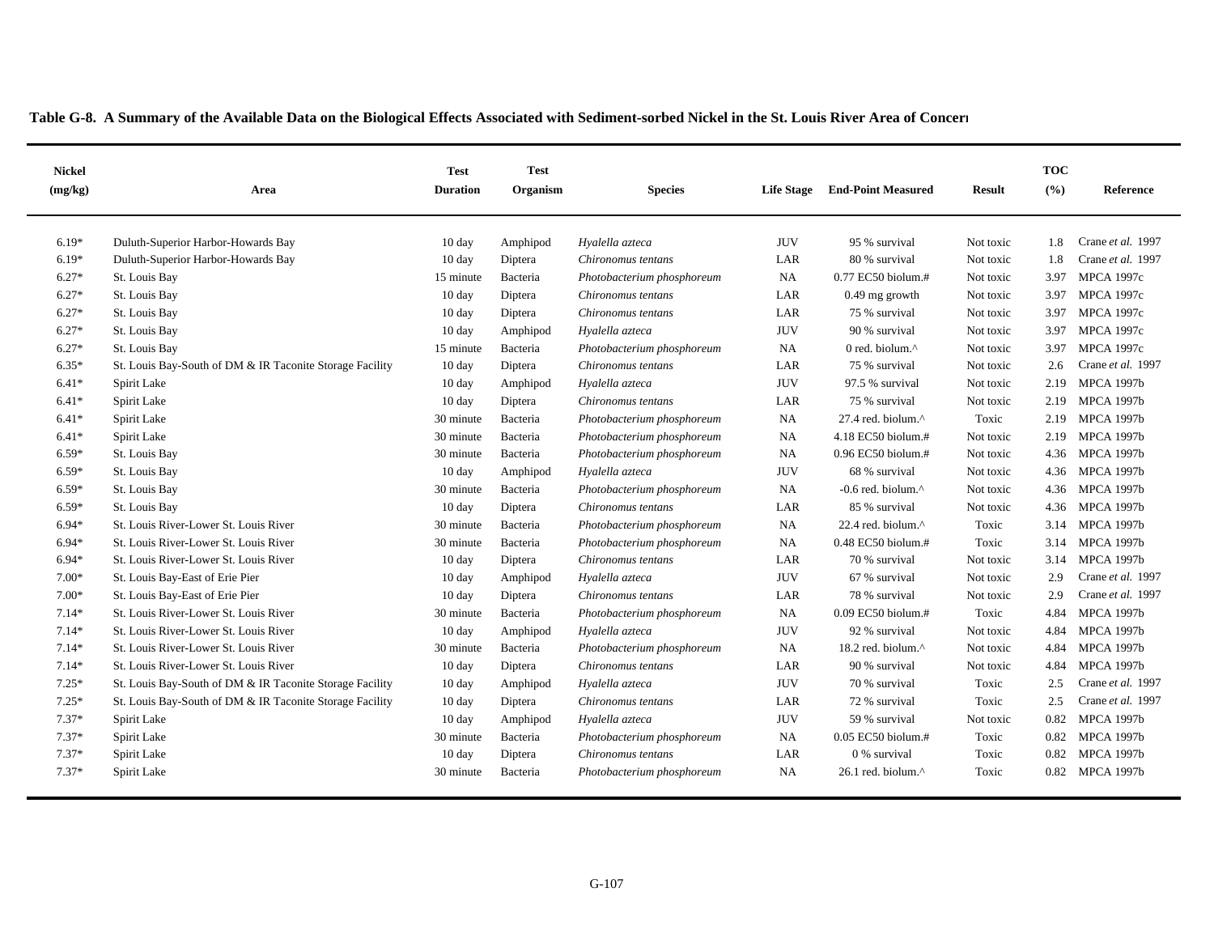**Table G-8. A Summary of the Available Data on the Biological Effects Associated with Sediment-sorbed Nickel in the St. Louis River Area of Concern**

| Nickel (mg/kg) | Area | Test Duration | Test Organism | Species | Life Stage | End-Point Measured | Result | TOC (%) | Reference |
|---|---|---|---|---|---|---|---|---|---|
| 6.19* | Duluth-Superior Harbor-Howards Bay | 10 day | Amphipod | *Hyalella azteca* | JUV | 95 % survival | Not toxic | 1.8 | Crane *et al.* 1997 |
| 6.19* | Duluth-Superior Harbor-Howards Bay | 10 day | Diptera | *Chironomus tentans* | LAR | 80 % survival | Not toxic | 1.8 | Crane *et al.* 1997 |
| 6.27* | St. Louis Bay | 15 minute | Bacteria | *Photobacterium phosphoreum* | NA | 0.77 EC50 biolum.# | Not toxic | 3.97 | MPCA 1997c |
| 6.27* | St. Louis Bay | 10 day | Diptera | *Chironomus tentans* | LAR | 0.49 mg growth | Not toxic | 3.97 | MPCA 1997c |
| 6.27* | St. Louis Bay | 10 day | Diptera | *Chironomus tentans* | LAR | 75 % survival | Not toxic | 3.97 | MPCA 1997c |
| 6.27* | St. Louis Bay | 10 day | Amphipod | *Hyalella azteca* | JUV | 90 % survival | Not toxic | 3.97 | MPCA 1997c |
| 6.27* | St. Louis Bay | 15 minute | Bacteria | *Photobacterium phosphoreum* | NA | 0 red. biolum.^ | Not toxic | 3.97 | MPCA 1997c |
| 6.35* | St. Louis Bay-South of DM & IR Taconite Storage Facility | 10 day | Diptera | *Chironomus tentans* | LAR | 75 % survival | Not toxic | 2.6 | Crane *et al.* 1997 |
| 6.41* | Spirit Lake | 10 day | Amphipod | *Hyalella azteca* | JUV | 97.5 % survival | Not toxic | 2.19 | MPCA 1997b |
| 6.41* | Spirit Lake | 10 day | Diptera | *Chironomus tentans* | LAR | 75 % survival | Not toxic | 2.19 | MPCA 1997b |
| 6.41* | Spirit Lake | 30 minute | Bacteria | *Photobacterium phosphoreum* | NA | 27.4 red. biolum.^ | Toxic | 2.19 | MPCA 1997b |
| 6.41* | Spirit Lake | 30 minute | Bacteria | *Photobacterium phosphoreum* | NA | 4.18 EC50 biolum.# | Not toxic | 2.19 | MPCA 1997b |
| 6.59* | St. Louis Bay | 30 minute | Bacteria | *Photobacterium phosphoreum* | NA | 0.96 EC50 biolum.# | Not toxic | 4.36 | MPCA 1997b |
| 6.59* | St. Louis Bay | 10 day | Amphipod | *Hyalella azteca* | JUV | 68 % survival | Not toxic | 4.36 | MPCA 1997b |
| 6.59* | St. Louis Bay | 30 minute | Bacteria | *Photobacterium phosphoreum* | NA | -0.6 red. biolum.^ | Not toxic | 4.36 | MPCA 1997b |
| 6.59* | St. Louis Bay | 10 day | Diptera | *Chironomus tentans* | LAR | 85 % survival | Not toxic | 4.36 | MPCA 1997b |
| 6.94* | St. Louis River-Lower St. Louis River | 30 minute | Bacteria | *Photobacterium phosphoreum* | NA | 22.4 red. biolum.^ | Toxic | 3.14 | MPCA 1997b |
| 6.94* | St. Louis River-Lower St. Louis River | 30 minute | Bacteria | *Photobacterium phosphoreum* | NA | 0.48 EC50 biolum.# | Toxic | 3.14 | MPCA 1997b |
| 6.94* | St. Louis River-Lower St. Louis River | 10 day | Diptera | *Chironomus tentans* | LAR | 70 % survival | Not toxic | 3.14 | MPCA 1997b |
| 7.00* | St. Louis Bay-East of Erie Pier | 10 day | Amphipod | *Hyalella azteca* | JUV | 67 % survival | Not toxic | 2.9 | Crane *et al.* 1997 |
| 7.00* | St. Louis Bay-East of Erie Pier | 10 day | Diptera | *Chironomus tentans* | LAR | 78 % survival | Not toxic | 2.9 | Crane *et al.* 1997 |
| 7.14* | St. Louis River-Lower St. Louis River | 30 minute | Bacteria | *Photobacterium phosphoreum* | NA | 0.09 EC50 biolum.# | Toxic | 4.84 | MPCA 1997b |
| 7.14* | St. Louis River-Lower St. Louis River | 10 day | Amphipod | *Hyalella azteca* | JUV | 92 % survival | Not toxic | 4.84 | MPCA 1997b |
| 7.14* | St. Louis River-Lower St. Louis River | 30 minute | Bacteria | *Photobacterium phosphoreum* | NA | 18.2 red. biolum.^ | Not toxic | 4.84 | MPCA 1997b |
| 7.14* | St. Louis River-Lower St. Louis River | 10 day | Diptera | *Chironomus tentans* | LAR | 90 % survival | Not toxic | 4.84 | MPCA 1997b |
| 7.25* | St. Louis Bay-South of DM & IR Taconite Storage Facility | 10 day | Amphipod | *Hyalella azteca* | JUV | 70 % survival | Toxic | 2.5 | Crane *et al.* 1997 |
| 7.25* | St. Louis Bay-South of DM & IR Taconite Storage Facility | 10 day | Diptera | *Chironomus tentans* | LAR | 72 % survival | Toxic | 2.5 | Crane *et al.* 1997 |
| 7.37* | Spirit Lake | 10 day | Amphipod | *Hyalella azteca* | JUV | 59 % survival | Not toxic | 0.82 | MPCA 1997b |
| 7.37* | Spirit Lake | 30 minute | Bacteria | *Photobacterium phosphoreum* | NA | 0.05 EC50 biolum.# | Toxic | 0.82 | MPCA 1997b |
| 7.37* | Spirit Lake | 10 day | Diptera | *Chironomus tentans* | LAR | 0 % survival | Toxic | 0.82 | MPCA 1997b |
| 7.37* | Spirit Lake | 30 minute | Bacteria | *Photobacterium phosphoreum* | NA | 26.1 red. biolum.^ | Toxic | 0.82 | MPCA 1997b |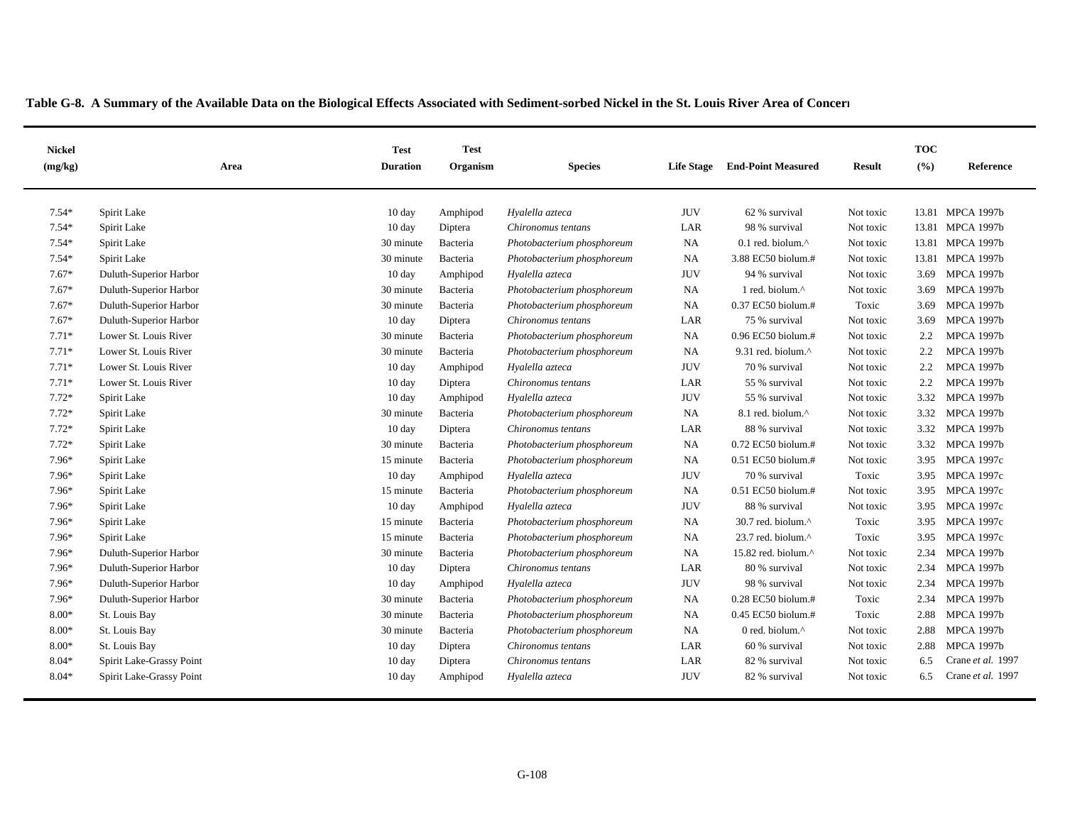**Table G-8. A Summary of the Available Data on the Biological Effects Associated with Sediment-sorbed Nickel in the St. Louis River Area of Concern**

| Nickel (mg/kg) | Area | Test Duration | Test Organism | Species | Life Stage | End-Point Measured | Result | TOC (%) | Reference |
|---|---|---|---|---|---|---|---|---|---|
| 7.54* | Spirit Lake | 10 day | Amphipod | *Hyalella azteca* | JUV | 62 % survival | Not toxic | 13.81 | MPCA 1997b |
| 7.54* | Spirit Lake | 10 day | Diptera | *Chironomus tentans* | LAR | 98 % survival | Not toxic | 13.81 | MPCA 1997b |
| 7.54* | Spirit Lake | 30 minute | Bacteria | *Photobacterium phosphoreum* | NA | 0.1 red. biolum.^ | Not toxic | 13.81 | MPCA 1997b |
| 7.54* | Spirit Lake | 30 minute | Bacteria | *Photobacterium phosphoreum* | NA | 3.88 EC50 biolum.# | Not toxic | 13.81 | MPCA 1997b |
| 7.67* | Duluth-Superior Harbor | 10 day | Amphipod | *Hyalella azteca* | JUV | 94 % survival | Not toxic | 3.69 | MPCA 1997b |
| 7.67* | Duluth-Superior Harbor | 30 minute | Bacteria | *Photobacterium phosphoreum* | NA | 1 red. biolum.^ | Not toxic | 3.69 | MPCA 1997b |
| 7.67* | Duluth-Superior Harbor | 30 minute | Bacteria | *Photobacterium phosphoreum* | NA | 0.37 EC50 biolum.# | Toxic | 3.69 | MPCA 1997b |
| 7.67* | Duluth-Superior Harbor | 10 day | Diptera | *Chironomus tentans* | LAR | 75 % survival | Not toxic | 3.69 | MPCA 1997b |
| 7.71* | Lower St. Louis River | 30 minute | Bacteria | *Photobacterium phosphoreum* | NA | 0.96 EC50 biolum.# | Not toxic | 2.2 | MPCA 1997b |
| 7.71* | Lower St. Louis River | 30 minute | Bacteria | *Photobacterium phosphoreum* | NA | 9.31 red. biolum.^ | Not toxic | 2.2 | MPCA 1997b |
| 7.71* | Lower St. Louis River | 10 day | Amphipod | *Hyalella azteca* | JUV | 70 % survival | Not toxic | 2.2 | MPCA 1997b |
| 7.71* | Lower St. Louis River | 10 day | Diptera | *Chironomus tentans* | LAR | 55 % survival | Not toxic | 2.2 | MPCA 1997b |
| 7.72* | Spirit Lake | 10 day | Amphipod | *Hyalella azteca* | JUV | 55 % survival | Not toxic | 3.32 | MPCA 1997b |
| 7.72* | Spirit Lake | 30 minute | Bacteria | *Photobacterium phosphoreum* | NA | 8.1 red. biolum.^ | Not toxic | 3.32 | MPCA 1997b |
| 7.72* | Spirit Lake | 10 day | Diptera | *Chironomus tentans* | LAR | 88 % survival | Not toxic | 3.32 | MPCA 1997b |
| 7.72* | Spirit Lake | 30 minute | Bacteria | *Photobacterium phosphoreum* | NA | 0.72 EC50 biolum.# | Not toxic | 3.32 | MPCA 1997b |
| 7.96* | Spirit Lake | 15 minute | Bacteria | *Photobacterium phosphoreum* | NA | 0.51 EC50 biolum.# | Not toxic | 3.95 | MPCA 1997c |
| 7.96* | Spirit Lake | 10 day | Amphipod | *Hyalella azteca* | JUV | 70 % survival | Toxic | 3.95 | MPCA 1997c |
| 7.96* | Spirit Lake | 15 minute | Bacteria | *Photobacterium phosphoreum* | NA | 0.51 EC50 biolum.# | Not toxic | 3.95 | MPCA 1997c |
| 7.96* | Spirit Lake | 10 day | Amphipod | *Hyalella azteca* | JUV | 88 % survival | Not toxic | 3.95 | MPCA 1997c |
| 7.96* | Spirit Lake | 15 minute | Bacteria | *Photobacterium phosphoreum* | NA | 30.7 red. biolum.^ | Toxic | 3.95 | MPCA 1997c |
| 7.96* | Spirit Lake | 15 minute | Bacteria | *Photobacterium phosphoreum* | NA | 23.7 red. biolum.^ | Toxic | 3.95 | MPCA 1997c |
| 7.96* | Duluth-Superior Harbor | 30 minute | Bacteria | *Photobacterium phosphoreum* | NA | 15.82 red. biolum.^ | Not toxic | 2.34 | MPCA 1997b |
| 7.96* | Duluth-Superior Harbor | 10 day | Diptera | *Chironomus tentans* | LAR | 80 % survival | Not toxic | 2.34 | MPCA 1997b |
| 7.96* | Duluth-Superior Harbor | 10 day | Amphipod | *Hyalella azteca* | JUV | 98 % survival | Not toxic | 2.34 | MPCA 1997b |
| 7.96* | Duluth-Superior Harbor | 30 minute | Bacteria | *Photobacterium phosphoreum* | NA | 0.28 EC50 biolum.# | Toxic | 2.34 | MPCA 1997b |
| 8.00* | St. Louis Bay | 30 minute | Bacteria | *Photobacterium phosphoreum* | NA | 0.45 EC50 biolum.# | Toxic | 2.88 | MPCA 1997b |
| 8.00* | St. Louis Bay | 30 minute | Bacteria | *Photobacterium phosphoreum* | NA | 0 red. biolum.^ | Not toxic | 2.88 | MPCA 1997b |
| 8.00* | St. Louis Bay | 10 day | Diptera | *Chironomus tentans* | LAR | 60 % survival | Not toxic | 2.88 | MPCA 1997b |
| 8.04* | Spirit Lake-Grassy Point | 10 day | Diptera | *Chironomus tentans* | LAR | 82 % survival | Not toxic | 6.5 | Crane *et al.* 1997 |
| 8.04* | Spirit Lake-Grassy Point | 10 day | Amphipod | *Hyalella azteca* | JUV | 82 % survival | Not toxic | 6.5 | Crane *et al.* 1997 |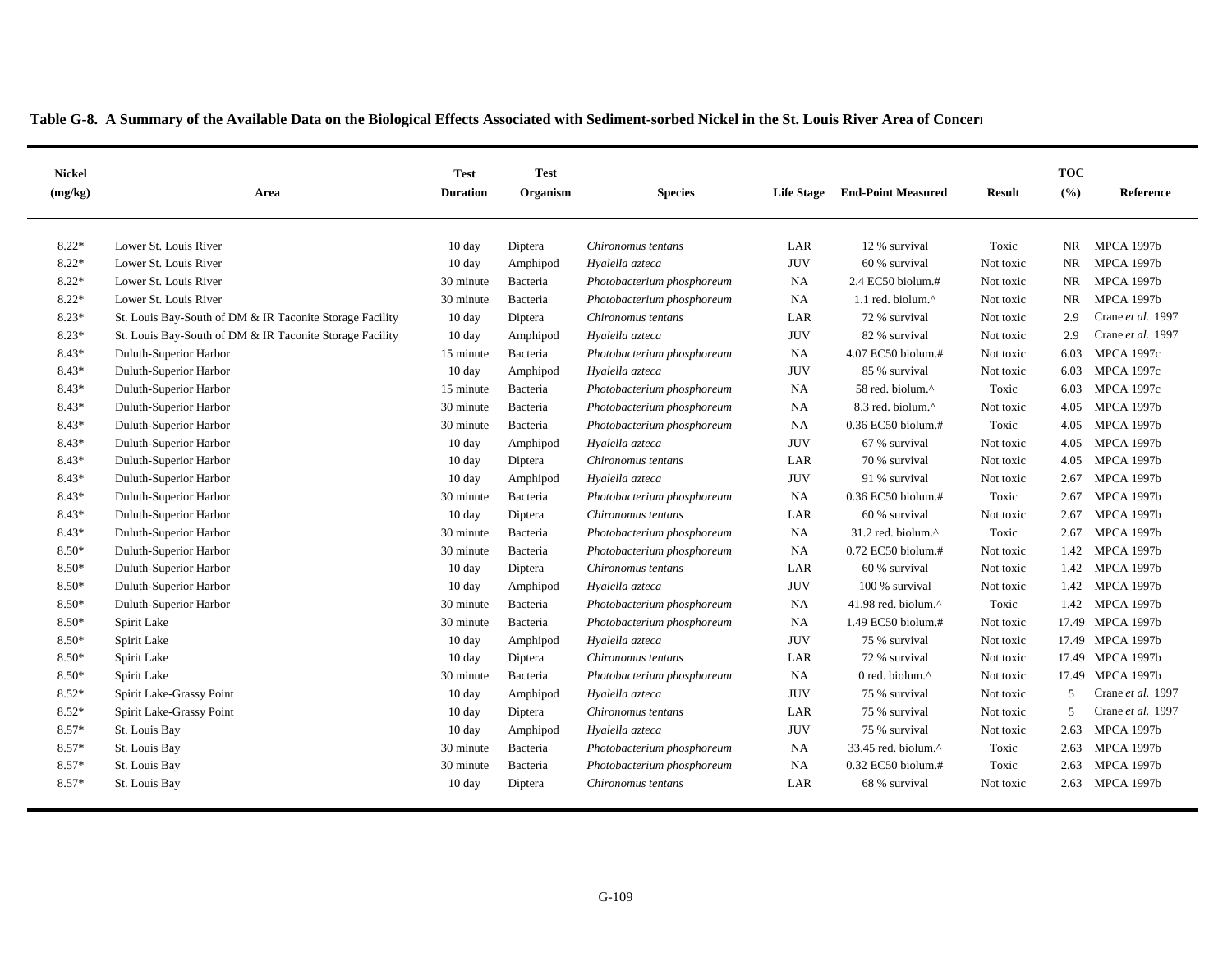**Table G-8. A Summary of the Available Data on the Biological Effects Associated with Sediment-sorbed Nickel in the St. Louis River Area of Concern**

| Nickel (mg/kg) | Area | Test Duration | Test Organism | Species | Life Stage | End-Point Measured | Result | TOC (%) | Reference |
|---|---|---|---|---|---|---|---|---|---|
| 8.22* | Lower St. Louis River | 10 day | Diptera | *Chironomus tentans* | LAR | 12 % survival | Toxic | NR | MPCA 1997b |
| 8.22* | Lower St. Louis River | 10 day | Amphipod | *Hyalella azteca* | JUV | 60 % survival | Not toxic | NR | MPCA 1997b |
| 8.22* | Lower St. Louis River | 30 minute | Bacteria | *Photobacterium phosphoreum* | NA | 2.4 EC50 biolum.# | Not toxic | NR | MPCA 1997b |
| 8.22* | Lower St. Louis River | 30 minute | Bacteria | *Photobacterium phosphoreum* | NA | 1.1 red. biolum.^ | Not toxic | NR | MPCA 1997b |
| 8.23* | St. Louis Bay-South of DM & IR Taconite Storage Facility | 10 day | Diptera | *Chironomus tentans* | LAR | 72 % survival | Not toxic | 2.9 | Crane *et al.* 1997 |
| 8.23* | St. Louis Bay-South of DM & IR Taconite Storage Facility | 10 day | Amphipod | *Hyalella azteca* | JUV | 82 % survival | Not toxic | 2.9 | Crane *et al.* 1997 |
| 8.43* | Duluth-Superior Harbor | 15 minute | Bacteria | *Photobacterium phosphoreum* | NA | 4.07 EC50 biolum.# | Not toxic | 6.03 | MPCA 1997c |
| 8.43* | Duluth-Superior Harbor | 10 day | Amphipod | *Hyalella azteca* | JUV | 85 % survival | Not toxic | 6.03 | MPCA 1997c |
| 8.43* | Duluth-Superior Harbor | 15 minute | Bacteria | *Photobacterium phosphoreum* | NA | 58 red. biolum.^ | Toxic | 6.03 | MPCA 1997c |
| 8.43* | Duluth-Superior Harbor | 30 minute | Bacteria | *Photobacterium phosphoreum* | NA | 8.3 red. biolum.^ | Not toxic | 4.05 | MPCA 1997b |
| 8.43* | Duluth-Superior Harbor | 30 minute | Bacteria | *Photobacterium phosphoreum* | NA | 0.36 EC50 biolum.# | Toxic | 4.05 | MPCA 1997b |
| 8.43* | Duluth-Superior Harbor | 10 day | Amphipod | *Hyalella azteca* | JUV | 67 % survival | Not toxic | 4.05 | MPCA 1997b |
| 8.43* | Duluth-Superior Harbor | 10 day | Diptera | *Chironomus tentans* | LAR | 70 % survival | Not toxic | 4.05 | MPCA 1997b |
| 8.43* | Duluth-Superior Harbor | 10 day | Amphipod | *Hyalella azteca* | JUV | 91 % survival | Not toxic | 2.67 | MPCA 1997b |
| 8.43* | Duluth-Superior Harbor | 30 minute | Bacteria | *Photobacterium phosphoreum* | NA | 0.36 EC50 biolum.# | Toxic | 2.67 | MPCA 1997b |
| 8.43* | Duluth-Superior Harbor | 10 day | Diptera | *Chironomus tentans* | LAR | 60 % survival | Not toxic | 2.67 | MPCA 1997b |
| 8.43* | Duluth-Superior Harbor | 30 minute | Bacteria | *Photobacterium phosphoreum* | NA | 31.2 red. biolum.^ | Toxic | 2.67 | MPCA 1997b |
| 8.50* | Duluth-Superior Harbor | 30 minute | Bacteria | *Photobacterium phosphoreum* | NA | 0.72 EC50 biolum.# | Not toxic | 1.42 | MPCA 1997b |
| 8.50* | Duluth-Superior Harbor | 10 day | Diptera | *Chironomus tentans* | LAR | 60 % survival | Not toxic | 1.42 | MPCA 1997b |
| 8.50* | Duluth-Superior Harbor | 10 day | Amphipod | *Hyalella azteca* | JUV | 100 % survival | Not toxic | 1.42 | MPCA 1997b |
| 8.50* | Duluth-Superior Harbor | 30 minute | Bacteria | *Photobacterium phosphoreum* | NA | 41.98 red. biolum.^ | Toxic | 1.42 | MPCA 1997b |
| 8.50* | Spirit Lake | 30 minute | Bacteria | *Photobacterium phosphoreum* | NA | 1.49 EC50 biolum.# | Not toxic | 17.49 | MPCA 1997b |
| 8.50* | Spirit Lake | 10 day | Amphipod | *Hyalella azteca* | JUV | 75 % survival | Not toxic | 17.49 | MPCA 1997b |
| 8.50* | Spirit Lake | 10 day | Diptera | *Chironomus tentans* | LAR | 72 % survival | Not toxic | 17.49 | MPCA 1997b |
| 8.50* | Spirit Lake | 30 minute | Bacteria | *Photobacterium phosphoreum* | NA | 0 red. biolum.^ | Not toxic | 17.49 | MPCA 1997b |
| 8.52* | Spirit Lake-Grassy Point | 10 day | Amphipod | *Hyalella azteca* | JUV | 75 % survival | Not toxic | 5 | Crane *et al.* 1997 |
| 8.52* | Spirit Lake-Grassy Point | 10 day | Diptera | *Chironomus tentans* | LAR | 75 % survival | Not toxic | 5 | Crane *et al.* 1997 |
| 8.57* | St. Louis Bay | 10 day | Amphipod | *Hyalella azteca* | JUV | 75 % survival | Not toxic | 2.63 | MPCA 1997b |
| 8.57* | St. Louis Bay | 30 minute | Bacteria | *Photobacterium phosphoreum* | NA | 33.45 red. biolum.^ | Toxic | 2.63 | MPCA 1997b |
| 8.57* | St. Louis Bay | 30 minute | Bacteria | *Photobacterium phosphoreum* | NA | 0.32 EC50 biolum.# | Toxic | 2.63 | MPCA 1997b |
| 8.57* | St. Louis Bay | 10 day | Diptera | *Chironomus tentans* | LAR | 68 % survival | Not toxic | 2.63 | MPCA 1997b |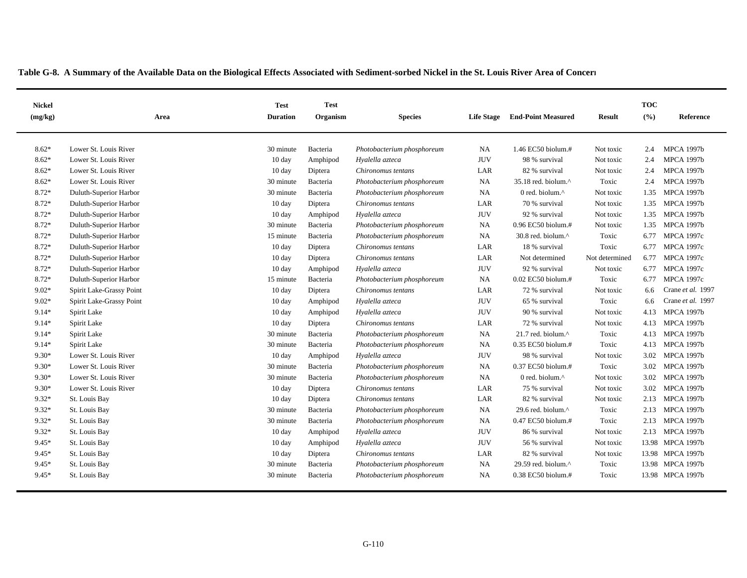**Table G-8. A Summary of the Available Data on the Biological Effects Associated with Sediment-sorbed Nickel in the St. Louis River Area of Concern**

| Nickel (mg/kg) | Area | Test Duration | Test Organism | Species | Life Stage | End-Point Measured | Result | TOC (%) | Reference |
|---|---|---|---|---|---|---|---|---|---|
| 8.62* | Lower St. Louis River | 30 minute | Bacteria | *Photobacterium phosphoreum* | NA | 1.46 EC50 biolum.# | Not toxic | 2.4 | MPCA 1997b |
| 8.62* | Lower St. Louis River | 10 day | Amphipod | *Hyalella azteca* | JUV | 98 % survival | Not toxic | 2.4 | MPCA 1997b |
| 8.62* | Lower St. Louis River | 10 day | Diptera | *Chironomus tentans* | LAR | 82 % survival | Not toxic | 2.4 | MPCA 1997b |
| 8.62* | Lower St. Louis River | 30 minute | Bacteria | *Photobacterium phosphoreum* | NA | 35.18 red. biolum.^ | Toxic | 2.4 | MPCA 1997b |
| 8.72* | Duluth-Superior Harbor | 30 minute | Bacteria | *Photobacterium phosphoreum* | NA | 0 red. biolum.^ | Not toxic | 1.35 | MPCA 1997b |
| 8.72* | Duluth-Superior Harbor | 10 day | Diptera | *Chironomus tentans* | LAR | 70 % survival | Not toxic | 1.35 | MPCA 1997b |
| 8.72* | Duluth-Superior Harbor | 10 day | Amphipod | *Hyalella azteca* | JUV | 92 % survival | Not toxic | 1.35 | MPCA 1997b |
| 8.72* | Duluth-Superior Harbor | 30 minute | Bacteria | *Photobacterium phosphoreum* | NA | 0.96 EC50 biolum.# | Not toxic | 1.35 | MPCA 1997b |
| 8.72* | Duluth-Superior Harbor | 15 minute | Bacteria | *Photobacterium phosphoreum* | NA | 30.8 red. biolum.^ | Toxic | 6.77 | MPCA 1997c |
| 8.72* | Duluth-Superior Harbor | 10 day | Diptera | *Chironomus tentans* | LAR | 18 % survival | Toxic | 6.77 | MPCA 1997c |
| 8.72* | Duluth-Superior Harbor | 10 day | Diptera | *Chironomus tentans* | LAR | Not determined | Not determined | 6.77 | MPCA 1997c |
| 8.72* | Duluth-Superior Harbor | 10 day | Amphipod | *Hyalella azteca* | JUV | 92 % survival | Not toxic | 6.77 | MPCA 1997c |
| 8.72* | Duluth-Superior Harbor | 15 minute | Bacteria | *Photobacterium phosphoreum* | NA | 0.02 EC50 biolum.# | Toxic | 6.77 | MPCA 1997c |
| 9.02* | Spirit Lake-Grassy Point | 10 day | Diptera | *Chironomus tentans* | LAR | 72 % survival | Not toxic | 6.6 | Crane *et al.* 1997 |
| 9.02* | Spirit Lake-Grassy Point | 10 day | Amphipod | *Hyalella azteca* | JUV | 65 % survival | Toxic | 6.6 | Crane *et al.* 1997 |
| 9.14* | Spirit Lake | 10 day | Amphipod | *Hyalella azteca* | JUV | 90 % survival | Not toxic | 4.13 | MPCA 1997b |
| 9.14* | Spirit Lake | 10 day | Diptera | *Chironomus tentans* | LAR | 72 % survival | Not toxic | 4.13 | MPCA 1997b |
| 9.14* | Spirit Lake | 30 minute | Bacteria | *Photobacterium phosphoreum* | NA | 21.7 red. biolum.^ | Toxic | 4.13 | MPCA 1997b |
| 9.14* | Spirit Lake | 30 minute | Bacteria | *Photobacterium phosphoreum* | NA | 0.35 EC50 biolum.# | Toxic | 4.13 | MPCA 1997b |
| 9.30* | Lower St. Louis River | 10 day | Amphipod | *Hyalella azteca* | JUV | 98 % survival | Not toxic | 3.02 | MPCA 1997b |
| 9.30* | Lower St. Louis River | 30 minute | Bacteria | *Photobacterium phosphoreum* | NA | 0.37 EC50 biolum.# | Toxic | 3.02 | MPCA 1997b |
| 9.30* | Lower St. Louis River | 30 minute | Bacteria | *Photobacterium phosphoreum* | NA | 0 red. biolum.^ | Not toxic | 3.02 | MPCA 1997b |
| 9.30* | Lower St. Louis River | 10 day | Diptera | *Chironomus tentans* | LAR | 75 % survival | Not toxic | 3.02 | MPCA 1997b |
| 9.32* | St. Louis Bay | 10 day | Diptera | *Chironomus tentans* | LAR | 82 % survival | Not toxic | 2.13 | MPCA 1997b |
| 9.32* | St. Louis Bay | 30 minute | Bacteria | *Photobacterium phosphoreum* | NA | 29.6 red. biolum.^ | Toxic | 2.13 | MPCA 1997b |
| 9.32* | St. Louis Bay | 30 minute | Bacteria | *Photobacterium phosphoreum* | NA | 0.47 EC50 biolum.# | Toxic | 2.13 | MPCA 1997b |
| 9.32* | St. Louis Bay | 10 day | Amphipod | *Hyalella azteca* | JUV | 86 % survival | Not toxic | 2.13 | MPCA 1997b |
| 9.45* | St. Louis Bay | 10 day | Amphipod | *Hyalella azteca* | JUV | 56 % survival | Not toxic | 13.98 | MPCA 1997b |
| 9.45* | St. Louis Bay | 10 day | Diptera | *Chironomus tentans* | LAR | 82 % survival | Not toxic | 13.98 | MPCA 1997b |
| 9.45* | St. Louis Bay | 30 minute | Bacteria | *Photobacterium phosphoreum* | NA | 29.59 red. biolum.^ | Toxic | 13.98 | MPCA 1997b |
| 9.45* | St. Louis Bay | 30 minute | Bacteria | *Photobacterium phosphoreum* | NA | 0.38 EC50 biolum.# | Toxic | 13.98 | MPCA 1997b |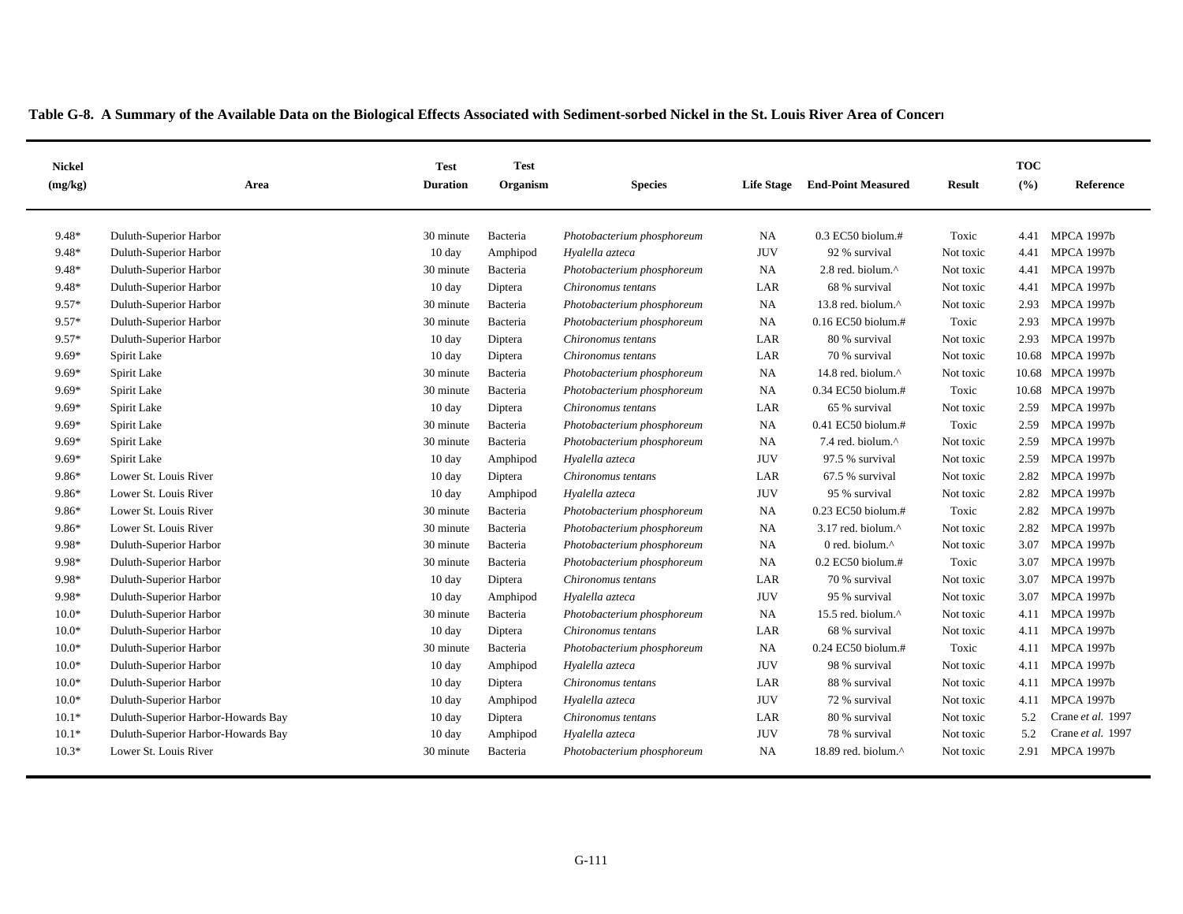**Table G-8. A Summary of the Available Data on the Biological Effects Associated with Sediment-sorbed Nickel in the St. Louis River Area of Concern**

| Nickel (mg/kg) | Area | Test Duration | Test Organism | Species | Life Stage | End-Point Measured | Result | TOC (%) | Reference |
|---|---|---|---|---|---|---|---|---|---|
| 9.48* | Duluth-Superior Harbor | 30 minute | Bacteria | *Photobacterium phosphoreum* | NA | 0.3 EC50 biolum.# | Toxic | 4.41 | MPCA 1997b |
| 9.48* | Duluth-Superior Harbor | 10 day | Amphipod | *Hyalella azteca* | JUV | 92 % survival | Not toxic | 4.41 | MPCA 1997b |
| 9.48* | Duluth-Superior Harbor | 30 minute | Bacteria | *Photobacterium phosphoreum* | NA | 2.8 red. biolum.^ | Not toxic | 4.41 | MPCA 1997b |
| 9.48* | Duluth-Superior Harbor | 10 day | Diptera | *Chironomus tentans* | LAR | 68 % survival | Not toxic | 4.41 | MPCA 1997b |
| 9.57* | Duluth-Superior Harbor | 30 minute | Bacteria | *Photobacterium phosphoreum* | NA | 13.8 red. biolum.^ | Not toxic | 2.93 | MPCA 1997b |
| 9.57* | Duluth-Superior Harbor | 30 minute | Bacteria | *Photobacterium phosphoreum* | NA | 0.16 EC50 biolum.# | Toxic | 2.93 | MPCA 1997b |
| 9.57* | Duluth-Superior Harbor | 10 day | Diptera | *Chironomus tentans* | LAR | 80 % survival | Not toxic | 2.93 | MPCA 1997b |
| 9.69* | Spirit Lake | 10 day | Diptera | *Chironomus tentans* | LAR | 70 % survival | Not toxic | 10.68 | MPCA 1997b |
| 9.69* | Spirit Lake | 30 minute | Bacteria | *Photobacterium phosphoreum* | NA | 14.8 red. biolum.^ | Not toxic | 10.68 | MPCA 1997b |
| 9.69* | Spirit Lake | 30 minute | Bacteria | *Photobacterium phosphoreum* | NA | 0.34 EC50 biolum.# | Toxic | 10.68 | MPCA 1997b |
| 9.69* | Spirit Lake | 10 day | Diptera | *Chironomus tentans* | LAR | 65 % survival | Not toxic | 2.59 | MPCA 1997b |
| 9.69* | Spirit Lake | 30 minute | Bacteria | *Photobacterium phosphoreum* | NA | 0.41 EC50 biolum.# | Toxic | 2.59 | MPCA 1997b |
| 9.69* | Spirit Lake | 30 minute | Bacteria | *Photobacterium phosphoreum* | NA | 7.4 red. biolum.^ | Not toxic | 2.59 | MPCA 1997b |
| 9.69* | Spirit Lake | 10 day | Amphipod | *Hyalella azteca* | JUV | 97.5 % survival | Not toxic | 2.59 | MPCA 1997b |
| 9.86* | Lower St. Louis River | 10 day | Diptera | *Chironomus tentans* | LAR | 67.5 % survival | Not toxic | 2.82 | MPCA 1997b |
| 9.86* | Lower St. Louis River | 10 day | Amphipod | *Hyalella azteca* | JUV | 95 % survival | Not toxic | 2.82 | MPCA 1997b |
| 9.86* | Lower St. Louis River | 30 minute | Bacteria | *Photobacterium phosphoreum* | NA | 0.23 EC50 biolum.# | Toxic | 2.82 | MPCA 1997b |
| 9.86* | Lower St. Louis River | 30 minute | Bacteria | *Photobacterium phosphoreum* | NA | 3.17 red. biolum.^ | Not toxic | 2.82 | MPCA 1997b |
| 9.98* | Duluth-Superior Harbor | 30 minute | Bacteria | *Photobacterium phosphoreum* | NA | 0 red. biolum.^ | Not toxic | 3.07 | MPCA 1997b |
| 9.98* | Duluth-Superior Harbor | 30 minute | Bacteria | *Photobacterium phosphoreum* | NA | 0.2 EC50 biolum.# | Toxic | 3.07 | MPCA 1997b |
| 9.98* | Duluth-Superior Harbor | 10 day | Diptera | *Chironomus tentans* | LAR | 70 % survival | Not toxic | 3.07 | MPCA 1997b |
| 9.98* | Duluth-Superior Harbor | 10 day | Amphipod | *Hyalella azteca* | JUV | 95 % survival | Not toxic | 3.07 | MPCA 1997b |
| 10.0* | Duluth-Superior Harbor | 30 minute | Bacteria | *Photobacterium phosphoreum* | NA | 15.5 red. biolum.^ | Not toxic | 4.11 | MPCA 1997b |
| 10.0* | Duluth-Superior Harbor | 10 day | Diptera | *Chironomus tentans* | LAR | 68 % survival | Not toxic | 4.11 | MPCA 1997b |
| 10.0* | Duluth-Superior Harbor | 30 minute | Bacteria | *Photobacterium phosphoreum* | NA | 0.24 EC50 biolum.# | Toxic | 4.11 | MPCA 1997b |
| 10.0* | Duluth-Superior Harbor | 10 day | Amphipod | *Hyalella azteca* | JUV | 98 % survival | Not toxic | 4.11 | MPCA 1997b |
| 10.0* | Duluth-Superior Harbor | 10 day | Diptera | *Chironomus tentans* | LAR | 88 % survival | Not toxic | 4.11 | MPCA 1997b |
| 10.0* | Duluth-Superior Harbor | 10 day | Amphipod | *Hyalella azteca* | JUV | 72 % survival | Not toxic | 4.11 | MPCA 1997b |
| 10.1* | Duluth-Superior Harbor-Howards Bay | 10 day | Diptera | *Chironomus tentans* | LAR | 80 % survival | Not toxic | 5.2 | Crane *et al.* 1997 |
| 10.1* | Duluth-Superior Harbor-Howards Bay | 10 day | Amphipod | *Hyalella azteca* | JUV | 78 % survival | Not toxic | 5.2 | Crane *et al.* 1997 |
| 10.3* | Lower St. Louis River | 30 minute | Bacteria | *Photobacterium phosphoreum* | NA | 18.89 red. biolum.^ | Not toxic | 2.91 | MPCA 1997b |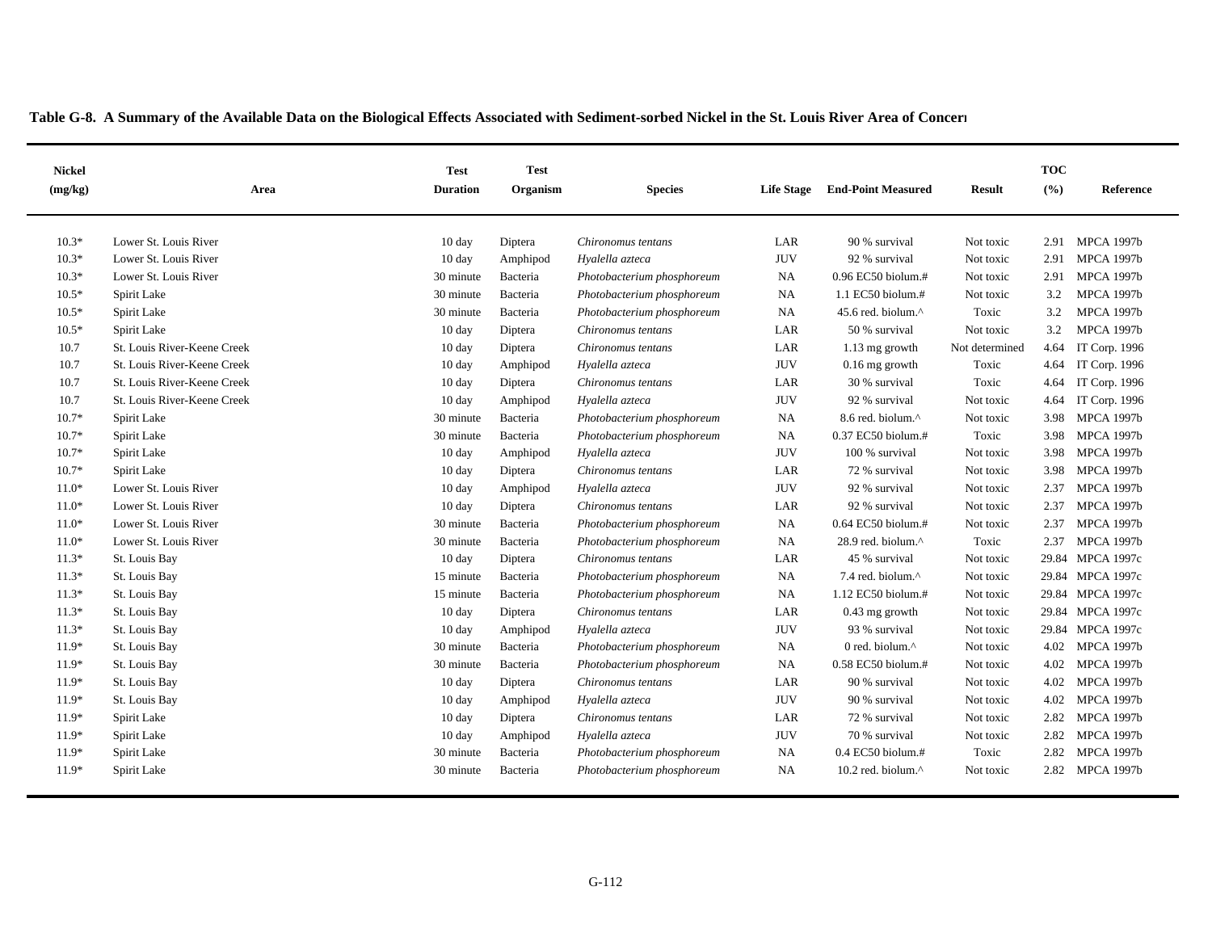**Table G-8. A Summary of the Available Data on the Biological Effects Associated with Sediment-sorbed Nickel in the St. Louis River Area of Concern**

| Nickel (mg/kg) | Area | Test Duration | Test Organism | Species | Life Stage | End-Point Measured | Result | TOC (%) | Reference |
|---|---|---|---|---|---|---|---|---|---|
| 10.3* | Lower St. Louis River | 10 day | Diptera | *Chironomus tentans* | LAR | 90 % survival | Not toxic | 2.91 | MPCA 1997b |
| 10.3* | Lower St. Louis River | 10 day | Amphipod | *Hyalella azteca* | JUV | 92 % survival | Not toxic | 2.91 | MPCA 1997b |
| 10.3* | Lower St. Louis River | 30 minute | Bacteria | *Photobacterium phosphoreum* | NA | 0.96 EC50 biolum.# | Not toxic | 2.91 | MPCA 1997b |
| 10.5* | Spirit Lake | 30 minute | Bacteria | *Photobacterium phosphoreum* | NA | 1.1 EC50 biolum.# | Not toxic | 3.2 | MPCA 1997b |
| 10.5* | Spirit Lake | 30 minute | Bacteria | *Photobacterium phosphoreum* | NA | 45.6 red. biolum.^ | Toxic | 3.2 | MPCA 1997b |
| 10.5* | Spirit Lake | 10 day | Diptera | *Chironomus tentans* | LAR | 50 % survival | Not toxic | 3.2 | MPCA 1997b |
| 10.7 | St. Louis River-Keene Creek | 10 day | Diptera | *Chironomus tentans* | LAR | 1.13 mg growth | Not determined | 4.64 | IT Corp. 1996 |
| 10.7 | St. Louis River-Keene Creek | 10 day | Amphipod | *Hyalella azteca* | JUV | 0.16 mg growth | Toxic | 4.64 | IT Corp. 1996 |
| 10.7 | St. Louis River-Keene Creek | 10 day | Diptera | *Chironomus tentans* | LAR | 30 % survival | Toxic | 4.64 | IT Corp. 1996 |
| 10.7 | St. Louis River-Keene Creek | 10 day | Amphipod | *Hyalella azteca* | JUV | 92 % survival | Not toxic | 4.64 | IT Corp. 1996 |
| 10.7* | Spirit Lake | 30 minute | Bacteria | *Photobacterium phosphoreum* | NA | 8.6 red. biolum.^ | Not toxic | 3.98 | MPCA 1997b |
| 10.7* | Spirit Lake | 30 minute | Bacteria | *Photobacterium phosphoreum* | NA | 0.37 EC50 biolum.# | Toxic | 3.98 | MPCA 1997b |
| 10.7* | Spirit Lake | 10 day | Amphipod | *Hyalella azteca* | JUV | 100 % survival | Not toxic | 3.98 | MPCA 1997b |
| 10.7* | Spirit Lake | 10 day | Diptera | *Chironomus tentans* | LAR | 72 % survival | Not toxic | 3.98 | MPCA 1997b |
| 11.0* | Lower St. Louis River | 10 day | Amphipod | *Hyalella azteca* | JUV | 92 % survival | Not toxic | 2.37 | MPCA 1997b |
| 11.0* | Lower St. Louis River | 10 day | Diptera | *Chironomus tentans* | LAR | 92 % survival | Not toxic | 2.37 | MPCA 1997b |
| 11.0* | Lower St. Louis River | 30 minute | Bacteria | *Photobacterium phosphoreum* | NA | 0.64 EC50 biolum.# | Not toxic | 2.37 | MPCA 1997b |
| 11.0* | Lower St. Louis River | 30 minute | Bacteria | *Photobacterium phosphoreum* | NA | 28.9 red. biolum.^ | Toxic | 2.37 | MPCA 1997b |
| 11.3* | St. Louis Bay | 10 day | Diptera | *Chironomus tentans* | LAR | 45 % survival | Not toxic | 29.84 | MPCA 1997c |
| 11.3* | St. Louis Bay | 15 minute | Bacteria | *Photobacterium phosphoreum* | NA | 7.4 red. biolum.^ | Not toxic | 29.84 | MPCA 1997c |
| 11.3* | St. Louis Bay | 15 minute | Bacteria | *Photobacterium phosphoreum* | NA | 1.12 EC50 biolum.# | Not toxic | 29.84 | MPCA 1997c |
| 11.3* | St. Louis Bay | 10 day | Diptera | *Chironomus tentans* | LAR | 0.43 mg growth | Not toxic | 29.84 | MPCA 1997c |
| 11.3* | St. Louis Bay | 10 day | Amphipod | *Hyalella azteca* | JUV | 93 % survival | Not toxic | 29.84 | MPCA 1997c |
| 11.9* | St. Louis Bay | 30 minute | Bacteria | *Photobacterium phosphoreum* | NA | 0 red. biolum.^ | Not toxic | 4.02 | MPCA 1997b |
| 11.9* | St. Louis Bay | 30 minute | Bacteria | *Photobacterium phosphoreum* | NA | 0.58 EC50 biolum.# | Not toxic | 4.02 | MPCA 1997b |
| 11.9* | St. Louis Bay | 10 day | Diptera | *Chironomus tentans* | LAR | 90 % survival | Not toxic | 4.02 | MPCA 1997b |
| 11.9* | St. Louis Bay | 10 day | Amphipod | *Hyalella azteca* | JUV | 90 % survival | Not toxic | 4.02 | MPCA 1997b |
| 11.9* | Spirit Lake | 10 day | Diptera | *Chironomus tentans* | LAR | 72 % survival | Not toxic | 2.82 | MPCA 1997b |
| 11.9* | Spirit Lake | 10 day | Amphipod | *Hyalella azteca* | JUV | 70 % survival | Not toxic | 2.82 | MPCA 1997b |
| 11.9* | Spirit Lake | 30 minute | Bacteria | *Photobacterium phosphoreum* | NA | 0.4 EC50 biolum.# | Toxic | 2.82 | MPCA 1997b |
| 11.9* | Spirit Lake | 30 minute | Bacteria | *Photobacterium phosphoreum* | NA | 10.2 red. biolum.^ | Not toxic | 2.82 | MPCA 1997b |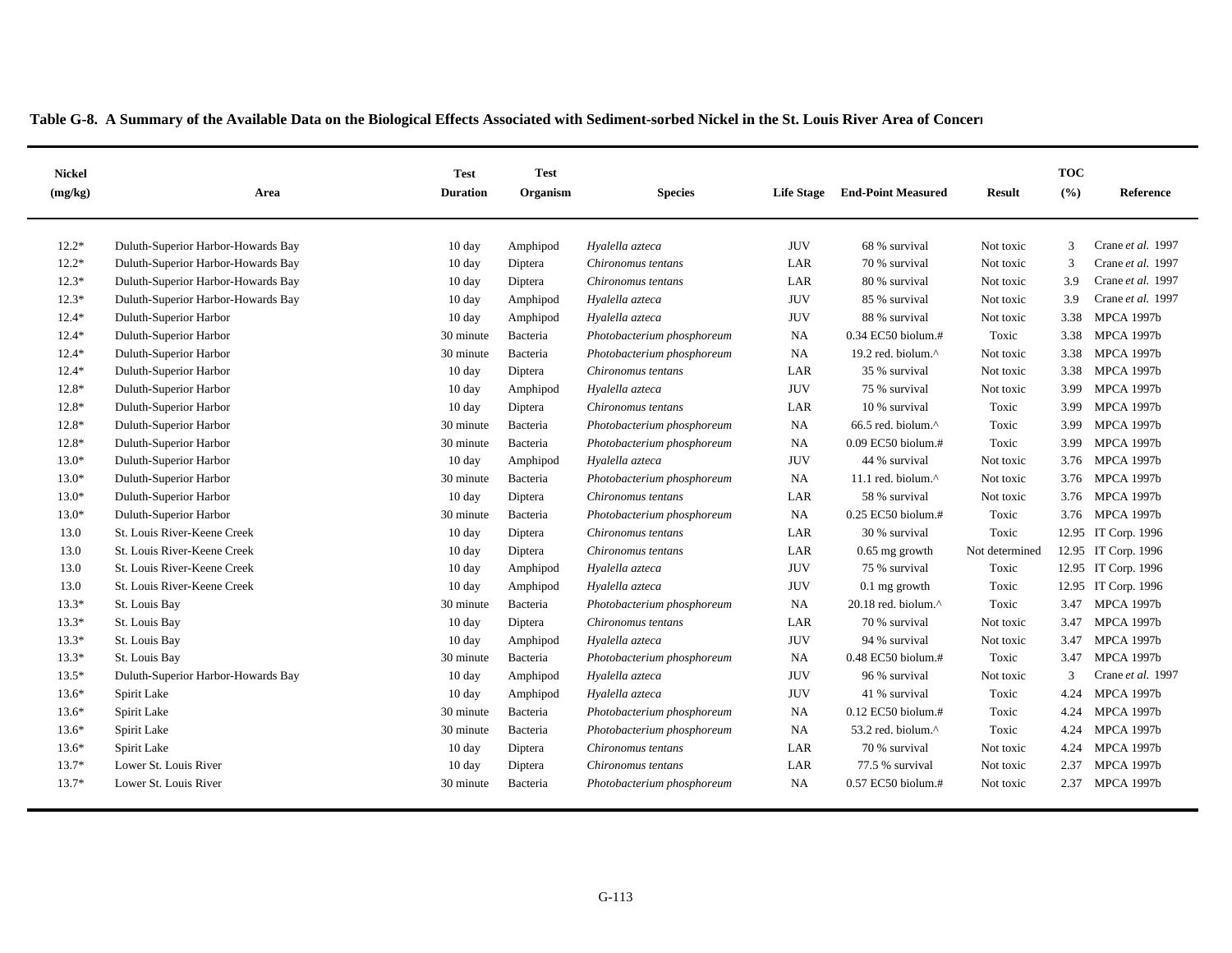**Table G-8. A Summary of the Available Data on the Biological Effects Associated with Sediment-sorbed Nickel in the St. Louis River Area of Concern**

| Nickel (mg/kg) | Area | Test Duration | Test Organism | Species | Life Stage | End-Point Measured | Result | TOC (%) | Reference |
|---|---|---|---|---|---|---|---|---|---|
| 12.2* | Duluth-Superior Harbor-Howards Bay | 10 day | Amphipod | *Hyalella azteca* | JUV | 68 % survival | Not toxic | 3 | Crane *et al.* 1997 |
| 12.2* | Duluth-Superior Harbor-Howards Bay | 10 day | Diptera | *Chironomus tentans* | LAR | 70 % survival | Not toxic | 3 | Crane *et al.* 1997 |
| 12.3* | Duluth-Superior Harbor-Howards Bay | 10 day | Diptera | *Chironomus tentans* | LAR | 80 % survival | Not toxic | 3.9 | Crane *et al.* 1997 |
| 12.3* | Duluth-Superior Harbor-Howards Bay | 10 day | Amphipod | *Hyalella azteca* | JUV | 85 % survival | Not toxic | 3.9 | Crane *et al.* 1997 |
| 12.4* | Duluth-Superior Harbor | 10 day | Amphipod | *Hyalella azteca* | JUV | 88 % survival | Not toxic | 3.38 | MPCA 1997b |
| 12.4* | Duluth-Superior Harbor | 30 minute | Bacteria | *Photobacterium phosphoreum* | NA | 0.34 EC50 biolum.# | Toxic | 3.38 | MPCA 1997b |
| 12.4* | Duluth-Superior Harbor | 30 minute | Bacteria | *Photobacterium phosphoreum* | NA | 19.2 red. biolum.^ | Not toxic | 3.38 | MPCA 1997b |
| 12.4* | Duluth-Superior Harbor | 10 day | Diptera | *Chironomus tentans* | LAR | 35 % survival | Not toxic | 3.38 | MPCA 1997b |
| 12.8* | Duluth-Superior Harbor | 10 day | Amphipod | *Hyalella azteca* | JUV | 75 % survival | Not toxic | 3.99 | MPCA 1997b |
| 12.8* | Duluth-Superior Harbor | 10 day | Diptera | *Chironomus tentans* | LAR | 10 % survival | Toxic | 3.99 | MPCA 1997b |
| 12.8* | Duluth-Superior Harbor | 30 minute | Bacteria | *Photobacterium phosphoreum* | NA | 66.5 red. biolum.^ | Toxic | 3.99 | MPCA 1997b |
| 12.8* | Duluth-Superior Harbor | 30 minute | Bacteria | *Photobacterium phosphoreum* | NA | 0.09 EC50 biolum.# | Toxic | 3.99 | MPCA 1997b |
| 13.0* | Duluth-Superior Harbor | 10 day | Amphipod | *Hyalella azteca* | JUV | 44 % survival | Not toxic | 3.76 | MPCA 1997b |
| 13.0* | Duluth-Superior Harbor | 30 minute | Bacteria | *Photobacterium phosphoreum* | NA | 11.1 red. biolum.^ | Not toxic | 3.76 | MPCA 1997b |
| 13.0* | Duluth-Superior Harbor | 10 day | Diptera | *Chironomus tentans* | LAR | 58 % survival | Not toxic | 3.76 | MPCA 1997b |
| 13.0* | Duluth-Superior Harbor | 30 minute | Bacteria | *Photobacterium phosphoreum* | NA | 0.25 EC50 biolum.# | Toxic | 3.76 | MPCA 1997b |
| 13.0 | St. Louis River-Keene Creek | 10 day | Diptera | *Chironomus tentans* | LAR | 30 % survival | Toxic | 12.95 | IT Corp. 1996 |
| 13.0 | St. Louis River-Keene Creek | 10 day | Diptera | *Chironomus tentans* | LAR | 0.65 mg growth | Not determined | 12.95 | IT Corp. 1996 |
| 13.0 | St. Louis River-Keene Creek | 10 day | Amphipod | *Hyalella azteca* | JUV | 75 % survival | Toxic | 12.95 | IT Corp. 1996 |
| 13.0 | St. Louis River-Keene Creek | 10 day | Amphipod | *Hyalella azteca* | JUV | 0.1 mg growth | Toxic | 12.95 | IT Corp. 1996 |
| 13.3* | St. Louis Bay | 30 minute | Bacteria | *Photobacterium phosphoreum* | NA | 20.18 red. biolum.^ | Toxic | 3.47 | MPCA 1997b |
| 13.3* | St. Louis Bay | 10 day | Diptera | *Chironomus tentans* | LAR | 70 % survival | Not toxic | 3.47 | MPCA 1997b |
| 13.3* | St. Louis Bay | 10 day | Amphipod | *Hyalella azteca* | JUV | 94 % survival | Not toxic | 3.47 | MPCA 1997b |
| 13.3* | St. Louis Bay | 30 minute | Bacteria | *Photobacterium phosphoreum* | NA | 0.48 EC50 biolum.# | Toxic | 3.47 | MPCA 1997b |
| 13.5* | Duluth-Superior Harbor-Howards Bay | 10 day | Amphipod | *Hyalella azteca* | JUV | 96 % survival | Not toxic | 3 | Crane *et al.* 1997 |
| 13.6* | Spirit Lake | 10 day | Amphipod | *Hyalella azteca* | JUV | 41 % survival | Toxic | 4.24 | MPCA 1997b |
| 13.6* | Spirit Lake | 30 minute | Bacteria | *Photobacterium phosphoreum* | NA | 0.12 EC50 biolum.# | Toxic | 4.24 | MPCA 1997b |
| 13.6* | Spirit Lake | 30 minute | Bacteria | *Photobacterium phosphoreum* | NA | 53.2 red. biolum.^ | Toxic | 4.24 | MPCA 1997b |
| 13.6* | Spirit Lake | 10 day | Diptera | *Chironomus tentans* | LAR | 70 % survival | Not toxic | 4.24 | MPCA 1997b |
| 13.7* | Lower St. Louis River | 10 day | Diptera | *Chironomus tentans* | LAR | 77.5 % survival | Not toxic | 2.37 | MPCA 1997b |
| 13.7* | Lower St. Louis River | 30 minute | Bacteria | *Photobacterium phosphoreum* | NA | 0.57 EC50 biolum.# | Not toxic | 2.37 | MPCA 1997b |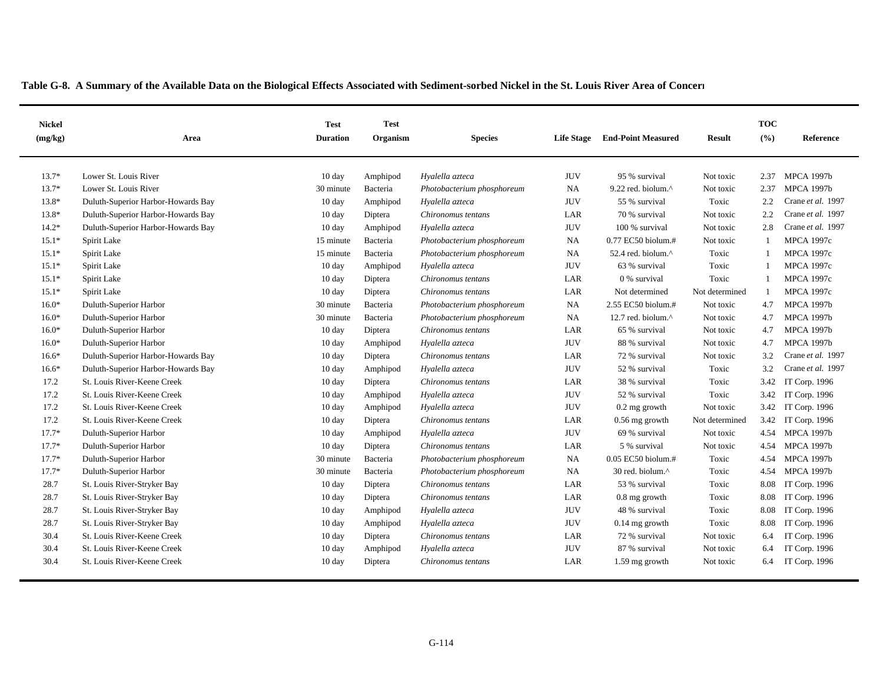**Table G-8. A Summary of the Available Data on the Biological Effects Associated with Sediment-sorbed Nickel in the St. Louis River Area of Concern**

| Nickel (mg/kg) | Area | Test Duration | Test Organism | Species | Life Stage | End-Point Measured | Result | TOC (%) | Reference |
|---|---|---|---|---|---|---|---|---|---|
| 13.7* | Lower St. Louis River | 10 day | Amphipod | *Hyalella azteca* | JUV | 95 % survival | Not toxic | 2.37 | MPCA 1997b |
| 13.7* | Lower St. Louis River | 30 minute | Bacteria | *Photobacterium phosphoreum* | NA | 9.22 red. biolum.^ | Not toxic | 2.37 | MPCA 1997b |
| 13.8* | Duluth-Superior Harbor-Howards Bay | 10 day | Amphipod | *Hyalella azteca* | JUV | 55 % survival | Toxic | 2.2 | Crane *et al.* 1997 |
| 13.8* | Duluth-Superior Harbor-Howards Bay | 10 day | Diptera | *Chironomus tentans* | LAR | 70 % survival | Not toxic | 2.2 | Crane *et al.* 1997 |
| 14.2* | Duluth-Superior Harbor-Howards Bay | 10 day | Amphipod | *Hyalella azteca* | JUV | 100 % survival | Not toxic | 2.8 | Crane *et al.* 1997 |
| 15.1* | Spirit Lake | 15 minute | Bacteria | *Photobacterium phosphoreum* | NA | 0.77 EC50 biolum.# | Not toxic | 1 | MPCA 1997c |
| 15.1* | Spirit Lake | 15 minute | Bacteria | *Photobacterium phosphoreum* | NA | 52.4 red. biolum.^ | Toxic | 1 | MPCA 1997c |
| 15.1* | Spirit Lake | 10 day | Amphipod | *Hyalella azteca* | JUV | 63 % survival | Toxic | 1 | MPCA 1997c |
| 15.1* | Spirit Lake | 10 day | Diptera | *Chironomus tentans* | LAR | 0 % survival | Toxic | 1 | MPCA 1997c |
| 15.1* | Spirit Lake | 10 day | Diptera | *Chironomus tentans* | LAR | Not determined | Not determined | 1 | MPCA 1997c |
| 16.0* | Duluth-Superior Harbor | 30 minute | Bacteria | *Photobacterium phosphoreum* | NA | 2.55 EC50 biolum.# | Not toxic | 4.7 | MPCA 1997b |
| 16.0* | Duluth-Superior Harbor | 30 minute | Bacteria | *Photobacterium phosphoreum* | NA | 12.7 red. biolum.^ | Not toxic | 4.7 | MPCA 1997b |
| 16.0* | Duluth-Superior Harbor | 10 day | Diptera | *Chironomus tentans* | LAR | 65 % survival | Not toxic | 4.7 | MPCA 1997b |
| 16.0* | Duluth-Superior Harbor | 10 day | Amphipod | *Hyalella azteca* | JUV | 88 % survival | Not toxic | 4.7 | MPCA 1997b |
| 16.6* | Duluth-Superior Harbor-Howards Bay | 10 day | Diptera | *Chironomus tentans* | LAR | 72 % survival | Not toxic | 3.2 | Crane *et al.* 1997 |
| 16.6* | Duluth-Superior Harbor-Howards Bay | 10 day | Amphipod | *Hyalella azteca* | JUV | 52 % survival | Toxic | 3.2 | Crane *et al.* 1997 |
| 17.2 | St. Louis River-Keene Creek | 10 day | Diptera | *Chironomus tentans* | LAR | 38 % survival | Toxic | 3.42 | IT Corp. 1996 |
| 17.2 | St. Louis River-Keene Creek | 10 day | Amphipod | *Hyalella azteca* | JUV | 52 % survival | Toxic | 3.42 | IT Corp. 1996 |
| 17.2 | St. Louis River-Keene Creek | 10 day | Amphipod | *Hyalella azteca* | JUV | 0.2 mg growth | Not toxic | 3.42 | IT Corp. 1996 |
| 17.2 | St. Louis River-Keene Creek | 10 day | Diptera | *Chironomus tentans* | LAR | 0.56 mg growth | Not determined | 3.42 | IT Corp. 1996 |
| 17.7* | Duluth-Superior Harbor | 10 day | Amphipod | *Hyalella azteca* | JUV | 69 % survival | Not toxic | 4.54 | MPCA 1997b |
| 17.7* | Duluth-Superior Harbor | 10 day | Diptera | *Chironomus tentans* | LAR | 5 % survival | Not toxic | 4.54 | MPCA 1997b |
| 17.7* | Duluth-Superior Harbor | 30 minute | Bacteria | *Photobacterium phosphoreum* | NA | 0.05 EC50 biolum.# | Toxic | 4.54 | MPCA 1997b |
| 17.7* | Duluth-Superior Harbor | 30 minute | Bacteria | *Photobacterium phosphoreum* | NA | 30 red. biolum.^ | Toxic | 4.54 | MPCA 1997b |
| 28.7 | St. Louis River-Stryker Bay | 10 day | Diptera | *Chironomus tentans* | LAR | 53 % survival | Toxic | 8.08 | IT Corp. 1996 |
| 28.7 | St. Louis River-Stryker Bay | 10 day | Diptera | *Chironomus tentans* | LAR | 0.8 mg growth | Toxic | 8.08 | IT Corp. 1996 |
| 28.7 | St. Louis River-Stryker Bay | 10 day | Amphipod | *Hyalella azteca* | JUV | 48 % survival | Toxic | 8.08 | IT Corp. 1996 |
| 28.7 | St. Louis River-Stryker Bay | 10 day | Amphipod | *Hyalella azteca* | JUV | 0.14 mg growth | Toxic | 8.08 | IT Corp. 1996 |
| 30.4 | St. Louis River-Keene Creek | 10 day | Diptera | *Chironomus tentans* | LAR | 72 % survival | Not toxic | 6.4 | IT Corp. 1996 |
| 30.4 | St. Louis River-Keene Creek | 10 day | Amphipod | *Hyalella azteca* | JUV | 87 % survival | Not toxic | 6.4 | IT Corp. 1996 |
| 30.4 | St. Louis River-Keene Creek | 10 day | Diptera | *Chironomus tentans* | LAR | 1.59 mg growth | Not toxic | 6.4 | IT Corp. 1996 |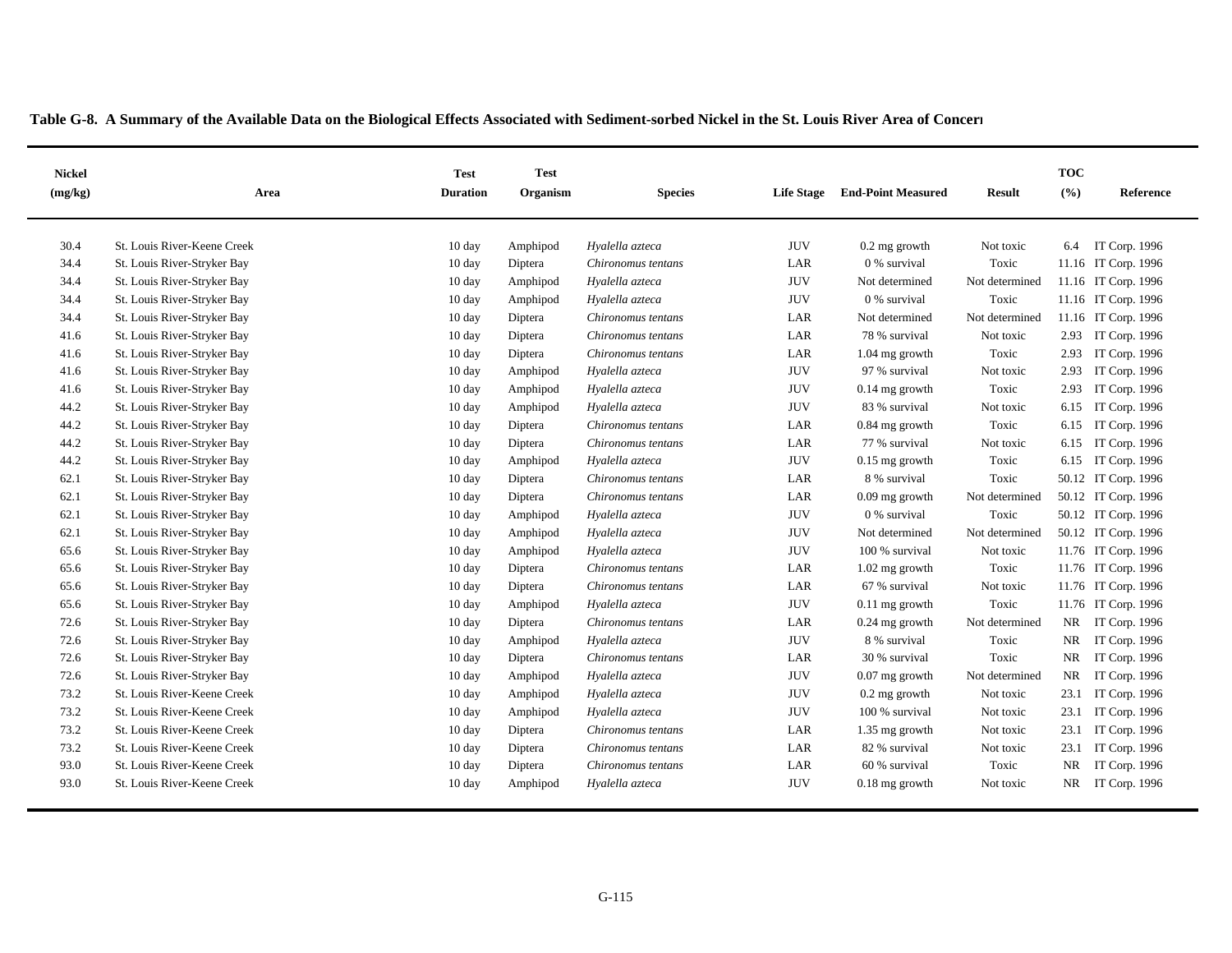**Table G-8. A Summary of the Available Data on the Biological Effects Associated with Sediment-sorbed Nickel in the St. Louis River Area of Concern**

| Nickel (mg/kg) | Area | Test Duration | Test Organism | Species | Life Stage | End-Point Measured | Result | TOC (%) | Reference |
|---|---|---|---|---|---|---|---|---|---|
| 30.4 | St. Louis River-Keene Creek | 10 day | Amphipod | *Hyalella azteca* | JUV | 0.2 mg growth | Not toxic | 6.4 | IT Corp. 1996 |
| 34.4 | St. Louis River-Stryker Bay | 10 day | Diptera | *Chironomus tentans* | LAR | 0 % survival | Toxic | 11.16 | IT Corp. 1996 |
| 34.4 | St. Louis River-Stryker Bay | 10 day | Amphipod | *Hyalella azteca* | JUV | Not determined | Not determined | 11.16 | IT Corp. 1996 |
| 34.4 | St. Louis River-Stryker Bay | 10 day | Amphipod | *Hyalella azteca* | JUV | 0 % survival | Toxic | 11.16 | IT Corp. 1996 |
| 34.4 | St. Louis River-Stryker Bay | 10 day | Diptera | *Chironomus tentans* | LAR | Not determined | Not determined | 11.16 | IT Corp. 1996 |
| 41.6 | St. Louis River-Stryker Bay | 10 day | Diptera | *Chironomus tentans* | LAR | 78 % survival | Not toxic | 2.93 | IT Corp. 1996 |
| 41.6 | St. Louis River-Stryker Bay | 10 day | Diptera | *Chironomus tentans* | LAR | 1.04 mg growth | Toxic | 2.93 | IT Corp. 1996 |
| 41.6 | St. Louis River-Stryker Bay | 10 day | Amphipod | *Hyalella azteca* | JUV | 97 % survival | Not toxic | 2.93 | IT Corp. 1996 |
| 41.6 | St. Louis River-Stryker Bay | 10 day | Amphipod | *Hyalella azteca* | JUV | 0.14 mg growth | Toxic | 2.93 | IT Corp. 1996 |
| 44.2 | St. Louis River-Stryker Bay | 10 day | Amphipod | *Hyalella azteca* | JUV | 83 % survival | Not toxic | 6.15 | IT Corp. 1996 |
| 44.2 | St. Louis River-Stryker Bay | 10 day | Diptera | *Chironomus tentans* | LAR | 0.84 mg growth | Toxic | 6.15 | IT Corp. 1996 |
| 44.2 | St. Louis River-Stryker Bay | 10 day | Diptera | *Chironomus tentans* | LAR | 77 % survival | Not toxic | 6.15 | IT Corp. 1996 |
| 44.2 | St. Louis River-Stryker Bay | 10 day | Amphipod | *Hyalella azteca* | JUV | 0.15 mg growth | Toxic | 6.15 | IT Corp. 1996 |
| 62.1 | St. Louis River-Stryker Bay | 10 day | Diptera | *Chironomus tentans* | LAR | 8 % survival | Toxic | 50.12 | IT Corp. 1996 |
| 62.1 | St. Louis River-Stryker Bay | 10 day | Diptera | *Chironomus tentans* | LAR | 0.09 mg growth | Not determined | 50.12 | IT Corp. 1996 |
| 62.1 | St. Louis River-Stryker Bay | 10 day | Amphipod | *Hyalella azteca* | JUV | 0 % survival | Toxic | 50.12 | IT Corp. 1996 |
| 62.1 | St. Louis River-Stryker Bay | 10 day | Amphipod | *Hyalella azteca* | JUV | Not determined | Not determined | 50.12 | IT Corp. 1996 |
| 65.6 | St. Louis River-Stryker Bay | 10 day | Amphipod | *Hyalella azteca* | JUV | 100 % survival | Not toxic | 11.76 | IT Corp. 1996 |
| 65.6 | St. Louis River-Stryker Bay | 10 day | Diptera | *Chironomus tentans* | LAR | 1.02 mg growth | Toxic | 11.76 | IT Corp. 1996 |
| 65.6 | St. Louis River-Stryker Bay | 10 day | Diptera | *Chironomus tentans* | LAR | 67 % survival | Not toxic | 11.76 | IT Corp. 1996 |
| 65.6 | St. Louis River-Stryker Bay | 10 day | Amphipod | *Hyalella azteca* | JUV | 0.11 mg growth | Toxic | 11.76 | IT Corp. 1996 |
| 72.6 | St. Louis River-Stryker Bay | 10 day | Diptera | *Chironomus tentans* | LAR | 0.24 mg growth | Not determined | NR | IT Corp. 1996 |
| 72.6 | St. Louis River-Stryker Bay | 10 day | Amphipod | *Hyalella azteca* | JUV | 8 % survival | Toxic | NR | IT Corp. 1996 |
| 72.6 | St. Louis River-Stryker Bay | 10 day | Diptera | *Chironomus tentans* | LAR | 30 % survival | Toxic | NR | IT Corp. 1996 |
| 72.6 | St. Louis River-Stryker Bay | 10 day | Amphipod | *Hyalella azteca* | JUV | 0.07 mg growth | Not determined | NR | IT Corp. 1996 |
| 73.2 | St. Louis River-Keene Creek | 10 day | Amphipod | *Hyalella azteca* | JUV | 0.2 mg growth | Not toxic | 23.1 | IT Corp. 1996 |
| 73.2 | St. Louis River-Keene Creek | 10 day | Amphipod | *Hyalella azteca* | JUV | 100 % survival | Not toxic | 23.1 | IT Corp. 1996 |
| 73.2 | St. Louis River-Keene Creek | 10 day | Diptera | *Chironomus tentans* | LAR | 1.35 mg growth | Not toxic | 23.1 | IT Corp. 1996 |
| 73.2 | St. Louis River-Keene Creek | 10 day | Diptera | *Chironomus tentans* | LAR | 82 % survival | Not toxic | 23.1 | IT Corp. 1996 |
| 93.0 | St. Louis River-Keene Creek | 10 day | Diptera | *Chironomus tentans* | LAR | 60 % survival | Toxic | NR | IT Corp. 1996 |
| 93.0 | St. Louis River-Keene Creek | 10 day | Amphipod | *Hyalella azteca* | JUV | 0.18 mg growth | Not toxic | NR | IT Corp. 1996 |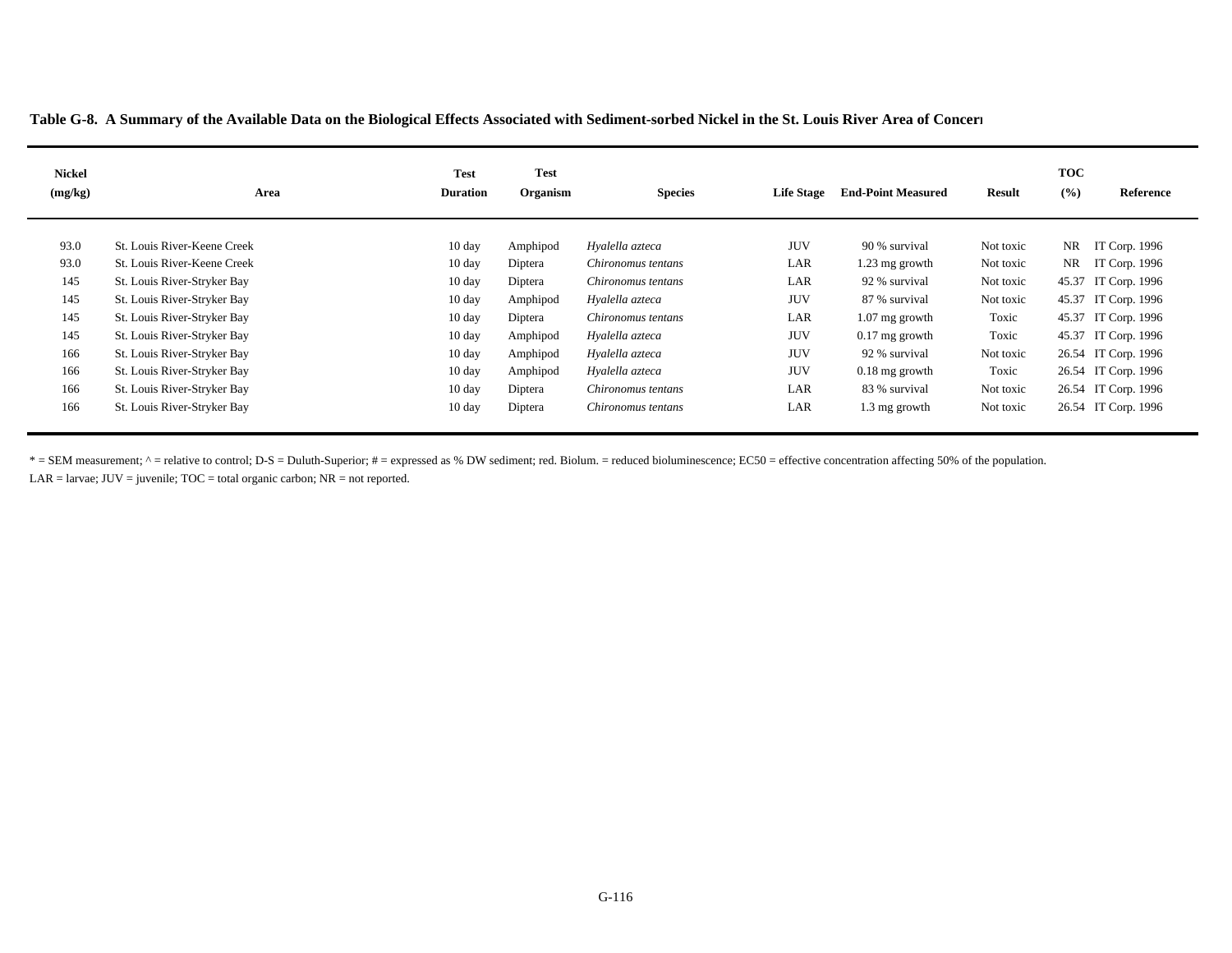**Table G-8. A Summary of the Available Data on the Biological Effects Associated with Sediment-sorbed Nickel in the St. Louis River Area of Concern**

| Nickel (mg/kg) | Area | Test Duration | Test Organism | Species | Life Stage | End-Point Measured | Result | TOC (%) | Reference |
|---|---|---|---|---|---|---|---|---|---|
| 93.0 | St. Louis River-Keene Creek | 10 day | Amphipod | *Hyalella azteca* | JUV | 90 % survival | Not toxic | NR | IT Corp. 1996 |
| 93.0 | St. Louis River-Keene Creek | 10 day | Diptera | *Chironomus tentans* | LAR | 1.23 mg growth | Not toxic | NR | IT Corp. 1996 |
| 145 | St. Louis River-Stryker Bay | 10 day | Diptera | *Chironomus tentans* | LAR | 92 % survival | Not toxic | 45.37 | IT Corp. 1996 |
| 145 | St. Louis River-Stryker Bay | 10 day | Amphipod | *Hyalella azteca* | JUV | 87 % survival | Not toxic | 45.37 | IT Corp. 1996 |
| 145 | St. Louis River-Stryker Bay | 10 day | Diptera | *Chironomus tentans* | LAR | 1.07 mg growth | Toxic | 45.37 | IT Corp. 1996 |
| 145 | St. Louis River-Stryker Bay | 10 day | Amphipod | *Hyalella azteca* | JUV | 0.17 mg growth | Toxic | 45.37 | IT Corp. 1996 |
| 166 | St. Louis River-Stryker Bay | 10 day | Amphipod | *Hyalella azteca* | JUV | 92 % survival | Not toxic | 26.54 | IT Corp. 1996 |
| 166 | St. Louis River-Stryker Bay | 10 day | Amphipod | *Hyalella azteca* | JUV | 0.18 mg growth | Toxic | 26.54 | IT Corp. 1996 |
| 166 | St. Louis River-Stryker Bay | 10 day | Diptera | *Chironomus tentans* | LAR | 83 % survival | Not toxic | 26.54 | IT Corp. 1996 |
| 166 | St. Louis River-Stryker Bay | 10 day | Diptera | *Chironomus tentans* | LAR | 1.3 mg growth | Not toxic | 26.54 | IT Corp. 1996 |

* = SEM measurement; ^ = relative to control; D-S = Duluth-Superior; # = expressed as % DW sediment; red. Biolum. = reduced bioluminescence; EC50 = effective concentration affecting 50% of the population.
LAR = larvae; JUV = juvenile; TOC = total organic carbon; NR = not reported.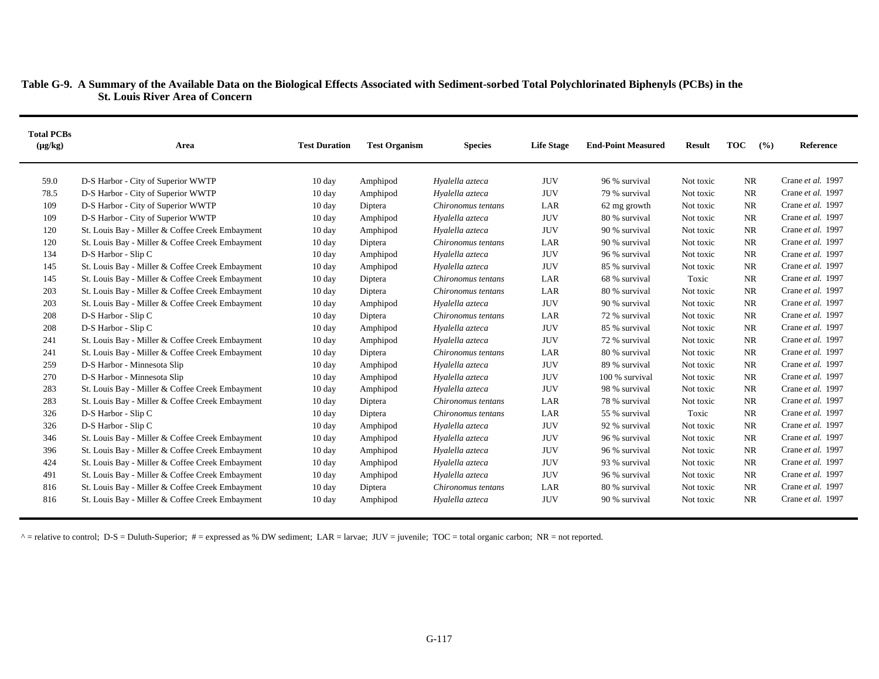**Table G-9. A Summary of the Available Data on the Biological Effects Associated with Sediment-sorbed Total Polychlorinated Biphenyls (PCBs) in the St. Louis River Area of Concern**

| Total PCBs (µg/kg) | Area | Test Duration | Test Organism | Species | Life Stage | End-Point Measured | Result | TOC (%) | Reference |
|---|---|---|---|---|---|---|---|---|---|
| 59.0 | D-S Harbor - City of Superior WWTP | 10 day | Amphipod | *Hyalella azteca* | JUV | 96 % survival | Not toxic | NR | Crane *et al.* 1997 |
| 78.5 | D-S Harbor - City of Superior WWTP | 10 day | Amphipod | *Hyalella azteca* | JUV | 79 % survival | Not toxic | NR | Crane *et al.* 1997 |
| 109 | D-S Harbor - City of Superior WWTP | 10 day | Diptera | *Chironomus tentans* | LAR | 62 mg growth | Not toxic | NR | Crane *et al.* 1997 |
| 109 | D-S Harbor - City of Superior WWTP | 10 day | Amphipod | *Hyalella azteca* | JUV | 80 % survival | Not toxic | NR | Crane *et al.* 1997 |
| 120 | St. Louis Bay - Miller & Coffee Creek Embayment | 10 day | Amphipod | *Hyalella azteca* | JUV | 90 % survival | Not toxic | NR | Crane *et al.* 1997 |
| 120 | St. Louis Bay - Miller & Coffee Creek Embayment | 10 day | Diptera | *Chironomus tentans* | LAR | 90 % survival | Not toxic | NR | Crane *et al.* 1997 |
| 134 | D-S Harbor - Slip C | 10 day | Amphipod | *Hyalella azteca* | JUV | 96 % survival | Not toxic | NR | Crane *et al.* 1997 |
| 145 | St. Louis Bay - Miller & Coffee Creek Embayment | 10 day | Amphipod | *Hyalella azteca* | JUV | 85 % survival | Not toxic | NR | Crane *et al.* 1997 |
| 145 | St. Louis Bay - Miller & Coffee Creek Embayment | 10 day | Diptera | *Chironomus tentans* | LAR | 68 % survival | Toxic | NR | Crane *et al.* 1997 |
| 203 | St. Louis Bay - Miller & Coffee Creek Embayment | 10 day | Diptera | *Chironomus tentans* | LAR | 80 % survival | Not toxic | NR | Crane *et al.* 1997 |
| 203 | St. Louis Bay - Miller & Coffee Creek Embayment | 10 day | Amphipod | *Hyalella azteca* | JUV | 90 % survival | Not toxic | NR | Crane *et al.* 1997 |
| 208 | D-S Harbor - Slip C | 10 day | Diptera | *Chironomus tentans* | LAR | 72 % survival | Not toxic | NR | Crane *et al.* 1997 |
| 208 | D-S Harbor - Slip C | 10 day | Amphipod | *Hyalella azteca* | JUV | 85 % survival | Not toxic | NR | Crane *et al.* 1997 |
| 241 | St. Louis Bay - Miller & Coffee Creek Embayment | 10 day | Amphipod | *Hyalella azteca* | JUV | 72 % survival | Not toxic | NR | Crane *et al.* 1997 |
| 241 | St. Louis Bay - Miller & Coffee Creek Embayment | 10 day | Diptera | *Chironomus tentans* | LAR | 80 % survival | Not toxic | NR | Crane *et al.* 1997 |
| 259 | D-S Harbor - Minnesota Slip | 10 day | Amphipod | *Hyalella azteca* | JUV | 89 % survival | Not toxic | NR | Crane *et al.* 1997 |
| 270 | D-S Harbor - Minnesota Slip | 10 day | Amphipod | *Hyalella azteca* | JUV | 100 % survival | Not toxic | NR | Crane *et al.* 1997 |
| 283 | St. Louis Bay - Miller & Coffee Creek Embayment | 10 day | Amphipod | *Hyalella azteca* | JUV | 98 % survival | Not toxic | NR | Crane *et al.* 1997 |
| 283 | St. Louis Bay - Miller & Coffee Creek Embayment | 10 day | Diptera | *Chironomus tentans* | LAR | 78 % survival | Not toxic | NR | Crane *et al.* 1997 |
| 326 | D-S Harbor - Slip C | 10 day | Diptera | *Chironomus tentans* | LAR | 55 % survival | Toxic | NR | Crane *et al.* 1997 |
| 326 | D-S Harbor - Slip C | 10 day | Amphipod | *Hyalella azteca* | JUV | 92 % survival | Not toxic | NR | Crane *et al.* 1997 |
| 346 | St. Louis Bay - Miller & Coffee Creek Embayment | 10 day | Amphipod | *Hyalella azteca* | JUV | 96 % survival | Not toxic | NR | Crane *et al.* 1997 |
| 396 | St. Louis Bay - Miller & Coffee Creek Embayment | 10 day | Amphipod | *Hyalella azteca* | JUV | 96 % survival | Not toxic | NR | Crane *et al.* 1997 |
| 424 | St. Louis Bay - Miller & Coffee Creek Embayment | 10 day | Amphipod | *Hyalella azteca* | JUV | 93 % survival | Not toxic | NR | Crane *et al.* 1997 |
| 491 | St. Louis Bay - Miller & Coffee Creek Embayment | 10 day | Amphipod | *Hyalella azteca* | JUV | 96 % survival | Not toxic | NR | Crane *et al.* 1997 |
| 816 | St. Louis Bay - Miller & Coffee Creek Embayment | 10 day | Diptera | *Chironomus tentans* | LAR | 80 % survival | Not toxic | NR | Crane *et al.* 1997 |
| 816 | St. Louis Bay - Miller & Coffee Creek Embayment | 10 day | Amphipod | *Hyalella azteca* | JUV | 90 % survival | Not toxic | NR | Crane *et al.* 1997 |

^ = relative to control; D-S = Duluth-Superior; # = expressed as % DW sediment; LAR = larvae; JUV = juvenile; TOC = total organic carbon; NR = not reported.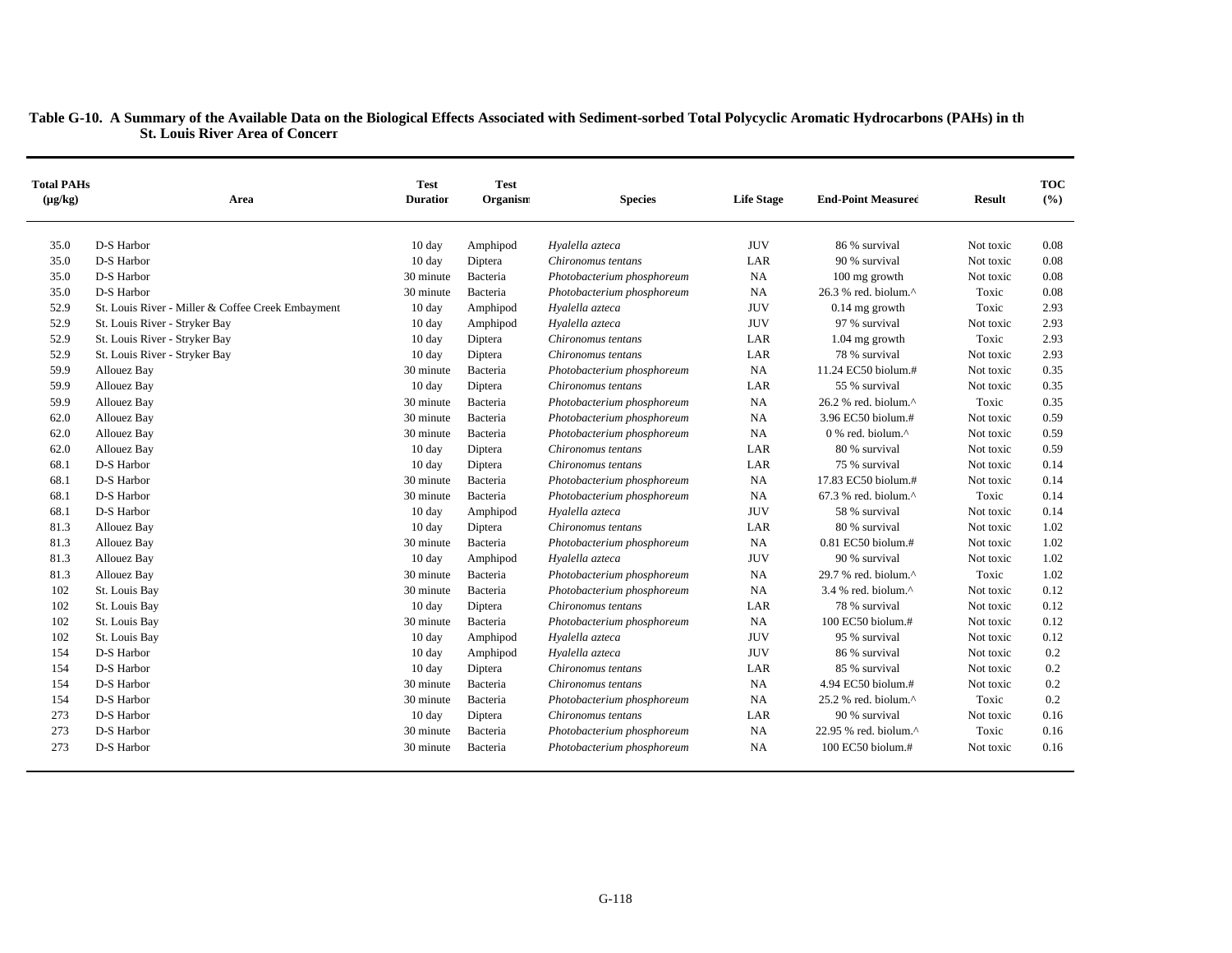**Table G-10. A Summary of the Available Data on the Biological Effects Associated with Sediment-sorbed Total Polycyclic Aromatic Hydrocarbons (PAHs) in the St. Louis River Area of Concern**

| Total PAHs (µg/kg) | Area | Test Duration | Test Organism | Species | Life Stage | End-Point Measured | Result | TOC (%) |
|---|---|---|---|---|---|---|---|---|
| 35.0 | D-S Harbor | 10 day | Amphipod | *Hyalella azteca* | JUV | 86 % survival | Not toxic | 0.08 |
| 35.0 | D-S Harbor | 10 day | Diptera | *Chironomus tentans* | LAR | 90 % survival | Not toxic | 0.08 |
| 35.0 | D-S Harbor | 30 minute | Bacteria | *Photobacterium phosphoreum* | NA | 100 mg growth | Not toxic | 0.08 |
| 35.0 | D-S Harbor | 30 minute | Bacteria | *Photobacterium phosphoreum* | NA | 26.3 % red. biolum.^ | Toxic | 0.08 |
| 52.9 | St. Louis River - Miller & Coffee Creek Embayment | 10 day | Amphipod | *Hyalella azteca* | JUV | 0.14 mg growth | Toxic | 2.93 |
| 52.9 | St. Louis River - Stryker Bay | 10 day | Amphipod | *Hyalella azteca* | JUV | 97 % survival | Not toxic | 2.93 |
| 52.9 | St. Louis River - Stryker Bay | 10 day | Diptera | *Chironomus tentans* | LAR | 1.04 mg growth | Toxic | 2.93 |
| 52.9 | St. Louis River - Stryker Bay | 10 day | Diptera | *Chironomus tentans* | LAR | 78 % survival | Not toxic | 2.93 |
| 59.9 | Allouez Bay | 30 minute | Bacteria | *Photobacterium phosphoreum* | NA | 11.24 EC50 biolum.# | Not toxic | 0.35 |
| 59.9 | Allouez Bay | 10 day | Diptera | *Chironomus tentans* | LAR | 55 % survival | Not toxic | 0.35 |
| 59.9 | Allouez Bay | 30 minute | Bacteria | *Photobacterium phosphoreum* | NA | 26.2 % red. biolum.^ | Toxic | 0.35 |
| 62.0 | Allouez Bay | 30 minute | Bacteria | *Photobacterium phosphoreum* | NA | 3.96 EC50 biolum.# | Not toxic | 0.59 |
| 62.0 | Allouez Bay | 30 minute | Bacteria | *Photobacterium phosphoreum* | NA | 0 % red. biolum.^ | Not toxic | 0.59 |
| 62.0 | Allouez Bay | 10 day | Diptera | *Chironomus tentans* | LAR | 80 % survival | Not toxic | 0.59 |
| 68.1 | D-S Harbor | 10 day | Diptera | *Chironomus tentans* | LAR | 75 % survival | Not toxic | 0.14 |
| 68.1 | D-S Harbor | 30 minute | Bacteria | *Photobacterium phosphoreum* | NA | 17.83 EC50 biolum.# | Not toxic | 0.14 |
| 68.1 | D-S Harbor | 30 minute | Bacteria | *Photobacterium phosphoreum* | NA | 67.3 % red. biolum.^ | Toxic | 0.14 |
| 68.1 | D-S Harbor | 10 day | Amphipod | *Hyalella azteca* | JUV | 58 % survival | Not toxic | 0.14 |
| 81.3 | Allouez Bay | 10 day | Diptera | *Chironomus tentans* | LAR | 80 % survival | Not toxic | 1.02 |
| 81.3 | Allouez Bay | 30 minute | Bacteria | *Photobacterium phosphoreum* | NA | 0.81 EC50 biolum.# | Not toxic | 1.02 |
| 81.3 | Allouez Bay | 10 day | Amphipod | *Hyalella azteca* | JUV | 90 % survival | Not toxic | 1.02 |
| 81.3 | Allouez Bay | 30 minute | Bacteria | *Photobacterium phosphoreum* | NA | 29.7 % red. biolum.^ | Toxic | 1.02 |
| 102 | St. Louis Bay | 30 minute | Bacteria | *Photobacterium phosphoreum* | NA | 3.4 % red. biolum.^ | Not toxic | 0.12 |
| 102 | St. Louis Bay | 10 day | Diptera | *Chironomus tentans* | LAR | 78 % survival | Not toxic | 0.12 |
| 102 | St. Louis Bay | 30 minute | Bacteria | *Photobacterium phosphoreum* | NA | 100 EC50 biolum.# | Not toxic | 0.12 |
| 102 | St. Louis Bay | 10 day | Amphipod | *Hyalella azteca* | JUV | 95 % survival | Not toxic | 0.12 |
| 154 | D-S Harbor | 10 day | Amphipod | *Hyalella azteca* | JUV | 86 % survival | Not toxic | 0.2 |
| 154 | D-S Harbor | 10 day | Diptera | *Chironomus tentans* | LAR | 85 % survival | Not toxic | 0.2 |
| 154 | D-S Harbor | 30 minute | Bacteria | *Chironomus tentans* | NA | 4.94 EC50 biolum.# | Not toxic | 0.2 |
| 154 | D-S Harbor | 30 minute | Bacteria | *Photobacterium phosphoreum* | NA | 25.2 % red. biolum.^ | Toxic | 0.2 |
| 273 | D-S Harbor | 10 day | Diptera | *Chironomus tentans* | LAR | 90 % survival | Not toxic | 0.16 |
| 273 | D-S Harbor | 30 minute | Bacteria | *Photobacterium phosphoreum* | NA | 22.95 % red. biolum.^ | Toxic | 0.16 |
| 273 | D-S Harbor | 30 minute | Bacteria | *Photobacterium phosphoreum* | NA | 100 EC50 biolum.# | Not toxic | 0.16 |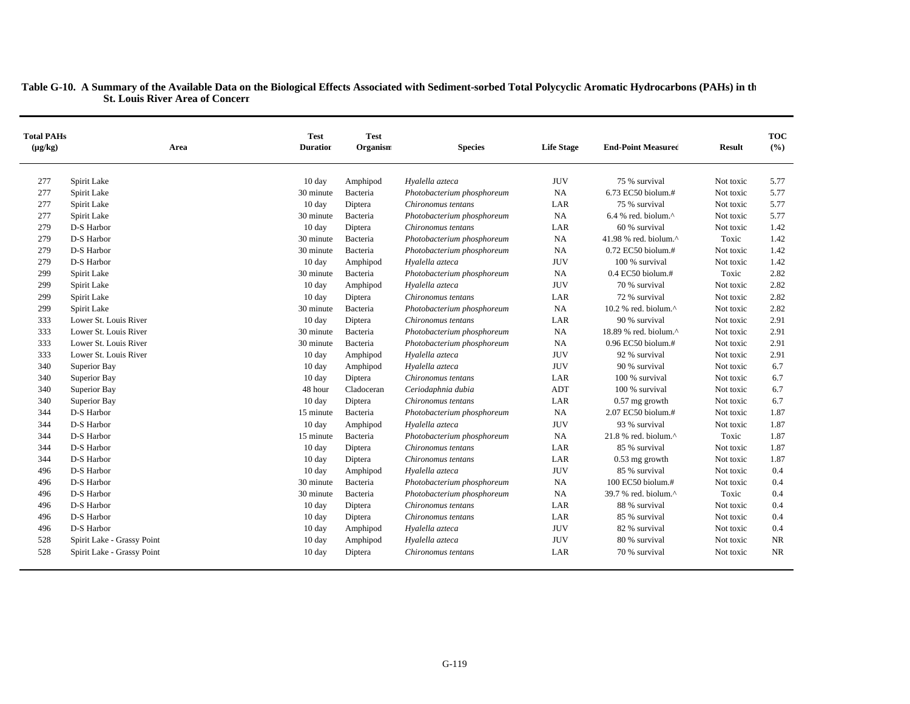**Table G-10. A Summary of the Available Data on the Biological Effects Associated with Sediment-sorbed Total Polycyclic Aromatic Hydrocarbons (PAHs) in the St. Louis River Area of Concern**

| Total PAHs (µg/kg) | Area | Test Duration | Test Organism | Species | Life Stage | End-Point Measured | Result | TOC (%) |
|---|---|---|---|---|---|---|---|---|
| 277 | Spirit Lake | 10 day | Amphipod | *Hyalella azteca* | JUV | 75 % survival | Not toxic | 5.77 |
| 277 | Spirit Lake | 30 minute | Bacteria | *Photobacterium phosphoreum* | NA | 6.73 EC50 biolum.# | Not toxic | 5.77 |
| 277 | Spirit Lake | 10 day | Diptera | *Chironomus tentans* | LAR | 75 % survival | Not toxic | 5.77 |
| 277 | Spirit Lake | 30 minute | Bacteria | *Photobacterium phosphoreum* | NA | 6.4 % red. biolum.^ | Not toxic | 5.77 |
| 279 | D-S Harbor | 10 day | Diptera | *Chironomus tentans* | LAR | 60 % survival | Not toxic | 1.42 |
| 279 | D-S Harbor | 30 minute | Bacteria | *Photobacterium phosphoreum* | NA | 41.98 % red. biolum.^ | Toxic | 1.42 |
| 279 | D-S Harbor | 30 minute | Bacteria | *Photobacterium phosphoreum* | NA | 0.72 EC50 biolum.# | Not toxic | 1.42 |
| 279 | D-S Harbor | 10 day | Amphipod | *Hyalella azteca* | JUV | 100 % survival | Not toxic | 1.42 |
| 299 | Spirit Lake | 30 minute | Bacteria | *Photobacterium phosphoreum* | NA | 0.4 EC50 biolum.# | Toxic | 2.82 |
| 299 | Spirit Lake | 10 day | Amphipod | *Hyalella azteca* | JUV | 70 % survival | Not toxic | 2.82 |
| 299 | Spirit Lake | 10 day | Diptera | *Chironomus tentans* | LAR | 72 % survival | Not toxic | 2.82 |
| 299 | Spirit Lake | 30 minute | Bacteria | *Photobacterium phosphoreum* | NA | 10.2 % red. biolum.^ | Not toxic | 2.82 |
| 333 | Lower St. Louis River | 10 day | Diptera | *Chironomus tentans* | LAR | 90 % survival | Not toxic | 2.91 |
| 333 | Lower St. Louis River | 30 minute | Bacteria | *Photobacterium phosphoreum* | NA | 18.89 % red. biolum.^ | Not toxic | 2.91 |
| 333 | Lower St. Louis River | 30 minute | Bacteria | *Photobacterium phosphoreum* | NA | 0.96 EC50 biolum.# | Not toxic | 2.91 |
| 333 | Lower St. Louis River | 10 day | Amphipod | *Hyalella azteca* | JUV | 92 % survival | Not toxic | 2.91 |
| 340 | Superior Bay | 10 day | Amphipod | *Hyalella azteca* | JUV | 90 % survival | Not toxic | 6.7 |
| 340 | Superior Bay | 10 day | Diptera | *Chironomus tentans* | LAR | 100 % survival | Not toxic | 6.7 |
| 340 | Superior Bay | 48 hour | Cladoceran | *Ceriodaphnia dubia* | ADT | 100 % survival | Not toxic | 6.7 |
| 340 | Superior Bay | 10 day | Diptera | *Chironomus tentans* | LAR | 0.57 mg growth | Not toxic | 6.7 |
| 344 | D-S Harbor | 15 minute | Bacteria | *Photobacterium phosphoreum* | NA | 2.07 EC50 biolum.# | Not toxic | 1.87 |
| 344 | D-S Harbor | 10 day | Amphipod | *Hyalella azteca* | JUV | 93 % survival | Not toxic | 1.87 |
| 344 | D-S Harbor | 15 minute | Bacteria | *Photobacterium phosphoreum* | NA | 21.8 % red. biolum.^ | Toxic | 1.87 |
| 344 | D-S Harbor | 10 day | Diptera | *Chironomus tentans* | LAR | 85 % survival | Not toxic | 1.87 |
| 344 | D-S Harbor | 10 day | Diptera | *Chironomus tentans* | LAR | 0.53 mg growth | Not toxic | 1.87 |
| 496 | D-S Harbor | 10 day | Amphipod | *Hyalella azteca* | JUV | 85 % survival | Not toxic | 0.4 |
| 496 | D-S Harbor | 30 minute | Bacteria | *Photobacterium phosphoreum* | NA | 100 EC50 biolum.# | Not toxic | 0.4 |
| 496 | D-S Harbor | 30 minute | Bacteria | *Photobacterium phosphoreum* | NA | 39.7 % red. biolum.^ | Toxic | 0.4 |
| 496 | D-S Harbor | 10 day | Diptera | *Chironomus tentans* | LAR | 88 % survival | Not toxic | 0.4 |
| 496 | D-S Harbor | 10 day | Diptera | *Chironomus tentans* | LAR | 85 % survival | Not toxic | 0.4 |
| 496 | D-S Harbor | 10 day | Amphipod | *Hyalella azteca* | JUV | 82 % survival | Not toxic | 0.4 |
| 528 | Spirit Lake - Grassy Point | 10 day | Amphipod | *Hyalella azteca* | JUV | 80 % survival | Not toxic | NR |
| 528 | Spirit Lake - Grassy Point | 10 day | Diptera | *Chironomus tentans* | LAR | 70 % survival | Not toxic | NR |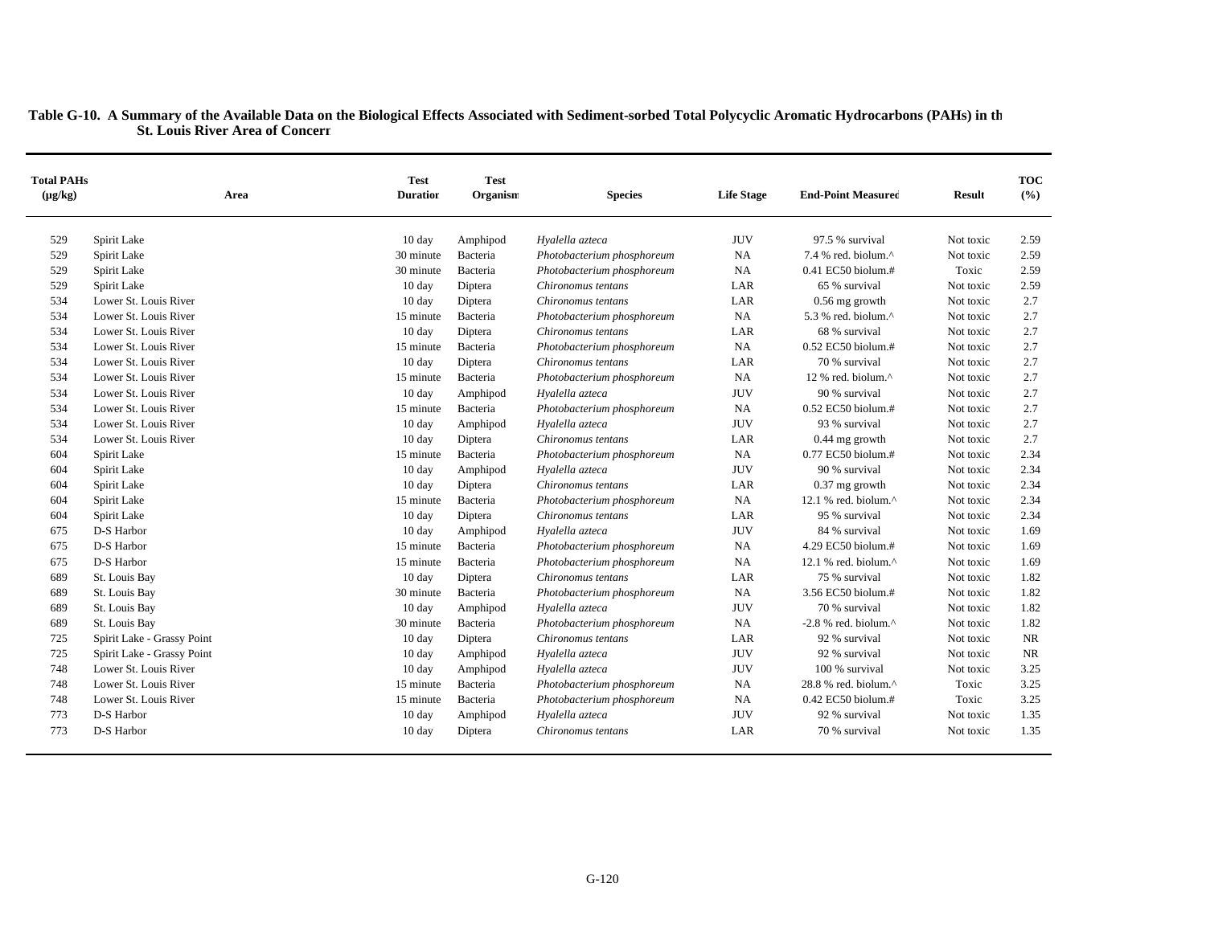**Table G-10. A Summary of the Available Data on the Biological Effects Associated with Sediment-sorbed Total Polycyclic Aromatic Hydrocarbons (PAHs) in the St. Louis River Area of Concern**

| Total PAHs (µg/kg) | Area | Test Duration | Test Organism | Species | Life Stage | End-Point Measured | Result | TOC (%) |
|---|---|---|---|---|---|---|---|---|
| 529 | Spirit Lake | 10 day | Amphipod | *Hyalella azteca* | JUV | 97.5 % survival | Not toxic | 2.59 |
| 529 | Spirit Lake | 30 minute | Bacteria | *Photobacterium phosphoreum* | NA | 7.4 % red. biolum.^ | Not toxic | 2.59 |
| 529 | Spirit Lake | 30 minute | Bacteria | *Photobacterium phosphoreum* | NA | 0.41 EC50 biolum.# | Toxic | 2.59 |
| 529 | Spirit Lake | 10 day | Diptera | *Chironomus tentans* | LAR | 65 % survival | Not toxic | 2.59 |
| 534 | Lower St. Louis River | 10 day | Diptera | *Chironomus tentans* | LAR | 0.56 mg growth | Not toxic | 2.7 |
| 534 | Lower St. Louis River | 15 minute | Bacteria | *Photobacterium phosphoreum* | NA | 5.3 % red. biolum.^ | Not toxic | 2.7 |
| 534 | Lower St. Louis River | 10 day | Diptera | *Chironomus tentans* | LAR | 68 % survival | Not toxic | 2.7 |
| 534 | Lower St. Louis River | 15 minute | Bacteria | *Photobacterium phosphoreum* | NA | 0.52 EC50 biolum.# | Not toxic | 2.7 |
| 534 | Lower St. Louis River | 10 day | Diptera | *Chironomus tentans* | LAR | 70 % survival | Not toxic | 2.7 |
| 534 | Lower St. Louis River | 15 minute | Bacteria | *Photobacterium phosphoreum* | NA | 12 % red. biolum.^ | Not toxic | 2.7 |
| 534 | Lower St. Louis River | 10 day | Amphipod | *Hyalella azteca* | JUV | 90 % survival | Not toxic | 2.7 |
| 534 | Lower St. Louis River | 15 minute | Bacteria | *Photobacterium phosphoreum* | NA | 0.52 EC50 biolum.# | Not toxic | 2.7 |
| 534 | Lower St. Louis River | 10 day | Amphipod | *Hyalella azteca* | JUV | 93 % survival | Not toxic | 2.7 |
| 534 | Lower St. Louis River | 10 day | Diptera | *Chironomus tentans* | LAR | 0.44 mg growth | Not toxic | 2.7 |
| 604 | Spirit Lake | 15 minute | Bacteria | *Photobacterium phosphoreum* | NA | 0.77 EC50 biolum.# | Not toxic | 2.34 |
| 604 | Spirit Lake | 10 day | Amphipod | *Hyalella azteca* | JUV | 90 % survival | Not toxic | 2.34 |
| 604 | Spirit Lake | 10 day | Diptera | *Chironomus tentans* | LAR | 0.37 mg growth | Not toxic | 2.34 |
| 604 | Spirit Lake | 15 minute | Bacteria | *Photobacterium phosphoreum* | NA | 12.1 % red. biolum.^ | Not toxic | 2.34 |
| 604 | Spirit Lake | 10 day | Diptera | *Chironomus tentans* | LAR | 95 % survival | Not toxic | 2.34 |
| 675 | D-S Harbor | 10 day | Amphipod | *Hyalella azteca* | JUV | 84 % survival | Not toxic | 1.69 |
| 675 | D-S Harbor | 15 minute | Bacteria | *Photobacterium phosphoreum* | NA | 4.29 EC50 biolum.# | Not toxic | 1.69 |
| 675 | D-S Harbor | 15 minute | Bacteria | *Photobacterium phosphoreum* | NA | 12.1 % red. biolum.^ | Not toxic | 1.69 |
| 689 | St. Louis Bay | 10 day | Diptera | *Chironomus tentans* | LAR | 75 % survival | Not toxic | 1.82 |
| 689 | St. Louis Bay | 30 minute | Bacteria | *Photobacterium phosphoreum* | NA | 3.56 EC50 biolum.# | Not toxic | 1.82 |
| 689 | St. Louis Bay | 10 day | Amphipod | *Hyalella azteca* | JUV | 70 % survival | Not toxic | 1.82 |
| 689 | St. Louis Bay | 30 minute | Bacteria | *Photobacterium phosphoreum* | NA | -2.8 % red. biolum.^ | Not toxic | 1.82 |
| 725 | Spirit Lake - Grassy Point | 10 day | Diptera | *Chironomus tentans* | LAR | 92 % survival | Not toxic | NR |
| 725 | Spirit Lake - Grassy Point | 10 day | Amphipod | *Hyalella azteca* | JUV | 92 % survival | Not toxic | NR |
| 748 | Lower St. Louis River | 10 day | Amphipod | *Hyalella azteca* | JUV | 100 % survival | Not toxic | 3.25 |
| 748 | Lower St. Louis River | 15 minute | Bacteria | *Photobacterium phosphoreum* | NA | 28.8 % red. biolum.^ | Toxic | 3.25 |
| 748 | Lower St. Louis River | 15 minute | Bacteria | *Photobacterium phosphoreum* | NA | 0.42 EC50 biolum.# | Toxic | 3.25 |
| 773 | D-S Harbor | 10 day | Amphipod | *Hyalella azteca* | JUV | 92 % survival | Not toxic | 1.35 |
| 773 | D-S Harbor | 10 day | Diptera | *Chironomus tentans* | LAR | 70 % survival | Not toxic | 1.35 |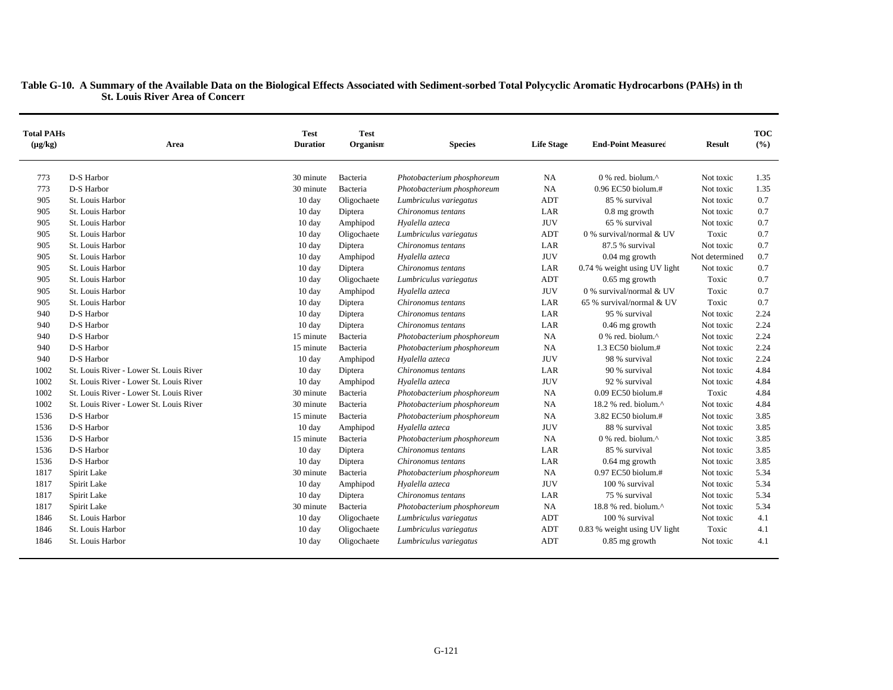**Table G-10. A Summary of the Available Data on the Biological Effects Associated with Sediment-sorbed Total Polycyclic Aromatic Hydrocarbons (PAHs) in the St. Louis River Area of Concern**

| Total PAHs (µg/kg) | Area | Test Duration | Test Organism | Species | Life Stage | End-Point Measured | Result | TOC (%) |
|---|---|---|---|---|---|---|---|---|
| 773 | D-S Harbor | 30 minute | Bacteria | *Photobacterium phosphoreum* | NA | 0 % red. biolum.^ | Not toxic | 1.35 |
| 773 | D-S Harbor | 30 minute | Bacteria | *Photobacterium phosphoreum* | NA | 0.96 EC50 biolum.# | Not toxic | 1.35 |
| 905 | St. Louis Harbor | 10 day | Oligochaete | *Lumbriculus variegatus* | ADT | 85 % survival | Not toxic | 0.7 |
| 905 | St. Louis Harbor | 10 day | Diptera | *Chironomus tentans* | LAR | 0.8 mg growth | Not toxic | 0.7 |
| 905 | St. Louis Harbor | 10 day | Amphipod | *Hyalella azteca* | JUV | 65 % survival | Not toxic | 0.7 |
| 905 | St. Louis Harbor | 10 day | Oligochaete | *Lumbriculus variegatus* | ADT | 0 % survival/normal & UV | Toxic | 0.7 |
| 905 | St. Louis Harbor | 10 day | Diptera | *Chironomus tentans* | LAR | 87.5 % survival | Not toxic | 0.7 |
| 905 | St. Louis Harbor | 10 day | Amphipod | *Hyalella azteca* | JUV | 0.04 mg growth | Not determined | 0.7 |
| 905 | St. Louis Harbor | 10 day | Diptera | *Chironomus tentans* | LAR | 0.74 % weight using UV light | Not toxic | 0.7 |
| 905 | St. Louis Harbor | 10 day | Oligochaete | *Lumbriculus variegatus* | ADT | 0.65 mg growth | Toxic | 0.7 |
| 905 | St. Louis Harbor | 10 day | Amphipod | *Hyalella azteca* | JUV | 0 % survival/normal & UV | Toxic | 0.7 |
| 905 | St. Louis Harbor | 10 day | Diptera | *Chironomus tentans* | LAR | 65 % survival/normal & UV | Toxic | 0.7 |
| 940 | D-S Harbor | 10 day | Diptera | *Chironomus tentans* | LAR | 95 % survival | Not toxic | 2.24 |
| 940 | D-S Harbor | 10 day | Diptera | *Chironomus tentans* | LAR | 0.46 mg growth | Not toxic | 2.24 |
| 940 | D-S Harbor | 15 minute | Bacteria | *Photobacterium phosphoreum* | NA | 0 % red. biolum.^ | Not toxic | 2.24 |
| 940 | D-S Harbor | 15 minute | Bacteria | *Photobacterium phosphoreum* | NA | 1.3 EC50 biolum.# | Not toxic | 2.24 |
| 940 | D-S Harbor | 10 day | Amphipod | *Hyalella azteca* | JUV | 98 % survival | Not toxic | 2.24 |
| 1002 | St. Louis River - Lower St. Louis River | 10 day | Diptera | *Chironomus tentans* | LAR | 90 % survival | Not toxic | 4.84 |
| 1002 | St. Louis River - Lower St. Louis River | 10 day | Amphipod | *Hyalella azteca* | JUV | 92 % survival | Not toxic | 4.84 |
| 1002 | St. Louis River - Lower St. Louis River | 30 minute | Bacteria | *Photobacterium phosphoreum* | NA | 0.09 EC50 biolum.# | Toxic | 4.84 |
| 1002 | St. Louis River - Lower St. Louis River | 30 minute | Bacteria | *Photobacterium phosphoreum* | NA | 18.2 % red. biolum.^ | Not toxic | 4.84 |
| 1536 | D-S Harbor | 15 minute | Bacteria | *Photobacterium phosphoreum* | NA | 3.82 EC50 biolum.# | Not toxic | 3.85 |
| 1536 | D-S Harbor | 10 day | Amphipod | *Hyalella azteca* | JUV | 88 % survival | Not toxic | 3.85 |
| 1536 | D-S Harbor | 15 minute | Bacteria | *Photobacterium phosphoreum* | NA | 0 % red. biolum.^ | Not toxic | 3.85 |
| 1536 | D-S Harbor | 10 day | Diptera | *Chironomus tentans* | LAR | 85 % survival | Not toxic | 3.85 |
| 1536 | D-S Harbor | 10 day | Diptera | *Chironomus tentans* | LAR | 0.64 mg growth | Not toxic | 3.85 |
| 1817 | Spirit Lake | 30 minute | Bacteria | *Photobacterium phosphoreum* | NA | 0.97 EC50 biolum.# | Not toxic | 5.34 |
| 1817 | Spirit Lake | 10 day | Amphipod | *Hyalella azteca* | JUV | 100 % survival | Not toxic | 5.34 |
| 1817 | Spirit Lake | 10 day | Diptera | *Chironomus tentans* | LAR | 75 % survival | Not toxic | 5.34 |
| 1817 | Spirit Lake | 30 minute | Bacteria | *Photobacterium phosphoreum* | NA | 18.8 % red. biolum.^ | Not toxic | 5.34 |
| 1846 | St. Louis Harbor | 10 day | Oligochaete | *Lumbriculus variegatus* | ADT | 100 % survival | Not toxic | 4.1 |
| 1846 | St. Louis Harbor | 10 day | Oligochaete | *Lumbriculus variegatus* | ADT | 0.83 % weight using UV light | Toxic | 4.1 |
| 1846 | St. Louis Harbor | 10 day | Oligochaete | *Lumbriculus variegatus* | ADT | 0.85 mg growth | Not toxic | 4.1 |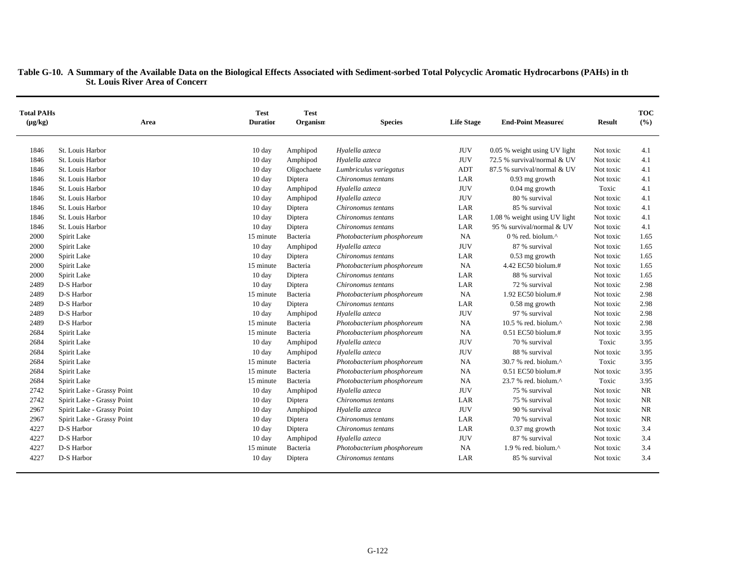**Table G-10. A Summary of the Available Data on the Biological Effects Associated with Sediment-sorbed Total Polycyclic Aromatic Hydrocarbons (PAHs) in the St. Louis River Area of Concern**

| Total PAHs (µg/kg) | Area | Test Duration | Test Organism | Species | Life Stage | End-Point Measured | Result | TOC (%) |
|---|---|---|---|---|---|---|---|---|
| 1846 | St. Louis Harbor | 10 day | Amphipod | *Hyalella azteca* | JUV | 0.05 % weight using UV light | Not toxic | 4.1 |
| 1846 | St. Louis Harbor | 10 day | Amphipod | *Hyalella azteca* | JUV | 72.5 % survival/normal & UV | Not toxic | 4.1 |
| 1846 | St. Louis Harbor | 10 day | Oligochaete | *Lumbriculus variegatus* | ADT | 87.5 % survival/normal & UV | Not toxic | 4.1 |
| 1846 | St. Louis Harbor | 10 day | Diptera | *Chironomus tentans* | LAR | 0.93 mg growth | Not toxic | 4.1 |
| 1846 | St. Louis Harbor | 10 day | Amphipod | *Hyalella azteca* | JUV | 0.04 mg growth | Toxic | 4.1 |
| 1846 | St. Louis Harbor | 10 day | Amphipod | *Hyalella azteca* | JUV | 80 % survival | Not toxic | 4.1 |
| 1846 | St. Louis Harbor | 10 day | Diptera | *Chironomus tentans* | LAR | 85 % survival | Not toxic | 4.1 |
| 1846 | St. Louis Harbor | 10 day | Diptera | *Chironomus tentans* | LAR | 1.08 % weight using UV light | Not toxic | 4.1 |
| 1846 | St. Louis Harbor | 10 day | Diptera | *Chironomus tentans* | LAR | 95 % survival/normal & UV | Not toxic | 4.1 |
| 2000 | Spirit Lake | 15 minute | Bacteria | *Photobacterium phosphoreum* | NA | 0 % red. biolum.^ | Not toxic | 1.65 |
| 2000 | Spirit Lake | 10 day | Amphipod | *Hyalella azteca* | JUV | 87 % survival | Not toxic | 1.65 |
| 2000 | Spirit Lake | 10 day | Diptera | *Chironomus tentans* | LAR | 0.53 mg growth | Not toxic | 1.65 |
| 2000 | Spirit Lake | 15 minute | Bacteria | *Photobacterium phosphoreum* | NA | 4.42 EC50 biolum.# | Not toxic | 1.65 |
| 2000 | Spirit Lake | 10 day | Diptera | *Chironomus tentans* | LAR | 88 % survival | Not toxic | 1.65 |
| 2489 | D-S Harbor | 10 day | Diptera | *Chironomus tentans* | LAR | 72 % survival | Not toxic | 2.98 |
| 2489 | D-S Harbor | 15 minute | Bacteria | *Photobacterium phosphoreum* | NA | 1.92 EC50 biolum.# | Not toxic | 2.98 |
| 2489 | D-S Harbor | 10 day | Diptera | *Chironomus tentans* | LAR | 0.58 mg growth | Not toxic | 2.98 |
| 2489 | D-S Harbor | 10 day | Amphipod | *Hyalella azteca* | JUV | 97 % survival | Not toxic | 2.98 |
| 2489 | D-S Harbor | 15 minute | Bacteria | *Photobacterium phosphoreum* | NA | 10.5 % red. biolum.^ | Not toxic | 2.98 |
| 2684 | Spirit Lake | 15 minute | Bacteria | *Photobacterium phosphoreum* | NA | 0.51 EC50 biolum.# | Not toxic | 3.95 |
| 2684 | Spirit Lake | 10 day | Amphipod | *Hyalella azteca* | JUV | 70 % survival | Toxic | 3.95 |
| 2684 | Spirit Lake | 10 day | Amphipod | *Hyalella azteca* | JUV | 88 % survival | Not toxic | 3.95 |
| 2684 | Spirit Lake | 15 minute | Bacteria | *Photobacterium phosphoreum* | NA | 30.7 % red. biolum.^ | Toxic | 3.95 |
| 2684 | Spirit Lake | 15 minute | Bacteria | *Photobacterium phosphoreum* | NA | 0.51 EC50 biolum.# | Not toxic | 3.95 |
| 2684 | Spirit Lake | 15 minute | Bacteria | *Photobacterium phosphoreum* | NA | 23.7 % red. biolum.^ | Toxic | 3.95 |
| 2742 | Spirit Lake - Grassy Point | 10 day | Amphipod | *Hyalella azteca* | JUV | 75 % survival | Not toxic | NR |
| 2742 | Spirit Lake - Grassy Point | 10 day | Diptera | *Chironomus tentans* | LAR | 75 % survival | Not toxic | NR |
| 2967 | Spirit Lake - Grassy Point | 10 day | Amphipod | *Hyalella azteca* | JUV | 90 % survival | Not toxic | NR |
| 2967 | Spirit Lake - Grassy Point | 10 day | Diptera | *Chironomus tentans* | LAR | 70 % survival | Not toxic | NR |
| 4227 | D-S Harbor | 10 day | Diptera | *Chironomus tentans* | LAR | 0.37 mg growth | Not toxic | 3.4 |
| 4227 | D-S Harbor | 10 day | Amphipod | *Hyalella azteca* | JUV | 87 % survival | Not toxic | 3.4 |
| 4227 | D-S Harbor | 15 minute | Bacteria | *Photobacterium phosphoreum* | NA | 1.9 % red. biolum.^ | Not toxic | 3.4 |
| 4227 | D-S Harbor | 10 day | Diptera | *Chironomus tentans* | LAR | 85 % survival | Not toxic | 3.4 |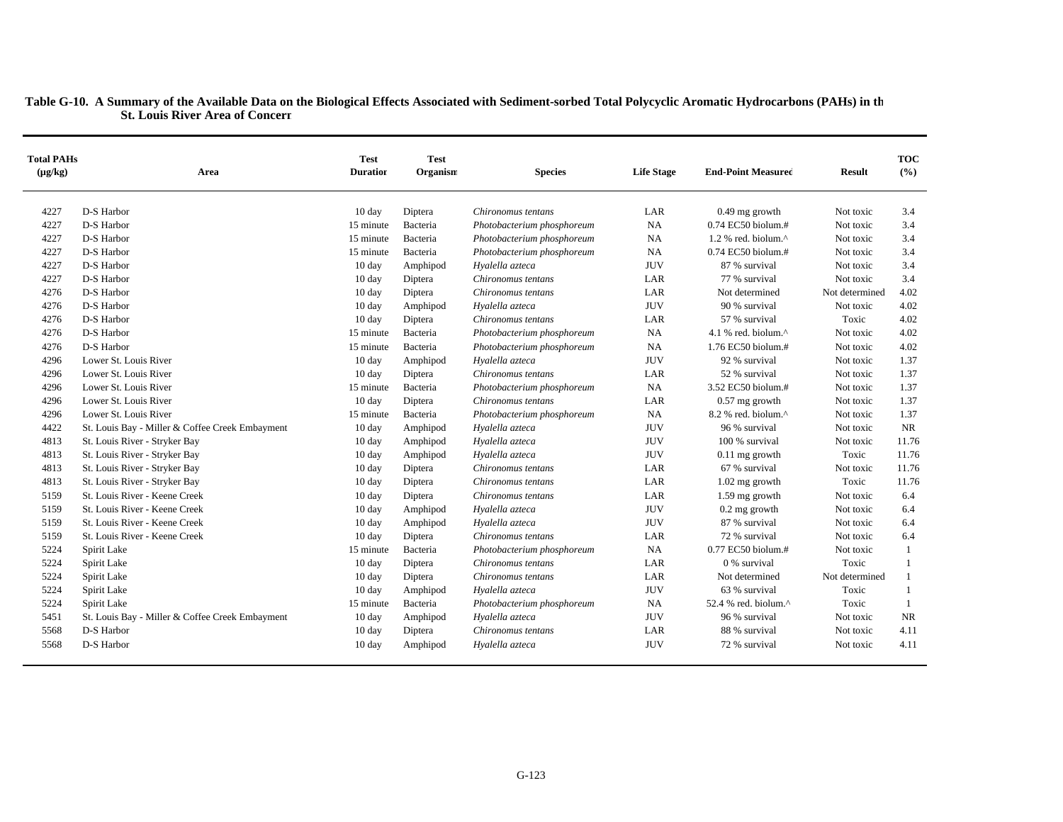**Table G-10. A Summary of the Available Data on the Biological Effects Associated with Sediment-sorbed Total Polycyclic Aromatic Hydrocarbons (PAHs) in the St. Louis River Area of Concern**

| Total PAHs (µg/kg) | Area | Test Duration | Test Organism | Species | Life Stage | End-Point Measured | Result | TOC (%) |
|---|---|---|---|---|---|---|---|---|
| 4227 | D-S Harbor | 10 day | Diptera | *Chironomus tentans* | LAR | 0.49 mg growth | Not toxic | 3.4 |
| 4227 | D-S Harbor | 15 minute | Bacteria | *Photobacterium phosphoreum* | NA | 0.74 EC50 biolum.# | Not toxic | 3.4 |
| 4227 | D-S Harbor | 15 minute | Bacteria | *Photobacterium phosphoreum* | NA | 1.2 % red. biolum.^ | Not toxic | 3.4 |
| 4227 | D-S Harbor | 15 minute | Bacteria | *Photobacterium phosphoreum* | NA | 0.74 EC50 biolum.# | Not toxic | 3.4 |
| 4227 | D-S Harbor | 10 day | Amphipod | *Hyalella azteca* | JUV | 87 % survival | Not toxic | 3.4 |
| 4227 | D-S Harbor | 10 day | Diptera | *Chironomus tentans* | LAR | 77 % survival | Not toxic | 3.4 |
| 4276 | D-S Harbor | 10 day | Diptera | *Chironomus tentans* | LAR | Not determined | Not determined | 4.02 |
| 4276 | D-S Harbor | 10 day | Amphipod | *Hyalella azteca* | JUV | 90 % survival | Not toxic | 4.02 |
| 4276 | D-S Harbor | 10 day | Diptera | *Chironomus tentans* | LAR | 57 % survival | Toxic | 4.02 |
| 4276 | D-S Harbor | 15 minute | Bacteria | *Photobacterium phosphoreum* | NA | 4.1 % red. biolum.^ | Not toxic | 4.02 |
| 4276 | D-S Harbor | 15 minute | Bacteria | *Photobacterium phosphoreum* | NA | 1.76 EC50 biolum.# | Not toxic | 4.02 |
| 4296 | Lower St. Louis River | 10 day | Amphipod | *Hyalella azteca* | JUV | 92 % survival | Not toxic | 1.37 |
| 4296 | Lower St. Louis River | 10 day | Diptera | *Chironomus tentans* | LAR | 52 % survival | Not toxic | 1.37 |
| 4296 | Lower St. Louis River | 15 minute | Bacteria | *Photobacterium phosphoreum* | NA | 3.52 EC50 biolum.# | Not toxic | 1.37 |
| 4296 | Lower St. Louis River | 10 day | Diptera | *Chironomus tentans* | LAR | 0.57 mg growth | Not toxic | 1.37 |
| 4296 | Lower St. Louis River | 15 minute | Bacteria | *Photobacterium phosphoreum* | NA | 8.2 % red. biolum.^ | Not toxic | 1.37 |
| 4422 | St. Louis Bay - Miller & Coffee Creek Embayment | 10 day | Amphipod | *Hyalella azteca* | JUV | 96 % survival | Not toxic | NR |
| 4813 | St. Louis River - Stryker Bay | 10 day | Amphipod | *Hyalella azteca* | JUV | 100 % survival | Not toxic | 11.76 |
| 4813 | St. Louis River - Stryker Bay | 10 day | Amphipod | *Hyalella azteca* | JUV | 0.11 mg growth | Toxic | 11.76 |
| 4813 | St. Louis River - Stryker Bay | 10 day | Diptera | *Chironomus tentans* | LAR | 67 % survival | Not toxic | 11.76 |
| 4813 | St. Louis River - Stryker Bay | 10 day | Diptera | *Chironomus tentans* | LAR | 1.02 mg growth | Toxic | 11.76 |
| 5159 | St. Louis River - Keene Creek | 10 day | Diptera | *Chironomus tentans* | LAR | 1.59 mg growth | Not toxic | 6.4 |
| 5159 | St. Louis River - Keene Creek | 10 day | Amphipod | *Hyalella azteca* | JUV | 0.2 mg growth | Not toxic | 6.4 |
| 5159 | St. Louis River - Keene Creek | 10 day | Amphipod | *Hyalella azteca* | JUV | 87 % survival | Not toxic | 6.4 |
| 5159 | St. Louis River - Keene Creek | 10 day | Diptera | *Chironomus tentans* | LAR | 72 % survival | Not toxic | 6.4 |
| 5224 | Spirit Lake | 15 minute | Bacteria | *Photobacterium phosphoreum* | NA | 0.77 EC50 biolum.# | Not toxic | 1 |
| 5224 | Spirit Lake | 10 day | Diptera | *Chironomus tentans* | LAR | 0 % survival | Toxic | 1 |
| 5224 | Spirit Lake | 10 day | Diptera | *Chironomus tentans* | LAR | Not determined | Not determined | 1 |
| 5224 | Spirit Lake | 10 day | Amphipod | *Hyalella azteca* | JUV | 63 % survival | Toxic | 1 |
| 5224 | Spirit Lake | 15 minute | Bacteria | *Photobacterium phosphoreum* | NA | 52.4 % red. biolum.^ | Toxic | 1 |
| 5451 | St. Louis Bay - Miller & Coffee Creek Embayment | 10 day | Amphipod | *Hyalella azteca* | JUV | 96 % survival | Not toxic | NR |
| 5568 | D-S Harbor | 10 day | Diptera | *Chironomus tentans* | LAR | 88 % survival | Not toxic | 4.11 |
| 5568 | D-S Harbor | 10 day | Amphipod | *Hyalella azteca* | JUV | 72 % survival | Not toxic | 4.11 |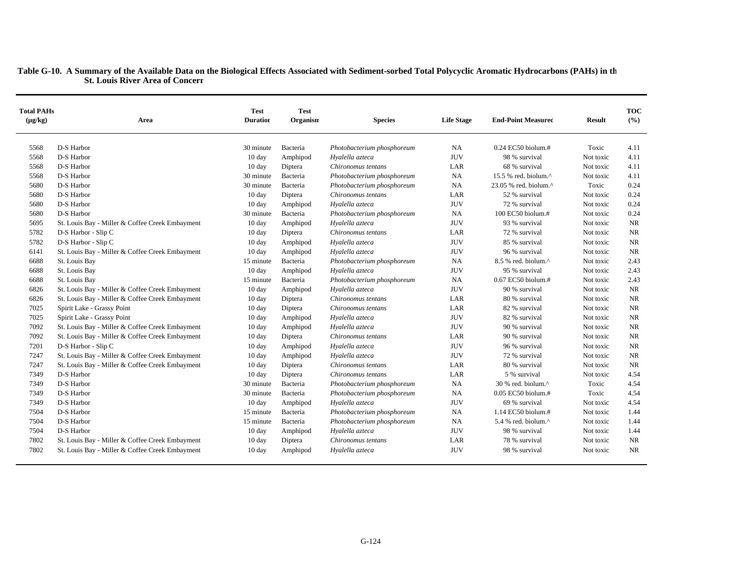**Table G-10. A Summary of the Available Data on the Biological Effects Associated with Sediment-sorbed Total Polycyclic Aromatic Hydrocarbons (PAHs) in the St. Louis River Area of Concern**

| Total PAHs (µg/kg) | Area | Test Duration | Test Organism | Species | Life Stage | End-Point Measured | Result | TOC (%) |
|---|---|---|---|---|---|---|---|---|
| 5568 | D-S Harbor | 30 minute | Bacteria | *Photobacterium phosphoreum* | NA | 0.24 EC50 biolum.# | Toxic | 4.11 |
| 5568 | D-S Harbor | 10 day | Amphipod | *Hyalella azteca* | JUV | 98 % survival | Not toxic | 4.11 |
| 5568 | D-S Harbor | 10 day | Diptera | *Chironomus tentans* | LAR | 68 % survival | Not toxic | 4.11 |
| 5568 | D-S Harbor | 30 minute | Bacteria | *Photobacterium phosphoreum* | NA | 15.5 % red. biolum.^ | Not toxic | 4.11 |
| 5680 | D-S Harbor | 30 minute | Bacteria | *Photobacterium phosphoreum* | NA | 23.05 % red. biolum.^ | Toxic | 0.24 |
| 5680 | D-S Harbor | 10 day | Diptera | *Chironomus tentans* | LAR | 52 % survival | Not toxic | 0.24 |
| 5680 | D-S Harbor | 10 day | Amphipod | *Hyalella azteca* | JUV | 72 % survival | Not toxic | 0.24 |
| 5680 | D-S Harbor | 30 minute | Bacteria | *Photobacterium phosphoreum* | NA | 100 EC50 biolum.# | Not toxic | 0.24 |
| 5695 | St. Louis Bay - Miller & Coffee Creek Embayment | 10 day | Amphipod | *Hyalella azteca* | JUV | 93 % survival | Not toxic | NR |
| 5782 | D-S Harbor - Slip C | 10 day | Diptera | *Chironomus tentans* | LAR | 72 % survival | Not toxic | NR |
| 5782 | D-S Harbor - Slip C | 10 day | Amphipod | *Hyalella azteca* | JUV | 85 % survival | Not toxic | NR |
| 6141 | St. Louis Bay - Miller & Coffee Creek Embayment | 10 day | Amphipod | *Hyalella azteca* | JUV | 96 % survival | Not toxic | NR |
| 6688 | St. Louis Bay | 15 minute | Bacteria | *Photobacterium phosphoreum* | NA | 8.5 % red. biolum.^ | Not toxic | 2.43 |
| 6688 | St. Louis Bay | 10 day | Amphipod | *Hyalella azteca* | JUV | 95 % survival | Not toxic | 2.43 |
| 6688 | St. Louis Bay | 15 minute | Bacteria | *Photobacterium phosphoreum* | NA | 0.67 EC50 biolum.# | Not toxic | 2.43 |
| 6826 | St. Louis Bay - Miller & Coffee Creek Embayment | 10 day | Amphipod | *Hyalella azteca* | JUV | 90 % survival | Not toxic | NR |
| 6826 | St. Louis Bay - Miller & Coffee Creek Embayment | 10 day | Diptera | *Chironomus tentans* | LAR | 80 % survival | Not toxic | NR |
| 7025 | Spirit Lake - Grassy Point | 10 day | Diptera | *Chironomus tentans* | LAR | 82 % survival | Not toxic | NR |
| 7025 | Spirit Lake - Grassy Point | 10 day | Amphipod | *Hyalella azteca* | JUV | 82 % survival | Not toxic | NR |
| 7092 | St. Louis Bay - Miller & Coffee Creek Embayment | 10 day | Amphipod | *Hyalella azteca* | JUV | 90 % survival | Not toxic | NR |
| 7092 | St. Louis Bay - Miller & Coffee Creek Embayment | 10 day | Diptera | *Chironomus tentans* | LAR | 90 % survival | Not toxic | NR |
| 7201 | D-S Harbor - Slip C | 10 day | Amphipod | *Hyalella azteca* | JUV | 96 % survival | Not toxic | NR |
| 7247 | St. Louis Bay - Miller & Coffee Creek Embayment | 10 day | Amphipod | *Hyalella azteca* | JUV | 72 % survival | Not toxic | NR |
| 7247 | St. Louis Bay - Miller & Coffee Creek Embayment | 10 day | Diptera | *Chironomus tentans* | LAR | 80 % survival | Not toxic | NR |
| 7349 | D-S Harbor | 10 day | Diptera | *Chironomus tentans* | LAR | 5 % survival | Not toxic | 4.54 |
| 7349 | D-S Harbor | 30 minute | Bacteria | *Photobacterium phosphoreum* | NA | 30 % red. biolum.^ | Toxic | 4.54 |
| 7349 | D-S Harbor | 30 minute | Bacteria | *Photobacterium phosphoreum* | NA | 0.05 EC50 biolum.# | Toxic | 4.54 |
| 7349 | D-S Harbor | 10 day | Amphipod | *Hyalella azteca* | JUV | 69 % survival | Not toxic | 4.54 |
| 7504 | D-S Harbor | 15 minute | Bacteria | *Photobacterium phosphoreum* | NA | 1.14 EC50 biolum.# | Not toxic | 1.44 |
| 7504 | D-S Harbor | 15 minute | Bacteria | *Photobacterium phosphoreum* | NA | 5.4 % red. biolum.^ | Not toxic | 1.44 |
| 7504 | D-S Harbor | 10 day | Amphipod | *Hyalella azteca* | JUV | 98 % survival | Not toxic | 1.44 |
| 7802 | St. Louis Bay - Miller & Coffee Creek Embayment | 10 day | Diptera | *Chironomus tentans* | LAR | 78 % survival | Not toxic | NR |
| 7802 | St. Louis Bay - Miller & Coffee Creek Embayment | 10 day | Amphipod | *Hyalella azteca* | JUV | 98 % survival | Not toxic | NR |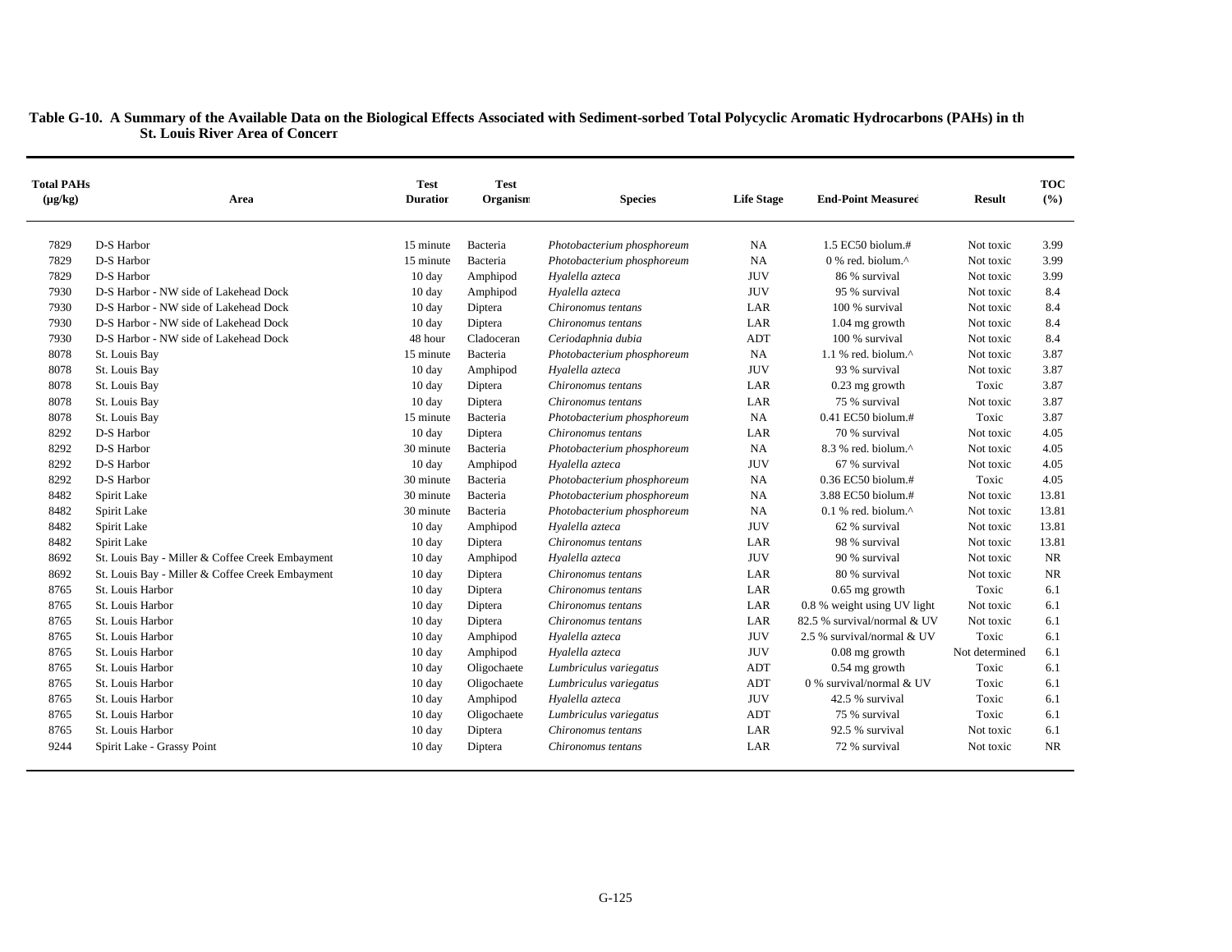**Table G-10. A Summary of the Available Data on the Biological Effects Associated with Sediment-sorbed Total Polycyclic Aromatic Hydrocarbons (PAHs) in the St. Louis River Area of Concern**

| Total PAHs (µg/kg) | Area | Test Duration | Test Organism | Species | Life Stage | End-Point Measured | Result | TOC (%) |
|---|---|---|---|---|---|---|---|---|
| 7829 | D-S Harbor | 15 minute | Bacteria | *Photobacterium phosphoreum* | NA | 1.5 EC50 biolum.# | Not toxic | 3.99 |
| 7829 | D-S Harbor | 15 minute | Bacteria | *Photobacterium phosphoreum* | NA | 0 % red. biolum.^ | Not toxic | 3.99 |
| 7829 | D-S Harbor | 10 day | Amphipod | *Hyalella azteca* | JUV | 86 % survival | Not toxic | 3.99 |
| 7930 | D-S Harbor - NW side of Lakehead Dock | 10 day | Amphipod | *Hyalella azteca* | JUV | 95 % survival | Not toxic | 8.4 |
| 7930 | D-S Harbor - NW side of Lakehead Dock | 10 day | Diptera | *Chironomus tentans* | LAR | 100 % survival | Not toxic | 8.4 |
| 7930 | D-S Harbor - NW side of Lakehead Dock | 10 day | Diptera | *Chironomus tentans* | LAR | 1.04 mg growth | Not toxic | 8.4 |
| 7930 | D-S Harbor - NW side of Lakehead Dock | 48 hour | Cladoceran | *Ceriodaphnia dubia* | ADT | 100 % survival | Not toxic | 8.4 |
| 8078 | St. Louis Bay | 15 minute | Bacteria | *Photobacterium phosphoreum* | NA | 1.1 % red. biolum.^ | Not toxic | 3.87 |
| 8078 | St. Louis Bay | 10 day | Amphipod | *Hyalella azteca* | JUV | 93 % survival | Not toxic | 3.87 |
| 8078 | St. Louis Bay | 10 day | Diptera | *Chironomus tentans* | LAR | 0.23 mg growth | Toxic | 3.87 |
| 8078 | St. Louis Bay | 10 day | Diptera | *Chironomus tentans* | LAR | 75 % survival | Not toxic | 3.87 |
| 8078 | St. Louis Bay | 15 minute | Bacteria | *Photobacterium phosphoreum* | NA | 0.41 EC50 biolum.# | Toxic | 3.87 |
| 8292 | D-S Harbor | 10 day | Diptera | *Chironomus tentans* | LAR | 70 % survival | Not toxic | 4.05 |
| 8292 | D-S Harbor | 30 minute | Bacteria | *Photobacterium phosphoreum* | NA | 8.3 % red. biolum.^ | Not toxic | 4.05 |
| 8292 | D-S Harbor | 10 day | Amphipod | *Hyalella azteca* | JUV | 67 % survival | Not toxic | 4.05 |
| 8292 | D-S Harbor | 30 minute | Bacteria | *Photobacterium phosphoreum* | NA | 0.36 EC50 biolum.# | Toxic | 4.05 |
| 8482 | Spirit Lake | 30 minute | Bacteria | *Photobacterium phosphoreum* | NA | 3.88 EC50 biolum.# | Not toxic | 13.81 |
| 8482 | Spirit Lake | 30 minute | Bacteria | *Photobacterium phosphoreum* | NA | 0.1 % red. biolum.^ | Not toxic | 13.81 |
| 8482 | Spirit Lake | 10 day | Amphipod | *Hyalella azteca* | JUV | 62 % survival | Not toxic | 13.81 |
| 8482 | Spirit Lake | 10 day | Diptera | *Chironomus tentans* | LAR | 98 % survival | Not toxic | 13.81 |
| 8692 | St. Louis Bay - Miller & Coffee Creek Embayment | 10 day | Amphipod | *Hyalella azteca* | JUV | 90 % survival | Not toxic | NR |
| 8692 | St. Louis Bay - Miller & Coffee Creek Embayment | 10 day | Diptera | *Chironomus tentans* | LAR | 80 % survival | Not toxic | NR |
| 8765 | St. Louis Harbor | 10 day | Diptera | *Chironomus tentans* | LAR | 0.65 mg growth | Toxic | 6.1 |
| 8765 | St. Louis Harbor | 10 day | Diptera | *Chironomus tentans* | LAR | 0.8 % weight using UV light | Not toxic | 6.1 |
| 8765 | St. Louis Harbor | 10 day | Diptera | *Chironomus tentans* | LAR | 82.5 % survival/normal & UV | Not toxic | 6.1 |
| 8765 | St. Louis Harbor | 10 day | Amphipod | *Hyalella azteca* | JUV | 2.5 % survival/normal & UV | Toxic | 6.1 |
| 8765 | St. Louis Harbor | 10 day | Amphipod | *Hyalella azteca* | JUV | 0.08 mg growth | Not determined | 6.1 |
| 8765 | St. Louis Harbor | 10 day | Oligochaete | *Lumbriculus variegatus* | ADT | 0.54 mg growth | Toxic | 6.1 |
| 8765 | St. Louis Harbor | 10 day | Oligochaete | *Lumbriculus variegatus* | ADT | 0 % survival/normal & UV | Toxic | 6.1 |
| 8765 | St. Louis Harbor | 10 day | Amphipod | *Hyalella azteca* | JUV | 42.5 % survival | Toxic | 6.1 |
| 8765 | St. Louis Harbor | 10 day | Oligochaete | *Lumbriculus variegatus* | ADT | 75 % survival | Toxic | 6.1 |
| 8765 | St. Louis Harbor | 10 day | Diptera | *Chironomus tentans* | LAR | 92.5 % survival | Not toxic | 6.1 |
| 9244 | Spirit Lake - Grassy Point | 10 day | Diptera | *Chironomus tentans* | LAR | 72 % survival | Not toxic | NR |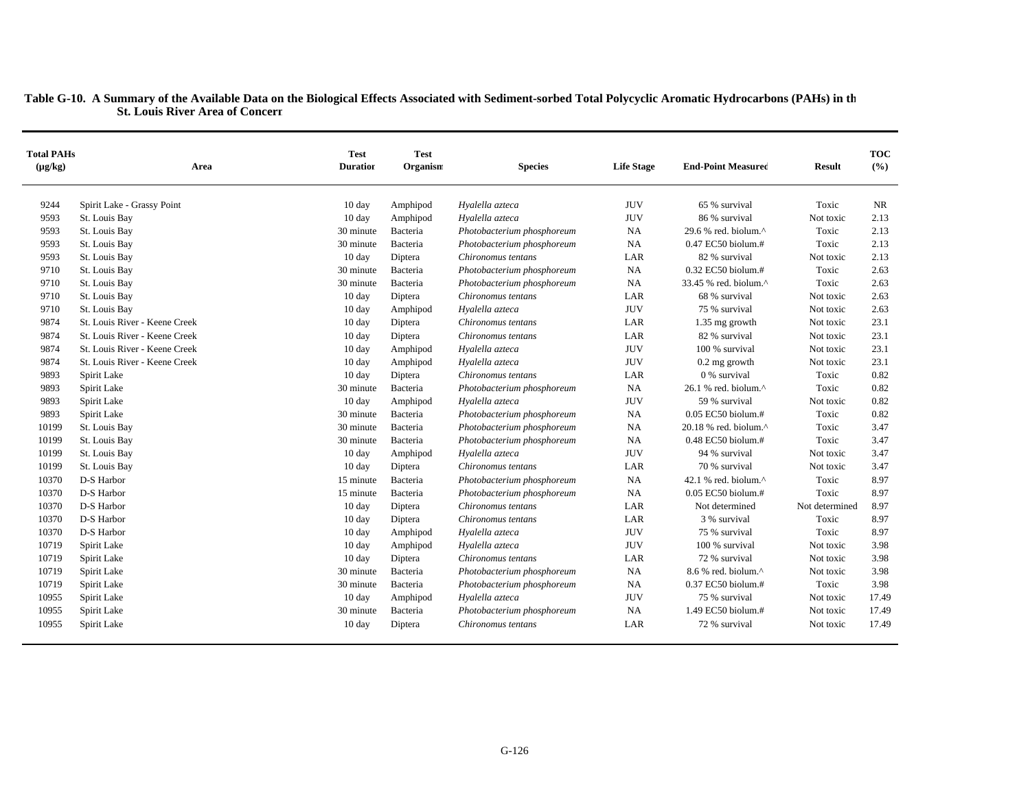**Table G-10. A Summary of the Available Data on the Biological Effects Associated with Sediment-sorbed Total Polycyclic Aromatic Hydrocarbons (PAHs) in the St. Louis River Area of Concern**

| Total PAHs (µg/kg) | Area | Test Duration | Test Organism | Species | Life Stage | End-Point Measured | Result | TOC (%) |
|---|---|---|---|---|---|---|---|---|
| 9244 | Spirit Lake - Grassy Point | 10 day | Amphipod | *Hyalella azteca* | JUV | 65 % survival | Toxic | NR |
| 9593 | St. Louis Bay | 10 day | Amphipod | *Hyalella azteca* | JUV | 86 % survival | Not toxic | 2.13 |
| 9593 | St. Louis Bay | 30 minute | Bacteria | *Photobacterium phosphoreum* | NA | 29.6 % red. biolum.^ | Toxic | 2.13 |
| 9593 | St. Louis Bay | 30 minute | Bacteria | *Photobacterium phosphoreum* | NA | 0.47 EC50 biolum.# | Toxic | 2.13 |
| 9593 | St. Louis Bay | 10 day | Diptera | *Chironomus tentans* | LAR | 82 % survival | Not toxic | 2.13 |
| 9710 | St. Louis Bay | 30 minute | Bacteria | *Photobacterium phosphoreum* | NA | 0.32 EC50 biolum.# | Toxic | 2.63 |
| 9710 | St. Louis Bay | 30 minute | Bacteria | *Photobacterium phosphoreum* | NA | 33.45 % red. biolum.^ | Toxic | 2.63 |
| 9710 | St. Louis Bay | 10 day | Diptera | *Chironomus tentans* | LAR | 68 % survival | Not toxic | 2.63 |
| 9710 | St. Louis Bay | 10 day | Amphipod | *Hyalella azteca* | JUV | 75 % survival | Not toxic | 2.63 |
| 9874 | St. Louis River - Keene Creek | 10 day | Diptera | *Chironomus tentans* | LAR | 1.35 mg growth | Not toxic | 23.1 |
| 9874 | St. Louis River - Keene Creek | 10 day | Diptera | *Chironomus tentans* | LAR | 82 % survival | Not toxic | 23.1 |
| 9874 | St. Louis River - Keene Creek | 10 day | Amphipod | *Hyalella azteca* | JUV | 100 % survival | Not toxic | 23.1 |
| 9874 | St. Louis River - Keene Creek | 10 day | Amphipod | *Hyalella azteca* | JUV | 0.2 mg growth | Not toxic | 23.1 |
| 9893 | Spirit Lake | 10 day | Diptera | *Chironomus tentans* | LAR | 0 % survival | Toxic | 0.82 |
| 9893 | Spirit Lake | 30 minute | Bacteria | *Photobacterium phosphoreum* | NA | 26.1 % red. biolum.^ | Toxic | 0.82 |
| 9893 | Spirit Lake | 10 day | Amphipod | *Hyalella azteca* | JUV | 59 % survival | Not toxic | 0.82 |
| 9893 | Spirit Lake | 30 minute | Bacteria | *Photobacterium phosphoreum* | NA | 0.05 EC50 biolum.# | Toxic | 0.82 |
| 10199 | St. Louis Bay | 30 minute | Bacteria | *Photobacterium phosphoreum* | NA | 20.18 % red. biolum.^ | Toxic | 3.47 |
| 10199 | St. Louis Bay | 30 minute | Bacteria | *Photobacterium phosphoreum* | NA | 0.48 EC50 biolum.# | Toxic | 3.47 |
| 10199 | St. Louis Bay | 10 day | Amphipod | *Hyalella azteca* | JUV | 94 % survival | Not toxic | 3.47 |
| 10199 | St. Louis Bay | 10 day | Diptera | *Chironomus tentans* | LAR | 70 % survival | Not toxic | 3.47 |
| 10370 | D-S Harbor | 15 minute | Bacteria | *Photobacterium phosphoreum* | NA | 42.1 % red. biolum.^ | Toxic | 8.97 |
| 10370 | D-S Harbor | 15 minute | Bacteria | *Photobacterium phosphoreum* | NA | 0.05 EC50 biolum.# | Toxic | 8.97 |
| 10370 | D-S Harbor | 10 day | Diptera | *Chironomus tentans* | LAR | Not determined | Not determined | 8.97 |
| 10370 | D-S Harbor | 10 day | Diptera | *Chironomus tentans* | LAR | 3 % survival | Toxic | 8.97 |
| 10370 | D-S Harbor | 10 day | Amphipod | *Hyalella azteca* | JUV | 75 % survival | Toxic | 8.97 |
| 10719 | Spirit Lake | 10 day | Amphipod | *Hyalella azteca* | JUV | 100 % survival | Not toxic | 3.98 |
| 10719 | Spirit Lake | 10 day | Diptera | *Chironomus tentans* | LAR | 72 % survival | Not toxic | 3.98 |
| 10719 | Spirit Lake | 30 minute | Bacteria | *Photobacterium phosphoreum* | NA | 8.6 % red. biolum.^ | Not toxic | 3.98 |
| 10719 | Spirit Lake | 30 minute | Bacteria | *Photobacterium phosphoreum* | NA | 0.37 EC50 biolum.# | Toxic | 3.98 |
| 10955 | Spirit Lake | 10 day | Amphipod | *Hyalella azteca* | JUV | 75 % survival | Not toxic | 17.49 |
| 10955 | Spirit Lake | 30 minute | Bacteria | *Photobacterium phosphoreum* | NA | 1.49 EC50 biolum.# | Not toxic | 17.49 |
| 10955 | Spirit Lake | 10 day | Diptera | *Chironomus tentans* | LAR | 72 % survival | Not toxic | 17.49 |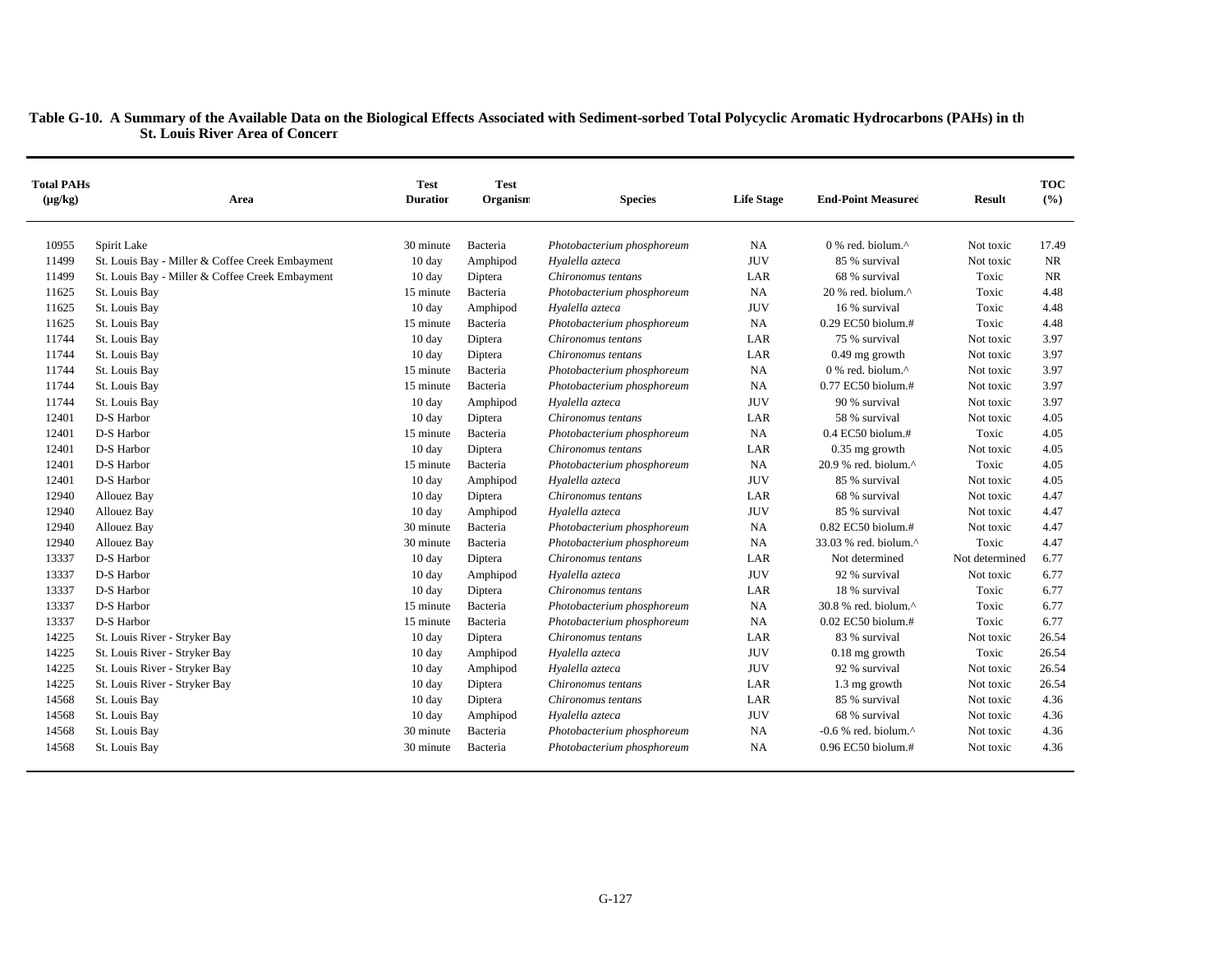**Table G-10. A Summary of the Available Data on the Biological Effects Associated with Sediment-sorbed Total Polycyclic Aromatic Hydrocarbons (PAHs) in the St. Louis River Area of Concern**

| Total PAHs (µg/kg) | Area | Test Duration | Test Organism | Species | Life Stage | End-Point Measured | Result | TOC (%) |
|---|---|---|---|---|---|---|---|---|
| 10955 | Spirit Lake | 30 minute | Bacteria | *Photobacterium phosphoreum* | NA | 0 % red. biolum.^ | Not toxic | 17.49 |
| 11499 | St. Louis Bay - Miller & Coffee Creek Embayment | 10 day | Amphipod | *Hyalella azteca* | JUV | 85 % survival | Not toxic | NR |
| 11499 | St. Louis Bay - Miller & Coffee Creek Embayment | 10 day | Diptera | *Chironomus tentans* | LAR | 68 % survival | Toxic | NR |
| 11625 | St. Louis Bay | 15 minute | Bacteria | *Photobacterium phosphoreum* | NA | 20 % red. biolum.^ | Toxic | 4.48 |
| 11625 | St. Louis Bay | 10 day | Amphipod | *Hyalella azteca* | JUV | 16 % survival | Toxic | 4.48 |
| 11625 | St. Louis Bay | 15 minute | Bacteria | *Photobacterium phosphoreum* | NA | 0.29 EC50 biolum.# | Toxic | 4.48 |
| 11744 | St. Louis Bay | 10 day | Diptera | *Chironomus tentans* | LAR | 75 % survival | Not toxic | 3.97 |
| 11744 | St. Louis Bay | 10 day | Diptera | *Chironomus tentans* | LAR | 0.49 mg growth | Not toxic | 3.97 |
| 11744 | St. Louis Bay | 15 minute | Bacteria | *Photobacterium phosphoreum* | NA | 0 % red. biolum.^ | Not toxic | 3.97 |
| 11744 | St. Louis Bay | 15 minute | Bacteria | *Photobacterium phosphoreum* | NA | 0.77 EC50 biolum.# | Not toxic | 3.97 |
| 11744 | St. Louis Bay | 10 day | Amphipod | *Hyalella azteca* | JUV | 90 % survival | Not toxic | 3.97 |
| 12401 | D-S Harbor | 10 day | Diptera | *Chironomus tentans* | LAR | 58 % survival | Not toxic | 4.05 |
| 12401 | D-S Harbor | 15 minute | Bacteria | *Photobacterium phosphoreum* | NA | 0.4 EC50 biolum.# | Toxic | 4.05 |
| 12401 | D-S Harbor | 10 day | Diptera | *Chironomus tentans* | LAR | 0.35 mg growth | Not toxic | 4.05 |
| 12401 | D-S Harbor | 15 minute | Bacteria | *Photobacterium phosphoreum* | NA | 20.9 % red. biolum.^ | Toxic | 4.05 |
| 12401 | D-S Harbor | 10 day | Amphipod | *Hyalella azteca* | JUV | 85 % survival | Not toxic | 4.05 |
| 12940 | Allouez Bay | 10 day | Diptera | *Chironomus tentans* | LAR | 68 % survival | Not toxic | 4.47 |
| 12940 | Allouez Bay | 10 day | Amphipod | *Hyalella azteca* | JUV | 85 % survival | Not toxic | 4.47 |
| 12940 | Allouez Bay | 30 minute | Bacteria | *Photobacterium phosphoreum* | NA | 0.82 EC50 biolum.# | Not toxic | 4.47 |
| 12940 | Allouez Bay | 30 minute | Bacteria | *Photobacterium phosphoreum* | NA | 33.03 % red. biolum.^ | Toxic | 4.47 |
| 13337 | D-S Harbor | 10 day | Diptera | *Chironomus tentans* | LAR | Not determined | Not determined | 6.77 |
| 13337 | D-S Harbor | 10 day | Amphipod | *Hyalella azteca* | JUV | 92 % survival | Not toxic | 6.77 |
| 13337 | D-S Harbor | 10 day | Diptera | *Chironomus tentans* | LAR | 18 % survival | Toxic | 6.77 |
| 13337 | D-S Harbor | 15 minute | Bacteria | *Photobacterium phosphoreum* | NA | 30.8 % red. biolum.^ | Toxic | 6.77 |
| 13337 | D-S Harbor | 15 minute | Bacteria | *Photobacterium phosphoreum* | NA | 0.02 EC50 biolum.# | Toxic | 6.77 |
| 14225 | St. Louis River - Stryker Bay | 10 day | Diptera | *Chironomus tentans* | LAR | 83 % survival | Not toxic | 26.54 |
| 14225 | St. Louis River - Stryker Bay | 10 day | Amphipod | *Hyalella azteca* | JUV | 0.18 mg growth | Toxic | 26.54 |
| 14225 | St. Louis River - Stryker Bay | 10 day | Amphipod | *Hyalella azteca* | JUV | 92 % survival | Not toxic | 26.54 |
| 14225 | St. Louis River - Stryker Bay | 10 day | Diptera | *Chironomus tentans* | LAR | 1.3 mg growth | Not toxic | 26.54 |
| 14568 | St. Louis Bay | 10 day | Diptera | *Chironomus tentans* | LAR | 85 % survival | Not toxic | 4.36 |
| 14568 | St. Louis Bay | 10 day | Amphipod | *Hyalella azteca* | JUV | 68 % survival | Not toxic | 4.36 |
| 14568 | St. Louis Bay | 30 minute | Bacteria | *Photobacterium phosphoreum* | NA | -0.6 % red. biolum.^ | Not toxic | 4.36 |
| 14568 | St. Louis Bay | 30 minute | Bacteria | *Photobacterium phosphoreum* | NA | 0.96 EC50 biolum.# | Not toxic | 4.36 |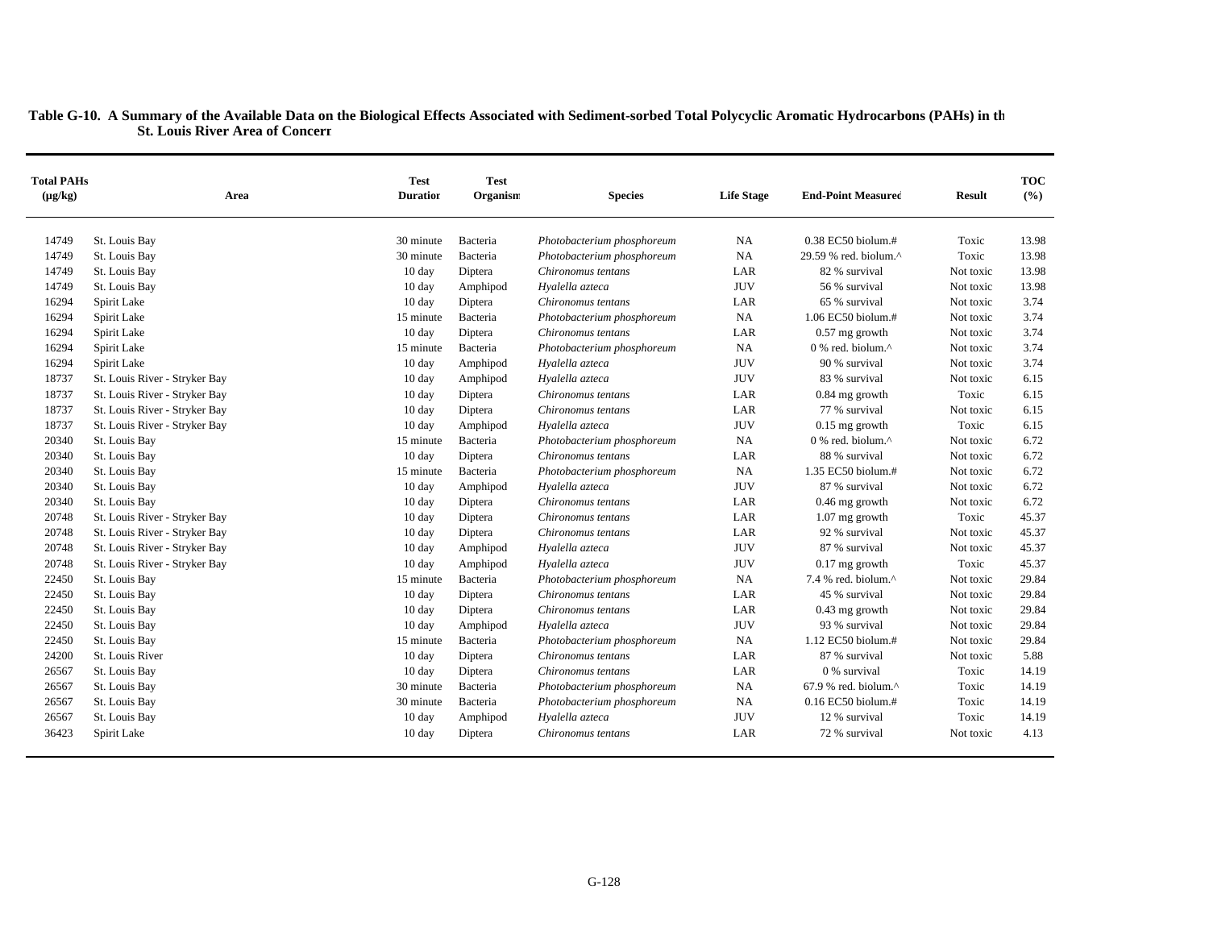**Table G-10. A Summary of the Available Data on the Biological Effects Associated with Sediment-sorbed Total Polycyclic Aromatic Hydrocarbons (PAHs) in the St. Louis River Area of Concern**

| Total PAHs (µg/kg) | Area | Test Duration | Test Organism | Species | Life Stage | End-Point Measured | Result | TOC (%) |
|---|---|---|---|---|---|---|---|---|
| 14749 | St. Louis Bay | 30 minute | Bacteria | *Photobacterium phosphoreum* | NA | 0.38 EC50 biolum.# | Toxic | 13.98 |
| 14749 | St. Louis Bay | 30 minute | Bacteria | *Photobacterium phosphoreum* | NA | 29.59 % red. biolum.^ | Toxic | 13.98 |
| 14749 | St. Louis Bay | 10 day | Diptera | *Chironomus tentans* | LAR | 82 % survival | Not toxic | 13.98 |
| 14749 | St. Louis Bay | 10 day | Amphipod | *Hyalella azteca* | JUV | 56 % survival | Not toxic | 13.98 |
| 16294 | Spirit Lake | 10 day | Diptera | *Chironomus tentans* | LAR | 65 % survival | Not toxic | 3.74 |
| 16294 | Spirit Lake | 15 minute | Bacteria | *Photobacterium phosphoreum* | NA | 1.06 EC50 biolum.# | Not toxic | 3.74 |
| 16294 | Spirit Lake | 10 day | Diptera | *Chironomus tentans* | LAR | 0.57 mg growth | Not toxic | 3.74 |
| 16294 | Spirit Lake | 15 minute | Bacteria | *Photobacterium phosphoreum* | NA | 0 % red. biolum.^ | Not toxic | 3.74 |
| 16294 | Spirit Lake | 10 day | Amphipod | *Hyalella azteca* | JUV | 90 % survival | Not toxic | 3.74 |
| 18737 | St. Louis River - Stryker Bay | 10 day | Amphipod | *Hyalella azteca* | JUV | 83 % survival | Not toxic | 6.15 |
| 18737 | St. Louis River - Stryker Bay | 10 day | Diptera | *Chironomus tentans* | LAR | 0.84 mg growth | Toxic | 6.15 |
| 18737 | St. Louis River - Stryker Bay | 10 day | Diptera | *Chironomus tentans* | LAR | 77 % survival | Not toxic | 6.15 |
| 18737 | St. Louis River - Stryker Bay | 10 day | Amphipod | *Hyalella azteca* | JUV | 0.15 mg growth | Toxic | 6.15 |
| 20340 | St. Louis Bay | 15 minute | Bacteria | *Photobacterium phosphoreum* | NA | 0 % red. biolum.^ | Not toxic | 6.72 |
| 20340 | St. Louis Bay | 10 day | Diptera | *Chironomus tentans* | LAR | 88 % survival | Not toxic | 6.72 |
| 20340 | St. Louis Bay | 15 minute | Bacteria | *Photobacterium phosphoreum* | NA | 1.35 EC50 biolum.# | Not toxic | 6.72 |
| 20340 | St. Louis Bay | 10 day | Amphipod | *Hyalella azteca* | JUV | 87 % survival | Not toxic | 6.72 |
| 20340 | St. Louis Bay | 10 day | Diptera | *Chironomus tentans* | LAR | 0.46 mg growth | Not toxic | 6.72 |
| 20748 | St. Louis River - Stryker Bay | 10 day | Diptera | *Chironomus tentans* | LAR | 1.07 mg growth | Toxic | 45.37 |
| 20748 | St. Louis River - Stryker Bay | 10 day | Diptera | *Chironomus tentans* | LAR | 92 % survival | Not toxic | 45.37 |
| 20748 | St. Louis River - Stryker Bay | 10 day | Amphipod | *Hyalella azteca* | JUV | 87 % survival | Not toxic | 45.37 |
| 20748 | St. Louis River - Stryker Bay | 10 day | Amphipod | *Hyalella azteca* | JUV | 0.17 mg growth | Toxic | 45.37 |
| 22450 | St. Louis Bay | 15 minute | Bacteria | *Photobacterium phosphoreum* | NA | 7.4 % red. biolum.^ | Not toxic | 29.84 |
| 22450 | St. Louis Bay | 10 day | Diptera | *Chironomus tentans* | LAR | 45 % survival | Not toxic | 29.84 |
| 22450 | St. Louis Bay | 10 day | Diptera | *Chironomus tentans* | LAR | 0.43 mg growth | Not toxic | 29.84 |
| 22450 | St. Louis Bay | 10 day | Amphipod | *Hyalella azteca* | JUV | 93 % survival | Not toxic | 29.84 |
| 22450 | St. Louis Bay | 15 minute | Bacteria | *Photobacterium phosphoreum* | NA | 1.12 EC50 biolum.# | Not toxic | 29.84 |
| 24200 | St. Louis River | 10 day | Diptera | *Chironomus tentans* | LAR | 87 % survival | Not toxic | 5.88 |
| 26567 | St. Louis Bay | 10 day | Diptera | *Chironomus tentans* | LAR | 0 % survival | Toxic | 14.19 |
| 26567 | St. Louis Bay | 30 minute | Bacteria | *Photobacterium phosphoreum* | NA | 67.9 % red. biolum.^ | Toxic | 14.19 |
| 26567 | St. Louis Bay | 30 minute | Bacteria | *Photobacterium phosphoreum* | NA | 0.16 EC50 biolum.# | Toxic | 14.19 |
| 26567 | St. Louis Bay | 10 day | Amphipod | *Hyalella azteca* | JUV | 12 % survival | Toxic | 14.19 |
| 36423 | Spirit Lake | 10 day | Diptera | *Chironomus tentans* | LAR | 72 % survival | Not toxic | 4.13 |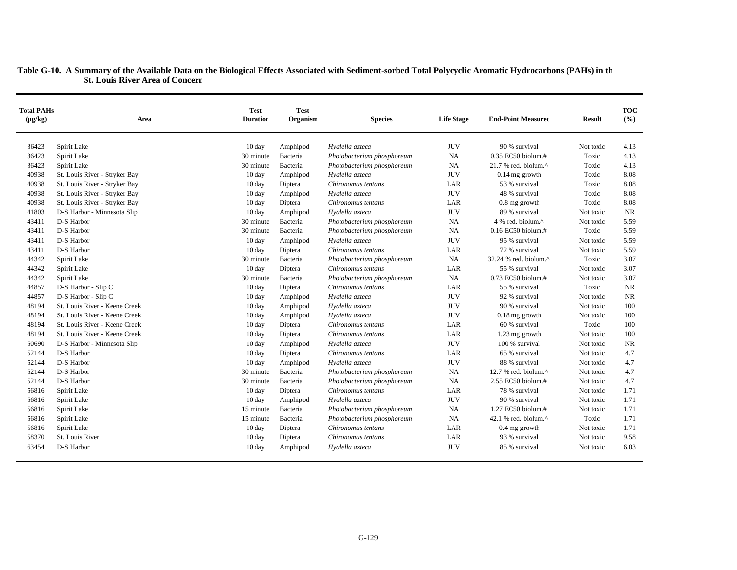**Table G-10. A Summary of the Available Data on the Biological Effects Associated with Sediment-sorbed Total Polycyclic Aromatic Hydrocarbons (PAHs) in the St. Louis River Area of Concern**

| Total PAHs (µg/kg) | Area | Test Duration | Test Organism | Species | Life Stage | End-Point Measured | Result | TOC (%) |
|---|---|---|---|---|---|---|---|---|
| 36423 | Spirit Lake | 10 day | Amphipod | *Hyalella azteca* | JUV | 90 % survival | Not toxic | 4.13 |
| 36423 | Spirit Lake | 30 minute | Bacteria | *Photobacterium phosphoreum* | NA | 0.35 EC50 biolum.# | Toxic | 4.13 |
| 36423 | Spirit Lake | 30 minute | Bacteria | *Photobacterium phosphoreum* | NA | 21.7 % red. biolum.^ | Toxic | 4.13 |
| 40938 | St. Louis River - Stryker Bay | 10 day | Amphipod | *Hyalella azteca* | JUV | 0.14 mg growth | Toxic | 8.08 |
| 40938 | St. Louis River - Stryker Bay | 10 day | Diptera | *Chironomus tentans* | LAR | 53 % survival | Toxic | 8.08 |
| 40938 | St. Louis River - Stryker Bay | 10 day | Amphipod | *Hyalella azteca* | JUV | 48 % survival | Toxic | 8.08 |
| 40938 | St. Louis River - Stryker Bay | 10 day | Diptera | *Chironomus tentans* | LAR | 0.8 mg growth | Toxic | 8.08 |
| 41803 | D-S Harbor - Minnesota Slip | 10 day | Amphipod | *Hyalella azteca* | JUV | 89 % survival | Not toxic | NR |
| 43411 | D-S Harbor | 30 minute | Bacteria | *Photobacterium phosphoreum* | NA | 4 % red. biolum.^ | Not toxic | 5.59 |
| 43411 | D-S Harbor | 30 minute | Bacteria | *Photobacterium phosphoreum* | NA | 0.16 EC50 biolum.# | Toxic | 5.59 |
| 43411 | D-S Harbor | 10 day | Amphipod | *Hyalella azteca* | JUV | 95 % survival | Not toxic | 5.59 |
| 43411 | D-S Harbor | 10 day | Diptera | *Chironomus tentans* | LAR | 72 % survival | Not toxic | 5.59 |
| 44342 | Spirit Lake | 30 minute | Bacteria | *Photobacterium phosphoreum* | NA | 32.24 % red. biolum.^ | Toxic | 3.07 |
| 44342 | Spirit Lake | 10 day | Diptera | *Chironomus tentans* | LAR | 55 % survival | Not toxic | 3.07 |
| 44342 | Spirit Lake | 30 minute | Bacteria | *Photobacterium phosphoreum* | NA | 0.73 EC50 biolum.# | Not toxic | 3.07 |
| 44857 | D-S Harbor - Slip C | 10 day | Diptera | *Chironomus tentans* | LAR | 55 % survival | Toxic | NR |
| 44857 | D-S Harbor - Slip C | 10 day | Amphipod | *Hyalella azteca* | JUV | 92 % survival | Not toxic | NR |
| 48194 | St. Louis River - Keene Creek | 10 day | Amphipod | *Hyalella azteca* | JUV | 90 % survival | Not toxic | 100 |
| 48194 | St. Louis River - Keene Creek | 10 day | Amphipod | *Hyalella azteca* | JUV | 0.18 mg growth | Not toxic | 100 |
| 48194 | St. Louis River - Keene Creek | 10 day | Diptera | *Chironomus tentans* | LAR | 60 % survival | Toxic | 100 |
| 48194 | St. Louis River - Keene Creek | 10 day | Diptera | *Chironomus tentans* | LAR | 1.23 mg growth | Not toxic | 100 |
| 50690 | D-S Harbor - Minnesota Slip | 10 day | Amphipod | *Hyalella azteca* | JUV | 100 % survival | Not toxic | NR |
| 52144 | D-S Harbor | 10 day | Diptera | *Chironomus tentans* | LAR | 65 % survival | Not toxic | 4.7 |
| 52144 | D-S Harbor | 10 day | Amphipod | *Hyalella azteca* | JUV | 88 % survival | Not toxic | 4.7 |
| 52144 | D-S Harbor | 30 minute | Bacteria | *Photobacterium phosphoreum* | NA | 12.7 % red. biolum.^ | Not toxic | 4.7 |
| 52144 | D-S Harbor | 30 minute | Bacteria | *Photobacterium phosphoreum* | NA | 2.55 EC50 biolum.# | Not toxic | 4.7 |
| 56816 | Spirit Lake | 10 day | Diptera | *Chironomus tentans* | LAR | 78 % survival | Not toxic | 1.71 |
| 56816 | Spirit Lake | 10 day | Amphipod | *Hyalella azteca* | JUV | 90 % survival | Not toxic | 1.71 |
| 56816 | Spirit Lake | 15 minute | Bacteria | *Photobacterium phosphoreum* | NA | 1.27 EC50 biolum.# | Not toxic | 1.71 |
| 56816 | Spirit Lake | 15 minute | Bacteria | *Photobacterium phosphoreum* | NA | 42.1 % red. biolum.^ | Toxic | 1.71 |
| 56816 | Spirit Lake | 10 day | Diptera | *Chironomus tentans* | LAR | 0.4 mg growth | Not toxic | 1.71 |
| 58370 | St. Louis River | 10 day | Diptera | *Chironomus tentans* | LAR | 93 % survival | Not toxic | 9.58 |
| 63454 | D-S Harbor | 10 day | Amphipod | *Hyalella azteca* | JUV | 85 % survival | Not toxic | 6.03 |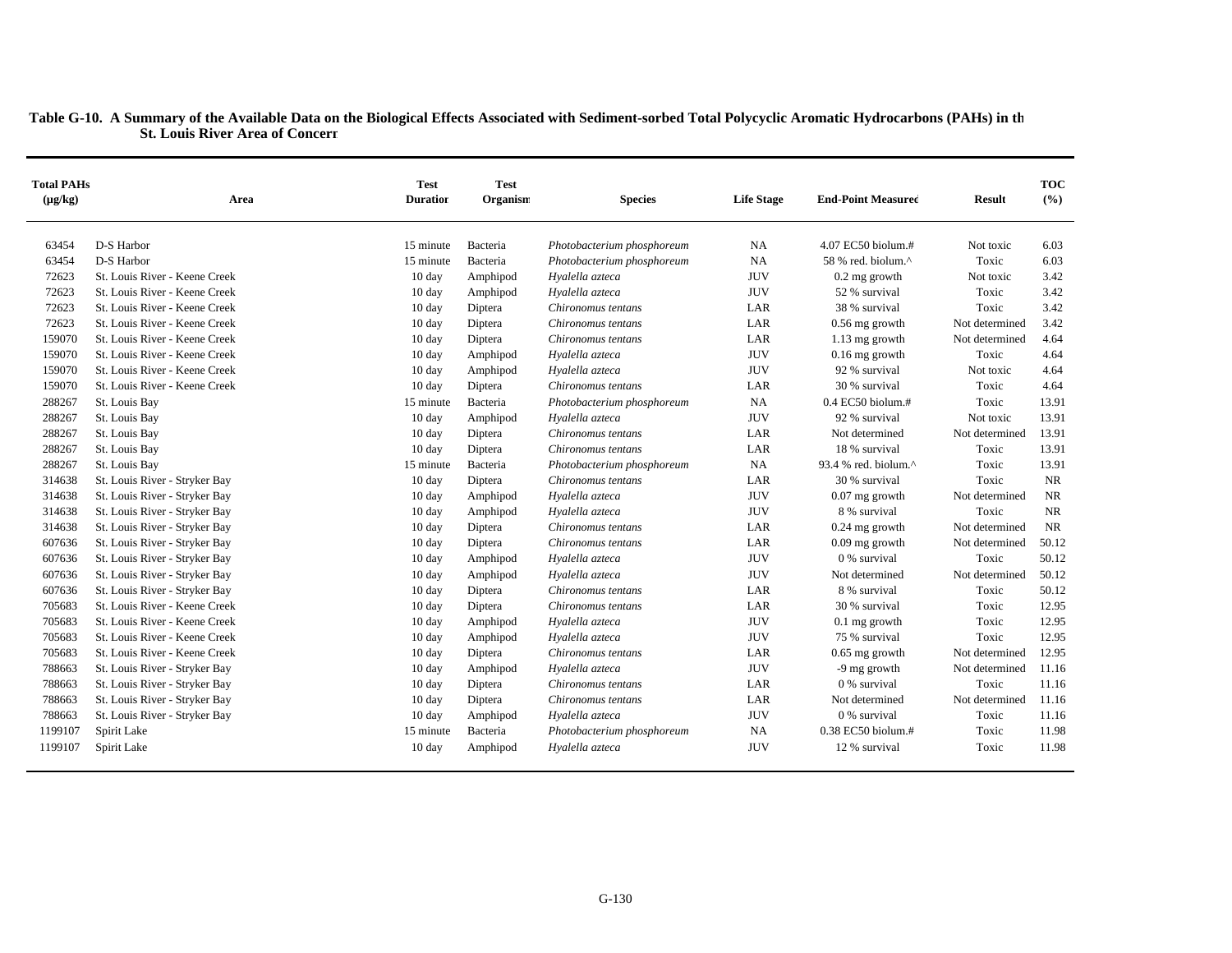**Table G-10. A Summary of the Available Data on the Biological Effects Associated with Sediment-sorbed Total Polycyclic Aromatic Hydrocarbons (PAHs) in the St. Louis River Area of Concern**

| Total PAHs (µg/kg) | Area | Test Duration | Test Organism | Species | Life Stage | End-Point Measured | Result | TOC (%) |
|---|---|---|---|---|---|---|---|---|
| 63454 | D-S Harbor | 15 minute | Bacteria | *Photobacterium phosphoreum* | NA | 4.07 EC50 biolum.# | Not toxic | 6.03 |
| 63454 | D-S Harbor | 15 minute | Bacteria | *Photobacterium phosphoreum* | NA | 58 % red. biolum.^ | Toxic | 6.03 |
| 72623 | St. Louis River - Keene Creek | 10 day | Amphipod | *Hyalella azteca* | JUV | 0.2 mg growth | Not toxic | 3.42 |
| 72623 | St. Louis River - Keene Creek | 10 day | Amphipod | *Hyalella azteca* | JUV | 52 % survival | Toxic | 3.42 |
| 72623 | St. Louis River - Keene Creek | 10 day | Diptera | *Chironomus tentans* | LAR | 38 % survival | Toxic | 3.42 |
| 72623 | St. Louis River - Keene Creek | 10 day | Diptera | *Chironomus tentans* | LAR | 0.56 mg growth | Not determined | 3.42 |
| 159070 | St. Louis River - Keene Creek | 10 day | Diptera | *Chironomus tentans* | LAR | 1.13 mg growth | Not determined | 4.64 |
| 159070 | St. Louis River - Keene Creek | 10 day | Amphipod | *Hyalella azteca* | JUV | 0.16 mg growth | Toxic | 4.64 |
| 159070 | St. Louis River - Keene Creek | 10 day | Amphipod | *Hyalella azteca* | JUV | 92 % survival | Not toxic | 4.64 |
| 159070 | St. Louis River - Keene Creek | 10 day | Diptera | *Chironomus tentans* | LAR | 30 % survival | Toxic | 4.64 |
| 288267 | St. Louis Bay | 15 minute | Bacteria | *Photobacterium phosphoreum* | NA | 0.4 EC50 biolum.# | Toxic | 13.91 |
| 288267 | St. Louis Bay | 10 day | Amphipod | *Hyalella azteca* | JUV | 92 % survival | Not toxic | 13.91 |
| 288267 | St. Louis Bay | 10 day | Diptera | *Chironomus tentans* | LAR | Not determined | Not determined | 13.91 |
| 288267 | St. Louis Bay | 10 day | Diptera | *Chironomus tentans* | LAR | 18 % survival | Toxic | 13.91 |
| 288267 | St. Louis Bay | 15 minute | Bacteria | *Photobacterium phosphoreum* | NA | 93.4 % red. biolum.^ | Toxic | 13.91 |
| 314638 | St. Louis River - Stryker Bay | 10 day | Diptera | *Chironomus tentans* | LAR | 30 % survival | Toxic | NR |
| 314638 | St. Louis River - Stryker Bay | 10 day | Amphipod | *Hyalella azteca* | JUV | 0.07 mg growth | Not determined | NR |
| 314638 | St. Louis River - Stryker Bay | 10 day | Amphipod | *Hyalella azteca* | JUV | 8 % survival | Toxic | NR |
| 314638 | St. Louis River - Stryker Bay | 10 day | Diptera | *Chironomus tentans* | LAR | 0.24 mg growth | Not determined | NR |
| 607636 | St. Louis River - Stryker Bay | 10 day | Diptera | *Chironomus tentans* | LAR | 0.09 mg growth | Not determined | 50.12 |
| 607636 | St. Louis River - Stryker Bay | 10 day | Amphipod | *Hyalella azteca* | JUV | 0 % survival | Toxic | 50.12 |
| 607636 | St. Louis River - Stryker Bay | 10 day | Amphipod | *Hyalella azteca* | JUV | Not determined | Not determined | 50.12 |
| 607636 | St. Louis River - Stryker Bay | 10 day | Diptera | *Chironomus tentans* | LAR | 8 % survival | Toxic | 50.12 |
| 705683 | St. Louis River - Keene Creek | 10 day | Diptera | *Chironomus tentans* | LAR | 30 % survival | Toxic | 12.95 |
| 705683 | St. Louis River - Keene Creek | 10 day | Amphipod | *Hyalella azteca* | JUV | 0.1 mg growth | Toxic | 12.95 |
| 705683 | St. Louis River - Keene Creek | 10 day | Amphipod | *Hyalella azteca* | JUV | 75 % survival | Toxic | 12.95 |
| 705683 | St. Louis River - Keene Creek | 10 day | Diptera | *Chironomus tentans* | LAR | 0.65 mg growth | Not determined | 12.95 |
| 788663 | St. Louis River - Stryker Bay | 10 day | Amphipod | *Hyalella azteca* | JUV | -9 mg growth | Not determined | 11.16 |
| 788663 | St. Louis River - Stryker Bay | 10 day | Diptera | *Chironomus tentans* | LAR | 0 % survival | Toxic | 11.16 |
| 788663 | St. Louis River - Stryker Bay | 10 day | Diptera | *Chironomus tentans* | LAR | Not determined | Not determined | 11.16 |
| 788663 | St. Louis River - Stryker Bay | 10 day | Amphipod | *Hyalella azteca* | JUV | 0 % survival | Toxic | 11.16 |
| 1199107 | Spirit Lake | 15 minute | Bacteria | *Photobacterium phosphoreum* | NA | 0.38 EC50 biolum.# | Toxic | 11.98 |
| 1199107 | Spirit Lake | 10 day | Amphipod | *Hyalella azteca* | JUV | 12 % survival | Toxic | 11.98 |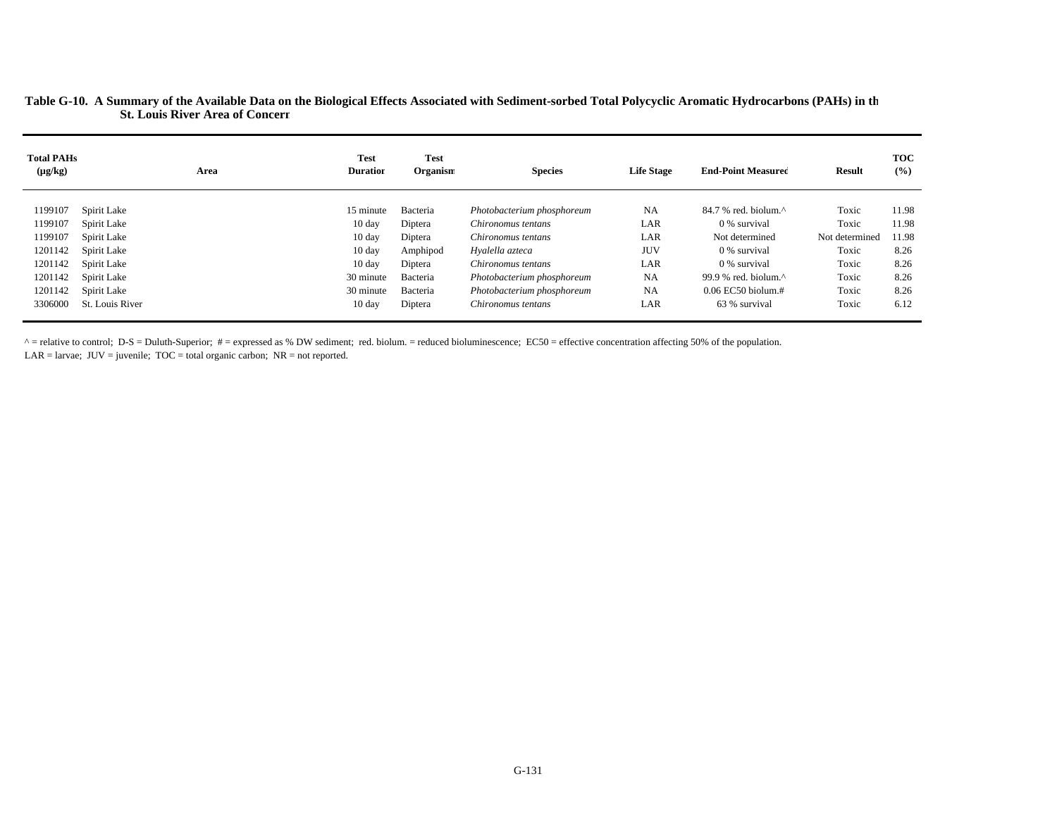**Table G-10. A Summary of the Available Data on the Biological Effects Associated with Sediment-sorbed Total Polycyclic Aromatic Hydrocarbons (PAHs) in the St. Louis River Area of Concern**

| Total PAHs (µg/kg) | Area | Test Duration | Test Organism | Species | Life Stage | End-Point Measured | Result | TOC (%) |
|---|---|---|---|---|---|---|---|---|
| 1199107 | Spirit Lake | 15 minute | Bacteria | *Photobacterium phosphoreum* | NA | 84.7 % red. biolum.^ | Toxic | 11.98 |
| 1199107 | Spirit Lake | 10 day | Diptera | *Chironomus tentans* | LAR | 0 % survival | Toxic | 11.98 |
| 1199107 | Spirit Lake | 10 day | Diptera | *Chironomus tentans* | LAR | Not determined | Not determined | 11.98 |
| 1201142 | Spirit Lake | 10 day | Amphipod | *Hyalella azteca* | JUV | 0 % survival | Toxic | 8.26 |
| 1201142 | Spirit Lake | 10 day | Diptera | *Chironomus tentans* | LAR | 0 % survival | Toxic | 8.26 |
| 1201142 | Spirit Lake | 30 minute | Bacteria | *Photobacterium phosphoreum* | NA | 99.9 % red. biolum.^ | Toxic | 8.26 |
| 1201142 | Spirit Lake | 30 minute | Bacteria | *Photobacterium phosphoreum* | NA | 0.06 EC50 biolum.# | Toxic | 8.26 |
| 3306000 | St. Louis River | 10 day | Diptera | *Chironomus tentans* | LAR | 63 % survival | Toxic | 6.12 |

^ = relative to control; D-S = Duluth-Superior; # = expressed as % DW sediment; red. biolum. = reduced bioluminescence; EC50 = effective concentration affecting 50% of the population.
LAR = larvae; JUV = juvenile; TOC = total organic carbon; NR = not reported.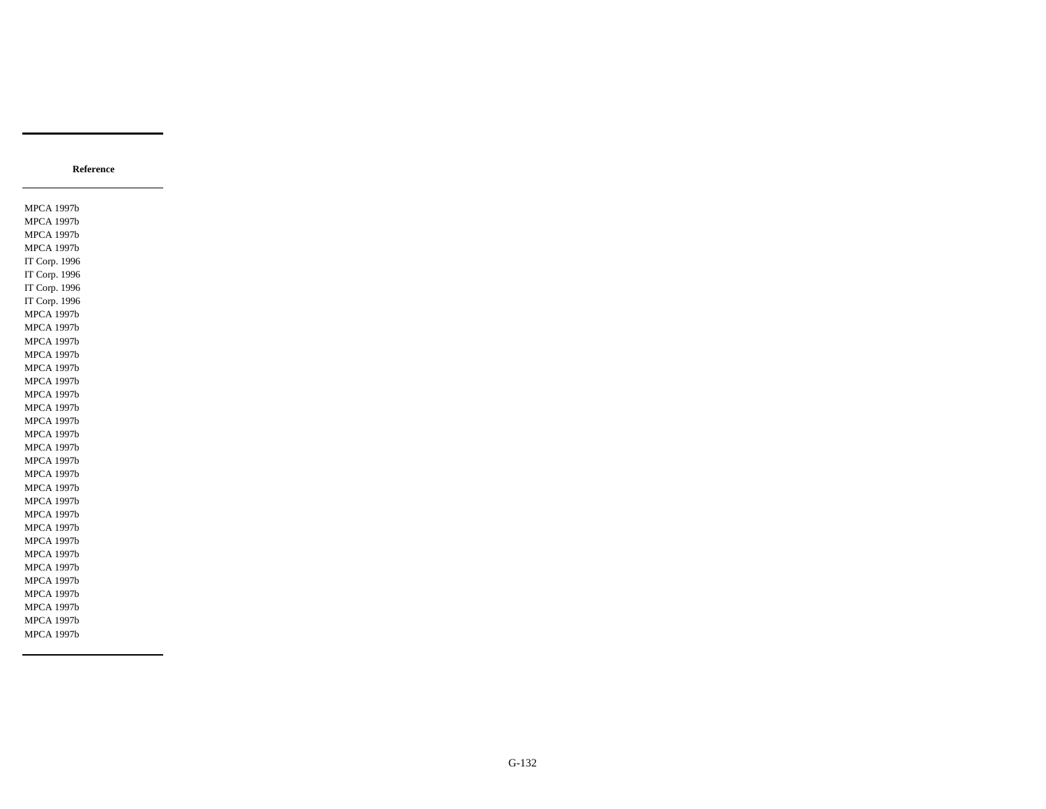| Reference |
| --- |
| MPCA 1997b |
| MPCA 1997b |
| MPCA 1997b |
| MPCA 1997b |
| IT Corp. 1996 |
| IT Corp. 1996 |
| IT Corp. 1996 |
| IT Corp. 1996 |
| MPCA 1997b |
| MPCA 1997b |
| MPCA 1997b |
| MPCA 1997b |
| MPCA 1997b |
| MPCA 1997b |
| MPCA 1997b |
| MPCA 1997b |
| MPCA 1997b |
| MPCA 1997b |
| MPCA 1997b |
| MPCA 1997b |
| MPCA 1997b |
| MPCA 1997b |
| MPCA 1997b |
| MPCA 1997b |
| MPCA 1997b |
| MPCA 1997b |
| MPCA 1997b |
| MPCA 1997b |
| MPCA 1997b |
| MPCA 1997b |
| MPCA 1997b |
| MPCA 1997b |
| MPCA 1997b |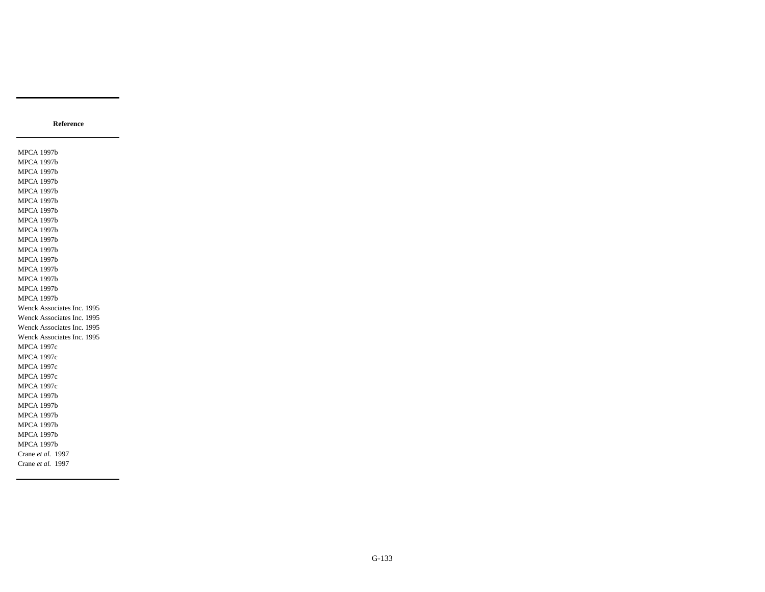| Reference |
|---|
| MPCA 1997b |
| MPCA 1997b |
| MPCA 1997b |
| MPCA 1997b |
| MPCA 1997b |
| MPCA 1997b |
| MPCA 1997b |
| MPCA 1997b |
| MPCA 1997b |
| MPCA 1997b |
| MPCA 1997b |
| MPCA 1997b |
| MPCA 1997b |
| MPCA 1997b |
| MPCA 1997b |
| MPCA 1997b |
| Wenck Associates Inc. 1995 |
| Wenck Associates Inc. 1995 |
| Wenck Associates Inc. 1995 |
| Wenck Associates Inc. 1995 |
| MPCA 1997c |
| MPCA 1997c |
| MPCA 1997c |
| MPCA 1997c |
| MPCA 1997c |
| MPCA 1997b |
| MPCA 1997b |
| MPCA 1997b |
| MPCA 1997b |
| MPCA 1997b |
| MPCA 1997b |
| Crane *et al.* 1997 |
| Crane *et al.* 1997 |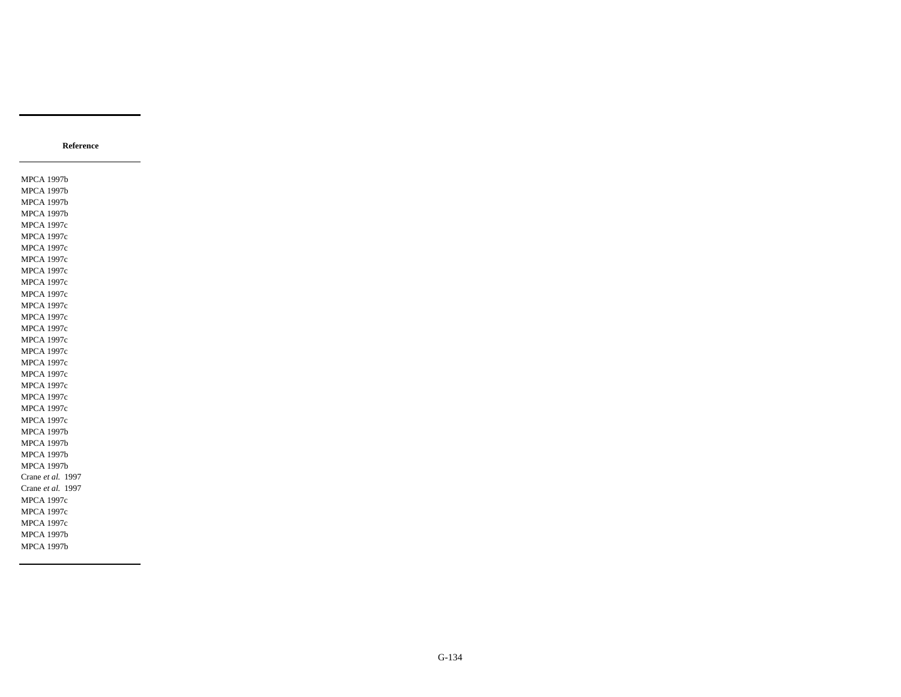| Reference |
| --- |
| MPCA 1997b |
| MPCA 1997b |
| MPCA 1997b |
| MPCA 1997b |
| MPCA 1997c |
| MPCA 1997c |
| MPCA 1997c |
| MPCA 1997c |
| MPCA 1997c |
| MPCA 1997c |
| MPCA 1997c |
| MPCA 1997c |
| MPCA 1997c |
| MPCA 1997c |
| MPCA 1997c |
| MPCA 1997c |
| MPCA 1997c |
| MPCA 1997c |
| MPCA 1997c |
| MPCA 1997c |
| MPCA 1997c |
| MPCA 1997c |
| MPCA 1997b |
| MPCA 1997b |
| MPCA 1997b |
| MPCA 1997b |
| Crane *et al.* 1997 |
| Crane *et al.* 1997 |
| MPCA 1997c |
| MPCA 1997c |
| MPCA 1997c |
| MPCA 1997b |
| MPCA 1997b |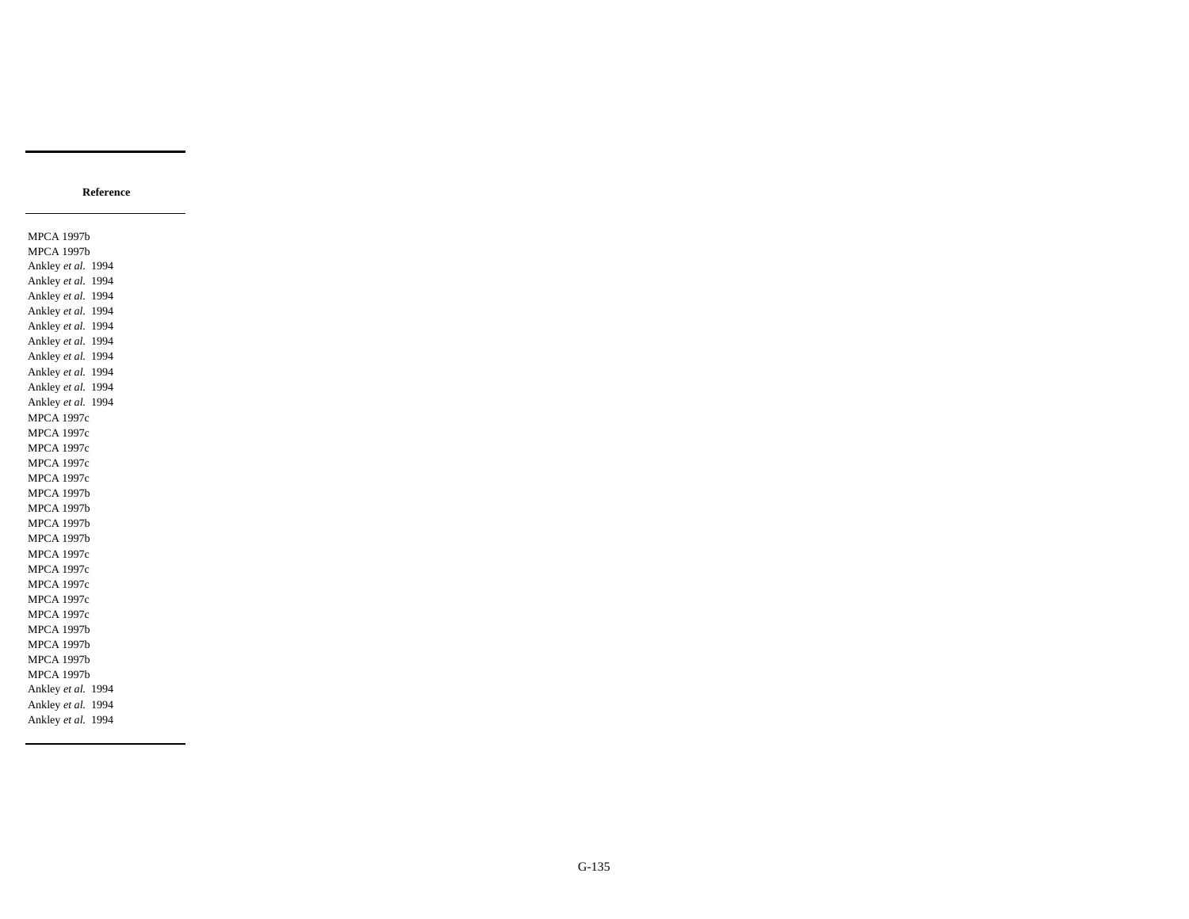| Reference |
|---|
| MPCA 1997b |
| MPCA 1997b |
| Ankley *et al.* 1994 |
| Ankley *et al.* 1994 |
| Ankley *et al.* 1994 |
| Ankley *et al.* 1994 |
| Ankley *et al.* 1994 |
| Ankley *et al.* 1994 |
| Ankley *et al.* 1994 |
| Ankley *et al.* 1994 |
| Ankley *et al.* 1994 |
| Ankley *et al.* 1994 |
| MPCA 1997c |
| MPCA 1997c |
| MPCA 1997c |
| MPCA 1997c |
| MPCA 1997c |
| MPCA 1997b |
| MPCA 1997b |
| MPCA 1997b |
| MPCA 1997b |
| MPCA 1997c |
| MPCA 1997c |
| MPCA 1997c |
| MPCA 1997c |
| MPCA 1997c |
| MPCA 1997b |
| MPCA 1997b |
| MPCA 1997b |
| MPCA 1997b |
| Ankley *et al.* 1994 |
| Ankley *et al.* 1994 |
| Ankley *et al.* 1994 |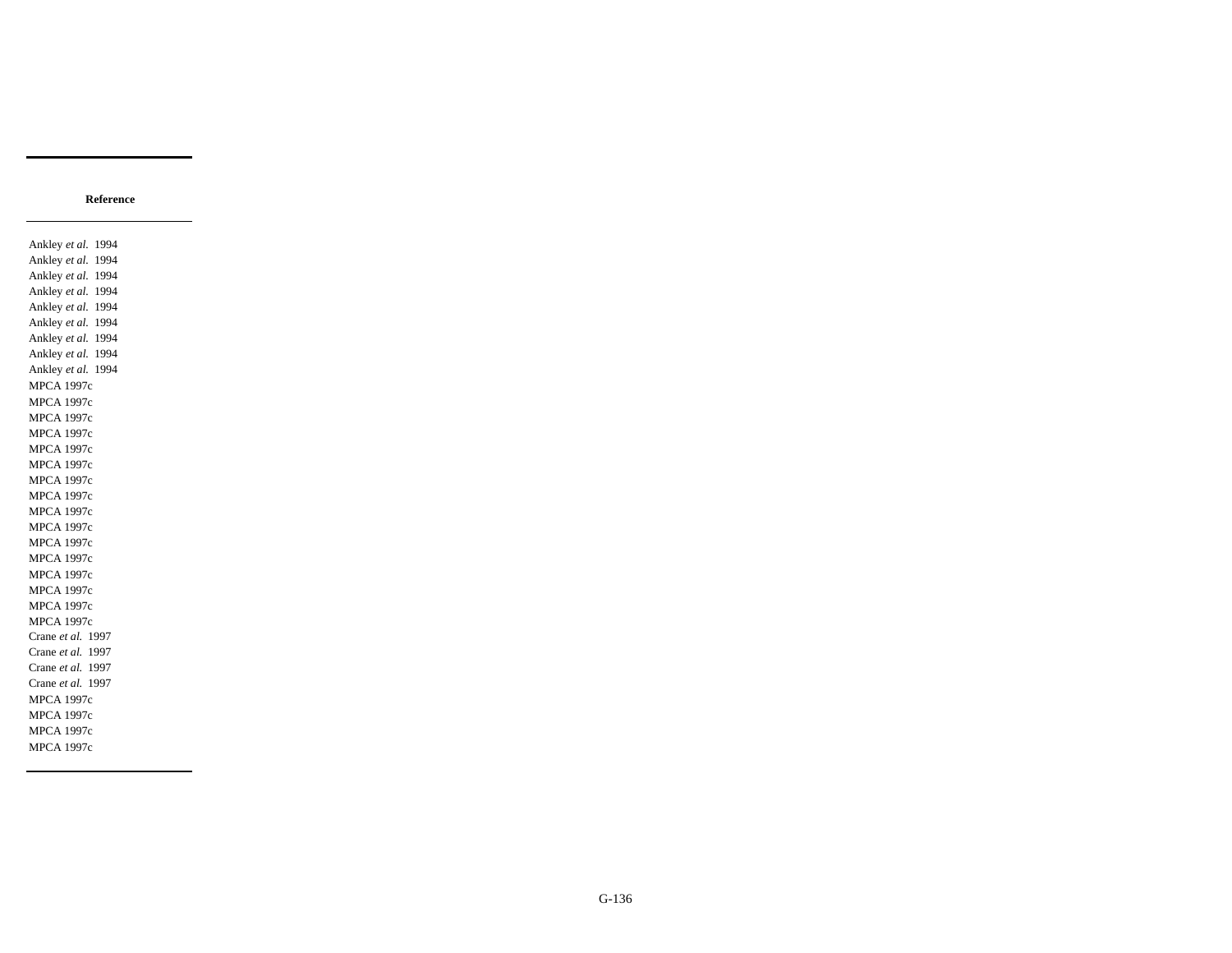| Reference |
| --- |
| Ankley *et al.* 1994 |
| Ankley *et al.* 1994 |
| Ankley *et al.* 1994 |
| Ankley *et al.* 1994 |
| Ankley *et al.* 1994 |
| Ankley *et al.* 1994 |
| Ankley *et al.* 1994 |
| Ankley *et al.* 1994 |
| Ankley *et al.* 1994 |
| MPCA 1997c |
| MPCA 1997c |
| MPCA 1997c |
| MPCA 1997c |
| MPCA 1997c |
| MPCA 1997c |
| MPCA 1997c |
| MPCA 1997c |
| MPCA 1997c |
| MPCA 1997c |
| MPCA 1997c |
| MPCA 1997c |
| MPCA 1997c |
| MPCA 1997c |
| MPCA 1997c |
| MPCA 1997c |
| Crane *et al.* 1997 |
| Crane *et al.* 1997 |
| Crane *et al.* 1997 |
| Crane *et al.* 1997 |
| MPCA 1997c |
| MPCA 1997c |
| MPCA 1997c |
| MPCA 1997c |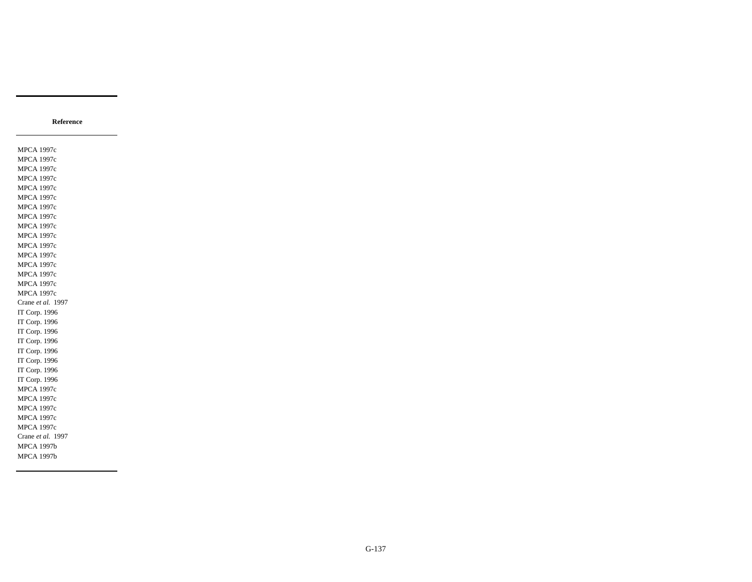| Reference |
|---|
| MPCA 1997c |
| MPCA 1997c |
| MPCA 1997c |
| MPCA 1997c |
| MPCA 1997c |
| MPCA 1997c |
| MPCA 1997c |
| MPCA 1997c |
| MPCA 1997c |
| MPCA 1997c |
| MPCA 1997c |
| MPCA 1997c |
| MPCA 1997c |
| MPCA 1997c |
| MPCA 1997c |
| MPCA 1997c |
| Crane *et al.* 1997 |
| IT Corp. 1996 |
| IT Corp. 1996 |
| IT Corp. 1996 |
| IT Corp. 1996 |
| IT Corp. 1996 |
| IT Corp. 1996 |
| IT Corp. 1996 |
| IT Corp. 1996 |
| MPCA 1997c |
| MPCA 1997c |
| MPCA 1997c |
| MPCA 1997c |
| MPCA 1997c |
| Crane *et al.* 1997 |
| MPCA 1997b |
| MPCA 1997b |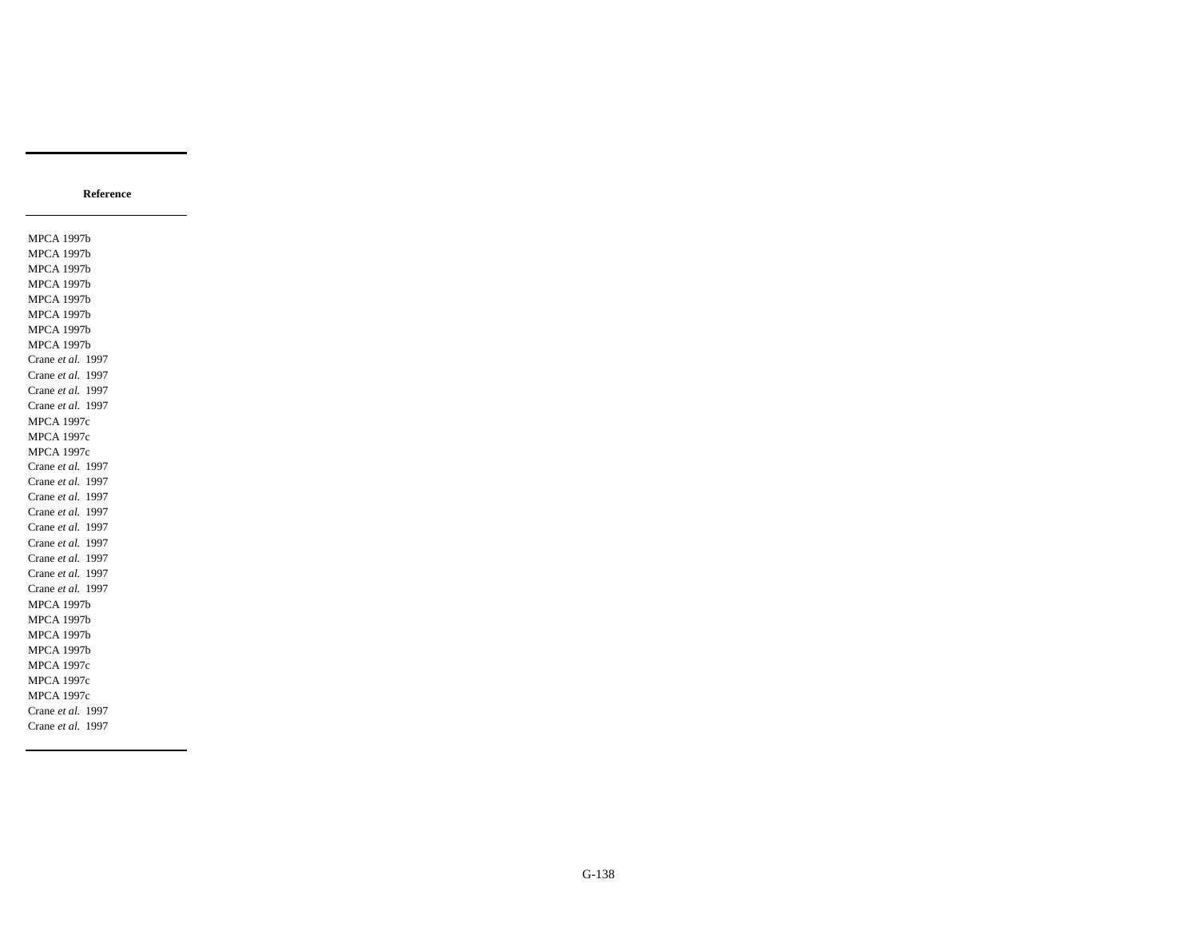| Reference |
| --- |
| MPCA 1997b |
| MPCA 1997b |
| MPCA 1997b |
| MPCA 1997b |
| MPCA 1997b |
| MPCA 1997b |
| MPCA 1997b |
| MPCA 1997b |
| Crane *et al.* 1997 |
| Crane *et al.* 1997 |
| Crane *et al.* 1997 |
| Crane *et al.* 1997 |
| MPCA 1997c |
| MPCA 1997c |
| MPCA 1997c |
| Crane *et al.* 1997 |
| Crane *et al.* 1997 |
| Crane *et al.* 1997 |
| Crane *et al.* 1997 |
| Crane *et al.* 1997 |
| Crane *et al.* 1997 |
| Crane *et al.* 1997 |
| Crane *et al.* 1997 |
| Crane *et al.* 1997 |
| MPCA 1997b |
| MPCA 1997b |
| MPCA 1997b |
| MPCA 1997b |
| MPCA 1997c |
| MPCA 1997c |
| MPCA 1997c |
| Crane *et al.* 1997 |
| Crane *et al.* 1997 |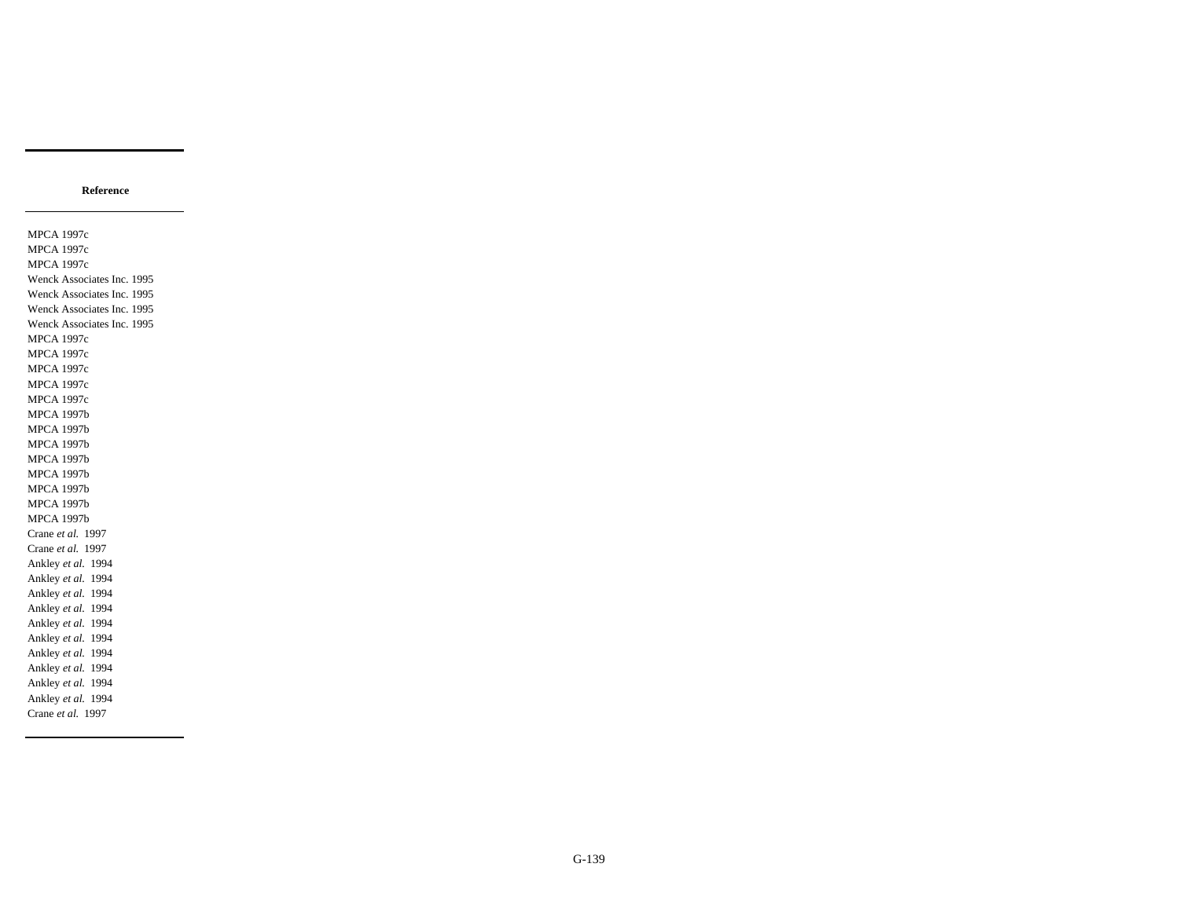| Reference |
|---|
| MPCA 1997c |
| MPCA 1997c |
| MPCA 1997c |
| Wenck Associates Inc. 1995 |
| Wenck Associates Inc. 1995 |
| Wenck Associates Inc. 1995 |
| Wenck Associates Inc. 1995 |
| MPCA 1997c |
| MPCA 1997c |
| MPCA 1997c |
| MPCA 1997c |
| MPCA 1997c |
| MPCA 1997b |
| MPCA 1997b |
| MPCA 1997b |
| MPCA 1997b |
| MPCA 1997b |
| MPCA 1997b |
| MPCA 1997b |
| MPCA 1997b |
| Crane *et al.* 1997 |
| Crane *et al.* 1997 |
| Ankley *et al.* 1994 |
| Ankley *et al.* 1994 |
| Ankley *et al.* 1994 |
| Ankley *et al.* 1994 |
| Ankley *et al.* 1994 |
| Ankley *et al.* 1994 |
| Ankley *et al.* 1994 |
| Ankley *et al.* 1994 |
| Ankley *et al.* 1994 |
| Ankley *et al.* 1994 |
| Crane *et al.* 1997 |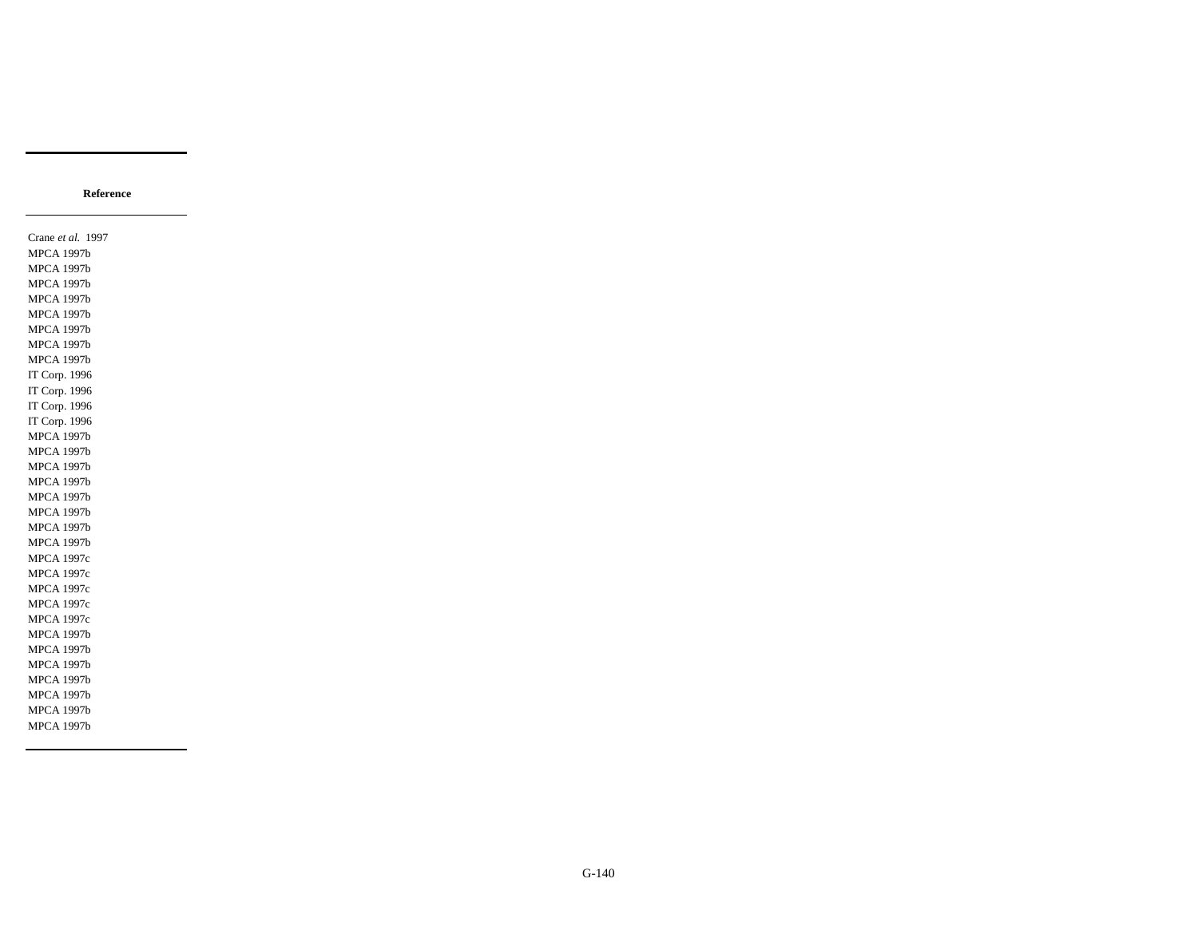| Reference |
|---|
| Crane *et al.* 1997 |
| MPCA 1997b |
| MPCA 1997b |
| MPCA 1997b |
| MPCA 1997b |
| MPCA 1997b |
| MPCA 1997b |
| MPCA 1997b |
| MPCA 1997b |
| IT Corp. 1996 |
| IT Corp. 1996 |
| IT Corp. 1996 |
| IT Corp. 1996 |
| MPCA 1997b |
| MPCA 1997b |
| MPCA 1997b |
| MPCA 1997b |
| MPCA 1997b |
| MPCA 1997b |
| MPCA 1997b |
| MPCA 1997b |
| MPCA 1997c |
| MPCA 1997c |
| MPCA 1997c |
| MPCA 1997c |
| MPCA 1997c |
| MPCA 1997b |
| MPCA 1997b |
| MPCA 1997b |
| MPCA 1997b |
| MPCA 1997b |
| MPCA 1997b |
| MPCA 1997b |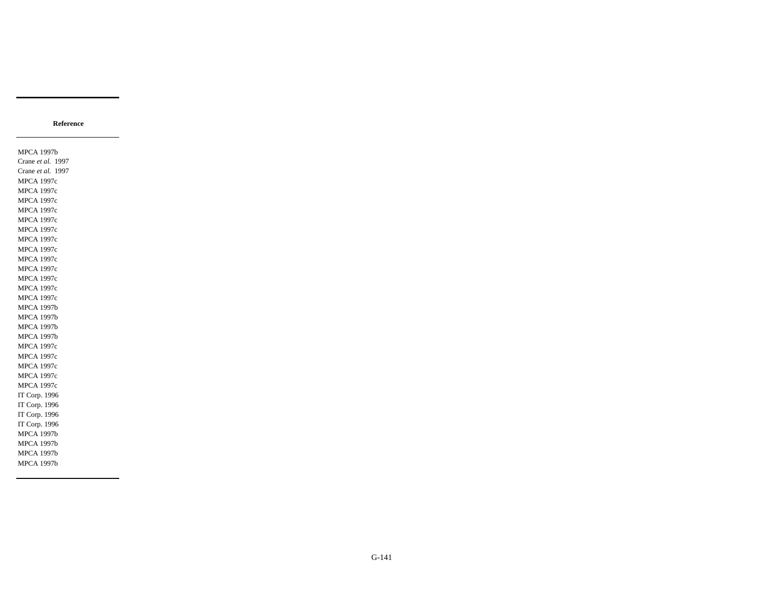| Reference |
|---|
| MPCA 1997b |
| Crane *et al.* 1997 |
| Crane *et al.* 1997 |
| MPCA 1997c |
| MPCA 1997c |
| MPCA 1997c |
| MPCA 1997c |
| MPCA 1997c |
| MPCA 1997c |
| MPCA 1997c |
| MPCA 1997c |
| MPCA 1997c |
| MPCA 1997c |
| MPCA 1997c |
| MPCA 1997c |
| MPCA 1997c |
| MPCA 1997b |
| MPCA 1997b |
| MPCA 1997b |
| MPCA 1997b |
| MPCA 1997c |
| MPCA 1997c |
| MPCA 1997c |
| MPCA 1997c |
| MPCA 1997c |
| IT Corp. 1996 |
| IT Corp. 1996 |
| IT Corp. 1996 |
| IT Corp. 1996 |
| MPCA 1997b |
| MPCA 1997b |
| MPCA 1997b |
| MPCA 1997b |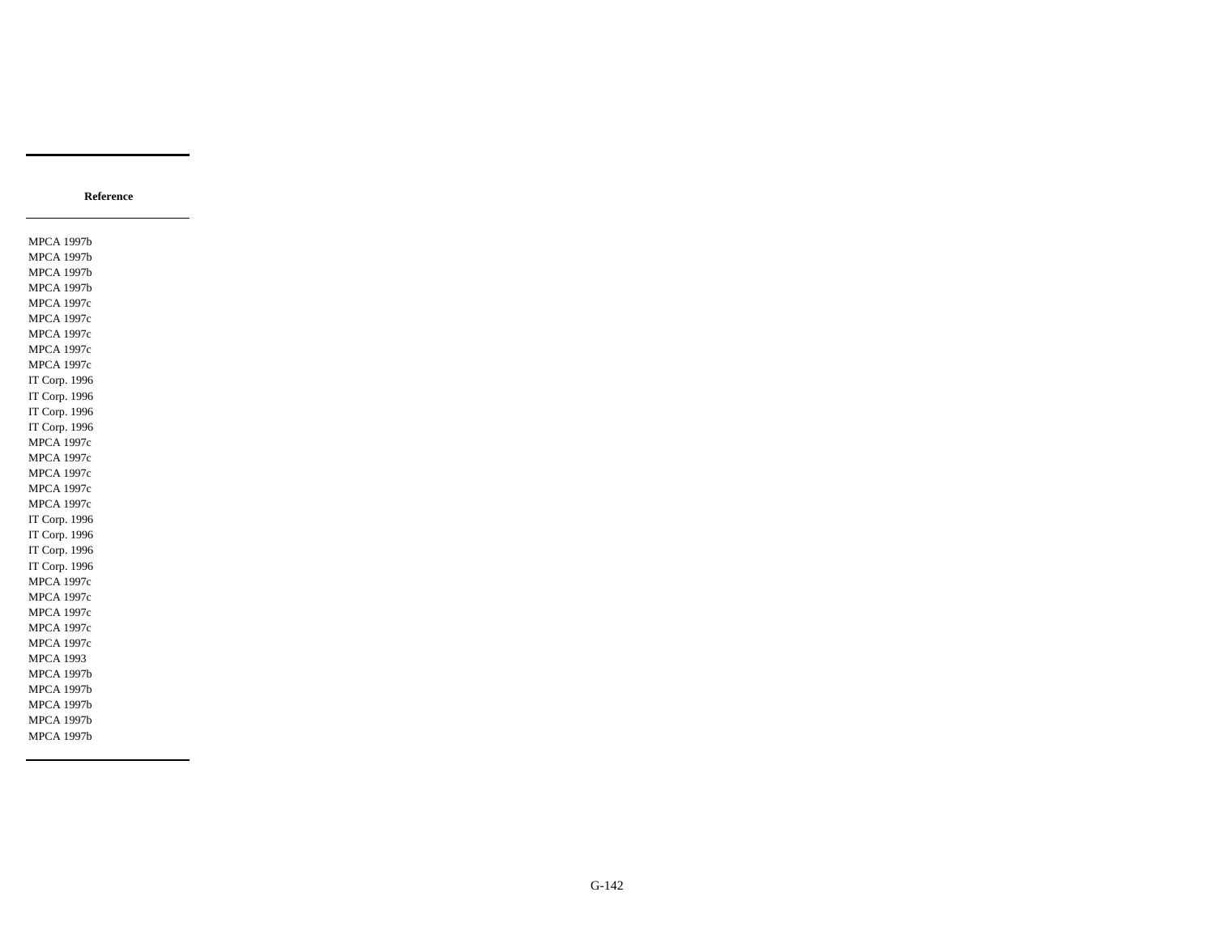| Reference |
|---|
| MPCA 1997b |
| MPCA 1997b |
| MPCA 1997b |
| MPCA 1997b |
| MPCA 1997c |
| MPCA 1997c |
| MPCA 1997c |
| MPCA 1997c |
| MPCA 1997c |
| IT Corp. 1996 |
| IT Corp. 1996 |
| IT Corp. 1996 |
| IT Corp. 1996 |
| MPCA 1997c |
| MPCA 1997c |
| MPCA 1997c |
| MPCA 1997c |
| MPCA 1997c |
| IT Corp. 1996 |
| IT Corp. 1996 |
| IT Corp. 1996 |
| IT Corp. 1996 |
| MPCA 1997c |
| MPCA 1997c |
| MPCA 1997c |
| MPCA 1997c |
| MPCA 1997c |
| MPCA 1993 |
| MPCA 1997b |
| MPCA 1997b |
| MPCA 1997b |
| MPCA 1997b |
| MPCA 1997b |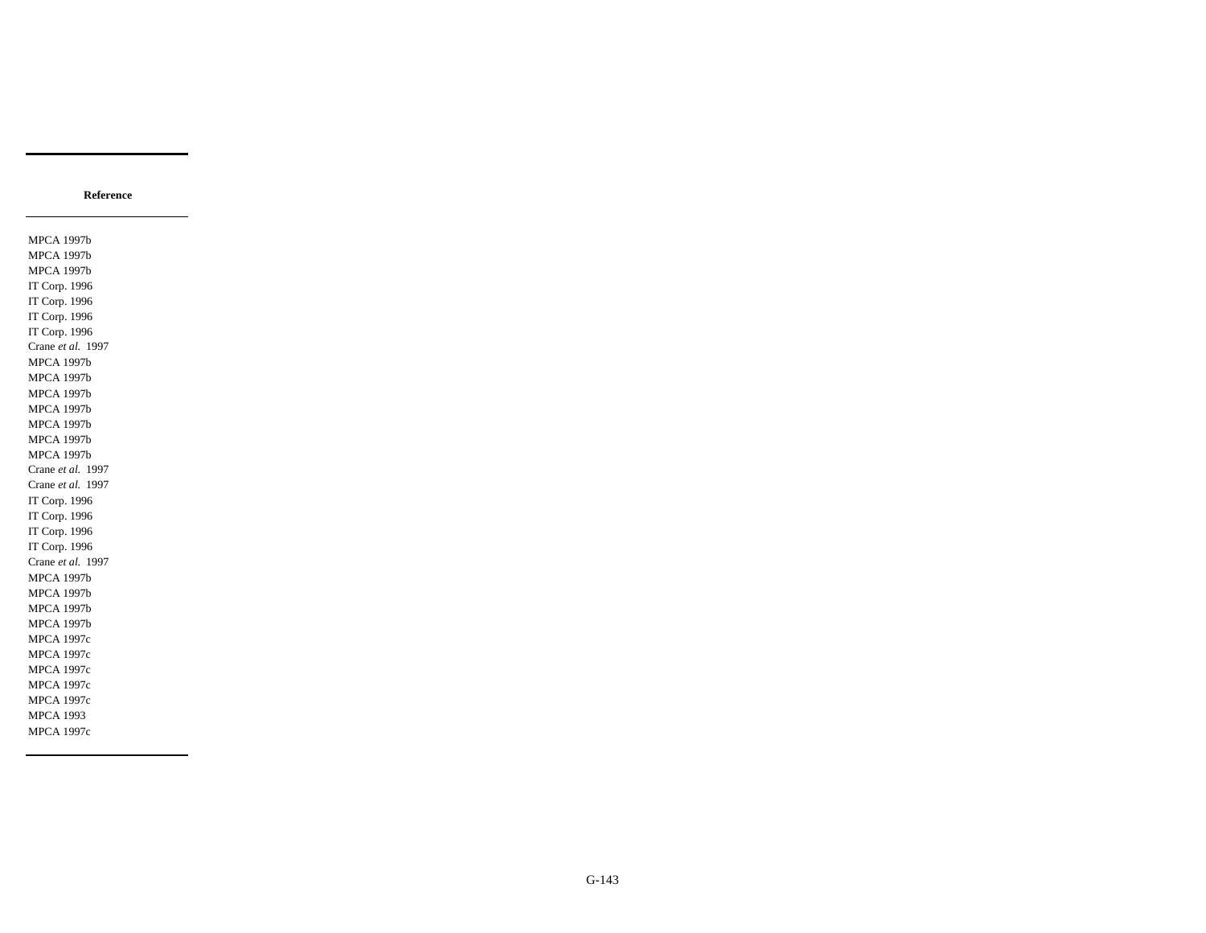| Reference |
| --- |
| MPCA 1997b |
| MPCA 1997b |
| MPCA 1997b |
| IT Corp. 1996 |
| IT Corp. 1996 |
| IT Corp. 1996 |
| IT Corp. 1996 |
| Crane *et al.* 1997 |
| MPCA 1997b |
| MPCA 1997b |
| MPCA 1997b |
| MPCA 1997b |
| MPCA 1997b |
| MPCA 1997b |
| MPCA 1997b |
| Crane *et al.* 1997 |
| Crane *et al.* 1997 |
| IT Corp. 1996 |
| IT Corp. 1996 |
| IT Corp. 1996 |
| IT Corp. 1996 |
| Crane *et al.* 1997 |
| MPCA 1997b |
| MPCA 1997b |
| MPCA 1997b |
| MPCA 1997b |
| MPCA 1997c |
| MPCA 1997c |
| MPCA 1997c |
| MPCA 1997c |
| MPCA 1997c |
| MPCA 1993 |
| MPCA 1997c |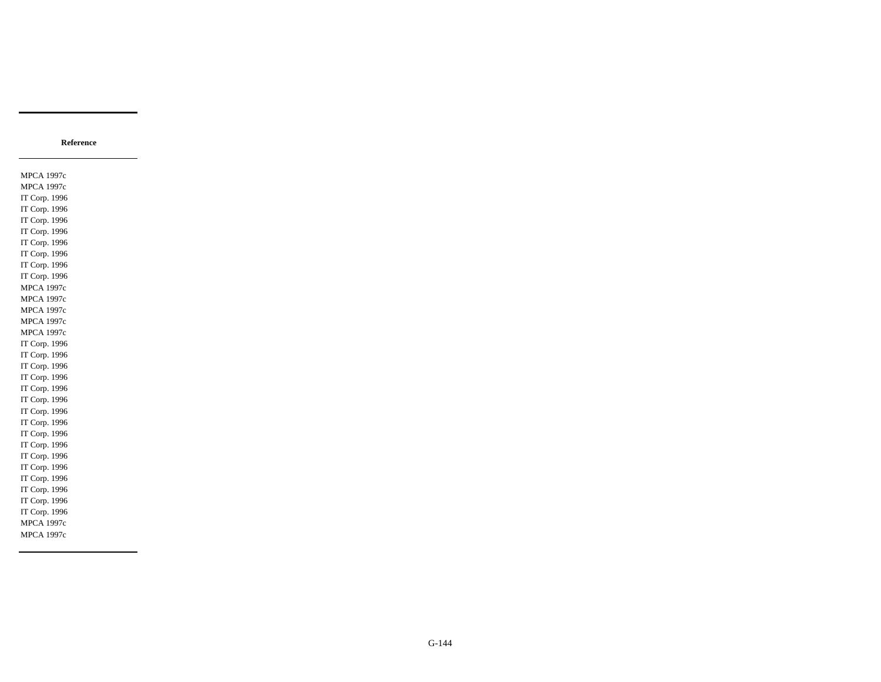| Reference |
|---|
| MPCA 1997c |
| MPCA 1997c |
| IT Corp. 1996 |
| IT Corp. 1996 |
| IT Corp. 1996 |
| IT Corp. 1996 |
| IT Corp. 1996 |
| IT Corp. 1996 |
| IT Corp. 1996 |
| IT Corp. 1996 |
| MPCA 1997c |
| MPCA 1997c |
| MPCA 1997c |
| MPCA 1997c |
| MPCA 1997c |
| IT Corp. 1996 |
| IT Corp. 1996 |
| IT Corp. 1996 |
| IT Corp. 1996 |
| IT Corp. 1996 |
| IT Corp. 1996 |
| IT Corp. 1996 |
| IT Corp. 1996 |
| IT Corp. 1996 |
| IT Corp. 1996 |
| IT Corp. 1996 |
| IT Corp. 1996 |
| IT Corp. 1996 |
| IT Corp. 1996 |
| IT Corp. 1996 |
| IT Corp. 1996 |
| MPCA 1997c |
| MPCA 1997c |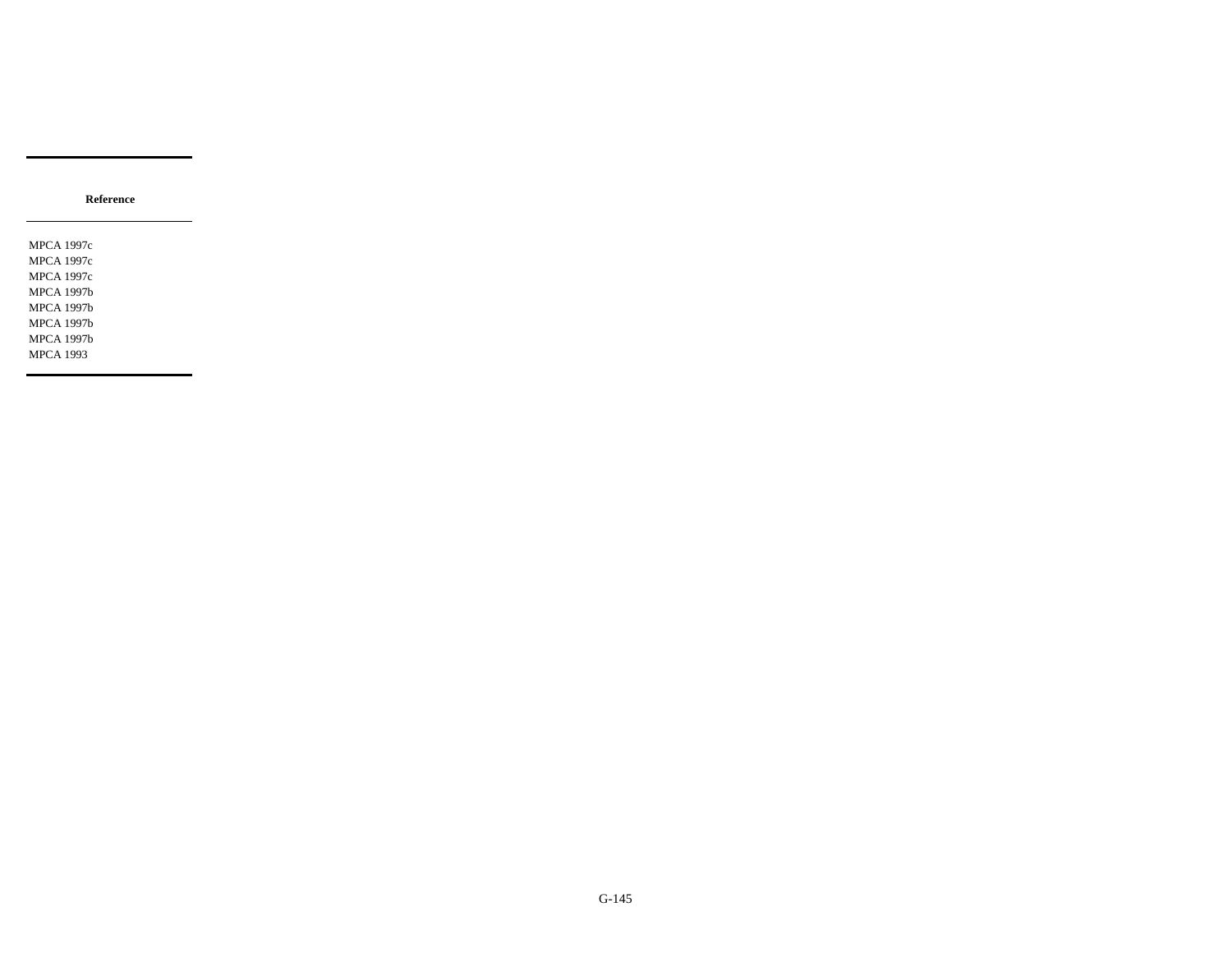| Reference |
| --- |
| MPCA 1997c |
| MPCA 1997c |
| MPCA 1997c |
| MPCA 1997b |
| MPCA 1997b |
| MPCA 1997b |
| MPCA 1997b |
| MPCA 1993 |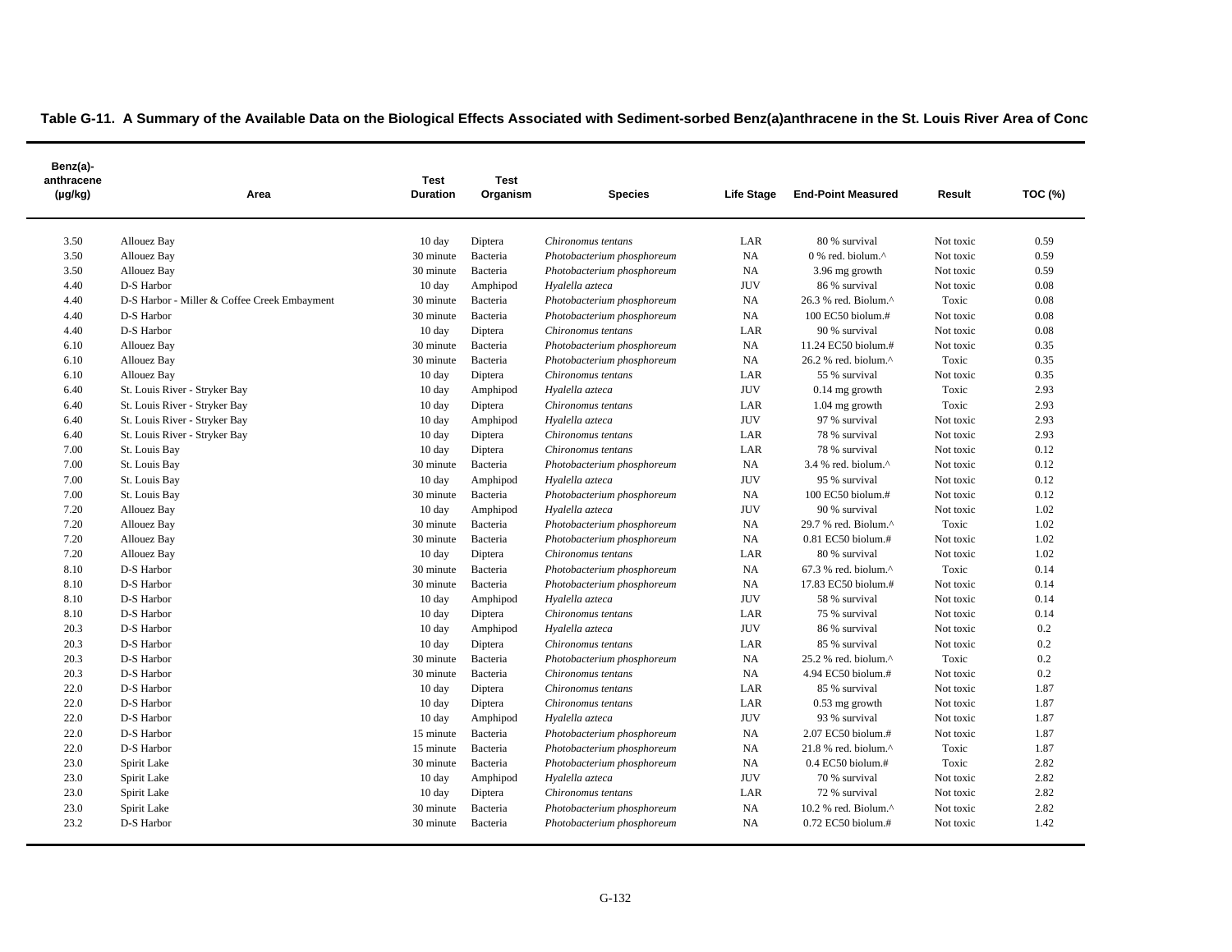**Table G-11. A Summary of the Available Data on the Biological Effects Associated with Sediment-sorbed Benz(a)anthracene in the St. Louis River Area of Conc**

| Benz(a)-anthracene (µg/kg) | Area | Test Duration | Test Organism | Species | Life Stage | End-Point Measured | Result | TOC (%) |
|---|---|---|---|---|---|---|---|---|
| 3.50 | Allouez Bay | 10 day | Diptera | *Chironomus tentans* | LAR | 80 % survival | Not toxic | 0.59 |
| 3.50 | Allouez Bay | 30 minute | Bacteria | *Photobacterium phosphoreum* | NA | 0 % red. biolum.^ | Not toxic | 0.59 |
| 3.50 | Allouez Bay | 30 minute | Bacteria | *Photobacterium phosphoreum* | NA | 3.96 mg growth | Not toxic | 0.59 |
| 4.40 | D-S Harbor | 10 day | Amphipod | *Hyalella azteca* | JUV | 86 % survival | Not toxic | 0.08 |
| 4.40 | D-S Harbor - Miller & Coffee Creek Embayment | 30 minute | Bacteria | *Photobacterium phosphoreum* | NA | 26.3 % red. Biolum.^ | Toxic | 0.08 |
| 4.40 | D-S Harbor | 30 minute | Bacteria | *Photobacterium phosphoreum* | NA | 100 EC50 biolum.# | Not toxic | 0.08 |
| 4.40 | D-S Harbor | 10 day | Diptera | *Chironomus tentans* | LAR | 90 % survival | Not toxic | 0.08 |
| 6.10 | Allouez Bay | 30 minute | Bacteria | *Photobacterium phosphoreum* | NA | 11.24 EC50 biolum.# | Not toxic | 0.35 |
| 6.10 | Allouez Bay | 30 minute | Bacteria | *Photobacterium phosphoreum* | NA | 26.2 % red. biolum.^ | Toxic | 0.35 |
| 6.10 | Allouez Bay | 10 day | Diptera | *Chironomus tentans* | LAR | 55 % survival | Not toxic | 0.35 |
| 6.40 | St. Louis River - Stryker Bay | 10 day | Amphipod | *Hyalella azteca* | JUV | 0.14 mg growth | Toxic | 2.93 |
| 6.40 | St. Louis River - Stryker Bay | 10 day | Diptera | *Chironomus tentans* | LAR | 1.04 mg growth | Toxic | 2.93 |
| 6.40 | St. Louis River - Stryker Bay | 10 day | Amphipod | *Hyalella azteca* | JUV | 97 % survival | Not toxic | 2.93 |
| 6.40 | St. Louis River - Stryker Bay | 10 day | Diptera | *Chironomus tentans* | LAR | 78 % survival | Not toxic | 2.93 |
| 7.00 | St. Louis Bay | 10 day | Diptera | *Chironomus tentans* | LAR | 78 % survival | Not toxic | 0.12 |
| 7.00 | St. Louis Bay | 30 minute | Bacteria | *Photobacterium phosphoreum* | NA | 3.4 % red. biolum.^ | Not toxic | 0.12 |
| 7.00 | St. Louis Bay | 10 day | Amphipod | *Hyalella azteca* | JUV | 95 % survival | Not toxic | 0.12 |
| 7.00 | St. Louis Bay | 30 minute | Bacteria | *Photobacterium phosphoreum* | NA | 100 EC50 biolum.# | Not toxic | 0.12 |
| 7.20 | Allouez Bay | 10 day | Amphipod | *Hyalella azteca* | JUV | 90 % survival | Not toxic | 1.02 |
| 7.20 | Allouez Bay | 30 minute | Bacteria | *Photobacterium phosphoreum* | NA | 29.7 % red. Biolum.^ | Toxic | 1.02 |
| 7.20 | Allouez Bay | 30 minute | Bacteria | *Photobacterium phosphoreum* | NA | 0.81 EC50 biolum.# | Not toxic | 1.02 |
| 7.20 | Allouez Bay | 10 day | Diptera | *Chironomus tentans* | LAR | 80 % survival | Not toxic | 1.02 |
| 8.10 | D-S Harbor | 30 minute | Bacteria | *Photobacterium phosphoreum* | NA | 67.3 % red. biolum.^ | Toxic | 0.14 |
| 8.10 | D-S Harbor | 30 minute | Bacteria | *Photobacterium phosphoreum* | NA | 17.83 EC50 biolum.# | Not toxic | 0.14 |
| 8.10 | D-S Harbor | 10 day | Amphipod | *Hyalella azteca* | JUV | 58 % survival | Not toxic | 0.14 |
| 8.10 | D-S Harbor | 10 day | Diptera | *Chironomus tentans* | LAR | 75 % survival | Not toxic | 0.14 |
| 20.3 | D-S Harbor | 10 day | Amphipod | *Hyalella azteca* | JUV | 86 % survival | Not toxic | 0.2 |
| 20.3 | D-S Harbor | 10 day | Diptera | *Chironomus tentans* | LAR | 85 % survival | Not toxic | 0.2 |
| 20.3 | D-S Harbor | 30 minute | Bacteria | *Photobacterium phosphoreum* | NA | 25.2 % red. biolum.^ | Toxic | 0.2 |
| 20.3 | D-S Harbor | 30 minute | Bacteria | *Chironomus tentans* | NA | 4.94 EC50 biolum.# | Not toxic | 0.2 |
| 22.0 | D-S Harbor | 10 day | Diptera | *Chironomus tentans* | LAR | 85 % survival | Not toxic | 1.87 |
| 22.0 | D-S Harbor | 10 day | Diptera | *Chironomus tentans* | LAR | 0.53 mg growth | Not toxic | 1.87 |
| 22.0 | D-S Harbor | 10 day | Amphipod | *Hyalella azteca* | JUV | 93 % survival | Not toxic | 1.87 |
| 22.0 | D-S Harbor | 15 minute | Bacteria | *Photobacterium phosphoreum* | NA | 2.07 EC50 biolum.# | Not toxic | 1.87 |
| 22.0 | D-S Harbor | 15 minute | Bacteria | *Photobacterium phosphoreum* | NA | 21.8 % red. biolum.^ | Toxic | 1.87 |
| 23.0 | Spirit Lake | 30 minute | Bacteria | *Photobacterium phosphoreum* | NA | 0.4 EC50 biolum.# | Toxic | 2.82 |
| 23.0 | Spirit Lake | 10 day | Amphipod | *Hyalella azteca* | JUV | 70 % survival | Not toxic | 2.82 |
| 23.0 | Spirit Lake | 10 day | Diptera | *Chironomus tentans* | LAR | 72 % survival | Not toxic | 2.82 |
| 23.0 | Spirit Lake | 30 minute | Bacteria | *Photobacterium phosphoreum* | NA | 10.2 % red. Biolum.^ | Not toxic | 2.82 |
| 23.2 | D-S Harbor | 30 minute | Bacteria | *Photobacterium phosphoreum* | NA | 0.72 EC50 biolum.# | Not toxic | 1.42 |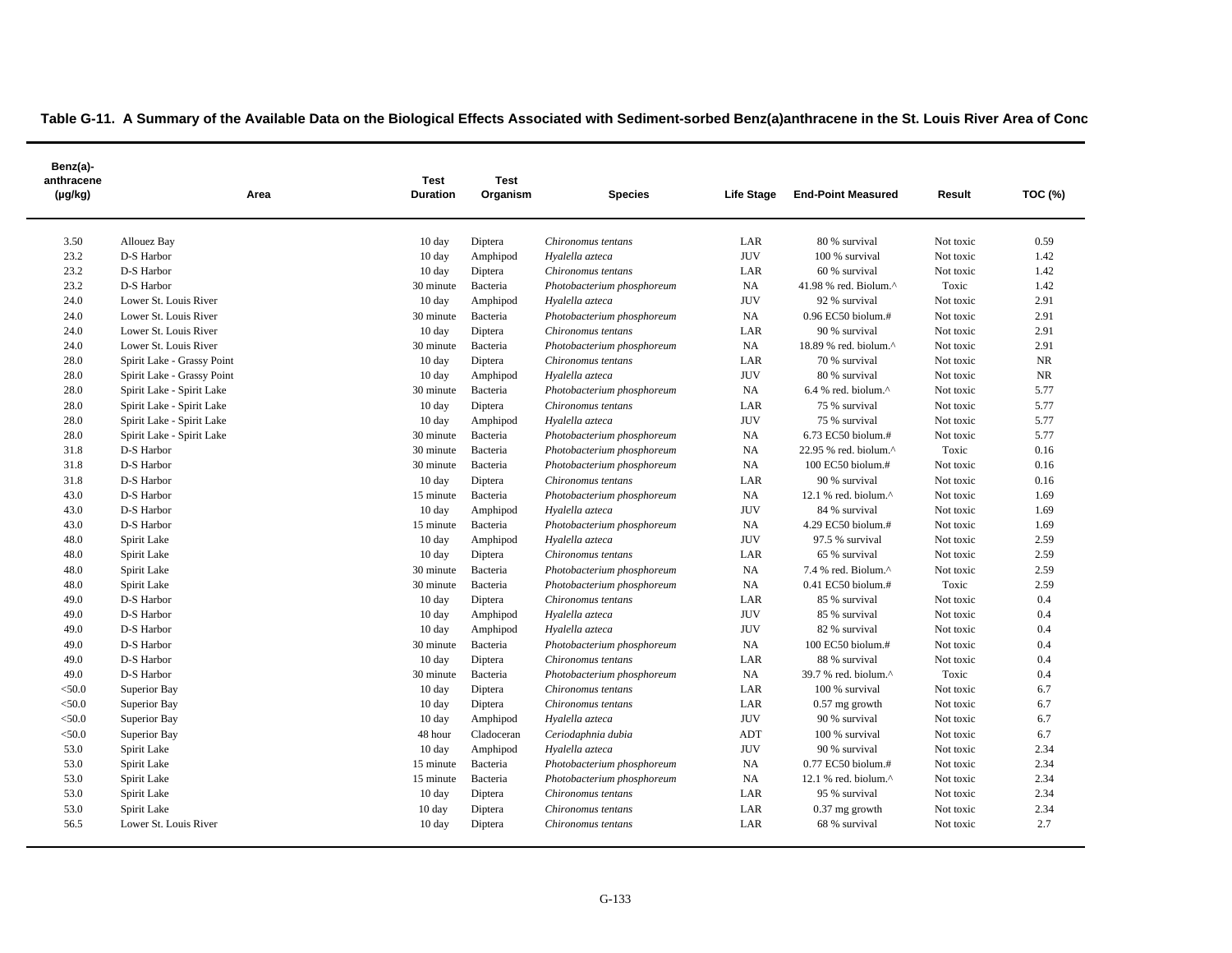**Table G-11. A Summary of the Available Data on the Biological Effects Associated with Sediment-sorbed Benz(a)anthracene in the St. Louis River Area of Conc**

| Benz(a)-anthracene (µg/kg) | Area | Test Duration | Test Organism | Species | Life Stage | End-Point Measured | Result | TOC (%) |
|---|---|---|---|---|---|---|---|---|
| 3.50 | Allouez Bay | 10 day | Diptera | *Chironomus tentans* | LAR | 80 % survival | Not toxic | 0.59 |
| 23.2 | D-S Harbor | 10 day | Amphipod | *Hyalella azteca* | JUV | 100 % survival | Not toxic | 1.42 |
| 23.2 | D-S Harbor | 10 day | Diptera | *Chironomus tentans* | LAR | 60 % survival | Not toxic | 1.42 |
| 23.2 | D-S Harbor | 30 minute | Bacteria | *Photobacterium phosphoreum* | NA | 41.98 % red. Biolum.^ | Toxic | 1.42 |
| 24.0 | Lower St. Louis River | 10 day | Amphipod | *Hyalella azteca* | JUV | 92 % survival | Not toxic | 2.91 |
| 24.0 | Lower St. Louis River | 30 minute | Bacteria | *Photobacterium phosphoreum* | NA | 0.96 EC50 biolum.# | Not toxic | 2.91 |
| 24.0 | Lower St. Louis River | 10 day | Diptera | *Chironomus tentans* | LAR | 90 % survival | Not toxic | 2.91 |
| 24.0 | Lower St. Louis River | 30 minute | Bacteria | *Photobacterium phosphoreum* | NA | 18.89 % red. biolum.^ | Not toxic | 2.91 |
| 28.0 | Spirit Lake - Grassy Point | 10 day | Diptera | *Chironomus tentans* | LAR | 70 % survival | Not toxic | NR |
| 28.0 | Spirit Lake - Grassy Point | 10 day | Amphipod | *Hyalella azteca* | JUV | 80 % survival | Not toxic | NR |
| 28.0 | Spirit Lake - Spirit Lake | 30 minute | Bacteria | *Photobacterium phosphoreum* | NA | 6.4 % red. biolum.^ | Not toxic | 5.77 |
| 28.0 | Spirit Lake - Spirit Lake | 10 day | Diptera | *Chironomus tentans* | LAR | 75 % survival | Not toxic | 5.77 |
| 28.0 | Spirit Lake - Spirit Lake | 10 day | Amphipod | *Hyalella azteca* | JUV | 75 % survival | Not toxic | 5.77 |
| 28.0 | Spirit Lake - Spirit Lake | 30 minute | Bacteria | *Photobacterium phosphoreum* | NA | 6.73 EC50 biolum.# | Not toxic | 5.77 |
| 31.8 | D-S Harbor | 30 minute | Bacteria | *Photobacterium phosphoreum* | NA | 22.95 % red. biolum.^ | Toxic | 0.16 |
| 31.8 | D-S Harbor | 30 minute | Bacteria | *Photobacterium phosphoreum* | NA | 100 EC50 biolum.# | Not toxic | 0.16 |
| 31.8 | D-S Harbor | 10 day | Diptera | *Chironomus tentans* | LAR | 90 % survival | Not toxic | 0.16 |
| 43.0 | D-S Harbor | 15 minute | Bacteria | *Photobacterium phosphoreum* | NA | 12.1 % red. biolum.^ | Not toxic | 1.69 |
| 43.0 | D-S Harbor | 10 day | Amphipod | *Hyalella azteca* | JUV | 84 % survival | Not toxic | 1.69 |
| 43.0 | D-S Harbor | 15 minute | Bacteria | *Photobacterium phosphoreum* | NA | 4.29 EC50 biolum.# | Not toxic | 1.69 |
| 48.0 | Spirit Lake | 10 day | Amphipod | *Hyalella azteca* | JUV | 97.5 % survival | Not toxic | 2.59 |
| 48.0 | Spirit Lake | 10 day | Diptera | *Chironomus tentans* | LAR | 65 % survival | Not toxic | 2.59 |
| 48.0 | Spirit Lake | 30 minute | Bacteria | *Photobacterium phosphoreum* | NA | 7.4 % red. Biolum.^ | Not toxic | 2.59 |
| 48.0 | Spirit Lake | 30 minute | Bacteria | *Photobacterium phosphoreum* | NA | 0.41 EC50 biolum.# | Toxic | 2.59 |
| 49.0 | D-S Harbor | 10 day | Diptera | *Chironomus tentans* | LAR | 85 % survival | Not toxic | 0.4 |
| 49.0 | D-S Harbor | 10 day | Amphipod | *Hyalella azteca* | JUV | 85 % survival | Not toxic | 0.4 |
| 49.0 | D-S Harbor | 10 day | Amphipod | *Hyalella azteca* | JUV | 82 % survival | Not toxic | 0.4 |
| 49.0 | D-S Harbor | 30 minute | Bacteria | *Photobacterium phosphoreum* | NA | 100 EC50 biolum.# | Not toxic | 0.4 |
| 49.0 | D-S Harbor | 10 day | Diptera | *Chironomus tentans* | LAR | 88 % survival | Not toxic | 0.4 |
| 49.0 | D-S Harbor | 30 minute | Bacteria | *Photobacterium phosphoreum* | NA | 39.7 % red. biolum.^ | Toxic | 0.4 |
| <50.0 | Superior Bay | 10 day | Diptera | *Chironomus tentans* | LAR | 100 % survival | Not toxic | 6.7 |
| <50.0 | Superior Bay | 10 day | Diptera | *Chironomus tentans* | LAR | 0.57 mg growth | Not toxic | 6.7 |
| <50.0 | Superior Bay | 10 day | Amphipod | *Hyalella azteca* | JUV | 90 % survival | Not toxic | 6.7 |
| <50.0 | Superior Bay | 48 hour | Cladoceran | *Ceriodaphnia dubia* | ADT | 100 % survival | Not toxic | 6.7 |
| 53.0 | Spirit Lake | 10 day | Amphipod | *Hyalella azteca* | JUV | 90 % survival | Not toxic | 2.34 |
| 53.0 | Spirit Lake | 15 minute | Bacteria | *Photobacterium phosphoreum* | NA | 0.77 EC50 biolum.# | Not toxic | 2.34 |
| 53.0 | Spirit Lake | 15 minute | Bacteria | *Photobacterium phosphoreum* | NA | 12.1 % red. biolum.^ | Not toxic | 2.34 |
| 53.0 | Spirit Lake | 10 day | Diptera | *Chironomus tentans* | LAR | 95 % survival | Not toxic | 2.34 |
| 53.0 | Spirit Lake | 10 day | Diptera | *Chironomus tentans* | LAR | 0.37 mg growth | Not toxic | 2.34 |
| 56.5 | Lower St. Louis River | 10 day | Diptera | *Chironomus tentans* | LAR | 68 % survival | Not toxic | 2.7 |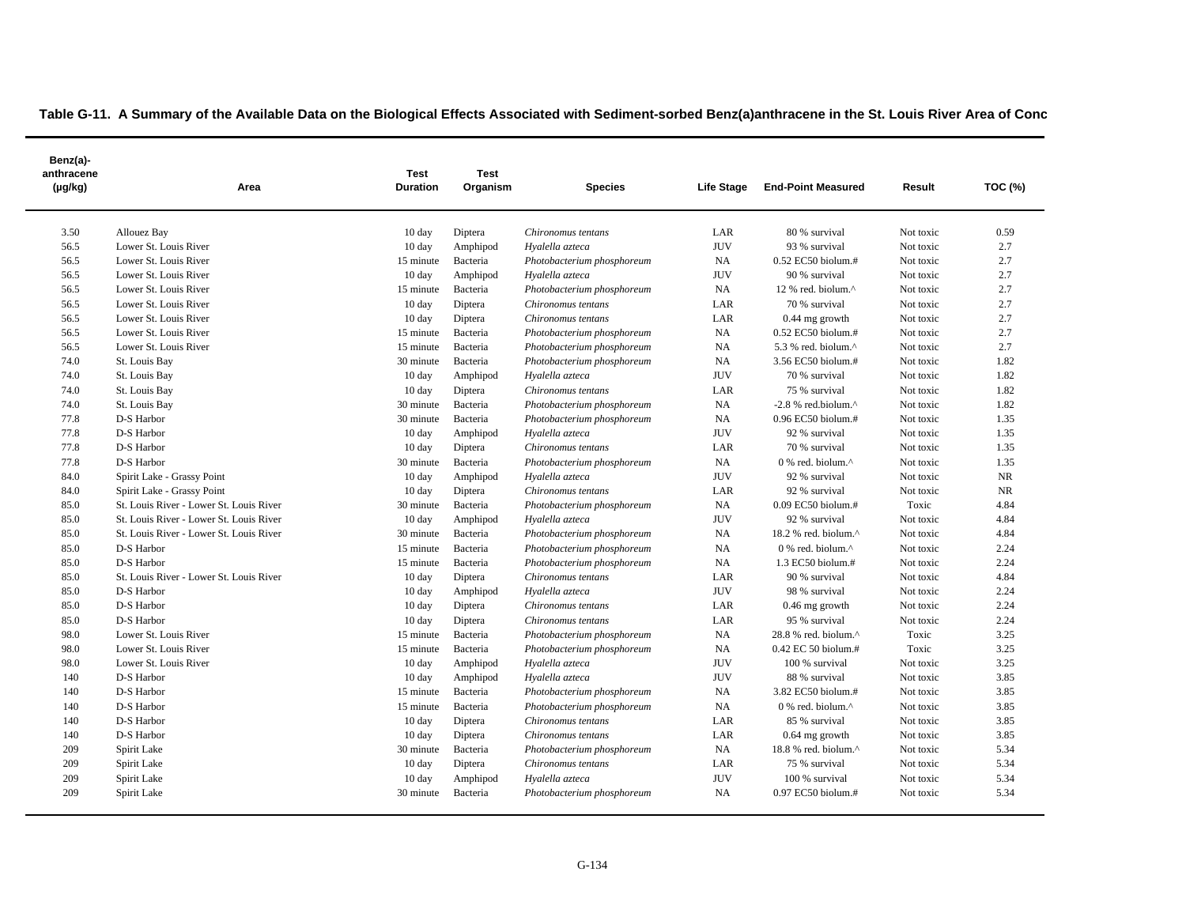**Table G-11. A Summary of the Available Data on the Biological Effects Associated with Sediment-sorbed Benz(a)anthracene in the St. Louis River Area of Conc**

| Benz(a)-anthracene (µg/kg) | Area | Test Duration | Test Organism | Species | Life Stage | End-Point Measured | Result | TOC (%) |
|---|---|---|---|---|---|---|---|---|
| 3.50 | Allouez Bay | 10 day | Diptera | *Chironomus tentans* | LAR | 80 % survival | Not toxic | 0.59 |
| 56.5 | Lower St. Louis River | 10 day | Amphipod | *Hyalella azteca* | JUV | 93 % survival | Not toxic | 2.7 |
| 56.5 | Lower St. Louis River | 15 minute | Bacteria | *Photobacterium phosphoreum* | NA | 0.52 EC50 biolum.# | Not toxic | 2.7 |
| 56.5 | Lower St. Louis River | 10 day | Amphipod | *Hyalella azteca* | JUV | 90 % survival | Not toxic | 2.7 |
| 56.5 | Lower St. Louis River | 15 minute | Bacteria | *Photobacterium phosphoreum* | NA | 12 % red. biolum.^ | Not toxic | 2.7 |
| 56.5 | Lower St. Louis River | 10 day | Diptera | *Chironomus tentans* | LAR | 70 % survival | Not toxic | 2.7 |
| 56.5 | Lower St. Louis River | 10 day | Diptera | *Chironomus tentans* | LAR | 0.44 mg growth | Not toxic | 2.7 |
| 56.5 | Lower St. Louis River | 15 minute | Bacteria | *Photobacterium phosphoreum* | NA | 0.52 EC50 biolum.# | Not toxic | 2.7 |
| 56.5 | Lower St. Louis River | 15 minute | Bacteria | *Photobacterium phosphoreum* | NA | 5.3 % red. biolum.^ | Not toxic | 2.7 |
| 74.0 | St. Louis Bay | 30 minute | Bacteria | *Photobacterium phosphoreum* | NA | 3.56 EC50 biolum.# | Not toxic | 1.82 |
| 74.0 | St. Louis Bay | 10 day | Amphipod | *Hyalella azteca* | JUV | 70 % survival | Not toxic | 1.82 |
| 74.0 | St. Louis Bay | 10 day | Diptera | *Chironomus tentans* | LAR | 75 % survival | Not toxic | 1.82 |
| 74.0 | St. Louis Bay | 30 minute | Bacteria | *Photobacterium phosphoreum* | NA | -2.8 % red.biolum.^ | Not toxic | 1.82 |
| 77.8 | D-S Harbor | 30 minute | Bacteria | *Photobacterium phosphoreum* | NA | 0.96 EC50 biolum.# | Not toxic | 1.35 |
| 77.8 | D-S Harbor | 10 day | Amphipod | *Hyalella azteca* | JUV | 92 % survival | Not toxic | 1.35 |
| 77.8 | D-S Harbor | 10 day | Diptera | *Chironomus tentans* | LAR | 70 % survival | Not toxic | 1.35 |
| 77.8 | D-S Harbor | 30 minute | Bacteria | *Photobacterium phosphoreum* | NA | 0 % red. biolum.^ | Not toxic | 1.35 |
| 84.0 | Spirit Lake - Grassy Point | 10 day | Amphipod | *Hyalella azteca* | JUV | 92 % survival | Not toxic | NR |
| 84.0 | Spirit Lake - Grassy Point | 10 day | Diptera | *Chironomus tentans* | LAR | 92 % survival | Not toxic | NR |
| 85.0 | St. Louis River - Lower St. Louis River | 30 minute | Bacteria | *Photobacterium phosphoreum* | NA | 0.09 EC50 biolum.# | Toxic | 4.84 |
| 85.0 | St. Louis River - Lower St. Louis River | 10 day | Amphipod | *Hyalella azteca* | JUV | 92 % survival | Not toxic | 4.84 |
| 85.0 | St. Louis River - Lower St. Louis River | 30 minute | Bacteria | *Photobacterium phosphoreum* | NA | 18.2 % red. biolum.^ | Not toxic | 4.84 |
| 85.0 | D-S Harbor | 15 minute | Bacteria | *Photobacterium phosphoreum* | NA | 0 % red. biolum.^ | Not toxic | 2.24 |
| 85.0 | D-S Harbor | 15 minute | Bacteria | *Photobacterium phosphoreum* | NA | 1.3 EC50 biolum.# | Not toxic | 2.24 |
| 85.0 | St. Louis River - Lower St. Louis River | 10 day | Diptera | *Chironomus tentans* | LAR | 90 % survival | Not toxic | 4.84 |
| 85.0 | D-S Harbor | 10 day | Amphipod | *Hyalella azteca* | JUV | 98 % survival | Not toxic | 2.24 |
| 85.0 | D-S Harbor | 10 day | Diptera | *Chironomus tentans* | LAR | 0.46 mg growth | Not toxic | 2.24 |
| 85.0 | D-S Harbor | 10 day | Diptera | *Chironomus tentans* | LAR | 95 % survival | Not toxic | 2.24 |
| 98.0 | Lower St. Louis River | 15 minute | Bacteria | *Photobacterium phosphoreum* | NA | 28.8 % red. biolum.^ | Toxic | 3.25 |
| 98.0 | Lower St. Louis River | 15 minute | Bacteria | *Photobacterium phosphoreum* | NA | 0.42 EC 50 biolum.# | Toxic | 3.25 |
| 98.0 | Lower St. Louis River | 10 day | Amphipod | *Hyalella azteca* | JUV | 100 % survival | Not toxic | 3.25 |
| 140 | D-S Harbor | 10 day | Amphipod | *Hyalella azteca* | JUV | 88 % survival | Not toxic | 3.85 |
| 140 | D-S Harbor | 15 minute | Bacteria | *Photobacterium phosphoreum* | NA | 3.82 EC50 biolum.# | Not toxic | 3.85 |
| 140 | D-S Harbor | 15 minute | Bacteria | *Photobacterium phosphoreum* | NA | 0 % red. biolum.^ | Not toxic | 3.85 |
| 140 | D-S Harbor | 10 day | Diptera | *Chironomus tentans* | LAR | 85 % survival | Not toxic | 3.85 |
| 140 | D-S Harbor | 10 day | Diptera | *Chironomus tentans* | LAR | 0.64 mg growth | Not toxic | 3.85 |
| 209 | Spirit Lake | 30 minute | Bacteria | *Photobacterium phosphoreum* | NA | 18.8 % red. biolum.^ | Not toxic | 5.34 |
| 209 | Spirit Lake | 10 day | Diptera | *Chironomus tentans* | LAR | 75 % survival | Not toxic | 5.34 |
| 209 | Spirit Lake | 10 day | Amphipod | *Hyalella azteca* | JUV | 100 % survival | Not toxic | 5.34 |
| 209 | Spirit Lake | 30 minute | Bacteria | *Photobacterium phosphoreum* | NA | 0.97 EC50 biolum.# | Not toxic | 5.34 |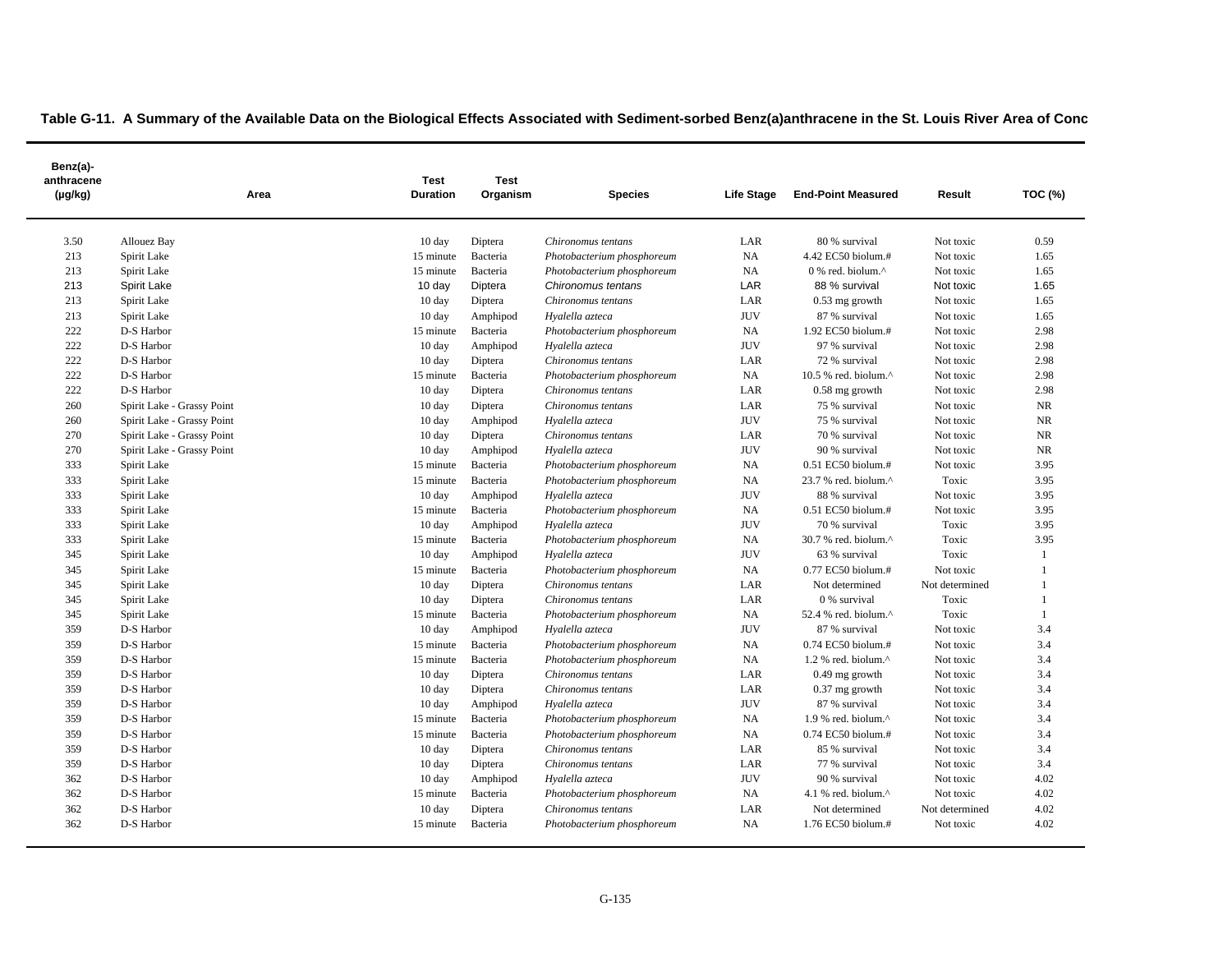**Table G-11. A Summary of the Available Data on the Biological Effects Associated with Sediment-sorbed Benz(a)anthracene in the St. Louis River Area of Conc**

| Benz(a)-anthracene (µg/kg) | Area | Test Duration | Test Organism | Species | Life Stage | End-Point Measured | Result | TOC (%) |
|---|---|---|---|---|---|---|---|---|
| 3.50 | Allouez Bay | 10 day | Diptera | *Chironomus tentans* | LAR | 80 % survival | Not toxic | 0.59 |
| 213 | Spirit Lake | 15 minute | Bacteria | *Photobacterium phosphoreum* | NA | 4.42 EC50 biolum.# | Not toxic | 1.65 |
| 213 | Spirit Lake | 15 minute | Bacteria | *Photobacterium phosphoreum* | NA | 0 % red. biolum.^ | Not toxic | 1.65 |
| 213 | Spirit Lake | 10 day | Diptera | *Chironomus tentans* | LAR | 88 % survival | Not toxic | 1.65 |
| 213 | Spirit Lake | 10 day | Diptera | *Chironomus tentans* | LAR | 0.53 mg growth | Not toxic | 1.65 |
| 213 | Spirit Lake | 10 day | Amphipod | *Hyalella azteca* | JUV | 87 % survival | Not toxic | 1.65 |
| 222 | D-S Harbor | 15 minute | Bacteria | *Photobacterium phosphoreum* | NA | 1.92 EC50 biolum.# | Not toxic | 2.98 |
| 222 | D-S Harbor | 10 day | Amphipod | *Hyalella azteca* | JUV | 97 % survival | Not toxic | 2.98 |
| 222 | D-S Harbor | 10 day | Diptera | *Chironomus tentans* | LAR | 72 % survival | Not toxic | 2.98 |
| 222 | D-S Harbor | 15 minute | Bacteria | *Photobacterium phosphoreum* | NA | 10.5 % red. biolum.^ | Not toxic | 2.98 |
| 222 | D-S Harbor | 10 day | Diptera | *Chironomus tentans* | LAR | 0.58 mg growth | Not toxic | 2.98 |
| 260 | Spirit Lake - Grassy Point | 10 day | Diptera | *Chironomus tentans* | LAR | 75 % survival | Not toxic | NR |
| 260 | Spirit Lake - Grassy Point | 10 day | Amphipod | *Hyalella azteca* | JUV | 75 % survival | Not toxic | NR |
| 270 | Spirit Lake - Grassy Point | 10 day | Diptera | *Chironomus tentans* | LAR | 70 % survival | Not toxic | NR |
| 270 | Spirit Lake - Grassy Point | 10 day | Amphipod | *Hyalella azteca* | JUV | 90 % survival | Not toxic | NR |
| 333 | Spirit Lake | 15 minute | Bacteria | *Photobacterium phosphoreum* | NA | 0.51 EC50 biolum.# | Not toxic | 3.95 |
| 333 | Spirit Lake | 15 minute | Bacteria | *Photobacterium phosphoreum* | NA | 23.7 % red. biolum.^ | Toxic | 3.95 |
| 333 | Spirit Lake | 10 day | Amphipod | *Hyalella azteca* | JUV | 88 % survival | Not toxic | 3.95 |
| 333 | Spirit Lake | 15 minute | Bacteria | *Photobacterium phosphoreum* | NA | 0.51 EC50 biolum.# | Not toxic | 3.95 |
| 333 | Spirit Lake | 10 day | Amphipod | *Hyalella azteca* | JUV | 70 % survival | Toxic | 3.95 |
| 333 | Spirit Lake | 15 minute | Bacteria | *Photobacterium phosphoreum* | NA | 30.7 % red. biolum.^ | Toxic | 3.95 |
| 345 | Spirit Lake | 10 day | Amphipod | *Hyalella azteca* | JUV | 63 % survival | Toxic | 1 |
| 345 | Spirit Lake | 15 minute | Bacteria | *Photobacterium phosphoreum* | NA | 0.77 EC50 biolum.# | Not toxic | 1 |
| 345 | Spirit Lake | 10 day | Diptera | *Chironomus tentans* | LAR | Not determined | Not determined | 1 |
| 345 | Spirit Lake | 10 day | Diptera | *Chironomus tentans* | LAR | 0 % survival | Toxic | 1 |
| 345 | Spirit Lake | 15 minute | Bacteria | *Photobacterium phosphoreum* | NA | 52.4 % red. biolum.^ | Toxic | 1 |
| 359 | D-S Harbor | 10 day | Amphipod | *Hyalella azteca* | JUV | 87 % survival | Not toxic | 3.4 |
| 359 | D-S Harbor | 15 minute | Bacteria | *Photobacterium phosphoreum* | NA | 0.74 EC50 biolum.# | Not toxic | 3.4 |
| 359 | D-S Harbor | 15 minute | Bacteria | *Photobacterium phosphoreum* | NA | 1.2 % red. biolum.^ | Not toxic | 3.4 |
| 359 | D-S Harbor | 10 day | Diptera | *Chironomus tentans* | LAR | 0.49 mg growth | Not toxic | 3.4 |
| 359 | D-S Harbor | 10 day | Diptera | *Chironomus tentans* | LAR | 0.37 mg growth | Not toxic | 3.4 |
| 359 | D-S Harbor | 10 day | Amphipod | *Hyalella azteca* | JUV | 87 % survival | Not toxic | 3.4 |
| 359 | D-S Harbor | 15 minute | Bacteria | *Photobacterium phosphoreum* | NA | 1.9 % red. biolum.^ | Not toxic | 3.4 |
| 359 | D-S Harbor | 15 minute | Bacteria | *Photobacterium phosphoreum* | NA | 0.74 EC50 biolum.# | Not toxic | 3.4 |
| 359 | D-S Harbor | 10 day | Diptera | *Chironomus tentans* | LAR | 85 % survival | Not toxic | 3.4 |
| 359 | D-S Harbor | 10 day | Diptera | *Chironomus tentans* | LAR | 77 % survival | Not toxic | 3.4 |
| 362 | D-S Harbor | 10 day | Amphipod | *Hyalella azteca* | JUV | 90 % survival | Not toxic | 4.02 |
| 362 | D-S Harbor | 15 minute | Bacteria | *Photobacterium phosphoreum* | NA | 4.1 % red. biolum.^ | Not toxic | 4.02 |
| 362 | D-S Harbor | 10 day | Diptera | *Chironomus tentans* | LAR | Not determined | Not determined | 4.02 |
| 362 | D-S Harbor | 15 minute | Bacteria | *Photobacterium phosphoreum* | NA | 1.76 EC50 biolum.# | Not toxic | 4.02 |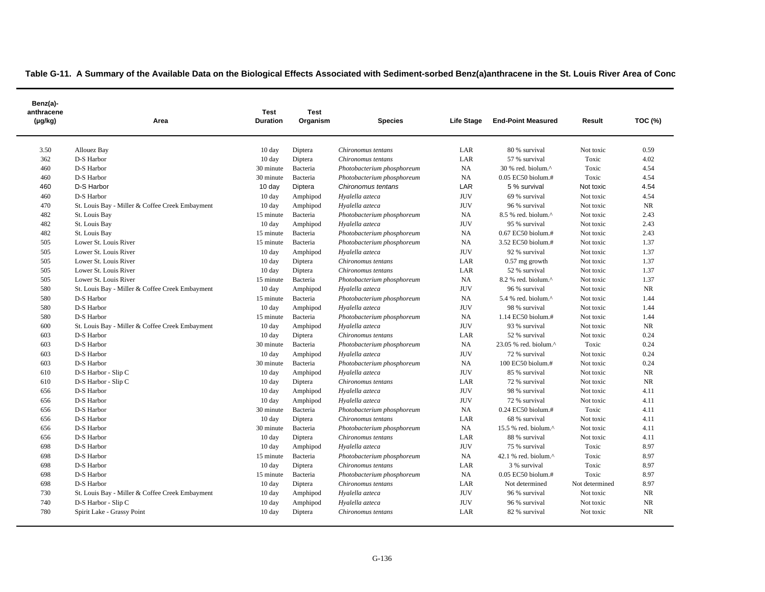**Table G-11. A Summary of the Available Data on the Biological Effects Associated with Sediment-sorbed Benz(a)anthracene in the St. Louis River Area of Conc**

| Benz(a)-anthracene (µg/kg) | Area | Test Duration | Test Organism | Species | Life Stage | End-Point Measured | Result | TOC (%) |
|---|---|---|---|---|---|---|---|---|
| 3.50 | Allouez Bay | 10 day | Diptera | *Chironomus tentans* | LAR | 80 % survival | Not toxic | 0.59 |
| 362 | D-S Harbor | 10 day | Diptera | *Chironomus tentans* | LAR | 57 % survival | Toxic | 4.02 |
| 460 | D-S Harbor | 30 minute | Bacteria | *Photobacterium phosphoreum* | NA | 30 % red. biolum.^ | Toxic | 4.54 |
| 460 | D-S Harbor | 30 minute | Bacteria | *Photobacterium phosphoreum* | NA | 0.05 EC50 biolum.# | Toxic | 4.54 |
| 460 | D-S Harbor | 10 day | Diptera | *Chironomus tentans* | LAR | 5 % survival | Not toxic | 4.54 |
| 460 | D-S Harbor | 10 day | Amphipod | *Hyalella azteca* | JUV | 69 % survival | Not toxic | 4.54 |
| 470 | St. Louis Bay - Miller & Coffee Creek Embayment | 10 day | Amphipod | *Hyalella azteca* | JUV | 96 % survival | Not toxic | NR |
| 482 | St. Louis Bay | 15 minute | Bacteria | *Photobacterium phosphoreum* | NA | 8.5 % red. biolum.^ | Not toxic | 2.43 |
| 482 | St. Louis Bay | 10 day | Amphipod | *Hyalella azteca* | JUV | 95 % survival | Not toxic | 2.43 |
| 482 | St. Louis Bay | 15 minute | Bacteria | *Photobacterium phosphoreum* | NA | 0.67 EC50 biolum.# | Not toxic | 2.43 |
| 505 | Lower St. Louis River | 15 minute | Bacteria | *Photobacterium phosphoreum* | NA | 3.52 EC50 biolum.# | Not toxic | 1.37 |
| 505 | Lower St. Louis River | 10 day | Amphipod | *Hyalella azteca* | JUV | 92 % survival | Not toxic | 1.37 |
| 505 | Lower St. Louis River | 10 day | Diptera | *Chironomus tentans* | LAR | 0.57 mg growth | Not toxic | 1.37 |
| 505 | Lower St. Louis River | 10 day | Diptera | *Chironomus tentans* | LAR | 52 % survival | Not toxic | 1.37 |
| 505 | Lower St. Louis River | 15 minute | Bacteria | *Photobacterium phosphoreum* | NA | 8.2 % red. biolum.^ | Not toxic | 1.37 |
| 580 | St. Louis Bay - Miller & Coffee Creek Embayment | 10 day | Amphipod | *Hyalella azteca* | JUV | 96 % survival | Not toxic | NR |
| 580 | D-S Harbor | 15 minute | Bacteria | *Photobacterium phosphoreum* | NA | 5.4 % red. biolum.^ | Not toxic | 1.44 |
| 580 | D-S Harbor | 10 day | Amphipod | *Hyalella azteca* | JUV | 98 % survival | Not toxic | 1.44 |
| 580 | D-S Harbor | 15 minute | Bacteria | *Photobacterium phosphoreum* | NA | 1.14 EC50 biolum.# | Not toxic | 1.44 |
| 600 | St. Louis Bay - Miller & Coffee Creek Embayment | 10 day | Amphipod | *Hyalella azteca* | JUV | 93 % survival | Not toxic | NR |
| 603 | D-S Harbor | 10 day | Diptera | *Chironomus tentans* | LAR | 52 % survival | Not toxic | 0.24 |
| 603 | D-S Harbor | 30 minute | Bacteria | *Photobacterium phosphoreum* | NA | 23.05 % red. biolum.^ | Toxic | 0.24 |
| 603 | D-S Harbor | 10 day | Amphipod | *Hyalella azteca* | JUV | 72 % survival | Not toxic | 0.24 |
| 603 | D-S Harbor | 30 minute | Bacteria | *Photobacterium phosphoreum* | NA | 100 EC50 biolum.# | Not toxic | 0.24 |
| 610 | D-S Harbor - Slip C | 10 day | Amphipod | *Hyalella azteca* | JUV | 85 % survival | Not toxic | NR |
| 610 | D-S Harbor - Slip C | 10 day | Diptera | *Chironomus tentans* | LAR | 72 % survival | Not toxic | NR |
| 656 | D-S Harbor | 10 day | Amphipod | *Hyalella azteca* | JUV | 98 % survival | Not toxic | 4.11 |
| 656 | D-S Harbor | 10 day | Amphipod | *Hyalella azteca* | JUV | 72 % survival | Not toxic | 4.11 |
| 656 | D-S Harbor | 30 minute | Bacteria | *Photobacterium phosphoreum* | NA | 0.24 EC50 biolum.# | Toxic | 4.11 |
| 656 | D-S Harbor | 10 day | Diptera | *Chironomus tentans* | LAR | 68 % survival | Not toxic | 4.11 |
| 656 | D-S Harbor | 30 minute | Bacteria | *Photobacterium phosphoreum* | NA | 15.5 % red. biolum.^ | Not toxic | 4.11 |
| 656 | D-S Harbor | 10 day | Diptera | *Chironomus tentans* | LAR | 88 % survival | Not toxic | 4.11 |
| 698 | D-S Harbor | 10 day | Amphipod | *Hyalella azteca* | JUV | 75 % survival | Toxic | 8.97 |
| 698 | D-S Harbor | 15 minute | Bacteria | *Photobacterium phosphoreum* | NA | 42.1 % red. biolum.^ | Toxic | 8.97 |
| 698 | D-S Harbor | 10 day | Diptera | *Chironomus tentans* | LAR | 3 % survival | Toxic | 8.97 |
| 698 | D-S Harbor | 15 minute | Bacteria | *Photobacterium phosphoreum* | NA | 0.05 EC50 biolum.# | Toxic | 8.97 |
| 698 | D-S Harbor | 10 day | Diptera | *Chironomus tentans* | LAR | Not determined | Not determined | 8.97 |
| 730 | St. Louis Bay - Miller & Coffee Creek Embayment | 10 day | Amphipod | *Hyalella azteca* | JUV | 96 % survival | Not toxic | NR |
| 740 | D-S Harbor - Slip C | 10 day | Amphipod | *Hyalella azteca* | JUV | 96 % survival | Not toxic | NR |
| 780 | Spirit Lake - Grassy Point | 10 day | Diptera | *Chironomus tentans* | LAR | 82 % survival | Not toxic | NR |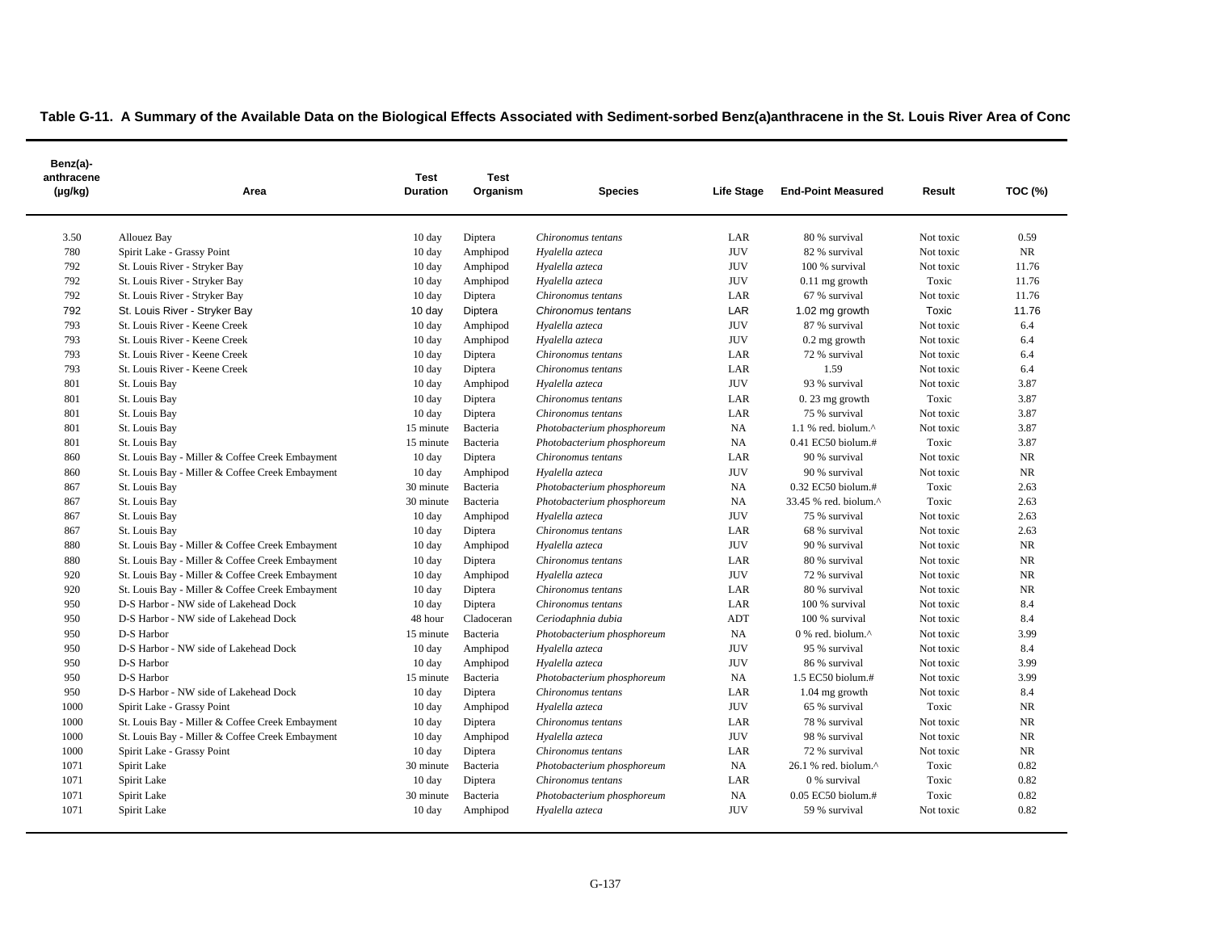**Table G-11. A Summary of the Available Data on the Biological Effects Associated with Sediment-sorbed Benz(a)anthracene in the St. Louis River Area of Conc**

| Benz(a)-anthracene (µg/kg) | Area | Test Duration | Test Organism | Species | Life Stage | End-Point Measured | Result | TOC (%) |
|---|---|---|---|---|---|---|---|---|
| 3.50 | Allouez Bay | 10 day | Diptera | *Chironomus tentans* | LAR | 80 % survival | Not toxic | 0.59 |
| 780 | Spirit Lake - Grassy Point | 10 day | Amphipod | *Hyalella azteca* | JUV | 82 % survival | Not toxic | NR |
| 792 | St. Louis River - Stryker Bay | 10 day | Amphipod | *Hyalella azteca* | JUV | 100 % survival | Not toxic | 11.76 |
| 792 | St. Louis River - Stryker Bay | 10 day | Amphipod | *Hyalella azteca* | JUV | 0.11 mg growth | Toxic | 11.76 |
| 792 | St. Louis River - Stryker Bay | 10 day | Diptera | *Chironomus tentans* | LAR | 67 % survival | Not toxic | 11.76 |
| 792 | St. Louis River - Stryker Bay | 10 day | Diptera | *Chironomus tentans* | LAR | 1.02 mg growth | Toxic | 11.76 |
| 793 | St. Louis River - Keene Creek | 10 day | Amphipod | *Hyalella azteca* | JUV | 87 % survival | Not toxic | 6.4 |
| 793 | St. Louis River - Keene Creek | 10 day | Amphipod | *Hyalella azteca* | JUV | 0.2 mg growth | Not toxic | 6.4 |
| 793 | St. Louis River - Keene Creek | 10 day | Diptera | *Chironomus tentans* | LAR | 72 % survival | Not toxic | 6.4 |
| 793 | St. Louis River - Keene Creek | 10 day | Diptera | *Chironomus tentans* | LAR | 1.59 | Not toxic | 6.4 |
| 801 | St. Louis Bay | 10 day | Amphipod | *Hyalella azteca* | JUV | 93 % survival | Not toxic | 3.87 |
| 801 | St. Louis Bay | 10 day | Diptera | *Chironomus tentans* | LAR | 0. 23 mg growth | Toxic | 3.87 |
| 801 | St. Louis Bay | 10 day | Diptera | *Chironomus tentans* | LAR | 75 % survival | Not toxic | 3.87 |
| 801 | St. Louis Bay | 15 minute | Bacteria | *Photobacterium phosphoreum* | NA | 1.1 % red. biolum.^ | Not toxic | 3.87 |
| 801 | St. Louis Bay | 15 minute | Bacteria | *Photobacterium phosphoreum* | NA | 0.41 EC50 biolum.# | Toxic | 3.87 |
| 860 | St. Louis Bay - Miller & Coffee Creek Embayment | 10 day | Diptera | *Chironomus tentans* | LAR | 90 % survival | Not toxic | NR |
| 860 | St. Louis Bay - Miller & Coffee Creek Embayment | 10 day | Amphipod | *Hyalella azteca* | JUV | 90 % survival | Not toxic | NR |
| 867 | St. Louis Bay | 30 minute | Bacteria | *Photobacterium phosphoreum* | NA | 0.32 EC50 biolum.# | Toxic | 2.63 |
| 867 | St. Louis Bay | 30 minute | Bacteria | *Photobacterium phosphoreum* | NA | 33.45 % red. biolum.^ | Toxic | 2.63 |
| 867 | St. Louis Bay | 10 day | Amphipod | *Hyalella azteca* | JUV | 75 % survival | Not toxic | 2.63 |
| 867 | St. Louis Bay | 10 day | Diptera | *Chironomus tentans* | LAR | 68 % survival | Not toxic | 2.63 |
| 880 | St. Louis Bay - Miller & Coffee Creek Embayment | 10 day | Amphipod | *Hyalella azteca* | JUV | 90 % survival | Not toxic | NR |
| 880 | St. Louis Bay - Miller & Coffee Creek Embayment | 10 day | Diptera | *Chironomus tentans* | LAR | 80 % survival | Not toxic | NR |
| 920 | St. Louis Bay - Miller & Coffee Creek Embayment | 10 day | Amphipod | *Hyalella azteca* | JUV | 72 % survival | Not toxic | NR |
| 920 | St. Louis Bay - Miller & Coffee Creek Embayment | 10 day | Diptera | *Chironomus tentans* | LAR | 80 % survival | Not toxic | NR |
| 950 | D-S Harbor - NW side of Lakehead Dock | 10 day | Diptera | *Chironomus tentans* | LAR | 100 % survival | Not toxic | 8.4 |
| 950 | D-S Harbor - NW side of Lakehead Dock | 48 hour | Cladoceran | *Ceriodaphnia dubia* | ADT | 100 % survival | Not toxic | 8.4 |
| 950 | D-S Harbor | 15 minute | Bacteria | *Photobacterium phosphoreum* | NA | 0 % red. biolum.^ | Not toxic | 3.99 |
| 950 | D-S Harbor - NW side of Lakehead Dock | 10 day | Amphipod | *Hyalella azteca* | JUV | 95 % survival | Not toxic | 8.4 |
| 950 | D-S Harbor | 10 day | Amphipod | *Hyalella azteca* | JUV | 86 % survival | Not toxic | 3.99 |
| 950 | D-S Harbor | 15 minute | Bacteria | *Photobacterium phosphoreum* | NA | 1.5 EC50 biolum.# | Not toxic | 3.99 |
| 950 | D-S Harbor - NW side of Lakehead Dock | 10 day | Diptera | *Chironomus tentans* | LAR | 1.04 mg growth | Not toxic | 8.4 |
| 1000 | Spirit Lake - Grassy Point | 10 day | Amphipod | *Hyalella azteca* | JUV | 65 % survival | Toxic | NR |
| 1000 | St. Louis Bay - Miller & Coffee Creek Embayment | 10 day | Diptera | *Chironomus tentans* | LAR | 78 % survival | Not toxic | NR |
| 1000 | St. Louis Bay - Miller & Coffee Creek Embayment | 10 day | Amphipod | *Hyalella azteca* | JUV | 98 % survival | Not toxic | NR |
| 1000 | Spirit Lake - Grassy Point | 10 day | Diptera | *Chironomus tentans* | LAR | 72 % survival | Not toxic | NR |
| 1071 | Spirit Lake | 30 minute | Bacteria | *Photobacterium phosphoreum* | NA | 26.1 % red. biolum.^ | Toxic | 0.82 |
| 1071 | Spirit Lake | 10 day | Diptera | *Chironomus tentans* | LAR | 0 % survival | Toxic | 0.82 |
| 1071 | Spirit Lake | 30 minute | Bacteria | *Photobacterium phosphoreum* | NA | 0.05 EC50 biolum.# | Toxic | 0.82 |
| 1071 | Spirit Lake | 10 day | Amphipod | *Hyalella azteca* | JUV | 59 % survival | Not toxic | 0.82 |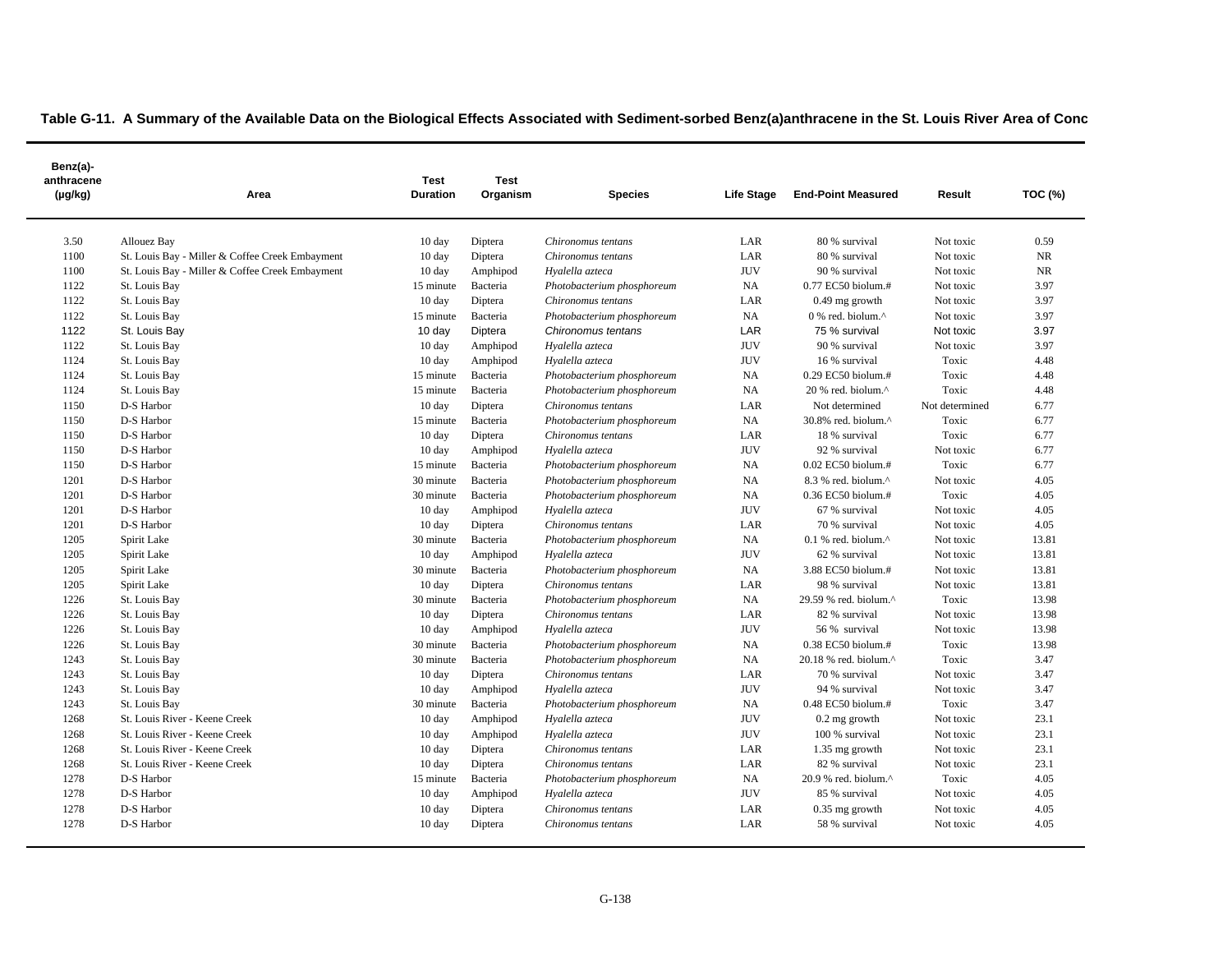**Table G-11. A Summary of the Available Data on the Biological Effects Associated with Sediment-sorbed Benz(a)anthracene in the St. Louis River Area of Conc**

| Benz(a)-anthracene (µg/kg) | Area | Test Duration | Test Organism | Species | Life Stage | End-Point Measured | Result | TOC (%) |
|---|---|---|---|---|---|---|---|---|
| 3.50 | Allouez Bay | 10 day | Diptera | *Chironomus tentans* | LAR | 80 % survival | Not toxic | 0.59 |
| 1100 | St. Louis Bay - Miller & Coffee Creek Embayment | 10 day | Diptera | *Chironomus tentans* | LAR | 80 % survival | Not toxic | NR |
| 1100 | St. Louis Bay - Miller & Coffee Creek Embayment | 10 day | Amphipod | *Hyalella azteca* | JUV | 90 % survival | Not toxic | NR |
| 1122 | St. Louis Bay | 15 minute | Bacteria | *Photobacterium phosphoreum* | NA | 0.77 EC50 biolum.# | Not toxic | 3.97 |
| 1122 | St. Louis Bay | 10 day | Diptera | *Chironomus tentans* | LAR | 0.49 mg growth | Not toxic | 3.97 |
| 1122 | St. Louis Bay | 15 minute | Bacteria | *Photobacterium phosphoreum* | NA | 0 % red. biolum.^ | Not toxic | 3.97 |
| 1122 | St. Louis Bay | 10 day | Diptera | *Chironomus tentans* | LAR | 75 % survival | Not toxic | 3.97 |
| 1122 | St. Louis Bay | 10 day | Amphipod | *Hyalella azteca* | JUV | 90 % survival | Not toxic | 3.97 |
| 1124 | St. Louis Bay | 10 day | Amphipod | *Hyalella azteca* | JUV | 16 % survival | Toxic | 4.48 |
| 1124 | St. Louis Bay | 15 minute | Bacteria | *Photobacterium phosphoreum* | NA | 0.29 EC50 biolum.# | Toxic | 4.48 |
| 1124 | St. Louis Bay | 15 minute | Bacteria | *Photobacterium phosphoreum* | NA | 20 % red. biolum.^ | Toxic | 4.48 |
| 1150 | D-S Harbor | 10 day | Diptera | *Chironomus tentans* | LAR | Not determined | Not determined | 6.77 |
| 1150 | D-S Harbor | 15 minute | Bacteria | *Photobacterium phosphoreum* | NA | 30.8% red. biolum.^ | Toxic | 6.77 |
| 1150 | D-S Harbor | 10 day | Diptera | *Chironomus tentans* | LAR | 18 % survival | Toxic | 6.77 |
| 1150 | D-S Harbor | 10 day | Amphipod | *Hyalella azteca* | JUV | 92 % survival | Not toxic | 6.77 |
| 1150 | D-S Harbor | 15 minute | Bacteria | *Photobacterium phosphoreum* | NA | 0.02 EC50 biolum.# | Toxic | 6.77 |
| 1201 | D-S Harbor | 30 minute | Bacteria | *Photobacterium phosphoreum* | NA | 8.3 % red. biolum.^ | Not toxic | 4.05 |
| 1201 | D-S Harbor | 30 minute | Bacteria | *Photobacterium phosphoreum* | NA | 0.36 EC50 biolum.# | Toxic | 4.05 |
| 1201 | D-S Harbor | 10 day | Amphipod | *Hyalella azteca* | JUV | 67 % survival | Not toxic | 4.05 |
| 1201 | D-S Harbor | 10 day | Diptera | *Chironomus tentans* | LAR | 70 % survival | Not toxic | 4.05 |
| 1205 | Spirit Lake | 30 minute | Bacteria | *Photobacterium phosphoreum* | NA | 0.1 % red. biolum.^ | Not toxic | 13.81 |
| 1205 | Spirit Lake | 10 day | Amphipod | *Hyalella azteca* | JUV | 62 % survival | Not toxic | 13.81 |
| 1205 | Spirit Lake | 30 minute | Bacteria | *Photobacterium phosphoreum* | NA | 3.88 EC50 biolum.# | Not toxic | 13.81 |
| 1205 | Spirit Lake | 10 day | Diptera | *Chironomus tentans* | LAR | 98 % survival | Not toxic | 13.81 |
| 1226 | St. Louis Bay | 30 minute | Bacteria | *Photobacterium phosphoreum* | NA | 29.59 % red. biolum.^ | Toxic | 13.98 |
| 1226 | St. Louis Bay | 10 day | Diptera | *Chironomus tentans* | LAR | 82 % survival | Not toxic | 13.98 |
| 1226 | St. Louis Bay | 10 day | Amphipod | *Hyalella azteca* | JUV | 56 % survival | Not toxic | 13.98 |
| 1226 | St. Louis Bay | 30 minute | Bacteria | *Photobacterium phosphoreum* | NA | 0.38 EC50 biolum.# | Toxic | 13.98 |
| 1243 | St. Louis Bay | 30 minute | Bacteria | *Photobacterium phosphoreum* | NA | 20.18 % red. biolum.^ | Toxic | 3.47 |
| 1243 | St. Louis Bay | 10 day | Diptera | *Chironomus tentans* | LAR | 70 % survival | Not toxic | 3.47 |
| 1243 | St. Louis Bay | 10 day | Amphipod | *Hyalella azteca* | JUV | 94 % survival | Not toxic | 3.47 |
| 1243 | St. Louis Bay | 30 minute | Bacteria | *Photobacterium phosphoreum* | NA | 0.48 EC50 biolum.# | Toxic | 3.47 |
| 1268 | St. Louis River - Keene Creek | 10 day | Amphipod | *Hyalella azteca* | JUV | 0.2 mg growth | Not toxic | 23.1 |
| 1268 | St. Louis River - Keene Creek | 10 day | Amphipod | *Hyalella azteca* | JUV | 100 % survival | Not toxic | 23.1 |
| 1268 | St. Louis River - Keene Creek | 10 day | Diptera | *Chironomus tentans* | LAR | 1.35 mg growth | Not toxic | 23.1 |
| 1268 | St. Louis River - Keene Creek | 10 day | Diptera | *Chironomus tentans* | LAR | 82 % survival | Not toxic | 23.1 |
| 1278 | D-S Harbor | 15 minute | Bacteria | *Photobacterium phosphoreum* | NA | 20.9 % red. biolum.^ | Toxic | 4.05 |
| 1278 | D-S Harbor | 10 day | Amphipod | *Hyalella azteca* | JUV | 85 % survival | Not toxic | 4.05 |
| 1278 | D-S Harbor | 10 day | Diptera | *Chironomus tentans* | LAR | 0.35 mg growth | Not toxic | 4.05 |
| 1278 | D-S Harbor | 10 day | Diptera | *Chironomus tentans* | LAR | 58 % survival | Not toxic | 4.05 |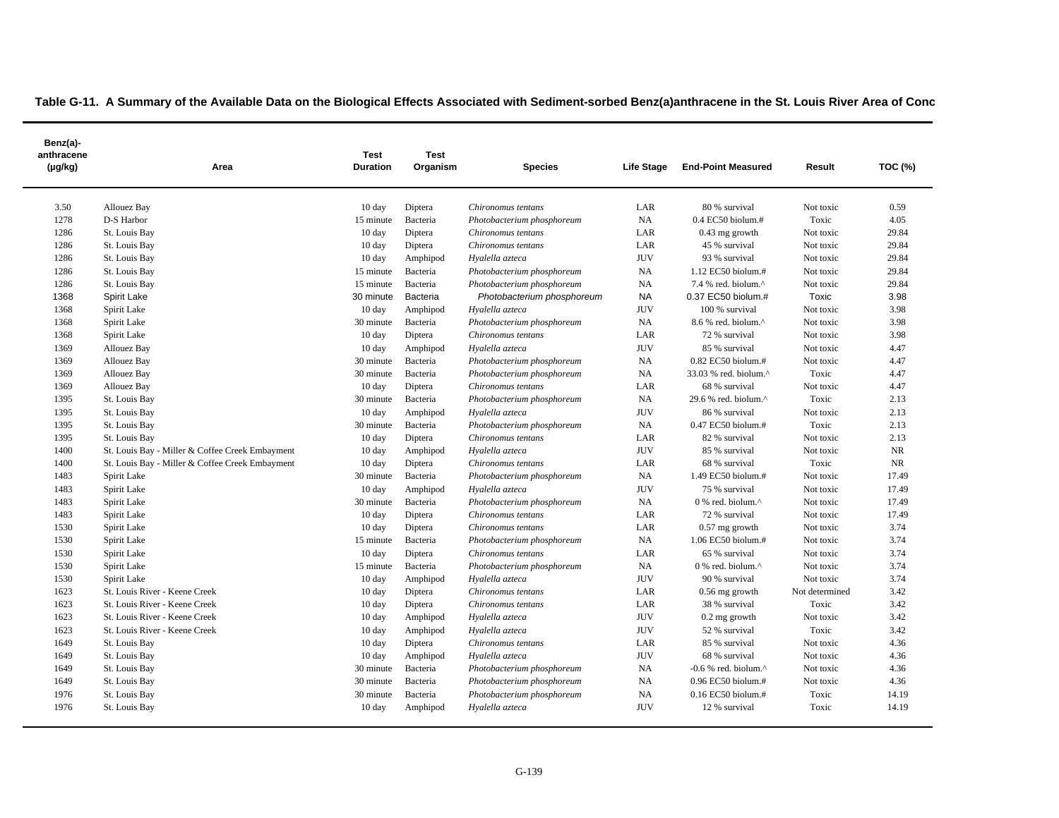**Table G-11. A Summary of the Available Data on the Biological Effects Associated with Sediment-sorbed Benz(a)anthracene in the St. Louis River Area of Conc**

| Benz(a)-anthracene (µg/kg) | Area | Test Duration | Test Organism | Species | Life Stage | End-Point Measured | Result | TOC (%) |
|---|---|---|---|---|---|---|---|---|
| 3.50 | Allouez Bay | 10 day | Diptera | *Chironomus tentans* | LAR | 80 % survival | Not toxic | 0.59 |
| 1278 | D-S Harbor | 15 minute | Bacteria | *Photobacterium phosphoreum* | NA | 0.4 EC50 biolum.# | Toxic | 4.05 |
| 1286 | St. Louis Bay | 10 day | Diptera | *Chironomus tentans* | LAR | 0.43 mg growth | Not toxic | 29.84 |
| 1286 | St. Louis Bay | 10 day | Diptera | *Chironomus tentans* | LAR | 45 % survival | Not toxic | 29.84 |
| 1286 | St. Louis Bay | 10 day | Amphipod | *Hyalella azteca* | JUV | 93 % survival | Not toxic | 29.84 |
| 1286 | St. Louis Bay | 15 minute | Bacteria | *Photobacterium phosphoreum* | NA | 1.12 EC50 biolum.# | Not toxic | 29.84 |
| 1286 | St. Louis Bay | 15 minute | Bacteria | *Photobacterium phosphoreum* | NA | 7.4 % red. biolum.^ | Not toxic | 29.84 |
| 1368 | Spirit Lake | 30 minute | Bacteria | *Photobacterium phosphoreum* | NA | 0.37 EC50 biolum.# | Toxic | 3.98 |
| 1368 | Spirit Lake | 10 day | Amphipod | *Hyalella azteca* | JUV | 100 % survival | Not toxic | 3.98 |
| 1368 | Spirit Lake | 30 minute | Bacteria | *Photobacterium phosphoreum* | NA | 8.6 % red. biolum.^ | Not toxic | 3.98 |
| 1368 | Spirit Lake | 10 day | Diptera | *Chironomus tentans* | LAR | 72 % survival | Not toxic | 3.98 |
| 1369 | Allouez Bay | 10 day | Amphipod | *Hyalella azteca* | JUV | 85 % survival | Not toxic | 4.47 |
| 1369 | Allouez Bay | 30 minute | Bacteria | *Photobacterium phosphoreum* | NA | 0.82 EC50 biolum.# | Not toxic | 4.47 |
| 1369 | Allouez Bay | 30 minute | Bacteria | *Photobacterium phosphoreum* | NA | 33.03 % red. biolum.^ | Toxic | 4.47 |
| 1369 | Allouez Bay | 10 day | Diptera | *Chironomus tentans* | LAR | 68 % survival | Not toxic | 4.47 |
| 1395 | St. Louis Bay | 30 minute | Bacteria | *Photobacterium phosphoreum* | NA | 29.6 % red. biolum.^ | Toxic | 2.13 |
| 1395 | St. Louis Bay | 10 day | Amphipod | *Hyalella azteca* | JUV | 86 % survival | Not toxic | 2.13 |
| 1395 | St. Louis Bay | 30 minute | Bacteria | *Photobacterium phosphoreum* | NA | 0.47 EC50 biolum.# | Toxic | 2.13 |
| 1395 | St. Louis Bay | 10 day | Diptera | *Chironomus tentans* | LAR | 82 % survival | Not toxic | 2.13 |
| 1400 | St. Louis Bay - Miller & Coffee Creek Embayment | 10 day | Amphipod | *Hyalella azteca* | JUV | 85 % survival | Not toxic | NR |
| 1400 | St. Louis Bay - Miller & Coffee Creek Embayment | 10 day | Diptera | *Chironomus tentans* | LAR | 68 % survival | Toxic | NR |
| 1483 | Spirit Lake | 30 minute | Bacteria | *Photobacterium phosphoreum* | NA | 1.49 EC50 biolum.# | Not toxic | 17.49 |
| 1483 | Spirit Lake | 10 day | Amphipod | *Hyalella azteca* | JUV | 75 % survival | Not toxic | 17.49 |
| 1483 | Spirit Lake | 30 minute | Bacteria | *Photobacterium phosphoreum* | NA | 0 % red. biolum.^ | Not toxic | 17.49 |
| 1483 | Spirit Lake | 10 day | Diptera | *Chironomus tentans* | LAR | 72 % survival | Not toxic | 17.49 |
| 1530 | Spirit Lake | 10 day | Diptera | *Chironomus tentans* | LAR | 0.57 mg growth | Not toxic | 3.74 |
| 1530 | Spirit Lake | 15 minute | Bacteria | *Photobacterium phosphoreum* | NA | 1.06 EC50 biolum.# | Not toxic | 3.74 |
| 1530 | Spirit Lake | 10 day | Diptera | *Chironomus tentans* | LAR | 65 % survival | Not toxic | 3.74 |
| 1530 | Spirit Lake | 15 minute | Bacteria | *Photobacterium phosphoreum* | NA | 0 % red. biolum.^ | Not toxic | 3.74 |
| 1530 | Spirit Lake | 10 day | Amphipod | *Hyalella azteca* | JUV | 90 % survival | Not toxic | 3.74 |
| 1623 | St. Louis River - Keene Creek | 10 day | Diptera | *Chironomus tentans* | LAR | 0.56 mg growth | Not determined | 3.42 |
| 1623 | St. Louis River - Keene Creek | 10 day | Diptera | *Chironomus tentans* | LAR | 38 % survival | Toxic | 3.42 |
| 1623 | St. Louis River - Keene Creek | 10 day | Amphipod | *Hyalella azteca* | JUV | 0.2 mg growth | Not toxic | 3.42 |
| 1623 | St. Louis River - Keene Creek | 10 day | Amphipod | *Hyalella azteca* | JUV | 52 % survival | Toxic | 3.42 |
| 1649 | St. Louis Bay | 10 day | Diptera | *Chironomus tentans* | LAR | 85 % survival | Not toxic | 4.36 |
| 1649 | St. Louis Bay | 10 day | Amphipod | *Hyalella azteca* | JUV | 68 % survival | Not toxic | 4.36 |
| 1649 | St. Louis Bay | 30 minute | Bacteria | *Photobacterium phosphoreum* | NA | -0.6 % red. biolum.^ | Not toxic | 4.36 |
| 1649 | St. Louis Bay | 30 minute | Bacteria | *Photobacterium phosphoreum* | NA | 0.96 EC50 biolum.# | Not toxic | 4.36 |
| 1976 | St. Louis Bay | 30 minute | Bacteria | *Photobacterium phosphoreum* | NA | 0.16 EC50 biolum.# | Toxic | 14.19 |
| 1976 | St. Louis Bay | 10 day | Amphipod | *Hyalella azteca* | JUV | 12 % survival | Toxic | 14.19 |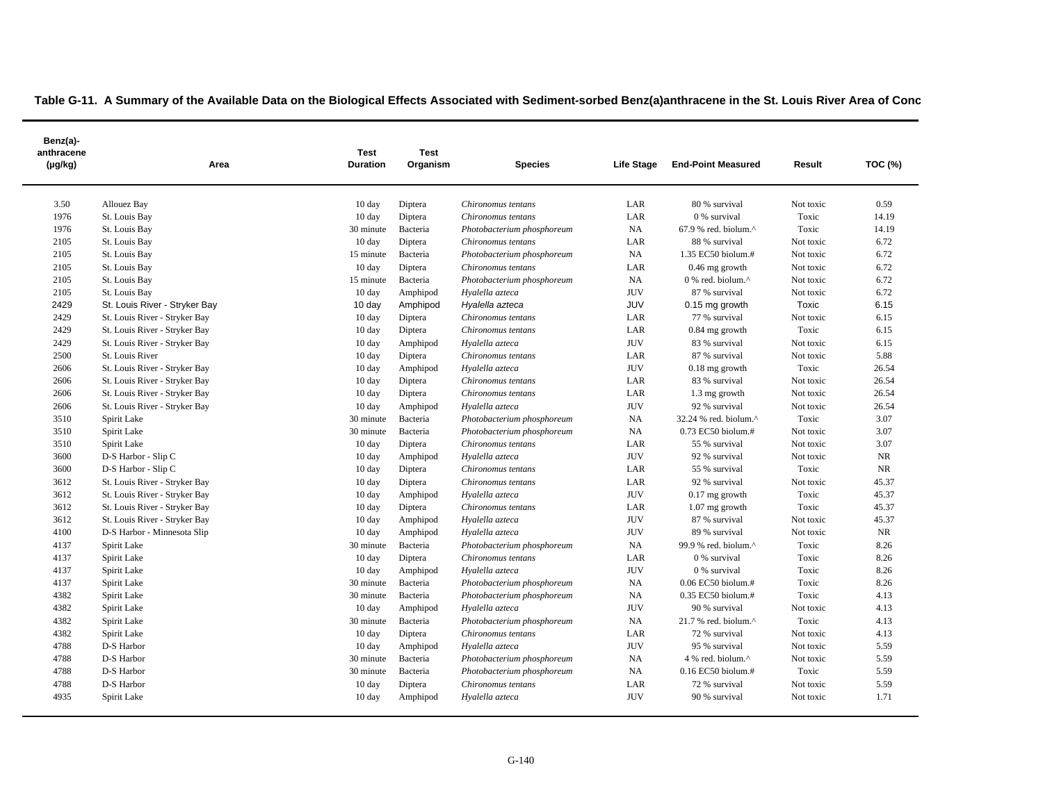**Table G-11. A Summary of the Available Data on the Biological Effects Associated with Sediment-sorbed Benz(a)anthracene in the St. Louis River Area of Conc**

| Benz(a)-anthracene (µg/kg) | Area | Test Duration | Test Organism | Species | Life Stage | End-Point Measured | Result | TOC (%) |
|---|---|---|---|---|---|---|---|---|
| 3.50 | Allouez Bay | 10 day | Diptera | *Chironomus tentans* | LAR | 80 % survival | Not toxic | 0.59 |
| 1976 | St. Louis Bay | 10 day | Diptera | *Chironomus tentans* | LAR | 0 % survival | Toxic | 14.19 |
| 1976 | St. Louis Bay | 30 minute | Bacteria | *Photobacterium phosphoreum* | NA | 67.9 % red. biolum.^ | Toxic | 14.19 |
| 2105 | St. Louis Bay | 10 day | Diptera | *Chironomus tentans* | LAR | 88 % survival | Not toxic | 6.72 |
| 2105 | St. Louis Bay | 15 minute | Bacteria | *Photobacterium phosphoreum* | NA | 1.35 EC50 biolum.# | Not toxic | 6.72 |
| 2105 | St. Louis Bay | 10 day | Diptera | *Chironomus tentans* | LAR | 0.46 mg growth | Not toxic | 6.72 |
| 2105 | St. Louis Bay | 15 minute | Bacteria | *Photobacterium phosphoreum* | NA | 0 % red. biolum.^ | Not toxic | 6.72 |
| 2105 | St. Louis Bay | 10 day | Amphipod | *Hyalella azteca* | JUV | 87 % survival | Not toxic | 6.72 |
| 2429 | St. Louis River - Stryker Bay | 10 day | Amphipod | *Hyalella azteca* | JUV | 0.15 mg growth | Toxic | 6.15 |
| 2429 | St. Louis River - Stryker Bay | 10 day | Diptera | *Chironomus tentans* | LAR | 77 % survival | Not toxic | 6.15 |
| 2429 | St. Louis River - Stryker Bay | 10 day | Diptera | *Chironomus tentans* | LAR | 0.84 mg growth | Toxic | 6.15 |
| 2429 | St. Louis River - Stryker Bay | 10 day | Amphipod | *Hyalella azteca* | JUV | 83 % survival | Not toxic | 6.15 |
| 2500 | St. Louis River | 10 day | Diptera | *Chironomus tentans* | LAR | 87 % survival | Not toxic | 5.88 |
| 2606 | St. Louis River - Stryker Bay | 10 day | Amphipod | *Hyalella azteca* | JUV | 0.18 mg growth | Toxic | 26.54 |
| 2606 | St. Louis River - Stryker Bay | 10 day | Diptera | *Chironomus tentans* | LAR | 83 % survival | Not toxic | 26.54 |
| 2606 | St. Louis River - Stryker Bay | 10 day | Diptera | *Chironomus tentans* | LAR | 1.3 mg growth | Not toxic | 26.54 |
| 2606 | St. Louis River - Stryker Bay | 10 day | Amphipod | *Hyalella azteca* | JUV | 92 % survival | Not toxic | 26.54 |
| 3510 | Spirit Lake | 30 minute | Bacteria | *Photobacterium phosphoreum* | NA | 32.24 % red. biolum.^ | Toxic | 3.07 |
| 3510 | Spirit Lake | 30 minute | Bacteria | *Photobacterium phosphoreum* | NA | 0.73 EC50 biolum.# | Not toxic | 3.07 |
| 3510 | Spirit Lake | 10 day | Diptera | *Chironomus tentans* | LAR | 55 % survival | Not toxic | 3.07 |
| 3600 | D-S Harbor - Slip C | 10 day | Amphipod | *Hyalella azteca* | JUV | 92 % survival | Not toxic | NR |
| 3600 | D-S Harbor - Slip C | 10 day | Diptera | *Chironomus tentans* | LAR | 55 % survival | Toxic | NR |
| 3612 | St. Louis River - Stryker Bay | 10 day | Diptera | *Chironomus tentans* | LAR | 92 % survival | Not toxic | 45.37 |
| 3612 | St. Louis River - Stryker Bay | 10 day | Amphipod | *Hyalella azteca* | JUV | 0.17 mg growth | Toxic | 45.37 |
| 3612 | St. Louis River - Stryker Bay | 10 day | Diptera | *Chironomus tentans* | LAR | 1.07 mg growth | Toxic | 45.37 |
| 3612 | St. Louis River - Stryker Bay | 10 day | Amphipod | *Hyalella azteca* | JUV | 87 % survival | Not toxic | 45.37 |
| 4100 | D-S Harbor - Minnesota Slip | 10 day | Amphipod | *Hyalella azteca* | JUV | 89 % survival | Not toxic | NR |
| 4137 | Spirit Lake | 30 minute | Bacteria | *Photobacterium phosphoreum* | NA | 99.9 % red. biolum.^ | Toxic | 8.26 |
| 4137 | Spirit Lake | 10 day | Diptera | *Chironomus tentans* | LAR | 0 % survival | Toxic | 8.26 |
| 4137 | Spirit Lake | 10 day | Amphipod | *Hyalella azteca* | JUV | 0 % survival | Toxic | 8.26 |
| 4137 | Spirit Lake | 30 minute | Bacteria | *Photobacterium phosphoreum* | NA | 0.06 EC50 biolum.# | Toxic | 8.26 |
| 4382 | Spirit Lake | 30 minute | Bacteria | *Photobacterium phosphoreum* | NA | 0.35 EC50 biolum.# | Toxic | 4.13 |
| 4382 | Spirit Lake | 10 day | Amphipod | *Hyalella azteca* | JUV | 90 % survival | Not toxic | 4.13 |
| 4382 | Spirit Lake | 30 minute | Bacteria | *Photobacterium phosphoreum* | NA | 21.7 % red. biolum.^ | Toxic | 4.13 |
| 4382 | Spirit Lake | 10 day | Diptera | *Chironomus tentans* | LAR | 72 % survival | Not toxic | 4.13 |
| 4788 | D-S Harbor | 10 day | Amphipod | *Hyalella azteca* | JUV | 95 % survival | Not toxic | 5.59 |
| 4788 | D-S Harbor | 30 minute | Bacteria | *Photobacterium phosphoreum* | NA | 4 % red. biolum.^ | Not toxic | 5.59 |
| 4788 | D-S Harbor | 30 minute | Bacteria | *Photobacterium phosphoreum* | NA | 0.16 EC50 biolum.# | Toxic | 5.59 |
| 4788 | D-S Harbor | 10 day | Diptera | *Chironomus tentans* | LAR | 72 % survival | Not toxic | 5.59 |
| 4935 | Spirit Lake | 10 day | Amphipod | *Hyalella azteca* | JUV | 90 % survival | Not toxic | 1.71 |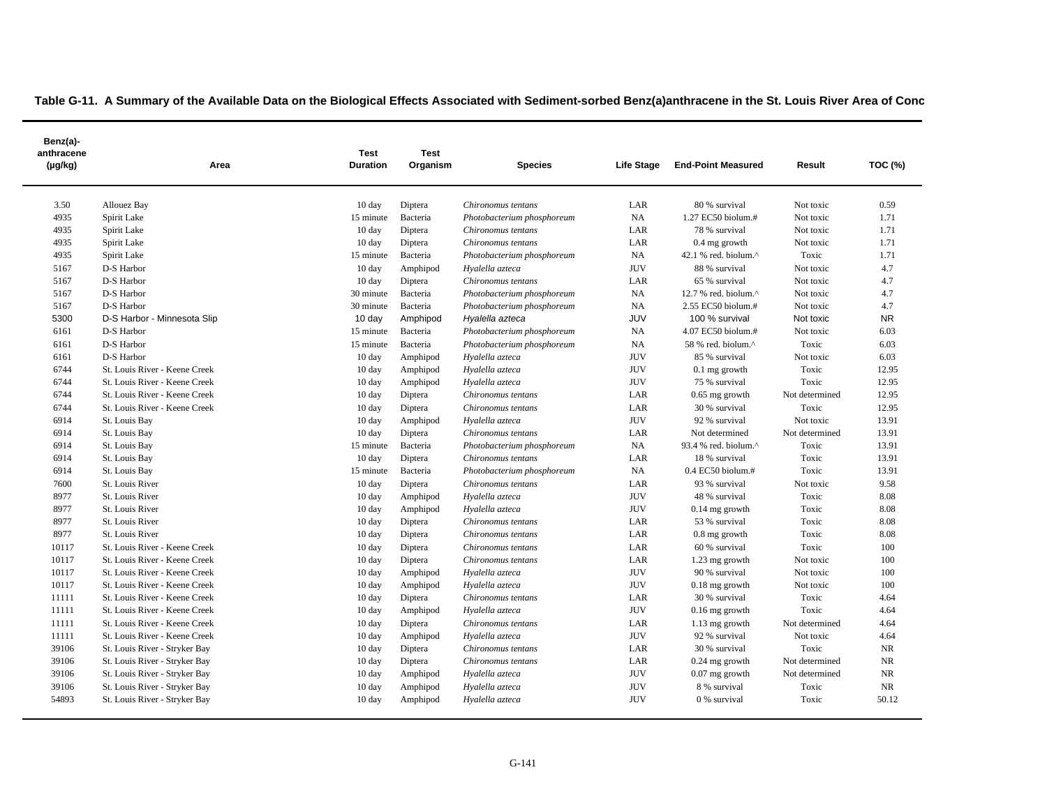**Table G-11. A Summary of the Available Data on the Biological Effects Associated with Sediment-sorbed Benz(a)anthracene in the St. Louis River Area of Conc**

| Benz(a)-anthracene (µg/kg) | Area | Test Duration | Test Organism | Species | Life Stage | End-Point Measured | Result | TOC (%) |
|---|---|---|---|---|---|---|---|---|
| 3.50 | Allouez Bay | 10 day | Diptera | *Chironomus tentans* | LAR | 80 % survival | Not toxic | 0.59 |
| 4935 | Spirit Lake | 15 minute | Bacteria | *Photobacterium phosphoreum* | NA | 1.27 EC50 biolum.# | Not toxic | 1.71 |
| 4935 | Spirit Lake | 10 day | Diptera | *Chironomus tentans* | LAR | 78 % survival | Not toxic | 1.71 |
| 4935 | Spirit Lake | 10 day | Diptera | *Chironomus tentans* | LAR | 0.4 mg growth | Not toxic | 1.71 |
| 4935 | Spirit Lake | 15 minute | Bacteria | *Photobacterium phosphoreum* | NA | 42.1 % red. biolum.^ | Toxic | 1.71 |
| 5167 | D-S Harbor | 10 day | Amphipod | *Hyalella azteca* | JUV | 88 % survival | Not toxic | 4.7 |
| 5167 | D-S Harbor | 10 day | Diptera | *Chironomus tentans* | LAR | 65 % survival | Not toxic | 4.7 |
| 5167 | D-S Harbor | 30 minute | Bacteria | *Photobacterium phosphoreum* | NA | 12.7 % red. biolum.^ | Not toxic | 4.7 |
| 5167 | D-S Harbor | 30 minute | Bacteria | *Photobacterium phosphoreum* | NA | 2.55 EC50 biolum.# | Not toxic | 4.7 |
| 5300 | D-S Harbor - Minnesota Slip | 10 day | Amphipod | *Hyalella azteca* | JUV | 100 % survival | Not toxic | NR |
| 6161 | D-S Harbor | 15 minute | Bacteria | *Photobacterium phosphoreum* | NA | 4.07 EC50 biolum.# | Not toxic | 6.03 |
| 6161 | D-S Harbor | 15 minute | Bacteria | *Photobacterium phosphoreum* | NA | 58 % red. biolum.^ | Toxic | 6.03 |
| 6161 | D-S Harbor | 10 day | Amphipod | *Hyalella azteca* | JUV | 85 % survival | Not toxic | 6.03 |
| 6744 | St. Louis River - Keene Creek | 10 day | Amphipod | *Hyalella azteca* | JUV | 0.1 mg growth | Toxic | 12.95 |
| 6744 | St. Louis River - Keene Creek | 10 day | Amphipod | *Hyalella azteca* | JUV | 75 % survival | Toxic | 12.95 |
| 6744 | St. Louis River - Keene Creek | 10 day | Diptera | *Chironomus tentans* | LAR | 0.65 mg growth | Not determined | 12.95 |
| 6744 | St. Louis River - Keene Creek | 10 day | Diptera | *Chironomus tentans* | LAR | 30 % survival | Toxic | 12.95 |
| 6914 | St. Louis Bay | 10 day | Amphipod | *Hyalella azteca* | JUV | 92 % survival | Not toxic | 13.91 |
| 6914 | St. Louis Bay | 10 day | Diptera | *Chironomus tentans* | LAR | Not determined | Not determined | 13.91 |
| 6914 | St. Louis Bay | 15 minute | Bacteria | *Photobacterium phosphoreum* | NA | 93.4 % red. biolum.^ | Toxic | 13.91 |
| 6914 | St. Louis Bay | 10 day | Diptera | *Chironomus tentans* | LAR | 18 % survival | Toxic | 13.91 |
| 6914 | St. Louis Bay | 15 minute | Bacteria | *Photobacterium phosphoreum* | NA | 0.4 EC50 biolum.# | Toxic | 13.91 |
| 7600 | St. Louis River | 10 day | Diptera | *Chironomus tentans* | LAR | 93 % survival | Not toxic | 9.58 |
| 8977 | St. Louis River | 10 day | Amphipod | *Hyalella azteca* | JUV | 48 % survival | Toxic | 8.08 |
| 8977 | St. Louis River | 10 day | Amphipod | *Hyalella azteca* | JUV | 0.14 mg growth | Toxic | 8.08 |
| 8977 | St. Louis River | 10 day | Diptera | *Chironomus tentans* | LAR | 53 % survival | Toxic | 8.08 |
| 8977 | St. Louis River | 10 day | Diptera | *Chironomus tentans* | LAR | 0.8 mg growth | Toxic | 8.08 |
| 10117 | St. Louis River - Keene Creek | 10 day | Diptera | *Chironomus tentans* | LAR | 60 % survival | Toxic | 100 |
| 10117 | St. Louis River - Keene Creek | 10 day | Diptera | *Chironomus tentans* | LAR | 1.23 mg growth | Not toxic | 100 |
| 10117 | St. Louis River - Keene Creek | 10 day | Amphipod | *Hyalella azteca* | JUV | 90 % survival | Not toxic | 100 |
| 10117 | St. Louis River - Keene Creek | 10 day | Amphipod | *Hyalella azteca* | JUV | 0.18 mg growth | Not toxic | 100 |
| 11111 | St. Louis River - Keene Creek | 10 day | Diptera | *Chironomus tentans* | LAR | 30 % survival | Toxic | 4.64 |
| 11111 | St. Louis River - Keene Creek | 10 day | Amphipod | *Hyalella azteca* | JUV | 0.16 mg growth | Toxic | 4.64 |
| 11111 | St. Louis River - Keene Creek | 10 day | Diptera | *Chironomus tentans* | LAR | 1.13 mg growth | Not determined | 4.64 |
| 11111 | St. Louis River - Keene Creek | 10 day | Amphipod | *Hyalella azteca* | JUV | 92 % survival | Not toxic | 4.64 |
| 39106 | St. Louis River - Stryker Bay | 10 day | Diptera | *Chironomus tentans* | LAR | 30 % survival | Toxic | NR |
| 39106 | St. Louis River - Stryker Bay | 10 day | Diptera | *Chironomus tentans* | LAR | 0.24 mg growth | Not determined | NR |
| 39106 | St. Louis River - Stryker Bay | 10 day | Amphipod | *Hyalella azteca* | JUV | 0.07 mg growth | Not determined | NR |
| 39106 | St. Louis River - Stryker Bay | 10 day | Amphipod | *Hyalella azteca* | JUV | 8 % survival | Toxic | NR |
| 54893 | St. Louis River - Stryker Bay | 10 day | Amphipod | *Hyalella azteca* | JUV | 0 % survival | Toxic | 50.12 |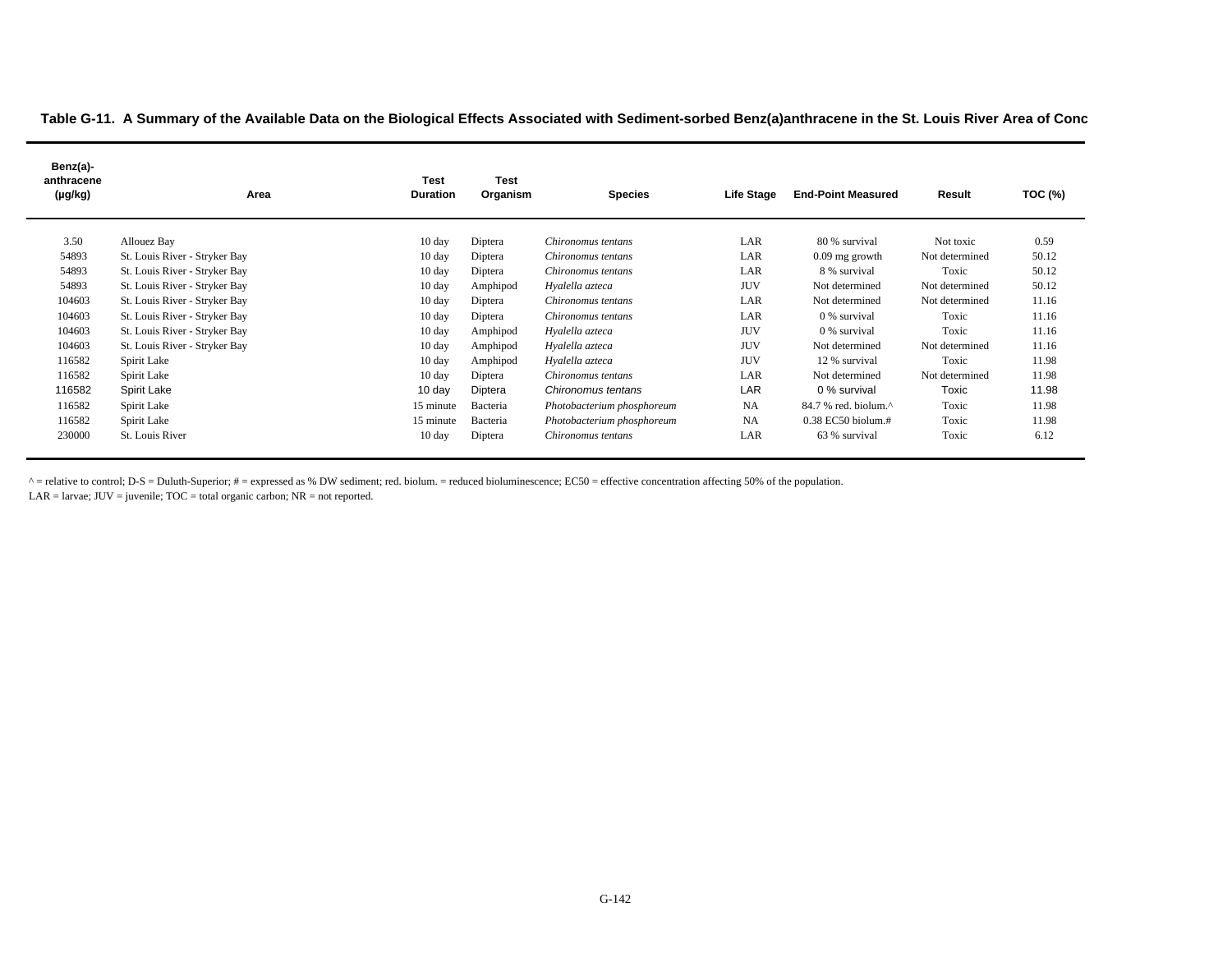**Table G-11. A Summary of the Available Data on the Biological Effects Associated with Sediment-sorbed Benz(a)anthracene in the St. Louis River Area of Conc**

| Benz(a)-anthracene (µg/kg) | Area | Test Duration | Test Organism | Species | Life Stage | End-Point Measured | Result | TOC (%) |
|---|---|---|---|---|---|---|---|---|
| 3.50 | Allouez Bay | 10 day | Diptera | *Chironomus tentans* | LAR | 80 % survival | Not toxic | 0.59 |
| 54893 | St. Louis River - Stryker Bay | 10 day | Diptera | *Chironomus tentans* | LAR | 0.09 mg growth | Not determined | 50.12 |
| 54893 | St. Louis River - Stryker Bay | 10 day | Diptera | *Chironomus tentans* | LAR | 8 % survival | Toxic | 50.12 |
| 54893 | St. Louis River - Stryker Bay | 10 day | Amphipod | *Hyalella azteca* | JUV | Not determined | Not determined | 50.12 |
| 104603 | St. Louis River - Stryker Bay | 10 day | Diptera | *Chironomus tentans* | LAR | Not determined | Not determined | 11.16 |
| 104603 | St. Louis River - Stryker Bay | 10 day | Diptera | *Chironomus tentans* | LAR | 0 % survival | Toxic | 11.16 |
| 104603 | St. Louis River - Stryker Bay | 10 day | Amphipod | *Hyalella azteca* | JUV | 0 % survival | Toxic | 11.16 |
| 104603 | St. Louis River - Stryker Bay | 10 day | Amphipod | *Hyalella azteca* | JUV | Not determined | Not determined | 11.16 |
| 116582 | Spirit Lake | 10 day | Amphipod | *Hyalella azteca* | JUV | 12 % survival | Toxic | 11.98 |
| 116582 | Spirit Lake | 10 day | Diptera | *Chironomus tentans* | LAR | Not determined | Not determined | 11.98 |
| 116582 | Spirit Lake | 10 day | Diptera | *Chironomus tentans* | LAR | 0 % survival | Toxic | 11.98 |
| 116582 | Spirit Lake | 15 minute | Bacteria | *Photobacterium phosphoreum* | NA | 84.7 % red. biolum.^ | Toxic | 11.98 |
| 116582 | Spirit Lake | 15 minute | Bacteria | *Photobacterium phosphoreum* | NA | 0.38 EC50 biolum.# | Toxic | 11.98 |
| 230000 | St. Louis River | 10 day | Diptera | *Chironomus tentans* | LAR | 63 % survival | Toxic | 6.12 |

^ = relative to control; D-S = Duluth-Superior; # = expressed as % DW sediment; red. biolum. = reduced bioluminescence; EC50 = effective concentration affecting 50% of the population.
LAR = larvae; JUV = juvenile; TOC = total organic carbon; NR = not reported.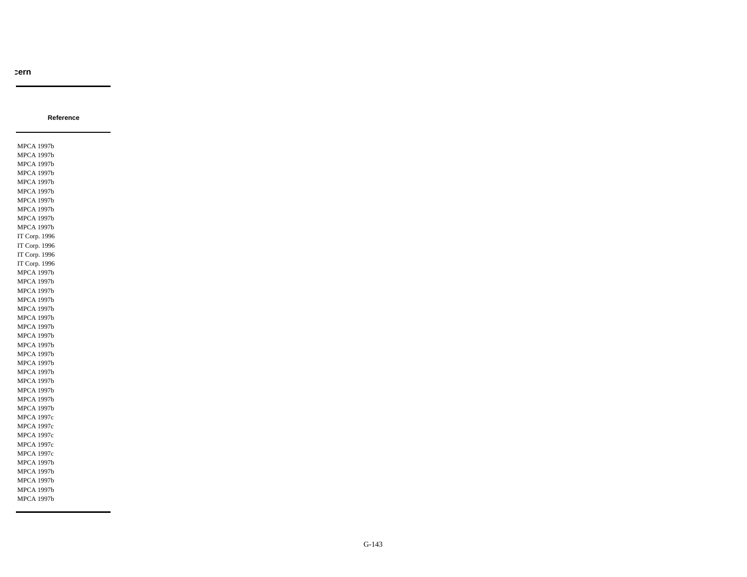cern

| Reference |
| --- |
| MPCA 1997b |
| MPCA 1997b |
| MPCA 1997b |
| MPCA 1997b |
| MPCA 1997b |
| MPCA 1997b |
| MPCA 1997b |
| MPCA 1997b |
| MPCA 1997b |
| MPCA 1997b |
| IT Corp. 1996 |
| IT Corp. 1996 |
| IT Corp. 1996 |
| IT Corp. 1996 |
| MPCA 1997b |
| MPCA 1997b |
| MPCA 1997b |
| MPCA 1997b |
| MPCA 1997b |
| MPCA 1997b |
| MPCA 1997b |
| MPCA 1997b |
| MPCA 1997b |
| MPCA 1997b |
| MPCA 1997b |
| MPCA 1997b |
| MPCA 1997b |
| MPCA 1997b |
| MPCA 1997b |
| MPCA 1997b |
| MPCA 1997b |
| MPCA 1997c |
| MPCA 1997c |
| MPCA 1997c |
| MPCA 1997c |
| MPCA 1997c |
| MPCA 1997b |
| MPCA 1997b |
| MPCA 1997b |
| MPCA 1997b |
| MPCA 1997b |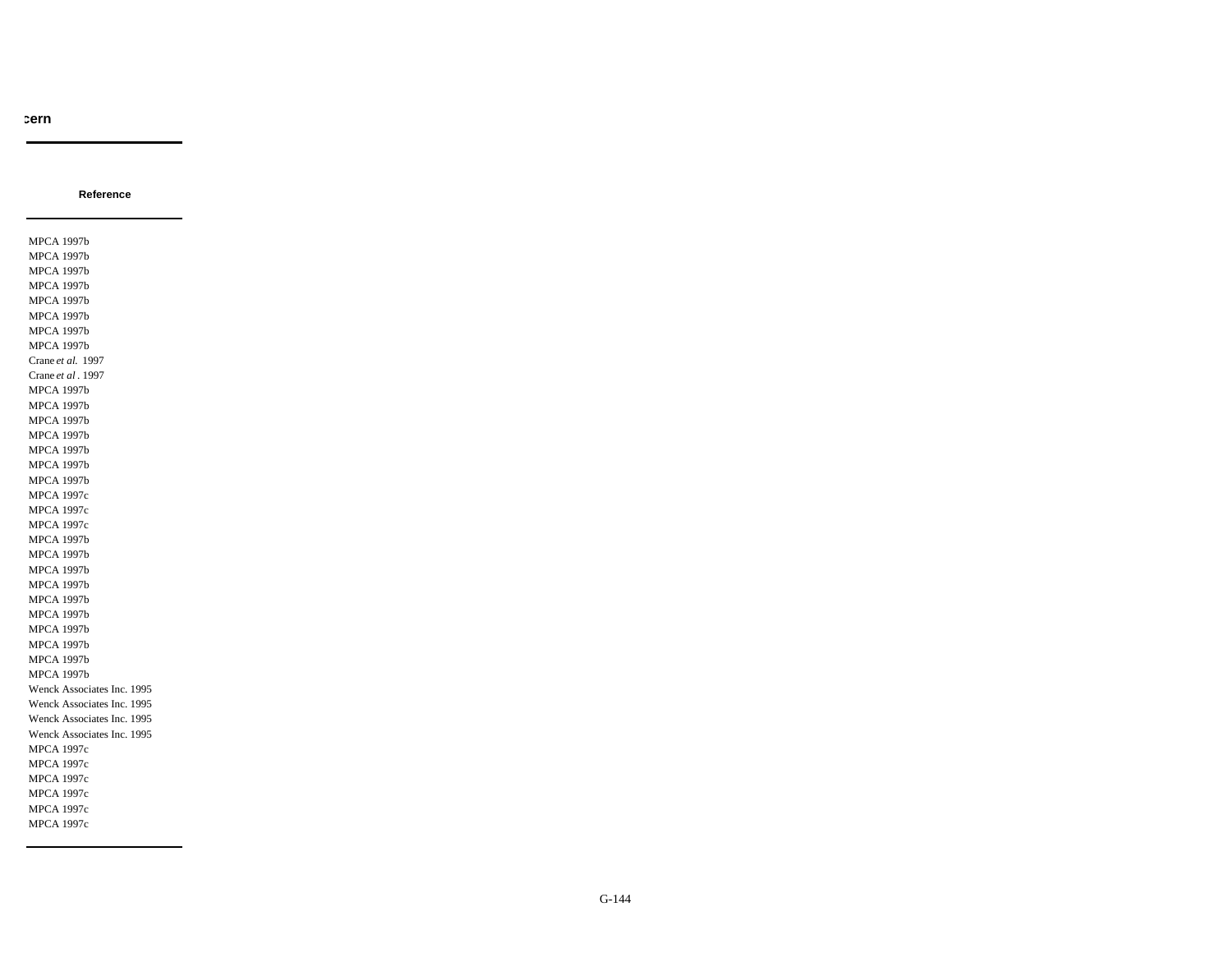cern

| Reference |
|---|
| MPCA 1997b |
| MPCA 1997b |
| MPCA 1997b |
| MPCA 1997b |
| MPCA 1997b |
| MPCA 1997b |
| MPCA 1997b |
| MPCA 1997b |
| Crane *et al.* 1997 |
| Crane *et al*. 1997 |
| MPCA 1997b |
| MPCA 1997b |
| MPCA 1997b |
| MPCA 1997b |
| MPCA 1997b |
| MPCA 1997b |
| MPCA 1997b |
| MPCA 1997c |
| MPCA 1997c |
| MPCA 1997c |
| MPCA 1997b |
| MPCA 1997b |
| MPCA 1997b |
| MPCA 1997b |
| MPCA 1997b |
| MPCA 1997b |
| MPCA 1997b |
| MPCA 1997b |
| MPCA 1997b |
| MPCA 1997b |
| Wenck Associates Inc. 1995 |
| Wenck Associates Inc. 1995 |
| Wenck Associates Inc. 1995 |
| Wenck Associates Inc. 1995 |
| MPCA 1997c |
| MPCA 1997c |
| MPCA 1997c |
| MPCA 1997c |
| MPCA 1997c |
| MPCA 1997c |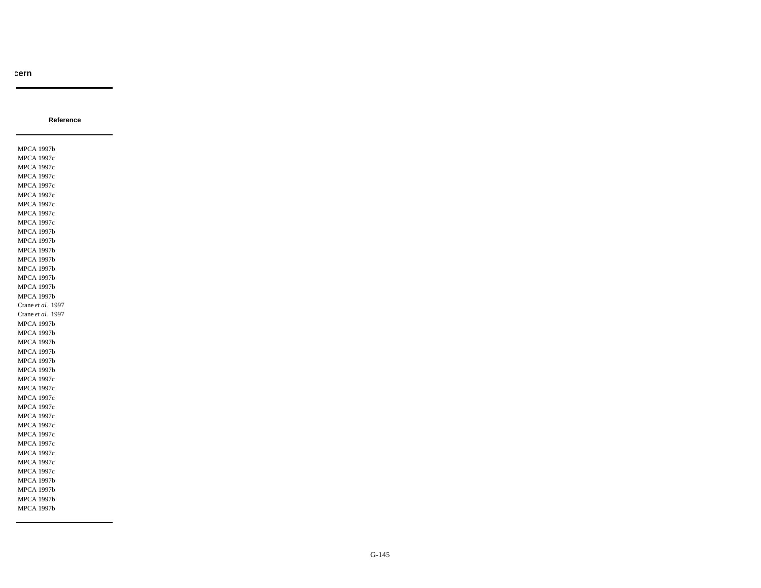cern

| Reference |
|---|
| MPCA 1997b |
| MPCA 1997c |
| MPCA 1997c |
| MPCA 1997c |
| MPCA 1997c |
| MPCA 1997c |
| MPCA 1997c |
| MPCA 1997c |
| MPCA 1997c |
| MPCA 1997b |
| MPCA 1997b |
| MPCA 1997b |
| MPCA 1997b |
| MPCA 1997b |
| MPCA 1997b |
| MPCA 1997b |
| MPCA 1997b |
| Crane *et al.* 1997 |
| Crane *et al.* 1997 |
| MPCA 1997b |
| MPCA 1997b |
| MPCA 1997b |
| MPCA 1997b |
| MPCA 1997b |
| MPCA 1997b |
| MPCA 1997c |
| MPCA 1997c |
| MPCA 1997c |
| MPCA 1997c |
| MPCA 1997c |
| MPCA 1997c |
| MPCA 1997c |
| MPCA 1997c |
| MPCA 1997c |
| MPCA 1997c |
| MPCA 1997c |
| MPCA 1997b |
| MPCA 1997b |
| MPCA 1997b |
| MPCA 1997b |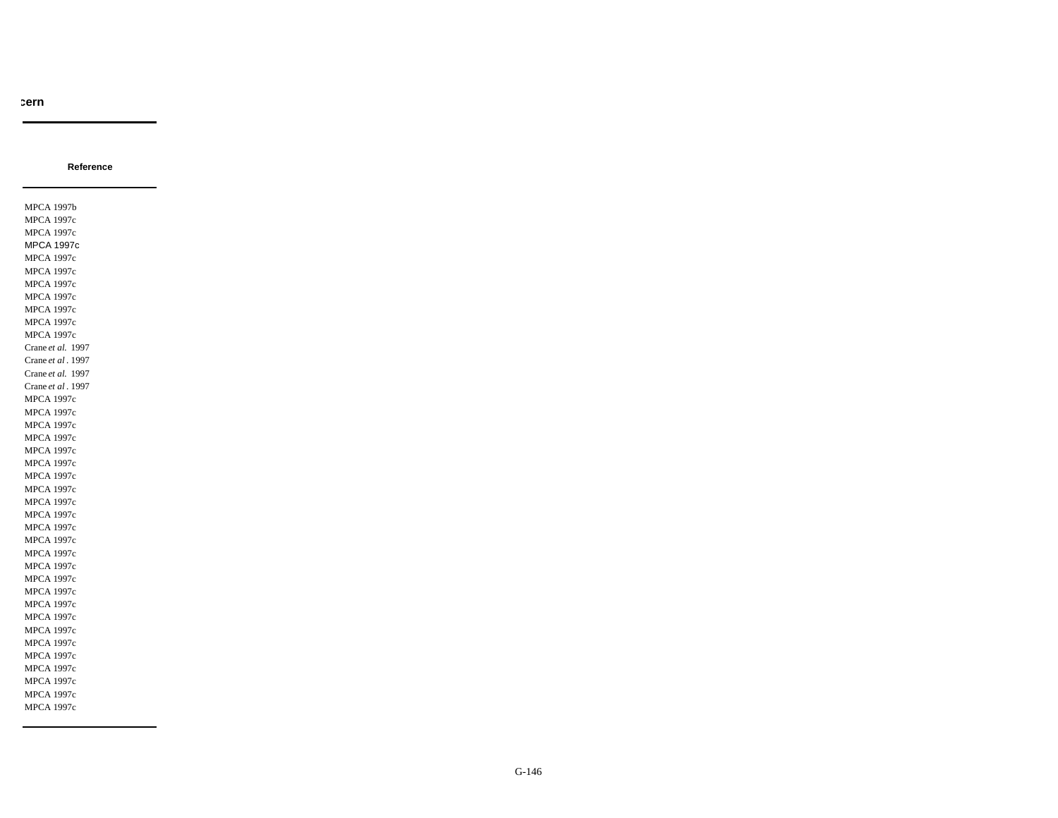cern

| Reference |
|---|
| MPCA 1997b |
| MPCA 1997c |
| MPCA 1997c |
| MPCA 1997c |
| MPCA 1997c |
| MPCA 1997c |
| MPCA 1997c |
| MPCA 1997c |
| MPCA 1997c |
| MPCA 1997c |
| MPCA 1997c |
| Crane *et al.* 1997 |
| Crane *et al*. 1997 |
| Crane *et al.* 1997 |
| Crane *et al*. 1997 |
| MPCA 1997c |
| MPCA 1997c |
| MPCA 1997c |
| MPCA 1997c |
| MPCA 1997c |
| MPCA 1997c |
| MPCA 1997c |
| MPCA 1997c |
| MPCA 1997c |
| MPCA 1997c |
| MPCA 1997c |
| MPCA 1997c |
| MPCA 1997c |
| MPCA 1997c |
| MPCA 1997c |
| MPCA 1997c |
| MPCA 1997c |
| MPCA 1997c |
| MPCA 1997c |
| MPCA 1997c |
| MPCA 1997c |
| MPCA 1997c |
| MPCA 1997c |
| MPCA 1997c |
| MPCA 1997c |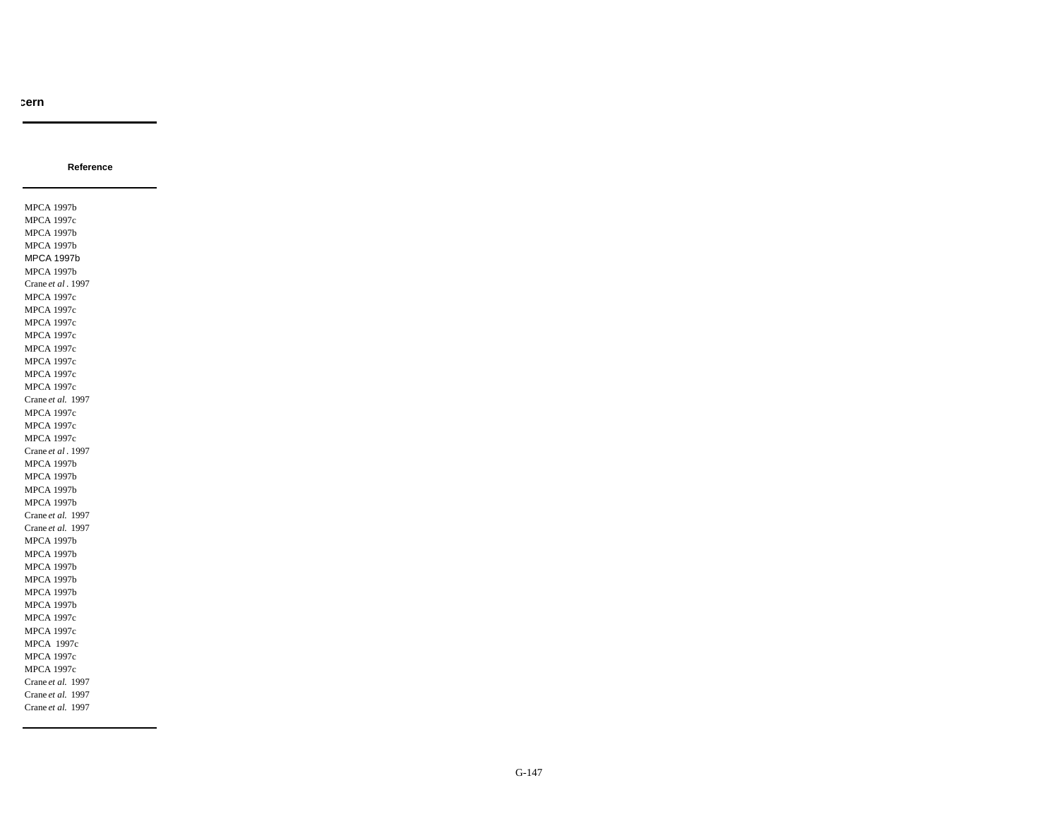cern

| Reference |
|---|
| MPCA 1997b |
| MPCA 1997c |
| MPCA 1997b |
| MPCA 1997b |
| MPCA 1997b |
| MPCA 1997b |
| Crane *et al* . 1997 |
| MPCA 1997c |
| MPCA 1997c |
| MPCA 1997c |
| MPCA 1997c |
| MPCA 1997c |
| MPCA 1997c |
| MPCA 1997c |
| MPCA 1997c |
| Crane *et al.* 1997 |
| MPCA 1997c |
| MPCA 1997c |
| MPCA 1997c |
| Crane *et al* . 1997 |
| MPCA 1997b |
| MPCA 1997b |
| MPCA 1997b |
| MPCA 1997b |
| Crane *et al.* 1997 |
| Crane *et al.* 1997 |
| MPCA 1997b |
| MPCA 1997b |
| MPCA 1997b |
| MPCA 1997b |
| MPCA 1997b |
| MPCA 1997b |
| MPCA 1997c |
| MPCA 1997c |
| MPCA 1997c |
| MPCA 1997c |
| MPCA 1997c |
| Crane *et al.* 1997 |
| Crane *et al.* 1997 |
| Crane *et al.* 1997 |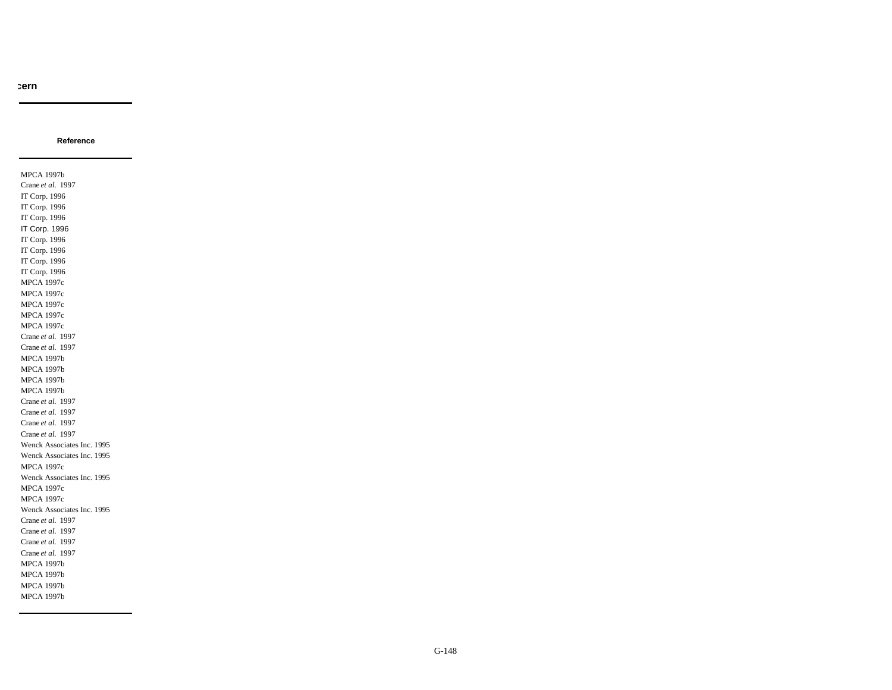cern

| Reference |
| --- |
| MPCA 1997b |
| Crane *et al.* 1997 |
| IT Corp. 1996 |
| IT Corp. 1996 |
| IT Corp. 1996 |
| IT Corp. 1996 |
| IT Corp. 1996 |
| IT Corp. 1996 |
| IT Corp. 1996 |
| IT Corp. 1996 |
| MPCA 1997c |
| MPCA 1997c |
| MPCA 1997c |
| MPCA 1997c |
| MPCA 1997c |
| Crane *et al.* 1997 |
| Crane *et al.* 1997 |
| MPCA 1997b |
| MPCA 1997b |
| MPCA 1997b |
| MPCA 1997b |
| Crane *et al.* 1997 |
| Crane *et al.* 1997 |
| Crane *et al.* 1997 |
| Crane *et al.* 1997 |
| Wenck Associates Inc. 1995 |
| Wenck Associates Inc. 1995 |
| MPCA 1997c |
| Wenck Associates Inc. 1995 |
| MPCA 1997c |
| MPCA 1997c |
| Wenck Associates Inc. 1995 |
| Crane *et al.* 1997 |
| Crane *et al.* 1997 |
| Crane *et al.* 1997 |
| Crane *et al.* 1997 |
| MPCA 1997b |
| MPCA 1997b |
| MPCA 1997b |
| MPCA 1997b |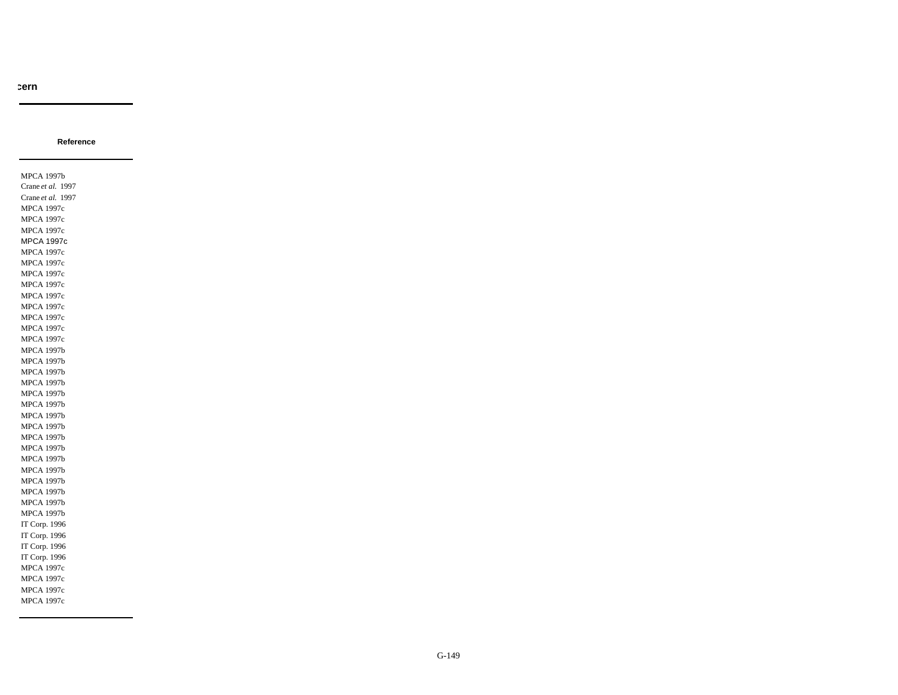cern

| Reference |
|---|
| MPCA 1997b |
| Crane *et al.* 1997 |
| Crane *et al.* 1997 |
| MPCA 1997c |
| MPCA 1997c |
| MPCA 1997c |
| MPCA 1997c |
| MPCA 1997c |
| MPCA 1997c |
| MPCA 1997c |
| MPCA 1997c |
| MPCA 1997c |
| MPCA 1997c |
| MPCA 1997c |
| MPCA 1997c |
| MPCA 1997c |
| MPCA 1997b |
| MPCA 1997b |
| MPCA 1997b |
| MPCA 1997b |
| MPCA 1997b |
| MPCA 1997b |
| MPCA 1997b |
| MPCA 1997b |
| MPCA 1997b |
| MPCA 1997b |
| MPCA 1997b |
| MPCA 1997b |
| MPCA 1997b |
| MPCA 1997b |
| MPCA 1997b |
| MPCA 1997b |
| IT Corp. 1996 |
| IT Corp. 1996 |
| IT Corp. 1996 |
| IT Corp. 1996 |
| MPCA 1997c |
| MPCA 1997c |
| MPCA 1997c |
| MPCA 1997c |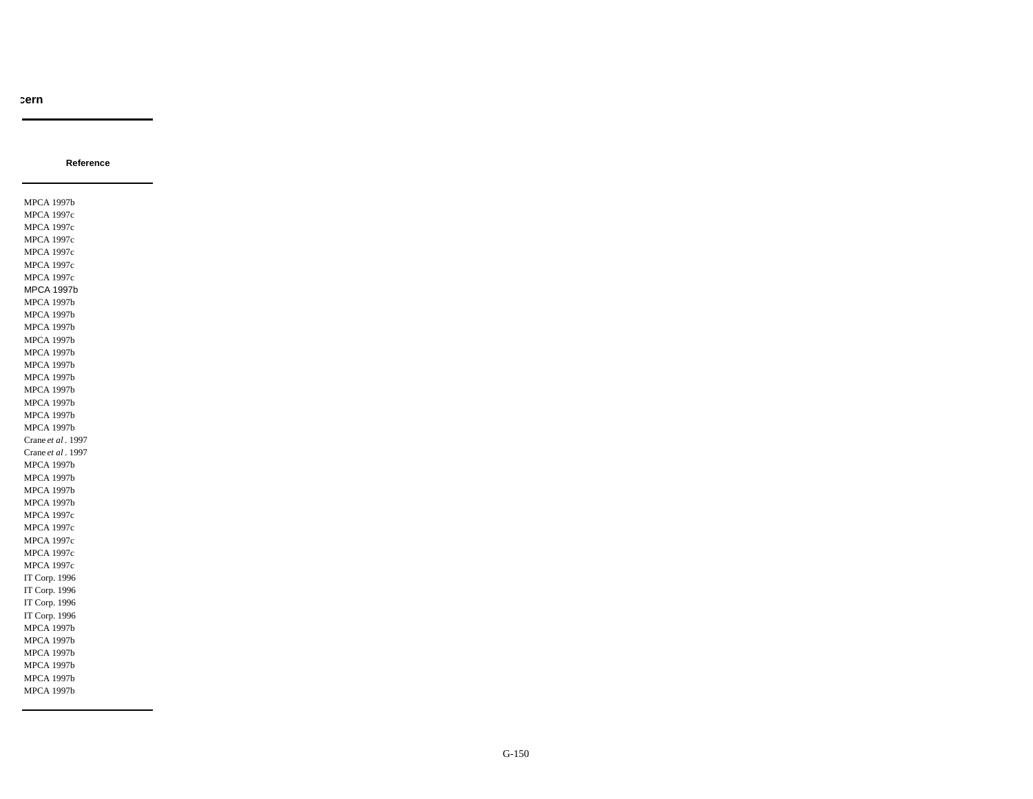cern

| Reference |
|---|
| MPCA 1997b |
| MPCA 1997c |
| MPCA 1997c |
| MPCA 1997c |
| MPCA 1997c |
| MPCA 1997c |
| MPCA 1997c |
| MPCA 1997b |
| MPCA 1997b |
| MPCA 1997b |
| MPCA 1997b |
| MPCA 1997b |
| MPCA 1997b |
| MPCA 1997b |
| MPCA 1997b |
| MPCA 1997b |
| MPCA 1997b |
| MPCA 1997b |
| MPCA 1997b |
| Crane *et al* . 1997 |
| Crane *et al* . 1997 |
| MPCA 1997b |
| MPCA 1997b |
| MPCA 1997b |
| MPCA 1997b |
| MPCA 1997c |
| MPCA 1997c |
| MPCA 1997c |
| MPCA 1997c |
| MPCA 1997c |
| IT Corp. 1996 |
| IT Corp. 1996 |
| IT Corp. 1996 |
| IT Corp. 1996 |
| MPCA 1997b |
| MPCA 1997b |
| MPCA 1997b |
| MPCA 1997b |
| MPCA 1997b |
| MPCA 1997b |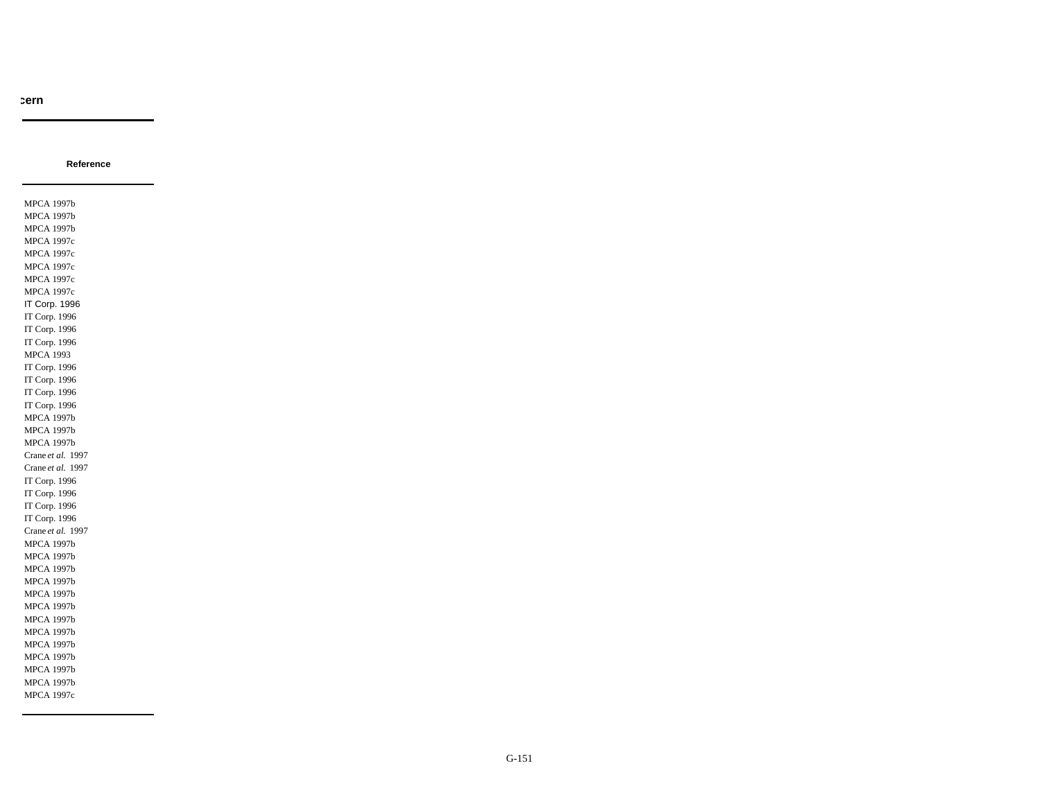cern

| Reference |
|---|
| MPCA 1997b |
| MPCA 1997b |
| MPCA 1997b |
| MPCA 1997c |
| MPCA 1997c |
| MPCA 1997c |
| MPCA 1997c |
| MPCA 1997c |
| IT Corp. 1996 |
| IT Corp. 1996 |
| IT Corp. 1996 |
| IT Corp. 1996 |
| MPCA 1993 |
| IT Corp. 1996 |
| IT Corp. 1996 |
| IT Corp. 1996 |
| IT Corp. 1996 |
| MPCA 1997b |
| MPCA 1997b |
| MPCA 1997b |
| Crane *et al.* 1997 |
| Crane *et al.* 1997 |
| IT Corp. 1996 |
| IT Corp. 1996 |
| IT Corp. 1996 |
| IT Corp. 1996 |
| Crane *et al.* 1997 |
| MPCA 1997b |
| MPCA 1997b |
| MPCA 1997b |
| MPCA 1997b |
| MPCA 1997b |
| MPCA 1997b |
| MPCA 1997b |
| MPCA 1997b |
| MPCA 1997b |
| MPCA 1997b |
| MPCA 1997b |
| MPCA 1997b |
| MPCA 1997c |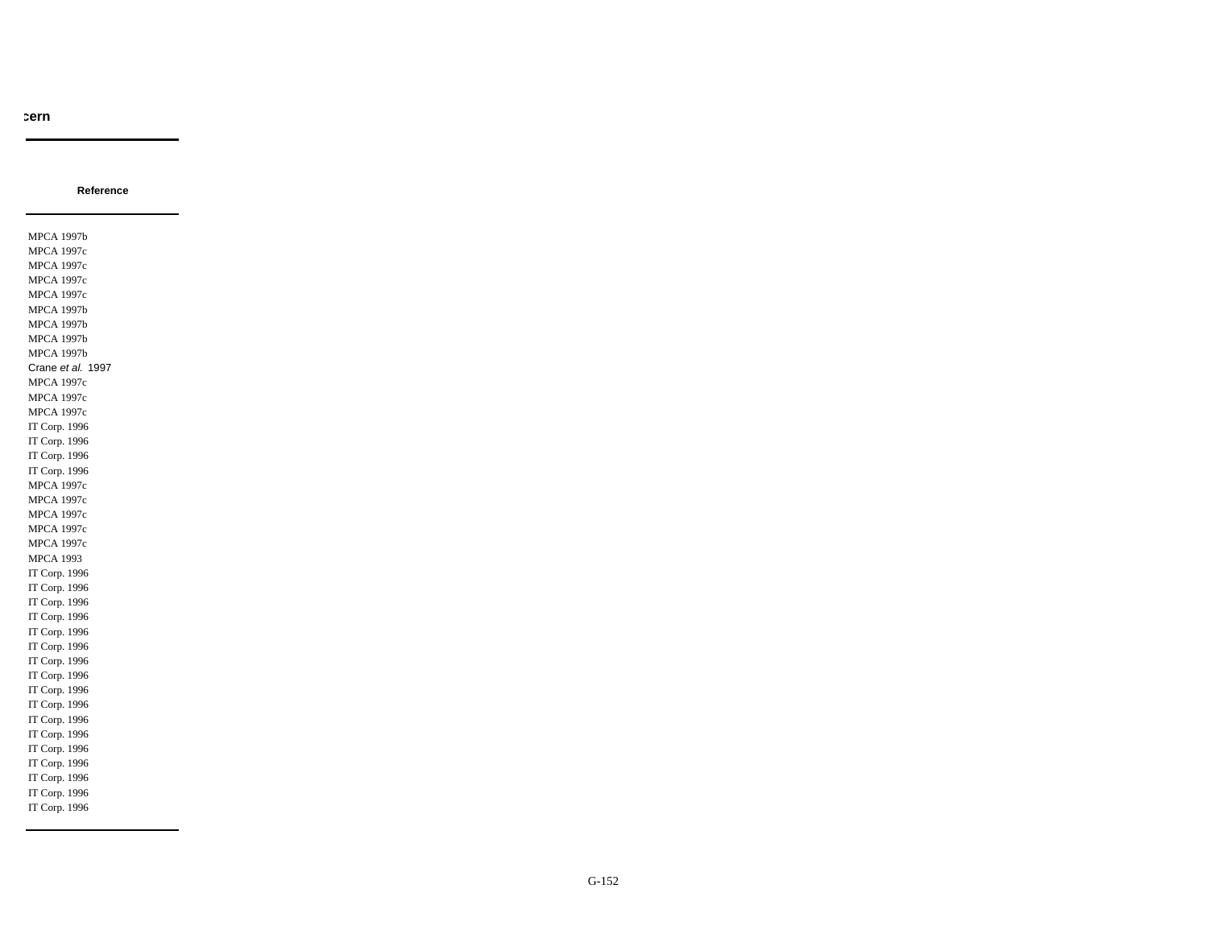cern

| Reference |
|---|
| MPCA 1997b |
| MPCA 1997c |
| MPCA 1997c |
| MPCA 1997c |
| MPCA 1997c |
| MPCA 1997b |
| MPCA 1997b |
| MPCA 1997b |
| MPCA 1997b |
| Crane *et al.* 1997 |
| MPCA 1997c |
| MPCA 1997c |
| MPCA 1997c |
| IT Corp. 1996 |
| IT Corp. 1996 |
| IT Corp. 1996 |
| IT Corp. 1996 |
| MPCA 1997c |
| MPCA 1997c |
| MPCA 1997c |
| MPCA 1997c |
| MPCA 1997c |
| MPCA 1993 |
| IT Corp. 1996 |
| IT Corp. 1996 |
| IT Corp. 1996 |
| IT Corp. 1996 |
| IT Corp. 1996 |
| IT Corp. 1996 |
| IT Corp. 1996 |
| IT Corp. 1996 |
| IT Corp. 1996 |
| IT Corp. 1996 |
| IT Corp. 1996 |
| IT Corp. 1996 |
| IT Corp. 1996 |
| IT Corp. 1996 |
| IT Corp. 1996 |
| IT Corp. 1996 |
| IT Corp. 1996 |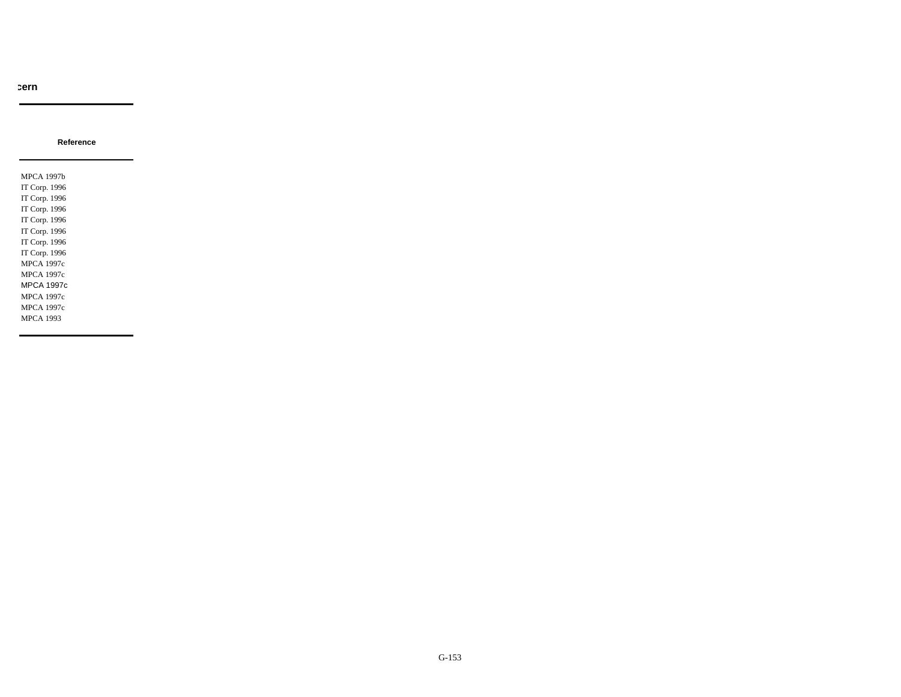cern

| Reference |
|---|
| MPCA 1997b |
| IT Corp. 1996 |
| IT Corp. 1996 |
| IT Corp. 1996 |
| IT Corp. 1996 |
| IT Corp. 1996 |
| IT Corp. 1996 |
| IT Corp. 1996 |
| MPCA 1997c |
| MPCA 1997c |
| MPCA 1997c |
| MPCA 1997c |
| MPCA 1997c |
| MPCA 1993 |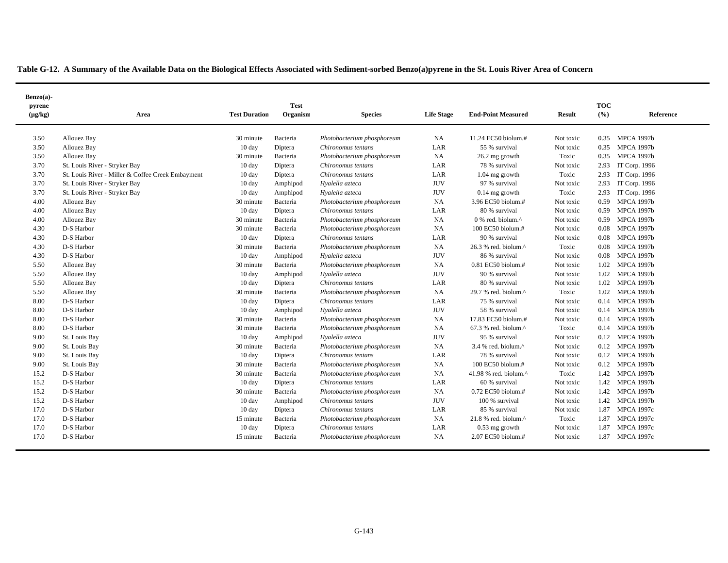**Table G-12. A Summary of the Available Data on the Biological Effects Associated with Sediment-sorbed Benzo(a)pyrene in the St. Louis River Area of Concern**

| Benzo(a)-pyrene (µg/kg) | Area | Test Duration | Test Organism | Species | Life Stage | End-Point Measured | Result | TOC (%) | Reference |
|---|---|---|---|---|---|---|---|---|---|
| 3.50 | Allouez Bay | 30 minute | Bacteria | *Photobacterium phosphoreum* | NA | 11.24 EC50 biolum.# | Not toxic | 0.35 | MPCA 1997b |
| 3.50 | Allouez Bay | 10 day | Diptera | *Chironomus tentans* | LAR | 55 % survival | Not toxic | 0.35 | MPCA 1997b |
| 3.50 | Allouez Bay | 30 minute | Bacteria | *Photobacterium phosphoreum* | NA | 26.2 mg growth | Toxic | 0.35 | MPCA 1997b |
| 3.70 | St. Louis River - Stryker Bay | 10 day | Diptera | *Chironomus tentans* | LAR | 78 % survival | Not toxic | 2.93 | IT Corp. 1996 |
| 3.70 | St. Louis River - Miller & Coffee Creek Embayment | 10 day | Diptera | *Chironomus tentans* | LAR | 1.04 mg growth | Toxic | 2.93 | IT Corp. 1996 |
| 3.70 | St. Louis River - Stryker Bay | 10 day | Amphipod | *Hyalella azteca* | JUV | 97 % survival | Not toxic | 2.93 | IT Corp. 1996 |
| 3.70 | St. Louis River - Stryker Bay | 10 day | Amphipod | *Hyalella azteca* | JUV | 0.14 mg growth | Toxic | 2.93 | IT Corp. 1996 |
| 4.00 | Allouez Bay | 30 minute | Bacteria | *Photobacterium phosphoreum* | NA | 3.96 EC50 biolum.# | Not toxic | 0.59 | MPCA 1997b |
| 4.00 | Allouez Bay | 10 day | Diptera | *Chironomus tentans* | LAR | 80 % survival | Not toxic | 0.59 | MPCA 1997b |
| 4.00 | Allouez Bay | 30 minute | Bacteria | *Photobacterium phosphoreum* | NA | 0 % red. biolum.^ | Not toxic | 0.59 | MPCA 1997b |
| 4.30 | D-S Harbor | 30 minute | Bacteria | *Photobacterium phosphoreum* | NA | 100 EC50 biolum.# | Not toxic | 0.08 | MPCA 1997b |
| 4.30 | D-S Harbor | 10 day | Diptera | *Chironomus tentans* | LAR | 90 % survival | Not toxic | 0.08 | MPCA 1997b |
| 4.30 | D-S Harbor | 30 minute | Bacteria | *Photobacterium phosphoreum* | NA | 26.3 % red. biolum.^ | Toxic | 0.08 | MPCA 1997b |
| 4.30 | D-S Harbor | 10 day | Amphipod | *Hyalella azteca* | JUV | 86 % survival | Not toxic | 0.08 | MPCA 1997b |
| 5.50 | Allouez Bay | 30 minute | Bacteria | *Photobacterium phosphoreum* | NA | 0.81 EC50 biolum.# | Not toxic | 1.02 | MPCA 1997b |
| 5.50 | Allouez Bay | 10 day | Amphipod | *Hyalella azteca* | JUV | 90 % survival | Not toxic | 1.02 | MPCA 1997b |
| 5.50 | Allouez Bay | 10 day | Diptera | *Chironomus tentans* | LAR | 80 % survival | Not toxic | 1.02 | MPCA 1997b |
| 5.50 | Allouez Bay | 30 minute | Bacteria | *Photobacterium phosphoreum* | NA | 29.7 % red. biolum.^ | Toxic | 1.02 | MPCA 1997b |
| 8.00 | D-S Harbor | 10 day | Diptera | *Chironomus tentans* | LAR | 75 % survival | Not toxic | 0.14 | MPCA 1997b |
| 8.00 | D-S Harbor | 10 day | Amphipod | *Hyalella azteca* | JUV | 58 % survival | Not toxic | 0.14 | MPCA 1997b |
| 8.00 | D-S Harbor | 30 minute | Bacteria | *Photobacterium phosphoreum* | NA | 17.83 EC50 biolum.# | Not toxic | 0.14 | MPCA 1997b |
| 8.00 | D-S Harbor | 30 minute | Bacteria | *Photobacterium phosphoreum* | NA | 67.3 % red. biolum.^ | Toxic | 0.14 | MPCA 1997b |
| 9.00 | St. Louis Bay | 10 day | Amphipod | *Hyalella azteca* | JUV | 95 % survival | Not toxic | 0.12 | MPCA 1997b |
| 9.00 | St. Louis Bay | 30 minute | Bacteria | *Photobacterium phosphoreum* | NA | 3.4 % red. biolum.^ | Not toxic | 0.12 | MPCA 1997b |
| 9.00 | St. Louis Bay | 10 day | Diptera | *Chironomus tentans* | LAR | 78 % survival | Not toxic | 0.12 | MPCA 1997b |
| 9.00 | St. Louis Bay | 30 minute | Bacteria | *Photobacterium phosphoreum* | NA | 100 EC50 biolum.# | Not toxic | 0.12 | MPCA 1997b |
| 15.2 | D-S Harbor | 30 minute | Bacteria | *Photobacterium phosphoreum* | NA | 41.98 % red. biolum.^ | Toxic | 1.42 | MPCA 1997b |
| 15.2 | D-S Harbor | 10 day | Diptera | *Chironomus tentans* | LAR | 60 % survival | Not toxic | 1.42 | MPCA 1997b |
| 15.2 | D-S Harbor | 30 minute | Bacteria | *Photobacterium phosphoreum* | NA | 0.72 EC50 biolum.# | Not toxic | 1.42 | MPCA 1997b |
| 15.2 | D-S Harbor | 10 day | Amphipod | *Chironomus tentans* | JUV | 100 % survival | Not toxic | 1.42 | MPCA 1997b |
| 17.0 | D-S Harbor | 10 day | Diptera | *Chironomus tentans* | LAR | 85 % survival | Not toxic | 1.87 | MPCA 1997c |
| 17.0 | D-S Harbor | 15 minute | Bacteria | *Photobacterium phosphoreum* | NA | 21.8 % red. biolum.^ | Toxic | 1.87 | MPCA 1997c |
| 17.0 | D-S Harbor | 10 day | Diptera | *Chironomus tentans* | LAR | 0.53 mg growth | Not toxic | 1.87 | MPCA 1997c |
| 17.0 | D-S Harbor | 15 minute | Bacteria | *Photobacterium phosphoreum* | NA | 2.07 EC50 biolum.# | Not toxic | 1.87 | MPCA 1997c |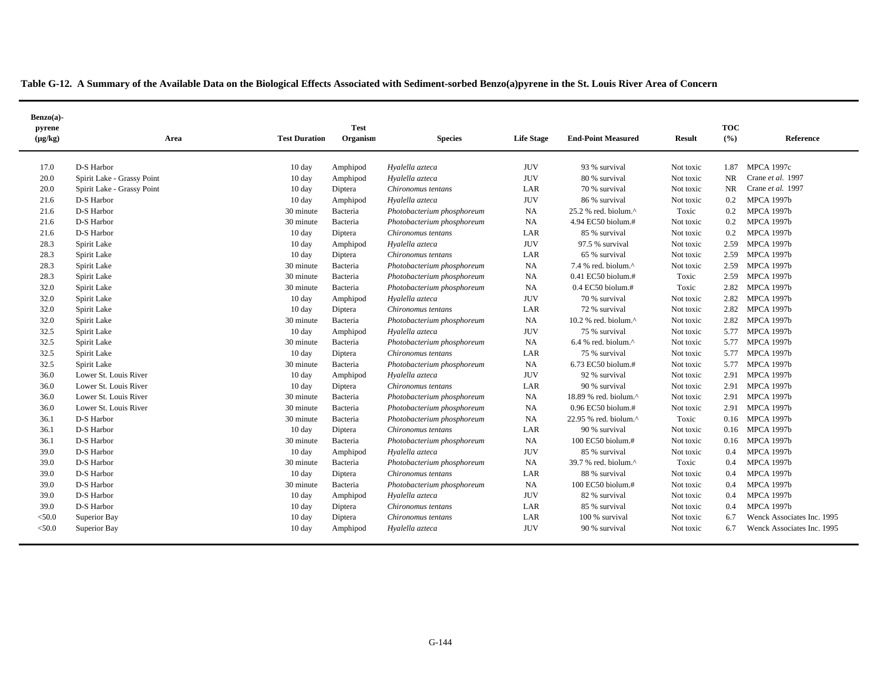**Table G-12. A Summary of the Available Data on the Biological Effects Associated with Sediment-sorbed Benzo(a)pyrene in the St. Louis River Area of Concern**

| Benzo(a)-pyrene (µg/kg) | Area | Test Duration | Test Organism | Species | Life Stage | End-Point Measured | Result | TOC (%) | Reference |
|---|---|---|---|---|---|---|---|---|---|
| 17.0 | D-S Harbor | 10 day | Amphipod | *Hyalella azteca* | JUV | 93 % survival | Not toxic | 1.87 | MPCA 1997c |
| 20.0 | Spirit Lake - Grassy Point | 10 day | Amphipod | *Hyalella azteca* | JUV | 80 % survival | Not toxic | NR | Crane *et al.* 1997 |
| 20.0 | Spirit Lake - Grassy Point | 10 day | Diptera | *Chironomus tentans* | LAR | 70 % survival | Not toxic | NR | Crane *et al.* 1997 |
| 21.6 | D-S Harbor | 10 day | Amphipod | *Hyalella azteca* | JUV | 86 % survival | Not toxic | 0.2 | MPCA 1997b |
| 21.6 | D-S Harbor | 30 minute | Bacteria | *Photobacterium phosphoreum* | NA | 25.2 % red. biolum.^ | Toxic | 0.2 | MPCA 1997b |
| 21.6 | D-S Harbor | 30 minute | Bacteria | *Photobacterium phosphoreum* | NA | 4.94 EC50 biolum.# | Not toxic | 0.2 | MPCA 1997b |
| 21.6 | D-S Harbor | 10 day | Diptera | *Chironomus tentans* | LAR | 85 % survival | Not toxic | 0.2 | MPCA 1997b |
| 28.3 | Spirit Lake | 10 day | Amphipod | *Hyalella azteca* | JUV | 97.5 % survival | Not toxic | 2.59 | MPCA 1997b |
| 28.3 | Spirit Lake | 10 day | Diptera | *Chironomus tentans* | LAR | 65 % survival | Not toxic | 2.59 | MPCA 1997b |
| 28.3 | Spirit Lake | 30 minute | Bacteria | *Photobacterium phosphoreum* | NA | 7.4 % red. biolum.^ | Not toxic | 2.59 | MPCA 1997b |
| 28.3 | Spirit Lake | 30 minute | Bacteria | *Photobacterium phosphoreum* | NA | 0.41 EC50 biolum.# | Toxic | 2.59 | MPCA 1997b |
| 32.0 | Spirit Lake | 30 minute | Bacteria | *Photobacterium phosphoreum* | NA | 0.4 EC50 biolum.# | Toxic | 2.82 | MPCA 1997b |
| 32.0 | Spirit Lake | 10 day | Amphipod | *Hyalella azteca* | JUV | 70 % survival | Not toxic | 2.82 | MPCA 1997b |
| 32.0 | Spirit Lake | 10 day | Diptera | *Chironomus tentans* | LAR | 72 % survival | Not toxic | 2.82 | MPCA 1997b |
| 32.0 | Spirit Lake | 30 minute | Bacteria | *Photobacterium phosphoreum* | NA | 10.2 % red. biolum.^ | Not toxic | 2.82 | MPCA 1997b |
| 32.5 | Spirit Lake | 10 day | Amphipod | *Hyalella azteca* | JUV | 75 % survival | Not toxic | 5.77 | MPCA 1997b |
| 32.5 | Spirit Lake | 30 minute | Bacteria | *Photobacterium phosphoreum* | NA | 6.4 % red. biolum.^ | Not toxic | 5.77 | MPCA 1997b |
| 32.5 | Spirit Lake | 10 day | Diptera | *Chironomus tentans* | LAR | 75 % survival | Not toxic | 5.77 | MPCA 1997b |
| 32.5 | Spirit Lake | 30 minute | Bacteria | *Photobacterium phosphoreum* | NA | 6.73 EC50 biolum.# | Not toxic | 5.77 | MPCA 1997b |
| 36.0 | Lower St. Louis River | 10 day | Amphipod | *Hyalella azteca* | JUV | 92 % survival | Not toxic | 2.91 | MPCA 1997b |
| 36.0 | Lower St. Louis River | 10 day | Diptera | *Chironomus tentans* | LAR | 90 % survival | Not toxic | 2.91 | MPCA 1997b |
| 36.0 | Lower St. Louis River | 30 minute | Bacteria | *Photobacterium phosphoreum* | NA | 18.89 % red. biolum.^ | Not toxic | 2.91 | MPCA 1997b |
| 36.0 | Lower St. Louis River | 30 minute | Bacteria | *Photobacterium phosphoreum* | NA | 0.96 EC50 biolum.# | Not toxic | 2.91 | MPCA 1997b |
| 36.1 | D-S Harbor | 30 minute | Bacteria | *Photobacterium phosphoreum* | NA | 22.95 % red. biolum.^ | Toxic | 0.16 | MPCA 1997b |
| 36.1 | D-S Harbor | 10 day | Diptera | *Chironomus tentans* | LAR | 90 % survival | Not toxic | 0.16 | MPCA 1997b |
| 36.1 | D-S Harbor | 30 minute | Bacteria | *Photobacterium phosphoreum* | NA | 100 EC50 biolum.# | Not toxic | 0.16 | MPCA 1997b |
| 39.0 | D-S Harbor | 10 day | Amphipod | *Hyalella azteca* | JUV | 85 % survival | Not toxic | 0.4 | MPCA 1997b |
| 39.0 | D-S Harbor | 30 minute | Bacteria | *Photobacterium phosphoreum* | NA | 39.7 % red. biolum.^ | Toxic | 0.4 | MPCA 1997b |
| 39.0 | D-S Harbor | 10 day | Diptera | *Chironomus tentans* | LAR | 88 % survival | Not toxic | 0.4 | MPCA 1997b |
| 39.0 | D-S Harbor | 30 minute | Bacteria | *Photobacterium phosphoreum* | NA | 100 EC50 biolum.# | Not toxic | 0.4 | MPCA 1997b |
| 39.0 | D-S Harbor | 10 day | Amphipod | *Hyalella azteca* | JUV | 82 % survival | Not toxic | 0.4 | MPCA 1997b |
| 39.0 | D-S Harbor | 10 day | Diptera | *Chironomus tentans* | LAR | 85 % survival | Not toxic | 0.4 | MPCA 1997b |
| <50.0 | Superior Bay | 10 day | Diptera | *Chironomus tentans* | LAR | 100 % survival | Not toxic | 6.7 | Wenck Associates Inc. 1995 |
| <50.0 | Superior Bay | 10 day | Amphipod | *Hyalella azteca* | JUV | 90 % survival | Not toxic | 6.7 | Wenck Associates Inc. 1995 |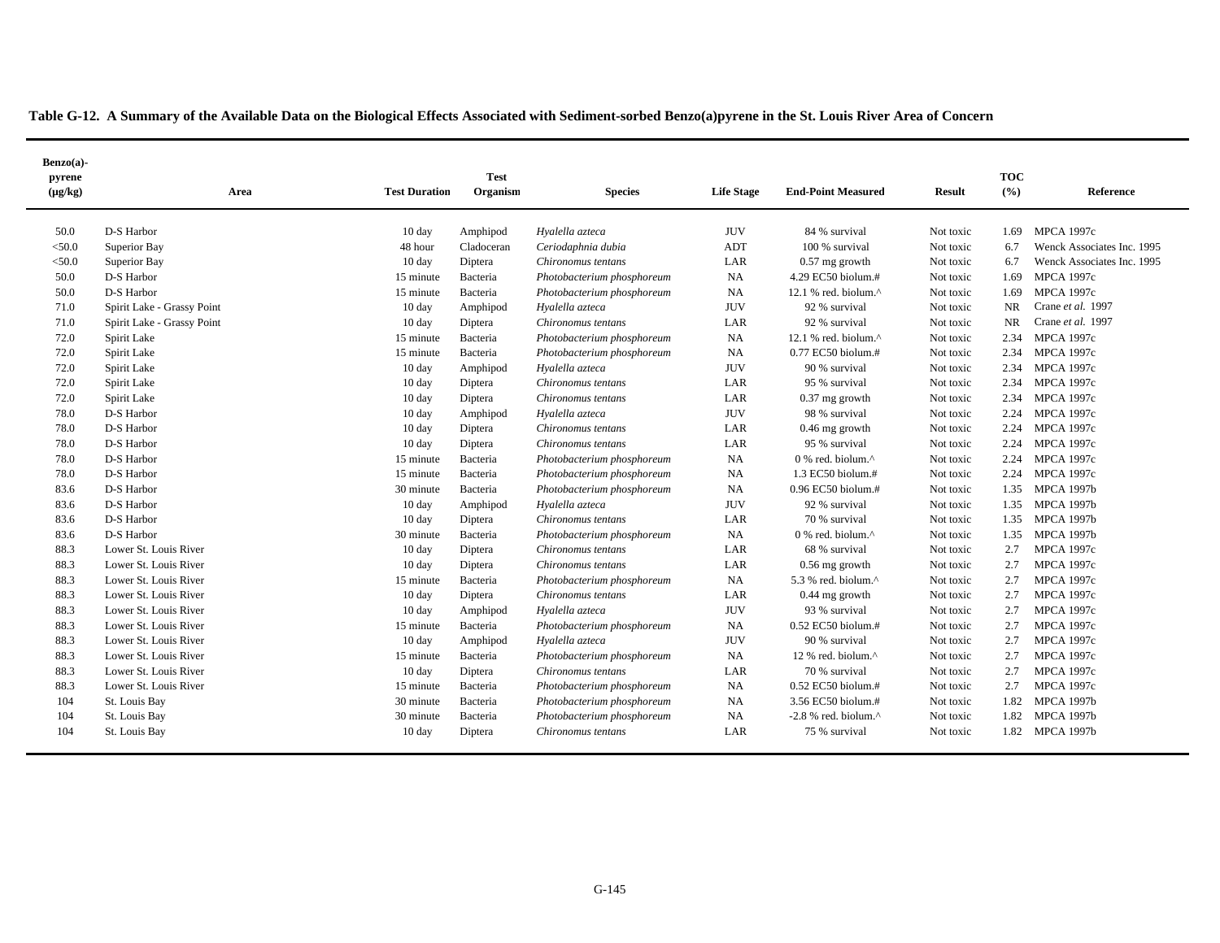**Table G-12. A Summary of the Available Data on the Biological Effects Associated with Sediment-sorbed Benzo(a)pyrene in the St. Louis River Area of Concern**

| Benzo(a)-pyrene (µg/kg) | Area | Test Duration | Test Organism | Species | Life Stage | End-Point Measured | Result | TOC (%) | Reference |
|---|---|---|---|---|---|---|---|---|---|
| 50.0 | D-S Harbor | 10 day | Amphipod | *Hyalella azteca* | JUV | 84 % survival | Not toxic | 1.69 | MPCA 1997c |
| <50.0 | Superior Bay | 48 hour | Cladoceran | *Ceriodaphnia dubia* | ADT | 100 % survival | Not toxic | 6.7 | Wenck Associates Inc. 1995 |
| <50.0 | Superior Bay | 10 day | Diptera | *Chironomus tentans* | LAR | 0.57 mg growth | Not toxic | 6.7 | Wenck Associates Inc. 1995 |
| 50.0 | D-S Harbor | 15 minute | Bacteria | *Photobacterium phosphoreum* | NA | 4.29 EC50 biolum.# | Not toxic | 1.69 | MPCA 1997c |
| 50.0 | D-S Harbor | 15 minute | Bacteria | *Photobacterium phosphoreum* | NA | 12.1 % red. biolum.^ | Not toxic | 1.69 | MPCA 1997c |
| 71.0 | Spirit Lake - Grassy Point | 10 day | Amphipod | *Hyalella azteca* | JUV | 92 % survival | Not toxic | NR | Crane *et al.* 1997 |
| 71.0 | Spirit Lake - Grassy Point | 10 day | Diptera | *Chironomus tentans* | LAR | 92 % survival | Not toxic | NR | Crane *et al.* 1997 |
| 72.0 | Spirit Lake | 15 minute | Bacteria | *Photobacterium phosphoreum* | NA | 12.1 % red. biolum.^ | Not toxic | 2.34 | MPCA 1997c |
| 72.0 | Spirit Lake | 15 minute | Bacteria | *Photobacterium phosphoreum* | NA | 0.77 EC50 biolum.# | Not toxic | 2.34 | MPCA 1997c |
| 72.0 | Spirit Lake | 10 day | Amphipod | *Hyalella azteca* | JUV | 90 % survival | Not toxic | 2.34 | MPCA 1997c |
| 72.0 | Spirit Lake | 10 day | Diptera | *Chironomus tentans* | LAR | 95 % survival | Not toxic | 2.34 | MPCA 1997c |
| 72.0 | Spirit Lake | 10 day | Diptera | *Chironomus tentans* | LAR | 0.37 mg growth | Not toxic | 2.34 | MPCA 1997c |
| 78.0 | D-S Harbor | 10 day | Amphipod | *Hyalella azteca* | JUV | 98 % survival | Not toxic | 2.24 | MPCA 1997c |
| 78.0 | D-S Harbor | 10 day | Diptera | *Chironomus tentans* | LAR | 0.46 mg growth | Not toxic | 2.24 | MPCA 1997c |
| 78.0 | D-S Harbor | 10 day | Diptera | *Chironomus tentans* | LAR | 95 % survival | Not toxic | 2.24 | MPCA 1997c |
| 78.0 | D-S Harbor | 15 minute | Bacteria | *Photobacterium phosphoreum* | NA | 0 % red. biolum.^ | Not toxic | 2.24 | MPCA 1997c |
| 78.0 | D-S Harbor | 15 minute | Bacteria | *Photobacterium phosphoreum* | NA | 1.3 EC50 biolum.# | Not toxic | 2.24 | MPCA 1997c |
| 83.6 | D-S Harbor | 30 minute | Bacteria | *Photobacterium phosphoreum* | NA | 0.96 EC50 biolum.# | Not toxic | 1.35 | MPCA 1997b |
| 83.6 | D-S Harbor | 10 day | Amphipod | *Hyalella azteca* | JUV | 92 % survival | Not toxic | 1.35 | MPCA 1997b |
| 83.6 | D-S Harbor | 10 day | Diptera | *Chironomus tentans* | LAR | 70 % survival | Not toxic | 1.35 | MPCA 1997b |
| 83.6 | D-S Harbor | 30 minute | Bacteria | *Photobacterium phosphoreum* | NA | 0 % red. biolum.^ | Not toxic | 1.35 | MPCA 1997b |
| 88.3 | Lower St. Louis River | 10 day | Diptera | *Chironomus tentans* | LAR | 68 % survival | Not toxic | 2.7 | MPCA 1997c |
| 88.3 | Lower St. Louis River | 10 day | Diptera | *Chironomus tentans* | LAR | 0.56 mg growth | Not toxic | 2.7 | MPCA 1997c |
| 88.3 | Lower St. Louis River | 15 minute | Bacteria | *Photobacterium phosphoreum* | NA | 5.3 % red. biolum.^ | Not toxic | 2.7 | MPCA 1997c |
| 88.3 | Lower St. Louis River | 10 day | Diptera | *Chironomus tentans* | LAR | 0.44 mg growth | Not toxic | 2.7 | MPCA 1997c |
| 88.3 | Lower St. Louis River | 10 day | Amphipod | *Hyalella azteca* | JUV | 93 % survival | Not toxic | 2.7 | MPCA 1997c |
| 88.3 | Lower St. Louis River | 15 minute | Bacteria | *Photobacterium phosphoreum* | NA | 0.52 EC50 biolum.# | Not toxic | 2.7 | MPCA 1997c |
| 88.3 | Lower St. Louis River | 10 day | Amphipod | *Hyalella azteca* | JUV | 90 % survival | Not toxic | 2.7 | MPCA 1997c |
| 88.3 | Lower St. Louis River | 15 minute | Bacteria | *Photobacterium phosphoreum* | NA | 12 % red. biolum.^ | Not toxic | 2.7 | MPCA 1997c |
| 88.3 | Lower St. Louis River | 10 day | Diptera | *Chironomus tentans* | LAR | 70 % survival | Not toxic | 2.7 | MPCA 1997c |
| 88.3 | Lower St. Louis River | 15 minute | Bacteria | *Photobacterium phosphoreum* | NA | 0.52 EC50 biolum.# | Not toxic | 2.7 | MPCA 1997c |
| 104 | St. Louis Bay | 30 minute | Bacteria | *Photobacterium phosphoreum* | NA | 3.56 EC50 biolum.# | Not toxic | 1.82 | MPCA 1997b |
| 104 | St. Louis Bay | 30 minute | Bacteria | *Photobacterium phosphoreum* | NA | -2.8 % red. biolum.^ | Not toxic | 1.82 | MPCA 1997b |
| 104 | St. Louis Bay | 10 day | Diptera | *Chironomus tentans* | LAR | 75 % survival | Not toxic | 1.82 | MPCA 1997b |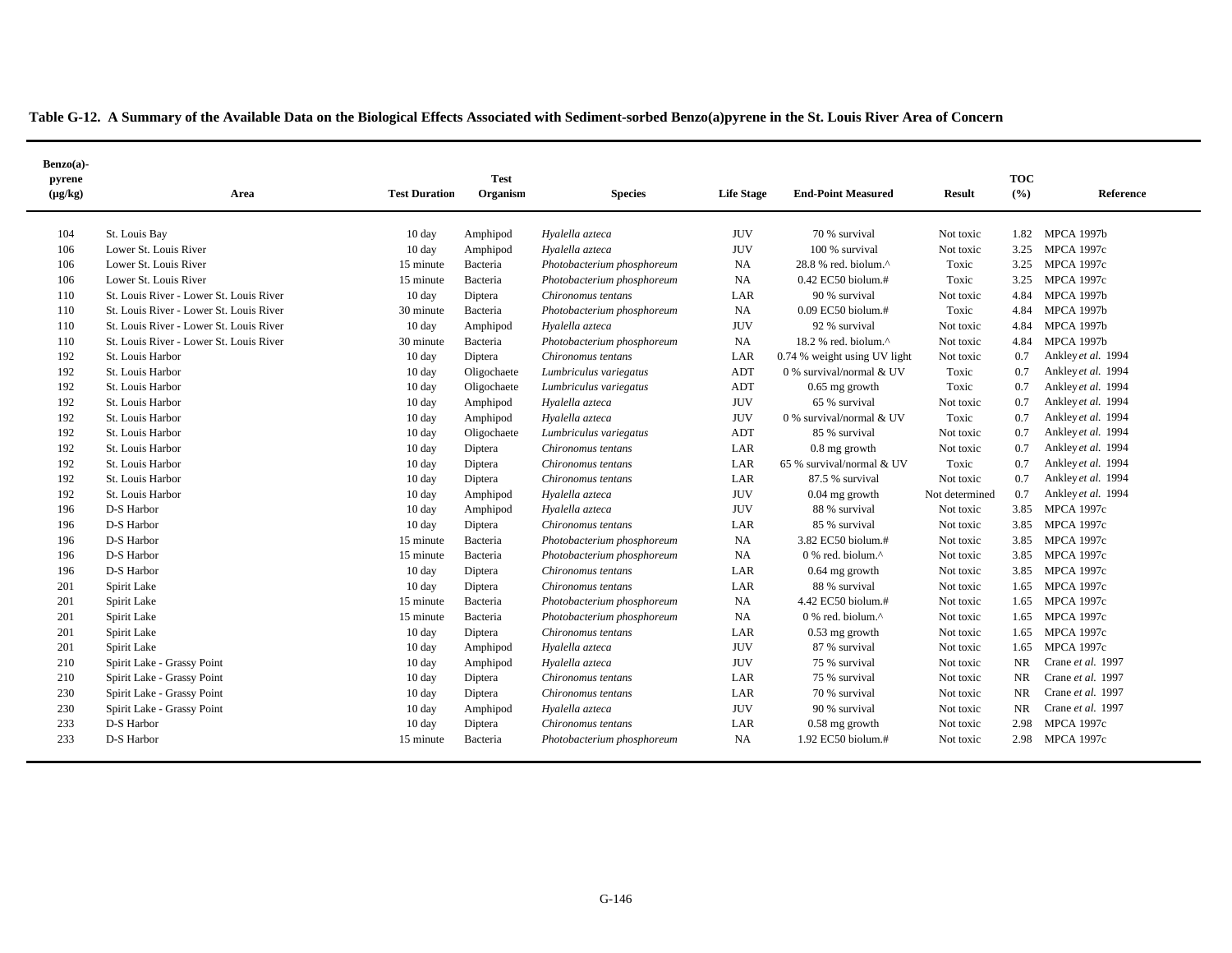**Table G-12. A Summary of the Available Data on the Biological Effects Associated with Sediment-sorbed Benzo(a)pyrene in the St. Louis River Area of Concern**

| Benzo(a)-pyrene (µg/kg) | Area | Test Duration | Test Organism | Species | Life Stage | End-Point Measured | Result | TOC (%) | Reference |
|---|---|---|---|---|---|---|---|---|---|
| 104 | St. Louis Bay | 10 day | Amphipod | *Hyalella azteca* | JUV | 70 % survival | Not toxic | 1.82 | MPCA 1997b |
| 106 | Lower St. Louis River | 10 day | Amphipod | *Hyalella azteca* | JUV | 100 % survival | Not toxic | 3.25 | MPCA 1997c |
| 106 | Lower St. Louis River | 15 minute | Bacteria | *Photobacterium phosphoreum* | NA | 28.8 % red. biolum.^ | Toxic | 3.25 | MPCA 1997c |
| 106 | Lower St. Louis River | 15 minute | Bacteria | *Photobacterium phosphoreum* | NA | 0.42 EC50 biolum.# | Toxic | 3.25 | MPCA 1997c |
| 110 | St. Louis River - Lower St. Louis River | 10 day | Diptera | *Chironomus tentans* | LAR | 90 % survival | Not toxic | 4.84 | MPCA 1997b |
| 110 | St. Louis River - Lower St. Louis River | 30 minute | Bacteria | *Photobacterium phosphoreum* | NA | 0.09 EC50 biolum.# | Toxic | 4.84 | MPCA 1997b |
| 110 | St. Louis River - Lower St. Louis River | 10 day | Amphipod | *Hyalella azteca* | JUV | 92 % survival | Not toxic | 4.84 | MPCA 1997b |
| 110 | St. Louis River - Lower St. Louis River | 30 minute | Bacteria | *Photobacterium phosphoreum* | NA | 18.2 % red. biolum.^ | Not toxic | 4.84 | MPCA 1997b |
| 192 | St. Louis Harbor | 10 day | Diptera | *Chironomus tentans* | LAR | 0.74 % weight using UV light | Not toxic | 0.7 | Ankley *et al.* 1994 |
| 192 | St. Louis Harbor | 10 day | Oligochaete | *Lumbriculus variegatus* | ADT | 0 % survival/normal & UV | Toxic | 0.7 | Ankley *et al.* 1994 |
| 192 | St. Louis Harbor | 10 day | Oligochaete | *Lumbriculus variegatus* | ADT | 0.65 mg growth | Toxic | 0.7 | Ankley *et al.* 1994 |
| 192 | St. Louis Harbor | 10 day | Amphipod | *Hyalella azteca* | JUV | 65 % survival | Not toxic | 0.7 | Ankley *et al.* 1994 |
| 192 | St. Louis Harbor | 10 day | Amphipod | *Hyalella azteca* | JUV | 0 % survival/normal & UV | Toxic | 0.7 | Ankley *et al.* 1994 |
| 192 | St. Louis Harbor | 10 day | Oligochaete | *Lumbriculus variegatus* | ADT | 85 % survival | Not toxic | 0.7 | Ankley *et al.* 1994 |
| 192 | St. Louis Harbor | 10 day | Diptera | *Chironomus tentans* | LAR | 0.8 mg growth | Not toxic | 0.7 | Ankley *et al.* 1994 |
| 192 | St. Louis Harbor | 10 day | Diptera | *Chironomus tentans* | LAR | 65 % survival/normal & UV | Toxic | 0.7 | Ankley *et al.* 1994 |
| 192 | St. Louis Harbor | 10 day | Diptera | *Chironomus tentans* | LAR | 87.5 % survival | Not toxic | 0.7 | Ankley *et al.* 1994 |
| 192 | St. Louis Harbor | 10 day | Amphipod | *Hyalella azteca* | JUV | 0.04 mg growth | Not determined | 0.7 | Ankley *et al.* 1994 |
| 196 | D-S Harbor | 10 day | Amphipod | *Hyalella azteca* | JUV | 88 % survival | Not toxic | 3.85 | MPCA 1997c |
| 196 | D-S Harbor | 10 day | Diptera | *Chironomus tentans* | LAR | 85 % survival | Not toxic | 3.85 | MPCA 1997c |
| 196 | D-S Harbor | 15 minute | Bacteria | *Photobacterium phosphoreum* | NA | 3.82 EC50 biolum.# | Not toxic | 3.85 | MPCA 1997c |
| 196 | D-S Harbor | 15 minute | Bacteria | *Photobacterium phosphoreum* | NA | 0 % red. biolum.^ | Not toxic | 3.85 | MPCA 1997c |
| 196 | D-S Harbor | 10 day | Diptera | *Chironomus tentans* | LAR | 0.64 mg growth | Not toxic | 3.85 | MPCA 1997c |
| 201 | Spirit Lake | 10 day | Diptera | *Chironomus tentans* | LAR | 88 % survival | Not toxic | 1.65 | MPCA 1997c |
| 201 | Spirit Lake | 15 minute | Bacteria | *Photobacterium phosphoreum* | NA | 4.42 EC50 biolum.# | Not toxic | 1.65 | MPCA 1997c |
| 201 | Spirit Lake | 15 minute | Bacteria | *Photobacterium phosphoreum* | NA | 0 % red. biolum.^ | Not toxic | 1.65 | MPCA 1997c |
| 201 | Spirit Lake | 10 day | Diptera | *Chironomus tentans* | LAR | 0.53 mg growth | Not toxic | 1.65 | MPCA 1997c |
| 201 | Spirit Lake | 10 day | Amphipod | *Hyalella azteca* | JUV | 87 % survival | Not toxic | 1.65 | MPCA 1997c |
| 210 | Spirit Lake - Grassy Point | 10 day | Amphipod | *Hyalella azteca* | JUV | 75 % survival | Not toxic | NR | Crane *et al.* 1997 |
| 210 | Spirit Lake - Grassy Point | 10 day | Diptera | *Chironomus tentans* | LAR | 75 % survival | Not toxic | NR | Crane *et al.* 1997 |
| 230 | Spirit Lake - Grassy Point | 10 day | Diptera | *Chironomus tentans* | LAR | 70 % survival | Not toxic | NR | Crane *et al.* 1997 |
| 230 | Spirit Lake - Grassy Point | 10 day | Amphipod | *Hyalella azteca* | JUV | 90 % survival | Not toxic | NR | Crane *et al.* 1997 |
| 233 | D-S Harbor | 10 day | Diptera | *Chironomus tentans* | LAR | 0.58 mg growth | Not toxic | 2.98 | MPCA 1997c |
| 233 | D-S Harbor | 15 minute | Bacteria | *Photobacterium phosphoreum* | NA | 1.92 EC50 biolum.# | Not toxic | 2.98 | MPCA 1997c |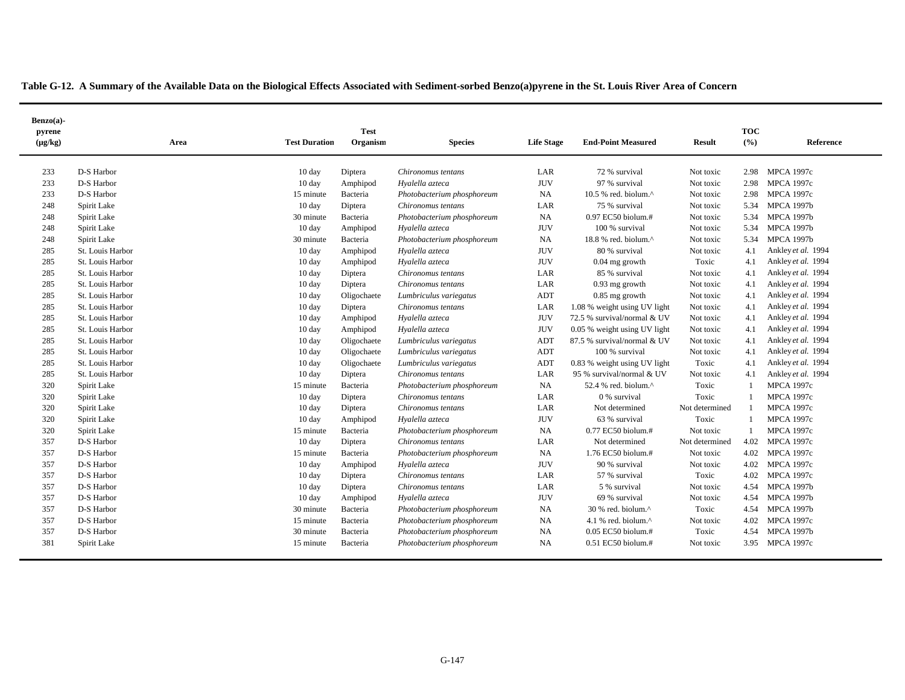**Table G-12. A Summary of the Available Data on the Biological Effects Associated with Sediment-sorbed Benzo(a)pyrene in the St. Louis River Area of Concern**

| Benzo(a)-pyrene (µg/kg) | Area | Test Duration | Test Organism | Species | Life Stage | End-Point Measured | Result | TOC (%) | Reference |
|---|---|---|---|---|---|---|---|---|---|
| 233 | D-S Harbor | 10 day | Diptera | *Chironomus tentans* | LAR | 72 % survival | Not toxic | 2.98 | MPCA 1997c |
| 233 | D-S Harbor | 10 day | Amphipod | *Hyalella azteca* | JUV | 97 % survival | Not toxic | 2.98 | MPCA 1997c |
| 233 | D-S Harbor | 15 minute | Bacteria | *Photobacterium phosphoreum* | NA | 10.5 % red. biolum.^ | Not toxic | 2.98 | MPCA 1997c |
| 248 | Spirit Lake | 10 day | Diptera | *Chironomus tentans* | LAR | 75 % survival | Not toxic | 5.34 | MPCA 1997b |
| 248 | Spirit Lake | 30 minute | Bacteria | *Photobacterium phosphoreum* | NA | 0.97 EC50 biolum.# | Not toxic | 5.34 | MPCA 1997b |
| 248 | Spirit Lake | 10 day | Amphipod | *Hyalella azteca* | JUV | 100 % survival | Not toxic | 5.34 | MPCA 1997b |
| 248 | Spirit Lake | 30 minute | Bacteria | *Photobacterium phosphoreum* | NA | 18.8 % red. biolum.^ | Not toxic | 5.34 | MPCA 1997b |
| 285 | St. Louis Harbor | 10 day | Amphipod | *Hyalella azteca* | JUV | 80 % survival | Not toxic | 4.1 | Ankley *et al.* 1994 |
| 285 | St. Louis Harbor | 10 day | Amphipod | *Hyalella azteca* | JUV | 0.04 mg growth | Toxic | 4.1 | Ankley *et al.* 1994 |
| 285 | St. Louis Harbor | 10 day | Diptera | *Chironomus tentans* | LAR | 85 % survival | Not toxic | 4.1 | Ankley *et al.* 1994 |
| 285 | St. Louis Harbor | 10 day | Diptera | *Chironomus tentans* | LAR | 0.93 mg growth | Not toxic | 4.1 | Ankley *et al.* 1994 |
| 285 | St. Louis Harbor | 10 day | Oligochaete | *Lumbriculus variegatus* | ADT | 0.85 mg growth | Not toxic | 4.1 | Ankley *et al.* 1994 |
| 285 | St. Louis Harbor | 10 day | Diptera | *Chironomus tentans* | LAR | 1.08 % weight using UV light | Not toxic | 4.1 | Ankley *et al.* 1994 |
| 285 | St. Louis Harbor | 10 day | Amphipod | *Hyalella azteca* | JUV | 72.5 % survival/normal & UV | Not toxic | 4.1 | Ankley *et al.* 1994 |
| 285 | St. Louis Harbor | 10 day | Amphipod | *Hyalella azteca* | JUV | 0.05 % weight using UV light | Not toxic | 4.1 | Ankley *et al.* 1994 |
| 285 | St. Louis Harbor | 10 day | Oligochaete | *Lumbriculus variegatus* | ADT | 87.5 % survival/normal & UV | Not toxic | 4.1 | Ankley *et al.* 1994 |
| 285 | St. Louis Harbor | 10 day | Oligochaete | *Lumbriculus variegatus* | ADT | 100 % survival | Not toxic | 4.1 | Ankley *et al.* 1994 |
| 285 | St. Louis Harbor | 10 day | Oligochaete | *Lumbriculus variegatus* | ADT | 0.83 % weight using UV light | Toxic | 4.1 | Ankley *et al.* 1994 |
| 285 | St. Louis Harbor | 10 day | Diptera | *Chironomus tentans* | LAR | 95 % survival/normal & UV | Not toxic | 4.1 | Ankley *et al.* 1994 |
| 320 | Spirit Lake | 15 minute | Bacteria | *Photobacterium phosphoreum* | NA | 52.4 % red. biolum.^ | Toxic | 1 | MPCA 1997c |
| 320 | Spirit Lake | 10 day | Diptera | *Chironomus tentans* | LAR | 0 % survival | Toxic | 1 | MPCA 1997c |
| 320 | Spirit Lake | 10 day | Diptera | *Chironomus tentans* | LAR | Not determined | Not determined | 1 | MPCA 1997c |
| 320 | Spirit Lake | 10 day | Amphipod | *Hyalella azteca* | JUV | 63 % survival | Toxic | 1 | MPCA 1997c |
| 320 | Spirit Lake | 15 minute | Bacteria | *Photobacterium phosphoreum* | NA | 0.77 EC50 biolum.# | Not toxic | 1 | MPCA 1997c |
| 357 | D-S Harbor | 10 day | Diptera | *Chironomus tentans* | LAR | Not determined | Not determined | 4.02 | MPCA 1997c |
| 357 | D-S Harbor | 15 minute | Bacteria | *Photobacterium phosphoreum* | NA | 1.76 EC50 biolum.# | Not toxic | 4.02 | MPCA 1997c |
| 357 | D-S Harbor | 10 day | Amphipod | *Hyalella azteca* | JUV | 90 % survival | Not toxic | 4.02 | MPCA 1997c |
| 357 | D-S Harbor | 10 day | Diptera | *Chironomus tentans* | LAR | 57 % survival | Toxic | 4.02 | MPCA 1997c |
| 357 | D-S Harbor | 10 day | Diptera | *Chironomus tentans* | LAR | 5 % survival | Not toxic | 4.54 | MPCA 1997b |
| 357 | D-S Harbor | 10 day | Amphipod | *Hyalella azteca* | JUV | 69 % survival | Not toxic | 4.54 | MPCA 1997b |
| 357 | D-S Harbor | 30 minute | Bacteria | *Photobacterium phosphoreum* | NA | 30 % red. biolum.^ | Toxic | 4.54 | MPCA 1997b |
| 357 | D-S Harbor | 15 minute | Bacteria | *Photobacterium phosphoreum* | NA | 4.1 % red. biolum.^ | Not toxic | 4.02 | MPCA 1997c |
| 357 | D-S Harbor | 30 minute | Bacteria | *Photobacterium phosphoreum* | NA | 0.05 EC50 biolum.# | Toxic | 4.54 | MPCA 1997b |
| 381 | Spirit Lake | 15 minute | Bacteria | *Photobacterium phosphoreum* | NA | 0.51 EC50 biolum.# | Not toxic | 3.95 | MPCA 1997c |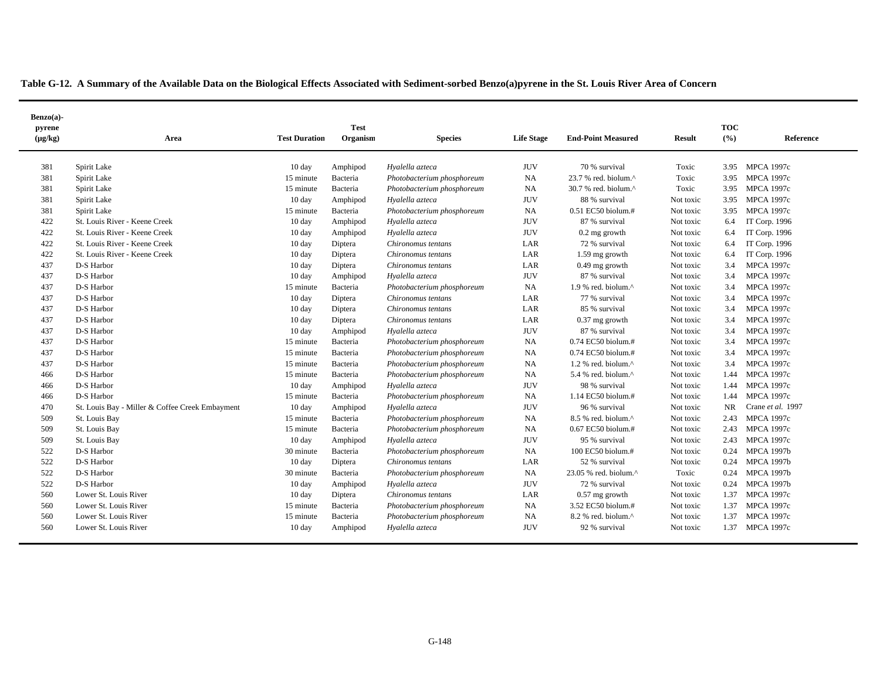**Table G-12. A Summary of the Available Data on the Biological Effects Associated with Sediment-sorbed Benzo(a)pyrene in the St. Louis River Area of Concern**

| Benzo(a)-pyrene (µg/kg) | Area | Test Duration | Test Organism | Species | Life Stage | End-Point Measured | Result | TOC (%) | Reference |
|---|---|---|---|---|---|---|---|---|---|
| 381 | Spirit Lake | 10 day | Amphipod | *Hyalella azteca* | JUV | 70 % survival | Toxic | 3.95 | MPCA 1997c |
| 381 | Spirit Lake | 15 minute | Bacteria | *Photobacterium phosphoreum* | NA | 23.7 % red. biolum.^ | Toxic | 3.95 | MPCA 1997c |
| 381 | Spirit Lake | 15 minute | Bacteria | *Photobacterium phosphoreum* | NA | 30.7 % red. biolum.^ | Toxic | 3.95 | MPCA 1997c |
| 381 | Spirit Lake | 10 day | Amphipod | *Hyalella azteca* | JUV | 88 % survival | Not toxic | 3.95 | MPCA 1997c |
| 381 | Spirit Lake | 15 minute | Bacteria | *Photobacterium phosphoreum* | NA | 0.51 EC50 biolum.# | Not toxic | 3.95 | MPCA 1997c |
| 422 | St. Louis River - Keene Creek | 10 day | Amphipod | *Hyalella azteca* | JUV | 87 % survival | Not toxic | 6.4 | IT Corp. 1996 |
| 422 | St. Louis River - Keene Creek | 10 day | Amphipod | *Hyalella azteca* | JUV | 0.2 mg growth | Not toxic | 6.4 | IT Corp. 1996 |
| 422 | St. Louis River - Keene Creek | 10 day | Diptera | *Chironomus tentans* | LAR | 72 % survival | Not toxic | 6.4 | IT Corp. 1996 |
| 422 | St. Louis River - Keene Creek | 10 day | Diptera | *Chironomus tentans* | LAR | 1.59 mg growth | Not toxic | 6.4 | IT Corp. 1996 |
| 437 | D-S Harbor | 10 day | Diptera | *Chironomus tentans* | LAR | 0.49 mg growth | Not toxic | 3.4 | MPCA 1997c |
| 437 | D-S Harbor | 10 day | Amphipod | *Hyalella azteca* | JUV | 87 % survival | Not toxic | 3.4 | MPCA 1997c |
| 437 | D-S Harbor | 15 minute | Bacteria | *Photobacterium phosphoreum* | NA | 1.9 % red. biolum.^ | Not toxic | 3.4 | MPCA 1997c |
| 437 | D-S Harbor | 10 day | Diptera | *Chironomus tentans* | LAR | 77 % survival | Not toxic | 3.4 | MPCA 1997c |
| 437 | D-S Harbor | 10 day | Diptera | *Chironomus tentans* | LAR | 85 % survival | Not toxic | 3.4 | MPCA 1997c |
| 437 | D-S Harbor | 10 day | Diptera | *Chironomus tentans* | LAR | 0.37 mg growth | Not toxic | 3.4 | MPCA 1997c |
| 437 | D-S Harbor | 10 day | Amphipod | *Hyalella azteca* | JUV | 87 % survival | Not toxic | 3.4 | MPCA 1997c |
| 437 | D-S Harbor | 15 minute | Bacteria | *Photobacterium phosphoreum* | NA | 0.74 EC50 biolum.# | Not toxic | 3.4 | MPCA 1997c |
| 437 | D-S Harbor | 15 minute | Bacteria | *Photobacterium phosphoreum* | NA | 0.74 EC50 biolum.# | Not toxic | 3.4 | MPCA 1997c |
| 437 | D-S Harbor | 15 minute | Bacteria | *Photobacterium phosphoreum* | NA | 1.2 % red. biolum.^ | Not toxic | 3.4 | MPCA 1997c |
| 466 | D-S Harbor | 15 minute | Bacteria | *Photobacterium phosphoreum* | NA | 5.4 % red. biolum.^ | Not toxic | 1.44 | MPCA 1997c |
| 466 | D-S Harbor | 10 day | Amphipod | *Hyalella azteca* | JUV | 98 % survival | Not toxic | 1.44 | MPCA 1997c |
| 466 | D-S Harbor | 15 minute | Bacteria | *Photobacterium phosphoreum* | NA | 1.14 EC50 biolum.# | Not toxic | 1.44 | MPCA 1997c |
| 470 | St. Louis Bay - Miller & Coffee Creek Embayment | 10 day | Amphipod | *Hyalella azteca* | JUV | 96 % survival | Not toxic | NR | Crane *et al.* 1997 |
| 509 | St. Louis Bay | 15 minute | Bacteria | *Photobacterium phosphoreum* | NA | 8.5 % red. biolum.^ | Not toxic | 2.43 | MPCA 1997c |
| 509 | St. Louis Bay | 15 minute | Bacteria | *Photobacterium phosphoreum* | NA | 0.67 EC50 biolum.# | Not toxic | 2.43 | MPCA 1997c |
| 509 | St. Louis Bay | 10 day | Amphipod | *Hyalella azteca* | JUV | 95 % survival | Not toxic | 2.43 | MPCA 1997c |
| 522 | D-S Harbor | 30 minute | Bacteria | *Photobacterium phosphoreum* | NA | 100 EC50 biolum.# | Not toxic | 0.24 | MPCA 1997b |
| 522 | D-S Harbor | 10 day | Diptera | *Chironomus tentans* | LAR | 52 % survival | Not toxic | 0.24 | MPCA 1997b |
| 522 | D-S Harbor | 30 minute | Bacteria | *Photobacterium phosphoreum* | NA | 23.05 % red. biolum.^ | Toxic | 0.24 | MPCA 1997b |
| 522 | D-S Harbor | 10 day | Amphipod | *Hyalella azteca* | JUV | 72 % survival | Not toxic | 0.24 | MPCA 1997b |
| 560 | Lower St. Louis River | 10 day | Diptera | *Chironomus tentans* | LAR | 0.57 mg growth | Not toxic | 1.37 | MPCA 1997c |
| 560 | Lower St. Louis River | 15 minute | Bacteria | *Photobacterium phosphoreum* | NA | 3.52 EC50 biolum.# | Not toxic | 1.37 | MPCA 1997c |
| 560 | Lower St. Louis River | 15 minute | Bacteria | *Photobacterium phosphoreum* | NA | 8.2 % red. biolum.^ | Not toxic | 1.37 | MPCA 1997c |
| 560 | Lower St. Louis River | 10 day | Amphipod | *Hyalella azteca* | JUV | 92 % survival | Not toxic | 1.37 | MPCA 1997c |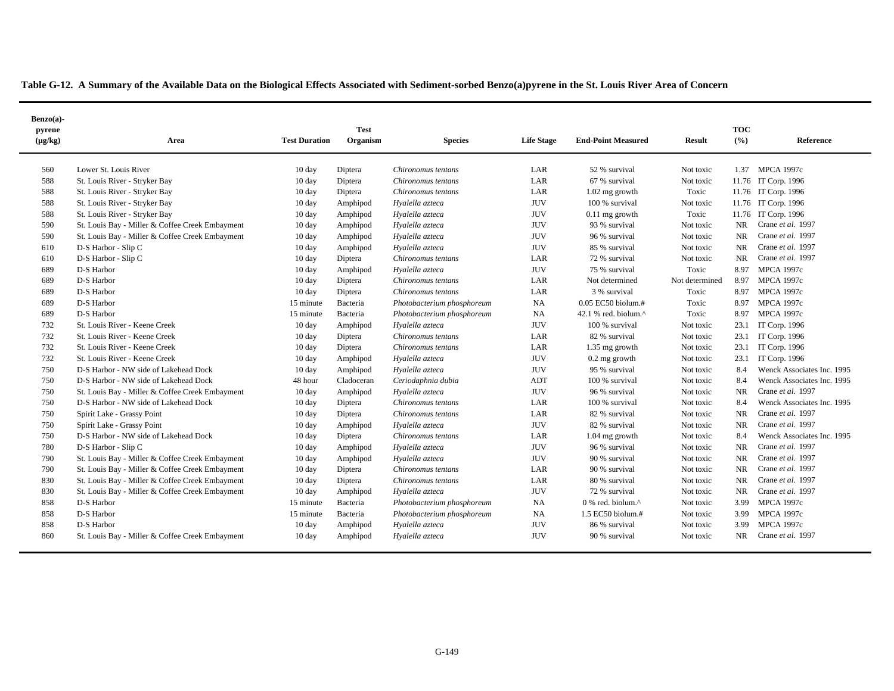**Table G-12. A Summary of the Available Data on the Biological Effects Associated with Sediment-sorbed Benzo(a)pyrene in the St. Louis River Area of Concern**

| Benzo(a)-pyrene (µg/kg) | Area | Test Duration | Test Organism | Species | Life Stage | End-Point Measured | Result | TOC (%) | Reference |
|---|---|---|---|---|---|---|---|---|---|
| 560 | Lower St. Louis River | 10 day | Diptera | *Chironomus tentans* | LAR | 52 % survival | Not toxic | 1.37 | MPCA 1997c |
| 588 | St. Louis River - Stryker Bay | 10 day | Diptera | *Chironomus tentans* | LAR | 67 % survival | Not toxic | 11.76 | IT Corp. 1996 |
| 588 | St. Louis River - Stryker Bay | 10 day | Diptera | *Chironomus tentans* | LAR | 1.02 mg growth | Toxic | 11.76 | IT Corp. 1996 |
| 588 | St. Louis River - Stryker Bay | 10 day | Amphipod | *Hyalella azteca* | JUV | 100 % survival | Not toxic | 11.76 | IT Corp. 1996 |
| 588 | St. Louis River - Stryker Bay | 10 day | Amphipod | *Hyalella azteca* | JUV | 0.11 mg growth | Toxic | 11.76 | IT Corp. 1996 |
| 590 | St. Louis Bay - Miller & Coffee Creek Embayment | 10 day | Amphipod | *Hyalella azteca* | JUV | 93 % survival | Not toxic | NR | Crane *et al.* 1997 |
| 590 | St. Louis Bay - Miller & Coffee Creek Embayment | 10 day | Amphipod | *Hyalella azteca* | JUV | 96 % survival | Not toxic | NR | Crane *et al.* 1997 |
| 610 | D-S Harbor - Slip C | 10 day | Amphipod | *Hyalella azteca* | JUV | 85 % survival | Not toxic | NR | Crane *et al.* 1997 |
| 610 | D-S Harbor - Slip C | 10 day | Diptera | *Chironomus tentans* | LAR | 72 % survival | Not toxic | NR | Crane *et al.* 1997 |
| 689 | D-S Harbor | 10 day | Amphipod | *Hyalella azteca* | JUV | 75 % survival | Toxic | 8.97 | MPCA 1997c |
| 689 | D-S Harbor | 10 day | Diptera | *Chironomus tentans* | LAR | Not determined | Not determined | 8.97 | MPCA 1997c |
| 689 | D-S Harbor | 10 day | Diptera | *Chironomus tentans* | LAR | 3 % survival | Toxic | 8.97 | MPCA 1997c |
| 689 | D-S Harbor | 15 minute | Bacteria | *Photobacterium phosphoreum* | NA | 0.05 EC50 biolum.# | Toxic | 8.97 | MPCA 1997c |
| 689 | D-S Harbor | 15 minute | Bacteria | *Photobacterium phosphoreum* | NA | 42.1 % red. biolum.^ | Toxic | 8.97 | MPCA 1997c |
| 732 | St. Louis River - Keene Creek | 10 day | Amphipod | *Hyalella azteca* | JUV | 100 % survival | Not toxic | 23.1 | IT Corp. 1996 |
| 732 | St. Louis River - Keene Creek | 10 day | Diptera | *Chironomus tentans* | LAR | 82 % survival | Not toxic | 23.1 | IT Corp. 1996 |
| 732 | St. Louis River - Keene Creek | 10 day | Diptera | *Chironomus tentans* | LAR | 1.35 mg growth | Not toxic | 23.1 | IT Corp. 1996 |
| 732 | St. Louis River - Keene Creek | 10 day | Amphipod | *Hyalella azteca* | JUV | 0.2 mg growth | Not toxic | 23.1 | IT Corp. 1996 |
| 750 | D-S Harbor - NW side of Lakehead Dock | 10 day | Amphipod | *Hyalella azteca* | JUV | 95 % survival | Not toxic | 8.4 | Wenck Associates Inc. 1995 |
| 750 | D-S Harbor - NW side of Lakehead Dock | 48 hour | Cladoceran | *Ceriodaphnia dubia* | ADT | 100 % survival | Not toxic | 8.4 | Wenck Associates Inc. 1995 |
| 750 | St. Louis Bay - Miller & Coffee Creek Embayment | 10 day | Amphipod | *Hyalella azteca* | JUV | 96 % survival | Not toxic | NR | Crane *et al.* 1997 |
| 750 | D-S Harbor - NW side of Lakehead Dock | 10 day | Diptera | *Chironomus tentans* | LAR | 100 % survival | Not toxic | 8.4 | Wenck Associates Inc. 1995 |
| 750 | Spirit Lake - Grassy Point | 10 day | Diptera | *Chironomus tentans* | LAR | 82 % survival | Not toxic | NR | Crane *et al.* 1997 |
| 750 | Spirit Lake - Grassy Point | 10 day | Amphipod | *Hyalella azteca* | JUV | 82 % survival | Not toxic | NR | Crane *et al.* 1997 |
| 750 | D-S Harbor - NW side of Lakehead Dock | 10 day | Diptera | *Chironomus tentans* | LAR | 1.04 mg growth | Not toxic | 8.4 | Wenck Associates Inc. 1995 |
| 780 | D-S Harbor - Slip C | 10 day | Amphipod | *Hyalella azteca* | JUV | 96 % survival | Not toxic | NR | Crane *et al.* 1997 |
| 790 | St. Louis Bay - Miller & Coffee Creek Embayment | 10 day | Amphipod | *Hyalella azteca* | JUV | 90 % survival | Not toxic | NR | Crane *et al.* 1997 |
| 790 | St. Louis Bay - Miller & Coffee Creek Embayment | 10 day | Diptera | *Chironomus tentans* | LAR | 90 % survival | Not toxic | NR | Crane *et al.* 1997 |
| 830 | St. Louis Bay - Miller & Coffee Creek Embayment | 10 day | Diptera | *Chironomus tentans* | LAR | 80 % survival | Not toxic | NR | Crane *et al.* 1997 |
| 830 | St. Louis Bay - Miller & Coffee Creek Embayment | 10 day | Amphipod | *Hyalella azteca* | JUV | 72 % survival | Not toxic | NR | Crane *et al.* 1997 |
| 858 | D-S Harbor | 15 minute | Bacteria | *Photobacterium phosphoreum* | NA | 0 % red. biolum.^ | Not toxic | 3.99 | MPCA 1997c |
| 858 | D-S Harbor | 15 minute | Bacteria | *Photobacterium phosphoreum* | NA | 1.5 EC50 biolum.# | Not toxic | 3.99 | MPCA 1997c |
| 858 | D-S Harbor | 10 day | Amphipod | *Hyalella azteca* | JUV | 86 % survival | Not toxic | 3.99 | MPCA 1997c |
| 860 | St. Louis Bay - Miller & Coffee Creek Embayment | 10 day | Amphipod | *Hyalella azteca* | JUV | 90 % survival | Not toxic | NR | Crane *et al.* 1997 |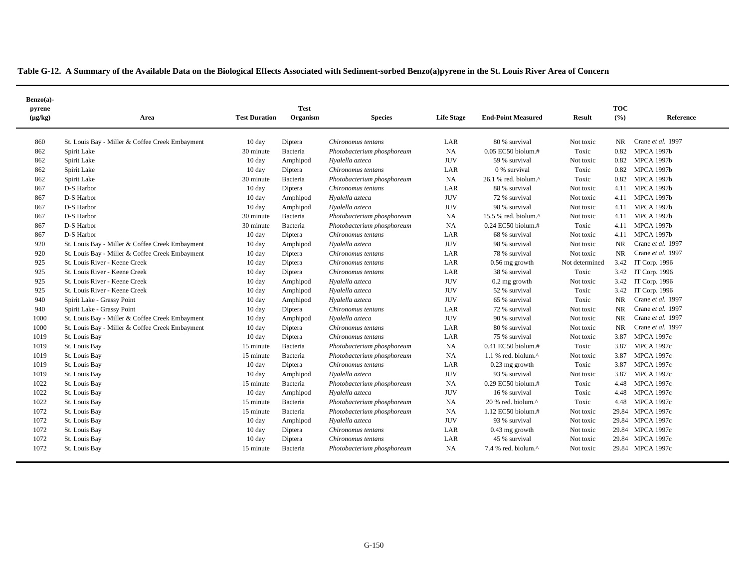**Table G-12. A Summary of the Available Data on the Biological Effects Associated with Sediment-sorbed Benzo(a)pyrene in the St. Louis River Area of Concern**

| Benzo(a)-pyrene (µg/kg) | Area | Test Duration | Test Organism | Species | Life Stage | End-Point Measured | Result | TOC (%) | Reference |
|---|---|---|---|---|---|---|---|---|---|
| 860 | St. Louis Bay - Miller & Coffee Creek Embayment | 10 day | Diptera | *Chironomus tentans* | LAR | 80 % survival | Not toxic | NR | Crane *et al.* 1997 |
| 862 | Spirit Lake | 30 minute | Bacteria | *Photobacterium phosphoreum* | NA | 0.05 EC50 biolum.# | Toxic | 0.82 | MPCA 1997b |
| 862 | Spirit Lake | 10 day | Amphipod | *Hyalella azteca* | JUV | 59 % survival | Not toxic | 0.82 | MPCA 1997b |
| 862 | Spirit Lake | 10 day | Diptera | *Chironomus tentans* | LAR | 0 % survival | Toxic | 0.82 | MPCA 1997b |
| 862 | Spirit Lake | 30 minute | Bacteria | *Photobacterium phosphoreum* | NA | 26.1 % red. biolum.^ | Toxic | 0.82 | MPCA 1997b |
| 867 | D-S Harbor | 10 day | Diptera | *Chironomus tentans* | LAR | 88 % survival | Not toxic | 4.11 | MPCA 1997b |
| 867 | D-S Harbor | 10 day | Amphipod | *Hyalella azteca* | JUV | 72 % survival | Not toxic | 4.11 | MPCA 1997b |
| 867 | D-S Harbor | 10 day | Amphipod | *Hyalella azteca* | JUV | 98 % survival | Not toxic | 4.11 | MPCA 1997b |
| 867 | D-S Harbor | 30 minute | Bacteria | *Photobacterium phosphoreum* | NA | 15.5 % red. biolum.^ | Not toxic | 4.11 | MPCA 1997b |
| 867 | D-S Harbor | 30 minute | Bacteria | *Photobacterium phosphoreum* | NA | 0.24 EC50 biolum.# | Toxic | 4.11 | MPCA 1997b |
| 867 | D-S Harbor | 10 day | Diptera | *Chironomus tentans* | LAR | 68 % survival | Not toxic | 4.11 | MPCA 1997b |
| 920 | St. Louis Bay - Miller & Coffee Creek Embayment | 10 day | Amphipod | *Hyalella azteca* | JUV | 98 % survival | Not toxic | NR | Crane *et al.* 1997 |
| 920 | St. Louis Bay - Miller & Coffee Creek Embayment | 10 day | Diptera | *Chironomus tentans* | LAR | 78 % survival | Not toxic | NR | Crane *et al.* 1997 |
| 925 | St. Louis River - Keene Creek | 10 day | Diptera | *Chironomus tentans* | LAR | 0.56 mg growth | Not determined | 3.42 | IT Corp. 1996 |
| 925 | St. Louis River - Keene Creek | 10 day | Diptera | *Chironomus tentans* | LAR | 38 % survival | Toxic | 3.42 | IT Corp. 1996 |
| 925 | St. Louis River - Keene Creek | 10 day | Amphipod | *Hyalella azteca* | JUV | 0.2 mg growth | Not toxic | 3.42 | IT Corp. 1996 |
| 925 | St. Louis River - Keene Creek | 10 day | Amphipod | *Hyalella azteca* | JUV | 52 % survival | Toxic | 3.42 | IT Corp. 1996 |
| 940 | Spirit Lake - Grassy Point | 10 day | Amphipod | *Hyalella azteca* | JUV | 65 % survival | Toxic | NR | Crane *et al.* 1997 |
| 940 | Spirit Lake - Grassy Point | 10 day | Diptera | *Chironomus tentans* | LAR | 72 % survival | Not toxic | NR | Crane *et al.* 1997 |
| 1000 | St. Louis Bay - Miller & Coffee Creek Embayment | 10 day | Amphipod | *Hyalella azteca* | JUV | 90 % survival | Not toxic | NR | Crane *et al.* 1997 |
| 1000 | St. Louis Bay - Miller & Coffee Creek Embayment | 10 day | Diptera | *Chironomus tentans* | LAR | 80 % survival | Not toxic | NR | Crane *et al.* 1997 |
| 1019 | St. Louis Bay | 10 day | Diptera | *Chironomus tentans* | LAR | 75 % survival | Not toxic | 3.87 | MPCA 1997c |
| 1019 | St. Louis Bay | 15 minute | Bacteria | *Photobacterium phosphoreum* | NA | 0.41 EC50 biolum.# | Toxic | 3.87 | MPCA 1997c |
| 1019 | St. Louis Bay | 15 minute | Bacteria | *Photobacterium phosphoreum* | NA | 1.1 % red. biolum.^ | Not toxic | 3.87 | MPCA 1997c |
| 1019 | St. Louis Bay | 10 day | Diptera | *Chironomus tentans* | LAR | 0.23 mg growth | Toxic | 3.87 | MPCA 1997c |
| 1019 | St. Louis Bay | 10 day | Amphipod | *Hyalella azteca* | JUV | 93 % survival | Not toxic | 3.87 | MPCA 1997c |
| 1022 | St. Louis Bay | 15 minute | Bacteria | *Photobacterium phosphoreum* | NA | 0.29 EC50 biolum.# | Toxic | 4.48 | MPCA 1997c |
| 1022 | St. Louis Bay | 10 day | Amphipod | *Hyalella azteca* | JUV | 16 % survival | Toxic | 4.48 | MPCA 1997c |
| 1022 | St. Louis Bay | 15 minute | Bacteria | *Photobacterium phosphoreum* | NA | 20 % red. biolum.^ | Toxic | 4.48 | MPCA 1997c |
| 1072 | St. Louis Bay | 15 minute | Bacteria | *Photobacterium phosphoreum* | NA | 1.12 EC50 biolum.# | Not toxic | 29.84 | MPCA 1997c |
| 1072 | St. Louis Bay | 10 day | Amphipod | *Hyalella azteca* | JUV | 93 % survival | Not toxic | 29.84 | MPCA 1997c |
| 1072 | St. Louis Bay | 10 day | Diptera | *Chironomus tentans* | LAR | 0.43 mg growth | Not toxic | 29.84 | MPCA 1997c |
| 1072 | St. Louis Bay | 10 day | Diptera | *Chironomus tentans* | LAR | 45 % survival | Not toxic | 29.84 | MPCA 1997c |
| 1072 | St. Louis Bay | 15 minute | Bacteria | *Photobacterium phosphoreum* | NA | 7.4 % red. biolum.^ | Not toxic | 29.84 | MPCA 1997c |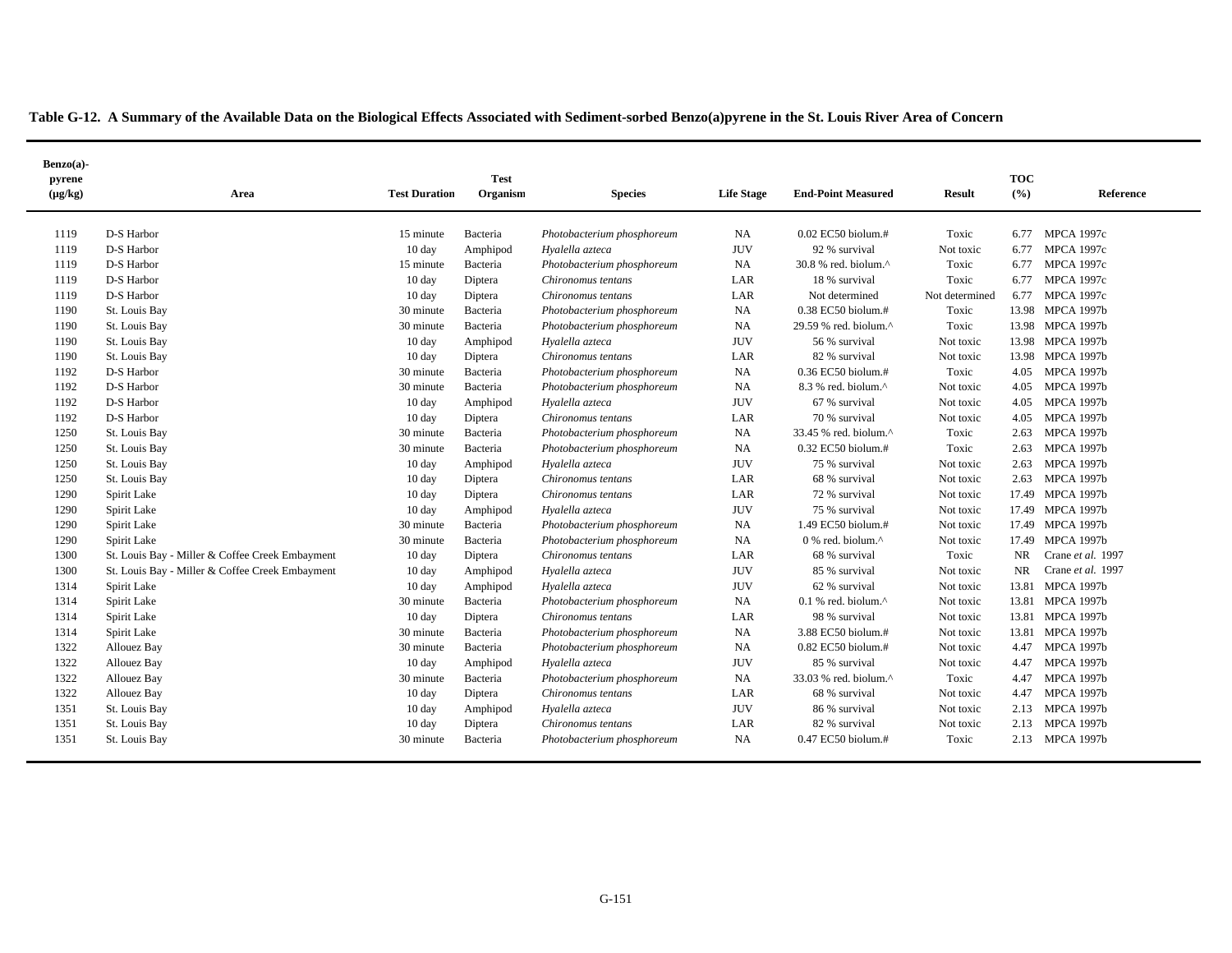**Table G-12. A Summary of the Available Data on the Biological Effects Associated with Sediment-sorbed Benzo(a)pyrene in the St. Louis River Area of Concern**

| Benzo(a)-pyrene (µg/kg) | Area | Test Duration | Test Organism | Species | Life Stage | End-Point Measured | Result | TOC (%) | Reference |
|---|---|---|---|---|---|---|---|---|---|
| 1119 | D-S Harbor | 15 minute | Bacteria | *Photobacterium phosphoreum* | NA | 0.02 EC50 biolum.# | Toxic | 6.77 | MPCA 1997c |
| 1119 | D-S Harbor | 10 day | Amphipod | *Hyalella azteca* | JUV | 92 % survival | Not toxic | 6.77 | MPCA 1997c |
| 1119 | D-S Harbor | 15 minute | Bacteria | *Photobacterium phosphoreum* | NA | 30.8 % red. biolum.^ | Toxic | 6.77 | MPCA 1997c |
| 1119 | D-S Harbor | 10 day | Diptera | *Chironomus tentans* | LAR | 18 % survival | Toxic | 6.77 | MPCA 1997c |
| 1119 | D-S Harbor | 10 day | Diptera | *Chironomus tentans* | LAR | Not determined | Not determined | 6.77 | MPCA 1997c |
| 1190 | St. Louis Bay | 30 minute | Bacteria | *Photobacterium phosphoreum* | NA | 0.38 EC50 biolum.# | Toxic | 13.98 | MPCA 1997b |
| 1190 | St. Louis Bay | 30 minute | Bacteria | *Photobacterium phosphoreum* | NA | 29.59 % red. biolum.^ | Toxic | 13.98 | MPCA 1997b |
| 1190 | St. Louis Bay | 10 day | Amphipod | *Hyalella azteca* | JUV | 56 % survival | Not toxic | 13.98 | MPCA 1997b |
| 1190 | St. Louis Bay | 10 day | Diptera | *Chironomus tentans* | LAR | 82 % survival | Not toxic | 13.98 | MPCA 1997b |
| 1192 | D-S Harbor | 30 minute | Bacteria | *Photobacterium phosphoreum* | NA | 0.36 EC50 biolum.# | Toxic | 4.05 | MPCA 1997b |
| 1192 | D-S Harbor | 30 minute | Bacteria | *Photobacterium phosphoreum* | NA | 8.3 % red. biolum.^ | Not toxic | 4.05 | MPCA 1997b |
| 1192 | D-S Harbor | 10 day | Amphipod | *Hyalella azteca* | JUV | 67 % survival | Not toxic | 4.05 | MPCA 1997b |
| 1192 | D-S Harbor | 10 day | Diptera | *Chironomus tentans* | LAR | 70 % survival | Not toxic | 4.05 | MPCA 1997b |
| 1250 | St. Louis Bay | 30 minute | Bacteria | *Photobacterium phosphoreum* | NA | 33.45 % red. biolum.^ | Toxic | 2.63 | MPCA 1997b |
| 1250 | St. Louis Bay | 30 minute | Bacteria | *Photobacterium phosphoreum* | NA | 0.32 EC50 biolum.# | Toxic | 2.63 | MPCA 1997b |
| 1250 | St. Louis Bay | 10 day | Amphipod | *Hyalella azteca* | JUV | 75 % survival | Not toxic | 2.63 | MPCA 1997b |
| 1250 | St. Louis Bay | 10 day | Diptera | *Chironomus tentans* | LAR | 68 % survival | Not toxic | 2.63 | MPCA 1997b |
| 1290 | Spirit Lake | 10 day | Diptera | *Chironomus tentans* | LAR | 72 % survival | Not toxic | 17.49 | MPCA 1997b |
| 1290 | Spirit Lake | 10 day | Amphipod | *Hyalella azteca* | JUV | 75 % survival | Not toxic | 17.49 | MPCA 1997b |
| 1290 | Spirit Lake | 30 minute | Bacteria | *Photobacterium phosphoreum* | NA | 1.49 EC50 biolum.# | Not toxic | 17.49 | MPCA 1997b |
| 1290 | Spirit Lake | 30 minute | Bacteria | *Photobacterium phosphoreum* | NA | 0 % red. biolum.^ | Not toxic | 17.49 | MPCA 1997b |
| 1300 | St. Louis Bay - Miller & Coffee Creek Embayment | 10 day | Diptera | *Chironomus tentans* | LAR | 68 % survival | Toxic | NR | Crane *et al.* 1997 |
| 1300 | St. Louis Bay - Miller & Coffee Creek Embayment | 10 day | Amphipod | *Hyalella azteca* | JUV | 85 % survival | Not toxic | NR | Crane *et al.* 1997 |
| 1314 | Spirit Lake | 10 day | Amphipod | *Hyalella azteca* | JUV | 62 % survival | Not toxic | 13.81 | MPCA 1997b |
| 1314 | Spirit Lake | 30 minute | Bacteria | *Photobacterium phosphoreum* | NA | 0.1 % red. biolum.^ | Not toxic | 13.81 | MPCA 1997b |
| 1314 | Spirit Lake | 10 day | Diptera | *Chironomus tentans* | LAR | 98 % survival | Not toxic | 13.81 | MPCA 1997b |
| 1314 | Spirit Lake | 30 minute | Bacteria | *Photobacterium phosphoreum* | NA | 3.88 EC50 biolum.# | Not toxic | 13.81 | MPCA 1997b |
| 1322 | Allouez Bay | 30 minute | Bacteria | *Photobacterium phosphoreum* | NA | 0.82 EC50 biolum.# | Not toxic | 4.47 | MPCA 1997b |
| 1322 | Allouez Bay | 10 day | Amphipod | *Hyalella azteca* | JUV | 85 % survival | Not toxic | 4.47 | MPCA 1997b |
| 1322 | Allouez Bay | 30 minute | Bacteria | *Photobacterium phosphoreum* | NA | 33.03 % red. biolum.^ | Toxic | 4.47 | MPCA 1997b |
| 1322 | Allouez Bay | 10 day | Diptera | *Chironomus tentans* | LAR | 68 % survival | Not toxic | 4.47 | MPCA 1997b |
| 1351 | St. Louis Bay | 10 day | Amphipod | *Hyalella azteca* | JUV | 86 % survival | Not toxic | 2.13 | MPCA 1997b |
| 1351 | St. Louis Bay | 10 day | Diptera | *Chironomus tentans* | LAR | 82 % survival | Not toxic | 2.13 | MPCA 1997b |
| 1351 | St. Louis Bay | 30 minute | Bacteria | *Photobacterium phosphoreum* | NA | 0.47 EC50 biolum.# | Toxic | 2.13 | MPCA 1997b |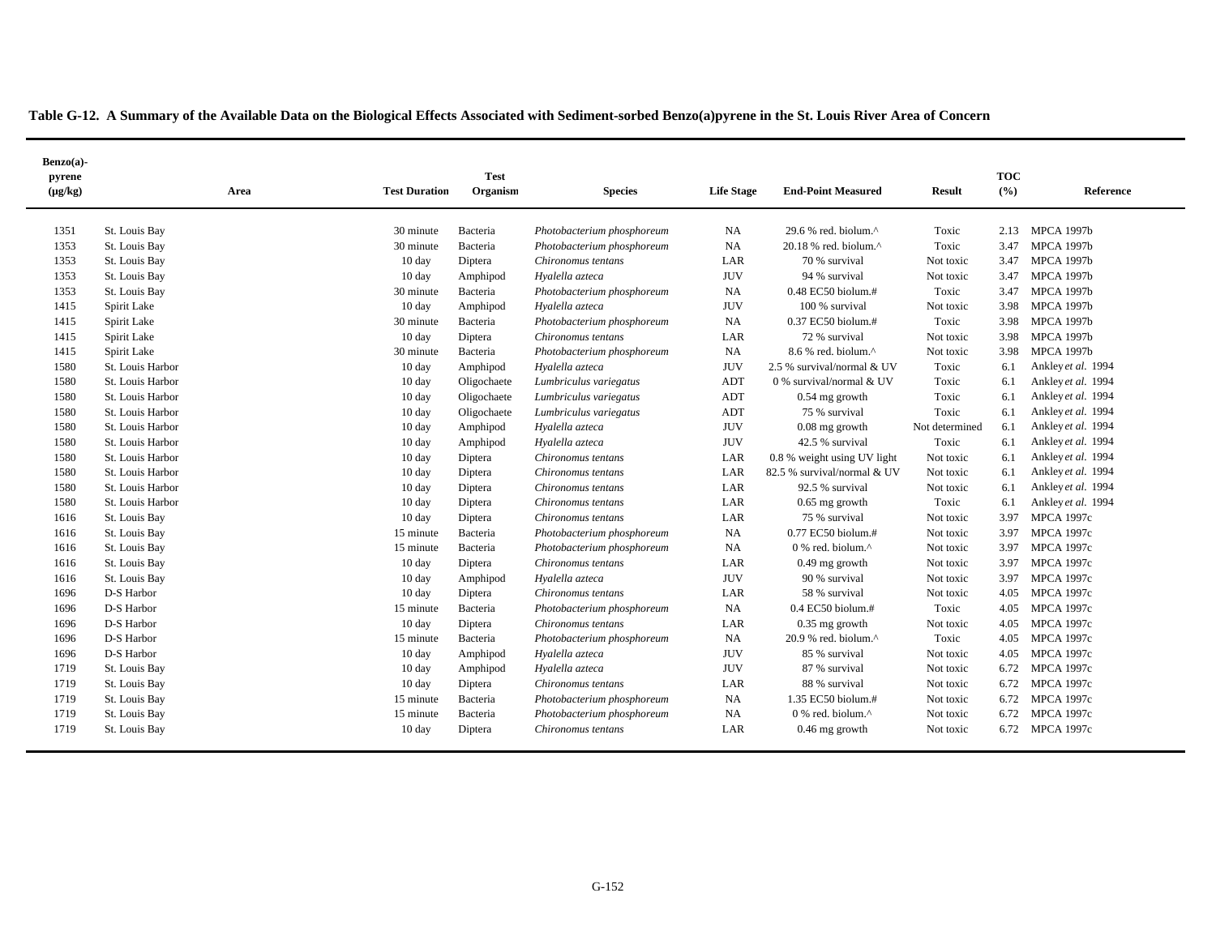**Table G-12. A Summary of the Available Data on the Biological Effects Associated with Sediment-sorbed Benzo(a)pyrene in the St. Louis River Area of Concern**

| Benzo(a)-pyrene (µg/kg) | Area | Test Duration | Test Organism | Species | Life Stage | End-Point Measured | Result | TOC (%) | Reference |
|---|---|---|---|---|---|---|---|---|---|
| 1351 | St. Louis Bay | 30 minute | Bacteria | *Photobacterium phosphoreum* | NA | 29.6 % red. biolum.^ | Toxic | 2.13 | MPCA 1997b |
| 1353 | St. Louis Bay | 30 minute | Bacteria | *Photobacterium phosphoreum* | NA | 20.18 % red. biolum.^ | Toxic | 3.47 | MPCA 1997b |
| 1353 | St. Louis Bay | 10 day | Diptera | *Chironomus tentans* | LAR | 70 % survival | Not toxic | 3.47 | MPCA 1997b |
| 1353 | St. Louis Bay | 10 day | Amphipod | *Hyalella azteca* | JUV | 94 % survival | Not toxic | 3.47 | MPCA 1997b |
| 1353 | St. Louis Bay | 30 minute | Bacteria | *Photobacterium phosphoreum* | NA | 0.48 EC50 biolum.# | Toxic | 3.47 | MPCA 1997b |
| 1415 | Spirit Lake | 10 day | Amphipod | *Hyalella azteca* | JUV | 100 % survival | Not toxic | 3.98 | MPCA 1997b |
| 1415 | Spirit Lake | 30 minute | Bacteria | *Photobacterium phosphoreum* | NA | 0.37 EC50 biolum.# | Toxic | 3.98 | MPCA 1997b |
| 1415 | Spirit Lake | 10 day | Diptera | *Chironomus tentans* | LAR | 72 % survival | Not toxic | 3.98 | MPCA 1997b |
| 1415 | Spirit Lake | 30 minute | Bacteria | *Photobacterium phosphoreum* | NA | 8.6 % red. biolum.^ | Not toxic | 3.98 | MPCA 1997b |
| 1580 | St. Louis Harbor | 10 day | Amphipod | *Hyalella azteca* | JUV | 2.5 % survival/normal & UV | Toxic | 6.1 | Ankley *et al.* 1994 |
| 1580 | St. Louis Harbor | 10 day | Oligochaete | *Lumbriculus variegatus* | ADT | 0 % survival/normal & UV | Toxic | 6.1 | Ankley *et al.* 1994 |
| 1580 | St. Louis Harbor | 10 day | Oligochaete | *Lumbriculus variegatus* | ADT | 0.54 mg growth | Toxic | 6.1 | Ankley *et al.* 1994 |
| 1580 | St. Louis Harbor | 10 day | Oligochaete | *Lumbriculus variegatus* | ADT | 75 % survival | Toxic | 6.1 | Ankley *et al.* 1994 |
| 1580 | St. Louis Harbor | 10 day | Amphipod | *Hyalella azteca* | JUV | 0.08 mg growth | Not determined | 6.1 | Ankley *et al.* 1994 |
| 1580 | St. Louis Harbor | 10 day | Amphipod | *Hyalella azteca* | JUV | 42.5 % survival | Toxic | 6.1 | Ankley *et al.* 1994 |
| 1580 | St. Louis Harbor | 10 day | Diptera | *Chironomus tentans* | LAR | 0.8 % weight using UV light | Not toxic | 6.1 | Ankley *et al.* 1994 |
| 1580 | St. Louis Harbor | 10 day | Diptera | *Chironomus tentans* | LAR | 82.5 % survival/normal & UV | Not toxic | 6.1 | Ankley *et al.* 1994 |
| 1580 | St. Louis Harbor | 10 day | Diptera | *Chironomus tentans* | LAR | 92.5 % survival | Not toxic | 6.1 | Ankley *et al.* 1994 |
| 1580 | St. Louis Harbor | 10 day | Diptera | *Chironomus tentans* | LAR | 0.65 mg growth | Toxic | 6.1 | Ankley *et al.* 1994 |
| 1616 | St. Louis Bay | 10 day | Diptera | *Chironomus tentans* | LAR | 75 % survival | Not toxic | 3.97 | MPCA 1997c |
| 1616 | St. Louis Bay | 15 minute | Bacteria | *Photobacterium phosphoreum* | NA | 0.77 EC50 biolum.# | Not toxic | 3.97 | MPCA 1997c |
| 1616 | St. Louis Bay | 15 minute | Bacteria | *Photobacterium phosphoreum* | NA | 0 % red. biolum.^ | Not toxic | 3.97 | MPCA 1997c |
| 1616 | St. Louis Bay | 10 day | Diptera | *Chironomus tentans* | LAR | 0.49 mg growth | Not toxic | 3.97 | MPCA 1997c |
| 1616 | St. Louis Bay | 10 day | Amphipod | *Hyalella azteca* | JUV | 90 % survival | Not toxic | 3.97 | MPCA 1997c |
| 1696 | D-S Harbor | 10 day | Diptera | *Chironomus tentans* | LAR | 58 % survival | Not toxic | 4.05 | MPCA 1997c |
| 1696 | D-S Harbor | 15 minute | Bacteria | *Photobacterium phosphoreum* | NA | 0.4 EC50 biolum.# | Toxic | 4.05 | MPCA 1997c |
| 1696 | D-S Harbor | 10 day | Diptera | *Chironomus tentans* | LAR | 0.35 mg growth | Not toxic | 4.05 | MPCA 1997c |
| 1696 | D-S Harbor | 15 minute | Bacteria | *Photobacterium phosphoreum* | NA | 20.9 % red. biolum.^ | Toxic | 4.05 | MPCA 1997c |
| 1696 | D-S Harbor | 10 day | Amphipod | *Hyalella azteca* | JUV | 85 % survival | Not toxic | 4.05 | MPCA 1997c |
| 1719 | St. Louis Bay | 10 day | Amphipod | *Hyalella azteca* | JUV | 87 % survival | Not toxic | 6.72 | MPCA 1997c |
| 1719 | St. Louis Bay | 10 day | Diptera | *Chironomus tentans* | LAR | 88 % survival | Not toxic | 6.72 | MPCA 1997c |
| 1719 | St. Louis Bay | 15 minute | Bacteria | *Photobacterium phosphoreum* | NA | 1.35 EC50 biolum.# | Not toxic | 6.72 | MPCA 1997c |
| 1719 | St. Louis Bay | 15 minute | Bacteria | *Photobacterium phosphoreum* | NA | 0 % red. biolum.^ | Not toxic | 6.72 | MPCA 1997c |
| 1719 | St. Louis Bay | 10 day | Diptera | *Chironomus tentans* | LAR | 0.46 mg growth | Not toxic | 6.72 | MPCA 1997c |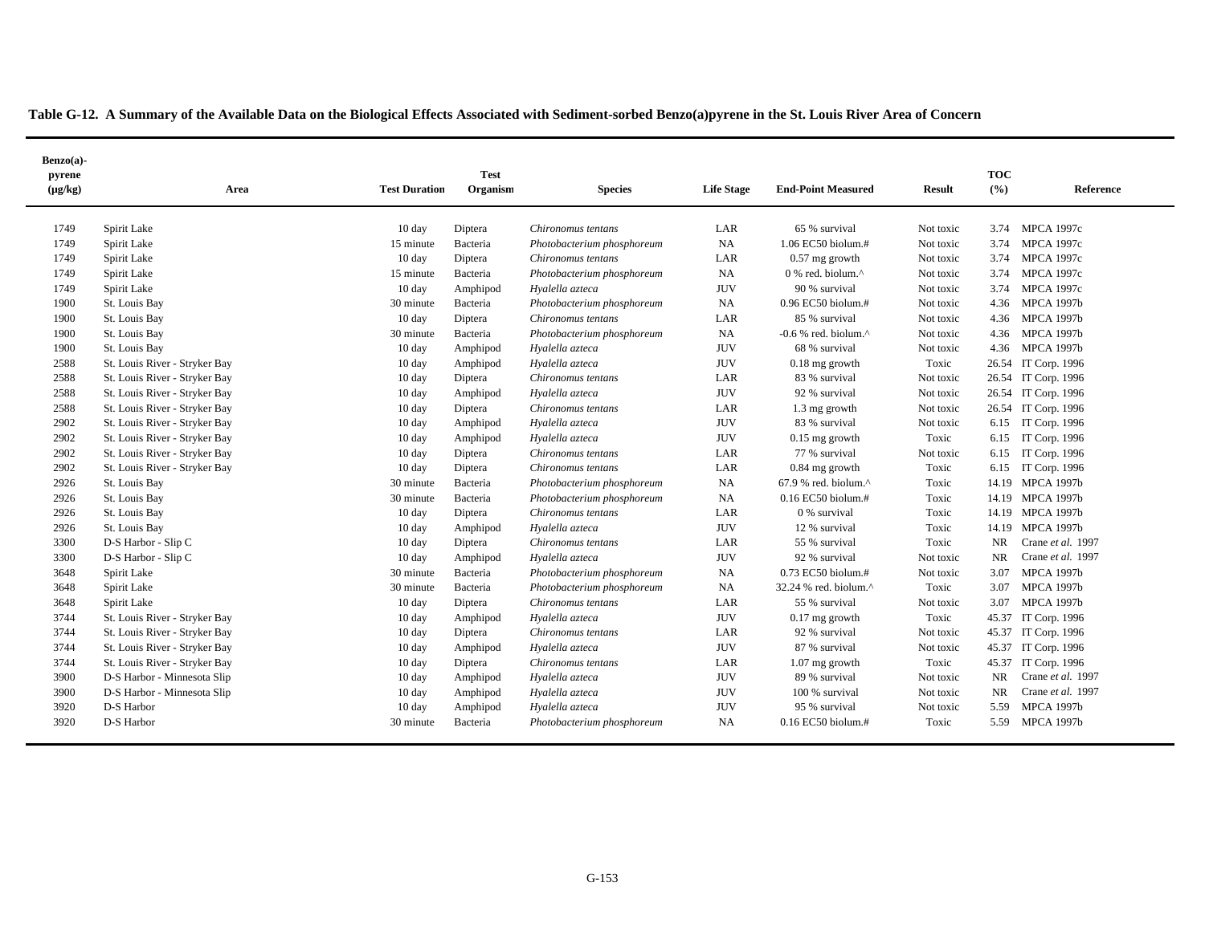**Table G-12. A Summary of the Available Data on the Biological Effects Associated with Sediment-sorbed Benzo(a)pyrene in the St. Louis River Area of Concern**

| Benzo(a)-pyrene (µg/kg) | Area | Test Duration | Test Organism | Species | Life Stage | End-Point Measured | Result | TOC (%) | Reference |
|---|---|---|---|---|---|---|---|---|---|
| 1749 | Spirit Lake | 10 day | Diptera | *Chironomus tentans* | LAR | 65 % survival | Not toxic | 3.74 | MPCA 1997c |
| 1749 | Spirit Lake | 15 minute | Bacteria | *Photobacterium phosphoreum* | NA | 1.06 EC50 biolum.# | Not toxic | 3.74 | MPCA 1997c |
| 1749 | Spirit Lake | 10 day | Diptera | *Chironomus tentans* | LAR | 0.57 mg growth | Not toxic | 3.74 | MPCA 1997c |
| 1749 | Spirit Lake | 15 minute | Bacteria | *Photobacterium phosphoreum* | NA | 0 % red. biolum.^ | Not toxic | 3.74 | MPCA 1997c |
| 1749 | Spirit Lake | 10 day | Amphipod | *Hyalella azteca* | JUV | 90 % survival | Not toxic | 3.74 | MPCA 1997c |
| 1900 | St. Louis Bay | 30 minute | Bacteria | *Photobacterium phosphoreum* | NA | 0.96 EC50 biolum.# | Not toxic | 4.36 | MPCA 1997b |
| 1900 | St. Louis Bay | 10 day | Diptera | *Chironomus tentans* | LAR | 85 % survival | Not toxic | 4.36 | MPCA 1997b |
| 1900 | St. Louis Bay | 30 minute | Bacteria | *Photobacterium phosphoreum* | NA | -0.6 % red. biolum.^ | Not toxic | 4.36 | MPCA 1997b |
| 1900 | St. Louis Bay | 10 day | Amphipod | *Hyalella azteca* | JUV | 68 % survival | Not toxic | 4.36 | MPCA 1997b |
| 2588 | St. Louis River - Stryker Bay | 10 day | Amphipod | *Hyalella azteca* | JUV | 0.18 mg growth | Toxic | 26.54 | IT Corp. 1996 |
| 2588 | St. Louis River - Stryker Bay | 10 day | Diptera | *Chironomus tentans* | LAR | 83 % survival | Not toxic | 26.54 | IT Corp. 1996 |
| 2588 | St. Louis River - Stryker Bay | 10 day | Amphipod | *Hyalella azteca* | JUV | 92 % survival | Not toxic | 26.54 | IT Corp. 1996 |
| 2588 | St. Louis River - Stryker Bay | 10 day | Diptera | *Chironomus tentans* | LAR | 1.3 mg growth | Not toxic | 26.54 | IT Corp. 1996 |
| 2902 | St. Louis River - Stryker Bay | 10 day | Amphipod | *Hyalella azteca* | JUV | 83 % survival | Not toxic | 6.15 | IT Corp. 1996 |
| 2902 | St. Louis River - Stryker Bay | 10 day | Amphipod | *Hyalella azteca* | JUV | 0.15 mg growth | Toxic | 6.15 | IT Corp. 1996 |
| 2902 | St. Louis River - Stryker Bay | 10 day | Diptera | *Chironomus tentans* | LAR | 77 % survival | Not toxic | 6.15 | IT Corp. 1996 |
| 2902 | St. Louis River - Stryker Bay | 10 day | Diptera | *Chironomus tentans* | LAR | 0.84 mg growth | Toxic | 6.15 | IT Corp. 1996 |
| 2926 | St. Louis Bay | 30 minute | Bacteria | *Photobacterium phosphoreum* | NA | 67.9 % red. biolum.^ | Toxic | 14.19 | MPCA 1997b |
| 2926 | St. Louis Bay | 30 minute | Bacteria | *Photobacterium phosphoreum* | NA | 0.16 EC50 biolum.# | Toxic | 14.19 | MPCA 1997b |
| 2926 | St. Louis Bay | 10 day | Diptera | *Chironomus tentans* | LAR | 0 % survival | Toxic | 14.19 | MPCA 1997b |
| 2926 | St. Louis Bay | 10 day | Amphipod | *Hyalella azteca* | JUV | 12 % survival | Toxic | 14.19 | MPCA 1997b |
| 3300 | D-S Harbor - Slip C | 10 day | Diptera | *Chironomus tentans* | LAR | 55 % survival | Toxic | NR | Crane *et al.* 1997 |
| 3300 | D-S Harbor - Slip C | 10 day | Amphipod | *Hyalella azteca* | JUV | 92 % survival | Not toxic | NR | Crane *et al.* 1997 |
| 3648 | Spirit Lake | 30 minute | Bacteria | *Photobacterium phosphoreum* | NA | 0.73 EC50 biolum.# | Not toxic | 3.07 | MPCA 1997b |
| 3648 | Spirit Lake | 30 minute | Bacteria | *Photobacterium phosphoreum* | NA | 32.24 % red. biolum.^ | Toxic | 3.07 | MPCA 1997b |
| 3648 | Spirit Lake | 10 day | Diptera | *Chironomus tentans* | LAR | 55 % survival | Not toxic | 3.07 | MPCA 1997b |
| 3744 | St. Louis River - Stryker Bay | 10 day | Amphipod | *Hyalella azteca* | JUV | 0.17 mg growth | Toxic | 45.37 | IT Corp. 1996 |
| 3744 | St. Louis River - Stryker Bay | 10 day | Diptera | *Chironomus tentans* | LAR | 92 % survival | Not toxic | 45.37 | IT Corp. 1996 |
| 3744 | St. Louis River - Stryker Bay | 10 day | Amphipod | *Hyalella azteca* | JUV | 87 % survival | Not toxic | 45.37 | IT Corp. 1996 |
| 3744 | St. Louis River - Stryker Bay | 10 day | Diptera | *Chironomus tentans* | LAR | 1.07 mg growth | Toxic | 45.37 | IT Corp. 1996 |
| 3900 | D-S Harbor - Minnesota Slip | 10 day | Amphipod | *Hyalella azteca* | JUV | 89 % survival | Not toxic | NR | Crane *et al.* 1997 |
| 3900 | D-S Harbor - Minnesota Slip | 10 day | Amphipod | *Hyalella azteca* | JUV | 100 % survival | Not toxic | NR | Crane *et al.* 1997 |
| 3920 | D-S Harbor | 10 day | Amphipod | *Hyalella azteca* | JUV | 95 % survival | Not toxic | 5.59 | MPCA 1997b |
| 3920 | D-S Harbor | 30 minute | Bacteria | *Photobacterium phosphoreum* | NA | 0.16 EC50 biolum.# | Toxic | 5.59 | MPCA 1997b |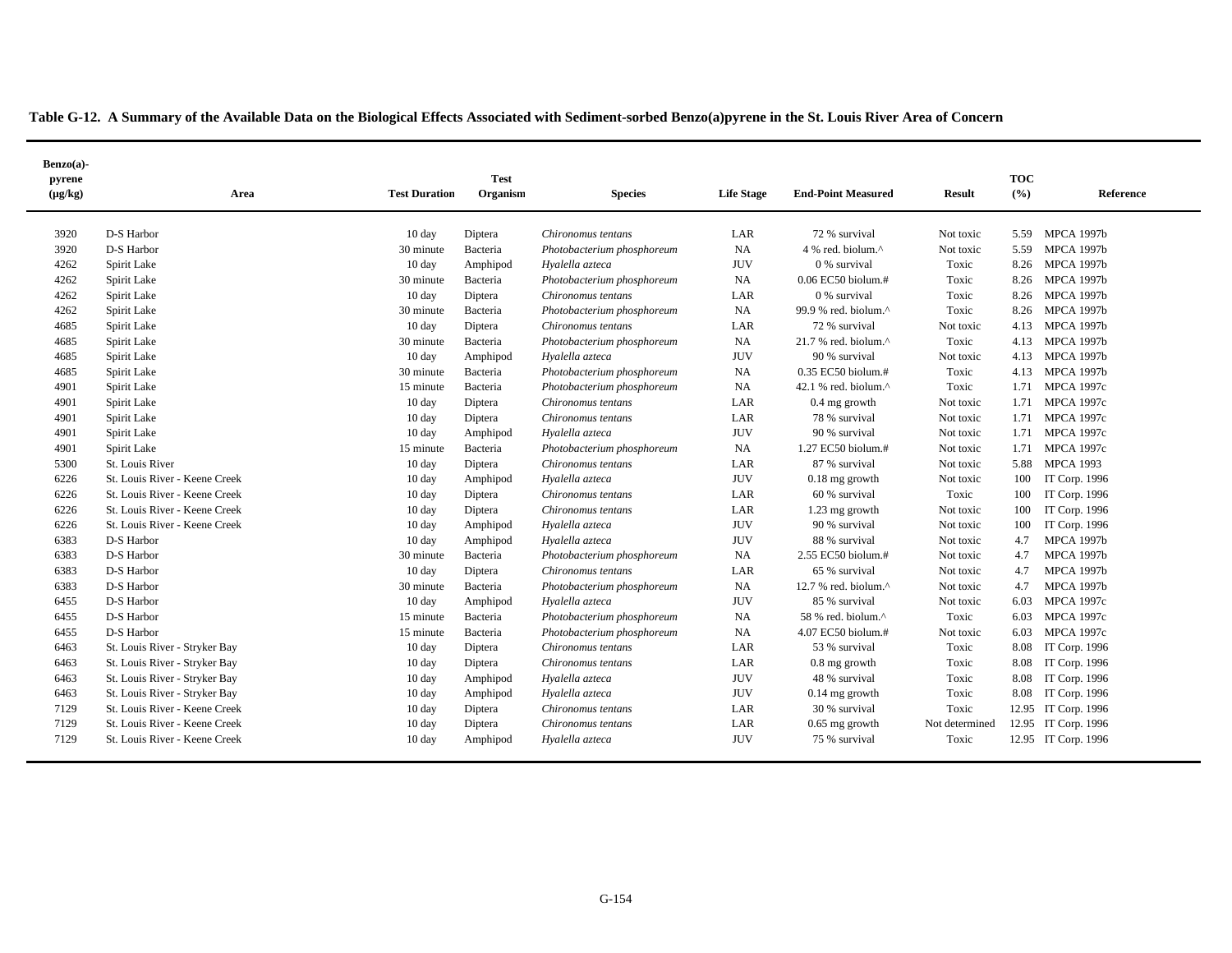**Table G-12. A Summary of the Available Data on the Biological Effects Associated with Sediment-sorbed Benzo(a)pyrene in the St. Louis River Area of Concern**

| Benzo(a)-pyrene (µg/kg) | Area | Test Duration | Test Organism | Species | Life Stage | End-Point Measured | Result | TOC (%) | Reference |
|---|---|---|---|---|---|---|---|---|---|
| 3920 | D-S Harbor | 10 day | Diptera | *Chironomus tentans* | LAR | 72 % survival | Not toxic | 5.59 | MPCA 1997b |
| 3920 | D-S Harbor | 30 minute | Bacteria | *Photobacterium phosphoreum* | NA | 4 % red. biolum.^ | Not toxic | 5.59 | MPCA 1997b |
| 4262 | Spirit Lake | 10 day | Amphipod | *Hyalella azteca* | JUV | 0 % survival | Toxic | 8.26 | MPCA 1997b |
| 4262 | Spirit Lake | 30 minute | Bacteria | *Photobacterium phosphoreum* | NA | 0.06 EC50 biolum.# | Toxic | 8.26 | MPCA 1997b |
| 4262 | Spirit Lake | 10 day | Diptera | *Chironomus tentans* | LAR | 0 % survival | Toxic | 8.26 | MPCA 1997b |
| 4262 | Spirit Lake | 30 minute | Bacteria | *Photobacterium phosphoreum* | NA | 99.9 % red. biolum.^ | Toxic | 8.26 | MPCA 1997b |
| 4685 | Spirit Lake | 10 day | Diptera | *Chironomus tentans* | LAR | 72 % survival | Not toxic | 4.13 | MPCA 1997b |
| 4685 | Spirit Lake | 30 minute | Bacteria | *Photobacterium phosphoreum* | NA | 21.7 % red. biolum.^ | Toxic | 4.13 | MPCA 1997b |
| 4685 | Spirit Lake | 10 day | Amphipod | *Hyalella azteca* | JUV | 90 % survival | Not toxic | 4.13 | MPCA 1997b |
| 4685 | Spirit Lake | 30 minute | Bacteria | *Photobacterium phosphoreum* | NA | 0.35 EC50 biolum.# | Toxic | 4.13 | MPCA 1997b |
| 4901 | Spirit Lake | 15 minute | Bacteria | *Photobacterium phosphoreum* | NA | 42.1 % red. biolum.^ | Toxic | 1.71 | MPCA 1997c |
| 4901 | Spirit Lake | 10 day | Diptera | *Chironomus tentans* | LAR | 0.4 mg growth | Not toxic | 1.71 | MPCA 1997c |
| 4901 | Spirit Lake | 10 day | Diptera | *Chironomus tentans* | LAR | 78 % survival | Not toxic | 1.71 | MPCA 1997c |
| 4901 | Spirit Lake | 10 day | Amphipod | *Hyalella azteca* | JUV | 90 % survival | Not toxic | 1.71 | MPCA 1997c |
| 4901 | Spirit Lake | 15 minute | Bacteria | *Photobacterium phosphoreum* | NA | 1.27 EC50 biolum.# | Not toxic | 1.71 | MPCA 1997c |
| 5300 | St. Louis River | 10 day | Diptera | *Chironomus tentans* | LAR | 87 % survival | Not toxic | 5.88 | MPCA 1993 |
| 6226 | St. Louis River - Keene Creek | 10 day | Amphipod | *Hyalella azteca* | JUV | 0.18 mg growth | Not toxic | 100 | IT Corp. 1996 |
| 6226 | St. Louis River - Keene Creek | 10 day | Diptera | *Chironomus tentans* | LAR | 60 % survival | Toxic | 100 | IT Corp. 1996 |
| 6226 | St. Louis River - Keene Creek | 10 day | Diptera | *Chironomus tentans* | LAR | 1.23 mg growth | Not toxic | 100 | IT Corp. 1996 |
| 6226 | St. Louis River - Keene Creek | 10 day | Amphipod | *Hyalella azteca* | JUV | 90 % survival | Not toxic | 100 | IT Corp. 1996 |
| 6383 | D-S Harbor | 10 day | Amphipod | *Hyalella azteca* | JUV | 88 % survival | Not toxic | 4.7 | MPCA 1997b |
| 6383 | D-S Harbor | 30 minute | Bacteria | *Photobacterium phosphoreum* | NA | 2.55 EC50 biolum.# | Not toxic | 4.7 | MPCA 1997b |
| 6383 | D-S Harbor | 10 day | Diptera | *Chironomus tentans* | LAR | 65 % survival | Not toxic | 4.7 | MPCA 1997b |
| 6383 | D-S Harbor | 30 minute | Bacteria | *Photobacterium phosphoreum* | NA | 12.7 % red. biolum.^ | Not toxic | 4.7 | MPCA 1997b |
| 6455 | D-S Harbor | 10 day | Amphipod | *Hyalella azteca* | JUV | 85 % survival | Not toxic | 6.03 | MPCA 1997c |
| 6455 | D-S Harbor | 15 minute | Bacteria | *Photobacterium phosphoreum* | NA | 58 % red. biolum.^ | Toxic | 6.03 | MPCA 1997c |
| 6455 | D-S Harbor | 15 minute | Bacteria | *Photobacterium phosphoreum* | NA | 4.07 EC50 biolum.# | Not toxic | 6.03 | MPCA 1997c |
| 6463 | St. Louis River - Stryker Bay | 10 day | Diptera | *Chironomus tentans* | LAR | 53 % survival | Toxic | 8.08 | IT Corp. 1996 |
| 6463 | St. Louis River - Stryker Bay | 10 day | Diptera | *Chironomus tentans* | LAR | 0.8 mg growth | Toxic | 8.08 | IT Corp. 1996 |
| 6463 | St. Louis River - Stryker Bay | 10 day | Amphipod | *Hyalella azteca* | JUV | 48 % survival | Toxic | 8.08 | IT Corp. 1996 |
| 6463 | St. Louis River - Stryker Bay | 10 day | Amphipod | *Hyalella azteca* | JUV | 0.14 mg growth | Toxic | 8.08 | IT Corp. 1996 |
| 7129 | St. Louis River - Keene Creek | 10 day | Diptera | *Chironomus tentans* | LAR | 30 % survival | Toxic | 12.95 | IT Corp. 1996 |
| 7129 | St. Louis River - Keene Creek | 10 day | Diptera | *Chironomus tentans* | LAR | 0.65 mg growth | Not determined | 12.95 | IT Corp. 1996 |
| 7129 | St. Louis River - Keene Creek | 10 day | Amphipod | *Hyalella azteca* | JUV | 75 % survival | Toxic | 12.95 | IT Corp. 1996 |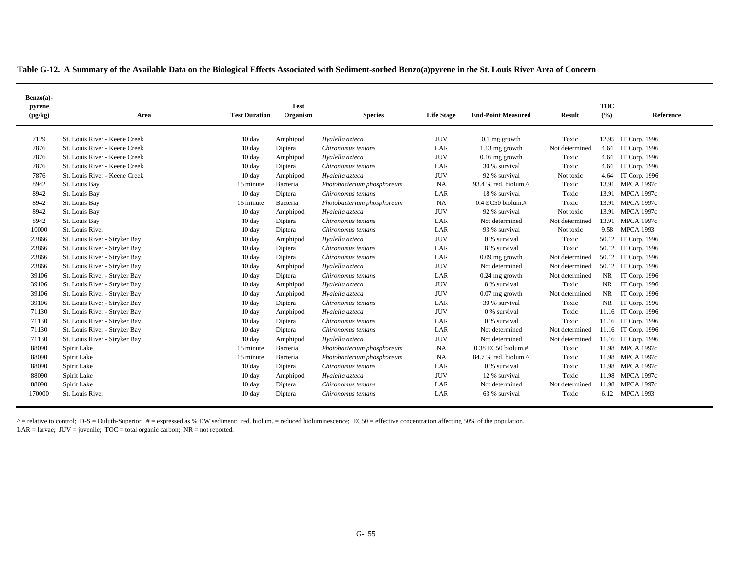**Table G-12. A Summary of the Available Data on the Biological Effects Associated with Sediment-sorbed Benzo(a)pyrene in the St. Louis River Area of Concern**

| Benzo(a)-pyrene (µg/kg) | Area | Test Duration | Test Organism | Species | Life Stage | End-Point Measured | Result | TOC (%) | Reference |
|---|---|---|---|---|---|---|---|---|---|
| 7129 | St. Louis River - Keene Creek | 10 day | Amphipod | *Hyalella azteca* | JUV | 0.1 mg growth | Toxic | 12.95 | IT Corp. 1996 |
| 7876 | St. Louis River - Keene Creek | 10 day | Diptera | *Chironomus tentans* | LAR | 1.13 mg growth | Not determined | 4.64 | IT Corp. 1996 |
| 7876 | St. Louis River - Keene Creek | 10 day | Amphipod | *Hyalella azteca* | JUV | 0.16 mg growth | Toxic | 4.64 | IT Corp. 1996 |
| 7876 | St. Louis River - Keene Creek | 10 day | Diptera | *Chironomus tentans* | LAR | 30 % survival | Toxic | 4.64 | IT Corp. 1996 |
| 7876 | St. Louis River - Keene Creek | 10 day | Amphipod | *Hyalella azteca* | JUV | 92 % survival | Not toxic | 4.64 | IT Corp. 1996 |
| 8942 | St. Louis Bay | 15 minute | Bacteria | *Photobacterium phosphoreum* | NA | 93.4 % red. biolum.^ | Toxic | 13.91 | MPCA 1997c |
| 8942 | St. Louis Bay | 10 day | Diptera | *Chironomus tentans* | LAR | 18 % survival | Toxic | 13.91 | MPCA 1997c |
| 8942 | St. Louis Bay | 15 minute | Bacteria | *Photobacterium phosphoreum* | NA | 0.4 EC50 biolum.# | Toxic | 13.91 | MPCA 1997c |
| 8942 | St. Louis Bay | 10 day | Amphipod | *Hyalella azteca* | JUV | 92 % survival | Not toxic | 13.91 | MPCA 1997c |
| 8942 | St. Louis Bay | 10 day | Diptera | *Chironomus tentans* | LAR | Not determined | Not determined | 13.91 | MPCA 1997c |
| 10000 | St. Louis River | 10 day | Diptera | *Chironomus tentans* | LAR | 93 % survival | Not toxic | 9.58 | MPCA 1993 |
| 23866 | St. Louis River - Stryker Bay | 10 day | Amphipod | *Hyalella azteca* | JUV | 0 % survival | Toxic | 50.12 | IT Corp. 1996 |
| 23866 | St. Louis River - Stryker Bay | 10 day | Diptera | *Chironomus tentans* | LAR | 8 % survival | Toxic | 50.12 | IT Corp. 1996 |
| 23866 | St. Louis River - Stryker Bay | 10 day | Diptera | *Chironomus tentans* | LAR | 0.09 mg growth | Not determined | 50.12 | IT Corp. 1996 |
| 23866 | St. Louis River - Stryker Bay | 10 day | Amphipod | *Hyalella azteca* | JUV | Not determined | Not determined | 50.12 | IT Corp. 1996 |
| 39106 | St. Louis River - Stryker Bay | 10 day | Diptera | *Chironomus tentans* | LAR | 0.24 mg growth | Not determined | NR | IT Corp. 1996 |
| 39106 | St. Louis River - Stryker Bay | 10 day | Amphipod | *Hyalella azteca* | JUV | 8 % survival | Toxic | NR | IT Corp. 1996 |
| 39106 | St. Louis River - Stryker Bay | 10 day | Amphipod | *Hyalella azteca* | JUV | 0.07 mg growth | Not determined | NR | IT Corp. 1996 |
| 39106 | St. Louis River - Stryker Bay | 10 day | Diptera | *Chironomus tentans* | LAR | 30 % survival | Toxic | NR | IT Corp. 1996 |
| 71130 | St. Louis River - Stryker Bay | 10 day | Amphipod | *Hyalella azteca* | JUV | 0 % survival | Toxic | 11.16 | IT Corp. 1996 |
| 71130 | St. Louis River - Stryker Bay | 10 day | Diptera | *Chironomus tentans* | LAR | 0 % survival | Toxic | 11.16 | IT Corp. 1996 |
| 71130 | St. Louis River - Stryker Bay | 10 day | Diptera | *Chironomus tentans* | LAR | Not determined | Not determined | 11.16 | IT Corp. 1996 |
| 71130 | St. Louis River - Stryker Bay | 10 day | Amphipod | *Hyalella azteca* | JUV | Not determined | Not determined | 11.16 | IT Corp. 1996 |
| 88090 | Spirit Lake | 15 minute | Bacteria | *Photobacterium phosphoreum* | NA | 0.38 EC50 biolum.# | Toxic | 11.98 | MPCA 1997c |
| 88090 | Spirit Lake | 15 minute | Bacteria | *Photobacterium phosphoreum* | NA | 84.7 % red. biolum.^ | Toxic | 11.98 | MPCA 1997c |
| 88090 | Spirit Lake | 10 day | Diptera | *Chironomus tentans* | LAR | 0 % survival | Toxic | 11.98 | MPCA 1997c |
| 88090 | Spirit Lake | 10 day | Amphipod | *Hyalella azteca* | JUV | 12 % survival | Toxic | 11.98 | MPCA 1997c |
| 88090 | Spirit Lake | 10 day | Diptera | *Chironomus tentans* | LAR | Not determined | Not determined | 11.98 | MPCA 1997c |
| 170000 | St. Louis River | 10 day | Diptera | *Chironomus tentans* | LAR | 63 % survival | Toxic | 6.12 | MPCA 1993 |

^ = relative to control; D-S = Duluth-Superior; # = expressed as % DW sediment; red. biolum. = reduced bioluminescence; EC50 = effective concentration affecting 50% of the population.
LAR = larvae; JUV = juvenile; TOC = total organic carbon; NR = not reported.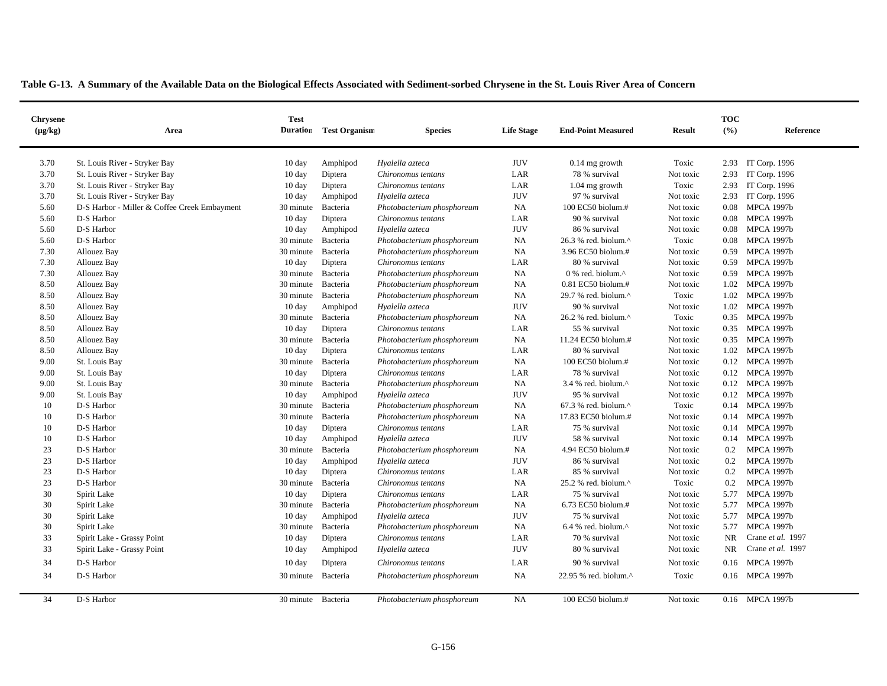**Table G-13. A Summary of the Available Data on the Biological Effects Associated with Sediment-sorbed Chrysene in the St. Louis River Area of Concern**

| Chrysene (µg/kg) | Area | Test Duration | Test Organism | Species | Life Stage | End-Point Measured | Result | TOC (%) | Reference |
|---|---|---|---|---|---|---|---|---|---|
| 3.70 | St. Louis River - Stryker Bay | 10 day | Amphipod | *Hyalella azteca* | JUV | 0.14 mg growth | Toxic | 2.93 | IT Corp. 1996 |
| 3.70 | St. Louis River - Stryker Bay | 10 day | Diptera | *Chironomus tentans* | LAR | 78 % survival | Not toxic | 2.93 | IT Corp. 1996 |
| 3.70 | St. Louis River - Stryker Bay | 10 day | Diptera | *Chironomus tentans* | LAR | 1.04 mg growth | Toxic | 2.93 | IT Corp. 1996 |
| 3.70 | St. Louis River - Stryker Bay | 10 day | Amphipod | *Hyalella azteca* | JUV | 97 % survival | Not toxic | 2.93 | IT Corp. 1996 |
| 5.60 | D-S Harbor - Miller & Coffee Creek Embayment | 30 minute | Bacteria | *Photobacterium phosphoreum* | NA | 100 EC50 biolum.# | Not toxic | 0.08 | MPCA 1997b |
| 5.60 | D-S Harbor | 10 day | Diptera | *Chironomus tentans* | LAR | 90 % survival | Not toxic | 0.08 | MPCA 1997b |
| 5.60 | D-S Harbor | 10 day | Amphipod | *Hyalella azteca* | JUV | 86 % survival | Not toxic | 0.08 | MPCA 1997b |
| 5.60 | D-S Harbor | 30 minute | Bacteria | *Photobacterium phosphoreum* | NA | 26.3 % red. biolum.^ | Toxic | 0.08 | MPCA 1997b |
| 7.30 | Allouez Bay | 30 minute | Bacteria | *Photobacterium phosphoreum* | NA | 3.96 EC50 biolum.# | Not toxic | 0.59 | MPCA 1997b |
| 7.30 | Allouez Bay | 10 day | Diptera | *Chironomus tentans* | LAR | 80 % survival | Not toxic | 0.59 | MPCA 1997b |
| 7.30 | Allouez Bay | 30 minute | Bacteria | *Photobacterium phosphoreum* | NA | 0 % red. biolum.^ | Not toxic | 0.59 | MPCA 1997b |
| 8.50 | Allouez Bay | 30 minute | Bacteria | *Photobacterium phosphoreum* | NA | 0.81 EC50 biolum.# | Not toxic | 1.02 | MPCA 1997b |
| 8.50 | Allouez Bay | 30 minute | Bacteria | *Photobacterium phosphoreum* | NA | 29.7 % red. biolum.^ | Toxic | 1.02 | MPCA 1997b |
| 8.50 | Allouez Bay | 10 day | Amphipod | *Hyalella azteca* | JUV | 90 % survival | Not toxic | 1.02 | MPCA 1997b |
| 8.50 | Allouez Bay | 30 minute | Bacteria | *Photobacterium phosphoreum* | NA | 26.2 % red. biolum.^ | Toxic | 0.35 | MPCA 1997b |
| 8.50 | Allouez Bay | 10 day | Diptera | *Chironomus tentans* | LAR | 55 % survival | Not toxic | 0.35 | MPCA 1997b |
| 8.50 | Allouez Bay | 30 minute | Bacteria | *Photobacterium phosphoreum* | NA | 11.24 EC50 biolum.# | Not toxic | 0.35 | MPCA 1997b |
| 8.50 | Allouez Bay | 10 day | Diptera | *Chironomus tentans* | LAR | 80 % survival | Not toxic | 1.02 | MPCA 1997b |
| 9.00 | St. Louis Bay | 30 minute | Bacteria | *Photobacterium phosphoreum* | NA | 100 EC50 biolum.# | Not toxic | 0.12 | MPCA 1997b |
| 9.00 | St. Louis Bay | 10 day | Diptera | *Chironomus tentans* | LAR | 78 % survival | Not toxic | 0.12 | MPCA 1997b |
| 9.00 | St. Louis Bay | 30 minute | Bacteria | *Photobacterium phosphoreum* | NA | 3.4 % red. biolum.^ | Not toxic | 0.12 | MPCA 1997b |
| 9.00 | St. Louis Bay | 10 day | Amphipod | *Hyalella azteca* | JUV | 95 % survival | Not toxic | 0.12 | MPCA 1997b |
| 10 | D-S Harbor | 30 minute | Bacteria | *Photobacterium phosphoreum* | NA | 67.3 % red. biolum.^ | Toxic | 0.14 | MPCA 1997b |
| 10 | D-S Harbor | 30 minute | Bacteria | *Photobacterium phosphoreum* | NA | 17.83 EC50 biolum.# | Not toxic | 0.14 | MPCA 1997b |
| 10 | D-S Harbor | 10 day | Diptera | *Chironomus tentans* | LAR | 75 % survival | Not toxic | 0.14 | MPCA 1997b |
| 10 | D-S Harbor | 10 day | Amphipod | *Hyalella azteca* | JUV | 58 % survival | Not toxic | 0.14 | MPCA 1997b |
| 23 | D-S Harbor | 30 minute | Bacteria | *Photobacterium phosphoreum* | NA | 4.94 EC50 biolum.# | Not toxic | 0.2 | MPCA 1997b |
| 23 | D-S Harbor | 10 day | Amphipod | *Hyalella azteca* | JUV | 86 % survival | Not toxic | 0.2 | MPCA 1997b |
| 23 | D-S Harbor | 10 day | Diptera | *Chironomus tentans* | LAR | 85 % survival | Not toxic | 0.2 | MPCA 1997b |
| 23 | D-S Harbor | 30 minute | Bacteria | *Chironomus tentans* | NA | 25.2 % red. biolum.^ | Toxic | 0.2 | MPCA 1997b |
| 30 | Spirit Lake | 10 day | Diptera | *Chironomus tentans* | LAR | 75 % survival | Not toxic | 5.77 | MPCA 1997b |
| 30 | Spirit Lake | 30 minute | Bacteria | *Photobacterium phosphoreum* | NA | 6.73 EC50 biolum.# | Not toxic | 5.77 | MPCA 1997b |
| 30 | Spirit Lake | 10 day | Amphipod | *Hyalella azteca* | JUV | 75 % survival | Not toxic | 5.77 | MPCA 1997b |
| 30 | Spirit Lake | 30 minute | Bacteria | *Photobacterium phosphoreum* | NA | 6.4 % red. biolum.^ | Not toxic | 5.77 | MPCA 1997b |
| 33 | Spirit Lake - Grassy Point | 10 day | Diptera | *Chironomus tentans* | LAR | 70 % survival | Not toxic | NR | Crane *et al.* 1997 |
| 33 | Spirit Lake - Grassy Point | 10 day | Amphipod | *Hyalella azteca* | JUV | 80 % survival | Not toxic | NR | Crane *et al.* 1997 |
| 34 | D-S Harbor | 10 day | Diptera | *Chironomus tentans* | LAR | 90 % survival | Not toxic | 0.16 | MPCA 1997b |
| 34 | D-S Harbor | 30 minute | Bacteria | *Photobacterium phosphoreum* | NA | 22.95 % red. biolum.^ | Toxic | 0.16 | MPCA 1997b |
| 34 | D-S Harbor | 30 minute | Bacteria | *Photobacterium phosphoreum* | NA | 100 EC50 biolum.# | Not toxic | 0.16 | MPCA 1997b |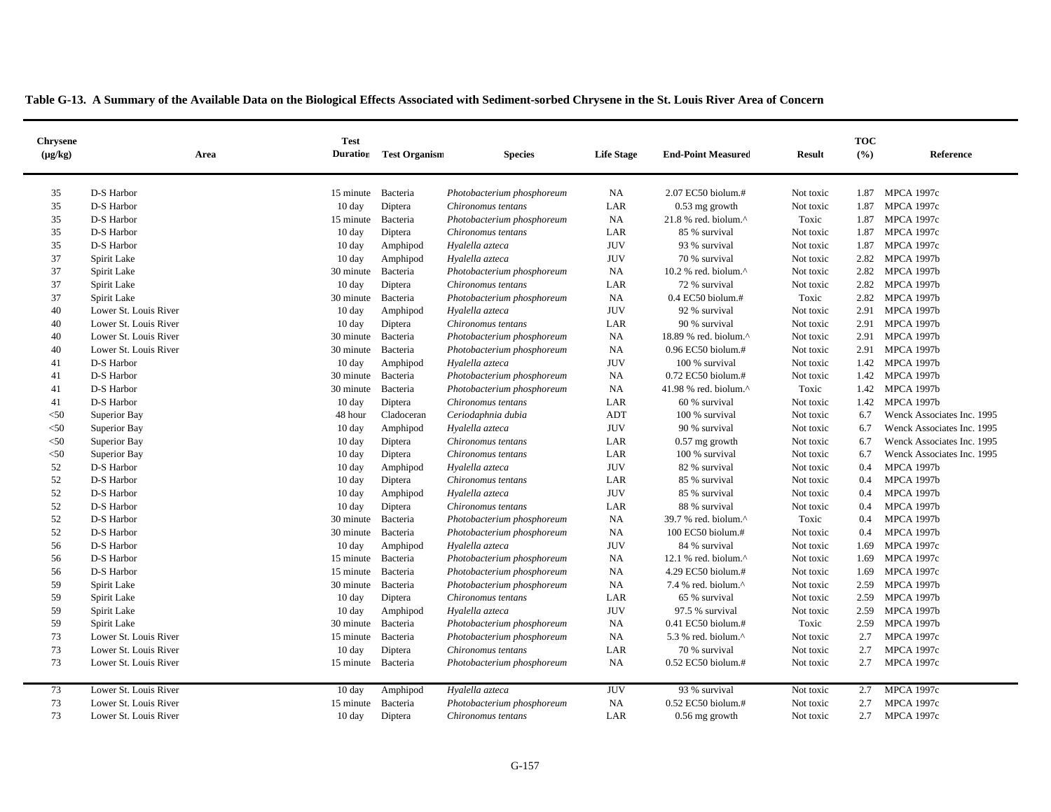**Table G-13. A Summary of the Available Data on the Biological Effects Associated with Sediment-sorbed Chrysene in the St. Louis River Area of Concern**

| Chrysene (µg/kg) | Area | Test Duration | Test Organism | Species | Life Stage | End-Point Measured | Result | TOC (%) | Reference |
|---|---|---|---|---|---|---|---|---|---|
| 35 | D-S Harbor | 15 minute | Bacteria | *Photobacterium phosphoreum* | NA | 2.07 EC50 biolum.# | Not toxic | 1.87 | MPCA 1997c |
| 35 | D-S Harbor | 10 day | Diptera | *Chironomus tentans* | LAR | 0.53 mg growth | Not toxic | 1.87 | MPCA 1997c |
| 35 | D-S Harbor | 15 minute | Bacteria | *Photobacterium phosphoreum* | NA | 21.8 % red. biolum.^ | Toxic | 1.87 | MPCA 1997c |
| 35 | D-S Harbor | 10 day | Diptera | *Chironomus tentans* | LAR | 85 % survival | Not toxic | 1.87 | MPCA 1997c |
| 35 | D-S Harbor | 10 day | Amphipod | *Hyalella azteca* | JUV | 93 % survival | Not toxic | 1.87 | MPCA 1997c |
| 37 | Spirit Lake | 10 day | Amphipod | *Hyalella azteca* | JUV | 70 % survival | Not toxic | 2.82 | MPCA 1997b |
| 37 | Spirit Lake | 30 minute | Bacteria | *Photobacterium phosphoreum* | NA | 10.2 % red. biolum.^ | Not toxic | 2.82 | MPCA 1997b |
| 37 | Spirit Lake | 10 day | Diptera | *Chironomus tentans* | LAR | 72 % survival | Not toxic | 2.82 | MPCA 1997b |
| 37 | Spirit Lake | 30 minute | Bacteria | *Photobacterium phosphoreum* | NA | 0.4 EC50 biolum.# | Toxic | 2.82 | MPCA 1997b |
| 40 | Lower St. Louis River | 10 day | Amphipod | *Hyalella azteca* | JUV | 92 % survival | Not toxic | 2.91 | MPCA 1997b |
| 40 | Lower St. Louis River | 10 day | Diptera | *Chironomus tentans* | LAR | 90 % survival | Not toxic | 2.91 | MPCA 1997b |
| 40 | Lower St. Louis River | 30 minute | Bacteria | *Photobacterium phosphoreum* | NA | 18.89 % red. biolum.^ | Not toxic | 2.91 | MPCA 1997b |
| 40 | Lower St. Louis River | 30 minute | Bacteria | *Photobacterium phosphoreum* | NA | 0.96 EC50 biolum.# | Not toxic | 2.91 | MPCA 1997b |
| 41 | D-S Harbor | 10 day | Amphipod | *Hyalella azteca* | JUV | 100 % survival | Not toxic | 1.42 | MPCA 1997b |
| 41 | D-S Harbor | 30 minute | Bacteria | *Photobacterium phosphoreum* | NA | 0.72 EC50 biolum.# | Not toxic | 1.42 | MPCA 1997b |
| 41 | D-S Harbor | 30 minute | Bacteria | *Photobacterium phosphoreum* | NA | 41.98 % red. biolum.^ | Toxic | 1.42 | MPCA 1997b |
| 41 | D-S Harbor | 10 day | Diptera | *Chironomus tentans* | LAR | 60 % survival | Not toxic | 1.42 | MPCA 1997b |
| <50 | Superior Bay | 48 hour | Cladoceran | *Ceriodaphnia dubia* | ADT | 100 % survival | Not toxic | 6.7 | Wenck Associates Inc. 1995 |
| <50 | Superior Bay | 10 day | Amphipod | *Hyalella azteca* | JUV | 90 % survival | Not toxic | 6.7 | Wenck Associates Inc. 1995 |
| <50 | Superior Bay | 10 day | Diptera | *Chironomus tentans* | LAR | 0.57 mg growth | Not toxic | 6.7 | Wenck Associates Inc. 1995 |
| <50 | Superior Bay | 10 day | Diptera | *Chironomus tentans* | LAR | 100 % survival | Not toxic | 6.7 | Wenck Associates Inc. 1995 |
| 52 | D-S Harbor | 10 day | Amphipod | *Hyalella azteca* | JUV | 82 % survival | Not toxic | 0.4 | MPCA 1997b |
| 52 | D-S Harbor | 10 day | Diptera | *Chironomus tentans* | LAR | 85 % survival | Not toxic | 0.4 | MPCA 1997b |
| 52 | D-S Harbor | 10 day | Amphipod | *Hyalella azteca* | JUV | 85 % survival | Not toxic | 0.4 | MPCA 1997b |
| 52 | D-S Harbor | 10 day | Diptera | *Chironomus tentans* | LAR | 88 % survival | Not toxic | 0.4 | MPCA 1997b |
| 52 | D-S Harbor | 30 minute | Bacteria | *Photobacterium phosphoreum* | NA | 39.7 % red. biolum.^ | Toxic | 0.4 | MPCA 1997b |
| 52 | D-S Harbor | 30 minute | Bacteria | *Photobacterium phosphoreum* | NA | 100 EC50 biolum.# | Not toxic | 0.4 | MPCA 1997b |
| 56 | D-S Harbor | 10 day | Amphipod | *Hyalella azteca* | JUV | 84 % survival | Not toxic | 1.69 | MPCA 1997c |
| 56 | D-S Harbor | 15 minute | Bacteria | *Photobacterium phosphoreum* | NA | 12.1 % red. biolum.^ | Not toxic | 1.69 | MPCA 1997c |
| 56 | D-S Harbor | 15 minute | Bacteria | *Photobacterium phosphoreum* | NA | 4.29 EC50 biolum.# | Not toxic | 1.69 | MPCA 1997c |
| 59 | Spirit Lake | 30 minute | Bacteria | *Photobacterium phosphoreum* | NA | 7.4 % red. biolum.^ | Not toxic | 2.59 | MPCA 1997b |
| 59 | Spirit Lake | 10 day | Diptera | *Chironomus tentans* | LAR | 65 % survival | Not toxic | 2.59 | MPCA 1997b |
| 59 | Spirit Lake | 10 day | Amphipod | *Hyalella azteca* | JUV | 97.5 % survival | Not toxic | 2.59 | MPCA 1997b |
| 59 | Spirit Lake | 30 minute | Bacteria | *Photobacterium phosphoreum* | NA | 0.41 EC50 biolum.# | Toxic | 2.59 | MPCA 1997b |
| 73 | Lower St. Louis River | 15 minute | Bacteria | *Photobacterium phosphoreum* | NA | 5.3 % red. biolum.^ | Not toxic | 2.7 | MPCA 1997c |
| 73 | Lower St. Louis River | 10 day | Diptera | *Chironomus tentans* | LAR | 70 % survival | Not toxic | 2.7 | MPCA 1997c |
| 73 | Lower St. Louis River | 15 minute | Bacteria | *Photobacterium phosphoreum* | NA | 0.52 EC50 biolum.# | Not toxic | 2.7 | MPCA 1997c |
| 73 | Lower St. Louis River | 10 day | Amphipod | *Hyalella azteca* | JUV | 93 % survival | Not toxic | 2.7 | MPCA 1997c |
| 73 | Lower St. Louis River | 15 minute | Bacteria | *Photobacterium phosphoreum* | NA | 0.52 EC50 biolum.# | Not toxic | 2.7 | MPCA 1997c |
| 73 | Lower St. Louis River | 10 day | Diptera | *Chironomus tentans* | LAR | 0.56 mg growth | Not toxic | 2.7 | MPCA 1997c |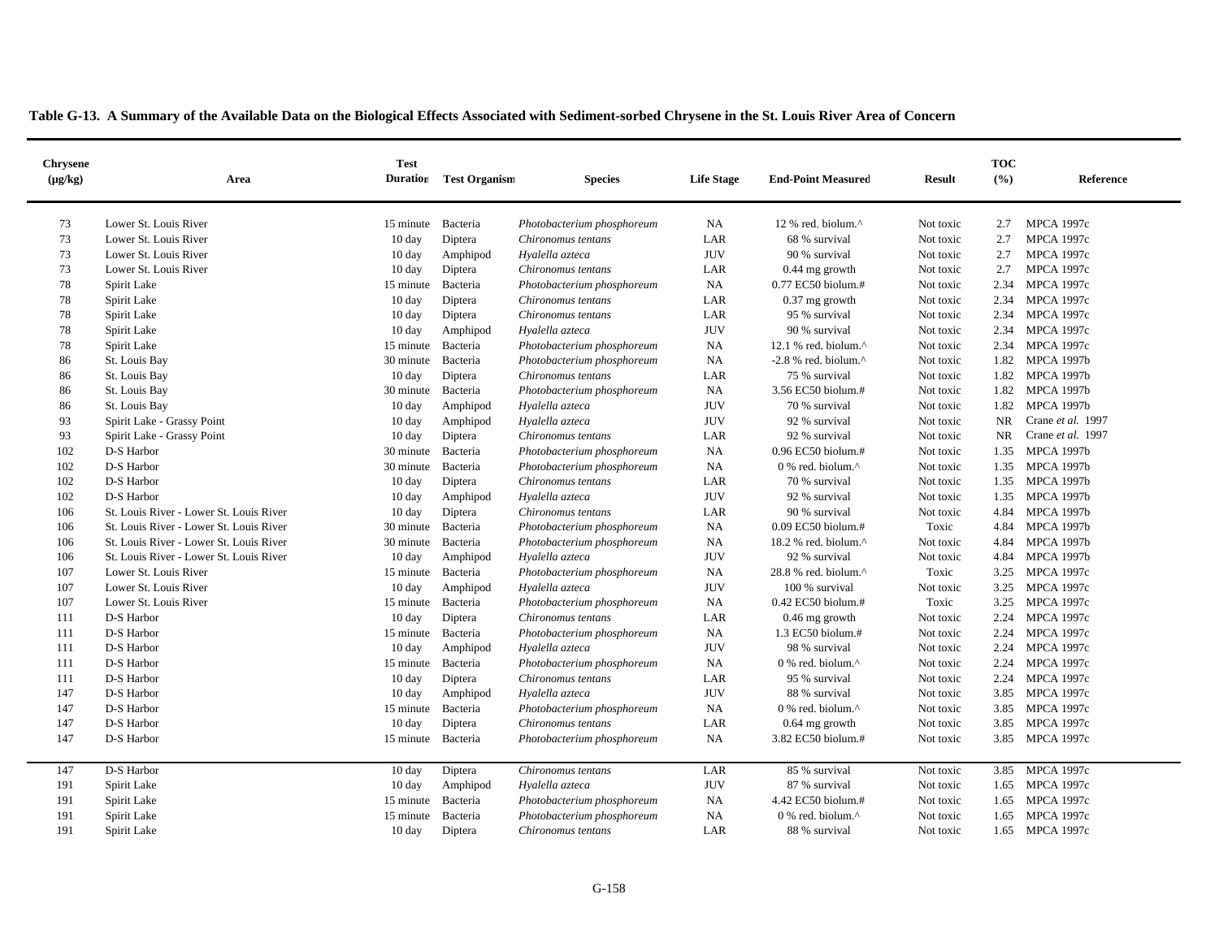**Table G-13. A Summary of the Available Data on the Biological Effects Associated with Sediment-sorbed Chrysene in the St. Louis River Area of Concern**

| Chrysene (µg/kg) | Area | Test Duration | Test Organism | Species | Life Stage | End-Point Measured | Result | TOC (%) | Reference |
|---|---|---|---|---|---|---|---|---|---|
| 73 | Lower St. Louis River | 15 minute | Bacteria | *Photobacterium phosphoreum* | NA | 12 % red. biolum.^ | Not toxic | 2.7 | MPCA 1997c |
| 73 | Lower St. Louis River | 10 day | Diptera | *Chironomus tentans* | LAR | 68 % survival | Not toxic | 2.7 | MPCA 1997c |
| 73 | Lower St. Louis River | 10 day | Amphipod | *Hyalella azteca* | JUV | 90 % survival | Not toxic | 2.7 | MPCA 1997c |
| 73 | Lower St. Louis River | 10 day | Diptera | *Chironomus tentans* | LAR | 0.44 mg growth | Not toxic | 2.7 | MPCA 1997c |
| 78 | Spirit Lake | 15 minute | Bacteria | *Photobacterium phosphoreum* | NA | 0.77 EC50 biolum.# | Not toxic | 2.34 | MPCA 1997c |
| 78 | Spirit Lake | 10 day | Diptera | *Chironomus tentans* | LAR | 0.37 mg growth | Not toxic | 2.34 | MPCA 1997c |
| 78 | Spirit Lake | 10 day | Diptera | *Chironomus tentans* | LAR | 95 % survival | Not toxic | 2.34 | MPCA 1997c |
| 78 | Spirit Lake | 10 day | Amphipod | *Hyalella azteca* | JUV | 90 % survival | Not toxic | 2.34 | MPCA 1997c |
| 78 | Spirit Lake | 15 minute | Bacteria | *Photobacterium phosphoreum* | NA | 12.1 % red. biolum.^ | Not toxic | 2.34 | MPCA 1997c |
| 86 | St. Louis Bay | 30 minute | Bacteria | *Photobacterium phosphoreum* | NA | -2.8 % red. biolum.^ | Not toxic | 1.82 | MPCA 1997b |
| 86 | St. Louis Bay | 10 day | Diptera | *Chironomus tentans* | LAR | 75 % survival | Not toxic | 1.82 | MPCA 1997b |
| 86 | St. Louis Bay | 30 minute | Bacteria | *Photobacterium phosphoreum* | NA | 3.56 EC50 biolum.# | Not toxic | 1.82 | MPCA 1997b |
| 86 | St. Louis Bay | 10 day | Amphipod | *Hyalella azteca* | JUV | 70 % survival | Not toxic | 1.82 | MPCA 1997b |
| 93 | Spirit Lake - Grassy Point | 10 day | Amphipod | *Hyalella azteca* | JUV | 92 % survival | Not toxic | NR | Crane *et al.* 1997 |
| 93 | Spirit Lake - Grassy Point | 10 day | Diptera | *Chironomus tentans* | LAR | 92 % survival | Not toxic | NR | Crane *et al.* 1997 |
| 102 | D-S Harbor | 30 minute | Bacteria | *Photobacterium phosphoreum* | NA | 0.96 EC50 biolum.# | Not toxic | 1.35 | MPCA 1997b |
| 102 | D-S Harbor | 30 minute | Bacteria | *Photobacterium phosphoreum* | NA | 0 % red. biolum.^ | Not toxic | 1.35 | MPCA 1997b |
| 102 | D-S Harbor | 10 day | Diptera | *Chironomus tentans* | LAR | 70 % survival | Not toxic | 1.35 | MPCA 1997b |
| 102 | D-S Harbor | 10 day | Amphipod | *Hyalella azteca* | JUV | 92 % survival | Not toxic | 1.35 | MPCA 1997b |
| 106 | St. Louis River - Lower St. Louis River | 10 day | Diptera | *Chironomus tentans* | LAR | 90 % survival | Not toxic | 4.84 | MPCA 1997b |
| 106 | St. Louis River - Lower St. Louis River | 30 minute | Bacteria | *Photobacterium phosphoreum* | NA | 0.09 EC50 biolum.# | Toxic | 4.84 | MPCA 1997b |
| 106 | St. Louis River - Lower St. Louis River | 30 minute | Bacteria | *Photobacterium phosphoreum* | NA | 18.2 % red. biolum.^ | Not toxic | 4.84 | MPCA 1997b |
| 106 | St. Louis River - Lower St. Louis River | 10 day | Amphipod | *Hyalella azteca* | JUV | 92 % survival | Not toxic | 4.84 | MPCA 1997b |
| 107 | Lower St. Louis River | 15 minute | Bacteria | *Photobacterium phosphoreum* | NA | 28.8 % red. biolum.^ | Toxic | 3.25 | MPCA 1997c |
| 107 | Lower St. Louis River | 10 day | Amphipod | *Hyalella azteca* | JUV | 100 % survival | Not toxic | 3.25 | MPCA 1997c |
| 107 | Lower St. Louis River | 15 minute | Bacteria | *Photobacterium phosphoreum* | NA | 0.42 EC50 biolum.# | Toxic | 3.25 | MPCA 1997c |
| 111 | D-S Harbor | 10 day | Diptera | *Chironomus tentans* | LAR | 0.46 mg growth | Not toxic | 2.24 | MPCA 1997c |
| 111 | D-S Harbor | 15 minute | Bacteria | *Photobacterium phosphoreum* | NA | 1.3 EC50 biolum.# | Not toxic | 2.24 | MPCA 1997c |
| 111 | D-S Harbor | 10 day | Amphipod | *Hyalella azteca* | JUV | 98 % survival | Not toxic | 2.24 | MPCA 1997c |
| 111 | D-S Harbor | 15 minute | Bacteria | *Photobacterium phosphoreum* | NA | 0 % red. biolum.^ | Not toxic | 2.24 | MPCA 1997c |
| 111 | D-S Harbor | 10 day | Diptera | *Chironomus tentans* | LAR | 95 % survival | Not toxic | 2.24 | MPCA 1997c |
| 147 | D-S Harbor | 10 day | Amphipod | *Hyalella azteca* | JUV | 88 % survival | Not toxic | 3.85 | MPCA 1997c |
| 147 | D-S Harbor | 15 minute | Bacteria | *Photobacterium phosphoreum* | NA | 0 % red. biolum.^ | Not toxic | 3.85 | MPCA 1997c |
| 147 | D-S Harbor | 10 day | Diptera | *Chironomus tentans* | LAR | 0.64 mg growth | Not toxic | 3.85 | MPCA 1997c |
| 147 | D-S Harbor | 15 minute | Bacteria | *Photobacterium phosphoreum* | NA | 3.82 EC50 biolum.# | Not toxic | 3.85 | MPCA 1997c |
| 147 | D-S Harbor | 10 day | Diptera | *Chironomus tentans* | LAR | 85 % survival | Not toxic | 3.85 | MPCA 1997c |
| 191 | Spirit Lake | 10 day | Amphipod | *Hyalella azteca* | JUV | 87 % survival | Not toxic | 1.65 | MPCA 1997c |
| 191 | Spirit Lake | 15 minute | Bacteria | *Photobacterium phosphoreum* | NA | 4.42 EC50 biolum.# | Not toxic | 1.65 | MPCA 1997c |
| 191 | Spirit Lake | 15 minute | Bacteria | *Photobacterium phosphoreum* | NA | 0 % red. biolum.^ | Not toxic | 1.65 | MPCA 1997c |
| 191 | Spirit Lake | 10 day | Diptera | *Chironomus tentans* | LAR | 88 % survival | Not toxic | 1.65 | MPCA 1997c |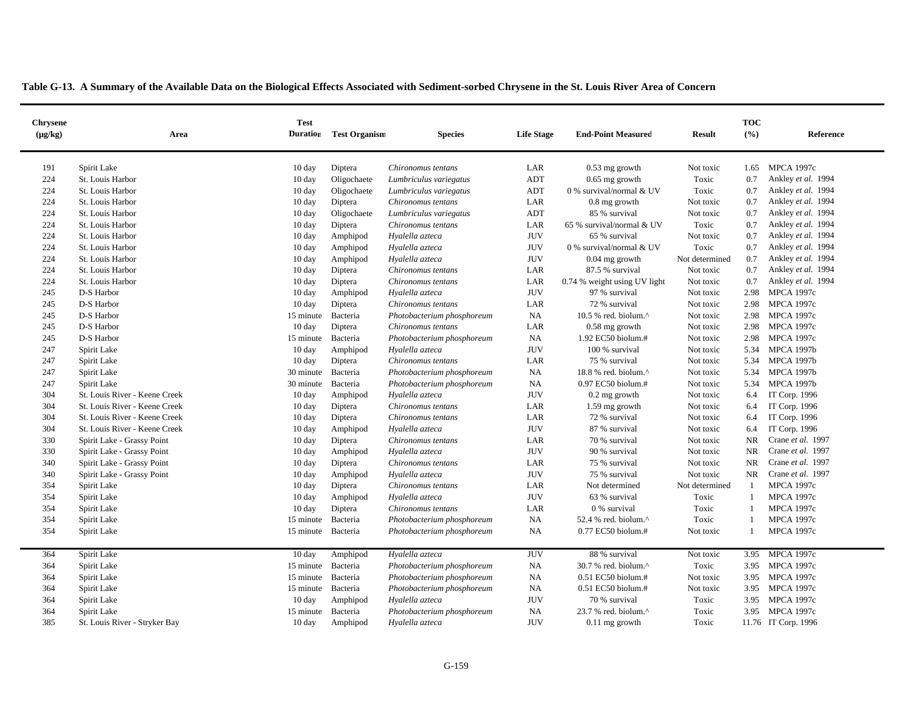**Table G-13. A Summary of the Available Data on the Biological Effects Associated with Sediment-sorbed Chrysene in the St. Louis River Area of Concern**

| Chrysene (µg/kg) | Area | Test Duration | Test Organism | Species | Life Stage | End-Point Measured | Result | TOC (%) | Reference |
|---|---|---|---|---|---|---|---|---|---|
| 191 | Spirit Lake | 10 day | Diptera | *Chironomus tentans* | LAR | 0.53 mg growth | Not toxic | 1.65 | MPCA 1997c |
| 224 | St. Louis Harbor | 10 day | Oligochaete | *Lumbriculus variegatus* | ADT | 0.65 mg growth | Toxic | 0.7 | Ankley *et al.* 1994 |
| 224 | St. Louis Harbor | 10 day | Oligochaete | *Lumbriculus variegatus* | ADT | 0 % survival/normal & UV | Toxic | 0.7 | Ankley *et al.* 1994 |
| 224 | St. Louis Harbor | 10 day | Diptera | *Chironomus tentans* | LAR | 0.8 mg growth | Not toxic | 0.7 | Ankley *et al.* 1994 |
| 224 | St. Louis Harbor | 10 day | Oligochaete | *Lumbriculus variegatus* | ADT | 85 % survival | Not toxic | 0.7 | Ankley *et al.* 1994 |
| 224 | St. Louis Harbor | 10 day | Diptera | *Chironomus tentans* | LAR | 65 % survival/normal & UV | Toxic | 0.7 | Ankley *et al.* 1994 |
| 224 | St. Louis Harbor | 10 day | Amphipod | *Hyalella azteca* | JUV | 65 % survival | Not toxic | 0.7 | Ankley *et al.* 1994 |
| 224 | St. Louis Harbor | 10 day | Amphipod | *Hyalella azteca* | JUV | 0 % survival/normal & UV | Toxic | 0.7 | Ankley *et al.* 1994 |
| 224 | St. Louis Harbor | 10 day | Amphipod | *Hyalella azteca* | JUV | 0.04 mg growth | Not determined | 0.7 | Ankley *et al.* 1994 |
| 224 | St. Louis Harbor | 10 day | Diptera | *Chironomus tentans* | LAR | 87.5 % survival | Not toxic | 0.7 | Ankley *et al.* 1994 |
| 224 | St. Louis Harbor | 10 day | Diptera | *Chironomus tentans* | LAR | 0.74 % weight using UV light | Not toxic | 0.7 | Ankley *et al.* 1994 |
| 245 | D-S Harbor | 10 day | Amphipod | *Hyalella azteca* | JUV | 97 % survival | Not toxic | 2.98 | MPCA 1997c |
| 245 | D-S Harbor | 10 day | Diptera | *Chironomus tentans* | LAR | 72 % survival | Not toxic | 2.98 | MPCA 1997c |
| 245 | D-S Harbor | 15 minute | Bacteria | *Photobacterium phosphoreum* | NA | 10.5 % red. biolum.^ | Not toxic | 2.98 | MPCA 1997c |
| 245 | D-S Harbor | 10 day | Diptera | *Chironomus tentans* | LAR | 0.58 mg growth | Not toxic | 2.98 | MPCA 1997c |
| 245 | D-S Harbor | 15 minute | Bacteria | *Photobacterium phosphoreum* | NA | 1.92 EC50 biolum.# | Not toxic | 2.98 | MPCA 1997c |
| 247 | Spirit Lake | 10 day | Amphipod | *Hyalella azteca* | JUV | 100 % survival | Not toxic | 5.34 | MPCA 1997b |
| 247 | Spirit Lake | 10 day | Diptera | *Chironomus tentans* | LAR | 75 % survival | Not toxic | 5.34 | MPCA 1997b |
| 247 | Spirit Lake | 30 minute | Bacteria | *Photobacterium phosphoreum* | NA | 18.8 % red. biolum.^ | Not toxic | 5.34 | MPCA 1997b |
| 247 | Spirit Lake | 30 minute | Bacteria | *Photobacterium phosphoreum* | NA | 0.97 EC50 biolum.# | Not toxic | 5.34 | MPCA 1997b |
| 304 | St. Louis River - Keene Creek | 10 day | Amphipod | *Hyalella azteca* | JUV | 0.2 mg growth | Not toxic | 6.4 | IT Corp. 1996 |
| 304 | St. Louis River - Keene Creek | 10 day | Diptera | *Chironomus tentans* | LAR | 1.59 mg growth | Not toxic | 6.4 | IT Corp. 1996 |
| 304 | St. Louis River - Keene Creek | 10 day | Diptera | *Chironomus tentans* | LAR | 72 % survival | Not toxic | 6.4 | IT Corp. 1996 |
| 304 | St. Louis River - Keene Creek | 10 day | Amphipod | *Hyalella azteca* | JUV | 87 % survival | Not toxic | 6.4 | IT Corp. 1996 |
| 330 | Spirit Lake - Grassy Point | 10 day | Diptera | *Chironomus tentans* | LAR | 70 % survival | Not toxic | NR | Crane *et al.* 1997 |
| 330 | Spirit Lake - Grassy Point | 10 day | Amphipod | *Hyalella azteca* | JUV | 90 % survival | Not toxic | NR | Crane *et al.* 1997 |
| 340 | Spirit Lake - Grassy Point | 10 day | Diptera | *Chironomus tentans* | LAR | 75 % survival | Not toxic | NR | Crane *et al.* 1997 |
| 340 | Spirit Lake - Grassy Point | 10 day | Amphipod | *Hyalella azteca* | JUV | 75 % survival | Not toxic | NR | Crane *et al.* 1997 |
| 354 | Spirit Lake | 10 day | Diptera | *Chironomus tentans* | LAR | Not determined | Not determined | 1 | MPCA 1997c |
| 354 | Spirit Lake | 10 day | Amphipod | *Hyalella azteca* | JUV | 63 % survival | Toxic | 1 | MPCA 1997c |
| 354 | Spirit Lake | 10 day | Diptera | *Chironomus tentans* | LAR | 0 % survival | Toxic | 1 | MPCA 1997c |
| 354 | Spirit Lake | 15 minute | Bacteria | *Photobacterium phosphoreum* | NA | 52.4 % red. biolum.^ | Toxic | 1 | MPCA 1997c |
| 354 | Spirit Lake | 15 minute | Bacteria | *Photobacterium phosphoreum* | NA | 0.77 EC50 biolum.# | Not toxic | 1 | MPCA 1997c |
| 364 | Spirit Lake | 10 day | Amphipod | *Hyalella azteca* | JUV | 88 % survival | Not toxic | 3.95 | MPCA 1997c |
| 364 | Spirit Lake | 15 minute | Bacteria | *Photobacterium phosphoreum* | NA | 30.7 % red. biolum.^ | Toxic | 3.95 | MPCA 1997c |
| 364 | Spirit Lake | 15 minute | Bacteria | *Photobacterium phosphoreum* | NA | 0.51 EC50 biolum.# | Not toxic | 3.95 | MPCA 1997c |
| 364 | Spirit Lake | 15 minute | Bacteria | *Photobacterium phosphoreum* | NA | 0.51 EC50 biolum.# | Not toxic | 3.95 | MPCA 1997c |
| 364 | Spirit Lake | 10 day | Amphipod | *Hyalella azteca* | JUV | 70 % survival | Toxic | 3.95 | MPCA 1997c |
| 364 | Spirit Lake | 15 minute | Bacteria | *Photobacterium phosphoreum* | NA | 23.7 % red. biolum.^ | Toxic | 3.95 | MPCA 1997c |
| 385 | St. Louis River - Stryker Bay | 10 day | Amphipod | *Hyalella azteca* | JUV | 0.11 mg growth | Toxic | 11.76 | IT Corp. 1996 |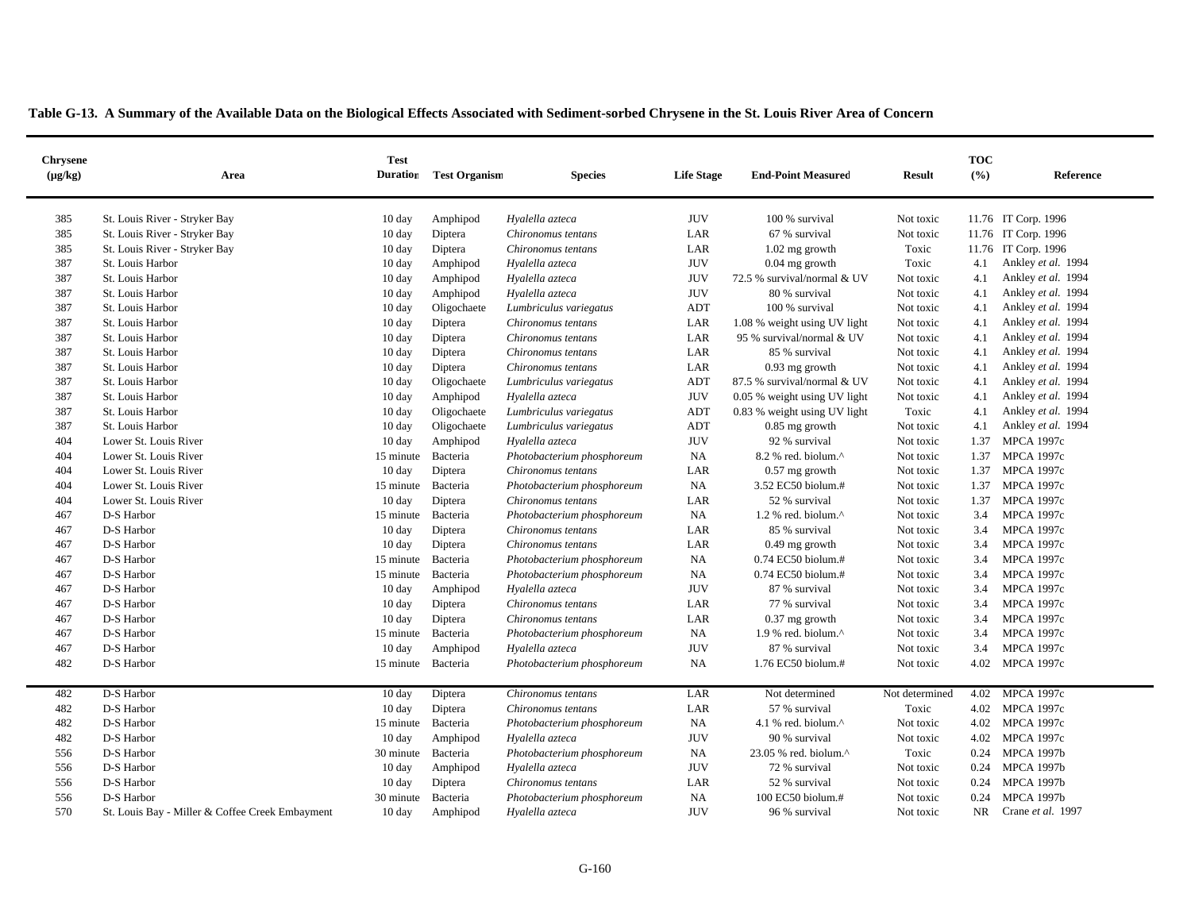**Table G-13. A Summary of the Available Data on the Biological Effects Associated with Sediment-sorbed Chrysene in the St. Louis River Area of Concern**

| Chrysene (µg/kg) | Area | Test Duration | Test Organism | Species | Life Stage | End-Point Measured | Result | TOC (%) | Reference |
|---|---|---|---|---|---|---|---|---|---|
| 385 | St. Louis River - Stryker Bay | 10 day | Amphipod | *Hyalella azteca* | JUV | 100 % survival | Not toxic | 11.76 | IT Corp. 1996 |
| 385 | St. Louis River - Stryker Bay | 10 day | Diptera | *Chironomus tentans* | LAR | 67 % survival | Not toxic | 11.76 | IT Corp. 1996 |
| 385 | St. Louis River - Stryker Bay | 10 day | Diptera | *Chironomus tentans* | LAR | 1.02 mg growth | Toxic | 11.76 | IT Corp. 1996 |
| 387 | St. Louis Harbor | 10 day | Amphipod | *Hyalella azteca* | JUV | 0.04 mg growth | Toxic | 4.1 | Ankley *et al.* 1994 |
| 387 | St. Louis Harbor | 10 day | Amphipod | *Hyalella azteca* | JUV | 72.5 % survival/normal & UV | Not toxic | 4.1 | Ankley *et al.* 1994 |
| 387 | St. Louis Harbor | 10 day | Amphipod | *Hyalella azteca* | JUV | 80 % survival | Not toxic | 4.1 | Ankley *et al.* 1994 |
| 387 | St. Louis Harbor | 10 day | Oligochaete | *Lumbriculus variegatus* | ADT | 100 % survival | Not toxic | 4.1 | Ankley *et al.* 1994 |
| 387 | St. Louis Harbor | 10 day | Diptera | *Chironomus tentans* | LAR | 1.08 % weight using UV light | Not toxic | 4.1 | Ankley *et al.* 1994 |
| 387 | St. Louis Harbor | 10 day | Diptera | *Chironomus tentans* | LAR | 95 % survival/normal & UV | Not toxic | 4.1 | Ankley *et al.* 1994 |
| 387 | St. Louis Harbor | 10 day | Diptera | *Chironomus tentans* | LAR | 85 % survival | Not toxic | 4.1 | Ankley *et al.* 1994 |
| 387 | St. Louis Harbor | 10 day | Diptera | *Chironomus tentans* | LAR | 0.93 mg growth | Not toxic | 4.1 | Ankley *et al.* 1994 |
| 387 | St. Louis Harbor | 10 day | Oligochaete | *Lumbriculus variegatus* | ADT | 87.5 % survival/normal & UV | Not toxic | 4.1 | Ankley *et al.* 1994 |
| 387 | St. Louis Harbor | 10 day | Amphipod | *Hyalella azteca* | JUV | 0.05 % weight using UV light | Not toxic | 4.1 | Ankley *et al.* 1994 |
| 387 | St. Louis Harbor | 10 day | Oligochaete | *Lumbriculus variegatus* | ADT | 0.83 % weight using UV light | Toxic | 4.1 | Ankley *et al.* 1994 |
| 387 | St. Louis Harbor | 10 day | Oligochaete | *Lumbriculus variegatus* | ADT | 0.85 mg growth | Not toxic | 4.1 | Ankley *et al.* 1994 |
| 404 | Lower St. Louis River | 10 day | Amphipod | *Hyalella azteca* | JUV | 92 % survival | Not toxic | 1.37 | MPCA 1997c |
| 404 | Lower St. Louis River | 15 minute | Bacteria | *Photobacterium phosphoreum* | NA | 8.2 % red. biolum.^ | Not toxic | 1.37 | MPCA 1997c |
| 404 | Lower St. Louis River | 10 day | Diptera | *Chironomus tentans* | LAR | 0.57 mg growth | Not toxic | 1.37 | MPCA 1997c |
| 404 | Lower St. Louis River | 15 minute | Bacteria | *Photobacterium phosphoreum* | NA | 3.52 EC50 biolum.# | Not toxic | 1.37 | MPCA 1997c |
| 404 | Lower St. Louis River | 10 day | Diptera | *Chironomus tentans* | LAR | 52 % survival | Not toxic | 1.37 | MPCA 1997c |
| 467 | D-S Harbor | 15 minute | Bacteria | *Photobacterium phosphoreum* | NA | 1.2 % red. biolum.^ | Not toxic | 3.4 | MPCA 1997c |
| 467 | D-S Harbor | 10 day | Diptera | *Chironomus tentans* | LAR | 85 % survival | Not toxic | 3.4 | MPCA 1997c |
| 467 | D-S Harbor | 10 day | Diptera | *Chironomus tentans* | LAR | 0.49 mg growth | Not toxic | 3.4 | MPCA 1997c |
| 467 | D-S Harbor | 15 minute | Bacteria | *Photobacterium phosphoreum* | NA | 0.74 EC50 biolum.# | Not toxic | 3.4 | MPCA 1997c |
| 467 | D-S Harbor | 15 minute | Bacteria | *Photobacterium phosphoreum* | NA | 0.74 EC50 biolum.# | Not toxic | 3.4 | MPCA 1997c |
| 467 | D-S Harbor | 10 day | Amphipod | *Hyalella azteca* | JUV | 87 % survival | Not toxic | 3.4 | MPCA 1997c |
| 467 | D-S Harbor | 10 day | Diptera | *Chironomus tentans* | LAR | 77 % survival | Not toxic | 3.4 | MPCA 1997c |
| 467 | D-S Harbor | 10 day | Diptera | *Chironomus tentans* | LAR | 0.37 mg growth | Not toxic | 3.4 | MPCA 1997c |
| 467 | D-S Harbor | 15 minute | Bacteria | *Photobacterium phosphoreum* | NA | 1.9 % red. biolum.^ | Not toxic | 3.4 | MPCA 1997c |
| 467 | D-S Harbor | 10 day | Amphipod | *Hyalella azteca* | JUV | 87 % survival | Not toxic | 3.4 | MPCA 1997c |
| 482 | D-S Harbor | 15 minute | Bacteria | *Photobacterium phosphoreum* | NA | 1.76 EC50 biolum.# | Not toxic | 4.02 | MPCA 1997c |
| 482 | D-S Harbor | 10 day | Diptera | *Chironomus tentans* | LAR | Not determined | Not determined | 4.02 | MPCA 1997c |
| 482 | D-S Harbor | 10 day | Diptera | *Chironomus tentans* | LAR | 57 % survival | Toxic | 4.02 | MPCA 1997c |
| 482 | D-S Harbor | 15 minute | Bacteria | *Photobacterium phosphoreum* | NA | 4.1 % red. biolum.^ | Not toxic | 4.02 | MPCA 1997c |
| 482 | D-S Harbor | 10 day | Amphipod | *Hyalella azteca* | JUV | 90 % survival | Not toxic | 4.02 | MPCA 1997c |
| 556 | D-S Harbor | 30 minute | Bacteria | *Photobacterium phosphoreum* | NA | 23.05 % red. biolum.^ | Toxic | 0.24 | MPCA 1997b |
| 556 | D-S Harbor | 10 day | Amphipod | *Hyalella azteca* | JUV | 72 % survival | Not toxic | 0.24 | MPCA 1997b |
| 556 | D-S Harbor | 10 day | Diptera | *Chironomus tentans* | LAR | 52 % survival | Not toxic | 0.24 | MPCA 1997b |
| 556 | D-S Harbor | 30 minute | Bacteria | *Photobacterium phosphoreum* | NA | 100 EC50 biolum.# | Not toxic | 0.24 | MPCA 1997b |
| 570 | St. Louis Bay - Miller & Coffee Creek Embayment | 10 day | Amphipod | *Hyalella azteca* | JUV | 96 % survival | Not toxic | NR | Crane *et al.* 1997 |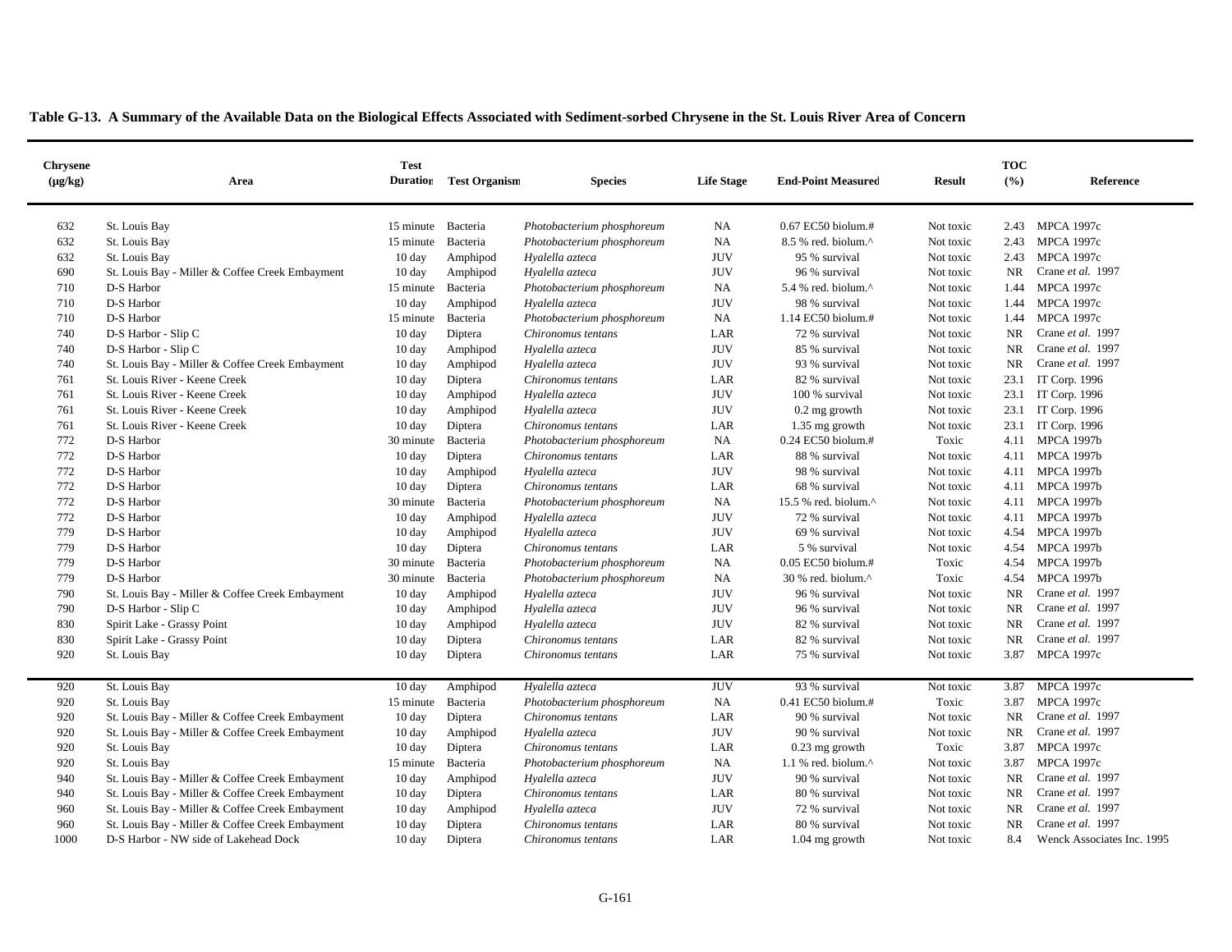**Table G-13. A Summary of the Available Data on the Biological Effects Associated with Sediment-sorbed Chrysene in the St. Louis River Area of Concern**

| Chrysene (µg/kg) | Area | Test Duration | Test Organism | Species | Life Stage | End-Point Measured | Result | TOC (%) | Reference |
|---|---|---|---|---|---|---|---|---|---|
| 632 | St. Louis Bay | 15 minute | Bacteria | *Photobacterium phosphoreum* | NA | 0.67 EC50 biolum.# | Not toxic | 2.43 | MPCA 1997c |
| 632 | St. Louis Bay | 15 minute | Bacteria | *Photobacterium phosphoreum* | NA | 8.5 % red. biolum.^ | Not toxic | 2.43 | MPCA 1997c |
| 632 | St. Louis Bay | 10 day | Amphipod | *Hyalella azteca* | JUV | 95 % survival | Not toxic | 2.43 | MPCA 1997c |
| 690 | St. Louis Bay - Miller & Coffee Creek Embayment | 10 day | Amphipod | *Hyalella azteca* | JUV | 96 % survival | Not toxic | NR | Crane *et al.* 1997 |
| 710 | D-S Harbor | 15 minute | Bacteria | *Photobacterium phosphoreum* | NA | 5.4 % red. biolum.^ | Not toxic | 1.44 | MPCA 1997c |
| 710 | D-S Harbor | 10 day | Amphipod | *Hyalella azteca* | JUV | 98 % survival | Not toxic | 1.44 | MPCA 1997c |
| 710 | D-S Harbor | 15 minute | Bacteria | *Photobacterium phosphoreum* | NA | 1.14 EC50 biolum.# | Not toxic | 1.44 | MPCA 1997c |
| 740 | D-S Harbor - Slip C | 10 day | Diptera | *Chironomus tentans* | LAR | 72 % survival | Not toxic | NR | Crane *et al.* 1997 |
| 740 | D-S Harbor - Slip C | 10 day | Amphipod | *Hyalella azteca* | JUV | 85 % survival | Not toxic | NR | Crane *et al.* 1997 |
| 740 | St. Louis Bay - Miller & Coffee Creek Embayment | 10 day | Amphipod | *Hyalella azteca* | JUV | 93 % survival | Not toxic | NR | Crane *et al.* 1997 |
| 761 | St. Louis River - Keene Creek | 10 day | Diptera | *Chironomus tentans* | LAR | 82 % survival | Not toxic | 23.1 | IT Corp. 1996 |
| 761 | St. Louis River - Keene Creek | 10 day | Amphipod | *Hyalella azteca* | JUV | 100 % survival | Not toxic | 23.1 | IT Corp. 1996 |
| 761 | St. Louis River - Keene Creek | 10 day | Amphipod | *Hyalella azteca* | JUV | 0.2 mg growth | Not toxic | 23.1 | IT Corp. 1996 |
| 761 | St. Louis River - Keene Creek | 10 day | Diptera | *Chironomus tentans* | LAR | 1.35 mg growth | Not toxic | 23.1 | IT Corp. 1996 |
| 772 | D-S Harbor | 30 minute | Bacteria | *Photobacterium phosphoreum* | NA | 0.24 EC50 biolum.# | Toxic | 4.11 | MPCA 1997b |
| 772 | D-S Harbor | 10 day | Diptera | *Chironomus tentans* | LAR | 88 % survival | Not toxic | 4.11 | MPCA 1997b |
| 772 | D-S Harbor | 10 day | Amphipod | *Hyalella azteca* | JUV | 98 % survival | Not toxic | 4.11 | MPCA 1997b |
| 772 | D-S Harbor | 10 day | Diptera | *Chironomus tentans* | LAR | 68 % survival | Not toxic | 4.11 | MPCA 1997b |
| 772 | D-S Harbor | 30 minute | Bacteria | *Photobacterium phosphoreum* | NA | 15.5 % red. biolum.^ | Not toxic | 4.11 | MPCA 1997b |
| 772 | D-S Harbor | 10 day | Amphipod | *Hyalella azteca* | JUV | 72 % survival | Not toxic | 4.11 | MPCA 1997b |
| 779 | D-S Harbor | 10 day | Amphipod | *Hyalella azteca* | JUV | 69 % survival | Not toxic | 4.54 | MPCA 1997b |
| 779 | D-S Harbor | 10 day | Diptera | *Chironomus tentans* | LAR | 5 % survival | Not toxic | 4.54 | MPCA 1997b |
| 779 | D-S Harbor | 30 minute | Bacteria | *Photobacterium phosphoreum* | NA | 0.05 EC50 biolum.# | Toxic | 4.54 | MPCA 1997b |
| 779 | D-S Harbor | 30 minute | Bacteria | *Photobacterium phosphoreum* | NA | 30 % red. biolum.^ | Toxic | 4.54 | MPCA 1997b |
| 790 | St. Louis Bay - Miller & Coffee Creek Embayment | 10 day | Amphipod | *Hyalella azteca* | JUV | 96 % survival | Not toxic | NR | Crane *et al.* 1997 |
| 790 | D-S Harbor - Slip C | 10 day | Amphipod | *Hyalella azteca* | JUV | 96 % survival | Not toxic | NR | Crane *et al.* 1997 |
| 830 | Spirit Lake - Grassy Point | 10 day | Amphipod | *Hyalella azteca* | JUV | 82 % survival | Not toxic | NR | Crane *et al.* 1997 |
| 830 | Spirit Lake - Grassy Point | 10 day | Diptera | *Chironomus tentans* | LAR | 82 % survival | Not toxic | NR | Crane *et al.* 1997 |
| 920 | St. Louis Bay | 10 day | Diptera | *Chironomus tentans* | LAR | 75 % survival | Not toxic | 3.87 | MPCA 1997c |
| 920 | St. Louis Bay | 10 day | Amphipod | *Hyalella azteca* | JUV | 93 % survival | Not toxic | 3.87 | MPCA 1997c |
| 920 | St. Louis Bay | 15 minute | Bacteria | *Photobacterium phosphoreum* | NA | 0.41 EC50 biolum.# | Toxic | 3.87 | MPCA 1997c |
| 920 | St. Louis Bay - Miller & Coffee Creek Embayment | 10 day | Diptera | *Chironomus tentans* | LAR | 90 % survival | Not toxic | NR | Crane *et al.* 1997 |
| 920 | St. Louis Bay - Miller & Coffee Creek Embayment | 10 day | Amphipod | *Hyalella azteca* | JUV | 90 % survival | Not toxic | NR | Crane *et al.* 1997 |
| 920 | St. Louis Bay | 10 day | Diptera | *Chironomus tentans* | LAR | 0.23 mg growth | Toxic | 3.87 | MPCA 1997c |
| 920 | St. Louis Bay | 15 minute | Bacteria | *Photobacterium phosphoreum* | NA | 1.1 % red. biolum.^ | Not toxic | 3.87 | MPCA 1997c |
| 940 | St. Louis Bay - Miller & Coffee Creek Embayment | 10 day | Amphipod | *Hyalella azteca* | JUV | 90 % survival | Not toxic | NR | Crane *et al.* 1997 |
| 940 | St. Louis Bay - Miller & Coffee Creek Embayment | 10 day | Diptera | *Chironomus tentans* | LAR | 80 % survival | Not toxic | NR | Crane *et al.* 1997 |
| 960 | St. Louis Bay - Miller & Coffee Creek Embayment | 10 day | Amphipod | *Hyalella azteca* | JUV | 72 % survival | Not toxic | NR | Crane *et al.* 1997 |
| 960 | St. Louis Bay - Miller & Coffee Creek Embayment | 10 day | Diptera | *Chironomus tentans* | LAR | 80 % survival | Not toxic | NR | Crane *et al.* 1997 |
| 1000 | D-S Harbor - NW side of Lakehead Dock | 10 day | Diptera | *Chironomus tentans* | LAR | 1.04 mg growth | Not toxic | 8.4 | Wenck Associates Inc. 1995 |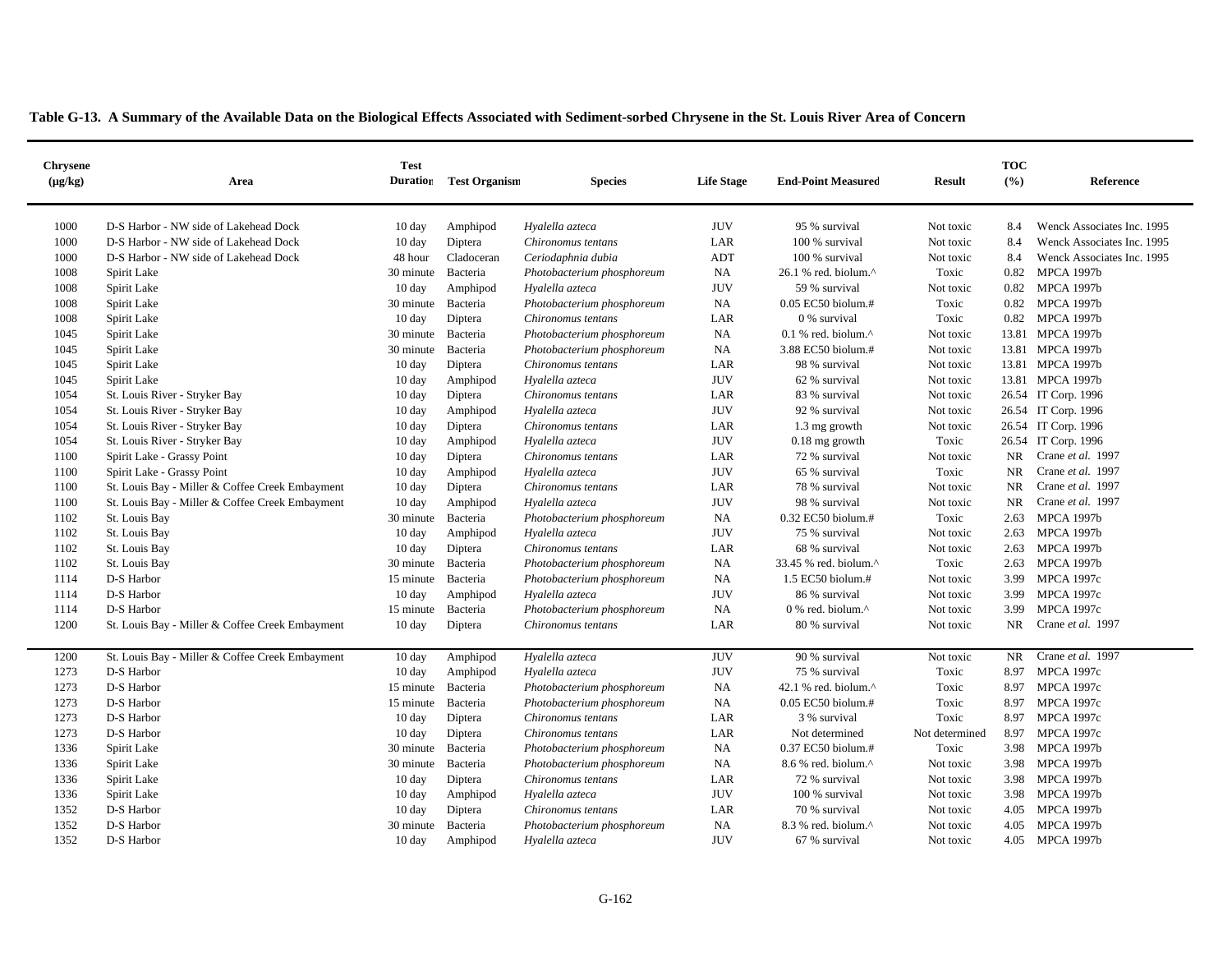**Table G-13. A Summary of the Available Data on the Biological Effects Associated with Sediment-sorbed Chrysene in the St. Louis River Area of Concern**

| Chrysene (µg/kg) | Area | Test Duration | Test Organism | Species | Life Stage | End-Point Measured | Result | TOC (%) | Reference |
|---|---|---|---|---|---|---|---|---|---|
| 1000 | D-S Harbor - NW side of Lakehead Dock | 10 day | Amphipod | *Hyalella azteca* | JUV | 95 % survival | Not toxic | 8.4 | Wenck Associates Inc. 1995 |
| 1000 | D-S Harbor - NW side of Lakehead Dock | 10 day | Diptera | *Chironomus tentans* | LAR | 100 % survival | Not toxic | 8.4 | Wenck Associates Inc. 1995 |
| 1000 | D-S Harbor - NW side of Lakehead Dock | 48 hour | Cladoceran | *Ceriodaphnia dubia* | ADT | 100 % survival | Not toxic | 8.4 | Wenck Associates Inc. 1995 |
| 1008 | Spirit Lake | 30 minute | Bacteria | *Photobacterium phosphoreum* | NA | 26.1 % red. biolum.^ | Toxic | 0.82 | MPCA 1997b |
| 1008 | Spirit Lake | 10 day | Amphipod | *Hyalella azteca* | JUV | 59 % survival | Not toxic | 0.82 | MPCA 1997b |
| 1008 | Spirit Lake | 30 minute | Bacteria | *Photobacterium phosphoreum* | NA | 0.05 EC50 biolum.# | Toxic | 0.82 | MPCA 1997b |
| 1008 | Spirit Lake | 10 day | Diptera | *Chironomus tentans* | LAR | 0 % survival | Toxic | 0.82 | MPCA 1997b |
| 1045 | Spirit Lake | 30 minute | Bacteria | *Photobacterium phosphoreum* | NA | 0.1 % red. biolum.^ | Not toxic | 13.81 | MPCA 1997b |
| 1045 | Spirit Lake | 30 minute | Bacteria | *Photobacterium phosphoreum* | NA | 3.88 EC50 biolum.# | Not toxic | 13.81 | MPCA 1997b |
| 1045 | Spirit Lake | 10 day | Diptera | *Chironomus tentans* | LAR | 98 % survival | Not toxic | 13.81 | MPCA 1997b |
| 1045 | Spirit Lake | 10 day | Amphipod | *Hyalella azteca* | JUV | 62 % survival | Not toxic | 13.81 | MPCA 1997b |
| 1054 | St. Louis River - Stryker Bay | 10 day | Diptera | *Chironomus tentans* | LAR | 83 % survival | Not toxic | 26.54 | IT Corp. 1996 |
| 1054 | St. Louis River - Stryker Bay | 10 day | Amphipod | *Hyalella azteca* | JUV | 92 % survival | Not toxic | 26.54 | IT Corp. 1996 |
| 1054 | St. Louis River - Stryker Bay | 10 day | Diptera | *Chironomus tentans* | LAR | 1.3 mg growth | Not toxic | 26.54 | IT Corp. 1996 |
| 1054 | St. Louis River - Stryker Bay | 10 day | Amphipod | *Hyalella azteca* | JUV | 0.18 mg growth | Toxic | 26.54 | IT Corp. 1996 |
| 1100 | Spirit Lake - Grassy Point | 10 day | Diptera | *Chironomus tentans* | LAR | 72 % survival | Not toxic | NR | Crane *et al.* 1997 |
| 1100 | Spirit Lake - Grassy Point | 10 day | Amphipod | *Hyalella azteca* | JUV | 65 % survival | Toxic | NR | Crane *et al.* 1997 |
| 1100 | St. Louis Bay - Miller & Coffee Creek Embayment | 10 day | Diptera | *Chironomus tentans* | LAR | 78 % survival | Not toxic | NR | Crane *et al.* 1997 |
| 1100 | St. Louis Bay - Miller & Coffee Creek Embayment | 10 day | Amphipod | *Hyalella azteca* | JUV | 98 % survival | Not toxic | NR | Crane *et al.* 1997 |
| 1102 | St. Louis Bay | 30 minute | Bacteria | *Photobacterium phosphoreum* | NA | 0.32 EC50 biolum.# | Toxic | 2.63 | MPCA 1997b |
| 1102 | St. Louis Bay | 10 day | Amphipod | *Hyalella azteca* | JUV | 75 % survival | Not toxic | 2.63 | MPCA 1997b |
| 1102 | St. Louis Bay | 10 day | Diptera | *Chironomus tentans* | LAR | 68 % survival | Not toxic | 2.63 | MPCA 1997b |
| 1102 | St. Louis Bay | 30 minute | Bacteria | *Photobacterium phosphoreum* | NA | 33.45 % red. biolum.^ | Toxic | 2.63 | MPCA 1997b |
| 1114 | D-S Harbor | 15 minute | Bacteria | *Photobacterium phosphoreum* | NA | 1.5 EC50 biolum.# | Not toxic | 3.99 | MPCA 1997c |
| 1114 | D-S Harbor | 10 day | Amphipod | *Hyalella azteca* | JUV | 86 % survival | Not toxic | 3.99 | MPCA 1997c |
| 1114 | D-S Harbor | 15 minute | Bacteria | *Photobacterium phosphoreum* | NA | 0 % red. biolum.^ | Not toxic | 3.99 | MPCA 1997c |
| 1200 | St. Louis Bay - Miller & Coffee Creek Embayment | 10 day | Diptera | *Chironomus tentans* | LAR | 80 % survival | Not toxic | NR | Crane *et al.* 1997 |
| 1200 | St. Louis Bay - Miller & Coffee Creek Embayment | 10 day | Amphipod | *Hyalella azteca* | JUV | 90 % survival | Not toxic | NR | Crane *et al.* 1997 |
| 1273 | D-S Harbor | 10 day | Amphipod | *Hyalella azteca* | JUV | 75 % survival | Toxic | 8.97 | MPCA 1997c |
| 1273 | D-S Harbor | 15 minute | Bacteria | *Photobacterium phosphoreum* | NA | 42.1 % red. biolum.^ | Toxic | 8.97 | MPCA 1997c |
| 1273 | D-S Harbor | 15 minute | Bacteria | *Photobacterium phosphoreum* | NA | 0.05 EC50 biolum.# | Toxic | 8.97 | MPCA 1997c |
| 1273 | D-S Harbor | 10 day | Diptera | *Chironomus tentans* | LAR | 3 % survival | Toxic | 8.97 | MPCA 1997c |
| 1273 | D-S Harbor | 10 day | Diptera | *Chironomus tentans* | LAR | Not determined | Not determined | 8.97 | MPCA 1997c |
| 1336 | Spirit Lake | 30 minute | Bacteria | *Photobacterium phosphoreum* | NA | 0.37 EC50 biolum.# | Toxic | 3.98 | MPCA 1997b |
| 1336 | Spirit Lake | 30 minute | Bacteria | *Photobacterium phosphoreum* | NA | 8.6 % red. biolum.^ | Not toxic | 3.98 | MPCA 1997b |
| 1336 | Spirit Lake | 10 day | Diptera | *Chironomus tentans* | LAR | 72 % survival | Not toxic | 3.98 | MPCA 1997b |
| 1336 | Spirit Lake | 10 day | Amphipod | *Hyalella azteca* | JUV | 100 % survival | Not toxic | 3.98 | MPCA 1997b |
| 1352 | D-S Harbor | 10 day | Diptera | *Chironomus tentans* | LAR | 70 % survival | Not toxic | 4.05 | MPCA 1997b |
| 1352 | D-S Harbor | 30 minute | Bacteria | *Photobacterium phosphoreum* | NA | 8.3 % red. biolum.^ | Not toxic | 4.05 | MPCA 1997b |
| 1352 | D-S Harbor | 10 day | Amphipod | *Hyalella azteca* | JUV | 67 % survival | Not toxic | 4.05 | MPCA 1997b |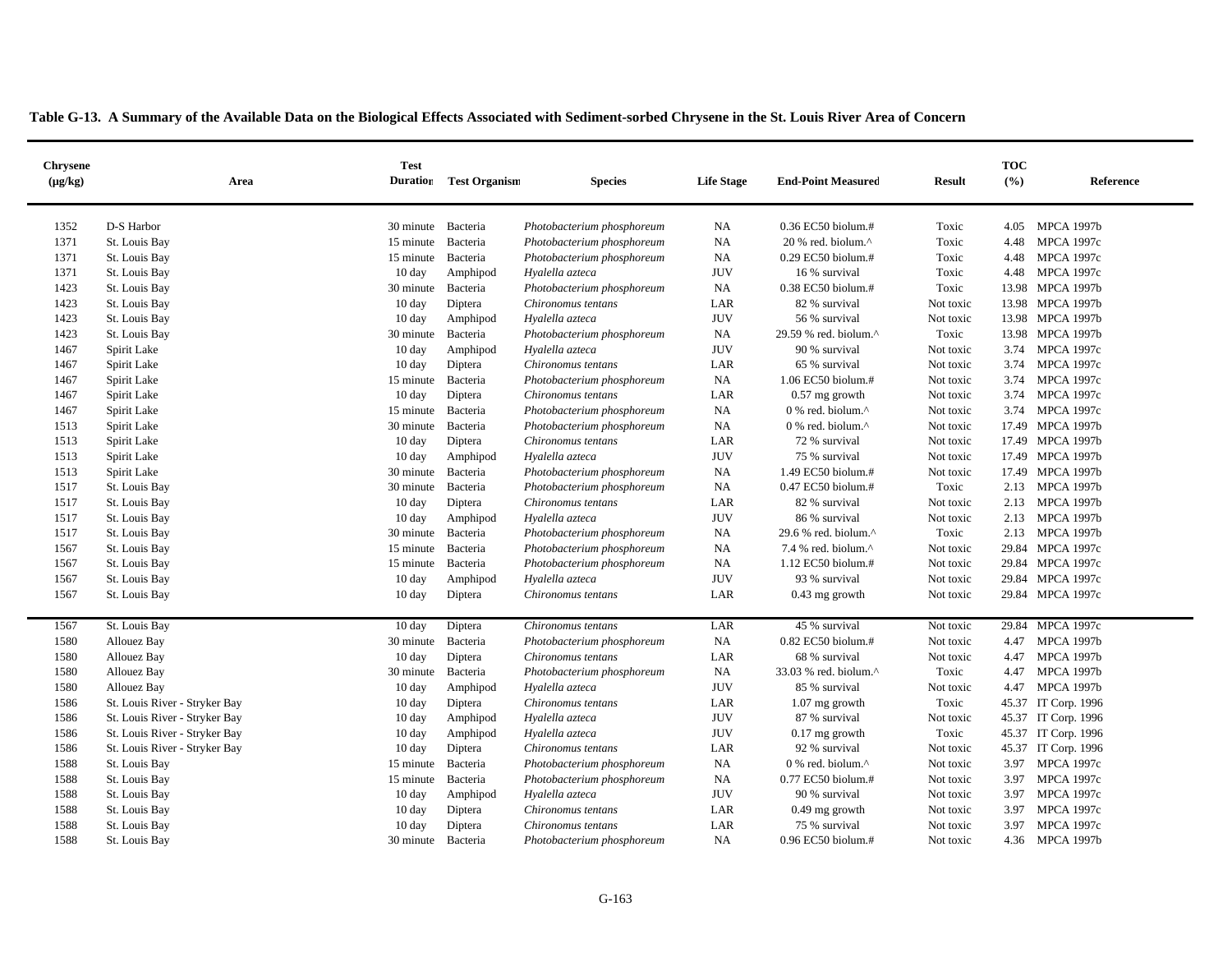**Table G-13. A Summary of the Available Data on the Biological Effects Associated with Sediment-sorbed Chrysene in the St. Louis River Area of Concern**

| Chrysene (µg/kg) | Area | Test Duration | Test Organism | Species | Life Stage | End-Point Measured | Result | TOC (%) | Reference |
|---|---|---|---|---|---|---|---|---|---|
| 1352 | D-S Harbor | 30 minute | Bacteria | *Photobacterium phosphoreum* | NA | 0.36 EC50 biolum.# | Toxic | 4.05 | MPCA 1997b |
| 1371 | St. Louis Bay | 15 minute | Bacteria | *Photobacterium phosphoreum* | NA | 20 % red. biolum.^ | Toxic | 4.48 | MPCA 1997c |
| 1371 | St. Louis Bay | 15 minute | Bacteria | *Photobacterium phosphoreum* | NA | 0.29 EC50 biolum.# | Toxic | 4.48 | MPCA 1997c |
| 1371 | St. Louis Bay | 10 day | Amphipod | *Hyalella azteca* | JUV | 16 % survival | Toxic | 4.48 | MPCA 1997c |
| 1423 | St. Louis Bay | 30 minute | Bacteria | *Photobacterium phosphoreum* | NA | 0.38 EC50 biolum.# | Toxic | 13.98 | MPCA 1997b |
| 1423 | St. Louis Bay | 10 day | Diptera | *Chironomus tentans* | LAR | 82 % survival | Not toxic | 13.98 | MPCA 1997b |
| 1423 | St. Louis Bay | 10 day | Amphipod | *Hyalella azteca* | JUV | 56 % survival | Not toxic | 13.98 | MPCA 1997b |
| 1423 | St. Louis Bay | 30 minute | Bacteria | *Photobacterium phosphoreum* | NA | 29.59 % red. biolum.^ | Toxic | 13.98 | MPCA 1997b |
| 1467 | Spirit Lake | 10 day | Amphipod | *Hyalella azteca* | JUV | 90 % survival | Not toxic | 3.74 | MPCA 1997c |
| 1467 | Spirit Lake | 10 day | Diptera | *Chironomus tentans* | LAR | 65 % survival | Not toxic | 3.74 | MPCA 1997c |
| 1467 | Spirit Lake | 15 minute | Bacteria | *Photobacterium phosphoreum* | NA | 1.06 EC50 biolum.# | Not toxic | 3.74 | MPCA 1997c |
| 1467 | Spirit Lake | 10 day | Diptera | *Chironomus tentans* | LAR | 0.57 mg growth | Not toxic | 3.74 | MPCA 1997c |
| 1467 | Spirit Lake | 15 minute | Bacteria | *Photobacterium phosphoreum* | NA | 0 % red. biolum.^ | Not toxic | 3.74 | MPCA 1997c |
| 1513 | Spirit Lake | 30 minute | Bacteria | *Photobacterium phosphoreum* | NA | 0 % red. biolum.^ | Not toxic | 17.49 | MPCA 1997b |
| 1513 | Spirit Lake | 10 day | Diptera | *Chironomus tentans* | LAR | 72 % survival | Not toxic | 17.49 | MPCA 1997b |
| 1513 | Spirit Lake | 10 day | Amphipod | *Hyalella azteca* | JUV | 75 % survival | Not toxic | 17.49 | MPCA 1997b |
| 1513 | Spirit Lake | 30 minute | Bacteria | *Photobacterium phosphoreum* | NA | 1.49 EC50 biolum.# | Not toxic | 17.49 | MPCA 1997b |
| 1517 | St. Louis Bay | 30 minute | Bacteria | *Photobacterium phosphoreum* | NA | 0.47 EC50 biolum.# | Toxic | 2.13 | MPCA 1997b |
| 1517 | St. Louis Bay | 10 day | Diptera | *Chironomus tentans* | LAR | 82 % survival | Not toxic | 2.13 | MPCA 1997b |
| 1517 | St. Louis Bay | 10 day | Amphipod | *Hyalella azteca* | JUV | 86 % survival | Not toxic | 2.13 | MPCA 1997b |
| 1517 | St. Louis Bay | 30 minute | Bacteria | *Photobacterium phosphoreum* | NA | 29.6 % red. biolum.^ | Toxic | 2.13 | MPCA 1997b |
| 1567 | St. Louis Bay | 15 minute | Bacteria | *Photobacterium phosphoreum* | NA | 7.4 % red. biolum.^ | Not toxic | 29.84 | MPCA 1997c |
| 1567 | St. Louis Bay | 15 minute | Bacteria | *Photobacterium phosphoreum* | NA | 1.12 EC50 biolum.# | Not toxic | 29.84 | MPCA 1997c |
| 1567 | St. Louis Bay | 10 day | Amphipod | *Hyalella azteca* | JUV | 93 % survival | Not toxic | 29.84 | MPCA 1997c |
| 1567 | St. Louis Bay | 10 day | Diptera | *Chironomus tentans* | LAR | 0.43 mg growth | Not toxic | 29.84 | MPCA 1997c |
| 1567 | St. Louis Bay | 10 day | Diptera | *Chironomus tentans* | LAR | 45 % survival | Not toxic | 29.84 | MPCA 1997c |
| 1580 | Allouez Bay | 30 minute | Bacteria | *Photobacterium phosphoreum* | NA | 0.82 EC50 biolum.# | Not toxic | 4.47 | MPCA 1997b |
| 1580 | Allouez Bay | 10 day | Diptera | *Chironomus tentans* | LAR | 68 % survival | Not toxic | 4.47 | MPCA 1997b |
| 1580 | Allouez Bay | 30 minute | Bacteria | *Photobacterium phosphoreum* | NA | 33.03 % red. biolum.^ | Toxic | 4.47 | MPCA 1997b |
| 1580 | Allouez Bay | 10 day | Amphipod | *Hyalella azteca* | JUV | 85 % survival | Not toxic | 4.47 | MPCA 1997b |
| 1586 | St. Louis River - Stryker Bay | 10 day | Diptera | *Chironomus tentans* | LAR | 1.07 mg growth | Toxic | 45.37 | IT Corp. 1996 |
| 1586 | St. Louis River - Stryker Bay | 10 day | Amphipod | *Hyalella azteca* | JUV | 87 % survival | Not toxic | 45.37 | IT Corp. 1996 |
| 1586 | St. Louis River - Stryker Bay | 10 day | Amphipod | *Hyalella azteca* | JUV | 0.17 mg growth | Toxic | 45.37 | IT Corp. 1996 |
| 1586 | St. Louis River - Stryker Bay | 10 day | Diptera | *Chironomus tentans* | LAR | 92 % survival | Not toxic | 45.37 | IT Corp. 1996 |
| 1588 | St. Louis Bay | 15 minute | Bacteria | *Photobacterium phosphoreum* | NA | 0 % red. biolum.^ | Not toxic | 3.97 | MPCA 1997c |
| 1588 | St. Louis Bay | 15 minute | Bacteria | *Photobacterium phosphoreum* | NA | 0.77 EC50 biolum.# | Not toxic | 3.97 | MPCA 1997c |
| 1588 | St. Louis Bay | 10 day | Amphipod | *Hyalella azteca* | JUV | 90 % survival | Not toxic | 3.97 | MPCA 1997c |
| 1588 | St. Louis Bay | 10 day | Diptera | *Chironomus tentans* | LAR | 0.49 mg growth | Not toxic | 3.97 | MPCA 1997c |
| 1588 | St. Louis Bay | 10 day | Diptera | *Chironomus tentans* | LAR | 75 % survival | Not toxic | 3.97 | MPCA 1997c |
| 1588 | St. Louis Bay | 30 minute | Bacteria | *Photobacterium phosphoreum* | NA | 0.96 EC50 biolum.# | Not toxic | 4.36 | MPCA 1997b |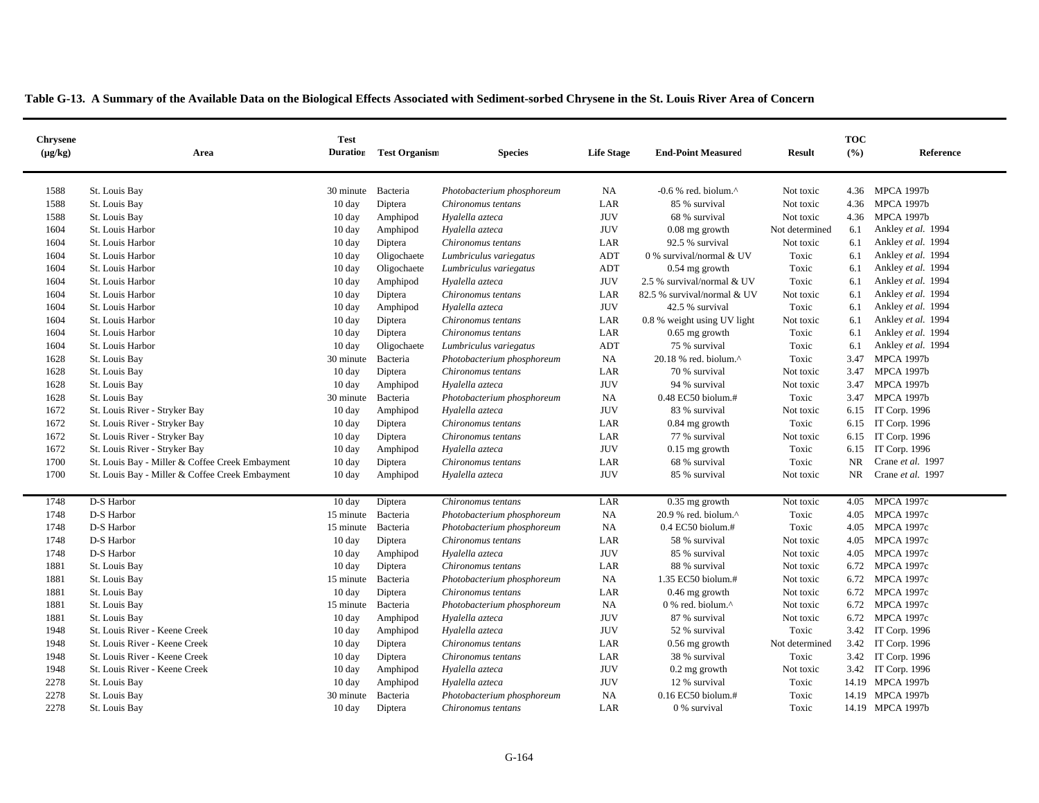**Table G-13. A Summary of the Available Data on the Biological Effects Associated with Sediment-sorbed Chrysene in the St. Louis River Area of Concern**

| Chrysene (µg/kg) | Area | Test Duration | Test Organism | Species | Life Stage | End-Point Measured | Result | TOC (%) | Reference |
|---|---|---|---|---|---|---|---|---|---|
| 1588 | St. Louis Bay | 30 minute | Bacteria | *Photobacterium phosphoreum* | NA | -0.6 % red. biolum.^ | Not toxic | 4.36 | MPCA 1997b |
| 1588 | St. Louis Bay | 10 day | Diptera | *Chironomus tentans* | LAR | 85 % survival | Not toxic | 4.36 | MPCA 1997b |
| 1588 | St. Louis Bay | 10 day | Amphipod | *Hyalella azteca* | JUV | 68 % survival | Not toxic | 4.36 | MPCA 1997b |
| 1604 | St. Louis Harbor | 10 day | Amphipod | *Hyalella azteca* | JUV | 0.08 mg growth | Not determined | 6.1 | Ankley *et al.* 1994 |
| 1604 | St. Louis Harbor | 10 day | Diptera | *Chironomus tentans* | LAR | 92.5 % survival | Not toxic | 6.1 | Ankley *et al.* 1994 |
| 1604 | St. Louis Harbor | 10 day | Oligochaete | *Lumbriculus variegatus* | ADT | 0 % survival/normal & UV | Toxic | 6.1 | Ankley *et al.* 1994 |
| 1604 | St. Louis Harbor | 10 day | Oligochaete | *Lumbriculus variegatus* | ADT | 0.54 mg growth | Toxic | 6.1 | Ankley *et al.* 1994 |
| 1604 | St. Louis Harbor | 10 day | Amphipod | *Hyalella azteca* | JUV | 2.5 % survival/normal & UV | Toxic | 6.1 | Ankley *et al.* 1994 |
| 1604 | St. Louis Harbor | 10 day | Diptera | *Chironomus tentans* | LAR | 82.5 % survival/normal & UV | Not toxic | 6.1 | Ankley *et al.* 1994 |
| 1604 | St. Louis Harbor | 10 day | Amphipod | *Hyalella azteca* | JUV | 42.5 % survival | Toxic | 6.1 | Ankley *et al.* 1994 |
| 1604 | St. Louis Harbor | 10 day | Diptera | *Chironomus tentans* | LAR | 0.8 % weight using UV light | Not toxic | 6.1 | Ankley *et al.* 1994 |
| 1604 | St. Louis Harbor | 10 day | Diptera | *Chironomus tentans* | LAR | 0.65 mg growth | Toxic | 6.1 | Ankley *et al.* 1994 |
| 1604 | St. Louis Harbor | 10 day | Oligochaete | *Lumbriculus variegatus* | ADT | 75 % survival | Toxic | 6.1 | Ankley *et al.* 1994 |
| 1628 | St. Louis Bay | 30 minute | Bacteria | *Photobacterium phosphoreum* | NA | 20.18 % red. biolum.^ | Toxic | 3.47 | MPCA 1997b |
| 1628 | St. Louis Bay | 10 day | Diptera | *Chironomus tentans* | LAR | 70 % survival | Not toxic | 3.47 | MPCA 1997b |
| 1628 | St. Louis Bay | 10 day | Amphipod | *Hyalella azteca* | JUV | 94 % survival | Not toxic | 3.47 | MPCA 1997b |
| 1628 | St. Louis Bay | 30 minute | Bacteria | *Photobacterium phosphoreum* | NA | 0.48 EC50 biolum.# | Toxic | 3.47 | MPCA 1997b |
| 1672 | St. Louis River - Stryker Bay | 10 day | Amphipod | *Hyalella azteca* | JUV | 83 % survival | Not toxic | 6.15 | IT Corp. 1996 |
| 1672 | St. Louis River - Stryker Bay | 10 day | Diptera | *Chironomus tentans* | LAR | 0.84 mg growth | Toxic | 6.15 | IT Corp. 1996 |
| 1672 | St. Louis River - Stryker Bay | 10 day | Diptera | *Chironomus tentans* | LAR | 77 % survival | Not toxic | 6.15 | IT Corp. 1996 |
| 1672 | St. Louis River - Stryker Bay | 10 day | Amphipod | *Hyalella azteca* | JUV | 0.15 mg growth | Toxic | 6.15 | IT Corp. 1996 |
| 1700 | St. Louis Bay - Miller & Coffee Creek Embayment | 10 day | Diptera | *Chironomus tentans* | LAR | 68 % survival | Toxic | NR | Crane *et al.* 1997 |
| 1700 | St. Louis Bay - Miller & Coffee Creek Embayment | 10 day | Amphipod | *Hyalella azteca* | JUV | 85 % survival | Not toxic | NR | Crane *et al.* 1997 |
| 1748 | D-S Harbor | 10 day | Diptera | *Chironomus tentans* | LAR | 0.35 mg growth | Not toxic | 4.05 | MPCA 1997c |
| 1748 | D-S Harbor | 15 minute | Bacteria | *Photobacterium phosphoreum* | NA | 20.9 % red. biolum.^ | Toxic | 4.05 | MPCA 1997c |
| 1748 | D-S Harbor | 15 minute | Bacteria | *Photobacterium phosphoreum* | NA | 0.4 EC50 biolum.# | Toxic | 4.05 | MPCA 1997c |
| 1748 | D-S Harbor | 10 day | Diptera | *Chironomus tentans* | LAR | 58 % survival | Not toxic | 4.05 | MPCA 1997c |
| 1748 | D-S Harbor | 10 day | Amphipod | *Hyalella azteca* | JUV | 85 % survival | Not toxic | 4.05 | MPCA 1997c |
| 1881 | St. Louis Bay | 10 day | Diptera | *Chironomus tentans* | LAR | 88 % survival | Not toxic | 6.72 | MPCA 1997c |
| 1881 | St. Louis Bay | 15 minute | Bacteria | *Photobacterium phosphoreum* | NA | 1.35 EC50 biolum.# | Not toxic | 6.72 | MPCA 1997c |
| 1881 | St. Louis Bay | 10 day | Diptera | *Chironomus tentans* | LAR | 0.46 mg growth | Not toxic | 6.72 | MPCA 1997c |
| 1881 | St. Louis Bay | 15 minute | Bacteria | *Photobacterium phosphoreum* | NA | 0 % red. biolum.^ | Not toxic | 6.72 | MPCA 1997c |
| 1881 | St. Louis Bay | 10 day | Amphipod | *Hyalella azteca* | JUV | 87 % survival | Not toxic | 6.72 | MPCA 1997c |
| 1948 | St. Louis River - Keene Creek | 10 day | Amphipod | *Hyalella azteca* | JUV | 52 % survival | Toxic | 3.42 | IT Corp. 1996 |
| 1948 | St. Louis River - Keene Creek | 10 day | Diptera | *Chironomus tentans* | LAR | 0.56 mg growth | Not determined | 3.42 | IT Corp. 1996 |
| 1948 | St. Louis River - Keene Creek | 10 day | Diptera | *Chironomus tentans* | LAR | 38 % survival | Toxic | 3.42 | IT Corp. 1996 |
| 1948 | St. Louis River - Keene Creek | 10 day | Amphipod | *Hyalella azteca* | JUV | 0.2 mg growth | Not toxic | 3.42 | IT Corp. 1996 |
| 2278 | St. Louis Bay | 10 day | Amphipod | *Hyalella azteca* | JUV | 12 % survival | Toxic | 14.19 | MPCA 1997b |
| 2278 | St. Louis Bay | 30 minute | Bacteria | *Photobacterium phosphoreum* | NA | 0.16 EC50 biolum.# | Toxic | 14.19 | MPCA 1997b |
| 2278 | St. Louis Bay | 10 day | Diptera | *Chironomus tentans* | LAR | 0 % survival | Toxic | 14.19 | MPCA 1997b |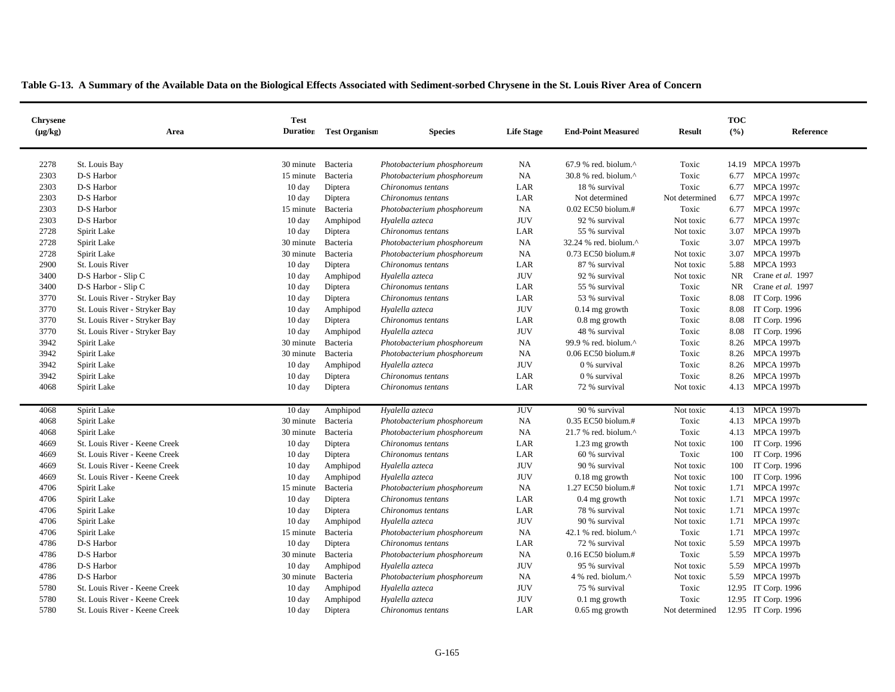**Table G-13. A Summary of the Available Data on the Biological Effects Associated with Sediment-sorbed Chrysene in the St. Louis River Area of Concern**

| Chrysene (µg/kg) | Area | Test Duration | Test Organism | Species | Life Stage | End-Point Measured | Result | TOC (%) | Reference |
|---|---|---|---|---|---|---|---|---|---|
| 2278 | St. Louis Bay | 30 minute | Bacteria | *Photobacterium phosphoreum* | NA | 67.9 % red. biolum.^ | Toxic | 14.19 | MPCA 1997b |
| 2303 | D-S Harbor | 15 minute | Bacteria | *Photobacterium phosphoreum* | NA | 30.8 % red. biolum.^ | Toxic | 6.77 | MPCA 1997c |
| 2303 | D-S Harbor | 10 day | Diptera | *Chironomus tentans* | LAR | 18 % survival | Toxic | 6.77 | MPCA 1997c |
| 2303 | D-S Harbor | 10 day | Diptera | *Chironomus tentans* | LAR | Not determined | Not determined | 6.77 | MPCA 1997c |
| 2303 | D-S Harbor | 15 minute | Bacteria | *Photobacterium phosphoreum* | NA | 0.02 EC50 biolum.# | Toxic | 6.77 | MPCA 1997c |
| 2303 | D-S Harbor | 10 day | Amphipod | *Hyalella azteca* | JUV | 92 % survival | Not toxic | 6.77 | MPCA 1997c |
| 2728 | Spirit Lake | 10 day | Diptera | *Chironomus tentans* | LAR | 55 % survival | Not toxic | 3.07 | MPCA 1997b |
| 2728 | Spirit Lake | 30 minute | Bacteria | *Photobacterium phosphoreum* | NA | 32.24 % red. biolum.^ | Toxic | 3.07 | MPCA 1997b |
| 2728 | Spirit Lake | 30 minute | Bacteria | *Photobacterium phosphoreum* | NA | 0.73 EC50 biolum.# | Not toxic | 3.07 | MPCA 1997b |
| 2900 | St. Louis River | 10 day | Diptera | *Chironomus tentans* | LAR | 87 % survival | Not toxic | 5.88 | MPCA 1993 |
| 3400 | D-S Harbor - Slip C | 10 day | Amphipod | *Hyalella azteca* | JUV | 92 % survival | Not toxic | NR | Crane *et al.* 1997 |
| 3400 | D-S Harbor - Slip C | 10 day | Diptera | *Chironomus tentans* | LAR | 55 % survival | Toxic | NR | Crane *et al.* 1997 |
| 3770 | St. Louis River - Stryker Bay | 10 day | Diptera | *Chironomus tentans* | LAR | 53 % survival | Toxic | 8.08 | IT Corp. 1996 |
| 3770 | St. Louis River - Stryker Bay | 10 day | Amphipod | *Hyalella azteca* | JUV | 0.14 mg growth | Toxic | 8.08 | IT Corp. 1996 |
| 3770 | St. Louis River - Stryker Bay | 10 day | Diptera | *Chironomus tentans* | LAR | 0.8 mg growth | Toxic | 8.08 | IT Corp. 1996 |
| 3770 | St. Louis River - Stryker Bay | 10 day | Amphipod | *Hyalella azteca* | JUV | 48 % survival | Toxic | 8.08 | IT Corp. 1996 |
| 3942 | Spirit Lake | 30 minute | Bacteria | *Photobacterium phosphoreum* | NA | 99.9 % red. biolum.^ | Toxic | 8.26 | MPCA 1997b |
| 3942 | Spirit Lake | 30 minute | Bacteria | *Photobacterium phosphoreum* | NA | 0.06 EC50 biolum.# | Toxic | 8.26 | MPCA 1997b |
| 3942 | Spirit Lake | 10 day | Amphipod | *Hyalella azteca* | JUV | 0 % survival | Toxic | 8.26 | MPCA 1997b |
| 3942 | Spirit Lake | 10 day | Diptera | *Chironomus tentans* | LAR | 0 % survival | Toxic | 8.26 | MPCA 1997b |
| 4068 | Spirit Lake | 10 day | Diptera | *Chironomus tentans* | LAR | 72 % survival | Not toxic | 4.13 | MPCA 1997b |
| 4068 | Spirit Lake | 10 day | Amphipod | *Hyalella azteca* | JUV | 90 % survival | Not toxic | 4.13 | MPCA 1997b |
| 4068 | Spirit Lake | 30 minute | Bacteria | *Photobacterium phosphoreum* | NA | 0.35 EC50 biolum.# | Toxic | 4.13 | MPCA 1997b |
| 4068 | Spirit Lake | 30 minute | Bacteria | *Photobacterium phosphoreum* | NA | 21.7 % red. biolum.^ | Toxic | 4.13 | MPCA 1997b |
| 4669 | St. Louis River - Keene Creek | 10 day | Diptera | *Chironomus tentans* | LAR | 1.23 mg growth | Not toxic | 100 | IT Corp. 1996 |
| 4669 | St. Louis River - Keene Creek | 10 day | Diptera | *Chironomus tentans* | LAR | 60 % survival | Toxic | 100 | IT Corp. 1996 |
| 4669 | St. Louis River - Keene Creek | 10 day | Amphipod | *Hyalella azteca* | JUV | 90 % survival | Not toxic | 100 | IT Corp. 1996 |
| 4669 | St. Louis River - Keene Creek | 10 day | Amphipod | *Hyalella azteca* | JUV | 0.18 mg growth | Not toxic | 100 | IT Corp. 1996 |
| 4706 | Spirit Lake | 15 minute | Bacteria | *Photobacterium phosphoreum* | NA | 1.27 EC50 biolum.# | Not toxic | 1.71 | MPCA 1997c |
| 4706 | Spirit Lake | 10 day | Diptera | *Chironomus tentans* | LAR | 0.4 mg growth | Not toxic | 1.71 | MPCA 1997c |
| 4706 | Spirit Lake | 10 day | Diptera | *Chironomus tentans* | LAR | 78 % survival | Not toxic | 1.71 | MPCA 1997c |
| 4706 | Spirit Lake | 10 day | Amphipod | *Hyalella azteca* | JUV | 90 % survival | Not toxic | 1.71 | MPCA 1997c |
| 4706 | Spirit Lake | 15 minute | Bacteria | *Photobacterium phosphoreum* | NA | 42.1 % red. biolum.^ | Toxic | 1.71 | MPCA 1997c |
| 4786 | D-S Harbor | 10 day | Diptera | *Chironomus tentans* | LAR | 72 % survival | Not toxic | 5.59 | MPCA 1997b |
| 4786 | D-S Harbor | 30 minute | Bacteria | *Photobacterium phosphoreum* | NA | 0.16 EC50 biolum.# | Toxic | 5.59 | MPCA 1997b |
| 4786 | D-S Harbor | 10 day | Amphipod | *Hyalella azteca* | JUV | 95 % survival | Not toxic | 5.59 | MPCA 1997b |
| 4786 | D-S Harbor | 30 minute | Bacteria | *Photobacterium phosphoreum* | NA | 4 % red. biolum.^ | Not toxic | 5.59 | MPCA 1997b |
| 5780 | St. Louis River - Keene Creek | 10 day | Amphipod | *Hyalella azteca* | JUV | 75 % survival | Toxic | 12.95 | IT Corp. 1996 |
| 5780 | St. Louis River - Keene Creek | 10 day | Amphipod | *Hyalella azteca* | JUV | 0.1 mg growth | Toxic | 12.95 | IT Corp. 1996 |
| 5780 | St. Louis River - Keene Creek | 10 day | Diptera | *Chironomus tentans* | LAR | 0.65 mg growth | Not determined | 12.95 | IT Corp. 1996 |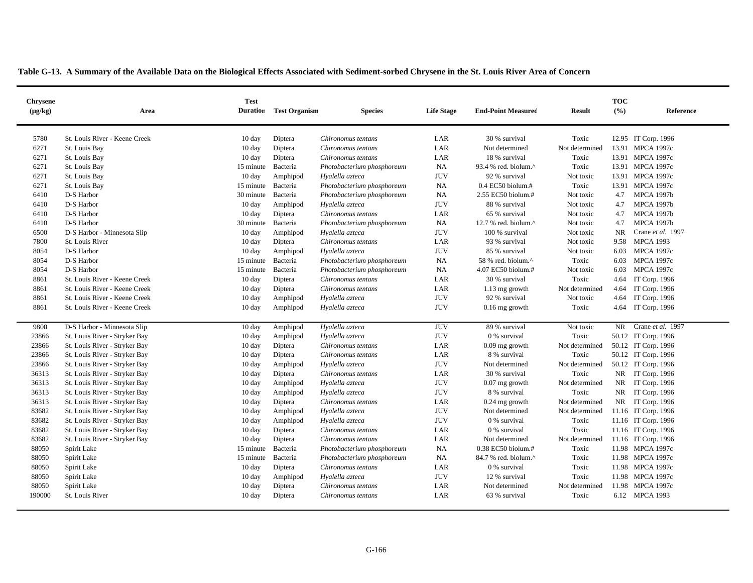**Table G-13. A Summary of the Available Data on the Biological Effects Associated with Sediment-sorbed Chrysene in the St. Louis River Area of Concern**

| Chrysene (µg/kg) | Area | Test Duration | Test Organism | Species | Life Stage | End-Point Measured | Result | TOC (%) | Reference |
|---|---|---|---|---|---|---|---|---|---|
| 5780 | St. Louis River - Keene Creek | 10 day | Diptera | *Chironomus tentans* | LAR | 30 % survival | Toxic | 12.95 | IT Corp. 1996 |
| 6271 | St. Louis Bay | 10 day | Diptera | *Chironomus tentans* | LAR | Not determined | Not determined | 13.91 | MPCA 1997c |
| 6271 | St. Louis Bay | 10 day | Diptera | *Chironomus tentans* | LAR | 18 % survival | Toxic | 13.91 | MPCA 1997c |
| 6271 | St. Louis Bay | 15 minute | Bacteria | *Photobacterium phosphoreum* | NA | 93.4 % red. biolum.^ | Toxic | 13.91 | MPCA 1997c |
| 6271 | St. Louis Bay | 10 day | Amphipod | *Hyalella azteca* | JUV | 92 % survival | Not toxic | 13.91 | MPCA 1997c |
| 6271 | St. Louis Bay | 15 minute | Bacteria | *Photobacterium phosphoreum* | NA | 0.4 EC50 biolum.# | Toxic | 13.91 | MPCA 1997c |
| 6410 | D-S Harbor | 30 minute | Bacteria | *Photobacterium phosphoreum* | NA | 2.55 EC50 biolum.# | Not toxic | 4.7 | MPCA 1997b |
| 6410 | D-S Harbor | 10 day | Amphipod | *Hyalella azteca* | JUV | 88 % survival | Not toxic | 4.7 | MPCA 1997b |
| 6410 | D-S Harbor | 10 day | Diptera | *Chironomus tentans* | LAR | 65 % survival | Not toxic | 4.7 | MPCA 1997b |
| 6410 | D-S Harbor | 30 minute | Bacteria | *Photobacterium phosphoreum* | NA | 12.7 % red. biolum.^ | Not toxic | 4.7 | MPCA 1997b |
| 6500 | D-S Harbor - Minnesota Slip | 10 day | Amphipod | *Hyalella azteca* | JUV | 100 % survival | Not toxic | NR | Crane *et al.* 1997 |
| 7800 | St. Louis River | 10 day | Diptera | *Chironomus tentans* | LAR | 93 % survival | Not toxic | 9.58 | MPCA 1993 |
| 8054 | D-S Harbor | 10 day | Amphipod | *Hyalella azteca* | JUV | 85 % survival | Not toxic | 6.03 | MPCA 1997c |
| 8054 | D-S Harbor | 15 minute | Bacteria | *Photobacterium phosphoreum* | NA | 58 % red. biolum.^ | Toxic | 6.03 | MPCA 1997c |
| 8054 | D-S Harbor | 15 minute | Bacteria | *Photobacterium phosphoreum* | NA | 4.07 EC50 biolum.# | Not toxic | 6.03 | MPCA 1997c |
| 8861 | St. Louis River - Keene Creek | 10 day | Diptera | *Chironomus tentans* | LAR | 30 % survival | Toxic | 4.64 | IT Corp. 1996 |
| 8861 | St. Louis River - Keene Creek | 10 day | Diptera | *Chironomus tentans* | LAR | 1.13 mg growth | Not determined | 4.64 | IT Corp. 1996 |
| 8861 | St. Louis River - Keene Creek | 10 day | Amphipod | *Hyalella azteca* | JUV | 92 % survival | Not toxic | 4.64 | IT Corp. 1996 |
| 8861 | St. Louis River - Keene Creek | 10 day | Amphipod | *Hyalella azteca* | JUV | 0.16 mg growth | Toxic | 4.64 | IT Corp. 1996 |
| 9800 | D-S Harbor - Minnesota Slip | 10 day | Amphipod | *Hyalella azteca* | JUV | 89 % survival | Not toxic | NR | Crane *et al.* 1997 |
| 23866 | St. Louis River - Stryker Bay | 10 day | Amphipod | *Hyalella azteca* | JUV | 0 % survival | Toxic | 50.12 | IT Corp. 1996 |
| 23866 | St. Louis River - Stryker Bay | 10 day | Diptera | *Chironomus tentans* | LAR | 0.09 mg growth | Not determined | 50.12 | IT Corp. 1996 |
| 23866 | St. Louis River - Stryker Bay | 10 day | Diptera | *Chironomus tentans* | LAR | 8 % survival | Toxic | 50.12 | IT Corp. 1996 |
| 23866 | St. Louis River - Stryker Bay | 10 day | Amphipod | *Hyalella azteca* | JUV | Not determined | Not determined | 50.12 | IT Corp. 1996 |
| 36313 | St. Louis River - Stryker Bay | 10 day | Diptera | *Chironomus tentans* | LAR | 30 % survival | Toxic | NR | IT Corp. 1996 |
| 36313 | St. Louis River - Stryker Bay | 10 day | Amphipod | *Hyalella azteca* | JUV | 0.07 mg growth | Not determined | NR | IT Corp. 1996 |
| 36313 | St. Louis River - Stryker Bay | 10 day | Amphipod | *Hyalella azteca* | JUV | 8 % survival | Toxic | NR | IT Corp. 1996 |
| 36313 | St. Louis River - Stryker Bay | 10 day | Diptera | *Chironomus tentans* | LAR | 0.24 mg growth | Not determined | NR | IT Corp. 1996 |
| 83682 | St. Louis River - Stryker Bay | 10 day | Amphipod | *Hyalella azteca* | JUV | Not determined | Not determined | 11.16 | IT Corp. 1996 |
| 83682 | St. Louis River - Stryker Bay | 10 day | Amphipod | *Hyalella azteca* | JUV | 0 % survival | Toxic | 11.16 | IT Corp. 1996 |
| 83682 | St. Louis River - Stryker Bay | 10 day | Diptera | *Chironomus tentans* | LAR | 0 % survival | Toxic | 11.16 | IT Corp. 1996 |
| 83682 | St. Louis River - Stryker Bay | 10 day | Diptera | *Chironomus tentans* | LAR | Not determined | Not determined | 11.16 | IT Corp. 1996 |
| 88050 | Spirit Lake | 15 minute | Bacteria | *Photobacterium phosphoreum* | NA | 0.38 EC50 biolum.# | Toxic | 11.98 | MPCA 1997c |
| 88050 | Spirit Lake | 15 minute | Bacteria | *Photobacterium phosphoreum* | NA | 84.7 % red. biolum.^ | Toxic | 11.98 | MPCA 1997c |
| 88050 | Spirit Lake | 10 day | Diptera | *Chironomus tentans* | LAR | 0 % survival | Toxic | 11.98 | MPCA 1997c |
| 88050 | Spirit Lake | 10 day | Amphipod | *Hyalella azteca* | JUV | 12 % survival | Toxic | 11.98 | MPCA 1997c |
| 88050 | Spirit Lake | 10 day | Diptera | *Chironomus tentans* | LAR | Not determined | Not determined | 11.98 | MPCA 1997c |
| 190000 | St. Louis River | 10 day | Diptera | *Chironomus tentans* | LAR | 63 % survival | Toxic | 6.12 | MPCA 1993 |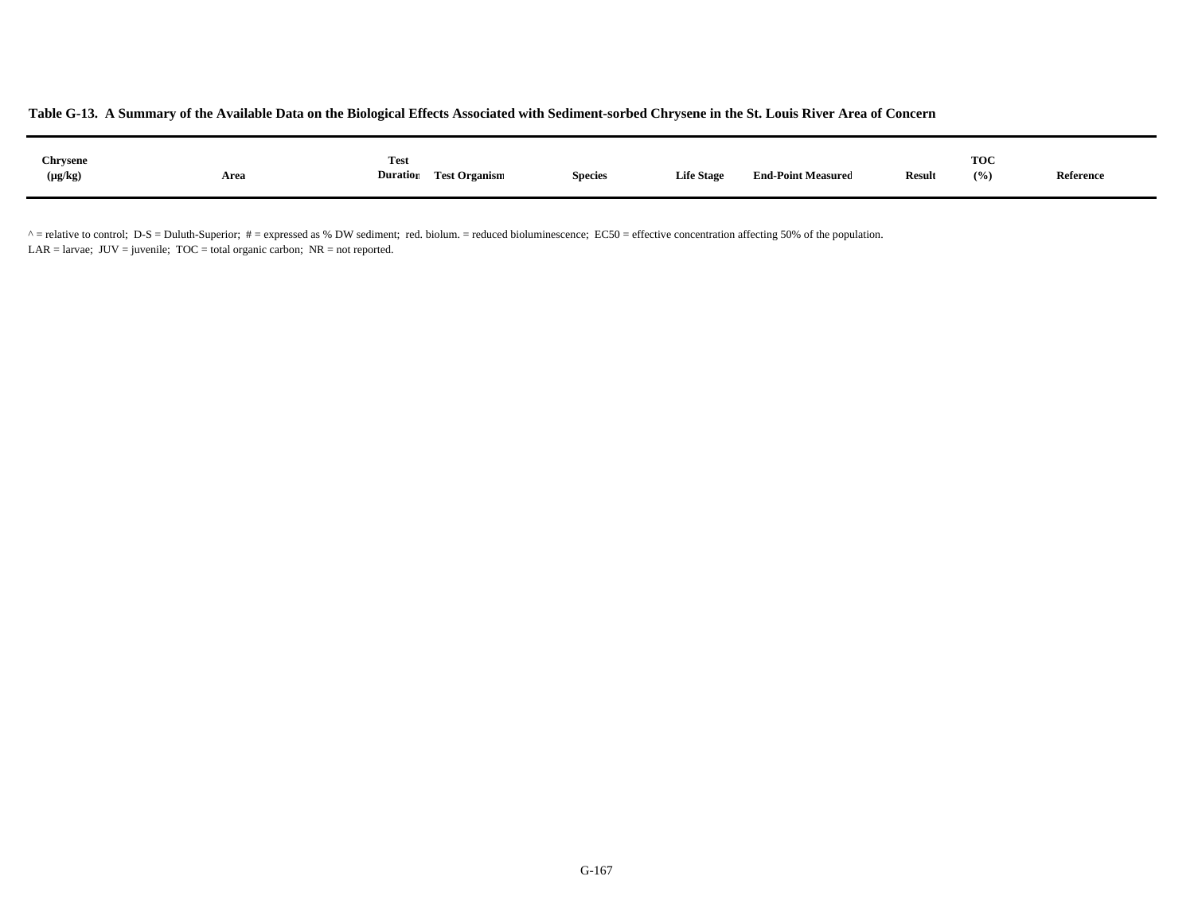**Table G-13. A Summary of the Available Data on the Biological Effects Associated with Sediment-sorbed Chrysene in the St. Louis River Area of Concern**

| Chrysene (µg/kg) | Area | Test Duration | Test Organism | Species | Life Stage | End-Point Measured | Result | TOC (%) | Reference |
|---|---|---|---|---|---|---|---|---|---|

^ = relative to control; D-S = Duluth-Superior; # = expressed as % DW sediment; red. biolum. = reduced bioluminescence; EC50 = effective concentration affecting 50% of the population.
LAR = larvae; JUV = juvenile; TOC = total organic carbon; NR = not reported.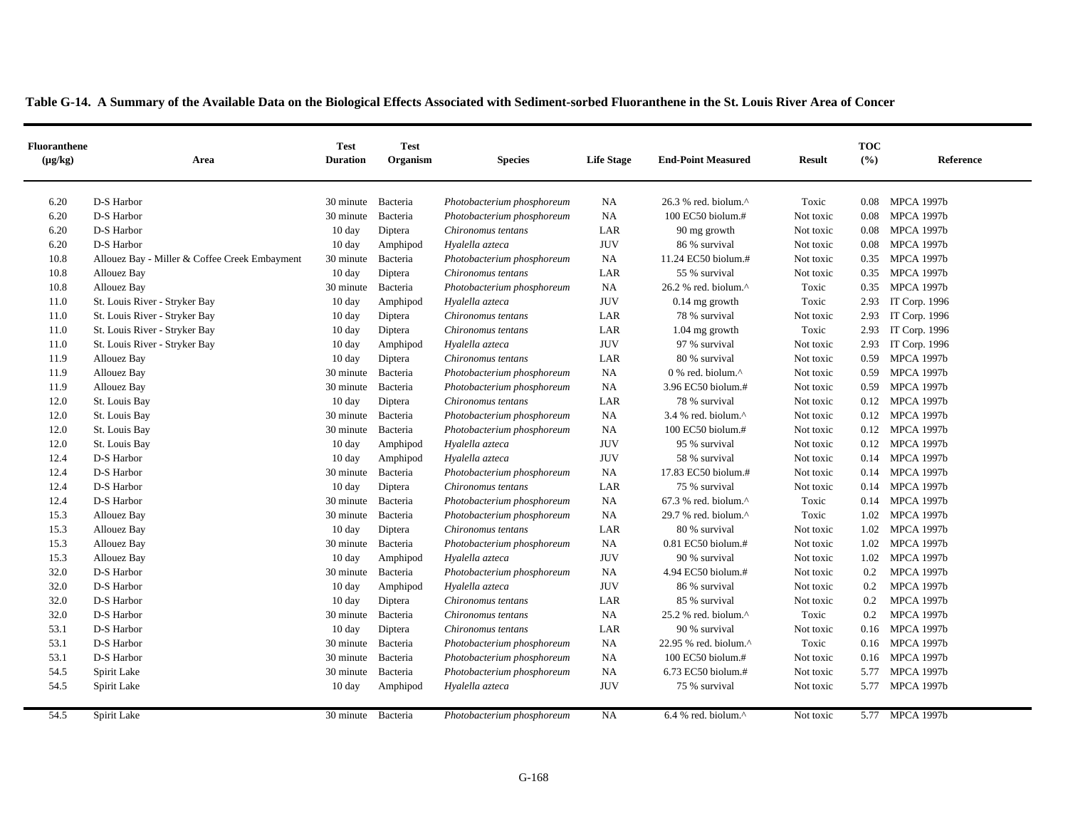**Table G-14. A Summary of the Available Data on the Biological Effects Associated with Sediment-sorbed Fluoranthene in the St. Louis River Area of Concer**

| Fluoranthene (µg/kg) | Area | Test Duration | Test Organism | Species | Life Stage | End-Point Measured | Result | TOC (%) | Reference |
|---|---|---|---|---|---|---|---|---|---|
| 6.20 | D-S Harbor | 30 minute | Bacteria | *Photobacterium phosphoreum* | NA | 26.3 % red. biolum.^ | Toxic | 0.08 | MPCA 1997b |
| 6.20 | D-S Harbor | 30 minute | Bacteria | *Photobacterium phosphoreum* | NA | 100 EC50 biolum.# | Not toxic | 0.08 | MPCA 1997b |
| 6.20 | D-S Harbor | 10 day | Diptera | *Chironomus tentans* | LAR | 90 mg growth | Not toxic | 0.08 | MPCA 1997b |
| 6.20 | D-S Harbor | 10 day | Amphipod | *Hyalella azteca* | JUV | 86 % survival | Not toxic | 0.08 | MPCA 1997b |
| 10.8 | Allouez Bay - Miller & Coffee Creek Embayment | 30 minute | Bacteria | *Photobacterium phosphoreum* | NA | 11.24 EC50 biolum.# | Not toxic | 0.35 | MPCA 1997b |
| 10.8 | Allouez Bay | 10 day | Diptera | *Chironomus tentans* | LAR | 55 % survival | Not toxic | 0.35 | MPCA 1997b |
| 10.8 | Allouez Bay | 30 minute | Bacteria | *Photobacterium phosphoreum* | NA | 26.2 % red. biolum.^ | Toxic | 0.35 | MPCA 1997b |
| 11.0 | St. Louis River - Stryker Bay | 10 day | Amphipod | *Hyalella azteca* | JUV | 0.14 mg growth | Toxic | 2.93 | IT Corp. 1996 |
| 11.0 | St. Louis River - Stryker Bay | 10 day | Diptera | *Chironomus tentans* | LAR | 78 % survival | Not toxic | 2.93 | IT Corp. 1996 |
| 11.0 | St. Louis River - Stryker Bay | 10 day | Diptera | *Chironomus tentans* | LAR | 1.04 mg growth | Toxic | 2.93 | IT Corp. 1996 |
| 11.0 | St. Louis River - Stryker Bay | 10 day | Amphipod | *Hyalella azteca* | JUV | 97 % survival | Not toxic | 2.93 | IT Corp. 1996 |
| 11.9 | Allouez Bay | 10 day | Diptera | *Chironomus tentans* | LAR | 80 % survival | Not toxic | 0.59 | MPCA 1997b |
| 11.9 | Allouez Bay | 30 minute | Bacteria | *Photobacterium phosphoreum* | NA | 0 % red. biolum.^ | Not toxic | 0.59 | MPCA 1997b |
| 11.9 | Allouez Bay | 30 minute | Bacteria | *Photobacterium phosphoreum* | NA | 3.96 EC50 biolum.# | Not toxic | 0.59 | MPCA 1997b |
| 12.0 | St. Louis Bay | 10 day | Diptera | *Chironomus tentans* | LAR | 78 % survival | Not toxic | 0.12 | MPCA 1997b |
| 12.0 | St. Louis Bay | 30 minute | Bacteria | *Photobacterium phosphoreum* | NA | 3.4 % red. biolum.^ | Not toxic | 0.12 | MPCA 1997b |
| 12.0 | St. Louis Bay | 30 minute | Bacteria | *Photobacterium phosphoreum* | NA | 100 EC50 biolum.# | Not toxic | 0.12 | MPCA 1997b |
| 12.0 | St. Louis Bay | 10 day | Amphipod | *Hyalella azteca* | JUV | 95 % survival | Not toxic | 0.12 | MPCA 1997b |
| 12.4 | D-S Harbor | 10 day | Amphipod | *Hyalella azteca* | JUV | 58 % survival | Not toxic | 0.14 | MPCA 1997b |
| 12.4 | D-S Harbor | 30 minute | Bacteria | *Photobacterium phosphoreum* | NA | 17.83 EC50 biolum.# | Not toxic | 0.14 | MPCA 1997b |
| 12.4 | D-S Harbor | 10 day | Diptera | *Chironomus tentans* | LAR | 75 % survival | Not toxic | 0.14 | MPCA 1997b |
| 12.4 | D-S Harbor | 30 minute | Bacteria | *Photobacterium phosphoreum* | NA | 67.3 % red. biolum.^ | Toxic | 0.14 | MPCA 1997b |
| 15.3 | Allouez Bay | 30 minute | Bacteria | *Photobacterium phosphoreum* | NA | 29.7 % red. biolum.^ | Toxic | 1.02 | MPCA 1997b |
| 15.3 | Allouez Bay | 10 day | Diptera | *Chironomus tentans* | LAR | 80 % survival | Not toxic | 1.02 | MPCA 1997b |
| 15.3 | Allouez Bay | 30 minute | Bacteria | *Photobacterium phosphoreum* | NA | 0.81 EC50 biolum.# | Not toxic | 1.02 | MPCA 1997b |
| 15.3 | Allouez Bay | 10 day | Amphipod | *Hyalella azteca* | JUV | 90 % survival | Not toxic | 1.02 | MPCA 1997b |
| 32.0 | D-S Harbor | 30 minute | Bacteria | *Photobacterium phosphoreum* | NA | 4.94 EC50 biolum.# | Not toxic | 0.2 | MPCA 1997b |
| 32.0 | D-S Harbor | 10 day | Amphipod | *Hyalella azteca* | JUV | 86 % survival | Not toxic | 0.2 | MPCA 1997b |
| 32.0 | D-S Harbor | 10 day | Diptera | *Chironomus tentans* | LAR | 85 % survival | Not toxic | 0.2 | MPCA 1997b |
| 32.0 | D-S Harbor | 30 minute | Bacteria | *Chironomus tentans* | NA | 25.2 % red. biolum.^ | Toxic | 0.2 | MPCA 1997b |
| 53.1 | D-S Harbor | 10 day | Diptera | *Chironomus tentans* | LAR | 90 % survival | Not toxic | 0.16 | MPCA 1997b |
| 53.1 | D-S Harbor | 30 minute | Bacteria | *Photobacterium phosphoreum* | NA | 22.95 % red. biolum.^ | Toxic | 0.16 | MPCA 1997b |
| 53.1 | D-S Harbor | 30 minute | Bacteria | *Photobacterium phosphoreum* | NA | 100 EC50 biolum.# | Not toxic | 0.16 | MPCA 1997b |
| 54.5 | Spirit Lake | 30 minute | Bacteria | *Photobacterium phosphoreum* | NA | 6.73 EC50 biolum.# | Not toxic | 5.77 | MPCA 1997b |
| 54.5 | Spirit Lake | 10 day | Amphipod | *Hyalella azteca* | JUV | 75 % survival | Not toxic | 5.77 | MPCA 1997b |
| 54.5 | Spirit Lake | 30 minute | Bacteria | *Photobacterium phosphoreum* | NA | 6.4 % red. biolum.^ | Not toxic | 5.77 | MPCA 1997b |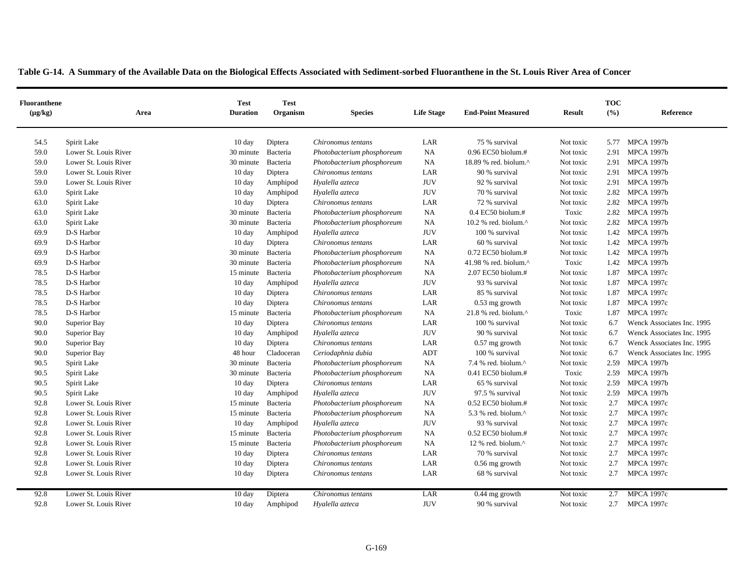**Table G-14. A Summary of the Available Data on the Biological Effects Associated with Sediment-sorbed Fluoranthene in the St. Louis River Area of Concer**

| Fluoranthene (µg/kg) | Area | Test Duration | Test Organism | Species | Life Stage | End-Point Measured | Result | TOC (%) | Reference |
|---|---|---|---|---|---|---|---|---|---|
| 54.5 | Spirit Lake | 10 day | Diptera | *Chironomus tentans* | LAR | 75 % survival | Not toxic | 5.77 | MPCA 1997b |
| 59.0 | Lower St. Louis River | 30 minute | Bacteria | *Photobacterium phosphoreum* | NA | 0.96 EC50 biolum.# | Not toxic | 2.91 | MPCA 1997b |
| 59.0 | Lower St. Louis River | 30 minute | Bacteria | *Photobacterium phosphoreum* | NA | 18.89 % red. biolum.^ | Not toxic | 2.91 | MPCA 1997b |
| 59.0 | Lower St. Louis River | 10 day | Diptera | *Chironomus tentans* | LAR | 90 % survival | Not toxic | 2.91 | MPCA 1997b |
| 59.0 | Lower St. Louis River | 10 day | Amphipod | *Hyalella azteca* | JUV | 92 % survival | Not toxic | 2.91 | MPCA 1997b |
| 63.0 | Spirit Lake | 10 day | Amphipod | *Hyalella azteca* | JUV | 70 % survival | Not toxic | 2.82 | MPCA 1997b |
| 63.0 | Spirit Lake | 10 day | Diptera | *Chironomus tentans* | LAR | 72 % survival | Not toxic | 2.82 | MPCA 1997b |
| 63.0 | Spirit Lake | 30 minute | Bacteria | *Photobacterium phosphoreum* | NA | 0.4 EC50 biolum.# | Toxic | 2.82 | MPCA 1997b |
| 63.0 | Spirit Lake | 30 minute | Bacteria | *Photobacterium phosphoreum* | NA | 10.2 % red. biolum.^ | Not toxic | 2.82 | MPCA 1997b |
| 69.9 | D-S Harbor | 10 day | Amphipod | *Hyalella azteca* | JUV | 100 % survival | Not toxic | 1.42 | MPCA 1997b |
| 69.9 | D-S Harbor | 10 day | Diptera | *Chironomus tentans* | LAR | 60 % survival | Not toxic | 1.42 | MPCA 1997b |
| 69.9 | D-S Harbor | 30 minute | Bacteria | *Photobacterium phosphoreum* | NA | 0.72 EC50 biolum.# | Not toxic | 1.42 | MPCA 1997b |
| 69.9 | D-S Harbor | 30 minute | Bacteria | *Photobacterium phosphoreum* | NA | 41.98 % red. biolum.^ | Toxic | 1.42 | MPCA 1997b |
| 78.5 | D-S Harbor | 15 minute | Bacteria | *Photobacterium phosphoreum* | NA | 2.07 EC50 biolum.# | Not toxic | 1.87 | MPCA 1997c |
| 78.5 | D-S Harbor | 10 day | Amphipod | *Hyalella azteca* | JUV | 93 % survival | Not toxic | 1.87 | MPCA 1997c |
| 78.5 | D-S Harbor | 10 day | Diptera | *Chironomus tentans* | LAR | 85 % survival | Not toxic | 1.87 | MPCA 1997c |
| 78.5 | D-S Harbor | 10 day | Diptera | *Chironomus tentans* | LAR | 0.53 mg growth | Not toxic | 1.87 | MPCA 1997c |
| 78.5 | D-S Harbor | 15 minute | Bacteria | *Photobacterium phosphoreum* | NA | 21.8 % red. biolum.^ | Toxic | 1.87 | MPCA 1997c |
| 90.0 | Superior Bay | 10 day | Diptera | *Chironomus tentans* | LAR | 100 % survival | Not toxic | 6.7 | Wenck Associates Inc. 1995 |
| 90.0 | Superior Bay | 10 day | Amphipod | *Hyalella azteca* | JUV | 90 % survival | Not toxic | 6.7 | Wenck Associates Inc. 1995 |
| 90.0 | Superior Bay | 10 day | Diptera | *Chironomus tentans* | LAR | 0.57 mg growth | Not toxic | 6.7 | Wenck Associates Inc. 1995 |
| 90.0 | Superior Bay | 48 hour | Cladoceran | *Ceriodaphnia dubia* | ADT | 100 % survival | Not toxic | 6.7 | Wenck Associates Inc. 1995 |
| 90.5 | Spirit Lake | 30 minute | Bacteria | *Photobacterium phosphoreum* | NA | 7.4 % red. biolum.^ | Not toxic | 2.59 | MPCA 1997b |
| 90.5 | Spirit Lake | 30 minute | Bacteria | *Photobacterium phosphoreum* | NA | 0.41 EC50 biolum.# | Toxic | 2.59 | MPCA 1997b |
| 90.5 | Spirit Lake | 10 day | Diptera | *Chironomus tentans* | LAR | 65 % survival | Not toxic | 2.59 | MPCA 1997b |
| 90.5 | Spirit Lake | 10 day | Amphipod | *Hyalella azteca* | JUV | 97.5 % survival | Not toxic | 2.59 | MPCA 1997b |
| 92.8 | Lower St. Louis River | 15 minute | Bacteria | *Photobacterium phosphoreum* | NA | 0.52 EC50 biolum.# | Not toxic | 2.7 | MPCA 1997c |
| 92.8 | Lower St. Louis River | 15 minute | Bacteria | *Photobacterium phosphoreum* | NA | 5.3 % red. biolum.^ | Not toxic | 2.7 | MPCA 1997c |
| 92.8 | Lower St. Louis River | 10 day | Amphipod | *Hyalella azteca* | JUV | 93 % survival | Not toxic | 2.7 | MPCA 1997c |
| 92.8 | Lower St. Louis River | 15 minute | Bacteria | *Photobacterium phosphoreum* | NA | 0.52 EC50 biolum.# | Not toxic | 2.7 | MPCA 1997c |
| 92.8 | Lower St. Louis River | 15 minute | Bacteria | *Photobacterium phosphoreum* | NA | 12 % red. biolum.^ | Not toxic | 2.7 | MPCA 1997c |
| 92.8 | Lower St. Louis River | 10 day | Diptera | *Chironomus tentans* | LAR | 70 % survival | Not toxic | 2.7 | MPCA 1997c |
| 92.8 | Lower St. Louis River | 10 day | Diptera | *Chironomus tentans* | LAR | 0.56 mg growth | Not toxic | 2.7 | MPCA 1997c |
| 92.8 | Lower St. Louis River | 10 day | Diptera | *Chironomus tentans* | LAR | 68 % survival | Not toxic | 2.7 | MPCA 1997c |
| 92.8 | Lower St. Louis River | 10 day | Diptera | *Chironomus tentans* | LAR | 0.44 mg growth | Not toxic | 2.7 | MPCA 1997c |
| 92.8 | Lower St. Louis River | 10 day | Amphipod | *Hyalella azteca* | JUV | 90 % survival | Not toxic | 2.7 | MPCA 1997c |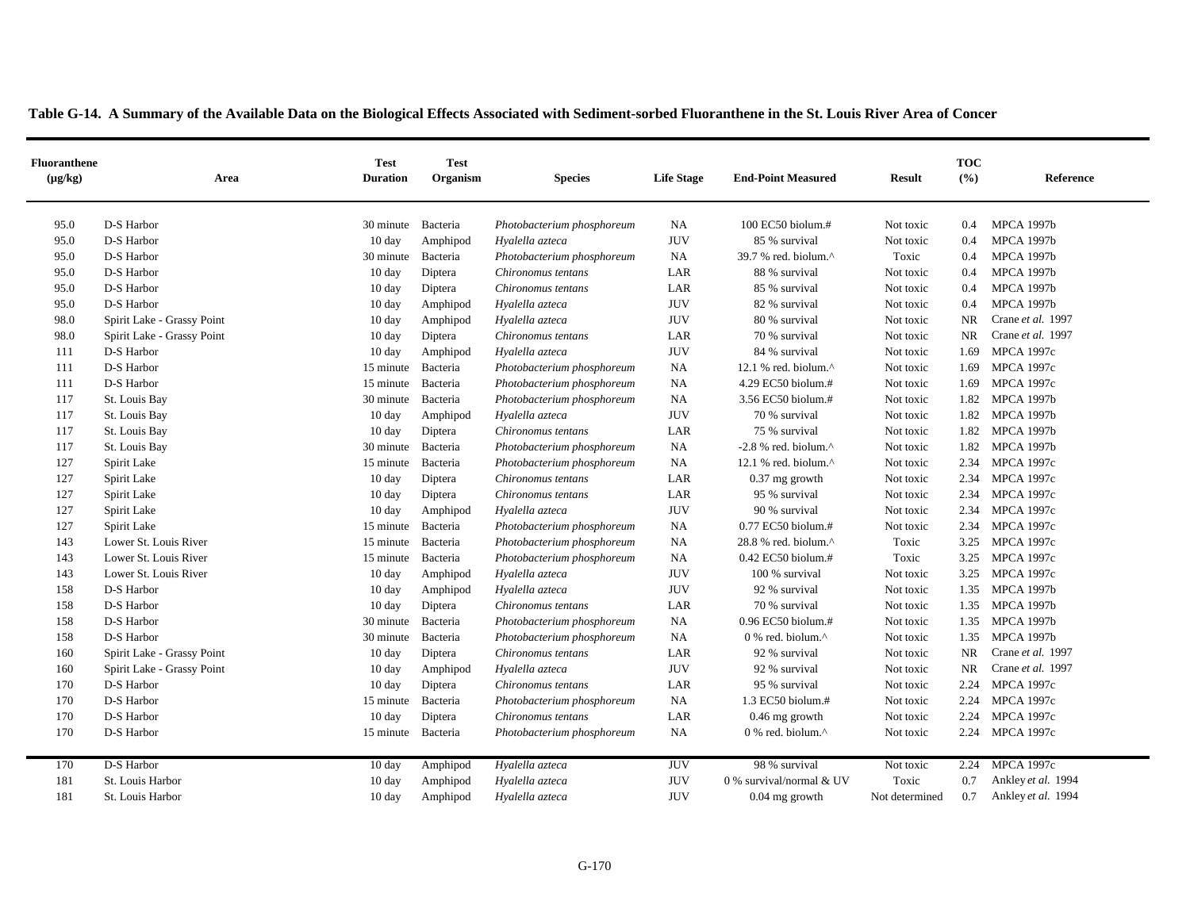**Table G-14. A Summary of the Available Data on the Biological Effects Associated with Sediment-sorbed Fluoranthene in the St. Louis River Area of Concer**

| Fluoranthene (µg/kg) | Area | Test Duration | Test Organism | Species | Life Stage | End-Point Measured | Result | TOC (%) | Reference |
|---|---|---|---|---|---|---|---|---|---|
| 95.0 | D-S Harbor | 30 minute | Bacteria | *Photobacterium phosphoreum* | NA | 100 EC50 biolum.# | Not toxic | 0.4 | MPCA 1997b |
| 95.0 | D-S Harbor | 10 day | Amphipod | *Hyalella azteca* | JUV | 85 % survival | Not toxic | 0.4 | MPCA 1997b |
| 95.0 | D-S Harbor | 30 minute | Bacteria | *Photobacterium phosphoreum* | NA | 39.7 % red. biolum.^ | Toxic | 0.4 | MPCA 1997b |
| 95.0 | D-S Harbor | 10 day | Diptera | *Chironomus tentans* | LAR | 88 % survival | Not toxic | 0.4 | MPCA 1997b |
| 95.0 | D-S Harbor | 10 day | Diptera | *Chironomus tentans* | LAR | 85 % survival | Not toxic | 0.4 | MPCA 1997b |
| 95.0 | D-S Harbor | 10 day | Amphipod | *Hyalella azteca* | JUV | 82 % survival | Not toxic | 0.4 | MPCA 1997b |
| 98.0 | Spirit Lake - Grassy Point | 10 day | Amphipod | *Hyalella azteca* | JUV | 80 % survival | Not toxic | NR | Crane *et al.* 1997 |
| 98.0 | Spirit Lake - Grassy Point | 10 day | Diptera | *Chironomus tentans* | LAR | 70 % survival | Not toxic | NR | Crane *et al.* 1997 |
| 111 | D-S Harbor | 10 day | Amphipod | *Hyalella azteca* | JUV | 84 % survival | Not toxic | 1.69 | MPCA 1997c |
| 111 | D-S Harbor | 15 minute | Bacteria | *Photobacterium phosphoreum* | NA | 12.1 % red. biolum.^ | Not toxic | 1.69 | MPCA 1997c |
| 111 | D-S Harbor | 15 minute | Bacteria | *Photobacterium phosphoreum* | NA | 4.29 EC50 biolum.# | Not toxic | 1.69 | MPCA 1997c |
| 117 | St. Louis Bay | 30 minute | Bacteria | *Photobacterium phosphoreum* | NA | 3.56 EC50 biolum.# | Not toxic | 1.82 | MPCA 1997b |
| 117 | St. Louis Bay | 10 day | Amphipod | *Hyalella azteca* | JUV | 70 % survival | Not toxic | 1.82 | MPCA 1997b |
| 117 | St. Louis Bay | 10 day | Diptera | *Chironomus tentans* | LAR | 75 % survival | Not toxic | 1.82 | MPCA 1997b |
| 117 | St. Louis Bay | 30 minute | Bacteria | *Photobacterium phosphoreum* | NA | -2.8 % red. biolum.^ | Not toxic | 1.82 | MPCA 1997b |
| 127 | Spirit Lake | 15 minute | Bacteria | *Photobacterium phosphoreum* | NA | 12.1 % red. biolum.^ | Not toxic | 2.34 | MPCA 1997c |
| 127 | Spirit Lake | 10 day | Diptera | *Chironomus tentans* | LAR | 0.37 mg growth | Not toxic | 2.34 | MPCA 1997c |
| 127 | Spirit Lake | 10 day | Diptera | *Chironomus tentans* | LAR | 95 % survival | Not toxic | 2.34 | MPCA 1997c |
| 127 | Spirit Lake | 10 day | Amphipod | *Hyalella azteca* | JUV | 90 % survival | Not toxic | 2.34 | MPCA 1997c |
| 127 | Spirit Lake | 15 minute | Bacteria | *Photobacterium phosphoreum* | NA | 0.77 EC50 biolum.# | Not toxic | 2.34 | MPCA 1997c |
| 143 | Lower St. Louis River | 15 minute | Bacteria | *Photobacterium phosphoreum* | NA | 28.8 % red. biolum.^ | Toxic | 3.25 | MPCA 1997c |
| 143 | Lower St. Louis River | 15 minute | Bacteria | *Photobacterium phosphoreum* | NA | 0.42 EC50 biolum.# | Toxic | 3.25 | MPCA 1997c |
| 143 | Lower St. Louis River | 10 day | Amphipod | *Hyalella azteca* | JUV | 100 % survival | Not toxic | 3.25 | MPCA 1997c |
| 158 | D-S Harbor | 10 day | Amphipod | *Hyalella azteca* | JUV | 92 % survival | Not toxic | 1.35 | MPCA 1997b |
| 158 | D-S Harbor | 10 day | Diptera | *Chironomus tentans* | LAR | 70 % survival | Not toxic | 1.35 | MPCA 1997b |
| 158 | D-S Harbor | 30 minute | Bacteria | *Photobacterium phosphoreum* | NA | 0.96 EC50 biolum.# | Not toxic | 1.35 | MPCA 1997b |
| 158 | D-S Harbor | 30 minute | Bacteria | *Photobacterium phosphoreum* | NA | 0 % red. biolum.^ | Not toxic | 1.35 | MPCA 1997b |
| 160 | Spirit Lake - Grassy Point | 10 day | Diptera | *Chironomus tentans* | LAR | 92 % survival | Not toxic | NR | Crane *et al.* 1997 |
| 160 | Spirit Lake - Grassy Point | 10 day | Amphipod | *Hyalella azteca* | JUV | 92 % survival | Not toxic | NR | Crane *et al.* 1997 |
| 170 | D-S Harbor | 10 day | Diptera | *Chironomus tentans* | LAR | 95 % survival | Not toxic | 2.24 | MPCA 1997c |
| 170 | D-S Harbor | 15 minute | Bacteria | *Photobacterium phosphoreum* | NA | 1.3 EC50 biolum.# | Not toxic | 2.24 | MPCA 1997c |
| 170 | D-S Harbor | 10 day | Diptera | *Chironomus tentans* | LAR | 0.46 mg growth | Not toxic | 2.24 | MPCA 1997c |
| 170 | D-S Harbor | 15 minute | Bacteria | *Photobacterium phosphoreum* | NA | 0 % red. biolum.^ | Not toxic | 2.24 | MPCA 1997c |
| 170 | D-S Harbor | 10 day | Amphipod | *Hyalella azteca* | JUV | 98 % survival | Not toxic | 2.24 | MPCA 1997c |
| 181 | St. Louis Harbor | 10 day | Amphipod | *Hyalella azteca* | JUV | 0 % survival/normal & UV | Toxic | 0.7 | Ankley *et al.* 1994 |
| 181 | St. Louis Harbor | 10 day | Amphipod | *Hyalella azteca* | JUV | 0.04 mg growth | Not determined | 0.7 | Ankley *et al.* 1994 |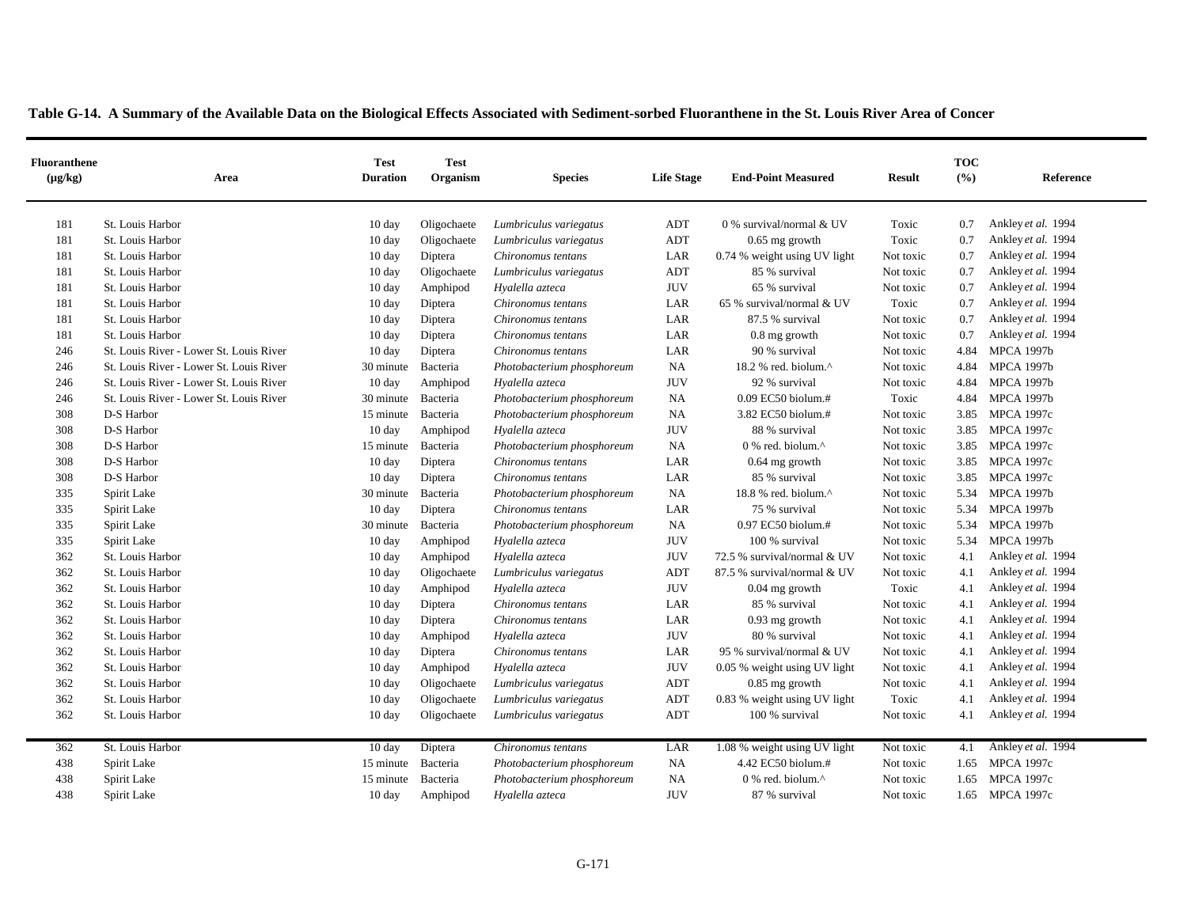**Table G-14. A Summary of the Available Data on the Biological Effects Associated with Sediment-sorbed Fluoranthene in the St. Louis River Area of Concer**

| Fluoranthene (µg/kg) | Area | Test Duration | Test Organism | Species | Life Stage | End-Point Measured | Result | TOC (%) | Reference |
|---|---|---|---|---|---|---|---|---|---|
| 181 | St. Louis Harbor | 10 day | Oligochaete | *Lumbriculus variegatus* | ADT | 0 % survival/normal & UV | Toxic | 0.7 | Ankley *et al.* 1994 |
| 181 | St. Louis Harbor | 10 day | Oligochaete | *Lumbriculus variegatus* | ADT | 0.65 mg growth | Toxic | 0.7 | Ankley *et al.* 1994 |
| 181 | St. Louis Harbor | 10 day | Diptera | *Chironomus tentans* | LAR | 0.74 % weight using UV light | Not toxic | 0.7 | Ankley *et al.* 1994 |
| 181 | St. Louis Harbor | 10 day | Oligochaete | *Lumbriculus variegatus* | ADT | 85 % survival | Not toxic | 0.7 | Ankley *et al.* 1994 |
| 181 | St. Louis Harbor | 10 day | Amphipod | *Hyalella azteca* | JUV | 65 % survival | Not toxic | 0.7 | Ankley *et al.* 1994 |
| 181 | St. Louis Harbor | 10 day | Diptera | *Chironomus tentans* | LAR | 65 % survival/normal & UV | Toxic | 0.7 | Ankley *et al.* 1994 |
| 181 | St. Louis Harbor | 10 day | Diptera | *Chironomus tentans* | LAR | 87.5 % survival | Not toxic | 0.7 | Ankley *et al.* 1994 |
| 181 | St. Louis Harbor | 10 day | Diptera | *Chironomus tentans* | LAR | 0.8 mg growth | Not toxic | 0.7 | Ankley *et al.* 1994 |
| 246 | St. Louis River - Lower St. Louis River | 10 day | Diptera | *Chironomus tentans* | LAR | 90 % survival | Not toxic | 4.84 | MPCA 1997b |
| 246 | St. Louis River - Lower St. Louis River | 30 minute | Bacteria | *Photobacterium phosphoreum* | NA | 18.2 % red. biolum.^ | Not toxic | 4.84 | MPCA 1997b |
| 246 | St. Louis River - Lower St. Louis River | 10 day | Amphipod | *Hyalella azteca* | JUV | 92 % survival | Not toxic | 4.84 | MPCA 1997b |
| 246 | St. Louis River - Lower St. Louis River | 30 minute | Bacteria | *Photobacterium phosphoreum* | NA | 0.09 EC50 biolum.# | Toxic | 4.84 | MPCA 1997b |
| 308 | D-S Harbor | 15 minute | Bacteria | *Photobacterium phosphoreum* | NA | 3.82 EC50 biolum.# | Not toxic | 3.85 | MPCA 1997c |
| 308 | D-S Harbor | 10 day | Amphipod | *Hyalella azteca* | JUV | 88 % survival | Not toxic | 3.85 | MPCA 1997c |
| 308 | D-S Harbor | 15 minute | Bacteria | *Photobacterium phosphoreum* | NA | 0 % red. biolum.^ | Not toxic | 3.85 | MPCA 1997c |
| 308 | D-S Harbor | 10 day | Diptera | *Chironomus tentans* | LAR | 0.64 mg growth | Not toxic | 3.85 | MPCA 1997c |
| 308 | D-S Harbor | 10 day | Diptera | *Chironomus tentans* | LAR | 85 % survival | Not toxic | 3.85 | MPCA 1997c |
| 335 | Spirit Lake | 30 minute | Bacteria | *Photobacterium phosphoreum* | NA | 18.8 % red. biolum.^ | Not toxic | 5.34 | MPCA 1997b |
| 335 | Spirit Lake | 10 day | Diptera | *Chironomus tentans* | LAR | 75 % survival | Not toxic | 5.34 | MPCA 1997b |
| 335 | Spirit Lake | 30 minute | Bacteria | *Photobacterium phosphoreum* | NA | 0.97 EC50 biolum.# | Not toxic | 5.34 | MPCA 1997b |
| 335 | Spirit Lake | 10 day | Amphipod | *Hyalella azteca* | JUV | 100 % survival | Not toxic | 5.34 | MPCA 1997b |
| 362 | St. Louis Harbor | 10 day | Amphipod | *Hyalella azteca* | JUV | 72.5 % survival/normal & UV | Not toxic | 4.1 | Ankley *et al.* 1994 |
| 362 | St. Louis Harbor | 10 day | Oligochaete | *Lumbriculus variegatus* | ADT | 87.5 % survival/normal & UV | Not toxic | 4.1 | Ankley *et al.* 1994 |
| 362 | St. Louis Harbor | 10 day | Amphipod | *Hyalella azteca* | JUV | 0.04 mg growth | Toxic | 4.1 | Ankley *et al.* 1994 |
| 362 | St. Louis Harbor | 10 day | Diptera | *Chironomus tentans* | LAR | 85 % survival | Not toxic | 4.1 | Ankley *et al.* 1994 |
| 362 | St. Louis Harbor | 10 day | Diptera | *Chironomus tentans* | LAR | 0.93 mg growth | Not toxic | 4.1 | Ankley *et al.* 1994 |
| 362 | St. Louis Harbor | 10 day | Amphipod | *Hyalella azteca* | JUV | 80 % survival | Not toxic | 4.1 | Ankley *et al.* 1994 |
| 362 | St. Louis Harbor | 10 day | Diptera | *Chironomus tentans* | LAR | 95 % survival/normal & UV | Not toxic | 4.1 | Ankley *et al.* 1994 |
| 362 | St. Louis Harbor | 10 day | Amphipod | *Hyalella azteca* | JUV | 0.05 % weight using UV light | Not toxic | 4.1 | Ankley *et al.* 1994 |
| 362 | St. Louis Harbor | 10 day | Oligochaete | *Lumbriculus variegatus* | ADT | 0.85 mg growth | Not toxic | 4.1 | Ankley *et al.* 1994 |
| 362 | St. Louis Harbor | 10 day | Oligochaete | *Lumbriculus variegatus* | ADT | 0.83 % weight using UV light | Toxic | 4.1 | Ankley *et al.* 1994 |
| 362 | St. Louis Harbor | 10 day | Oligochaete | *Lumbriculus variegatus* | ADT | 100 % survival | Not toxic | 4.1 | Ankley *et al.* 1994 |
| 362 | St. Louis Harbor | 10 day | Diptera | *Chironomus tentans* | LAR | 1.08 % weight using UV light | Not toxic | 4.1 | Ankley *et al.* 1994 |
| 438 | Spirit Lake | 15 minute | Bacteria | *Photobacterium phosphoreum* | NA | 4.42 EC50 biolum.# | Not toxic | 1.65 | MPCA 1997c |
| 438 | Spirit Lake | 15 minute | Bacteria | *Photobacterium phosphoreum* | NA | 0 % red. biolum.^ | Not toxic | 1.65 | MPCA 1997c |
| 438 | Spirit Lake | 10 day | Amphipod | *Hyalella azteca* | JUV | 87 % survival | Not toxic | 1.65 | MPCA 1997c |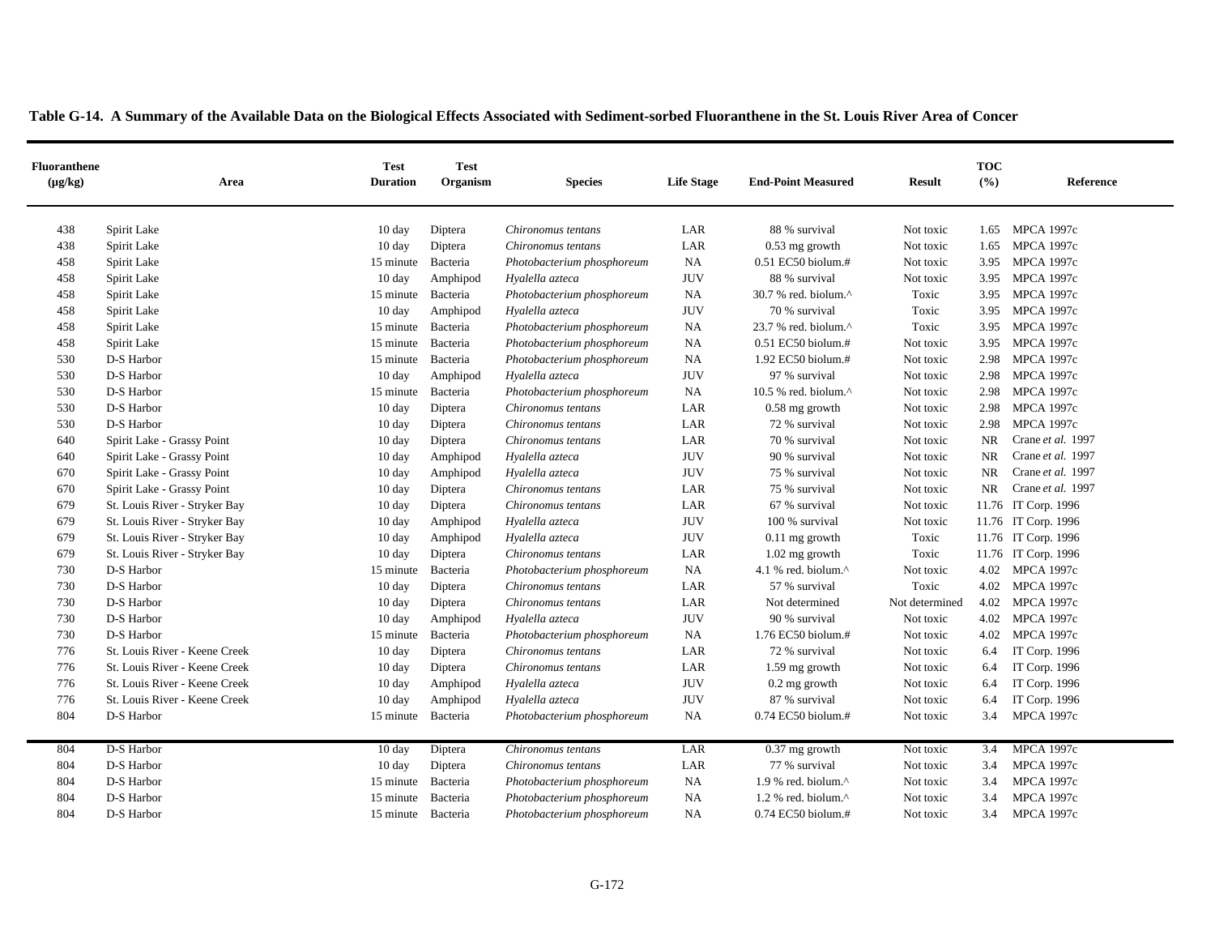**Table G-14. A Summary of the Available Data on the Biological Effects Associated with Sediment-sorbed Fluoranthene in the St. Louis River Area of Concer**

| Fluoranthene (µg/kg) | Area | Test Duration | Test Organism | Species | Life Stage | End-Point Measured | Result | TOC (%) | Reference |
|---|---|---|---|---|---|---|---|---|---|
| 438 | Spirit Lake | 10 day | Diptera | *Chironomus tentans* | LAR | 88 % survival | Not toxic | 1.65 | MPCA 1997c |
| 438 | Spirit Lake | 10 day | Diptera | *Chironomus tentans* | LAR | 0.53 mg growth | Not toxic | 1.65 | MPCA 1997c |
| 458 | Spirit Lake | 15 minute | Bacteria | *Photobacterium phosphoreum* | NA | 0.51 EC50 biolum.# | Not toxic | 3.95 | MPCA 1997c |
| 458 | Spirit Lake | 10 day | Amphipod | *Hyalella azteca* | JUV | 88 % survival | Not toxic | 3.95 | MPCA 1997c |
| 458 | Spirit Lake | 15 minute | Bacteria | *Photobacterium phosphoreum* | NA | 30.7 % red. biolum.^ | Toxic | 3.95 | MPCA 1997c |
| 458 | Spirit Lake | 10 day | Amphipod | *Hyalella azteca* | JUV | 70 % survival | Toxic | 3.95 | MPCA 1997c |
| 458 | Spirit Lake | 15 minute | Bacteria | *Photobacterium phosphoreum* | NA | 23.7 % red. biolum.^ | Toxic | 3.95 | MPCA 1997c |
| 458 | Spirit Lake | 15 minute | Bacteria | *Photobacterium phosphoreum* | NA | 0.51 EC50 biolum.# | Not toxic | 3.95 | MPCA 1997c |
| 530 | D-S Harbor | 15 minute | Bacteria | *Photobacterium phosphoreum* | NA | 1.92 EC50 biolum.# | Not toxic | 2.98 | MPCA 1997c |
| 530 | D-S Harbor | 10 day | Amphipod | *Hyalella azteca* | JUV | 97 % survival | Not toxic | 2.98 | MPCA 1997c |
| 530 | D-S Harbor | 15 minute | Bacteria | *Photobacterium phosphoreum* | NA | 10.5 % red. biolum.^ | Not toxic | 2.98 | MPCA 1997c |
| 530 | D-S Harbor | 10 day | Diptera | *Chironomus tentans* | LAR | 0.58 mg growth | Not toxic | 2.98 | MPCA 1997c |
| 530 | D-S Harbor | 10 day | Diptera | *Chironomus tentans* | LAR | 72 % survival | Not toxic | 2.98 | MPCA 1997c |
| 640 | Spirit Lake - Grassy Point | 10 day | Diptera | *Chironomus tentans* | LAR | 70 % survival | Not toxic | NR | Crane *et al.* 1997 |
| 640 | Spirit Lake - Grassy Point | 10 day | Amphipod | *Hyalella azteca* | JUV | 90 % survival | Not toxic | NR | Crane *et al.* 1997 |
| 670 | Spirit Lake - Grassy Point | 10 day | Amphipod | *Hyalella azteca* | JUV | 75 % survival | Not toxic | NR | Crane *et al.* 1997 |
| 670 | Spirit Lake - Grassy Point | 10 day | Diptera | *Chironomus tentans* | LAR | 75 % survival | Not toxic | NR | Crane *et al.* 1997 |
| 679 | St. Louis River - Stryker Bay | 10 day | Diptera | *Chironomus tentans* | LAR | 67 % survival | Not toxic | 11.76 | IT Corp. 1996 |
| 679 | St. Louis River - Stryker Bay | 10 day | Amphipod | *Hyalella azteca* | JUV | 100 % survival | Not toxic | 11.76 | IT Corp. 1996 |
| 679 | St. Louis River - Stryker Bay | 10 day | Amphipod | *Hyalella azteca* | JUV | 0.11 mg growth | Toxic | 11.76 | IT Corp. 1996 |
| 679 | St. Louis River - Stryker Bay | 10 day | Diptera | *Chironomus tentans* | LAR | 1.02 mg growth | Toxic | 11.76 | IT Corp. 1996 |
| 730 | D-S Harbor | 15 minute | Bacteria | *Photobacterium phosphoreum* | NA | 4.1 % red. biolum.^ | Not toxic | 4.02 | MPCA 1997c |
| 730 | D-S Harbor | 10 day | Diptera | *Chironomus tentans* | LAR | 57 % survival | Toxic | 4.02 | MPCA 1997c |
| 730 | D-S Harbor | 10 day | Diptera | *Chironomus tentans* | LAR | Not determined | Not determined | 4.02 | MPCA 1997c |
| 730 | D-S Harbor | 10 day | Amphipod | *Hyalella azteca* | JUV | 90 % survival | Not toxic | 4.02 | MPCA 1997c |
| 730 | D-S Harbor | 15 minute | Bacteria | *Photobacterium phosphoreum* | NA | 1.76 EC50 biolum.# | Not toxic | 4.02 | MPCA 1997c |
| 776 | St. Louis River - Keene Creek | 10 day | Diptera | *Chironomus tentans* | LAR | 72 % survival | Not toxic | 6.4 | IT Corp. 1996 |
| 776 | St. Louis River - Keene Creek | 10 day | Diptera | *Chironomus tentans* | LAR | 1.59 mg growth | Not toxic | 6.4 | IT Corp. 1996 |
| 776 | St. Louis River - Keene Creek | 10 day | Amphipod | *Hyalella azteca* | JUV | 0.2 mg growth | Not toxic | 6.4 | IT Corp. 1996 |
| 776 | St. Louis River - Keene Creek | 10 day | Amphipod | *Hyalella azteca* | JUV | 87 % survival | Not toxic | 6.4 | IT Corp. 1996 |
| 804 | D-S Harbor | 15 minute | Bacteria | *Photobacterium phosphoreum* | NA | 0.74 EC50 biolum.# | Not toxic | 3.4 | MPCA 1997c |
| 804 | D-S Harbor | 10 day | Diptera | *Chironomus tentans* | LAR | 0.37 mg growth | Not toxic | 3.4 | MPCA 1997c |
| 804 | D-S Harbor | 10 day | Diptera | *Chironomus tentans* | LAR | 77 % survival | Not toxic | 3.4 | MPCA 1997c |
| 804 | D-S Harbor | 15 minute | Bacteria | *Photobacterium phosphoreum* | NA | 1.9 % red. biolum.^ | Not toxic | 3.4 | MPCA 1997c |
| 804 | D-S Harbor | 15 minute | Bacteria | *Photobacterium phosphoreum* | NA | 1.2 % red. biolum.^ | Not toxic | 3.4 | MPCA 1997c |
| 804 | D-S Harbor | 15 minute | Bacteria | *Photobacterium phosphoreum* | NA | 0.74 EC50 biolum.# | Not toxic | 3.4 | MPCA 1997c |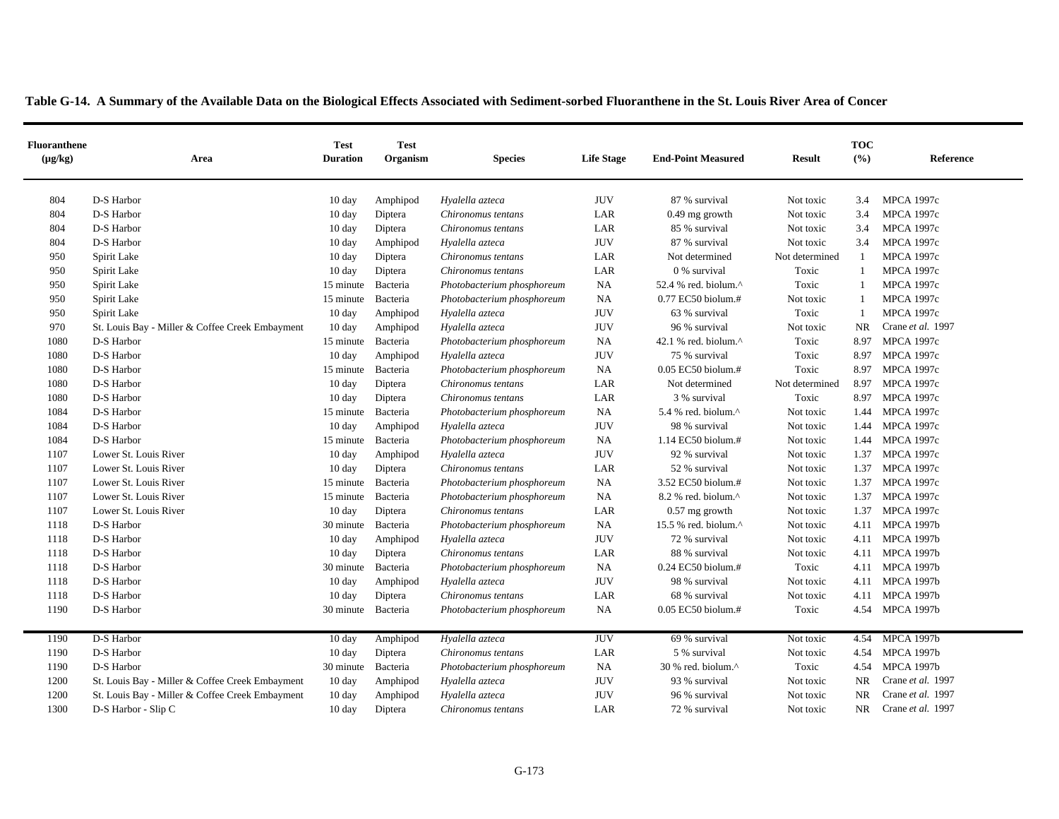**Table G-14. A Summary of the Available Data on the Biological Effects Associated with Sediment-sorbed Fluoranthene in the St. Louis River Area of Concer**

| Fluoranthene (µg/kg) | Area | Test Duration | Test Organism | Species | Life Stage | End-Point Measured | Result | TOC (%) | Reference |
|---|---|---|---|---|---|---|---|---|---|
| 804 | D-S Harbor | 10 day | Amphipod | *Hyalella azteca* | JUV | 87 % survival | Not toxic | 3.4 | MPCA 1997c |
| 804 | D-S Harbor | 10 day | Diptera | *Chironomus tentans* | LAR | 0.49 mg growth | Not toxic | 3.4 | MPCA 1997c |
| 804 | D-S Harbor | 10 day | Diptera | *Chironomus tentans* | LAR | 85 % survival | Not toxic | 3.4 | MPCA 1997c |
| 804 | D-S Harbor | 10 day | Amphipod | *Hyalella azteca* | JUV | 87 % survival | Not toxic | 3.4 | MPCA 1997c |
| 950 | Spirit Lake | 10 day | Diptera | *Chironomus tentans* | LAR | Not determined | Not determined | 1 | MPCA 1997c |
| 950 | Spirit Lake | 10 day | Diptera | *Chironomus tentans* | LAR | 0 % survival | Toxic | 1 | MPCA 1997c |
| 950 | Spirit Lake | 15 minute | Bacteria | *Photobacterium phosphoreum* | NA | 52.4 % red. biolum.^ | Toxic | 1 | MPCA 1997c |
| 950 | Spirit Lake | 15 minute | Bacteria | *Photobacterium phosphoreum* | NA | 0.77 EC50 biolum.# | Not toxic | 1 | MPCA 1997c |
| 950 | Spirit Lake | 10 day | Amphipod | *Hyalella azteca* | JUV | 63 % survival | Toxic | 1 | MPCA 1997c |
| 970 | St. Louis Bay - Miller & Coffee Creek Embayment | 10 day | Amphipod | *Hyalella azteca* | JUV | 96 % survival | Not toxic | NR | Crane *et al.* 1997 |
| 1080 | D-S Harbor | 15 minute | Bacteria | *Photobacterium phosphoreum* | NA | 42.1 % red. biolum.^ | Toxic | 8.97 | MPCA 1997c |
| 1080 | D-S Harbor | 10 day | Amphipod | *Hyalella azteca* | JUV | 75 % survival | Toxic | 8.97 | MPCA 1997c |
| 1080 | D-S Harbor | 15 minute | Bacteria | *Photobacterium phosphoreum* | NA | 0.05 EC50 biolum.# | Toxic | 8.97 | MPCA 1997c |
| 1080 | D-S Harbor | 10 day | Diptera | *Chironomus tentans* | LAR | Not determined | Not determined | 8.97 | MPCA 1997c |
| 1080 | D-S Harbor | 10 day | Diptera | *Chironomus tentans* | LAR | 3 % survival | Toxic | 8.97 | MPCA 1997c |
| 1084 | D-S Harbor | 15 minute | Bacteria | *Photobacterium phosphoreum* | NA | 5.4 % red. biolum.^ | Not toxic | 1.44 | MPCA 1997c |
| 1084 | D-S Harbor | 10 day | Amphipod | *Hyalella azteca* | JUV | 98 % survival | Not toxic | 1.44 | MPCA 1997c |
| 1084 | D-S Harbor | 15 minute | Bacteria | *Photobacterium phosphoreum* | NA | 1.14 EC50 biolum.# | Not toxic | 1.44 | MPCA 1997c |
| 1107 | Lower St. Louis River | 10 day | Amphipod | *Hyalella azteca* | JUV | 92 % survival | Not toxic | 1.37 | MPCA 1997c |
| 1107 | Lower St. Louis River | 10 day | Diptera | *Chironomus tentans* | LAR | 52 % survival | Not toxic | 1.37 | MPCA 1997c |
| 1107 | Lower St. Louis River | 15 minute | Bacteria | *Photobacterium phosphoreum* | NA | 3.52 EC50 biolum.# | Not toxic | 1.37 | MPCA 1997c |
| 1107 | Lower St. Louis River | 15 minute | Bacteria | *Photobacterium phosphoreum* | NA | 8.2 % red. biolum.^ | Not toxic | 1.37 | MPCA 1997c |
| 1107 | Lower St. Louis River | 10 day | Diptera | *Chironomus tentans* | LAR | 0.57 mg growth | Not toxic | 1.37 | MPCA 1997c |
| 1118 | D-S Harbor | 30 minute | Bacteria | *Photobacterium phosphoreum* | NA | 15.5 % red. biolum.^ | Not toxic | 4.11 | MPCA 1997b |
| 1118 | D-S Harbor | 10 day | Amphipod | *Hyalella azteca* | JUV | 72 % survival | Not toxic | 4.11 | MPCA 1997b |
| 1118 | D-S Harbor | 10 day | Diptera | *Chironomus tentans* | LAR | 88 % survival | Not toxic | 4.11 | MPCA 1997b |
| 1118 | D-S Harbor | 30 minute | Bacteria | *Photobacterium phosphoreum* | NA | 0.24 EC50 biolum.# | Toxic | 4.11 | MPCA 1997b |
| 1118 | D-S Harbor | 10 day | Amphipod | *Hyalella azteca* | JUV | 98 % survival | Not toxic | 4.11 | MPCA 1997b |
| 1118 | D-S Harbor | 10 day | Diptera | *Chironomus tentans* | LAR | 68 % survival | Not toxic | 4.11 | MPCA 1997b |
| 1190 | D-S Harbor | 30 minute | Bacteria | *Photobacterium phosphoreum* | NA | 0.05 EC50 biolum.# | Toxic | 4.54 | MPCA 1997b |
| 1190 | D-S Harbor | 10 day | Amphipod | *Hyalella azteca* | JUV | 69 % survival | Not toxic | 4.54 | MPCA 1997b |
| 1190 | D-S Harbor | 10 day | Diptera | *Chironomus tentans* | LAR | 5 % survival | Not toxic | 4.54 | MPCA 1997b |
| 1190 | D-S Harbor | 30 minute | Bacteria | *Photobacterium phosphoreum* | NA | 30 % red. biolum.^ | Toxic | 4.54 | MPCA 1997b |
| 1200 | St. Louis Bay - Miller & Coffee Creek Embayment | 10 day | Amphipod | *Hyalella azteca* | JUV | 93 % survival | Not toxic | NR | Crane *et al.* 1997 |
| 1200 | St. Louis Bay - Miller & Coffee Creek Embayment | 10 day | Amphipod | *Hyalella azteca* | JUV | 96 % survival | Not toxic | NR | Crane *et al.* 1997 |
| 1300 | D-S Harbor - Slip C | 10 day | Diptera | *Chironomus tentans* | LAR | 72 % survival | Not toxic | NR | Crane *et al.* 1997 |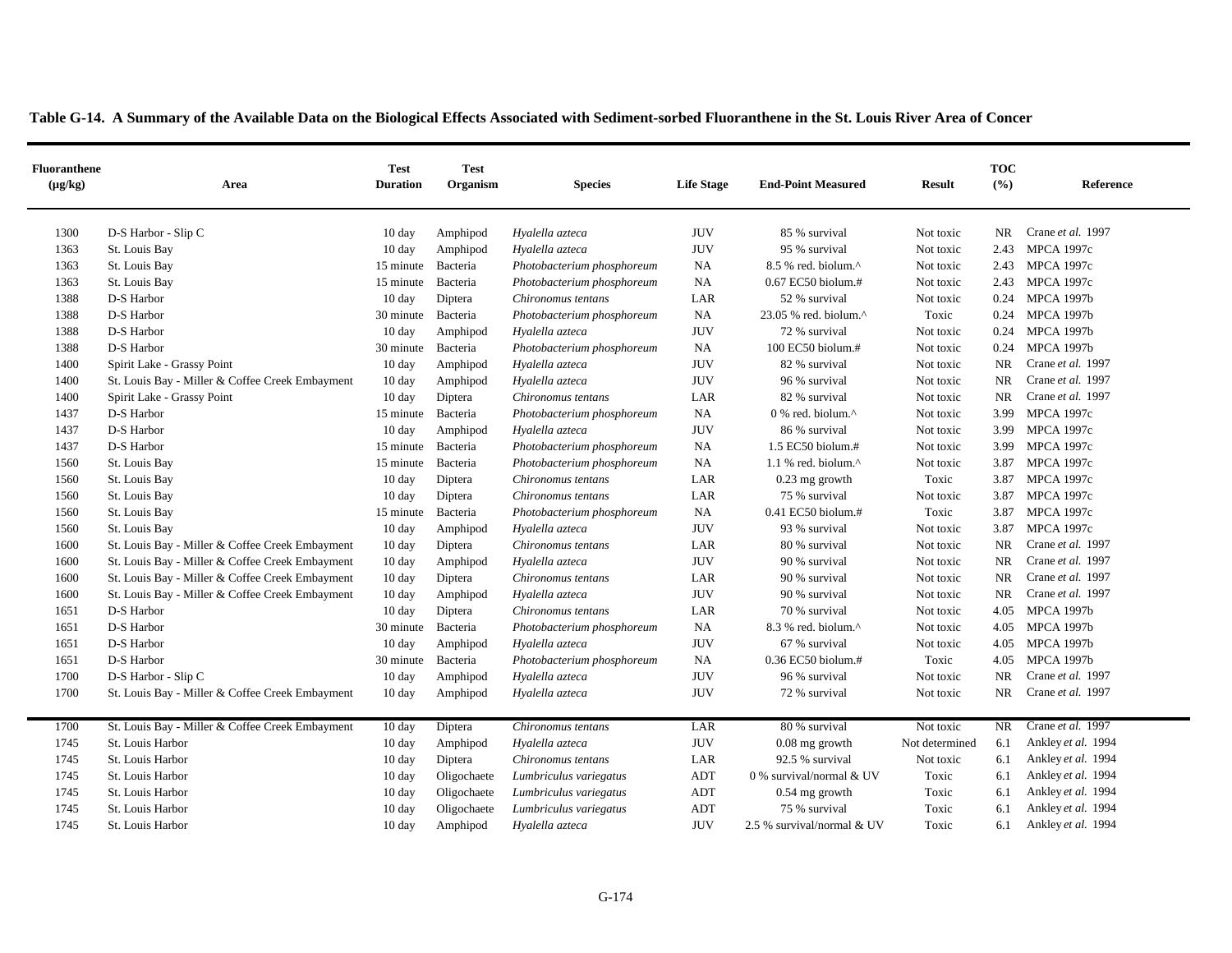**Table G-14. A Summary of the Available Data on the Biological Effects Associated with Sediment-sorbed Fluoranthene in the St. Louis River Area of Concer**

| Fluoranthene (µg/kg) | Area | Test Duration | Test Organism | Species | Life Stage | End-Point Measured | Result | TOC (%) | Reference |
|---|---|---|---|---|---|---|---|---|---|
| 1300 | D-S Harbor - Slip C | 10 day | Amphipod | *Hyalella azteca* | JUV | 85 % survival | Not toxic | NR | Crane *et al.* 1997 |
| 1363 | St. Louis Bay | 10 day | Amphipod | *Hyalella azteca* | JUV | 95 % survival | Not toxic | 2.43 | MPCA 1997c |
| 1363 | St. Louis Bay | 15 minute | Bacteria | *Photobacterium phosphoreum* | NA | 8.5 % red. biolum.^ | Not toxic | 2.43 | MPCA 1997c |
| 1363 | St. Louis Bay | 15 minute | Bacteria | *Photobacterium phosphoreum* | NA | 0.67 EC50 biolum.# | Not toxic | 2.43 | MPCA 1997c |
| 1388 | D-S Harbor | 10 day | Diptera | *Chironomus tentans* | LAR | 52 % survival | Not toxic | 0.24 | MPCA 1997b |
| 1388 | D-S Harbor | 30 minute | Bacteria | *Photobacterium phosphoreum* | NA | 23.05 % red. biolum.^ | Toxic | 0.24 | MPCA 1997b |
| 1388 | D-S Harbor | 10 day | Amphipod | *Hyalella azteca* | JUV | 72 % survival | Not toxic | 0.24 | MPCA 1997b |
| 1388 | D-S Harbor | 30 minute | Bacteria | *Photobacterium phosphoreum* | NA | 100 EC50 biolum.# | Not toxic | 0.24 | MPCA 1997b |
| 1400 | Spirit Lake - Grassy Point | 10 day | Amphipod | *Hyalella azteca* | JUV | 82 % survival | Not toxic | NR | Crane *et al.* 1997 |
| 1400 | St. Louis Bay - Miller & Coffee Creek Embayment | 10 day | Amphipod | *Hyalella azteca* | JUV | 96 % survival | Not toxic | NR | Crane *et al.* 1997 |
| 1400 | Spirit Lake - Grassy Point | 10 day | Diptera | *Chironomus tentans* | LAR | 82 % survival | Not toxic | NR | Crane *et al.* 1997 |
| 1437 | D-S Harbor | 15 minute | Bacteria | *Photobacterium phosphoreum* | NA | 0 % red. biolum.^ | Not toxic | 3.99 | MPCA 1997c |
| 1437 | D-S Harbor | 10 day | Amphipod | *Hyalella azteca* | JUV | 86 % survival | Not toxic | 3.99 | MPCA 1997c |
| 1437 | D-S Harbor | 15 minute | Bacteria | *Photobacterium phosphoreum* | NA | 1.5 EC50 biolum.# | Not toxic | 3.99 | MPCA 1997c |
| 1560 | St. Louis Bay | 15 minute | Bacteria | *Photobacterium phosphoreum* | NA | 1.1 % red. biolum.^ | Not toxic | 3.87 | MPCA 1997c |
| 1560 | St. Louis Bay | 10 day | Diptera | *Chironomus tentans* | LAR | 0.23 mg growth | Toxic | 3.87 | MPCA 1997c |
| 1560 | St. Louis Bay | 10 day | Diptera | *Chironomus tentans* | LAR | 75 % survival | Not toxic | 3.87 | MPCA 1997c |
| 1560 | St. Louis Bay | 15 minute | Bacteria | *Photobacterium phosphoreum* | NA | 0.41 EC50 biolum.# | Toxic | 3.87 | MPCA 1997c |
| 1560 | St. Louis Bay | 10 day | Amphipod | *Hyalella azteca* | JUV | 93 % survival | Not toxic | 3.87 | MPCA 1997c |
| 1600 | St. Louis Bay - Miller & Coffee Creek Embayment | 10 day | Diptera | *Chironomus tentans* | LAR | 80 % survival | Not toxic | NR | Crane *et al.* 1997 |
| 1600 | St. Louis Bay - Miller & Coffee Creek Embayment | 10 day | Amphipod | *Hyalella azteca* | JUV | 90 % survival | Not toxic | NR | Crane *et al.* 1997 |
| 1600 | St. Louis Bay - Miller & Coffee Creek Embayment | 10 day | Diptera | *Chironomus tentans* | LAR | 90 % survival | Not toxic | NR | Crane *et al.* 1997 |
| 1600 | St. Louis Bay - Miller & Coffee Creek Embayment | 10 day | Amphipod | *Hyalella azteca* | JUV | 90 % survival | Not toxic | NR | Crane *et al.* 1997 |
| 1651 | D-S Harbor | 10 day | Diptera | *Chironomus tentans* | LAR | 70 % survival | Not toxic | 4.05 | MPCA 1997b |
| 1651 | D-S Harbor | 30 minute | Bacteria | *Photobacterium phosphoreum* | NA | 8.3 % red. biolum.^ | Not toxic | 4.05 | MPCA 1997b |
| 1651 | D-S Harbor | 10 day | Amphipod | *Hyalella azteca* | JUV | 67 % survival | Not toxic | 4.05 | MPCA 1997b |
| 1651 | D-S Harbor | 30 minute | Bacteria | *Photobacterium phosphoreum* | NA | 0.36 EC50 biolum.# | Toxic | 4.05 | MPCA 1997b |
| 1700 | D-S Harbor - Slip C | 10 day | Amphipod | *Hyalella azteca* | JUV | 96 % survival | Not toxic | NR | Crane *et al.* 1997 |
| 1700 | St. Louis Bay - Miller & Coffee Creek Embayment | 10 day | Amphipod | *Hyalella azteca* | JUV | 72 % survival | Not toxic | NR | Crane *et al.* 1997 |
| 1700 | St. Louis Bay - Miller & Coffee Creek Embayment | 10 day | Diptera | *Chironomus tentans* | LAR | 80 % survival | Not toxic | NR | Crane *et al.* 1997 |
| 1745 | St. Louis Harbor | 10 day | Amphipod | *Hyalella azteca* | JUV | 0.08 mg growth | Not determined | 6.1 | Ankley *et al.* 1994 |
| 1745 | St. Louis Harbor | 10 day | Diptera | *Chironomus tentans* | LAR | 92.5 % survival | Not toxic | 6.1 | Ankley *et al.* 1994 |
| 1745 | St. Louis Harbor | 10 day | Oligochaete | *Lumbriculus variegatus* | ADT | 0 % survival/normal & UV | Toxic | 6.1 | Ankley *et al.* 1994 |
| 1745 | St. Louis Harbor | 10 day | Oligochaete | *Lumbriculus variegatus* | ADT | 0.54 mg growth | Toxic | 6.1 | Ankley *et al.* 1994 |
| 1745 | St. Louis Harbor | 10 day | Oligochaete | *Lumbriculus variegatus* | ADT | 75 % survival | Toxic | 6.1 | Ankley *et al.* 1994 |
| 1745 | St. Louis Harbor | 10 day | Amphipod | *Hyalella azteca* | JUV | 2.5 % survival/normal & UV | Toxic | 6.1 | Ankley *et al.* 1994 |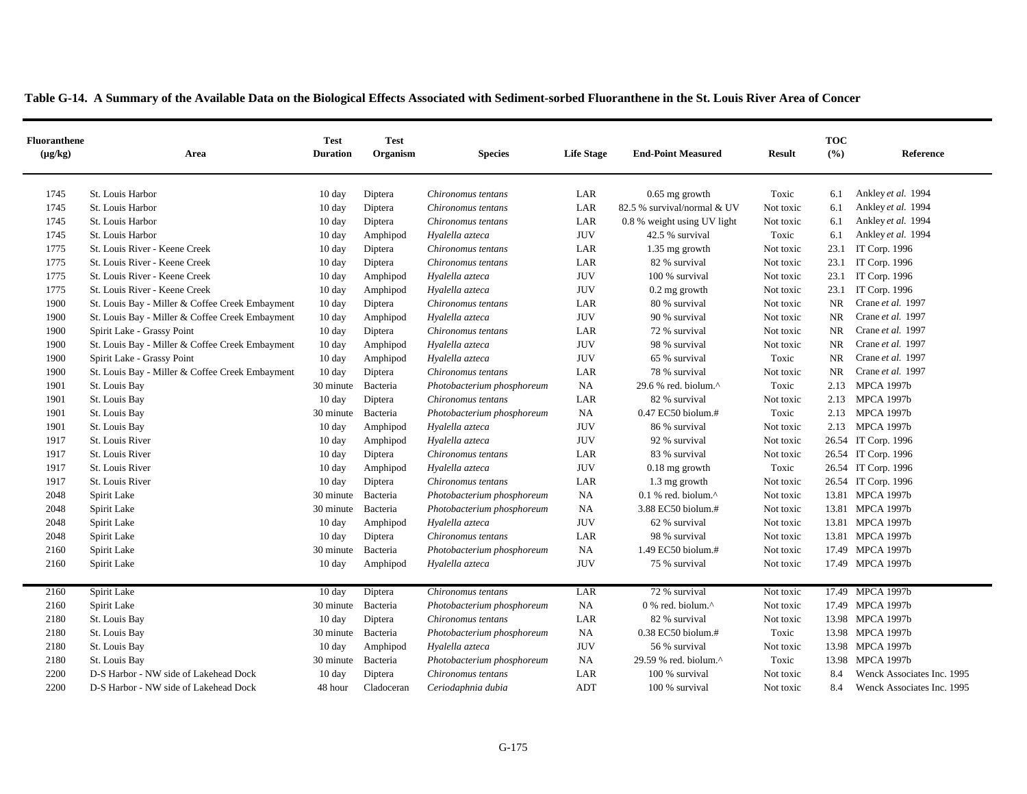**Table G-14. A Summary of the Available Data on the Biological Effects Associated with Sediment-sorbed Fluoranthene in the St. Louis River Area of Concer**

| Fluoranthene (µg/kg) | Area | Test Duration | Test Organism | Species | Life Stage | End-Point Measured | Result | TOC (%) | Reference |
|---|---|---|---|---|---|---|---|---|---|
| 1745 | St. Louis Harbor | 10 day | Diptera | *Chironomus tentans* | LAR | 0.65 mg growth | Toxic | 6.1 | Ankley *et al.* 1994 |
| 1745 | St. Louis Harbor | 10 day | Diptera | *Chironomus tentans* | LAR | 82.5 % survival/normal & UV | Not toxic | 6.1 | Ankley *et al.* 1994 |
| 1745 | St. Louis Harbor | 10 day | Diptera | *Chironomus tentans* | LAR | 0.8 % weight using UV light | Not toxic | 6.1 | Ankley *et al.* 1994 |
| 1745 | St. Louis Harbor | 10 day | Amphipod | *Hyalella azteca* | JUV | 42.5 % survival | Toxic | 6.1 | Ankley *et al.* 1994 |
| 1775 | St. Louis River - Keene Creek | 10 day | Diptera | *Chironomus tentans* | LAR | 1.35 mg growth | Not toxic | 23.1 | IT Corp. 1996 |
| 1775 | St. Louis River - Keene Creek | 10 day | Diptera | *Chironomus tentans* | LAR | 82 % survival | Not toxic | 23.1 | IT Corp. 1996 |
| 1775 | St. Louis River - Keene Creek | 10 day | Amphipod | *Hyalella azteca* | JUV | 100 % survival | Not toxic | 23.1 | IT Corp. 1996 |
| 1775 | St. Louis River - Keene Creek | 10 day | Amphipod | *Hyalella azteca* | JUV | 0.2 mg growth | Not toxic | 23.1 | IT Corp. 1996 |
| 1900 | St. Louis Bay - Miller & Coffee Creek Embayment | 10 day | Diptera | *Chironomus tentans* | LAR | 80 % survival | Not toxic | NR | Crane *et al.* 1997 |
| 1900 | St. Louis Bay - Miller & Coffee Creek Embayment | 10 day | Amphipod | *Hyalella azteca* | JUV | 90 % survival | Not toxic | NR | Crane *et al.* 1997 |
| 1900 | Spirit Lake - Grassy Point | 10 day | Diptera | *Chironomus tentans* | LAR | 72 % survival | Not toxic | NR | Crane *et al.* 1997 |
| 1900 | St. Louis Bay - Miller & Coffee Creek Embayment | 10 day | Amphipod | *Hyalella azteca* | JUV | 98 % survival | Not toxic | NR | Crane *et al.* 1997 |
| 1900 | Spirit Lake - Grassy Point | 10 day | Amphipod | *Hyalella azteca* | JUV | 65 % survival | Toxic | NR | Crane *et al.* 1997 |
| 1900 | St. Louis Bay - Miller & Coffee Creek Embayment | 10 day | Diptera | *Chironomus tentans* | LAR | 78 % survival | Not toxic | NR | Crane *et al.* 1997 |
| 1901 | St. Louis Bay | 30 minute | Bacteria | *Photobacterium phosphoreum* | NA | 29.6 % red. biolum.^ | Toxic | 2.13 | MPCA 1997b |
| 1901 | St. Louis Bay | 10 day | Diptera | *Chironomus tentans* | LAR | 82 % survival | Not toxic | 2.13 | MPCA 1997b |
| 1901 | St. Louis Bay | 30 minute | Bacteria | *Photobacterium phosphoreum* | NA | 0.47 EC50 biolum.# | Toxic | 2.13 | MPCA 1997b |
| 1901 | St. Louis Bay | 10 day | Amphipod | *Hyalella azteca* | JUV | 86 % survival | Not toxic | 2.13 | MPCA 1997b |
| 1917 | St. Louis River | 10 day | Amphipod | *Hyalella azteca* | JUV | 92 % survival | Not toxic | 26.54 | IT Corp. 1996 |
| 1917 | St. Louis River | 10 day | Diptera | *Chironomus tentans* | LAR | 83 % survival | Not toxic | 26.54 | IT Corp. 1996 |
| 1917 | St. Louis River | 10 day | Amphipod | *Hyalella azteca* | JUV | 0.18 mg growth | Toxic | 26.54 | IT Corp. 1996 |
| 1917 | St. Louis River | 10 day | Diptera | *Chironomus tentans* | LAR | 1.3 mg growth | Not toxic | 26.54 | IT Corp. 1996 |
| 2048 | Spirit Lake | 30 minute | Bacteria | *Photobacterium phosphoreum* | NA | 0.1 % red. biolum.^ | Not toxic | 13.81 | MPCA 1997b |
| 2048 | Spirit Lake | 30 minute | Bacteria | *Photobacterium phosphoreum* | NA | 3.88 EC50 biolum.# | Not toxic | 13.81 | MPCA 1997b |
| 2048 | Spirit Lake | 10 day | Amphipod | *Hyalella azteca* | JUV | 62 % survival | Not toxic | 13.81 | MPCA 1997b |
| 2048 | Spirit Lake | 10 day | Diptera | *Chironomus tentans* | LAR | 98 % survival | Not toxic | 13.81 | MPCA 1997b |
| 2160 | Spirit Lake | 30 minute | Bacteria | *Photobacterium phosphoreum* | NA | 1.49 EC50 biolum.# | Not toxic | 17.49 | MPCA 1997b |
| 2160 | Spirit Lake | 10 day | Amphipod | *Hyalella azteca* | JUV | 75 % survival | Not toxic | 17.49 | MPCA 1997b |
| 2160 | Spirit Lake | 10 day | Diptera | *Chironomus tentans* | LAR | 72 % survival | Not toxic | 17.49 | MPCA 1997b |
| 2160 | Spirit Lake | 30 minute | Bacteria | *Photobacterium phosphoreum* | NA | 0 % red. biolum.^ | Not toxic | 17.49 | MPCA 1997b |
| 2180 | St. Louis Bay | 10 day | Diptera | *Chironomus tentans* | LAR | 82 % survival | Not toxic | 13.98 | MPCA 1997b |
| 2180 | St. Louis Bay | 30 minute | Bacteria | *Photobacterium phosphoreum* | NA | 0.38 EC50 biolum.# | Toxic | 13.98 | MPCA 1997b |
| 2180 | St. Louis Bay | 10 day | Amphipod | *Hyalella azteca* | JUV | 56 % survival | Not toxic | 13.98 | MPCA 1997b |
| 2180 | St. Louis Bay | 30 minute | Bacteria | *Photobacterium phosphoreum* | NA | 29.59 % red. biolum.^ | Toxic | 13.98 | MPCA 1997b |
| 2200 | D-S Harbor - NW side of Lakehead Dock | 10 day | Diptera | *Chironomus tentans* | LAR | 100 % survival | Not toxic | 8.4 | Wenck Associates Inc. 1995 |
| 2200 | D-S Harbor - NW side of Lakehead Dock | 48 hour | Cladoceran | *Ceriodaphnia dubia* | ADT | 100 % survival | Not toxic | 8.4 | Wenck Associates Inc. 1995 |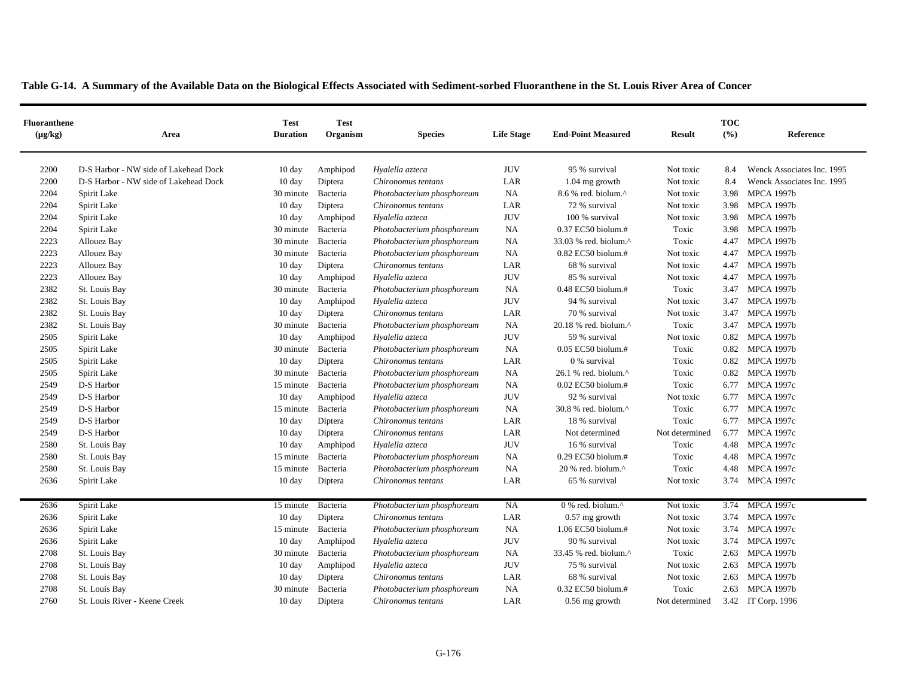**Table G-14. A Summary of the Available Data on the Biological Effects Associated with Sediment-sorbed Fluoranthene in the St. Louis River Area of Concer**

| Fluoranthene (µg/kg) | Area | Test Duration | Test Organism | Species | Life Stage | End-Point Measured | Result | TOC (%) | Reference |
|---|---|---|---|---|---|---|---|---|---|
| 2200 | D-S Harbor - NW side of Lakehead Dock | 10 day | Amphipod | *Hyalella azteca* | JUV | 95 % survival | Not toxic | 8.4 | Wenck Associates Inc. 1995 |
| 2200 | D-S Harbor - NW side of Lakehead Dock | 10 day | Diptera | *Chironomus tentans* | LAR | 1.04 mg growth | Not toxic | 8.4 | Wenck Associates Inc. 1995 |
| 2204 | Spirit Lake | 30 minute | Bacteria | *Photobacterium phosphoreum* | NA | 8.6 % red. biolum.^ | Not toxic | 3.98 | MPCA 1997b |
| 2204 | Spirit Lake | 10 day | Diptera | *Chironomus tentans* | LAR | 72 % survival | Not toxic | 3.98 | MPCA 1997b |
| 2204 | Spirit Lake | 10 day | Amphipod | *Hyalella azteca* | JUV | 100 % survival | Not toxic | 3.98 | MPCA 1997b |
| 2204 | Spirit Lake | 30 minute | Bacteria | *Photobacterium phosphoreum* | NA | 0.37 EC50 biolum.# | Toxic | 3.98 | MPCA 1997b |
| 2223 | Allouez Bay | 30 minute | Bacteria | *Photobacterium phosphoreum* | NA | 33.03 % red. biolum.^ | Toxic | 4.47 | MPCA 1997b |
| 2223 | Allouez Bay | 30 minute | Bacteria | *Photobacterium phosphoreum* | NA | 0.82 EC50 biolum.# | Not toxic | 4.47 | MPCA 1997b |
| 2223 | Allouez Bay | 10 day | Diptera | *Chironomus tentans* | LAR | 68 % survival | Not toxic | 4.47 | MPCA 1997b |
| 2223 | Allouez Bay | 10 day | Amphipod | *Hyalella azteca* | JUV | 85 % survival | Not toxic | 4.47 | MPCA 1997b |
| 2382 | St. Louis Bay | 30 minute | Bacteria | *Photobacterium phosphoreum* | NA | 0.48 EC50 biolum.# | Toxic | 3.47 | MPCA 1997b |
| 2382 | St. Louis Bay | 10 day | Amphipod | *Hyalella azteca* | JUV | 94 % survival | Not toxic | 3.47 | MPCA 1997b |
| 2382 | St. Louis Bay | 10 day | Diptera | *Chironomus tentans* | LAR | 70 % survival | Not toxic | 3.47 | MPCA 1997b |
| 2382 | St. Louis Bay | 30 minute | Bacteria | *Photobacterium phosphoreum* | NA | 20.18 % red. biolum.^ | Toxic | 3.47 | MPCA 1997b |
| 2505 | Spirit Lake | 10 day | Amphipod | *Hyalella azteca* | JUV | 59 % survival | Not toxic | 0.82 | MPCA 1997b |
| 2505 | Spirit Lake | 30 minute | Bacteria | *Photobacterium phosphoreum* | NA | 0.05 EC50 biolum.# | Toxic | 0.82 | MPCA 1997b |
| 2505 | Spirit Lake | 10 day | Diptera | *Chironomus tentans* | LAR | 0 % survival | Toxic | 0.82 | MPCA 1997b |
| 2505 | Spirit Lake | 30 minute | Bacteria | *Photobacterium phosphoreum* | NA | 26.1 % red. biolum.^ | Toxic | 0.82 | MPCA 1997b |
| 2549 | D-S Harbor | 15 minute | Bacteria | *Photobacterium phosphoreum* | NA | 0.02 EC50 biolum.# | Toxic | 6.77 | MPCA 1997c |
| 2549 | D-S Harbor | 10 day | Amphipod | *Hyalella azteca* | JUV | 92 % survival | Not toxic | 6.77 | MPCA 1997c |
| 2549 | D-S Harbor | 15 minute | Bacteria | *Photobacterium phosphoreum* | NA | 30.8 % red. biolum.^ | Toxic | 6.77 | MPCA 1997c |
| 2549 | D-S Harbor | 10 day | Diptera | *Chironomus tentans* | LAR | 18 % survival | Toxic | 6.77 | MPCA 1997c |
| 2549 | D-S Harbor | 10 day | Diptera | *Chironomus tentans* | LAR | Not determined | Not determined | 6.77 | MPCA 1997c |
| 2580 | St. Louis Bay | 10 day | Amphipod | *Hyalella azteca* | JUV | 16 % survival | Toxic | 4.48 | MPCA 1997c |
| 2580 | St. Louis Bay | 15 minute | Bacteria | *Photobacterium phosphoreum* | NA | 0.29 EC50 biolum.# | Toxic | 4.48 | MPCA 1997c |
| 2580 | St. Louis Bay | 15 minute | Bacteria | *Photobacterium phosphoreum* | NA | 20 % red. biolum.^ | Toxic | 4.48 | MPCA 1997c |
| 2636 | Spirit Lake | 10 day | Diptera | *Chironomus tentans* | LAR | 65 % survival | Not toxic | 3.74 | MPCA 1997c |
| 2636 | Spirit Lake | 15 minute | Bacteria | *Photobacterium phosphoreum* | NA | 0 % red. biolum.^ | Not toxic | 3.74 | MPCA 1997c |
| 2636 | Spirit Lake | 10 day | Diptera | *Chironomus tentans* | LAR | 0.57 mg growth | Not toxic | 3.74 | MPCA 1997c |
| 2636 | Spirit Lake | 15 minute | Bacteria | *Photobacterium phosphoreum* | NA | 1.06 EC50 biolum.# | Not toxic | 3.74 | MPCA 1997c |
| 2636 | Spirit Lake | 10 day | Amphipod | *Hyalella azteca* | JUV | 90 % survival | Not toxic | 3.74 | MPCA 1997c |
| 2708 | St. Louis Bay | 30 minute | Bacteria | *Photobacterium phosphoreum* | NA | 33.45 % red. biolum.^ | Toxic | 2.63 | MPCA 1997b |
| 2708 | St. Louis Bay | 10 day | Amphipod | *Hyalella azteca* | JUV | 75 % survival | Not toxic | 2.63 | MPCA 1997b |
| 2708 | St. Louis Bay | 10 day | Diptera | *Chironomus tentans* | LAR | 68 % survival | Not toxic | 2.63 | MPCA 1997b |
| 2708 | St. Louis Bay | 30 minute | Bacteria | *Photobacterium phosphoreum* | NA | 0.32 EC50 biolum.# | Toxic | 2.63 | MPCA 1997b |
| 2760 | St. Louis River - Keene Creek | 10 day | Diptera | *Chironomus tentans* | LAR | 0.56 mg growth | Not determined | 3.42 | IT Corp. 1996 |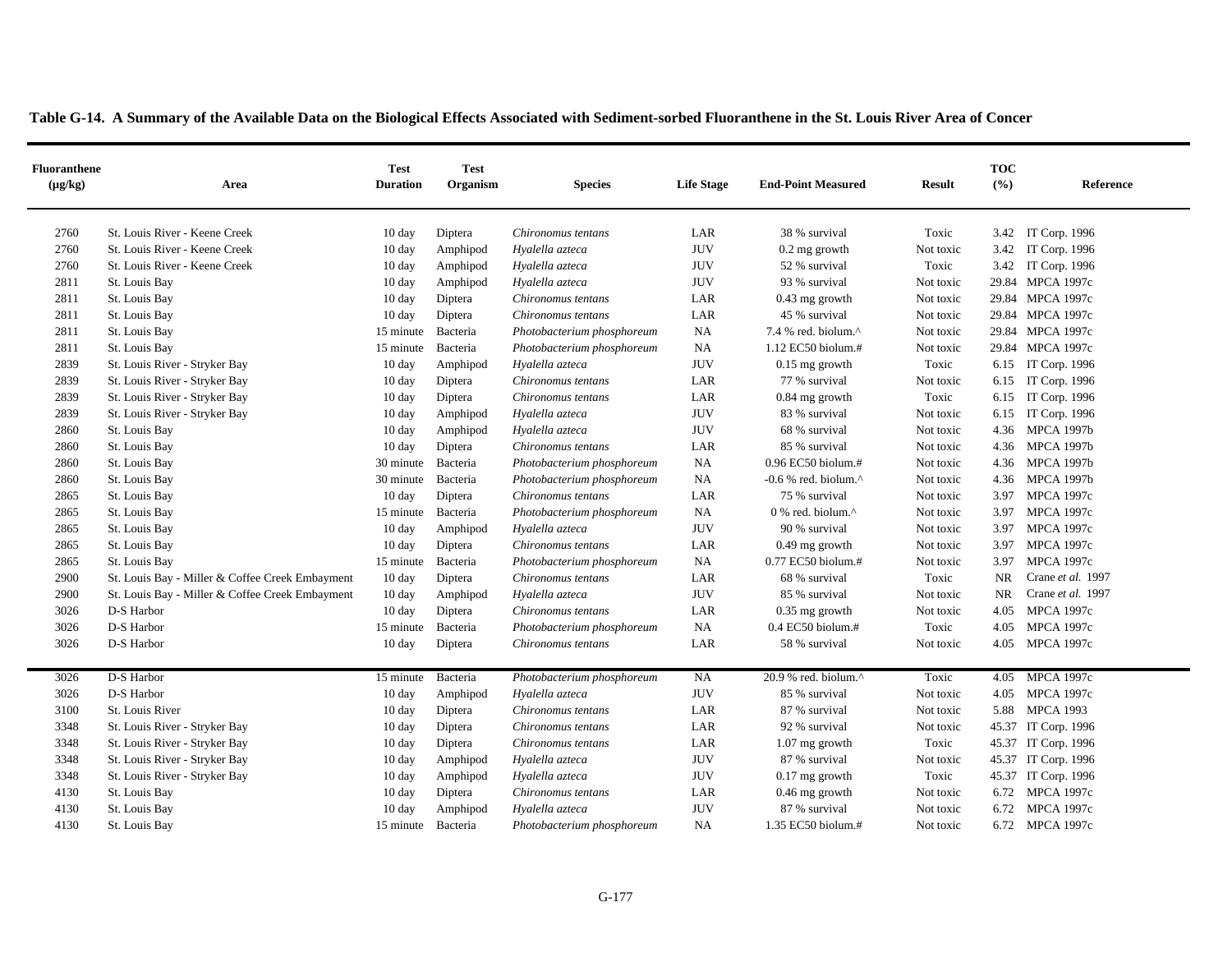**Table G-14. A Summary of the Available Data on the Biological Effects Associated with Sediment-sorbed Fluoranthene in the St. Louis River Area of Concer**

| Fluoranthene (µg/kg) | Area | Test Duration | Test Organism | Species | Life Stage | End-Point Measured | Result | TOC (%) | Reference |
|---|---|---|---|---|---|---|---|---|---|
| 2760 | St. Louis River - Keene Creek | 10 day | Diptera | *Chironomus tentans* | LAR | 38 % survival | Toxic | 3.42 | IT Corp. 1996 |
| 2760 | St. Louis River - Keene Creek | 10 day | Amphipod | *Hyalella azteca* | JUV | 0.2 mg growth | Not toxic | 3.42 | IT Corp. 1996 |
| 2760 | St. Louis River - Keene Creek | 10 day | Amphipod | *Hyalella azteca* | JUV | 52 % survival | Toxic | 3.42 | IT Corp. 1996 |
| 2811 | St. Louis Bay | 10 day | Amphipod | *Hyalella azteca* | JUV | 93 % survival | Not toxic | 29.84 | MPCA 1997c |
| 2811 | St. Louis Bay | 10 day | Diptera | *Chironomus tentans* | LAR | 0.43 mg growth | Not toxic | 29.84 | MPCA 1997c |
| 2811 | St. Louis Bay | 10 day | Diptera | *Chironomus tentans* | LAR | 45 % survival | Not toxic | 29.84 | MPCA 1997c |
| 2811 | St. Louis Bay | 15 minute | Bacteria | *Photobacterium phosphoreum* | NA | 7.4 % red. biolum.^ | Not toxic | 29.84 | MPCA 1997c |
| 2811 | St. Louis Bay | 15 minute | Bacteria | *Photobacterium phosphoreum* | NA | 1.12 EC50 biolum.# | Not toxic | 29.84 | MPCA 1997c |
| 2839 | St. Louis River - Stryker Bay | 10 day | Amphipod | *Hyalella azteca* | JUV | 0.15 mg growth | Toxic | 6.15 | IT Corp. 1996 |
| 2839 | St. Louis River - Stryker Bay | 10 day | Diptera | *Chironomus tentans* | LAR | 77 % survival | Not toxic | 6.15 | IT Corp. 1996 |
| 2839 | St. Louis River - Stryker Bay | 10 day | Diptera | *Chironomus tentans* | LAR | 0.84 mg growth | Toxic | 6.15 | IT Corp. 1996 |
| 2839 | St. Louis River - Stryker Bay | 10 day | Amphipod | *Hyalella azteca* | JUV | 83 % survival | Not toxic | 6.15 | IT Corp. 1996 |
| 2860 | St. Louis Bay | 10 day | Amphipod | *Hyalella azteca* | JUV | 68 % survival | Not toxic | 4.36 | MPCA 1997b |
| 2860 | St. Louis Bay | 10 day | Diptera | *Chironomus tentans* | LAR | 85 % survival | Not toxic | 4.36 | MPCA 1997b |
| 2860 | St. Louis Bay | 30 minute | Bacteria | *Photobacterium phosphoreum* | NA | 0.96 EC50 biolum.# | Not toxic | 4.36 | MPCA 1997b |
| 2860 | St. Louis Bay | 30 minute | Bacteria | *Photobacterium phosphoreum* | NA | -0.6 % red. biolum.^ | Not toxic | 4.36 | MPCA 1997b |
| 2865 | St. Louis Bay | 10 day | Diptera | *Chironomus tentans* | LAR | 75 % survival | Not toxic | 3.97 | MPCA 1997c |
| 2865 | St. Louis Bay | 15 minute | Bacteria | *Photobacterium phosphoreum* | NA | 0 % red. biolum.^ | Not toxic | 3.97 | MPCA 1997c |
| 2865 | St. Louis Bay | 10 day | Amphipod | *Hyalella azteca* | JUV | 90 % survival | Not toxic | 3.97 | MPCA 1997c |
| 2865 | St. Louis Bay | 10 day | Diptera | *Chironomus tentans* | LAR | 0.49 mg growth | Not toxic | 3.97 | MPCA 1997c |
| 2865 | St. Louis Bay | 15 minute | Bacteria | *Photobacterium phosphoreum* | NA | 0.77 EC50 biolum.# | Not toxic | 3.97 | MPCA 1997c |
| 2900 | St. Louis Bay - Miller & Coffee Creek Embayment | 10 day | Diptera | *Chironomus tentans* | LAR | 68 % survival | Toxic | NR | Crane *et al.* 1997 |
| 2900 | St. Louis Bay - Miller & Coffee Creek Embayment | 10 day | Amphipod | *Hyalella azteca* | JUV | 85 % survival | Not toxic | NR | Crane *et al.* 1997 |
| 3026 | D-S Harbor | 10 day | Diptera | *Chironomus tentans* | LAR | 0.35 mg growth | Not toxic | 4.05 | MPCA 1997c |
| 3026 | D-S Harbor | 15 minute | Bacteria | *Photobacterium phosphoreum* | NA | 0.4 EC50 biolum.# | Toxic | 4.05 | MPCA 1997c |
| 3026 | D-S Harbor | 10 day | Diptera | *Chironomus tentans* | LAR | 58 % survival | Not toxic | 4.05 | MPCA 1997c |
| 3026 | D-S Harbor | 15 minute | Bacteria | *Photobacterium phosphoreum* | NA | 20.9 % red. biolum.^ | Toxic | 4.05 | MPCA 1997c |
| 3026 | D-S Harbor | 10 day | Amphipod | *Hyalella azteca* | JUV | 85 % survival | Not toxic | 4.05 | MPCA 1997c |
| 3100 | St. Louis River | 10 day | Diptera | *Chironomus tentans* | LAR | 87 % survival | Not toxic | 5.88 | MPCA 1993 |
| 3348 | St. Louis River - Stryker Bay | 10 day | Diptera | *Chironomus tentans* | LAR | 92 % survival | Not toxic | 45.37 | IT Corp. 1996 |
| 3348 | St. Louis River - Stryker Bay | 10 day | Diptera | *Chironomus tentans* | LAR | 1.07 mg growth | Toxic | 45.37 | IT Corp. 1996 |
| 3348 | St. Louis River - Stryker Bay | 10 day | Amphipod | *Hyalella azteca* | JUV | 87 % survival | Not toxic | 45.37 | IT Corp. 1996 |
| 3348 | St. Louis River - Stryker Bay | 10 day | Amphipod | *Hyalella azteca* | JUV | 0.17 mg growth | Toxic | 45.37 | IT Corp. 1996 |
| 4130 | St. Louis Bay | 10 day | Diptera | *Chironomus tentans* | LAR | 0.46 mg growth | Not toxic | 6.72 | MPCA 1997c |
| 4130 | St. Louis Bay | 10 day | Amphipod | *Hyalella azteca* | JUV | 87 % survival | Not toxic | 6.72 | MPCA 1997c |
| 4130 | St. Louis Bay | 15 minute | Bacteria | *Photobacterium phosphoreum* | NA | 1.35 EC50 biolum.# | Not toxic | 6.72 | MPCA 1997c |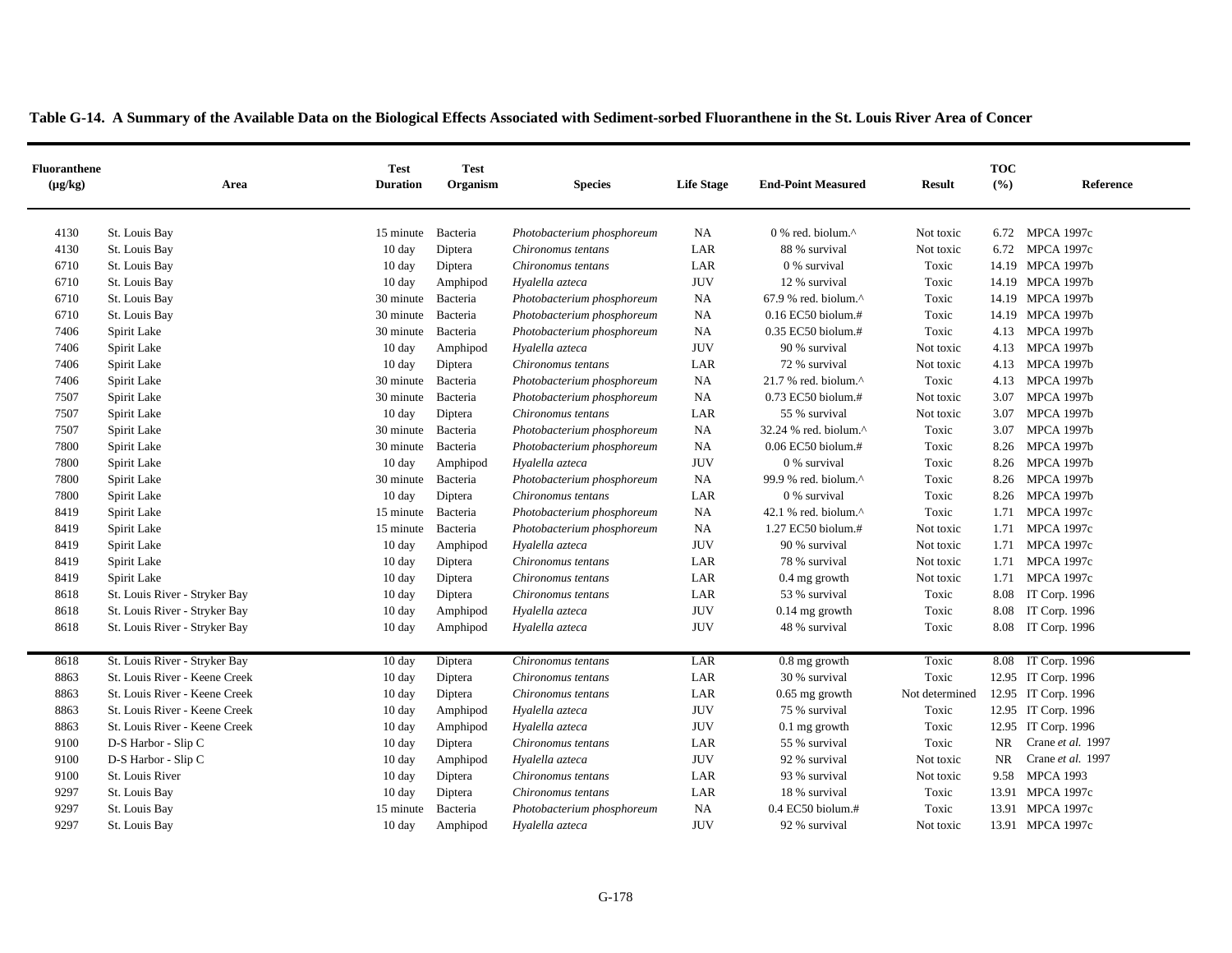**Table G-14. A Summary of the Available Data on the Biological Effects Associated with Sediment-sorbed Fluoranthene in the St. Louis River Area of Concer**

| Fluoranthene (µg/kg) | Area | Test Duration | Test Organism | Species | Life Stage | End-Point Measured | Result | TOC (%) | Reference |
|---|---|---|---|---|---|---|---|---|---|
| 4130 | St. Louis Bay | 15 minute | Bacteria | *Photobacterium phosphoreum* | NA | 0 % red. biolum.^ | Not toxic | 6.72 | MPCA 1997c |
| 4130 | St. Louis Bay | 10 day | Diptera | *Chironomus tentans* | LAR | 88 % survival | Not toxic | 6.72 | MPCA 1997c |
| 6710 | St. Louis Bay | 10 day | Diptera | *Chironomus tentans* | LAR | 0 % survival | Toxic | 14.19 | MPCA 1997b |
| 6710 | St. Louis Bay | 10 day | Amphipod | *Hyalella azteca* | JUV | 12 % survival | Toxic | 14.19 | MPCA 1997b |
| 6710 | St. Louis Bay | 30 minute | Bacteria | *Photobacterium phosphoreum* | NA | 67.9 % red. biolum.^ | Toxic | 14.19 | MPCA 1997b |
| 6710 | St. Louis Bay | 30 minute | Bacteria | *Photobacterium phosphoreum* | NA | 0.16 EC50 biolum.# | Toxic | 14.19 | MPCA 1997b |
| 7406 | Spirit Lake | 30 minute | Bacteria | *Photobacterium phosphoreum* | NA | 0.35 EC50 biolum.# | Toxic | 4.13 | MPCA 1997b |
| 7406 | Spirit Lake | 10 day | Amphipod | *Hyalella azteca* | JUV | 90 % survival | Not toxic | 4.13 | MPCA 1997b |
| 7406 | Spirit Lake | 10 day | Diptera | *Chironomus tentans* | LAR | 72 % survival | Not toxic | 4.13 | MPCA 1997b |
| 7406 | Spirit Lake | 30 minute | Bacteria | *Photobacterium phosphoreum* | NA | 21.7 % red. biolum.^ | Toxic | 4.13 | MPCA 1997b |
| 7507 | Spirit Lake | 30 minute | Bacteria | *Photobacterium phosphoreum* | NA | 0.73 EC50 biolum.# | Not toxic | 3.07 | MPCA 1997b |
| 7507 | Spirit Lake | 10 day | Diptera | *Chironomus tentans* | LAR | 55 % survival | Not toxic | 3.07 | MPCA 1997b |
| 7507 | Spirit Lake | 30 minute | Bacteria | *Photobacterium phosphoreum* | NA | 32.24 % red. biolum.^ | Toxic | 3.07 | MPCA 1997b |
| 7800 | Spirit Lake | 30 minute | Bacteria | *Photobacterium phosphoreum* | NA | 0.06 EC50 biolum.# | Toxic | 8.26 | MPCA 1997b |
| 7800 | Spirit Lake | 10 day | Amphipod | *Hyalella azteca* | JUV | 0 % survival | Toxic | 8.26 | MPCA 1997b |
| 7800 | Spirit Lake | 30 minute | Bacteria | *Photobacterium phosphoreum* | NA | 99.9 % red. biolum.^ | Toxic | 8.26 | MPCA 1997b |
| 7800 | Spirit Lake | 10 day | Diptera | *Chironomus tentans* | LAR | 0 % survival | Toxic | 8.26 | MPCA 1997b |
| 8419 | Spirit Lake | 15 minute | Bacteria | *Photobacterium phosphoreum* | NA | 42.1 % red. biolum.^ | Toxic | 1.71 | MPCA 1997c |
| 8419 | Spirit Lake | 15 minute | Bacteria | *Photobacterium phosphoreum* | NA | 1.27 EC50 biolum.# | Not toxic | 1.71 | MPCA 1997c |
| 8419 | Spirit Lake | 10 day | Amphipod | *Hyalella azteca* | JUV | 90 % survival | Not toxic | 1.71 | MPCA 1997c |
| 8419 | Spirit Lake | 10 day | Diptera | *Chironomus tentans* | LAR | 78 % survival | Not toxic | 1.71 | MPCA 1997c |
| 8419 | Spirit Lake | 10 day | Diptera | *Chironomus tentans* | LAR | 0.4 mg growth | Not toxic | 1.71 | MPCA 1997c |
| 8618 | St. Louis River - Stryker Bay | 10 day | Diptera | *Chironomus tentans* | LAR | 53 % survival | Toxic | 8.08 | IT Corp. 1996 |
| 8618 | St. Louis River - Stryker Bay | 10 day | Amphipod | *Hyalella azteca* | JUV | 0.14 mg growth | Toxic | 8.08 | IT Corp. 1996 |
| 8618 | St. Louis River - Stryker Bay | 10 day | Amphipod | *Hyalella azteca* | JUV | 48 % survival | Toxic | 8.08 | IT Corp. 1996 |
| 8618 | St. Louis River - Stryker Bay | 10 day | Diptera | *Chironomus tentans* | LAR | 0.8 mg growth | Toxic | 8.08 | IT Corp. 1996 |
| 8863 | St. Louis River - Keene Creek | 10 day | Diptera | *Chironomus tentans* | LAR | 30 % survival | Toxic | 12.95 | IT Corp. 1996 |
| 8863 | St. Louis River - Keene Creek | 10 day | Diptera | *Chironomus tentans* | LAR | 0.65 mg growth | Not determined | 12.95 | IT Corp. 1996 |
| 8863 | St. Louis River - Keene Creek | 10 day | Amphipod | *Hyalella azteca* | JUV | 75 % survival | Toxic | 12.95 | IT Corp. 1996 |
| 8863 | St. Louis River - Keene Creek | 10 day | Amphipod | *Hyalella azteca* | JUV | 0.1 mg growth | Toxic | 12.95 | IT Corp. 1996 |
| 9100 | D-S Harbor - Slip C | 10 day | Diptera | *Chironomus tentans* | LAR | 55 % survival | Toxic | NR | Crane *et al.* 1997 |
| 9100 | D-S Harbor - Slip C | 10 day | Amphipod | *Hyalella azteca* | JUV | 92 % survival | Not toxic | NR | Crane *et al.* 1997 |
| 9100 | St. Louis River | 10 day | Diptera | *Chironomus tentans* | LAR | 93 % survival | Not toxic | 9.58 | MPCA 1993 |
| 9297 | St. Louis Bay | 10 day | Diptera | *Chironomus tentans* | LAR | 18 % survival | Toxic | 13.91 | MPCA 1997c |
| 9297 | St. Louis Bay | 15 minute | Bacteria | *Photobacterium phosphoreum* | NA | 0.4 EC50 biolum.# | Toxic | 13.91 | MPCA 1997c |
| 9297 | St. Louis Bay | 10 day | Amphipod | *Hyalella azteca* | JUV | 92 % survival | Not toxic | 13.91 | MPCA 1997c |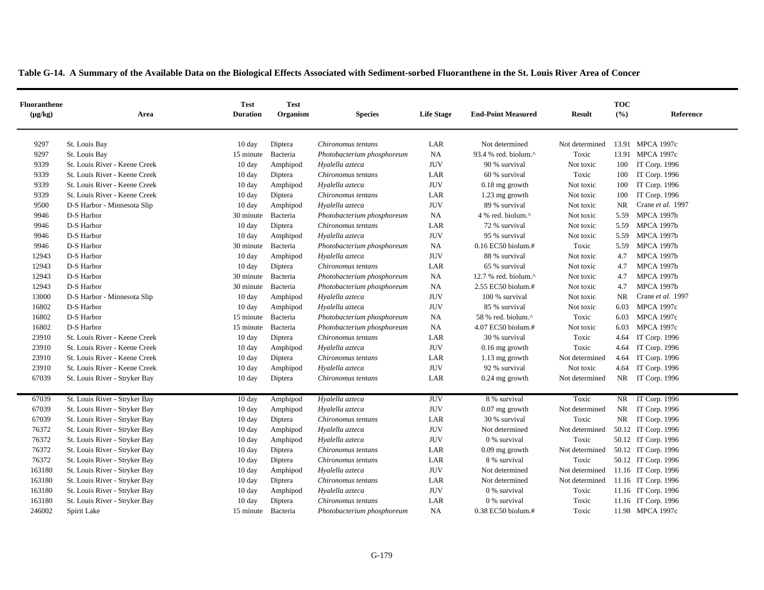**Table G-14. A Summary of the Available Data on the Biological Effects Associated with Sediment-sorbed Fluoranthene in the St. Louis River Area of Concer**

| Fluoranthene (µg/kg) | Area | Test Duration | Test Organism | Species | Life Stage | End-Point Measured | Result | TOC (%) | Reference |
|---|---|---|---|---|---|---|---|---|---|
| 9297 | St. Louis Bay | 10 day | Diptera | *Chironomus tentans* | LAR | Not determined | Not determined | 13.91 | MPCA 1997c |
| 9297 | St. Louis Bay | 15 minute | Bacteria | *Photobacterium phosphoreum* | NA | 93.4 % red. biolum.^ | Toxic | 13.91 | MPCA 1997c |
| 9339 | St. Louis River - Keene Creek | 10 day | Amphipod | *Hyalella azteca* | JUV | 90 % survival | Not toxic | 100 | IT Corp. 1996 |
| 9339 | St. Louis River - Keene Creek | 10 day | Diptera | *Chironomus tentans* | LAR | 60 % survival | Toxic | 100 | IT Corp. 1996 |
| 9339 | St. Louis River - Keene Creek | 10 day | Amphipod | *Hyalella azteca* | JUV | 0.18 mg growth | Not toxic | 100 | IT Corp. 1996 |
| 9339 | St. Louis River - Keene Creek | 10 day | Diptera | *Chironomus tentans* | LAR | 1.23 mg growth | Not toxic | 100 | IT Corp. 1996 |
| 9500 | D-S Harbor - Minnesota Slip | 10 day | Amphipod | *Hyalella azteca* | JUV | 89 % survival | Not toxic | NR | Crane *et al.* 1997 |
| 9946 | D-S Harbor | 30 minute | Bacteria | *Photobacterium phosphoreum* | NA | 4 % red. biolum.^ | Not toxic | 5.59 | MPCA 1997b |
| 9946 | D-S Harbor | 10 day | Diptera | *Chironomus tentans* | LAR | 72 % survival | Not toxic | 5.59 | MPCA 1997b |
| 9946 | D-S Harbor | 10 day | Amphipod | *Hyalella azteca* | JUV | 95 % survival | Not toxic | 5.59 | MPCA 1997b |
| 9946 | D-S Harbor | 30 minute | Bacteria | *Photobacterium phosphoreum* | NA | 0.16 EC50 biolum.# | Toxic | 5.59 | MPCA 1997b |
| 12943 | D-S Harbor | 10 day | Amphipod | *Hyalella azteca* | JUV | 88 % survival | Not toxic | 4.7 | MPCA 1997b |
| 12943 | D-S Harbor | 10 day | Diptera | *Chironomus tentans* | LAR | 65 % survival | Not toxic | 4.7 | MPCA 1997b |
| 12943 | D-S Harbor | 30 minute | Bacteria | *Photobacterium phosphoreum* | NA | 12.7 % red. biolum.^ | Not toxic | 4.7 | MPCA 1997b |
| 12943 | D-S Harbor | 30 minute | Bacteria | *Photobacterium phosphoreum* | NA | 2.55 EC50 biolum.# | Not toxic | 4.7 | MPCA 1997b |
| 13000 | D-S Harbor - Minnesota Slip | 10 day | Amphipod | *Hyalella azteca* | JUV | 100 % survival | Not toxic | NR | Crane *et al.* 1997 |
| 16802 | D-S Harbor | 10 day | Amphipod | *Hyalella azteca* | JUV | 85 % survival | Not toxic | 6.03 | MPCA 1997c |
| 16802 | D-S Harbor | 15 minute | Bacteria | *Photobacterium phosphoreum* | NA | 58 % red. biolum.^ | Toxic | 6.03 | MPCA 1997c |
| 16802 | D-S Harbor | 15 minute | Bacteria | *Photobacterium phosphoreum* | NA | 4.07 EC50 biolum.# | Not toxic | 6.03 | MPCA 1997c |
| 23910 | St. Louis River - Keene Creek | 10 day | Diptera | *Chironomus tentans* | LAR | 30 % survival | Toxic | 4.64 | IT Corp. 1996 |
| 23910 | St. Louis River - Keene Creek | 10 day | Amphipod | *Hyalella azteca* | JUV | 0.16 mg growth | Toxic | 4.64 | IT Corp. 1996 |
| 23910 | St. Louis River - Keene Creek | 10 day | Diptera | *Chironomus tentans* | LAR | 1.13 mg growth | Not determined | 4.64 | IT Corp. 1996 |
| 23910 | St. Louis River - Keene Creek | 10 day | Amphipod | *Hyalella azteca* | JUV | 92 % survival | Not toxic | 4.64 | IT Corp. 1996 |
| 67039 | St. Louis River - Stryker Bay | 10 day | Diptera | *Chironomus tentans* | LAR | 0.24 mg growth | Not determined | NR | IT Corp. 1996 |
| 67039 | St. Louis River - Stryker Bay | 10 day | Amphipod | *Hyalella azteca* | JUV | 8 % survival | Toxic | NR | IT Corp. 1996 |
| 67039 | St. Louis River - Stryker Bay | 10 day | Amphipod | *Hyalella azteca* | JUV | 0.07 mg growth | Not determined | NR | IT Corp. 1996 |
| 67039 | St. Louis River - Stryker Bay | 10 day | Diptera | *Chironomus tentans* | LAR | 30 % survival | Toxic | NR | IT Corp. 1996 |
| 76372 | St. Louis River - Stryker Bay | 10 day | Amphipod | *Hyalella azteca* | JUV | Not determined | Not determined | 50.12 | IT Corp. 1996 |
| 76372 | St. Louis River - Stryker Bay | 10 day | Amphipod | *Hyalella azteca* | JUV | 0 % survival | Toxic | 50.12 | IT Corp. 1996 |
| 76372 | St. Louis River - Stryker Bay | 10 day | Diptera | *Chironomus tentans* | LAR | 0.09 mg growth | Not determined | 50.12 | IT Corp. 1996 |
| 76372 | St. Louis River - Stryker Bay | 10 day | Diptera | *Chironomus tentans* | LAR | 8 % survival | Toxic | 50.12 | IT Corp. 1996 |
| 163180 | St. Louis River - Stryker Bay | 10 day | Amphipod | *Hyalella azteca* | JUV | Not determined | Not determined | 11.16 | IT Corp. 1996 |
| 163180 | St. Louis River - Stryker Bay | 10 day | Diptera | *Chironomus tentans* | LAR | Not determined | Not determined | 11.16 | IT Corp. 1996 |
| 163180 | St. Louis River - Stryker Bay | 10 day | Amphipod | *Hyalella azteca* | JUV | 0 % survival | Toxic | 11.16 | IT Corp. 1996 |
| 163180 | St. Louis River - Stryker Bay | 10 day | Diptera | *Chironomus tentans* | LAR | 0 % survival | Toxic | 11.16 | IT Corp. 1996 |
| 246002 | Spirit Lake | 15 minute | Bacteria | *Photobacterium phosphoreum* | NA | 0.38 EC50 biolum.# | Toxic | 11.98 | MPCA 1997c |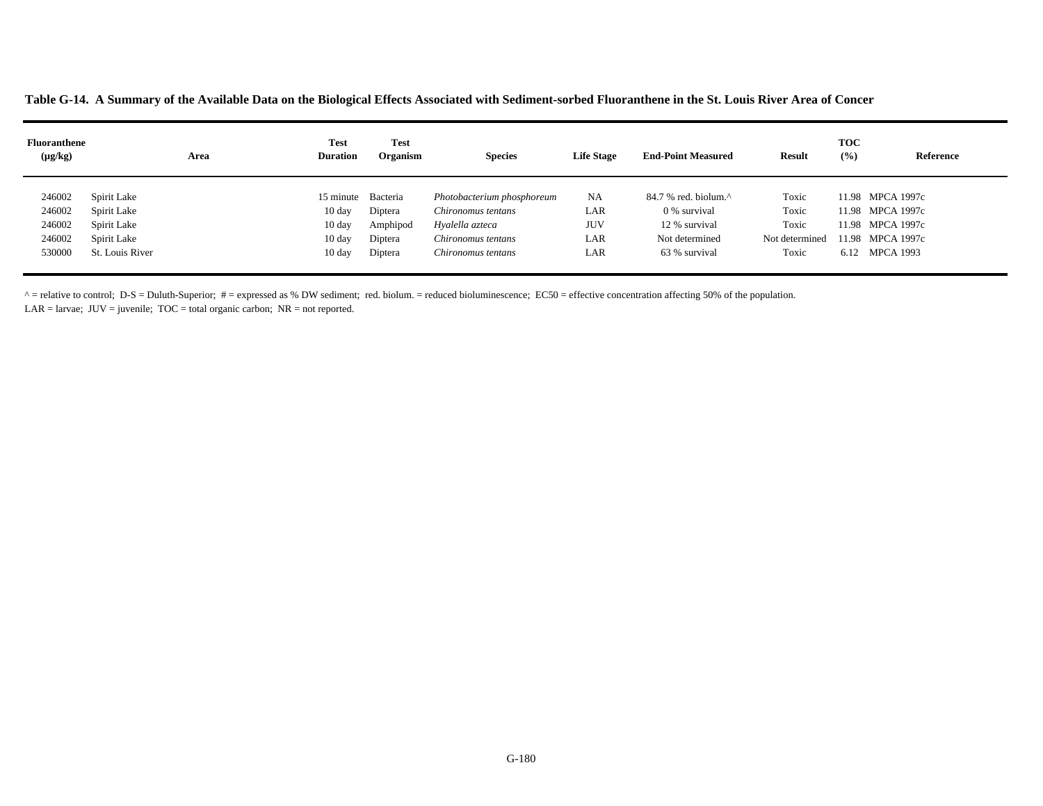**Table G-14. A Summary of the Available Data on the Biological Effects Associated with Sediment-sorbed Fluoranthene in the St. Louis River Area of Concer**

| Fluoranthene (µg/kg) | Area | Test Duration | Test Organism | Species | Life Stage | End-Point Measured | Result | TOC (%) | Reference |
|---|---|---|---|---|---|---|---|---|---|
| 246002 | Spirit Lake | 15 minute | Bacteria | *Photobacterium phosphoreum* | NA | 84.7 % red. biolum.^ | Toxic | 11.98 | MPCA 1997c |
| 246002 | Spirit Lake | 10 day | Diptera | *Chironomus tentans* | LAR | 0 % survival | Toxic | 11.98 | MPCA 1997c |
| 246002 | Spirit Lake | 10 day | Amphipod | *Hyalella azteca* | JUV | 12 % survival | Toxic | 11.98 | MPCA 1997c |
| 246002 | Spirit Lake | 10 day | Diptera | *Chironomus tentans* | LAR | Not determined | Not determined | 11.98 | MPCA 1997c |
| 530000 | St. Louis River | 10 day | Diptera | *Chironomus tentans* | LAR | 63 % survival | Toxic | 6.12 | MPCA 1993 |

^ = relative to control; D-S = Duluth-Superior; # = expressed as % DW sediment; red. biolum. = reduced bioluminescence; EC50 = effective concentration affecting 50% of the population.
LAR = larvae; JUV = juvenile; TOC = total organic carbon; NR = not reported.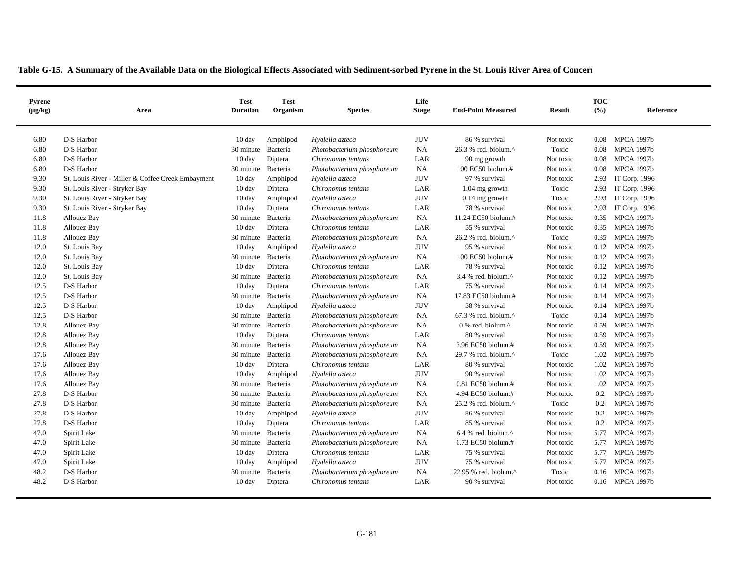**Table G-15. A Summary of the Available Data on the Biological Effects Associated with Sediment-sorbed Pyrene in the St. Louis River Area of Concern**

| Pyrene (µg/kg) | Area | Test Duration | Test Organism | Species | Life Stage | End-Point Measured | Result | TOC (%) | Reference |
|---|---|---|---|---|---|---|---|---|---|
| 6.80 | D-S Harbor | 10 day | Amphipod | *Hyalella azteca* | JUV | 86 % survival | Not toxic | 0.08 | MPCA 1997b |
| 6.80 | D-S Harbor | 30 minute | Bacteria | *Photobacterium phosphoreum* | NA | 26.3 % red. biolum.^ | Toxic | 0.08 | MPCA 1997b |
| 6.80 | D-S Harbor | 10 day | Diptera | *Chironomus tentans* | LAR | 90 mg growth | Not toxic | 0.08 | MPCA 1997b |
| 6.80 | D-S Harbor | 30 minute | Bacteria | *Photobacterium phosphoreum* | NA | 100 EC50 biolum.# | Not toxic | 0.08 | MPCA 1997b |
| 9.30 | St. Louis River - Miller & Coffee Creek Embayment | 10 day | Amphipod | *Hyalella azteca* | JUV | 97 % survival | Not toxic | 2.93 | IT Corp. 1996 |
| 9.30 | St. Louis River - Stryker Bay | 10 day | Diptera | *Chironomus tentans* | LAR | 1.04 mg growth | Toxic | 2.93 | IT Corp. 1996 |
| 9.30 | St. Louis River - Stryker Bay | 10 day | Amphipod | *Hyalella azteca* | JUV | 0.14 mg growth | Toxic | 2.93 | IT Corp. 1996 |
| 9.30 | St. Louis River - Stryker Bay | 10 day | Diptera | *Chironomus tentans* | LAR | 78 % survival | Not toxic | 2.93 | IT Corp. 1996 |
| 11.8 | Allouez Bay | 30 minute | Bacteria | *Photobacterium phosphoreum* | NA | 11.24 EC50 biolum.# | Not toxic | 0.35 | MPCA 1997b |
| 11.8 | Allouez Bay | 10 day | Diptera | *Chironomus tentans* | LAR | 55 % survival | Not toxic | 0.35 | MPCA 1997b |
| 11.8 | Allouez Bay | 30 minute | Bacteria | *Photobacterium phosphoreum* | NA | 26.2 % red. biolum.^ | Toxic | 0.35 | MPCA 1997b |
| 12.0 | St. Louis Bay | 10 day | Amphipod | *Hyalella azteca* | JUV | 95 % survival | Not toxic | 0.12 | MPCA 1997b |
| 12.0 | St. Louis Bay | 30 minute | Bacteria | *Photobacterium phosphoreum* | NA | 100 EC50 biolum.# | Not toxic | 0.12 | MPCA 1997b |
| 12.0 | St. Louis Bay | 10 day | Diptera | *Chironomus tentans* | LAR | 78 % survival | Not toxic | 0.12 | MPCA 1997b |
| 12.0 | St. Louis Bay | 30 minute | Bacteria | *Photobacterium phosphoreum* | NA | 3.4 % red. biolum.^ | Not toxic | 0.12 | MPCA 1997b |
| 12.5 | D-S Harbor | 10 day | Diptera | *Chironomus tentans* | LAR | 75 % survival | Not toxic | 0.14 | MPCA 1997b |
| 12.5 | D-S Harbor | 30 minute | Bacteria | *Photobacterium phosphoreum* | NA | 17.83 EC50 biolum.# | Not toxic | 0.14 | MPCA 1997b |
| 12.5 | D-S Harbor | 10 day | Amphipod | *Hyalella azteca* | JUV | 58 % survival | Not toxic | 0.14 | MPCA 1997b |
| 12.5 | D-S Harbor | 30 minute | Bacteria | *Photobacterium phosphoreum* | NA | 67.3 % red. biolum.^ | Toxic | 0.14 | MPCA 1997b |
| 12.8 | Allouez Bay | 30 minute | Bacteria | *Photobacterium phosphoreum* | NA | 0 % red. biolum.^ | Not toxic | 0.59 | MPCA 1997b |
| 12.8 | Allouez Bay | 10 day | Diptera | *Chironomus tentans* | LAR | 80 % survival | Not toxic | 0.59 | MPCA 1997b |
| 12.8 | Allouez Bay | 30 minute | Bacteria | *Photobacterium phosphoreum* | NA | 3.96 EC50 biolum.# | Not toxic | 0.59 | MPCA 1997b |
| 17.6 | Allouez Bay | 30 minute | Bacteria | *Photobacterium phosphoreum* | NA | 29.7 % red. biolum.^ | Toxic | 1.02 | MPCA 1997b |
| 17.6 | Allouez Bay | 10 day | Diptera | *Chironomus tentans* | LAR | 80 % survival | Not toxic | 1.02 | MPCA 1997b |
| 17.6 | Allouez Bay | 10 day | Amphipod | *Hyalella azteca* | JUV | 90 % survival | Not toxic | 1.02 | MPCA 1997b |
| 17.6 | Allouez Bay | 30 minute | Bacteria | *Photobacterium phosphoreum* | NA | 0.81 EC50 biolum.# | Not toxic | 1.02 | MPCA 1997b |
| 27.8 | D-S Harbor | 30 minute | Bacteria | *Photobacterium phosphoreum* | NA | 4.94 EC50 biolum.# | Not toxic | 0.2 | MPCA 1997b |
| 27.8 | D-S Harbor | 30 minute | Bacteria | *Photobacterium phosphoreum* | NA | 25.2 % red. biolum.^ | Toxic | 0.2 | MPCA 1997b |
| 27.8 | D-S Harbor | 10 day | Amphipod | *Hyalella azteca* | JUV | 86 % survival | Not toxic | 0.2 | MPCA 1997b |
| 27.8 | D-S Harbor | 10 day | Diptera | *Chironomus tentans* | LAR | 85 % survival | Not toxic | 0.2 | MPCA 1997b |
| 47.0 | Spirit Lake | 30 minute | Bacteria | *Photobacterium phosphoreum* | NA | 6.4 % red. biolum.^ | Not toxic | 5.77 | MPCA 1997b |
| 47.0 | Spirit Lake | 30 minute | Bacteria | *Photobacterium phosphoreum* | NA | 6.73 EC50 biolum.# | Not toxic | 5.77 | MPCA 1997b |
| 47.0 | Spirit Lake | 10 day | Diptera | *Chironomus tentans* | LAR | 75 % survival | Not toxic | 5.77 | MPCA 1997b |
| 47.0 | Spirit Lake | 10 day | Amphipod | *Hyalella azteca* | JUV | 75 % survival | Not toxic | 5.77 | MPCA 1997b |
| 48.2 | D-S Harbor | 30 minute | Bacteria | *Photobacterium phosphoreum* | NA | 22.95 % red. biolum.^ | Toxic | 0.16 | MPCA 1997b |
| 48.2 | D-S Harbor | 10 day | Diptera | *Chironomus tentans* | LAR | 90 % survival | Not toxic | 0.16 | MPCA 1997b |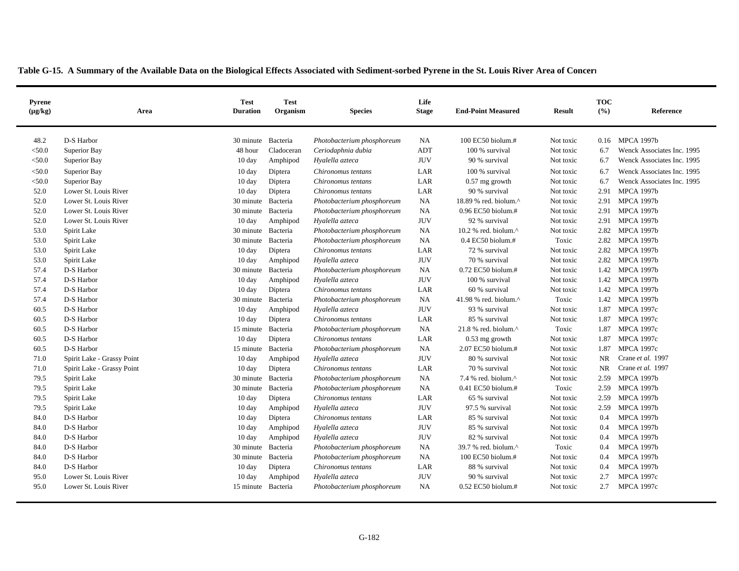**Table G-15. A Summary of the Available Data on the Biological Effects Associated with Sediment-sorbed Pyrene in the St. Louis River Area of Concern**

| Pyrene (µg/kg) | Area | Test Duration | Test Organism | Species | Life Stage | End-Point Measured | Result | TOC (%) | Reference |
|---|---|---|---|---|---|---|---|---|---|
| 48.2 | D-S Harbor | 30 minute | Bacteria | *Photobacterium phosphoreum* | NA | 100 EC50 biolum.# | Not toxic | 0.16 | MPCA 1997b |
| <50.0 | Superior Bay | 48 hour | Cladoceran | *Ceriodaphnia dubia* | ADT | 100 % survival | Not toxic | 6.7 | Wenck Associates Inc. 1995 |
| <50.0 | Superior Bay | 10 day | Amphipod | *Hyalella azteca* | JUV | 90 % survival | Not toxic | 6.7 | Wenck Associates Inc. 1995 |
| <50.0 | Superior Bay | 10 day | Diptera | *Chironomus tentans* | LAR | 100 % survival | Not toxic | 6.7 | Wenck Associates Inc. 1995 |
| <50.0 | Superior Bay | 10 day | Diptera | *Chironomus tentans* | LAR | 0.57 mg growth | Not toxic | 6.7 | Wenck Associates Inc. 1995 |
| 52.0 | Lower St. Louis River | 10 day | Diptera | *Chironomus tentans* | LAR | 90 % survival | Not toxic | 2.91 | MPCA 1997b |
| 52.0 | Lower St. Louis River | 30 minute | Bacteria | *Photobacterium phosphoreum* | NA | 18.89 % red. biolum.^ | Not toxic | 2.91 | MPCA 1997b |
| 52.0 | Lower St. Louis River | 30 minute | Bacteria | *Photobacterium phosphoreum* | NA | 0.96 EC50 biolum.# | Not toxic | 2.91 | MPCA 1997b |
| 52.0 | Lower St. Louis River | 10 day | Amphipod | *Hyalella azteca* | JUV | 92 % survival | Not toxic | 2.91 | MPCA 1997b |
| 53.0 | Spirit Lake | 30 minute | Bacteria | *Photobacterium phosphoreum* | NA | 10.2 % red. biolum.^ | Not toxic | 2.82 | MPCA 1997b |
| 53.0 | Spirit Lake | 30 minute | Bacteria | *Photobacterium phosphoreum* | NA | 0.4 EC50 biolum.# | Toxic | 2.82 | MPCA 1997b |
| 53.0 | Spirit Lake | 10 day | Diptera | *Chironomus tentans* | LAR | 72 % survival | Not toxic | 2.82 | MPCA 1997b |
| 53.0 | Spirit Lake | 10 day | Amphipod | *Hyalella azteca* | JUV | 70 % survival | Not toxic | 2.82 | MPCA 1997b |
| 57.4 | D-S Harbor | 30 minute | Bacteria | *Photobacterium phosphoreum* | NA | 0.72 EC50 biolum.# | Not toxic | 1.42 | MPCA 1997b |
| 57.4 | D-S Harbor | 10 day | Amphipod | *Hyalella azteca* | JUV | 100 % survival | Not toxic | 1.42 | MPCA 1997b |
| 57.4 | D-S Harbor | 10 day | Diptera | *Chironomus tentans* | LAR | 60 % survival | Not toxic | 1.42 | MPCA 1997b |
| 57.4 | D-S Harbor | 30 minute | Bacteria | *Photobacterium phosphoreum* | NA | 41.98 % red. biolum.^ | Toxic | 1.42 | MPCA 1997b |
| 60.5 | D-S Harbor | 10 day | Amphipod | *Hyalella azteca* | JUV | 93 % survival | Not toxic | 1.87 | MPCA 1997c |
| 60.5 | D-S Harbor | 10 day | Diptera | *Chironomus tentans* | LAR | 85 % survival | Not toxic | 1.87 | MPCA 1997c |
| 60.5 | D-S Harbor | 15 minute | Bacteria | *Photobacterium phosphoreum* | NA | 21.8 % red. biolum.^ | Toxic | 1.87 | MPCA 1997c |
| 60.5 | D-S Harbor | 10 day | Diptera | *Chironomus tentans* | LAR | 0.53 mg growth | Not toxic | 1.87 | MPCA 1997c |
| 60.5 | D-S Harbor | 15 minute | Bacteria | *Photobacterium phosphoreum* | NA | 2.07 EC50 biolum.# | Not toxic | 1.87 | MPCA 1997c |
| 71.0 | Spirit Lake - Grassy Point | 10 day | Amphipod | *Hyalella azteca* | JUV | 80 % survival | Not toxic | NR | Crane *et al.* 1997 |
| 71.0 | Spirit Lake - Grassy Point | 10 day | Diptera | *Chironomus tentans* | LAR | 70 % survival | Not toxic | NR | Crane *et al.* 1997 |
| 79.5 | Spirit Lake | 30 minute | Bacteria | *Photobacterium phosphoreum* | NA | 7.4 % red. biolum.^ | Not toxic | 2.59 | MPCA 1997b |
| 79.5 | Spirit Lake | 30 minute | Bacteria | *Photobacterium phosphoreum* | NA | 0.41 EC50 biolum.# | Toxic | 2.59 | MPCA 1997b |
| 79.5 | Spirit Lake | 10 day | Diptera | *Chironomus tentans* | LAR | 65 % survival | Not toxic | 2.59 | MPCA 1997b |
| 79.5 | Spirit Lake | 10 day | Amphipod | *Hyalella azteca* | JUV | 97.5 % survival | Not toxic | 2.59 | MPCA 1997b |
| 84.0 | D-S Harbor | 10 day | Diptera | *Chironomus tentans* | LAR | 85 % survival | Not toxic | 0.4 | MPCA 1997b |
| 84.0 | D-S Harbor | 10 day | Amphipod | *Hyalella azteca* | JUV | 85 % survival | Not toxic | 0.4 | MPCA 1997b |
| 84.0 | D-S Harbor | 10 day | Amphipod | *Hyalella azteca* | JUV | 82 % survival | Not toxic | 0.4 | MPCA 1997b |
| 84.0 | D-S Harbor | 30 minute | Bacteria | *Photobacterium phosphoreum* | NA | 39.7 % red. biolum.^ | Toxic | 0.4 | MPCA 1997b |
| 84.0 | D-S Harbor | 30 minute | Bacteria | *Photobacterium phosphoreum* | NA | 100 EC50 biolum.# | Not toxic | 0.4 | MPCA 1997b |
| 84.0 | D-S Harbor | 10 day | Diptera | *Chironomus tentans* | LAR | 88 % survival | Not toxic | 0.4 | MPCA 1997b |
| 95.0 | Lower St. Louis River | 10 day | Amphipod | *Hyalella azteca* | JUV | 90 % survival | Not toxic | 2.7 | MPCA 1997c |
| 95.0 | Lower St. Louis River | 15 minute | Bacteria | *Photobacterium phosphoreum* | NA | 0.52 EC50 biolum.# | Not toxic | 2.7 | MPCA 1997c |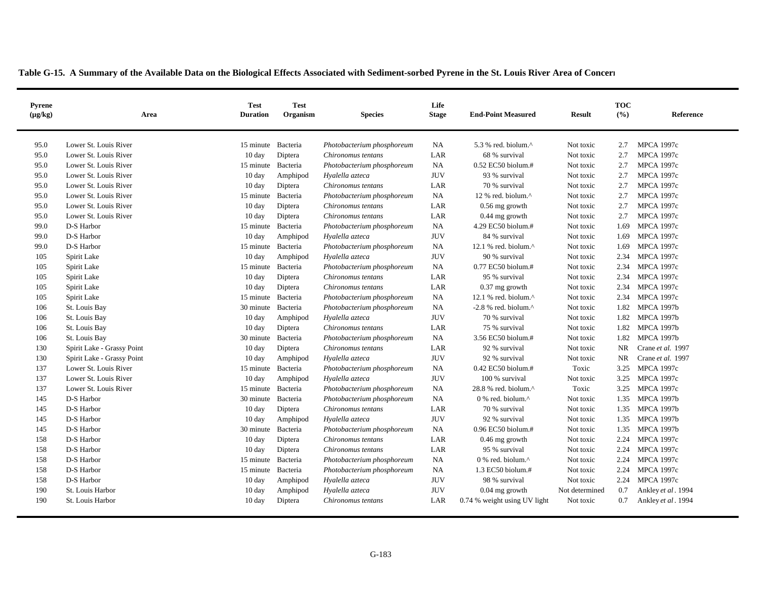**Table G-15. A Summary of the Available Data on the Biological Effects Associated with Sediment-sorbed Pyrene in the St. Louis River Area of Concern**

| Pyrene (µg/kg) | Area | Test Duration | Test Organism | Species | Life Stage | End-Point Measured | Result | TOC (%) | Reference |
|---|---|---|---|---|---|---|---|---|---|
| 95.0 | Lower St. Louis River | 15 minute | Bacteria | *Photobacterium phosphoreum* | NA | 5.3 % red. biolum.^ | Not toxic | 2.7 | MPCA 1997c |
| 95.0 | Lower St. Louis River | 10 day | Diptera | *Chironomus tentans* | LAR | 68 % survival | Not toxic | 2.7 | MPCA 1997c |
| 95.0 | Lower St. Louis River | 15 minute | Bacteria | *Photobacterium phosphoreum* | NA | 0.52 EC50 biolum.# | Not toxic | 2.7 | MPCA 1997c |
| 95.0 | Lower St. Louis River | 10 day | Amphipod | *Hyalella azteca* | JUV | 93 % survival | Not toxic | 2.7 | MPCA 1997c |
| 95.0 | Lower St. Louis River | 10 day | Diptera | *Chironomus tentans* | LAR | 70 % survival | Not toxic | 2.7 | MPCA 1997c |
| 95.0 | Lower St. Louis River | 15 minute | Bacteria | *Photobacterium phosphoreum* | NA | 12 % red. biolum.^ | Not toxic | 2.7 | MPCA 1997c |
| 95.0 | Lower St. Louis River | 10 day | Diptera | *Chironomus tentans* | LAR | 0.56 mg growth | Not toxic | 2.7 | MPCA 1997c |
| 95.0 | Lower St. Louis River | 10 day | Diptera | *Chironomus tentans* | LAR | 0.44 mg growth | Not toxic | 2.7 | MPCA 1997c |
| 99.0 | D-S Harbor | 15 minute | Bacteria | *Photobacterium phosphoreum* | NA | 4.29 EC50 biolum.# | Not toxic | 1.69 | MPCA 1997c |
| 99.0 | D-S Harbor | 10 day | Amphipod | *Hyalella azteca* | JUV | 84 % survival | Not toxic | 1.69 | MPCA 1997c |
| 99.0 | D-S Harbor | 15 minute | Bacteria | *Photobacterium phosphoreum* | NA | 12.1 % red. biolum.^ | Not toxic | 1.69 | MPCA 1997c |
| 105 | Spirit Lake | 10 day | Amphipod | *Hyalella azteca* | JUV | 90 % survival | Not toxic | 2.34 | MPCA 1997c |
| 105 | Spirit Lake | 15 minute | Bacteria | *Photobacterium phosphoreum* | NA | 0.77 EC50 biolum.# | Not toxic | 2.34 | MPCA 1997c |
| 105 | Spirit Lake | 10 day | Diptera | *Chironomus tentans* | LAR | 95 % survival | Not toxic | 2.34 | MPCA 1997c |
| 105 | Spirit Lake | 10 day | Diptera | *Chironomus tentans* | LAR | 0.37 mg growth | Not toxic | 2.34 | MPCA 1997c |
| 105 | Spirit Lake | 15 minute | Bacteria | *Photobacterium phosphoreum* | NA | 12.1 % red. biolum.^ | Not toxic | 2.34 | MPCA 1997c |
| 106 | St. Louis Bay | 30 minute | Bacteria | *Photobacterium phosphoreum* | NA | -2.8 % red. biolum.^ | Not toxic | 1.82 | MPCA 1997b |
| 106 | St. Louis Bay | 10 day | Amphipod | *Hyalella azteca* | JUV | 70 % survival | Not toxic | 1.82 | MPCA 1997b |
| 106 | St. Louis Bay | 10 day | Diptera | *Chironomus tentans* | LAR | 75 % survival | Not toxic | 1.82 | MPCA 1997b |
| 106 | St. Louis Bay | 30 minute | Bacteria | *Photobacterium phosphoreum* | NA | 3.56 EC50 biolum.# | Not toxic | 1.82 | MPCA 1997b |
| 130 | Spirit Lake - Grassy Point | 10 day | Diptera | *Chironomus tentans* | LAR | 92 % survival | Not toxic | NR | Crane *et al.* 1997 |
| 130 | Spirit Lake - Grassy Point | 10 day | Amphipod | *Hyalella azteca* | JUV | 92 % survival | Not toxic | NR | Crane *et al.* 1997 |
| 137 | Lower St. Louis River | 15 minute | Bacteria | *Photobacterium phosphoreum* | NA | 0.42 EC50 biolum.# | Toxic | 3.25 | MPCA 1997c |
| 137 | Lower St. Louis River | 10 day | Amphipod | *Hyalella azteca* | JUV | 100 % survival | Not toxic | 3.25 | MPCA 1997c |
| 137 | Lower St. Louis River | 15 minute | Bacteria | *Photobacterium phosphoreum* | NA | 28.8 % red. biolum.^ | Toxic | 3.25 | MPCA 1997c |
| 145 | D-S Harbor | 30 minute | Bacteria | *Photobacterium phosphoreum* | NA | 0 % red. biolum.^ | Not toxic | 1.35 | MPCA 1997b |
| 145 | D-S Harbor | 10 day | Diptera | *Chironomus tentans* | LAR | 70 % survival | Not toxic | 1.35 | MPCA 1997b |
| 145 | D-S Harbor | 10 day | Amphipod | *Hyalella azteca* | JUV | 92 % survival | Not toxic | 1.35 | MPCA 1997b |
| 145 | D-S Harbor | 30 minute | Bacteria | *Photobacterium phosphoreum* | NA | 0.96 EC50 biolum.# | Not toxic | 1.35 | MPCA 1997b |
| 158 | D-S Harbor | 10 day | Diptera | *Chironomus tentans* | LAR | 0.46 mg growth | Not toxic | 2.24 | MPCA 1997c |
| 158 | D-S Harbor | 10 day | Diptera | *Chironomus tentans* | LAR | 95 % survival | Not toxic | 2.24 | MPCA 1997c |
| 158 | D-S Harbor | 15 minute | Bacteria | *Photobacterium phosphoreum* | NA | 0 % red. biolum.^ | Not toxic | 2.24 | MPCA 1997c |
| 158 | D-S Harbor | 15 minute | Bacteria | *Photobacterium phosphoreum* | NA | 1.3 EC50 biolum.# | Not toxic | 2.24 | MPCA 1997c |
| 158 | D-S Harbor | 10 day | Amphipod | *Hyalella azteca* | JUV | 98 % survival | Not toxic | 2.24 | MPCA 1997c |
| 190 | St. Louis Harbor | 10 day | Amphipod | *Hyalella azteca* | JUV | 0.04 mg growth | Not determined | 0.7 | Ankley *et al*. 1994 |
| 190 | St. Louis Harbor | 10 day | Diptera | *Chironomus tentans* | LAR | 0.74 % weight using UV light | Not toxic | 0.7 | Ankley *et al*. 1994 |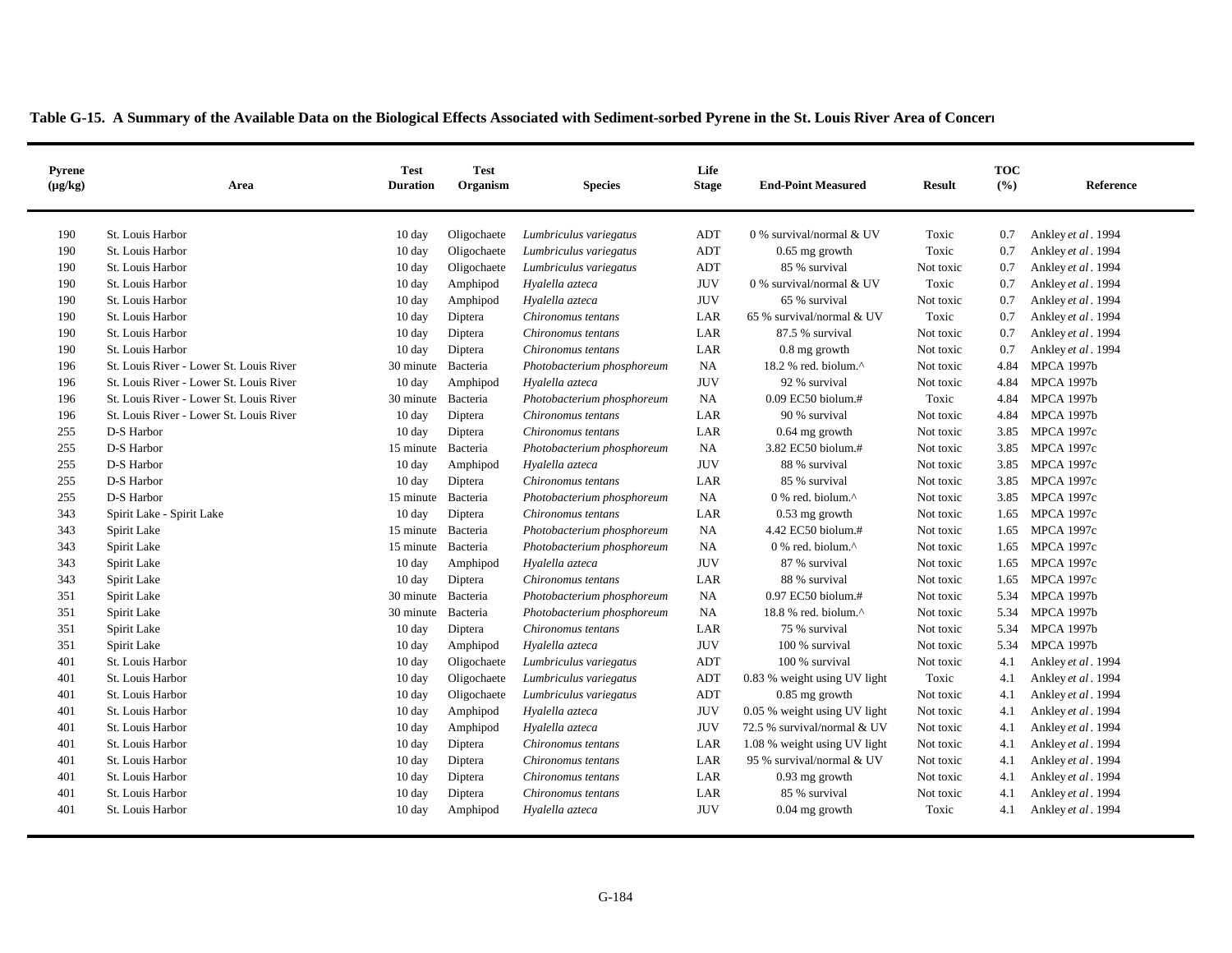**Table G-15. A Summary of the Available Data on the Biological Effects Associated with Sediment-sorbed Pyrene in the St. Louis River Area of Concern**

| Pyrene (µg/kg) | Area | Test Duration | Test Organism | Species | Life Stage | End-Point Measured | Result | TOC (%) | Reference |
|---|---|---|---|---|---|---|---|---|---|
| 190 | St. Louis Harbor | 10 day | Oligochaete | *Lumbriculus variegatus* | ADT | 0 % survival/normal & UV | Toxic | 0.7 | Ankley *et al*. 1994 |
| 190 | St. Louis Harbor | 10 day | Oligochaete | *Lumbriculus variegatus* | ADT | 0.65 mg growth | Toxic | 0.7 | Ankley *et al*. 1994 |
| 190 | St. Louis Harbor | 10 day | Oligochaete | *Lumbriculus variegatus* | ADT | 85 % survival | Not toxic | 0.7 | Ankley *et al*. 1994 |
| 190 | St. Louis Harbor | 10 day | Amphipod | *Hyalella azteca* | JUV | 0 % survival/normal & UV | Toxic | 0.7 | Ankley *et al*. 1994 |
| 190 | St. Louis Harbor | 10 day | Amphipod | *Hyalella azteca* | JUV | 65 % survival | Not toxic | 0.7 | Ankley *et al*. 1994 |
| 190 | St. Louis Harbor | 10 day | Diptera | *Chironomus tentans* | LAR | 65 % survival/normal & UV | Toxic | 0.7 | Ankley *et al*. 1994 |
| 190 | St. Louis Harbor | 10 day | Diptera | *Chironomus tentans* | LAR | 87.5 % survival | Not toxic | 0.7 | Ankley *et al*. 1994 |
| 190 | St. Louis Harbor | 10 day | Diptera | *Chironomus tentans* | LAR | 0.8 mg growth | Not toxic | 0.7 | Ankley *et al*. 1994 |
| 196 | St. Louis River - Lower St. Louis River | 30 minute | Bacteria | *Photobacterium phosphoreum* | NA | 18.2 % red. biolum.^ | Not toxic | 4.84 | MPCA 1997b |
| 196 | St. Louis River - Lower St. Louis River | 10 day | Amphipod | *Hyalella azteca* | JUV | 92 % survival | Not toxic | 4.84 | MPCA 1997b |
| 196 | St. Louis River - Lower St. Louis River | 30 minute | Bacteria | *Photobacterium phosphoreum* | NA | 0.09 EC50 biolum.# | Toxic | 4.84 | MPCA 1997b |
| 196 | St. Louis River - Lower St. Louis River | 10 day | Diptera | *Chironomus tentans* | LAR | 90 % survival | Not toxic | 4.84 | MPCA 1997b |
| 255 | D-S Harbor | 10 day | Diptera | *Chironomus tentans* | LAR | 0.64 mg growth | Not toxic | 3.85 | MPCA 1997c |
| 255 | D-S Harbor | 15 minute | Bacteria | *Photobacterium phosphoreum* | NA | 3.82 EC50 biolum.# | Not toxic | 3.85 | MPCA 1997c |
| 255 | D-S Harbor | 10 day | Amphipod | *Hyalella azteca* | JUV | 88 % survival | Not toxic | 3.85 | MPCA 1997c |
| 255 | D-S Harbor | 10 day | Diptera | *Chironomus tentans* | LAR | 85 % survival | Not toxic | 3.85 | MPCA 1997c |
| 255 | D-S Harbor | 15 minute | Bacteria | *Photobacterium phosphoreum* | NA | 0 % red. biolum.^ | Not toxic | 3.85 | MPCA 1997c |
| 343 | Spirit Lake - Spirit Lake | 10 day | Diptera | *Chironomus tentans* | LAR | 0.53 mg growth | Not toxic | 1.65 | MPCA 1997c |
| 343 | Spirit Lake | 15 minute | Bacteria | *Photobacterium phosphoreum* | NA | 4.42 EC50 biolum.# | Not toxic | 1.65 | MPCA 1997c |
| 343 | Spirit Lake | 15 minute | Bacteria | *Photobacterium phosphoreum* | NA | 0 % red. biolum.^ | Not toxic | 1.65 | MPCA 1997c |
| 343 | Spirit Lake | 10 day | Amphipod | *Hyalella azteca* | JUV | 87 % survival | Not toxic | 1.65 | MPCA 1997c |
| 343 | Spirit Lake | 10 day | Diptera | *Chironomus tentans* | LAR | 88 % survival | Not toxic | 1.65 | MPCA 1997c |
| 351 | Spirit Lake | 30 minute | Bacteria | *Photobacterium phosphoreum* | NA | 0.97 EC50 biolum.# | Not toxic | 5.34 | MPCA 1997b |
| 351 | Spirit Lake | 30 minute | Bacteria | *Photobacterium phosphoreum* | NA | 18.8 % red. biolum.^ | Not toxic | 5.34 | MPCA 1997b |
| 351 | Spirit Lake | 10 day | Diptera | *Chironomus tentans* | LAR | 75 % survival | Not toxic | 5.34 | MPCA 1997b |
| 351 | Spirit Lake | 10 day | Amphipod | *Hyalella azteca* | JUV | 100 % survival | Not toxic | 5.34 | MPCA 1997b |
| 401 | St. Louis Harbor | 10 day | Oligochaete | *Lumbriculus variegatus* | ADT | 100 % survival | Not toxic | 4.1 | Ankley *et al*. 1994 |
| 401 | St. Louis Harbor | 10 day | Oligochaete | *Lumbriculus variegatus* | ADT | 0.83 % weight using UV light | Toxic | 4.1 | Ankley *et al*. 1994 |
| 401 | St. Louis Harbor | 10 day | Oligochaete | *Lumbriculus variegatus* | ADT | 0.85 mg growth | Not toxic | 4.1 | Ankley *et al*. 1994 |
| 401 | St. Louis Harbor | 10 day | Amphipod | *Hyalella azteca* | JUV | 0.05 % weight using UV light | Not toxic | 4.1 | Ankley *et al*. 1994 |
| 401 | St. Louis Harbor | 10 day | Amphipod | *Hyalella azteca* | JUV | 72.5 % survival/normal & UV | Not toxic | 4.1 | Ankley *et al*. 1994 |
| 401 | St. Louis Harbor | 10 day | Diptera | *Chironomus tentans* | LAR | 1.08 % weight using UV light | Not toxic | 4.1 | Ankley *et al*. 1994 |
| 401 | St. Louis Harbor | 10 day | Diptera | *Chironomus tentans* | LAR | 95 % survival/normal & UV | Not toxic | 4.1 | Ankley *et al*. 1994 |
| 401 | St. Louis Harbor | 10 day | Diptera | *Chironomus tentans* | LAR | 0.93 mg growth | Not toxic | 4.1 | Ankley *et al*. 1994 |
| 401 | St. Louis Harbor | 10 day | Diptera | *Chironomus tentans* | LAR | 85 % survival | Not toxic | 4.1 | Ankley *et al*. 1994 |
| 401 | St. Louis Harbor | 10 day | Amphipod | *Hyalella azteca* | JUV | 0.04 mg growth | Toxic | 4.1 | Ankley *et al*. 1994 |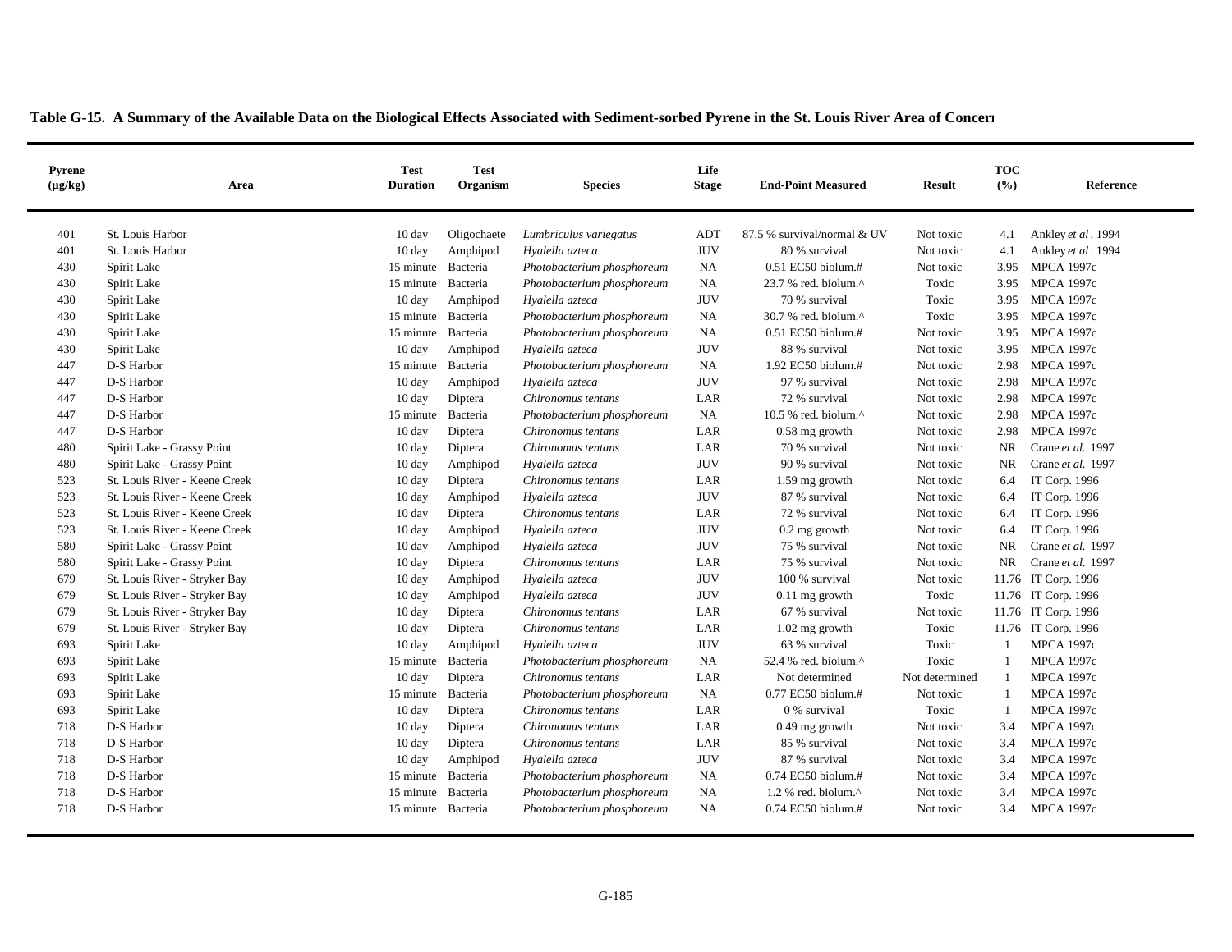**Table G-15. A Summary of the Available Data on the Biological Effects Associated with Sediment-sorbed Pyrene in the St. Louis River Area of Concern**

| Pyrene (µg/kg) | Area | Test Duration | Test Organism | Species | Life Stage | End-Point Measured | Result | TOC (%) | Reference |
|---|---|---|---|---|---|---|---|---|---|
| 401 | St. Louis Harbor | 10 day | Oligochaete | *Lumbriculus variegatus* | ADT | 87.5 % survival/normal & UV | Not toxic | 4.1 | Ankley *et al*. 1994 |
| 401 | St. Louis Harbor | 10 day | Amphipod | *Hyalella azteca* | JUV | 80 % survival | Not toxic | 4.1 | Ankley *et al*. 1994 |
| 430 | Spirit Lake | 15 minute | Bacteria | *Photobacterium phosphoreum* | NA | 0.51 EC50 biolum.# | Not toxic | 3.95 | MPCA 1997c |
| 430 | Spirit Lake | 15 minute | Bacteria | *Photobacterium phosphoreum* | NA | 23.7 % red. biolum.^ | Toxic | 3.95 | MPCA 1997c |
| 430 | Spirit Lake | 10 day | Amphipod | *Hyalella azteca* | JUV | 70 % survival | Toxic | 3.95 | MPCA 1997c |
| 430 | Spirit Lake | 15 minute | Bacteria | *Photobacterium phosphoreum* | NA | 30.7 % red. biolum.^ | Toxic | 3.95 | MPCA 1997c |
| 430 | Spirit Lake | 15 minute | Bacteria | *Photobacterium phosphoreum* | NA | 0.51 EC50 biolum.# | Not toxic | 3.95 | MPCA 1997c |
| 430 | Spirit Lake | 10 day | Amphipod | *Hyalella azteca* | JUV | 88 % survival | Not toxic | 3.95 | MPCA 1997c |
| 447 | D-S Harbor | 15 minute | Bacteria | *Photobacterium phosphoreum* | NA | 1.92 EC50 biolum.# | Not toxic | 2.98 | MPCA 1997c |
| 447 | D-S Harbor | 10 day | Amphipod | *Hyalella azteca* | JUV | 97 % survival | Not toxic | 2.98 | MPCA 1997c |
| 447 | D-S Harbor | 10 day | Diptera | *Chironomus tentans* | LAR | 72 % survival | Not toxic | 2.98 | MPCA 1997c |
| 447 | D-S Harbor | 15 minute | Bacteria | *Photobacterium phosphoreum* | NA | 10.5 % red. biolum.^ | Not toxic | 2.98 | MPCA 1997c |
| 447 | D-S Harbor | 10 day | Diptera | *Chironomus tentans* | LAR | 0.58 mg growth | Not toxic | 2.98 | MPCA 1997c |
| 480 | Spirit Lake - Grassy Point | 10 day | Diptera | *Chironomus tentans* | LAR | 70 % survival | Not toxic | NR | Crane *et al.* 1997 |
| 480 | Spirit Lake - Grassy Point | 10 day | Amphipod | *Hyalella azteca* | JUV | 90 % survival | Not toxic | NR | Crane *et al.* 1997 |
| 523 | St. Louis River - Keene Creek | 10 day | Diptera | *Chironomus tentans* | LAR | 1.59 mg growth | Not toxic | 6.4 | IT Corp. 1996 |
| 523 | St. Louis River - Keene Creek | 10 day | Amphipod | *Hyalella azteca* | JUV | 87 % survival | Not toxic | 6.4 | IT Corp. 1996 |
| 523 | St. Louis River - Keene Creek | 10 day | Diptera | *Chironomus tentans* | LAR | 72 % survival | Not toxic | 6.4 | IT Corp. 1996 |
| 523 | St. Louis River - Keene Creek | 10 day | Amphipod | *Hyalella azteca* | JUV | 0.2 mg growth | Not toxic | 6.4 | IT Corp. 1996 |
| 580 | Spirit Lake - Grassy Point | 10 day | Amphipod | *Hyalella azteca* | JUV | 75 % survival | Not toxic | NR | Crane *et al.* 1997 |
| 580 | Spirit Lake - Grassy Point | 10 day | Diptera | *Chironomus tentans* | LAR | 75 % survival | Not toxic | NR | Crane *et al.* 1997 |
| 679 | St. Louis River - Stryker Bay | 10 day | Amphipod | *Hyalella azteca* | JUV | 100 % survival | Not toxic | 11.76 | IT Corp. 1996 |
| 679 | St. Louis River - Stryker Bay | 10 day | Amphipod | *Hyalella azteca* | JUV | 0.11 mg growth | Toxic | 11.76 | IT Corp. 1996 |
| 679 | St. Louis River - Stryker Bay | 10 day | Diptera | *Chironomus tentans* | LAR | 67 % survival | Not toxic | 11.76 | IT Corp. 1996 |
| 679 | St. Louis River - Stryker Bay | 10 day | Diptera | *Chironomus tentans* | LAR | 1.02 mg growth | Toxic | 11.76 | IT Corp. 1996 |
| 693 | Spirit Lake | 10 day | Amphipod | *Hyalella azteca* | JUV | 63 % survival | Toxic | 1 | MPCA 1997c |
| 693 | Spirit Lake | 15 minute | Bacteria | *Photobacterium phosphoreum* | NA | 52.4 % red. biolum.^ | Toxic | 1 | MPCA 1997c |
| 693 | Spirit Lake | 10 day | Diptera | *Chironomus tentans* | LAR | Not determined | Not determined | 1 | MPCA 1997c |
| 693 | Spirit Lake | 15 minute | Bacteria | *Photobacterium phosphoreum* | NA | 0.77 EC50 biolum.# | Not toxic | 1 | MPCA 1997c |
| 693 | Spirit Lake | 10 day | Diptera | *Chironomus tentans* | LAR | 0 % survival | Toxic | 1 | MPCA 1997c |
| 718 | D-S Harbor | 10 day | Diptera | *Chironomus tentans* | LAR | 0.49 mg growth | Not toxic | 3.4 | MPCA 1997c |
| 718 | D-S Harbor | 10 day | Diptera | *Chironomus tentans* | LAR | 85 % survival | Not toxic | 3.4 | MPCA 1997c |
| 718 | D-S Harbor | 10 day | Amphipod | *Hyalella azteca* | JUV | 87 % survival | Not toxic | 3.4 | MPCA 1997c |
| 718 | D-S Harbor | 15 minute | Bacteria | *Photobacterium phosphoreum* | NA | 0.74 EC50 biolum.# | Not toxic | 3.4 | MPCA 1997c |
| 718 | D-S Harbor | 15 minute | Bacteria | *Photobacterium phosphoreum* | NA | 1.2 % red. biolum.^ | Not toxic | 3.4 | MPCA 1997c |
| 718 | D-S Harbor | 15 minute | Bacteria | *Photobacterium phosphoreum* | NA | 0.74 EC50 biolum.# | Not toxic | 3.4 | MPCA 1997c |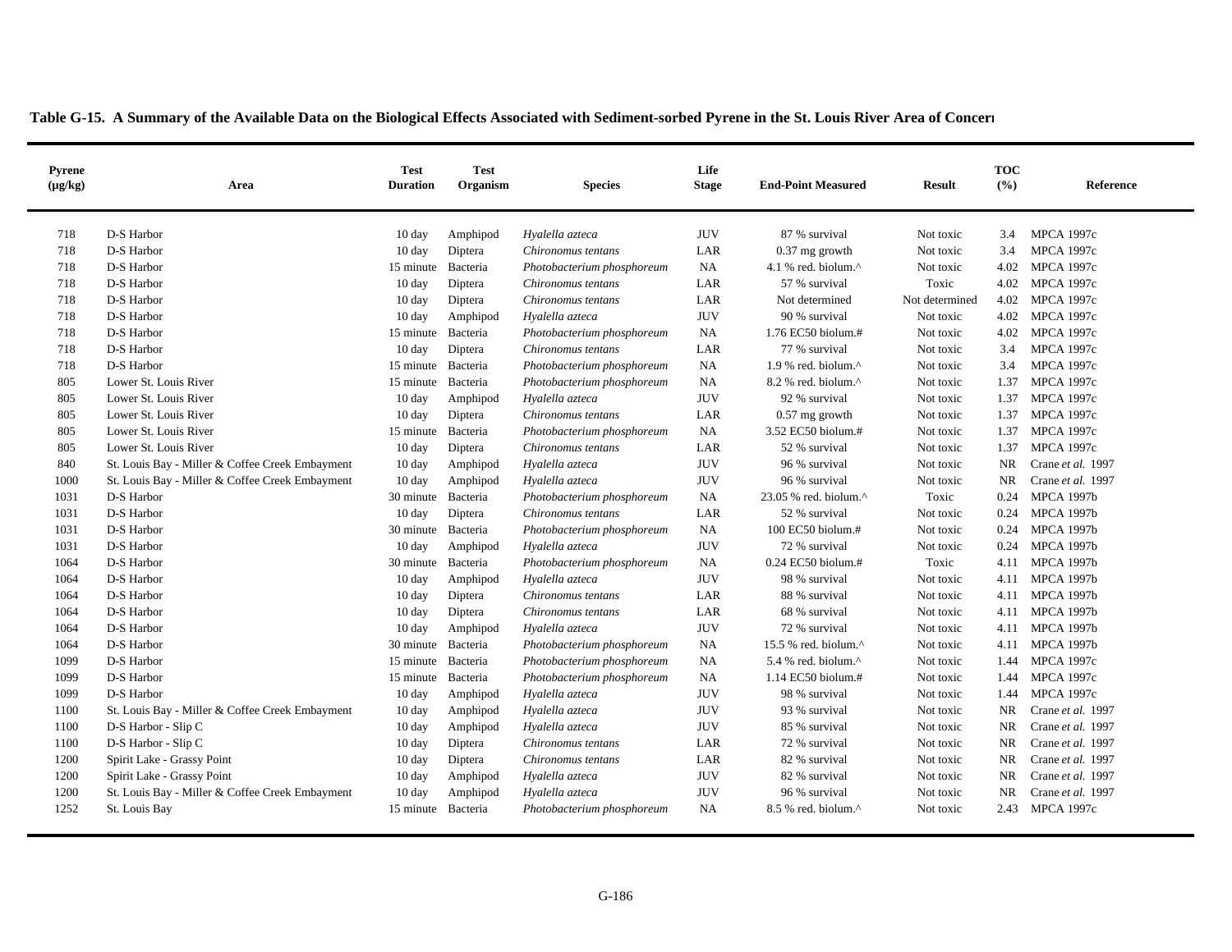**Table G-15. A Summary of the Available Data on the Biological Effects Associated with Sediment-sorbed Pyrene in the St. Louis River Area of Concern**

| Pyrene (µg/kg) | Area | Test Duration | Test Organism | Species | Life Stage | End-Point Measured | Result | TOC (%) | Reference |
|---|---|---|---|---|---|---|---|---|---|
| 718 | D-S Harbor | 10 day | Amphipod | *Hyalella azteca* | JUV | 87 % survival | Not toxic | 3.4 | MPCA 1997c |
| 718 | D-S Harbor | 10 day | Diptera | *Chironomus tentans* | LAR | 0.37 mg growth | Not toxic | 3.4 | MPCA 1997c |
| 718 | D-S Harbor | 15 minute | Bacteria | *Photobacterium phosphoreum* | NA | 4.1 % red. biolum.^ | Not toxic | 4.02 | MPCA 1997c |
| 718 | D-S Harbor | 10 day | Diptera | *Chironomus tentans* | LAR | 57 % survival | Toxic | 4.02 | MPCA 1997c |
| 718 | D-S Harbor | 10 day | Diptera | *Chironomus tentans* | LAR | Not determined | Not determined | 4.02 | MPCA 1997c |
| 718 | D-S Harbor | 10 day | Amphipod | *Hyalella azteca* | JUV | 90 % survival | Not toxic | 4.02 | MPCA 1997c |
| 718 | D-S Harbor | 15 minute | Bacteria | *Photobacterium phosphoreum* | NA | 1.76 EC50 biolum.# | Not toxic | 4.02 | MPCA 1997c |
| 718 | D-S Harbor | 10 day | Diptera | *Chironomus tentans* | LAR | 77 % survival | Not toxic | 3.4 | MPCA 1997c |
| 718 | D-S Harbor | 15 minute | Bacteria | *Photobacterium phosphoreum* | NA | 1.9 % red. biolum.^ | Not toxic | 3.4 | MPCA 1997c |
| 805 | Lower St. Louis River | 15 minute | Bacteria | *Photobacterium phosphoreum* | NA | 8.2 % red. biolum.^ | Not toxic | 1.37 | MPCA 1997c |
| 805 | Lower St. Louis River | 10 day | Amphipod | *Hyalella azteca* | JUV | 92 % survival | Not toxic | 1.37 | MPCA 1997c |
| 805 | Lower St. Louis River | 10 day | Diptera | *Chironomus tentans* | LAR | 0.57 mg growth | Not toxic | 1.37 | MPCA 1997c |
| 805 | Lower St. Louis River | 15 minute | Bacteria | *Photobacterium phosphoreum* | NA | 3.52 EC50 biolum.# | Not toxic | 1.37 | MPCA 1997c |
| 805 | Lower St. Louis River | 10 day | Diptera | *Chironomus tentans* | LAR | 52 % survival | Not toxic | 1.37 | MPCA 1997c |
| 840 | St. Louis Bay - Miller & Coffee Creek Embayment | 10 day | Amphipod | *Hyalella azteca* | JUV | 96 % survival | Not toxic | NR | Crane *et al.* 1997 |
| 1000 | St. Louis Bay - Miller & Coffee Creek Embayment | 10 day | Amphipod | *Hyalella azteca* | JUV | 96 % survival | Not toxic | NR | Crane *et al.* 1997 |
| 1031 | D-S Harbor | 30 minute | Bacteria | *Photobacterium phosphoreum* | NA | 23.05 % red. biolum.^ | Toxic | 0.24 | MPCA 1997b |
| 1031 | D-S Harbor | 10 day | Diptera | *Chironomus tentans* | LAR | 52 % survival | Not toxic | 0.24 | MPCA 1997b |
| 1031 | D-S Harbor | 30 minute | Bacteria | *Photobacterium phosphoreum* | NA | 100 EC50 biolum.# | Not toxic | 0.24 | MPCA 1997b |
| 1031 | D-S Harbor | 10 day | Amphipod | *Hyalella azteca* | JUV | 72 % survival | Not toxic | 0.24 | MPCA 1997b |
| 1064 | D-S Harbor | 30 minute | Bacteria | *Photobacterium phosphoreum* | NA | 0.24 EC50 biolum.# | Toxic | 4.11 | MPCA 1997b |
| 1064 | D-S Harbor | 10 day | Amphipod | *Hyalella azteca* | JUV | 98 % survival | Not toxic | 4.11 | MPCA 1997b |
| 1064 | D-S Harbor | 10 day | Diptera | *Chironomus tentans* | LAR | 88 % survival | Not toxic | 4.11 | MPCA 1997b |
| 1064 | D-S Harbor | 10 day | Diptera | *Chironomus tentans* | LAR | 68 % survival | Not toxic | 4.11 | MPCA 1997b |
| 1064 | D-S Harbor | 10 day | Amphipod | *Hyalella azteca* | JUV | 72 % survival | Not toxic | 4.11 | MPCA 1997b |
| 1064 | D-S Harbor | 30 minute | Bacteria | *Photobacterium phosphoreum* | NA | 15.5 % red. biolum.^ | Not toxic | 4.11 | MPCA 1997b |
| 1099 | D-S Harbor | 15 minute | Bacteria | *Photobacterium phosphoreum* | NA | 5.4 % red. biolum.^ | Not toxic | 1.44 | MPCA 1997c |
| 1099 | D-S Harbor | 15 minute | Bacteria | *Photobacterium phosphoreum* | NA | 1.14 EC50 biolum.# | Not toxic | 1.44 | MPCA 1997c |
| 1099 | D-S Harbor | 10 day | Amphipod | *Hyalella azteca* | JUV | 98 % survival | Not toxic | 1.44 | MPCA 1997c |
| 1100 | St. Louis Bay - Miller & Coffee Creek Embayment | 10 day | Amphipod | *Hyalella azteca* | JUV | 93 % survival | Not toxic | NR | Crane *et al.* 1997 |
| 1100 | D-S Harbor - Slip C | 10 day | Amphipod | *Hyalella azteca* | JUV | 85 % survival | Not toxic | NR | Crane *et al.* 1997 |
| 1100 | D-S Harbor - Slip C | 10 day | Diptera | *Chironomus tentans* | LAR | 72 % survival | Not toxic | NR | Crane *et al.* 1997 |
| 1200 | Spirit Lake - Grassy Point | 10 day | Diptera | *Chironomus tentans* | LAR | 82 % survival | Not toxic | NR | Crane *et al.* 1997 |
| 1200 | Spirit Lake - Grassy Point | 10 day | Amphipod | *Hyalella azteca* | JUV | 82 % survival | Not toxic | NR | Crane *et al.* 1997 |
| 1200 | St. Louis Bay - Miller & Coffee Creek Embayment | 10 day | Amphipod | *Hyalella azteca* | JUV | 96 % survival | Not toxic | NR | Crane *et al.* 1997 |
| 1252 | St. Louis Bay | 15 minute | Bacteria | *Photobacterium phosphoreum* | NA | 8.5 % red. biolum.^ | Not toxic | 2.43 | MPCA 1997c |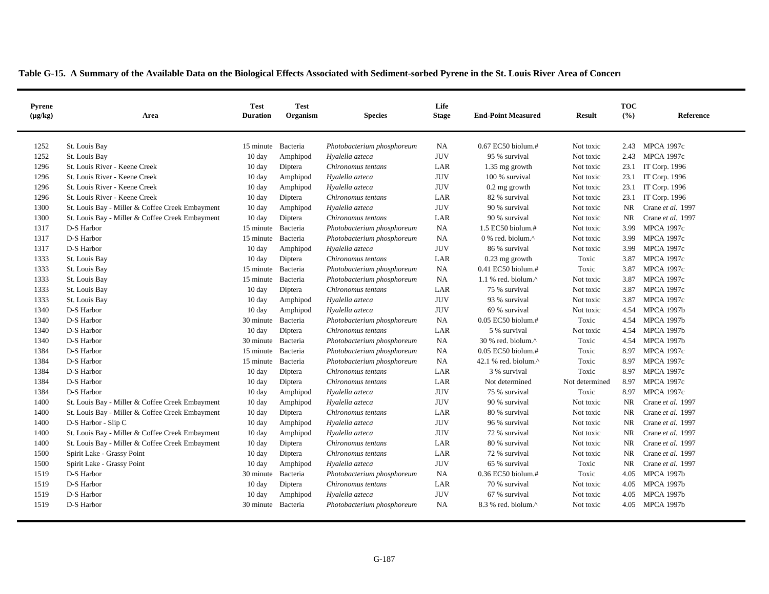**Table G-15. A Summary of the Available Data on the Biological Effects Associated with Sediment-sorbed Pyrene in the St. Louis River Area of Concern**

| Pyrene (µg/kg) | Area | Test Duration | Test Organism | Species | Life Stage | End-Point Measured | Result | TOC (%) | Reference |
|---|---|---|---|---|---|---|---|---|---|
| 1252 | St. Louis Bay | 15 minute | Bacteria | *Photobacterium phosphoreum* | NA | 0.67 EC50 biolum.# | Not toxic | 2.43 | MPCA 1997c |
| 1252 | St. Louis Bay | 10 day | Amphipod | *Hyalella azteca* | JUV | 95 % survival | Not toxic | 2.43 | MPCA 1997c |
| 1296 | St. Louis River - Keene Creek | 10 day | Diptera | *Chironomus tentans* | LAR | 1.35 mg growth | Not toxic | 23.1 | IT Corp. 1996 |
| 1296 | St. Louis River - Keene Creek | 10 day | Amphipod | *Hyalella azteca* | JUV | 100 % survival | Not toxic | 23.1 | IT Corp. 1996 |
| 1296 | St. Louis River - Keene Creek | 10 day | Amphipod | *Hyalella azteca* | JUV | 0.2 mg growth | Not toxic | 23.1 | IT Corp. 1996 |
| 1296 | St. Louis River - Keene Creek | 10 day | Diptera | *Chironomus tentans* | LAR | 82 % survival | Not toxic | 23.1 | IT Corp. 1996 |
| 1300 | St. Louis Bay - Miller & Coffee Creek Embayment | 10 day | Amphipod | *Hyalella azteca* | JUV | 90 % survival | Not toxic | NR | Crane *et al.* 1997 |
| 1300 | St. Louis Bay - Miller & Coffee Creek Embayment | 10 day | Diptera | *Chironomus tentans* | LAR | 90 % survival | Not toxic | NR | Crane *et al.* 1997 |
| 1317 | D-S Harbor | 15 minute | Bacteria | *Photobacterium phosphoreum* | NA | 1.5 EC50 biolum.# | Not toxic | 3.99 | MPCA 1997c |
| 1317 | D-S Harbor | 15 minute | Bacteria | *Photobacterium phosphoreum* | NA | 0 % red. biolum.^ | Not toxic | 3.99 | MPCA 1997c |
| 1317 | D-S Harbor | 10 day | Amphipod | *Hyalella azteca* | JUV | 86 % survival | Not toxic | 3.99 | MPCA 1997c |
| 1333 | St. Louis Bay | 10 day | Diptera | *Chironomus tentans* | LAR | 0.23 mg growth | Toxic | 3.87 | MPCA 1997c |
| 1333 | St. Louis Bay | 15 minute | Bacteria | *Photobacterium phosphoreum* | NA | 0.41 EC50 biolum.# | Toxic | 3.87 | MPCA 1997c |
| 1333 | St. Louis Bay | 15 minute | Bacteria | *Photobacterium phosphoreum* | NA | 1.1 % red. biolum.^ | Not toxic | 3.87 | MPCA 1997c |
| 1333 | St. Louis Bay | 10 day | Diptera | *Chironomus tentans* | LAR | 75 % survival | Not toxic | 3.87 | MPCA 1997c |
| 1333 | St. Louis Bay | 10 day | Amphipod | *Hyalella azteca* | JUV | 93 % survival | Not toxic | 3.87 | MPCA 1997c |
| 1340 | D-S Harbor | 10 day | Amphipod | *Hyalella azteca* | JUV | 69 % survival | Not toxic | 4.54 | MPCA 1997b |
| 1340 | D-S Harbor | 30 minute | Bacteria | *Photobacterium phosphoreum* | NA | 0.05 EC50 biolum.# | Toxic | 4.54 | MPCA 1997b |
| 1340 | D-S Harbor | 10 day | Diptera | *Chironomus tentans* | LAR | 5 % survival | Not toxic | 4.54 | MPCA 1997b |
| 1340 | D-S Harbor | 30 minute | Bacteria | *Photobacterium phosphoreum* | NA | 30 % red. biolum.^ | Toxic | 4.54 | MPCA 1997b |
| 1384 | D-S Harbor | 15 minute | Bacteria | *Photobacterium phosphoreum* | NA | 0.05 EC50 biolum.# | Toxic | 8.97 | MPCA 1997c |
| 1384 | D-S Harbor | 15 minute | Bacteria | *Photobacterium phosphoreum* | NA | 42.1 % red. biolum.^ | Toxic | 8.97 | MPCA 1997c |
| 1384 | D-S Harbor | 10 day | Diptera | *Chironomus tentans* | LAR | 3 % survival | Toxic | 8.97 | MPCA 1997c |
| 1384 | D-S Harbor | 10 day | Diptera | *Chironomus tentans* | LAR | Not determined | Not determined | 8.97 | MPCA 1997c |
| 1384 | D-S Harbor | 10 day | Amphipod | *Hyalella azteca* | JUV | 75 % survival | Toxic | 8.97 | MPCA 1997c |
| 1400 | St. Louis Bay - Miller & Coffee Creek Embayment | 10 day | Amphipod | *Hyalella azteca* | JUV | 90 % survival | Not toxic | NR | Crane *et al.* 1997 |
| 1400 | St. Louis Bay - Miller & Coffee Creek Embayment | 10 day | Diptera | *Chironomus tentans* | LAR | 80 % survival | Not toxic | NR | Crane *et al.* 1997 |
| 1400 | D-S Harbor - Slip C | 10 day | Amphipod | *Hyalella azteca* | JUV | 96 % survival | Not toxic | NR | Crane *et al.* 1997 |
| 1400 | St. Louis Bay - Miller & Coffee Creek Embayment | 10 day | Amphipod | *Hyalella azteca* | JUV | 72 % survival | Not toxic | NR | Crane *et al.* 1997 |
| 1400 | St. Louis Bay - Miller & Coffee Creek Embayment | 10 day | Diptera | *Chironomus tentans* | LAR | 80 % survival | Not toxic | NR | Crane *et al.* 1997 |
| 1500 | Spirit Lake - Grassy Point | 10 day | Diptera | *Chironomus tentans* | LAR | 72 % survival | Not toxic | NR | Crane *et al.* 1997 |
| 1500 | Spirit Lake - Grassy Point | 10 day | Amphipod | *Hyalella azteca* | JUV | 65 % survival | Toxic | NR | Crane *et al.* 1997 |
| 1519 | D-S Harbor | 30 minute | Bacteria | *Photobacterium phosphoreum* | NA | 0.36 EC50 biolum.# | Toxic | 4.05 | MPCA 1997b |
| 1519 | D-S Harbor | 10 day | Diptera | *Chironomus tentans* | LAR | 70 % survival | Not toxic | 4.05 | MPCA 1997b |
| 1519 | D-S Harbor | 10 day | Amphipod | *Hyalella azteca* | JUV | 67 % survival | Not toxic | 4.05 | MPCA 1997b |
| 1519 | D-S Harbor | 30 minute | Bacteria | *Photobacterium phosphoreum* | NA | 8.3 % red. biolum.^ | Not toxic | 4.05 | MPCA 1997b |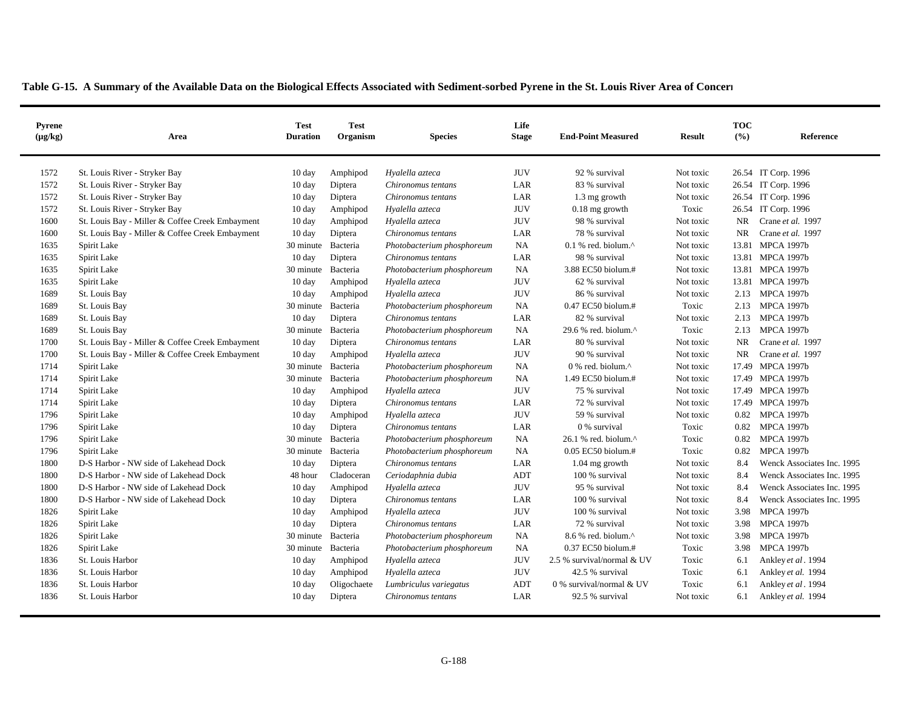**Table G-15. A Summary of the Available Data on the Biological Effects Associated with Sediment-sorbed Pyrene in the St. Louis River Area of Concern**

| Pyrene (µg/kg) | Area | Test Duration | Test Organism | Species | Life Stage | End-Point Measured | Result | TOC (%) | Reference |
|---|---|---|---|---|---|---|---|---|---|
| 1572 | St. Louis River - Stryker Bay | 10 day | Amphipod | *Hyalella azteca* | JUV | 92 % survival | Not toxic | 26.54 | IT Corp. 1996 |
| 1572 | St. Louis River - Stryker Bay | 10 day | Diptera | *Chironomus tentans* | LAR | 83 % survival | Not toxic | 26.54 | IT Corp. 1996 |
| 1572 | St. Louis River - Stryker Bay | 10 day | Diptera | *Chironomus tentans* | LAR | 1.3 mg growth | Not toxic | 26.54 | IT Corp. 1996 |
| 1572 | St. Louis River - Stryker Bay | 10 day | Amphipod | *Hyalella azteca* | JUV | 0.18 mg growth | Toxic | 26.54 | IT Corp. 1996 |
| 1600 | St. Louis Bay - Miller & Coffee Creek Embayment | 10 day | Amphipod | *Hyalella azteca* | JUV | 98 % survival | Not toxic | NR | Crane *et al.* 1997 |
| 1600 | St. Louis Bay - Miller & Coffee Creek Embayment | 10 day | Diptera | *Chironomus tentans* | LAR | 78 % survival | Not toxic | NR | Crane *et al.* 1997 |
| 1635 | Spirit Lake | 30 minute | Bacteria | *Photobacterium phosphoreum* | NA | 0.1 % red. biolum.^ | Not toxic | 13.81 | MPCA 1997b |
| 1635 | Spirit Lake | 10 day | Diptera | *Chironomus tentans* | LAR | 98 % survival | Not toxic | 13.81 | MPCA 1997b |
| 1635 | Spirit Lake | 30 minute | Bacteria | *Photobacterium phosphoreum* | NA | 3.88 EC50 biolum.# | Not toxic | 13.81 | MPCA 1997b |
| 1635 | Spirit Lake | 10 day | Amphipod | *Hyalella azteca* | JUV | 62 % survival | Not toxic | 13.81 | MPCA 1997b |
| 1689 | St. Louis Bay | 10 day | Amphipod | *Hyalella azteca* | JUV | 86 % survival | Not toxic | 2.13 | MPCA 1997b |
| 1689 | St. Louis Bay | 30 minute | Bacteria | *Photobacterium phosphoreum* | NA | 0.47 EC50 biolum.# | Toxic | 2.13 | MPCA 1997b |
| 1689 | St. Louis Bay | 10 day | Diptera | *Chironomus tentans* | LAR | 82 % survival | Not toxic | 2.13 | MPCA 1997b |
| 1689 | St. Louis Bay | 30 minute | Bacteria | *Photobacterium phosphoreum* | NA | 29.6 % red. biolum.^ | Toxic | 2.13 | MPCA 1997b |
| 1700 | St. Louis Bay - Miller & Coffee Creek Embayment | 10 day | Diptera | *Chironomus tentans* | LAR | 80 % survival | Not toxic | NR | Crane *et al.* 1997 |
| 1700 | St. Louis Bay - Miller & Coffee Creek Embayment | 10 day | Amphipod | *Hyalella azteca* | JUV | 90 % survival | Not toxic | NR | Crane *et al.* 1997 |
| 1714 | Spirit Lake | 30 minute | Bacteria | *Photobacterium phosphoreum* | NA | 0 % red. biolum.^ | Not toxic | 17.49 | MPCA 1997b |
| 1714 | Spirit Lake | 30 minute | Bacteria | *Photobacterium phosphoreum* | NA | 1.49 EC50 biolum.# | Not toxic | 17.49 | MPCA 1997b |
| 1714 | Spirit Lake | 10 day | Amphipod | *Hyalella azteca* | JUV | 75 % survival | Not toxic | 17.49 | MPCA 1997b |
| 1714 | Spirit Lake | 10 day | Diptera | *Chironomus tentans* | LAR | 72 % survival | Not toxic | 17.49 | MPCA 1997b |
| 1796 | Spirit Lake | 10 day | Amphipod | *Hyalella azteca* | JUV | 59 % survival | Not toxic | 0.82 | MPCA 1997b |
| 1796 | Spirit Lake | 10 day | Diptera | *Chironomus tentans* | LAR | 0 % survival | Toxic | 0.82 | MPCA 1997b |
| 1796 | Spirit Lake | 30 minute | Bacteria | *Photobacterium phosphoreum* | NA | 26.1 % red. biolum.^ | Toxic | 0.82 | MPCA 1997b |
| 1796 | Spirit Lake | 30 minute | Bacteria | *Photobacterium phosphoreum* | NA | 0.05 EC50 biolum.# | Toxic | 0.82 | MPCA 1997b |
| 1800 | D-S Harbor - NW side of Lakehead Dock | 10 day | Diptera | *Chironomus tentans* | LAR | 1.04 mg growth | Not toxic | 8.4 | Wenck Associates Inc. 1995 |
| 1800 | D-S Harbor - NW side of Lakehead Dock | 48 hour | Cladoceran | *Ceriodaphnia dubia* | ADT | 100 % survival | Not toxic | 8.4 | Wenck Associates Inc. 1995 |
| 1800 | D-S Harbor - NW side of Lakehead Dock | 10 day | Amphipod | *Hyalella azteca* | JUV | 95 % survival | Not toxic | 8.4 | Wenck Associates Inc. 1995 |
| 1800 | D-S Harbor - NW side of Lakehead Dock | 10 day | Diptera | *Chironomus tentans* | LAR | 100 % survival | Not toxic | 8.4 | Wenck Associates Inc. 1995 |
| 1826 | Spirit Lake | 10 day | Amphipod | *Hyalella azteca* | JUV | 100 % survival | Not toxic | 3.98 | MPCA 1997b |
| 1826 | Spirit Lake | 10 day | Diptera | *Chironomus tentans* | LAR | 72 % survival | Not toxic | 3.98 | MPCA 1997b |
| 1826 | Spirit Lake | 30 minute | Bacteria | *Photobacterium phosphoreum* | NA | 8.6 % red. biolum.^ | Not toxic | 3.98 | MPCA 1997b |
| 1826 | Spirit Lake | 30 minute | Bacteria | *Photobacterium phosphoreum* | NA | 0.37 EC50 biolum.# | Toxic | 3.98 | MPCA 1997b |
| 1836 | St. Louis Harbor | 10 day | Amphipod | *Hyalella azteca* | JUV | 2.5 % survival/normal & UV | Toxic | 6.1 | Ankley *et al*. 1994 |
| 1836 | St. Louis Harbor | 10 day | Amphipod | *Hyalella azteca* | JUV | 42.5 % survival | Toxic | 6.1 | Ankley *et al.* 1994 |
| 1836 | St. Louis Harbor | 10 day | Oligochaete | *Lumbriculus variegatus* | ADT | 0 % survival/normal & UV | Toxic | 6.1 | Ankley *et al*. 1994 |
| 1836 | St. Louis Harbor | 10 day | Diptera | *Chironomus tentans* | LAR | 92.5 % survival | Not toxic | 6.1 | Ankley *et al.* 1994 |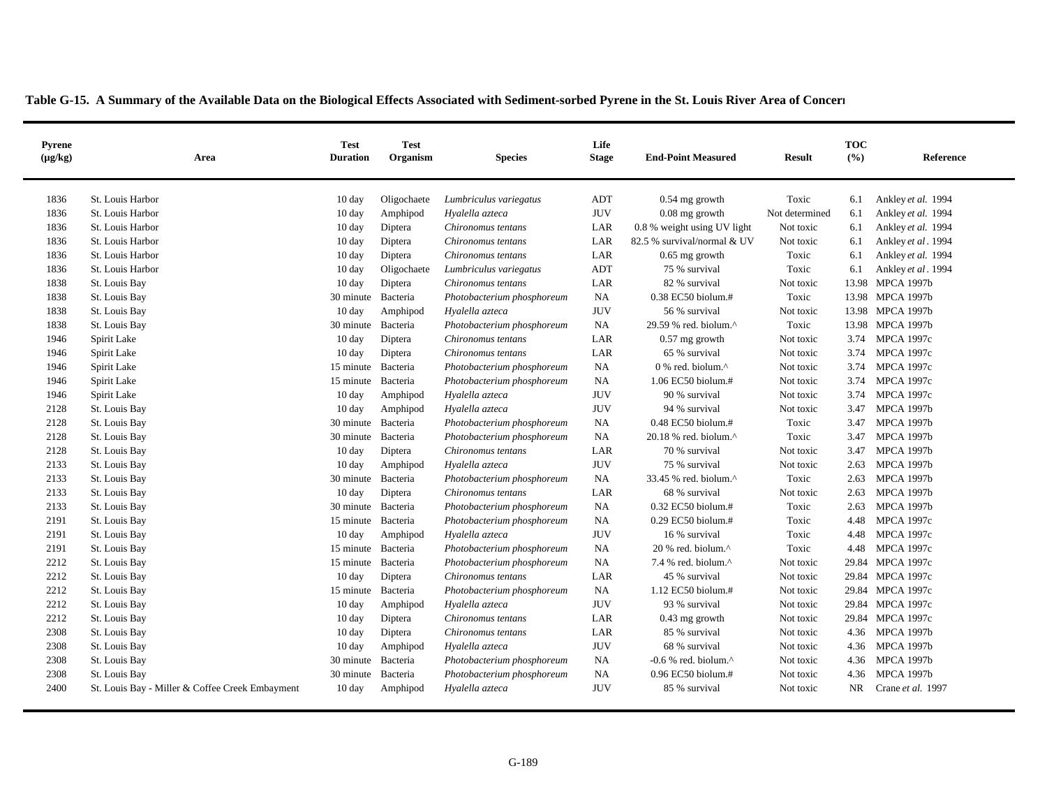**Table G-15. A Summary of the Available Data on the Biological Effects Associated with Sediment-sorbed Pyrene in the St. Louis River Area of Concern**

| Pyrene (µg/kg) | Area | Test Duration | Test Organism | Species | Life Stage | End-Point Measured | Result | TOC (%) | Reference |
|---|---|---|---|---|---|---|---|---|---|
| 1836 | St. Louis Harbor | 10 day | Oligochaete | *Lumbriculus variegatus* | ADT | 0.54 mg growth | Toxic | 6.1 | Ankley *et al.* 1994 |
| 1836 | St. Louis Harbor | 10 day | Amphipod | *Hyalella azteca* | JUV | 0.08 mg growth | Not determined | 6.1 | Ankley *et al.* 1994 |
| 1836 | St. Louis Harbor | 10 day | Diptera | *Chironomus tentans* | LAR | 0.8 % weight using UV light | Not toxic | 6.1 | Ankley *et al.* 1994 |
| 1836 | St. Louis Harbor | 10 day | Diptera | *Chironomus tentans* | LAR | 82.5 % survival/normal & UV | Not toxic | 6.1 | Ankley *et al* . 1994 |
| 1836 | St. Louis Harbor | 10 day | Diptera | *Chironomus tentans* | LAR | 0.65 mg growth | Toxic | 6.1 | Ankley *et al.* 1994 |
| 1836 | St. Louis Harbor | 10 day | Oligochaete | *Lumbriculus variegatus* | ADT | 75 % survival | Toxic | 6.1 | Ankley *et al* . 1994 |
| 1838 | St. Louis Bay | 10 day | Diptera | *Chironomus tentans* | LAR | 82 % survival | Not toxic | 13.98 | MPCA 1997b |
| 1838 | St. Louis Bay | 30 minute | Bacteria | *Photobacterium phosphoreum* | NA | 0.38 EC50 biolum.# | Toxic | 13.98 | MPCA 1997b |
| 1838 | St. Louis Bay | 10 day | Amphipod | *Hyalella azteca* | JUV | 56 % survival | Not toxic | 13.98 | MPCA 1997b |
| 1838 | St. Louis Bay | 30 minute | Bacteria | *Photobacterium phosphoreum* | NA | 29.59 % red. biolum.^ | Toxic | 13.98 | MPCA 1997b |
| 1946 | Spirit Lake | 10 day | Diptera | *Chironomus tentans* | LAR | 0.57 mg growth | Not toxic | 3.74 | MPCA 1997c |
| 1946 | Spirit Lake | 10 day | Diptera | *Chironomus tentans* | LAR | 65 % survival | Not toxic | 3.74 | MPCA 1997c |
| 1946 | Spirit Lake | 15 minute | Bacteria | *Photobacterium phosphoreum* | NA | 0 % red. biolum.^ | Not toxic | 3.74 | MPCA 1997c |
| 1946 | Spirit Lake | 15 minute | Bacteria | *Photobacterium phosphoreum* | NA | 1.06 EC50 biolum.# | Not toxic | 3.74 | MPCA 1997c |
| 1946 | Spirit Lake | 10 day | Amphipod | *Hyalella azteca* | JUV | 90 % survival | Not toxic | 3.74 | MPCA 1997c |
| 2128 | St. Louis Bay | 10 day | Amphipod | *Hyalella azteca* | JUV | 94 % survival | Not toxic | 3.47 | MPCA 1997b |
| 2128 | St. Louis Bay | 30 minute | Bacteria | *Photobacterium phosphoreum* | NA | 0.48 EC50 biolum.# | Toxic | 3.47 | MPCA 1997b |
| 2128 | St. Louis Bay | 30 minute | Bacteria | *Photobacterium phosphoreum* | NA | 20.18 % red. biolum.^ | Toxic | 3.47 | MPCA 1997b |
| 2128 | St. Louis Bay | 10 day | Diptera | *Chironomus tentans* | LAR | 70 % survival | Not toxic | 3.47 | MPCA 1997b |
| 2133 | St. Louis Bay | 10 day | Amphipod | *Hyalella azteca* | JUV | 75 % survival | Not toxic | 2.63 | MPCA 1997b |
| 2133 | St. Louis Bay | 30 minute | Bacteria | *Photobacterium phosphoreum* | NA | 33.45 % red. biolum.^ | Toxic | 2.63 | MPCA 1997b |
| 2133 | St. Louis Bay | 10 day | Diptera | *Chironomus tentans* | LAR | 68 % survival | Not toxic | 2.63 | MPCA 1997b |
| 2133 | St. Louis Bay | 30 minute | Bacteria | *Photobacterium phosphoreum* | NA | 0.32 EC50 biolum.# | Toxic | 2.63 | MPCA 1997b |
| 2191 | St. Louis Bay | 15 minute | Bacteria | *Photobacterium phosphoreum* | NA | 0.29 EC50 biolum.# | Toxic | 4.48 | MPCA 1997c |
| 2191 | St. Louis Bay | 10 day | Amphipod | *Hyalella azteca* | JUV | 16 % survival | Toxic | 4.48 | MPCA 1997c |
| 2191 | St. Louis Bay | 15 minute | Bacteria | *Photobacterium phosphoreum* | NA | 20 % red. biolum.^ | Toxic | 4.48 | MPCA 1997c |
| 2212 | St. Louis Bay | 15 minute | Bacteria | *Photobacterium phosphoreum* | NA | 7.4 % red. biolum.^ | Not toxic | 29.84 | MPCA 1997c |
| 2212 | St. Louis Bay | 10 day | Diptera | *Chironomus tentans* | LAR | 45 % survival | Not toxic | 29.84 | MPCA 1997c |
| 2212 | St. Louis Bay | 15 minute | Bacteria | *Photobacterium phosphoreum* | NA | 1.12 EC50 biolum.# | Not toxic | 29.84 | MPCA 1997c |
| 2212 | St. Louis Bay | 10 day | Amphipod | *Hyalella azteca* | JUV | 93 % survival | Not toxic | 29.84 | MPCA 1997c |
| 2212 | St. Louis Bay | 10 day | Diptera | *Chironomus tentans* | LAR | 0.43 mg growth | Not toxic | 29.84 | MPCA 1997c |
| 2308 | St. Louis Bay | 10 day | Diptera | *Chironomus tentans* | LAR | 85 % survival | Not toxic | 4.36 | MPCA 1997b |
| 2308 | St. Louis Bay | 10 day | Amphipod | *Hyalella azteca* | JUV | 68 % survival | Not toxic | 4.36 | MPCA 1997b |
| 2308 | St. Louis Bay | 30 minute | Bacteria | *Photobacterium phosphoreum* | NA | -0.6 % red. biolum.^ | Not toxic | 4.36 | MPCA 1997b |
| 2308 | St. Louis Bay | 30 minute | Bacteria | *Photobacterium phosphoreum* | NA | 0.96 EC50 biolum.# | Not toxic | 4.36 | MPCA 1997b |
| 2400 | St. Louis Bay - Miller & Coffee Creek Embayment | 10 day | Amphipod | *Hyalella azteca* | JUV | 85 % survival | Not toxic | NR | Crane *et al.* 1997 |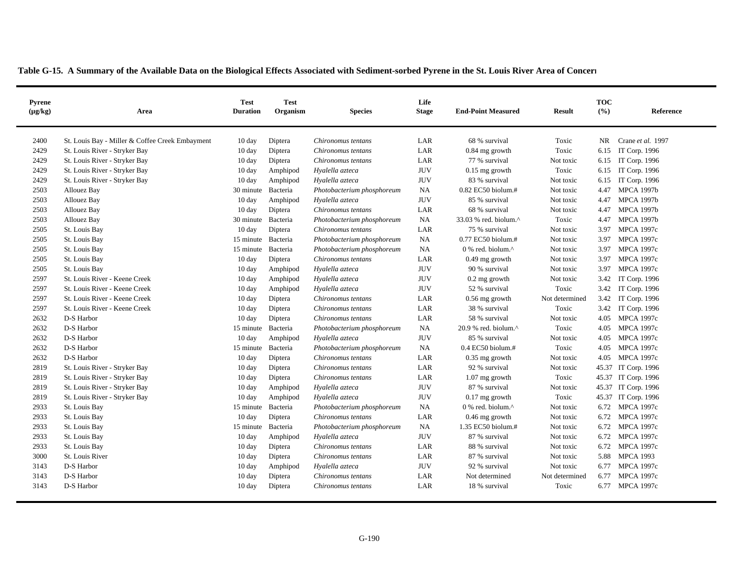**Table G-15. A Summary of the Available Data on the Biological Effects Associated with Sediment-sorbed Pyrene in the St. Louis River Area of Concern**

| Pyrene (µg/kg) | Area | Test Duration | Test Organism | Species | Life Stage | End-Point Measured | Result | TOC (%) | Reference |
|---|---|---|---|---|---|---|---|---|---|
| 2400 | St. Louis Bay - Miller & Coffee Creek Embayment | 10 day | Diptera | *Chironomus tentans* | LAR | 68 % survival | Toxic | NR | Crane *et al.* 1997 |
| 2429 | St. Louis River - Stryker Bay | 10 day | Diptera | *Chironomus tentans* | LAR | 0.84 mg growth | Toxic | 6.15 | IT Corp. 1996 |
| 2429 | St. Louis River - Stryker Bay | 10 day | Diptera | *Chironomus tentans* | LAR | 77 % survival | Not toxic | 6.15 | IT Corp. 1996 |
| 2429 | St. Louis River - Stryker Bay | 10 day | Amphipod | *Hyalella azteca* | JUV | 0.15 mg growth | Toxic | 6.15 | IT Corp. 1996 |
| 2429 | St. Louis River - Stryker Bay | 10 day | Amphipod | *Hyalella azteca* | JUV | 83 % survival | Not toxic | 6.15 | IT Corp. 1996 |
| 2503 | Allouez Bay | 30 minute | Bacteria | *Photobacterium phosphoreum* | NA | 0.82 EC50 biolum.# | Not toxic | 4.47 | MPCA 1997b |
| 2503 | Allouez Bay | 10 day | Amphipod | *Hyalella azteca* | JUV | 85 % survival | Not toxic | 4.47 | MPCA 1997b |
| 2503 | Allouez Bay | 10 day | Diptera | *Chironomus tentans* | LAR | 68 % survival | Not toxic | 4.47 | MPCA 1997b |
| 2503 | Allouez Bay | 30 minute | Bacteria | *Photobacterium phosphoreum* | NA | 33.03 % red. biolum.^ | Toxic | 4.47 | MPCA 1997b |
| 2505 | St. Louis Bay | 10 day | Diptera | *Chironomus tentans* | LAR | 75 % survival | Not toxic | 3.97 | MPCA 1997c |
| 2505 | St. Louis Bay | 15 minute | Bacteria | *Photobacterium phosphoreum* | NA | 0.77 EC50 biolum.# | Not toxic | 3.97 | MPCA 1997c |
| 2505 | St. Louis Bay | 15 minute | Bacteria | *Photobacterium phosphoreum* | NA | 0 % red. biolum.^ | Not toxic | 3.97 | MPCA 1997c |
| 2505 | St. Louis Bay | 10 day | Diptera | *Chironomus tentans* | LAR | 0.49 mg growth | Not toxic | 3.97 | MPCA 1997c |
| 2505 | St. Louis Bay | 10 day | Amphipod | *Hyalella azteca* | JUV | 90 % survival | Not toxic | 3.97 | MPCA 1997c |
| 2597 | St. Louis River - Keene Creek | 10 day | Amphipod | *Hyalella azteca* | JUV | 0.2 mg growth | Not toxic | 3.42 | IT Corp. 1996 |
| 2597 | St. Louis River - Keene Creek | 10 day | Amphipod | *Hyalella azteca* | JUV | 52 % survival | Toxic | 3.42 | IT Corp. 1996 |
| 2597 | St. Louis River - Keene Creek | 10 day | Diptera | *Chironomus tentans* | LAR | 0.56 mg growth | Not determined | 3.42 | IT Corp. 1996 |
| 2597 | St. Louis River - Keene Creek | 10 day | Diptera | *Chironomus tentans* | LAR | 38 % survival | Toxic | 3.42 | IT Corp. 1996 |
| 2632 | D-S Harbor | 10 day | Diptera | *Chironomus tentans* | LAR | 58 % survival | Not toxic | 4.05 | MPCA 1997c |
| 2632 | D-S Harbor | 15 minute | Bacteria | *Photobacterium phosphoreum* | NA | 20.9 % red. biolum.^ | Toxic | 4.05 | MPCA 1997c |
| 2632 | D-S Harbor | 10 day | Amphipod | *Hyalella azteca* | JUV | 85 % survival | Not toxic | 4.05 | MPCA 1997c |
| 2632 | D-S Harbor | 15 minute | Bacteria | *Photobacterium phosphoreum* | NA | 0.4 EC50 biolum.# | Toxic | 4.05 | MPCA 1997c |
| 2632 | D-S Harbor | 10 day | Diptera | *Chironomus tentans* | LAR | 0.35 mg growth | Not toxic | 4.05 | MPCA 1997c |
| 2819 | St. Louis River - Stryker Bay | 10 day | Diptera | *Chironomus tentans* | LAR | 92 % survival | Not toxic | 45.37 | IT Corp. 1996 |
| 2819 | St. Louis River - Stryker Bay | 10 day | Diptera | *Chironomus tentans* | LAR | 1.07 mg growth | Toxic | 45.37 | IT Corp. 1996 |
| 2819 | St. Louis River - Stryker Bay | 10 day | Amphipod | *Hyalella azteca* | JUV | 87 % survival | Not toxic | 45.37 | IT Corp. 1996 |
| 2819 | St. Louis River - Stryker Bay | 10 day | Amphipod | *Hyalella azteca* | JUV | 0.17 mg growth | Toxic | 45.37 | IT Corp. 1996 |
| 2933 | St. Louis Bay | 15 minute | Bacteria | *Photobacterium phosphoreum* | NA | 0 % red. biolum.^ | Not toxic | 6.72 | MPCA 1997c |
| 2933 | St. Louis Bay | 10 day | Diptera | *Chironomus tentans* | LAR | 0.46 mg growth | Not toxic | 6.72 | MPCA 1997c |
| 2933 | St. Louis Bay | 15 minute | Bacteria | *Photobacterium phosphoreum* | NA | 1.35 EC50 biolum.# | Not toxic | 6.72 | MPCA 1997c |
| 2933 | St. Louis Bay | 10 day | Amphipod | *Hyalella azteca* | JUV | 87 % survival | Not toxic | 6.72 | MPCA 1997c |
| 2933 | St. Louis Bay | 10 day | Diptera | *Chironomus tentans* | LAR | 88 % survival | Not toxic | 6.72 | MPCA 1997c |
| 3000 | St. Louis River | 10 day | Diptera | *Chironomus tentans* | LAR | 87 % survival | Not toxic | 5.88 | MPCA 1993 |
| 3143 | D-S Harbor | 10 day | Amphipod | *Hyalella azteca* | JUV | 92 % survival | Not toxic | 6.77 | MPCA 1997c |
| 3143 | D-S Harbor | 10 day | Diptera | *Chironomus tentans* | LAR | Not determined | Not determined | 6.77 | MPCA 1997c |
| 3143 | D-S Harbor | 10 day | Diptera | *Chironomus tentans* | LAR | 18 % survival | Toxic | 6.77 | MPCA 1997c |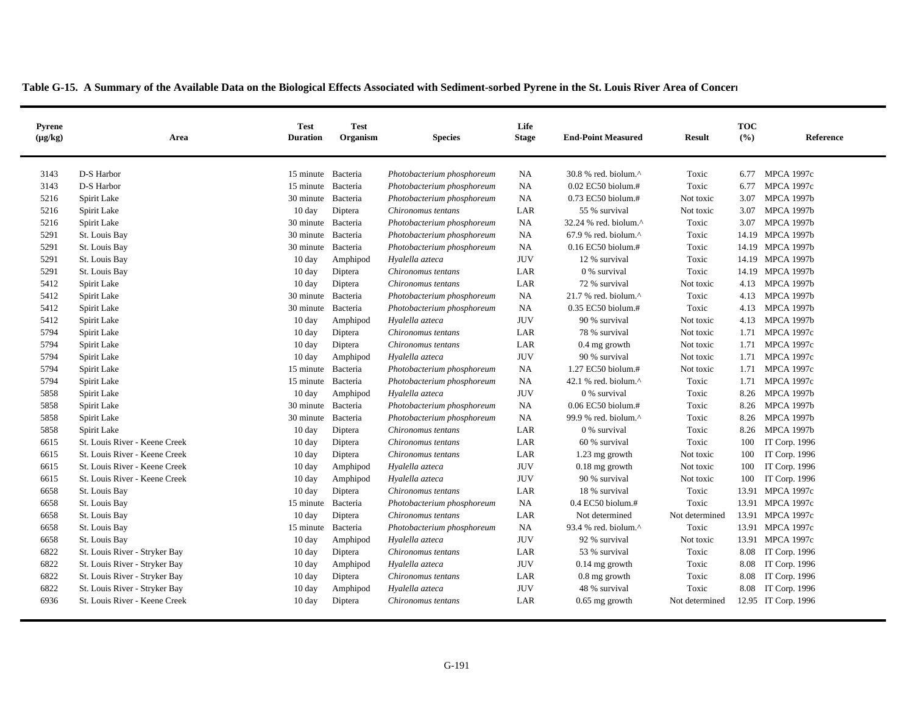**Table G-15. A Summary of the Available Data on the Biological Effects Associated with Sediment-sorbed Pyrene in the St. Louis River Area of Concern**

| Pyrene (µg/kg) | Area | Test Duration | Test Organism | Species | Life Stage | End-Point Measured | Result | TOC (%) | Reference |
|---|---|---|---|---|---|---|---|---|---|
| 3143 | D-S Harbor | 15 minute | Bacteria | *Photobacterium phosphoreum* | NA | 30.8 % red. biolum.^ | Toxic | 6.77 | MPCA 1997c |
| 3143 | D-S Harbor | 15 minute | Bacteria | *Photobacterium phosphoreum* | NA | 0.02 EC50 biolum.# | Toxic | 6.77 | MPCA 1997c |
| 5216 | Spirit Lake | 30 minute | Bacteria | *Photobacterium phosphoreum* | NA | 0.73 EC50 biolum.# | Not toxic | 3.07 | MPCA 1997b |
| 5216 | Spirit Lake | 10 day | Diptera | *Chironomus tentans* | LAR | 55 % survival | Not toxic | 3.07 | MPCA 1997b |
| 5216 | Spirit Lake | 30 minute | Bacteria | *Photobacterium phosphoreum* | NA | 32.24 % red. biolum.^ | Toxic | 3.07 | MPCA 1997b |
| 5291 | St. Louis Bay | 30 minute | Bacteria | *Photobacterium phosphoreum* | NA | 67.9 % red. biolum.^ | Toxic | 14.19 | MPCA 1997b |
| 5291 | St. Louis Bay | 30 minute | Bacteria | *Photobacterium phosphoreum* | NA | 0.16 EC50 biolum.# | Toxic | 14.19 | MPCA 1997b |
| 5291 | St. Louis Bay | 10 day | Amphipod | *Hyalella azteca* | JUV | 12 % survival | Toxic | 14.19 | MPCA 1997b |
| 5291 | St. Louis Bay | 10 day | Diptera | *Chironomus tentans* | LAR | 0 % survival | Toxic | 14.19 | MPCA 1997b |
| 5412 | Spirit Lake | 10 day | Diptera | *Chironomus tentans* | LAR | 72 % survival | Not toxic | 4.13 | MPCA 1997b |
| 5412 | Spirit Lake | 30 minute | Bacteria | *Photobacterium phosphoreum* | NA | 21.7 % red. biolum.^ | Toxic | 4.13 | MPCA 1997b |
| 5412 | Spirit Lake | 30 minute | Bacteria | *Photobacterium phosphoreum* | NA | 0.35 EC50 biolum.# | Toxic | 4.13 | MPCA 1997b |
| 5412 | Spirit Lake | 10 day | Amphipod | *Hyalella azteca* | JUV | 90 % survival | Not toxic | 4.13 | MPCA 1997b |
| 5794 | Spirit Lake | 10 day | Diptera | *Chironomus tentans* | LAR | 78 % survival | Not toxic | 1.71 | MPCA 1997c |
| 5794 | Spirit Lake | 10 day | Diptera | *Chironomus tentans* | LAR | 0.4 mg growth | Not toxic | 1.71 | MPCA 1997c |
| 5794 | Spirit Lake | 10 day | Amphipod | *Hyalella azteca* | JUV | 90 % survival | Not toxic | 1.71 | MPCA 1997c |
| 5794 | Spirit Lake | 15 minute | Bacteria | *Photobacterium phosphoreum* | NA | 1.27 EC50 biolum.# | Not toxic | 1.71 | MPCA 1997c |
| 5794 | Spirit Lake | 15 minute | Bacteria | *Photobacterium phosphoreum* | NA | 42.1 % red. biolum.^ | Toxic | 1.71 | MPCA 1997c |
| 5858 | Spirit Lake | 10 day | Amphipod | *Hyalella azteca* | JUV | 0 % survival | Toxic | 8.26 | MPCA 1997b |
| 5858 | Spirit Lake | 30 minute | Bacteria | *Photobacterium phosphoreum* | NA | 0.06 EC50 biolum.# | Toxic | 8.26 | MPCA 1997b |
| 5858 | Spirit Lake | 30 minute | Bacteria | *Photobacterium phosphoreum* | NA | 99.9 % red. biolum.^ | Toxic | 8.26 | MPCA 1997b |
| 5858 | Spirit Lake | 10 day | Diptera | *Chironomus tentans* | LAR | 0 % survival | Toxic | 8.26 | MPCA 1997b |
| 6615 | St. Louis River - Keene Creek | 10 day | Diptera | *Chironomus tentans* | LAR | 60 % survival | Toxic | 100 | IT Corp. 1996 |
| 6615 | St. Louis River - Keene Creek | 10 day | Diptera | *Chironomus tentans* | LAR | 1.23 mg growth | Not toxic | 100 | IT Corp. 1996 |
| 6615 | St. Louis River - Keene Creek | 10 day | Amphipod | *Hyalella azteca* | JUV | 0.18 mg growth | Not toxic | 100 | IT Corp. 1996 |
| 6615 | St. Louis River - Keene Creek | 10 day | Amphipod | *Hyalella azteca* | JUV | 90 % survival | Not toxic | 100 | IT Corp. 1996 |
| 6658 | St. Louis Bay | 10 day | Diptera | *Chironomus tentans* | LAR | 18 % survival | Toxic | 13.91 | MPCA 1997c |
| 6658 | St. Louis Bay | 15 minute | Bacteria | *Photobacterium phosphoreum* | NA | 0.4 EC50 biolum.# | Toxic | 13.91 | MPCA 1997c |
| 6658 | St. Louis Bay | 10 day | Diptera | *Chironomus tentans* | LAR | Not determined | Not determined | 13.91 | MPCA 1997c |
| 6658 | St. Louis Bay | 15 minute | Bacteria | *Photobacterium phosphoreum* | NA | 93.4 % red. biolum.^ | Toxic | 13.91 | MPCA 1997c |
| 6658 | St. Louis Bay | 10 day | Amphipod | *Hyalella azteca* | JUV | 92 % survival | Not toxic | 13.91 | MPCA 1997c |
| 6822 | St. Louis River - Stryker Bay | 10 day | Diptera | *Chironomus tentans* | LAR | 53 % survival | Toxic | 8.08 | IT Corp. 1996 |
| 6822 | St. Louis River - Stryker Bay | 10 day | Amphipod | *Hyalella azteca* | JUV | 0.14 mg growth | Toxic | 8.08 | IT Corp. 1996 |
| 6822 | St. Louis River - Stryker Bay | 10 day | Diptera | *Chironomus tentans* | LAR | 0.8 mg growth | Toxic | 8.08 | IT Corp. 1996 |
| 6822 | St. Louis River - Stryker Bay | 10 day | Amphipod | *Hyalella azteca* | JUV | 48 % survival | Toxic | 8.08 | IT Corp. 1996 |
| 6936 | St. Louis River - Keene Creek | 10 day | Diptera | *Chironomus tentans* | LAR | 0.65 mg growth | Not determined | 12.95 | IT Corp. 1996 |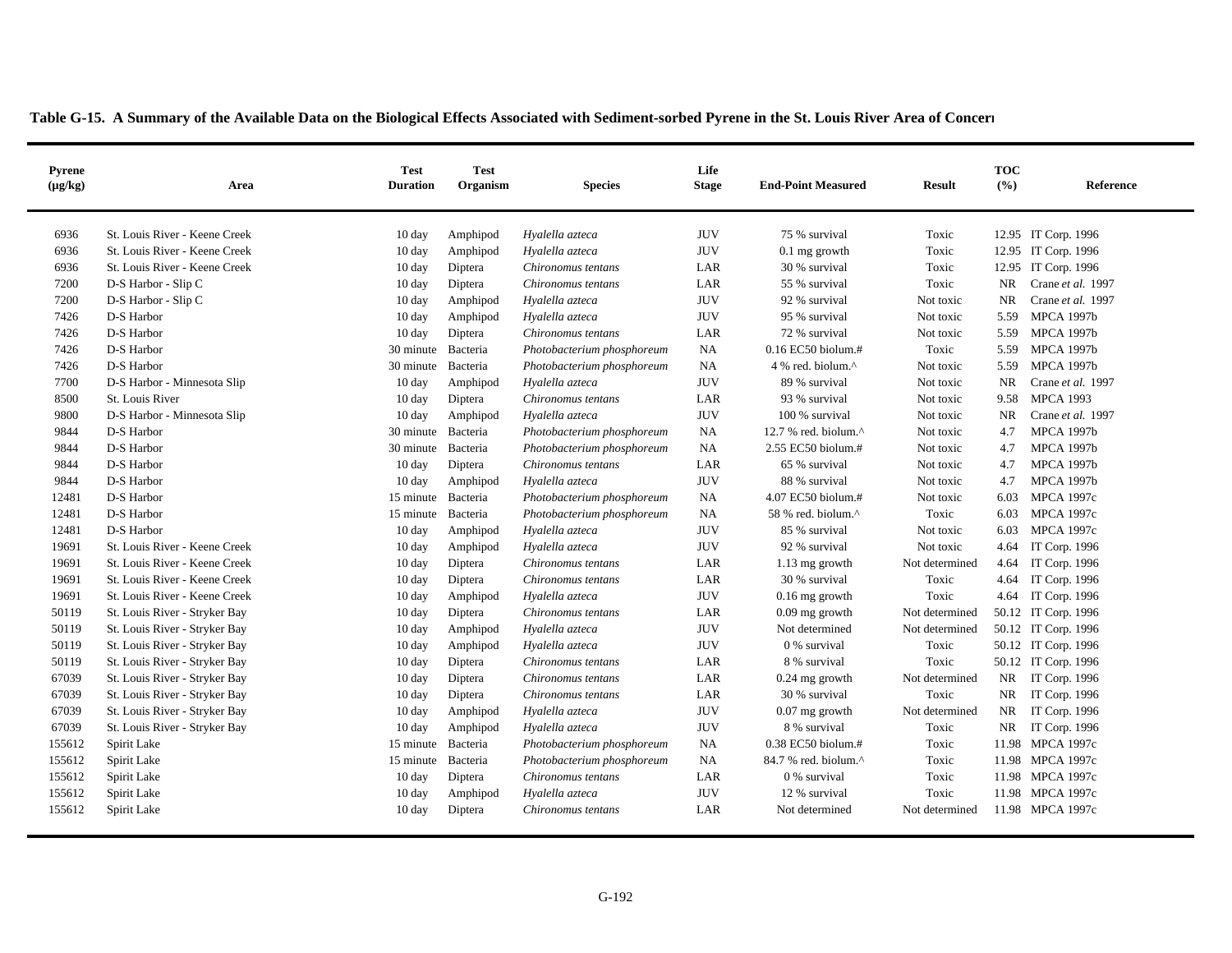**Table G-15. A Summary of the Available Data on the Biological Effects Associated with Sediment-sorbed Pyrene in the St. Louis River Area of Concern**

| Pyrene (µg/kg) | Area | Test Duration | Test Organism | Species | Life Stage | End-Point Measured | Result | TOC (%) | Reference |
|---|---|---|---|---|---|---|---|---|---|
| 6936 | St. Louis River - Keene Creek | 10 day | Amphipod | *Hyalella azteca* | JUV | 75 % survival | Toxic | 12.95 | IT Corp. 1996 |
| 6936 | St. Louis River - Keene Creek | 10 day | Amphipod | *Hyalella azteca* | JUV | 0.1 mg growth | Toxic | 12.95 | IT Corp. 1996 |
| 6936 | St. Louis River - Keene Creek | 10 day | Diptera | *Chironomus tentans* | LAR | 30 % survival | Toxic | 12.95 | IT Corp. 1996 |
| 7200 | D-S Harbor - Slip C | 10 day | Diptera | *Chironomus tentans* | LAR | 55 % survival | Toxic | NR | Crane *et al.* 1997 |
| 7200 | D-S Harbor - Slip C | 10 day | Amphipod | *Hyalella azteca* | JUV | 92 % survival | Not toxic | NR | Crane *et al.* 1997 |
| 7426 | D-S Harbor | 10 day | Amphipod | *Hyalella azteca* | JUV | 95 % survival | Not toxic | 5.59 | MPCA 1997b |
| 7426 | D-S Harbor | 10 day | Diptera | *Chironomus tentans* | LAR | 72 % survival | Not toxic | 5.59 | MPCA 1997b |
| 7426 | D-S Harbor | 30 minute | Bacteria | *Photobacterium phosphoreum* | NA | 0.16 EC50 biolum.# | Toxic | 5.59 | MPCA 1997b |
| 7426 | D-S Harbor | 30 minute | Bacteria | *Photobacterium phosphoreum* | NA | 4 % red. biolum.^ | Not toxic | 5.59 | MPCA 1997b |
| 7700 | D-S Harbor - Minnesota Slip | 10 day | Amphipod | *Hyalella azteca* | JUV | 89 % survival | Not toxic | NR | Crane *et al.* 1997 |
| 8500 | St. Louis River | 10 day | Diptera | *Chironomus tentans* | LAR | 93 % survival | Not toxic | 9.58 | MPCA 1993 |
| 9800 | D-S Harbor - Minnesota Slip | 10 day | Amphipod | *Hyalella azteca* | JUV | 100 % survival | Not toxic | NR | Crane *et al.* 1997 |
| 9844 | D-S Harbor | 30 minute | Bacteria | *Photobacterium phosphoreum* | NA | 12.7 % red. biolum.^ | Not toxic | 4.7 | MPCA 1997b |
| 9844 | D-S Harbor | 30 minute | Bacteria | *Photobacterium phosphoreum* | NA | 2.55 EC50 biolum.# | Not toxic | 4.7 | MPCA 1997b |
| 9844 | D-S Harbor | 10 day | Diptera | *Chironomus tentans* | LAR | 65 % survival | Not toxic | 4.7 | MPCA 1997b |
| 9844 | D-S Harbor | 10 day | Amphipod | *Hyalella azteca* | JUV | 88 % survival | Not toxic | 4.7 | MPCA 1997b |
| 12481 | D-S Harbor | 15 minute | Bacteria | *Photobacterium phosphoreum* | NA | 4.07 EC50 biolum.# | Not toxic | 6.03 | MPCA 1997c |
| 12481 | D-S Harbor | 15 minute | Bacteria | *Photobacterium phosphoreum* | NA | 58 % red. biolum.^ | Toxic | 6.03 | MPCA 1997c |
| 12481 | D-S Harbor | 10 day | Amphipod | *Hyalella azteca* | JUV | 85 % survival | Not toxic | 6.03 | MPCA 1997c |
| 19691 | St. Louis River - Keene Creek | 10 day | Amphipod | *Hyalella azteca* | JUV | 92 % survival | Not toxic | 4.64 | IT Corp. 1996 |
| 19691 | St. Louis River - Keene Creek | 10 day | Diptera | *Chironomus tentans* | LAR | 1.13 mg growth | Not determined | 4.64 | IT Corp. 1996 |
| 19691 | St. Louis River - Keene Creek | 10 day | Diptera | *Chironomus tentans* | LAR | 30 % survival | Toxic | 4.64 | IT Corp. 1996 |
| 19691 | St. Louis River - Keene Creek | 10 day | Amphipod | *Hyalella azteca* | JUV | 0.16 mg growth | Toxic | 4.64 | IT Corp. 1996 |
| 50119 | St. Louis River - Stryker Bay | 10 day | Diptera | *Chironomus tentans* | LAR | 0.09 mg growth | Not determined | 50.12 | IT Corp. 1996 |
| 50119 | St. Louis River - Stryker Bay | 10 day | Amphipod | *Hyalella azteca* | JUV | Not determined | Not determined | 50.12 | IT Corp. 1996 |
| 50119 | St. Louis River - Stryker Bay | 10 day | Amphipod | *Hyalella azteca* | JUV | 0 % survival | Toxic | 50.12 | IT Corp. 1996 |
| 50119 | St. Louis River - Stryker Bay | 10 day | Diptera | *Chironomus tentans* | LAR | 8 % survival | Toxic | 50.12 | IT Corp. 1996 |
| 67039 | St. Louis River - Stryker Bay | 10 day | Diptera | *Chironomus tentans* | LAR | 0.24 mg growth | Not determined | NR | IT Corp. 1996 |
| 67039 | St. Louis River - Stryker Bay | 10 day | Diptera | *Chironomus tentans* | LAR | 30 % survival | Toxic | NR | IT Corp. 1996 |
| 67039 | St. Louis River - Stryker Bay | 10 day | Amphipod | *Hyalella azteca* | JUV | 0.07 mg growth | Not determined | NR | IT Corp. 1996 |
| 67039 | St. Louis River - Stryker Bay | 10 day | Amphipod | *Hyalella azteca* | JUV | 8 % survival | Toxic | NR | IT Corp. 1996 |
| 155612 | Spirit Lake | 15 minute | Bacteria | *Photobacterium phosphoreum* | NA | 0.38 EC50 biolum.# | Toxic | 11.98 | MPCA 1997c |
| 155612 | Spirit Lake | 15 minute | Bacteria | *Photobacterium phosphoreum* | NA | 84.7 % red. biolum.^ | Toxic | 11.98 | MPCA 1997c |
| 155612 | Spirit Lake | 10 day | Diptera | *Chironomus tentans* | LAR | 0 % survival | Toxic | 11.98 | MPCA 1997c |
| 155612 | Spirit Lake | 10 day | Amphipod | *Hyalella azteca* | JUV | 12 % survival | Toxic | 11.98 | MPCA 1997c |
| 155612 | Spirit Lake | 10 day | Diptera | *Chironomus tentans* | LAR | Not determined | Not determined | 11.98 | MPCA 1997c |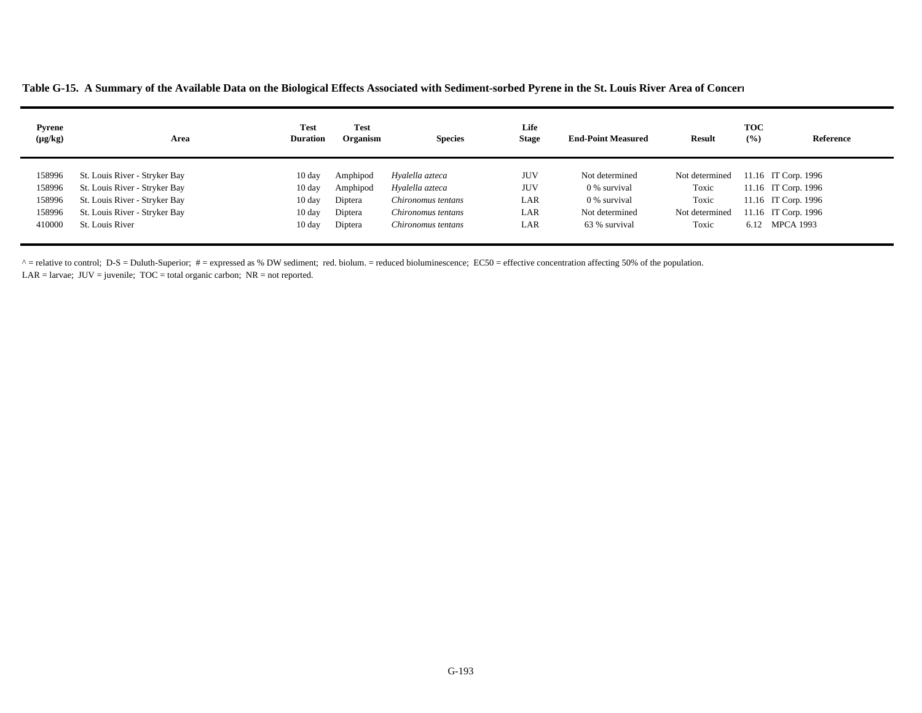**Table G-15. A Summary of the Available Data on the Biological Effects Associated with Sediment-sorbed Pyrene in the St. Louis River Area of Concern**

| Pyrene (µg/kg) | Area | Test Duration | Test Organism | Species | Life Stage | End-Point Measured | Result | TOC (%) | Reference |
|---|---|---|---|---|---|---|---|---|---|
| 158996 | St. Louis River - Stryker Bay | 10 day | Amphipod | *Hyalella azteca* | JUV | Not determined | Not determined | 11.16 | IT Corp. 1996 |
| 158996 | St. Louis River - Stryker Bay | 10 day | Amphipod | *Hyalella azteca* | JUV | 0 % survival | Toxic | 11.16 | IT Corp. 1996 |
| 158996 | St. Louis River - Stryker Bay | 10 day | Diptera | *Chironomus tentans* | LAR | 0 % survival | Toxic | 11.16 | IT Corp. 1996 |
| 158996 | St. Louis River - Stryker Bay | 10 day | Diptera | *Chironomus tentans* | LAR | Not determined | Not determined | 11.16 | IT Corp. 1996 |
| 410000 | St. Louis River | 10 day | Diptera | *Chironomus tentans* | LAR | 63 % survival | Toxic | 6.12 | MPCA 1993 |

^ = relative to control; D-S = Duluth-Superior; # = expressed as % DW sediment; red. biolum. = reduced bioluminescence; EC50 = effective concentration affecting 50% of the population.
LAR = larvae; JUV = juvenile; TOC = total organic carbon; NR = not reported.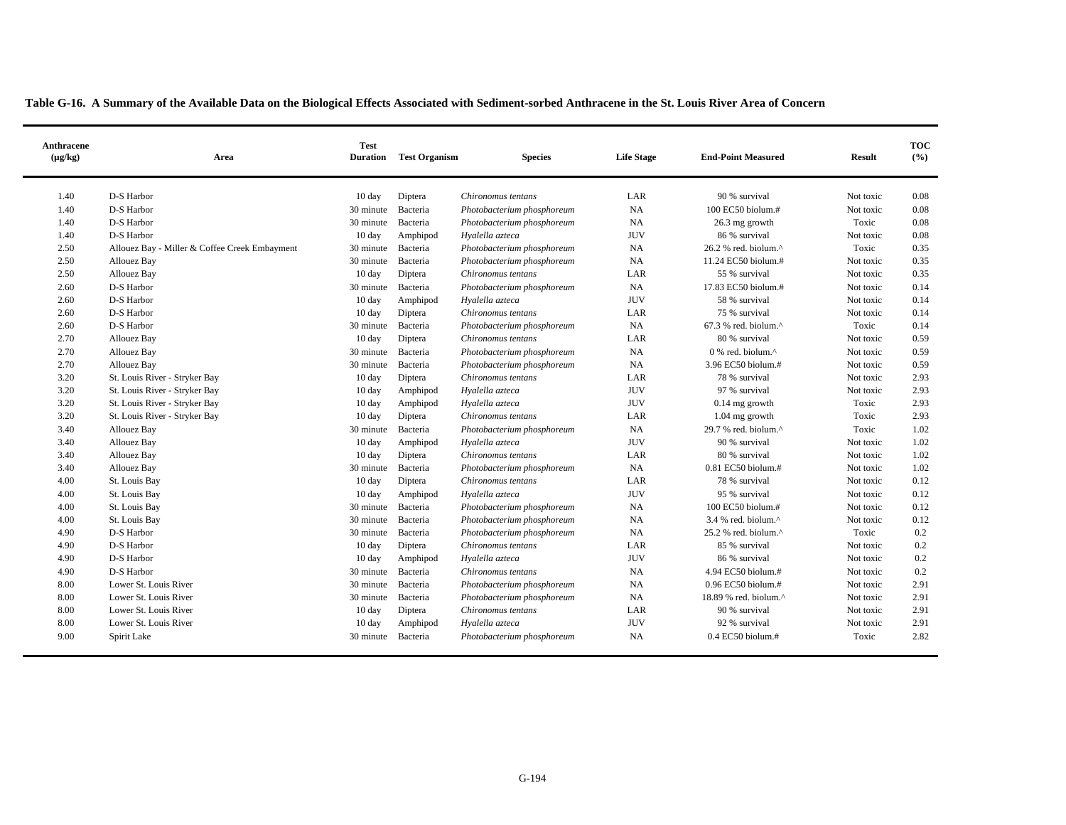**Table G-16. A Summary of the Available Data on the Biological Effects Associated with Sediment-sorbed Anthracene in the St. Louis River Area of Concern**

| Anthracene (µg/kg) | Area | Test Duration | Test Organism | Species | Life Stage | End-Point Measured | Result | TOC (%) |
|---|---|---|---|---|---|---|---|---|
| 1.40 | D-S Harbor | 10 day | Diptera | *Chironomus tentans* | LAR | 90 % survival | Not toxic | 0.08 |
| 1.40 | D-S Harbor | 30 minute | Bacteria | *Photobacterium phosphoreum* | NA | 100 EC50 biolum.# | Not toxic | 0.08 |
| 1.40 | D-S Harbor | 30 minute | Bacteria | *Photobacterium phosphoreum* | NA | 26.3 mg growth | Toxic | 0.08 |
| 1.40 | D-S Harbor | 10 day | Amphipod | *Hyalella azteca* | JUV | 86 % survival | Not toxic | 0.08 |
| 2.50 | Allouez Bay - Miller & Coffee Creek Embayment | 30 minute | Bacteria | *Photobacterium phosphoreum* | NA | 26.2 % red. biolum.^ | Toxic | 0.35 |
| 2.50 | Allouez Bay | 30 minute | Bacteria | *Photobacterium phosphoreum* | NA | 11.24 EC50 biolum.# | Not toxic | 0.35 |
| 2.50 | Allouez Bay | 10 day | Diptera | *Chironomus tentans* | LAR | 55 % survival | Not toxic | 0.35 |
| 2.60 | D-S Harbor | 30 minute | Bacteria | *Photobacterium phosphoreum* | NA | 17.83 EC50 biolum.# | Not toxic | 0.14 |
| 2.60 | D-S Harbor | 10 day | Amphipod | *Hyalella azteca* | JUV | 58 % survival | Not toxic | 0.14 |
| 2.60 | D-S Harbor | 10 day | Diptera | *Chironomus tentans* | LAR | 75 % survival | Not toxic | 0.14 |
| 2.60 | D-S Harbor | 30 minute | Bacteria | *Photobacterium phosphoreum* | NA | 67.3 % red. biolum.^ | Toxic | 0.14 |
| 2.70 | Allouez Bay | 10 day | Diptera | *Chironomus tentans* | LAR | 80 % survival | Not toxic | 0.59 |
| 2.70 | Allouez Bay | 30 minute | Bacteria | *Photobacterium phosphoreum* | NA | 0 % red. biolum.^ | Not toxic | 0.59 |
| 2.70 | Allouez Bay | 30 minute | Bacteria | *Photobacterium phosphoreum* | NA | 3.96 EC50 biolum.# | Not toxic | 0.59 |
| 3.20 | St. Louis River - Stryker Bay | 10 day | Diptera | *Chironomus tentans* | LAR | 78 % survival | Not toxic | 2.93 |
| 3.20 | St. Louis River - Stryker Bay | 10 day | Amphipod | *Hyalella azteca* | JUV | 97 % survival | Not toxic | 2.93 |
| 3.20 | St. Louis River - Stryker Bay | 10 day | Amphipod | *Hyalella azteca* | JUV | 0.14 mg growth | Toxic | 2.93 |
| 3.20 | St. Louis River - Stryker Bay | 10 day | Diptera | *Chironomus tentans* | LAR | 1.04 mg growth | Toxic | 2.93 |
| 3.40 | Allouez Bay | 30 minute | Bacteria | *Photobacterium phosphoreum* | NA | 29.7 % red. biolum.^ | Toxic | 1.02 |
| 3.40 | Allouez Bay | 10 day | Amphipod | *Hyalella azteca* | JUV | 90 % survival | Not toxic | 1.02 |
| 3.40 | Allouez Bay | 10 day | Diptera | *Chironomus tentans* | LAR | 80 % survival | Not toxic | 1.02 |
| 3.40 | Allouez Bay | 30 minute | Bacteria | *Photobacterium phosphoreum* | NA | 0.81 EC50 biolum.# | Not toxic | 1.02 |
| 4.00 | St. Louis Bay | 10 day | Diptera | *Chironomus tentans* | LAR | 78 % survival | Not toxic | 0.12 |
| 4.00 | St. Louis Bay | 10 day | Amphipod | *Hyalella azteca* | JUV | 95 % survival | Not toxic | 0.12 |
| 4.00 | St. Louis Bay | 30 minute | Bacteria | *Photobacterium phosphoreum* | NA | 100 EC50 biolum.# | Not toxic | 0.12 |
| 4.00 | St. Louis Bay | 30 minute | Bacteria | *Photobacterium phosphoreum* | NA | 3.4 % red. biolum.^ | Not toxic | 0.12 |
| 4.90 | D-S Harbor | 30 minute | Bacteria | *Photobacterium phosphoreum* | NA | 25.2 % red. biolum.^ | Toxic | 0.2 |
| 4.90 | D-S Harbor | 10 day | Diptera | *Chironomus tentans* | LAR | 85 % survival | Not toxic | 0.2 |
| 4.90 | D-S Harbor | 10 day | Amphipod | *Hyalella azteca* | JUV | 86 % survival | Not toxic | 0.2 |
| 4.90 | D-S Harbor | 30 minute | Bacteria | *Chironomus tentans* | NA | 4.94 EC50 biolum.# | Not toxic | 0.2 |
| 8.00 | Lower St. Louis River | 30 minute | Bacteria | *Photobacterium phosphoreum* | NA | 0.96 EC50 biolum.# | Not toxic | 2.91 |
| 8.00 | Lower St. Louis River | 30 minute | Bacteria | *Photobacterium phosphoreum* | NA | 18.89 % red. biolum.^ | Not toxic | 2.91 |
| 8.00 | Lower St. Louis River | 10 day | Diptera | *Chironomus tentans* | LAR | 90 % survival | Not toxic | 2.91 |
| 8.00 | Lower St. Louis River | 10 day | Amphipod | *Hyalella azteca* | JUV | 92 % survival | Not toxic | 2.91 |
| 9.00 | Spirit Lake | 30 minute | Bacteria | *Photobacterium phosphoreum* | NA | 0.4 EC50 biolum.# | Toxic | 2.82 |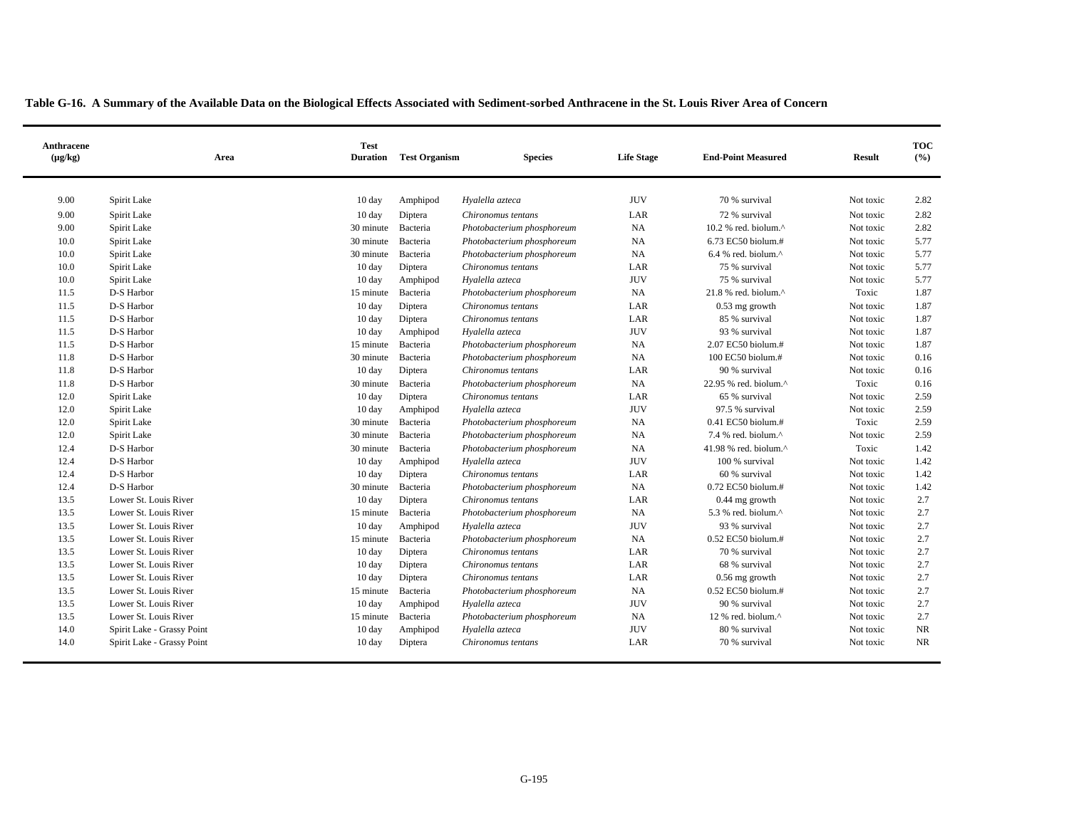**Table G-16. A Summary of the Available Data on the Biological Effects Associated with Sediment-sorbed Anthracene in the St. Louis River Area of Concern**

| Anthracene (µg/kg) | Area | Test Duration | Test Organism | Species | Life Stage | End-Point Measured | Result | TOC (%) |
|---|---|---|---|---|---|---|---|---|
| 9.00 | Spirit Lake | 10 day | Amphipod | *Hyalella azteca* | JUV | 70 % survival | Not toxic | 2.82 |
| 9.00 | Spirit Lake | 10 day | Diptera | *Chironomus tentans* | LAR | 72 % survival | Not toxic | 2.82 |
| 9.00 | Spirit Lake | 30 minute | Bacteria | *Photobacterium phosphoreum* | NA | 10.2 % red. biolum.^ | Not toxic | 2.82 |
| 10.0 | Spirit Lake | 30 minute | Bacteria | *Photobacterium phosphoreum* | NA | 6.73 EC50 biolum.# | Not toxic | 5.77 |
| 10.0 | Spirit Lake | 30 minute | Bacteria | *Photobacterium phosphoreum* | NA | 6.4 % red. biolum.^ | Not toxic | 5.77 |
| 10.0 | Spirit Lake | 10 day | Diptera | *Chironomus tentans* | LAR | 75 % survival | Not toxic | 5.77 |
| 10.0 | Spirit Lake | 10 day | Amphipod | *Hyalella azteca* | JUV | 75 % survival | Not toxic | 5.77 |
| 11.5 | D-S Harbor | 15 minute | Bacteria | *Photobacterium phosphoreum* | NA | 21.8 % red. biolum.^ | Toxic | 1.87 |
| 11.5 | D-S Harbor | 10 day | Diptera | *Chironomus tentans* | LAR | 0.53 mg growth | Not toxic | 1.87 |
| 11.5 | D-S Harbor | 10 day | Diptera | *Chironomus tentans* | LAR | 85 % survival | Not toxic | 1.87 |
| 11.5 | D-S Harbor | 10 day | Amphipod | *Hyalella azteca* | JUV | 93 % survival | Not toxic | 1.87 |
| 11.5 | D-S Harbor | 15 minute | Bacteria | *Photobacterium phosphoreum* | NA | 2.07 EC50 biolum.# | Not toxic | 1.87 |
| 11.8 | D-S Harbor | 30 minute | Bacteria | *Photobacterium phosphoreum* | NA | 100 EC50 biolum.# | Not toxic | 0.16 |
| 11.8 | D-S Harbor | 10 day | Diptera | *Chironomus tentans* | LAR | 90 % survival | Not toxic | 0.16 |
| 11.8 | D-S Harbor | 30 minute | Bacteria | *Photobacterium phosphoreum* | NA | 22.95 % red. biolum.^ | Toxic | 0.16 |
| 12.0 | Spirit Lake | 10 day | Diptera | *Chironomus tentans* | LAR | 65 % survival | Not toxic | 2.59 |
| 12.0 | Spirit Lake | 10 day | Amphipod | *Hyalella azteca* | JUV | 97.5 % survival | Not toxic | 2.59 |
| 12.0 | Spirit Lake | 30 minute | Bacteria | *Photobacterium phosphoreum* | NA | 0.41 EC50 biolum.# | Toxic | 2.59 |
| 12.0 | Spirit Lake | 30 minute | Bacteria | *Photobacterium phosphoreum* | NA | 7.4 % red. biolum.^ | Not toxic | 2.59 |
| 12.4 | D-S Harbor | 30 minute | Bacteria | *Photobacterium phosphoreum* | NA | 41.98 % red. biolum.^ | Toxic | 1.42 |
| 12.4 | D-S Harbor | 10 day | Amphipod | *Hyalella azteca* | JUV | 100 % survival | Not toxic | 1.42 |
| 12.4 | D-S Harbor | 10 day | Diptera | *Chironomus tentans* | LAR | 60 % survival | Not toxic | 1.42 |
| 12.4 | D-S Harbor | 30 minute | Bacteria | *Photobacterium phosphoreum* | NA | 0.72 EC50 biolum.# | Not toxic | 1.42 |
| 13.5 | Lower St. Louis River | 10 day | Diptera | *Chironomus tentans* | LAR | 0.44 mg growth | Not toxic | 2.7 |
| 13.5 | Lower St. Louis River | 15 minute | Bacteria | *Photobacterium phosphoreum* | NA | 5.3 % red. biolum.^ | Not toxic | 2.7 |
| 13.5 | Lower St. Louis River | 10 day | Amphipod | *Hyalella azteca* | JUV | 93 % survival | Not toxic | 2.7 |
| 13.5 | Lower St. Louis River | 15 minute | Bacteria | *Photobacterium phosphoreum* | NA | 0.52 EC50 biolum.# | Not toxic | 2.7 |
| 13.5 | Lower St. Louis River | 10 day | Diptera | *Chironomus tentans* | LAR | 70 % survival | Not toxic | 2.7 |
| 13.5 | Lower St. Louis River | 10 day | Diptera | *Chironomus tentans* | LAR | 68 % survival | Not toxic | 2.7 |
| 13.5 | Lower St. Louis River | 10 day | Diptera | *Chironomus tentans* | LAR | 0.56 mg growth | Not toxic | 2.7 |
| 13.5 | Lower St. Louis River | 15 minute | Bacteria | *Photobacterium phosphoreum* | NA | 0.52 EC50 biolum.# | Not toxic | 2.7 |
| 13.5 | Lower St. Louis River | 10 day | Amphipod | *Hyalella azteca* | JUV | 90 % survival | Not toxic | 2.7 |
| 13.5 | Lower St. Louis River | 15 minute | Bacteria | *Photobacterium phosphoreum* | NA | 12 % red. biolum.^ | Not toxic | 2.7 |
| 14.0 | Spirit Lake - Grassy Point | 10 day | Amphipod | *Hyalella azteca* | JUV | 80 % survival | Not toxic | NR |
| 14.0 | Spirit Lake - Grassy Point | 10 day | Diptera | *Chironomus tentans* | LAR | 70 % survival | Not toxic | NR |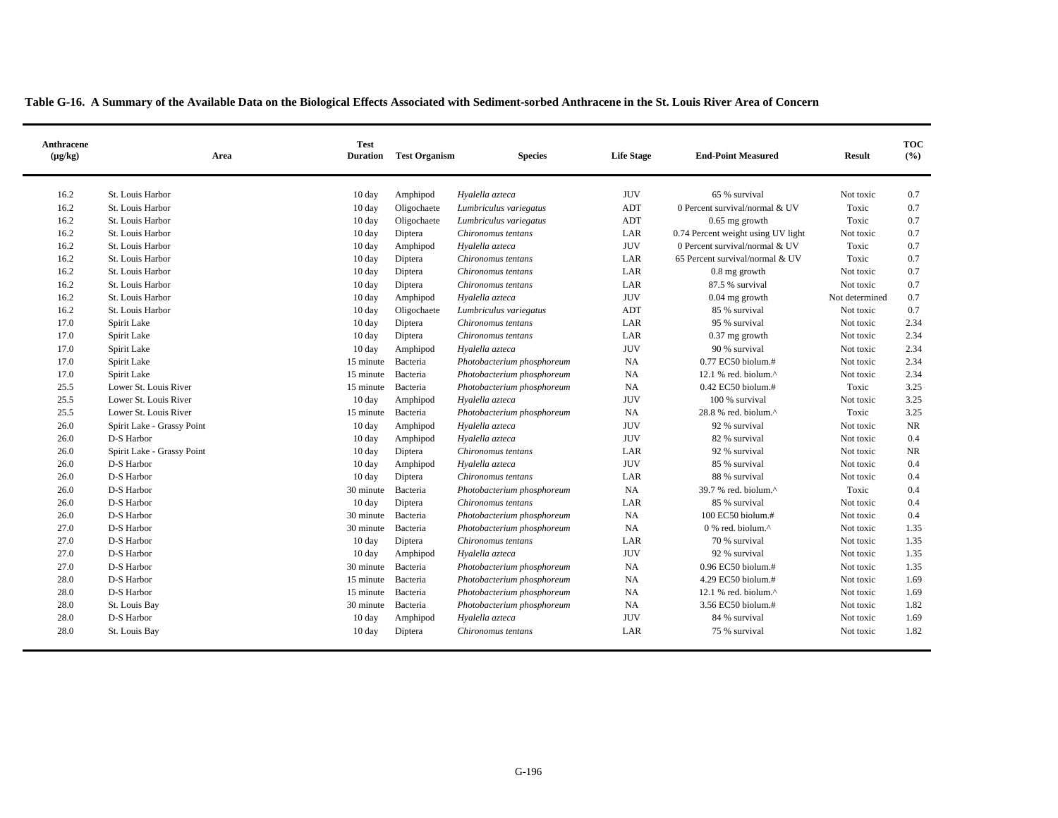**Table G-16. A Summary of the Available Data on the Biological Effects Associated with Sediment-sorbed Anthracene in the St. Louis River Area of Concern**

| Anthracene (µg/kg) | Area | Test Duration | Test Organism | Species | Life Stage | End-Point Measured | Result | TOC (%) |
|---|---|---|---|---|---|---|---|---|
| 16.2 | St. Louis Harbor | 10 day | Amphipod | *Hyalella azteca* | JUV | 65 % survival | Not toxic | 0.7 |
| 16.2 | St. Louis Harbor | 10 day | Oligochaete | *Lumbriculus variegatus* | ADT | 0 Percent survival/normal & UV | Toxic | 0.7 |
| 16.2 | St. Louis Harbor | 10 day | Oligochaete | *Lumbriculus variegatus* | ADT | 0.65 mg growth | Toxic | 0.7 |
| 16.2 | St. Louis Harbor | 10 day | Diptera | *Chironomus tentans* | LAR | 0.74 Percent weight using UV light | Not toxic | 0.7 |
| 16.2 | St. Louis Harbor | 10 day | Amphipod | *Hyalella azteca* | JUV | 0 Percent survival/normal & UV | Toxic | 0.7 |
| 16.2 | St. Louis Harbor | 10 day | Diptera | *Chironomus tentans* | LAR | 65 Percent survival/normal & UV | Toxic | 0.7 |
| 16.2 | St. Louis Harbor | 10 day | Diptera | *Chironomus tentans* | LAR | 0.8 mg growth | Not toxic | 0.7 |
| 16.2 | St. Louis Harbor | 10 day | Diptera | *Chironomus tentans* | LAR | 87.5 % survival | Not toxic | 0.7 |
| 16.2 | St. Louis Harbor | 10 day | Amphipod | *Hyalella azteca* | JUV | 0.04 mg growth | Not determined | 0.7 |
| 16.2 | St. Louis Harbor | 10 day | Oligochaete | *Lumbriculus variegatus* | ADT | 85 % survival | Not toxic | 0.7 |
| 17.0 | Spirit Lake | 10 day | Diptera | *Chironomus tentans* | LAR | 95 % survival | Not toxic | 2.34 |
| 17.0 | Spirit Lake | 10 day | Diptera | *Chironomus tentans* | LAR | 0.37 mg growth | Not toxic | 2.34 |
| 17.0 | Spirit Lake | 10 day | Amphipod | *Hyalella azteca* | JUV | 90 % survival | Not toxic | 2.34 |
| 17.0 | Spirit Lake | 15 minute | Bacteria | *Photobacterium phosphoreum* | NA | 0.77 EC50 biolum.# | Not toxic | 2.34 |
| 17.0 | Spirit Lake | 15 minute | Bacteria | *Photobacterium phosphoreum* | NA | 12.1 % red. biolum.^ | Not toxic | 2.34 |
| 25.5 | Lower St. Louis River | 15 minute | Bacteria | *Photobacterium phosphoreum* | NA | 0.42 EC50 biolum.# | Toxic | 3.25 |
| 25.5 | Lower St. Louis River | 10 day | Amphipod | *Hyalella azteca* | JUV | 100 % survival | Not toxic | 3.25 |
| 25.5 | Lower St. Louis River | 15 minute | Bacteria | *Photobacterium phosphoreum* | NA | 28.8 % red. biolum.^ | Toxic | 3.25 |
| 26.0 | Spirit Lake - Grassy Point | 10 day | Amphipod | *Hyalella azteca* | JUV | 92 % survival | Not toxic | NR |
| 26.0 | D-S Harbor | 10 day | Amphipod | *Hyalella azteca* | JUV | 82 % survival | Not toxic | 0.4 |
| 26.0 | Spirit Lake - Grassy Point | 10 day | Diptera | *Chironomus tentans* | LAR | 92 % survival | Not toxic | NR |
| 26.0 | D-S Harbor | 10 day | Amphipod | *Hyalella azteca* | JUV | 85 % survival | Not toxic | 0.4 |
| 26.0 | D-S Harbor | 10 day | Diptera | *Chironomus tentans* | LAR | 88 % survival | Not toxic | 0.4 |
| 26.0 | D-S Harbor | 30 minute | Bacteria | *Photobacterium phosphoreum* | NA | 39.7 % red. biolum.^ | Toxic | 0.4 |
| 26.0 | D-S Harbor | 10 day | Diptera | *Chironomus tentans* | LAR | 85 % survival | Not toxic | 0.4 |
| 26.0 | D-S Harbor | 30 minute | Bacteria | *Photobacterium phosphoreum* | NA | 100 EC50 biolum.# | Not toxic | 0.4 |
| 27.0 | D-S Harbor | 30 minute | Bacteria | *Photobacterium phosphoreum* | NA | 0 % red. biolum.^ | Not toxic | 1.35 |
| 27.0 | D-S Harbor | 10 day | Diptera | *Chironomus tentans* | LAR | 70 % survival | Not toxic | 1.35 |
| 27.0 | D-S Harbor | 10 day | Amphipod | *Hyalella azteca* | JUV | 92 % survival | Not toxic | 1.35 |
| 27.0 | D-S Harbor | 30 minute | Bacteria | *Photobacterium phosphoreum* | NA | 0.96 EC50 biolum.# | Not toxic | 1.35 |
| 28.0 | D-S Harbor | 15 minute | Bacteria | *Photobacterium phosphoreum* | NA | 4.29 EC50 biolum.# | Not toxic | 1.69 |
| 28.0 | D-S Harbor | 15 minute | Bacteria | *Photobacterium phosphoreum* | NA | 12.1 % red. biolum.^ | Not toxic | 1.69 |
| 28.0 | St. Louis Bay | 30 minute | Bacteria | *Photobacterium phosphoreum* | NA | 3.56 EC50 biolum.# | Not toxic | 1.82 |
| 28.0 | D-S Harbor | 10 day | Amphipod | *Hyalella azteca* | JUV | 84 % survival | Not toxic | 1.69 |
| 28.0 | St. Louis Bay | 10 day | Diptera | *Chironomus tentans* | LAR | 75 % survival | Not toxic | 1.82 |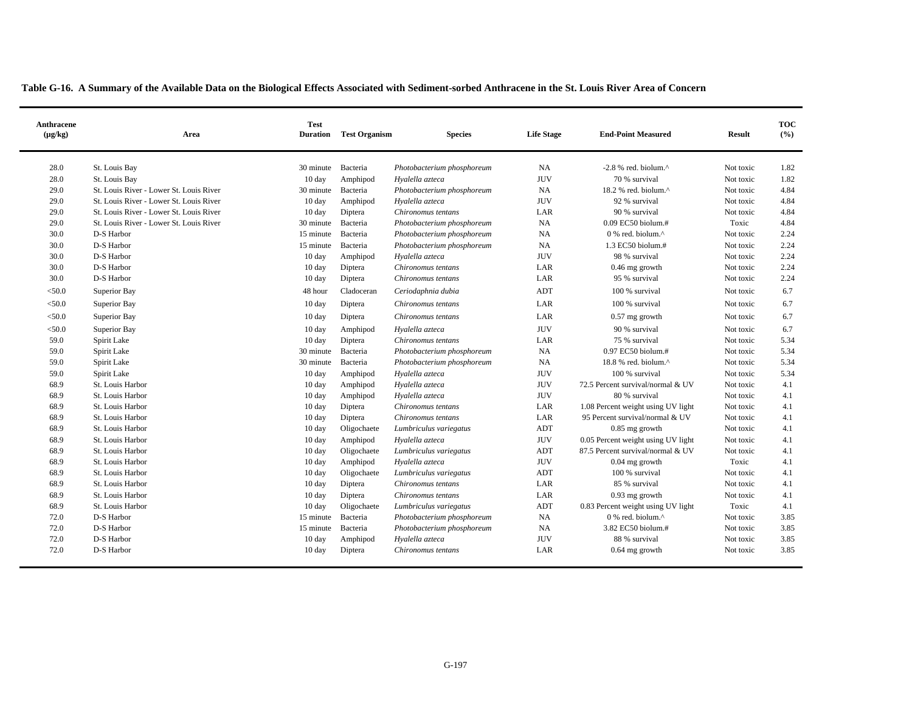**Table G-16. A Summary of the Available Data on the Biological Effects Associated with Sediment-sorbed Anthracene in the St. Louis River Area of Concern**

| Anthracene (µg/kg) | Area | Test Duration | Test Organism | Species | Life Stage | End-Point Measured | Result | TOC (%) |
|---|---|---|---|---|---|---|---|---|
| 28.0 | St. Louis Bay | 30 minute | Bacteria | *Photobacterium phosphoreum* | NA | -2.8 % red. biolum.^ | Not toxic | 1.82 |
| 28.0 | St. Louis Bay | 10 day | Amphipod | *Hyalella azteca* | JUV | 70 % survival | Not toxic | 1.82 |
| 29.0 | St. Louis River - Lower St. Louis River | 30 minute | Bacteria | *Photobacterium phosphoreum* | NA | 18.2 % red. biolum.^ | Not toxic | 4.84 |
| 29.0 | St. Louis River - Lower St. Louis River | 10 day | Amphipod | *Hyalella azteca* | JUV | 92 % survival | Not toxic | 4.84 |
| 29.0 | St. Louis River - Lower St. Louis River | 10 day | Diptera | *Chironomus tentans* | LAR | 90 % survival | Not toxic | 4.84 |
| 29.0 | St. Louis River - Lower St. Louis River | 30 minute | Bacteria | *Photobacterium phosphoreum* | NA | 0.09 EC50 biolum.# | Toxic | 4.84 |
| 30.0 | D-S Harbor | 15 minute | Bacteria | *Photobacterium phosphoreum* | NA | 0 % red. biolum.^ | Not toxic | 2.24 |
| 30.0 | D-S Harbor | 15 minute | Bacteria | *Photobacterium phosphoreum* | NA | 1.3 EC50 biolum.# | Not toxic | 2.24 |
| 30.0 | D-S Harbor | 10 day | Amphipod | *Hyalella azteca* | JUV | 98 % survival | Not toxic | 2.24 |
| 30.0 | D-S Harbor | 10 day | Diptera | *Chironomus tentans* | LAR | 0.46 mg growth | Not toxic | 2.24 |
| 30.0 | D-S Harbor | 10 day | Diptera | *Chironomus tentans* | LAR | 95 % survival | Not toxic | 2.24 |
| <50.0 | Superior Bay | 48 hour | Cladoceran | *Ceriodaphnia dubia* | ADT | 100 % survival | Not toxic | 6.7 |
| <50.0 | Superior Bay | 10 day | Diptera | *Chironomus tentans* | LAR | 100 % survival | Not toxic | 6.7 |
| <50.0 | Superior Bay | 10 day | Diptera | *Chironomus tentans* | LAR | 0.57 mg growth | Not toxic | 6.7 |
| <50.0 | Superior Bay | 10 day | Amphipod | *Hyalella azteca* | JUV | 90 % survival | Not toxic | 6.7 |
| 59.0 | Spirit Lake | 10 day | Diptera | *Chironomus tentans* | LAR | 75 % survival | Not toxic | 5.34 |
| 59.0 | Spirit Lake | 30 minute | Bacteria | *Photobacterium phosphoreum* | NA | 0.97 EC50 biolum.# | Not toxic | 5.34 |
| 59.0 | Spirit Lake | 30 minute | Bacteria | *Photobacterium phosphoreum* | NA | 18.8 % red. biolum.^ | Not toxic | 5.34 |
| 59.0 | Spirit Lake | 10 day | Amphipod | *Hyalella azteca* | JUV | 100 % survival | Not toxic | 5.34 |
| 68.9 | St. Louis Harbor | 10 day | Amphipod | *Hyalella azteca* | JUV | 72.5 Percent survival/normal & UV | Not toxic | 4.1 |
| 68.9 | St. Louis Harbor | 10 day | Amphipod | *Hyalella azteca* | JUV | 80 % survival | Not toxic | 4.1 |
| 68.9 | St. Louis Harbor | 10 day | Diptera | *Chironomus tentans* | LAR | 1.08 Percent weight using UV light | Not toxic | 4.1 |
| 68.9 | St. Louis Harbor | 10 day | Diptera | *Chironomus tentans* | LAR | 95 Percent survival/normal & UV | Not toxic | 4.1 |
| 68.9 | St. Louis Harbor | 10 day | Oligochaete | *Lumbriculus variegatus* | ADT | 0.85 mg growth | Not toxic | 4.1 |
| 68.9 | St. Louis Harbor | 10 day | Amphipod | *Hyalella azteca* | JUV | 0.05 Percent weight using UV light | Not toxic | 4.1 |
| 68.9 | St. Louis Harbor | 10 day | Oligochaete | *Lumbriculus variegatus* | ADT | 87.5 Percent survival/normal & UV | Not toxic | 4.1 |
| 68.9 | St. Louis Harbor | 10 day | Amphipod | *Hyalella azteca* | JUV | 0.04 mg growth | Toxic | 4.1 |
| 68.9 | St. Louis Harbor | 10 day | Oligochaete | *Lumbriculus variegatus* | ADT | 100 % survival | Not toxic | 4.1 |
| 68.9 | St. Louis Harbor | 10 day | Diptera | *Chironomus tentans* | LAR | 85 % survival | Not toxic | 4.1 |
| 68.9 | St. Louis Harbor | 10 day | Diptera | *Chironomus tentans* | LAR | 0.93 mg growth | Not toxic | 4.1 |
| 68.9 | St. Louis Harbor | 10 day | Oligochaete | *Lumbriculus variegatus* | ADT | 0.83 Percent weight using UV light | Toxic | 4.1 |
| 72.0 | D-S Harbor | 15 minute | Bacteria | *Photobacterium phosphoreum* | NA | 0 % red. biolum.^ | Not toxic | 3.85 |
| 72.0 | D-S Harbor | 15 minute | Bacteria | *Photobacterium phosphoreum* | NA | 3.82 EC50 biolum.# | Not toxic | 3.85 |
| 72.0 | D-S Harbor | 10 day | Amphipod | *Hyalella azteca* | JUV | 88 % survival | Not toxic | 3.85 |
| 72.0 | D-S Harbor | 10 day | Diptera | *Chironomus tentans* | LAR | 0.64 mg growth | Not toxic | 3.85 |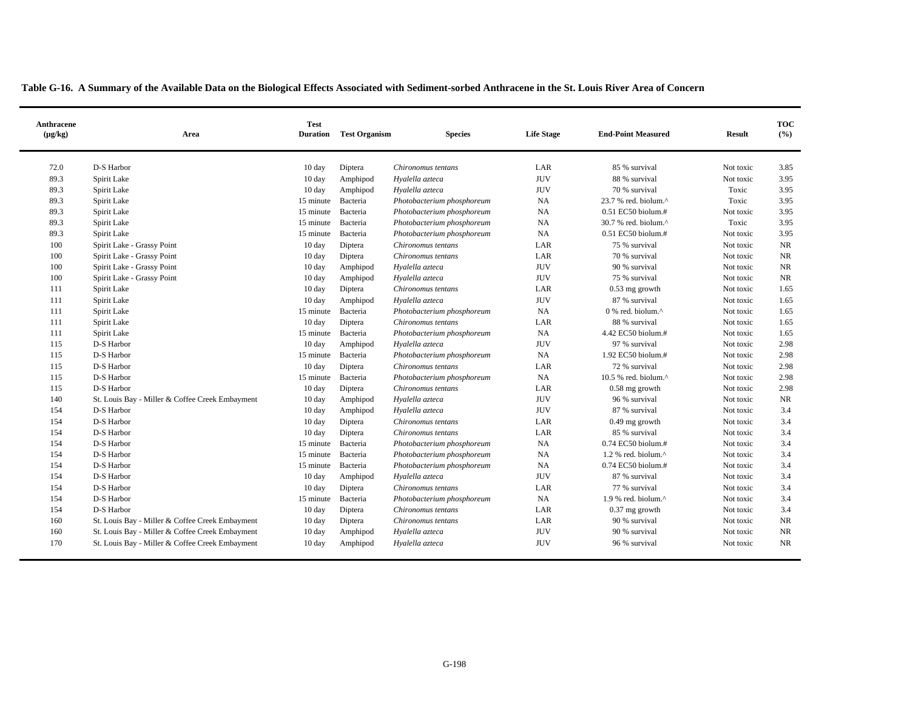**Table G-16. A Summary of the Available Data on the Biological Effects Associated with Sediment-sorbed Anthracene in the St. Louis River Area of Concern**

| Anthracene (µg/kg) | Area | Test Duration | Test Organism | Species | Life Stage | End-Point Measured | Result | TOC (%) |
|---|---|---|---|---|---|---|---|---|
| 72.0 | D-S Harbor | 10 day | Diptera | *Chironomus tentans* | LAR | 85 % survival | Not toxic | 3.85 |
| 89.3 | Spirit Lake | 10 day | Amphipod | *Hyalella azteca* | JUV | 88 % survival | Not toxic | 3.95 |
| 89.3 | Spirit Lake | 10 day | Amphipod | *Hyalella azteca* | JUV | 70 % survival | Toxic | 3.95 |
| 89.3 | Spirit Lake | 15 minute | Bacteria | *Photobacterium phosphoreum* | NA | 23.7 % red. biolum.^ | Toxic | 3.95 |
| 89.3 | Spirit Lake | 15 minute | Bacteria | *Photobacterium phosphoreum* | NA | 0.51 EC50 biolum.# | Not toxic | 3.95 |
| 89.3 | Spirit Lake | 15 minute | Bacteria | *Photobacterium phosphoreum* | NA | 30.7 % red. biolum.^ | Toxic | 3.95 |
| 89.3 | Spirit Lake | 15 minute | Bacteria | *Photobacterium phosphoreum* | NA | 0.51 EC50 biolum.# | Not toxic | 3.95 |
| 100 | Spirit Lake - Grassy Point | 10 day | Diptera | *Chironomus tentans* | LAR | 75 % survival | Not toxic | NR |
| 100 | Spirit Lake - Grassy Point | 10 day | Diptera | *Chironomus tentans* | LAR | 70 % survival | Not toxic | NR |
| 100 | Spirit Lake - Grassy Point | 10 day | Amphipod | *Hyalella azteca* | JUV | 90 % survival | Not toxic | NR |
| 100 | Spirit Lake - Grassy Point | 10 day | Amphipod | *Hyalella azteca* | JUV | 75 % survival | Not toxic | NR |
| 111 | Spirit Lake | 10 day | Diptera | *Chironomus tentans* | LAR | 0.53 mg growth | Not toxic | 1.65 |
| 111 | Spirit Lake | 10 day | Amphipod | *Hyalella azteca* | JUV | 87 % survival | Not toxic | 1.65 |
| 111 | Spirit Lake | 15 minute | Bacteria | *Photobacterium phosphoreum* | NA | 0 % red. biolum.^ | Not toxic | 1.65 |
| 111 | Spirit Lake | 10 day | Diptera | *Chironomus tentans* | LAR | 88 % survival | Not toxic | 1.65 |
| 111 | Spirit Lake | 15 minute | Bacteria | *Photobacterium phosphoreum* | NA | 4.42 EC50 biolum.# | Not toxic | 1.65 |
| 115 | D-S Harbor | 10 day | Amphipod | *Hyalella azteca* | JUV | 97 % survival | Not toxic | 2.98 |
| 115 | D-S Harbor | 15 minute | Bacteria | *Photobacterium phosphoreum* | NA | 1.92 EC50 biolum.# | Not toxic | 2.98 |
| 115 | D-S Harbor | 10 day | Diptera | *Chironomus tentans* | LAR | 72 % survival | Not toxic | 2.98 |
| 115 | D-S Harbor | 15 minute | Bacteria | *Photobacterium phosphoreum* | NA | 10.5 % red. biolum.^ | Not toxic | 2.98 |
| 115 | D-S Harbor | 10 day | Diptera | *Chironomus tentans* | LAR | 0.58 mg growth | Not toxic | 2.98 |
| 140 | St. Louis Bay - Miller & Coffee Creek Embayment | 10 day | Amphipod | *Hyalella azteca* | JUV | 96 % survival | Not toxic | NR |
| 154 | D-S Harbor | 10 day | Amphipod | *Hyalella azteca* | JUV | 87 % survival | Not toxic | 3.4 |
| 154 | D-S Harbor | 10 day | Diptera | *Chironomus tentans* | LAR | 0.49 mg growth | Not toxic | 3.4 |
| 154 | D-S Harbor | 10 day | Diptera | *Chironomus tentans* | LAR | 85 % survival | Not toxic | 3.4 |
| 154 | D-S Harbor | 15 minute | Bacteria | *Photobacterium phosphoreum* | NA | 0.74 EC50 biolum.# | Not toxic | 3.4 |
| 154 | D-S Harbor | 15 minute | Bacteria | *Photobacterium phosphoreum* | NA | 1.2 % red. biolum.^ | Not toxic | 3.4 |
| 154 | D-S Harbor | 15 minute | Bacteria | *Photobacterium phosphoreum* | NA | 0.74 EC50 biolum.# | Not toxic | 3.4 |
| 154 | D-S Harbor | 10 day | Amphipod | *Hyalella azteca* | JUV | 87 % survival | Not toxic | 3.4 |
| 154 | D-S Harbor | 10 day | Diptera | *Chironomus tentans* | LAR | 77 % survival | Not toxic | 3.4 |
| 154 | D-S Harbor | 15 minute | Bacteria | *Photobacterium phosphoreum* | NA | 1.9 % red. biolum.^ | Not toxic | 3.4 |
| 154 | D-S Harbor | 10 day | Diptera | *Chironomus tentans* | LAR | 0.37 mg growth | Not toxic | 3.4 |
| 160 | St. Louis Bay - Miller & Coffee Creek Embayment | 10 day | Diptera | *Chironomus tentans* | LAR | 90 % survival | Not toxic | NR |
| 160 | St. Louis Bay - Miller & Coffee Creek Embayment | 10 day | Amphipod | *Hyalella azteca* | JUV | 90 % survival | Not toxic | NR |
| 170 | St. Louis Bay - Miller & Coffee Creek Embayment | 10 day | Amphipod | *Hyalella azteca* | JUV | 96 % survival | Not toxic | NR |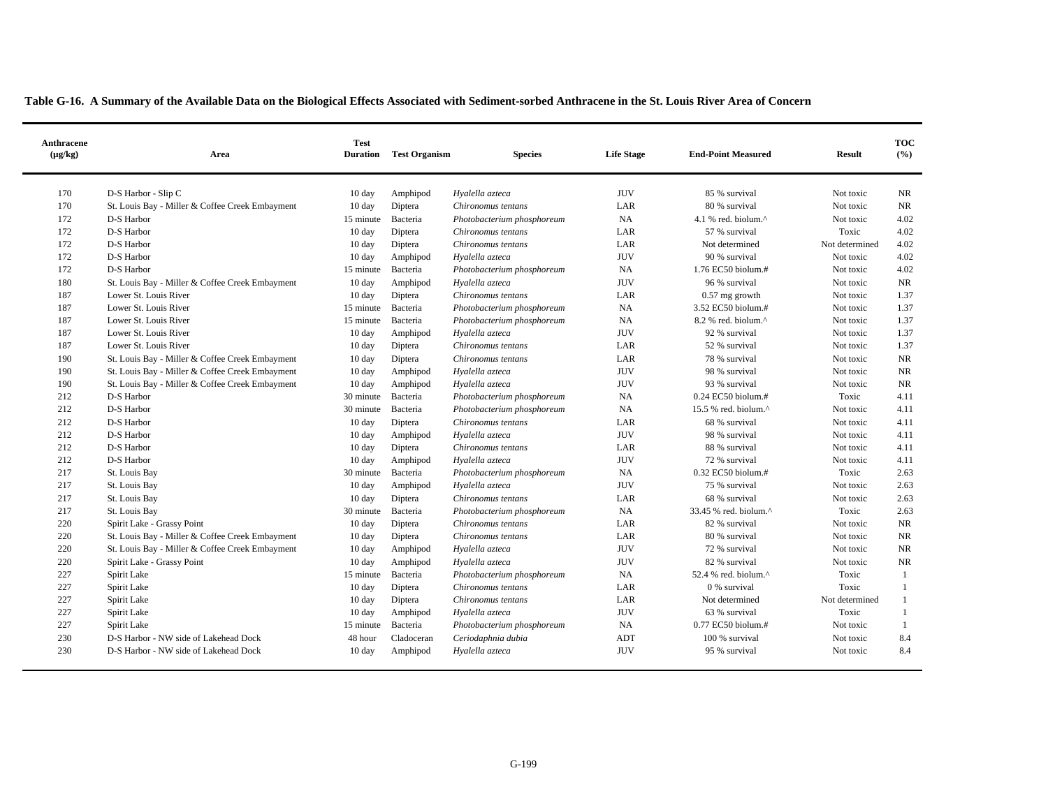**Table G-16. A Summary of the Available Data on the Biological Effects Associated with Sediment-sorbed Anthracene in the St. Louis River Area of Concern**

| Anthracene (µg/kg) | Area | Test Duration | Test Organism | Species | Life Stage | End-Point Measured | Result | TOC (%) |
|---|---|---|---|---|---|---|---|---|
| 170 | D-S Harbor - Slip C | 10 day | Amphipod | *Hyalella azteca* | JUV | 85 % survival | Not toxic | NR |
| 170 | St. Louis Bay - Miller & Coffee Creek Embayment | 10 day | Diptera | *Chironomus tentans* | LAR | 80 % survival | Not toxic | NR |
| 172 | D-S Harbor | 15 minute | Bacteria | *Photobacterium phosphoreum* | NA | 4.1 % red. biolum.^ | Not toxic | 4.02 |
| 172 | D-S Harbor | 10 day | Diptera | *Chironomus tentans* | LAR | 57 % survival | Toxic | 4.02 |
| 172 | D-S Harbor | 10 day | Diptera | *Chironomus tentans* | LAR | Not determined | Not determined | 4.02 |
| 172 | D-S Harbor | 10 day | Amphipod | *Hyalella azteca* | JUV | 90 % survival | Not toxic | 4.02 |
| 172 | D-S Harbor | 15 minute | Bacteria | *Photobacterium phosphoreum* | NA | 1.76 EC50 biolum.# | Not toxic | 4.02 |
| 180 | St. Louis Bay - Miller & Coffee Creek Embayment | 10 day | Amphipod | *Hyalella azteca* | JUV | 96 % survival | Not toxic | NR |
| 187 | Lower St. Louis River | 10 day | Diptera | *Chironomus tentans* | LAR | 0.57 mg growth | Not toxic | 1.37 |
| 187 | Lower St. Louis River | 15 minute | Bacteria | *Photobacterium phosphoreum* | NA | 3.52 EC50 biolum.# | Not toxic | 1.37 |
| 187 | Lower St. Louis River | 15 minute | Bacteria | *Photobacterium phosphoreum* | NA | 8.2 % red. biolum.^ | Not toxic | 1.37 |
| 187 | Lower St. Louis River | 10 day | Amphipod | *Hyalella azteca* | JUV | 92 % survival | Not toxic | 1.37 |
| 187 | Lower St. Louis River | 10 day | Diptera | *Chironomus tentans* | LAR | 52 % survival | Not toxic | 1.37 |
| 190 | St. Louis Bay - Miller & Coffee Creek Embayment | 10 day | Diptera | *Chironomus tentans* | LAR | 78 % survival | Not toxic | NR |
| 190 | St. Louis Bay - Miller & Coffee Creek Embayment | 10 day | Amphipod | *Hyalella azteca* | JUV | 98 % survival | Not toxic | NR |
| 190 | St. Louis Bay - Miller & Coffee Creek Embayment | 10 day | Amphipod | *Hyalella azteca* | JUV | 93 % survival | Not toxic | NR |
| 212 | D-S Harbor | 30 minute | Bacteria | *Photobacterium phosphoreum* | NA | 0.24 EC50 biolum.# | Toxic | 4.11 |
| 212 | D-S Harbor | 30 minute | Bacteria | *Photobacterium phosphoreum* | NA | 15.5 % red. biolum.^ | Not toxic | 4.11 |
| 212 | D-S Harbor | 10 day | Diptera | *Chironomus tentans* | LAR | 68 % survival | Not toxic | 4.11 |
| 212 | D-S Harbor | 10 day | Amphipod | *Hyalella azteca* | JUV | 98 % survival | Not toxic | 4.11 |
| 212 | D-S Harbor | 10 day | Diptera | *Chironomus tentans* | LAR | 88 % survival | Not toxic | 4.11 |
| 212 | D-S Harbor | 10 day | Amphipod | *Hyalella azteca* | JUV | 72 % survival | Not toxic | 4.11 |
| 217 | St. Louis Bay | 30 minute | Bacteria | *Photobacterium phosphoreum* | NA | 0.32 EC50 biolum.# | Toxic | 2.63 |
| 217 | St. Louis Bay | 10 day | Amphipod | *Hyalella azteca* | JUV | 75 % survival | Not toxic | 2.63 |
| 217 | St. Louis Bay | 10 day | Diptera | *Chironomus tentans* | LAR | 68 % survival | Not toxic | 2.63 |
| 217 | St. Louis Bay | 30 minute | Bacteria | *Photobacterium phosphoreum* | NA | 33.45 % red. biolum.^ | Toxic | 2.63 |
| 220 | Spirit Lake - Grassy Point | 10 day | Diptera | *Chironomus tentans* | LAR | 82 % survival | Not toxic | NR |
| 220 | St. Louis Bay - Miller & Coffee Creek Embayment | 10 day | Diptera | *Chironomus tentans* | LAR | 80 % survival | Not toxic | NR |
| 220 | St. Louis Bay - Miller & Coffee Creek Embayment | 10 day | Amphipod | *Hyalella azteca* | JUV | 72 % survival | Not toxic | NR |
| 220 | Spirit Lake - Grassy Point | 10 day | Amphipod | *Hyalella azteca* | JUV | 82 % survival | Not toxic | NR |
| 227 | Spirit Lake | 15 minute | Bacteria | *Photobacterium phosphoreum* | NA | 52.4 % red. biolum.^ | Toxic | 1 |
| 227 | Spirit Lake | 10 day | Diptera | *Chironomus tentans* | LAR | 0 % survival | Toxic | 1 |
| 227 | Spirit Lake | 10 day | Diptera | *Chironomus tentans* | LAR | Not determined | Not determined | 1 |
| 227 | Spirit Lake | 10 day | Amphipod | *Hyalella azteca* | JUV | 63 % survival | Toxic | 1 |
| 227 | Spirit Lake | 15 minute | Bacteria | *Photobacterium phosphoreum* | NA | 0.77 EC50 biolum.# | Not toxic | 1 |
| 230 | D-S Harbor - NW side of Lakehead Dock | 48 hour | Cladoceran | *Ceriodaphnia dubia* | ADT | 100 % survival | Not toxic | 8.4 |
| 230 | D-S Harbor - NW side of Lakehead Dock | 10 day | Amphipod | *Hyalella azteca* | JUV | 95 % survival | Not toxic | 8.4 |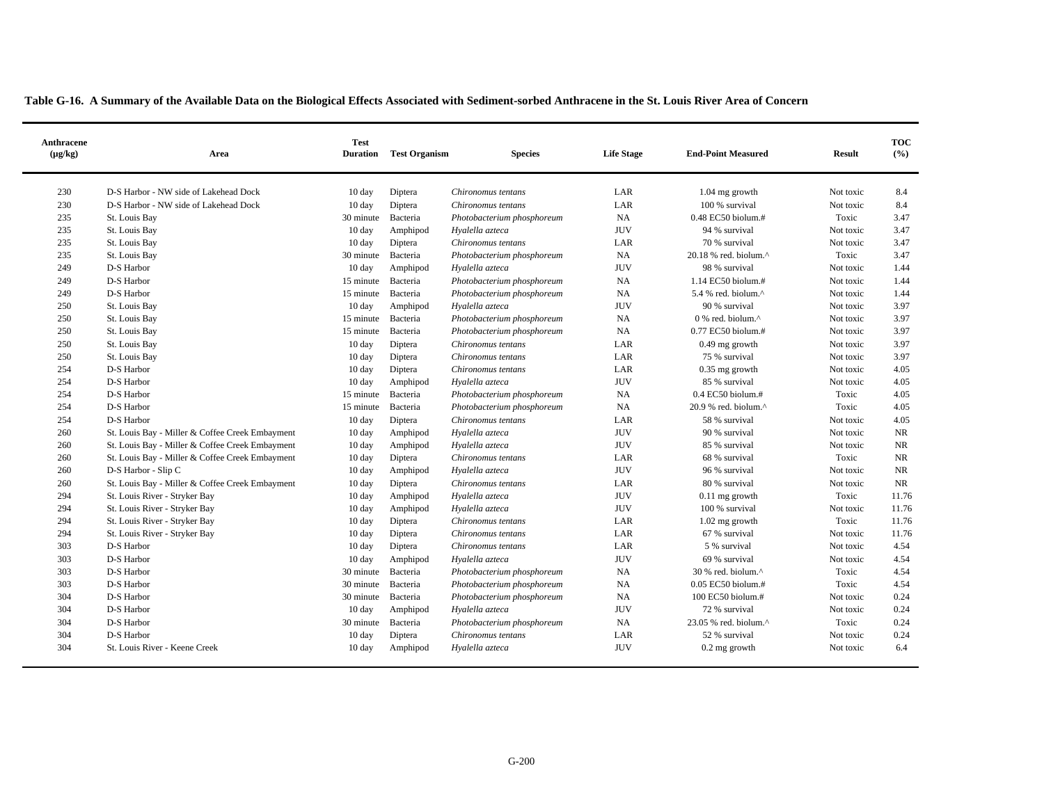**Table G-16. A Summary of the Available Data on the Biological Effects Associated with Sediment-sorbed Anthracene in the St. Louis River Area of Concern**

| Anthracene (µg/kg) | Area | Test Duration | Test Organism | Species | Life Stage | End-Point Measured | Result | TOC (%) |
|---|---|---|---|---|---|---|---|---|
| 230 | D-S Harbor - NW side of Lakehead Dock | 10 day | Diptera | *Chironomus tentans* | LAR | 1.04 mg growth | Not toxic | 8.4 |
| 230 | D-S Harbor - NW side of Lakehead Dock | 10 day | Diptera | *Chironomus tentans* | LAR | 100 % survival | Not toxic | 8.4 |
| 235 | St. Louis Bay | 30 minute | Bacteria | *Photobacterium phosphoreum* | NA | 0.48 EC50 biolum.# | Toxic | 3.47 |
| 235 | St. Louis Bay | 10 day | Amphipod | *Hyalella azteca* | JUV | 94 % survival | Not toxic | 3.47 |
| 235 | St. Louis Bay | 10 day | Diptera | *Chironomus tentans* | LAR | 70 % survival | Not toxic | 3.47 |
| 235 | St. Louis Bay | 30 minute | Bacteria | *Photobacterium phosphoreum* | NA | 20.18 % red. biolum.^ | Toxic | 3.47 |
| 249 | D-S Harbor | 10 day | Amphipod | *Hyalella azteca* | JUV | 98 % survival | Not toxic | 1.44 |
| 249 | D-S Harbor | 15 minute | Bacteria | *Photobacterium phosphoreum* | NA | 1.14 EC50 biolum.# | Not toxic | 1.44 |
| 249 | D-S Harbor | 15 minute | Bacteria | *Photobacterium phosphoreum* | NA | 5.4 % red. biolum.^ | Not toxic | 1.44 |
| 250 | St. Louis Bay | 10 day | Amphipod | *Hyalella azteca* | JUV | 90 % survival | Not toxic | 3.97 |
| 250 | St. Louis Bay | 15 minute | Bacteria | *Photobacterium phosphoreum* | NA | 0 % red. biolum.^ | Not toxic | 3.97 |
| 250 | St. Louis Bay | 15 minute | Bacteria | *Photobacterium phosphoreum* | NA | 0.77 EC50 biolum.# | Not toxic | 3.97 |
| 250 | St. Louis Bay | 10 day | Diptera | *Chironomus tentans* | LAR | 0.49 mg growth | Not toxic | 3.97 |
| 250 | St. Louis Bay | 10 day | Diptera | *Chironomus tentans* | LAR | 75 % survival | Not toxic | 3.97 |
| 254 | D-S Harbor | 10 day | Diptera | *Chironomus tentans* | LAR | 0.35 mg growth | Not toxic | 4.05 |
| 254 | D-S Harbor | 10 day | Amphipod | *Hyalella azteca* | JUV | 85 % survival | Not toxic | 4.05 |
| 254 | D-S Harbor | 15 minute | Bacteria | *Photobacterium phosphoreum* | NA | 0.4 EC50 biolum.# | Toxic | 4.05 |
| 254 | D-S Harbor | 15 minute | Bacteria | *Photobacterium phosphoreum* | NA | 20.9 % red. biolum.^ | Toxic | 4.05 |
| 254 | D-S Harbor | 10 day | Diptera | *Chironomus tentans* | LAR | 58 % survival | Not toxic | 4.05 |
| 260 | St. Louis Bay - Miller & Coffee Creek Embayment | 10 day | Amphipod | *Hyalella azteca* | JUV | 90 % survival | Not toxic | NR |
| 260 | St. Louis Bay - Miller & Coffee Creek Embayment | 10 day | Amphipod | *Hyalella azteca* | JUV | 85 % survival | Not toxic | NR |
| 260 | St. Louis Bay - Miller & Coffee Creek Embayment | 10 day | Diptera | *Chironomus tentans* | LAR | 68 % survival | Toxic | NR |
| 260 | D-S Harbor - Slip C | 10 day | Amphipod | *Hyalella azteca* | JUV | 96 % survival | Not toxic | NR |
| 260 | St. Louis Bay - Miller & Coffee Creek Embayment | 10 day | Diptera | *Chironomus tentans* | LAR | 80 % survival | Not toxic | NR |
| 294 | St. Louis River - Stryker Bay | 10 day | Amphipod | *Hyalella azteca* | JUV | 0.11 mg growth | Toxic | 11.76 |
| 294 | St. Louis River - Stryker Bay | 10 day | Amphipod | *Hyalella azteca* | JUV | 100 % survival | Not toxic | 11.76 |
| 294 | St. Louis River - Stryker Bay | 10 day | Diptera | *Chironomus tentans* | LAR | 1.02 mg growth | Toxic | 11.76 |
| 294 | St. Louis River - Stryker Bay | 10 day | Diptera | *Chironomus tentans* | LAR | 67 % survival | Not toxic | 11.76 |
| 303 | D-S Harbor | 10 day | Diptera | *Chironomus tentans* | LAR | 5 % survival | Not toxic | 4.54 |
| 303 | D-S Harbor | 10 day | Amphipod | *Hyalella azteca* | JUV | 69 % survival | Not toxic | 4.54 |
| 303 | D-S Harbor | 30 minute | Bacteria | *Photobacterium phosphoreum* | NA | 30 % red. biolum.^ | Toxic | 4.54 |
| 303 | D-S Harbor | 30 minute | Bacteria | *Photobacterium phosphoreum* | NA | 0.05 EC50 biolum.# | Toxic | 4.54 |
| 304 | D-S Harbor | 30 minute | Bacteria | *Photobacterium phosphoreum* | NA | 100 EC50 biolum.# | Not toxic | 0.24 |
| 304 | D-S Harbor | 10 day | Amphipod | *Hyalella azteca* | JUV | 72 % survival | Not toxic | 0.24 |
| 304 | D-S Harbor | 30 minute | Bacteria | *Photobacterium phosphoreum* | NA | 23.05 % red. biolum.^ | Toxic | 0.24 |
| 304 | D-S Harbor | 10 day | Diptera | *Chironomus tentans* | LAR | 52 % survival | Not toxic | 0.24 |
| 304 | St. Louis River - Keene Creek | 10 day | Amphipod | *Hyalella azteca* | JUV | 0.2 mg growth | Not toxic | 6.4 |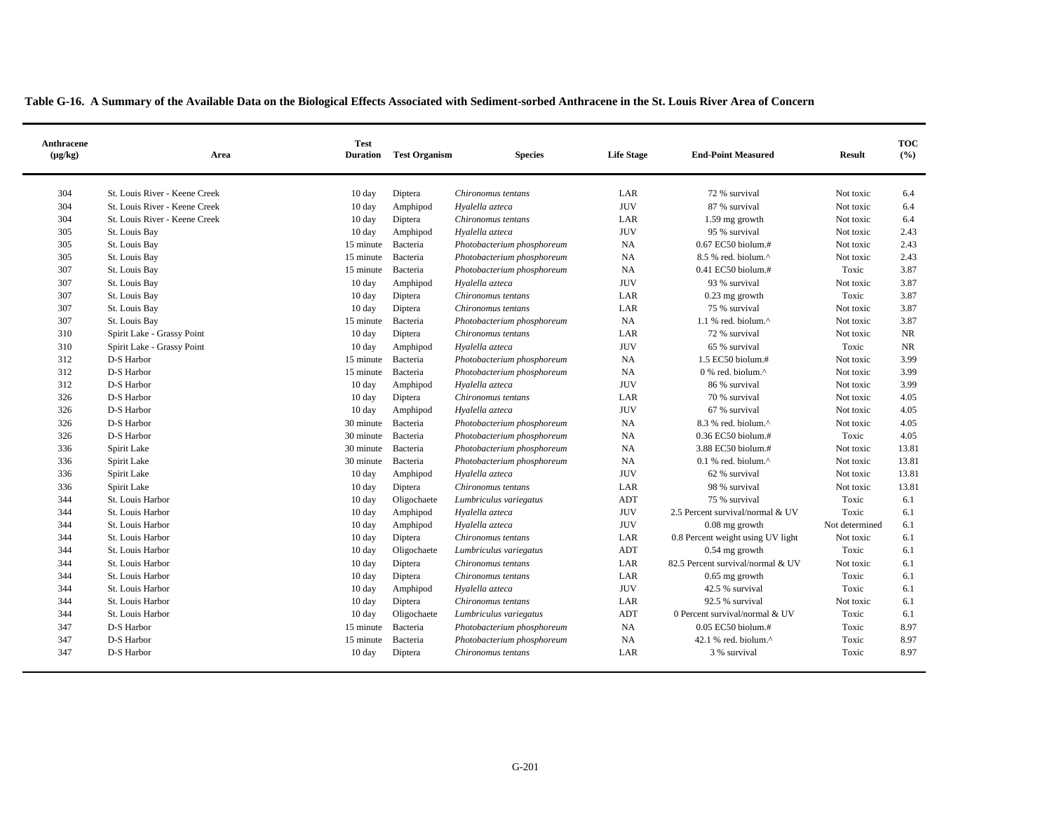**Table G-16. A Summary of the Available Data on the Biological Effects Associated with Sediment-sorbed Anthracene in the St. Louis River Area of Concern**

| Anthracene (µg/kg) | Area | Test Duration | Test Organism | Species | Life Stage | End-Point Measured | Result | TOC (%) |
|---|---|---|---|---|---|---|---|---|
| 304 | St. Louis River - Keene Creek | 10 day | Diptera | *Chironomus tentans* | LAR | 72 % survival | Not toxic | 6.4 |
| 304 | St. Louis River - Keene Creek | 10 day | Amphipod | *Hyalella azteca* | JUV | 87 % survival | Not toxic | 6.4 |
| 304 | St. Louis River - Keene Creek | 10 day | Diptera | *Chironomus tentans* | LAR | 1.59 mg growth | Not toxic | 6.4 |
| 305 | St. Louis Bay | 10 day | Amphipod | *Hyalella azteca* | JUV | 95 % survival | Not toxic | 2.43 |
| 305 | St. Louis Bay | 15 minute | Bacteria | *Photobacterium phosphoreum* | NA | 0.67 EC50 biolum.# | Not toxic | 2.43 |
| 305 | St. Louis Bay | 15 minute | Bacteria | *Photobacterium phosphoreum* | NA | 8.5 % red. biolum.^ | Not toxic | 2.43 |
| 307 | St. Louis Bay | 15 minute | Bacteria | *Photobacterium phosphoreum* | NA | 0.41 EC50 biolum.# | Toxic | 3.87 |
| 307 | St. Louis Bay | 10 day | Amphipod | *Hyalella azteca* | JUV | 93 % survival | Not toxic | 3.87 |
| 307 | St. Louis Bay | 10 day | Diptera | *Chironomus tentans* | LAR | 0.23 mg growth | Toxic | 3.87 |
| 307 | St. Louis Bay | 10 day | Diptera | *Chironomus tentans* | LAR | 75 % survival | Not toxic | 3.87 |
| 307 | St. Louis Bay | 15 minute | Bacteria | *Photobacterium phosphoreum* | NA | 1.1 % red. biolum.^ | Not toxic | 3.87 |
| 310 | Spirit Lake - Grassy Point | 10 day | Diptera | *Chironomus tentans* | LAR | 72 % survival | Not toxic | NR |
| 310 | Spirit Lake - Grassy Point | 10 day | Amphipod | *Hyalella azteca* | JUV | 65 % survival | Toxic | NR |
| 312 | D-S Harbor | 15 minute | Bacteria | *Photobacterium phosphoreum* | NA | 1.5 EC50 biolum.# | Not toxic | 3.99 |
| 312 | D-S Harbor | 15 minute | Bacteria | *Photobacterium phosphoreum* | NA | 0 % red. biolum.^ | Not toxic | 3.99 |
| 312 | D-S Harbor | 10 day | Amphipod | *Hyalella azteca* | JUV | 86 % survival | Not toxic | 3.99 |
| 326 | D-S Harbor | 10 day | Diptera | *Chironomus tentans* | LAR | 70 % survival | Not toxic | 4.05 |
| 326 | D-S Harbor | 10 day | Amphipod | *Hyalella azteca* | JUV | 67 % survival | Not toxic | 4.05 |
| 326 | D-S Harbor | 30 minute | Bacteria | *Photobacterium phosphoreum* | NA | 8.3 % red. biolum.^ | Not toxic | 4.05 |
| 326 | D-S Harbor | 30 minute | Bacteria | *Photobacterium phosphoreum* | NA | 0.36 EC50 biolum.# | Toxic | 4.05 |
| 336 | Spirit Lake | 30 minute | Bacteria | *Photobacterium phosphoreum* | NA | 3.88 EC50 biolum.# | Not toxic | 13.81 |
| 336 | Spirit Lake | 30 minute | Bacteria | *Photobacterium phosphoreum* | NA | 0.1 % red. biolum.^ | Not toxic | 13.81 |
| 336 | Spirit Lake | 10 day | Amphipod | *Hyalella azteca* | JUV | 62 % survival | Not toxic | 13.81 |
| 336 | Spirit Lake | 10 day | Diptera | *Chironomus tentans* | LAR | 98 % survival | Not toxic | 13.81 |
| 344 | St. Louis Harbor | 10 day | Oligochaete | *Lumbriculus variegatus* | ADT | 75 % survival | Toxic | 6.1 |
| 344 | St. Louis Harbor | 10 day | Amphipod | *Hyalella azteca* | JUV | 2.5 Percent survival/normal & UV | Toxic | 6.1 |
| 344 | St. Louis Harbor | 10 day | Amphipod | *Hyalella azteca* | JUV | 0.08 mg growth | Not determined | 6.1 |
| 344 | St. Louis Harbor | 10 day | Diptera | *Chironomus tentans* | LAR | 0.8 Percent weight using UV light | Not toxic | 6.1 |
| 344 | St. Louis Harbor | 10 day | Oligochaete | *Lumbriculus variegatus* | ADT | 0.54 mg growth | Toxic | 6.1 |
| 344 | St. Louis Harbor | 10 day | Diptera | *Chironomus tentans* | LAR | 82.5 Percent survival/normal & UV | Not toxic | 6.1 |
| 344 | St. Louis Harbor | 10 day | Diptera | *Chironomus tentans* | LAR | 0.65 mg growth | Toxic | 6.1 |
| 344 | St. Louis Harbor | 10 day | Amphipod | *Hyalella azteca* | JUV | 42.5 % survival | Toxic | 6.1 |
| 344 | St. Louis Harbor | 10 day | Diptera | *Chironomus tentans* | LAR | 92.5 % survival | Not toxic | 6.1 |
| 344 | St. Louis Harbor | 10 day | Oligochaete | *Lumbriculus variegatus* | ADT | 0 Percent survival/normal & UV | Toxic | 6.1 |
| 347 | D-S Harbor | 15 minute | Bacteria | *Photobacterium phosphoreum* | NA | 0.05 EC50 biolum.# | Toxic | 8.97 |
| 347 | D-S Harbor | 15 minute | Bacteria | *Photobacterium phosphoreum* | NA | 42.1 % red. biolum.^ | Toxic | 8.97 |
| 347 | D-S Harbor | 10 day | Diptera | *Chironomus tentans* | LAR | 3 % survival | Toxic | 8.97 |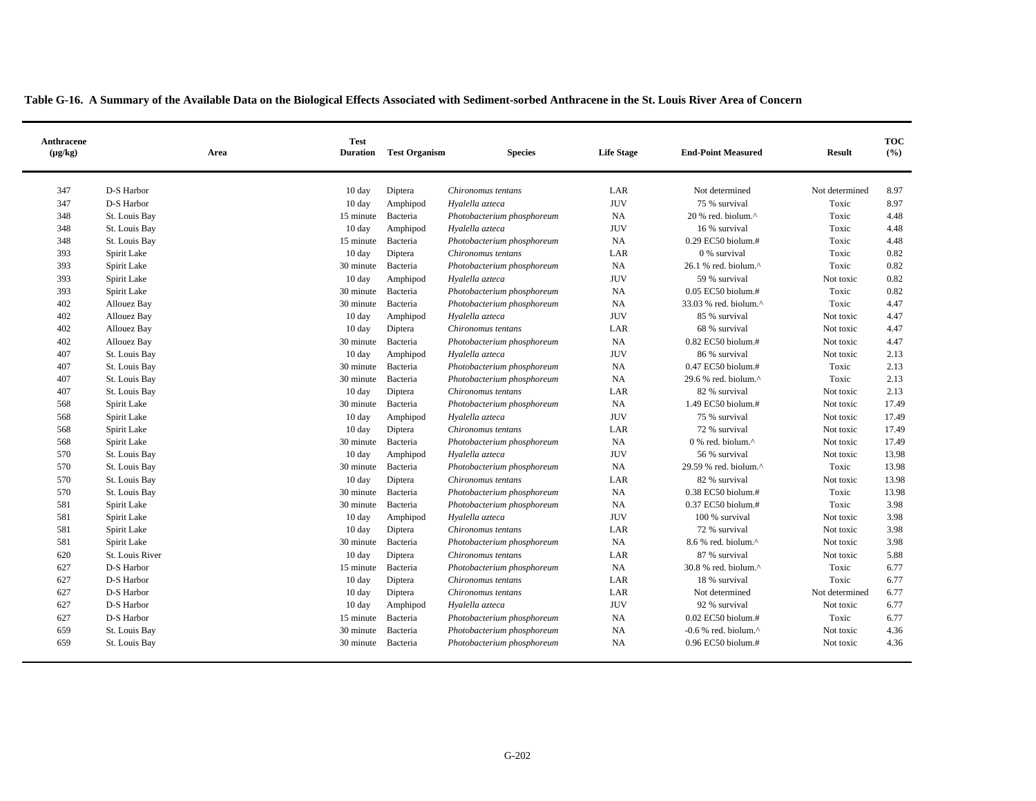**Table G-16. A Summary of the Available Data on the Biological Effects Associated with Sediment-sorbed Anthracene in the St. Louis River Area of Concern**

| Anthracene (µg/kg) | Area | Test Duration | Test Organism | Species | Life Stage | End-Point Measured | Result | TOC (%) |
|---|---|---|---|---|---|---|---|---|
| 347 | D-S Harbor | 10 day | Diptera | *Chironomus tentans* | LAR | Not determined | Not determined | 8.97 |
| 347 | D-S Harbor | 10 day | Amphipod | *Hyalella azteca* | JUV | 75 % survival | Toxic | 8.97 |
| 348 | St. Louis Bay | 15 minute | Bacteria | *Photobacterium phosphoreum* | NA | 20 % red. biolum.^ | Toxic | 4.48 |
| 348 | St. Louis Bay | 10 day | Amphipod | *Hyalella azteca* | JUV | 16 % survival | Toxic | 4.48 |
| 348 | St. Louis Bay | 15 minute | Bacteria | *Photobacterium phosphoreum* | NA | 0.29 EC50 biolum.# | Toxic | 4.48 |
| 393 | Spirit Lake | 10 day | Diptera | *Chironomus tentans* | LAR | 0 % survival | Toxic | 0.82 |
| 393 | Spirit Lake | 30 minute | Bacteria | *Photobacterium phosphoreum* | NA | 26.1 % red. biolum.^ | Toxic | 0.82 |
| 393 | Spirit Lake | 10 day | Amphipod | *Hyalella azteca* | JUV | 59 % survival | Not toxic | 0.82 |
| 393 | Spirit Lake | 30 minute | Bacteria | *Photobacterium phosphoreum* | NA | 0.05 EC50 biolum.# | Toxic | 0.82 |
| 402 | Allouez Bay | 30 minute | Bacteria | *Photobacterium phosphoreum* | NA | 33.03 % red. biolum.^ | Toxic | 4.47 |
| 402 | Allouez Bay | 10 day | Amphipod | *Hyalella azteca* | JUV | 85 % survival | Not toxic | 4.47 |
| 402 | Allouez Bay | 10 day | Diptera | *Chironomus tentans* | LAR | 68 % survival | Not toxic | 4.47 |
| 402 | Allouez Bay | 30 minute | Bacteria | *Photobacterium phosphoreum* | NA | 0.82 EC50 biolum.# | Not toxic | 4.47 |
| 407 | St. Louis Bay | 10 day | Amphipod | *Hyalella azteca* | JUV | 86 % survival | Not toxic | 2.13 |
| 407 | St. Louis Bay | 30 minute | Bacteria | *Photobacterium phosphoreum* | NA | 0.47 EC50 biolum.# | Toxic | 2.13 |
| 407 | St. Louis Bay | 30 minute | Bacteria | *Photobacterium phosphoreum* | NA | 29.6 % red. biolum.^ | Toxic | 2.13 |
| 407 | St. Louis Bay | 10 day | Diptera | *Chironomus tentans* | LAR | 82 % survival | Not toxic | 2.13 |
| 568 | Spirit Lake | 30 minute | Bacteria | *Photobacterium phosphoreum* | NA | 1.49 EC50 biolum.# | Not toxic | 17.49 |
| 568 | Spirit Lake | 10 day | Amphipod | *Hyalella azteca* | JUV | 75 % survival | Not toxic | 17.49 |
| 568 | Spirit Lake | 10 day | Diptera | *Chironomus tentans* | LAR | 72 % survival | Not toxic | 17.49 |
| 568 | Spirit Lake | 30 minute | Bacteria | *Photobacterium phosphoreum* | NA | 0 % red. biolum.^ | Not toxic | 17.49 |
| 570 | St. Louis Bay | 10 day | Amphipod | *Hyalella azteca* | JUV | 56 % survival | Not toxic | 13.98 |
| 570 | St. Louis Bay | 30 minute | Bacteria | *Photobacterium phosphoreum* | NA | 29.59 % red. biolum.^ | Toxic | 13.98 |
| 570 | St. Louis Bay | 10 day | Diptera | *Chironomus tentans* | LAR | 82 % survival | Not toxic | 13.98 |
| 570 | St. Louis Bay | 30 minute | Bacteria | *Photobacterium phosphoreum* | NA | 0.38 EC50 biolum.# | Toxic | 13.98 |
| 581 | Spirit Lake | 30 minute | Bacteria | *Photobacterium phosphoreum* | NA | 0.37 EC50 biolum.# | Toxic | 3.98 |
| 581 | Spirit Lake | 10 day | Amphipod | *Hyalella azteca* | JUV | 100 % survival | Not toxic | 3.98 |
| 581 | Spirit Lake | 10 day | Diptera | *Chironomus tentans* | LAR | 72 % survival | Not toxic | 3.98 |
| 581 | Spirit Lake | 30 minute | Bacteria | *Photobacterium phosphoreum* | NA | 8.6 % red. biolum.^ | Not toxic | 3.98 |
| 620 | St. Louis River | 10 day | Diptera | *Chironomus tentans* | LAR | 87 % survival | Not toxic | 5.88 |
| 627 | D-S Harbor | 15 minute | Bacteria | *Photobacterium phosphoreum* | NA | 30.8 % red. biolum.^ | Toxic | 6.77 |
| 627 | D-S Harbor | 10 day | Diptera | *Chironomus tentans* | LAR | 18 % survival | Toxic | 6.77 |
| 627 | D-S Harbor | 10 day | Diptera | *Chironomus tentans* | LAR | Not determined | Not determined | 6.77 |
| 627 | D-S Harbor | 10 day | Amphipod | *Hyalella azteca* | JUV | 92 % survival | Not toxic | 6.77 |
| 627 | D-S Harbor | 15 minute | Bacteria | *Photobacterium phosphoreum* | NA | 0.02 EC50 biolum.# | Toxic | 6.77 |
| 659 | St. Louis Bay | 30 minute | Bacteria | *Photobacterium phosphoreum* | NA | -0.6 % red. biolum.^ | Not toxic | 4.36 |
| 659 | St. Louis Bay | 30 minute | Bacteria | *Photobacterium phosphoreum* | NA | 0.96 EC50 biolum.# | Not toxic | 4.36 |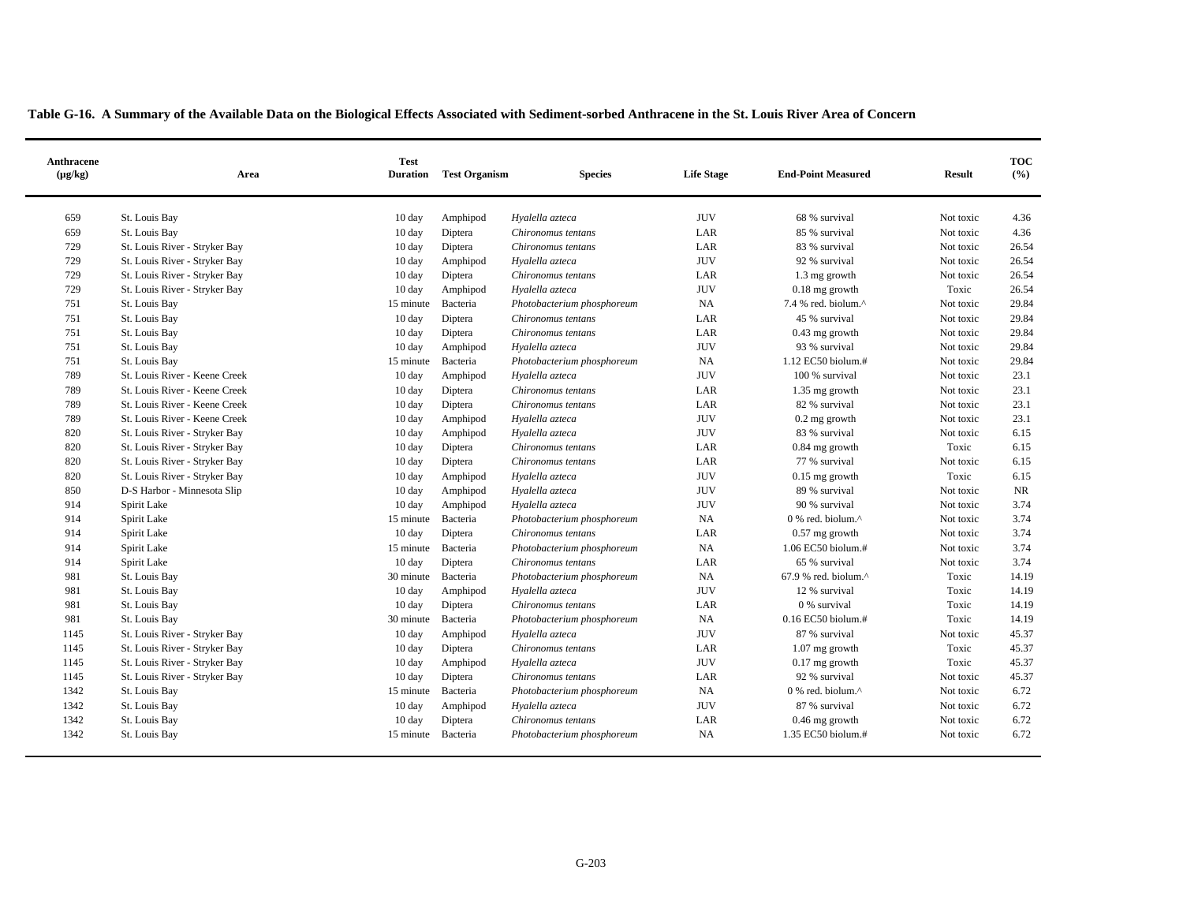**Table G-16. A Summary of the Available Data on the Biological Effects Associated with Sediment-sorbed Anthracene in the St. Louis River Area of Concern**

| Anthracene (µg/kg) | Area | Test Duration | Test Organism | Species | Life Stage | End-Point Measured | Result | TOC (%) |
|---|---|---|---|---|---|---|---|---|
| 659 | St. Louis Bay | 10 day | Amphipod | *Hyalella azteca* | JUV | 68 % survival | Not toxic | 4.36 |
| 659 | St. Louis Bay | 10 day | Diptera | *Chironomus tentans* | LAR | 85 % survival | Not toxic | 4.36 |
| 729 | St. Louis River - Stryker Bay | 10 day | Diptera | *Chironomus tentans* | LAR | 83 % survival | Not toxic | 26.54 |
| 729 | St. Louis River - Stryker Bay | 10 day | Amphipod | *Hyalella azteca* | JUV | 92 % survival | Not toxic | 26.54 |
| 729 | St. Louis River - Stryker Bay | 10 day | Diptera | *Chironomus tentans* | LAR | 1.3 mg growth | Not toxic | 26.54 |
| 729 | St. Louis River - Stryker Bay | 10 day | Amphipod | *Hyalella azteca* | JUV | 0.18 mg growth | Toxic | 26.54 |
| 751 | St. Louis Bay | 15 minute | Bacteria | *Photobacterium phosphoreum* | NA | 7.4 % red. biolum.^ | Not toxic | 29.84 |
| 751 | St. Louis Bay | 10 day | Diptera | *Chironomus tentans* | LAR | 45 % survival | Not toxic | 29.84 |
| 751 | St. Louis Bay | 10 day | Diptera | *Chironomus tentans* | LAR | 0.43 mg growth | Not toxic | 29.84 |
| 751 | St. Louis Bay | 10 day | Amphipod | *Hyalella azteca* | JUV | 93 % survival | Not toxic | 29.84 |
| 751 | St. Louis Bay | 15 minute | Bacteria | *Photobacterium phosphoreum* | NA | 1.12 EC50 biolum.# | Not toxic | 29.84 |
| 789 | St. Louis River - Keene Creek | 10 day | Amphipod | *Hyalella azteca* | JUV | 100 % survival | Not toxic | 23.1 |
| 789 | St. Louis River - Keene Creek | 10 day | Diptera | *Chironomus tentans* | LAR | 1.35 mg growth | Not toxic | 23.1 |
| 789 | St. Louis River - Keene Creek | 10 day | Diptera | *Chironomus tentans* | LAR | 82 % survival | Not toxic | 23.1 |
| 789 | St. Louis River - Keene Creek | 10 day | Amphipod | *Hyalella azteca* | JUV | 0.2 mg growth | Not toxic | 23.1 |
| 820 | St. Louis River - Stryker Bay | 10 day | Amphipod | *Hyalella azteca* | JUV | 83 % survival | Not toxic | 6.15 |
| 820 | St. Louis River - Stryker Bay | 10 day | Diptera | *Chironomus tentans* | LAR | 0.84 mg growth | Toxic | 6.15 |
| 820 | St. Louis River - Stryker Bay | 10 day | Diptera | *Chironomus tentans* | LAR | 77 % survival | Not toxic | 6.15 |
| 820 | St. Louis River - Stryker Bay | 10 day | Amphipod | *Hyalella azteca* | JUV | 0.15 mg growth | Toxic | 6.15 |
| 850 | D-S Harbor - Minnesota Slip | 10 day | Amphipod | *Hyalella azteca* | JUV | 89 % survival | Not toxic | NR |
| 914 | Spirit Lake | 10 day | Amphipod | *Hyalella azteca* | JUV | 90 % survival | Not toxic | 3.74 |
| 914 | Spirit Lake | 15 minute | Bacteria | *Photobacterium phosphoreum* | NA | 0 % red. biolum.^ | Not toxic | 3.74 |
| 914 | Spirit Lake | 10 day | Diptera | *Chironomus tentans* | LAR | 0.57 mg growth | Not toxic | 3.74 |
| 914 | Spirit Lake | 15 minute | Bacteria | *Photobacterium phosphoreum* | NA | 1.06 EC50 biolum.# | Not toxic | 3.74 |
| 914 | Spirit Lake | 10 day | Diptera | *Chironomus tentans* | LAR | 65 % survival | Not toxic | 3.74 |
| 981 | St. Louis Bay | 30 minute | Bacteria | *Photobacterium phosphoreum* | NA | 67.9 % red. biolum.^ | Toxic | 14.19 |
| 981 | St. Louis Bay | 10 day | Amphipod | *Hyalella azteca* | JUV | 12 % survival | Toxic | 14.19 |
| 981 | St. Louis Bay | 10 day | Diptera | *Chironomus tentans* | LAR | 0 % survival | Toxic | 14.19 |
| 981 | St. Louis Bay | 30 minute | Bacteria | *Photobacterium phosphoreum* | NA | 0.16 EC50 biolum.# | Toxic | 14.19 |
| 1145 | St. Louis River - Stryker Bay | 10 day | Amphipod | *Hyalella azteca* | JUV | 87 % survival | Not toxic | 45.37 |
| 1145 | St. Louis River - Stryker Bay | 10 day | Diptera | *Chironomus tentans* | LAR | 1.07 mg growth | Toxic | 45.37 |
| 1145 | St. Louis River - Stryker Bay | 10 day | Amphipod | *Hyalella azteca* | JUV | 0.17 mg growth | Toxic | 45.37 |
| 1145 | St. Louis River - Stryker Bay | 10 day | Diptera | *Chironomus tentans* | LAR | 92 % survival | Not toxic | 45.37 |
| 1342 | St. Louis Bay | 15 minute | Bacteria | *Photobacterium phosphoreum* | NA | 0 % red. biolum.^ | Not toxic | 6.72 |
| 1342 | St. Louis Bay | 10 day | Amphipod | *Hyalella azteca* | JUV | 87 % survival | Not toxic | 6.72 |
| 1342 | St. Louis Bay | 10 day | Diptera | *Chironomus tentans* | LAR | 0.46 mg growth | Not toxic | 6.72 |
| 1342 | St. Louis Bay | 15 minute | Bacteria | *Photobacterium phosphoreum* | NA | 1.35 EC50 biolum.# | Not toxic | 6.72 |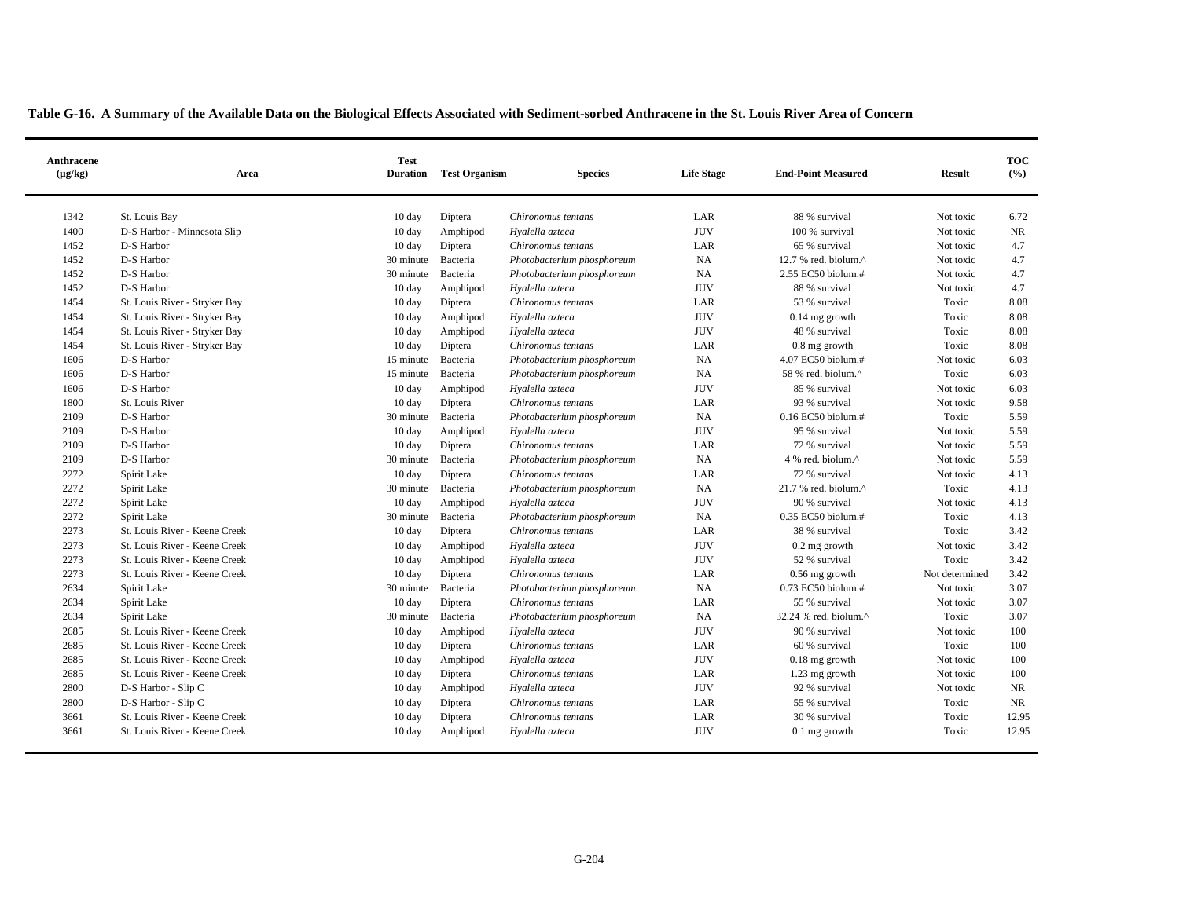**Table G-16. A Summary of the Available Data on the Biological Effects Associated with Sediment-sorbed Anthracene in the St. Louis River Area of Concern**

| Anthracene (µg/kg) | Area | Test Duration | Test Organism | Species | Life Stage | End-Point Measured | Result | TOC (%) |
|---|---|---|---|---|---|---|---|---|
| 1342 | St. Louis Bay | 10 day | Diptera | *Chironomus tentans* | LAR | 88 % survival | Not toxic | 6.72 |
| 1400 | D-S Harbor - Minnesota Slip | 10 day | Amphipod | *Hyalella azteca* | JUV | 100 % survival | Not toxic | NR |
| 1452 | D-S Harbor | 10 day | Diptera | *Chironomus tentans* | LAR | 65 % survival | Not toxic | 4.7 |
| 1452 | D-S Harbor | 30 minute | Bacteria | *Photobacterium phosphoreum* | NA | 12.7 % red. biolum.^ | Not toxic | 4.7 |
| 1452 | D-S Harbor | 30 minute | Bacteria | *Photobacterium phosphoreum* | NA | 2.55 EC50 biolum.# | Not toxic | 4.7 |
| 1452 | D-S Harbor | 10 day | Amphipod | *Hyalella azteca* | JUV | 88 % survival | Not toxic | 4.7 |
| 1454 | St. Louis River - Stryker Bay | 10 day | Diptera | *Chironomus tentans* | LAR | 53 % survival | Toxic | 8.08 |
| 1454 | St. Louis River - Stryker Bay | 10 day | Amphipod | *Hyalella azteca* | JUV | 0.14 mg growth | Toxic | 8.08 |
| 1454 | St. Louis River - Stryker Bay | 10 day | Amphipod | *Hyalella azteca* | JUV | 48 % survival | Toxic | 8.08 |
| 1454 | St. Louis River - Stryker Bay | 10 day | Diptera | *Chironomus tentans* | LAR | 0.8 mg growth | Toxic | 8.08 |
| 1606 | D-S Harbor | 15 minute | Bacteria | *Photobacterium phosphoreum* | NA | 4.07 EC50 biolum.# | Not toxic | 6.03 |
| 1606 | D-S Harbor | 15 minute | Bacteria | *Photobacterium phosphoreum* | NA | 58 % red. biolum.^ | Toxic | 6.03 |
| 1606 | D-S Harbor | 10 day | Amphipod | *Hyalella azteca* | JUV | 85 % survival | Not toxic | 6.03 |
| 1800 | St. Louis River | 10 day | Diptera | *Chironomus tentans* | LAR | 93 % survival | Not toxic | 9.58 |
| 2109 | D-S Harbor | 30 minute | Bacteria | *Photobacterium phosphoreum* | NA | 0.16 EC50 biolum.# | Toxic | 5.59 |
| 2109 | D-S Harbor | 10 day | Amphipod | *Hyalella azteca* | JUV | 95 % survival | Not toxic | 5.59 |
| 2109 | D-S Harbor | 10 day | Diptera | *Chironomus tentans* | LAR | 72 % survival | Not toxic | 5.59 |
| 2109 | D-S Harbor | 30 minute | Bacteria | *Photobacterium phosphoreum* | NA | 4 % red. biolum.^ | Not toxic | 5.59 |
| 2272 | Spirit Lake | 10 day | Diptera | *Chironomus tentans* | LAR | 72 % survival | Not toxic | 4.13 |
| 2272 | Spirit Lake | 30 minute | Bacteria | *Photobacterium phosphoreum* | NA | 21.7 % red. biolum.^ | Toxic | 4.13 |
| 2272 | Spirit Lake | 10 day | Amphipod | *Hyalella azteca* | JUV | 90 % survival | Not toxic | 4.13 |
| 2272 | Spirit Lake | 30 minute | Bacteria | *Photobacterium phosphoreum* | NA | 0.35 EC50 biolum.# | Toxic | 4.13 |
| 2273 | St. Louis River - Keene Creek | 10 day | Diptera | *Chironomus tentans* | LAR | 38 % survival | Toxic | 3.42 |
| 2273 | St. Louis River - Keene Creek | 10 day | Amphipod | *Hyalella azteca* | JUV | 0.2 mg growth | Not toxic | 3.42 |
| 2273 | St. Louis River - Keene Creek | 10 day | Amphipod | *Hyalella azteca* | JUV | 52 % survival | Toxic | 3.42 |
| 2273 | St. Louis River - Keene Creek | 10 day | Diptera | *Chironomus tentans* | LAR | 0.56 mg growth | Not determined | 3.42 |
| 2634 | Spirit Lake | 30 minute | Bacteria | *Photobacterium phosphoreum* | NA | 0.73 EC50 biolum.# | Not toxic | 3.07 |
| 2634 | Spirit Lake | 10 day | Diptera | *Chironomus tentans* | LAR | 55 % survival | Not toxic | 3.07 |
| 2634 | Spirit Lake | 30 minute | Bacteria | *Photobacterium phosphoreum* | NA | 32.24 % red. biolum.^ | Toxic | 3.07 |
| 2685 | St. Louis River - Keene Creek | 10 day | Amphipod | *Hyalella azteca* | JUV | 90 % survival | Not toxic | 100 |
| 2685 | St. Louis River - Keene Creek | 10 day | Diptera | *Chironomus tentans* | LAR | 60 % survival | Toxic | 100 |
| 2685 | St. Louis River - Keene Creek | 10 day | Amphipod | *Hyalella azteca* | JUV | 0.18 mg growth | Not toxic | 100 |
| 2685 | St. Louis River - Keene Creek | 10 day | Diptera | *Chironomus tentans* | LAR | 1.23 mg growth | Not toxic | 100 |
| 2800 | D-S Harbor - Slip C | 10 day | Amphipod | *Hyalella azteca* | JUV | 92 % survival | Not toxic | NR |
| 2800 | D-S Harbor - Slip C | 10 day | Diptera | *Chironomus tentans* | LAR | 55 % survival | Toxic | NR |
| 3661 | St. Louis River - Keene Creek | 10 day | Diptera | *Chironomus tentans* | LAR | 30 % survival | Toxic | 12.95 |
| 3661 | St. Louis River - Keene Creek | 10 day | Amphipod | *Hyalella azteca* | JUV | 0.1 mg growth | Toxic | 12.95 |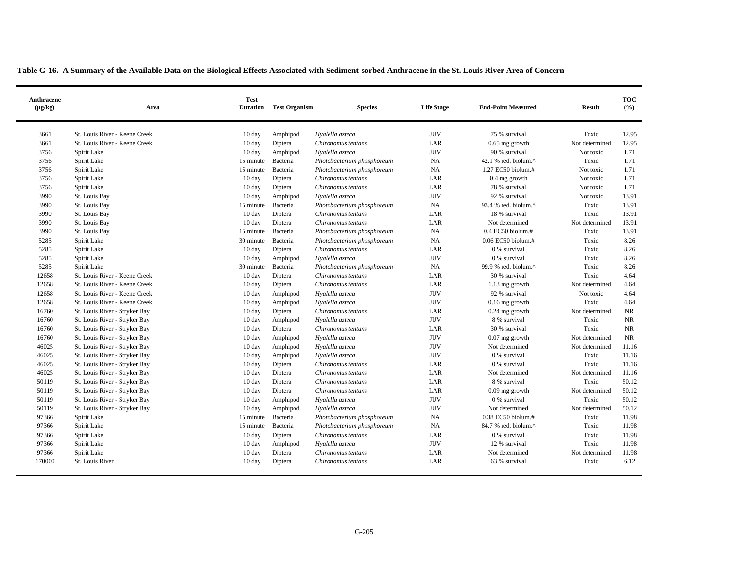**Table G-16. A Summary of the Available Data on the Biological Effects Associated with Sediment-sorbed Anthracene in the St. Louis River Area of Concern**

| Anthracene (µg/kg) | Area | Test Duration | Test Organism | Species | Life Stage | End-Point Measured | Result | TOC (%) |
|---|---|---|---|---|---|---|---|---|
| 3661 | St. Louis River - Keene Creek | 10 day | Amphipod | *Hyalella azteca* | JUV | 75 % survival | Toxic | 12.95 |
| 3661 | St. Louis River - Keene Creek | 10 day | Diptera | *Chironomus tentans* | LAR | 0.65 mg growth | Not determined | 12.95 |
| 3756 | Spirit Lake | 10 day | Amphipod | *Hyalella azteca* | JUV | 90 % survival | Not toxic | 1.71 |
| 3756 | Spirit Lake | 15 minute | Bacteria | *Photobacterium phosphoreum* | NA | 42.1 % red. biolum.^ | Toxic | 1.71 |
| 3756 | Spirit Lake | 15 minute | Bacteria | *Photobacterium phosphoreum* | NA | 1.27 EC50 biolum.# | Not toxic | 1.71 |
| 3756 | Spirit Lake | 10 day | Diptera | *Chironomus tentans* | LAR | 0.4 mg growth | Not toxic | 1.71 |
| 3756 | Spirit Lake | 10 day | Diptera | *Chironomus tentans* | LAR | 78 % survival | Not toxic | 1.71 |
| 3990 | St. Louis Bay | 10 day | Amphipod | *Hyalella azteca* | JUV | 92 % survival | Not toxic | 13.91 |
| 3990 | St. Louis Bay | 15 minute | Bacteria | *Photobacterium phosphoreum* | NA | 93.4 % red. biolum.^ | Toxic | 13.91 |
| 3990 | St. Louis Bay | 10 day | Diptera | *Chironomus tentans* | LAR | 18 % survival | Toxic | 13.91 |
| 3990 | St. Louis Bay | 10 day | Diptera | *Chironomus tentans* | LAR | Not determined | Not determined | 13.91 |
| 3990 | St. Louis Bay | 15 minute | Bacteria | *Photobacterium phosphoreum* | NA | 0.4 EC50 biolum.# | Toxic | 13.91 |
| 5285 | Spirit Lake | 30 minute | Bacteria | *Photobacterium phosphoreum* | NA | 0.06 EC50 biolum.# | Toxic | 8.26 |
| 5285 | Spirit Lake | 10 day | Diptera | *Chironomus tentans* | LAR | 0 % survival | Toxic | 8.26 |
| 5285 | Spirit Lake | 10 day | Amphipod | *Hyalella azteca* | JUV | 0 % survival | Toxic | 8.26 |
| 5285 | Spirit Lake | 30 minute | Bacteria | *Photobacterium phosphoreum* | NA | 99.9 % red. biolum.^ | Toxic | 8.26 |
| 12658 | St. Louis River - Keene Creek | 10 day | Diptera | *Chironomus tentans* | LAR | 30 % survival | Toxic | 4.64 |
| 12658 | St. Louis River - Keene Creek | 10 day | Diptera | *Chironomus tentans* | LAR | 1.13 mg growth | Not determined | 4.64 |
| 12658 | St. Louis River - Keene Creek | 10 day | Amphipod | *Hyalella azteca* | JUV | 92 % survival | Not toxic | 4.64 |
| 12658 | St. Louis River - Keene Creek | 10 day | Amphipod | *Hyalella azteca* | JUV | 0.16 mg growth | Toxic | 4.64 |
| 16760 | St. Louis River - Stryker Bay | 10 day | Diptera | *Chironomus tentans* | LAR | 0.24 mg growth | Not determined | NR |
| 16760 | St. Louis River - Stryker Bay | 10 day | Amphipod | *Hyalella azteca* | JUV | 8 % survival | Toxic | NR |
| 16760 | St. Louis River - Stryker Bay | 10 day | Diptera | *Chironomus tentans* | LAR | 30 % survival | Toxic | NR |
| 16760 | St. Louis River - Stryker Bay | 10 day | Amphipod | *Hyalella azteca* | JUV | 0.07 mg growth | Not determined | NR |
| 46025 | St. Louis River - Stryker Bay | 10 day | Amphipod | *Hyalella azteca* | JUV | Not determined | Not determined | 11.16 |
| 46025 | St. Louis River - Stryker Bay | 10 day | Amphipod | *Hyalella azteca* | JUV | 0 % survival | Toxic | 11.16 |
| 46025 | St. Louis River - Stryker Bay | 10 day | Diptera | *Chironomus tentans* | LAR | 0 % survival | Toxic | 11.16 |
| 46025 | St. Louis River - Stryker Bay | 10 day | Diptera | *Chironomus tentans* | LAR | Not determined | Not determined | 11.16 |
| 50119 | St. Louis River - Stryker Bay | 10 day | Diptera | *Chironomus tentans* | LAR | 8 % survival | Toxic | 50.12 |
| 50119 | St. Louis River - Stryker Bay | 10 day | Diptera | *Chironomus tentans* | LAR | 0.09 mg growth | Not determined | 50.12 |
| 50119 | St. Louis River - Stryker Bay | 10 day | Amphipod | *Hyalella azteca* | JUV | 0 % survival | Toxic | 50.12 |
| 50119 | St. Louis River - Stryker Bay | 10 day | Amphipod | *Hyalella azteca* | JUV | Not determined | Not determined | 50.12 |
| 97366 | Spirit Lake | 15 minute | Bacteria | *Photobacterium phosphoreum* | NA | 0.38 EC50 biolum.# | Toxic | 11.98 |
| 97366 | Spirit Lake | 15 minute | Bacteria | *Photobacterium phosphoreum* | NA | 84.7 % red. biolum.^ | Toxic | 11.98 |
| 97366 | Spirit Lake | 10 day | Diptera | *Chironomus tentans* | LAR | 0 % survival | Toxic | 11.98 |
| 97366 | Spirit Lake | 10 day | Amphipod | *Hyalella azteca* | JUV | 12 % survival | Toxic | 11.98 |
| 97366 | Spirit Lake | 10 day | Diptera | *Chironomus tentans* | LAR | Not determined | Not determined | 11.98 |
| 170000 | St. Louis River | 10 day | Diptera | *Chironomus tentans* | LAR | 63 % survival | Toxic | 6.12 |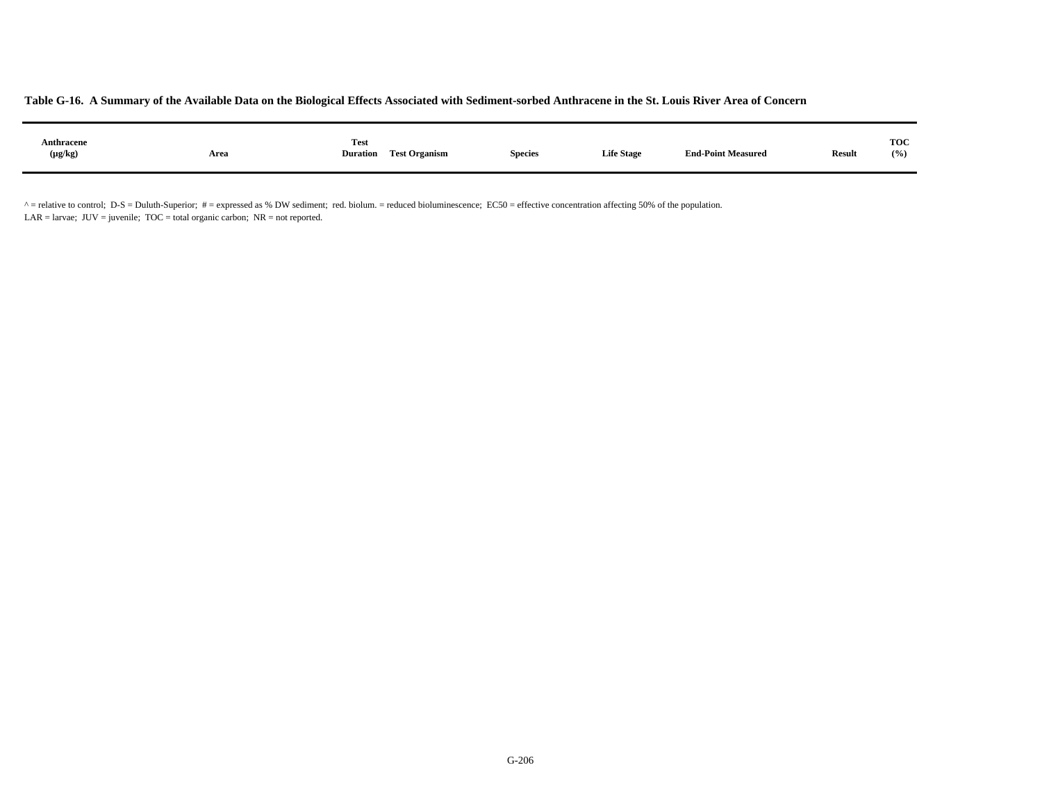**Table G-16. A Summary of the Available Data on the Biological Effects Associated with Sediment-sorbed Anthracene in the St. Louis River Area of Concern**

| Anthracene (µg/kg) | Area | Test Duration | Test Organism | Species | Life Stage | End-Point Measured | Result | TOC (%) |
|---|---|---|---|---|---|---|---|---|

^ = relative to control; D-S = Duluth-Superior; # = expressed as % DW sediment; red. biolum. = reduced bioluminescence; EC50 = effective concentration affecting 50% of the population.
LAR = larvae; JUV = juvenile; TOC = total organic carbon; NR = not reported.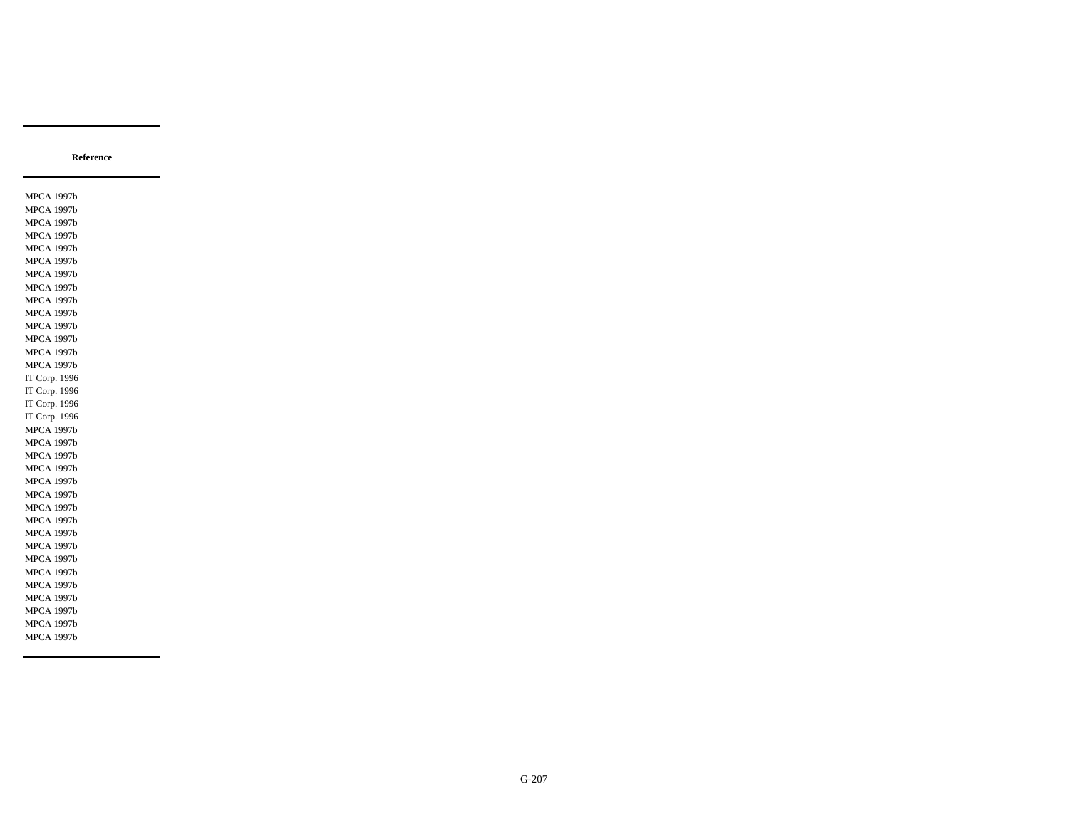| Reference |
|---|
| MPCA 1997b |
| MPCA 1997b |
| MPCA 1997b |
| MPCA 1997b |
| MPCA 1997b |
| MPCA 1997b |
| MPCA 1997b |
| MPCA 1997b |
| MPCA 1997b |
| MPCA 1997b |
| MPCA 1997b |
| MPCA 1997b |
| MPCA 1997b |
| MPCA 1997b |
| IT Corp. 1996 |
| IT Corp. 1996 |
| IT Corp. 1996 |
| IT Corp. 1996 |
| MPCA 1997b |
| MPCA 1997b |
| MPCA 1997b |
| MPCA 1997b |
| MPCA 1997b |
| MPCA 1997b |
| MPCA 1997b |
| MPCA 1997b |
| MPCA 1997b |
| MPCA 1997b |
| MPCA 1997b |
| MPCA 1997b |
| MPCA 1997b |
| MPCA 1997b |
| MPCA 1997b |
| MPCA 1997b |
| MPCA 1997b |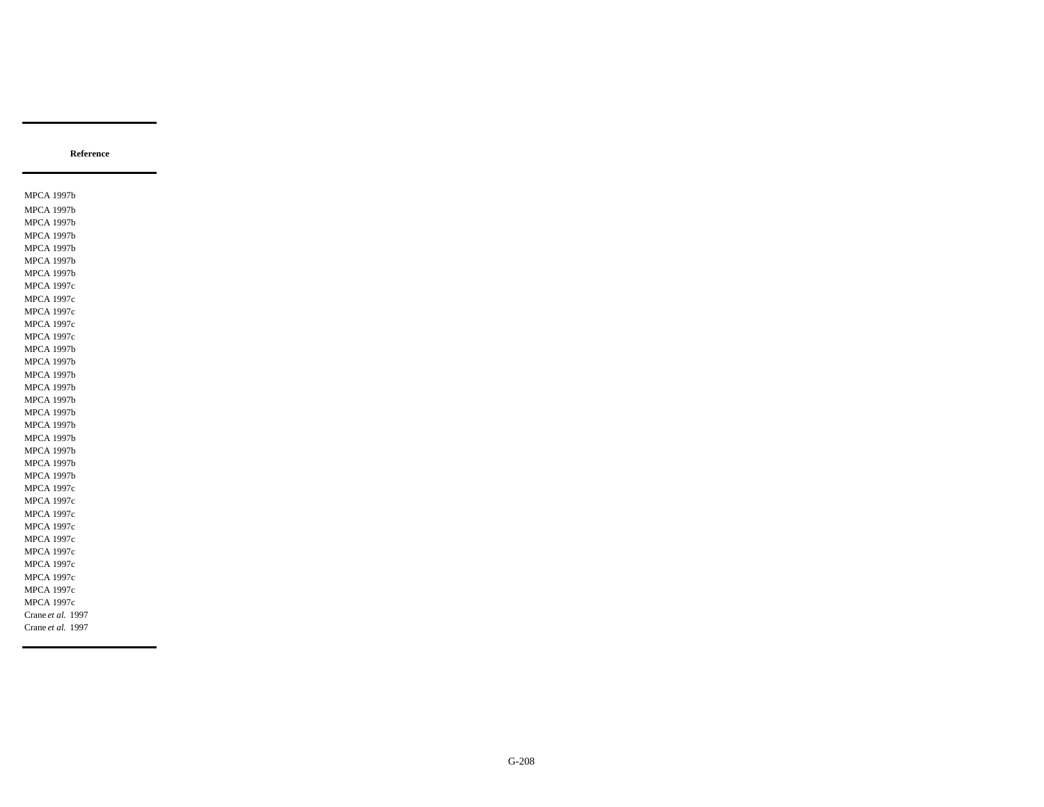| Reference |
| --- |
| MPCA 1997b |
| MPCA 1997b |
| MPCA 1997b |
| MPCA 1997b |
| MPCA 1997b |
| MPCA 1997b |
| MPCA 1997b |
| MPCA 1997c |
| MPCA 1997c |
| MPCA 1997c |
| MPCA 1997c |
| MPCA 1997c |
| MPCA 1997b |
| MPCA 1997b |
| MPCA 1997b |
| MPCA 1997b |
| MPCA 1997b |
| MPCA 1997b |
| MPCA 1997b |
| MPCA 1997b |
| MPCA 1997b |
| MPCA 1997b |
| MPCA 1997b |
| MPCA 1997c |
| MPCA 1997c |
| MPCA 1997c |
| MPCA 1997c |
| MPCA 1997c |
| MPCA 1997c |
| MPCA 1997c |
| MPCA 1997c |
| MPCA 1997c |
| MPCA 1997c |
| Crane *et al.* 1997 |
| Crane *et al.* 1997 |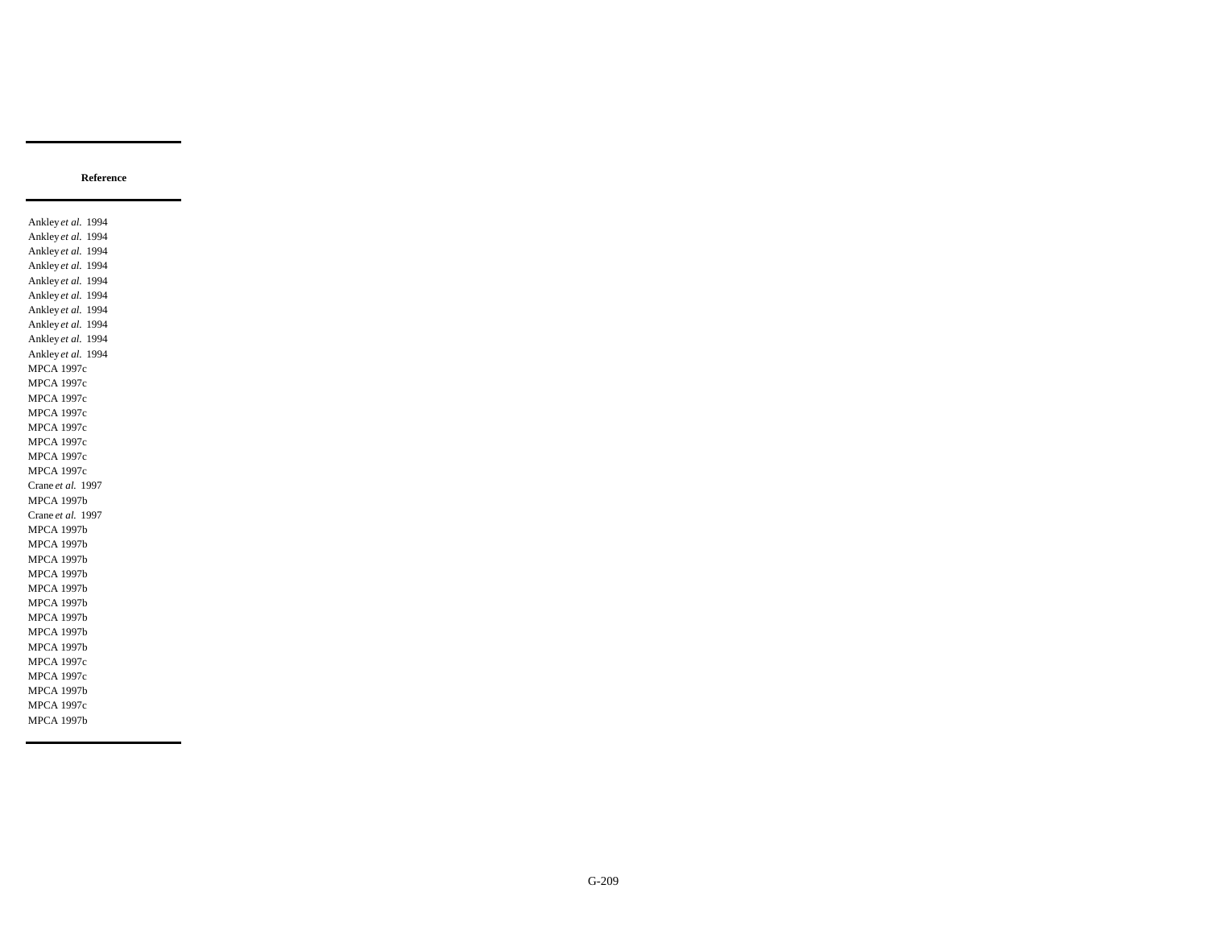| Reference |
|---|
| Ankley *et al.* 1994 |
| Ankley *et al.* 1994 |
| Ankley *et al.* 1994 |
| Ankley *et al.* 1994 |
| Ankley *et al.* 1994 |
| Ankley *et al.* 1994 |
| Ankley *et al.* 1994 |
| Ankley *et al.* 1994 |
| Ankley *et al.* 1994 |
| Ankley *et al.* 1994 |
| MPCA 1997c |
| MPCA 1997c |
| MPCA 1997c |
| MPCA 1997c |
| MPCA 1997c |
| MPCA 1997c |
| MPCA 1997c |
| MPCA 1997c |
| Crane *et al.* 1997 |
| MPCA 1997b |
| Crane *et al.* 1997 |
| MPCA 1997b |
| MPCA 1997b |
| MPCA 1997b |
| MPCA 1997b |
| MPCA 1997b |
| MPCA 1997b |
| MPCA 1997b |
| MPCA 1997b |
| MPCA 1997b |
| MPCA 1997c |
| MPCA 1997c |
| MPCA 1997b |
| MPCA 1997c |
| MPCA 1997b |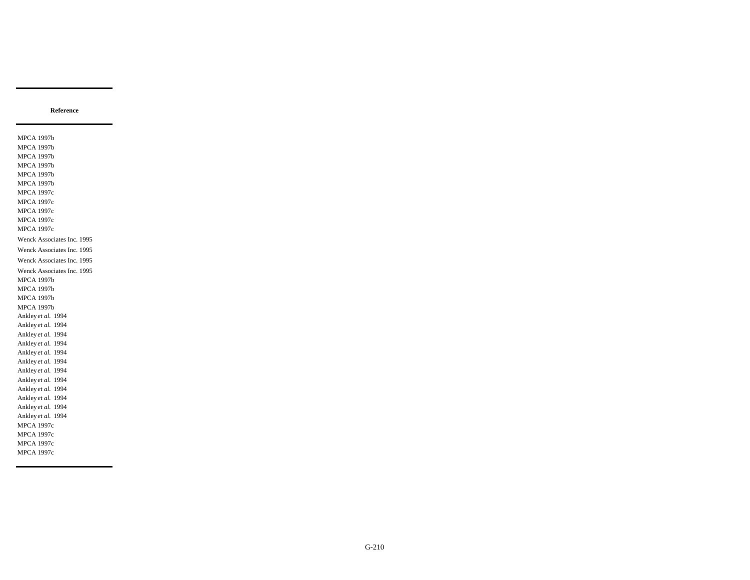| Reference |
| --- |
| MPCA 1997b |
| MPCA 1997b |
| MPCA 1997b |
| MPCA 1997b |
| MPCA 1997b |
| MPCA 1997b |
| MPCA 1997c |
| MPCA 1997c |
| MPCA 1997c |
| MPCA 1997c |
| MPCA 1997c |
| Wenck Associates Inc. 1995 |
| Wenck Associates Inc. 1995 |
| Wenck Associates Inc. 1995 |
| Wenck Associates Inc. 1995 |
| MPCA 1997b |
| MPCA 1997b |
| MPCA 1997b |
| MPCA 1997b |
| Ankley *et al.* 1994 |
| Ankley *et al.* 1994 |
| Ankley *et al.* 1994 |
| Ankley *et al.* 1994 |
| Ankley *et al.* 1994 |
| Ankley *et al.* 1994 |
| Ankley *et al.* 1994 |
| Ankley *et al.* 1994 |
| Ankley *et al.* 1994 |
| Ankley *et al.* 1994 |
| Ankley *et al.* 1994 |
| Ankley *et al.* 1994 |
| MPCA 1997c |
| MPCA 1997c |
| MPCA 1997c |
| MPCA 1997c |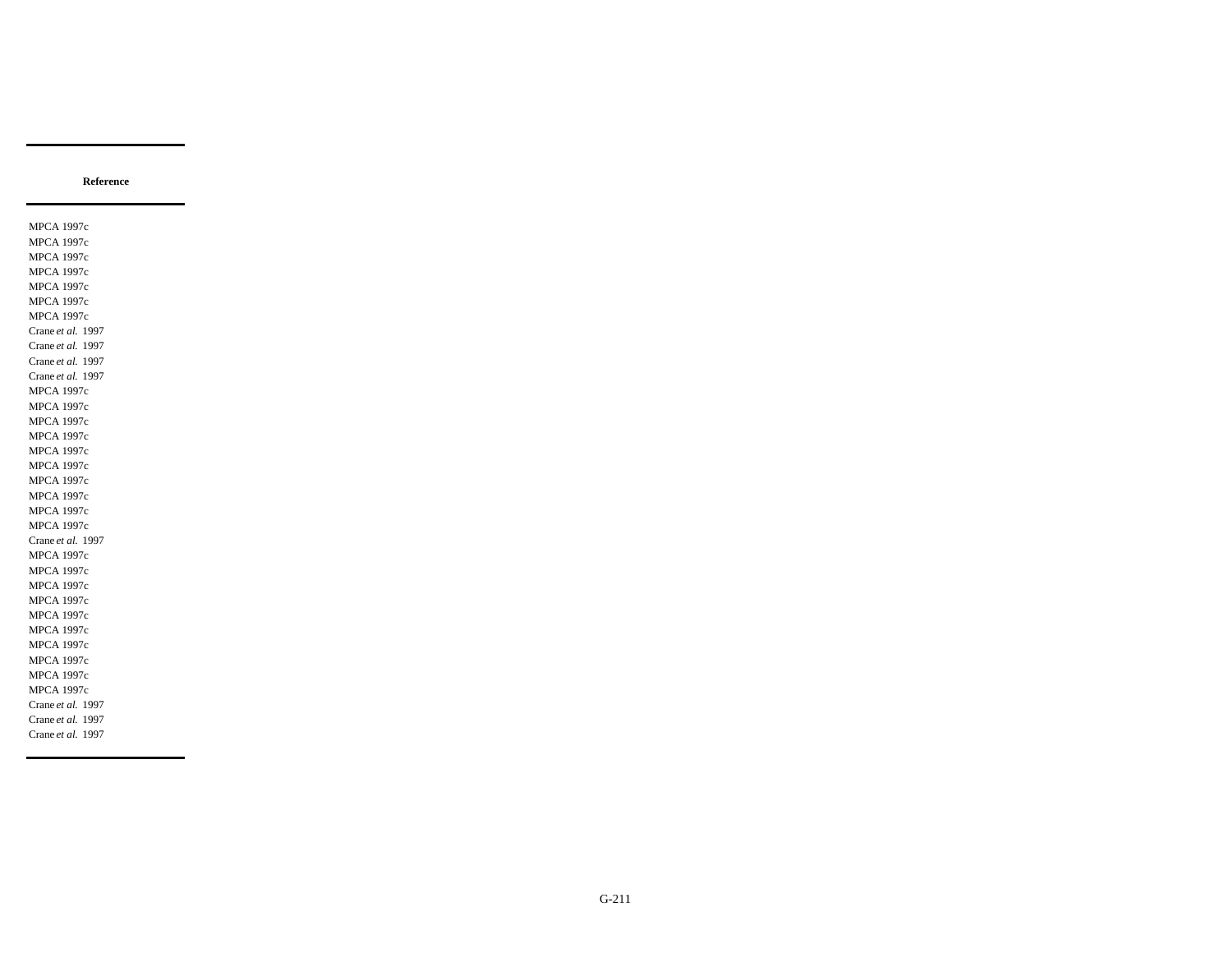| Reference |
|---|
| MPCA 1997c |
| MPCA 1997c |
| MPCA 1997c |
| MPCA 1997c |
| MPCA 1997c |
| MPCA 1997c |
| MPCA 1997c |
| Crane *et al.* 1997 |
| Crane *et al.* 1997 |
| Crane *et al.* 1997 |
| Crane *et al.* 1997 |
| MPCA 1997c |
| MPCA 1997c |
| MPCA 1997c |
| MPCA 1997c |
| MPCA 1997c |
| MPCA 1997c |
| MPCA 1997c |
| MPCA 1997c |
| MPCA 1997c |
| MPCA 1997c |
| Crane *et al.* 1997 |
| MPCA 1997c |
| MPCA 1997c |
| MPCA 1997c |
| MPCA 1997c |
| MPCA 1997c |
| MPCA 1997c |
| MPCA 1997c |
| MPCA 1997c |
| MPCA 1997c |
| MPCA 1997c |
| Crane *et al.* 1997 |
| Crane *et al.* 1997 |
| Crane *et al.* 1997 |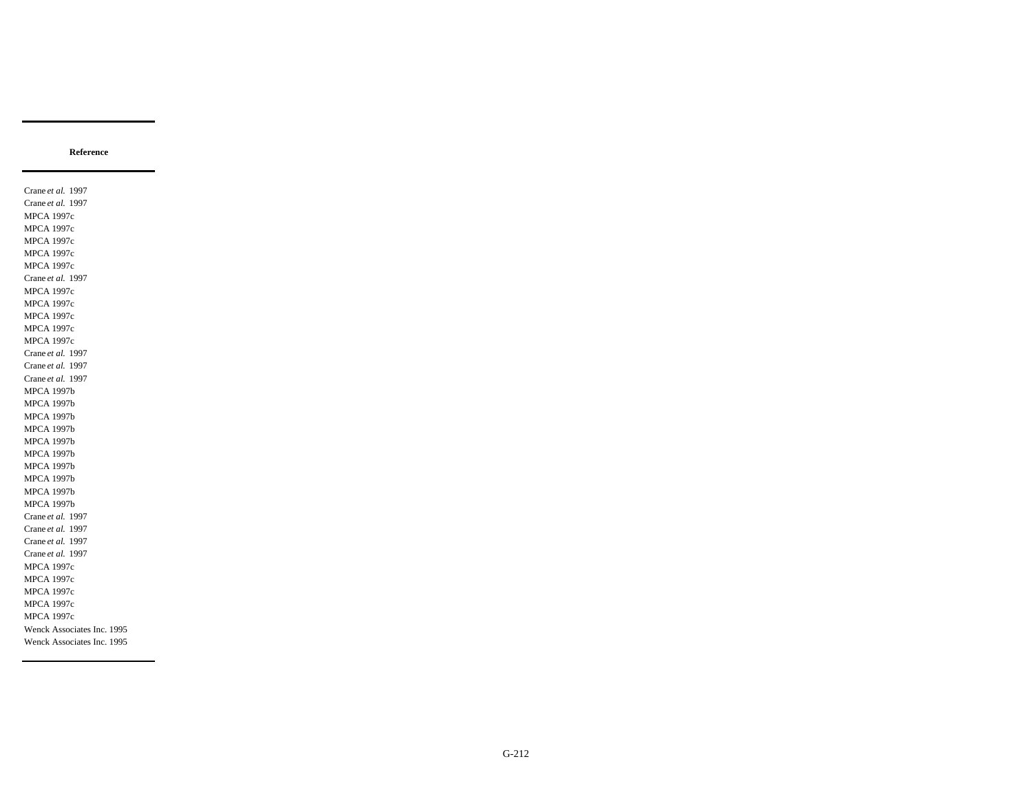| Reference |
|---|
| Crane *et al.* 1997 |
| Crane *et al.* 1997 |
| MPCA 1997c |
| MPCA 1997c |
| MPCA 1997c |
| MPCA 1997c |
| MPCA 1997c |
| Crane *et al.* 1997 |
| MPCA 1997c |
| MPCA 1997c |
| MPCA 1997c |
| MPCA 1997c |
| MPCA 1997c |
| Crane *et al.* 1997 |
| Crane *et al.* 1997 |
| Crane *et al.* 1997 |
| MPCA 1997b |
| MPCA 1997b |
| MPCA 1997b |
| MPCA 1997b |
| MPCA 1997b |
| MPCA 1997b |
| MPCA 1997b |
| MPCA 1997b |
| MPCA 1997b |
| MPCA 1997b |
| Crane *et al.* 1997 |
| Crane *et al.* 1997 |
| Crane *et al.* 1997 |
| Crane *et al.* 1997 |
| MPCA 1997c |
| MPCA 1997c |
| MPCA 1997c |
| MPCA 1997c |
| MPCA 1997c |
| Wenck Associates Inc. 1995 |
| Wenck Associates Inc. 1995 |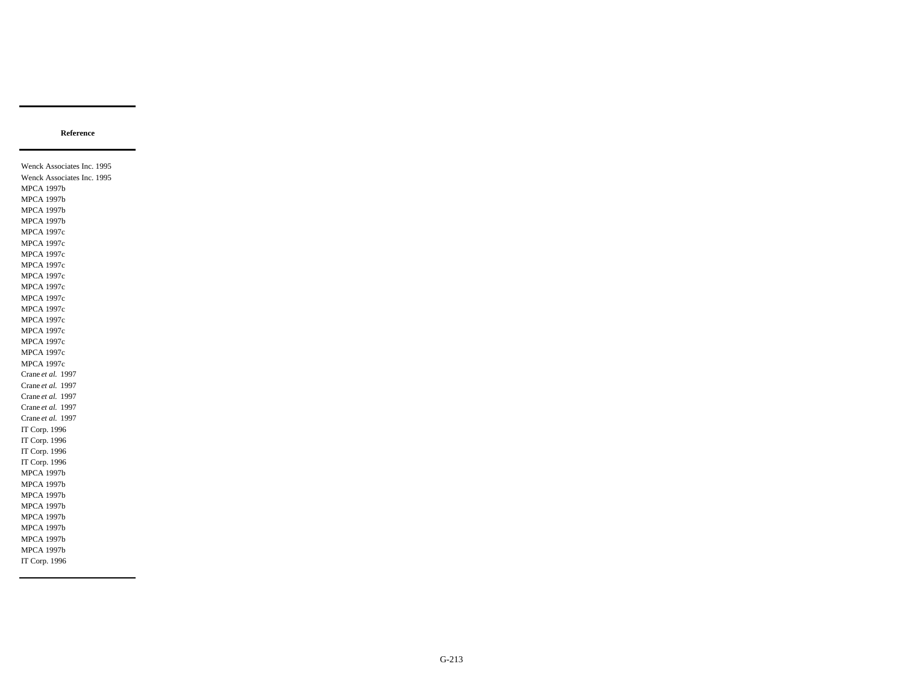| Reference |
|---|
| Wenck Associates Inc. 1995 |
| Wenck Associates Inc. 1995 |
| MPCA 1997b |
| MPCA 1997b |
| MPCA 1997b |
| MPCA 1997b |
| MPCA 1997c |
| MPCA 1997c |
| MPCA 1997c |
| MPCA 1997c |
| MPCA 1997c |
| MPCA 1997c |
| MPCA 1997c |
| MPCA 1997c |
| MPCA 1997c |
| MPCA 1997c |
| MPCA 1997c |
| MPCA 1997c |
| MPCA 1997c |
| Crane *et al.* 1997 |
| Crane *et al.* 1997 |
| Crane *et al.* 1997 |
| Crane *et al.* 1997 |
| Crane *et al.* 1997 |
| IT Corp. 1996 |
| IT Corp. 1996 |
| IT Corp. 1996 |
| IT Corp. 1996 |
| MPCA 1997b |
| MPCA 1997b |
| MPCA 1997b |
| MPCA 1997b |
| MPCA 1997b |
| MPCA 1997b |
| MPCA 1997b |
| MPCA 1997b |
| IT Corp. 1996 |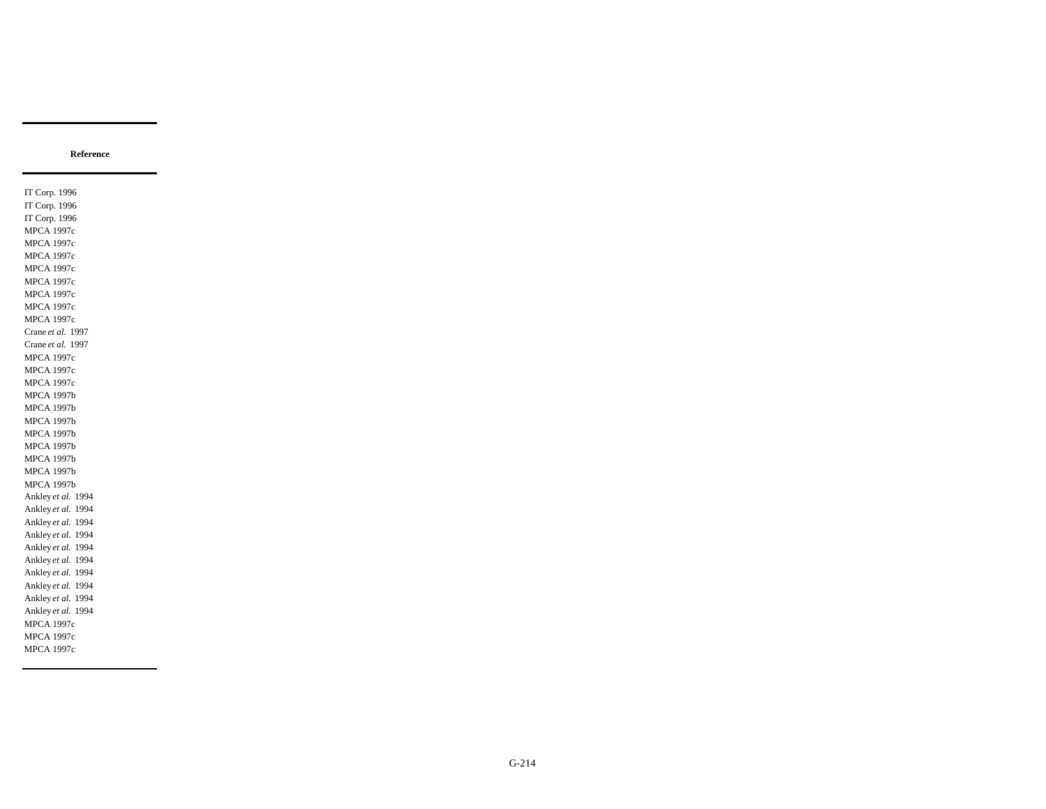| Reference |
|---|
| IT Corp. 1996 |
| IT Corp. 1996 |
| IT Corp. 1996 |
| MPCA 1997c |
| MPCA 1997c |
| MPCA 1997c |
| MPCA 1997c |
| MPCA 1997c |
| MPCA 1997c |
| MPCA 1997c |
| MPCA 1997c |
| Crane *et al.* 1997 |
| Crane *et al.* 1997 |
| MPCA 1997c |
| MPCA 1997c |
| MPCA 1997c |
| MPCA 1997b |
| MPCA 1997b |
| MPCA 1997b |
| MPCA 1997b |
| MPCA 1997b |
| MPCA 1997b |
| MPCA 1997b |
| MPCA 1997b |
| Ankley *et al.* 1994 |
| Ankley *et al.* 1994 |
| Ankley *et al.* 1994 |
| Ankley *et al.* 1994 |
| Ankley *et al.* 1994 |
| Ankley *et al.* 1994 |
| Ankley *et al.* 1994 |
| Ankley *et al.* 1994 |
| Ankley *et al.* 1994 |
| Ankley *et al.* 1994 |
| MPCA 1997c |
| MPCA 1997c |
| MPCA 1997c |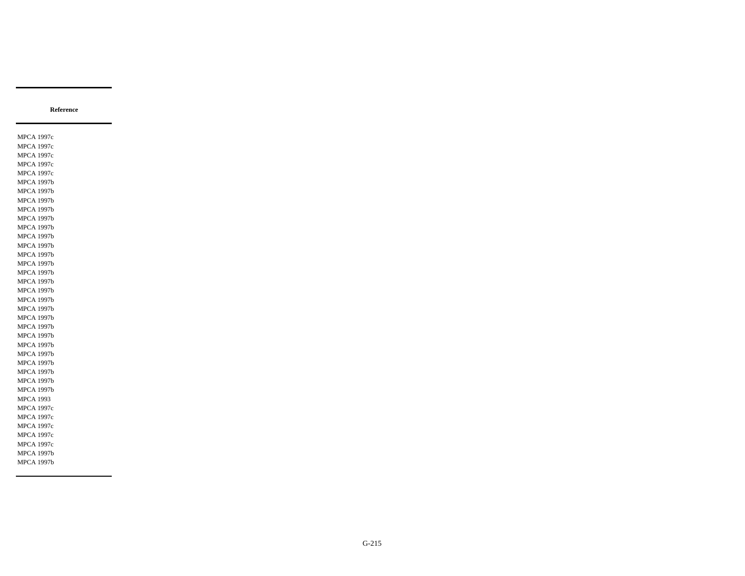| Reference |
|---|
| MPCA 1997c |
| MPCA 1997c |
| MPCA 1997c |
| MPCA 1997c |
| MPCA 1997c |
| MPCA 1997b |
| MPCA 1997b |
| MPCA 1997b |
| MPCA 1997b |
| MPCA 1997b |
| MPCA 1997b |
| MPCA 1997b |
| MPCA 1997b |
| MPCA 1997b |
| MPCA 1997b |
| MPCA 1997b |
| MPCA 1997b |
| MPCA 1997b |
| MPCA 1997b |
| MPCA 1997b |
| MPCA 1997b |
| MPCA 1997b |
| MPCA 1997b |
| MPCA 1997b |
| MPCA 1997b |
| MPCA 1997b |
| MPCA 1997b |
| MPCA 1997b |
| MPCA 1997b |
| MPCA 1993 |
| MPCA 1997c |
| MPCA 1997c |
| MPCA 1997c |
| MPCA 1997c |
| MPCA 1997c |
| MPCA 1997b |
| MPCA 1997b |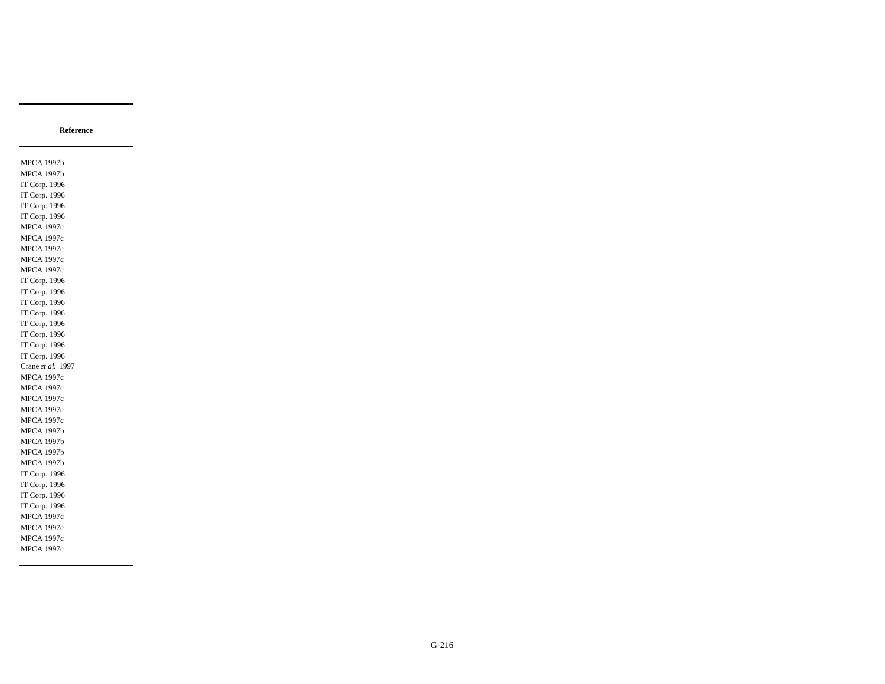| Reference |
|---|
| MPCA 1997b |
| MPCA 1997b |
| IT Corp. 1996 |
| IT Corp. 1996 |
| IT Corp. 1996 |
| IT Corp. 1996 |
| MPCA 1997c |
| MPCA 1997c |
| MPCA 1997c |
| MPCA 1997c |
| MPCA 1997c |
| IT Corp. 1996 |
| IT Corp. 1996 |
| IT Corp. 1996 |
| IT Corp. 1996 |
| IT Corp. 1996 |
| IT Corp. 1996 |
| IT Corp. 1996 |
| IT Corp. 1996 |
| Crane *et al.* 1997 |
| MPCA 1997c |
| MPCA 1997c |
| MPCA 1997c |
| MPCA 1997c |
| MPCA 1997c |
| MPCA 1997b |
| MPCA 1997b |
| MPCA 1997b |
| MPCA 1997b |
| IT Corp. 1996 |
| IT Corp. 1996 |
| IT Corp. 1996 |
| IT Corp. 1996 |
| MPCA 1997c |
| MPCA 1997c |
| MPCA 1997c |
| MPCA 1997c |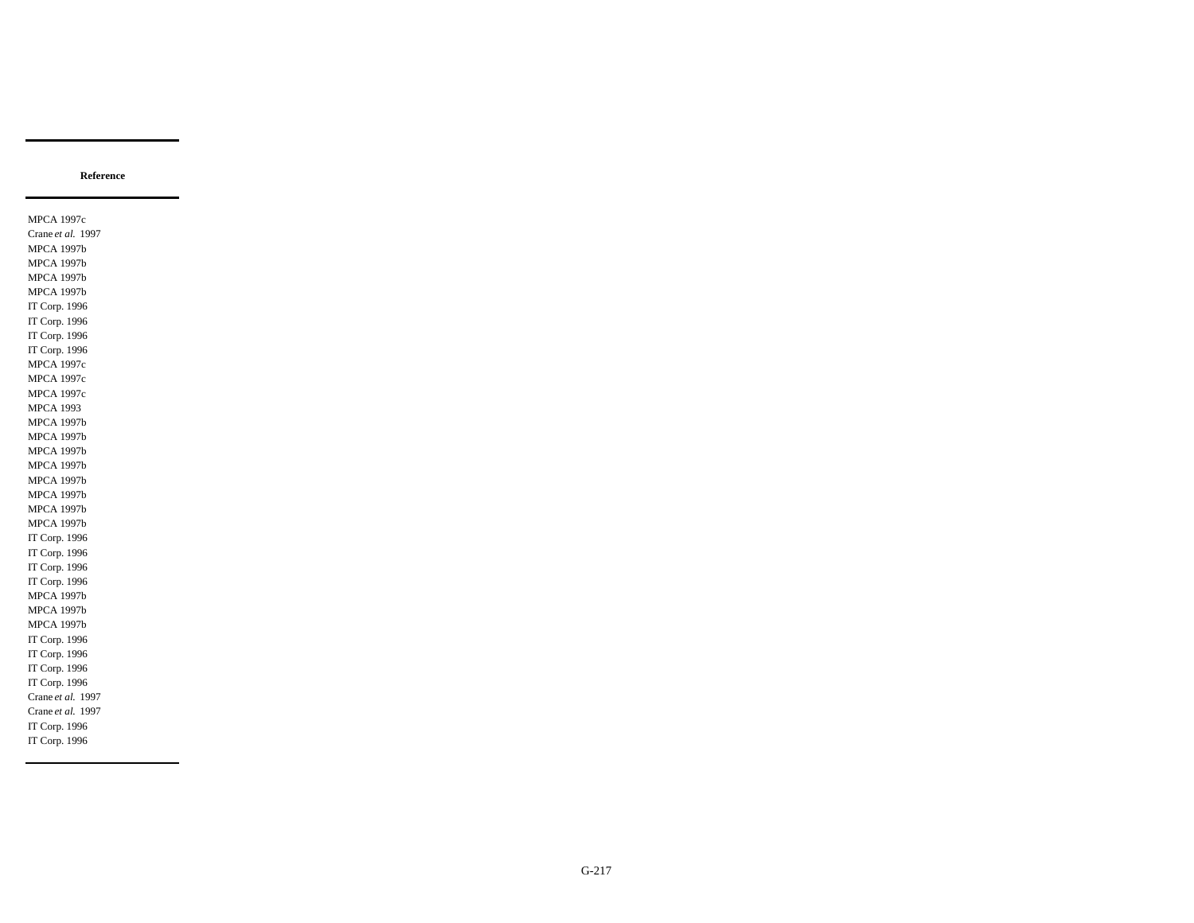| Reference |
|---|
| MPCA 1997c |
| Crane *et al.* 1997 |
| MPCA 1997b |
| MPCA 1997b |
| MPCA 1997b |
| MPCA 1997b |
| IT Corp. 1996 |
| IT Corp. 1996 |
| IT Corp. 1996 |
| IT Corp. 1996 |
| MPCA 1997c |
| MPCA 1997c |
| MPCA 1997c |
| MPCA 1993 |
| MPCA 1997b |
| MPCA 1997b |
| MPCA 1997b |
| MPCA 1997b |
| MPCA 1997b |
| MPCA 1997b |
| MPCA 1997b |
| MPCA 1997b |
| IT Corp. 1996 |
| IT Corp. 1996 |
| IT Corp. 1996 |
| IT Corp. 1996 |
| MPCA 1997b |
| MPCA 1997b |
| MPCA 1997b |
| IT Corp. 1996 |
| IT Corp. 1996 |
| IT Corp. 1996 |
| IT Corp. 1996 |
| Crane *et al.* 1997 |
| Crane *et al.* 1997 |
| IT Corp. 1996 |
| IT Corp. 1996 |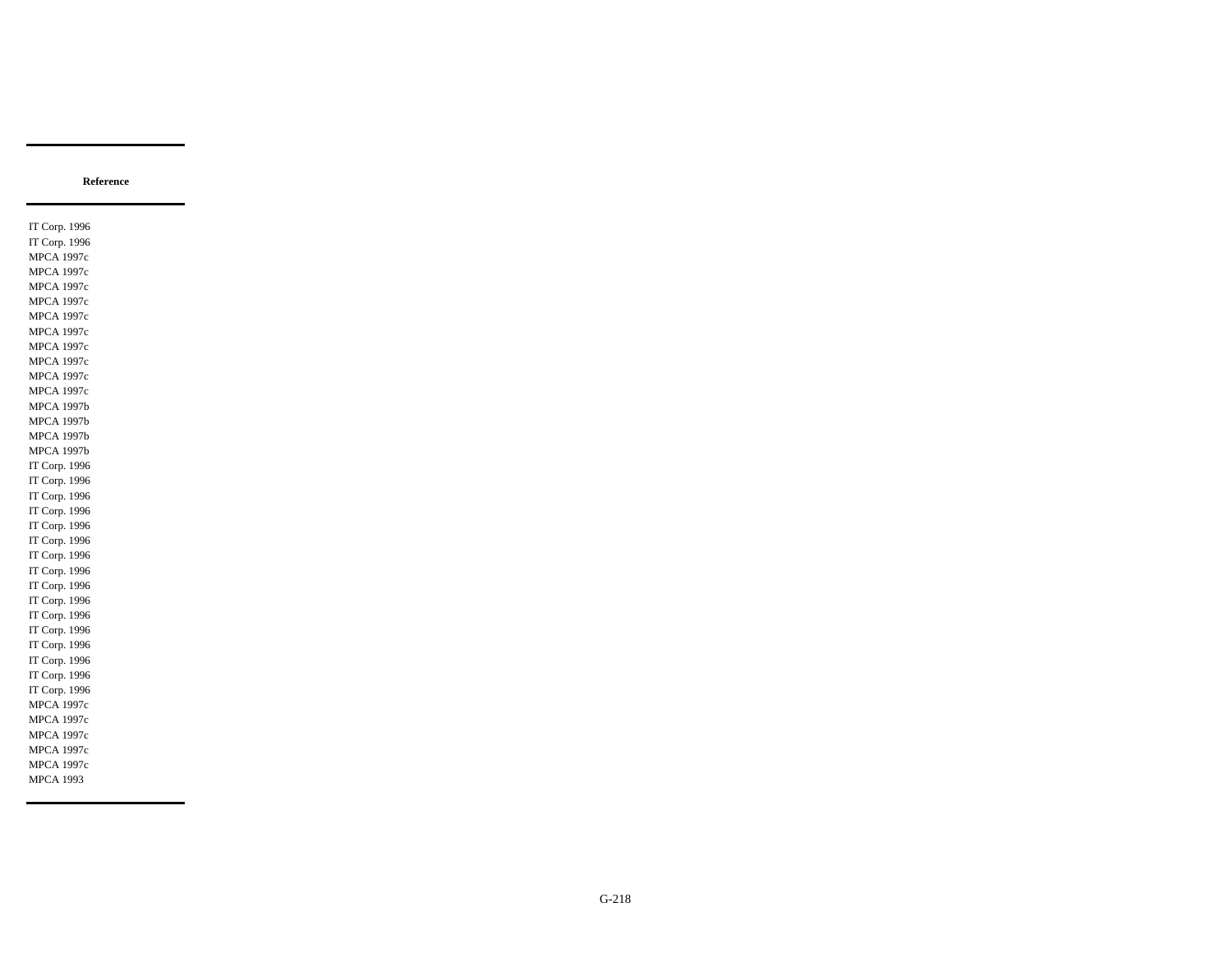| Reference |
| --- |
| IT Corp. 1996 |
| IT Corp. 1996 |
| MPCA 1997c |
| MPCA 1997c |
| MPCA 1997c |
| MPCA 1997c |
| MPCA 1997c |
| MPCA 1997c |
| MPCA 1997c |
| MPCA 1997c |
| MPCA 1997c |
| MPCA 1997c |
| MPCA 1997b |
| MPCA 1997b |
| MPCA 1997b |
| MPCA 1997b |
| IT Corp. 1996 |
| IT Corp. 1996 |
| IT Corp. 1996 |
| IT Corp. 1996 |
| IT Corp. 1996 |
| IT Corp. 1996 |
| IT Corp. 1996 |
| IT Corp. 1996 |
| IT Corp. 1996 |
| IT Corp. 1996 |
| IT Corp. 1996 |
| IT Corp. 1996 |
| IT Corp. 1996 |
| IT Corp. 1996 |
| IT Corp. 1996 |
| IT Corp. 1996 |
| MPCA 1997c |
| MPCA 1997c |
| MPCA 1997c |
| MPCA 1997c |
| MPCA 1997c |
| MPCA 1993 |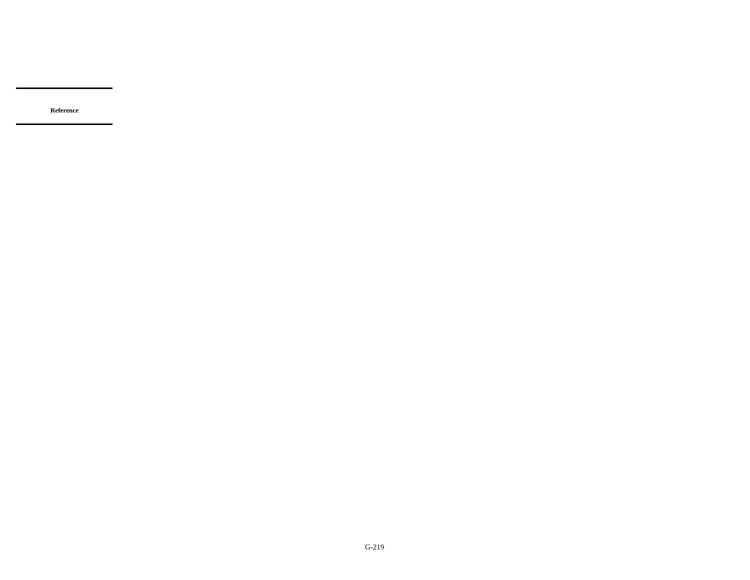**Reference**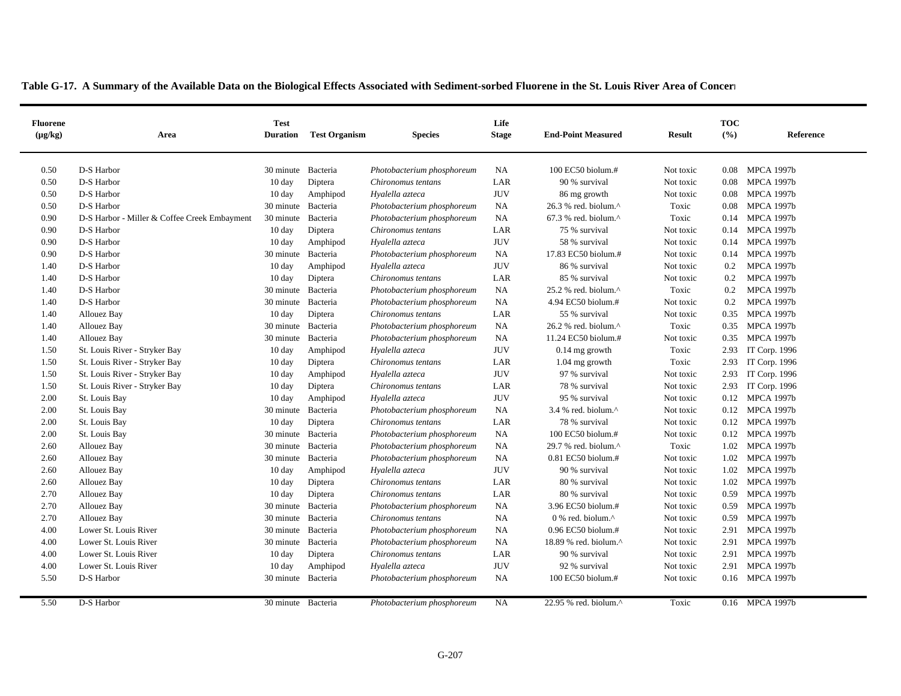**Table G-17. A Summary of the Available Data on the Biological Effects Associated with Sediment-sorbed Fluorene in the St. Louis River Area of Concern**

| Fluorene (µg/kg) | Area | Test Duration | Test Organism | Species | Life Stage | End-Point Measured | Result | TOC (%) | Reference |
|---|---|---|---|---|---|---|---|---|---|
| 0.50 | D-S Harbor | 30 minute | Bacteria | *Photobacterium phosphoreum* | NA | 100 EC50 biolum.# | Not toxic | 0.08 | MPCA 1997b |
| 0.50 | D-S Harbor | 10 day | Diptera | *Chironomus tentans* | LAR | 90 % survival | Not toxic | 0.08 | MPCA 1997b |
| 0.50 | D-S Harbor | 10 day | Amphipod | *Hyalella azteca* | JUV | 86 mg growth | Not toxic | 0.08 | MPCA 1997b |
| 0.50 | D-S Harbor | 30 minute | Bacteria | *Photobacterium phosphoreum* | NA | 26.3 % red. biolum.^ | Toxic | 0.08 | MPCA 1997b |
| 0.90 | D-S Harbor - Miller & Coffee Creek Embayment | 30 minute | Bacteria | *Photobacterium phosphoreum* | NA | 67.3 % red. biolum.^ | Toxic | 0.14 | MPCA 1997b |
| 0.90 | D-S Harbor | 10 day | Diptera | *Chironomus tentans* | LAR | 75 % survival | Not toxic | 0.14 | MPCA 1997b |
| 0.90 | D-S Harbor | 10 day | Amphipod | *Hyalella azteca* | JUV | 58 % survival | Not toxic | 0.14 | MPCA 1997b |
| 0.90 | D-S Harbor | 30 minute | Bacteria | *Photobacterium phosphoreum* | NA | 17.83 EC50 biolum.# | Not toxic | 0.14 | MPCA 1997b |
| 1.40 | D-S Harbor | 10 day | Amphipod | *Hyalella azteca* | JUV | 86 % survival | Not toxic | 0.2 | MPCA 1997b |
| 1.40 | D-S Harbor | 10 day | Diptera | *Chironomus tentans* | LAR | 85 % survival | Not toxic | 0.2 | MPCA 1997b |
| 1.40 | D-S Harbor | 30 minute | Bacteria | *Photobacterium phosphoreum* | NA | 25.2 % red. biolum.^ | Toxic | 0.2 | MPCA 1997b |
| 1.40 | D-S Harbor | 30 minute | Bacteria | *Photobacterium phosphoreum* | NA | 4.94 EC50 biolum.# | Not toxic | 0.2 | MPCA 1997b |
| 1.40 | Allouez Bay | 10 day | Diptera | *Chironomus tentans* | LAR | 55 % survival | Not toxic | 0.35 | MPCA 1997b |
| 1.40 | Allouez Bay | 30 minute | Bacteria | *Photobacterium phosphoreum* | NA | 26.2 % red. biolum.^ | Toxic | 0.35 | MPCA 1997b |
| 1.40 | Allouez Bay | 30 minute | Bacteria | *Photobacterium phosphoreum* | NA | 11.24 EC50 biolum.# | Not toxic | 0.35 | MPCA 1997b |
| 1.50 | St. Louis River - Stryker Bay | 10 day | Amphipod | *Hyalella azteca* | JUV | 0.14 mg growth | Toxic | 2.93 | IT Corp. 1996 |
| 1.50 | St. Louis River - Stryker Bay | 10 day | Diptera | *Chironomus tentans* | LAR | 1.04 mg growth | Toxic | 2.93 | IT Corp. 1996 |
| 1.50 | St. Louis River - Stryker Bay | 10 day | Amphipod | *Hyalella azteca* | JUV | 97 % survival | Not toxic | 2.93 | IT Corp. 1996 |
| 1.50 | St. Louis River - Stryker Bay | 10 day | Diptera | *Chironomus tentans* | LAR | 78 % survival | Not toxic | 2.93 | IT Corp. 1996 |
| 2.00 | St. Louis Bay | 10 day | Amphipod | *Hyalella azteca* | JUV | 95 % survival | Not toxic | 0.12 | MPCA 1997b |
| 2.00 | St. Louis Bay | 30 minute | Bacteria | *Photobacterium phosphoreum* | NA | 3.4 % red. biolum.^ | Not toxic | 0.12 | MPCA 1997b |
| 2.00 | St. Louis Bay | 10 day | Diptera | *Chironomus tentans* | LAR | 78 % survival | Not toxic | 0.12 | MPCA 1997b |
| 2.00 | St. Louis Bay | 30 minute | Bacteria | *Photobacterium phosphoreum* | NA | 100 EC50 biolum.# | Not toxic | 0.12 | MPCA 1997b |
| 2.60 | Allouez Bay | 30 minute | Bacteria | *Photobacterium phosphoreum* | NA | 29.7 % red. biolum.^ | Toxic | 1.02 | MPCA 1997b |
| 2.60 | Allouez Bay | 30 minute | Bacteria | *Photobacterium phosphoreum* | NA | 0.81 EC50 biolum.# | Not toxic | 1.02 | MPCA 1997b |
| 2.60 | Allouez Bay | 10 day | Amphipod | *Hyalella azteca* | JUV | 90 % survival | Not toxic | 1.02 | MPCA 1997b |
| 2.60 | Allouez Bay | 10 day | Diptera | *Chironomus tentans* | LAR | 80 % survival | Not toxic | 1.02 | MPCA 1997b |
| 2.70 | Allouez Bay | 10 day | Diptera | *Chironomus tentans* | LAR | 80 % survival | Not toxic | 0.59 | MPCA 1997b |
| 2.70 | Allouez Bay | 30 minute | Bacteria | *Photobacterium phosphoreum* | NA | 3.96 EC50 biolum.# | Not toxic | 0.59 | MPCA 1997b |
| 2.70 | Allouez Bay | 30 minute | Bacteria | *Chironomus tentans* | NA | 0 % red. biolum.^ | Not toxic | 0.59 | MPCA 1997b |
| 4.00 | Lower St. Louis River | 30 minute | Bacteria | *Photobacterium phosphoreum* | NA | 0.96 EC50 biolum.# | Not toxic | 2.91 | MPCA 1997b |
| 4.00 | Lower St. Louis River | 30 minute | Bacteria | *Photobacterium phosphoreum* | NA | 18.89 % red. biolum.^ | Not toxic | 2.91 | MPCA 1997b |
| 4.00 | Lower St. Louis River | 10 day | Diptera | *Chironomus tentans* | LAR | 90 % survival | Not toxic | 2.91 | MPCA 1997b |
| 4.00 | Lower St. Louis River | 10 day | Amphipod | *Hyalella azteca* | JUV | 92 % survival | Not toxic | 2.91 | MPCA 1997b |
| 5.50 | D-S Harbor | 30 minute | Bacteria | *Photobacterium phosphoreum* | NA | 100 EC50 biolum.# | Not toxic | 0.16 | MPCA 1997b |
| 5.50 | D-S Harbor | 30 minute | Bacteria | *Photobacterium phosphoreum* | NA | 22.95 % red. biolum.^ | Toxic | 0.16 | MPCA 1997b |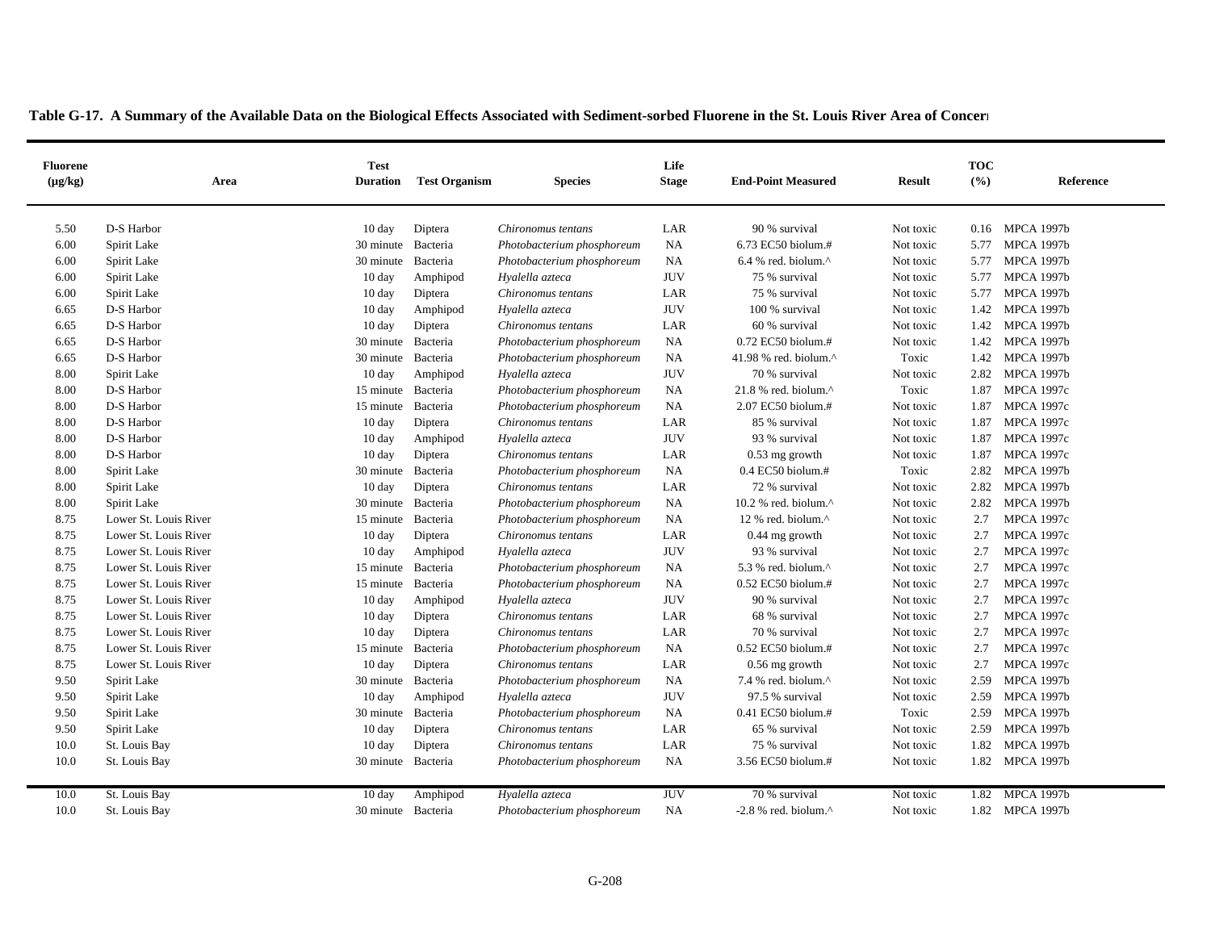**Table G-17. A Summary of the Available Data on the Biological Effects Associated with Sediment-sorbed Fluorene in the St. Louis River Area of Concern**

| Fluorene (µg/kg) | Area | Test Duration | Test Organism | Species | Life Stage | End-Point Measured | Result | TOC (%) | Reference |
|---|---|---|---|---|---|---|---|---|---|
| 5.50 | D-S Harbor | 10 day | Diptera | *Chironomus tentans* | LAR | 90 % survival | Not toxic | 0.16 | MPCA 1997b |
| 6.00 | Spirit Lake | 30 minute | Bacteria | *Photobacterium phosphoreum* | NA | 6.73 EC50 biolum.# | Not toxic | 5.77 | MPCA 1997b |
| 6.00 | Spirit Lake | 30 minute | Bacteria | *Photobacterium phosphoreum* | NA | 6.4 % red. biolum.^ | Not toxic | 5.77 | MPCA 1997b |
| 6.00 | Spirit Lake | 10 day | Amphipod | *Hyalella azteca* | JUV | 75 % survival | Not toxic | 5.77 | MPCA 1997b |
| 6.00 | Spirit Lake | 10 day | Diptera | *Chironomus tentans* | LAR | 75 % survival | Not toxic | 5.77 | MPCA 1997b |
| 6.65 | D-S Harbor | 10 day | Amphipod | *Hyalella azteca* | JUV | 100 % survival | Not toxic | 1.42 | MPCA 1997b |
| 6.65 | D-S Harbor | 10 day | Diptera | *Chironomus tentans* | LAR | 60 % survival | Not toxic | 1.42 | MPCA 1997b |
| 6.65 | D-S Harbor | 30 minute | Bacteria | *Photobacterium phosphoreum* | NA | 0.72 EC50 biolum.# | Not toxic | 1.42 | MPCA 1997b |
| 6.65 | D-S Harbor | 30 minute | Bacteria | *Photobacterium phosphoreum* | NA | 41.98 % red. biolum.^ | Toxic | 1.42 | MPCA 1997b |
| 8.00 | Spirit Lake | 10 day | Amphipod | *Hyalella azteca* | JUV | 70 % survival | Not toxic | 2.82 | MPCA 1997b |
| 8.00 | D-S Harbor | 15 minute | Bacteria | *Photobacterium phosphoreum* | NA | 21.8 % red. biolum.^ | Toxic | 1.87 | MPCA 1997c |
| 8.00 | D-S Harbor | 15 minute | Bacteria | *Photobacterium phosphoreum* | NA | 2.07 EC50 biolum.# | Not toxic | 1.87 | MPCA 1997c |
| 8.00 | D-S Harbor | 10 day | Diptera | *Chironomus tentans* | LAR | 85 % survival | Not toxic | 1.87 | MPCA 1997c |
| 8.00 | D-S Harbor | 10 day | Amphipod | *Hyalella azteca* | JUV | 93 % survival | Not toxic | 1.87 | MPCA 1997c |
| 8.00 | D-S Harbor | 10 day | Diptera | *Chironomus tentans* | LAR | 0.53 mg growth | Not toxic | 1.87 | MPCA 1997c |
| 8.00 | Spirit Lake | 30 minute | Bacteria | *Photobacterium phosphoreum* | NA | 0.4 EC50 biolum.# | Toxic | 2.82 | MPCA 1997b |
| 8.00 | Spirit Lake | 10 day | Diptera | *Chironomus tentans* | LAR | 72 % survival | Not toxic | 2.82 | MPCA 1997b |
| 8.00 | Spirit Lake | 30 minute | Bacteria | *Photobacterium phosphoreum* | NA | 10.2 % red. biolum.^ | Not toxic | 2.82 | MPCA 1997b |
| 8.75 | Lower St. Louis River | 15 minute | Bacteria | *Photobacterium phosphoreum* | NA | 12 % red. biolum.^ | Not toxic | 2.7 | MPCA 1997c |
| 8.75 | Lower St. Louis River | 10 day | Diptera | *Chironomus tentans* | LAR | 0.44 mg growth | Not toxic | 2.7 | MPCA 1997c |
| 8.75 | Lower St. Louis River | 10 day | Amphipod | *Hyalella azteca* | JUV | 93 % survival | Not toxic | 2.7 | MPCA 1997c |
| 8.75 | Lower St. Louis River | 15 minute | Bacteria | *Photobacterium phosphoreum* | NA | 5.3 % red. biolum.^ | Not toxic | 2.7 | MPCA 1997c |
| 8.75 | Lower St. Louis River | 15 minute | Bacteria | *Photobacterium phosphoreum* | NA | 0.52 EC50 biolum.# | Not toxic | 2.7 | MPCA 1997c |
| 8.75 | Lower St. Louis River | 10 day | Amphipod | *Hyalella azteca* | JUV | 90 % survival | Not toxic | 2.7 | MPCA 1997c |
| 8.75 | Lower St. Louis River | 10 day | Diptera | *Chironomus tentans* | LAR | 68 % survival | Not toxic | 2.7 | MPCA 1997c |
| 8.75 | Lower St. Louis River | 10 day | Diptera | *Chironomus tentans* | LAR | 70 % survival | Not toxic | 2.7 | MPCA 1997c |
| 8.75 | Lower St. Louis River | 15 minute | Bacteria | *Photobacterium phosphoreum* | NA | 0.52 EC50 biolum.# | Not toxic | 2.7 | MPCA 1997c |
| 8.75 | Lower St. Louis River | 10 day | Diptera | *Chironomus tentans* | LAR | 0.56 mg growth | Not toxic | 2.7 | MPCA 1997c |
| 9.50 | Spirit Lake | 30 minute | Bacteria | *Photobacterium phosphoreum* | NA | 7.4 % red. biolum.^ | Not toxic | 2.59 | MPCA 1997b |
| 9.50 | Spirit Lake | 10 day | Amphipod | *Hyalella azteca* | JUV | 97.5 % survival | Not toxic | 2.59 | MPCA 1997b |
| 9.50 | Spirit Lake | 30 minute | Bacteria | *Photobacterium phosphoreum* | NA | 0.41 EC50 biolum.# | Toxic | 2.59 | MPCA 1997b |
| 9.50 | Spirit Lake | 10 day | Diptera | *Chironomus tentans* | LAR | 65 % survival | Not toxic | 2.59 | MPCA 1997b |
| 10.0 | St. Louis Bay | 10 day | Diptera | *Chironomus tentans* | LAR | 75 % survival | Not toxic | 1.82 | MPCA 1997b |
| 10.0 | St. Louis Bay | 30 minute | Bacteria | *Photobacterium phosphoreum* | NA | 3.56 EC50 biolum.# | Not toxic | 1.82 | MPCA 1997b |
| 10.0 | St. Louis Bay | 10 day | Amphipod | *Hyalella azteca* | JUV | 70 % survival | Not toxic | 1.82 | MPCA 1997b |
| 10.0 | St. Louis Bay | 30 minute | Bacteria | *Photobacterium phosphoreum* | NA | -2.8 % red. biolum.^ | Not toxic | 1.82 | MPCA 1997b |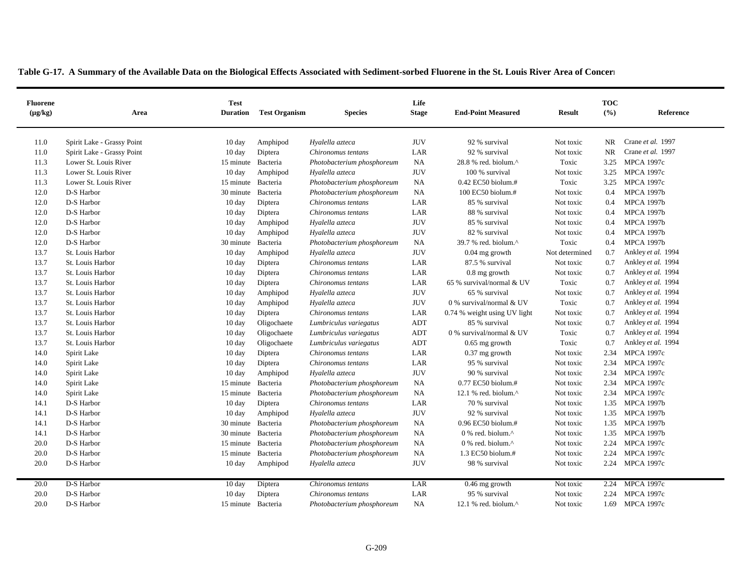**Table G-17. A Summary of the Available Data on the Biological Effects Associated with Sediment-sorbed Fluorene in the St. Louis River Area of Concern**

| Fluorene (µg/kg) | Area | Test Duration | Test Organism | Species | Life Stage | End-Point Measured | Result | TOC (%) | Reference |
|---|---|---|---|---|---|---|---|---|---|
| 11.0 | Spirit Lake - Grassy Point | 10 day | Amphipod | *Hyalella azteca* | JUV | 92 % survival | Not toxic | NR | Crane *et al.* 1997 |
| 11.0 | Spirit Lake - Grassy Point | 10 day | Diptera | *Chironomus tentans* | LAR | 92 % survival | Not toxic | NR | Crane *et al.* 1997 |
| 11.3 | Lower St. Louis River | 15 minute | Bacteria | *Photobacterium phosphoreum* | NA | 28.8 % red. biolum.^ | Toxic | 3.25 | MPCA 1997c |
| 11.3 | Lower St. Louis River | 10 day | Amphipod | *Hyalella azteca* | JUV | 100 % survival | Not toxic | 3.25 | MPCA 1997c |
| 11.3 | Lower St. Louis River | 15 minute | Bacteria | *Photobacterium phosphoreum* | NA | 0.42 EC50 biolum.# | Toxic | 3.25 | MPCA 1997c |
| 12.0 | D-S Harbor | 30 minute | Bacteria | *Photobacterium phosphoreum* | NA | 100 EC50 biolum.# | Not toxic | 0.4 | MPCA 1997b |
| 12.0 | D-S Harbor | 10 day | Diptera | *Chironomus tentans* | LAR | 85 % survival | Not toxic | 0.4 | MPCA 1997b |
| 12.0 | D-S Harbor | 10 day | Diptera | *Chironomus tentans* | LAR | 88 % survival | Not toxic | 0.4 | MPCA 1997b |
| 12.0 | D-S Harbor | 10 day | Amphipod | *Hyalella azteca* | JUV | 85 % survival | Not toxic | 0.4 | MPCA 1997b |
| 12.0 | D-S Harbor | 10 day | Amphipod | *Hyalella azteca* | JUV | 82 % survival | Not toxic | 0.4 | MPCA 1997b |
| 12.0 | D-S Harbor | 30 minute | Bacteria | *Photobacterium phosphoreum* | NA | 39.7 % red. biolum.^ | Toxic | 0.4 | MPCA 1997b |
| 13.7 | St. Louis Harbor | 10 day | Amphipod | *Hyalella azteca* | JUV | 0.04 mg growth | Not determined | 0.7 | Ankley *et al.* 1994 |
| 13.7 | St. Louis Harbor | 10 day | Diptera | *Chironomus tentans* | LAR | 87.5 % survival | Not toxic | 0.7 | Ankley *et al.* 1994 |
| 13.7 | St. Louis Harbor | 10 day | Diptera | *Chironomus tentans* | LAR | 0.8 mg growth | Not toxic | 0.7 | Ankley *et al.* 1994 |
| 13.7 | St. Louis Harbor | 10 day | Diptera | *Chironomus tentans* | LAR | 65 % survival/normal & UV | Toxic | 0.7 | Ankley *et al.* 1994 |
| 13.7 | St. Louis Harbor | 10 day | Amphipod | *Hyalella azteca* | JUV | 65 % survival | Not toxic | 0.7 | Ankley *et al.* 1994 |
| 13.7 | St. Louis Harbor | 10 day | Amphipod | *Hyalella azteca* | JUV | 0 % survival/normal & UV | Toxic | 0.7 | Ankley *et al.* 1994 |
| 13.7 | St. Louis Harbor | 10 day | Diptera | *Chironomus tentans* | LAR | 0.74 % weight using UV light | Not toxic | 0.7 | Ankley *et al.* 1994 |
| 13.7 | St. Louis Harbor | 10 day | Oligochaete | *Lumbriculus variegatus* | ADT | 85 % survival | Not toxic | 0.7 | Ankley *et al.* 1994 |
| 13.7 | St. Louis Harbor | 10 day | Oligochaete | *Lumbriculus variegatus* | ADT | 0 % survival/normal & UV | Toxic | 0.7 | Ankley *et al.* 1994 |
| 13.7 | St. Louis Harbor | 10 day | Oligochaete | *Lumbriculus variegatus* | ADT | 0.65 mg growth | Toxic | 0.7 | Ankley *et al.* 1994 |
| 14.0 | Spirit Lake | 10 day | Diptera | *Chironomus tentans* | LAR | 0.37 mg growth | Not toxic | 2.34 | MPCA 1997c |
| 14.0 | Spirit Lake | 10 day | Diptera | *Chironomus tentans* | LAR | 95 % survival | Not toxic | 2.34 | MPCA 1997c |
| 14.0 | Spirit Lake | 10 day | Amphipod | *Hyalella azteca* | JUV | 90 % survival | Not toxic | 2.34 | MPCA 1997c |
| 14.0 | Spirit Lake | 15 minute | Bacteria | *Photobacterium phosphoreum* | NA | 0.77 EC50 biolum.# | Not toxic | 2.34 | MPCA 1997c |
| 14.0 | Spirit Lake | 15 minute | Bacteria | *Photobacterium phosphoreum* | NA | 12.1 % red. biolum.^ | Not toxic | 2.34 | MPCA 1997c |
| 14.1 | D-S Harbor | 10 day | Diptera | *Chironomus tentans* | LAR | 70 % survival | Not toxic | 1.35 | MPCA 1997b |
| 14.1 | D-S Harbor | 10 day | Amphipod | *Hyalella azteca* | JUV | 92 % survival | Not toxic | 1.35 | MPCA 1997b |
| 14.1 | D-S Harbor | 30 minute | Bacteria | *Photobacterium phosphoreum* | NA | 0.96 EC50 biolum.# | Not toxic | 1.35 | MPCA 1997b |
| 14.1 | D-S Harbor | 30 minute | Bacteria | *Photobacterium phosphoreum* | NA | 0 % red. biolum.^ | Not toxic | 1.35 | MPCA 1997b |
| 20.0 | D-S Harbor | 15 minute | Bacteria | *Photobacterium phosphoreum* | NA | 0 % red. biolum.^ | Not toxic | 2.24 | MPCA 1997c |
| 20.0 | D-S Harbor | 15 minute | Bacteria | *Photobacterium phosphoreum* | NA | 1.3 EC50 biolum.# | Not toxic | 2.24 | MPCA 1997c |
| 20.0 | D-S Harbor | 10 day | Amphipod | *Hyalella azteca* | JUV | 98 % survival | Not toxic | 2.24 | MPCA 1997c |
| 20.0 | D-S Harbor | 10 day | Diptera | *Chironomus tentans* | LAR | 0.46 mg growth | Not toxic | 2.24 | MPCA 1997c |
| 20.0 | D-S Harbor | 10 day | Diptera | *Chironomus tentans* | LAR | 95 % survival | Not toxic | 2.24 | MPCA 1997c |
| 20.0 | D-S Harbor | 15 minute | Bacteria | *Photobacterium phosphoreum* | NA | 12.1 % red. biolum.^ | Not toxic | 1.69 | MPCA 1997c |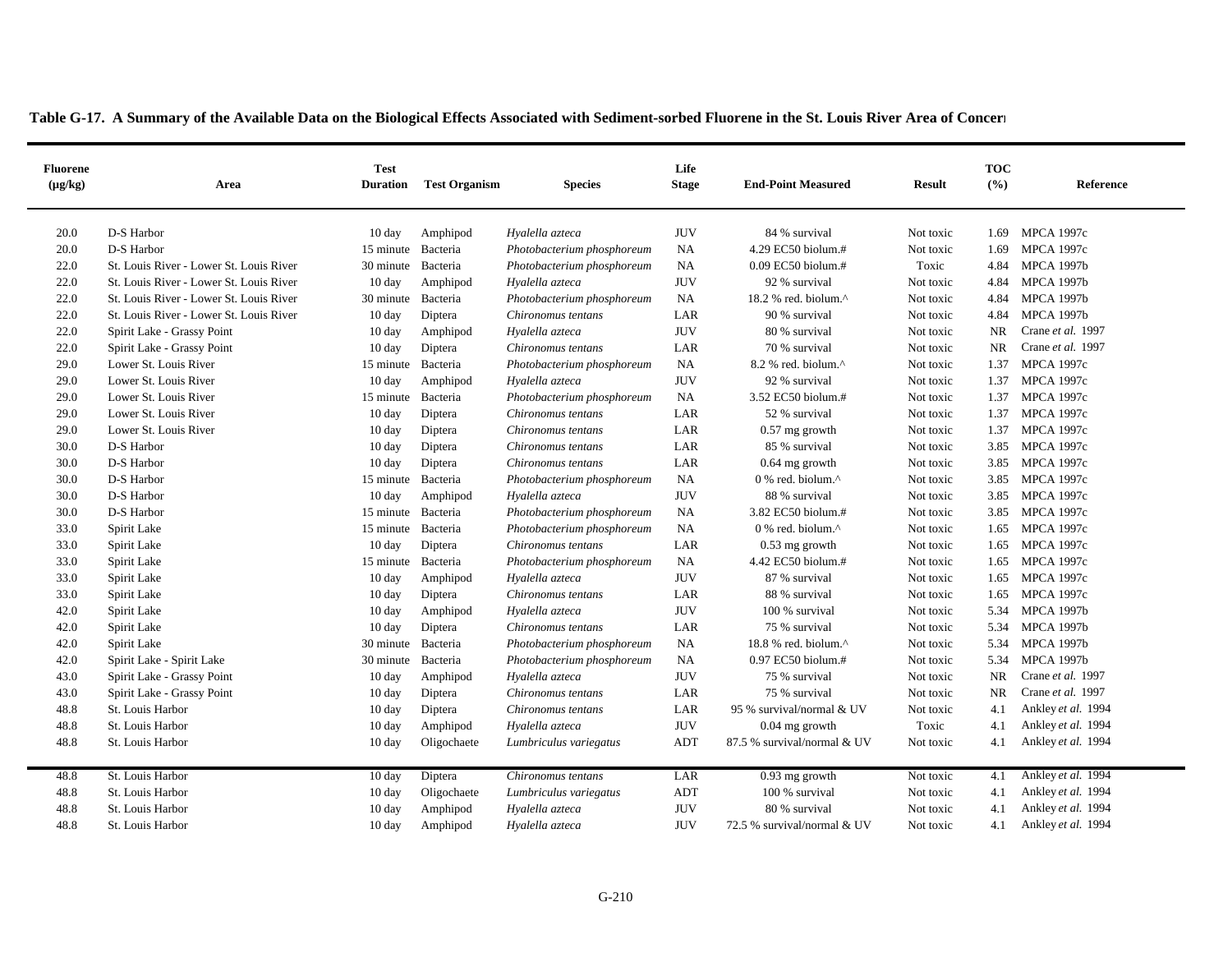**Table G-17. A Summary of the Available Data on the Biological Effects Associated with Sediment-sorbed Fluorene in the St. Louis River Area of Concern**

| Fluorene (µg/kg) | Area | Test Duration | Test Organism | Species | Life Stage | End-Point Measured | Result | TOC (%) | Reference |
|---|---|---|---|---|---|---|---|---|---|
| 20.0 | D-S Harbor | 10 day | Amphipod | *Hyalella azteca* | JUV | 84 % survival | Not toxic | 1.69 | MPCA 1997c |
| 20.0 | D-S Harbor | 15 minute | Bacteria | *Photobacterium phosphoreum* | NA | 4.29 EC50 biolum.# | Not toxic | 1.69 | MPCA 1997c |
| 22.0 | St. Louis River - Lower St. Louis River | 30 minute | Bacteria | *Photobacterium phosphoreum* | NA | 0.09 EC50 biolum.# | Toxic | 4.84 | MPCA 1997b |
| 22.0 | St. Louis River - Lower St. Louis River | 10 day | Amphipod | *Hyalella azteca* | JUV | 92 % survival | Not toxic | 4.84 | MPCA 1997b |
| 22.0 | St. Louis River - Lower St. Louis River | 30 minute | Bacteria | *Photobacterium phosphoreum* | NA | 18.2 % red. biolum.^ | Not toxic | 4.84 | MPCA 1997b |
| 22.0 | St. Louis River - Lower St. Louis River | 10 day | Diptera | *Chironomus tentans* | LAR | 90 % survival | Not toxic | 4.84 | MPCA 1997b |
| 22.0 | Spirit Lake - Grassy Point | 10 day | Amphipod | *Hyalella azteca* | JUV | 80 % survival | Not toxic | NR | Crane *et al.* 1997 |
| 22.0 | Spirit Lake - Grassy Point | 10 day | Diptera | *Chironomus tentans* | LAR | 70 % survival | Not toxic | NR | Crane *et al.* 1997 |
| 29.0 | Lower St. Louis River | 15 minute | Bacteria | *Photobacterium phosphoreum* | NA | 8.2 % red. biolum.^ | Not toxic | 1.37 | MPCA 1997c |
| 29.0 | Lower St. Louis River | 10 day | Amphipod | *Hyalella azteca* | JUV | 92 % survival | Not toxic | 1.37 | MPCA 1997c |
| 29.0 | Lower St. Louis River | 15 minute | Bacteria | *Photobacterium phosphoreum* | NA | 3.52 EC50 biolum.# | Not toxic | 1.37 | MPCA 1997c |
| 29.0 | Lower St. Louis River | 10 day | Diptera | *Chironomus tentans* | LAR | 52 % survival | Not toxic | 1.37 | MPCA 1997c |
| 29.0 | Lower St. Louis River | 10 day | Diptera | *Chironomus tentans* | LAR | 0.57 mg growth | Not toxic | 1.37 | MPCA 1997c |
| 30.0 | D-S Harbor | 10 day | Diptera | *Chironomus tentans* | LAR | 85 % survival | Not toxic | 3.85 | MPCA 1997c |
| 30.0 | D-S Harbor | 10 day | Diptera | *Chironomus tentans* | LAR | 0.64 mg growth | Not toxic | 3.85 | MPCA 1997c |
| 30.0 | D-S Harbor | 15 minute | Bacteria | *Photobacterium phosphoreum* | NA | 0 % red. biolum.^ | Not toxic | 3.85 | MPCA 1997c |
| 30.0 | D-S Harbor | 10 day | Amphipod | *Hyalella azteca* | JUV | 88 % survival | Not toxic | 3.85 | MPCA 1997c |
| 30.0 | D-S Harbor | 15 minute | Bacteria | *Photobacterium phosphoreum* | NA | 3.82 EC50 biolum.# | Not toxic | 3.85 | MPCA 1997c |
| 33.0 | Spirit Lake | 15 minute | Bacteria | *Photobacterium phosphoreum* | NA | 0 % red. biolum.^ | Not toxic | 1.65 | MPCA 1997c |
| 33.0 | Spirit Lake | 10 day | Diptera | *Chironomus tentans* | LAR | 0.53 mg growth | Not toxic | 1.65 | MPCA 1997c |
| 33.0 | Spirit Lake | 15 minute | Bacteria | *Photobacterium phosphoreum* | NA | 4.42 EC50 biolum.# | Not toxic | 1.65 | MPCA 1997c |
| 33.0 | Spirit Lake | 10 day | Amphipod | *Hyalella azteca* | JUV | 87 % survival | Not toxic | 1.65 | MPCA 1997c |
| 33.0 | Spirit Lake | 10 day | Diptera | *Chironomus tentans* | LAR | 88 % survival | Not toxic | 1.65 | MPCA 1997c |
| 42.0 | Spirit Lake | 10 day | Amphipod | *Hyalella azteca* | JUV | 100 % survival | Not toxic | 5.34 | MPCA 1997b |
| 42.0 | Spirit Lake | 10 day | Diptera | *Chironomus tentans* | LAR | 75 % survival | Not toxic | 5.34 | MPCA 1997b |
| 42.0 | Spirit Lake | 30 minute | Bacteria | *Photobacterium phosphoreum* | NA | 18.8 % red. biolum.^ | Not toxic | 5.34 | MPCA 1997b |
| 42.0 | Spirit Lake - Spirit Lake | 30 minute | Bacteria | *Photobacterium phosphoreum* | NA | 0.97 EC50 biolum.# | Not toxic | 5.34 | MPCA 1997b |
| 43.0 | Spirit Lake - Grassy Point | 10 day | Amphipod | *Hyalella azteca* | JUV | 75 % survival | Not toxic | NR | Crane *et al.* 1997 |
| 43.0 | Spirit Lake - Grassy Point | 10 day | Diptera | *Chironomus tentans* | LAR | 75 % survival | Not toxic | NR | Crane *et al.* 1997 |
| 48.8 | St. Louis Harbor | 10 day | Diptera | *Chironomus tentans* | LAR | 95 % survival/normal & UV | Not toxic | 4.1 | Ankley *et al.* 1994 |
| 48.8 | St. Louis Harbor | 10 day | Amphipod | *Hyalella azteca* | JUV | 0.04 mg growth | Toxic | 4.1 | Ankley *et al.* 1994 |
| 48.8 | St. Louis Harbor | 10 day | Oligochaete | *Lumbriculus variegatus* | ADT | 87.5 % survival/normal & UV | Not toxic | 4.1 | Ankley *et al.* 1994 |
| 48.8 | St. Louis Harbor | 10 day | Diptera | *Chironomus tentans* | LAR | 0.93 mg growth | Not toxic | 4.1 | Ankley *et al.* 1994 |
| 48.8 | St. Louis Harbor | 10 day | Oligochaete | *Lumbriculus variegatus* | ADT | 100 % survival | Not toxic | 4.1 | Ankley *et al.* 1994 |
| 48.8 | St. Louis Harbor | 10 day | Amphipod | *Hyalella azteca* | JUV | 80 % survival | Not toxic | 4.1 | Ankley *et al.* 1994 |
| 48.8 | St. Louis Harbor | 10 day | Amphipod | *Hyalella azteca* | JUV | 72.5 % survival/normal & UV | Not toxic | 4.1 | Ankley *et al.* 1994 |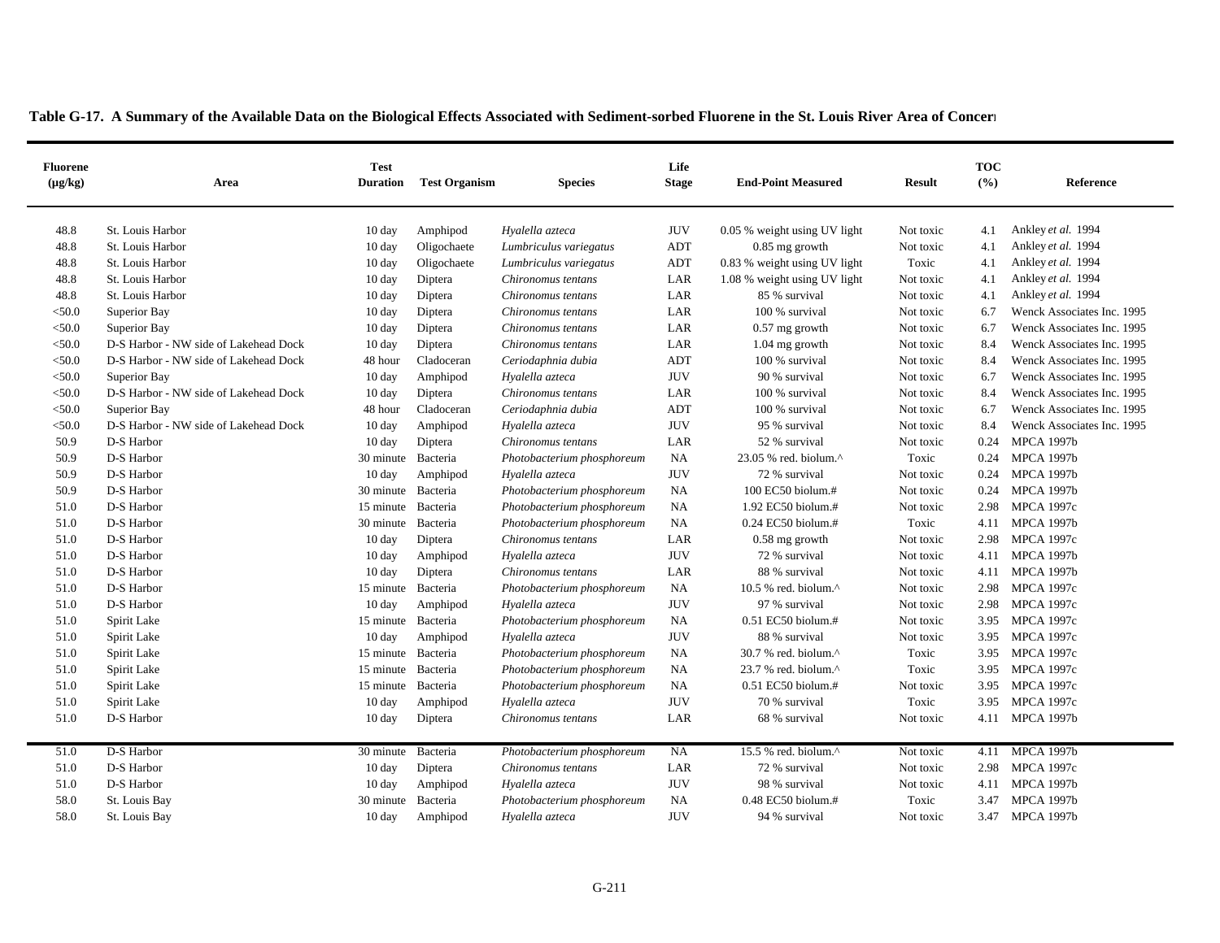**Table G-17. A Summary of the Available Data on the Biological Effects Associated with Sediment-sorbed Fluorene in the St. Louis River Area of Concern**

| Fluorene (µg/kg) | Area | Test Duration | Test Organism | Species | Life Stage | End-Point Measured | Result | TOC (%) | Reference |
|---|---|---|---|---|---|---|---|---|---|
| 48.8 | St. Louis Harbor | 10 day | Amphipod | *Hyalella azteca* | JUV | 0.05 % weight using UV light | Not toxic | 4.1 | Ankley *et al.* 1994 |
| 48.8 | St. Louis Harbor | 10 day | Oligochaete | *Lumbriculus variegatus* | ADT | 0.85 mg growth | Not toxic | 4.1 | Ankley *et al.* 1994 |
| 48.8 | St. Louis Harbor | 10 day | Oligochaete | *Lumbriculus variegatus* | ADT | 0.83 % weight using UV light | Toxic | 4.1 | Ankley *et al.* 1994 |
| 48.8 | St. Louis Harbor | 10 day | Diptera | *Chironomus tentans* | LAR | 1.08 % weight using UV light | Not toxic | 4.1 | Ankley *et al.* 1994 |
| 48.8 | St. Louis Harbor | 10 day | Diptera | *Chironomus tentans* | LAR | 85 % survival | Not toxic | 4.1 | Ankley *et al.* 1994 |
| <50.0 | Superior Bay | 10 day | Diptera | *Chironomus tentans* | LAR | 100 % survival | Not toxic | 6.7 | Wenck Associates Inc. 1995 |
| <50.0 | Superior Bay | 10 day | Diptera | *Chironomus tentans* | LAR | 0.57 mg growth | Not toxic | 6.7 | Wenck Associates Inc. 1995 |
| <50.0 | D-S Harbor - NW side of Lakehead Dock | 10 day | Diptera | *Chironomus tentans* | LAR | 1.04 mg growth | Not toxic | 8.4 | Wenck Associates Inc. 1995 |
| <50.0 | D-S Harbor - NW side of Lakehead Dock | 48 hour | Cladoceran | *Ceriodaphnia dubia* | ADT | 100 % survival | Not toxic | 8.4 | Wenck Associates Inc. 1995 |
| <50.0 | Superior Bay | 10 day | Amphipod | *Hyalella azteca* | JUV | 90 % survival | Not toxic | 6.7 | Wenck Associates Inc. 1995 |
| <50.0 | D-S Harbor - NW side of Lakehead Dock | 10 day | Diptera | *Chironomus tentans* | LAR | 100 % survival | Not toxic | 8.4 | Wenck Associates Inc. 1995 |
| <50.0 | Superior Bay | 48 hour | Cladoceran | *Ceriodaphnia dubia* | ADT | 100 % survival | Not toxic | 6.7 | Wenck Associates Inc. 1995 |
| <50.0 | D-S Harbor - NW side of Lakehead Dock | 10 day | Amphipod | *Hyalella azteca* | JUV | 95 % survival | Not toxic | 8.4 | Wenck Associates Inc. 1995 |
| 50.9 | D-S Harbor | 10 day | Diptera | *Chironomus tentans* | LAR | 52 % survival | Not toxic | 0.24 | MPCA 1997b |
| 50.9 | D-S Harbor | 30 minute | Bacteria | *Photobacterium phosphoreum* | NA | 23.05 % red. biolum.^ | Toxic | 0.24 | MPCA 1997b |
| 50.9 | D-S Harbor | 10 day | Amphipod | *Hyalella azteca* | JUV | 72 % survival | Not toxic | 0.24 | MPCA 1997b |
| 50.9 | D-S Harbor | 30 minute | Bacteria | *Photobacterium phosphoreum* | NA | 100 EC50 biolum.# | Not toxic | 0.24 | MPCA 1997b |
| 51.0 | D-S Harbor | 15 minute | Bacteria | *Photobacterium phosphoreum* | NA | 1.92 EC50 biolum.# | Not toxic | 2.98 | MPCA 1997c |
| 51.0 | D-S Harbor | 30 minute | Bacteria | *Photobacterium phosphoreum* | NA | 0.24 EC50 biolum.# | Toxic | 4.11 | MPCA 1997b |
| 51.0 | D-S Harbor | 10 day | Diptera | *Chironomus tentans* | LAR | 0.58 mg growth | Not toxic | 2.98 | MPCA 1997c |
| 51.0 | D-S Harbor | 10 day | Amphipod | *Hyalella azteca* | JUV | 72 % survival | Not toxic | 4.11 | MPCA 1997b |
| 51.0 | D-S Harbor | 10 day | Diptera | *Chironomus tentans* | LAR | 88 % survival | Not toxic | 4.11 | MPCA 1997b |
| 51.0 | D-S Harbor | 15 minute | Bacteria | *Photobacterium phosphoreum* | NA | 10.5 % red. biolum.^ | Not toxic | 2.98 | MPCA 1997c |
| 51.0 | D-S Harbor | 10 day | Amphipod | *Hyalella azteca* | JUV | 97 % survival | Not toxic | 2.98 | MPCA 1997c |
| 51.0 | Spirit Lake | 15 minute | Bacteria | *Photobacterium phosphoreum* | NA | 0.51 EC50 biolum.# | Not toxic | 3.95 | MPCA 1997c |
| 51.0 | Spirit Lake | 10 day | Amphipod | *Hyalella azteca* | JUV | 88 % survival | Not toxic | 3.95 | MPCA 1997c |
| 51.0 | Spirit Lake | 15 minute | Bacteria | *Photobacterium phosphoreum* | NA | 30.7 % red. biolum.^ | Toxic | 3.95 | MPCA 1997c |
| 51.0 | Spirit Lake | 15 minute | Bacteria | *Photobacterium phosphoreum* | NA | 23.7 % red. biolum.^ | Toxic | 3.95 | MPCA 1997c |
| 51.0 | Spirit Lake | 15 minute | Bacteria | *Photobacterium phosphoreum* | NA | 0.51 EC50 biolum.# | Not toxic | 3.95 | MPCA 1997c |
| 51.0 | Spirit Lake | 10 day | Amphipod | *Hyalella azteca* | JUV | 70 % survival | Toxic | 3.95 | MPCA 1997c |
| 51.0 | D-S Harbor | 10 day | Diptera | *Chironomus tentans* | LAR | 68 % survival | Not toxic | 4.11 | MPCA 1997b |
| 51.0 | D-S Harbor | 30 minute | Bacteria | *Photobacterium phosphoreum* | NA | 15.5 % red. biolum.^ | Not toxic | 4.11 | MPCA 1997b |
| 51.0 | D-S Harbor | 10 day | Diptera | *Chironomus tentans* | LAR | 72 % survival | Not toxic | 2.98 | MPCA 1997c |
| 51.0 | D-S Harbor | 10 day | Amphipod | *Hyalella azteca* | JUV | 98 % survival | Not toxic | 4.11 | MPCA 1997b |
| 58.0 | St. Louis Bay | 30 minute | Bacteria | *Photobacterium phosphoreum* | NA | 0.48 EC50 biolum.# | Toxic | 3.47 | MPCA 1997b |
| 58.0 | St. Louis Bay | 10 day | Amphipod | *Hyalella azteca* | JUV | 94 % survival | Not toxic | 3.47 | MPCA 1997b |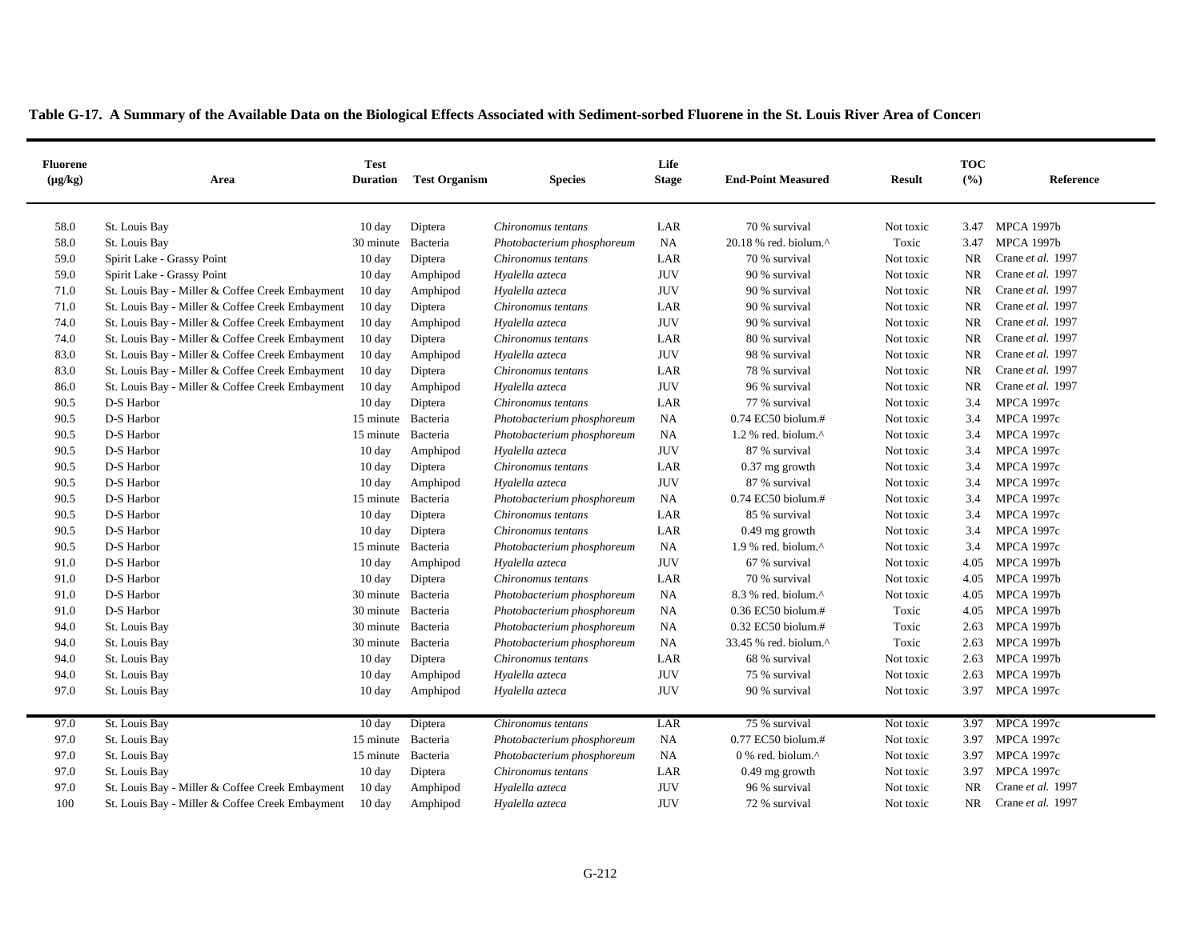**Table G-17. A Summary of the Available Data on the Biological Effects Associated with Sediment-sorbed Fluorene in the St. Louis River Area of Concern**

| Fluorene (µg/kg) | Area | Test Duration | Test Organism | Species | Life Stage | End-Point Measured | Result | TOC (%) | Reference |
|---|---|---|---|---|---|---|---|---|---|
| 58.0 | St. Louis Bay | 10 day | Diptera | *Chironomus tentans* | LAR | 70 % survival | Not toxic | 3.47 | MPCA 1997b |
| 58.0 | St. Louis Bay | 30 minute | Bacteria | *Photobacterium phosphoreum* | NA | 20.18 % red. biolum.^ | Toxic | 3.47 | MPCA 1997b |
| 59.0 | Spirit Lake - Grassy Point | 10 day | Diptera | *Chironomus tentans* | LAR | 70 % survival | Not toxic | NR | Crane *et al.* 1997 |
| 59.0 | Spirit Lake - Grassy Point | 10 day | Amphipod | *Hyalella azteca* | JUV | 90 % survival | Not toxic | NR | Crane *et al.* 1997 |
| 71.0 | St. Louis Bay - Miller & Coffee Creek Embayment | 10 day | Amphipod | *Hyalella azteca* | JUV | 90 % survival | Not toxic | NR | Crane *et al.* 1997 |
| 71.0 | St. Louis Bay - Miller & Coffee Creek Embayment | 10 day | Diptera | *Chironomus tentans* | LAR | 90 % survival | Not toxic | NR | Crane *et al.* 1997 |
| 74.0 | St. Louis Bay - Miller & Coffee Creek Embayment | 10 day | Amphipod | *Hyalella azteca* | JUV | 90 % survival | Not toxic | NR | Crane *et al.* 1997 |
| 74.0 | St. Louis Bay - Miller & Coffee Creek Embayment | 10 day | Diptera | *Chironomus tentans* | LAR | 80 % survival | Not toxic | NR | Crane *et al.* 1997 |
| 83.0 | St. Louis Bay - Miller & Coffee Creek Embayment | 10 day | Amphipod | *Hyalella azteca* | JUV | 98 % survival | Not toxic | NR | Crane *et al.* 1997 |
| 83.0 | St. Louis Bay - Miller & Coffee Creek Embayment | 10 day | Diptera | *Chironomus tentans* | LAR | 78 % survival | Not toxic | NR | Crane *et al.* 1997 |
| 86.0 | St. Louis Bay - Miller & Coffee Creek Embayment | 10 day | Amphipod | *Hyalella azteca* | JUV | 96 % survival | Not toxic | NR | Crane *et al.* 1997 |
| 90.5 | D-S Harbor | 10 day | Diptera | *Chironomus tentans* | LAR | 77 % survival | Not toxic | 3.4 | MPCA 1997c |
| 90.5 | D-S Harbor | 15 minute | Bacteria | *Photobacterium phosphoreum* | NA | 0.74 EC50 biolum.# | Not toxic | 3.4 | MPCA 1997c |
| 90.5 | D-S Harbor | 15 minute | Bacteria | *Photobacterium phosphoreum* | NA | 1.2 % red. biolum.^ | Not toxic | 3.4 | MPCA 1997c |
| 90.5 | D-S Harbor | 10 day | Amphipod | *Hyalella azteca* | JUV | 87 % survival | Not toxic | 3.4 | MPCA 1997c |
| 90.5 | D-S Harbor | 10 day | Diptera | *Chironomus tentans* | LAR | 0.37 mg growth | Not toxic | 3.4 | MPCA 1997c |
| 90.5 | D-S Harbor | 10 day | Amphipod | *Hyalella azteca* | JUV | 87 % survival | Not toxic | 3.4 | MPCA 1997c |
| 90.5 | D-S Harbor | 15 minute | Bacteria | *Photobacterium phosphoreum* | NA | 0.74 EC50 biolum.# | Not toxic | 3.4 | MPCA 1997c |
| 90.5 | D-S Harbor | 10 day | Diptera | *Chironomus tentans* | LAR | 85 % survival | Not toxic | 3.4 | MPCA 1997c |
| 90.5 | D-S Harbor | 10 day | Diptera | *Chironomus tentans* | LAR | 0.49 mg growth | Not toxic | 3.4 | MPCA 1997c |
| 90.5 | D-S Harbor | 15 minute | Bacteria | *Photobacterium phosphoreum* | NA | 1.9 % red. biolum.^ | Not toxic | 3.4 | MPCA 1997c |
| 91.0 | D-S Harbor | 10 day | Amphipod | *Hyalella azteca* | JUV | 67 % survival | Not toxic | 4.05 | MPCA 1997b |
| 91.0 | D-S Harbor | 10 day | Diptera | *Chironomus tentans* | LAR | 70 % survival | Not toxic | 4.05 | MPCA 1997b |
| 91.0 | D-S Harbor | 30 minute | Bacteria | *Photobacterium phosphoreum* | NA | 8.3 % red. biolum.^ | Not toxic | 4.05 | MPCA 1997b |
| 91.0 | D-S Harbor | 30 minute | Bacteria | *Photobacterium phosphoreum* | NA | 0.36 EC50 biolum.# | Toxic | 4.05 | MPCA 1997b |
| 94.0 | St. Louis Bay | 30 minute | Bacteria | *Photobacterium phosphoreum* | NA | 0.32 EC50 biolum.# | Toxic | 2.63 | MPCA 1997b |
| 94.0 | St. Louis Bay | 30 minute | Bacteria | *Photobacterium phosphoreum* | NA | 33.45 % red. biolum.^ | Toxic | 2.63 | MPCA 1997b |
| 94.0 | St. Louis Bay | 10 day | Diptera | *Chironomus tentans* | LAR | 68 % survival | Not toxic | 2.63 | MPCA 1997b |
| 94.0 | St. Louis Bay | 10 day | Amphipod | *Hyalella azteca* | JUV | 75 % survival | Not toxic | 2.63 | MPCA 1997b |
| 97.0 | St. Louis Bay | 10 day | Amphipod | *Hyalella azteca* | JUV | 90 % survival | Not toxic | 3.97 | MPCA 1997c |
| 97.0 | St. Louis Bay | 10 day | Diptera | *Chironomus tentans* | LAR | 75 % survival | Not toxic | 3.97 | MPCA 1997c |
| 97.0 | St. Louis Bay | 15 minute | Bacteria | *Photobacterium phosphoreum* | NA | 0.77 EC50 biolum.# | Not toxic | 3.97 | MPCA 1997c |
| 97.0 | St. Louis Bay | 15 minute | Bacteria | *Photobacterium phosphoreum* | NA | 0 % red. biolum.^ | Not toxic | 3.97 | MPCA 1997c |
| 97.0 | St. Louis Bay | 10 day | Diptera | *Chironomus tentans* | LAR | 0.49 mg growth | Not toxic | 3.97 | MPCA 1997c |
| 97.0 | St. Louis Bay - Miller & Coffee Creek Embayment | 10 day | Amphipod | *Hyalella azteca* | JUV | 96 % survival | Not toxic | NR | Crane *et al.* 1997 |
| 100 | St. Louis Bay - Miller & Coffee Creek Embayment | 10 day | Amphipod | *Hyalella azteca* | JUV | 72 % survival | Not toxic | NR | Crane *et al.* 1997 |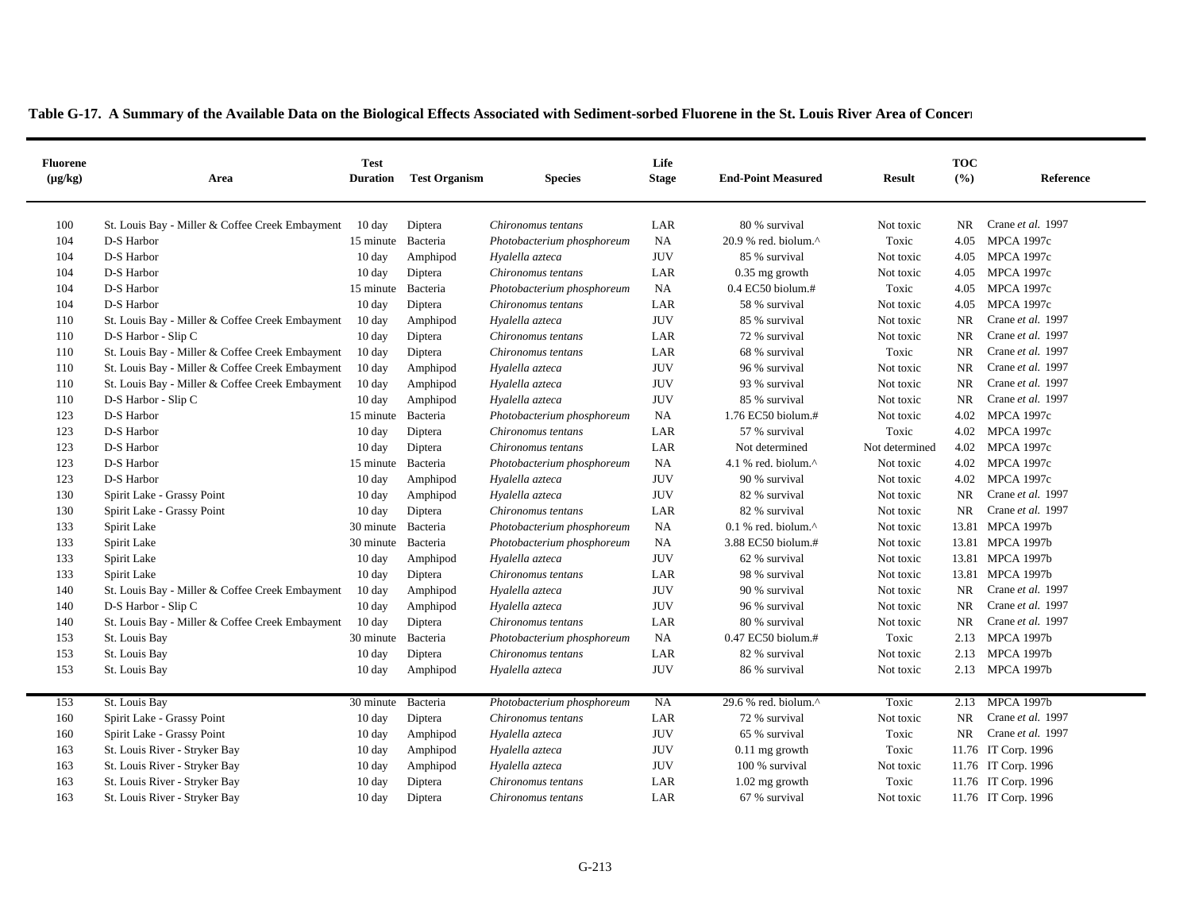**Table G-17. A Summary of the Available Data on the Biological Effects Associated with Sediment-sorbed Fluorene in the St. Louis River Area of Concern**

| Fluorene (µg/kg) | Area | Test Duration | Test Organism | Species | Life Stage | End-Point Measured | Result | TOC (%) | Reference |
|---|---|---|---|---|---|---|---|---|---|
| 100 | St. Louis Bay - Miller & Coffee Creek Embayment | 10 day | Diptera | *Chironomus tentans* | LAR | 80 % survival | Not toxic | NR | Crane *et al.* 1997 |
| 104 | D-S Harbor | 15 minute | Bacteria | *Photobacterium phosphoreum* | NA | 20.9 % red. biolum.^ | Toxic | 4.05 | MPCA 1997c |
| 104 | D-S Harbor | 10 day | Amphipod | *Hyalella azteca* | JUV | 85 % survival | Not toxic | 4.05 | MPCA 1997c |
| 104 | D-S Harbor | 10 day | Diptera | *Chironomus tentans* | LAR | 0.35 mg growth | Not toxic | 4.05 | MPCA 1997c |
| 104 | D-S Harbor | 15 minute | Bacteria | *Photobacterium phosphoreum* | NA | 0.4 EC50 biolum.# | Toxic | 4.05 | MPCA 1997c |
| 104 | D-S Harbor | 10 day | Diptera | *Chironomus tentans* | LAR | 58 % survival | Not toxic | 4.05 | MPCA 1997c |
| 110 | St. Louis Bay - Miller & Coffee Creek Embayment | 10 day | Amphipod | *Hyalella azteca* | JUV | 85 % survival | Not toxic | NR | Crane *et al.* 1997 |
| 110 | D-S Harbor - Slip C | 10 day | Diptera | *Chironomus tentans* | LAR | 72 % survival | Not toxic | NR | Crane *et al.* 1997 |
| 110 | St. Louis Bay - Miller & Coffee Creek Embayment | 10 day | Diptera | *Chironomus tentans* | LAR | 68 % survival | Toxic | NR | Crane *et al.* 1997 |
| 110 | St. Louis Bay - Miller & Coffee Creek Embayment | 10 day | Amphipod | *Hyalella azteca* | JUV | 96 % survival | Not toxic | NR | Crane *et al.* 1997 |
| 110 | St. Louis Bay - Miller & Coffee Creek Embayment | 10 day | Amphipod | *Hyalella azteca* | JUV | 93 % survival | Not toxic | NR | Crane *et al.* 1997 |
| 110 | D-S Harbor - Slip C | 10 day | Amphipod | *Hyalella azteca* | JUV | 85 % survival | Not toxic | NR | Crane *et al.* 1997 |
| 123 | D-S Harbor | 15 minute | Bacteria | *Photobacterium phosphoreum* | NA | 1.76 EC50 biolum.# | Not toxic | 4.02 | MPCA 1997c |
| 123 | D-S Harbor | 10 day | Diptera | *Chironomus tentans* | LAR | 57 % survival | Toxic | 4.02 | MPCA 1997c |
| 123 | D-S Harbor | 10 day | Diptera | *Chironomus tentans* | LAR | Not determined | Not determined | 4.02 | MPCA 1997c |
| 123 | D-S Harbor | 15 minute | Bacteria | *Photobacterium phosphoreum* | NA | 4.1 % red. biolum.^ | Not toxic | 4.02 | MPCA 1997c |
| 123 | D-S Harbor | 10 day | Amphipod | *Hyalella azteca* | JUV | 90 % survival | Not toxic | 4.02 | MPCA 1997c |
| 130 | Spirit Lake - Grassy Point | 10 day | Amphipod | *Hyalella azteca* | JUV | 82 % survival | Not toxic | NR | Crane *et al.* 1997 |
| 130 | Spirit Lake - Grassy Point | 10 day | Diptera | *Chironomus tentans* | LAR | 82 % survival | Not toxic | NR | Crane *et al.* 1997 |
| 133 | Spirit Lake | 30 minute | Bacteria | *Photobacterium phosphoreum* | NA | 0.1 % red. biolum.^ | Not toxic | 13.81 | MPCA 1997b |
| 133 | Spirit Lake | 30 minute | Bacteria | *Photobacterium phosphoreum* | NA | 3.88 EC50 biolum.# | Not toxic | 13.81 | MPCA 1997b |
| 133 | Spirit Lake | 10 day | Amphipod | *Hyalella azteca* | JUV | 62 % survival | Not toxic | 13.81 | MPCA 1997b |
| 133 | Spirit Lake | 10 day | Diptera | *Chironomus tentans* | LAR | 98 % survival | Not toxic | 13.81 | MPCA 1997b |
| 140 | St. Louis Bay - Miller & Coffee Creek Embayment | 10 day | Amphipod | *Hyalella azteca* | JUV | 90 % survival | Not toxic | NR | Crane *et al.* 1997 |
| 140 | D-S Harbor - Slip C | 10 day | Amphipod | *Hyalella azteca* | JUV | 96 % survival | Not toxic | NR | Crane *et al.* 1997 |
| 140 | St. Louis Bay - Miller & Coffee Creek Embayment | 10 day | Diptera | *Chironomus tentans* | LAR | 80 % survival | Not toxic | NR | Crane *et al.* 1997 |
| 153 | St. Louis Bay | 30 minute | Bacteria | *Photobacterium phosphoreum* | NA | 0.47 EC50 biolum.# | Toxic | 2.13 | MPCA 1997b |
| 153 | St. Louis Bay | 10 day | Diptera | *Chironomus tentans* | LAR | 82 % survival | Not toxic | 2.13 | MPCA 1997b |
| 153 | St. Louis Bay | 10 day | Amphipod | *Hyalella azteca* | JUV | 86 % survival | Not toxic | 2.13 | MPCA 1997b |
| 153 | St. Louis Bay | 30 minute | Bacteria | *Photobacterium phosphoreum* | NA | 29.6 % red. biolum.^ | Toxic | 2.13 | MPCA 1997b |
| 160 | Spirit Lake - Grassy Point | 10 day | Diptera | *Chironomus tentans* | LAR | 72 % survival | Not toxic | NR | Crane *et al.* 1997 |
| 160 | Spirit Lake - Grassy Point | 10 day | Amphipod | *Hyalella azteca* | JUV | 65 % survival | Toxic | NR | Crane *et al.* 1997 |
| 163 | St. Louis River - Stryker Bay | 10 day | Amphipod | *Hyalella azteca* | JUV | 0.11 mg growth | Toxic | 11.76 | IT Corp. 1996 |
| 163 | St. Louis River - Stryker Bay | 10 day | Amphipod | *Hyalella azteca* | JUV | 100 % survival | Not toxic | 11.76 | IT Corp. 1996 |
| 163 | St. Louis River - Stryker Bay | 10 day | Diptera | *Chironomus tentans* | LAR | 1.02 mg growth | Toxic | 11.76 | IT Corp. 1996 |
| 163 | St. Louis River - Stryker Bay | 10 day | Diptera | *Chironomus tentans* | LAR | 67 % survival | Not toxic | 11.76 | IT Corp. 1996 |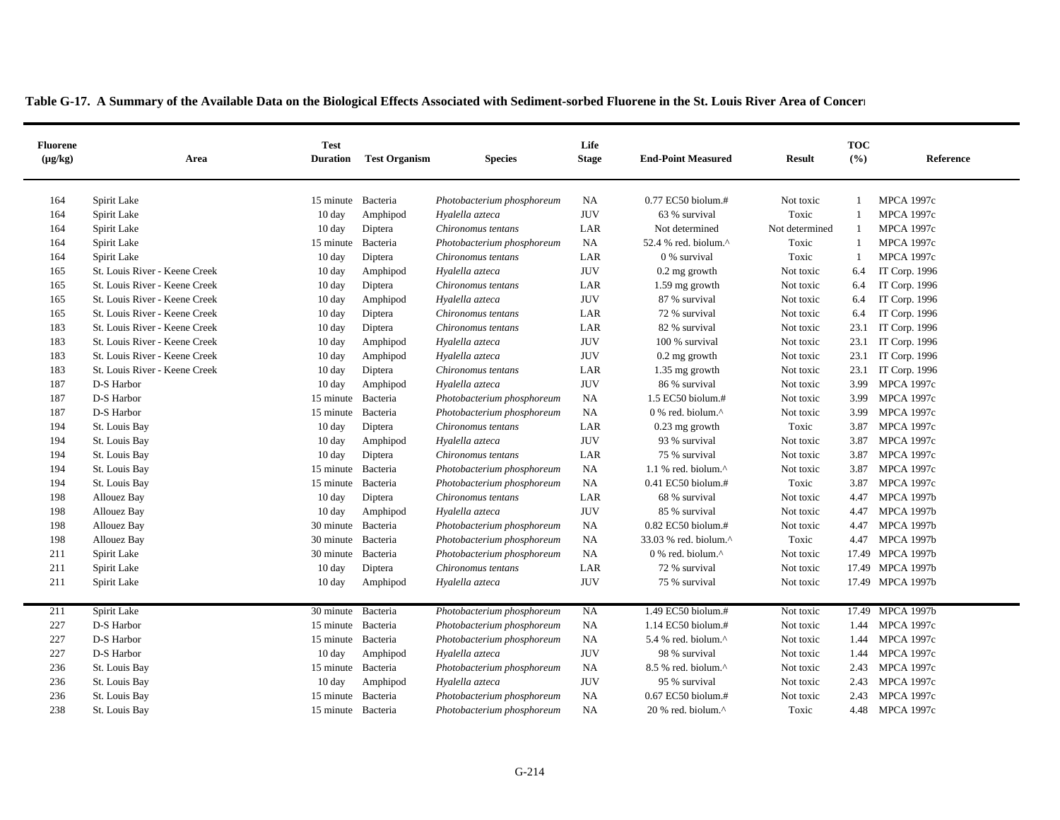**Table G-17. A Summary of the Available Data on the Biological Effects Associated with Sediment-sorbed Fluorene in the St. Louis River Area of Concern**

| Fluorene (µg/kg) | Area | Test Duration | Test Organism | Species | Life Stage | End-Point Measured | Result | TOC (%) | Reference |
|---|---|---|---|---|---|---|---|---|---|
| 164 | Spirit Lake | 15 minute | Bacteria | *Photobacterium phosphoreum* | NA | 0.77 EC50 biolum.# | Not toxic | 1 | MPCA 1997c |
| 164 | Spirit Lake | 10 day | Amphipod | *Hyalella azteca* | JUV | 63 % survival | Toxic | 1 | MPCA 1997c |
| 164 | Spirit Lake | 10 day | Diptera | *Chironomus tentans* | LAR | Not determined | Not determined | 1 | MPCA 1997c |
| 164 | Spirit Lake | 15 minute | Bacteria | *Photobacterium phosphoreum* | NA | 52.4 % red. biolum.^ | Toxic | 1 | MPCA 1997c |
| 164 | Spirit Lake | 10 day | Diptera | *Chironomus tentans* | LAR | 0 % survival | Toxic | 1 | MPCA 1997c |
| 165 | St. Louis River - Keene Creek | 10 day | Amphipod | *Hyalella azteca* | JUV | 0.2 mg growth | Not toxic | 6.4 | IT Corp. 1996 |
| 165 | St. Louis River - Keene Creek | 10 day | Diptera | *Chironomus tentans* | LAR | 1.59 mg growth | Not toxic | 6.4 | IT Corp. 1996 |
| 165 | St. Louis River - Keene Creek | 10 day | Amphipod | *Hyalella azteca* | JUV | 87 % survival | Not toxic | 6.4 | IT Corp. 1996 |
| 165 | St. Louis River - Keene Creek | 10 day | Diptera | *Chironomus tentans* | LAR | 72 % survival | Not toxic | 6.4 | IT Corp. 1996 |
| 183 | St. Louis River - Keene Creek | 10 day | Diptera | *Chironomus tentans* | LAR | 82 % survival | Not toxic | 23.1 | IT Corp. 1996 |
| 183 | St. Louis River - Keene Creek | 10 day | Amphipod | *Hyalella azteca* | JUV | 100 % survival | Not toxic | 23.1 | IT Corp. 1996 |
| 183 | St. Louis River - Keene Creek | 10 day | Amphipod | *Hyalella azteca* | JUV | 0.2 mg growth | Not toxic | 23.1 | IT Corp. 1996 |
| 183 | St. Louis River - Keene Creek | 10 day | Diptera | *Chironomus tentans* | LAR | 1.35 mg growth | Not toxic | 23.1 | IT Corp. 1996 |
| 187 | D-S Harbor | 10 day | Amphipod | *Hyalella azteca* | JUV | 86 % survival | Not toxic | 3.99 | MPCA 1997c |
| 187 | D-S Harbor | 15 minute | Bacteria | *Photobacterium phosphoreum* | NA | 1.5 EC50 biolum.# | Not toxic | 3.99 | MPCA 1997c |
| 187 | D-S Harbor | 15 minute | Bacteria | *Photobacterium phosphoreum* | NA | 0 % red. biolum.^ | Not toxic | 3.99 | MPCA 1997c |
| 194 | St. Louis Bay | 10 day | Diptera | *Chironomus tentans* | LAR | 0.23 mg growth | Toxic | 3.87 | MPCA 1997c |
| 194 | St. Louis Bay | 10 day | Amphipod | *Hyalella azteca* | JUV | 93 % survival | Not toxic | 3.87 | MPCA 1997c |
| 194 | St. Louis Bay | 10 day | Diptera | *Chironomus tentans* | LAR | 75 % survival | Not toxic | 3.87 | MPCA 1997c |
| 194 | St. Louis Bay | 15 minute | Bacteria | *Photobacterium phosphoreum* | NA | 1.1 % red. biolum.^ | Not toxic | 3.87 | MPCA 1997c |
| 194 | St. Louis Bay | 15 minute | Bacteria | *Photobacterium phosphoreum* | NA | 0.41 EC50 biolum.# | Toxic | 3.87 | MPCA 1997c |
| 198 | Allouez Bay | 10 day | Diptera | *Chironomus tentans* | LAR | 68 % survival | Not toxic | 4.47 | MPCA 1997b |
| 198 | Allouez Bay | 10 day | Amphipod | *Hyalella azteca* | JUV | 85 % survival | Not toxic | 4.47 | MPCA 1997b |
| 198 | Allouez Bay | 30 minute | Bacteria | *Photobacterium phosphoreum* | NA | 0.82 EC50 biolum.# | Not toxic | 4.47 | MPCA 1997b |
| 198 | Allouez Bay | 30 minute | Bacteria | *Photobacterium phosphoreum* | NA | 33.03 % red. biolum.^ | Toxic | 4.47 | MPCA 1997b |
| 211 | Spirit Lake | 30 minute | Bacteria | *Photobacterium phosphoreum* | NA | 0 % red. biolum.^ | Not toxic | 17.49 | MPCA 1997b |
| 211 | Spirit Lake | 10 day | Diptera | *Chironomus tentans* | LAR | 72 % survival | Not toxic | 17.49 | MPCA 1997b |
| 211 | Spirit Lake | 10 day | Amphipod | *Hyalella azteca* | JUV | 75 % survival | Not toxic | 17.49 | MPCA 1997b |
| 211 | Spirit Lake | 30 minute | Bacteria | *Photobacterium phosphoreum* | NA | 1.49 EC50 biolum.# | Not toxic | 17.49 | MPCA 1997b |
| 227 | D-S Harbor | 15 minute | Bacteria | *Photobacterium phosphoreum* | NA | 1.14 EC50 biolum.# | Not toxic | 1.44 | MPCA 1997c |
| 227 | D-S Harbor | 15 minute | Bacteria | *Photobacterium phosphoreum* | NA | 5.4 % red. biolum.^ | Not toxic | 1.44 | MPCA 1997c |
| 227 | D-S Harbor | 10 day | Amphipod | *Hyalella azteca* | JUV | 98 % survival | Not toxic | 1.44 | MPCA 1997c |
| 236 | St. Louis Bay | 15 minute | Bacteria | *Photobacterium phosphoreum* | NA | 8.5 % red. biolum.^ | Not toxic | 2.43 | MPCA 1997c |
| 236 | St. Louis Bay | 10 day | Amphipod | *Hyalella azteca* | JUV | 95 % survival | Not toxic | 2.43 | MPCA 1997c |
| 236 | St. Louis Bay | 15 minute | Bacteria | *Photobacterium phosphoreum* | NA | 0.67 EC50 biolum.# | Not toxic | 2.43 | MPCA 1997c |
| 238 | St. Louis Bay | 15 minute | Bacteria | *Photobacterium phosphoreum* | NA | 20 % red. biolum.^ | Toxic | 4.48 | MPCA 1997c |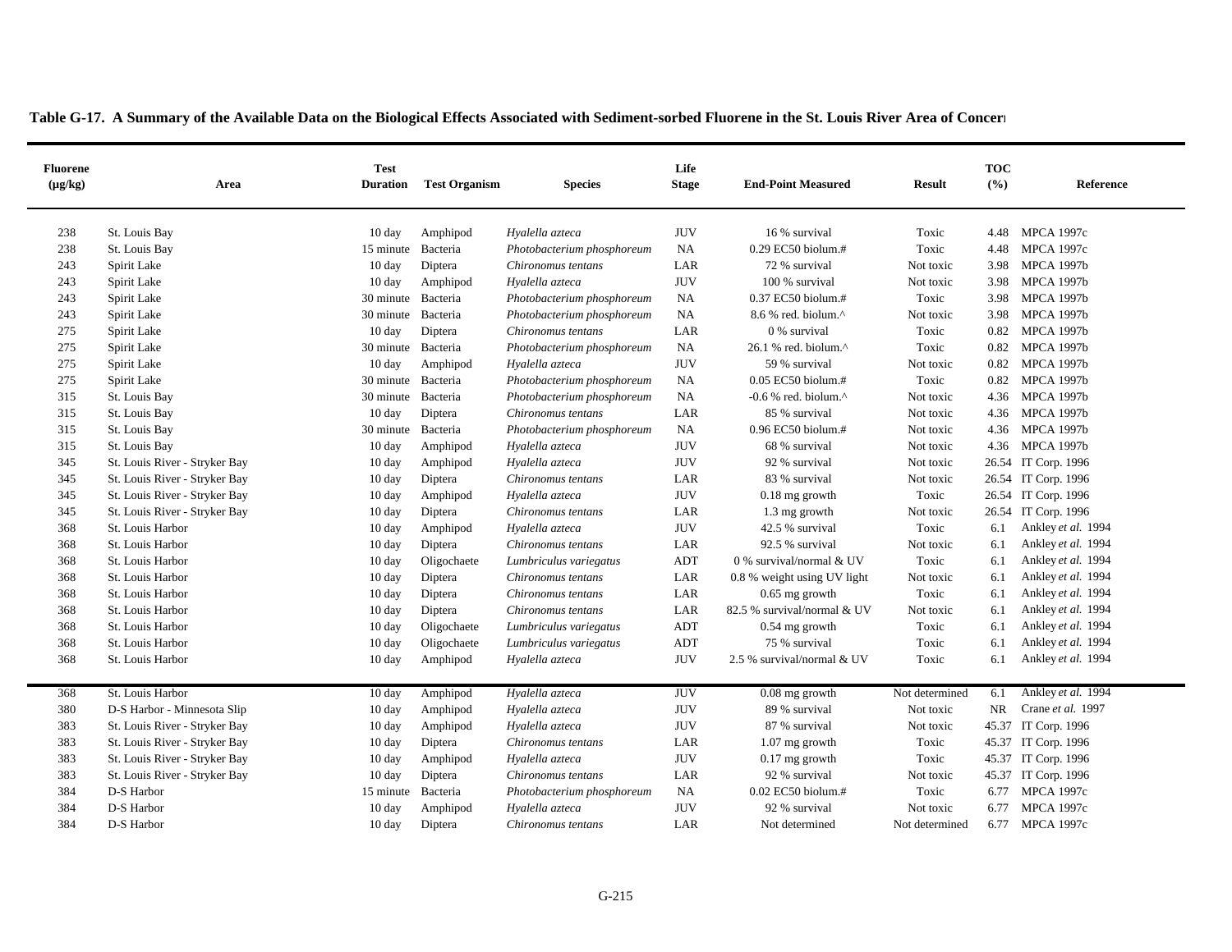**Table G-17. A Summary of the Available Data on the Biological Effects Associated with Sediment-sorbed Fluorene in the St. Louis River Area of Concern**

| Fluorene (µg/kg) | Area | Test Duration | Test Organism | Species | Life Stage | End-Point Measured | Result | TOC (%) | Reference |
|---|---|---|---|---|---|---|---|---|---|
| 238 | St. Louis Bay | 10 day | Amphipod | *Hyalella azteca* | JUV | 16 % survival | Toxic | 4.48 | MPCA 1997c |
| 238 | St. Louis Bay | 15 minute | Bacteria | *Photobacterium phosphoreum* | NA | 0.29 EC50 biolum.# | Toxic | 4.48 | MPCA 1997c |
| 243 | Spirit Lake | 10 day | Diptera | *Chironomus tentans* | LAR | 72 % survival | Not toxic | 3.98 | MPCA 1997b |
| 243 | Spirit Lake | 10 day | Amphipod | *Hyalella azteca* | JUV | 100 % survival | Not toxic | 3.98 | MPCA 1997b |
| 243 | Spirit Lake | 30 minute | Bacteria | *Photobacterium phosphoreum* | NA | 0.37 EC50 biolum.# | Toxic | 3.98 | MPCA 1997b |
| 243 | Spirit Lake | 30 minute | Bacteria | *Photobacterium phosphoreum* | NA | 8.6 % red. biolum.^ | Not toxic | 3.98 | MPCA 1997b |
| 275 | Spirit Lake | 10 day | Diptera | *Chironomus tentans* | LAR | 0 % survival | Toxic | 0.82 | MPCA 1997b |
| 275 | Spirit Lake | 30 minute | Bacteria | *Photobacterium phosphoreum* | NA | 26.1 % red. biolum.^ | Toxic | 0.82 | MPCA 1997b |
| 275 | Spirit Lake | 10 day | Amphipod | *Hyalella azteca* | JUV | 59 % survival | Not toxic | 0.82 | MPCA 1997b |
| 275 | Spirit Lake | 30 minute | Bacteria | *Photobacterium phosphoreum* | NA | 0.05 EC50 biolum.# | Toxic | 0.82 | MPCA 1997b |
| 315 | St. Louis Bay | 30 minute | Bacteria | *Photobacterium phosphoreum* | NA | -0.6 % red. biolum.^ | Not toxic | 4.36 | MPCA 1997b |
| 315 | St. Louis Bay | 10 day | Diptera | *Chironomus tentans* | LAR | 85 % survival | Not toxic | 4.36 | MPCA 1997b |
| 315 | St. Louis Bay | 30 minute | Bacteria | *Photobacterium phosphoreum* | NA | 0.96 EC50 biolum.# | Not toxic | 4.36 | MPCA 1997b |
| 315 | St. Louis Bay | 10 day | Amphipod | *Hyalella azteca* | JUV | 68 % survival | Not toxic | 4.36 | MPCA 1997b |
| 345 | St. Louis River - Stryker Bay | 10 day | Amphipod | *Hyalella azteca* | JUV | 92 % survival | Not toxic | 26.54 | IT Corp. 1996 |
| 345 | St. Louis River - Stryker Bay | 10 day | Diptera | *Chironomus tentans* | LAR | 83 % survival | Not toxic | 26.54 | IT Corp. 1996 |
| 345 | St. Louis River - Stryker Bay | 10 day | Amphipod | *Hyalella azteca* | JUV | 0.18 mg growth | Toxic | 26.54 | IT Corp. 1996 |
| 345 | St. Louis River - Stryker Bay | 10 day | Diptera | *Chironomus tentans* | LAR | 1.3 mg growth | Not toxic | 26.54 | IT Corp. 1996 |
| 368 | St. Louis Harbor | 10 day | Amphipod | *Hyalella azteca* | JUV | 42.5 % survival | Toxic | 6.1 | Ankley *et al.* 1994 |
| 368 | St. Louis Harbor | 10 day | Diptera | *Chironomus tentans* | LAR | 92.5 % survival | Not toxic | 6.1 | Ankley *et al.* 1994 |
| 368 | St. Louis Harbor | 10 day | Oligochaete | *Lumbriculus variegatus* | ADT | 0 % survival/normal & UV | Toxic | 6.1 | Ankley *et al.* 1994 |
| 368 | St. Louis Harbor | 10 day | Diptera | *Chironomus tentans* | LAR | 0.8 % weight using UV light | Not toxic | 6.1 | Ankley *et al.* 1994 |
| 368 | St. Louis Harbor | 10 day | Diptera | *Chironomus tentans* | LAR | 0.65 mg growth | Toxic | 6.1 | Ankley *et al.* 1994 |
| 368 | St. Louis Harbor | 10 day | Diptera | *Chironomus tentans* | LAR | 82.5 % survival/normal & UV | Not toxic | 6.1 | Ankley *et al.* 1994 |
| 368 | St. Louis Harbor | 10 day | Oligochaete | *Lumbriculus variegatus* | ADT | 0.54 mg growth | Toxic | 6.1 | Ankley *et al.* 1994 |
| 368 | St. Louis Harbor | 10 day | Oligochaete | *Lumbriculus variegatus* | ADT | 75 % survival | Toxic | 6.1 | Ankley *et al.* 1994 |
| 368 | St. Louis Harbor | 10 day | Amphipod | *Hyalella azteca* | JUV | 2.5 % survival/normal & UV | Toxic | 6.1 | Ankley *et al.* 1994 |
| 368 | St. Louis Harbor | 10 day | Amphipod | *Hyalella azteca* | JUV | 0.08 mg growth | Not determined | 6.1 | Ankley *et al.* 1994 |
| 380 | D-S Harbor - Minnesota Slip | 10 day | Amphipod | *Hyalella azteca* | JUV | 89 % survival | Not toxic | NR | Crane *et al.* 1997 |
| 383 | St. Louis River - Stryker Bay | 10 day | Amphipod | *Hyalella azteca* | JUV | 87 % survival | Not toxic | 45.37 | IT Corp. 1996 |
| 383 | St. Louis River - Stryker Bay | 10 day | Diptera | *Chironomus tentans* | LAR | 1.07 mg growth | Toxic | 45.37 | IT Corp. 1996 |
| 383 | St. Louis River - Stryker Bay | 10 day | Amphipod | *Hyalella azteca* | JUV | 0.17 mg growth | Toxic | 45.37 | IT Corp. 1996 |
| 383 | St. Louis River - Stryker Bay | 10 day | Diptera | *Chironomus tentans* | LAR | 92 % survival | Not toxic | 45.37 | IT Corp. 1996 |
| 384 | D-S Harbor | 15 minute | Bacteria | *Photobacterium phosphoreum* | NA | 0.02 EC50 biolum.# | Toxic | 6.77 | MPCA 1997c |
| 384 | D-S Harbor | 10 day | Amphipod | *Hyalella azteca* | JUV | 92 % survival | Not toxic | 6.77 | MPCA 1997c |
| 384 | D-S Harbor | 10 day | Diptera | *Chironomus tentans* | LAR | Not determined | Not determined | 6.77 | MPCA 1997c |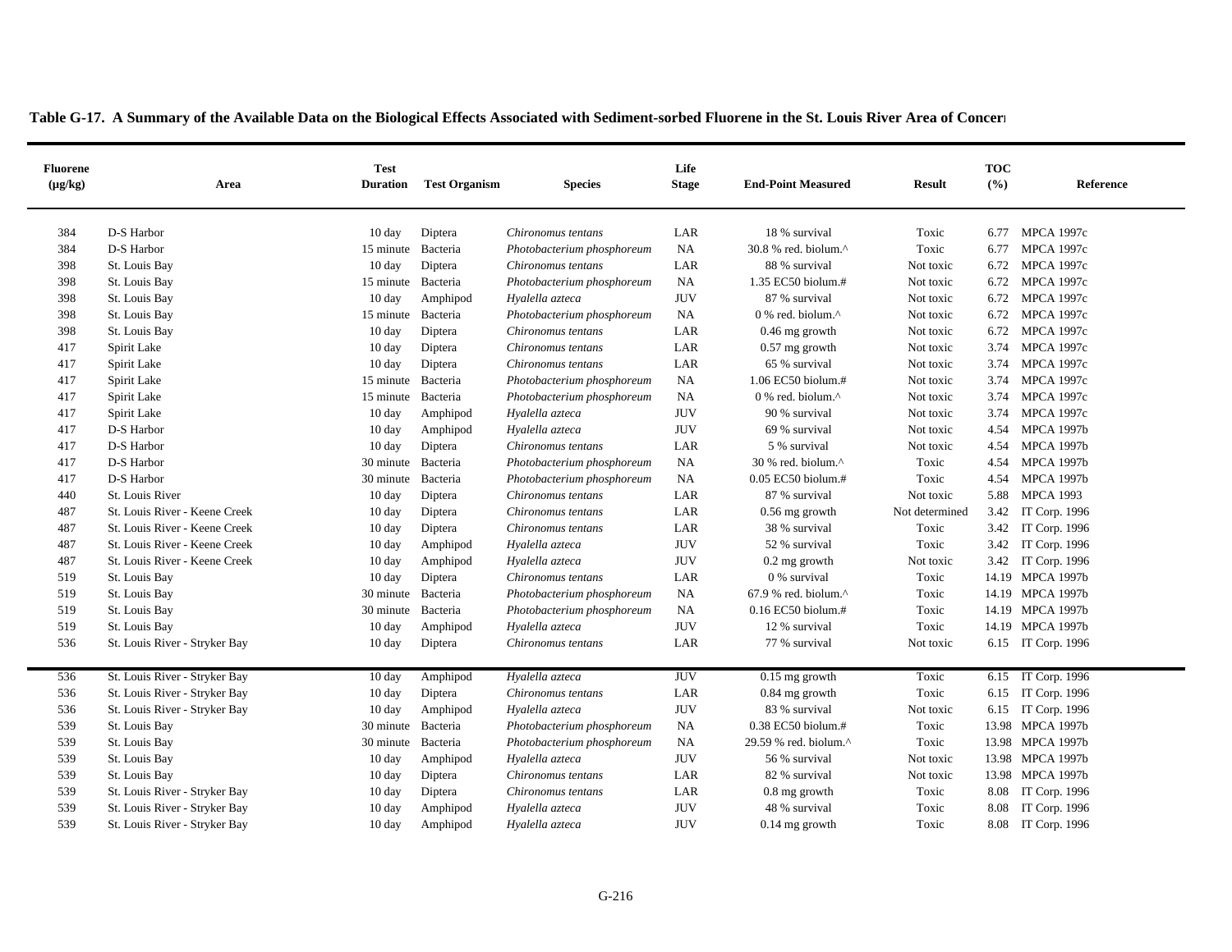**Table G-17. A Summary of the Available Data on the Biological Effects Associated with Sediment-sorbed Fluorene in the St. Louis River Area of Concern**

| Fluorene (µg/kg) | Area | Test Duration | Test Organism | Species | Life Stage | End-Point Measured | Result | TOC (%) | Reference |
|---|---|---|---|---|---|---|---|---|---|
| 384 | D-S Harbor | 10 day | Diptera | *Chironomus tentans* | LAR | 18 % survival | Toxic | 6.77 | MPCA 1997c |
| 384 | D-S Harbor | 15 minute | Bacteria | *Photobacterium phosphoreum* | NA | 30.8 % red. biolum.^ | Toxic | 6.77 | MPCA 1997c |
| 398 | St. Louis Bay | 10 day | Diptera | *Chironomus tentans* | LAR | 88 % survival | Not toxic | 6.72 | MPCA 1997c |
| 398 | St. Louis Bay | 15 minute | Bacteria | *Photobacterium phosphoreum* | NA | 1.35 EC50 biolum.# | Not toxic | 6.72 | MPCA 1997c |
| 398 | St. Louis Bay | 10 day | Amphipod | *Hyalella azteca* | JUV | 87 % survival | Not toxic | 6.72 | MPCA 1997c |
| 398 | St. Louis Bay | 15 minute | Bacteria | *Photobacterium phosphoreum* | NA | 0 % red. biolum.^ | Not toxic | 6.72 | MPCA 1997c |
| 398 | St. Louis Bay | 10 day | Diptera | *Chironomus tentans* | LAR | 0.46 mg growth | Not toxic | 6.72 | MPCA 1997c |
| 417 | Spirit Lake | 10 day | Diptera | *Chironomus tentans* | LAR | 0.57 mg growth | Not toxic | 3.74 | MPCA 1997c |
| 417 | Spirit Lake | 10 day | Diptera | *Chironomus tentans* | LAR | 65 % survival | Not toxic | 3.74 | MPCA 1997c |
| 417 | Spirit Lake | 15 minute | Bacteria | *Photobacterium phosphoreum* | NA | 1.06 EC50 biolum.# | Not toxic | 3.74 | MPCA 1997c |
| 417 | Spirit Lake | 15 minute | Bacteria | *Photobacterium phosphoreum* | NA | 0 % red. biolum.^ | Not toxic | 3.74 | MPCA 1997c |
| 417 | Spirit Lake | 10 day | Amphipod | *Hyalella azteca* | JUV | 90 % survival | Not toxic | 3.74 | MPCA 1997c |
| 417 | D-S Harbor | 10 day | Amphipod | *Hyalella azteca* | JUV | 69 % survival | Not toxic | 4.54 | MPCA 1997b |
| 417 | D-S Harbor | 10 day | Diptera | *Chironomus tentans* | LAR | 5 % survival | Not toxic | 4.54 | MPCA 1997b |
| 417 | D-S Harbor | 30 minute | Bacteria | *Photobacterium phosphoreum* | NA | 30 % red. biolum.^ | Toxic | 4.54 | MPCA 1997b |
| 417 | D-S Harbor | 30 minute | Bacteria | *Photobacterium phosphoreum* | NA | 0.05 EC50 biolum.# | Toxic | 4.54 | MPCA 1997b |
| 440 | St. Louis River | 10 day | Diptera | *Chironomus tentans* | LAR | 87 % survival | Not toxic | 5.88 | MPCA 1993 |
| 487 | St. Louis River - Keene Creek | 10 day | Diptera | *Chironomus tentans* | LAR | 0.56 mg growth | Not determined | 3.42 | IT Corp. 1996 |
| 487 | St. Louis River - Keene Creek | 10 day | Diptera | *Chironomus tentans* | LAR | 38 % survival | Toxic | 3.42 | IT Corp. 1996 |
| 487 | St. Louis River - Keene Creek | 10 day | Amphipod | *Hyalella azteca* | JUV | 52 % survival | Toxic | 3.42 | IT Corp. 1996 |
| 487 | St. Louis River - Keene Creek | 10 day | Amphipod | *Hyalella azteca* | JUV | 0.2 mg growth | Not toxic | 3.42 | IT Corp. 1996 |
| 519 | St. Louis Bay | 10 day | Diptera | *Chironomus tentans* | LAR | 0 % survival | Toxic | 14.19 | MPCA 1997b |
| 519 | St. Louis Bay | 30 minute | Bacteria | *Photobacterium phosphoreum* | NA | 67.9 % red. biolum.^ | Toxic | 14.19 | MPCA 1997b |
| 519 | St. Louis Bay | 30 minute | Bacteria | *Photobacterium phosphoreum* | NA | 0.16 EC50 biolum.# | Toxic | 14.19 | MPCA 1997b |
| 519 | St. Louis Bay | 10 day | Amphipod | *Hyalella azteca* | JUV | 12 % survival | Toxic | 14.19 | MPCA 1997b |
| 536 | St. Louis River - Stryker Bay | 10 day | Diptera | *Chironomus tentans* | LAR | 77 % survival | Not toxic | 6.15 | IT Corp. 1996 |
| 536 | St. Louis River - Stryker Bay | 10 day | Amphipod | *Hyalella azteca* | JUV | 0.15 mg growth | Toxic | 6.15 | IT Corp. 1996 |
| 536 | St. Louis River - Stryker Bay | 10 day | Diptera | *Chironomus tentans* | LAR | 0.84 mg growth | Toxic | 6.15 | IT Corp. 1996 |
| 536 | St. Louis River - Stryker Bay | 10 day | Amphipod | *Hyalella azteca* | JUV | 83 % survival | Not toxic | 6.15 | IT Corp. 1996 |
| 539 | St. Louis Bay | 30 minute | Bacteria | *Photobacterium phosphoreum* | NA | 0.38 EC50 biolum.# | Toxic | 13.98 | MPCA 1997b |
| 539 | St. Louis Bay | 30 minute | Bacteria | *Photobacterium phosphoreum* | NA | 29.59 % red. biolum.^ | Toxic | 13.98 | MPCA 1997b |
| 539 | St. Louis Bay | 10 day | Amphipod | *Hyalella azteca* | JUV | 56 % survival | Not toxic | 13.98 | MPCA 1997b |
| 539 | St. Louis Bay | 10 day | Diptera | *Chironomus tentans* | LAR | 82 % survival | Not toxic | 13.98 | MPCA 1997b |
| 539 | St. Louis River - Stryker Bay | 10 day | Diptera | *Chironomus tentans* | LAR | 0.8 mg growth | Toxic | 8.08 | IT Corp. 1996 |
| 539 | St. Louis River - Stryker Bay | 10 day | Amphipod | *Hyalella azteca* | JUV | 48 % survival | Toxic | 8.08 | IT Corp. 1996 |
| 539 | St. Louis River - Stryker Bay | 10 day | Amphipod | *Hyalella azteca* | JUV | 0.14 mg growth | Toxic | 8.08 | IT Corp. 1996 |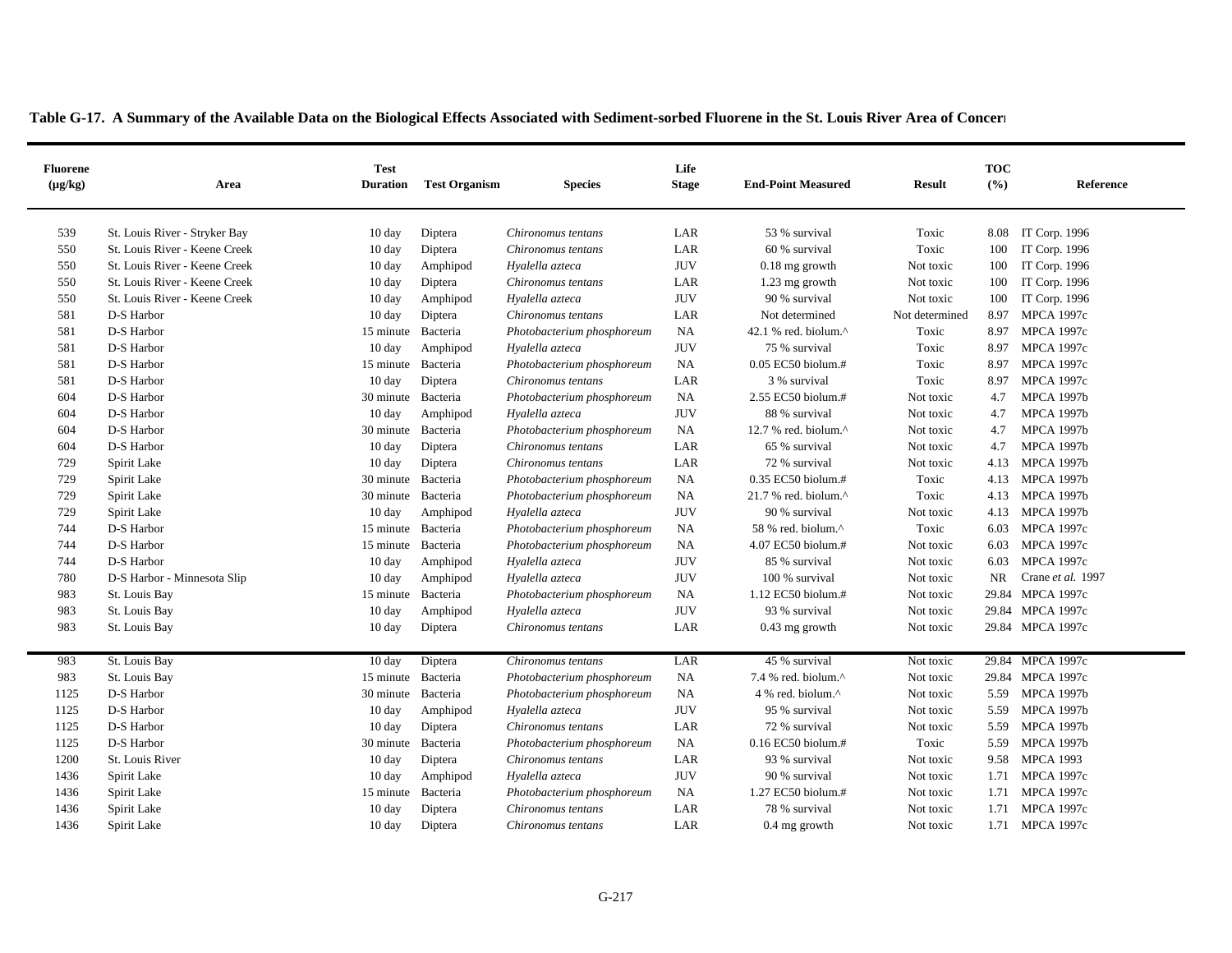**Table G-17. A Summary of the Available Data on the Biological Effects Associated with Sediment-sorbed Fluorene in the St. Louis River Area of Concern**

| Fluorene (µg/kg) | Area | Test Duration | Test Organism | Species | Life Stage | End-Point Measured | Result | TOC (%) | Reference |
|---|---|---|---|---|---|---|---|---|---|
| 539 | St. Louis River - Stryker Bay | 10 day | Diptera | *Chironomus tentans* | LAR | 53 % survival | Toxic | 8.08 | IT Corp. 1996 |
| 550 | St. Louis River - Keene Creek | 10 day | Diptera | *Chironomus tentans* | LAR | 60 % survival | Toxic | 100 | IT Corp. 1996 |
| 550 | St. Louis River - Keene Creek | 10 day | Amphipod | *Hyalella azteca* | JUV | 0.18 mg growth | Not toxic | 100 | IT Corp. 1996 |
| 550 | St. Louis River - Keene Creek | 10 day | Diptera | *Chironomus tentans* | LAR | 1.23 mg growth | Not toxic | 100 | IT Corp. 1996 |
| 550 | St. Louis River - Keene Creek | 10 day | Amphipod | *Hyalella azteca* | JUV | 90 % survival | Not toxic | 100 | IT Corp. 1996 |
| 581 | D-S Harbor | 10 day | Diptera | *Chironomus tentans* | LAR | Not determined | Not determined | 8.97 | MPCA 1997c |
| 581 | D-S Harbor | 15 minute | Bacteria | *Photobacterium phosphoreum* | NA | 42.1 % red. biolum.^ | Toxic | 8.97 | MPCA 1997c |
| 581 | D-S Harbor | 10 day | Amphipod | *Hyalella azteca* | JUV | 75 % survival | Toxic | 8.97 | MPCA 1997c |
| 581 | D-S Harbor | 15 minute | Bacteria | *Photobacterium phosphoreum* | NA | 0.05 EC50 biolum.# | Toxic | 8.97 | MPCA 1997c |
| 581 | D-S Harbor | 10 day | Diptera | *Chironomus tentans* | LAR | 3 % survival | Toxic | 8.97 | MPCA 1997c |
| 604 | D-S Harbor | 30 minute | Bacteria | *Photobacterium phosphoreum* | NA | 2.55 EC50 biolum.# | Not toxic | 4.7 | MPCA 1997b |
| 604 | D-S Harbor | 10 day | Amphipod | *Hyalella azteca* | JUV | 88 % survival | Not toxic | 4.7 | MPCA 1997b |
| 604 | D-S Harbor | 30 minute | Bacteria | *Photobacterium phosphoreum* | NA | 12.7 % red. biolum.^ | Not toxic | 4.7 | MPCA 1997b |
| 604 | D-S Harbor | 10 day | Diptera | *Chironomus tentans* | LAR | 65 % survival | Not toxic | 4.7 | MPCA 1997b |
| 729 | Spirit Lake | 10 day | Diptera | *Chironomus tentans* | LAR | 72 % survival | Not toxic | 4.13 | MPCA 1997b |
| 729 | Spirit Lake | 30 minute | Bacteria | *Photobacterium phosphoreum* | NA | 0.35 EC50 biolum.# | Toxic | 4.13 | MPCA 1997b |
| 729 | Spirit Lake | 30 minute | Bacteria | *Photobacterium phosphoreum* | NA | 21.7 % red. biolum.^ | Toxic | 4.13 | MPCA 1997b |
| 729 | Spirit Lake | 10 day | Amphipod | *Hyalella azteca* | JUV | 90 % survival | Not toxic | 4.13 | MPCA 1997b |
| 744 | D-S Harbor | 15 minute | Bacteria | *Photobacterium phosphoreum* | NA | 58 % red. biolum.^ | Toxic | 6.03 | MPCA 1997c |
| 744 | D-S Harbor | 15 minute | Bacteria | *Photobacterium phosphoreum* | NA | 4.07 EC50 biolum.# | Not toxic | 6.03 | MPCA 1997c |
| 744 | D-S Harbor | 10 day | Amphipod | *Hyalella azteca* | JUV | 85 % survival | Not toxic | 6.03 | MPCA 1997c |
| 780 | D-S Harbor - Minnesota Slip | 10 day | Amphipod | *Hyalella azteca* | JUV | 100 % survival | Not toxic | NR | Crane *et al.* 1997 |
| 983 | St. Louis Bay | 15 minute | Bacteria | *Photobacterium phosphoreum* | NA | 1.12 EC50 biolum.# | Not toxic | 29.84 | MPCA 1997c |
| 983 | St. Louis Bay | 10 day | Amphipod | *Hyalella azteca* | JUV | 93 % survival | Not toxic | 29.84 | MPCA 1997c |
| 983 | St. Louis Bay | 10 day | Diptera | *Chironomus tentans* | LAR | 0.43 mg growth | Not toxic | 29.84 | MPCA 1997c |
| 983 | St. Louis Bay | 10 day | Diptera | *Chironomus tentans* | LAR | 45 % survival | Not toxic | 29.84 | MPCA 1997c |
| 983 | St. Louis Bay | 15 minute | Bacteria | *Photobacterium phosphoreum* | NA | 7.4 % red. biolum.^ | Not toxic | 29.84 | MPCA 1997c |
| 1125 | D-S Harbor | 30 minute | Bacteria | *Photobacterium phosphoreum* | NA | 4 % red. biolum.^ | Not toxic | 5.59 | MPCA 1997b |
| 1125 | D-S Harbor | 10 day | Amphipod | *Hyalella azteca* | JUV | 95 % survival | Not toxic | 5.59 | MPCA 1997b |
| 1125 | D-S Harbor | 10 day | Diptera | *Chironomus tentans* | LAR | 72 % survival | Not toxic | 5.59 | MPCA 1997b |
| 1125 | D-S Harbor | 30 minute | Bacteria | *Photobacterium phosphoreum* | NA | 0.16 EC50 biolum.# | Toxic | 5.59 | MPCA 1997b |
| 1200 | St. Louis River | 10 day | Diptera | *Chironomus tentans* | LAR | 93 % survival | Not toxic | 9.58 | MPCA 1993 |
| 1436 | Spirit Lake | 10 day | Amphipod | *Hyalella azteca* | JUV | 90 % survival | Not toxic | 1.71 | MPCA 1997c |
| 1436 | Spirit Lake | 15 minute | Bacteria | *Photobacterium phosphoreum* | NA | 1.27 EC50 biolum.# | Not toxic | 1.71 | MPCA 1997c |
| 1436 | Spirit Lake | 10 day | Diptera | *Chironomus tentans* | LAR | 78 % survival | Not toxic | 1.71 | MPCA 1997c |
| 1436 | Spirit Lake | 10 day | Diptera | *Chironomus tentans* | LAR | 0.4 mg growth | Not toxic | 1.71 | MPCA 1997c |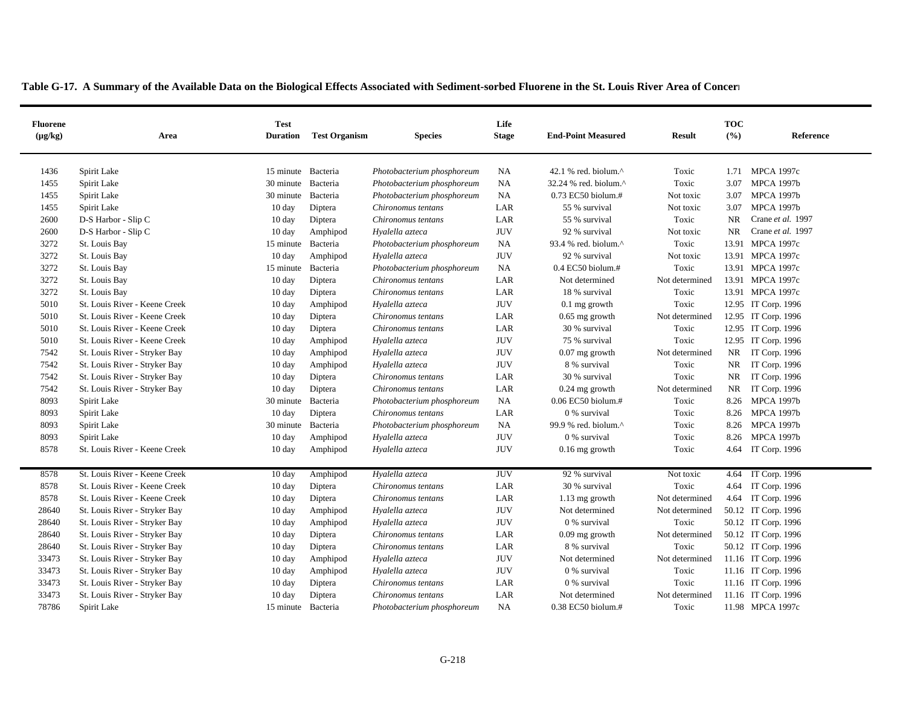**Table G-17. A Summary of the Available Data on the Biological Effects Associated with Sediment-sorbed Fluorene in the St. Louis River Area of Concern**

| Fluorene (µg/kg) | Area | Test Duration | Test Organism | Species | Life Stage | End-Point Measured | Result | TOC (%) | Reference |
|---|---|---|---|---|---|---|---|---|---|
| 1436 | Spirit Lake | 15 minute | Bacteria | *Photobacterium phosphoreum* | NA | 42.1 % red. biolum.^ | Toxic | 1.71 | MPCA 1997c |
| 1455 | Spirit Lake | 30 minute | Bacteria | *Photobacterium phosphoreum* | NA | 32.24 % red. biolum.^ | Toxic | 3.07 | MPCA 1997b |
| 1455 | Spirit Lake | 30 minute | Bacteria | *Photobacterium phosphoreum* | NA | 0.73 EC50 biolum.# | Not toxic | 3.07 | MPCA 1997b |
| 1455 | Spirit Lake | 10 day | Diptera | *Chironomus tentans* | LAR | 55 % survival | Not toxic | 3.07 | MPCA 1997b |
| 2600 | D-S Harbor - Slip C | 10 day | Diptera | *Chironomus tentans* | LAR | 55 % survival | Toxic | NR | Crane *et al.* 1997 |
| 2600 | D-S Harbor - Slip C | 10 day | Amphipod | *Hyalella azteca* | JUV | 92 % survival | Not toxic | NR | Crane *et al.* 1997 |
| 3272 | St. Louis Bay | 15 minute | Bacteria | *Photobacterium phosphoreum* | NA | 93.4 % red. biolum.^ | Toxic | 13.91 | MPCA 1997c |
| 3272 | St. Louis Bay | 10 day | Amphipod | *Hyalella azteca* | JUV | 92 % survival | Not toxic | 13.91 | MPCA 1997c |
| 3272 | St. Louis Bay | 15 minute | Bacteria | *Photobacterium phosphoreum* | NA | 0.4 EC50 biolum.# | Toxic | 13.91 | MPCA 1997c |
| 3272 | St. Louis Bay | 10 day | Diptera | *Chironomus tentans* | LAR | Not determined | Not determined | 13.91 | MPCA 1997c |
| 3272 | St. Louis Bay | 10 day | Diptera | *Chironomus tentans* | LAR | 18 % survival | Toxic | 13.91 | MPCA 1997c |
| 5010 | St. Louis River - Keene Creek | 10 day | Amphipod | *Hyalella azteca* | JUV | 0.1 mg growth | Toxic | 12.95 | IT Corp. 1996 |
| 5010 | St. Louis River - Keene Creek | 10 day | Diptera | *Chironomus tentans* | LAR | 0.65 mg growth | Not determined | 12.95 | IT Corp. 1996 |
| 5010 | St. Louis River - Keene Creek | 10 day | Diptera | *Chironomus tentans* | LAR | 30 % survival | Toxic | 12.95 | IT Corp. 1996 |
| 5010 | St. Louis River - Keene Creek | 10 day | Amphipod | *Hyalella azteca* | JUV | 75 % survival | Toxic | 12.95 | IT Corp. 1996 |
| 7542 | St. Louis River - Stryker Bay | 10 day | Amphipod | *Hyalella azteca* | JUV | 0.07 mg growth | Not determined | NR | IT Corp. 1996 |
| 7542 | St. Louis River - Stryker Bay | 10 day | Amphipod | *Hyalella azteca* | JUV | 8 % survival | Toxic | NR | IT Corp. 1996 |
| 7542 | St. Louis River - Stryker Bay | 10 day | Diptera | *Chironomus tentans* | LAR | 30 % survival | Toxic | NR | IT Corp. 1996 |
| 7542 | St. Louis River - Stryker Bay | 10 day | Diptera | *Chironomus tentans* | LAR | 0.24 mg growth | Not determined | NR | IT Corp. 1996 |
| 8093 | Spirit Lake | 30 minute | Bacteria | *Photobacterium phosphoreum* | NA | 0.06 EC50 biolum.# | Toxic | 8.26 | MPCA 1997b |
| 8093 | Spirit Lake | 10 day | Diptera | *Chironomus tentans* | LAR | 0 % survival | Toxic | 8.26 | MPCA 1997b |
| 8093 | Spirit Lake | 30 minute | Bacteria | *Photobacterium phosphoreum* | NA | 99.9 % red. biolum.^ | Toxic | 8.26 | MPCA 1997b |
| 8093 | Spirit Lake | 10 day | Amphipod | *Hyalella azteca* | JUV | 0 % survival | Toxic | 8.26 | MPCA 1997b |
| 8578 | St. Louis River - Keene Creek | 10 day | Amphipod | *Hyalella azteca* | JUV | 0.16 mg growth | Toxic | 4.64 | IT Corp. 1996 |
| 8578 | St. Louis River - Keene Creek | 10 day | Amphipod | *Hyalella azteca* | JUV | 92 % survival | Not toxic | 4.64 | IT Corp. 1996 |
| 8578 | St. Louis River - Keene Creek | 10 day | Diptera | *Chironomus tentans* | LAR | 30 % survival | Toxic | 4.64 | IT Corp. 1996 |
| 8578 | St. Louis River - Keene Creek | 10 day | Diptera | *Chironomus tentans* | LAR | 1.13 mg growth | Not determined | 4.64 | IT Corp. 1996 |
| 28640 | St. Louis River - Stryker Bay | 10 day | Amphipod | *Hyalella azteca* | JUV | Not determined | Not determined | 50.12 | IT Corp. 1996 |
| 28640 | St. Louis River - Stryker Bay | 10 day | Amphipod | *Hyalella azteca* | JUV | 0 % survival | Toxic | 50.12 | IT Corp. 1996 |
| 28640 | St. Louis River - Stryker Bay | 10 day | Diptera | *Chironomus tentans* | LAR | 0.09 mg growth | Not determined | 50.12 | IT Corp. 1996 |
| 28640 | St. Louis River - Stryker Bay | 10 day | Diptera | *Chironomus tentans* | LAR | 8 % survival | Toxic | 50.12 | IT Corp. 1996 |
| 33473 | St. Louis River - Stryker Bay | 10 day | Amphipod | *Hyalella azteca* | JUV | Not determined | Not determined | 11.16 | IT Corp. 1996 |
| 33473 | St. Louis River - Stryker Bay | 10 day | Amphipod | *Hyalella azteca* | JUV | 0 % survival | Toxic | 11.16 | IT Corp. 1996 |
| 33473 | St. Louis River - Stryker Bay | 10 day | Diptera | *Chironomus tentans* | LAR | 0 % survival | Toxic | 11.16 | IT Corp. 1996 |
| 33473 | St. Louis River - Stryker Bay | 10 day | Diptera | *Chironomus tentans* | LAR | Not determined | Not determined | 11.16 | IT Corp. 1996 |
| 78786 | Spirit Lake | 15 minute | Bacteria | *Photobacterium phosphoreum* | NA | 0.38 EC50 biolum.# | Toxic | 11.98 | MPCA 1997c |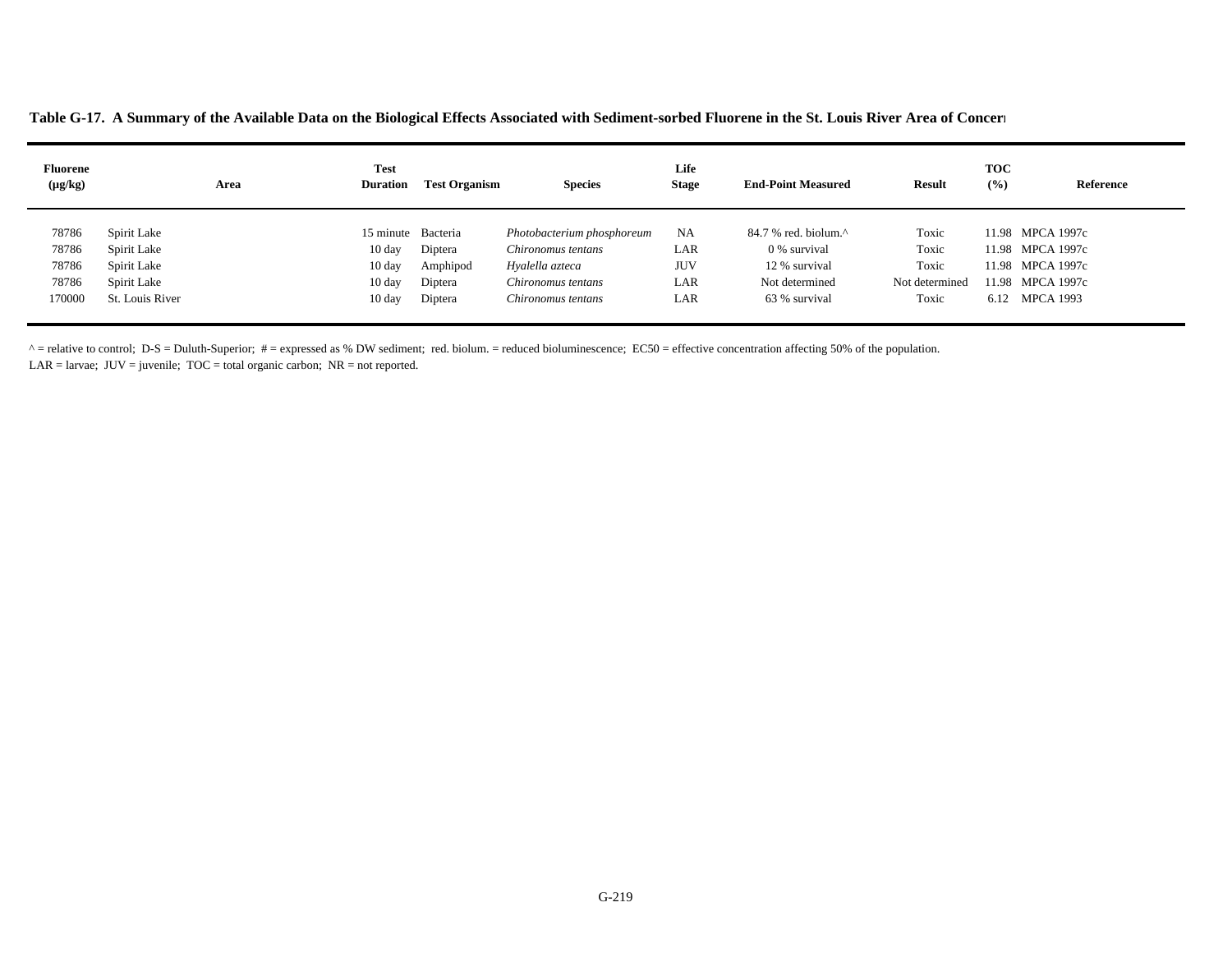**Table G-17. A Summary of the Available Data on the Biological Effects Associated with Sediment-sorbed Fluorene in the St. Louis River Area of Concern**

| Fluorene (µg/kg) | Area | Test Duration | Test Organism | Species | Life Stage | End-Point Measured | Result | TOC (%) | Reference |
|---|---|---|---|---|---|---|---|---|---|
| 78786 | Spirit Lake | 15 minute | Bacteria | *Photobacterium phosphoreum* | NA | 84.7 % red. biolum.^ | Toxic | 11.98 | MPCA 1997c |
| 78786 | Spirit Lake | 10 day | Diptera | *Chironomus tentans* | LAR | 0 % survival | Toxic | 11.98 | MPCA 1997c |
| 78786 | Spirit Lake | 10 day | Amphipod | *Hyalella azteca* | JUV | 12 % survival | Toxic | 11.98 | MPCA 1997c |
| 78786 | Spirit Lake | 10 day | Diptera | *Chironomus tentans* | LAR | Not determined | Not determined | 11.98 | MPCA 1997c |
| 170000 | St. Louis River | 10 day | Diptera | *Chironomus tentans* | LAR | 63 % survival | Toxic | 6.12 | MPCA 1993 |

^ = relative to control; D-S = Duluth-Superior; # = expressed as % DW sediment; red. biolum. = reduced bioluminescence; EC50 = effective concentration affecting 50% of the population.
LAR = larvae; JUV = juvenile; TOC = total organic carbon; NR = not reported.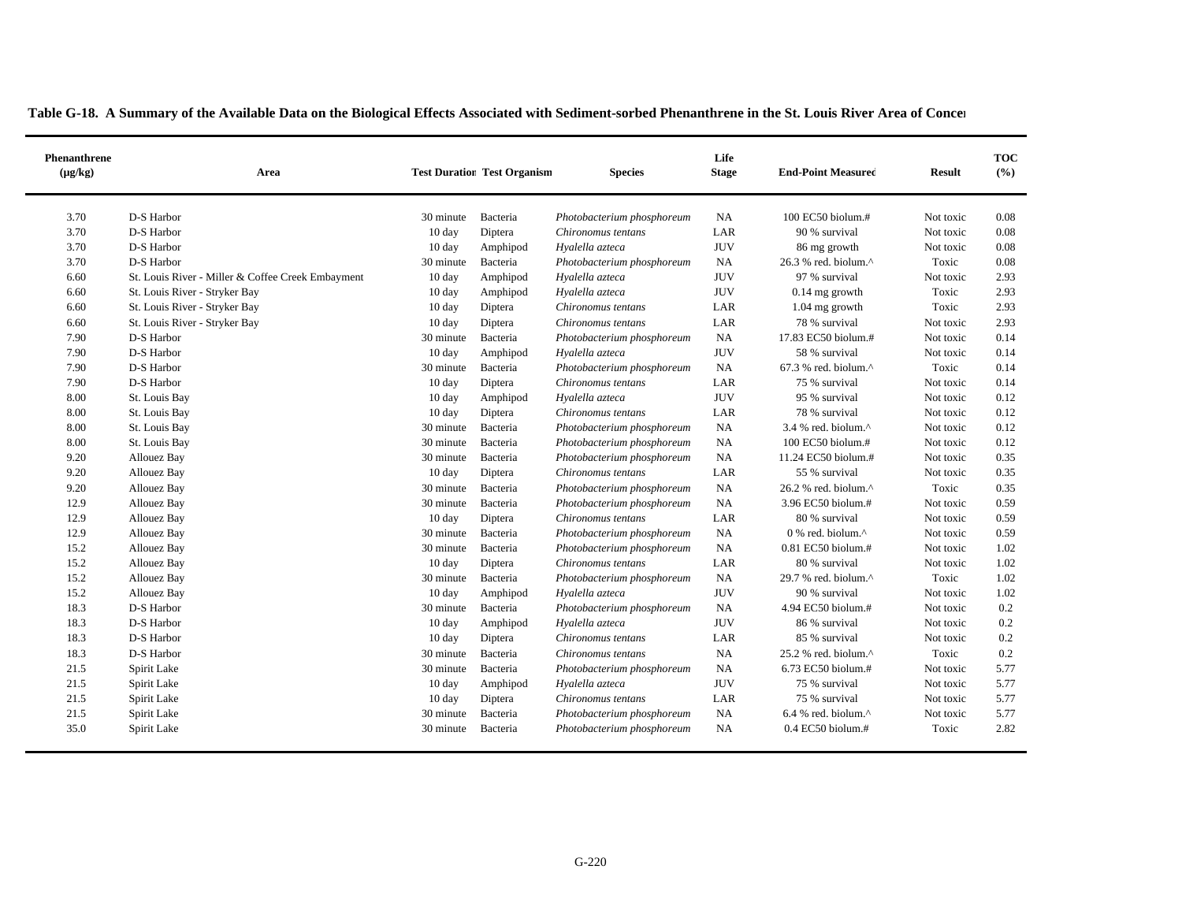**Table G-18. A Summary of the Available Data on the Biological Effects Associated with Sediment-sorbed Phenanthrene in the St. Louis River Area of Concern**

| Phenanthrene (µg/kg) | Area | Test Duration | Test Organism | Species | Life Stage | End-Point Measured | Result | TOC (%) |
|---|---|---|---|---|---|---|---|---|
| 3.70 | D-S Harbor | 30 minute | Bacteria | *Photobacterium phosphoreum* | NA | 100 EC50 biolum.# | Not toxic | 0.08 |
| 3.70 | D-S Harbor | 10 day | Diptera | *Chironomus tentans* | LAR | 90 % survival | Not toxic | 0.08 |
| 3.70 | D-S Harbor | 10 day | Amphipod | *Hyalella azteca* | JUV | 86 mg growth | Not toxic | 0.08 |
| 3.70 | D-S Harbor | 30 minute | Bacteria | *Photobacterium phosphoreum* | NA | 26.3 % red. biolum.^ | Toxic | 0.08 |
| 6.60 | St. Louis River - Miller & Coffee Creek Embayment | 10 day | Amphipod | *Hyalella azteca* | JUV | 97 % survival | Not toxic | 2.93 |
| 6.60 | St. Louis River - Stryker Bay | 10 day | Amphipod | *Hyalella azteca* | JUV | 0.14 mg growth | Toxic | 2.93 |
| 6.60 | St. Louis River - Stryker Bay | 10 day | Diptera | *Chironomus tentans* | LAR | 1.04 mg growth | Toxic | 2.93 |
| 6.60 | St. Louis River - Stryker Bay | 10 day | Diptera | *Chironomus tentans* | LAR | 78 % survival | Not toxic | 2.93 |
| 7.90 | D-S Harbor | 30 minute | Bacteria | *Photobacterium phosphoreum* | NA | 17.83 EC50 biolum.# | Not toxic | 0.14 |
| 7.90 | D-S Harbor | 10 day | Amphipod | *Hyalella azteca* | JUV | 58 % survival | Not toxic | 0.14 |
| 7.90 | D-S Harbor | 30 minute | Bacteria | *Photobacterium phosphoreum* | NA | 67.3 % red. biolum.^ | Toxic | 0.14 |
| 7.90 | D-S Harbor | 10 day | Diptera | *Chironomus tentans* | LAR | 75 % survival | Not toxic | 0.14 |
| 8.00 | St. Louis Bay | 10 day | Amphipod | *Hyalella azteca* | JUV | 95 % survival | Not toxic | 0.12 |
| 8.00 | St. Louis Bay | 10 day | Diptera | *Chironomus tentans* | LAR | 78 % survival | Not toxic | 0.12 |
| 8.00 | St. Louis Bay | 30 minute | Bacteria | *Photobacterium phosphoreum* | NA | 3.4 % red. biolum.^ | Not toxic | 0.12 |
| 8.00 | St. Louis Bay | 30 minute | Bacteria | *Photobacterium phosphoreum* | NA | 100 EC50 biolum.# | Not toxic | 0.12 |
| 9.20 | Allouez Bay | 30 minute | Bacteria | *Photobacterium phosphoreum* | NA | 11.24 EC50 biolum.# | Not toxic | 0.35 |
| 9.20 | Allouez Bay | 10 day | Diptera | *Chironomus tentans* | LAR | 55 % survival | Not toxic | 0.35 |
| 9.20 | Allouez Bay | 30 minute | Bacteria | *Photobacterium phosphoreum* | NA | 26.2 % red. biolum.^ | Toxic | 0.35 |
| 12.9 | Allouez Bay | 30 minute | Bacteria | *Photobacterium phosphoreum* | NA | 3.96 EC50 biolum.# | Not toxic | 0.59 |
| 12.9 | Allouez Bay | 10 day | Diptera | *Chironomus tentans* | LAR | 80 % survival | Not toxic | 0.59 |
| 12.9 | Allouez Bay | 30 minute | Bacteria | *Photobacterium phosphoreum* | NA | 0 % red. biolum.^ | Not toxic | 0.59 |
| 15.2 | Allouez Bay | 30 minute | Bacteria | *Photobacterium phosphoreum* | NA | 0.81 EC50 biolum.# | Not toxic | 1.02 |
| 15.2 | Allouez Bay | 10 day | Diptera | *Chironomus tentans* | LAR | 80 % survival | Not toxic | 1.02 |
| 15.2 | Allouez Bay | 30 minute | Bacteria | *Photobacterium phosphoreum* | NA | 29.7 % red. biolum.^ | Toxic | 1.02 |
| 15.2 | Allouez Bay | 10 day | Amphipod | *Hyalella azteca* | JUV | 90 % survival | Not toxic | 1.02 |
| 18.3 | D-S Harbor | 30 minute | Bacteria | *Photobacterium phosphoreum* | NA | 4.94 EC50 biolum.# | Not toxic | 0.2 |
| 18.3 | D-S Harbor | 10 day | Amphipod | *Hyalella azteca* | JUV | 86 % survival | Not toxic | 0.2 |
| 18.3 | D-S Harbor | 10 day | Diptera | *Chironomus tentans* | LAR | 85 % survival | Not toxic | 0.2 |
| 18.3 | D-S Harbor | 30 minute | Bacteria | *Chironomus tentans* | NA | 25.2 % red. biolum.^ | Toxic | 0.2 |
| 21.5 | Spirit Lake | 30 minute | Bacteria | *Photobacterium phosphoreum* | NA | 6.73 EC50 biolum.# | Not toxic | 5.77 |
| 21.5 | Spirit Lake | 10 day | Amphipod | *Hyalella azteca* | JUV | 75 % survival | Not toxic | 5.77 |
| 21.5 | Spirit Lake | 10 day | Diptera | *Chironomus tentans* | LAR | 75 % survival | Not toxic | 5.77 |
| 21.5 | Spirit Lake | 30 minute | Bacteria | *Photobacterium phosphoreum* | NA | 6.4 % red. biolum.^ | Not toxic | 5.77 |
| 35.0 | Spirit Lake | 30 minute | Bacteria | *Photobacterium phosphoreum* | NA | 0.4 EC50 biolum.# | Toxic | 2.82 |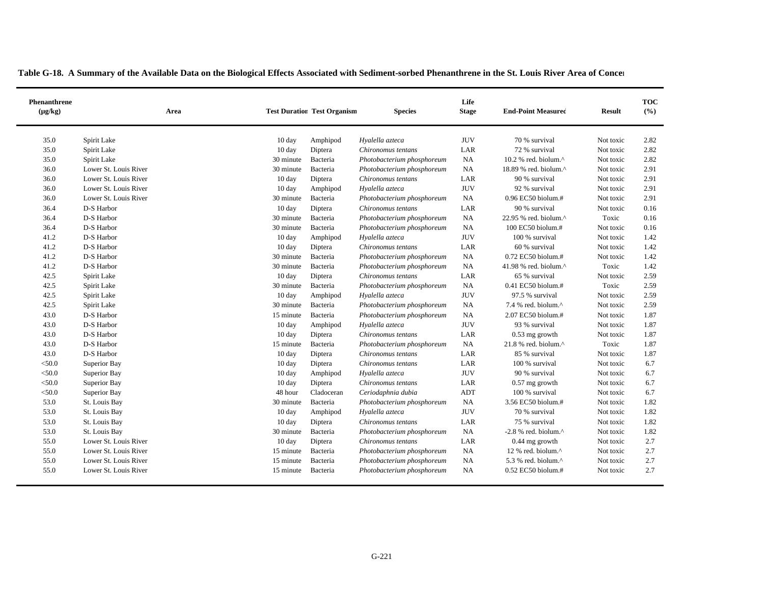**Table G-18. A Summary of the Available Data on the Biological Effects Associated with Sediment-sorbed Phenanthrene in the St. Louis River Area of Concern**

| Phenanthrene (µg/kg) | Area | Test Duration | Test Organism | Species | Life Stage | End-Point Measured | Result | TOC (%) |
|---|---|---|---|---|---|---|---|---|
| 35.0 | Spirit Lake | 10 day | Amphipod | *Hyalella azteca* | JUV | 70 % survival | Not toxic | 2.82 |
| 35.0 | Spirit Lake | 10 day | Diptera | *Chironomus tentans* | LAR | 72 % survival | Not toxic | 2.82 |
| 35.0 | Spirit Lake | 30 minute | Bacteria | *Photobacterium phosphoreum* | NA | 10.2 % red. biolum.^ | Not toxic | 2.82 |
| 36.0 | Lower St. Louis River | 30 minute | Bacteria | *Photobacterium phosphoreum* | NA | 18.89 % red. biolum.^ | Not toxic | 2.91 |
| 36.0 | Lower St. Louis River | 10 day | Diptera | *Chironomus tentans* | LAR | 90 % survival | Not toxic | 2.91 |
| 36.0 | Lower St. Louis River | 10 day | Amphipod | *Hyalella azteca* | JUV | 92 % survival | Not toxic | 2.91 |
| 36.0 | Lower St. Louis River | 30 minute | Bacteria | *Photobacterium phosphoreum* | NA | 0.96 EC50 biolum.# | Not toxic | 2.91 |
| 36.4 | D-S Harbor | 10 day | Diptera | *Chironomus tentans* | LAR | 90 % survival | Not toxic | 0.16 |
| 36.4 | D-S Harbor | 30 minute | Bacteria | *Photobacterium phosphoreum* | NA | 22.95 % red. biolum.^ | Toxic | 0.16 |
| 36.4 | D-S Harbor | 30 minute | Bacteria | *Photobacterium phosphoreum* | NA | 100 EC50 biolum.# | Not toxic | 0.16 |
| 41.2 | D-S Harbor | 10 day | Amphipod | *Hyalella azteca* | JUV | 100 % survival | Not toxic | 1.42 |
| 41.2 | D-S Harbor | 10 day | Diptera | *Chironomus tentans* | LAR | 60 % survival | Not toxic | 1.42 |
| 41.2 | D-S Harbor | 30 minute | Bacteria | *Photobacterium phosphoreum* | NA | 0.72 EC50 biolum.# | Not toxic | 1.42 |
| 41.2 | D-S Harbor | 30 minute | Bacteria | *Photobacterium phosphoreum* | NA | 41.98 % red. biolum.^ | Toxic | 1.42 |
| 42.5 | Spirit Lake | 10 day | Diptera | *Chironomus tentans* | LAR | 65 % survival | Not toxic | 2.59 |
| 42.5 | Spirit Lake | 30 minute | Bacteria | *Photobacterium phosphoreum* | NA | 0.41 EC50 biolum.# | Toxic | 2.59 |
| 42.5 | Spirit Lake | 10 day | Amphipod | *Hyalella azteca* | JUV | 97.5 % survival | Not toxic | 2.59 |
| 42.5 | Spirit Lake | 30 minute | Bacteria | *Photobacterium phosphoreum* | NA | 7.4 % red. biolum.^ | Not toxic | 2.59 |
| 43.0 | D-S Harbor | 15 minute | Bacteria | *Photobacterium phosphoreum* | NA | 2.07 EC50 biolum.# | Not toxic | 1.87 |
| 43.0 | D-S Harbor | 10 day | Amphipod | *Hyalella azteca* | JUV | 93 % survival | Not toxic | 1.87 |
| 43.0 | D-S Harbor | 10 day | Diptera | *Chironomus tentans* | LAR | 0.53 mg growth | Not toxic | 1.87 |
| 43.0 | D-S Harbor | 15 minute | Bacteria | *Photobacterium phosphoreum* | NA | 21.8 % red. biolum.^ | Toxic | 1.87 |
| 43.0 | D-S Harbor | 10 day | Diptera | *Chironomus tentans* | LAR | 85 % survival | Not toxic | 1.87 |
| <50.0 | Superior Bay | 10 day | Diptera | *Chironomus tentans* | LAR | 100 % survival | Not toxic | 6.7 |
| <50.0 | Superior Bay | 10 day | Amphipod | *Hyalella azteca* | JUV | 90 % survival | Not toxic | 6.7 |
| <50.0 | Superior Bay | 10 day | Diptera | *Chironomus tentans* | LAR | 0.57 mg growth | Not toxic | 6.7 |
| <50.0 | Superior Bay | 48 hour | Cladoceran | *Ceriodaphnia dubia* | ADT | 100 % survival | Not toxic | 6.7 |
| 53.0 | St. Louis Bay | 30 minute | Bacteria | *Photobacterium phosphoreum* | NA | 3.56 EC50 biolum.# | Not toxic | 1.82 |
| 53.0 | St. Louis Bay | 10 day | Amphipod | *Hyalella azteca* | JUV | 70 % survival | Not toxic | 1.82 |
| 53.0 | St. Louis Bay | 10 day | Diptera | *Chironomus tentans* | LAR | 75 % survival | Not toxic | 1.82 |
| 53.0 | St. Louis Bay | 30 minute | Bacteria | *Photobacterium phosphoreum* | NA | -2.8 % red. biolum.^ | Not toxic | 1.82 |
| 55.0 | Lower St. Louis River | 10 day | Diptera | *Chironomus tentans* | LAR | 0.44 mg growth | Not toxic | 2.7 |
| 55.0 | Lower St. Louis River | 15 minute | Bacteria | *Photobacterium phosphoreum* | NA | 12 % red. biolum.^ | Not toxic | 2.7 |
| 55.0 | Lower St. Louis River | 15 minute | Bacteria | *Photobacterium phosphoreum* | NA | 5.3 % red. biolum.^ | Not toxic | 2.7 |
| 55.0 | Lower St. Louis River | 15 minute | Bacteria | *Photobacterium phosphoreum* | NA | 0.52 EC50 biolum.# | Not toxic | 2.7 |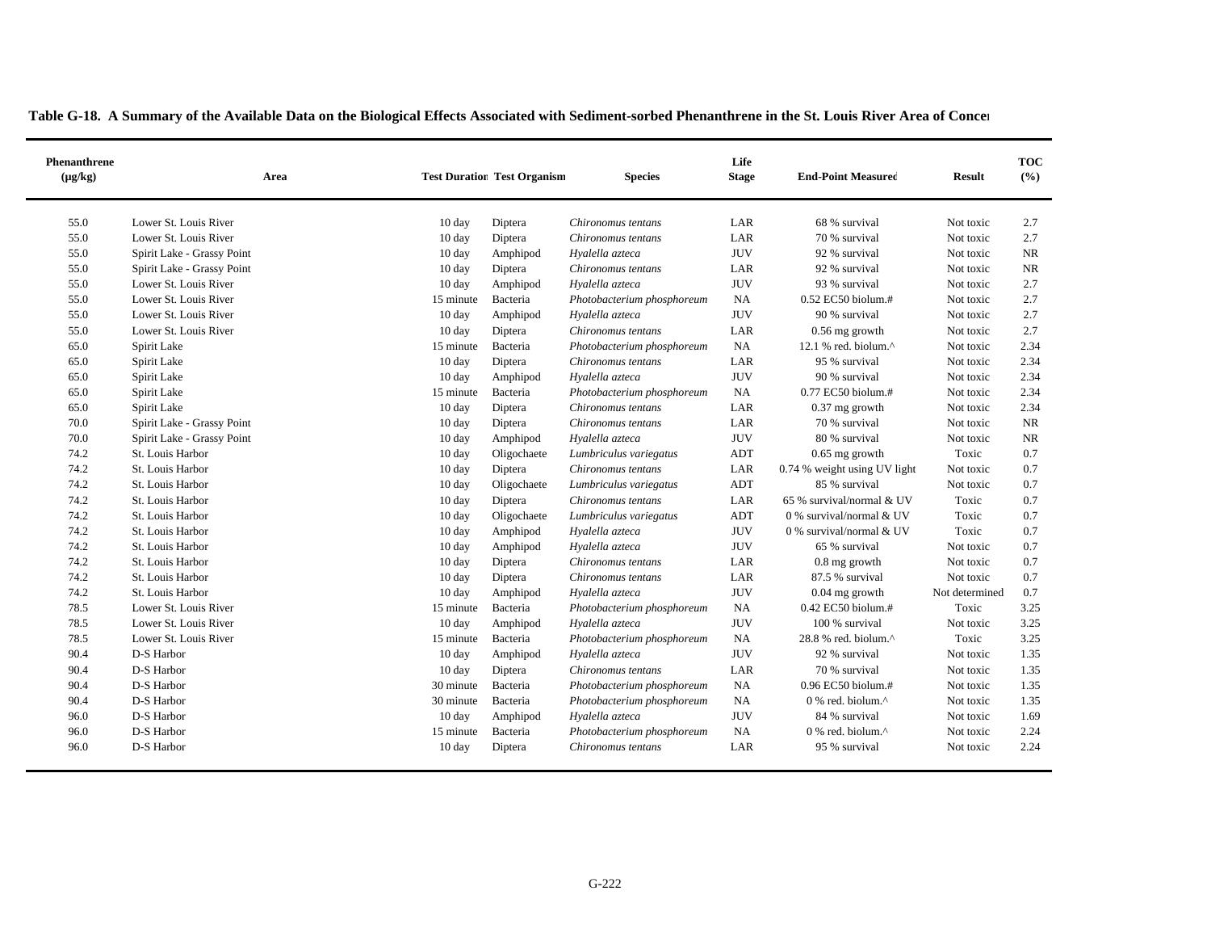**Table G-18. A Summary of the Available Data on the Biological Effects Associated with Sediment-sorbed Phenanthrene in the St. Louis River Area of Concern**

| Phenanthrene (µg/kg) | Area | Test Duration | Test Organism | Species | Life Stage | End-Point Measured | Result | TOC (%) |
|---|---|---|---|---|---|---|---|---|
| 55.0 | Lower St. Louis River | 10 day | Diptera | *Chironomus tentans* | LAR | 68 % survival | Not toxic | 2.7 |
| 55.0 | Lower St. Louis River | 10 day | Diptera | *Chironomus tentans* | LAR | 70 % survival | Not toxic | 2.7 |
| 55.0 | Spirit Lake - Grassy Point | 10 day | Amphipod | *Hyalella azteca* | JUV | 92 % survival | Not toxic | NR |
| 55.0 | Spirit Lake - Grassy Point | 10 day | Diptera | *Chironomus tentans* | LAR | 92 % survival | Not toxic | NR |
| 55.0 | Lower St. Louis River | 10 day | Amphipod | *Hyalella azteca* | JUV | 93 % survival | Not toxic | 2.7 |
| 55.0 | Lower St. Louis River | 15 minute | Bacteria | *Photobacterium phosphoreum* | NA | 0.52 EC50 biolum.# | Not toxic | 2.7 |
| 55.0 | Lower St. Louis River | 10 day | Amphipod | *Hyalella azteca* | JUV | 90 % survival | Not toxic | 2.7 |
| 55.0 | Lower St. Louis River | 10 day | Diptera | *Chironomus tentans* | LAR | 0.56 mg growth | Not toxic | 2.7 |
| 65.0 | Spirit Lake | 15 minute | Bacteria | *Photobacterium phosphoreum* | NA | 12.1 % red. biolum.^ | Not toxic | 2.34 |
| 65.0 | Spirit Lake | 10 day | Diptera | *Chironomus tentans* | LAR | 95 % survival | Not toxic | 2.34 |
| 65.0 | Spirit Lake | 10 day | Amphipod | *Hyalella azteca* | JUV | 90 % survival | Not toxic | 2.34 |
| 65.0 | Spirit Lake | 15 minute | Bacteria | *Photobacterium phosphoreum* | NA | 0.77 EC50 biolum.# | Not toxic | 2.34 |
| 65.0 | Spirit Lake | 10 day | Diptera | *Chironomus tentans* | LAR | 0.37 mg growth | Not toxic | 2.34 |
| 70.0 | Spirit Lake - Grassy Point | 10 day | Diptera | *Chironomus tentans* | LAR | 70 % survival | Not toxic | NR |
| 70.0 | Spirit Lake - Grassy Point | 10 day | Amphipod | *Hyalella azteca* | JUV | 80 % survival | Not toxic | NR |
| 74.2 | St. Louis Harbor | 10 day | Oligochaete | *Lumbriculus variegatus* | ADT | 0.65 mg growth | Toxic | 0.7 |
| 74.2 | St. Louis Harbor | 10 day | Diptera | *Chironomus tentans* | LAR | 0.74 % weight using UV light | Not toxic | 0.7 |
| 74.2 | St. Louis Harbor | 10 day | Oligochaete | *Lumbriculus variegatus* | ADT | 85 % survival | Not toxic | 0.7 |
| 74.2 | St. Louis Harbor | 10 day | Diptera | *Chironomus tentans* | LAR | 65 % survival/normal & UV | Toxic | 0.7 |
| 74.2 | St. Louis Harbor | 10 day | Oligochaete | *Lumbriculus variegatus* | ADT | 0 % survival/normal & UV | Toxic | 0.7 |
| 74.2 | St. Louis Harbor | 10 day | Amphipod | *Hyalella azteca* | JUV | 0 % survival/normal & UV | Toxic | 0.7 |
| 74.2 | St. Louis Harbor | 10 day | Amphipod | *Hyalella azteca* | JUV | 65 % survival | Not toxic | 0.7 |
| 74.2 | St. Louis Harbor | 10 day | Diptera | *Chironomus tentans* | LAR | 0.8 mg growth | Not toxic | 0.7 |
| 74.2 | St. Louis Harbor | 10 day | Diptera | *Chironomus tentans* | LAR | 87.5 % survival | Not toxic | 0.7 |
| 74.2 | St. Louis Harbor | 10 day | Amphipod | *Hyalella azteca* | JUV | 0.04 mg growth | Not determined | 0.7 |
| 78.5 | Lower St. Louis River | 15 minute | Bacteria | *Photobacterium phosphoreum* | NA | 0.42 EC50 biolum.# | Toxic | 3.25 |
| 78.5 | Lower St. Louis River | 10 day | Amphipod | *Hyalella azteca* | JUV | 100 % survival | Not toxic | 3.25 |
| 78.5 | Lower St. Louis River | 15 minute | Bacteria | *Photobacterium phosphoreum* | NA | 28.8 % red. biolum.^ | Toxic | 3.25 |
| 90.4 | D-S Harbor | 10 day | Amphipod | *Hyalella azteca* | JUV | 92 % survival | Not toxic | 1.35 |
| 90.4 | D-S Harbor | 10 day | Diptera | *Chironomus tentans* | LAR | 70 % survival | Not toxic | 1.35 |
| 90.4 | D-S Harbor | 30 minute | Bacteria | *Photobacterium phosphoreum* | NA | 0.96 EC50 biolum.# | Not toxic | 1.35 |
| 90.4 | D-S Harbor | 30 minute | Bacteria | *Photobacterium phosphoreum* | NA | 0 % red. biolum.^ | Not toxic | 1.35 |
| 96.0 | D-S Harbor | 10 day | Amphipod | *Hyalella azteca* | JUV | 84 % survival | Not toxic | 1.69 |
| 96.0 | D-S Harbor | 15 minute | Bacteria | *Photobacterium phosphoreum* | NA | 0 % red. biolum.^ | Not toxic | 2.24 |
| 96.0 | D-S Harbor | 10 day | Diptera | *Chironomus tentans* | LAR | 95 % survival | Not toxic | 2.24 |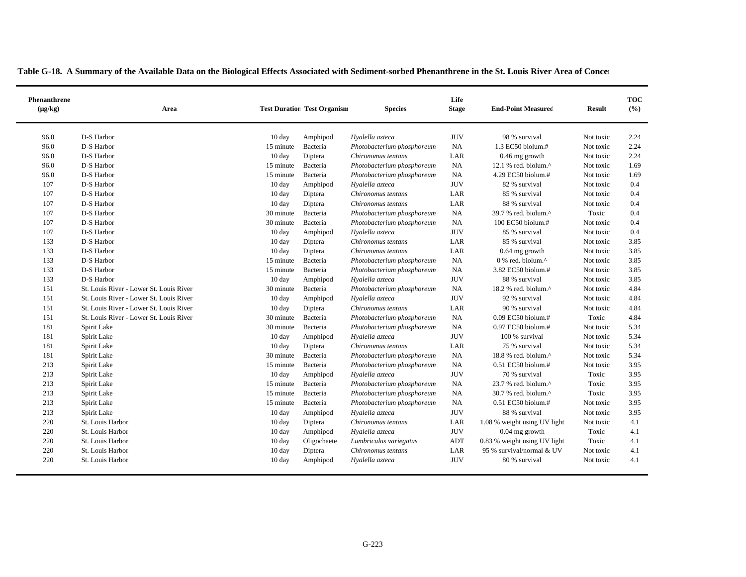**Table G-18. A Summary of the Available Data on the Biological Effects Associated with Sediment-sorbed Phenanthrene in the St. Louis River Area of Concern**

| Phenanthrene (µg/kg) | Area | Test Duration | Test Organism | Species | Life Stage | End-Point Measured | Result | TOC (%) |
|---|---|---|---|---|---|---|---|---|
| 96.0 | D-S Harbor | 10 day | Amphipod | *Hyalella azteca* | JUV | 98 % survival | Not toxic | 2.24 |
| 96.0 | D-S Harbor | 15 minute | Bacteria | *Photobacterium phosphoreum* | NA | 1.3 EC50 biolum.# | Not toxic | 2.24 |
| 96.0 | D-S Harbor | 10 day | Diptera | *Chironomus tentans* | LAR | 0.46 mg growth | Not toxic | 2.24 |
| 96.0 | D-S Harbor | 15 minute | Bacteria | *Photobacterium phosphoreum* | NA | 12.1 % red. biolum.^ | Not toxic | 1.69 |
| 96.0 | D-S Harbor | 15 minute | Bacteria | *Photobacterium phosphoreum* | NA | 4.29 EC50 biolum.# | Not toxic | 1.69 |
| 107 | D-S Harbor | 10 day | Amphipod | *Hyalella azteca* | JUV | 82 % survival | Not toxic | 0.4 |
| 107 | D-S Harbor | 10 day | Diptera | *Chironomus tentans* | LAR | 85 % survival | Not toxic | 0.4 |
| 107 | D-S Harbor | 10 day | Diptera | *Chironomus tentans* | LAR | 88 % survival | Not toxic | 0.4 |
| 107 | D-S Harbor | 30 minute | Bacteria | *Photobacterium phosphoreum* | NA | 39.7 % red. biolum.^ | Toxic | 0.4 |
| 107 | D-S Harbor | 30 minute | Bacteria | *Photobacterium phosphoreum* | NA | 100 EC50 biolum.# | Not toxic | 0.4 |
| 107 | D-S Harbor | 10 day | Amphipod | *Hyalella azteca* | JUV | 85 % survival | Not toxic | 0.4 |
| 133 | D-S Harbor | 10 day | Diptera | *Chironomus tentans* | LAR | 85 % survival | Not toxic | 3.85 |
| 133 | D-S Harbor | 10 day | Diptera | *Chironomus tentans* | LAR | 0.64 mg growth | Not toxic | 3.85 |
| 133 | D-S Harbor | 15 minute | Bacteria | *Photobacterium phosphoreum* | NA | 0 % red. biolum.^ | Not toxic | 3.85 |
| 133 | D-S Harbor | 15 minute | Bacteria | *Photobacterium phosphoreum* | NA | 3.82 EC50 biolum.# | Not toxic | 3.85 |
| 133 | D-S Harbor | 10 day | Amphipod | *Hyalella azteca* | JUV | 88 % survival | Not toxic | 3.85 |
| 151 | St. Louis River - Lower St. Louis River | 30 minute | Bacteria | *Photobacterium phosphoreum* | NA | 18.2 % red. biolum.^ | Not toxic | 4.84 |
| 151 | St. Louis River - Lower St. Louis River | 10 day | Amphipod | *Hyalella azteca* | JUV | 92 % survival | Not toxic | 4.84 |
| 151 | St. Louis River - Lower St. Louis River | 10 day | Diptera | *Chironomus tentans* | LAR | 90 % survival | Not toxic | 4.84 |
| 151 | St. Louis River - Lower St. Louis River | 30 minute | Bacteria | *Photobacterium phosphoreum* | NA | 0.09 EC50 biolum.# | Toxic | 4.84 |
| 181 | Spirit Lake | 30 minute | Bacteria | *Photobacterium phosphoreum* | NA | 0.97 EC50 biolum.# | Not toxic | 5.34 |
| 181 | Spirit Lake | 10 day | Amphipod | *Hyalella azteca* | JUV | 100 % survival | Not toxic | 5.34 |
| 181 | Spirit Lake | 10 day | Diptera | *Chironomus tentans* | LAR | 75 % survival | Not toxic | 5.34 |
| 181 | Spirit Lake | 30 minute | Bacteria | *Photobacterium phosphoreum* | NA | 18.8 % red. biolum.^ | Not toxic | 5.34 |
| 213 | Spirit Lake | 15 minute | Bacteria | *Photobacterium phosphoreum* | NA | 0.51 EC50 biolum.# | Not toxic | 3.95 |
| 213 | Spirit Lake | 10 day | Amphipod | *Hyalella azteca* | JUV | 70 % survival | Toxic | 3.95 |
| 213 | Spirit Lake | 15 minute | Bacteria | *Photobacterium phosphoreum* | NA | 23.7 % red. biolum.^ | Toxic | 3.95 |
| 213 | Spirit Lake | 15 minute | Bacteria | *Photobacterium phosphoreum* | NA | 30.7 % red. biolum.^ | Toxic | 3.95 |
| 213 | Spirit Lake | 15 minute | Bacteria | *Photobacterium phosphoreum* | NA | 0.51 EC50 biolum.# | Not toxic | 3.95 |
| 213 | Spirit Lake | 10 day | Amphipod | *Hyalella azteca* | JUV | 88 % survival | Not toxic | 3.95 |
| 220 | St. Louis Harbor | 10 day | Diptera | *Chironomus tentans* | LAR | 1.08 % weight using UV light | Not toxic | 4.1 |
| 220 | St. Louis Harbor | 10 day | Amphipod | *Hyalella azteca* | JUV | 0.04 mg growth | Toxic | 4.1 |
| 220 | St. Louis Harbor | 10 day | Oligochaete | *Lumbriculus variegatus* | ADT | 0.83 % weight using UV light | Toxic | 4.1 |
| 220 | St. Louis Harbor | 10 day | Diptera | *Chironomus tentans* | LAR | 95 % survival/normal & UV | Not toxic | 4.1 |
| 220 | St. Louis Harbor | 10 day | Amphipod | *Hyalella azteca* | JUV | 80 % survival | Not toxic | 4.1 |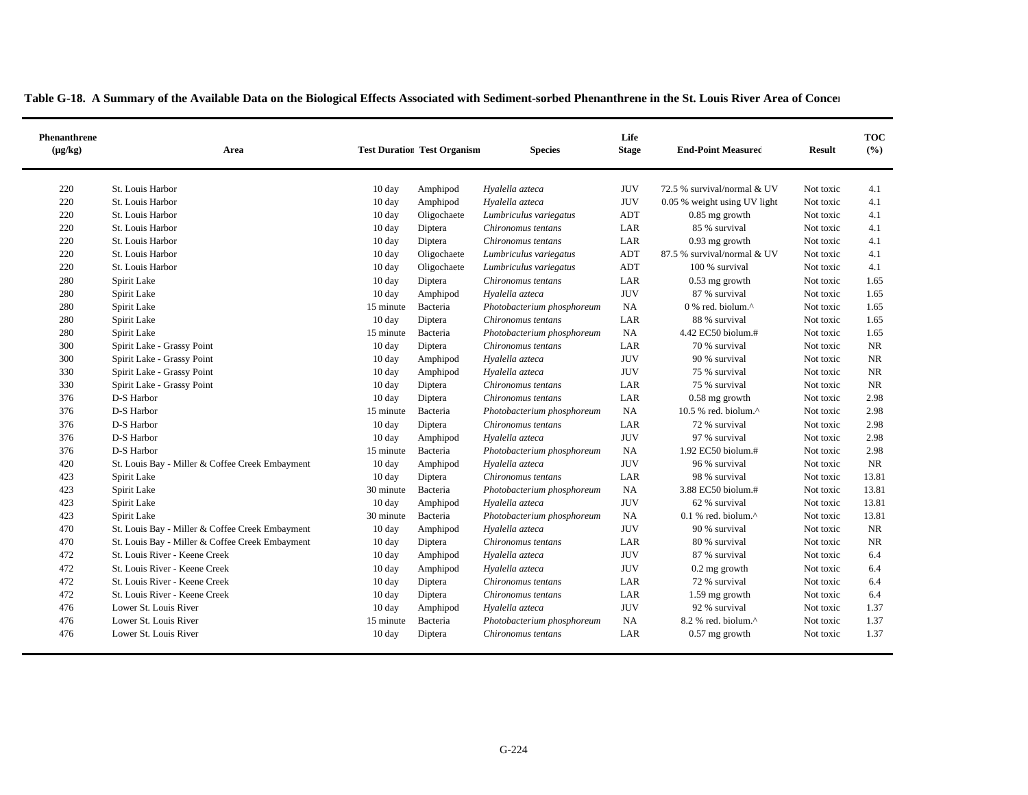**Table G-18. A Summary of the Available Data on the Biological Effects Associated with Sediment-sorbed Phenanthrene in the St. Louis River Area of Concer**

| Phenanthrene (µg/kg) | Area | Test Duration | Test Organism | Species | Life Stage | End-Point Measured | Result | TOC (%) |
|---|---|---|---|---|---|---|---|---|
| 220 | St. Louis Harbor | 10 day | Amphipod | *Hyalella azteca* | JUV | 72.5 % survival/normal & UV | Not toxic | 4.1 |
| 220 | St. Louis Harbor | 10 day | Amphipod | *Hyalella azteca* | JUV | 0.05 % weight using UV light | Not toxic | 4.1 |
| 220 | St. Louis Harbor | 10 day | Oligochaete | *Lumbriculus variegatus* | ADT | 0.85 mg growth | Not toxic | 4.1 |
| 220 | St. Louis Harbor | 10 day | Diptera | *Chironomus tentans* | LAR | 85 % survival | Not toxic | 4.1 |
| 220 | St. Louis Harbor | 10 day | Diptera | *Chironomus tentans* | LAR | 0.93 mg growth | Not toxic | 4.1 |
| 220 | St. Louis Harbor | 10 day | Oligochaete | *Lumbriculus variegatus* | ADT | 87.5 % survival/normal & UV | Not toxic | 4.1 |
| 220 | St. Louis Harbor | 10 day | Oligochaete | *Lumbriculus variegatus* | ADT | 100 % survival | Not toxic | 4.1 |
| 280 | Spirit Lake | 10 day | Diptera | *Chironomus tentans* | LAR | 0.53 mg growth | Not toxic | 1.65 |
| 280 | Spirit Lake | 10 day | Amphipod | *Hyalella azteca* | JUV | 87 % survival | Not toxic | 1.65 |
| 280 | Spirit Lake | 15 minute | Bacteria | *Photobacterium phosphoreum* | NA | 0 % red. biolum.^ | Not toxic | 1.65 |
| 280 | Spirit Lake | 10 day | Diptera | *Chironomus tentans* | LAR | 88 % survival | Not toxic | 1.65 |
| 280 | Spirit Lake | 15 minute | Bacteria | *Photobacterium phosphoreum* | NA | 4.42 EC50 biolum.# | Not toxic | 1.65 |
| 300 | Spirit Lake - Grassy Point | 10 day | Diptera | *Chironomus tentans* | LAR | 70 % survival | Not toxic | NR |
| 300 | Spirit Lake - Grassy Point | 10 day | Amphipod | *Hyalella azteca* | JUV | 90 % survival | Not toxic | NR |
| 330 | Spirit Lake - Grassy Point | 10 day | Amphipod | *Hyalella azteca* | JUV | 75 % survival | Not toxic | NR |
| 330 | Spirit Lake - Grassy Point | 10 day | Diptera | *Chironomus tentans* | LAR | 75 % survival | Not toxic | NR |
| 376 | D-S Harbor | 10 day | Diptera | *Chironomus tentans* | LAR | 0.58 mg growth | Not toxic | 2.98 |
| 376 | D-S Harbor | 15 minute | Bacteria | *Photobacterium phosphoreum* | NA | 10.5 % red. biolum.^ | Not toxic | 2.98 |
| 376 | D-S Harbor | 10 day | Diptera | *Chironomus tentans* | LAR | 72 % survival | Not toxic | 2.98 |
| 376 | D-S Harbor | 10 day | Amphipod | *Hyalella azteca* | JUV | 97 % survival | Not toxic | 2.98 |
| 376 | D-S Harbor | 15 minute | Bacteria | *Photobacterium phosphoreum* | NA | 1.92 EC50 biolum.# | Not toxic | 2.98 |
| 420 | St. Louis Bay - Miller & Coffee Creek Embayment | 10 day | Amphipod | *Hyalella azteca* | JUV | 96 % survival | Not toxic | NR |
| 423 | Spirit Lake | 10 day | Diptera | *Chironomus tentans* | LAR | 98 % survival | Not toxic | 13.81 |
| 423 | Spirit Lake | 30 minute | Bacteria | *Photobacterium phosphoreum* | NA | 3.88 EC50 biolum.# | Not toxic | 13.81 |
| 423 | Spirit Lake | 10 day | Amphipod | *Hyalella azteca* | JUV | 62 % survival | Not toxic | 13.81 |
| 423 | Spirit Lake | 30 minute | Bacteria | *Photobacterium phosphoreum* | NA | 0.1 % red. biolum.^ | Not toxic | 13.81 |
| 470 | St. Louis Bay - Miller & Coffee Creek Embayment | 10 day | Amphipod | *Hyalella azteca* | JUV | 90 % survival | Not toxic | NR |
| 470 | St. Louis Bay - Miller & Coffee Creek Embayment | 10 day | Diptera | *Chironomus tentans* | LAR | 80 % survival | Not toxic | NR |
| 472 | St. Louis River - Keene Creek | 10 day | Amphipod | *Hyalella azteca* | JUV | 87 % survival | Not toxic | 6.4 |
| 472 | St. Louis River - Keene Creek | 10 day | Amphipod | *Hyalella azteca* | JUV | 0.2 mg growth | Not toxic | 6.4 |
| 472 | St. Louis River - Keene Creek | 10 day | Diptera | *Chironomus tentans* | LAR | 72 % survival | Not toxic | 6.4 |
| 472 | St. Louis River - Keene Creek | 10 day | Diptera | *Chironomus tentans* | LAR | 1.59 mg growth | Not toxic | 6.4 |
| 476 | Lower St. Louis River | 10 day | Amphipod | *Hyalella azteca* | JUV | 92 % survival | Not toxic | 1.37 |
| 476 | Lower St. Louis River | 15 minute | Bacteria | *Photobacterium phosphoreum* | NA | 8.2 % red. biolum.^ | Not toxic | 1.37 |
| 476 | Lower St. Louis River | 10 day | Diptera | *Chironomus tentans* | LAR | 0.57 mg growth | Not toxic | 1.37 |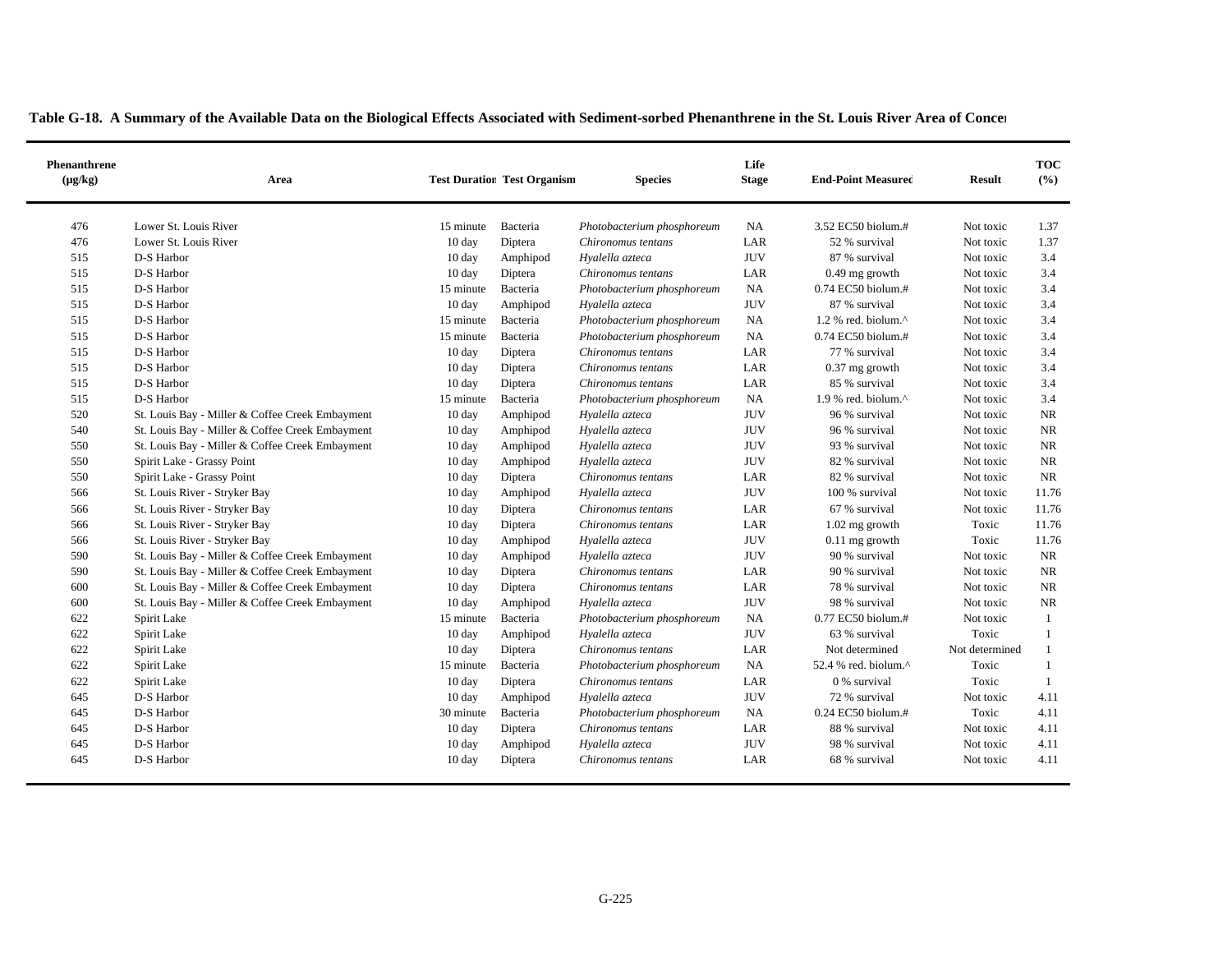**Table G-18. A Summary of the Available Data on the Biological Effects Associated with Sediment-sorbed Phenanthrene in the St. Louis River Area of Concern**

| Phenanthrene (µg/kg) | Area | Test Duration | Test Organism | Species | Life Stage | End-Point Measured | Result | TOC (%) |
|---|---|---|---|---|---|---|---|---|
| 476 | Lower St. Louis River | 15 minute | Bacteria | *Photobacterium phosphoreum* | NA | 3.52 EC50 biolum.# | Not toxic | 1.37 |
| 476 | Lower St. Louis River | 10 day | Diptera | *Chironomus tentans* | LAR | 52 % survival | Not toxic | 1.37 |
| 515 | D-S Harbor | 10 day | Amphipod | *Hyalella azteca* | JUV | 87 % survival | Not toxic | 3.4 |
| 515 | D-S Harbor | 10 day | Diptera | *Chironomus tentans* | LAR | 0.49 mg growth | Not toxic | 3.4 |
| 515 | D-S Harbor | 15 minute | Bacteria | *Photobacterium phosphoreum* | NA | 0.74 EC50 biolum.# | Not toxic | 3.4 |
| 515 | D-S Harbor | 10 day | Amphipod | *Hyalella azteca* | JUV | 87 % survival | Not toxic | 3.4 |
| 515 | D-S Harbor | 15 minute | Bacteria | *Photobacterium phosphoreum* | NA | 1.2 % red. biolum.^ | Not toxic | 3.4 |
| 515 | D-S Harbor | 15 minute | Bacteria | *Photobacterium phosphoreum* | NA | 0.74 EC50 biolum.# | Not toxic | 3.4 |
| 515 | D-S Harbor | 10 day | Diptera | *Chironomus tentans* | LAR | 77 % survival | Not toxic | 3.4 |
| 515 | D-S Harbor | 10 day | Diptera | *Chironomus tentans* | LAR | 0.37 mg growth | Not toxic | 3.4 |
| 515 | D-S Harbor | 10 day | Diptera | *Chironomus tentans* | LAR | 85 % survival | Not toxic | 3.4 |
| 515 | D-S Harbor | 15 minute | Bacteria | *Photobacterium phosphoreum* | NA | 1.9 % red. biolum.^ | Not toxic | 3.4 |
| 520 | St. Louis Bay - Miller & Coffee Creek Embayment | 10 day | Amphipod | *Hyalella azteca* | JUV | 96 % survival | Not toxic | NR |
| 540 | St. Louis Bay - Miller & Coffee Creek Embayment | 10 day | Amphipod | *Hyalella azteca* | JUV | 96 % survival | Not toxic | NR |
| 550 | St. Louis Bay - Miller & Coffee Creek Embayment | 10 day | Amphipod | *Hyalella azteca* | JUV | 93 % survival | Not toxic | NR |
| 550 | Spirit Lake - Grassy Point | 10 day | Amphipod | *Hyalella azteca* | JUV | 82 % survival | Not toxic | NR |
| 550 | Spirit Lake - Grassy Point | 10 day | Diptera | *Chironomus tentans* | LAR | 82 % survival | Not toxic | NR |
| 566 | St. Louis River - Stryker Bay | 10 day | Amphipod | *Hyalella azteca* | JUV | 100 % survival | Not toxic | 11.76 |
| 566 | St. Louis River - Stryker Bay | 10 day | Diptera | *Chironomus tentans* | LAR | 67 % survival | Not toxic | 11.76 |
| 566 | St. Louis River - Stryker Bay | 10 day | Diptera | *Chironomus tentans* | LAR | 1.02 mg growth | Toxic | 11.76 |
| 566 | St. Louis River - Stryker Bay | 10 day | Amphipod | *Hyalella azteca* | JUV | 0.11 mg growth | Toxic | 11.76 |
| 590 | St. Louis Bay - Miller & Coffee Creek Embayment | 10 day | Amphipod | *Hyalella azteca* | JUV | 90 % survival | Not toxic | NR |
| 590 | St. Louis Bay - Miller & Coffee Creek Embayment | 10 day | Diptera | *Chironomus tentans* | LAR | 90 % survival | Not toxic | NR |
| 600 | St. Louis Bay - Miller & Coffee Creek Embayment | 10 day | Diptera | *Chironomus tentans* | LAR | 78 % survival | Not toxic | NR |
| 600 | St. Louis Bay - Miller & Coffee Creek Embayment | 10 day | Amphipod | *Hyalella azteca* | JUV | 98 % survival | Not toxic | NR |
| 622 | Spirit Lake | 15 minute | Bacteria | *Photobacterium phosphoreum* | NA | 0.77 EC50 biolum.# | Not toxic | 1 |
| 622 | Spirit Lake | 10 day | Amphipod | *Hyalella azteca* | JUV | 63 % survival | Toxic | 1 |
| 622 | Spirit Lake | 10 day | Diptera | *Chironomus tentans* | LAR | Not determined | Not determined | 1 |
| 622 | Spirit Lake | 15 minute | Bacteria | *Photobacterium phosphoreum* | NA | 52.4 % red. biolum.^ | Toxic | 1 |
| 622 | Spirit Lake | 10 day | Diptera | *Chironomus tentans* | LAR | 0 % survival | Toxic | 1 |
| 645 | D-S Harbor | 10 day | Amphipod | *Hyalella azteca* | JUV | 72 % survival | Not toxic | 4.11 |
| 645 | D-S Harbor | 30 minute | Bacteria | *Photobacterium phosphoreum* | NA | 0.24 EC50 biolum.# | Toxic | 4.11 |
| 645 | D-S Harbor | 10 day | Diptera | *Chironomus tentans* | LAR | 88 % survival | Not toxic | 4.11 |
| 645 | D-S Harbor | 10 day | Amphipod | *Hyalella azteca* | JUV | 98 % survival | Not toxic | 4.11 |
| 645 | D-S Harbor | 10 day | Diptera | *Chironomus tentans* | LAR | 68 % survival | Not toxic | 4.11 |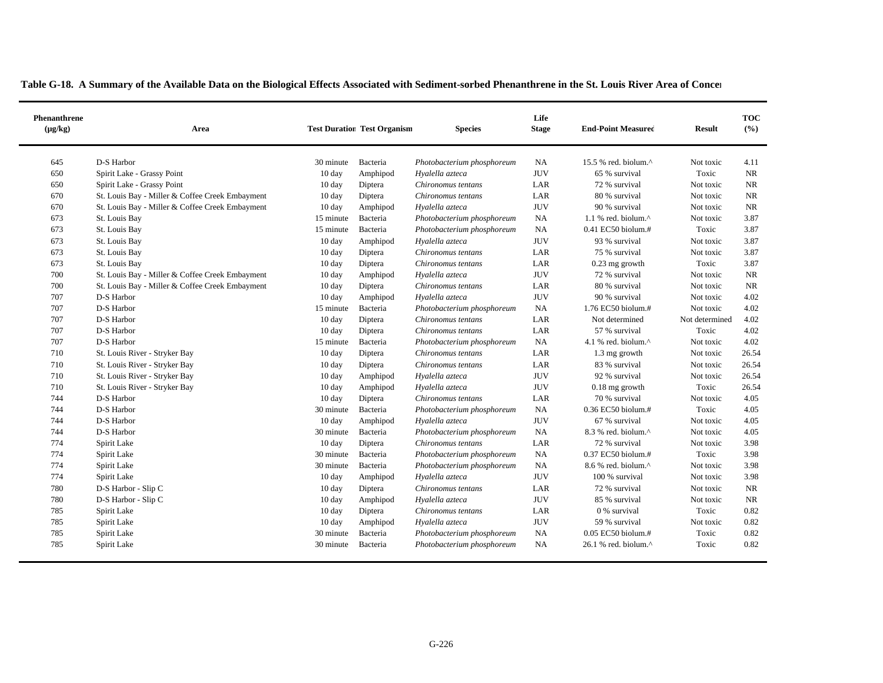**Table G-18. A Summary of the Available Data on the Biological Effects Associated with Sediment-sorbed Phenanthrene in the St. Louis River Area of Concern**

| Phenanthrene (µg/kg) | Area | Test Duration | Test Organism | Species | Life Stage | End-Point Measured | Result | TOC (%) |
|---|---|---|---|---|---|---|---|---|
| 645 | D-S Harbor | 30 minute | Bacteria | *Photobacterium phosphoreum* | NA | 15.5 % red. biolum.^ | Not toxic | 4.11 |
| 650 | Spirit Lake - Grassy Point | 10 day | Amphipod | *Hyalella azteca* | JUV | 65 % survival | Toxic | NR |
| 650 | Spirit Lake - Grassy Point | 10 day | Diptera | *Chironomus tentans* | LAR | 72 % survival | Not toxic | NR |
| 670 | St. Louis Bay - Miller & Coffee Creek Embayment | 10 day | Diptera | *Chironomus tentans* | LAR | 80 % survival | Not toxic | NR |
| 670 | St. Louis Bay - Miller & Coffee Creek Embayment | 10 day | Amphipod | *Hyalella azteca* | JUV | 90 % survival | Not toxic | NR |
| 673 | St. Louis Bay | 15 minute | Bacteria | *Photobacterium phosphoreum* | NA | 1.1 % red. biolum.^ | Not toxic | 3.87 |
| 673 | St. Louis Bay | 15 minute | Bacteria | *Photobacterium phosphoreum* | NA | 0.41 EC50 biolum.# | Toxic | 3.87 |
| 673 | St. Louis Bay | 10 day | Amphipod | *Hyalella azteca* | JUV | 93 % survival | Not toxic | 3.87 |
| 673 | St. Louis Bay | 10 day | Diptera | *Chironomus tentans* | LAR | 75 % survival | Not toxic | 3.87 |
| 673 | St. Louis Bay | 10 day | Diptera | *Chironomus tentans* | LAR | 0.23 mg growth | Toxic | 3.87 |
| 700 | St. Louis Bay - Miller & Coffee Creek Embayment | 10 day | Amphipod | *Hyalella azteca* | JUV | 72 % survival | Not toxic | NR |
| 700 | St. Louis Bay - Miller & Coffee Creek Embayment | 10 day | Diptera | *Chironomus tentans* | LAR | 80 % survival | Not toxic | NR |
| 707 | D-S Harbor | 10 day | Amphipod | *Hyalella azteca* | JUV | 90 % survival | Not toxic | 4.02 |
| 707 | D-S Harbor | 15 minute | Bacteria | *Photobacterium phosphoreum* | NA | 1.76 EC50 biolum.# | Not toxic | 4.02 |
| 707 | D-S Harbor | 10 day | Diptera | *Chironomus tentans* | LAR | Not determined | Not determined | 4.02 |
| 707 | D-S Harbor | 10 day | Diptera | *Chironomus tentans* | LAR | 57 % survival | Toxic | 4.02 |
| 707 | D-S Harbor | 15 minute | Bacteria | *Photobacterium phosphoreum* | NA | 4.1 % red. biolum.^ | Not toxic | 4.02 |
| 710 | St. Louis River - Stryker Bay | 10 day | Diptera | *Chironomus tentans* | LAR | 1.3 mg growth | Not toxic | 26.54 |
| 710 | St. Louis River - Stryker Bay | 10 day | Diptera | *Chironomus tentans* | LAR | 83 % survival | Not toxic | 26.54 |
| 710 | St. Louis River - Stryker Bay | 10 day | Amphipod | *Hyalella azteca* | JUV | 92 % survival | Not toxic | 26.54 |
| 710 | St. Louis River - Stryker Bay | 10 day | Amphipod | *Hyalella azteca* | JUV | 0.18 mg growth | Toxic | 26.54 |
| 744 | D-S Harbor | 10 day | Diptera | *Chironomus tentans* | LAR | 70 % survival | Not toxic | 4.05 |
| 744 | D-S Harbor | 30 minute | Bacteria | *Photobacterium phosphoreum* | NA | 0.36 EC50 biolum.# | Toxic | 4.05 |
| 744 | D-S Harbor | 10 day | Amphipod | *Hyalella azteca* | JUV | 67 % survival | Not toxic | 4.05 |
| 744 | D-S Harbor | 30 minute | Bacteria | *Photobacterium phosphoreum* | NA | 8.3 % red. biolum.^ | Not toxic | 4.05 |
| 774 | Spirit Lake | 10 day | Diptera | *Chironomus tentans* | LAR | 72 % survival | Not toxic | 3.98 |
| 774 | Spirit Lake | 30 minute | Bacteria | *Photobacterium phosphoreum* | NA | 0.37 EC50 biolum.# | Toxic | 3.98 |
| 774 | Spirit Lake | 30 minute | Bacteria | *Photobacterium phosphoreum* | NA | 8.6 % red. biolum.^ | Not toxic | 3.98 |
| 774 | Spirit Lake | 10 day | Amphipod | *Hyalella azteca* | JUV | 100 % survival | Not toxic | 3.98 |
| 780 | D-S Harbor - Slip C | 10 day | Diptera | *Chironomus tentans* | LAR | 72 % survival | Not toxic | NR |
| 780 | D-S Harbor - Slip C | 10 day | Amphipod | *Hyalella azteca* | JUV | 85 % survival | Not toxic | NR |
| 785 | Spirit Lake | 10 day | Diptera | *Chironomus tentans* | LAR | 0 % survival | Toxic | 0.82 |
| 785 | Spirit Lake | 10 day | Amphipod | *Hyalella azteca* | JUV | 59 % survival | Not toxic | 0.82 |
| 785 | Spirit Lake | 30 minute | Bacteria | *Photobacterium phosphoreum* | NA | 0.05 EC50 biolum.# | Toxic | 0.82 |
| 785 | Spirit Lake | 30 minute | Bacteria | *Photobacterium phosphoreum* | NA | 26.1 % red. biolum.^ | Toxic | 0.82 |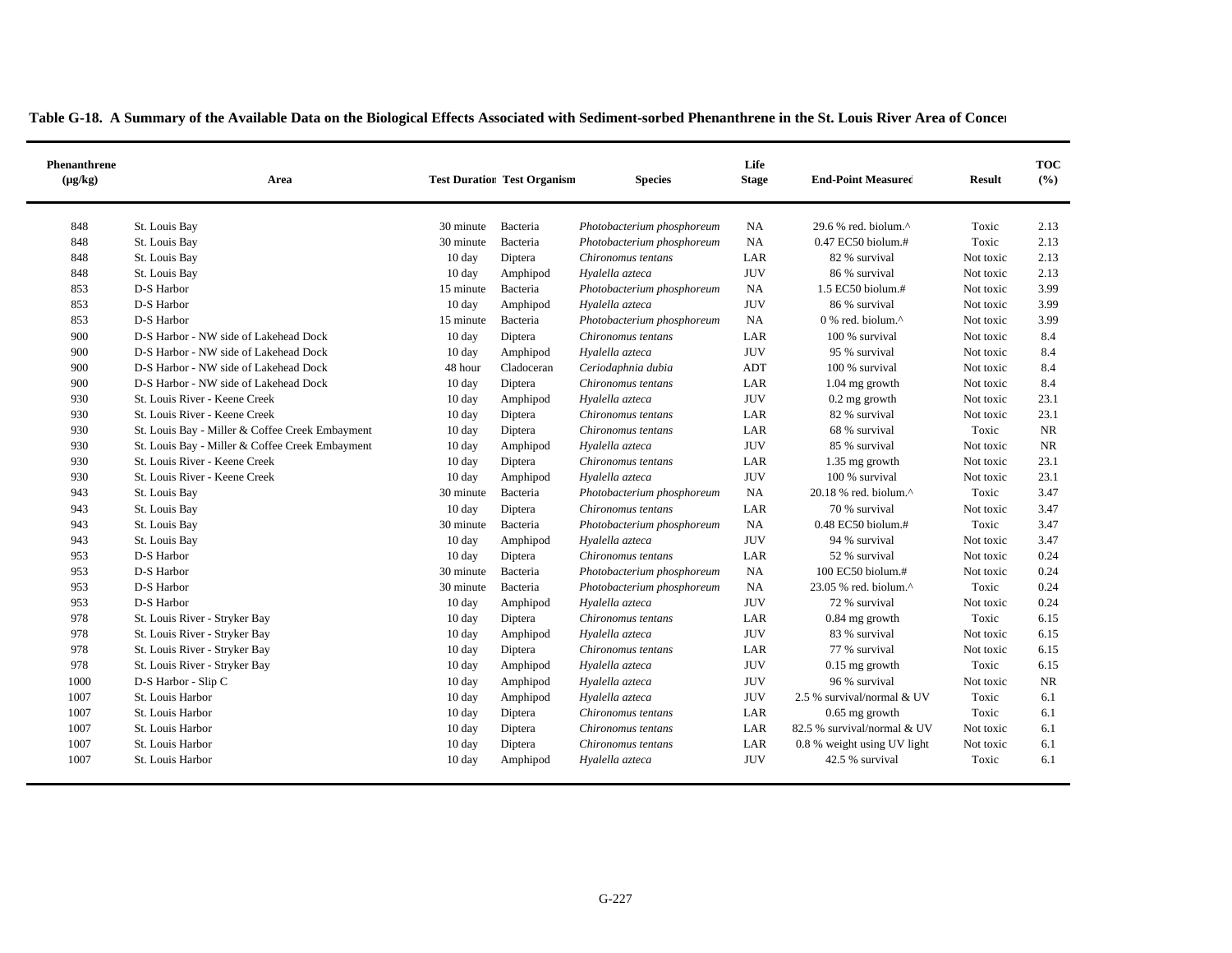**Table G-18. A Summary of the Available Data on the Biological Effects Associated with Sediment-sorbed Phenanthrene in the St. Louis River Area of Concern**

| Phenanthrene (µg/kg) | Area | Test Duration | Test Organism | Species | Life Stage | End-Point Measured | Result | TOC (%) |
|---|---|---|---|---|---|---|---|---|
| 848 | St. Louis Bay | 30 minute | Bacteria | *Photobacterium phosphoreum* | NA | 29.6 % red. biolum.^ | Toxic | 2.13 |
| 848 | St. Louis Bay | 30 minute | Bacteria | *Photobacterium phosphoreum* | NA | 0.47 EC50 biolum.# | Toxic | 2.13 |
| 848 | St. Louis Bay | 10 day | Diptera | *Chironomus tentans* | LAR | 82 % survival | Not toxic | 2.13 |
| 848 | St. Louis Bay | 10 day | Amphipod | *Hyalella azteca* | JUV | 86 % survival | Not toxic | 2.13 |
| 853 | D-S Harbor | 15 minute | Bacteria | *Photobacterium phosphoreum* | NA | 1.5 EC50 biolum.# | Not toxic | 3.99 |
| 853 | D-S Harbor | 10 day | Amphipod | *Hyalella azteca* | JUV | 86 % survival | Not toxic | 3.99 |
| 853 | D-S Harbor | 15 minute | Bacteria | *Photobacterium phosphoreum* | NA | 0 % red. biolum.^ | Not toxic | 3.99 |
| 900 | D-S Harbor - NW side of Lakehead Dock | 10 day | Diptera | *Chironomus tentans* | LAR | 100 % survival | Not toxic | 8.4 |
| 900 | D-S Harbor - NW side of Lakehead Dock | 10 day | Amphipod | *Hyalella azteca* | JUV | 95 % survival | Not toxic | 8.4 |
| 900 | D-S Harbor - NW side of Lakehead Dock | 48 hour | Cladoceran | *Ceriodaphnia dubia* | ADT | 100 % survival | Not toxic | 8.4 |
| 900 | D-S Harbor - NW side of Lakehead Dock | 10 day | Diptera | *Chironomus tentans* | LAR | 1.04 mg growth | Not toxic | 8.4 |
| 930 | St. Louis River - Keene Creek | 10 day | Amphipod | *Hyalella azteca* | JUV | 0.2 mg growth | Not toxic | 23.1 |
| 930 | St. Louis River - Keene Creek | 10 day | Diptera | *Chironomus tentans* | LAR | 82 % survival | Not toxic | 23.1 |
| 930 | St. Louis Bay - Miller & Coffee Creek Embayment | 10 day | Diptera | *Chironomus tentans* | LAR | 68 % survival | Toxic | NR |
| 930 | St. Louis Bay - Miller & Coffee Creek Embayment | 10 day | Amphipod | *Hyalella azteca* | JUV | 85 % survival | Not toxic | NR |
| 930 | St. Louis River - Keene Creek | 10 day | Diptera | *Chironomus tentans* | LAR | 1.35 mg growth | Not toxic | 23.1 |
| 930 | St. Louis River - Keene Creek | 10 day | Amphipod | *Hyalella azteca* | JUV | 100 % survival | Not toxic | 23.1 |
| 943 | St. Louis Bay | 30 minute | Bacteria | *Photobacterium phosphoreum* | NA | 20.18 % red. biolum.^ | Toxic | 3.47 |
| 943 | St. Louis Bay | 10 day | Diptera | *Chironomus tentans* | LAR | 70 % survival | Not toxic | 3.47 |
| 943 | St. Louis Bay | 30 minute | Bacteria | *Photobacterium phosphoreum* | NA | 0.48 EC50 biolum.# | Toxic | 3.47 |
| 943 | St. Louis Bay | 10 day | Amphipod | *Hyalella azteca* | JUV | 94 % survival | Not toxic | 3.47 |
| 953 | D-S Harbor | 10 day | Diptera | *Chironomus tentans* | LAR | 52 % survival | Not toxic | 0.24 |
| 953 | D-S Harbor | 30 minute | Bacteria | *Photobacterium phosphoreum* | NA | 100 EC50 biolum.# | Not toxic | 0.24 |
| 953 | D-S Harbor | 30 minute | Bacteria | *Photobacterium phosphoreum* | NA | 23.05 % red. biolum.^ | Toxic | 0.24 |
| 953 | D-S Harbor | 10 day | Amphipod | *Hyalella azteca* | JUV | 72 % survival | Not toxic | 0.24 |
| 978 | St. Louis River - Stryker Bay | 10 day | Diptera | *Chironomus tentans* | LAR | 0.84 mg growth | Toxic | 6.15 |
| 978 | St. Louis River - Stryker Bay | 10 day | Amphipod | *Hyalella azteca* | JUV | 83 % survival | Not toxic | 6.15 |
| 978 | St. Louis River - Stryker Bay | 10 day | Diptera | *Chironomus tentans* | LAR | 77 % survival | Not toxic | 6.15 |
| 978 | St. Louis River - Stryker Bay | 10 day | Amphipod | *Hyalella azteca* | JUV | 0.15 mg growth | Toxic | 6.15 |
| 1000 | D-S Harbor - Slip C | 10 day | Amphipod | *Hyalella azteca* | JUV | 96 % survival | Not toxic | NR |
| 1007 | St. Louis Harbor | 10 day | Amphipod | *Hyalella azteca* | JUV | 2.5 % survival/normal & UV | Toxic | 6.1 |
| 1007 | St. Louis Harbor | 10 day | Diptera | *Chironomus tentans* | LAR | 0.65 mg growth | Toxic | 6.1 |
| 1007 | St. Louis Harbor | 10 day | Diptera | *Chironomus tentans* | LAR | 82.5 % survival/normal & UV | Not toxic | 6.1 |
| 1007 | St. Louis Harbor | 10 day | Diptera | *Chironomus tentans* | LAR | 0.8 % weight using UV light | Not toxic | 6.1 |
| 1007 | St. Louis Harbor | 10 day | Amphipod | *Hyalella azteca* | JUV | 42.5 % survival | Toxic | 6.1 |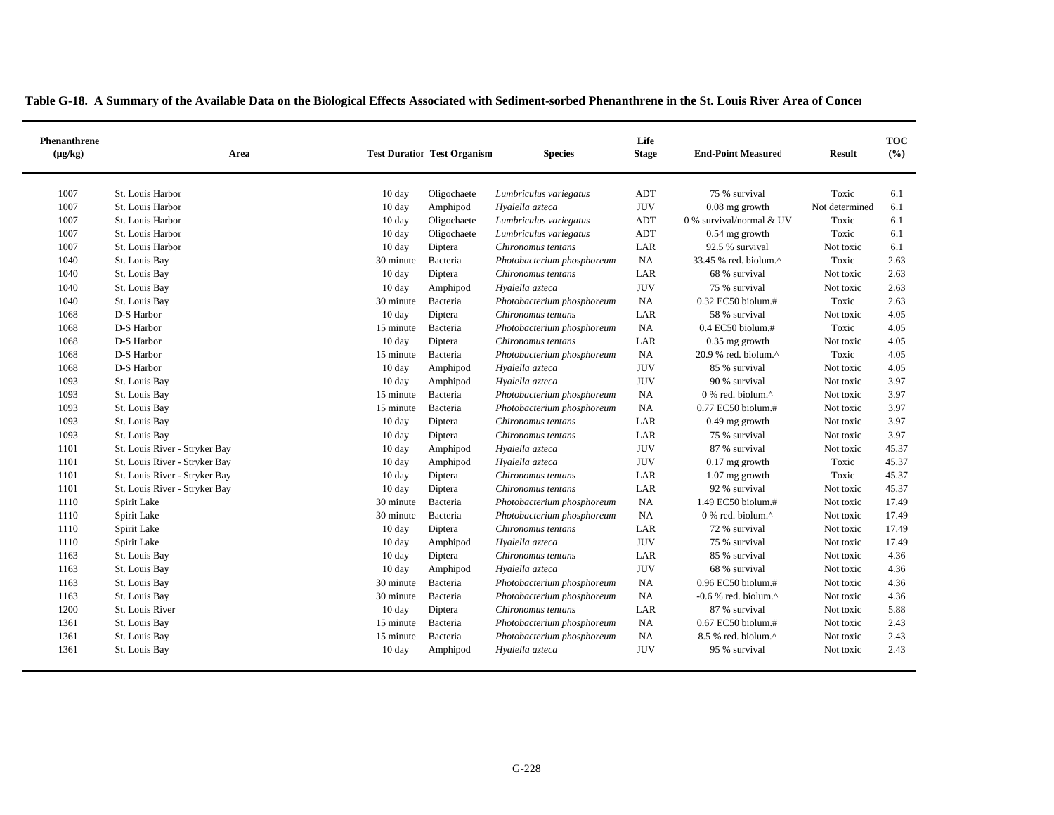**Table G-18. A Summary of the Available Data on the Biological Effects Associated with Sediment-sorbed Phenanthrene in the St. Louis River Area of Concern**

| Phenanthrene (µg/kg) | Area | Test Duration | Test Organism | Species | Life Stage | End-Point Measured | Result | TOC (%) |
|---|---|---|---|---|---|---|---|---|
| 1007 | St. Louis Harbor | 10 day | Oligochaete | *Lumbriculus variegatus* | ADT | 75 % survival | Toxic | 6.1 |
| 1007 | St. Louis Harbor | 10 day | Amphipod | *Hyalella azteca* | JUV | 0.08 mg growth | Not determined | 6.1 |
| 1007 | St. Louis Harbor | 10 day | Oligochaete | *Lumbriculus variegatus* | ADT | 0 % survival/normal & UV | Toxic | 6.1 |
| 1007 | St. Louis Harbor | 10 day | Oligochaete | *Lumbriculus variegatus* | ADT | 0.54 mg growth | Toxic | 6.1 |
| 1007 | St. Louis Harbor | 10 day | Diptera | *Chironomus tentans* | LAR | 92.5 % survival | Not toxic | 6.1 |
| 1040 | St. Louis Bay | 30 minute | Bacteria | *Photobacterium phosphoreum* | NA | 33.45 % red. biolum.^ | Toxic | 2.63 |
| 1040 | St. Louis Bay | 10 day | Diptera | *Chironomus tentans* | LAR | 68 % survival | Not toxic | 2.63 |
| 1040 | St. Louis Bay | 10 day | Amphipod | *Hyalella azteca* | JUV | 75 % survival | Not toxic | 2.63 |
| 1040 | St. Louis Bay | 30 minute | Bacteria | *Photobacterium phosphoreum* | NA | 0.32 EC50 biolum.# | Toxic | 2.63 |
| 1068 | D-S Harbor | 10 day | Diptera | *Chironomus tentans* | LAR | 58 % survival | Not toxic | 4.05 |
| 1068 | D-S Harbor | 15 minute | Bacteria | *Photobacterium phosphoreum* | NA | 0.4 EC50 biolum.# | Toxic | 4.05 |
| 1068 | D-S Harbor | 10 day | Diptera | *Chironomus tentans* | LAR | 0.35 mg growth | Not toxic | 4.05 |
| 1068 | D-S Harbor | 15 minute | Bacteria | *Photobacterium phosphoreum* | NA | 20.9 % red. biolum.^ | Toxic | 4.05 |
| 1068 | D-S Harbor | 10 day | Amphipod | *Hyalella azteca* | JUV | 85 % survival | Not toxic | 4.05 |
| 1093 | St. Louis Bay | 10 day | Amphipod | *Hyalella azteca* | JUV | 90 % survival | Not toxic | 3.97 |
| 1093 | St. Louis Bay | 15 minute | Bacteria | *Photobacterium phosphoreum* | NA | 0 % red. biolum.^ | Not toxic | 3.97 |
| 1093 | St. Louis Bay | 15 minute | Bacteria | *Photobacterium phosphoreum* | NA | 0.77 EC50 biolum.# | Not toxic | 3.97 |
| 1093 | St. Louis Bay | 10 day | Diptera | *Chironomus tentans* | LAR | 0.49 mg growth | Not toxic | 3.97 |
| 1093 | St. Louis Bay | 10 day | Diptera | *Chironomus tentans* | LAR | 75 % survival | Not toxic | 3.97 |
| 1101 | St. Louis River - Stryker Bay | 10 day | Amphipod | *Hyalella azteca* | JUV | 87 % survival | Not toxic | 45.37 |
| 1101 | St. Louis River - Stryker Bay | 10 day | Amphipod | *Hyalella azteca* | JUV | 0.17 mg growth | Toxic | 45.37 |
| 1101 | St. Louis River - Stryker Bay | 10 day | Diptera | *Chironomus tentans* | LAR | 1.07 mg growth | Toxic | 45.37 |
| 1101 | St. Louis River - Stryker Bay | 10 day | Diptera | *Chironomus tentans* | LAR | 92 % survival | Not toxic | 45.37 |
| 1110 | Spirit Lake | 30 minute | Bacteria | *Photobacterium phosphoreum* | NA | 1.49 EC50 biolum.# | Not toxic | 17.49 |
| 1110 | Spirit Lake | 30 minute | Bacteria | *Photobacterium phosphoreum* | NA | 0 % red. biolum.^ | Not toxic | 17.49 |
| 1110 | Spirit Lake | 10 day | Diptera | *Chironomus tentans* | LAR | 72 % survival | Not toxic | 17.49 |
| 1110 | Spirit Lake | 10 day | Amphipod | *Hyalella azteca* | JUV | 75 % survival | Not toxic | 17.49 |
| 1163 | St. Louis Bay | 10 day | Diptera | *Chironomus tentans* | LAR | 85 % survival | Not toxic | 4.36 |
| 1163 | St. Louis Bay | 10 day | Amphipod | *Hyalella azteca* | JUV | 68 % survival | Not toxic | 4.36 |
| 1163 | St. Louis Bay | 30 minute | Bacteria | *Photobacterium phosphoreum* | NA | 0.96 EC50 biolum.# | Not toxic | 4.36 |
| 1163 | St. Louis Bay | 30 minute | Bacteria | *Photobacterium phosphoreum* | NA | -0.6 % red. biolum.^ | Not toxic | 4.36 |
| 1200 | St. Louis River | 10 day | Diptera | *Chironomus tentans* | LAR | 87 % survival | Not toxic | 5.88 |
| 1361 | St. Louis Bay | 15 minute | Bacteria | *Photobacterium phosphoreum* | NA | 0.67 EC50 biolum.# | Not toxic | 2.43 |
| 1361 | St. Louis Bay | 15 minute | Bacteria | *Photobacterium phosphoreum* | NA | 8.5 % red. biolum.^ | Not toxic | 2.43 |
| 1361 | St. Louis Bay | 10 day | Amphipod | *Hyalella azteca* | JUV | 95 % survival | Not toxic | 2.43 |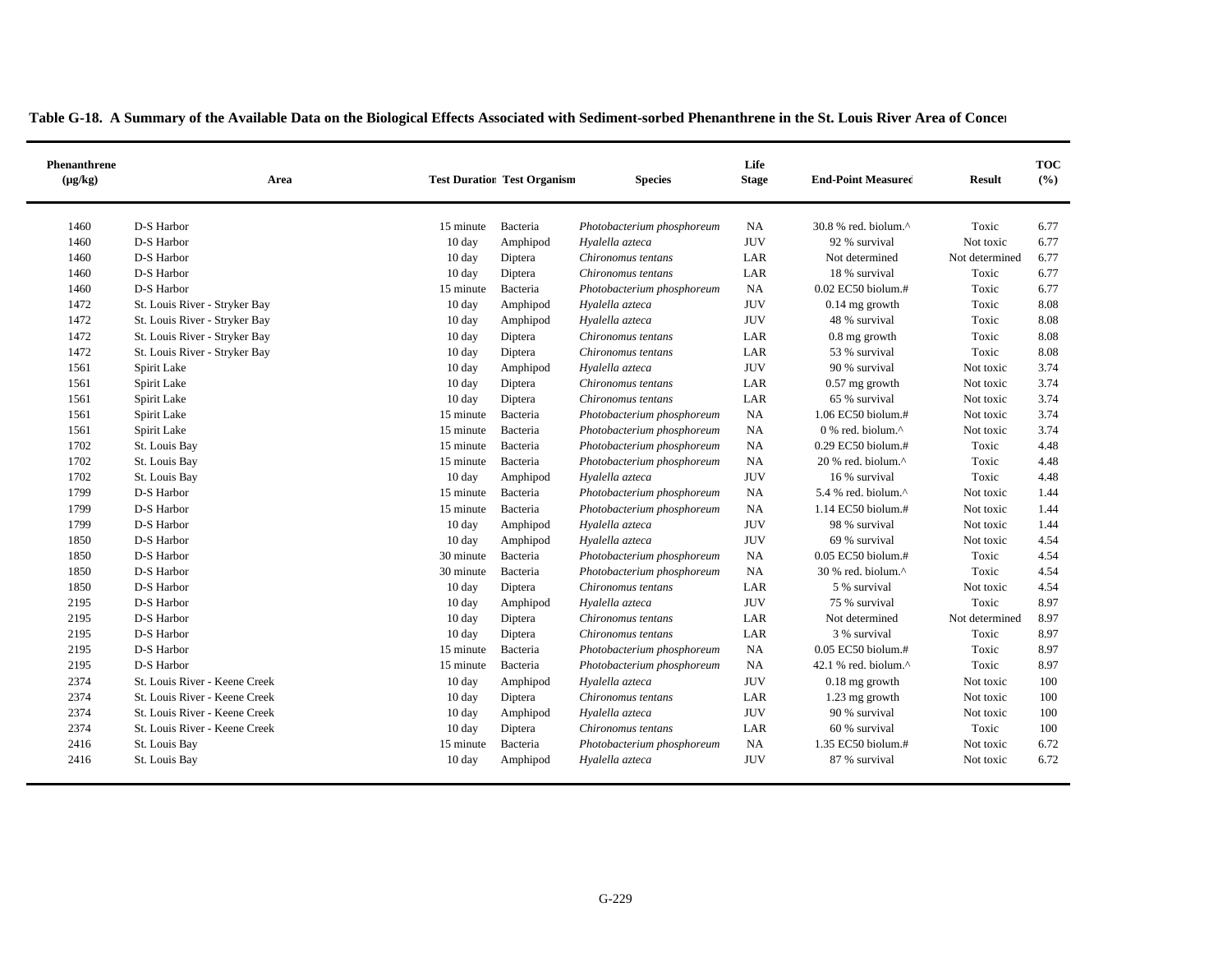**Table G-18. A Summary of the Available Data on the Biological Effects Associated with Sediment-sorbed Phenanthrene in the St. Louis River Area of Concern**

| Phenanthrene (µg/kg) | Area | Test Duration | Test Organism | Species | Life Stage | End-Point Measured | Result | TOC (%) |
|---|---|---|---|---|---|---|---|---|
| 1460 | D-S Harbor | 15 minute | Bacteria | *Photobacterium phosphoreum* | NA | 30.8 % red. biolum.^ | Toxic | 6.77 |
| 1460 | D-S Harbor | 10 day | Amphipod | *Hyalella azteca* | JUV | 92 % survival | Not toxic | 6.77 |
| 1460 | D-S Harbor | 10 day | Diptera | *Chironomus tentans* | LAR | Not determined | Not determined | 6.77 |
| 1460 | D-S Harbor | 10 day | Diptera | *Chironomus tentans* | LAR | 18 % survival | Toxic | 6.77 |
| 1460 | D-S Harbor | 15 minute | Bacteria | *Photobacterium phosphoreum* | NA | 0.02 EC50 biolum.# | Toxic | 6.77 |
| 1472 | St. Louis River - Stryker Bay | 10 day | Amphipod | *Hyalella azteca* | JUV | 0.14 mg growth | Toxic | 8.08 |
| 1472 | St. Louis River - Stryker Bay | 10 day | Amphipod | *Hyalella azteca* | JUV | 48 % survival | Toxic | 8.08 |
| 1472 | St. Louis River - Stryker Bay | 10 day | Diptera | *Chironomus tentans* | LAR | 0.8 mg growth | Toxic | 8.08 |
| 1472 | St. Louis River - Stryker Bay | 10 day | Diptera | *Chironomus tentans* | LAR | 53 % survival | Toxic | 8.08 |
| 1561 | Spirit Lake | 10 day | Amphipod | *Hyalella azteca* | JUV | 90 % survival | Not toxic | 3.74 |
| 1561 | Spirit Lake | 10 day | Diptera | *Chironomus tentans* | LAR | 0.57 mg growth | Not toxic | 3.74 |
| 1561 | Spirit Lake | 10 day | Diptera | *Chironomus tentans* | LAR | 65 % survival | Not toxic | 3.74 |
| 1561 | Spirit Lake | 15 minute | Bacteria | *Photobacterium phosphoreum* | NA | 1.06 EC50 biolum.# | Not toxic | 3.74 |
| 1561 | Spirit Lake | 15 minute | Bacteria | *Photobacterium phosphoreum* | NA | 0 % red. biolum.^ | Not toxic | 3.74 |
| 1702 | St. Louis Bay | 15 minute | Bacteria | *Photobacterium phosphoreum* | NA | 0.29 EC50 biolum.# | Toxic | 4.48 |
| 1702 | St. Louis Bay | 15 minute | Bacteria | *Photobacterium phosphoreum* | NA | 20 % red. biolum.^ | Toxic | 4.48 |
| 1702 | St. Louis Bay | 10 day | Amphipod | *Hyalella azteca* | JUV | 16 % survival | Toxic | 4.48 |
| 1799 | D-S Harbor | 15 minute | Bacteria | *Photobacterium phosphoreum* | NA | 5.4 % red. biolum.^ | Not toxic | 1.44 |
| 1799 | D-S Harbor | 15 minute | Bacteria | *Photobacterium phosphoreum* | NA | 1.14 EC50 biolum.# | Not toxic | 1.44 |
| 1799 | D-S Harbor | 10 day | Amphipod | *Hyalella azteca* | JUV | 98 % survival | Not toxic | 1.44 |
| 1850 | D-S Harbor | 10 day | Amphipod | *Hyalella azteca* | JUV | 69 % survival | Not toxic | 4.54 |
| 1850 | D-S Harbor | 30 minute | Bacteria | *Photobacterium phosphoreum* | NA | 0.05 EC50 biolum.# | Toxic | 4.54 |
| 1850 | D-S Harbor | 30 minute | Bacteria | *Photobacterium phosphoreum* | NA | 30 % red. biolum.^ | Toxic | 4.54 |
| 1850 | D-S Harbor | 10 day | Diptera | *Chironomus tentans* | LAR | 5 % survival | Not toxic | 4.54 |
| 2195 | D-S Harbor | 10 day | Amphipod | *Hyalella azteca* | JUV | 75 % survival | Toxic | 8.97 |
| 2195 | D-S Harbor | 10 day | Diptera | *Chironomus tentans* | LAR | Not determined | Not determined | 8.97 |
| 2195 | D-S Harbor | 10 day | Diptera | *Chironomus tentans* | LAR | 3 % survival | Toxic | 8.97 |
| 2195 | D-S Harbor | 15 minute | Bacteria | *Photobacterium phosphoreum* | NA | 0.05 EC50 biolum.# | Toxic | 8.97 |
| 2195 | D-S Harbor | 15 minute | Bacteria | *Photobacterium phosphoreum* | NA | 42.1 % red. biolum.^ | Toxic | 8.97 |
| 2374 | St. Louis River - Keene Creek | 10 day | Amphipod | *Hyalella azteca* | JUV | 0.18 mg growth | Not toxic | 100 |
| 2374 | St. Louis River - Keene Creek | 10 day | Diptera | *Chironomus tentans* | LAR | 1.23 mg growth | Not toxic | 100 |
| 2374 | St. Louis River - Keene Creek | 10 day | Amphipod | *Hyalella azteca* | JUV | 90 % survival | Not toxic | 100 |
| 2374 | St. Louis River - Keene Creek | 10 day | Diptera | *Chironomus tentans* | LAR | 60 % survival | Toxic | 100 |
| 2416 | St. Louis Bay | 15 minute | Bacteria | *Photobacterium phosphoreum* | NA | 1.35 EC50 biolum.# | Not toxic | 6.72 |
| 2416 | St. Louis Bay | 10 day | Amphipod | *Hyalella azteca* | JUV | 87 % survival | Not toxic | 6.72 |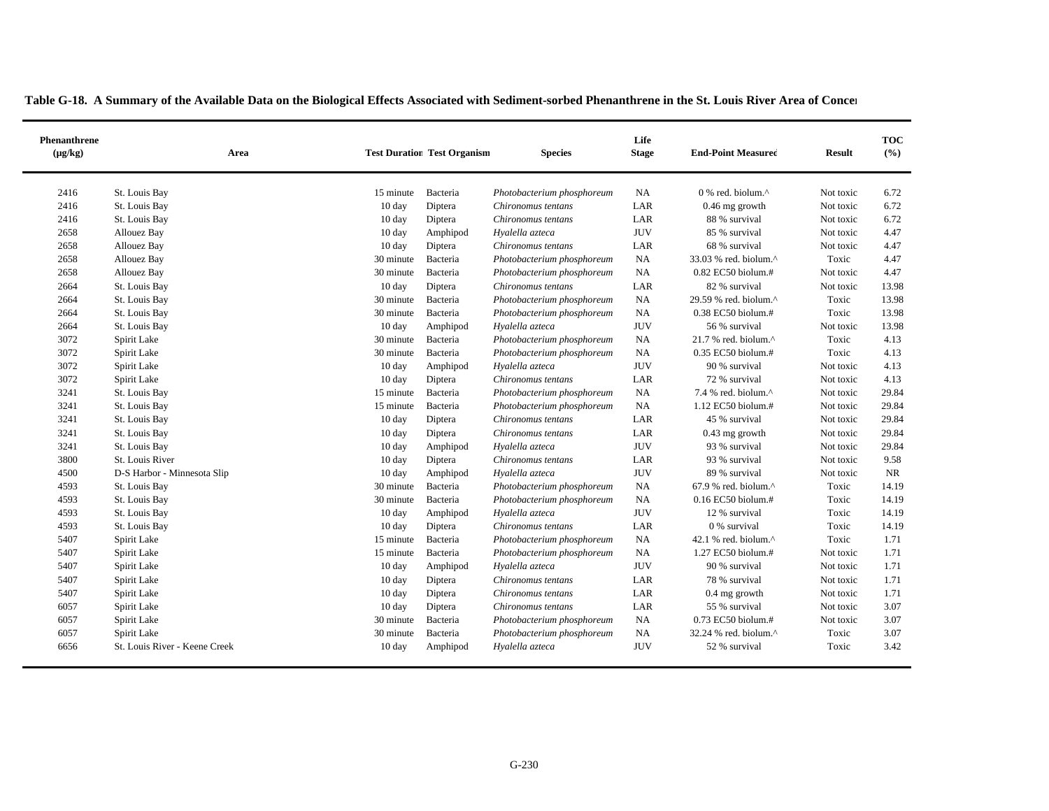**Table G-18. A Summary of the Available Data on the Biological Effects Associated with Sediment-sorbed Phenanthrene in the St. Louis River Area of Concern**

| Phenanthrene (µg/kg) | Area | Test Duration | Test Organism | Species | Life Stage | End-Point Measured | Result | TOC (%) |
|---|---|---|---|---|---|---|---|---|
| 2416 | St. Louis Bay | 15 minute | Bacteria | *Photobacterium phosphoreum* | NA | 0 % red. biolum.^ | Not toxic | 6.72 |
| 2416 | St. Louis Bay | 10 day | Diptera | *Chironomus tentans* | LAR | 0.46 mg growth | Not toxic | 6.72 |
| 2416 | St. Louis Bay | 10 day | Diptera | *Chironomus tentans* | LAR | 88 % survival | Not toxic | 6.72 |
| 2658 | Allouez Bay | 10 day | Amphipod | *Hyalella azteca* | JUV | 85 % survival | Not toxic | 4.47 |
| 2658 | Allouez Bay | 10 day | Diptera | *Chironomus tentans* | LAR | 68 % survival | Not toxic | 4.47 |
| 2658 | Allouez Bay | 30 minute | Bacteria | *Photobacterium phosphoreum* | NA | 33.03 % red. biolum.^ | Toxic | 4.47 |
| 2658 | Allouez Bay | 30 minute | Bacteria | *Photobacterium phosphoreum* | NA | 0.82 EC50 biolum.# | Not toxic | 4.47 |
| 2664 | St. Louis Bay | 10 day | Diptera | *Chironomus tentans* | LAR | 82 % survival | Not toxic | 13.98 |
| 2664 | St. Louis Bay | 30 minute | Bacteria | *Photobacterium phosphoreum* | NA | 29.59 % red. biolum.^ | Toxic | 13.98 |
| 2664 | St. Louis Bay | 30 minute | Bacteria | *Photobacterium phosphoreum* | NA | 0.38 EC50 biolum.# | Toxic | 13.98 |
| 2664 | St. Louis Bay | 10 day | Amphipod | *Hyalella azteca* | JUV | 56 % survival | Not toxic | 13.98 |
| 3072 | Spirit Lake | 30 minute | Bacteria | *Photobacterium phosphoreum* | NA | 21.7 % red. biolum.^ | Toxic | 4.13 |
| 3072 | Spirit Lake | 30 minute | Bacteria | *Photobacterium phosphoreum* | NA | 0.35 EC50 biolum.# | Toxic | 4.13 |
| 3072 | Spirit Lake | 10 day | Amphipod | *Hyalella azteca* | JUV | 90 % survival | Not toxic | 4.13 |
| 3072 | Spirit Lake | 10 day | Diptera | *Chironomus tentans* | LAR | 72 % survival | Not toxic | 4.13 |
| 3241 | St. Louis Bay | 15 minute | Bacteria | *Photobacterium phosphoreum* | NA | 7.4 % red. biolum.^ | Not toxic | 29.84 |
| 3241 | St. Louis Bay | 15 minute | Bacteria | *Photobacterium phosphoreum* | NA | 1.12 EC50 biolum.# | Not toxic | 29.84 |
| 3241 | St. Louis Bay | 10 day | Diptera | *Chironomus tentans* | LAR | 45 % survival | Not toxic | 29.84 |
| 3241 | St. Louis Bay | 10 day | Diptera | *Chironomus tentans* | LAR | 0.43 mg growth | Not toxic | 29.84 |
| 3241 | St. Louis Bay | 10 day | Amphipod | *Hyalella azteca* | JUV | 93 % survival | Not toxic | 29.84 |
| 3800 | St. Louis River | 10 day | Diptera | *Chironomus tentans* | LAR | 93 % survival | Not toxic | 9.58 |
| 4500 | D-S Harbor - Minnesota Slip | 10 day | Amphipod | *Hyalella azteca* | JUV | 89 % survival | Not toxic | NR |
| 4593 | St. Louis Bay | 30 minute | Bacteria | *Photobacterium phosphoreum* | NA | 67.9 % red. biolum.^ | Toxic | 14.19 |
| 4593 | St. Louis Bay | 30 minute | Bacteria | *Photobacterium phosphoreum* | NA | 0.16 EC50 biolum.# | Toxic | 14.19 |
| 4593 | St. Louis Bay | 10 day | Amphipod | *Hyalella azteca* | JUV | 12 % survival | Toxic | 14.19 |
| 4593 | St. Louis Bay | 10 day | Diptera | *Chironomus tentans* | LAR | 0 % survival | Toxic | 14.19 |
| 5407 | Spirit Lake | 15 minute | Bacteria | *Photobacterium phosphoreum* | NA | 42.1 % red. biolum.^ | Toxic | 1.71 |
| 5407 | Spirit Lake | 15 minute | Bacteria | *Photobacterium phosphoreum* | NA | 1.27 EC50 biolum.# | Not toxic | 1.71 |
| 5407 | Spirit Lake | 10 day | Amphipod | *Hyalella azteca* | JUV | 90 % survival | Not toxic | 1.71 |
| 5407 | Spirit Lake | 10 day | Diptera | *Chironomus tentans* | LAR | 78 % survival | Not toxic | 1.71 |
| 5407 | Spirit Lake | 10 day | Diptera | *Chironomus tentans* | LAR | 0.4 mg growth | Not toxic | 1.71 |
| 6057 | Spirit Lake | 10 day | Diptera | *Chironomus tentans* | LAR | 55 % survival | Not toxic | 3.07 |
| 6057 | Spirit Lake | 30 minute | Bacteria | *Photobacterium phosphoreum* | NA | 0.73 EC50 biolum.# | Not toxic | 3.07 |
| 6057 | Spirit Lake | 30 minute | Bacteria | *Photobacterium phosphoreum* | NA | 32.24 % red. biolum.^ | Toxic | 3.07 |
| 6656 | St. Louis River - Keene Creek | 10 day | Amphipod | *Hyalella azteca* | JUV | 52 % survival | Toxic | 3.42 |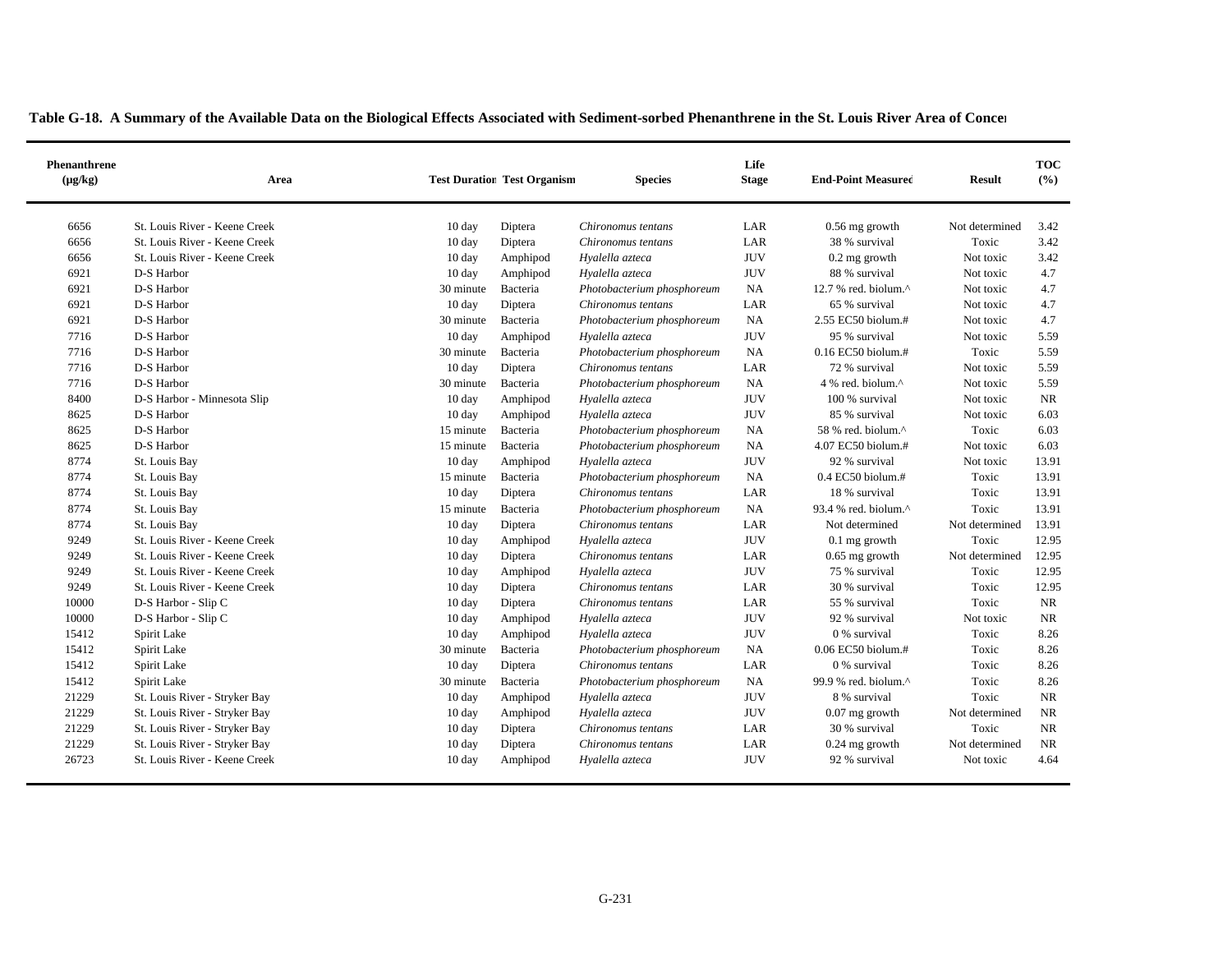**Table G-18. A Summary of the Available Data on the Biological Effects Associated with Sediment-sorbed Phenanthrene in the St. Louis River Area of Concern**

| Phenanthrene (µg/kg) | Area | Test Duration | Test Organism | Species | Life Stage | End-Point Measured | Result | TOC (%) |
|---|---|---|---|---|---|---|---|---|
| 6656 | St. Louis River - Keene Creek | 10 day | Diptera | *Chironomus tentans* | LAR | 0.56 mg growth | Not determined | 3.42 |
| 6656 | St. Louis River - Keene Creek | 10 day | Diptera | *Chironomus tentans* | LAR | 38 % survival | Toxic | 3.42 |
| 6656 | St. Louis River - Keene Creek | 10 day | Amphipod | *Hyalella azteca* | JUV | 0.2 mg growth | Not toxic | 3.42 |
| 6921 | D-S Harbor | 10 day | Amphipod | *Hyalella azteca* | JUV | 88 % survival | Not toxic | 4.7 |
| 6921 | D-S Harbor | 30 minute | Bacteria | *Photobacterium phosphoreum* | NA | 12.7 % red. biolum.^ | Not toxic | 4.7 |
| 6921 | D-S Harbor | 10 day | Diptera | *Chironomus tentans* | LAR | 65 % survival | Not toxic | 4.7 |
| 6921 | D-S Harbor | 30 minute | Bacteria | *Photobacterium phosphoreum* | NA | 2.55 EC50 biolum.# | Not toxic | 4.7 |
| 7716 | D-S Harbor | 10 day | Amphipod | *Hyalella azteca* | JUV | 95 % survival | Not toxic | 5.59 |
| 7716 | D-S Harbor | 30 minute | Bacteria | *Photobacterium phosphoreum* | NA | 0.16 EC50 biolum.# | Toxic | 5.59 |
| 7716 | D-S Harbor | 10 day | Diptera | *Chironomus tentans* | LAR | 72 % survival | Not toxic | 5.59 |
| 7716 | D-S Harbor | 30 minute | Bacteria | *Photobacterium phosphoreum* | NA | 4 % red. biolum.^ | Not toxic | 5.59 |
| 8400 | D-S Harbor - Minnesota Slip | 10 day | Amphipod | *Hyalella azteca* | JUV | 100 % survival | Not toxic | NR |
| 8625 | D-S Harbor | 10 day | Amphipod | *Hyalella azteca* | JUV | 85 % survival | Not toxic | 6.03 |
| 8625 | D-S Harbor | 15 minute | Bacteria | *Photobacterium phosphoreum* | NA | 58 % red. biolum.^ | Toxic | 6.03 |
| 8625 | D-S Harbor | 15 minute | Bacteria | *Photobacterium phosphoreum* | NA | 4.07 EC50 biolum.# | Not toxic | 6.03 |
| 8774 | St. Louis Bay | 10 day | Amphipod | *Hyalella azteca* | JUV | 92 % survival | Not toxic | 13.91 |
| 8774 | St. Louis Bay | 15 minute | Bacteria | *Photobacterium phosphoreum* | NA | 0.4 EC50 biolum.# | Toxic | 13.91 |
| 8774 | St. Louis Bay | 10 day | Diptera | *Chironomus tentans* | LAR | 18 % survival | Toxic | 13.91 |
| 8774 | St. Louis Bay | 15 minute | Bacteria | *Photobacterium phosphoreum* | NA | 93.4 % red. biolum.^ | Toxic | 13.91 |
| 8774 | St. Louis Bay | 10 day | Diptera | *Chironomus tentans* | LAR | Not determined | Not determined | 13.91 |
| 9249 | St. Louis River - Keene Creek | 10 day | Amphipod | *Hyalella azteca* | JUV | 0.1 mg growth | Toxic | 12.95 |
| 9249 | St. Louis River - Keene Creek | 10 day | Diptera | *Chironomus tentans* | LAR | 0.65 mg growth | Not determined | 12.95 |
| 9249 | St. Louis River - Keene Creek | 10 day | Amphipod | *Hyalella azteca* | JUV | 75 % survival | Toxic | 12.95 |
| 9249 | St. Louis River - Keene Creek | 10 day | Diptera | *Chironomus tentans* | LAR | 30 % survival | Toxic | 12.95 |
| 10000 | D-S Harbor - Slip C | 10 day | Diptera | *Chironomus tentans* | LAR | 55 % survival | Toxic | NR |
| 10000 | D-S Harbor - Slip C | 10 day | Amphipod | *Hyalella azteca* | JUV | 92 % survival | Not toxic | NR |
| 15412 | Spirit Lake | 10 day | Amphipod | *Hyalella azteca* | JUV | 0 % survival | Toxic | 8.26 |
| 15412 | Spirit Lake | 30 minute | Bacteria | *Photobacterium phosphoreum* | NA | 0.06 EC50 biolum.# | Toxic | 8.26 |
| 15412 | Spirit Lake | 10 day | Diptera | *Chironomus tentans* | LAR | 0 % survival | Toxic | 8.26 |
| 15412 | Spirit Lake | 30 minute | Bacteria | *Photobacterium phosphoreum* | NA | 99.9 % red. biolum.^ | Toxic | 8.26 |
| 21229 | St. Louis River - Stryker Bay | 10 day | Amphipod | *Hyalella azteca* | JUV | 8 % survival | Toxic | NR |
| 21229 | St. Louis River - Stryker Bay | 10 day | Amphipod | *Hyalella azteca* | JUV | 0.07 mg growth | Not determined | NR |
| 21229 | St. Louis River - Stryker Bay | 10 day | Diptera | *Chironomus tentans* | LAR | 30 % survival | Toxic | NR |
| 21229 | St. Louis River - Stryker Bay | 10 day | Diptera | *Chironomus tentans* | LAR | 0.24 mg growth | Not determined | NR |
| 26723 | St. Louis River - Keene Creek | 10 day | Amphipod | *Hyalella azteca* | JUV | 92 % survival | Not toxic | 4.64 |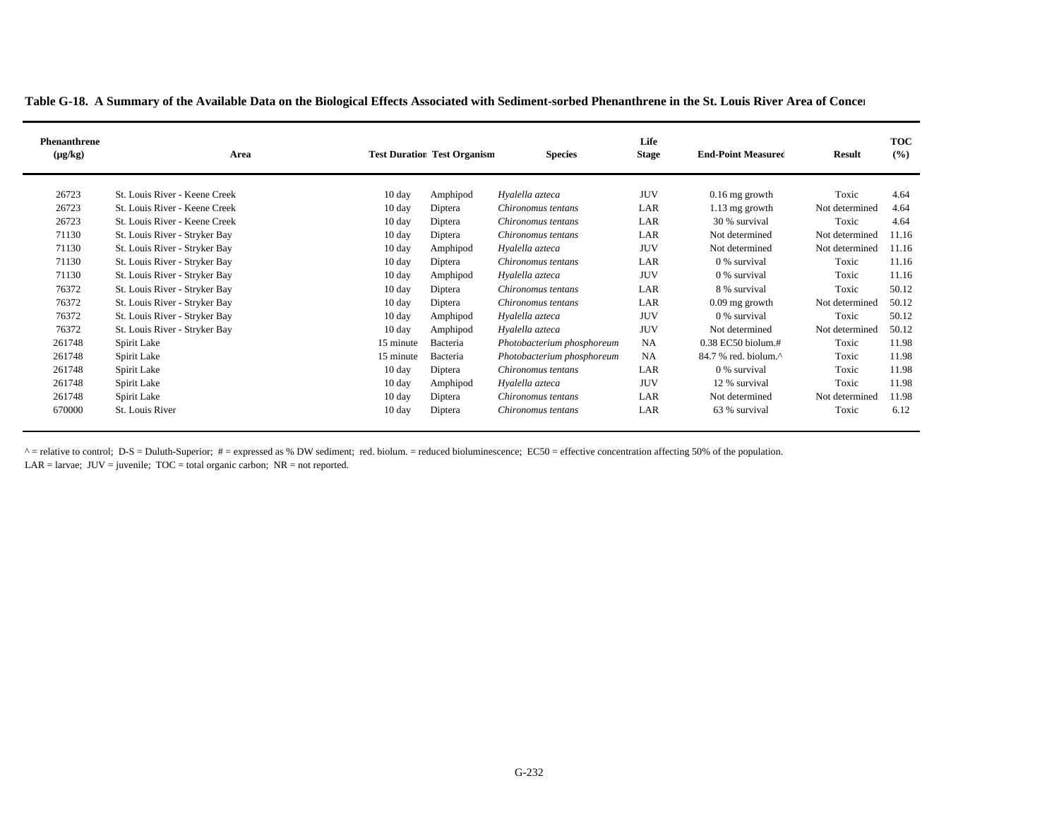**Table G-18. A Summary of the Available Data on the Biological Effects Associated with Sediment-sorbed Phenanthrene in the St. Louis River Area of Concer**

| Phenanthrene (µg/kg) | Area | Test Duration | Test Organism | Species | Life Stage | End-Point Measured | Result | TOC (%) |
|---|---|---|---|---|---|---|---|---|
| 26723 | St. Louis River - Keene Creek | 10 day | Amphipod | *Hyalella azteca* | JUV | 0.16 mg growth | Toxic | 4.64 |
| 26723 | St. Louis River - Keene Creek | 10 day | Diptera | *Chironomus tentans* | LAR | 1.13 mg growth | Not determined | 4.64 |
| 26723 | St. Louis River - Keene Creek | 10 day | Diptera | *Chironomus tentans* | LAR | 30 % survival | Toxic | 4.64 |
| 71130 | St. Louis River - Stryker Bay | 10 day | Diptera | *Chironomus tentans* | LAR | Not determined | Not determined | 11.16 |
| 71130 | St. Louis River - Stryker Bay | 10 day | Amphipod | *Hyalella azteca* | JUV | Not determined | Not determined | 11.16 |
| 71130 | St. Louis River - Stryker Bay | 10 day | Diptera | *Chironomus tentans* | LAR | 0 % survival | Toxic | 11.16 |
| 71130 | St. Louis River - Stryker Bay | 10 day | Amphipod | *Hyalella azteca* | JUV | 0 % survival | Toxic | 11.16 |
| 76372 | St. Louis River - Stryker Bay | 10 day | Diptera | *Chironomus tentans* | LAR | 8 % survival | Toxic | 50.12 |
| 76372 | St. Louis River - Stryker Bay | 10 day | Diptera | *Chironomus tentans* | LAR | 0.09 mg growth | Not determined | 50.12 |
| 76372 | St. Louis River - Stryker Bay | 10 day | Amphipod | *Hyalella azteca* | JUV | 0 % survival | Toxic | 50.12 |
| 76372 | St. Louis River - Stryker Bay | 10 day | Amphipod | *Hyalella azteca* | JUV | Not determined | Not determined | 50.12 |
| 261748 | Spirit Lake | 15 minute | Bacteria | *Photobacterium phosphoreum* | NA | 0.38 EC50 biolum.# | Toxic | 11.98 |
| 261748 | Spirit Lake | 15 minute | Bacteria | *Photobacterium phosphoreum* | NA | 84.7 % red. biolum.^ | Toxic | 11.98 |
| 261748 | Spirit Lake | 10 day | Diptera | *Chironomus tentans* | LAR | 0 % survival | Toxic | 11.98 |
| 261748 | Spirit Lake | 10 day | Amphipod | *Hyalella azteca* | JUV | 12 % survival | Toxic | 11.98 |
| 261748 | Spirit Lake | 10 day | Diptera | *Chironomus tentans* | LAR | Not determined | Not determined | 11.98 |
| 670000 | St. Louis River | 10 day | Diptera | *Chironomus tentans* | LAR | 63 % survival | Toxic | 6.12 |

^ = relative to control; D-S = Duluth-Superior; # = expressed as % DW sediment; red. biolum. = reduced bioluminescence; EC50 = effective concentration affecting 50% of the population.
LAR = larvae; JUV = juvenile; TOC = total organic carbon; NR = not reported.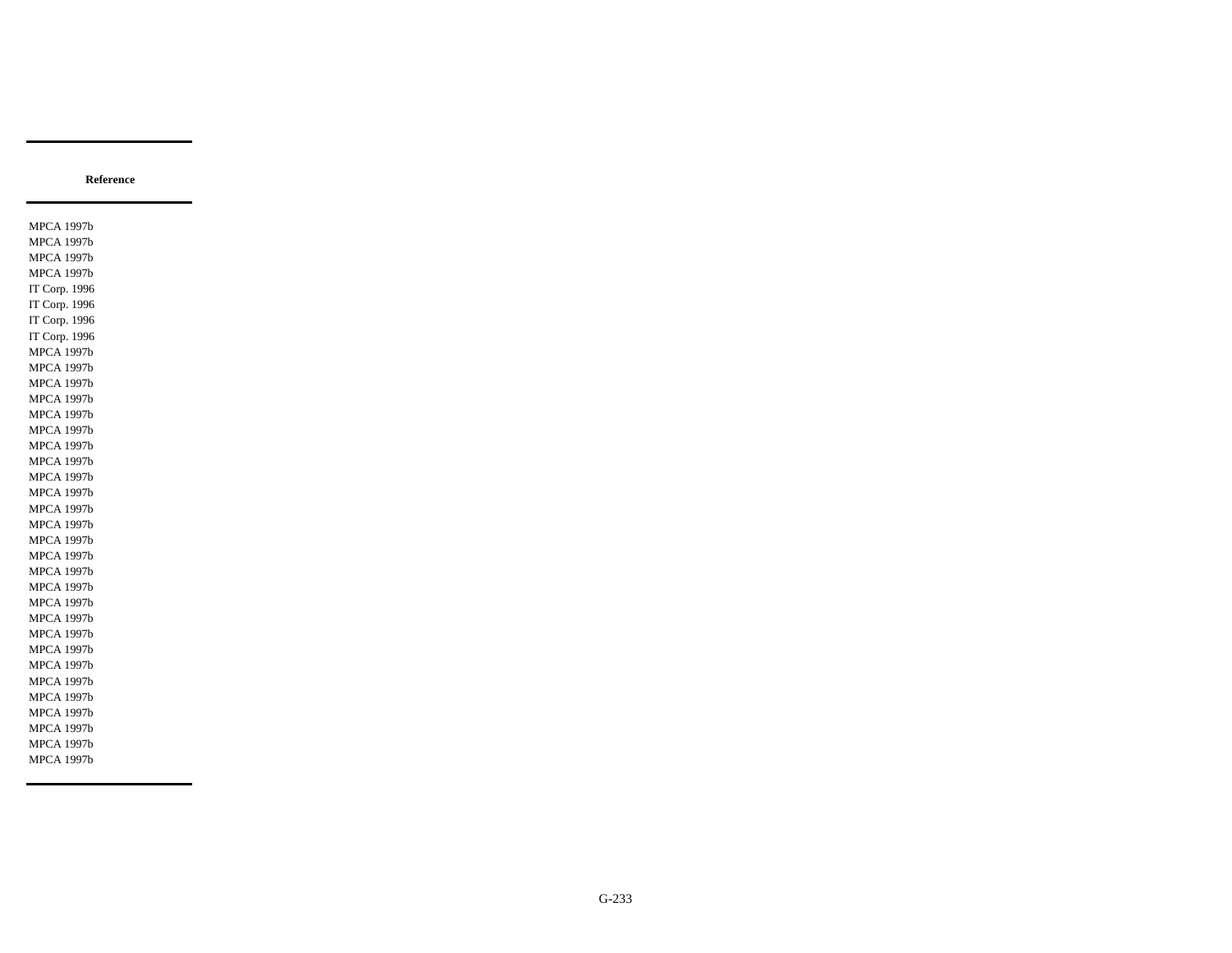| Reference |
|---|
| MPCA 1997b |
| MPCA 1997b |
| MPCA 1997b |
| MPCA 1997b |
| IT Corp. 1996 |
| IT Corp. 1996 |
| IT Corp. 1996 |
| IT Corp. 1996 |
| MPCA 1997b |
| MPCA 1997b |
| MPCA 1997b |
| MPCA 1997b |
| MPCA 1997b |
| MPCA 1997b |
| MPCA 1997b |
| MPCA 1997b |
| MPCA 1997b |
| MPCA 1997b |
| MPCA 1997b |
| MPCA 1997b |
| MPCA 1997b |
| MPCA 1997b |
| MPCA 1997b |
| MPCA 1997b |
| MPCA 1997b |
| MPCA 1997b |
| MPCA 1997b |
| MPCA 1997b |
| MPCA 1997b |
| MPCA 1997b |
| MPCA 1997b |
| MPCA 1997b |
| MPCA 1997b |
| MPCA 1997b |
| MPCA 1997b |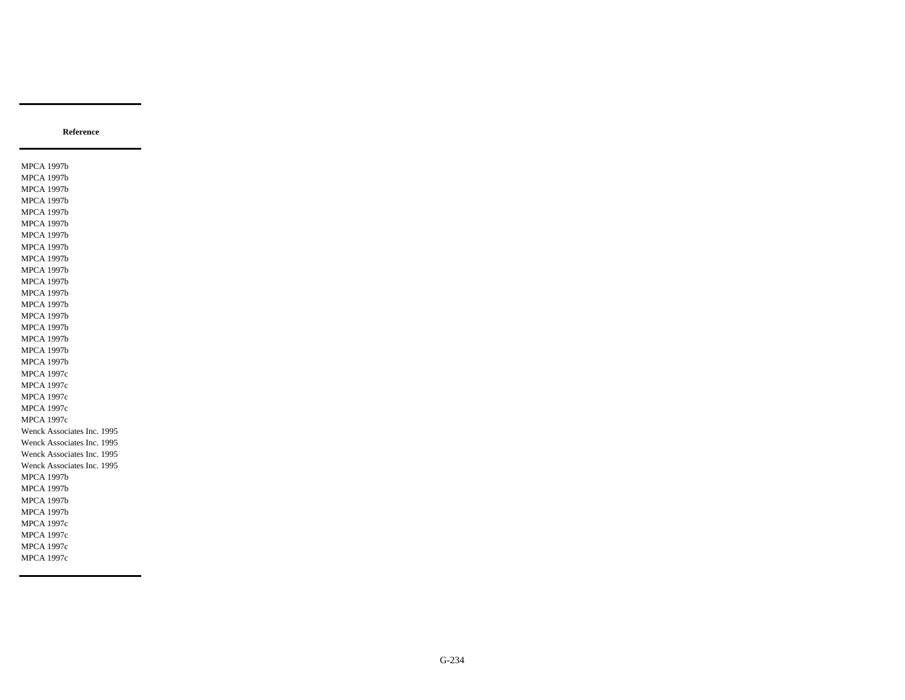| Reference |
|---|
| MPCA 1997b |
| MPCA 1997b |
| MPCA 1997b |
| MPCA 1997b |
| MPCA 1997b |
| MPCA 1997b |
| MPCA 1997b |
| MPCA 1997b |
| MPCA 1997b |
| MPCA 1997b |
| MPCA 1997b |
| MPCA 1997b |
| MPCA 1997b |
| MPCA 1997b |
| MPCA 1997b |
| MPCA 1997b |
| MPCA 1997b |
| MPCA 1997b |
| MPCA 1997c |
| MPCA 1997c |
| MPCA 1997c |
| MPCA 1997c |
| MPCA 1997c |
| Wenck Associates Inc. 1995 |
| Wenck Associates Inc. 1995 |
| Wenck Associates Inc. 1995 |
| Wenck Associates Inc. 1995 |
| MPCA 1997b |
| MPCA 1997b |
| MPCA 1997b |
| MPCA 1997b |
| MPCA 1997c |
| MPCA 1997c |
| MPCA 1997c |
| MPCA 1997c |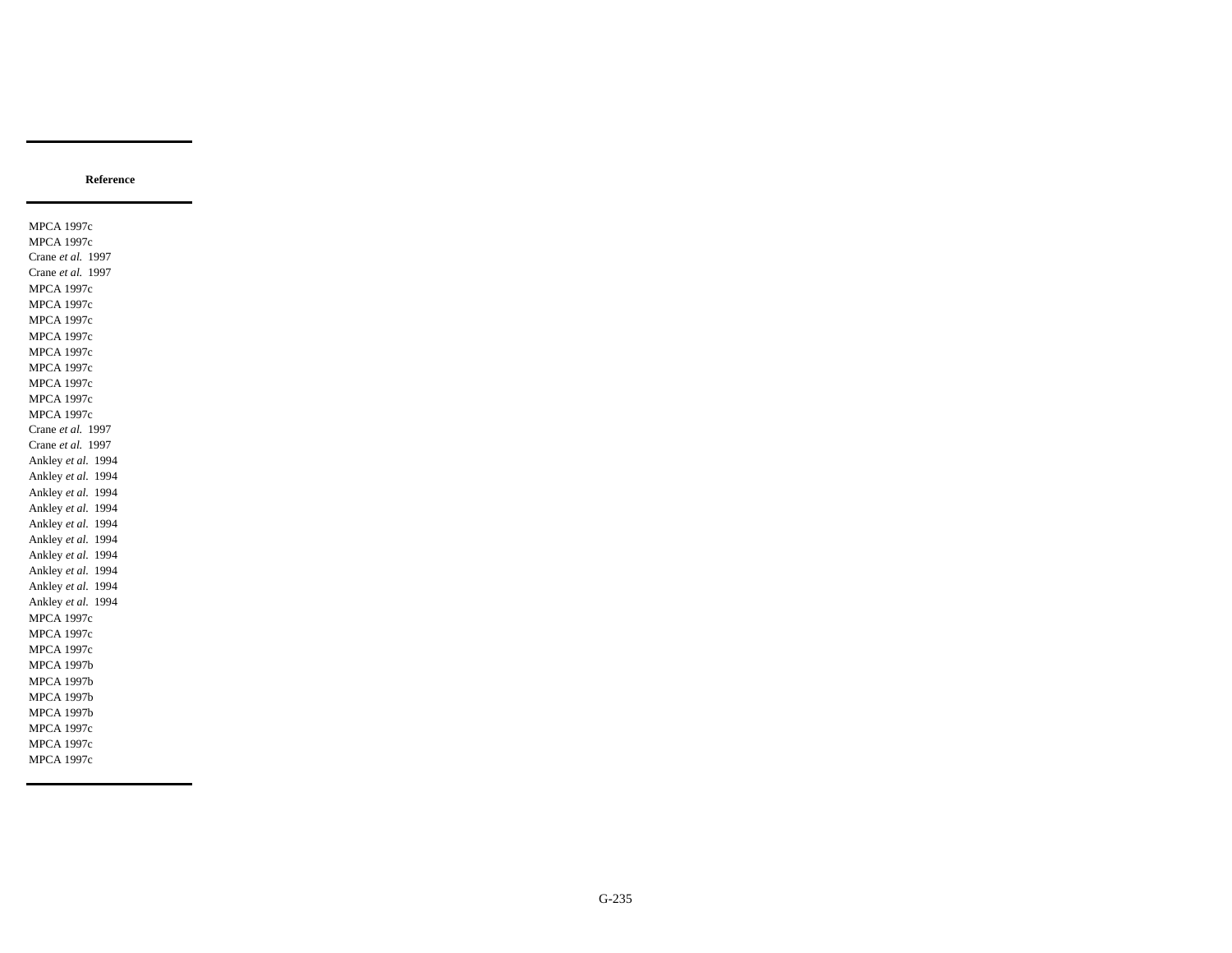| Reference |
|---|
| MPCA 1997c |
| MPCA 1997c |
| Crane *et al.* 1997 |
| Crane *et al.* 1997 |
| MPCA 1997c |
| MPCA 1997c |
| MPCA 1997c |
| MPCA 1997c |
| MPCA 1997c |
| MPCA 1997c |
| MPCA 1997c |
| MPCA 1997c |
| MPCA 1997c |
| Crane *et al.* 1997 |
| Crane *et al.* 1997 |
| Ankley *et al.* 1994 |
| Ankley *et al.* 1994 |
| Ankley *et al.* 1994 |
| Ankley *et al.* 1994 |
| Ankley *et al.* 1994 |
| Ankley *et al.* 1994 |
| Ankley *et al.* 1994 |
| Ankley *et al.* 1994 |
| Ankley *et al.* 1994 |
| Ankley *et al.* 1994 |
| MPCA 1997c |
| MPCA 1997c |
| MPCA 1997c |
| MPCA 1997b |
| MPCA 1997b |
| MPCA 1997b |
| MPCA 1997b |
| MPCA 1997c |
| MPCA 1997c |
| MPCA 1997c |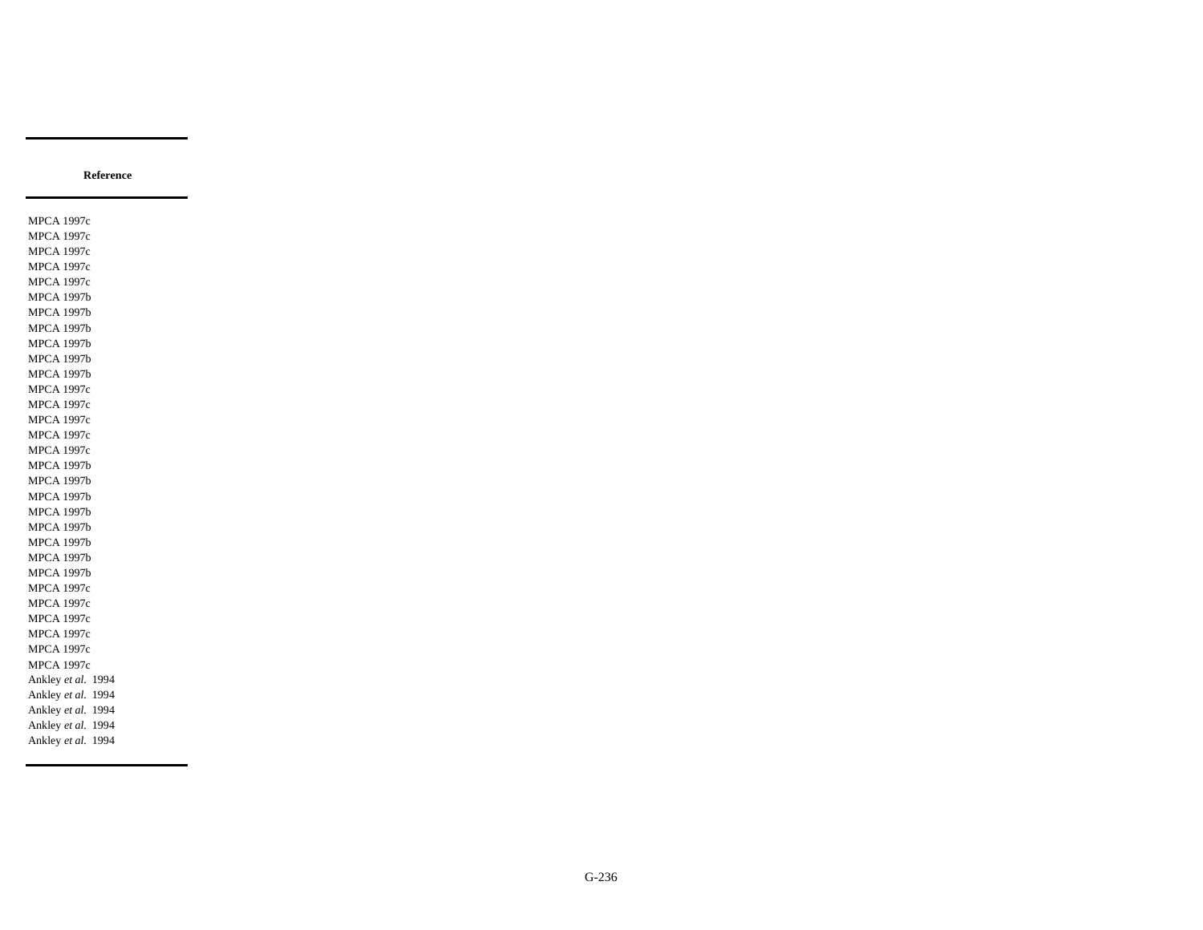| Reference |
|---|
| MPCA 1997c |
| MPCA 1997c |
| MPCA 1997c |
| MPCA 1997c |
| MPCA 1997c |
| MPCA 1997b |
| MPCA 1997b |
| MPCA 1997b |
| MPCA 1997b |
| MPCA 1997b |
| MPCA 1997b |
| MPCA 1997c |
| MPCA 1997c |
| MPCA 1997c |
| MPCA 1997c |
| MPCA 1997c |
| MPCA 1997b |
| MPCA 1997b |
| MPCA 1997b |
| MPCA 1997b |
| MPCA 1997b |
| MPCA 1997b |
| MPCA 1997b |
| MPCA 1997b |
| MPCA 1997c |
| MPCA 1997c |
| MPCA 1997c |
| MPCA 1997c |
| MPCA 1997c |
| MPCA 1997c |
| Ankley *et al.* 1994 |
| Ankley *et al.* 1994 |
| Ankley *et al.* 1994 |
| Ankley *et al.* 1994 |
| Ankley *et al.* 1994 |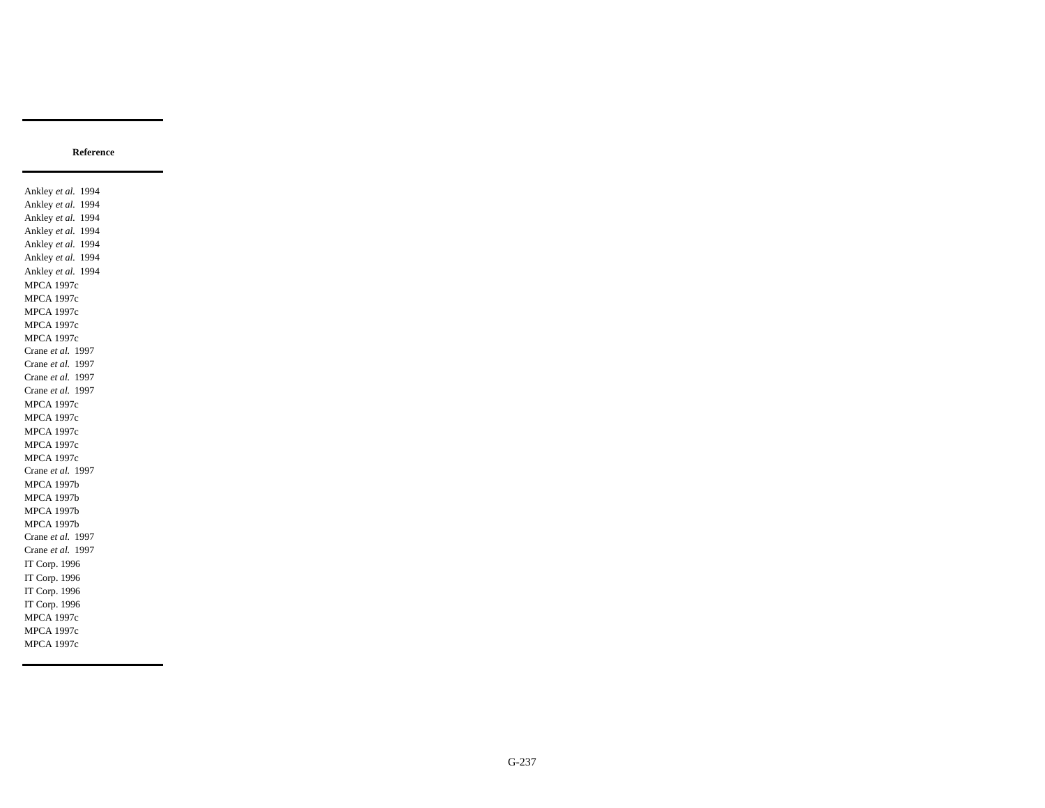| Reference |
| --- |
| Ankley *et al.* 1994 |
| Ankley *et al.* 1994 |
| Ankley *et al.* 1994 |
| Ankley *et al.* 1994 |
| Ankley *et al.* 1994 |
| Ankley *et al.* 1994 |
| Ankley *et al.* 1994 |
| MPCA 1997c |
| MPCA 1997c |
| MPCA 1997c |
| MPCA 1997c |
| MPCA 1997c |
| Crane *et al.* 1997 |
| Crane *et al.* 1997 |
| Crane *et al.* 1997 |
| Crane *et al.* 1997 |
| MPCA 1997c |
| MPCA 1997c |
| MPCA 1997c |
| MPCA 1997c |
| MPCA 1997c |
| Crane *et al.* 1997 |
| MPCA 1997b |
| MPCA 1997b |
| MPCA 1997b |
| MPCA 1997b |
| Crane *et al.* 1997 |
| Crane *et al.* 1997 |
| IT Corp. 1996 |
| IT Corp. 1996 |
| IT Corp. 1996 |
| IT Corp. 1996 |
| MPCA 1997c |
| MPCA 1997c |
| MPCA 1997c |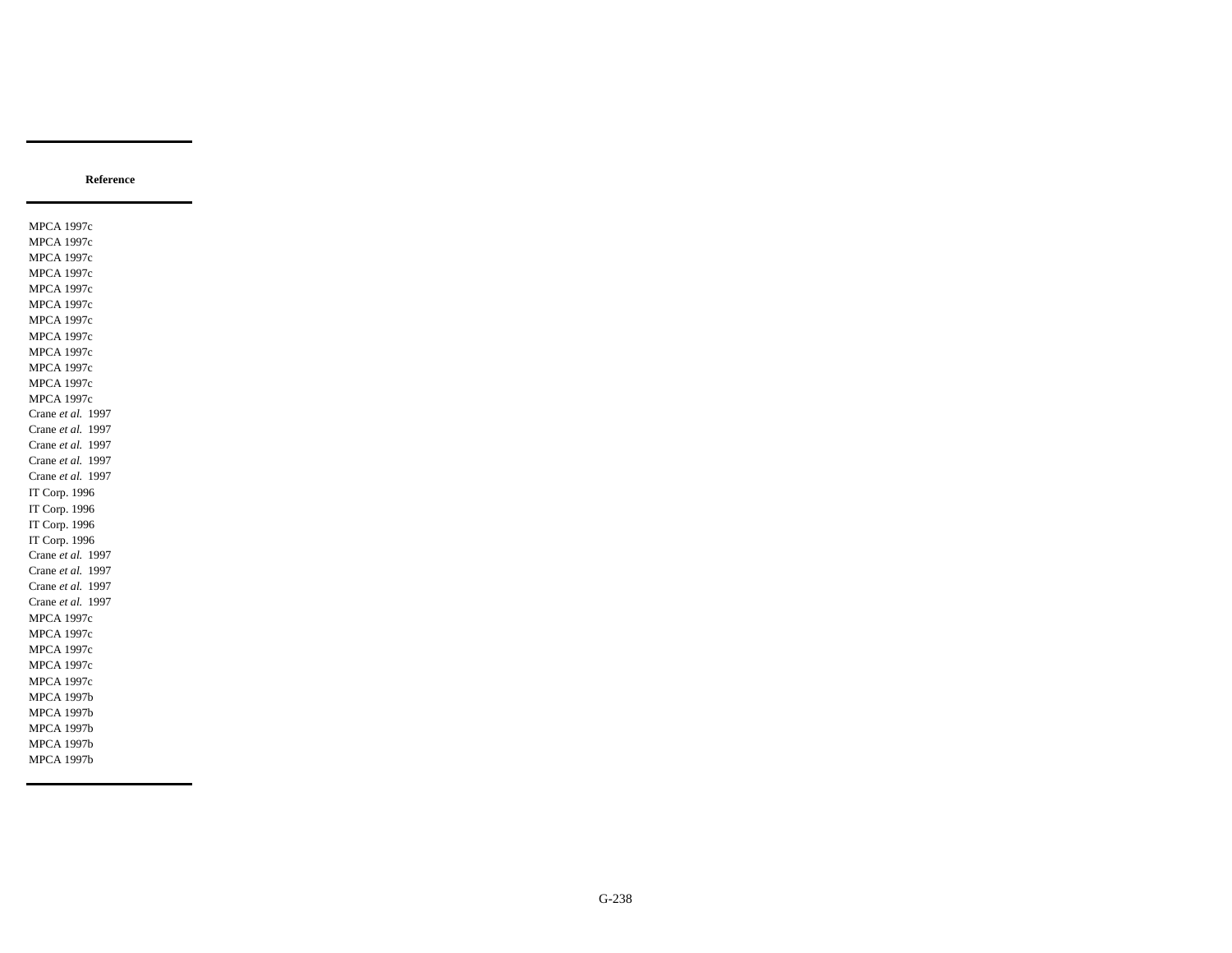| Reference |
|---|
| MPCA 1997c |
| MPCA 1997c |
| MPCA 1997c |
| MPCA 1997c |
| MPCA 1997c |
| MPCA 1997c |
| MPCA 1997c |
| MPCA 1997c |
| MPCA 1997c |
| MPCA 1997c |
| MPCA 1997c |
| MPCA 1997c |
| Crane *et al.* 1997 |
| Crane *et al.* 1997 |
| Crane *et al.* 1997 |
| Crane *et al.* 1997 |
| Crane *et al.* 1997 |
| IT Corp. 1996 |
| IT Corp. 1996 |
| IT Corp. 1996 |
| IT Corp. 1996 |
| Crane *et al.* 1997 |
| Crane *et al.* 1997 |
| Crane *et al.* 1997 |
| Crane *et al.* 1997 |
| MPCA 1997c |
| MPCA 1997c |
| MPCA 1997c |
| MPCA 1997c |
| MPCA 1997c |
| MPCA 1997b |
| MPCA 1997b |
| MPCA 1997b |
| MPCA 1997b |
| MPCA 1997b |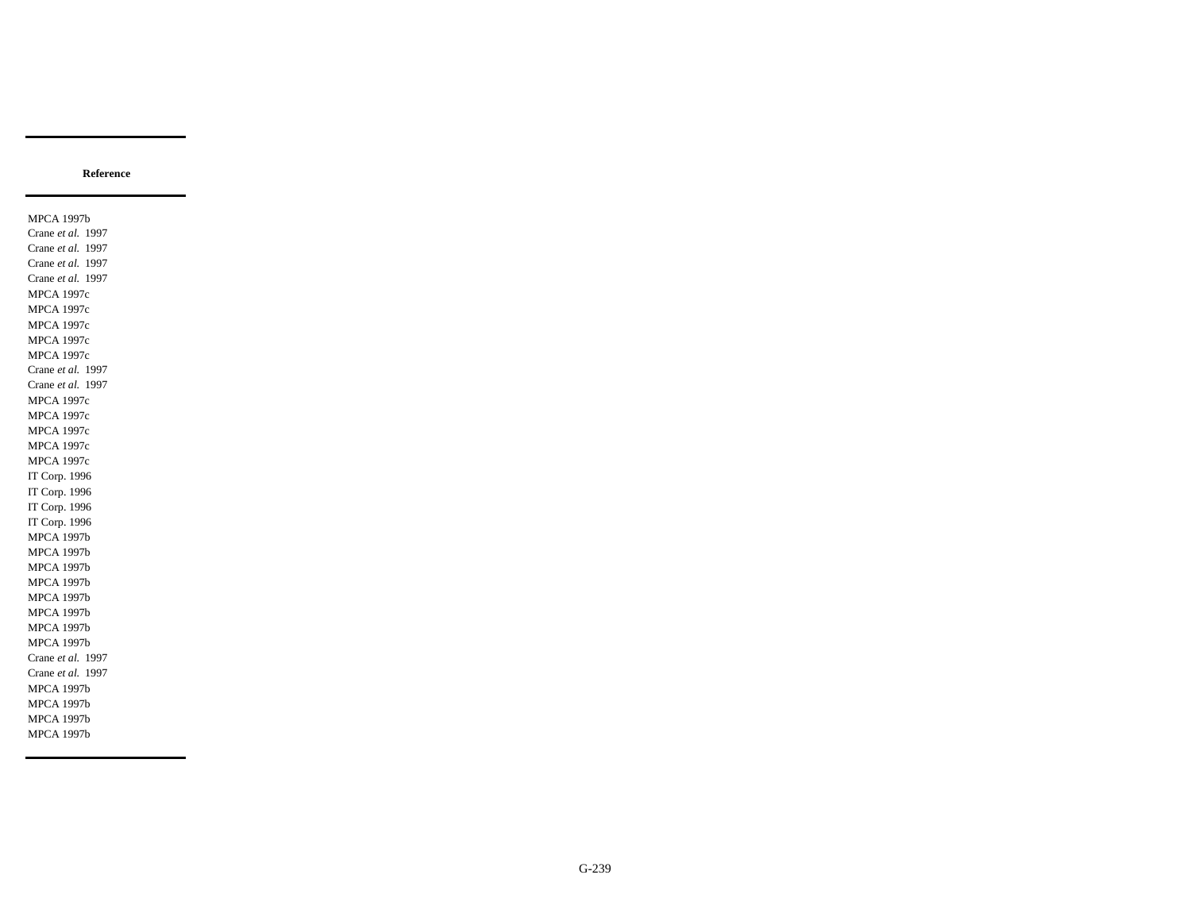| Reference |
|---|
| MPCA 1997b |
| Crane *et al.* 1997 |
| Crane *et al.* 1997 |
| Crane *et al.* 1997 |
| Crane *et al.* 1997 |
| MPCA 1997c |
| MPCA 1997c |
| MPCA 1997c |
| MPCA 1997c |
| MPCA 1997c |
| Crane *et al.* 1997 |
| Crane *et al.* 1997 |
| MPCA 1997c |
| MPCA 1997c |
| MPCA 1997c |
| MPCA 1997c |
| MPCA 1997c |
| IT Corp. 1996 |
| IT Corp. 1996 |
| IT Corp. 1996 |
| IT Corp. 1996 |
| MPCA 1997b |
| MPCA 1997b |
| MPCA 1997b |
| MPCA 1997b |
| MPCA 1997b |
| MPCA 1997b |
| MPCA 1997b |
| MPCA 1997b |
| Crane *et al.* 1997 |
| Crane *et al.* 1997 |
| MPCA 1997b |
| MPCA 1997b |
| MPCA 1997b |
| MPCA 1997b |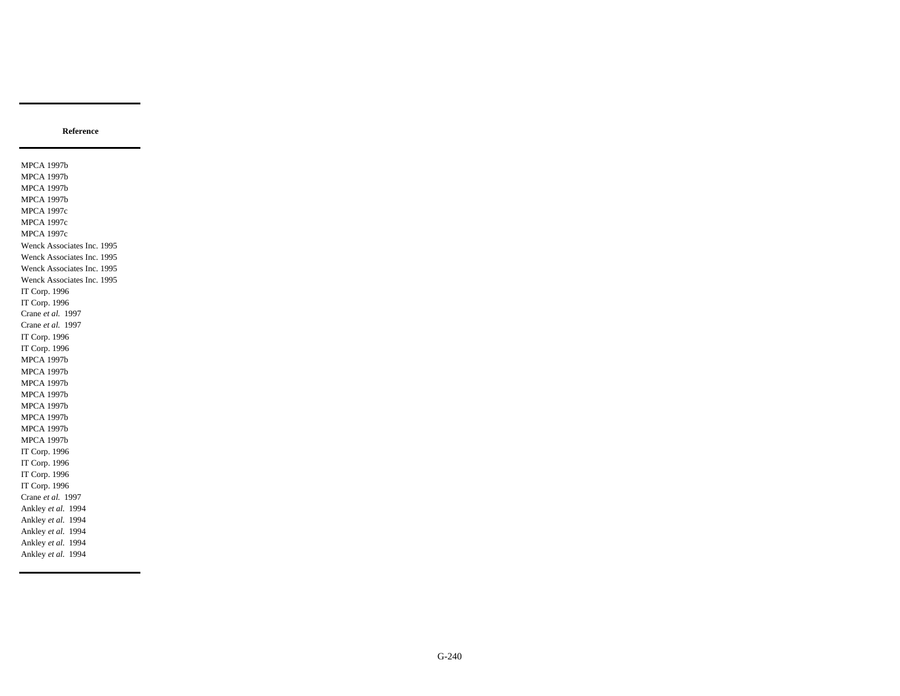| Reference |
|---|
| MPCA 1997b |
| MPCA 1997b |
| MPCA 1997b |
| MPCA 1997b |
| MPCA 1997c |
| MPCA 1997c |
| MPCA 1997c |
| Wenck Associates Inc. 1995 |
| Wenck Associates Inc. 1995 |
| Wenck Associates Inc. 1995 |
| Wenck Associates Inc. 1995 |
| IT Corp. 1996 |
| IT Corp. 1996 |
| Crane *et al.* 1997 |
| Crane *et al.* 1997 |
| IT Corp. 1996 |
| IT Corp. 1996 |
| MPCA 1997b |
| MPCA 1997b |
| MPCA 1997b |
| MPCA 1997b |
| MPCA 1997b |
| MPCA 1997b |
| MPCA 1997b |
| MPCA 1997b |
| IT Corp. 1996 |
| IT Corp. 1996 |
| IT Corp. 1996 |
| IT Corp. 1996 |
| Crane *et al.* 1997 |
| Ankley *et al.* 1994 |
| Ankley *et al.* 1994 |
| Ankley *et al.* 1994 |
| Ankley *et al.* 1994 |
| Ankley *et al.* 1994 |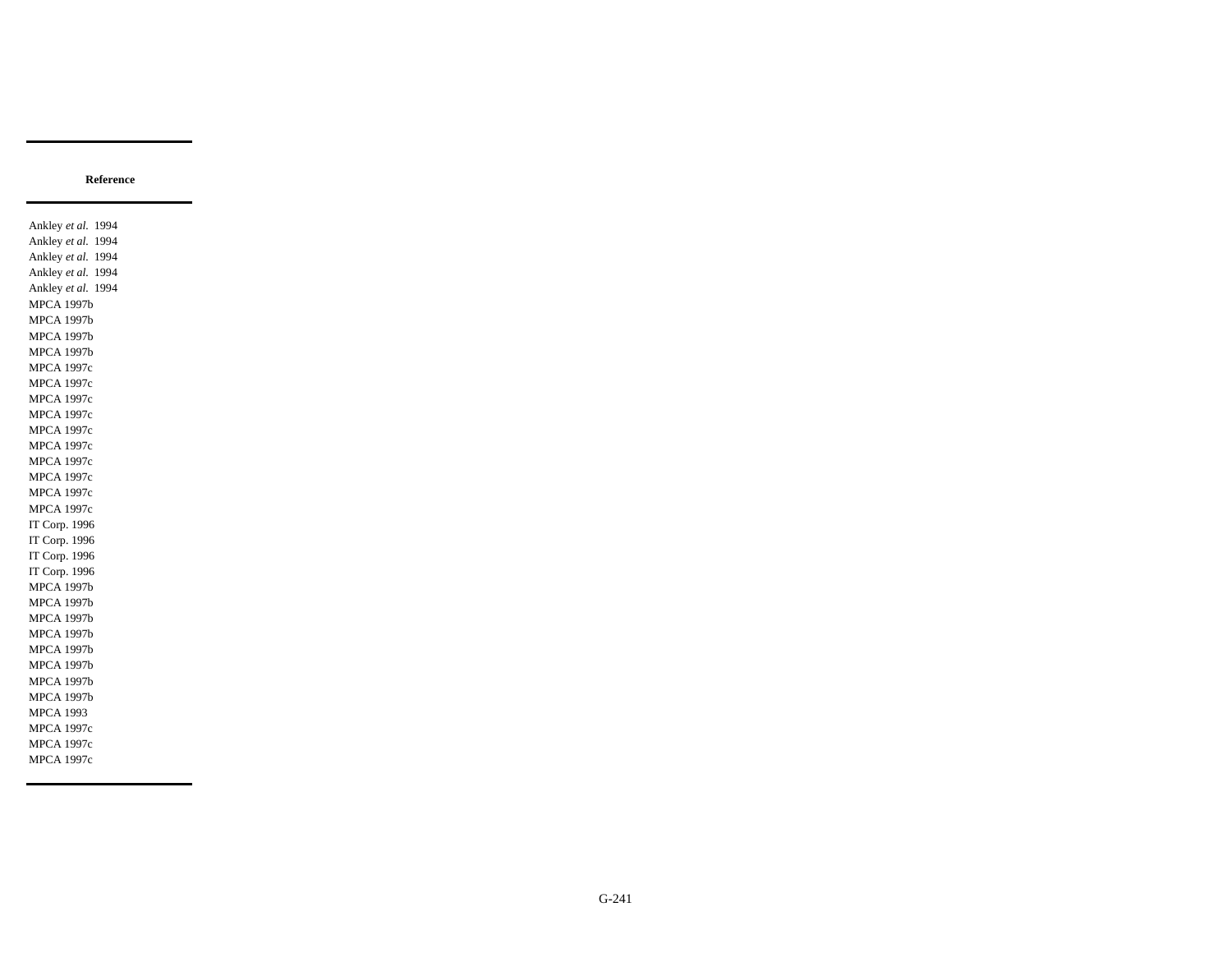| Reference |
|---|
| Ankley *et al.* 1994 |
| Ankley *et al.* 1994 |
| Ankley *et al.* 1994 |
| Ankley *et al.* 1994 |
| Ankley *et al.* 1994 |
| MPCA 1997b |
| MPCA 1997b |
| MPCA 1997b |
| MPCA 1997b |
| MPCA 1997c |
| MPCA 1997c |
| MPCA 1997c |
| MPCA 1997c |
| MPCA 1997c |
| MPCA 1997c |
| MPCA 1997c |
| MPCA 1997c |
| MPCA 1997c |
| MPCA 1997c |
| IT Corp. 1996 |
| IT Corp. 1996 |
| IT Corp. 1996 |
| IT Corp. 1996 |
| MPCA 1997b |
| MPCA 1997b |
| MPCA 1997b |
| MPCA 1997b |
| MPCA 1997b |
| MPCA 1997b |
| MPCA 1997b |
| MPCA 1997b |
| MPCA 1993 |
| MPCA 1997c |
| MPCA 1997c |
| MPCA 1997c |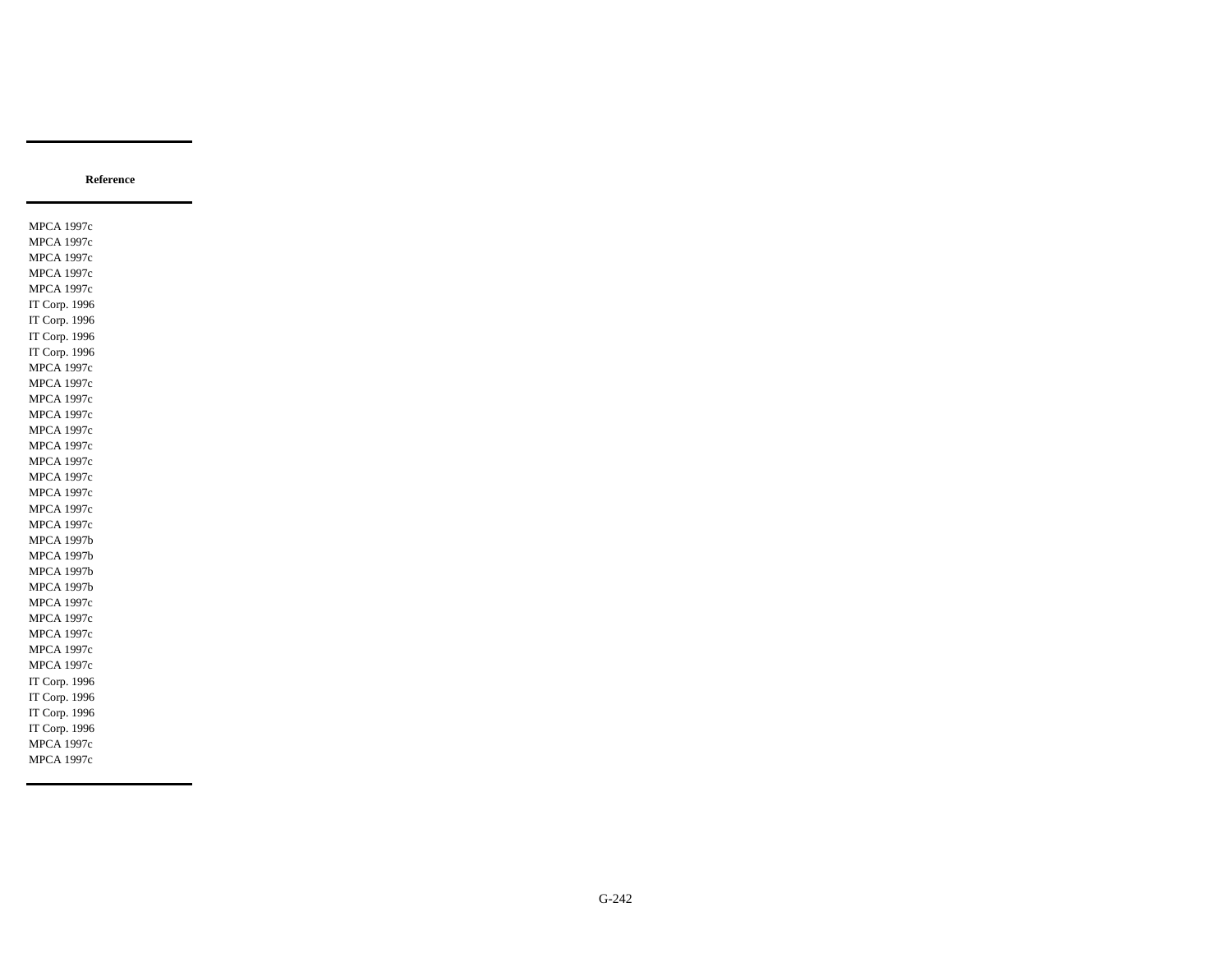| Reference |
|---|
| MPCA 1997c |
| MPCA 1997c |
| MPCA 1997c |
| MPCA 1997c |
| MPCA 1997c |
| IT Corp. 1996 |
| IT Corp. 1996 |
| IT Corp. 1996 |
| IT Corp. 1996 |
| MPCA 1997c |
| MPCA 1997c |
| MPCA 1997c |
| MPCA 1997c |
| MPCA 1997c |
| MPCA 1997c |
| MPCA 1997c |
| MPCA 1997c |
| MPCA 1997c |
| MPCA 1997c |
| MPCA 1997c |
| MPCA 1997b |
| MPCA 1997b |
| MPCA 1997b |
| MPCA 1997b |
| MPCA 1997c |
| MPCA 1997c |
| MPCA 1997c |
| MPCA 1997c |
| MPCA 1997c |
| IT Corp. 1996 |
| IT Corp. 1996 |
| IT Corp. 1996 |
| IT Corp. 1996 |
| MPCA 1997c |
| MPCA 1997c |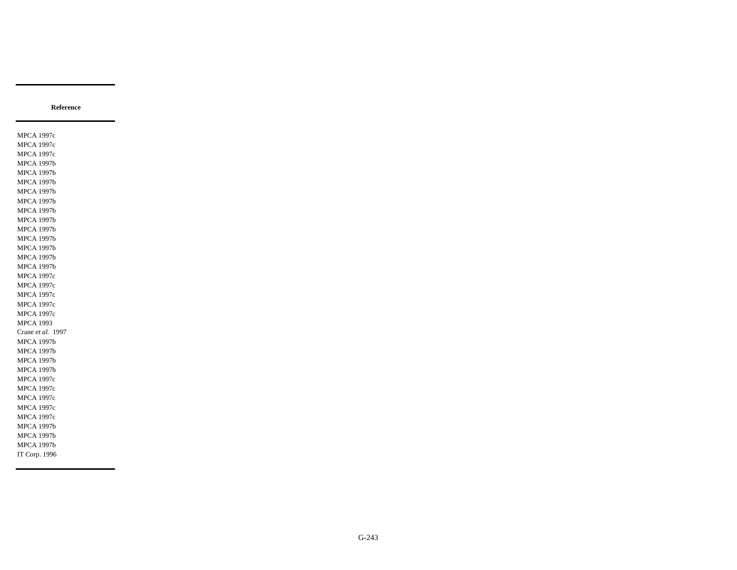| Reference |
|---|
| MPCA 1997c |
| MPCA 1997c |
| MPCA 1997c |
| MPCA 1997b |
| MPCA 1997b |
| MPCA 1997b |
| MPCA 1997b |
| MPCA 1997b |
| MPCA 1997b |
| MPCA 1997b |
| MPCA 1997b |
| MPCA 1997b |
| MPCA 1997b |
| MPCA 1997b |
| MPCA 1997b |
| MPCA 1997c |
| MPCA 1997c |
| MPCA 1997c |
| MPCA 1997c |
| MPCA 1997c |
| MPCA 1993 |
| Crane *et al.* 1997 |
| MPCA 1997b |
| MPCA 1997b |
| MPCA 1997b |
| MPCA 1997b |
| MPCA 1997c |
| MPCA 1997c |
| MPCA 1997c |
| MPCA 1997c |
| MPCA 1997c |
| MPCA 1997b |
| MPCA 1997b |
| MPCA 1997b |
| IT Corp. 1996 |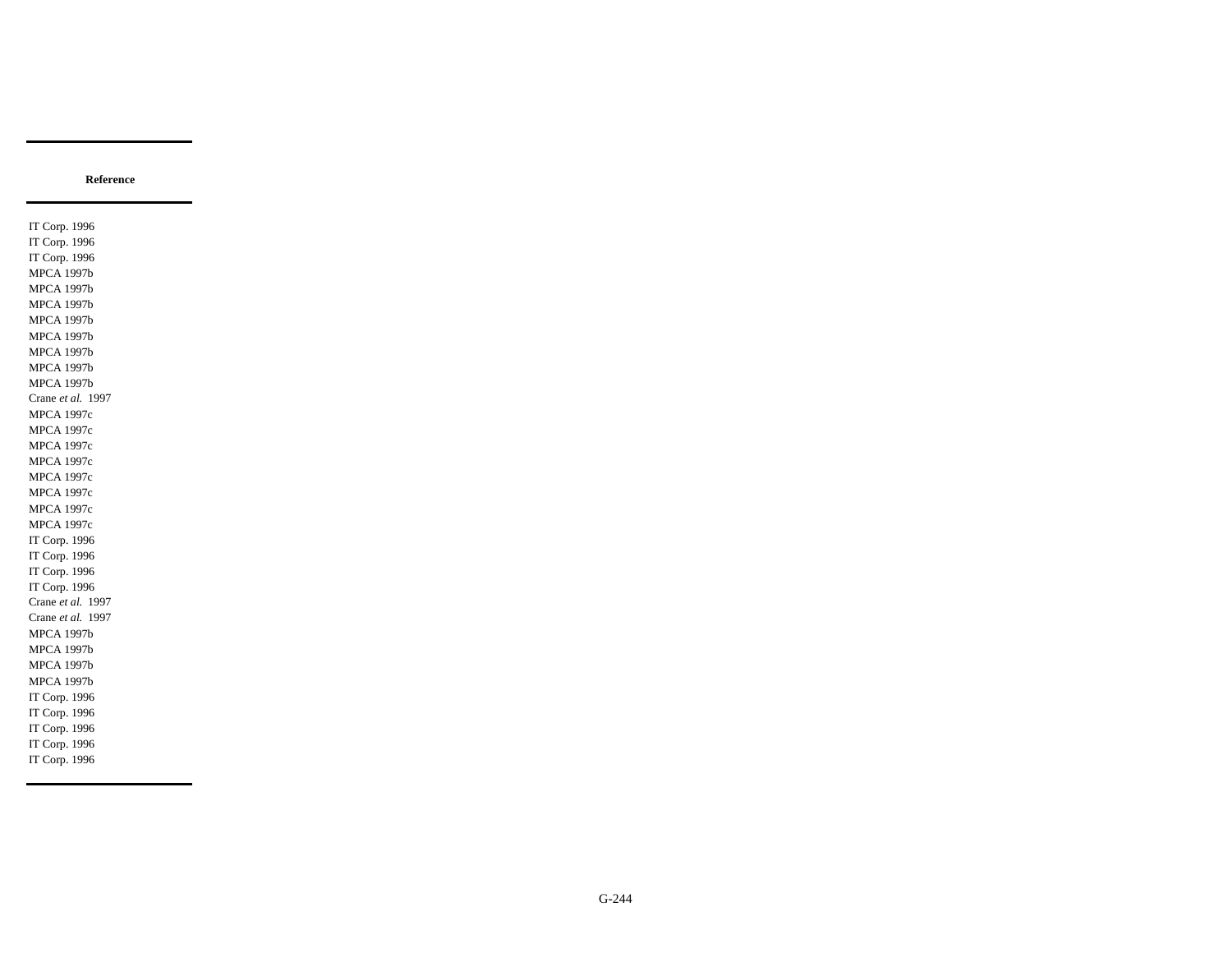| Reference |
| --- |
| IT Corp. 1996 |
| IT Corp. 1996 |
| IT Corp. 1996 |
| MPCA 1997b |
| MPCA 1997b |
| MPCA 1997b |
| MPCA 1997b |
| MPCA 1997b |
| MPCA 1997b |
| MPCA 1997b |
| MPCA 1997b |
| Crane *et al.* 1997 |
| MPCA 1997c |
| MPCA 1997c |
| MPCA 1997c |
| MPCA 1997c |
| MPCA 1997c |
| MPCA 1997c |
| MPCA 1997c |
| IT Corp. 1996 |
| IT Corp. 1996 |
| IT Corp. 1996 |
| IT Corp. 1996 |
| Crane *et al.* 1997 |
| Crane *et al.* 1997 |
| MPCA 1997b |
| MPCA 1997b |
| MPCA 1997b |
| MPCA 1997b |
| IT Corp. 1996 |
| IT Corp. 1996 |
| IT Corp. 1996 |
| IT Corp. 1996 |
| IT Corp. 1996 |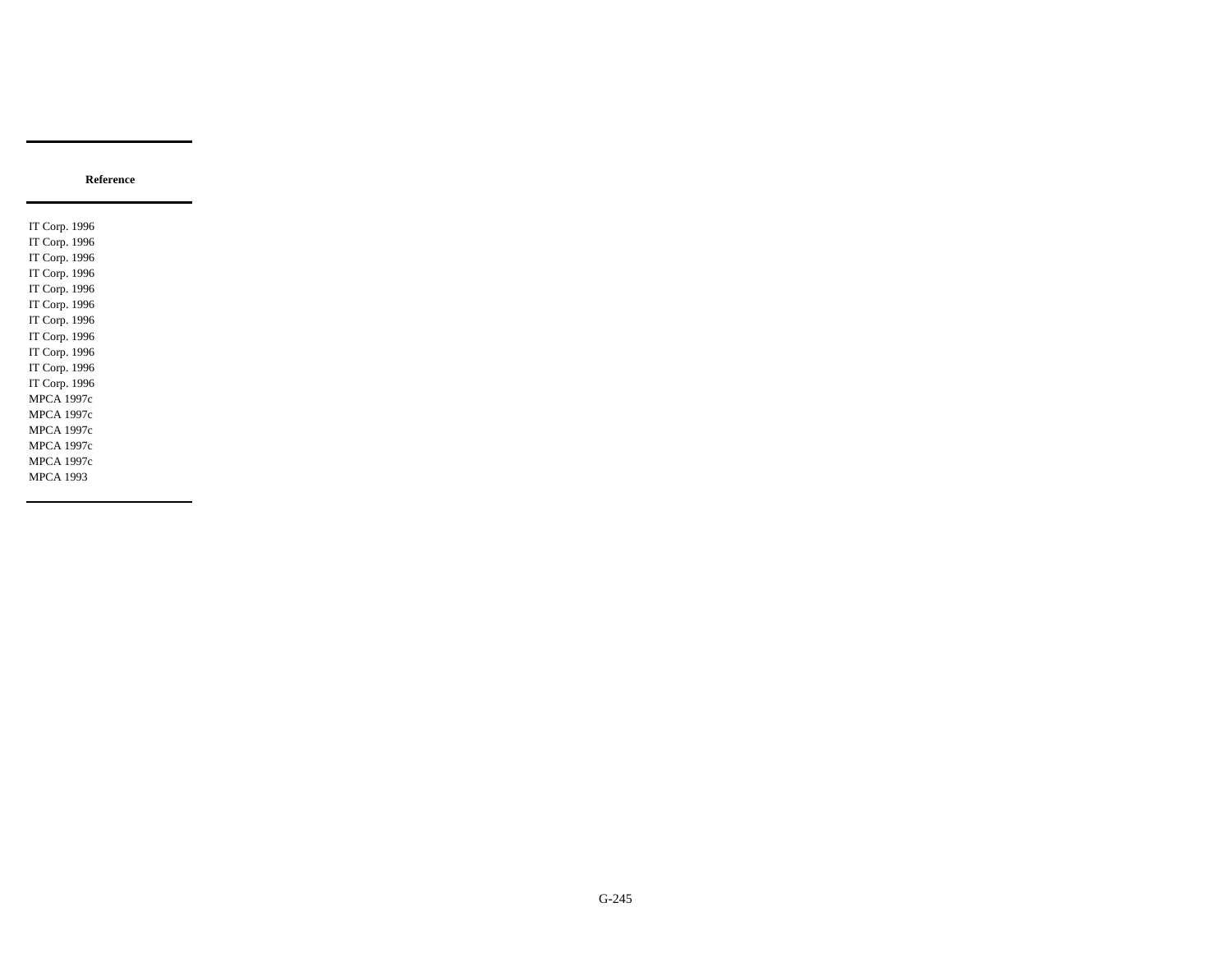| Reference |
|---|
| IT Corp. 1996 |
| IT Corp. 1996 |
| IT Corp. 1996 |
| IT Corp. 1996 |
| IT Corp. 1996 |
| IT Corp. 1996 |
| IT Corp. 1996 |
| IT Corp. 1996 |
| IT Corp. 1996 |
| IT Corp. 1996 |
| IT Corp. 1996 |
| MPCA 1997c |
| MPCA 1997c |
| MPCA 1997c |
| MPCA 1997c |
| MPCA 1997c |
| MPCA 1993 |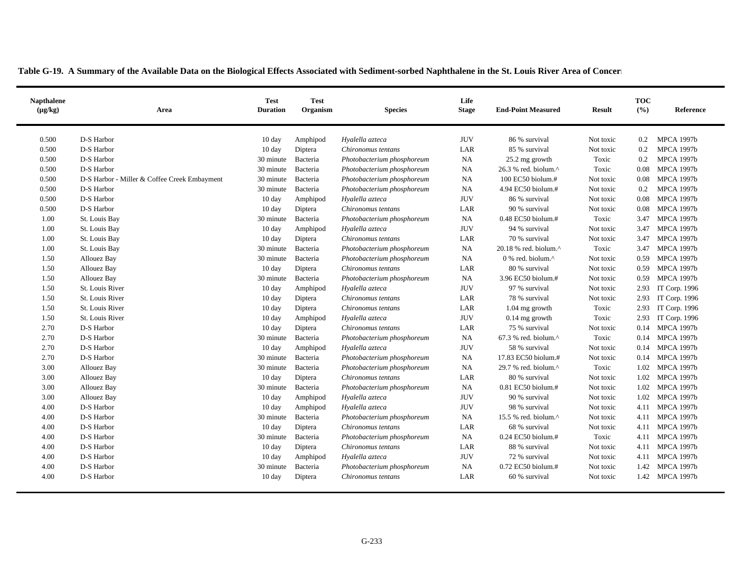**Table G-19. A Summary of the Available Data on the Biological Effects Associated with Sediment-sorbed Naphthalene in the St. Louis River Area of Concern**

| Napthalene (µg/kg) | Area | Test Duration | Test Organism | Species | Life Stage | End-Point Measured | Result | TOC (%) | Reference |
|---|---|---|---|---|---|---|---|---|---|
| 0.500 | D-S Harbor | 10 day | Amphipod | *Hyalella azteca* | JUV | 86 % survival | Not toxic | 0.2 | MPCA 1997b |
| 0.500 | D-S Harbor | 10 day | Diptera | *Chironomus tentans* | LAR | 85 % survival | Not toxic | 0.2 | MPCA 1997b |
| 0.500 | D-S Harbor | 30 minute | Bacteria | *Photobacterium phosphoreum* | NA | 25.2 mg growth | Toxic | 0.2 | MPCA 1997b |
| 0.500 | D-S Harbor | 30 minute | Bacteria | *Photobacterium phosphoreum* | NA | 26.3 % red. biolum.^ | Toxic | 0.08 | MPCA 1997b |
| 0.500 | D-S Harbor - Miller & Coffee Creek Embayment | 30 minute | Bacteria | *Photobacterium phosphoreum* | NA | 100 EC50 biolum.# | Not toxic | 0.08 | MPCA 1997b |
| 0.500 | D-S Harbor | 30 minute | Bacteria | *Photobacterium phosphoreum* | NA | 4.94 EC50 biolum.# | Not toxic | 0.2 | MPCA 1997b |
| 0.500 | D-S Harbor | 10 day | Amphipod | *Hyalella azteca* | JUV | 86 % survival | Not toxic | 0.08 | MPCA 1997b |
| 0.500 | D-S Harbor | 10 day | Diptera | *Chironomus tentans* | LAR | 90 % survival | Not toxic | 0.08 | MPCA 1997b |
| 1.00 | St. Louis Bay | 30 minute | Bacteria | *Photobacterium phosphoreum* | NA | 0.48 EC50 biolum.# | Toxic | 3.47 | MPCA 1997b |
| 1.00 | St. Louis Bay | 10 day | Amphipod | *Hyalella azteca* | JUV | 94 % survival | Not toxic | 3.47 | MPCA 1997b |
| 1.00 | St. Louis Bay | 10 day | Diptera | *Chironomus tentans* | LAR | 70 % survival | Not toxic | 3.47 | MPCA 1997b |
| 1.00 | St. Louis Bay | 30 minute | Bacteria | *Photobacterium phosphoreum* | NA | 20.18 % red. biolum.^ | Toxic | 3.47 | MPCA 1997b |
| 1.50 | Allouez Bay | 30 minute | Bacteria | *Photobacterium phosphoreum* | NA | 0 % red. biolum.^ | Not toxic | 0.59 | MPCA 1997b |
| 1.50 | Allouez Bay | 10 day | Diptera | *Chironomus tentans* | LAR | 80 % survival | Not toxic | 0.59 | MPCA 1997b |
| 1.50 | Allouez Bay | 30 minute | Bacteria | *Photobacterium phosphoreum* | NA | 3.96 EC50 biolum.# | Not toxic | 0.59 | MPCA 1997b |
| 1.50 | St. Louis River | 10 day | Amphipod | *Hyalella azteca* | JUV | 97 % survival | Not toxic | 2.93 | IT Corp. 1996 |
| 1.50 | St. Louis River | 10 day | Diptera | *Chironomus tentans* | LAR | 78 % survival | Not toxic | 2.93 | IT Corp. 1996 |
| 1.50 | St. Louis River | 10 day | Diptera | *Chironomus tentans* | LAR | 1.04 mg growth | Toxic | 2.93 | IT Corp. 1996 |
| 1.50 | St. Louis River | 10 day | Amphipod | *Hyalella azteca* | JUV | 0.14 mg growth | Toxic | 2.93 | IT Corp. 1996 |
| 2.70 | D-S Harbor | 10 day | Diptera | *Chironomus tentans* | LAR | 75 % survival | Not toxic | 0.14 | MPCA 1997b |
| 2.70 | D-S Harbor | 30 minute | Bacteria | *Photobacterium phosphoreum* | NA | 67.3 % red. biolum.^ | Toxic | 0.14 | MPCA 1997b |
| 2.70 | D-S Harbor | 10 day | Amphipod | *Hyalella azteca* | JUV | 58 % survival | Not toxic | 0.14 | MPCA 1997b |
| 2.70 | D-S Harbor | 30 minute | Bacteria | *Photobacterium phosphoreum* | NA | 17.83 EC50 biolum.# | Not toxic | 0.14 | MPCA 1997b |
| 3.00 | Allouez Bay | 30 minute | Bacteria | *Photobacterium phosphoreum* | NA | 29.7 % red. biolum.^ | Toxic | 1.02 | MPCA 1997b |
| 3.00 | Allouez Bay | 10 day | Diptera | *Chironomus tentans* | LAR | 80 % survival | Not toxic | 1.02 | MPCA 1997b |
| 3.00 | Allouez Bay | 30 minute | Bacteria | *Photobacterium phosphoreum* | NA | 0.81 EC50 biolum.# | Not toxic | 1.02 | MPCA 1997b |
| 3.00 | Allouez Bay | 10 day | Amphipod | *Hyalella azteca* | JUV | 90 % survival | Not toxic | 1.02 | MPCA 1997b |
| 4.00 | D-S Harbor | 10 day | Amphipod | *Hyalella azteca* | JUV | 98 % survival | Not toxic | 4.11 | MPCA 1997b |
| 4.00 | D-S Harbor | 30 minute | Bacteria | *Photobacterium phosphoreum* | NA | 15.5 % red. biolum.^ | Not toxic | 4.11 | MPCA 1997b |
| 4.00 | D-S Harbor | 10 day | Diptera | *Chironomus tentans* | LAR | 68 % survival | Not toxic | 4.11 | MPCA 1997b |
| 4.00 | D-S Harbor | 30 minute | Bacteria | *Photobacterium phosphoreum* | NA | 0.24 EC50 biolum.# | Toxic | 4.11 | MPCA 1997b |
| 4.00 | D-S Harbor | 10 day | Diptera | *Chironomus tentans* | LAR | 88 % survival | Not toxic | 4.11 | MPCA 1997b |
| 4.00 | D-S Harbor | 10 day | Amphipod | *Hyalella azteca* | JUV | 72 % survival | Not toxic | 4.11 | MPCA 1997b |
| 4.00 | D-S Harbor | 30 minute | Bacteria | *Photobacterium phosphoreum* | NA | 0.72 EC50 biolum.# | Not toxic | 1.42 | MPCA 1997b |
| 4.00 | D-S Harbor | 10 day | Diptera | *Chironomus tentans* | LAR | 60 % survival | Not toxic | 1.42 | MPCA 1997b |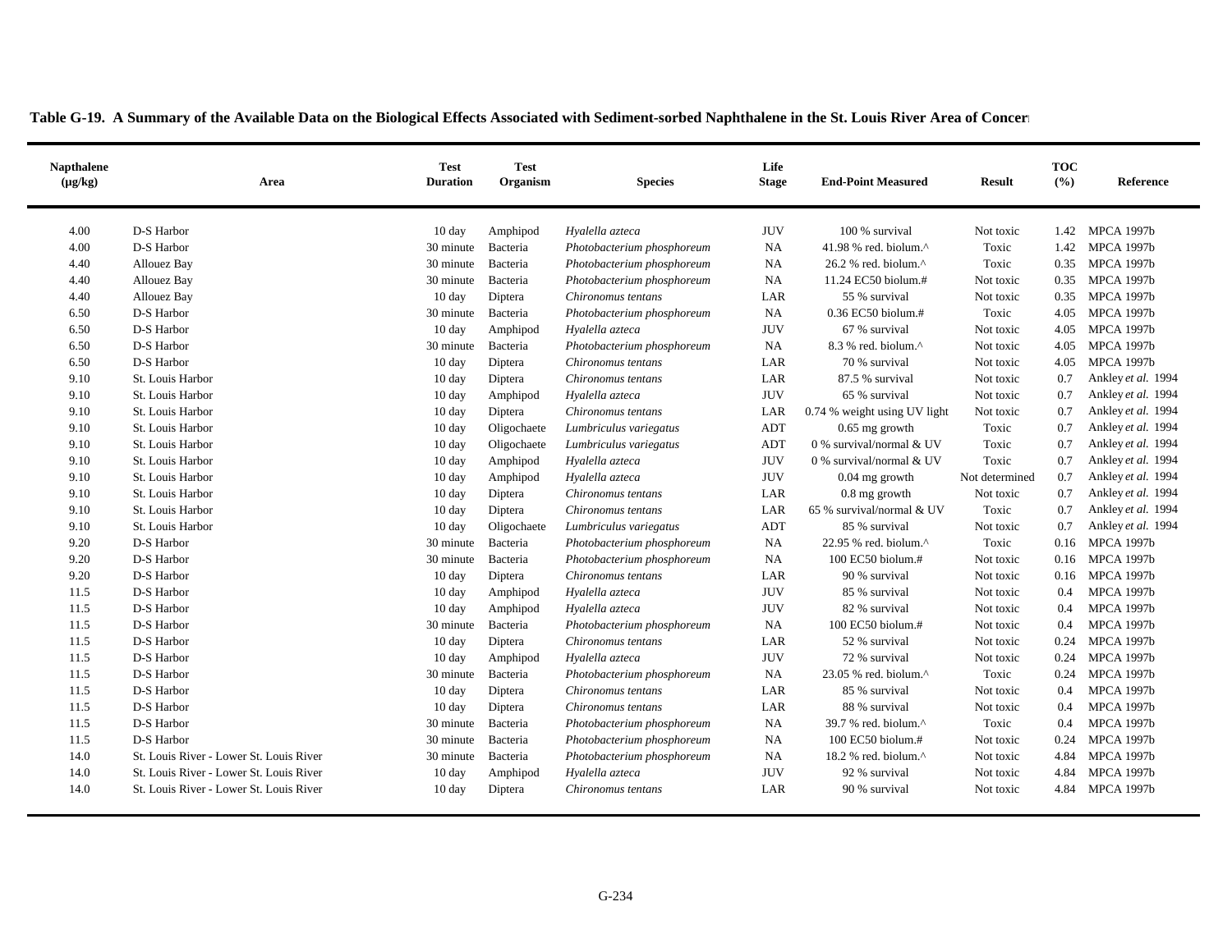**Table G-19. A Summary of the Available Data on the Biological Effects Associated with Sediment-sorbed Naphthalene in the St. Louis River Area of Concern**

| Napthalene (µg/kg) | Area | Test Duration | Test Organism | Species | Life Stage | End-Point Measured | Result | TOC (%) | Reference |
|---|---|---|---|---|---|---|---|---|---|
| 4.00 | D-S Harbor | 10 day | Amphipod | *Hyalella azteca* | JUV | 100 % survival | Not toxic | 1.42 | MPCA 1997b |
| 4.00 | D-S Harbor | 30 minute | Bacteria | *Photobacterium phosphoreum* | NA | 41.98 % red. biolum.^ | Toxic | 1.42 | MPCA 1997b |
| 4.40 | Allouez Bay | 30 minute | Bacteria | *Photobacterium phosphoreum* | NA | 26.2 % red. biolum.^ | Toxic | 0.35 | MPCA 1997b |
| 4.40 | Allouez Bay | 30 minute | Bacteria | *Photobacterium phosphoreum* | NA | 11.24 EC50 biolum.# | Not toxic | 0.35 | MPCA 1997b |
| 4.40 | Allouez Bay | 10 day | Diptera | *Chironomus tentans* | LAR | 55 % survival | Not toxic | 0.35 | MPCA 1997b |
| 6.50 | D-S Harbor | 30 minute | Bacteria | *Photobacterium phosphoreum* | NA | 0.36 EC50 biolum.# | Toxic | 4.05 | MPCA 1997b |
| 6.50 | D-S Harbor | 10 day | Amphipod | *Hyalella azteca* | JUV | 67 % survival | Not toxic | 4.05 | MPCA 1997b |
| 6.50 | D-S Harbor | 30 minute | Bacteria | *Photobacterium phosphoreum* | NA | 8.3 % red. biolum.^ | Not toxic | 4.05 | MPCA 1997b |
| 6.50 | D-S Harbor | 10 day | Diptera | *Chironomus tentans* | LAR | 70 % survival | Not toxic | 4.05 | MPCA 1997b |
| 9.10 | St. Louis Harbor | 10 day | Diptera | *Chironomus tentans* | LAR | 87.5 % survival | Not toxic | 0.7 | Ankley *et al.* 1994 |
| 9.10 | St. Louis Harbor | 10 day | Amphipod | *Hyalella azteca* | JUV | 65 % survival | Not toxic | 0.7 | Ankley *et al.* 1994 |
| 9.10 | St. Louis Harbor | 10 day | Diptera | *Chironomus tentans* | LAR | 0.74 % weight using UV light | Not toxic | 0.7 | Ankley *et al.* 1994 |
| 9.10 | St. Louis Harbor | 10 day | Oligochaete | *Lumbriculus variegatus* | ADT | 0.65 mg growth | Toxic | 0.7 | Ankley *et al.* 1994 |
| 9.10 | St. Louis Harbor | 10 day | Oligochaete | *Lumbriculus variegatus* | ADT | 0 % survival/normal & UV | Toxic | 0.7 | Ankley *et al.* 1994 |
| 9.10 | St. Louis Harbor | 10 day | Amphipod | *Hyalella azteca* | JUV | 0 % survival/normal & UV | Toxic | 0.7 | Ankley *et al.* 1994 |
| 9.10 | St. Louis Harbor | 10 day | Amphipod | *Hyalella azteca* | JUV | 0.04 mg growth | Not determined | 0.7 | Ankley *et al.* 1994 |
| 9.10 | St. Louis Harbor | 10 day | Diptera | *Chironomus tentans* | LAR | 0.8 mg growth | Not toxic | 0.7 | Ankley *et al.* 1994 |
| 9.10 | St. Louis Harbor | 10 day | Diptera | *Chironomus tentans* | LAR | 65 % survival/normal & UV | Toxic | 0.7 | Ankley *et al.* 1994 |
| 9.10 | St. Louis Harbor | 10 day | Oligochaete | *Lumbriculus variegatus* | ADT | 85 % survival | Not toxic | 0.7 | Ankley *et al.* 1994 |
| 9.20 | D-S Harbor | 30 minute | Bacteria | *Photobacterium phosphoreum* | NA | 22.95 % red. biolum.^ | Toxic | 0.16 | MPCA 1997b |
| 9.20 | D-S Harbor | 30 minute | Bacteria | *Photobacterium phosphoreum* | NA | 100 EC50 biolum.# | Not toxic | 0.16 | MPCA 1997b |
| 9.20 | D-S Harbor | 10 day | Diptera | *Chironomus tentans* | LAR | 90 % survival | Not toxic | 0.16 | MPCA 1997b |
| 11.5 | D-S Harbor | 10 day | Amphipod | *Hyalella azteca* | JUV | 85 % survival | Not toxic | 0.4 | MPCA 1997b |
| 11.5 | D-S Harbor | 10 day | Amphipod | *Hyalella azteca* | JUV | 82 % survival | Not toxic | 0.4 | MPCA 1997b |
| 11.5 | D-S Harbor | 30 minute | Bacteria | *Photobacterium phosphoreum* | NA | 100 EC50 biolum.# | Not toxic | 0.4 | MPCA 1997b |
| 11.5 | D-S Harbor | 10 day | Diptera | *Chironomus tentans* | LAR | 52 % survival | Not toxic | 0.24 | MPCA 1997b |
| 11.5 | D-S Harbor | 10 day | Amphipod | *Hyalella azteca* | JUV | 72 % survival | Not toxic | 0.24 | MPCA 1997b |
| 11.5 | D-S Harbor | 30 minute | Bacteria | *Photobacterium phosphoreum* | NA | 23.05 % red. biolum.^ | Toxic | 0.24 | MPCA 1997b |
| 11.5 | D-S Harbor | 10 day | Diptera | *Chironomus tentans* | LAR | 85 % survival | Not toxic | 0.4 | MPCA 1997b |
| 11.5 | D-S Harbor | 10 day | Diptera | *Chironomus tentans* | LAR | 88 % survival | Not toxic | 0.4 | MPCA 1997b |
| 11.5 | D-S Harbor | 30 minute | Bacteria | *Photobacterium phosphoreum* | NA | 39.7 % red. biolum.^ | Toxic | 0.4 | MPCA 1997b |
| 11.5 | D-S Harbor | 30 minute | Bacteria | *Photobacterium phosphoreum* | NA | 100 EC50 biolum.# | Not toxic | 0.24 | MPCA 1997b |
| 14.0 | St. Louis River - Lower St. Louis River | 30 minute | Bacteria | *Photobacterium phosphoreum* | NA | 18.2 % red. biolum.^ | Not toxic | 4.84 | MPCA 1997b |
| 14.0 | St. Louis River - Lower St. Louis River | 10 day | Amphipod | *Hyalella azteca* | JUV | 92 % survival | Not toxic | 4.84 | MPCA 1997b |
| 14.0 | St. Louis River - Lower St. Louis River | 10 day | Diptera | *Chironomus tentans* | LAR | 90 % survival | Not toxic | 4.84 | MPCA 1997b |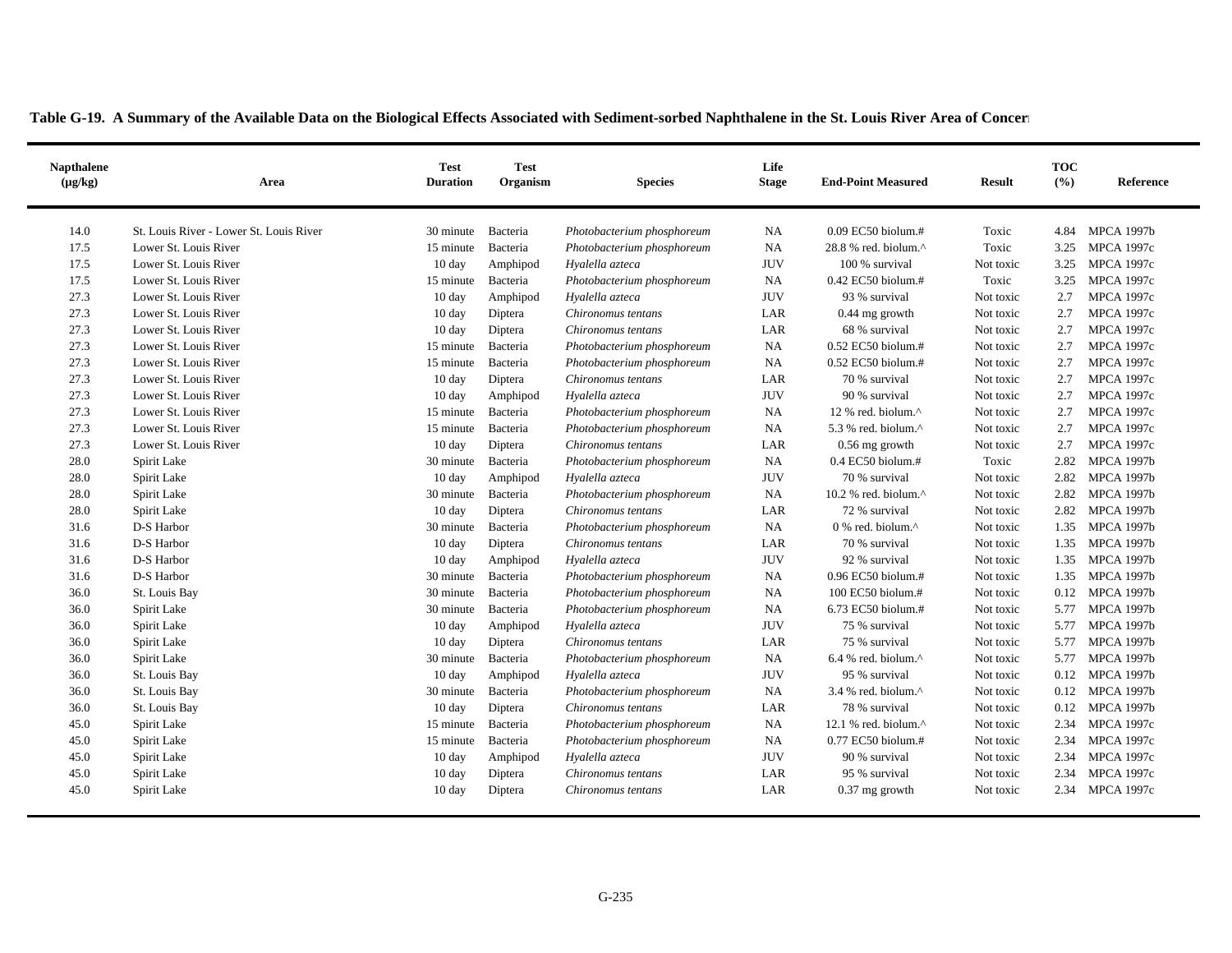**Table G-19. A Summary of the Available Data on the Biological Effects Associated with Sediment-sorbed Naphthalene in the St. Louis River Area of Concern**

| Napthalene (µg/kg) | Area | Test Duration | Test Organism | Species | Life Stage | End-Point Measured | Result | TOC (%) | Reference |
|---|---|---|---|---|---|---|---|---|---|
| 14.0 | St. Louis River - Lower St. Louis River | 30 minute | Bacteria | *Photobacterium phosphoreum* | NA | 0.09 EC50 biolum.# | Toxic | 4.84 | MPCA 1997b |
| 17.5 | Lower St. Louis River | 15 minute | Bacteria | *Photobacterium phosphoreum* | NA | 28.8 % red. biolum.^ | Toxic | 3.25 | MPCA 1997c |
| 17.5 | Lower St. Louis River | 10 day | Amphipod | *Hyalella azteca* | JUV | 100 % survival | Not toxic | 3.25 | MPCA 1997c |
| 17.5 | Lower St. Louis River | 15 minute | Bacteria | *Photobacterium phosphoreum* | NA | 0.42 EC50 biolum.# | Toxic | 3.25 | MPCA 1997c |
| 27.3 | Lower St. Louis River | 10 day | Amphipod | *Hyalella azteca* | JUV | 93 % survival | Not toxic | 2.7 | MPCA 1997c |
| 27.3 | Lower St. Louis River | 10 day | Diptera | *Chironomus tentans* | LAR | 0.44 mg growth | Not toxic | 2.7 | MPCA 1997c |
| 27.3 | Lower St. Louis River | 10 day | Diptera | *Chironomus tentans* | LAR | 68 % survival | Not toxic | 2.7 | MPCA 1997c |
| 27.3 | Lower St. Louis River | 15 minute | Bacteria | *Photobacterium phosphoreum* | NA | 0.52 EC50 biolum.# | Not toxic | 2.7 | MPCA 1997c |
| 27.3 | Lower St. Louis River | 15 minute | Bacteria | *Photobacterium phosphoreum* | NA | 0.52 EC50 biolum.# | Not toxic | 2.7 | MPCA 1997c |
| 27.3 | Lower St. Louis River | 10 day | Diptera | *Chironomus tentans* | LAR | 70 % survival | Not toxic | 2.7 | MPCA 1997c |
| 27.3 | Lower St. Louis River | 10 day | Amphipod | *Hyalella azteca* | JUV | 90 % survival | Not toxic | 2.7 | MPCA 1997c |
| 27.3 | Lower St. Louis River | 15 minute | Bacteria | *Photobacterium phosphoreum* | NA | 12 % red. biolum.^ | Not toxic | 2.7 | MPCA 1997c |
| 27.3 | Lower St. Louis River | 15 minute | Bacteria | *Photobacterium phosphoreum* | NA | 5.3 % red. biolum.^ | Not toxic | 2.7 | MPCA 1997c |
| 27.3 | Lower St. Louis River | 10 day | Diptera | *Chironomus tentans* | LAR | 0.56 mg growth | Not toxic | 2.7 | MPCA 1997c |
| 28.0 | Spirit Lake | 30 minute | Bacteria | *Photobacterium phosphoreum* | NA | 0.4 EC50 biolum.# | Toxic | 2.82 | MPCA 1997b |
| 28.0 | Spirit Lake | 10 day | Amphipod | *Hyalella azteca* | JUV | 70 % survival | Not toxic | 2.82 | MPCA 1997b |
| 28.0 | Spirit Lake | 30 minute | Bacteria | *Photobacterium phosphoreum* | NA | 10.2 % red. biolum.^ | Not toxic | 2.82 | MPCA 1997b |
| 28.0 | Spirit Lake | 10 day | Diptera | *Chironomus tentans* | LAR | 72 % survival | Not toxic | 2.82 | MPCA 1997b |
| 31.6 | D-S Harbor | 30 minute | Bacteria | *Photobacterium phosphoreum* | NA | 0 % red. biolum.^ | Not toxic | 1.35 | MPCA 1997b |
| 31.6 | D-S Harbor | 10 day | Diptera | *Chironomus tentans* | LAR | 70 % survival | Not toxic | 1.35 | MPCA 1997b |
| 31.6 | D-S Harbor | 10 day | Amphipod | *Hyalella azteca* | JUV | 92 % survival | Not toxic | 1.35 | MPCA 1997b |
| 31.6 | D-S Harbor | 30 minute | Bacteria | *Photobacterium phosphoreum* | NA | 0.96 EC50 biolum.# | Not toxic | 1.35 | MPCA 1997b |
| 36.0 | St. Louis Bay | 30 minute | Bacteria | *Photobacterium phosphoreum* | NA | 100 EC50 biolum.# | Not toxic | 0.12 | MPCA 1997b |
| 36.0 | Spirit Lake | 30 minute | Bacteria | *Photobacterium phosphoreum* | NA | 6.73 EC50 biolum.# | Not toxic | 5.77 | MPCA 1997b |
| 36.0 | Spirit Lake | 10 day | Amphipod | *Hyalella azteca* | JUV | 75 % survival | Not toxic | 5.77 | MPCA 1997b |
| 36.0 | Spirit Lake | 10 day | Diptera | *Chironomus tentans* | LAR | 75 % survival | Not toxic | 5.77 | MPCA 1997b |
| 36.0 | Spirit Lake | 30 minute | Bacteria | *Photobacterium phosphoreum* | NA | 6.4 % red. biolum.^ | Not toxic | 5.77 | MPCA 1997b |
| 36.0 | St. Louis Bay | 10 day | Amphipod | *Hyalella azteca* | JUV | 95 % survival | Not toxic | 0.12 | MPCA 1997b |
| 36.0 | St. Louis Bay | 30 minute | Bacteria | *Photobacterium phosphoreum* | NA | 3.4 % red. biolum.^ | Not toxic | 0.12 | MPCA 1997b |
| 36.0 | St. Louis Bay | 10 day | Diptera | *Chironomus tentans* | LAR | 78 % survival | Not toxic | 0.12 | MPCA 1997b |
| 45.0 | Spirit Lake | 15 minute | Bacteria | *Photobacterium phosphoreum* | NA | 12.1 % red. biolum.^ | Not toxic | 2.34 | MPCA 1997c |
| 45.0 | Spirit Lake | 15 minute | Bacteria | *Photobacterium phosphoreum* | NA | 0.77 EC50 biolum.# | Not toxic | 2.34 | MPCA 1997c |
| 45.0 | Spirit Lake | 10 day | Amphipod | *Hyalella azteca* | JUV | 90 % survival | Not toxic | 2.34 | MPCA 1997c |
| 45.0 | Spirit Lake | 10 day | Diptera | *Chironomus tentans* | LAR | 95 % survival | Not toxic | 2.34 | MPCA 1997c |
| 45.0 | Spirit Lake | 10 day | Diptera | *Chironomus tentans* | LAR | 0.37 mg growth | Not toxic | 2.34 | MPCA 1997c |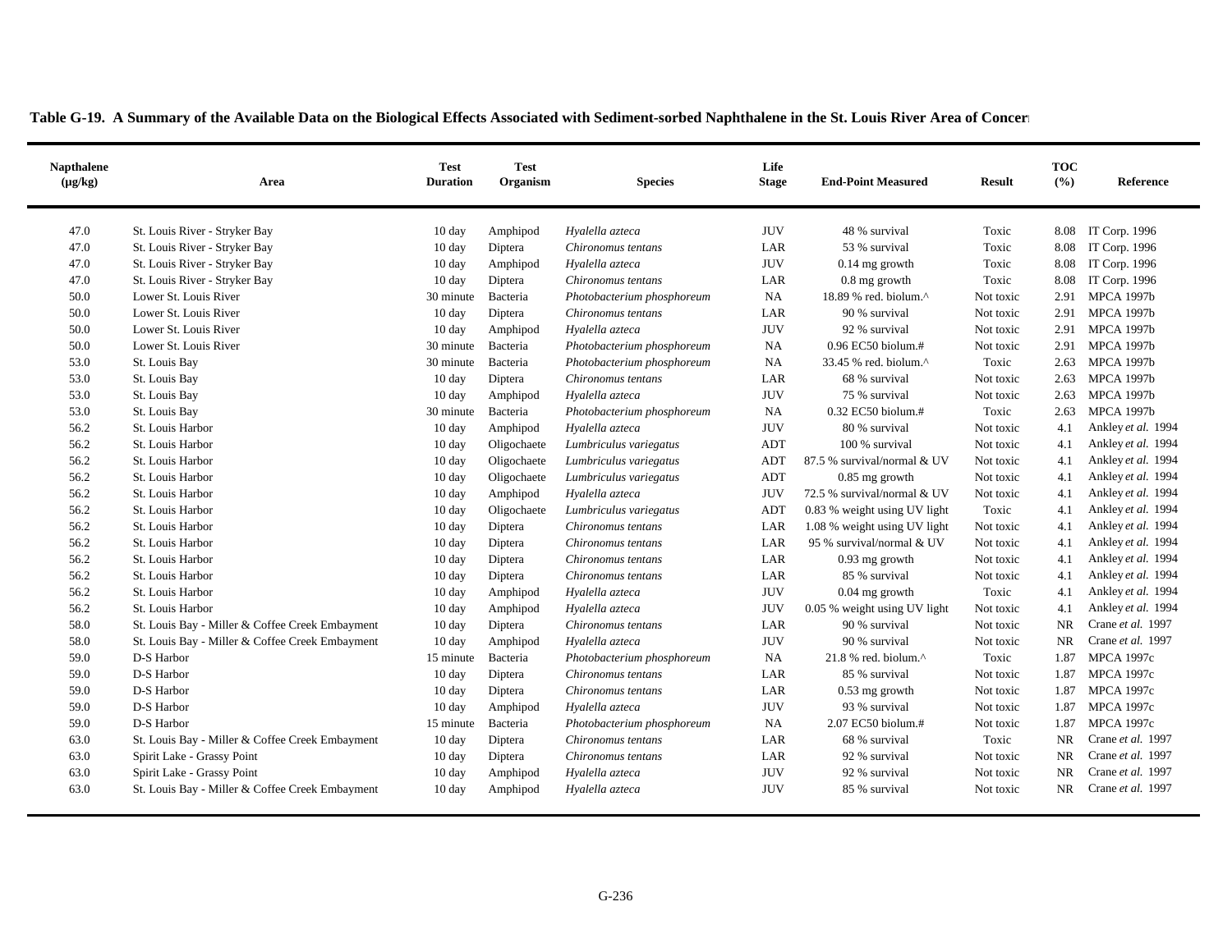**Table G-19. A Summary of the Available Data on the Biological Effects Associated with Sediment-sorbed Naphthalene in the St. Louis River Area of Concern**

| Napthalene (µg/kg) | Area | Test Duration | Test Organism | Species | Life Stage | End-Point Measured | Result | TOC (%) | Reference |
|---|---|---|---|---|---|---|---|---|---|
| 47.0 | St. Louis River - Stryker Bay | 10 day | Amphipod | *Hyalella azteca* | JUV | 48 % survival | Toxic | 8.08 | IT Corp. 1996 |
| 47.0 | St. Louis River - Stryker Bay | 10 day | Diptera | *Chironomus tentans* | LAR | 53 % survival | Toxic | 8.08 | IT Corp. 1996 |
| 47.0 | St. Louis River - Stryker Bay | 10 day | Amphipod | *Hyalella azteca* | JUV | 0.14 mg growth | Toxic | 8.08 | IT Corp. 1996 |
| 47.0 | St. Louis River - Stryker Bay | 10 day | Diptera | *Chironomus tentans* | LAR | 0.8 mg growth | Toxic | 8.08 | IT Corp. 1996 |
| 50.0 | Lower St. Louis River | 30 minute | Bacteria | *Photobacterium phosphoreum* | NA | 18.89 % red. biolum.^ | Not toxic | 2.91 | MPCA 1997b |
| 50.0 | Lower St. Louis River | 10 day | Diptera | *Chironomus tentans* | LAR | 90 % survival | Not toxic | 2.91 | MPCA 1997b |
| 50.0 | Lower St. Louis River | 10 day | Amphipod | *Hyalella azteca* | JUV | 92 % survival | Not toxic | 2.91 | MPCA 1997b |
| 50.0 | Lower St. Louis River | 30 minute | Bacteria | *Photobacterium phosphoreum* | NA | 0.96 EC50 biolum.# | Not toxic | 2.91 | MPCA 1997b |
| 53.0 | St. Louis Bay | 30 minute | Bacteria | *Photobacterium phosphoreum* | NA | 33.45 % red. biolum.^ | Toxic | 2.63 | MPCA 1997b |
| 53.0 | St. Louis Bay | 10 day | Diptera | *Chironomus tentans* | LAR | 68 % survival | Not toxic | 2.63 | MPCA 1997b |
| 53.0 | St. Louis Bay | 10 day | Amphipod | *Hyalella azteca* | JUV | 75 % survival | Not toxic | 2.63 | MPCA 1997b |
| 53.0 | St. Louis Bay | 30 minute | Bacteria | *Photobacterium phosphoreum* | NA | 0.32 EC50 biolum.# | Toxic | 2.63 | MPCA 1997b |
| 56.2 | St. Louis Harbor | 10 day | Amphipod | *Hyalella azteca* | JUV | 80 % survival | Not toxic | 4.1 | Ankley *et al.* 1994 |
| 56.2 | St. Louis Harbor | 10 day | Oligochaete | *Lumbriculus variegatus* | ADT | 100 % survival | Not toxic | 4.1 | Ankley *et al.* 1994 |
| 56.2 | St. Louis Harbor | 10 day | Oligochaete | *Lumbriculus variegatus* | ADT | 87.5 % survival/normal & UV | Not toxic | 4.1 | Ankley *et al.* 1994 |
| 56.2 | St. Louis Harbor | 10 day | Oligochaete | *Lumbriculus variegatus* | ADT | 0.85 mg growth | Not toxic | 4.1 | Ankley *et al.* 1994 |
| 56.2 | St. Louis Harbor | 10 day | Amphipod | *Hyalella azteca* | JUV | 72.5 % survival/normal & UV | Not toxic | 4.1 | Ankley *et al.* 1994 |
| 56.2 | St. Louis Harbor | 10 day | Oligochaete | *Lumbriculus variegatus* | ADT | 0.83 % weight using UV light | Toxic | 4.1 | Ankley *et al.* 1994 |
| 56.2 | St. Louis Harbor | 10 day | Diptera | *Chironomus tentans* | LAR | 1.08 % weight using UV light | Not toxic | 4.1 | Ankley *et al.* 1994 |
| 56.2 | St. Louis Harbor | 10 day | Diptera | *Chironomus tentans* | LAR | 95 % survival/normal & UV | Not toxic | 4.1 | Ankley *et al.* 1994 |
| 56.2 | St. Louis Harbor | 10 day | Diptera | *Chironomus tentans* | LAR | 0.93 mg growth | Not toxic | 4.1 | Ankley *et al.* 1994 |
| 56.2 | St. Louis Harbor | 10 day | Diptera | *Chironomus tentans* | LAR | 85 % survival | Not toxic | 4.1 | Ankley *et al.* 1994 |
| 56.2 | St. Louis Harbor | 10 day | Amphipod | *Hyalella azteca* | JUV | 0.04 mg growth | Toxic | 4.1 | Ankley *et al.* 1994 |
| 56.2 | St. Louis Harbor | 10 day | Amphipod | *Hyalella azteca* | JUV | 0.05 % weight using UV light | Not toxic | 4.1 | Ankley *et al.* 1994 |
| 58.0 | St. Louis Bay - Miller & Coffee Creek Embayment | 10 day | Diptera | *Chironomus tentans* | LAR | 90 % survival | Not toxic | NR | Crane *et al.* 1997 |
| 58.0 | St. Louis Bay - Miller & Coffee Creek Embayment | 10 day | Amphipod | *Hyalella azteca* | JUV | 90 % survival | Not toxic | NR | Crane *et al.* 1997 |
| 59.0 | D-S Harbor | 15 minute | Bacteria | *Photobacterium phosphoreum* | NA | 21.8 % red. biolum.^ | Toxic | 1.87 | MPCA 1997c |
| 59.0 | D-S Harbor | 10 day | Diptera | *Chironomus tentans* | LAR | 85 % survival | Not toxic | 1.87 | MPCA 1997c |
| 59.0 | D-S Harbor | 10 day | Diptera | *Chironomus tentans* | LAR | 0.53 mg growth | Not toxic | 1.87 | MPCA 1997c |
| 59.0 | D-S Harbor | 10 day | Amphipod | *Hyalella azteca* | JUV | 93 % survival | Not toxic | 1.87 | MPCA 1997c |
| 59.0 | D-S Harbor | 15 minute | Bacteria | *Photobacterium phosphoreum* | NA | 2.07 EC50 biolum.# | Not toxic | 1.87 | MPCA 1997c |
| 63.0 | St. Louis Bay - Miller & Coffee Creek Embayment | 10 day | Diptera | *Chironomus tentans* | LAR | 68 % survival | Toxic | NR | Crane *et al.* 1997 |
| 63.0 | Spirit Lake - Grassy Point | 10 day | Diptera | *Chironomus tentans* | LAR | 92 % survival | Not toxic | NR | Crane *et al.* 1997 |
| 63.0 | Spirit Lake - Grassy Point | 10 day | Amphipod | *Hyalella azteca* | JUV | 92 % survival | Not toxic | NR | Crane *et al.* 1997 |
| 63.0 | St. Louis Bay - Miller & Coffee Creek Embayment | 10 day | Amphipod | *Hyalella azteca* | JUV | 85 % survival | Not toxic | NR | Crane *et al.* 1997 |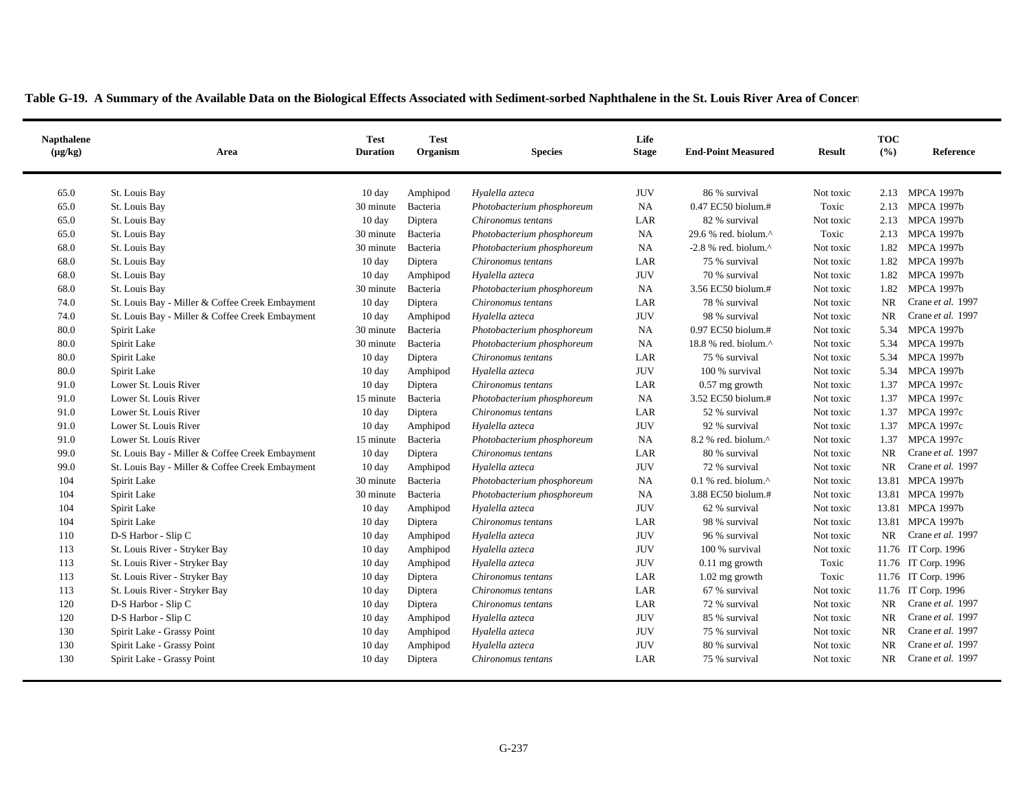**Table G-19. A Summary of the Available Data on the Biological Effects Associated with Sediment-sorbed Naphthalene in the St. Louis River Area of Concern**

| Napthalene (µg/kg) | Area | Test Duration | Test Organism | Species | Life Stage | End-Point Measured | Result | TOC (%) | Reference |
|---|---|---|---|---|---|---|---|---|---|
| 65.0 | St. Louis Bay | 10 day | Amphipod | *Hyalella azteca* | JUV | 86 % survival | Not toxic | 2.13 | MPCA 1997b |
| 65.0 | St. Louis Bay | 30 minute | Bacteria | *Photobacterium phosphoreum* | NA | 0.47 EC50 biolum.# | Toxic | 2.13 | MPCA 1997b |
| 65.0 | St. Louis Bay | 10 day | Diptera | *Chironomus tentans* | LAR | 82 % survival | Not toxic | 2.13 | MPCA 1997b |
| 65.0 | St. Louis Bay | 30 minute | Bacteria | *Photobacterium phosphoreum* | NA | 29.6 % red. biolum.^ | Toxic | 2.13 | MPCA 1997b |
| 68.0 | St. Louis Bay | 30 minute | Bacteria | *Photobacterium phosphoreum* | NA | -2.8 % red. biolum.^ | Not toxic | 1.82 | MPCA 1997b |
| 68.0 | St. Louis Bay | 10 day | Diptera | *Chironomus tentans* | LAR | 75 % survival | Not toxic | 1.82 | MPCA 1997b |
| 68.0 | St. Louis Bay | 10 day | Amphipod | *Hyalella azteca* | JUV | 70 % survival | Not toxic | 1.82 | MPCA 1997b |
| 68.0 | St. Louis Bay | 30 minute | Bacteria | *Photobacterium phosphoreum* | NA | 3.56 EC50 biolum.# | Not toxic | 1.82 | MPCA 1997b |
| 74.0 | St. Louis Bay - Miller & Coffee Creek Embayment | 10 day | Diptera | *Chironomus tentans* | LAR | 78 % survival | Not toxic | NR | Crane *et al.* 1997 |
| 74.0 | St. Louis Bay - Miller & Coffee Creek Embayment | 10 day | Amphipod | *Hyalella azteca* | JUV | 98 % survival | Not toxic | NR | Crane *et al.* 1997 |
| 80.0 | Spirit Lake | 30 minute | Bacteria | *Photobacterium phosphoreum* | NA | 0.97 EC50 biolum.# | Not toxic | 5.34 | MPCA 1997b |
| 80.0 | Spirit Lake | 30 minute | Bacteria | *Photobacterium phosphoreum* | NA | 18.8 % red. biolum.^ | Not toxic | 5.34 | MPCA 1997b |
| 80.0 | Spirit Lake | 10 day | Diptera | *Chironomus tentans* | LAR | 75 % survival | Not toxic | 5.34 | MPCA 1997b |
| 80.0 | Spirit Lake | 10 day | Amphipod | *Hyalella azteca* | JUV | 100 % survival | Not toxic | 5.34 | MPCA 1997b |
| 91.0 | Lower St. Louis River | 10 day | Diptera | *Chironomus tentans* | LAR | 0.57 mg growth | Not toxic | 1.37 | MPCA 1997c |
| 91.0 | Lower St. Louis River | 15 minute | Bacteria | *Photobacterium phosphoreum* | NA | 3.52 EC50 biolum.# | Not toxic | 1.37 | MPCA 1997c |
| 91.0 | Lower St. Louis River | 10 day | Diptera | *Chironomus tentans* | LAR | 52 % survival | Not toxic | 1.37 | MPCA 1997c |
| 91.0 | Lower St. Louis River | 10 day | Amphipod | *Hyalella azteca* | JUV | 92 % survival | Not toxic | 1.37 | MPCA 1997c |
| 91.0 | Lower St. Louis River | 15 minute | Bacteria | *Photobacterium phosphoreum* | NA | 8.2 % red. biolum.^ | Not toxic | 1.37 | MPCA 1997c |
| 99.0 | St. Louis Bay - Miller & Coffee Creek Embayment | 10 day | Diptera | *Chironomus tentans* | LAR | 80 % survival | Not toxic | NR | Crane *et al.* 1997 |
| 99.0 | St. Louis Bay - Miller & Coffee Creek Embayment | 10 day | Amphipod | *Hyalella azteca* | JUV | 72 % survival | Not toxic | NR | Crane *et al.* 1997 |
| 104 | Spirit Lake | 30 minute | Bacteria | *Photobacterium phosphoreum* | NA | 0.1 % red. biolum.^ | Not toxic | 13.81 | MPCA 1997b |
| 104 | Spirit Lake | 30 minute | Bacteria | *Photobacterium phosphoreum* | NA | 3.88 EC50 biolum.# | Not toxic | 13.81 | MPCA 1997b |
| 104 | Spirit Lake | 10 day | Amphipod | *Hyalella azteca* | JUV | 62 % survival | Not toxic | 13.81 | MPCA 1997b |
| 104 | Spirit Lake | 10 day | Diptera | *Chironomus tentans* | LAR | 98 % survival | Not toxic | 13.81 | MPCA 1997b |
| 110 | D-S Harbor - Slip C | 10 day | Amphipod | *Hyalella azteca* | JUV | 96 % survival | Not toxic | NR | Crane *et al.* 1997 |
| 113 | St. Louis River - Stryker Bay | 10 day | Amphipod | *Hyalella azteca* | JUV | 100 % survival | Not toxic | 11.76 | IT Corp. 1996 |
| 113 | St. Louis River - Stryker Bay | 10 day | Amphipod | *Hyalella azteca* | JUV | 0.11 mg growth | Toxic | 11.76 | IT Corp. 1996 |
| 113 | St. Louis River - Stryker Bay | 10 day | Diptera | *Chironomus tentans* | LAR | 1.02 mg growth | Toxic | 11.76 | IT Corp. 1996 |
| 113 | St. Louis River - Stryker Bay | 10 day | Diptera | *Chironomus tentans* | LAR | 67 % survival | Not toxic | 11.76 | IT Corp. 1996 |
| 120 | D-S Harbor - Slip C | 10 day | Diptera | *Chironomus tentans* | LAR | 72 % survival | Not toxic | NR | Crane *et al.* 1997 |
| 120 | D-S Harbor - Slip C | 10 day | Amphipod | *Hyalella azteca* | JUV | 85 % survival | Not toxic | NR | Crane *et al.* 1997 |
| 130 | Spirit Lake - Grassy Point | 10 day | Amphipod | *Hyalella azteca* | JUV | 75 % survival | Not toxic | NR | Crane *et al.* 1997 |
| 130 | Spirit Lake - Grassy Point | 10 day | Amphipod | *Hyalella azteca* | JUV | 80 % survival | Not toxic | NR | Crane *et al.* 1997 |
| 130 | Spirit Lake - Grassy Point | 10 day | Diptera | *Chironomus tentans* | LAR | 75 % survival | Not toxic | NR | Crane *et al.* 1997 |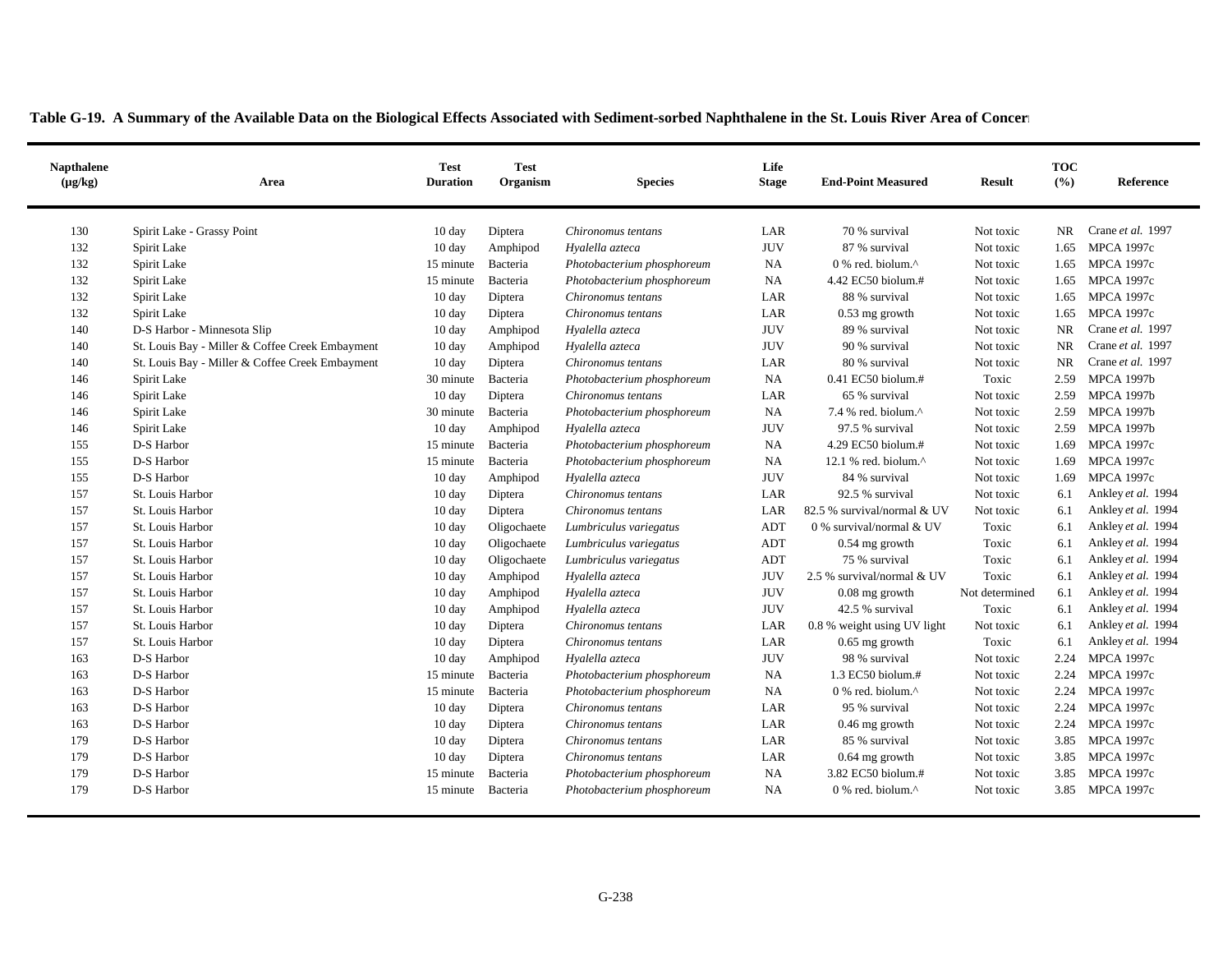**Table G-19. A Summary of the Available Data on the Biological Effects Associated with Sediment-sorbed Naphthalene in the St. Louis River Area of Concern**

| Napthalene (µg/kg) | Area | Test Duration | Test Organism | Species | Life Stage | End-Point Measured | Result | TOC (%) | Reference |
|---|---|---|---|---|---|---|---|---|---|
| 130 | Spirit Lake - Grassy Point | 10 day | Diptera | *Chironomus tentans* | LAR | 70 % survival | Not toxic | NR | Crane *et al.* 1997 |
| 132 | Spirit Lake | 10 day | Amphipod | *Hyalella azteca* | JUV | 87 % survival | Not toxic | 1.65 | MPCA 1997c |
| 132 | Spirit Lake | 15 minute | Bacteria | *Photobacterium phosphoreum* | NA | 0 % red. biolum.^ | Not toxic | 1.65 | MPCA 1997c |
| 132 | Spirit Lake | 15 minute | Bacteria | *Photobacterium phosphoreum* | NA | 4.42 EC50 biolum.# | Not toxic | 1.65 | MPCA 1997c |
| 132 | Spirit Lake | 10 day | Diptera | *Chironomus tentans* | LAR | 88 % survival | Not toxic | 1.65 | MPCA 1997c |
| 132 | Spirit Lake | 10 day | Diptera | *Chironomus tentans* | LAR | 0.53 mg growth | Not toxic | 1.65 | MPCA 1997c |
| 140 | D-S Harbor - Minnesota Slip | 10 day | Amphipod | *Hyalella azteca* | JUV | 89 % survival | Not toxic | NR | Crane *et al.* 1997 |
| 140 | St. Louis Bay - Miller & Coffee Creek Embayment | 10 day | Amphipod | *Hyalella azteca* | JUV | 90 % survival | Not toxic | NR | Crane *et al.* 1997 |
| 140 | St. Louis Bay - Miller & Coffee Creek Embayment | 10 day | Diptera | *Chironomus tentans* | LAR | 80 % survival | Not toxic | NR | Crane *et al.* 1997 |
| 146 | Spirit Lake | 30 minute | Bacteria | *Photobacterium phosphoreum* | NA | 0.41 EC50 biolum.# | Toxic | 2.59 | MPCA 1997b |
| 146 | Spirit Lake | 10 day | Diptera | *Chironomus tentans* | LAR | 65 % survival | Not toxic | 2.59 | MPCA 1997b |
| 146 | Spirit Lake | 30 minute | Bacteria | *Photobacterium phosphoreum* | NA | 7.4 % red. biolum.^ | Not toxic | 2.59 | MPCA 1997b |
| 146 | Spirit Lake | 10 day | Amphipod | *Hyalella azteca* | JUV | 97.5 % survival | Not toxic | 2.59 | MPCA 1997b |
| 155 | D-S Harbor | 15 minute | Bacteria | *Photobacterium phosphoreum* | NA | 4.29 EC50 biolum.# | Not toxic | 1.69 | MPCA 1997c |
| 155 | D-S Harbor | 15 minute | Bacteria | *Photobacterium phosphoreum* | NA | 12.1 % red. biolum.^ | Not toxic | 1.69 | MPCA 1997c |
| 155 | D-S Harbor | 10 day | Amphipod | *Hyalella azteca* | JUV | 84 % survival | Not toxic | 1.69 | MPCA 1997c |
| 157 | St. Louis Harbor | 10 day | Diptera | *Chironomus tentans* | LAR | 92.5 % survival | Not toxic | 6.1 | Ankley *et al.* 1994 |
| 157 | St. Louis Harbor | 10 day | Diptera | *Chironomus tentans* | LAR | 82.5 % survival/normal & UV | Not toxic | 6.1 | Ankley *et al.* 1994 |
| 157 | St. Louis Harbor | 10 day | Oligochaete | *Lumbriculus variegatus* | ADT | 0 % survival/normal & UV | Toxic | 6.1 | Ankley *et al.* 1994 |
| 157 | St. Louis Harbor | 10 day | Oligochaete | *Lumbriculus variegatus* | ADT | 0.54 mg growth | Toxic | 6.1 | Ankley *et al.* 1994 |
| 157 | St. Louis Harbor | 10 day | Oligochaete | *Lumbriculus variegatus* | ADT | 75 % survival | Toxic | 6.1 | Ankley *et al.* 1994 |
| 157 | St. Louis Harbor | 10 day | Amphipod | *Hyalella azteca* | JUV | 2.5 % survival/normal & UV | Toxic | 6.1 | Ankley *et al.* 1994 |
| 157 | St. Louis Harbor | 10 day | Amphipod | *Hyalella azteca* | JUV | 0.08 mg growth | Not determined | 6.1 | Ankley *et al.* 1994 |
| 157 | St. Louis Harbor | 10 day | Amphipod | *Hyalella azteca* | JUV | 42.5 % survival | Toxic | 6.1 | Ankley *et al.* 1994 |
| 157 | St. Louis Harbor | 10 day | Diptera | *Chironomus tentans* | LAR | 0.8 % weight using UV light | Not toxic | 6.1 | Ankley *et al.* 1994 |
| 157 | St. Louis Harbor | 10 day | Diptera | *Chironomus tentans* | LAR | 0.65 mg growth | Toxic | 6.1 | Ankley *et al.* 1994 |
| 163 | D-S Harbor | 10 day | Amphipod | *Hyalella azteca* | JUV | 98 % survival | Not toxic | 2.24 | MPCA 1997c |
| 163 | D-S Harbor | 15 minute | Bacteria | *Photobacterium phosphoreum* | NA | 1.3 EC50 biolum.# | Not toxic | 2.24 | MPCA 1997c |
| 163 | D-S Harbor | 15 minute | Bacteria | *Photobacterium phosphoreum* | NA | 0 % red. biolum.^ | Not toxic | 2.24 | MPCA 1997c |
| 163 | D-S Harbor | 10 day | Diptera | *Chironomus tentans* | LAR | 95 % survival | Not toxic | 2.24 | MPCA 1997c |
| 163 | D-S Harbor | 10 day | Diptera | *Chironomus tentans* | LAR | 0.46 mg growth | Not toxic | 2.24 | MPCA 1997c |
| 179 | D-S Harbor | 10 day | Diptera | *Chironomus tentans* | LAR | 85 % survival | Not toxic | 3.85 | MPCA 1997c |
| 179 | D-S Harbor | 10 day | Diptera | *Chironomus tentans* | LAR | 0.64 mg growth | Not toxic | 3.85 | MPCA 1997c |
| 179 | D-S Harbor | 15 minute | Bacteria | *Photobacterium phosphoreum* | NA | 3.82 EC50 biolum.# | Not toxic | 3.85 | MPCA 1997c |
| 179 | D-S Harbor | 15 minute | Bacteria | *Photobacterium phosphoreum* | NA | 0 % red. biolum.^ | Not toxic | 3.85 | MPCA 1997c |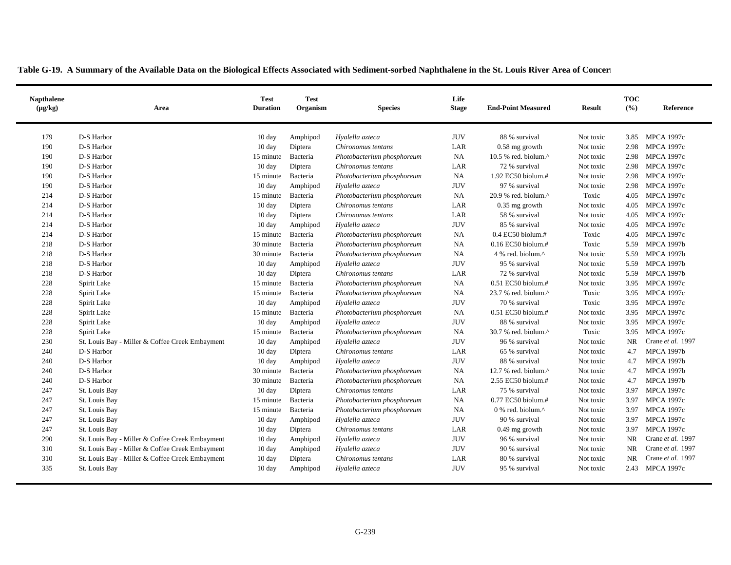**Table G-19. A Summary of the Available Data on the Biological Effects Associated with Sediment-sorbed Naphthalene in the St. Louis River Area of Concern**

| Napthalene (µg/kg) | Area | Test Duration | Test Organism | Species | Life Stage | End-Point Measured | Result | TOC (%) | Reference |
|---|---|---|---|---|---|---|---|---|---|
| 179 | D-S Harbor | 10 day | Amphipod | *Hyalella azteca* | JUV | 88 % survival | Not toxic | 3.85 | MPCA 1997c |
| 190 | D-S Harbor | 10 day | Diptera | *Chironomus tentans* | LAR | 0.58 mg growth | Not toxic | 2.98 | MPCA 1997c |
| 190 | D-S Harbor | 15 minute | Bacteria | *Photobacterium phosphoreum* | NA | 10.5 % red. biolum.^ | Not toxic | 2.98 | MPCA 1997c |
| 190 | D-S Harbor | 10 day | Diptera | *Chironomus tentans* | LAR | 72 % survival | Not toxic | 2.98 | MPCA 1997c |
| 190 | D-S Harbor | 15 minute | Bacteria | *Photobacterium phosphoreum* | NA | 1.92 EC50 biolum.# | Not toxic | 2.98 | MPCA 1997c |
| 190 | D-S Harbor | 10 day | Amphipod | *Hyalella azteca* | JUV | 97 % survival | Not toxic | 2.98 | MPCA 1997c |
| 214 | D-S Harbor | 15 minute | Bacteria | *Photobacterium phosphoreum* | NA | 20.9 % red. biolum.^ | Toxic | 4.05 | MPCA 1997c |
| 214 | D-S Harbor | 10 day | Diptera | *Chironomus tentans* | LAR | 0.35 mg growth | Not toxic | 4.05 | MPCA 1997c |
| 214 | D-S Harbor | 10 day | Diptera | *Chironomus tentans* | LAR | 58 % survival | Not toxic | 4.05 | MPCA 1997c |
| 214 | D-S Harbor | 10 day | Amphipod | *Hyalella azteca* | JUV | 85 % survival | Not toxic | 4.05 | MPCA 1997c |
| 214 | D-S Harbor | 15 minute | Bacteria | *Photobacterium phosphoreum* | NA | 0.4 EC50 biolum.# | Toxic | 4.05 | MPCA 1997c |
| 218 | D-S Harbor | 30 minute | Bacteria | *Photobacterium phosphoreum* | NA | 0.16 EC50 biolum.# | Toxic | 5.59 | MPCA 1997b |
| 218 | D-S Harbor | 30 minute | Bacteria | *Photobacterium phosphoreum* | NA | 4 % red. biolum.^ | Not toxic | 5.59 | MPCA 1997b |
| 218 | D-S Harbor | 10 day | Amphipod | *Hyalella azteca* | JUV | 95 % survival | Not toxic | 5.59 | MPCA 1997b |
| 218 | D-S Harbor | 10 day | Diptera | *Chironomus tentans* | LAR | 72 % survival | Not toxic | 5.59 | MPCA 1997b |
| 228 | Spirit Lake | 15 minute | Bacteria | *Photobacterium phosphoreum* | NA | 0.51 EC50 biolum.# | Not toxic | 3.95 | MPCA 1997c |
| 228 | Spirit Lake | 15 minute | Bacteria | *Photobacterium phosphoreum* | NA | 23.7 % red. biolum.^ | Toxic | 3.95 | MPCA 1997c |
| 228 | Spirit Lake | 10 day | Amphipod | *Hyalella azteca* | JUV | 70 % survival | Toxic | 3.95 | MPCA 1997c |
| 228 | Spirit Lake | 15 minute | Bacteria | *Photobacterium phosphoreum* | NA | 0.51 EC50 biolum.# | Not toxic | 3.95 | MPCA 1997c |
| 228 | Spirit Lake | 10 day | Amphipod | *Hyalella azteca* | JUV | 88 % survival | Not toxic | 3.95 | MPCA 1997c |
| 228 | Spirit Lake | 15 minute | Bacteria | *Photobacterium phosphoreum* | NA | 30.7 % red. biolum.^ | Toxic | 3.95 | MPCA 1997c |
| 230 | St. Louis Bay - Miller & Coffee Creek Embayment | 10 day | Amphipod | *Hyalella azteca* | JUV | 96 % survival | Not toxic | NR | Crane *et al.* 1997 |
| 240 | D-S Harbor | 10 day | Diptera | *Chironomus tentans* | LAR | 65 % survival | Not toxic | 4.7 | MPCA 1997b |
| 240 | D-S Harbor | 10 day | Amphipod | *Hyalella azteca* | JUV | 88 % survival | Not toxic | 4.7 | MPCA 1997b |
| 240 | D-S Harbor | 30 minute | Bacteria | *Photobacterium phosphoreum* | NA | 12.7 % red. biolum.^ | Not toxic | 4.7 | MPCA 1997b |
| 240 | D-S Harbor | 30 minute | Bacteria | *Photobacterium phosphoreum* | NA | 2.55 EC50 biolum.# | Not toxic | 4.7 | MPCA 1997b |
| 247 | St. Louis Bay | 10 day | Diptera | *Chironomus tentans* | LAR | 75 % survival | Not toxic | 3.97 | MPCA 1997c |
| 247 | St. Louis Bay | 15 minute | Bacteria | *Photobacterium phosphoreum* | NA | 0.77 EC50 biolum.# | Not toxic | 3.97 | MPCA 1997c |
| 247 | St. Louis Bay | 15 minute | Bacteria | *Photobacterium phosphoreum* | NA | 0 % red. biolum.^ | Not toxic | 3.97 | MPCA 1997c |
| 247 | St. Louis Bay | 10 day | Amphipod | *Hyalella azteca* | JUV | 90 % survival | Not toxic | 3.97 | MPCA 1997c |
| 247 | St. Louis Bay | 10 day | Diptera | *Chironomus tentans* | LAR | 0.49 mg growth | Not toxic | 3.97 | MPCA 1997c |
| 290 | St. Louis Bay - Miller & Coffee Creek Embayment | 10 day | Amphipod | *Hyalella azteca* | JUV | 96 % survival | Not toxic | NR | Crane *et al.* 1997 |
| 310 | St. Louis Bay - Miller & Coffee Creek Embayment | 10 day | Amphipod | *Hyalella azteca* | JUV | 90 % survival | Not toxic | NR | Crane *et al.* 1997 |
| 310 | St. Louis Bay - Miller & Coffee Creek Embayment | 10 day | Diptera | *Chironomus tentans* | LAR | 80 % survival | Not toxic | NR | Crane *et al.* 1997 |
| 335 | St. Louis Bay | 10 day | Amphipod | *Hyalella azteca* | JUV | 95 % survival | Not toxic | 2.43 | MPCA 1997c |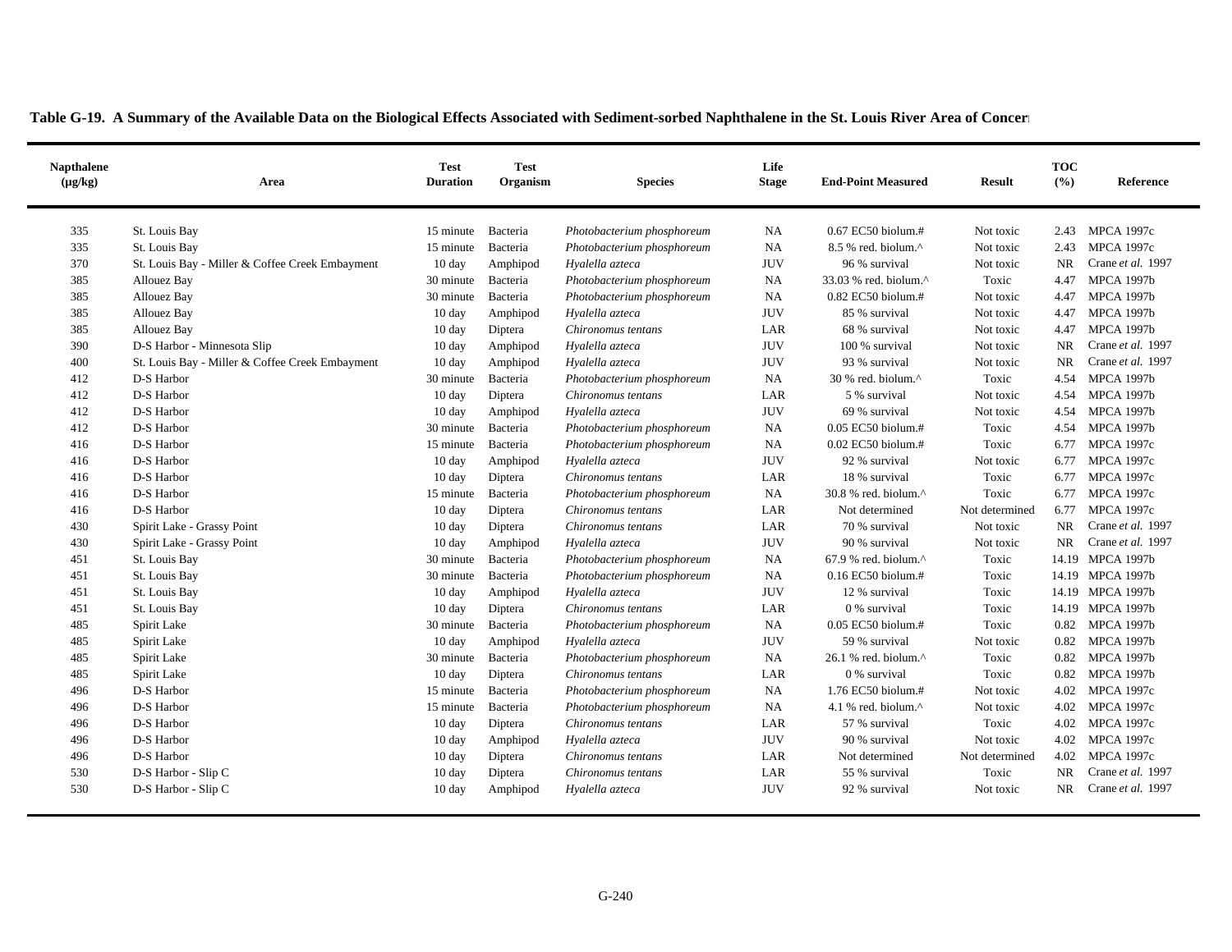**Table G-19. A Summary of the Available Data on the Biological Effects Associated with Sediment-sorbed Naphthalene in the St. Louis River Area of Concern**

| Napthalene (µg/kg) | Area | Test Duration | Test Organism | Species | Life Stage | End-Point Measured | Result | TOC (%) | Reference |
|---|---|---|---|---|---|---|---|---|---|
| 335 | St. Louis Bay | 15 minute | Bacteria | *Photobacterium phosphoreum* | NA | 0.67 EC50 biolum.# | Not toxic | 2.43 | MPCA 1997c |
| 335 | St. Louis Bay | 15 minute | Bacteria | *Photobacterium phosphoreum* | NA | 8.5 % red. biolum.^ | Not toxic | 2.43 | MPCA 1997c |
| 370 | St. Louis Bay - Miller & Coffee Creek Embayment | 10 day | Amphipod | *Hyalella azteca* | JUV | 96 % survival | Not toxic | NR | Crane *et al.* 1997 |
| 385 | Allouez Bay | 30 minute | Bacteria | *Photobacterium phosphoreum* | NA | 33.03 % red. biolum.^ | Toxic | 4.47 | MPCA 1997b |
| 385 | Allouez Bay | 30 minute | Bacteria | *Photobacterium phosphoreum* | NA | 0.82 EC50 biolum.# | Not toxic | 4.47 | MPCA 1997b |
| 385 | Allouez Bay | 10 day | Amphipod | *Hyalella azteca* | JUV | 85 % survival | Not toxic | 4.47 | MPCA 1997b |
| 385 | Allouez Bay | 10 day | Diptera | *Chironomus tentans* | LAR | 68 % survival | Not toxic | 4.47 | MPCA 1997b |
| 390 | D-S Harbor - Minnesota Slip | 10 day | Amphipod | *Hyalella azteca* | JUV | 100 % survival | Not toxic | NR | Crane *et al.* 1997 |
| 400 | St. Louis Bay - Miller & Coffee Creek Embayment | 10 day | Amphipod | *Hyalella azteca* | JUV | 93 % survival | Not toxic | NR | Crane *et al.* 1997 |
| 412 | D-S Harbor | 30 minute | Bacteria | *Photobacterium phosphoreum* | NA | 30 % red. biolum.^ | Toxic | 4.54 | MPCA 1997b |
| 412 | D-S Harbor | 10 day | Diptera | *Chironomus tentans* | LAR | 5 % survival | Not toxic | 4.54 | MPCA 1997b |
| 412 | D-S Harbor | 10 day | Amphipod | *Hyalella azteca* | JUV | 69 % survival | Not toxic | 4.54 | MPCA 1997b |
| 412 | D-S Harbor | 30 minute | Bacteria | *Photobacterium phosphoreum* | NA | 0.05 EC50 biolum.# | Toxic | 4.54 | MPCA 1997b |
| 416 | D-S Harbor | 15 minute | Bacteria | *Photobacterium phosphoreum* | NA | 0.02 EC50 biolum.# | Toxic | 6.77 | MPCA 1997c |
| 416 | D-S Harbor | 10 day | Amphipod | *Hyalella azteca* | JUV | 92 % survival | Not toxic | 6.77 | MPCA 1997c |
| 416 | D-S Harbor | 10 day | Diptera | *Chironomus tentans* | LAR | 18 % survival | Toxic | 6.77 | MPCA 1997c |
| 416 | D-S Harbor | 15 minute | Bacteria | *Photobacterium phosphoreum* | NA | 30.8 % red. biolum.^ | Toxic | 6.77 | MPCA 1997c |
| 416 | D-S Harbor | 10 day | Diptera | *Chironomus tentans* | LAR | Not determined | Not determined | 6.77 | MPCA 1997c |
| 430 | Spirit Lake - Grassy Point | 10 day | Diptera | *Chironomus tentans* | LAR | 70 % survival | Not toxic | NR | Crane *et al.* 1997 |
| 430 | Spirit Lake - Grassy Point | 10 day | Amphipod | *Hyalella azteca* | JUV | 90 % survival | Not toxic | NR | Crane *et al.* 1997 |
| 451 | St. Louis Bay | 30 minute | Bacteria | *Photobacterium phosphoreum* | NA | 67.9 % red. biolum.^ | Toxic | 14.19 | MPCA 1997b |
| 451 | St. Louis Bay | 30 minute | Bacteria | *Photobacterium phosphoreum* | NA | 0.16 EC50 biolum.# | Toxic | 14.19 | MPCA 1997b |
| 451 | St. Louis Bay | 10 day | Amphipod | *Hyalella azteca* | JUV | 12 % survival | Toxic | 14.19 | MPCA 1997b |
| 451 | St. Louis Bay | 10 day | Diptera | *Chironomus tentans* | LAR | 0 % survival | Toxic | 14.19 | MPCA 1997b |
| 485 | Spirit Lake | 30 minute | Bacteria | *Photobacterium phosphoreum* | NA | 0.05 EC50 biolum.# | Toxic | 0.82 | MPCA 1997b |
| 485 | Spirit Lake | 10 day | Amphipod | *Hyalella azteca* | JUV | 59 % survival | Not toxic | 0.82 | MPCA 1997b |
| 485 | Spirit Lake | 30 minute | Bacteria | *Photobacterium phosphoreum* | NA | 26.1 % red. biolum.^ | Toxic | 0.82 | MPCA 1997b |
| 485 | Spirit Lake | 10 day | Diptera | *Chironomus tentans* | LAR | 0 % survival | Toxic | 0.82 | MPCA 1997b |
| 496 | D-S Harbor | 15 minute | Bacteria | *Photobacterium phosphoreum* | NA | 1.76 EC50 biolum.# | Not toxic | 4.02 | MPCA 1997c |
| 496 | D-S Harbor | 15 minute | Bacteria | *Photobacterium phosphoreum* | NA | 4.1 % red. biolum.^ | Not toxic | 4.02 | MPCA 1997c |
| 496 | D-S Harbor | 10 day | Diptera | *Chironomus tentans* | LAR | 57 % survival | Toxic | 4.02 | MPCA 1997c |
| 496 | D-S Harbor | 10 day | Amphipod | *Hyalella azteca* | JUV | 90 % survival | Not toxic | 4.02 | MPCA 1997c |
| 496 | D-S Harbor | 10 day | Diptera | *Chironomus tentans* | LAR | Not determined | Not determined | 4.02 | MPCA 1997c |
| 530 | D-S Harbor - Slip C | 10 day | Diptera | *Chironomus tentans* | LAR | 55 % survival | Toxic | NR | Crane *et al.* 1997 |
| 530 | D-S Harbor - Slip C | 10 day | Amphipod | *Hyalella azteca* | JUV | 92 % survival | Not toxic | NR | Crane *et al.* 1997 |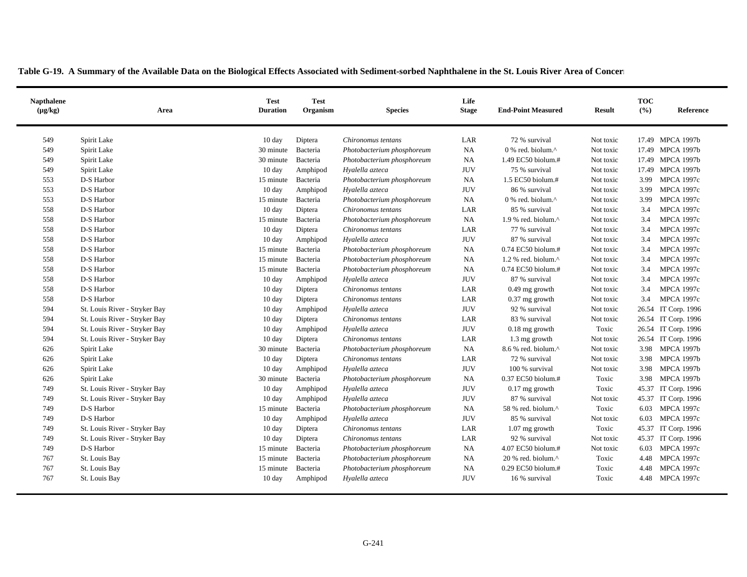**Table G-19. A Summary of the Available Data on the Biological Effects Associated with Sediment-sorbed Naphthalene in the St. Louis River Area of Concern**

| Napthalene (µg/kg) | Area | Test Duration | Test Organism | Species | Life Stage | End-Point Measured | Result | TOC (%) | Reference |
|---|---|---|---|---|---|---|---|---|---|
| 549 | Spirit Lake | 10 day | Diptera | *Chironomus tentans* | LAR | 72 % survival | Not toxic | 17.49 | MPCA 1997b |
| 549 | Spirit Lake | 30 minute | Bacteria | *Photobacterium phosphoreum* | NA | 0 % red. biolum.^ | Not toxic | 17.49 | MPCA 1997b |
| 549 | Spirit Lake | 30 minute | Bacteria | *Photobacterium phosphoreum* | NA | 1.49 EC50 biolum.# | Not toxic | 17.49 | MPCA 1997b |
| 549 | Spirit Lake | 10 day | Amphipod | *Hyalella azteca* | JUV | 75 % survival | Not toxic | 17.49 | MPCA 1997b |
| 553 | D-S Harbor | 15 minute | Bacteria | *Photobacterium phosphoreum* | NA | 1.5 EC50 biolum.# | Not toxic | 3.99 | MPCA 1997c |
| 553 | D-S Harbor | 10 day | Amphipod | *Hyalella azteca* | JUV | 86 % survival | Not toxic | 3.99 | MPCA 1997c |
| 553 | D-S Harbor | 15 minute | Bacteria | *Photobacterium phosphoreum* | NA | 0 % red. biolum.^ | Not toxic | 3.99 | MPCA 1997c |
| 558 | D-S Harbor | 10 day | Diptera | *Chironomus tentans* | LAR | 85 % survival | Not toxic | 3.4 | MPCA 1997c |
| 558 | D-S Harbor | 15 minute | Bacteria | *Photobacterium phosphoreum* | NA | 1.9 % red. biolum.^ | Not toxic | 3.4 | MPCA 1997c |
| 558 | D-S Harbor | 10 day | Diptera | *Chironomus tentans* | LAR | 77 % survival | Not toxic | 3.4 | MPCA 1997c |
| 558 | D-S Harbor | 10 day | Amphipod | *Hyalella azteca* | JUV | 87 % survival | Not toxic | 3.4 | MPCA 1997c |
| 558 | D-S Harbor | 15 minute | Bacteria | *Photobacterium phosphoreum* | NA | 0.74 EC50 biolum.# | Not toxic | 3.4 | MPCA 1997c |
| 558 | D-S Harbor | 15 minute | Bacteria | *Photobacterium phosphoreum* | NA | 1.2 % red. biolum.^ | Not toxic | 3.4 | MPCA 1997c |
| 558 | D-S Harbor | 15 minute | Bacteria | *Photobacterium phosphoreum* | NA | 0.74 EC50 biolum.# | Not toxic | 3.4 | MPCA 1997c |
| 558 | D-S Harbor | 10 day | Amphipod | *Hyalella azteca* | JUV | 87 % survival | Not toxic | 3.4 | MPCA 1997c |
| 558 | D-S Harbor | 10 day | Diptera | *Chironomus tentans* | LAR | 0.49 mg growth | Not toxic | 3.4 | MPCA 1997c |
| 558 | D-S Harbor | 10 day | Diptera | *Chironomus tentans* | LAR | 0.37 mg growth | Not toxic | 3.4 | MPCA 1997c |
| 594 | St. Louis River - Stryker Bay | 10 day | Amphipod | *Hyalella azteca* | JUV | 92 % survival | Not toxic | 26.54 | IT Corp. 1996 |
| 594 | St. Louis River - Stryker Bay | 10 day | Diptera | *Chironomus tentans* | LAR | 83 % survival | Not toxic | 26.54 | IT Corp. 1996 |
| 594 | St. Louis River - Stryker Bay | 10 day | Amphipod | *Hyalella azteca* | JUV | 0.18 mg growth | Toxic | 26.54 | IT Corp. 1996 |
| 594 | St. Louis River - Stryker Bay | 10 day | Diptera | *Chironomus tentans* | LAR | 1.3 mg growth | Not toxic | 26.54 | IT Corp. 1996 |
| 626 | Spirit Lake | 30 minute | Bacteria | *Photobacterium phosphoreum* | NA | 8.6 % red. biolum.^ | Not toxic | 3.98 | MPCA 1997b |
| 626 | Spirit Lake | 10 day | Diptera | *Chironomus tentans* | LAR | 72 % survival | Not toxic | 3.98 | MPCA 1997b |
| 626 | Spirit Lake | 10 day | Amphipod | *Hyalella azteca* | JUV | 100 % survival | Not toxic | 3.98 | MPCA 1997b |
| 626 | Spirit Lake | 30 minute | Bacteria | *Photobacterium phosphoreum* | NA | 0.37 EC50 biolum.# | Toxic | 3.98 | MPCA 1997b |
| 749 | St. Louis River - Stryker Bay | 10 day | Amphipod | *Hyalella azteca* | JUV | 0.17 mg growth | Toxic | 45.37 | IT Corp. 1996 |
| 749 | St. Louis River - Stryker Bay | 10 day | Amphipod | *Hyalella azteca* | JUV | 87 % survival | Not toxic | 45.37 | IT Corp. 1996 |
| 749 | D-S Harbor | 15 minute | Bacteria | *Photobacterium phosphoreum* | NA | 58 % red. biolum.^ | Toxic | 6.03 | MPCA 1997c |
| 749 | D-S Harbor | 10 day | Amphipod | *Hyalella azteca* | JUV | 85 % survival | Not toxic | 6.03 | MPCA 1997c |
| 749 | St. Louis River - Stryker Bay | 10 day | Diptera | *Chironomus tentans* | LAR | 1.07 mg growth | Toxic | 45.37 | IT Corp. 1996 |
| 749 | St. Louis River - Stryker Bay | 10 day | Diptera | *Chironomus tentans* | LAR | 92 % survival | Not toxic | 45.37 | IT Corp. 1996 |
| 749 | D-S Harbor | 15 minute | Bacteria | *Photobacterium phosphoreum* | NA | 4.07 EC50 biolum.# | Not toxic | 6.03 | MPCA 1997c |
| 767 | St. Louis Bay | 15 minute | Bacteria | *Photobacterium phosphoreum* | NA | 20 % red. biolum.^ | Toxic | 4.48 | MPCA 1997c |
| 767 | St. Louis Bay | 15 minute | Bacteria | *Photobacterium phosphoreum* | NA | 0.29 EC50 biolum.# | Toxic | 4.48 | MPCA 1997c |
| 767 | St. Louis Bay | 10 day | Amphipod | *Hyalella azteca* | JUV | 16 % survival | Toxic | 4.48 | MPCA 1997c |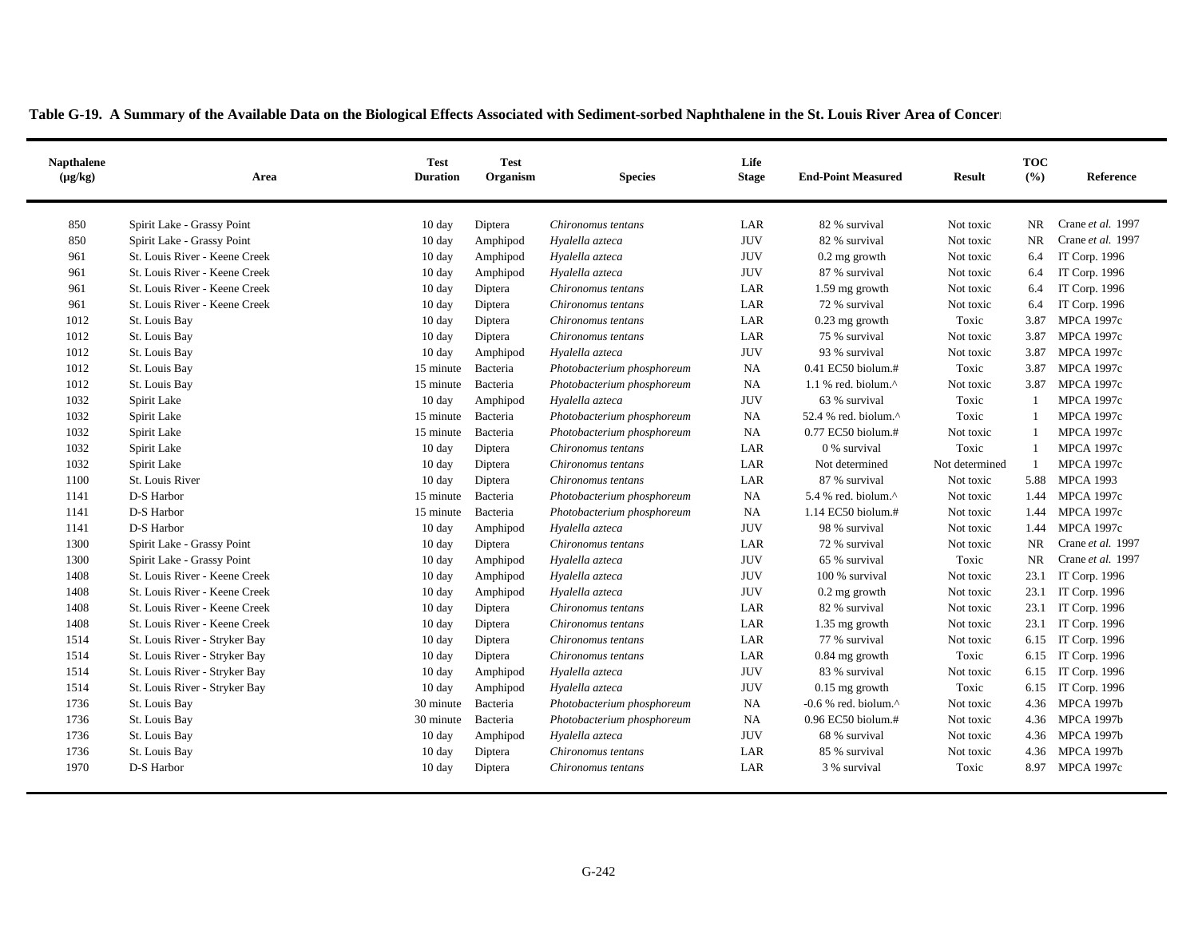**Table G-19. A Summary of the Available Data on the Biological Effects Associated with Sediment-sorbed Naphthalene in the St. Louis River Area of Concern**

| Napthalene (µg/kg) | Area | Test Duration | Test Organism | Species | Life Stage | End-Point Measured | Result | TOC (%) | Reference |
|---|---|---|---|---|---|---|---|---|---|
| 850 | Spirit Lake - Grassy Point | 10 day | Diptera | *Chironomus tentans* | LAR | 82 % survival | Not toxic | NR | Crane *et al.* 1997 |
| 850 | Spirit Lake - Grassy Point | 10 day | Amphipod | *Hyalella azteca* | JUV | 82 % survival | Not toxic | NR | Crane *et al.* 1997 |
| 961 | St. Louis River - Keene Creek | 10 day | Amphipod | *Hyalella azteca* | JUV | 0.2 mg growth | Not toxic | 6.4 | IT Corp. 1996 |
| 961 | St. Louis River - Keene Creek | 10 day | Amphipod | *Hyalella azteca* | JUV | 87 % survival | Not toxic | 6.4 | IT Corp. 1996 |
| 961 | St. Louis River - Keene Creek | 10 day | Diptera | *Chironomus tentans* | LAR | 1.59 mg growth | Not toxic | 6.4 | IT Corp. 1996 |
| 961 | St. Louis River - Keene Creek | 10 day | Diptera | *Chironomus tentans* | LAR | 72 % survival | Not toxic | 6.4 | IT Corp. 1996 |
| 1012 | St. Louis Bay | 10 day | Diptera | *Chironomus tentans* | LAR | 0.23 mg growth | Toxic | 3.87 | MPCA 1997c |
| 1012 | St. Louis Bay | 10 day | Diptera | *Chironomus tentans* | LAR | 75 % survival | Not toxic | 3.87 | MPCA 1997c |
| 1012 | St. Louis Bay | 10 day | Amphipod | *Hyalella azteca* | JUV | 93 % survival | Not toxic | 3.87 | MPCA 1997c |
| 1012 | St. Louis Bay | 15 minute | Bacteria | *Photobacterium phosphoreum* | NA | 0.41 EC50 biolum.# | Toxic | 3.87 | MPCA 1997c |
| 1012 | St. Louis Bay | 15 minute | Bacteria | *Photobacterium phosphoreum* | NA | 1.1 % red. biolum.^ | Not toxic | 3.87 | MPCA 1997c |
| 1032 | Spirit Lake | 10 day | Amphipod | *Hyalella azteca* | JUV | 63 % survival | Toxic | 1 | MPCA 1997c |
| 1032 | Spirit Lake | 15 minute | Bacteria | *Photobacterium phosphoreum* | NA | 52.4 % red. biolum.^ | Toxic | 1 | MPCA 1997c |
| 1032 | Spirit Lake | 15 minute | Bacteria | *Photobacterium phosphoreum* | NA | 0.77 EC50 biolum.# | Not toxic | 1 | MPCA 1997c |
| 1032 | Spirit Lake | 10 day | Diptera | *Chironomus tentans* | LAR | 0 % survival | Toxic | 1 | MPCA 1997c |
| 1032 | Spirit Lake | 10 day | Diptera | *Chironomus tentans* | LAR | Not determined | Not determined | 1 | MPCA 1997c |
| 1100 | St. Louis River | 10 day | Diptera | *Chironomus tentans* | LAR | 87 % survival | Not toxic | 5.88 | MPCA 1993 |
| 1141 | D-S Harbor | 15 minute | Bacteria | *Photobacterium phosphoreum* | NA | 5.4 % red. biolum.^ | Not toxic | 1.44 | MPCA 1997c |
| 1141 | D-S Harbor | 15 minute | Bacteria | *Photobacterium phosphoreum* | NA | 1.14 EC50 biolum.# | Not toxic | 1.44 | MPCA 1997c |
| 1141 | D-S Harbor | 10 day | Amphipod | *Hyalella azteca* | JUV | 98 % survival | Not toxic | 1.44 | MPCA 1997c |
| 1300 | Spirit Lake - Grassy Point | 10 day | Diptera | *Chironomus tentans* | LAR | 72 % survival | Not toxic | NR | Crane *et al.* 1997 |
| 1300 | Spirit Lake - Grassy Point | 10 day | Amphipod | *Hyalella azteca* | JUV | 65 % survival | Toxic | NR | Crane *et al.* 1997 |
| 1408 | St. Louis River - Keene Creek | 10 day | Amphipod | *Hyalella azteca* | JUV | 100 % survival | Not toxic | 23.1 | IT Corp. 1996 |
| 1408 | St. Louis River - Keene Creek | 10 day | Amphipod | *Hyalella azteca* | JUV | 0.2 mg growth | Not toxic | 23.1 | IT Corp. 1996 |
| 1408 | St. Louis River - Keene Creek | 10 day | Diptera | *Chironomus tentans* | LAR | 82 % survival | Not toxic | 23.1 | IT Corp. 1996 |
| 1408 | St. Louis River - Keene Creek | 10 day | Diptera | *Chironomus tentans* | LAR | 1.35 mg growth | Not toxic | 23.1 | IT Corp. 1996 |
| 1514 | St. Louis River - Stryker Bay | 10 day | Diptera | *Chironomus tentans* | LAR | 77 % survival | Not toxic | 6.15 | IT Corp. 1996 |
| 1514 | St. Louis River - Stryker Bay | 10 day | Diptera | *Chironomus tentans* | LAR | 0.84 mg growth | Toxic | 6.15 | IT Corp. 1996 |
| 1514 | St. Louis River - Stryker Bay | 10 day | Amphipod | *Hyalella azteca* | JUV | 83 % survival | Not toxic | 6.15 | IT Corp. 1996 |
| 1514 | St. Louis River - Stryker Bay | 10 day | Amphipod | *Hyalella azteca* | JUV | 0.15 mg growth | Toxic | 6.15 | IT Corp. 1996 |
| 1736 | St. Louis Bay | 30 minute | Bacteria | *Photobacterium phosphoreum* | NA | -0.6 % red. biolum.^ | Not toxic | 4.36 | MPCA 1997b |
| 1736 | St. Louis Bay | 30 minute | Bacteria | *Photobacterium phosphoreum* | NA | 0.96 EC50 biolum.# | Not toxic | 4.36 | MPCA 1997b |
| 1736 | St. Louis Bay | 10 day | Amphipod | *Hyalella azteca* | JUV | 68 % survival | Not toxic | 4.36 | MPCA 1997b |
| 1736 | St. Louis Bay | 10 day | Diptera | *Chironomus tentans* | LAR | 85 % survival | Not toxic | 4.36 | MPCA 1997b |
| 1970 | D-S Harbor | 10 day | Diptera | *Chironomus tentans* | LAR | 3 % survival | Toxic | 8.97 | MPCA 1997c |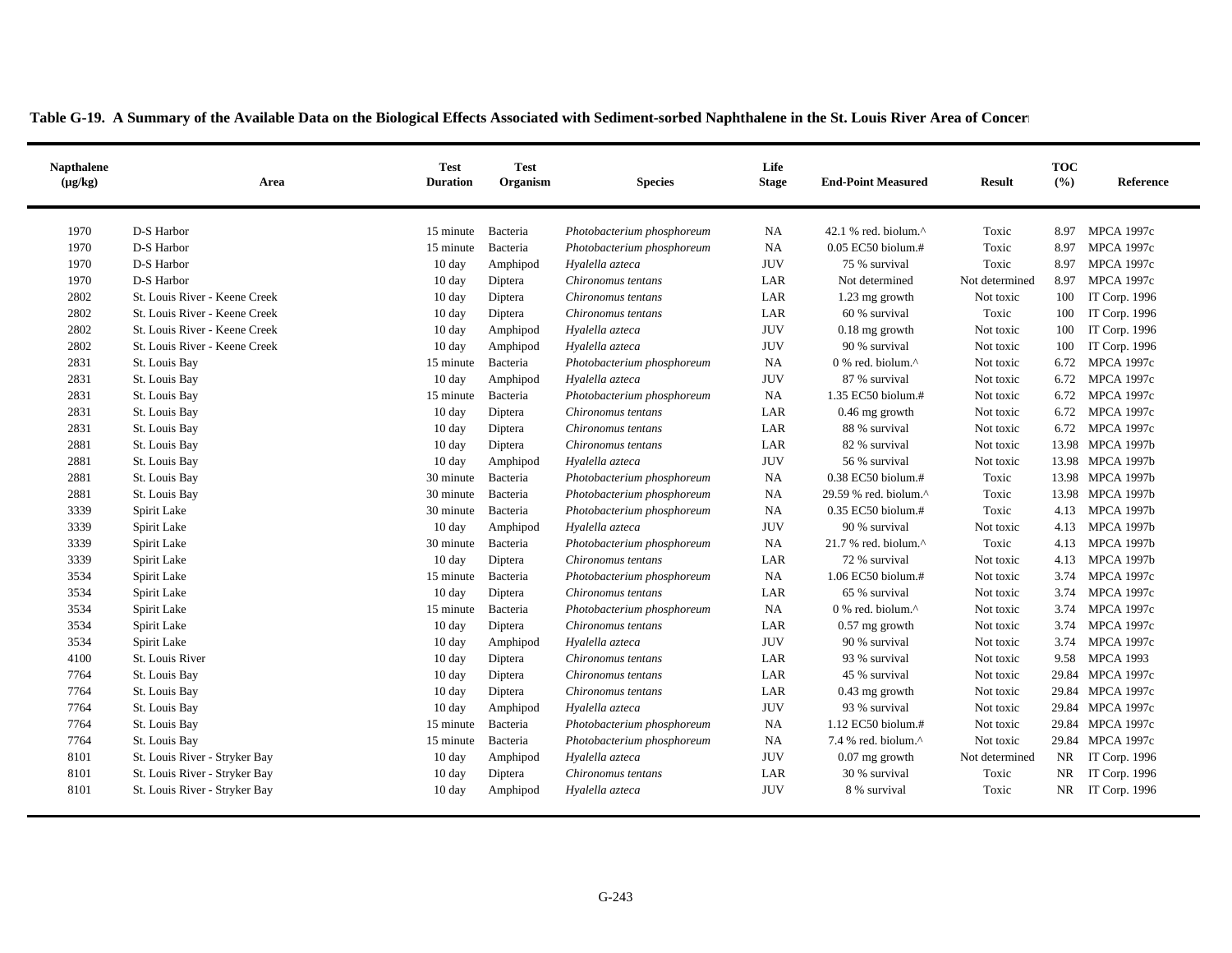**Table G-19. A Summary of the Available Data on the Biological Effects Associated with Sediment-sorbed Naphthalene in the St. Louis River Area of Concern**

| Napthalene (µg/kg) | Area | Test Duration | Test Organism | Species | Life Stage | End-Point Measured | Result | TOC (%) | Reference |
|---|---|---|---|---|---|---|---|---|---|
| 1970 | D-S Harbor | 15 minute | Bacteria | *Photobacterium phosphoreum* | NA | 42.1 % red. biolum.^ | Toxic | 8.97 | MPCA 1997c |
| 1970 | D-S Harbor | 15 minute | Bacteria | *Photobacterium phosphoreum* | NA | 0.05 EC50 biolum.# | Toxic | 8.97 | MPCA 1997c |
| 1970 | D-S Harbor | 10 day | Amphipod | *Hyalella azteca* | JUV | 75 % survival | Toxic | 8.97 | MPCA 1997c |
| 1970 | D-S Harbor | 10 day | Diptera | *Chironomus tentans* | LAR | Not determined | Not determined | 8.97 | MPCA 1997c |
| 2802 | St. Louis River - Keene Creek | 10 day | Diptera | *Chironomus tentans* | LAR | 1.23 mg growth | Not toxic | 100 | IT Corp. 1996 |
| 2802 | St. Louis River - Keene Creek | 10 day | Diptera | *Chironomus tentans* | LAR | 60 % survival | Toxic | 100 | IT Corp. 1996 |
| 2802 | St. Louis River - Keene Creek | 10 day | Amphipod | *Hyalella azteca* | JUV | 0.18 mg growth | Not toxic | 100 | IT Corp. 1996 |
| 2802 | St. Louis River - Keene Creek | 10 day | Amphipod | *Hyalella azteca* | JUV | 90 % survival | Not toxic | 100 | IT Corp. 1996 |
| 2831 | St. Louis Bay | 15 minute | Bacteria | *Photobacterium phosphoreum* | NA | 0 % red. biolum.^ | Not toxic | 6.72 | MPCA 1997c |
| 2831 | St. Louis Bay | 10 day | Amphipod | *Hyalella azteca* | JUV | 87 % survival | Not toxic | 6.72 | MPCA 1997c |
| 2831 | St. Louis Bay | 15 minute | Bacteria | *Photobacterium phosphoreum* | NA | 1.35 EC50 biolum.# | Not toxic | 6.72 | MPCA 1997c |
| 2831 | St. Louis Bay | 10 day | Diptera | *Chironomus tentans* | LAR | 0.46 mg growth | Not toxic | 6.72 | MPCA 1997c |
| 2831 | St. Louis Bay | 10 day | Diptera | *Chironomus tentans* | LAR | 88 % survival | Not toxic | 6.72 | MPCA 1997c |
| 2881 | St. Louis Bay | 10 day | Diptera | *Chironomus tentans* | LAR | 82 % survival | Not toxic | 13.98 | MPCA 1997b |
| 2881 | St. Louis Bay | 10 day | Amphipod | *Hyalella azteca* | JUV | 56 % survival | Not toxic | 13.98 | MPCA 1997b |
| 2881 | St. Louis Bay | 30 minute | Bacteria | *Photobacterium phosphoreum* | NA | 0.38 EC50 biolum.# | Toxic | 13.98 | MPCA 1997b |
| 2881 | St. Louis Bay | 30 minute | Bacteria | *Photobacterium phosphoreum* | NA | 29.59 % red. biolum.^ | Toxic | 13.98 | MPCA 1997b |
| 3339 | Spirit Lake | 30 minute | Bacteria | *Photobacterium phosphoreum* | NA | 0.35 EC50 biolum.# | Toxic | 4.13 | MPCA 1997b |
| 3339 | Spirit Lake | 10 day | Amphipod | *Hyalella azteca* | JUV | 90 % survival | Not toxic | 4.13 | MPCA 1997b |
| 3339 | Spirit Lake | 30 minute | Bacteria | *Photobacterium phosphoreum* | NA | 21.7 % red. biolum.^ | Toxic | 4.13 | MPCA 1997b |
| 3339 | Spirit Lake | 10 day | Diptera | *Chironomus tentans* | LAR | 72 % survival | Not toxic | 4.13 | MPCA 1997b |
| 3534 | Spirit Lake | 15 minute | Bacteria | *Photobacterium phosphoreum* | NA | 1.06 EC50 biolum.# | Not toxic | 3.74 | MPCA 1997c |
| 3534 | Spirit Lake | 10 day | Diptera | *Chironomus tentans* | LAR | 65 % survival | Not toxic | 3.74 | MPCA 1997c |
| 3534 | Spirit Lake | 15 minute | Bacteria | *Photobacterium phosphoreum* | NA | 0 % red. biolum.^ | Not toxic | 3.74 | MPCA 1997c |
| 3534 | Spirit Lake | 10 day | Diptera | *Chironomus tentans* | LAR | 0.57 mg growth | Not toxic | 3.74 | MPCA 1997c |
| 3534 | Spirit Lake | 10 day | Amphipod | *Hyalella azteca* | JUV | 90 % survival | Not toxic | 3.74 | MPCA 1997c |
| 4100 | St. Louis River | 10 day | Diptera | *Chironomus tentans* | LAR | 93 % survival | Not toxic | 9.58 | MPCA 1993 |
| 7764 | St. Louis Bay | 10 day | Diptera | *Chironomus tentans* | LAR | 45 % survival | Not toxic | 29.84 | MPCA 1997c |
| 7764 | St. Louis Bay | 10 day | Diptera | *Chironomus tentans* | LAR | 0.43 mg growth | Not toxic | 29.84 | MPCA 1997c |
| 7764 | St. Louis Bay | 10 day | Amphipod | *Hyalella azteca* | JUV | 93 % survival | Not toxic | 29.84 | MPCA 1997c |
| 7764 | St. Louis Bay | 15 minute | Bacteria | *Photobacterium phosphoreum* | NA | 1.12 EC50 biolum.# | Not toxic | 29.84 | MPCA 1997c |
| 7764 | St. Louis Bay | 15 minute | Bacteria | *Photobacterium phosphoreum* | NA | 7.4 % red. biolum.^ | Not toxic | 29.84 | MPCA 1997c |
| 8101 | St. Louis River - Stryker Bay | 10 day | Amphipod | *Hyalella azteca* | JUV | 0.07 mg growth | Not determined | NR | IT Corp. 1996 |
| 8101 | St. Louis River - Stryker Bay | 10 day | Diptera | *Chironomus tentans* | LAR | 30 % survival | Toxic | NR | IT Corp. 1996 |
| 8101 | St. Louis River - Stryker Bay | 10 day | Amphipod | *Hyalella azteca* | JUV | 8 % survival | Toxic | NR | IT Corp. 1996 |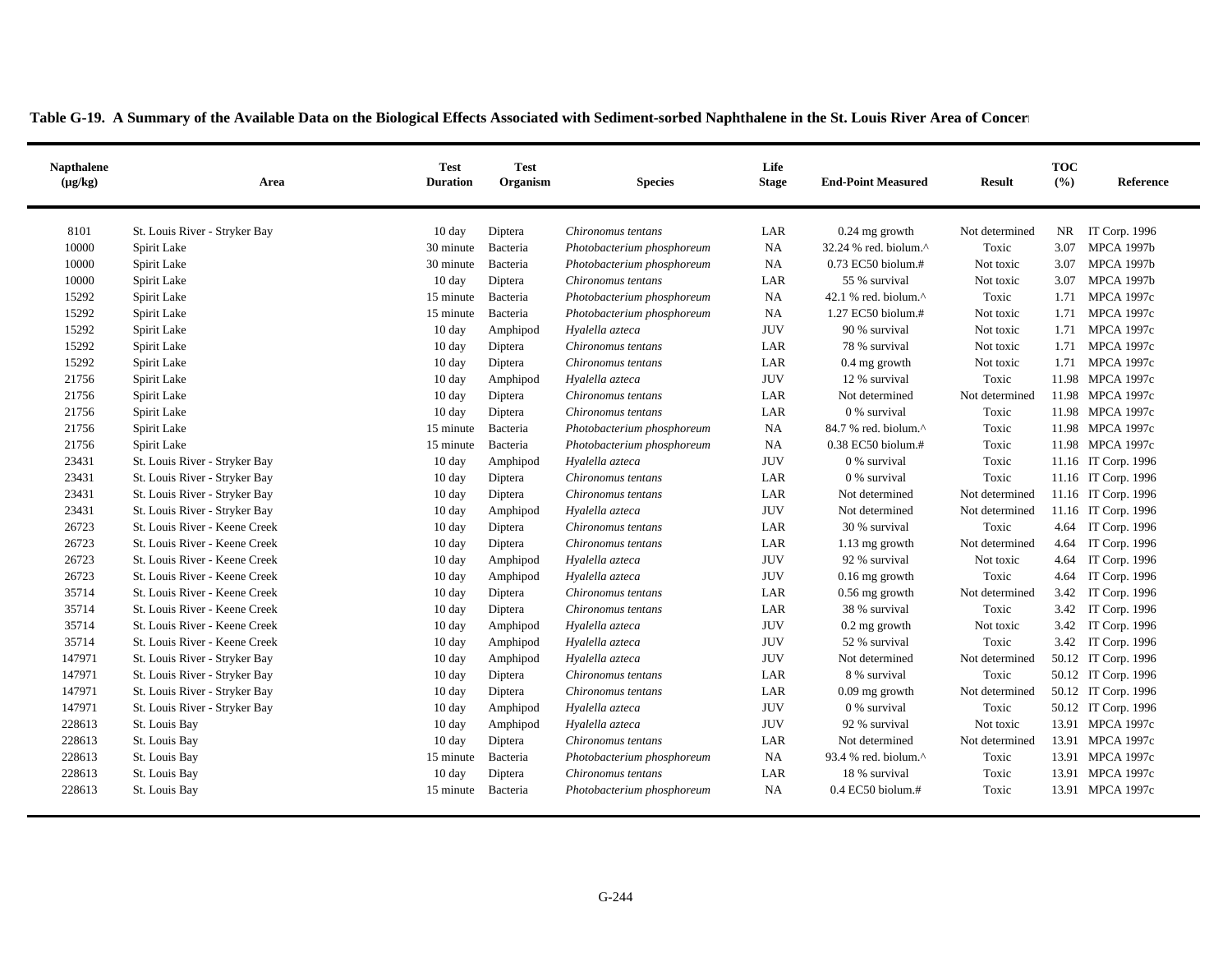**Table G-19. A Summary of the Available Data on the Biological Effects Associated with Sediment-sorbed Naphthalene in the St. Louis River Area of Concern**

| Napthalene (µg/kg) | Area | Test Duration | Test Organism | Species | Life Stage | End-Point Measured | Result | TOC (%) | Reference |
|---|---|---|---|---|---|---|---|---|---|
| 8101 | St. Louis River - Stryker Bay | 10 day | Diptera | *Chironomus tentans* | LAR | 0.24 mg growth | Not determined | NR | IT Corp. 1996 |
| 10000 | Spirit Lake | 30 minute | Bacteria | *Photobacterium phosphoreum* | NA | 32.24 % red. biolum.^ | Toxic | 3.07 | MPCA 1997b |
| 10000 | Spirit Lake | 30 minute | Bacteria | *Photobacterium phosphoreum* | NA | 0.73 EC50 biolum.# | Not toxic | 3.07 | MPCA 1997b |
| 10000 | Spirit Lake | 10 day | Diptera | *Chironomus tentans* | LAR | 55 % survival | Not toxic | 3.07 | MPCA 1997b |
| 15292 | Spirit Lake | 15 minute | Bacteria | *Photobacterium phosphoreum* | NA | 42.1 % red. biolum.^ | Toxic | 1.71 | MPCA 1997c |
| 15292 | Spirit Lake | 15 minute | Bacteria | *Photobacterium phosphoreum* | NA | 1.27 EC50 biolum.# | Not toxic | 1.71 | MPCA 1997c |
| 15292 | Spirit Lake | 10 day | Amphipod | *Hyalella azteca* | JUV | 90 % survival | Not toxic | 1.71 | MPCA 1997c |
| 15292 | Spirit Lake | 10 day | Diptera | *Chironomus tentans* | LAR | 78 % survival | Not toxic | 1.71 | MPCA 1997c |
| 15292 | Spirit Lake | 10 day | Diptera | *Chironomus tentans* | LAR | 0.4 mg growth | Not toxic | 1.71 | MPCA 1997c |
| 21756 | Spirit Lake | 10 day | Amphipod | *Hyalella azteca* | JUV | 12 % survival | Toxic | 11.98 | MPCA 1997c |
| 21756 | Spirit Lake | 10 day | Diptera | *Chironomus tentans* | LAR | Not determined | Not determined | 11.98 | MPCA 1997c |
| 21756 | Spirit Lake | 10 day | Diptera | *Chironomus tentans* | LAR | 0 % survival | Toxic | 11.98 | MPCA 1997c |
| 21756 | Spirit Lake | 15 minute | Bacteria | *Photobacterium phosphoreum* | NA | 84.7 % red. biolum.^ | Toxic | 11.98 | MPCA 1997c |
| 21756 | Spirit Lake | 15 minute | Bacteria | *Photobacterium phosphoreum* | NA | 0.38 EC50 biolum.# | Toxic | 11.98 | MPCA 1997c |
| 23431 | St. Louis River - Stryker Bay | 10 day | Amphipod | *Hyalella azteca* | JUV | 0 % survival | Toxic | 11.16 | IT Corp. 1996 |
| 23431 | St. Louis River - Stryker Bay | 10 day | Diptera | *Chironomus tentans* | LAR | 0 % survival | Toxic | 11.16 | IT Corp. 1996 |
| 23431 | St. Louis River - Stryker Bay | 10 day | Diptera | *Chironomus tentans* | LAR | Not determined | Not determined | 11.16 | IT Corp. 1996 |
| 23431 | St. Louis River - Stryker Bay | 10 day | Amphipod | *Hyalella azteca* | JUV | Not determined | Not determined | 11.16 | IT Corp. 1996 |
| 26723 | St. Louis River - Keene Creek | 10 day | Diptera | *Chironomus tentans* | LAR | 30 % survival | Toxic | 4.64 | IT Corp. 1996 |
| 26723 | St. Louis River - Keene Creek | 10 day | Diptera | *Chironomus tentans* | LAR | 1.13 mg growth | Not determined | 4.64 | IT Corp. 1996 |
| 26723 | St. Louis River - Keene Creek | 10 day | Amphipod | *Hyalella azteca* | JUV | 92 % survival | Not toxic | 4.64 | IT Corp. 1996 |
| 26723 | St. Louis River - Keene Creek | 10 day | Amphipod | *Hyalella azteca* | JUV | 0.16 mg growth | Toxic | 4.64 | IT Corp. 1996 |
| 35714 | St. Louis River - Keene Creek | 10 day | Diptera | *Chironomus tentans* | LAR | 0.56 mg growth | Not determined | 3.42 | IT Corp. 1996 |
| 35714 | St. Louis River - Keene Creek | 10 day | Diptera | *Chironomus tentans* | LAR | 38 % survival | Toxic | 3.42 | IT Corp. 1996 |
| 35714 | St. Louis River - Keene Creek | 10 day | Amphipod | *Hyalella azteca* | JUV | 0.2 mg growth | Not toxic | 3.42 | IT Corp. 1996 |
| 35714 | St. Louis River - Keene Creek | 10 day | Amphipod | *Hyalella azteca* | JUV | 52 % survival | Toxic | 3.42 | IT Corp. 1996 |
| 147971 | St. Louis River - Stryker Bay | 10 day | Amphipod | *Hyalella azteca* | JUV | Not determined | Not determined | 50.12 | IT Corp. 1996 |
| 147971 | St. Louis River - Stryker Bay | 10 day | Diptera | *Chironomus tentans* | LAR | 8 % survival | Toxic | 50.12 | IT Corp. 1996 |
| 147971 | St. Louis River - Stryker Bay | 10 day | Diptera | *Chironomus tentans* | LAR | 0.09 mg growth | Not determined | 50.12 | IT Corp. 1996 |
| 147971 | St. Louis River - Stryker Bay | 10 day | Amphipod | *Hyalella azteca* | JUV | 0 % survival | Toxic | 50.12 | IT Corp. 1996 |
| 228613 | St. Louis Bay | 10 day | Amphipod | *Hyalella azteca* | JUV | 92 % survival | Not toxic | 13.91 | MPCA 1997c |
| 228613 | St. Louis Bay | 10 day | Diptera | *Chironomus tentans* | LAR | Not determined | Not determined | 13.91 | MPCA 1997c |
| 228613 | St. Louis Bay | 15 minute | Bacteria | *Photobacterium phosphoreum* | NA | 93.4 % red. biolum.^ | Toxic | 13.91 | MPCA 1997c |
| 228613 | St. Louis Bay | 10 day | Diptera | *Chironomus tentans* | LAR | 18 % survival | Toxic | 13.91 | MPCA 1997c |
| 228613 | St. Louis Bay | 15 minute | Bacteria | *Photobacterium phosphoreum* | NA | 0.4 EC50 biolum.# | Toxic | 13.91 | MPCA 1997c |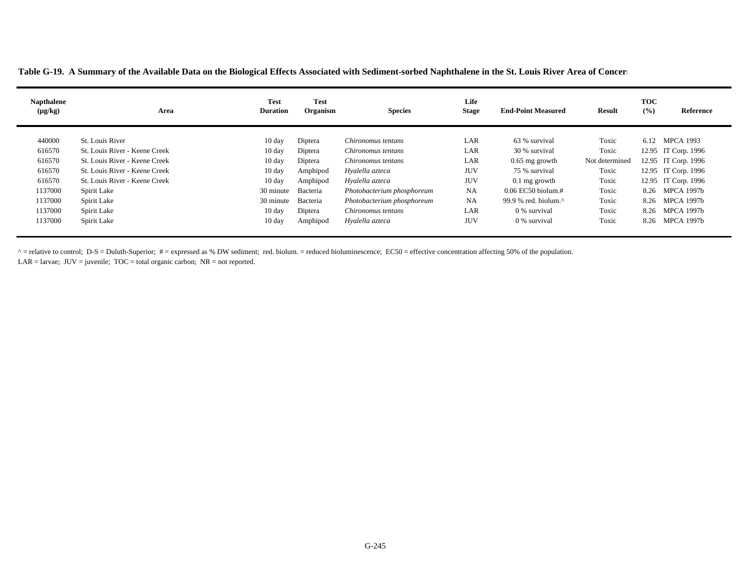**Table G-19. A Summary of the Available Data on the Biological Effects Associated with Sediment-sorbed Naphthalene in the St. Louis River Area of Concern**

| Napthalene (µg/kg) | Area | Test Duration | Test Organism | Species | Life Stage | End-Point Measured | Result | TOC (%) | Reference |
|---|---|---|---|---|---|---|---|---|---|
| 440000 | St. Louis River | 10 day | Diptera | *Chironomus tentans* | LAR | 63 % survival | Toxic | 6.12 | MPCA 1993 |
| 616570 | St. Louis River - Keene Creek | 10 day | Diptera | *Chironomus tentans* | LAR | 30 % survival | Toxic | 12.95 | IT Corp. 1996 |
| 616570 | St. Louis River - Keene Creek | 10 day | Diptera | *Chironomus tentans* | LAR | 0.65 mg growth | Not determined | 12.95 | IT Corp. 1996 |
| 616570 | St. Louis River - Keene Creek | 10 day | Amphipod | *Hyalella azteca* | JUV | 75 % survival | Toxic | 12.95 | IT Corp. 1996 |
| 616570 | St. Louis River - Keene Creek | 10 day | Amphipod | *Hyalella azteca* | JUV | 0.1 mg growth | Toxic | 12.95 | IT Corp. 1996 |
| 1137000 | Spirit Lake | 30 minute | Bacteria | *Photobacterium phosphoreum* | NA | 0.06 EC50 biolum.# | Toxic | 8.26 | MPCA 1997b |
| 1137000 | Spirit Lake | 30 minute | Bacteria | *Photobacterium phosphoreum* | NA | 99.9 % red. biolum.^ | Toxic | 8.26 | MPCA 1997b |
| 1137000 | Spirit Lake | 10 day | Diptera | *Chironomus tentans* | LAR | 0 % survival | Toxic | 8.26 | MPCA 1997b |
| 1137000 | Spirit Lake | 10 day | Amphipod | *Hyalella azteca* | JUV | 0 % survival | Toxic | 8.26 | MPCA 1997b |

^ = relative to control; D-S = Duluth-Superior; # = expressed as % DW sediment; red. biolum. = reduced bioluminescence; EC50 = effective concentration affecting 50% of the population.
LAR = larvae; JUV = juvenile; TOC = total organic carbon; NR = not reported.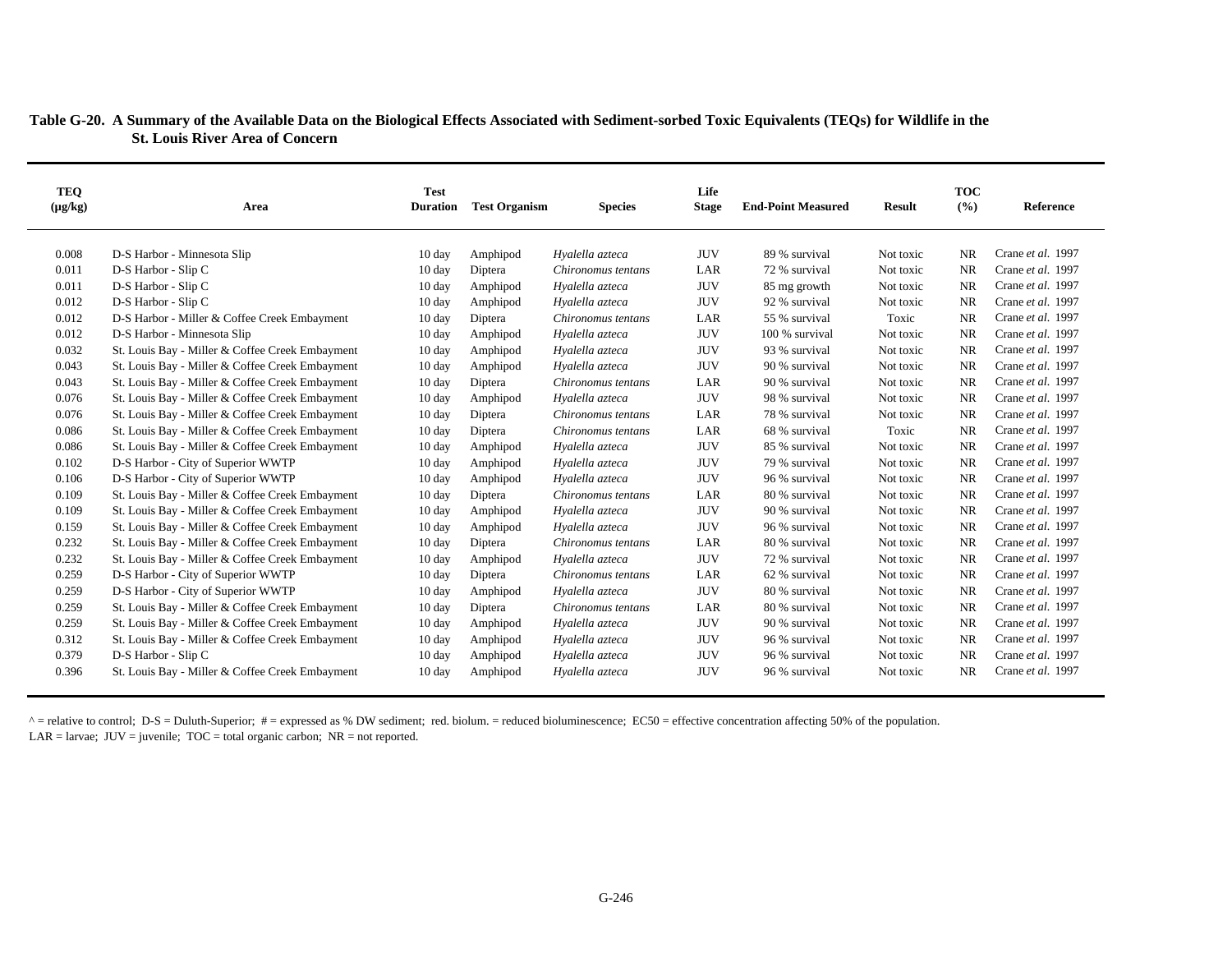**Table G-20. A Summary of the Available Data on the Biological Effects Associated with Sediment-sorbed Toxic Equivalents (TEQs) for Wildlife in the St. Louis River Area of Concern**

| TEQ (µg/kg) | Area | Test Duration | Test Organism | Species | Life Stage | End-Point Measured | Result | TOC (%) | Reference |
|---|---|---|---|---|---|---|---|---|---|
| 0.008 | D-S Harbor - Minnesota Slip | 10 day | Amphipod | *Hyalella azteca* | JUV | 89 % survival | Not toxic | NR | Crane *et al.* 1997 |
| 0.011 | D-S Harbor - Slip C | 10 day | Diptera | *Chironomus tentans* | LAR | 72 % survival | Not toxic | NR | Crane *et al.* 1997 |
| 0.011 | D-S Harbor - Slip C | 10 day | Amphipod | *Hyalella azteca* | JUV | 85 mg growth | Not toxic | NR | Crane *et al.* 1997 |
| 0.012 | D-S Harbor - Slip C | 10 day | Amphipod | *Hyalella azteca* | JUV | 92 % survival | Not toxic | NR | Crane *et al.* 1997 |
| 0.012 | D-S Harbor - Miller & Coffee Creek Embayment | 10 day | Diptera | *Chironomus tentans* | LAR | 55 % survival | Toxic | NR | Crane *et al.* 1997 |
| 0.012 | D-S Harbor - Minnesota Slip | 10 day | Amphipod | *Hyalella azteca* | JUV | 100 % survival | Not toxic | NR | Crane *et al.* 1997 |
| 0.032 | St. Louis Bay - Miller & Coffee Creek Embayment | 10 day | Amphipod | *Hyalella azteca* | JUV | 93 % survival | Not toxic | NR | Crane *et al.* 1997 |
| 0.043 | St. Louis Bay - Miller & Coffee Creek Embayment | 10 day | Amphipod | *Hyalella azteca* | JUV | 90 % survival | Not toxic | NR | Crane *et al.* 1997 |
| 0.043 | St. Louis Bay - Miller & Coffee Creek Embayment | 10 day | Diptera | *Chironomus tentans* | LAR | 90 % survival | Not toxic | NR | Crane *et al.* 1997 |
| 0.076 | St. Louis Bay - Miller & Coffee Creek Embayment | 10 day | Amphipod | *Hyalella azteca* | JUV | 98 % survival | Not toxic | NR | Crane *et al.* 1997 |
| 0.076 | St. Louis Bay - Miller & Coffee Creek Embayment | 10 day | Diptera | *Chironomus tentans* | LAR | 78 % survival | Not toxic | NR | Crane *et al.* 1997 |
| 0.086 | St. Louis Bay - Miller & Coffee Creek Embayment | 10 day | Diptera | *Chironomus tentans* | LAR | 68 % survival | Toxic | NR | Crane *et al.* 1997 |
| 0.086 | St. Louis Bay - Miller & Coffee Creek Embayment | 10 day | Amphipod | *Hyalella azteca* | JUV | 85 % survival | Not toxic | NR | Crane *et al.* 1997 |
| 0.102 | D-S Harbor - City of Superior WWTP | 10 day | Amphipod | *Hyalella azteca* | JUV | 79 % survival | Not toxic | NR | Crane *et al.* 1997 |
| 0.106 | D-S Harbor - City of Superior WWTP | 10 day | Amphipod | *Hyalella azteca* | JUV | 96 % survival | Not toxic | NR | Crane *et al.* 1997 |
| 0.109 | St. Louis Bay - Miller & Coffee Creek Embayment | 10 day | Diptera | *Chironomus tentans* | LAR | 80 % survival | Not toxic | NR | Crane *et al.* 1997 |
| 0.109 | St. Louis Bay - Miller & Coffee Creek Embayment | 10 day | Amphipod | *Hyalella azteca* | JUV | 90 % survival | Not toxic | NR | Crane *et al.* 1997 |
| 0.159 | St. Louis Bay - Miller & Coffee Creek Embayment | 10 day | Amphipod | *Hyalella azteca* | JUV | 96 % survival | Not toxic | NR | Crane *et al.* 1997 |
| 0.232 | St. Louis Bay - Miller & Coffee Creek Embayment | 10 day | Diptera | *Chironomus tentans* | LAR | 80 % survival | Not toxic | NR | Crane *et al.* 1997 |
| 0.232 | St. Louis Bay - Miller & Coffee Creek Embayment | 10 day | Amphipod | *Hyalella azteca* | JUV | 72 % survival | Not toxic | NR | Crane *et al.* 1997 |
| 0.259 | D-S Harbor - City of Superior WWTP | 10 day | Diptera | *Chironomus tentans* | LAR | 62 % survival | Not toxic | NR | Crane *et al.* 1997 |
| 0.259 | D-S Harbor - City of Superior WWTP | 10 day | Amphipod | *Hyalella azteca* | JUV | 80 % survival | Not toxic | NR | Crane *et al.* 1997 |
| 0.259 | St. Louis Bay - Miller & Coffee Creek Embayment | 10 day | Diptera | *Chironomus tentans* | LAR | 80 % survival | Not toxic | NR | Crane *et al.* 1997 |
| 0.259 | St. Louis Bay - Miller & Coffee Creek Embayment | 10 day | Amphipod | *Hyalella azteca* | JUV | 90 % survival | Not toxic | NR | Crane *et al.* 1997 |
| 0.312 | St. Louis Bay - Miller & Coffee Creek Embayment | 10 day | Amphipod | *Hyalella azteca* | JUV | 96 % survival | Not toxic | NR | Crane *et al.* 1997 |
| 0.379 | D-S Harbor - Slip C | 10 day | Amphipod | *Hyalella azteca* | JUV | 96 % survival | Not toxic | NR | Crane *et al.* 1997 |
| 0.396 | St. Louis Bay - Miller & Coffee Creek Embayment | 10 day | Amphipod | *Hyalella azteca* | JUV | 96 % survival | Not toxic | NR | Crane *et al.* 1997 |

^ = relative to control; D-S = Duluth-Superior; # = expressed as % DW sediment; red. biolum. = reduced bioluminescence; EC50 = effective concentration affecting 50% of the population.
LAR = larvae; JUV = juvenile; TOC = total organic carbon; NR = not reported.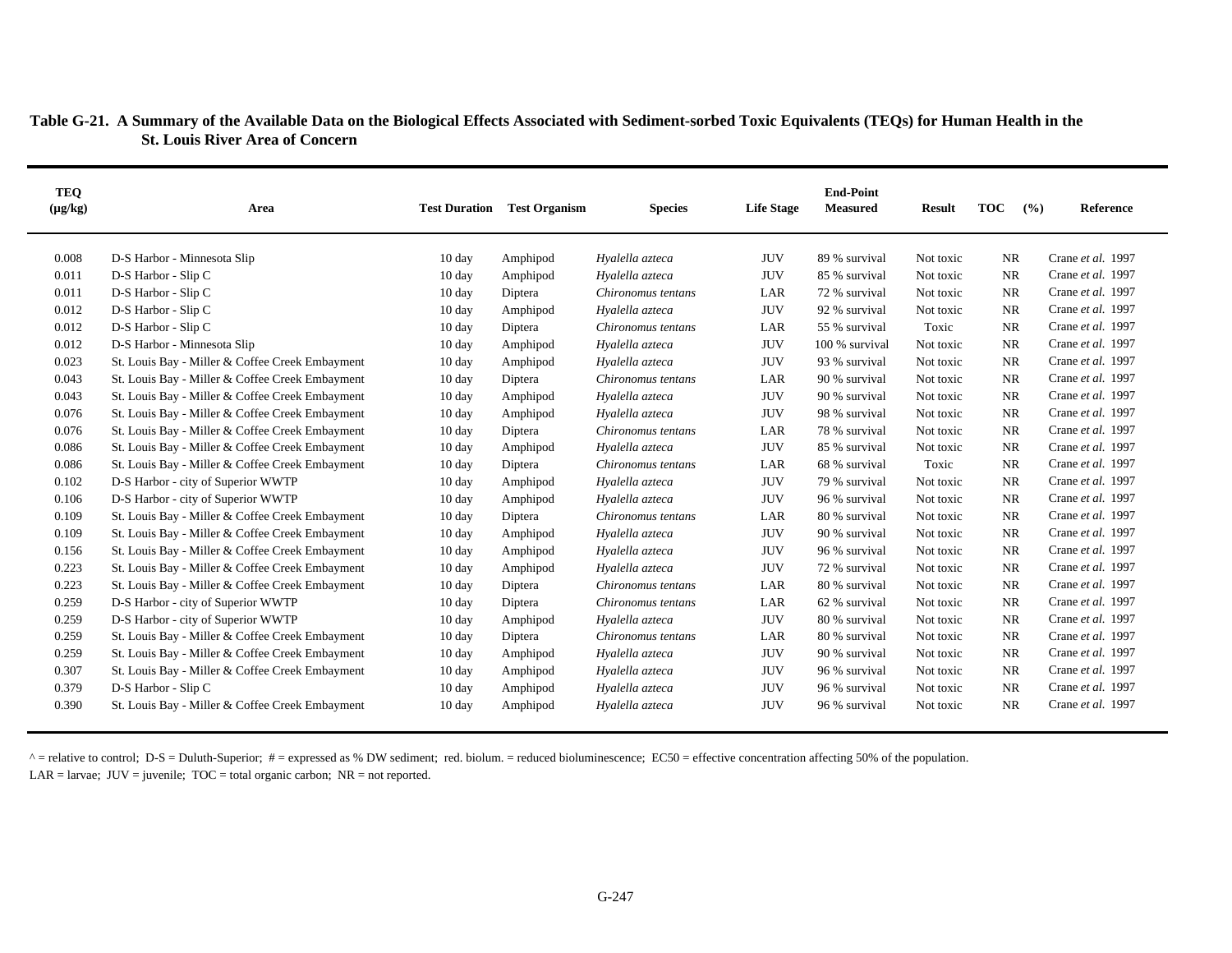**Table G-21. A Summary of the Available Data on the Biological Effects Associated with Sediment-sorbed Toxic Equivalents (TEQs) for Human Health in the St. Louis River Area of Concern**

| TEQ (µg/kg) | Area | Test Duration | Test Organism | Species | Life Stage | End-Point Measured | Result | TOC (%) | Reference |
|---|---|---|---|---|---|---|---|---|---|
| 0.008 | D-S Harbor - Minnesota Slip | 10 day | Amphipod | *Hyalella azteca* | JUV | 89 % survival | Not toxic | NR | Crane *et al.* 1997 |
| 0.011 | D-S Harbor - Slip C | 10 day | Amphipod | *Hyalella azteca* | JUV | 85 % survival | Not toxic | NR | Crane *et al.* 1997 |
| 0.011 | D-S Harbor - Slip C | 10 day | Diptera | *Chironomus tentans* | LAR | 72 % survival | Not toxic | NR | Crane *et al.* 1997 |
| 0.012 | D-S Harbor - Slip C | 10 day | Amphipod | *Hyalella azteca* | JUV | 92 % survival | Not toxic | NR | Crane *et al.* 1997 |
| 0.012 | D-S Harbor - Slip C | 10 day | Diptera | *Chironomus tentans* | LAR | 55 % survival | Toxic | NR | Crane *et al.* 1997 |
| 0.012 | D-S Harbor - Minnesota Slip | 10 day | Amphipod | *Hyalella azteca* | JUV | 100 % survival | Not toxic | NR | Crane *et al.* 1997 |
| 0.023 | St. Louis Bay - Miller & Coffee Creek Embayment | 10 day | Amphipod | *Hyalella azteca* | JUV | 93 % survival | Not toxic | NR | Crane *et al.* 1997 |
| 0.043 | St. Louis Bay - Miller & Coffee Creek Embayment | 10 day | Diptera | *Chironomus tentans* | LAR | 90 % survival | Not toxic | NR | Crane *et al.* 1997 |
| 0.043 | St. Louis Bay - Miller & Coffee Creek Embayment | 10 day | Amphipod | *Hyalella azteca* | JUV | 90 % survival | Not toxic | NR | Crane *et al.* 1997 |
| 0.076 | St. Louis Bay - Miller & Coffee Creek Embayment | 10 day | Amphipod | *Hyalella azteca* | JUV | 98 % survival | Not toxic | NR | Crane *et al.* 1997 |
| 0.076 | St. Louis Bay - Miller & Coffee Creek Embayment | 10 day | Diptera | *Chironomus tentans* | LAR | 78 % survival | Not toxic | NR | Crane *et al.* 1997 |
| 0.086 | St. Louis Bay - Miller & Coffee Creek Embayment | 10 day | Amphipod | *Hyalella azteca* | JUV | 85 % survival | Not toxic | NR | Crane *et al.* 1997 |
| 0.086 | St. Louis Bay - Miller & Coffee Creek Embayment | 10 day | Diptera | *Chironomus tentans* | LAR | 68 % survival | Toxic | NR | Crane *et al.* 1997 |
| 0.102 | D-S Harbor - city of Superior WWTP | 10 day | Amphipod | *Hyalella azteca* | JUV | 79 % survival | Not toxic | NR | Crane *et al.* 1997 |
| 0.106 | D-S Harbor - city of Superior WWTP | 10 day | Amphipod | *Hyalella azteca* | JUV | 96 % survival | Not toxic | NR | Crane *et al.* 1997 |
| 0.109 | St. Louis Bay - Miller & Coffee Creek Embayment | 10 day | Diptera | *Chironomus tentans* | LAR | 80 % survival | Not toxic | NR | Crane *et al.* 1997 |
| 0.109 | St. Louis Bay - Miller & Coffee Creek Embayment | 10 day | Amphipod | *Hyalella azteca* | JUV | 90 % survival | Not toxic | NR | Crane *et al.* 1997 |
| 0.156 | St. Louis Bay - Miller & Coffee Creek Embayment | 10 day | Amphipod | *Hyalella azteca* | JUV | 96 % survival | Not toxic | NR | Crane *et al.* 1997 |
| 0.223 | St. Louis Bay - Miller & Coffee Creek Embayment | 10 day | Amphipod | *Hyalella azteca* | JUV | 72 % survival | Not toxic | NR | Crane *et al.* 1997 |
| 0.223 | St. Louis Bay - Miller & Coffee Creek Embayment | 10 day | Diptera | *Chironomus tentans* | LAR | 80 % survival | Not toxic | NR | Crane *et al.* 1997 |
| 0.259 | D-S Harbor - city of Superior WWTP | 10 day | Diptera | *Chironomus tentans* | LAR | 62 % survival | Not toxic | NR | Crane *et al.* 1997 |
| 0.259 | D-S Harbor - city of Superior WWTP | 10 day | Amphipod | *Hyalella azteca* | JUV | 80 % survival | Not toxic | NR | Crane *et al.* 1997 |
| 0.259 | St. Louis Bay - Miller & Coffee Creek Embayment | 10 day | Diptera | *Chironomus tentans* | LAR | 80 % survival | Not toxic | NR | Crane *et al.* 1997 |
| 0.259 | St. Louis Bay - Miller & Coffee Creek Embayment | 10 day | Amphipod | *Hyalella azteca* | JUV | 90 % survival | Not toxic | NR | Crane *et al.* 1997 |
| 0.307 | St. Louis Bay - Miller & Coffee Creek Embayment | 10 day | Amphipod | *Hyalella azteca* | JUV | 96 % survival | Not toxic | NR | Crane *et al.* 1997 |
| 0.379 | D-S Harbor - Slip C | 10 day | Amphipod | *Hyalella azteca* | JUV | 96 % survival | Not toxic | NR | Crane *et al.* 1997 |
| 0.390 | St. Louis Bay - Miller & Coffee Creek Embayment | 10 day | Amphipod | *Hyalella azteca* | JUV | 96 % survival | Not toxic | NR | Crane *et al.* 1997 |

^ = relative to control; D-S = Duluth-Superior; # = expressed as % DW sediment; red. biolum. = reduced bioluminescence; EC50 = effective concentration affecting 50% of the population.
LAR = larvae; JUV = juvenile; TOC = total organic carbon; NR = not reported.